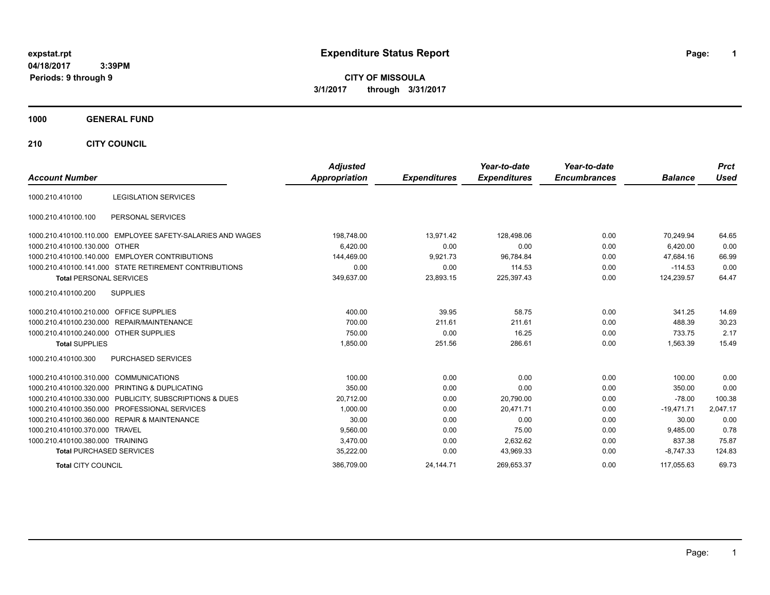expstat.rpt
04/18/2017 3:39PM
Periods: 9 through 9

# Expenditure Status Report

**CITY OF MISSOULA**
**3/1/2017 through 3/31/2017**

## 1000 GENERAL FUND

## 210 CITY COUNCIL

| Account Number | | Adjusted Appropriation | Expenditures | Year-to-date Expenditures | Year-to-date Encumbrances | Balance | Prct Used |
|---|---|---|---|---|---|---|---|
| 1000.210.410100 | LEGISLATION SERVICES | | | | | | |
| 1000.210.410100.100 | PERSONAL SERVICES | | | | | | |
| 1000.210.410100.110.000 | EMPLOYEE SAFETY-SALARIES AND WAGES | 198,748.00 | 13,971.42 | 128,498.06 | 0.00 | 70,249.94 | 64.65 |
| 1000.210.410100.130.000 | OTHER | 6,420.00 | 0.00 | 0.00 | 0.00 | 6,420.00 | 0.00 |
| 1000.210.410100.140.000 | EMPLOYER CONTRIBUTIONS | 144,469.00 | 9,921.73 | 96,784.84 | 0.00 | 47,684.16 | 66.99 |
| 1000.210.410100.141.000 | STATE RETIREMENT CONTRIBUTIONS | 0.00 | 0.00 | 114.53 | 0.00 | -114.53 | 0.00 |
| **Total** PERSONAL SERVICES | | 349,637.00 | 23,893.15 | 225,397.43 | 0.00 | 124,239.57 | 64.47 |
| 1000.210.410100.200 | SUPPLIES | | | | | | |
| 1000.210.410100.210.000 | OFFICE SUPPLIES | 400.00 | 39.95 | 58.75 | 0.00 | 341.25 | 14.69 |
| 1000.210.410100.230.000 | REPAIR/MAINTENANCE | 700.00 | 211.61 | 211.61 | 0.00 | 488.39 | 30.23 |
| 1000.210.410100.240.000 | OTHER SUPPLIES | 750.00 | 0.00 | 16.25 | 0.00 | 733.75 | 2.17 |
| **Total** SUPPLIES | | 1,850.00 | 251.56 | 286.61 | 0.00 | 1,563.39 | 15.49 |
| 1000.210.410100.300 | PURCHASED SERVICES | | | | | | |
| 1000.210.410100.310.000 | COMMUNICATIONS | 100.00 | 0.00 | 0.00 | 0.00 | 100.00 | 0.00 |
| 1000.210.410100.320.000 | PRINTING & DUPLICATING | 350.00 | 0.00 | 0.00 | 0.00 | 350.00 | 0.00 |
| 1000.210.410100.330.000 | PUBLICITY, SUBSCRIPTIONS & DUES | 20,712.00 | 0.00 | 20,790.00 | 0.00 | -78.00 | 100.38 |
| 1000.210.410100.350.000 | PROFESSIONAL SERVICES | 1,000.00 | 0.00 | 20,471.71 | 0.00 | -19,471.71 | 2,047.17 |
| 1000.210.410100.360.000 | REPAIR & MAINTENANCE | 30.00 | 0.00 | 0.00 | 0.00 | 30.00 | 0.00 |
| 1000.210.410100.370.000 | TRAVEL | 9,560.00 | 0.00 | 75.00 | 0.00 | 9,485.00 | 0.78 |
| 1000.210.410100.380.000 | TRAINING | 3,470.00 | 0.00 | 2,632.62 | 0.00 | 837.38 | 75.87 |
| **Total** PURCHASED SERVICES | | 35,222.00 | 0.00 | 43,969.33 | 0.00 | -8,747.33 | 124.83 |
| **Total** CITY COUNCIL | | 386,709.00 | 24,144.71 | 269,653.37 | 0.00 | 117,055.63 | 69.73 |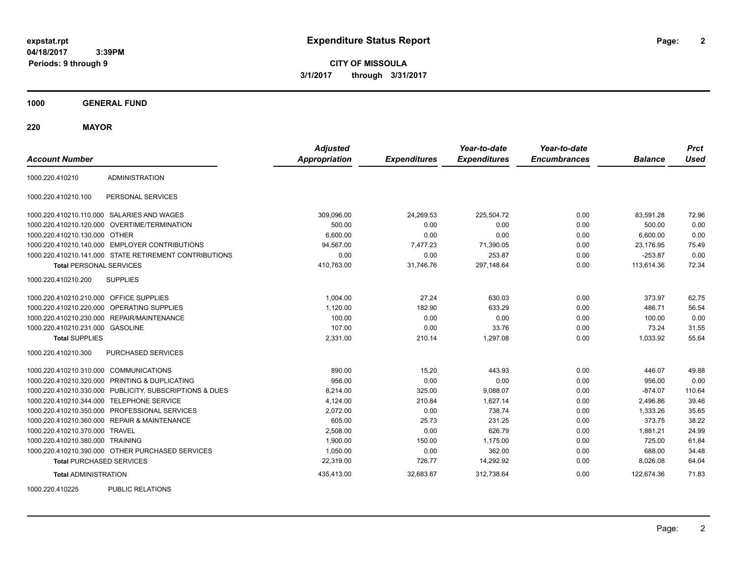**expstat.rpt**
**04/18/2017 3:39PM**
**Periods: 9 through 9**

# Expenditure Status Report

**CITY OF MISSOULA**
**3/1/2017 through 3/31/2017**

## 1000 GENERAL FUND

### 220 MAYOR

| Account Number | | Adjusted Appropriation | Expenditures | Year-to-date Expenditures | Year-to-date Encumbrances | Balance | Prct Used |
|---|---|---|---|---|---|---|---|
| 1000.220.410210 | ADMINISTRATION | | | | | | |
| 1000.220.410210.100 | PERSONAL SERVICES | | | | | | |
| 1000.220.410210.110.000 | SALARIES AND WAGES | 309,096.00 | 24,269.53 | 225,504.72 | 0.00 | 83,591.28 | 72.96 |
| 1000.220.410210.120.000 | OVERTIME/TERMINATION | 500.00 | 0.00 | 0.00 | 0.00 | 500.00 | 0.00 |
| 1000.220.410210.130.000 | OTHER | 6,600.00 | 0.00 | 0.00 | 0.00 | 6,600.00 | 0.00 |
| 1000.220.410210.140.000 | EMPLOYER CONTRIBUTIONS | 94,567.00 | 7,477.23 | 71,390.05 | 0.00 | 23,176.95 | 75.49 |
| 1000.220.410210.141.000 | STATE RETIREMENT CONTRIBUTIONS | 0.00 | 0.00 | 253.87 | 0.00 | -253.87 | 0.00 |
| **Total** PERSONAL SERVICES | | 410,763.00 | 31,746.76 | 297,148.64 | 0.00 | 113,614.36 | 72.34 |
| 1000.220.410210.200 | SUPPLIES | | | | | | |
| 1000.220.410210.210.000 | OFFICE SUPPLIES | 1,004.00 | 27.24 | 630.03 | 0.00 | 373.97 | 62.75 |
| 1000.220.410210.220.000 | OPERATING SUPPLIES | 1,120.00 | 182.90 | 633.29 | 0.00 | 486.71 | 56.54 |
| 1000.220.410210.230.000 | REPAIR/MAINTENANCE | 100.00 | 0.00 | 0.00 | 0.00 | 100.00 | 0.00 |
| 1000.220.410210.231.000 | GASOLINE | 107.00 | 0.00 | 33.76 | 0.00 | 73.24 | 31.55 |
| **Total** SUPPLIES | | 2,331.00 | 210.14 | 1,297.08 | 0.00 | 1,033.92 | 55.64 |
| 1000.220.410210.300 | PURCHASED SERVICES | | | | | | |
| 1000.220.410210.310.000 | COMMUNICATIONS | 890.00 | 15.20 | 443.93 | 0.00 | 446.07 | 49.88 |
| 1000.220.410210.320.000 | PRINTING & DUPLICATING | 956.00 | 0.00 | 0.00 | 0.00 | 956.00 | 0.00 |
| 1000.220.410210.330.000 | PUBLICITY, SUBSCRIPTIONS & DUES | 8,214.00 | 325.00 | 9,088.07 | 0.00 | -874.07 | 110.64 |
| 1000.220.410210.344.000 | TELEPHONE SERVICE | 4,124.00 | 210.84 | 1,627.14 | 0.00 | 2,496.86 | 39.46 |
| 1000.220.410210.350.000 | PROFESSIONAL SERVICES | 2,072.00 | 0.00 | 738.74 | 0.00 | 1,333.26 | 35.65 |
| 1000.220.410210.360.000 | REPAIR & MAINTENANCE | 605.00 | 25.73 | 231.25 | 0.00 | 373.75 | 38.22 |
| 1000.220.410210.370.000 | TRAVEL | 2,508.00 | 0.00 | 626.79 | 0.00 | 1,881.21 | 24.99 |
| 1000.220.410210.380.000 | TRAINING | 1,900.00 | 150.00 | 1,175.00 | 0.00 | 725.00 | 61.84 |
| 1000.220.410210.390.000 | OTHER PURCHASED SERVICES | 1,050.00 | 0.00 | 362.00 | 0.00 | 688.00 | 34.48 |
| **Total** PURCHASED SERVICES | | 22,319.00 | 726.77 | 14,292.92 | 0.00 | 8,026.08 | 64.04 |
| **Total** ADMINISTRATION | | 435,413.00 | 32,683.67 | 312,738.64 | 0.00 | 122,674.36 | 71.83 |
| 1000.220.410225 | PUBLIC RELATIONS | | | | | | |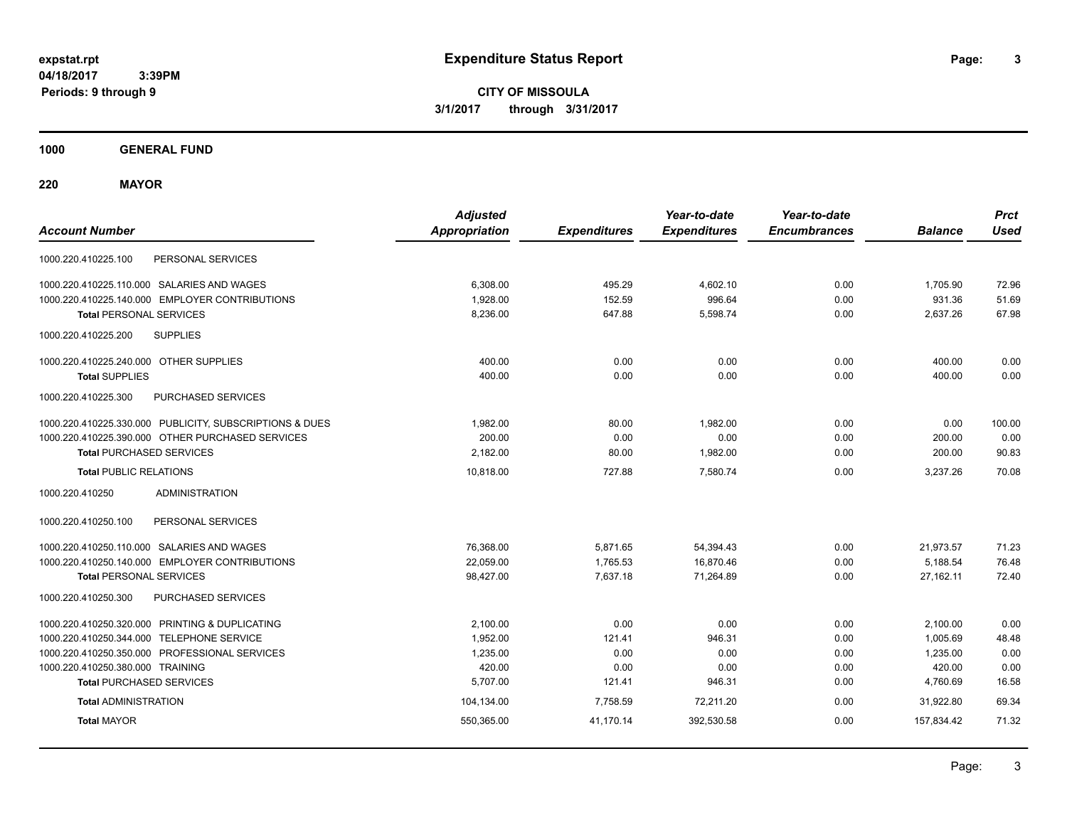expstat.rpt
04/18/2017 3:39PM
Periods: 9 through 9

# Expenditure Status Report

**CITY OF MISSOULA**
**3/1/2017 through 3/31/2017**

## 1000 GENERAL FUND

## 220 MAYOR

| Account Number | Adjusted Appropriation | Expenditures | Year-to-date Expenditures | Year-to-date Encumbrances | Balance | Prct Used |
|---|---|---|---|---|---|---|
| 1000.220.410225.100 PERSONAL SERVICES | | | | | | |
| 1000.220.410225.110.000 SALARIES AND WAGES | 6,308.00 | 495.29 | 4,602.10 | 0.00 | 1,705.90 | 72.96 |
| 1000.220.410225.140.000 EMPLOYER CONTRIBUTIONS | 1,928.00 | 152.59 | 996.64 | 0.00 | 931.36 | 51.69 |
| **Total** PERSONAL SERVICES | 8,236.00 | 647.88 | 5,598.74 | 0.00 | 2,637.26 | 67.98 |
| 1000.220.410225.200 SUPPLIES | | | | | | |
| 1000.220.410225.240.000 OTHER SUPPLIES | 400.00 | 0.00 | 0.00 | 0.00 | 400.00 | 0.00 |
| **Total** SUPPLIES | 400.00 | 0.00 | 0.00 | 0.00 | 400.00 | 0.00 |
| 1000.220.410225.300 PURCHASED SERVICES | | | | | | |
| 1000.220.410225.330.000 PUBLICITY, SUBSCRIPTIONS & DUES | 1,982.00 | 80.00 | 1,982.00 | 0.00 | 0.00 | 100.00 |
| 1000.220.410225.390.000 OTHER PURCHASED SERVICES | 200.00 | 0.00 | 0.00 | 0.00 | 200.00 | 0.00 |
| **Total** PURCHASED SERVICES | 2,182.00 | 80.00 | 1,982.00 | 0.00 | 200.00 | 90.83 |
| **Total** PUBLIC RELATIONS | 10,818.00 | 727.88 | 7,580.74 | 0.00 | 3,237.26 | 70.08 |
| 1000.220.410250 ADMINISTRATION | | | | | | |
| 1000.220.410250.100 PERSONAL SERVICES | | | | | | |
| 1000.220.410250.110.000 SALARIES AND WAGES | 76,368.00 | 5,871.65 | 54,394.43 | 0.00 | 21,973.57 | 71.23 |
| 1000.220.410250.140.000 EMPLOYER CONTRIBUTIONS | 22,059.00 | 1,765.53 | 16,870.46 | 0.00 | 5,188.54 | 76.48 |
| **Total** PERSONAL SERVICES | 98,427.00 | 7,637.18 | 71,264.89 | 0.00 | 27,162.11 | 72.40 |
| 1000.220.410250.300 PURCHASED SERVICES | | | | | | |
| 1000.220.410250.320.000 PRINTING & DUPLICATING | 2,100.00 | 0.00 | 0.00 | 0.00 | 2,100.00 | 0.00 |
| 1000.220.410250.344.000 TELEPHONE SERVICE | 1,952.00 | 121.41 | 946.31 | 0.00 | 1,005.69 | 48.48 |
| 1000.220.410250.350.000 PROFESSIONAL SERVICES | 1,235.00 | 0.00 | 0.00 | 0.00 | 1,235.00 | 0.00 |
| 1000.220.410250.380.000 TRAINING | 420.00 | 0.00 | 0.00 | 0.00 | 420.00 | 0.00 |
| **Total** PURCHASED SERVICES | 5,707.00 | 121.41 | 946.31 | 0.00 | 4,760.69 | 16.58 |
| **Total** ADMINISTRATION | 104,134.00 | 7,758.59 | 72,211.20 | 0.00 | 31,922.80 | 69.34 |
| **Total** MAYOR | 550,365.00 | 41,170.14 | 392,530.58 | 0.00 | 157,834.42 | 71.32 |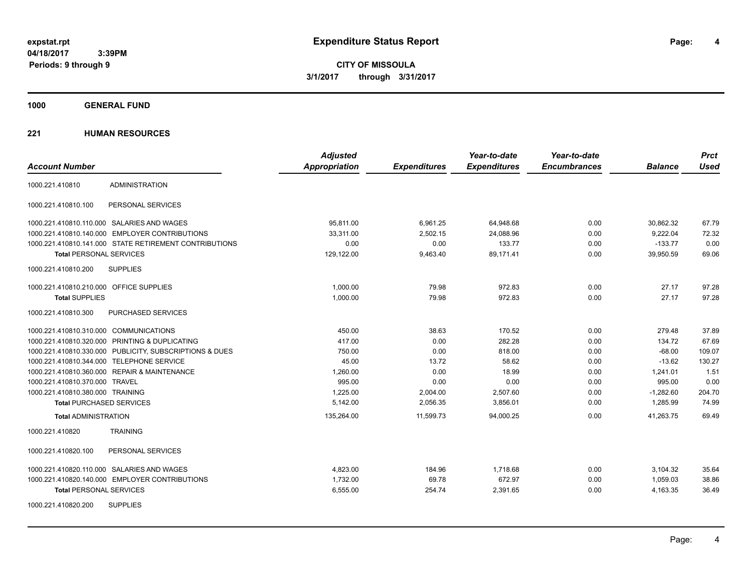**expstat.rpt**
**04/18/2017 3:39PM**
**Periods: 9 through 9**

# Expenditure Status Report

**CITY OF MISSOULA**
**3/1/2017 through 3/31/2017**

## 1000 GENERAL FUND

## 221 HUMAN RESOURCES

| Account Number | | Adjusted Appropriation | Expenditures | Year-to-date Expenditures | Year-to-date Encumbrances | Balance | Prct Used |
|---|---|---|---|---|---|---|---|
| 1000.221.410810 | ADMINISTRATION | | | | | | |
| 1000.221.410810.100 | PERSONAL SERVICES | | | | | | |
| 1000.221.410810.110.000 | SALARIES AND WAGES | 95,811.00 | 6,961.25 | 64,948.68 | 0.00 | 30,862.32 | 67.79 |
| 1000.221.410810.140.000 | EMPLOYER CONTRIBUTIONS | 33,311.00 | 2,502.15 | 24,088.96 | 0.00 | 9,222.04 | 72.32 |
| 1000.221.410810.141.000 | STATE RETIREMENT CONTRIBUTIONS | 0.00 | 0.00 | 133.77 | 0.00 | -133.77 | 0.00 |
| **Total** PERSONAL SERVICES | | 129,122.00 | 9,463.40 | 89,171.41 | 0.00 | 39,950.59 | 69.06 |
| 1000.221.410810.200 | SUPPLIES | | | | | | |
| 1000.221.410810.210.000 | OFFICE SUPPLIES | 1,000.00 | 79.98 | 972.83 | 0.00 | 27.17 | 97.28 |
| **Total** SUPPLIES | | 1,000.00 | 79.98 | 972.83 | 0.00 | 27.17 | 97.28 |
| 1000.221.410810.300 | PURCHASED SERVICES | | | | | | |
| 1000.221.410810.310.000 | COMMUNICATIONS | 450.00 | 38.63 | 170.52 | 0.00 | 279.48 | 37.89 |
| 1000.221.410810.320.000 | PRINTING & DUPLICATING | 417.00 | 0.00 | 282.28 | 0.00 | 134.72 | 67.69 |
| 1000.221.410810.330.000 | PUBLICITY, SUBSCRIPTIONS & DUES | 750.00 | 0.00 | 818.00 | 0.00 | -68.00 | 109.07 |
| 1000.221.410810.344.000 | TELEPHONE SERVICE | 45.00 | 13.72 | 58.62 | 0.00 | -13.62 | 130.27 |
| 1000.221.410810.360.000 | REPAIR & MAINTENANCE | 1,260.00 | 0.00 | 18.99 | 0.00 | 1,241.01 | 1.51 |
| 1000.221.410810.370.000 | TRAVEL | 995.00 | 0.00 | 0.00 | 0.00 | 995.00 | 0.00 |
| 1000.221.410810.380.000 | TRAINING | 1,225.00 | 2,004.00 | 2,507.60 | 0.00 | -1,282.60 | 204.70 |
| **Total** PURCHASED SERVICES | | 5,142.00 | 2,056.35 | 3,856.01 | 0.00 | 1,285.99 | 74.99 |
| **Total** ADMINISTRATION | | 135,264.00 | 11,599.73 | 94,000.25 | 0.00 | 41,263.75 | 69.49 |
| 1000.221.410820 | TRAINING | | | | | | |
| 1000.221.410820.100 | PERSONAL SERVICES | | | | | | |
| 1000.221.410820.110.000 | SALARIES AND WAGES | 4,823.00 | 184.96 | 1,718.68 | 0.00 | 3,104.32 | 35.64 |
| 1000.221.410820.140.000 | EMPLOYER CONTRIBUTIONS | 1,732.00 | 69.78 | 672.97 | 0.00 | 1,059.03 | 38.86 |
| **Total** PERSONAL SERVICES | | 6,555.00 | 254.74 | 2,391.65 | 0.00 | 4,163.35 | 36.49 |
| 1000.221.410820.200 | SUPPLIES | | | | | | |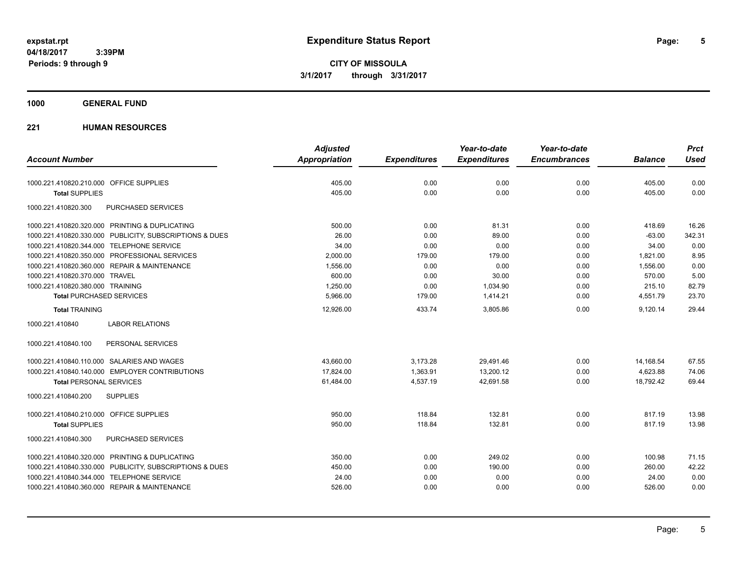**expstat.rpt**
**04/18/2017 3:39PM**
**Periods: 9 through 9**

# Expenditure Status Report

**CITY OF MISSOULA**
**3/1/2017 through 3/31/2017**

## 1000 GENERAL FUND

### 221 HUMAN RESOURCES

| Account Number | Adjusted Appropriation | Expenditures | Year-to-date Expenditures | Year-to-date Encumbrances | Balance | Prct Used |
|---|---|---|---|---|---|---|
| 1000.221.410820.210.000 OFFICE SUPPLIES | 405.00 | 0.00 | 0.00 | 0.00 | 405.00 | 0.00 |
| **Total** SUPPLIES | 405.00 | 0.00 | 0.00 | 0.00 | 405.00 | 0.00 |
| 1000.221.410820.300 PURCHASED SERVICES | | | | | | |
| 1000.221.410820.320.000 PRINTING & DUPLICATING | 500.00 | 0.00 | 81.31 | 0.00 | 418.69 | 16.26 |
| 1000.221.410820.330.000 PUBLICITY, SUBSCRIPTIONS & DUES | 26.00 | 0.00 | 89.00 | 0.00 | -63.00 | 342.31 |
| 1000.221.410820.344.000 TELEPHONE SERVICE | 34.00 | 0.00 | 0.00 | 0.00 | 34.00 | 0.00 |
| 1000.221.410820.350.000 PROFESSIONAL SERVICES | 2,000.00 | 179.00 | 179.00 | 0.00 | 1,821.00 | 8.95 |
| 1000.221.410820.360.000 REPAIR & MAINTENANCE | 1,556.00 | 0.00 | 0.00 | 0.00 | 1,556.00 | 0.00 |
| 1000.221.410820.370.000 TRAVEL | 600.00 | 0.00 | 30.00 | 0.00 | 570.00 | 5.00 |
| 1000.221.410820.380.000 TRAINING | 1,250.00 | 0.00 | 1,034.90 | 0.00 | 215.10 | 82.79 |
| **Total** PURCHASED SERVICES | 5,966.00 | 179.00 | 1,414.21 | 0.00 | 4,551.79 | 23.70 |
| **Total** TRAINING | 12,926.00 | 433.74 | 3,805.86 | 0.00 | 9,120.14 | 29.44 |
| 1000.221.410840 LABOR RELATIONS | | | | | | |
| 1000.221.410840.100 PERSONAL SERVICES | | | | | | |
| 1000.221.410840.110.000 SALARIES AND WAGES | 43,660.00 | 3,173.28 | 29,491.46 | 0.00 | 14,168.54 | 67.55 |
| 1000.221.410840.140.000 EMPLOYER CONTRIBUTIONS | 17,824.00 | 1,363.91 | 13,200.12 | 0.00 | 4,623.88 | 74.06 |
| **Total** PERSONAL SERVICES | 61,484.00 | 4,537.19 | 42,691.58 | 0.00 | 18,792.42 | 69.44 |
| 1000.221.410840.200 SUPPLIES | | | | | | |
| 1000.221.410840.210.000 OFFICE SUPPLIES | 950.00 | 118.84 | 132.81 | 0.00 | 817.19 | 13.98 |
| **Total** SUPPLIES | 950.00 | 118.84 | 132.81 | 0.00 | 817.19 | 13.98 |
| 1000.221.410840.300 PURCHASED SERVICES | | | | | | |
| 1000.221.410840.320.000 PRINTING & DUPLICATING | 350.00 | 0.00 | 249.02 | 0.00 | 100.98 | 71.15 |
| 1000.221.410840.330.000 PUBLICITY, SUBSCRIPTIONS & DUES | 450.00 | 0.00 | 190.00 | 0.00 | 260.00 | 42.22 |
| 1000.221.410840.344.000 TELEPHONE SERVICE | 24.00 | 0.00 | 0.00 | 0.00 | 24.00 | 0.00 |
| 1000.221.410840.360.000 REPAIR & MAINTENANCE | 526.00 | 0.00 | 0.00 | 0.00 | 526.00 | 0.00 |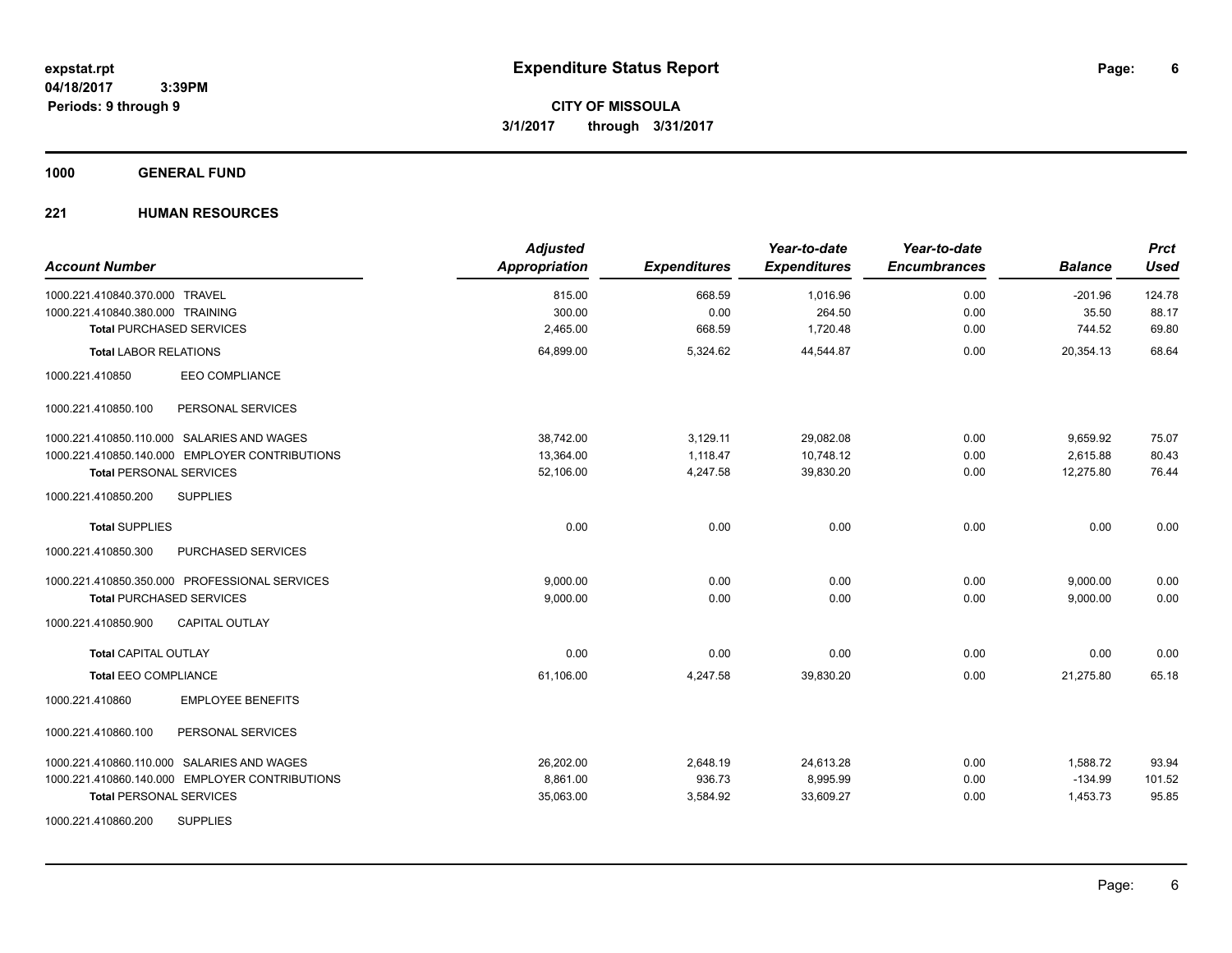**expstat.rpt**
**04/18/2017 3:39PM**
**Periods: 9 through 9**

# Expenditure Status Report

**CITY OF MISSOULA**
**3/1/2017 through 3/31/2017**

## 1000 GENERAL FUND

### 221 HUMAN RESOURCES

| Account Number | Adjusted Appropriation | Expenditures | Year-to-date Expenditures | Year-to-date Encumbrances | Balance | Prct Used |
|---|---|---|---|---|---|---|
| 1000.221.410840.370.000 TRAVEL | 815.00 | 668.59 | 1,016.96 | 0.00 | -201.96 | 124.78 |
| 1000.221.410840.380.000 TRAINING | 300.00 | 0.00 | 264.50 | 0.00 | 35.50 | 88.17 |
| **Total** PURCHASED SERVICES | 2,465.00 | 668.59 | 1,720.48 | 0.00 | 744.52 | 69.80 |
| **Total** LABOR RELATIONS | 64,899.00 | 5,324.62 | 44,544.87 | 0.00 | 20,354.13 | 68.64 |
| 1000.221.410850 EEO COMPLIANCE | | | | | | |
| 1000.221.410850.100 PERSONAL SERVICES | | | | | | |
| 1000.221.410850.110.000 SALARIES AND WAGES | 38,742.00 | 3,129.11 | 29,082.08 | 0.00 | 9,659.92 | 75.07 |
| 1000.221.410850.140.000 EMPLOYER CONTRIBUTIONS | 13,364.00 | 1,118.47 | 10,748.12 | 0.00 | 2,615.88 | 80.43 |
| **Total** PERSONAL SERVICES | 52,106.00 | 4,247.58 | 39,830.20 | 0.00 | 12,275.80 | 76.44 |
| 1000.221.410850.200 SUPPLIES | | | | | | |
| **Total** SUPPLIES | 0.00 | 0.00 | 0.00 | 0.00 | 0.00 | 0.00 |
| 1000.221.410850.300 PURCHASED SERVICES | | | | | | |
| 1000.221.410850.350.000 PROFESSIONAL SERVICES | 9,000.00 | 0.00 | 0.00 | 0.00 | 9,000.00 | 0.00 |
| **Total** PURCHASED SERVICES | 9,000.00 | 0.00 | 0.00 | 0.00 | 9,000.00 | 0.00 |
| 1000.221.410850.900 CAPITAL OUTLAY | | | | | | |
| **Total** CAPITAL OUTLAY | 0.00 | 0.00 | 0.00 | 0.00 | 0.00 | 0.00 |
| **Total** EEO COMPLIANCE | 61,106.00 | 4,247.58 | 39,830.20 | 0.00 | 21,275.80 | 65.18 |
| 1000.221.410860 EMPLOYEE BENEFITS | | | | | | |
| 1000.221.410860.100 PERSONAL SERVICES | | | | | | |
| 1000.221.410860.110.000 SALARIES AND WAGES | 26,202.00 | 2,648.19 | 24,613.28 | 0.00 | 1,588.72 | 93.94 |
| 1000.221.410860.140.000 EMPLOYER CONTRIBUTIONS | 8,861.00 | 936.73 | 8,995.99 | 0.00 | -134.99 | 101.52 |
| **Total** PERSONAL SERVICES | 35,063.00 | 3,584.92 | 33,609.27 | 0.00 | 1,453.73 | 95.85 |
| 1000.221.410860.200 SUPPLIES | | | | | | |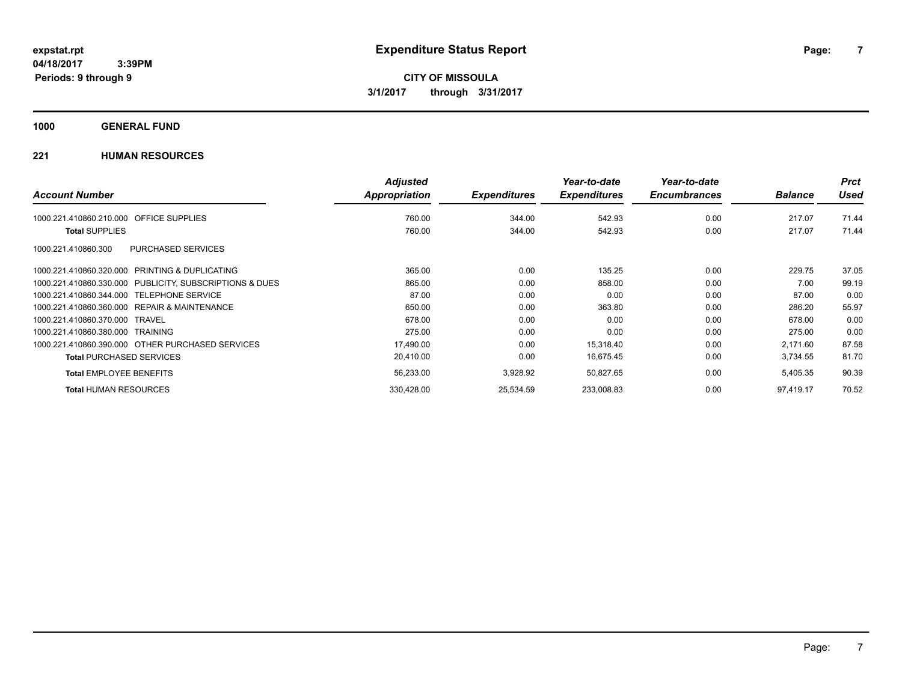**expstat.rpt**
**04/18/2017 3:39PM**
**Periods: 9 through 9**

# Expenditure Status Report

**CITY OF MISSOULA**
**3/1/2017 through 3/31/2017**

## 1000 GENERAL FUND

### 221 HUMAN RESOURCES

| Account Number | Adjusted Appropriation | Expenditures | Year-to-date Expenditures | Year-to-date Encumbrances | Balance | Prct Used |
|---|---|---|---|---|---|---|
| 1000.221.410860.210.000 OFFICE SUPPLIES | 760.00 | 344.00 | 542.93 | 0.00 | 217.07 | 71.44 |
| **Total** SUPPLIES | 760.00 | 344.00 | 542.93 | 0.00 | 217.07 | 71.44 |
| 1000.221.410860.300 PURCHASED SERVICES | | | | | | |
| 1000.221.410860.320.000 PRINTING & DUPLICATING | 365.00 | 0.00 | 135.25 | 0.00 | 229.75 | 37.05 |
| 1000.221.410860.330.000 PUBLICITY, SUBSCRIPTIONS & DUES | 865.00 | 0.00 | 858.00 | 0.00 | 7.00 | 99.19 |
| 1000.221.410860.344.000 TELEPHONE SERVICE | 87.00 | 0.00 | 0.00 | 0.00 | 87.00 | 0.00 |
| 1000.221.410860.360.000 REPAIR & MAINTENANCE | 650.00 | 0.00 | 363.80 | 0.00 | 286.20 | 55.97 |
| 1000.221.410860.370.000 TRAVEL | 678.00 | 0.00 | 0.00 | 0.00 | 678.00 | 0.00 |
| 1000.221.410860.380.000 TRAINING | 275.00 | 0.00 | 0.00 | 0.00 | 275.00 | 0.00 |
| 1000.221.410860.390.000 OTHER PURCHASED SERVICES | 17,490.00 | 0.00 | 15,318.40 | 0.00 | 2,171.60 | 87.58 |
| **Total** PURCHASED SERVICES | 20,410.00 | 0.00 | 16,675.45 | 0.00 | 3,734.55 | 81.70 |
| **Total** EMPLOYEE BENEFITS | 56,233.00 | 3,928.92 | 50,827.65 | 0.00 | 5,405.35 | 90.39 |
| **Total** HUMAN RESOURCES | 330,428.00 | 25,534.59 | 233,008.83 | 0.00 | 97,419.17 | 70.52 |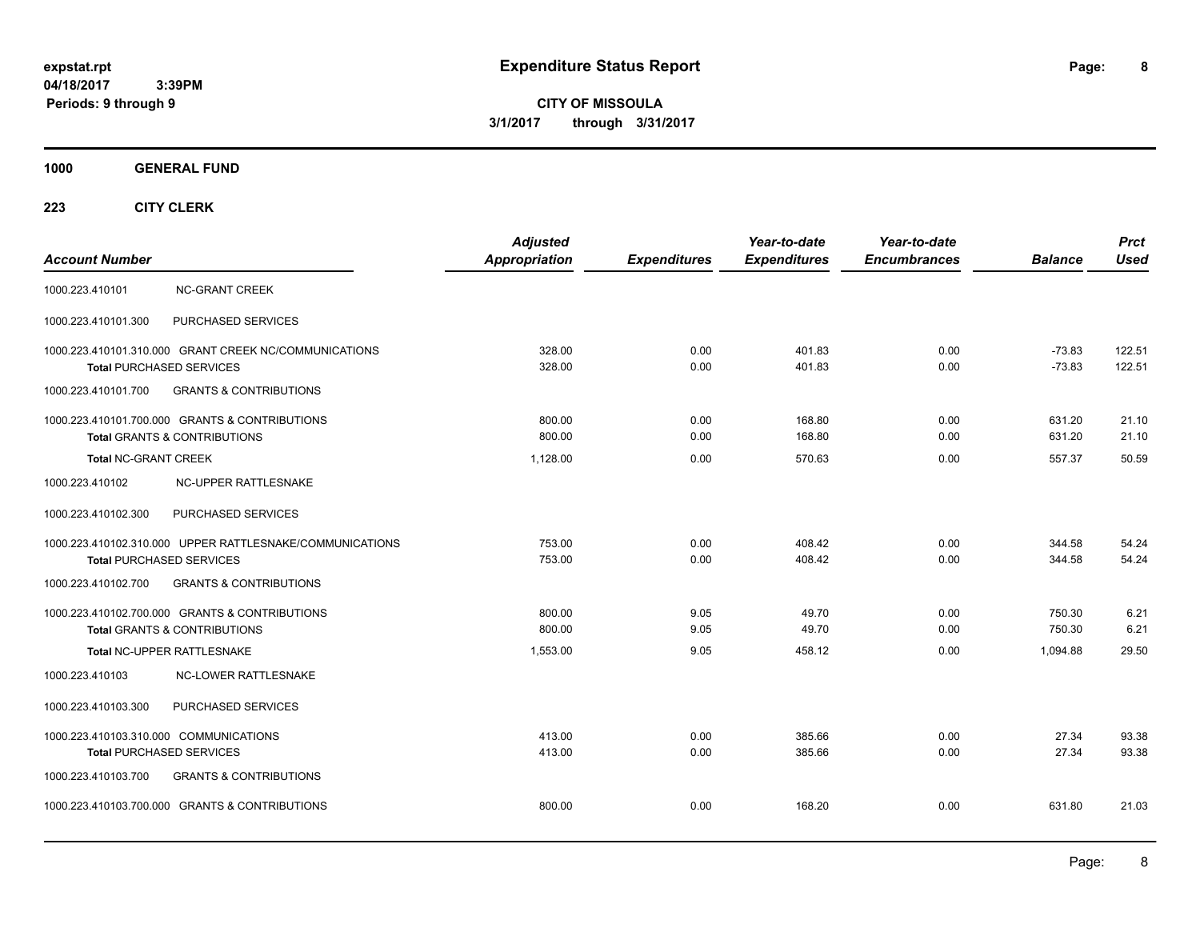**expstat.rpt**
**04/18/2017 3:39PM**
**Periods: 9 through 9**

# Expenditure Status Report

**CITY OF MISSOULA**
**3/1/2017 through 3/31/2017**

## 1000 GENERAL FUND

### 223 CITY CLERK

| Account Number | | Adjusted Appropriation | Expenditures | Year-to-date Expenditures | Year-to-date Encumbrances | Balance | Prct Used |
|---|---|---|---|---|---|---|---|
| 1000.223.410101 | NC-GRANT CREEK | | | | | | |
| 1000.223.410101.300 | PURCHASED SERVICES | | | | | | |
| 1000.223.410101.310.000 | GRANT CREEK NC/COMMUNICATIONS | 328.00 | 0.00 | 401.83 | 0.00 | -73.83 | 122.51 |
| Total PURCHASED SERVICES | | 328.00 | 0.00 | 401.83 | 0.00 | -73.83 | 122.51 |
| 1000.223.410101.700 | GRANTS & CONTRIBUTIONS | | | | | | |
| 1000.223.410101.700.000 | GRANTS & CONTRIBUTIONS | 800.00 | 0.00 | 168.80 | 0.00 | 631.20 | 21.10 |
| Total GRANTS & CONTRIBUTIONS | | 800.00 | 0.00 | 168.80 | 0.00 | 631.20 | 21.10 |
| Total NC-GRANT CREEK | | 1,128.00 | 0.00 | 570.63 | 0.00 | 557.37 | 50.59 |
| 1000.223.410102 | NC-UPPER RATTLESNAKE | | | | | | |
| 1000.223.410102.300 | PURCHASED SERVICES | | | | | | |
| 1000.223.410102.310.000 | UPPER RATTLESNAKE/COMMUNICATIONS | 753.00 | 0.00 | 408.42 | 0.00 | 344.58 | 54.24 |
| Total PURCHASED SERVICES | | 753.00 | 0.00 | 408.42 | 0.00 | 344.58 | 54.24 |
| 1000.223.410102.700 | GRANTS & CONTRIBUTIONS | | | | | | |
| 1000.223.410102.700.000 | GRANTS & CONTRIBUTIONS | 800.00 | 9.05 | 49.70 | 0.00 | 750.30 | 6.21 |
| Total GRANTS & CONTRIBUTIONS | | 800.00 | 9.05 | 49.70 | 0.00 | 750.30 | 6.21 |
| Total NC-UPPER RATTLESNAKE | | 1,553.00 | 9.05 | 458.12 | 0.00 | 1,094.88 | 29.50 |
| 1000.223.410103 | NC-LOWER RATTLESNAKE | | | | | | |
| 1000.223.410103.300 | PURCHASED SERVICES | | | | | | |
| 1000.223.410103.310.000 | COMMUNICATIONS | 413.00 | 0.00 | 385.66 | 0.00 | 27.34 | 93.38 |
| Total PURCHASED SERVICES | | 413.00 | 0.00 | 385.66 | 0.00 | 27.34 | 93.38 |
| 1000.223.410103.700 | GRANTS & CONTRIBUTIONS | | | | | | |
| 1000.223.410103.700.000 | GRANTS & CONTRIBUTIONS | 800.00 | 0.00 | 168.20 | 0.00 | 631.80 | 21.03 |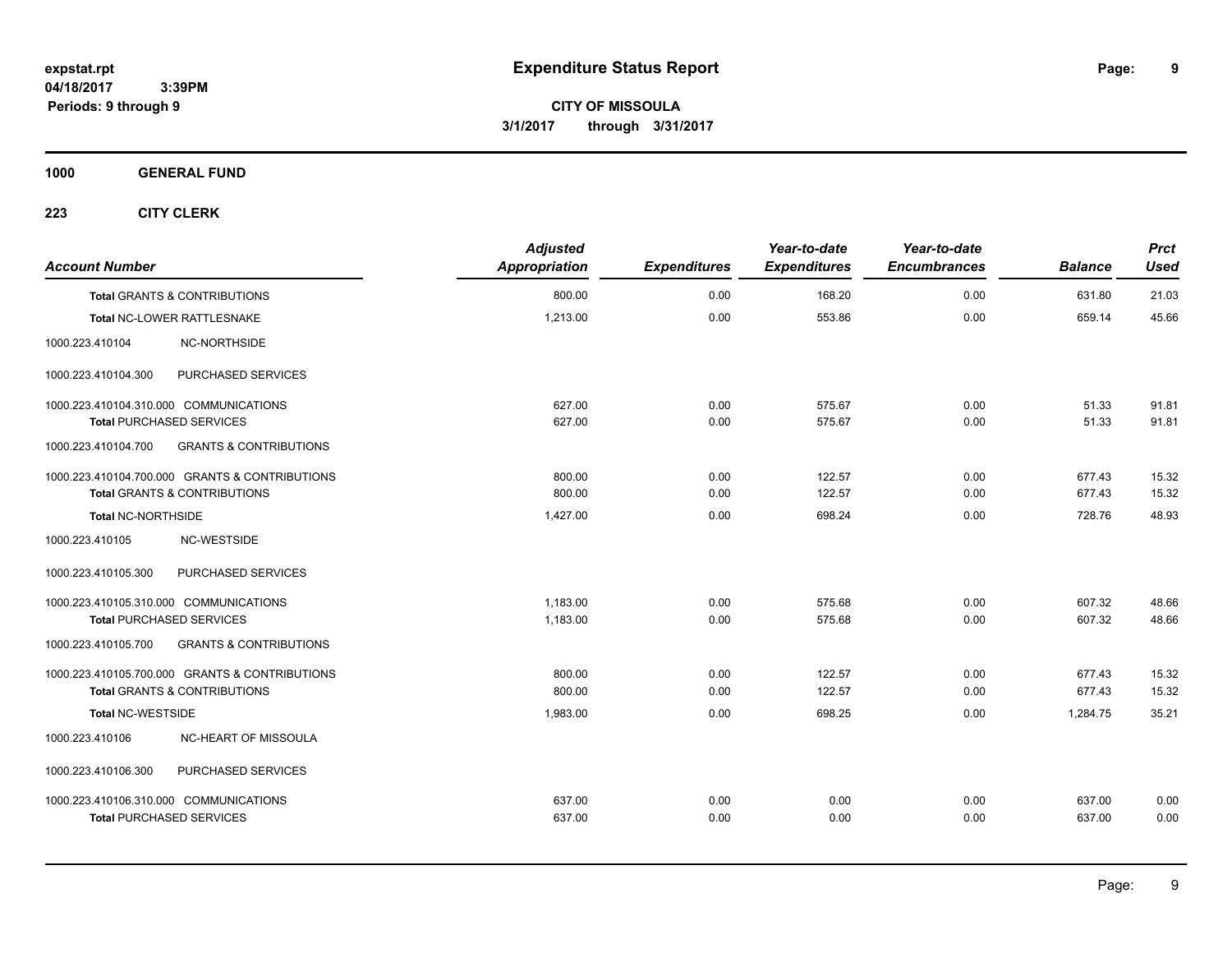**expstat.rpt**
**04/18/2017 3:39PM**
**Periods: 9 through 9**

# Expenditure Status Report

**CITY OF MISSOULA**
**3/1/2017 through 3/31/2017**

## 1000 GENERAL FUND

### 223 CITY CLERK

| Account Number | Adjusted Appropriation | Expenditures | Year-to-date Expenditures | Year-to-date Encumbrances | Balance | Prct Used |
|---|---|---|---|---|---|---|
| **Total** GRANTS & CONTRIBUTIONS | 800.00 | 0.00 | 168.20 | 0.00 | 631.80 | 21.03 |
| **Total** NC-LOWER RATTLESNAKE | 1,213.00 | 0.00 | 553.86 | 0.00 | 659.14 | 45.66 |
| 1000.223.410104 NC-NORTHSIDE | | | | | | |
| 1000.223.410104.300 PURCHASED SERVICES | | | | | | |
| 1000.223.410104.310.000 COMMUNICATIONS | 627.00 | 0.00 | 575.67 | 0.00 | 51.33 | 91.81 |
| **Total** PURCHASED SERVICES | 627.00 | 0.00 | 575.67 | 0.00 | 51.33 | 91.81 |
| 1000.223.410104.700 GRANTS & CONTRIBUTIONS | | | | | | |
| 1000.223.410104.700.000 GRANTS & CONTRIBUTIONS | 800.00 | 0.00 | 122.57 | 0.00 | 677.43 | 15.32 |
| **Total** GRANTS & CONTRIBUTIONS | 800.00 | 0.00 | 122.57 | 0.00 | 677.43 | 15.32 |
| **Total** NC-NORTHSIDE | 1,427.00 | 0.00 | 698.24 | 0.00 | 728.76 | 48.93 |
| 1000.223.410105 NC-WESTSIDE | | | | | | |
| 1000.223.410105.300 PURCHASED SERVICES | | | | | | |
| 1000.223.410105.310.000 COMMUNICATIONS | 1,183.00 | 0.00 | 575.68 | 0.00 | 607.32 | 48.66 |
| **Total** PURCHASED SERVICES | 1,183.00 | 0.00 | 575.68 | 0.00 | 607.32 | 48.66 |
| 1000.223.410105.700 GRANTS & CONTRIBUTIONS | | | | | | |
| 1000.223.410105.700.000 GRANTS & CONTRIBUTIONS | 800.00 | 0.00 | 122.57 | 0.00 | 677.43 | 15.32 |
| **Total** GRANTS & CONTRIBUTIONS | 800.00 | 0.00 | 122.57 | 0.00 | 677.43 | 15.32 |
| **Total** NC-WESTSIDE | 1,983.00 | 0.00 | 698.25 | 0.00 | 1,284.75 | 35.21 |
| 1000.223.410106 NC-HEART OF MISSOULA | | | | | | |
| 1000.223.410106.300 PURCHASED SERVICES | | | | | | |
| 1000.223.410106.310.000 COMMUNICATIONS | 637.00 | 0.00 | 0.00 | 0.00 | 637.00 | 0.00 |
| **Total** PURCHASED SERVICES | 637.00 | 0.00 | 0.00 | 0.00 | 637.00 | 0.00 |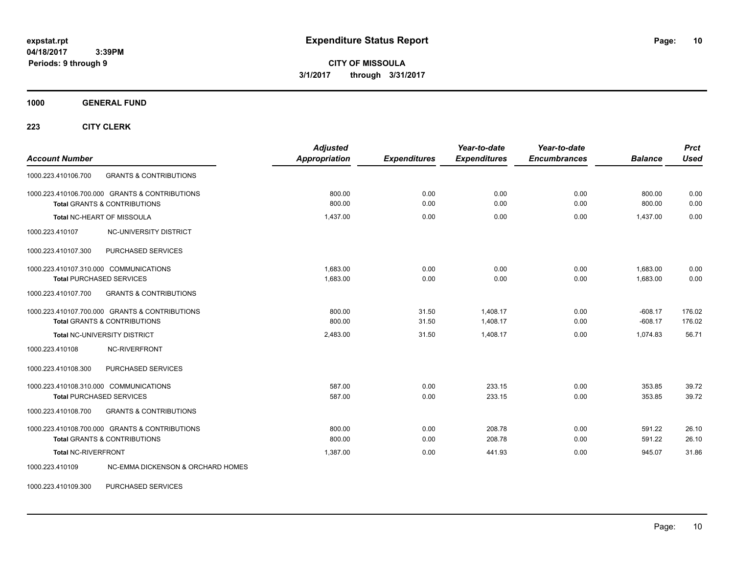**expstat.rpt**
**04/18/2017 3:39PM**
**Periods: 9 through 9**

# Expenditure Status Report

**CITY OF MISSOULA**
**3/1/2017 through 3/31/2017**

## 1000 GENERAL FUND

### 223 CITY CLERK

| Account Number | | Adjusted Appropriation | Expenditures | Year-to-date Expenditures | Year-to-date Encumbrances | Balance | Prct Used |
|---|---|---|---|---|---|---|---|
| 1000.223.410106.700 | GRANTS & CONTRIBUTIONS | | | | | | |
| 1000.223.410106.700.000 | GRANTS & CONTRIBUTIONS | 800.00 | 0.00 | 0.00 | 0.00 | 800.00 | 0.00 |
| **Total** GRANTS & CONTRIBUTIONS | | 800.00 | 0.00 | 0.00 | 0.00 | 800.00 | 0.00 |
| **Total** NC-HEART OF MISSOULA | | 1,437.00 | 0.00 | 0.00 | 0.00 | 1,437.00 | 0.00 |
| 1000.223.410107 | NC-UNIVERSITY DISTRICT | | | | | | |
| 1000.223.410107.300 | PURCHASED SERVICES | | | | | | |
| 1000.223.410107.310.000 | COMMUNICATIONS | 1,683.00 | 0.00 | 0.00 | 0.00 | 1,683.00 | 0.00 |
| **Total** PURCHASED SERVICES | | 1,683.00 | 0.00 | 0.00 | 0.00 | 1,683.00 | 0.00 |
| 1000.223.410107.700 | GRANTS & CONTRIBUTIONS | | | | | | |
| 1000.223.410107.700.000 | GRANTS & CONTRIBUTIONS | 800.00 | 31.50 | 1,408.17 | 0.00 | -608.17 | 176.02 |
| **Total** GRANTS & CONTRIBUTIONS | | 800.00 | 31.50 | 1,408.17 | 0.00 | -608.17 | 176.02 |
| **Total** NC-UNIVERSITY DISTRICT | | 2,483.00 | 31.50 | 1,408.17 | 0.00 | 1,074.83 | 56.71 |
| 1000.223.410108 | NC-RIVERFRONT | | | | | | |
| 1000.223.410108.300 | PURCHASED SERVICES | | | | | | |
| 1000.223.410108.310.000 | COMMUNICATIONS | 587.00 | 0.00 | 233.15 | 0.00 | 353.85 | 39.72 |
| **Total** PURCHASED SERVICES | | 587.00 | 0.00 | 233.15 | 0.00 | 353.85 | 39.72 |
| 1000.223.410108.700 | GRANTS & CONTRIBUTIONS | | | | | | |
| 1000.223.410108.700.000 | GRANTS & CONTRIBUTIONS | 800.00 | 0.00 | 208.78 | 0.00 | 591.22 | 26.10 |
| **Total** GRANTS & CONTRIBUTIONS | | 800.00 | 0.00 | 208.78 | 0.00 | 591.22 | 26.10 |
| **Total** NC-RIVERFRONT | | 1,387.00 | 0.00 | 441.93 | 0.00 | 945.07 | 31.86 |
| 1000.223.410109 | NC-EMMA DICKENSON & ORCHARD HOMES | | | | | | |
| 1000.223.410109.300 | PURCHASED SERVICES | | | | | | |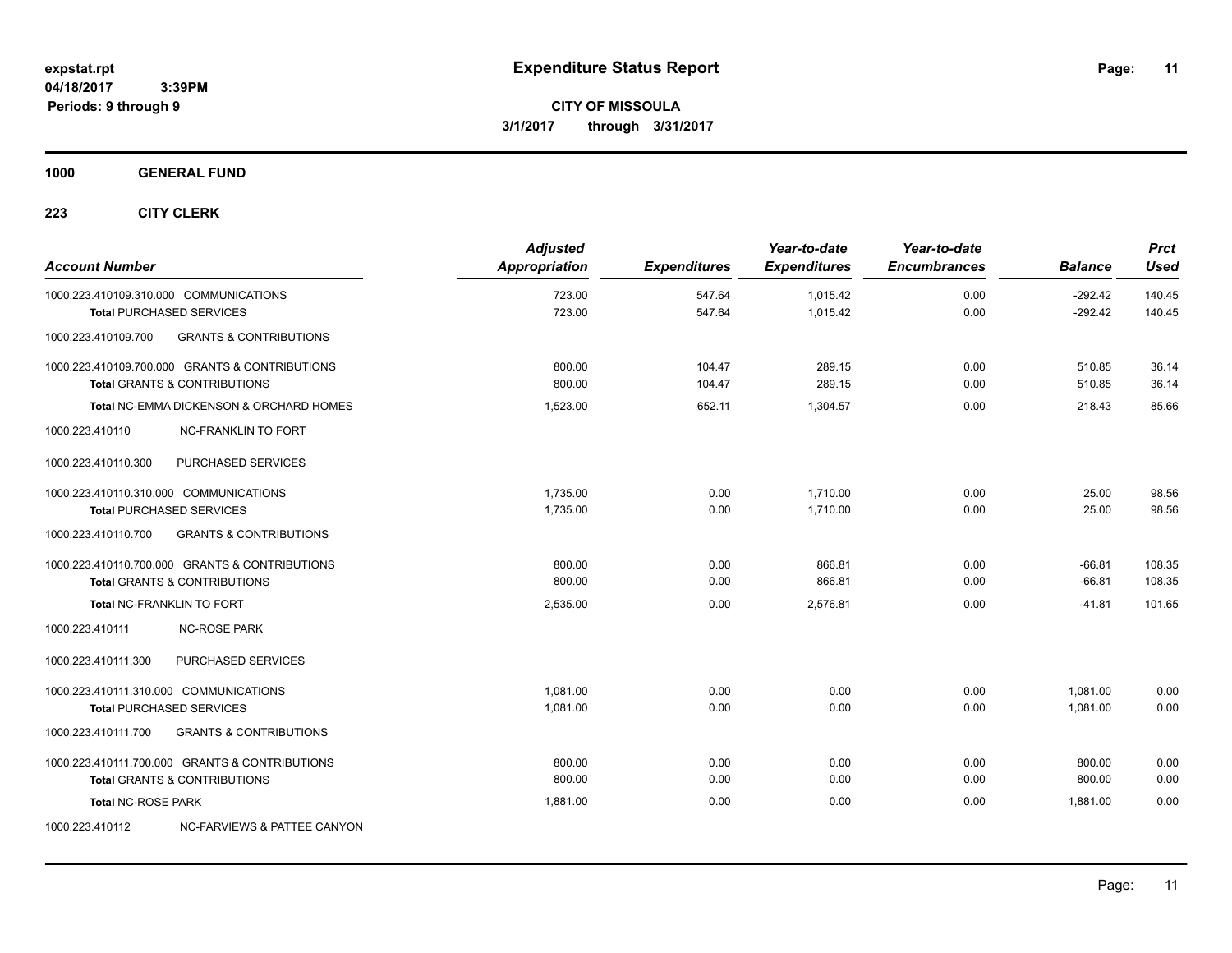**expstat.rpt**
**04/18/2017 3:39PM**
**Periods: 9 through 9**

# Expenditure Status Report

**CITY OF MISSOULA**
**3/1/2017 through 3/31/2017**

**1000 GENERAL FUND**

**223 CITY CLERK**

| Account Number | Adjusted Appropriation | Expenditures | Year-to-date Expenditures | Year-to-date Encumbrances | Balance | Prct Used |
|---|---|---|---|---|---|---|
| 1000.223.410109.310.000 COMMUNICATIONS | 723.00 | 547.64 | 1,015.42 | 0.00 | -292.42 | 140.45 |
| **Total** PURCHASED SERVICES | 723.00 | 547.64 | 1,015.42 | 0.00 | -292.42 | 140.45 |
| 1000.223.410109.700 GRANTS & CONTRIBUTIONS | | | | | | |
| 1000.223.410109.700.000 GRANTS & CONTRIBUTIONS | 800.00 | 104.47 | 289.15 | 0.00 | 510.85 | 36.14 |
| **Total** GRANTS & CONTRIBUTIONS | 800.00 | 104.47 | 289.15 | 0.00 | 510.85 | 36.14 |
| **Total** NC-EMMA DICKENSON & ORCHARD HOMES | 1,523.00 | 652.11 | 1,304.57 | 0.00 | 218.43 | 85.66 |
| 1000.223.410110 NC-FRANKLIN TO FORT | | | | | | |
| 1000.223.410110.300 PURCHASED SERVICES | | | | | | |
| 1000.223.410110.310.000 COMMUNICATIONS | 1,735.00 | 0.00 | 1,710.00 | 0.00 | 25.00 | 98.56 |
| **Total** PURCHASED SERVICES | 1,735.00 | 0.00 | 1,710.00 | 0.00 | 25.00 | 98.56 |
| 1000.223.410110.700 GRANTS & CONTRIBUTIONS | | | | | | |
| 1000.223.410110.700.000 GRANTS & CONTRIBUTIONS | 800.00 | 0.00 | 866.81 | 0.00 | -66.81 | 108.35 |
| **Total** GRANTS & CONTRIBUTIONS | 800.00 | 0.00 | 866.81 | 0.00 | -66.81 | 108.35 |
| **Total** NC-FRANKLIN TO FORT | 2,535.00 | 0.00 | 2,576.81 | 0.00 | -41.81 | 101.65 |
| 1000.223.410111 NC-ROSE PARK | | | | | | |
| 1000.223.410111.300 PURCHASED SERVICES | | | | | | |
| 1000.223.410111.310.000 COMMUNICATIONS | 1,081.00 | 0.00 | 0.00 | 0.00 | 1,081.00 | 0.00 |
| **Total** PURCHASED SERVICES | 1,081.00 | 0.00 | 0.00 | 0.00 | 1,081.00 | 0.00 |
| 1000.223.410111.700 GRANTS & CONTRIBUTIONS | | | | | | |
| 1000.223.410111.700.000 GRANTS & CONTRIBUTIONS | 800.00 | 0.00 | 0.00 | 0.00 | 800.00 | 0.00 |
| **Total** GRANTS & CONTRIBUTIONS | 800.00 | 0.00 | 0.00 | 0.00 | 800.00 | 0.00 |
| **Total** NC-ROSE PARK | 1,881.00 | 0.00 | 0.00 | 0.00 | 1,881.00 | 0.00 |
| 1000.223.410112 NC-FARVIEWS & PATTEE CANYON | | | | | | |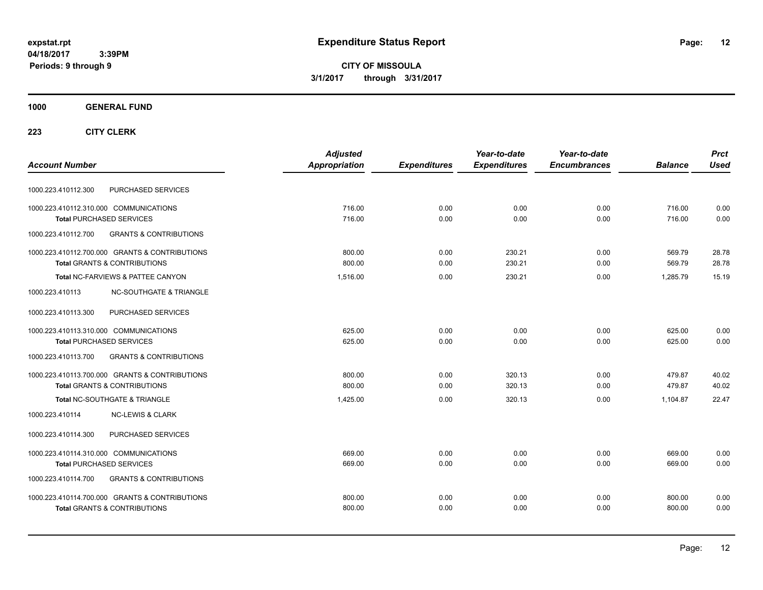expstat.rpt
04/18/2017 3:39PM
Periods: 9 through 9

# Expenditure Status Report

**CITY OF MISSOULA**
**3/1/2017 through 3/31/2017**

**1000 GENERAL FUND**

**223 CITY CLERK**

| Account Number | | Adjusted Appropriation | Expenditures | Year-to-date Expenditures | Year-to-date Encumbrances | Balance | Prct Used |
|---|---|---|---|---|---|---|---|
| 1000.223.410112.300 | PURCHASED SERVICES | | | | | | |
| 1000.223.410112.310.000 | COMMUNICATIONS | 716.00 | 0.00 | 0.00 | 0.00 | 716.00 | 0.00 |
| **Total** PURCHASED SERVICES | | 716.00 | 0.00 | 0.00 | 0.00 | 716.00 | 0.00 |
| 1000.223.410112.700 | GRANTS & CONTRIBUTIONS | | | | | | |
| 1000.223.410112.700.000 | GRANTS & CONTRIBUTIONS | 800.00 | 0.00 | 230.21 | 0.00 | 569.79 | 28.78 |
| **Total** GRANTS & CONTRIBUTIONS | | 800.00 | 0.00 | 230.21 | 0.00 | 569.79 | 28.78 |
| **Total** NC-FARVIEWS & PATTEE CANYON | | 1,516.00 | 0.00 | 230.21 | 0.00 | 1,285.79 | 15.19 |
| 1000.223.410113 | NC-SOUTHGATE & TRIANGLE | | | | | | |
| 1000.223.410113.300 | PURCHASED SERVICES | | | | | | |
| 1000.223.410113.310.000 | COMMUNICATIONS | 625.00 | 0.00 | 0.00 | 0.00 | 625.00 | 0.00 |
| **Total** PURCHASED SERVICES | | 625.00 | 0.00 | 0.00 | 0.00 | 625.00 | 0.00 |
| 1000.223.410113.700 | GRANTS & CONTRIBUTIONS | | | | | | |
| 1000.223.410113.700.000 | GRANTS & CONTRIBUTIONS | 800.00 | 0.00 | 320.13 | 0.00 | 479.87 | 40.02 |
| **Total** GRANTS & CONTRIBUTIONS | | 800.00 | 0.00 | 320.13 | 0.00 | 479.87 | 40.02 |
| **Total** NC-SOUTHGATE & TRIANGLE | | 1,425.00 | 0.00 | 320.13 | 0.00 | 1,104.87 | 22.47 |
| 1000.223.410114 | NC-LEWIS & CLARK | | | | | | |
| 1000.223.410114.300 | PURCHASED SERVICES | | | | | | |
| 1000.223.410114.310.000 | COMMUNICATIONS | 669.00 | 0.00 | 0.00 | 0.00 | 669.00 | 0.00 |
| **Total** PURCHASED SERVICES | | 669.00 | 0.00 | 0.00 | 0.00 | 669.00 | 0.00 |
| 1000.223.410114.700 | GRANTS & CONTRIBUTIONS | | | | | | |
| 1000.223.410114.700.000 | GRANTS & CONTRIBUTIONS | 800.00 | 0.00 | 0.00 | 0.00 | 800.00 | 0.00 |
| **Total** GRANTS & CONTRIBUTIONS | | 800.00 | 0.00 | 0.00 | 0.00 | 800.00 | 0.00 |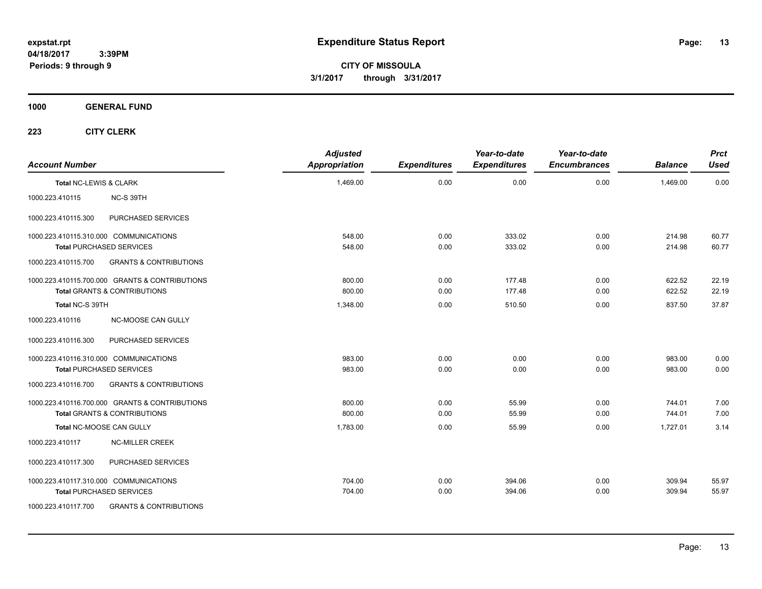expstat.rpt
04/18/2017 3:39PM
Periods: 9 through 9

# Expenditure Status Report

**CITY OF MISSOULA**
**3/1/2017 through 3/31/2017**

## 1000 GENERAL FUND

### 223 CITY CLERK

| Account Number | | Adjusted Appropriation | Expenditures | Year-to-date Expenditures | Year-to-date Encumbrances | Balance | Prct Used |
|---|---|---|---|---|---|---|---|
| **Total** NC-LEWIS & CLARK | | 1,469.00 | 0.00 | 0.00 | 0.00 | 1,469.00 | 0.00 |
| 1000.223.410115 | NC-S 39TH | | | | | | |
| 1000.223.410115.300 | PURCHASED SERVICES | | | | | | |
| 1000.223.410115.310.000 | COMMUNICATIONS | 548.00 | 0.00 | 333.02 | 0.00 | 214.98 | 60.77 |
| **Total** PURCHASED SERVICES | | 548.00 | 0.00 | 333.02 | 0.00 | 214.98 | 60.77 |
| 1000.223.410115.700 | GRANTS & CONTRIBUTIONS | | | | | | |
| 1000.223.410115.700.000 | GRANTS & CONTRIBUTIONS | 800.00 | 0.00 | 177.48 | 0.00 | 622.52 | 22.19 |
| **Total** GRANTS & CONTRIBUTIONS | | 800.00 | 0.00 | 177.48 | 0.00 | 622.52 | 22.19 |
| **Total NC-S 39TH** | | 1,348.00 | 0.00 | 510.50 | 0.00 | 837.50 | 37.87 |
| 1000.223.410116 | NC-MOOSE CAN GULLY | | | | | | |
| 1000.223.410116.300 | PURCHASED SERVICES | | | | | | |
| 1000.223.410116.310.000 | COMMUNICATIONS | 983.00 | 0.00 | 0.00 | 0.00 | 983.00 | 0.00 |
| **Total** PURCHASED SERVICES | | 983.00 | 0.00 | 0.00 | 0.00 | 983.00 | 0.00 |
| 1000.223.410116.700 | GRANTS & CONTRIBUTIONS | | | | | | |
| 1000.223.410116.700.000 | GRANTS & CONTRIBUTIONS | 800.00 | 0.00 | 55.99 | 0.00 | 744.01 | 7.00 |
| **Total** GRANTS & CONTRIBUTIONS | | 800.00 | 0.00 | 55.99 | 0.00 | 744.01 | 7.00 |
| **Total** NC-MOOSE CAN GULLY | | 1,783.00 | 0.00 | 55.99 | 0.00 | 1,727.01 | 3.14 |
| 1000.223.410117 | NC-MILLER CREEK | | | | | | |
| 1000.223.410117.300 | PURCHASED SERVICES | | | | | | |
| 1000.223.410117.310.000 | COMMUNICATIONS | 704.00 | 0.00 | 394.06 | 0.00 | 309.94 | 55.97 |
| **Total** PURCHASED SERVICES | | 704.00 | 0.00 | 394.06 | 0.00 | 309.94 | 55.97 |
| 1000.223.410117.700 | GRANTS & CONTRIBUTIONS | | | | | | |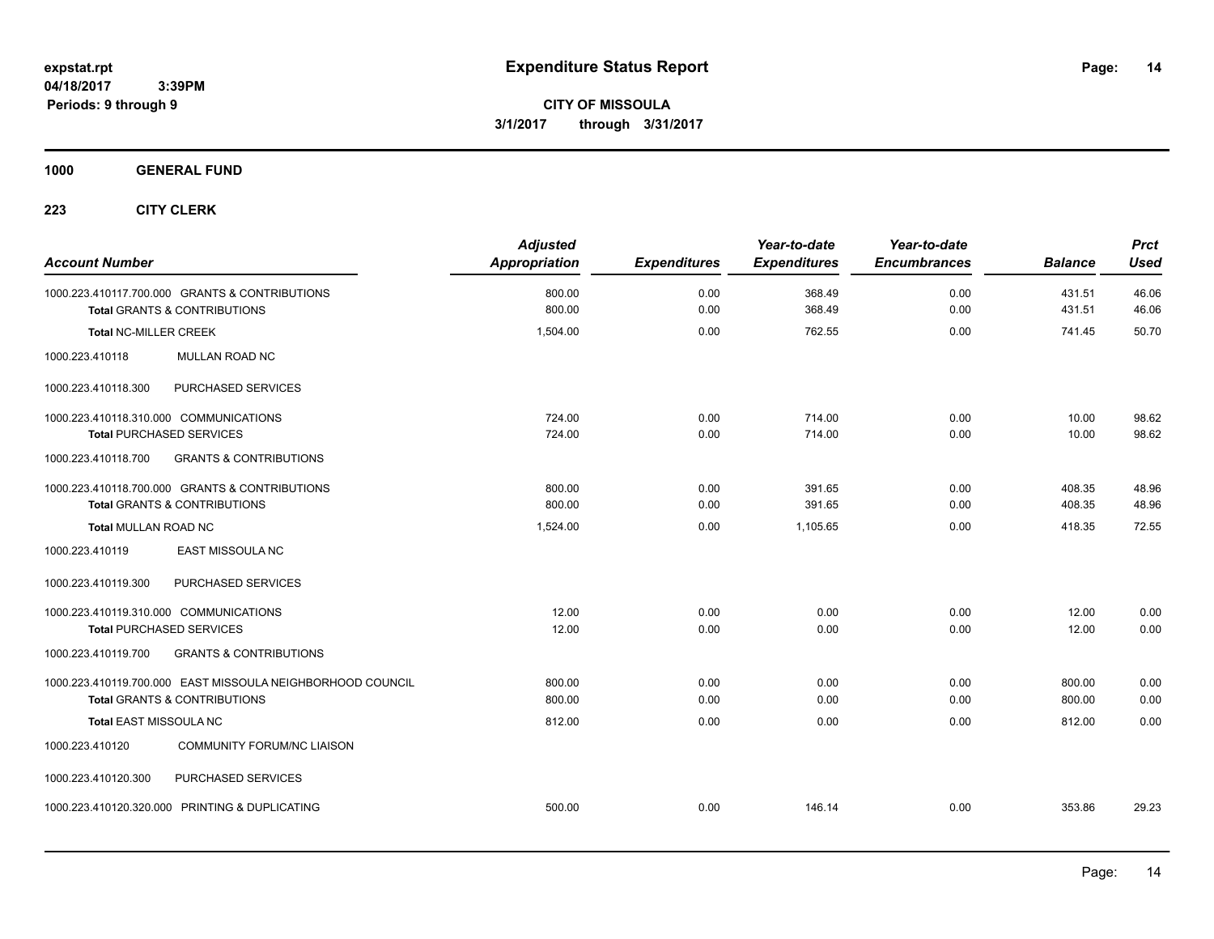expstat.rpt
04/18/2017 3:39PM
Periods: 9 through 9

# Expenditure Status Report

**CITY OF MISSOULA**
**3/1/2017 through 3/31/2017**

## 1000 GENERAL FUND

### 223 CITY CLERK

| Account Number | Adjusted Appropriation | Expenditures | Year-to-date Expenditures | Year-to-date Encumbrances | Balance | Prct Used |
|---|---|---|---|---|---|---|
| 1000.223.410117.700.000 GRANTS & CONTRIBUTIONS | 800.00 | 0.00 | 368.49 | 0.00 | 431.51 | 46.06 |
| **Total** GRANTS & CONTRIBUTIONS | 800.00 | 0.00 | 368.49 | 0.00 | 431.51 | 46.06 |
| **Total** NC-MILLER CREEK | 1,504.00 | 0.00 | 762.55 | 0.00 | 741.45 | 50.70 |
| 1000.223.410118 MULLAN ROAD NC | | | | | | |
| 1000.223.410118.300 PURCHASED SERVICES | | | | | | |
| 1000.223.410118.310.000 COMMUNICATIONS | 724.00 | 0.00 | 714.00 | 0.00 | 10.00 | 98.62 |
| **Total** PURCHASED SERVICES | 724.00 | 0.00 | 714.00 | 0.00 | 10.00 | 98.62 |
| 1000.223.410118.700 GRANTS & CONTRIBUTIONS | | | | | | |
| 1000.223.410118.700.000 GRANTS & CONTRIBUTIONS | 800.00 | 0.00 | 391.65 | 0.00 | 408.35 | 48.96 |
| **Total** GRANTS & CONTRIBUTIONS | 800.00 | 0.00 | 391.65 | 0.00 | 408.35 | 48.96 |
| **Total** MULLAN ROAD NC | 1,524.00 | 0.00 | 1,105.65 | 0.00 | 418.35 | 72.55 |
| 1000.223.410119 EAST MISSOULA NC | | | | | | |
| 1000.223.410119.300 PURCHASED SERVICES | | | | | | |
| 1000.223.410119.310.000 COMMUNICATIONS | 12.00 | 0.00 | 0.00 | 0.00 | 12.00 | 0.00 |
| **Total** PURCHASED SERVICES | 12.00 | 0.00 | 0.00 | 0.00 | 12.00 | 0.00 |
| 1000.223.410119.700 GRANTS & CONTRIBUTIONS | | | | | | |
| 1000.223.410119.700.000 EAST MISSOULA NEIGHBORHOOD COUNCIL | 800.00 | 0.00 | 0.00 | 0.00 | 800.00 | 0.00 |
| **Total** GRANTS & CONTRIBUTIONS | 800.00 | 0.00 | 0.00 | 0.00 | 800.00 | 0.00 |
| **Total** EAST MISSOULA NC | 812.00 | 0.00 | 0.00 | 0.00 | 812.00 | 0.00 |
| 1000.223.410120 COMMUNITY FORUM/NC LIAISON | | | | | | |
| 1000.223.410120.300 PURCHASED SERVICES | | | | | | |
| 1000.223.410120.320.000 PRINTING & DUPLICATING | 500.00 | 0.00 | 146.14 | 0.00 | 353.86 | 29.23 |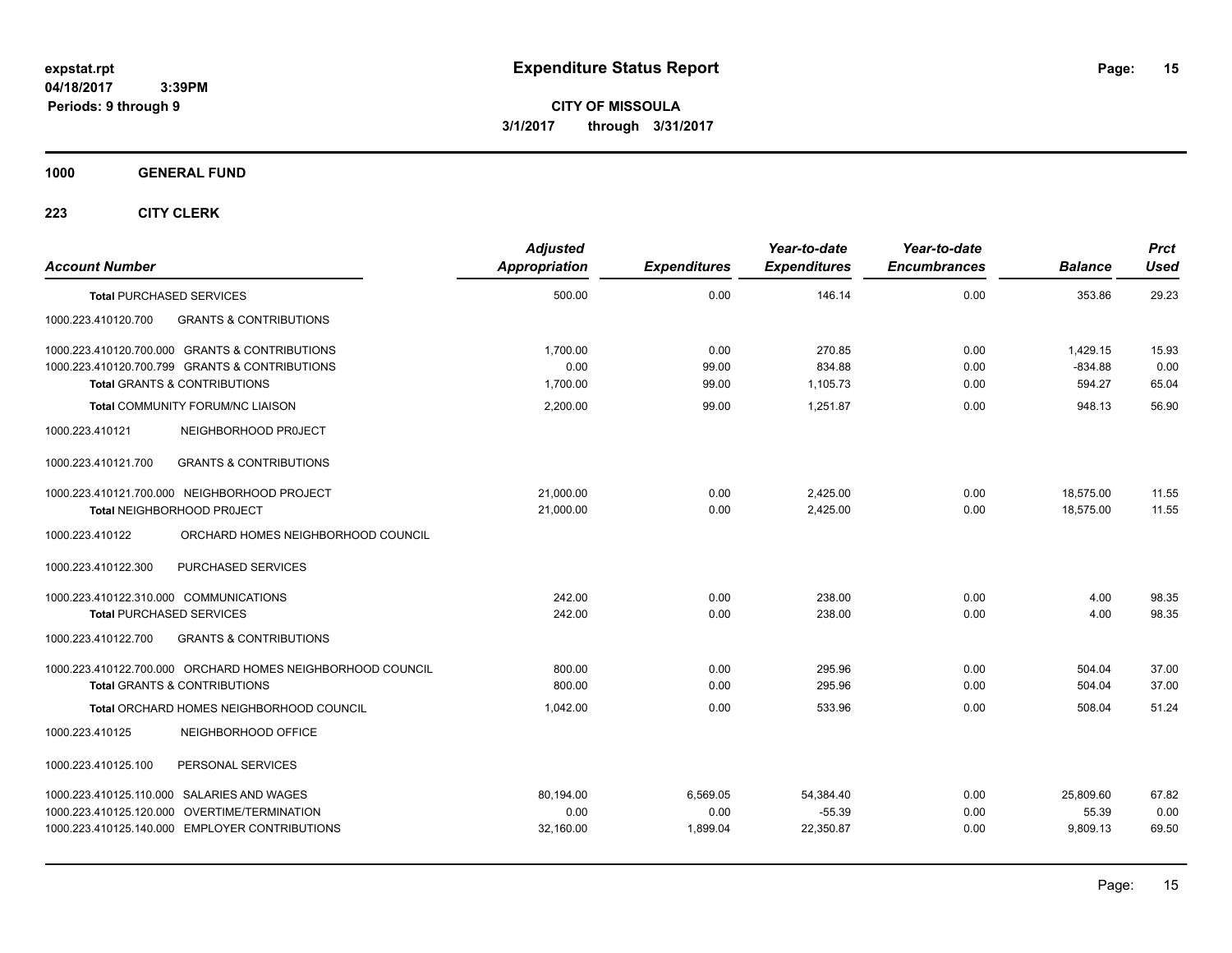# Expenditure Status Report

expstat.rpt
04/18/2017 3:39PM
Periods: 9 through 9

**CITY OF MISSOULA**
**3/1/2017 through 3/31/2017**

**1000 GENERAL FUND**

**223 CITY CLERK**

| Account Number | | Adjusted Appropriation | Expenditures | Year-to-date Expenditures | Year-to-date Encumbrances | Balance | Prct Used |
|---|---|---|---|---|---|---|---|
| **Total** PURCHASED SERVICES | | 500.00 | 0.00 | 146.14 | 0.00 | 353.86 | 29.23 |
| 1000.223.410120.700 | GRANTS & CONTRIBUTIONS | | | | | | |
| 1000.223.410120.700.000 | GRANTS & CONTRIBUTIONS | 1,700.00 | 0.00 | 270.85 | 0.00 | 1,429.15 | 15.93 |
| 1000.223.410120.700.799 | GRANTS & CONTRIBUTIONS | 0.00 | 99.00 | 834.88 | 0.00 | -834.88 | 0.00 |
| **Total** GRANTS & CONTRIBUTIONS | | 1,700.00 | 99.00 | 1,105.73 | 0.00 | 594.27 | 65.04 |
| **Total** COMMUNITY FORUM/NC LIAISON | | 2,200.00 | 99.00 | 1,251.87 | 0.00 | 948.13 | 56.90 |
| 1000.223.410121 | NEIGHBORHOOD PR0JECT | | | | | | |
| 1000.223.410121.700 | GRANTS & CONTRIBUTIONS | | | | | | |
| 1000.223.410121.700.000 | NEIGHBORHOOD PROJECT | 21,000.00 | 0.00 | 2,425.00 | 0.00 | 18,575.00 | 11.55 |
| **Total** NEIGHBORHOOD PR0JECT | | 21,000.00 | 0.00 | 2,425.00 | 0.00 | 18,575.00 | 11.55 |
| 1000.223.410122 | ORCHARD HOMES NEIGHBORHOOD COUNCIL | | | | | | |
| 1000.223.410122.300 | PURCHASED SERVICES | | | | | | |
| 1000.223.410122.310.000 | COMMUNICATIONS | 242.00 | 0.00 | 238.00 | 0.00 | 4.00 | 98.35 |
| **Total** PURCHASED SERVICES | | 242.00 | 0.00 | 238.00 | 0.00 | 4.00 | 98.35 |
| 1000.223.410122.700 | GRANTS & CONTRIBUTIONS | | | | | | |
| 1000.223.410122.700.000 | ORCHARD HOMES NEIGHBORHOOD COUNCIL | 800.00 | 0.00 | 295.96 | 0.00 | 504.04 | 37.00 |
| **Total** GRANTS & CONTRIBUTIONS | | 800.00 | 0.00 | 295.96 | 0.00 | 504.04 | 37.00 |
| **Total** ORCHARD HOMES NEIGHBORHOOD COUNCIL | | 1,042.00 | 0.00 | 533.96 | 0.00 | 508.04 | 51.24 |
| 1000.223.410125 | NEIGHBORHOOD OFFICE | | | | | | |
| 1000.223.410125.100 | PERSONAL SERVICES | | | | | | |
| 1000.223.410125.110.000 | SALARIES AND WAGES | 80,194.00 | 6,569.05 | 54,384.40 | 0.00 | 25,809.60 | 67.82 |
| 1000.223.410125.120.000 | OVERTIME/TERMINATION | 0.00 | 0.00 | -55.39 | 0.00 | 55.39 | 0.00 |
| 1000.223.410125.140.000 | EMPLOYER CONTRIBUTIONS | 32,160.00 | 1,899.04 | 22,350.87 | 0.00 | 9,809.13 | 69.50 |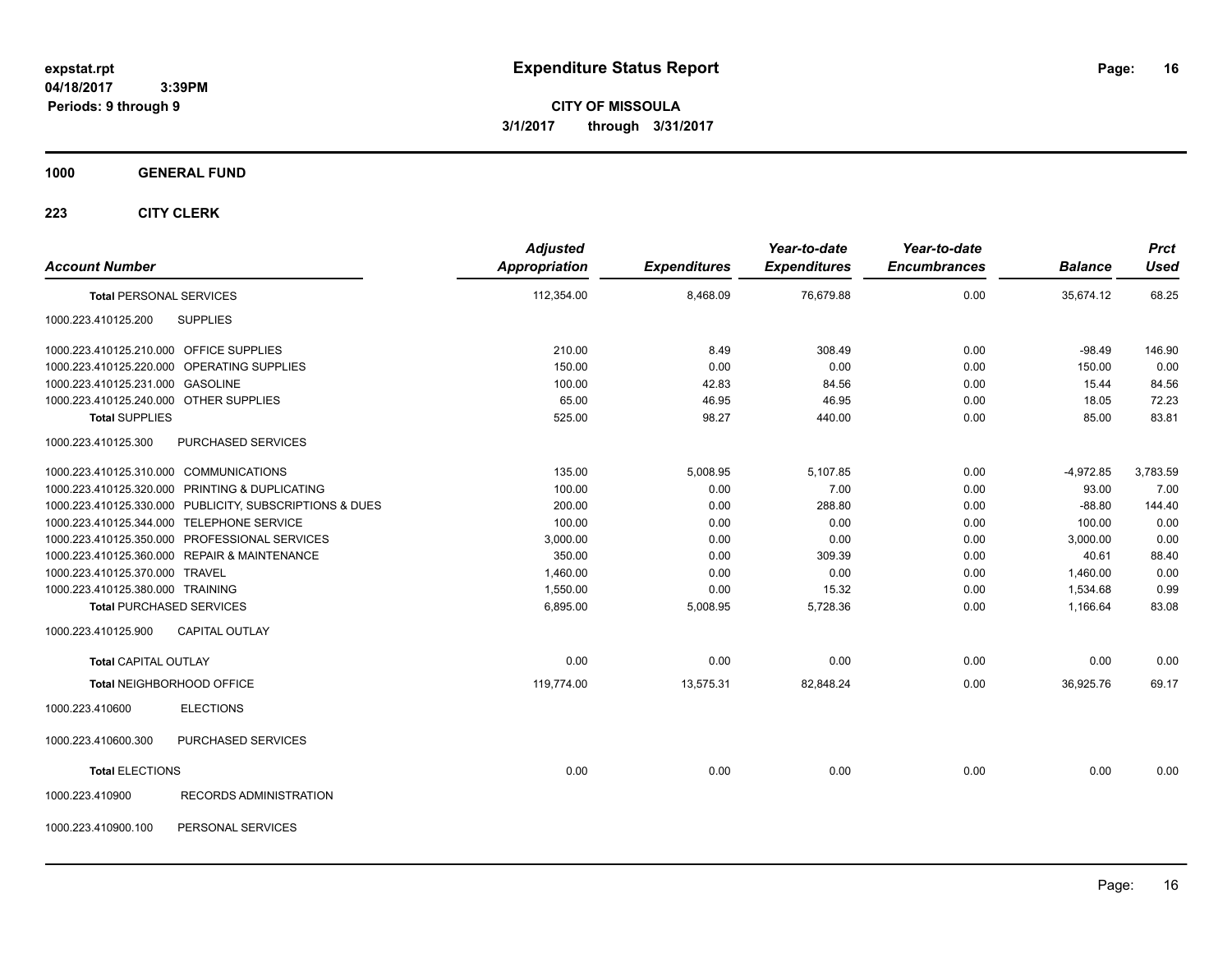**expstat.rpt**
**04/18/2017 3:39PM**
**Periods: 9 through 9**

# Expenditure Status Report

**CITY OF MISSOULA**
**3/1/2017 through 3/31/2017**

**1000 GENERAL FUND**

**223 CITY CLERK**

| Account Number | | Adjusted Appropriation | Expenditures | Year-to-date Expenditures | Year-to-date Encumbrances | Balance | Prct Used |
|---|---|---|---|---|---|---|---|
| **Total** PERSONAL SERVICES | | 112,354.00 | 8,468.09 | 76,679.88 | 0.00 | 35,674.12 | 68.25 |
| 1000.223.410125.200 | SUPPLIES | | | | | | |
| 1000.223.410125.210.000 | OFFICE SUPPLIES | 210.00 | 8.49 | 308.49 | 0.00 | -98.49 | 146.90 |
| 1000.223.410125.220.000 | OPERATING SUPPLIES | 150.00 | 0.00 | 0.00 | 0.00 | 150.00 | 0.00 |
| 1000.223.410125.231.000 | GASOLINE | 100.00 | 42.83 | 84.56 | 0.00 | 15.44 | 84.56 |
| 1000.223.410125.240.000 | OTHER SUPPLIES | 65.00 | 46.95 | 46.95 | 0.00 | 18.05 | 72.23 |
| **Total** SUPPLIES | | 525.00 | 98.27 | 440.00 | 0.00 | 85.00 | 83.81 |
| 1000.223.410125.300 | PURCHASED SERVICES | | | | | | |
| 1000.223.410125.310.000 | COMMUNICATIONS | 135.00 | 5,008.95 | 5,107.85 | 0.00 | -4,972.85 | 3,783.59 |
| 1000.223.410125.320.000 | PRINTING & DUPLICATING | 100.00 | 0.00 | 7.00 | 0.00 | 93.00 | 7.00 |
| 1000.223.410125.330.000 | PUBLICITY, SUBSCRIPTIONS & DUES | 200.00 | 0.00 | 288.80 | 0.00 | -88.80 | 144.40 |
| 1000.223.410125.344.000 | TELEPHONE SERVICE | 100.00 | 0.00 | 0.00 | 0.00 | 100.00 | 0.00 |
| 1000.223.410125.350.000 | PROFESSIONAL SERVICES | 3,000.00 | 0.00 | 0.00 | 0.00 | 3,000.00 | 0.00 |
| 1000.223.410125.360.000 | REPAIR & MAINTENANCE | 350.00 | 0.00 | 309.39 | 0.00 | 40.61 | 88.40 |
| 1000.223.410125.370.000 | TRAVEL | 1,460.00 | 0.00 | 0.00 | 0.00 | 1,460.00 | 0.00 |
| 1000.223.410125.380.000 | TRAINING | 1,550.00 | 0.00 | 15.32 | 0.00 | 1,534.68 | 0.99 |
| **Total** PURCHASED SERVICES | | 6,895.00 | 5,008.95 | 5,728.36 | 0.00 | 1,166.64 | 83.08 |
| 1000.223.410125.900 | CAPITAL OUTLAY | | | | | | |
| **Total** CAPITAL OUTLAY | | 0.00 | 0.00 | 0.00 | 0.00 | 0.00 | 0.00 |
| **Total** NEIGHBORHOOD OFFICE | | 119,774.00 | 13,575.31 | 82,848.24 | 0.00 | 36,925.76 | 69.17 |
| 1000.223.410600 | ELECTIONS | | | | | | |
| 1000.223.410600.300 | PURCHASED SERVICES | | | | | | |
| **Total** ELECTIONS | | 0.00 | 0.00 | 0.00 | 0.00 | 0.00 | 0.00 |
| 1000.223.410900 | RECORDS ADMINISTRATION | | | | | | |
| 1000.223.410900.100 | PERSONAL SERVICES | | | | | | |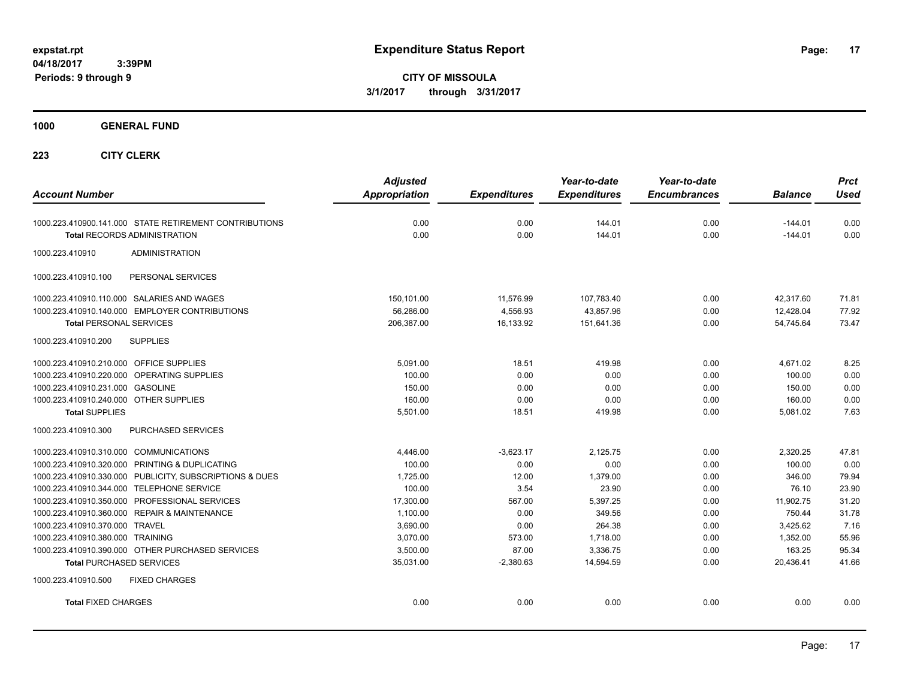**expstat.rpt**
**04/18/2017 3:39PM**
**Periods: 9 through 9**

# Expenditure Status Report

**CITY OF MISSOULA**
**3/1/2017 through 3/31/2017**

## 1000 GENERAL FUND

### 223 CITY CLERK

| Account Number | Adjusted Appropriation | Expenditures | Year-to-date Expenditures | Year-to-date Encumbrances | Balance | Prct Used |
|---|---|---|---|---|---|---|
| 1000.223.410900.141.000 STATE RETIREMENT CONTRIBUTIONS | 0.00 | 0.00 | 144.01 | 0.00 | -144.01 | 0.00 |
| **Total** RECORDS ADMINISTRATION | 0.00 | 0.00 | 144.01 | 0.00 | -144.01 | 0.00 |
| 1000.223.410910 ADMINISTRATION | | | | | | |
| 1000.223.410910.100 PERSONAL SERVICES | | | | | | |
| 1000.223.410910.110.000 SALARIES AND WAGES | 150,101.00 | 11,576.99 | 107,783.40 | 0.00 | 42,317.60 | 71.81 |
| 1000.223.410910.140.000 EMPLOYER CONTRIBUTIONS | 56,286.00 | 4,556.93 | 43,857.96 | 0.00 | 12,428.04 | 77.92 |
| **Total** PERSONAL SERVICES | 206,387.00 | 16,133.92 | 151,641.36 | 0.00 | 54,745.64 | 73.47 |
| 1000.223.410910.200 SUPPLIES | | | | | | |
| 1000.223.410910.210.000 OFFICE SUPPLIES | 5,091.00 | 18.51 | 419.98 | 0.00 | 4,671.02 | 8.25 |
| 1000.223.410910.220.000 OPERATING SUPPLIES | 100.00 | 0.00 | 0.00 | 0.00 | 100.00 | 0.00 |
| 1000.223.410910.231.000 GASOLINE | 150.00 | 0.00 | 0.00 | 0.00 | 150.00 | 0.00 |
| 1000.223.410910.240.000 OTHER SUPPLIES | 160.00 | 0.00 | 0.00 | 0.00 | 160.00 | 0.00 |
| **Total** SUPPLIES | 5,501.00 | 18.51 | 419.98 | 0.00 | 5,081.02 | 7.63 |
| 1000.223.410910.300 PURCHASED SERVICES | | | | | | |
| 1000.223.410910.310.000 COMMUNICATIONS | 4,446.00 | -3,623.17 | 2,125.75 | 0.00 | 2,320.25 | 47.81 |
| 1000.223.410910.320.000 PRINTING & DUPLICATING | 100.00 | 0.00 | 0.00 | 0.00 | 100.00 | 0.00 |
| 1000.223.410910.330.000 PUBLICITY, SUBSCRIPTIONS & DUES | 1,725.00 | 12.00 | 1,379.00 | 0.00 | 346.00 | 79.94 |
| 1000.223.410910.344.000 TELEPHONE SERVICE | 100.00 | 3.54 | 23.90 | 0.00 | 76.10 | 23.90 |
| 1000.223.410910.350.000 PROFESSIONAL SERVICES | 17,300.00 | 567.00 | 5,397.25 | 0.00 | 11,902.75 | 31.20 |
| 1000.223.410910.360.000 REPAIR & MAINTENANCE | 1,100.00 | 0.00 | 349.56 | 0.00 | 750.44 | 31.78 |
| 1000.223.410910.370.000 TRAVEL | 3,690.00 | 0.00 | 264.38 | 0.00 | 3,425.62 | 7.16 |
| 1000.223.410910.380.000 TRAINING | 3,070.00 | 573.00 | 1,718.00 | 0.00 | 1,352.00 | 55.96 |
| 1000.223.410910.390.000 OTHER PURCHASED SERVICES | 3,500.00 | 87.00 | 3,336.75 | 0.00 | 163.25 | 95.34 |
| **Total** PURCHASED SERVICES | 35,031.00 | -2,380.63 | 14,594.59 | 0.00 | 20,436.41 | 41.66 |
| 1000.223.410910.500 FIXED CHARGES | | | | | | |
| **Total** FIXED CHARGES | 0.00 | 0.00 | 0.00 | 0.00 | 0.00 | 0.00 |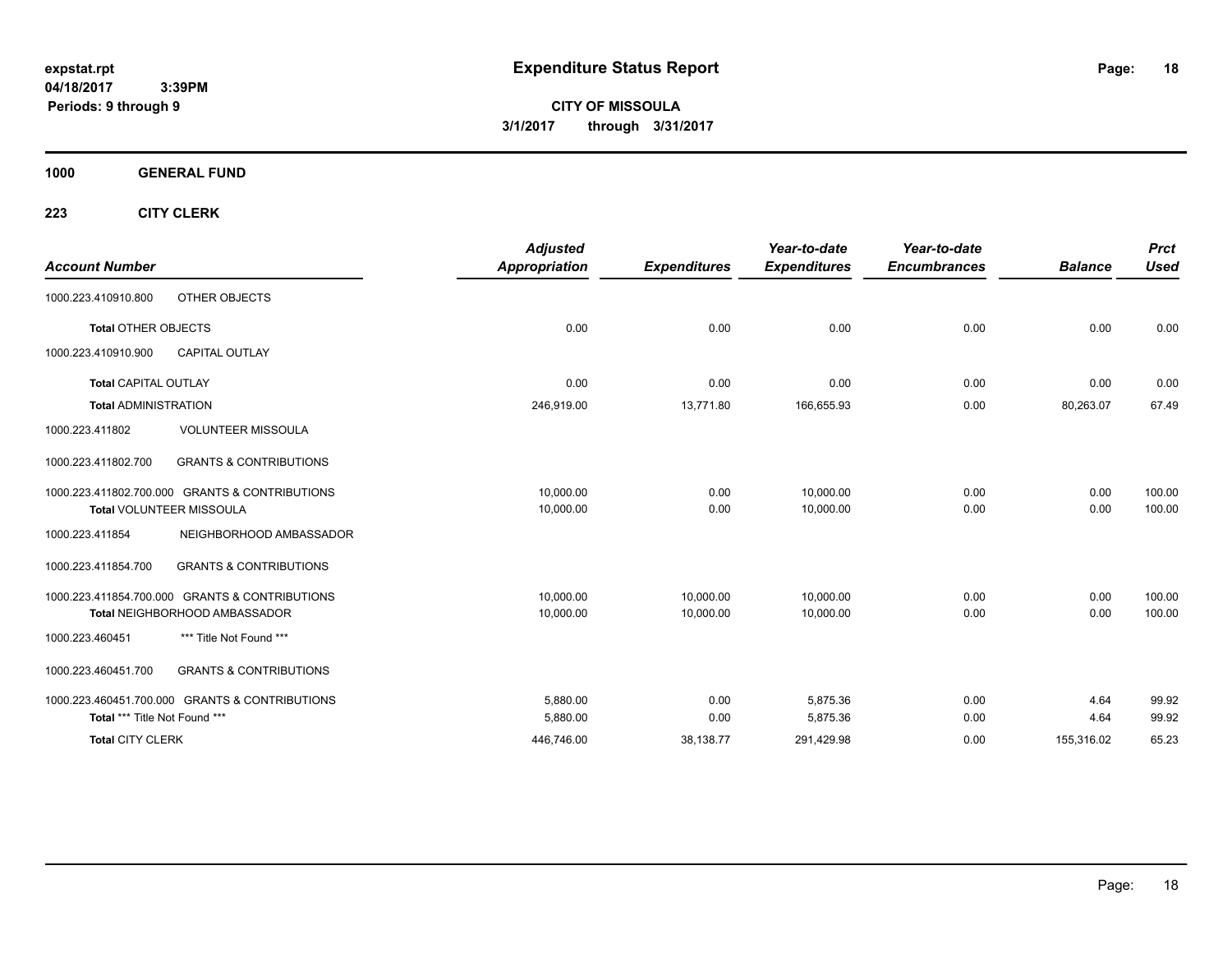# Expenditure Status Report

**CITY OF MISSOULA**
**3/1/2017 through 3/31/2017**

expstat.rpt
04/18/2017 3:39PM
Periods: 9 through 9

## 1000 GENERAL FUND

### 223 CITY CLERK

| Account Number | | Adjusted Appropriation | Expenditures | Year-to-date Expenditures | Year-to-date Encumbrances | Balance | Prct Used |
|---|---|---|---|---|---|---|---|
| 1000.223.410910.800 | OTHER OBJECTS | | | | | | |
| **Total** OTHER OBJECTS | | 0.00 | 0.00 | 0.00 | 0.00 | 0.00 | 0.00 |
| 1000.223.410910.900 | CAPITAL OUTLAY | | | | | | |
| **Total** CAPITAL OUTLAY | | 0.00 | 0.00 | 0.00 | 0.00 | 0.00 | 0.00 |
| **Total** ADMINISTRATION | | 246,919.00 | 13,771.80 | 166,655.93 | 0.00 | 80,263.07 | 67.49 |
| 1000.223.411802 | VOLUNTEER MISSOULA | | | | | | |
| 1000.223.411802.700 | GRANTS & CONTRIBUTIONS | | | | | | |
| 1000.223.411802.700.000 | GRANTS & CONTRIBUTIONS | 10,000.00 | 0.00 | 10,000.00 | 0.00 | 0.00 | 100.00 |
| **Total** VOLUNTEER MISSOULA | | 10,000.00 | 0.00 | 10,000.00 | 0.00 | 0.00 | 100.00 |
| 1000.223.411854 | NEIGHBORHOOD AMBASSADOR | | | | | | |
| 1000.223.411854.700 | GRANTS & CONTRIBUTIONS | | | | | | |
| 1000.223.411854.700.000 | GRANTS & CONTRIBUTIONS | 10,000.00 | 10,000.00 | 10,000.00 | 0.00 | 0.00 | 100.00 |
| **Total** NEIGHBORHOOD AMBASSADOR | | 10,000.00 | 10,000.00 | 10,000.00 | 0.00 | 0.00 | 100.00 |
| 1000.223.460451 | *** Title Not Found *** | | | | | | |
| 1000.223.460451.700 | GRANTS & CONTRIBUTIONS | | | | | | |
| 1000.223.460451.700.000 | GRANTS & CONTRIBUTIONS | 5,880.00 | 0.00 | 5,875.36 | 0.00 | 4.64 | 99.92 |
| **Total** *** Title Not Found *** | | 5,880.00 | 0.00 | 5,875.36 | 0.00 | 4.64 | 99.92 |
| **Total** CITY CLERK | | 446,746.00 | 38,138.77 | 291,429.98 | 0.00 | 155,316.02 | 65.23 |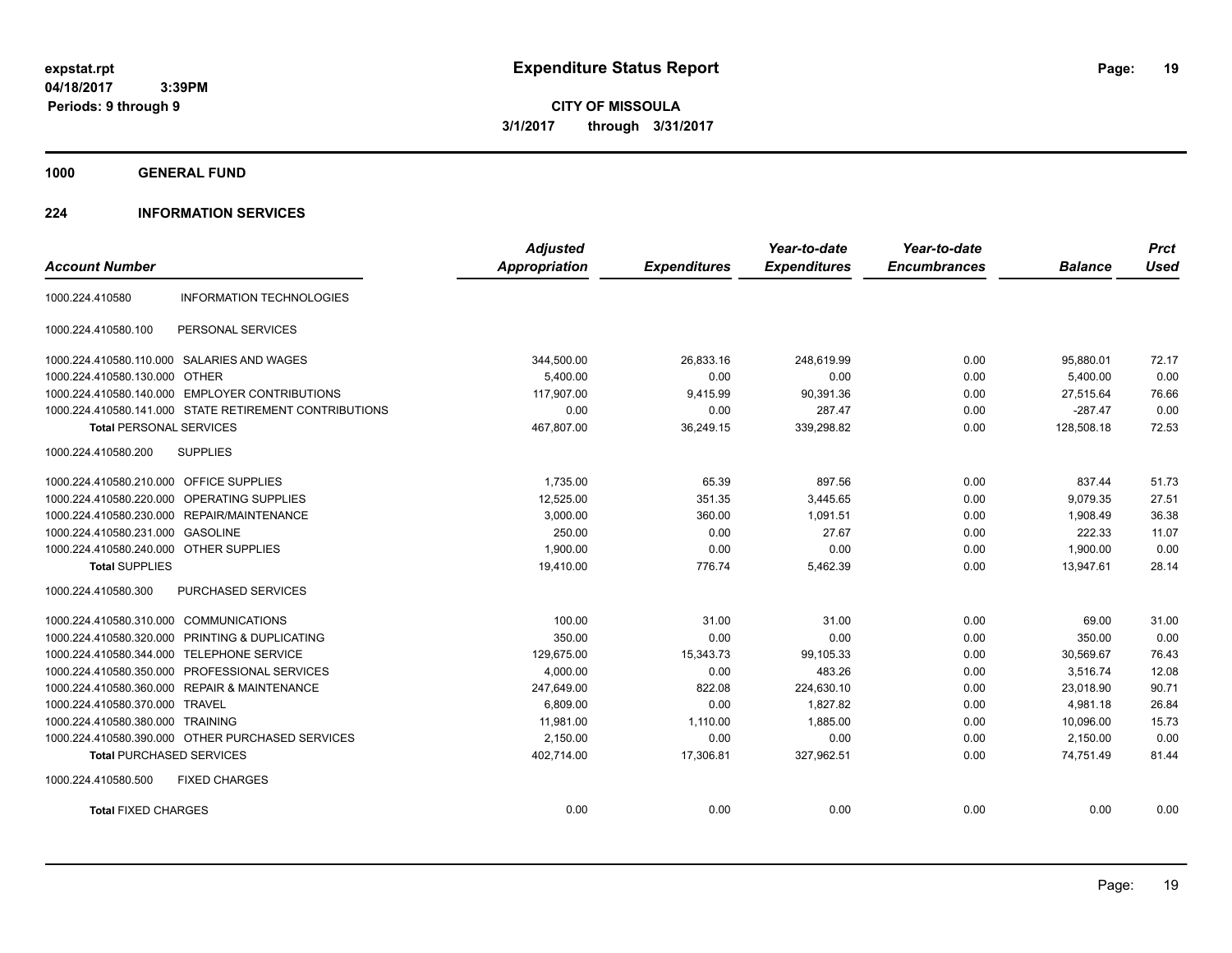expstat.rpt
04/18/2017 3:39PM
Periods: 9 through 9

# Expenditure Status Report

**CITY OF MISSOULA**
**3/1/2017 through 3/31/2017**

## 1000 GENERAL FUND

### 224 INFORMATION SERVICES

| Account Number | | Adjusted Appropriation | Expenditures | Year-to-date Expenditures | Year-to-date Encumbrances | Balance | Prct Used |
|---|---|---|---|---|---|---|---|
| 1000.224.410580 | INFORMATION TECHNOLOGIES | | | | | | |
| 1000.224.410580.100 | PERSONAL SERVICES | | | | | | |
| 1000.224.410580.110.000 | SALARIES AND WAGES | 344,500.00 | 26,833.16 | 248,619.99 | 0.00 | 95,880.01 | 72.17 |
| 1000.224.410580.130.000 | OTHER | 5,400.00 | 0.00 | 0.00 | 0.00 | 5,400.00 | 0.00 |
| 1000.224.410580.140.000 | EMPLOYER CONTRIBUTIONS | 117,907.00 | 9,415.99 | 90,391.36 | 0.00 | 27,515.64 | 76.66 |
| 1000.224.410580.141.000 | STATE RETIREMENT CONTRIBUTIONS | 0.00 | 0.00 | 287.47 | 0.00 | -287.47 | 0.00 |
| **Total** PERSONAL SERVICES | | 467,807.00 | 36,249.15 | 339,298.82 | 0.00 | 128,508.18 | 72.53 |
| 1000.224.410580.200 | SUPPLIES | | | | | | |
| 1000.224.410580.210.000 | OFFICE SUPPLIES | 1,735.00 | 65.39 | 897.56 | 0.00 | 837.44 | 51.73 |
| 1000.224.410580.220.000 | OPERATING SUPPLIES | 12,525.00 | 351.35 | 3,445.65 | 0.00 | 9,079.35 | 27.51 |
| 1000.224.410580.230.000 | REPAIR/MAINTENANCE | 3,000.00 | 360.00 | 1,091.51 | 0.00 | 1,908.49 | 36.38 |
| 1000.224.410580.231.000 | GASOLINE | 250.00 | 0.00 | 27.67 | 0.00 | 222.33 | 11.07 |
| 1000.224.410580.240.000 | OTHER SUPPLIES | 1,900.00 | 0.00 | 0.00 | 0.00 | 1,900.00 | 0.00 |
| **Total** SUPPLIES | | 19,410.00 | 776.74 | 5,462.39 | 0.00 | 13,947.61 | 28.14 |
| 1000.224.410580.300 | PURCHASED SERVICES | | | | | | |
| 1000.224.410580.310.000 | COMMUNICATIONS | 100.00 | 31.00 | 31.00 | 0.00 | 69.00 | 31.00 |
| 1000.224.410580.320.000 | PRINTING & DUPLICATING | 350.00 | 0.00 | 0.00 | 0.00 | 350.00 | 0.00 |
| 1000.224.410580.344.000 | TELEPHONE SERVICE | 129,675.00 | 15,343.73 | 99,105.33 | 0.00 | 30,569.67 | 76.43 |
| 1000.224.410580.350.000 | PROFESSIONAL SERVICES | 4,000.00 | 0.00 | 483.26 | 0.00 | 3,516.74 | 12.08 |
| 1000.224.410580.360.000 | REPAIR & MAINTENANCE | 247,649.00 | 822.08 | 224,630.10 | 0.00 | 23,018.90 | 90.71 |
| 1000.224.410580.370.000 | TRAVEL | 6,809.00 | 0.00 | 1,827.82 | 0.00 | 4,981.18 | 26.84 |
| 1000.224.410580.380.000 | TRAINING | 11,981.00 | 1,110.00 | 1,885.00 | 0.00 | 10,096.00 | 15.73 |
| 1000.224.410580.390.000 | OTHER PURCHASED SERVICES | 2,150.00 | 0.00 | 0.00 | 0.00 | 2,150.00 | 0.00 |
| **Total** PURCHASED SERVICES | | 402,714.00 | 17,306.81 | 327,962.51 | 0.00 | 74,751.49 | 81.44 |
| 1000.224.410580.500 | FIXED CHARGES | | | | | | |
| **Total** FIXED CHARGES | | 0.00 | 0.00 | 0.00 | 0.00 | 0.00 | 0.00 |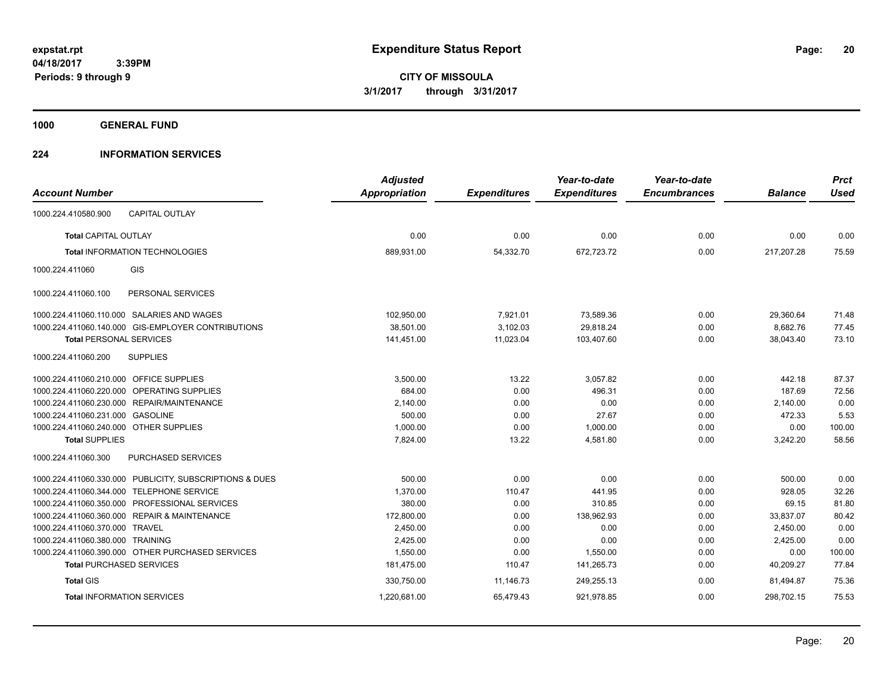**expstat.rpt**
**04/18/2017 3:39PM**
**Periods: 9 through 9**

# Expenditure Status Report

**CITY OF MISSOULA**
**3/1/2017 through 3/31/2017**

## 1000 GENERAL FUND

## 224 INFORMATION SERVICES

| Account Number | | Adjusted Appropriation | Expenditures | Year-to-date Expenditures | Year-to-date Encumbrances | Balance | Prct Used |
|---|---|---|---|---|---|---|---|
| 1000.224.410580.900 | CAPITAL OUTLAY | | | | | | |
| **Total** CAPITAL OUTLAY | | 0.00 | 0.00 | 0.00 | 0.00 | 0.00 | 0.00 |
| **Total** INFORMATION TECHNOLOGIES | | 889,931.00 | 54,332.70 | 672,723.72 | 0.00 | 217,207.28 | 75.59 |
| 1000.224.411060 | GIS | | | | | | |
| 1000.224.411060.100 | PERSONAL SERVICES | | | | | | |
| 1000.224.411060.110.000 | SALARIES AND WAGES | 102,950.00 | 7,921.01 | 73,589.36 | 0.00 | 29,360.64 | 71.48 |
| 1000.224.411060.140.000 | GIS-EMPLOYER CONTRIBUTIONS | 38,501.00 | 3,102.03 | 29,818.24 | 0.00 | 8,682.76 | 77.45 |
| **Total** PERSONAL SERVICES | | 141,451.00 | 11,023.04 | 103,407.60 | 0.00 | 38,043.40 | 73.10 |
| 1000.224.411060.200 | SUPPLIES | | | | | | |
| 1000.224.411060.210.000 | OFFICE SUPPLIES | 3,500.00 | 13.22 | 3,057.82 | 0.00 | 442.18 | 87.37 |
| 1000.224.411060.220.000 | OPERATING SUPPLIES | 684.00 | 0.00 | 496.31 | 0.00 | 187.69 | 72.56 |
| 1000.224.411060.230.000 | REPAIR/MAINTENANCE | 2,140.00 | 0.00 | 0.00 | 0.00 | 2,140.00 | 0.00 |
| 1000.224.411060.231.000 | GASOLINE | 500.00 | 0.00 | 27.67 | 0.00 | 472.33 | 5.53 |
| 1000.224.411060.240.000 | OTHER SUPPLIES | 1,000.00 | 0.00 | 1,000.00 | 0.00 | 0.00 | 100.00 |
| **Total** SUPPLIES | | 7,824.00 | 13.22 | 4,581.80 | 0.00 | 3,242.20 | 58.56 |
| 1000.224.411060.300 | PURCHASED SERVICES | | | | | | |
| 1000.224.411060.330.000 | PUBLICITY, SUBSCRIPTIONS & DUES | 500.00 | 0.00 | 0.00 | 0.00 | 500.00 | 0.00 |
| 1000.224.411060.344.000 | TELEPHONE SERVICE | 1,370.00 | 110.47 | 441.95 | 0.00 | 928.05 | 32.26 |
| 1000.224.411060.350.000 | PROFESSIONAL SERVICES | 380.00 | 0.00 | 310.85 | 0.00 | 69.15 | 81.80 |
| 1000.224.411060.360.000 | REPAIR & MAINTENANCE | 172,800.00 | 0.00 | 138,962.93 | 0.00 | 33,837.07 | 80.42 |
| 1000.224.411060.370.000 | TRAVEL | 2,450.00 | 0.00 | 0.00 | 0.00 | 2,450.00 | 0.00 |
| 1000.224.411060.380.000 | TRAINING | 2,425.00 | 0.00 | 0.00 | 0.00 | 2,425.00 | 0.00 |
| 1000.224.411060.390.000 | OTHER PURCHASED SERVICES | 1,550.00 | 0.00 | 1,550.00 | 0.00 | 0.00 | 100.00 |
| **Total** PURCHASED SERVICES | | 181,475.00 | 110.47 | 141,265.73 | 0.00 | 40,209.27 | 77.84 |
| **Total** GIS | | 330,750.00 | 11,146.73 | 249,255.13 | 0.00 | 81,494.87 | 75.36 |
| **Total** INFORMATION SERVICES | | 1,220,681.00 | 65,479.43 | 921,978.85 | 0.00 | 298,702.15 | 75.53 |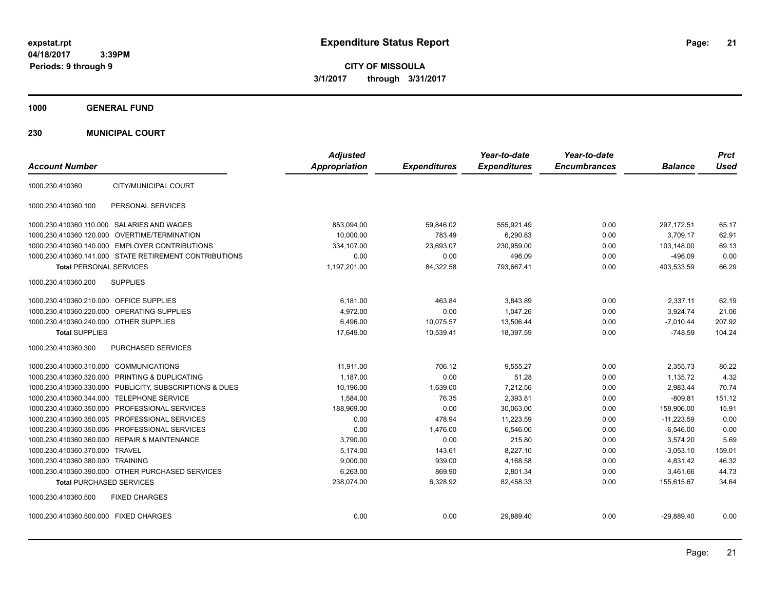expstat.rpt
04/18/2017 3:39PM
Periods: 9 through 9

# Expenditure Status Report

**CITY OF MISSOULA**
**3/1/2017 through 3/31/2017**

## 1000 GENERAL FUND

## 230 MUNICIPAL COURT

| Account Number | | Adjusted Appropriation | Expenditures | Year-to-date Expenditures | Year-to-date Encumbrances | Balance | Prct Used |
|---|---|---|---|---|---|---|---|
| 1000.230.410360 | CITY/MUNICIPAL COURT | | | | | | |
| 1000.230.410360.100 | PERSONAL SERVICES | | | | | | |
| 1000.230.410360.110.000 | SALARIES AND WAGES | 853,094.00 | 59,846.02 | 555,921.49 | 0.00 | 297,172.51 | 65.17 |
| 1000.230.410360.120.000 | OVERTIME/TERMINATION | 10,000.00 | 783.49 | 6,290.83 | 0.00 | 3,709.17 | 62.91 |
| 1000.230.410360.140.000 | EMPLOYER CONTRIBUTIONS | 334,107.00 | 23,693.07 | 230,959.00 | 0.00 | 103,148.00 | 69.13 |
| 1000.230.410360.141.000 | STATE RETIREMENT CONTRIBUTIONS | 0.00 | 0.00 | 496.09 | 0.00 | -496.09 | 0.00 |
| **Total** PERSONAL SERVICES | | 1,197,201.00 | 84,322.58 | 793,667.41 | 0.00 | 403,533.59 | 66.29 |
| 1000.230.410360.200 | SUPPLIES | | | | | | |
| 1000.230.410360.210.000 | OFFICE SUPPLIES | 6,181.00 | 463.84 | 3,843.89 | 0.00 | 2,337.11 | 62.19 |
| 1000.230.410360.220.000 | OPERATING SUPPLIES | 4,972.00 | 0.00 | 1,047.26 | 0.00 | 3,924.74 | 21.06 |
| 1000.230.410360.240.000 | OTHER SUPPLIES | 6,496.00 | 10,075.57 | 13,506.44 | 0.00 | -7,010.44 | 207.92 |
| **Total** SUPPLIES | | 17,649.00 | 10,539.41 | 18,397.59 | 0.00 | -748.59 | 104.24 |
| 1000.230.410360.300 | PURCHASED SERVICES | | | | | | |
| 1000.230.410360.310.000 | COMMUNICATIONS | 11,911.00 | 706.12 | 9,555.27 | 0.00 | 2,355.73 | 80.22 |
| 1000.230.410360.320.000 | PRINTING & DUPLICATING | 1,187.00 | 0.00 | 51.28 | 0.00 | 1,135.72 | 4.32 |
| 1000.230.410360.330.000 | PUBLICITY, SUBSCRIPTIONS & DUES | 10,196.00 | 1,639.00 | 7,212.56 | 0.00 | 2,983.44 | 70.74 |
| 1000.230.410360.344.000 | TELEPHONE SERVICE | 1,584.00 | 76.35 | 2,393.81 | 0.00 | -809.81 | 151.12 |
| 1000.230.410360.350.000 | PROFESSIONAL SERVICES | 188,969.00 | 0.00 | 30,063.00 | 0.00 | 158,906.00 | 15.91 |
| 1000.230.410360.350.005 | PROFESSIONAL SERVICES | 0.00 | 478.94 | 11,223.59 | 0.00 | -11,223.59 | 0.00 |
| 1000.230.410360.350.006 | PROFESSIONAL SERVICES | 0.00 | 1,476.00 | 6,546.00 | 0.00 | -6,546.00 | 0.00 |
| 1000.230.410360.360.000 | REPAIR & MAINTENANCE | 3,790.00 | 0.00 | 215.80 | 0.00 | 3,574.20 | 5.69 |
| 1000.230.410360.370.000 | TRAVEL | 5,174.00 | 143.61 | 8,227.10 | 0.00 | -3,053.10 | 159.01 |
| 1000.230.410360.380.000 | TRAINING | 9,000.00 | 939.00 | 4,168.58 | 0.00 | 4,831.42 | 46.32 |
| 1000.230.410360.390.000 | OTHER PURCHASED SERVICES | 6,263.00 | 869.90 | 2,801.34 | 0.00 | 3,461.66 | 44.73 |
| **Total** PURCHASED SERVICES | | 238,074.00 | 6,328.92 | 82,458.33 | 0.00 | 155,615.67 | 34.64 |
| 1000.230.410360.500 | FIXED CHARGES | | | | | | |
| 1000.230.410360.500.000 | FIXED CHARGES | 0.00 | 0.00 | 29,889.40 | 0.00 | -29,889.40 | 0.00 |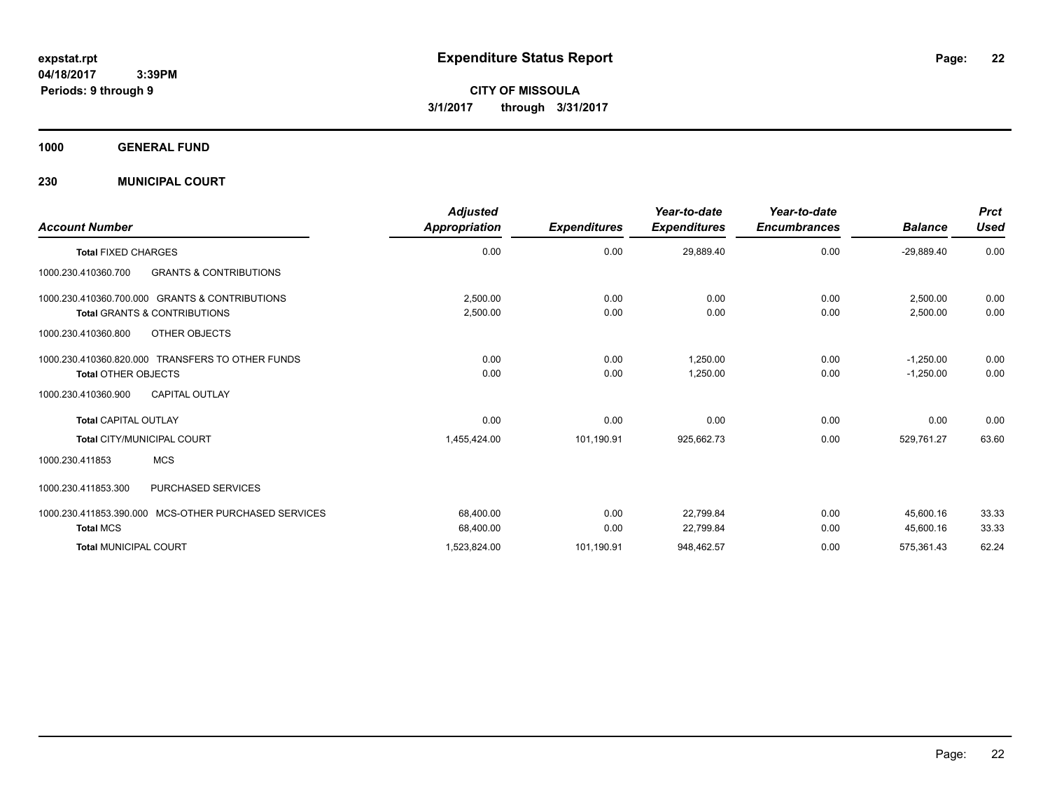# Expenditure Status Report

expstat.rpt
04/18/2017 3:39PM
Periods: 9 through 9

**CITY OF MISSOULA**
**3/1/2017 through 3/31/2017**

## 1000 GENERAL FUND

## 230 MUNICIPAL COURT

| Account Number | | Adjusted Appropriation | Expenditures | Year-to-date Expenditures | Year-to-date Encumbrances | Balance | Prct Used |
|---|---|---|---|---|---|---|---|
| **Total** FIXED CHARGES | | 0.00 | 0.00 | 29,889.40 | 0.00 | -29,889.40 | 0.00 |
| 1000.230.410360.700 | GRANTS & CONTRIBUTIONS | | | | | | |
| 1000.230.410360.700.000 | GRANTS & CONTRIBUTIONS | 2,500.00 | 0.00 | 0.00 | 0.00 | 2,500.00 | 0.00 |
| **Total** GRANTS & CONTRIBUTIONS | | 2,500.00 | 0.00 | 0.00 | 0.00 | 2,500.00 | 0.00 |
| 1000.230.410360.800 | OTHER OBJECTS | | | | | | |
| 1000.230.410360.820.000 | TRANSFERS TO OTHER FUNDS | 0.00 | 0.00 | 1,250.00 | 0.00 | -1,250.00 | 0.00 |
| **Total** OTHER OBJECTS | | 0.00 | 0.00 | 1,250.00 | 0.00 | -1,250.00 | 0.00 |
| 1000.230.410360.900 | CAPITAL OUTLAY | | | | | | |
| **Total** CAPITAL OUTLAY | | 0.00 | 0.00 | 0.00 | 0.00 | 0.00 | 0.00 |
| **Total** CITY/MUNICIPAL COURT | | 1,455,424.00 | 101,190.91 | 925,662.73 | 0.00 | 529,761.27 | 63.60 |
| 1000.230.411853 | MCS | | | | | | |
| 1000.230.411853.300 | PURCHASED SERVICES | | | | | | |
| 1000.230.411853.390.000 | MCS-OTHER PURCHASED SERVICES | 68,400.00 | 0.00 | 22,799.84 | 0.00 | 45,600.16 | 33.33 |
| **Total** MCS | | 68,400.00 | 0.00 | 22,799.84 | 0.00 | 45,600.16 | 33.33 |
| **Total** MUNICIPAL COURT | | 1,523,824.00 | 101,190.91 | 948,462.57 | 0.00 | 575,361.43 | 62.24 |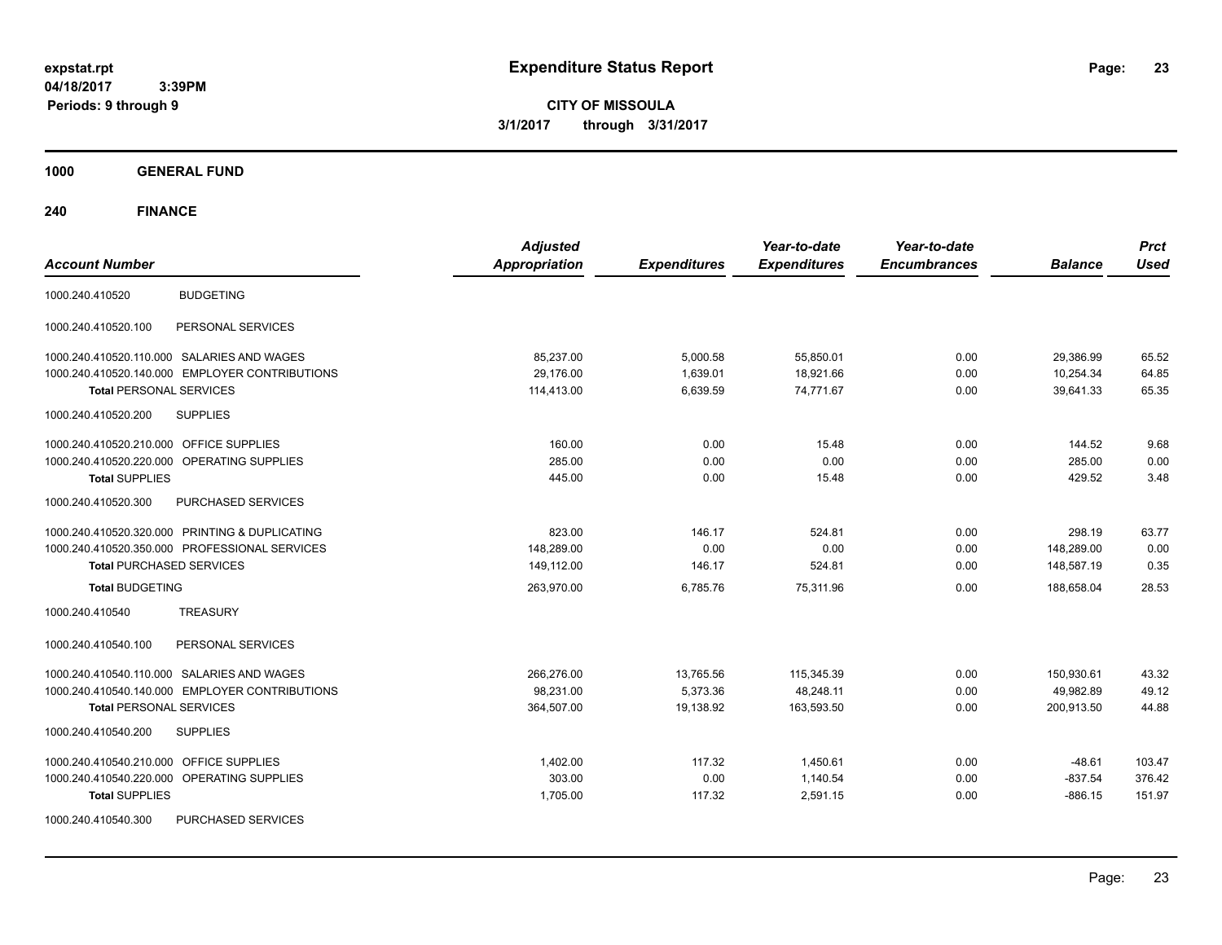**expstat.rpt**
**04/18/2017 3:39PM**
**Periods: 9 through 9**

# Expenditure Status Report

**CITY OF MISSOULA**
**3/1/2017 through 3/31/2017**

## 1000 GENERAL FUND

## 240 FINANCE

| Account Number | | Adjusted Appropriation | Expenditures | Year-to-date Expenditures | Year-to-date Encumbrances | Balance | Prct Used |
|---|---|---|---|---|---|---|---|
| 1000.240.410520 | BUDGETING | | | | | | |
| 1000.240.410520.100 | PERSONAL SERVICES | | | | | | |
| 1000.240.410520.110.000 | SALARIES AND WAGES | 85,237.00 | 5,000.58 | 55,850.01 | 0.00 | 29,386.99 | 65.52 |
| 1000.240.410520.140.000 | EMPLOYER CONTRIBUTIONS | 29,176.00 | 1,639.01 | 18,921.66 | 0.00 | 10,254.34 | 64.85 |
| **Total** PERSONAL SERVICES | | 114,413.00 | 6,639.59 | 74,771.67 | 0.00 | 39,641.33 | 65.35 |
| 1000.240.410520.200 | SUPPLIES | | | | | | |
| 1000.240.410520.210.000 | OFFICE SUPPLIES | 160.00 | 0.00 | 15.48 | 0.00 | 144.52 | 9.68 |
| 1000.240.410520.220.000 | OPERATING SUPPLIES | 285.00 | 0.00 | 0.00 | 0.00 | 285.00 | 0.00 |
| **Total** SUPPLIES | | 445.00 | 0.00 | 15.48 | 0.00 | 429.52 | 3.48 |
| 1000.240.410520.300 | PURCHASED SERVICES | | | | | | |
| 1000.240.410520.320.000 | PRINTING & DUPLICATING | 823.00 | 146.17 | 524.81 | 0.00 | 298.19 | 63.77 |
| 1000.240.410520.350.000 | PROFESSIONAL SERVICES | 148,289.00 | 0.00 | 0.00 | 0.00 | 148,289.00 | 0.00 |
| **Total** PURCHASED SERVICES | | 149,112.00 | 146.17 | 524.81 | 0.00 | 148,587.19 | 0.35 |
| **Total** BUDGETING | | 263,970.00 | 6,785.76 | 75,311.96 | 0.00 | 188,658.04 | 28.53 |
| 1000.240.410540 | TREASURY | | | | | | |
| 1000.240.410540.100 | PERSONAL SERVICES | | | | | | |
| 1000.240.410540.110.000 | SALARIES AND WAGES | 266,276.00 | 13,765.56 | 115,345.39 | 0.00 | 150,930.61 | 43.32 |
| 1000.240.410540.140.000 | EMPLOYER CONTRIBUTIONS | 98,231.00 | 5,373.36 | 48,248.11 | 0.00 | 49,982.89 | 49.12 |
| **Total** PERSONAL SERVICES | | 364,507.00 | 19,138.92 | 163,593.50 | 0.00 | 200,913.50 | 44.88 |
| 1000.240.410540.200 | SUPPLIES | | | | | | |
| 1000.240.410540.210.000 | OFFICE SUPPLIES | 1,402.00 | 117.32 | 1,450.61 | 0.00 | -48.61 | 103.47 |
| 1000.240.410540.220.000 | OPERATING SUPPLIES | 303.00 | 0.00 | 1,140.54 | 0.00 | -837.54 | 376.42 |
| **Total** SUPPLIES | | 1,705.00 | 117.32 | 2,591.15 | 0.00 | -886.15 | 151.97 |
| 1000.240.410540.300 | PURCHASED SERVICES | | | | | | |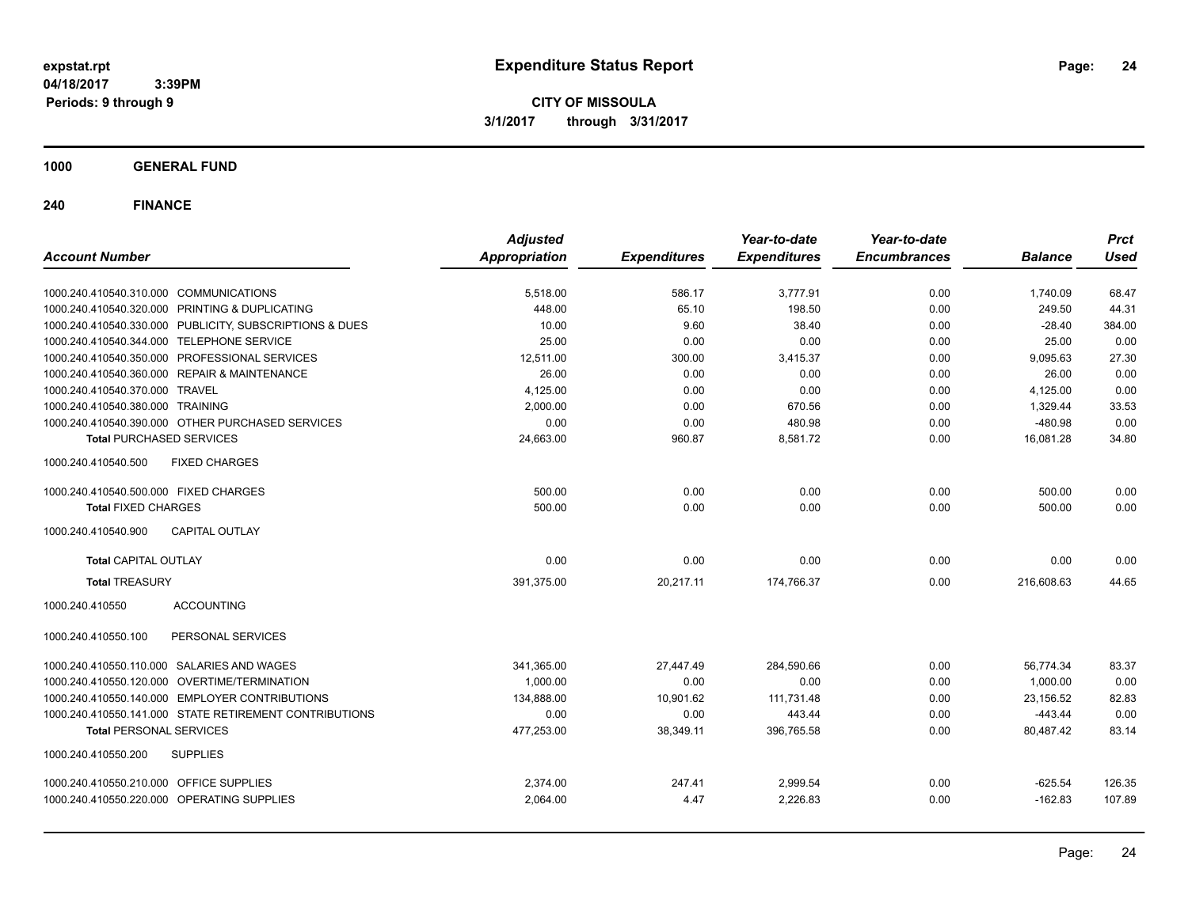# Expenditure Status Report

expstat.rpt
04/18/2017 3:39PM
Periods: 9 through 9

**CITY OF MISSOULA**
**3/1/2017 through 3/31/2017**

## 1000 GENERAL FUND

## 240 FINANCE

| Account Number | Adjusted Appropriation | Expenditures | Year-to-date Expenditures | Year-to-date Encumbrances | Balance | Prct Used |
|---|---|---|---|---|---|---|
| 1000.240.410540.310.000 COMMUNICATIONS | 5,518.00 | 586.17 | 3,777.91 | 0.00 | 1,740.09 | 68.47 |
| 1000.240.410540.320.000 PRINTING & DUPLICATING | 448.00 | 65.10 | 198.50 | 0.00 | 249.50 | 44.31 |
| 1000.240.410540.330.000 PUBLICITY, SUBSCRIPTIONS & DUES | 10.00 | 9.60 | 38.40 | 0.00 | -28.40 | 384.00 |
| 1000.240.410540.344.000 TELEPHONE SERVICE | 25.00 | 0.00 | 0.00 | 0.00 | 25.00 | 0.00 |
| 1000.240.410540.350.000 PROFESSIONAL SERVICES | 12,511.00 | 300.00 | 3,415.37 | 0.00 | 9,095.63 | 27.30 |
| 1000.240.410540.360.000 REPAIR & MAINTENANCE | 26.00 | 0.00 | 0.00 | 0.00 | 26.00 | 0.00 |
| 1000.240.410540.370.000 TRAVEL | 4,125.00 | 0.00 | 0.00 | 0.00 | 4,125.00 | 0.00 |
| 1000.240.410540.380.000 TRAINING | 2,000.00 | 0.00 | 670.56 | 0.00 | 1,329.44 | 33.53 |
| 1000.240.410540.390.000 OTHER PURCHASED SERVICES | 0.00 | 0.00 | 480.98 | 0.00 | -480.98 | 0.00 |
| **Total** PURCHASED SERVICES | 24,663.00 | 960.87 | 8,581.72 | 0.00 | 16,081.28 | 34.80 |
| 1000.240.410540.500 FIXED CHARGES | | | | | | |
| 1000.240.410540.500.000 FIXED CHARGES | 500.00 | 0.00 | 0.00 | 0.00 | 500.00 | 0.00 |
| **Total** FIXED CHARGES | 500.00 | 0.00 | 0.00 | 0.00 | 500.00 | 0.00 |
| 1000.240.410540.900 CAPITAL OUTLAY | | | | | | |
| **Total** CAPITAL OUTLAY | 0.00 | 0.00 | 0.00 | 0.00 | 0.00 | 0.00 |
| **Total** TREASURY | 391,375.00 | 20,217.11 | 174,766.37 | 0.00 | 216,608.63 | 44.65 |
| 1000.240.410550 ACCOUNTING | | | | | | |
| 1000.240.410550.100 PERSONAL SERVICES | | | | | | |
| 1000.240.410550.110.000 SALARIES AND WAGES | 341,365.00 | 27,447.49 | 284,590.66 | 0.00 | 56,774.34 | 83.37 |
| 1000.240.410550.120.000 OVERTIME/TERMINATION | 1,000.00 | 0.00 | 0.00 | 0.00 | 1,000.00 | 0.00 |
| 1000.240.410550.140.000 EMPLOYER CONTRIBUTIONS | 134,888.00 | 10,901.62 | 111,731.48 | 0.00 | 23,156.52 | 82.83 |
| 1000.240.410550.141.000 STATE RETIREMENT CONTRIBUTIONS | 0.00 | 0.00 | 443.44 | 0.00 | -443.44 | 0.00 |
| **Total** PERSONAL SERVICES | 477,253.00 | 38,349.11 | 396,765.58 | 0.00 | 80,487.42 | 83.14 |
| 1000.240.410550.200 SUPPLIES | | | | | | |
| 1000.240.410550.210.000 OFFICE SUPPLIES | 2,374.00 | 247.41 | 2,999.54 | 0.00 | -625.54 | 126.35 |
| 1000.240.410550.220.000 OPERATING SUPPLIES | 2,064.00 | 4.47 | 2,226.83 | 0.00 | -162.83 | 107.89 |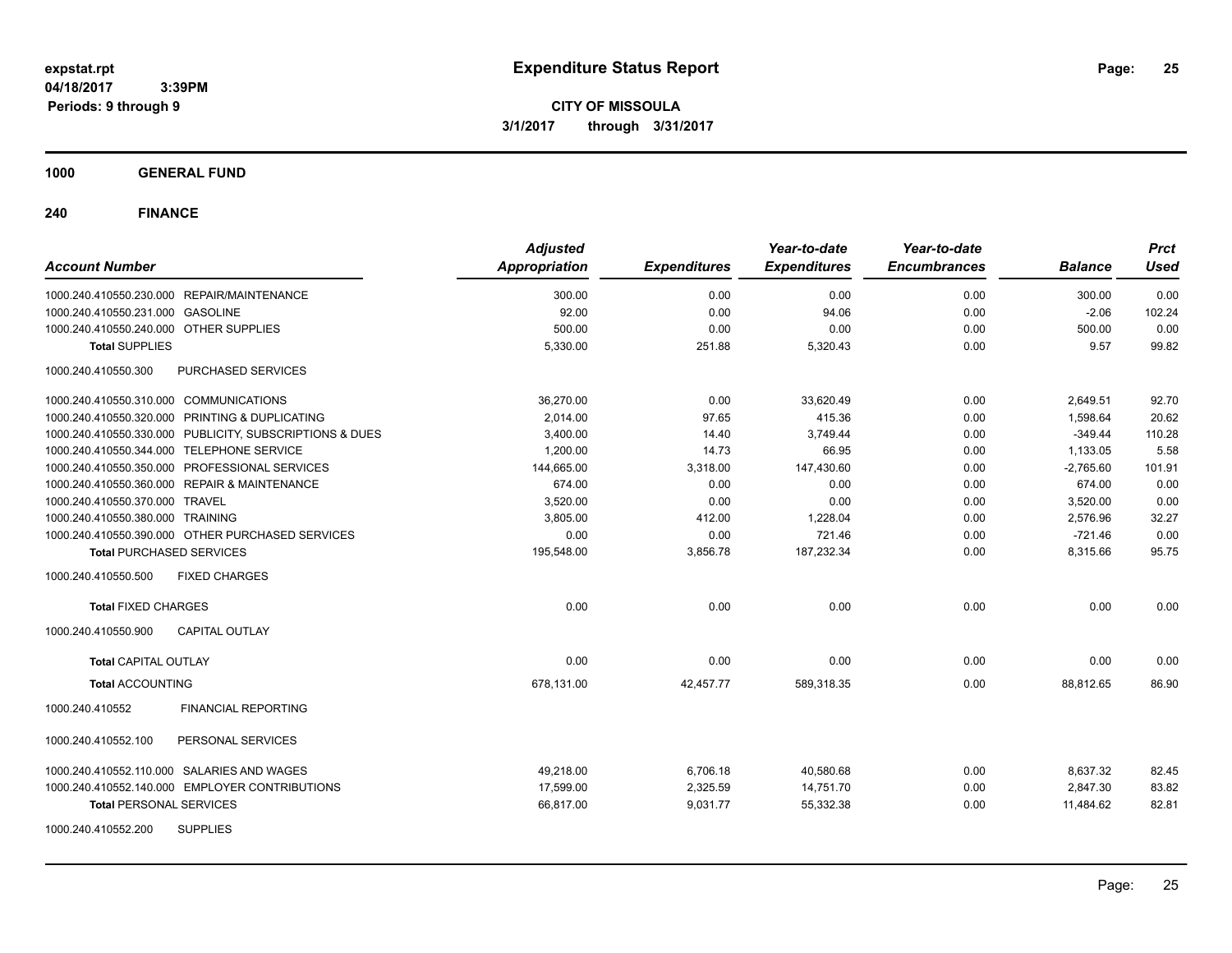**expstat.rpt**
**04/18/2017 3:39PM**
**Periods: 9 through 9**

# Expenditure Status Report

**CITY OF MISSOULA**
**3/1/2017 through 3/31/2017**

## 1000 GENERAL FUND

## 240 FINANCE

| Account Number | | Adjusted Appropriation | Expenditures | Year-to-date Expenditures | Year-to-date Encumbrances | Balance | Prct Used |
|---|---|---|---|---|---|---|---|
| 1000.240.410550.230.000 | REPAIR/MAINTENANCE | 300.00 | 0.00 | 0.00 | 0.00 | 300.00 | 0.00 |
| 1000.240.410550.231.000 | GASOLINE | 92.00 | 0.00 | 94.06 | 0.00 | -2.06 | 102.24 |
| 1000.240.410550.240.000 | OTHER SUPPLIES | 500.00 | 0.00 | 0.00 | 0.00 | 500.00 | 0.00 |
| **Total** SUPPLIES | | 5,330.00 | 251.88 | 5,320.43 | 0.00 | 9.57 | 99.82 |
| 1000.240.410550.300 | PURCHASED SERVICES | | | | | | |
| 1000.240.410550.310.000 | COMMUNICATIONS | 36,270.00 | 0.00 | 33,620.49 | 0.00 | 2,649.51 | 92.70 |
| 1000.240.410550.320.000 | PRINTING & DUPLICATING | 2,014.00 | 97.65 | 415.36 | 0.00 | 1,598.64 | 20.62 |
| 1000.240.410550.330.000 | PUBLICITY, SUBSCRIPTIONS & DUES | 3,400.00 | 14.40 | 3,749.44 | 0.00 | -349.44 | 110.28 |
| 1000.240.410550.344.000 | TELEPHONE SERVICE | 1,200.00 | 14.73 | 66.95 | 0.00 | 1,133.05 | 5.58 |
| 1000.240.410550.350.000 | PROFESSIONAL SERVICES | 144,665.00 | 3,318.00 | 147,430.60 | 0.00 | -2,765.60 | 101.91 |
| 1000.240.410550.360.000 | REPAIR & MAINTENANCE | 674.00 | 0.00 | 0.00 | 0.00 | 674.00 | 0.00 |
| 1000.240.410550.370.000 | TRAVEL | 3,520.00 | 0.00 | 0.00 | 0.00 | 3,520.00 | 0.00 |
| 1000.240.410550.380.000 | TRAINING | 3,805.00 | 412.00 | 1,228.04 | 0.00 | 2,576.96 | 32.27 |
| 1000.240.410550.390.000 | OTHER PURCHASED SERVICES | 0.00 | 0.00 | 721.46 | 0.00 | -721.46 | 0.00 |
| **Total** PURCHASED SERVICES | | 195,548.00 | 3,856.78 | 187,232.34 | 0.00 | 8,315.66 | 95.75 |
| 1000.240.410550.500 | FIXED CHARGES | | | | | | |
| **Total** FIXED CHARGES | | 0.00 | 0.00 | 0.00 | 0.00 | 0.00 | 0.00 |
| 1000.240.410550.900 | CAPITAL OUTLAY | | | | | | |
| **Total** CAPITAL OUTLAY | | 0.00 | 0.00 | 0.00 | 0.00 | 0.00 | 0.00 |
| **Total** ACCOUNTING | | 678,131.00 | 42,457.77 | 589,318.35 | 0.00 | 88,812.65 | 86.90 |
| 1000.240.410552 | FINANCIAL REPORTING | | | | | | |
| 1000.240.410552.100 | PERSONAL SERVICES | | | | | | |
| 1000.240.410552.110.000 | SALARIES AND WAGES | 49,218.00 | 6,706.18 | 40,580.68 | 0.00 | 8,637.32 | 82.45 |
| 1000.240.410552.140.000 | EMPLOYER CONTRIBUTIONS | 17,599.00 | 2,325.59 | 14,751.70 | 0.00 | 2,847.30 | 83.82 |
| **Total** PERSONAL SERVICES | | 66,817.00 | 9,031.77 | 55,332.38 | 0.00 | 11,484.62 | 82.81 |
| 1000.240.410552.200 | SUPPLIES | | | | | | |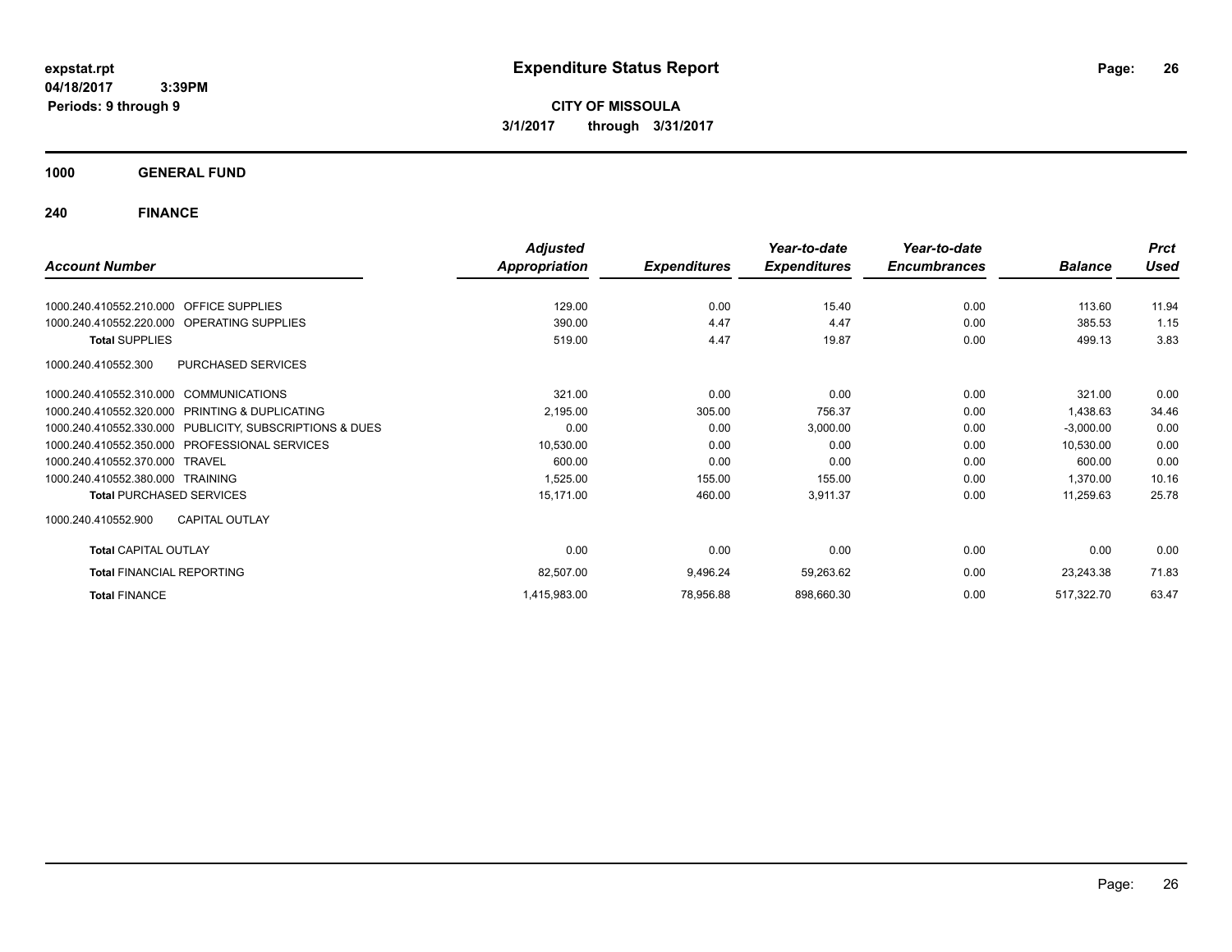**expstat.rpt**
**04/18/2017 3:39PM**
**Periods: 9 through 9**

# Expenditure Status Report

**CITY OF MISSOULA**
**3/1/2017 through 3/31/2017**

## 1000 GENERAL FUND

### 240 FINANCE

| Account Number | | Adjusted Appropriation | Expenditures | Year-to-date Expenditures | Year-to-date Encumbrances | Balance | Prct Used |
|---|---|---|---|---|---|---|---|
| 1000.240.410552.210.000 | OFFICE SUPPLIES | 129.00 | 0.00 | 15.40 | 0.00 | 113.60 | 11.94 |
| 1000.240.410552.220.000 | OPERATING SUPPLIES | 390.00 | 4.47 | 4.47 | 0.00 | 385.53 | 1.15 |
| **Total** SUPPLIES | | 519.00 | 4.47 | 19.87 | 0.00 | 499.13 | 3.83 |
| 1000.240.410552.300 | PURCHASED SERVICES | | | | | | |
| 1000.240.410552.310.000 | COMMUNICATIONS | 321.00 | 0.00 | 0.00 | 0.00 | 321.00 | 0.00 |
| 1000.240.410552.320.000 | PRINTING & DUPLICATING | 2,195.00 | 305.00 | 756.37 | 0.00 | 1,438.63 | 34.46 |
| 1000.240.410552.330.000 | PUBLICITY, SUBSCRIPTIONS & DUES | 0.00 | 0.00 | 3,000.00 | 0.00 | -3,000.00 | 0.00 |
| 1000.240.410552.350.000 | PROFESSIONAL SERVICES | 10,530.00 | 0.00 | 0.00 | 0.00 | 10,530.00 | 0.00 |
| 1000.240.410552.370.000 | TRAVEL | 600.00 | 0.00 | 0.00 | 0.00 | 600.00 | 0.00 |
| 1000.240.410552.380.000 | TRAINING | 1,525.00 | 155.00 | 155.00 | 0.00 | 1,370.00 | 10.16 |
| **Total** PURCHASED SERVICES | | 15,171.00 | 460.00 | 3,911.37 | 0.00 | 11,259.63 | 25.78 |
| 1000.240.410552.900 | CAPITAL OUTLAY | | | | | | |
| **Total** CAPITAL OUTLAY | | 0.00 | 0.00 | 0.00 | 0.00 | 0.00 | 0.00 |
| **Total** FINANCIAL REPORTING | | 82,507.00 | 9,496.24 | 59,263.62 | 0.00 | 23,243.38 | 71.83 |
| **Total** FINANCE | | 1,415,983.00 | 78,956.88 | 898,660.30 | 0.00 | 517,322.70 | 63.47 |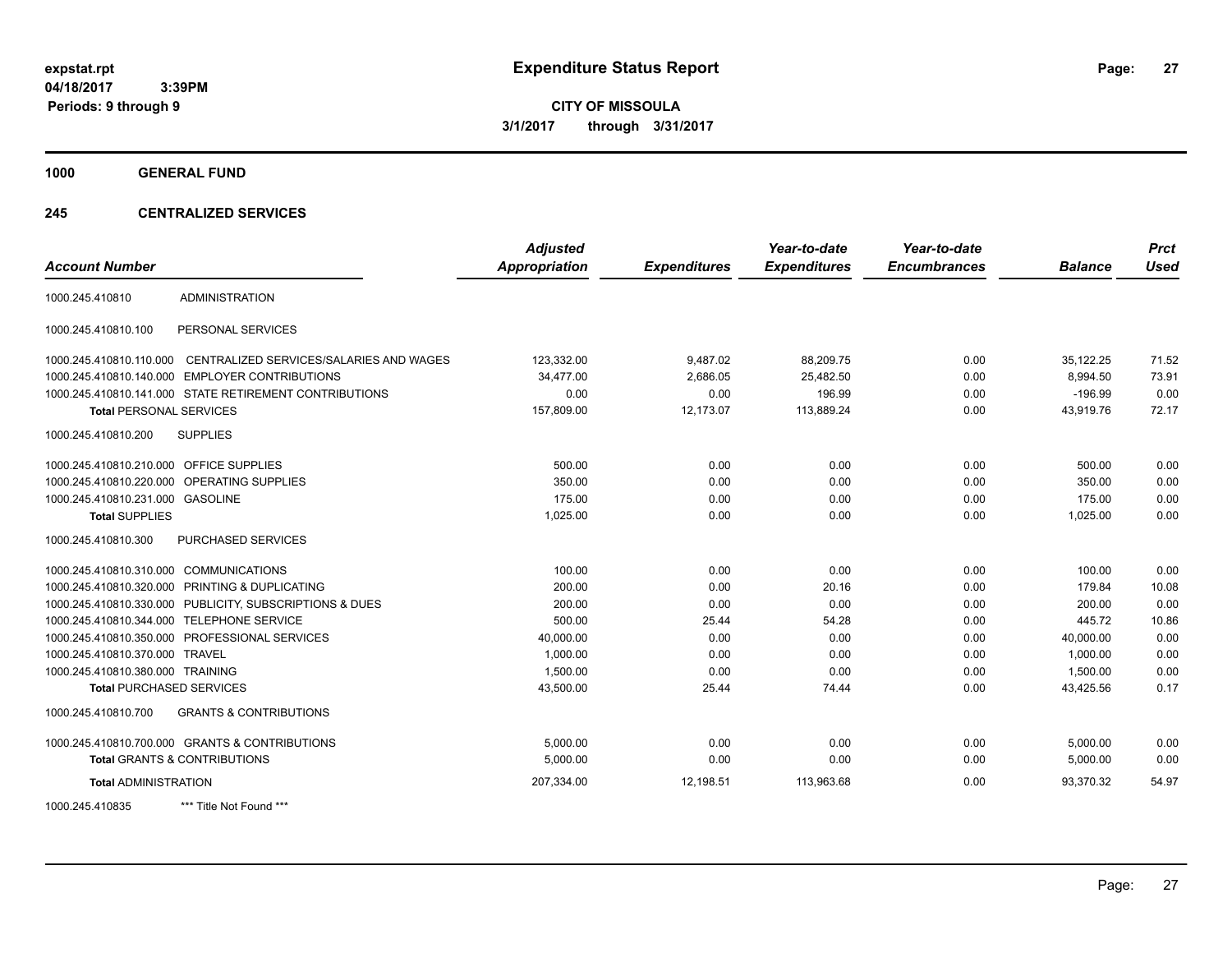# Expenditure Status Report

expstat.rpt
04/18/2017 3:39PM
Periods: 9 through 9

**CITY OF MISSOULA**
**3/1/2017 through 3/31/2017**

## 1000 GENERAL FUND

## 245 CENTRALIZED SERVICES

| Account Number | | Adjusted Appropriation | Expenditures | Year-to-date Expenditures | Year-to-date Encumbrances | Balance | Prct Used |
|---|---|---|---|---|---|---|---|
| 1000.245.410810 | ADMINISTRATION | | | | | | |
| 1000.245.410810.100 | PERSONAL SERVICES | | | | | | |
| 1000.245.410810.110.000 | CENTRALIZED SERVICES/SALARIES AND WAGES | 123,332.00 | 9,487.02 | 88,209.75 | 0.00 | 35,122.25 | 71.52 |
| 1000.245.410810.140.000 | EMPLOYER CONTRIBUTIONS | 34,477.00 | 2,686.05 | 25,482.50 | 0.00 | 8,994.50 | 73.91 |
| 1000.245.410810.141.000 | STATE RETIREMENT CONTRIBUTIONS | 0.00 | 0.00 | 196.99 | 0.00 | -196.99 | 0.00 |
| **Total** PERSONAL SERVICES | | 157,809.00 | 12,173.07 | 113,889.24 | 0.00 | 43,919.76 | 72.17 |
| 1000.245.410810.200 | SUPPLIES | | | | | | |
| 1000.245.410810.210.000 | OFFICE SUPPLIES | 500.00 | 0.00 | 0.00 | 0.00 | 500.00 | 0.00 |
| 1000.245.410810.220.000 | OPERATING SUPPLIES | 350.00 | 0.00 | 0.00 | 0.00 | 350.00 | 0.00 |
| 1000.245.410810.231.000 | GASOLINE | 175.00 | 0.00 | 0.00 | 0.00 | 175.00 | 0.00 |
| **Total** SUPPLIES | | 1,025.00 | 0.00 | 0.00 | 0.00 | 1,025.00 | 0.00 |
| 1000.245.410810.300 | PURCHASED SERVICES | | | | | | |
| 1000.245.410810.310.000 | COMMUNICATIONS | 100.00 | 0.00 | 0.00 | 0.00 | 100.00 | 0.00 |
| 1000.245.410810.320.000 | PRINTING & DUPLICATING | 200.00 | 0.00 | 20.16 | 0.00 | 179.84 | 10.08 |
| 1000.245.410810.330.000 | PUBLICITY, SUBSCRIPTIONS & DUES | 200.00 | 0.00 | 0.00 | 0.00 | 200.00 | 0.00 |
| 1000.245.410810.344.000 | TELEPHONE SERVICE | 500.00 | 25.44 | 54.28 | 0.00 | 445.72 | 10.86 |
| 1000.245.410810.350.000 | PROFESSIONAL SERVICES | 40,000.00 | 0.00 | 0.00 | 0.00 | 40,000.00 | 0.00 |
| 1000.245.410810.370.000 | TRAVEL | 1,000.00 | 0.00 | 0.00 | 0.00 | 1,000.00 | 0.00 |
| 1000.245.410810.380.000 | TRAINING | 1,500.00 | 0.00 | 0.00 | 0.00 | 1,500.00 | 0.00 |
| **Total** PURCHASED SERVICES | | 43,500.00 | 25.44 | 74.44 | 0.00 | 43,425.56 | 0.17 |
| 1000.245.410810.700 | GRANTS & CONTRIBUTIONS | | | | | | |
| 1000.245.410810.700.000 | GRANTS & CONTRIBUTIONS | 5,000.00 | 0.00 | 0.00 | 0.00 | 5,000.00 | 0.00 |
| **Total** GRANTS & CONTRIBUTIONS | | 5,000.00 | 0.00 | 0.00 | 0.00 | 5,000.00 | 0.00 |
| **Total** ADMINISTRATION | | 207,334.00 | 12,198.51 | 113,963.68 | 0.00 | 93,370.32 | 54.97 |
| 1000.245.410835 | *** Title Not Found *** | | | | | | |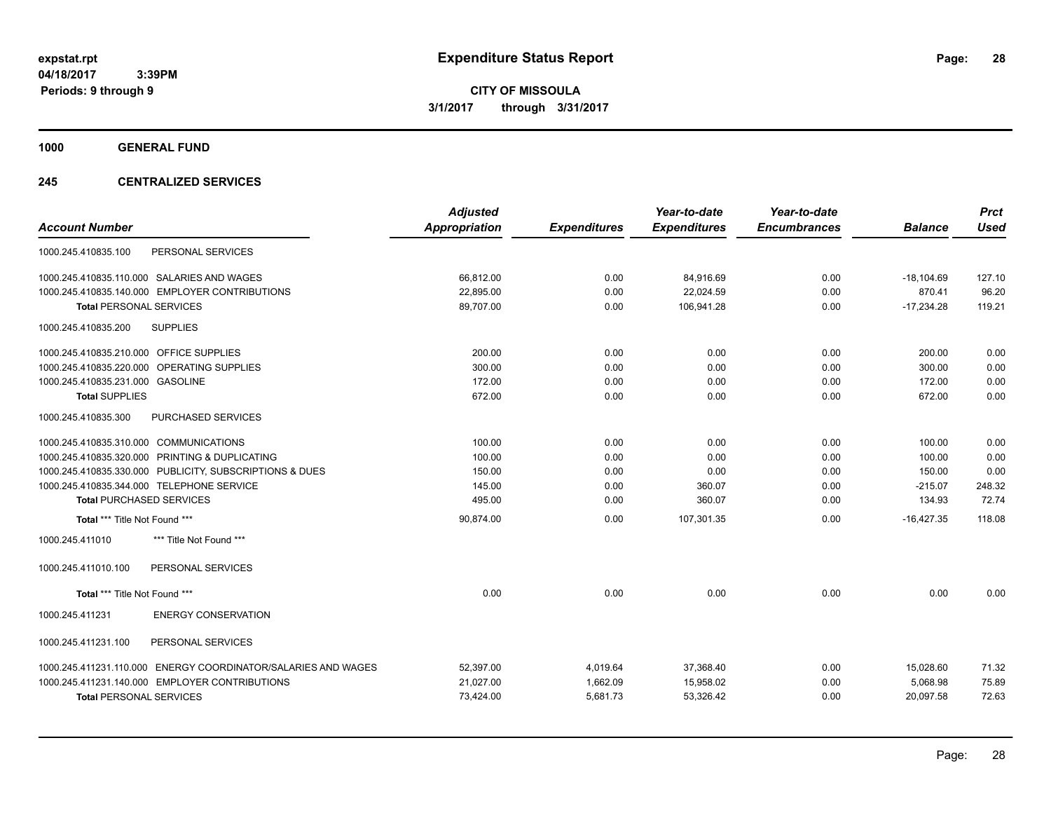**expstat.rpt**
**04/18/2017 3:39PM**
**Periods: 9 through 9**

# Expenditure Status Report

**CITY OF MISSOULA**
**3/1/2017 through 3/31/2017**

## 1000 GENERAL FUND

### 245 CENTRALIZED SERVICES

| Account Number | | Adjusted Appropriation | Expenditures | Year-to-date Expenditures | Year-to-date Encumbrances | Balance | Prct Used |
|---|---|---|---|---|---|---|---|
| 1000.245.410835.100 | PERSONAL SERVICES | | | | | | |
| 1000.245.410835.110.000 | SALARIES AND WAGES | 66,812.00 | 0.00 | 84,916.69 | 0.00 | -18,104.69 | 127.10 |
| 1000.245.410835.140.000 | EMPLOYER CONTRIBUTIONS | 22,895.00 | 0.00 | 22,024.59 | 0.00 | 870.41 | 96.20 |
| **Total** PERSONAL SERVICES | | 89,707.00 | 0.00 | 106,941.28 | 0.00 | -17,234.28 | 119.21 |
| 1000.245.410835.200 | SUPPLIES | | | | | | |
| 1000.245.410835.210.000 | OFFICE SUPPLIES | 200.00 | 0.00 | 0.00 | 0.00 | 200.00 | 0.00 |
| 1000.245.410835.220.000 | OPERATING SUPPLIES | 300.00 | 0.00 | 0.00 | 0.00 | 300.00 | 0.00 |
| 1000.245.410835.231.000 | GASOLINE | 172.00 | 0.00 | 0.00 | 0.00 | 172.00 | 0.00 |
| **Total** SUPPLIES | | 672.00 | 0.00 | 0.00 | 0.00 | 672.00 | 0.00 |
| 1000.245.410835.300 | PURCHASED SERVICES | | | | | | |
| 1000.245.410835.310.000 | COMMUNICATIONS | 100.00 | 0.00 | 0.00 | 0.00 | 100.00 | 0.00 |
| 1000.245.410835.320.000 | PRINTING & DUPLICATING | 100.00 | 0.00 | 0.00 | 0.00 | 100.00 | 0.00 |
| 1000.245.410835.330.000 | PUBLICITY, SUBSCRIPTIONS & DUES | 150.00 | 0.00 | 0.00 | 0.00 | 150.00 | 0.00 |
| 1000.245.410835.344.000 | TELEPHONE SERVICE | 145.00 | 0.00 | 360.07 | 0.00 | -215.07 | 248.32 |
| **Total** PURCHASED SERVICES | | 495.00 | 0.00 | 360.07 | 0.00 | 134.93 | 72.74 |
| **Total** *** Title Not Found *** | | 90,874.00 | 0.00 | 107,301.35 | 0.00 | -16,427.35 | 118.08 |
| 1000.245.411010 | *** Title Not Found *** | | | | | | |
| 1000.245.411010.100 | PERSONAL SERVICES | | | | | | |
| **Total** *** Title Not Found *** | | 0.00 | 0.00 | 0.00 | 0.00 | 0.00 | 0.00 |
| 1000.245.411231 | ENERGY CONSERVATION | | | | | | |
| 1000.245.411231.100 | PERSONAL SERVICES | | | | | | |
| 1000.245.411231.110.000 | ENERGY COORDINATOR/SALARIES AND WAGES | 52,397.00 | 4,019.64 | 37,368.40 | 0.00 | 15,028.60 | 71.32 |
| 1000.245.411231.140.000 | EMPLOYER CONTRIBUTIONS | 21,027.00 | 1,662.09 | 15,958.02 | 0.00 | 5,068.98 | 75.89 |
| **Total** PERSONAL SERVICES | | 73,424.00 | 5,681.73 | 53,326.42 | 0.00 | 20,097.58 | 72.63 |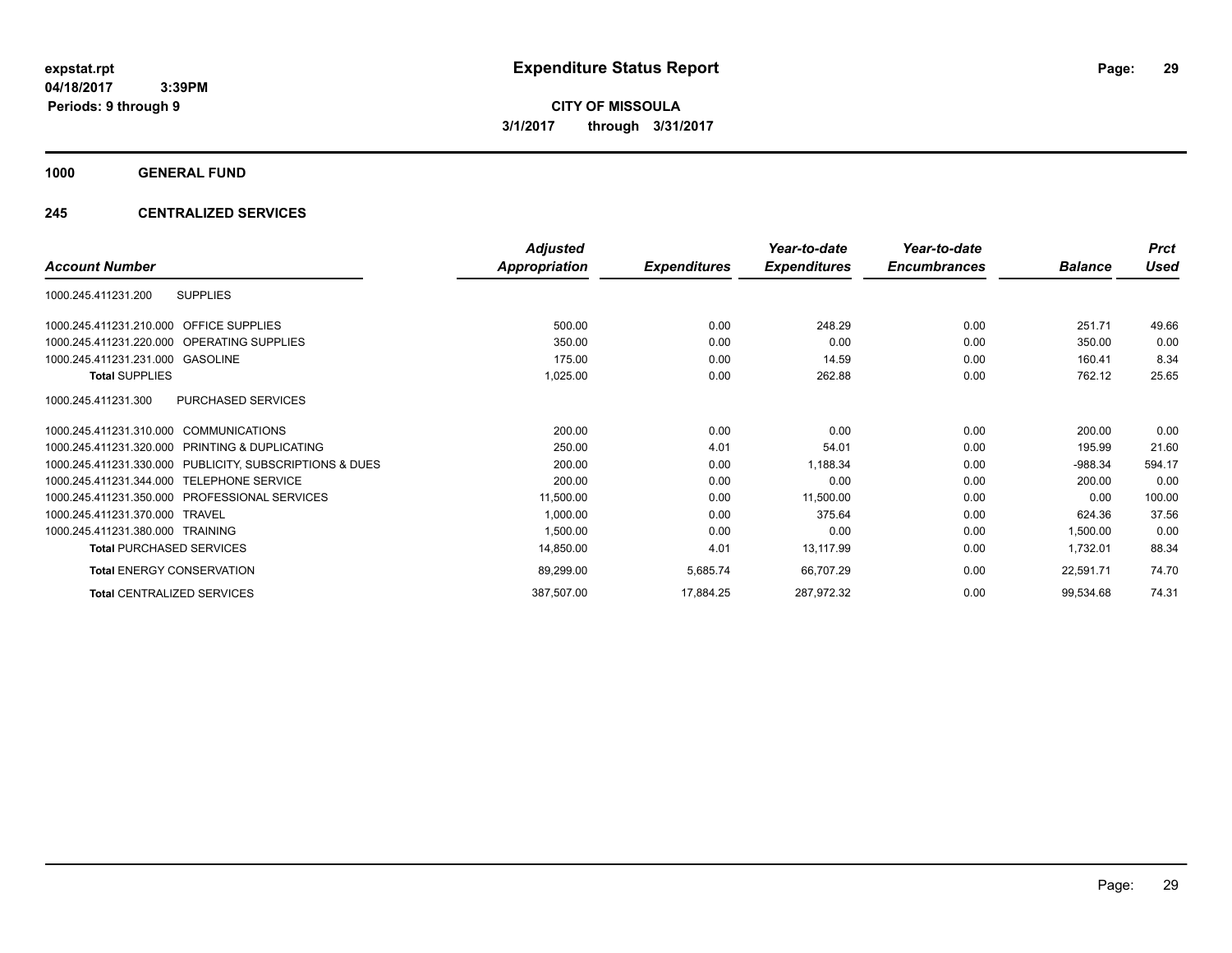# Expenditure Status Report

**CITY OF MISSOULA**
**3/1/2017 through 3/31/2017**

expstat.rpt
04/18/2017 3:39PM
Periods: 9 through 9

**1000 GENERAL FUND**

**245 CENTRALIZED SERVICES**

| Account Number | Adjusted Appropriation | Expenditures | Year-to-date Expenditures | Year-to-date Encumbrances | Balance | Prct Used |
|---|---|---|---|---|---|---|
| 1000.245.411231.200 SUPPLIES | | | | | | |
| 1000.245.411231.210.000 OFFICE SUPPLIES | 500.00 | 0.00 | 248.29 | 0.00 | 251.71 | 49.66 |
| 1000.245.411231.220.000 OPERATING SUPPLIES | 350.00 | 0.00 | 0.00 | 0.00 | 350.00 | 0.00 |
| 1000.245.411231.231.000 GASOLINE | 175.00 | 0.00 | 14.59 | 0.00 | 160.41 | 8.34 |
| **Total SUPPLIES** | 1,025.00 | 0.00 | 262.88 | 0.00 | 762.12 | 25.65 |
| 1000.245.411231.300 PURCHASED SERVICES | | | | | | |
| 1000.245.411231.310.000 COMMUNICATIONS | 200.00 | 0.00 | 0.00 | 0.00 | 200.00 | 0.00 |
| 1000.245.411231.320.000 PRINTING & DUPLICATING | 250.00 | 4.01 | 54.01 | 0.00 | 195.99 | 21.60 |
| 1000.245.411231.330.000 PUBLICITY, SUBSCRIPTIONS & DUES | 200.00 | 0.00 | 1,188.34 | 0.00 | -988.34 | 594.17 |
| 1000.245.411231.344.000 TELEPHONE SERVICE | 200.00 | 0.00 | 0.00 | 0.00 | 200.00 | 0.00 |
| 1000.245.411231.350.000 PROFESSIONAL SERVICES | 11,500.00 | 0.00 | 11,500.00 | 0.00 | 0.00 | 100.00 |
| 1000.245.411231.370.000 TRAVEL | 1,000.00 | 0.00 | 375.64 | 0.00 | 624.36 | 37.56 |
| 1000.245.411231.380.000 TRAINING | 1,500.00 | 0.00 | 0.00 | 0.00 | 1,500.00 | 0.00 |
| **Total PURCHASED SERVICES** | 14,850.00 | 4.01 | 13,117.99 | 0.00 | 1,732.01 | 88.34 |
| **Total ENERGY CONSERVATION** | 89,299.00 | 5,685.74 | 66,707.29 | 0.00 | 22,591.71 | 74.70 |
| **Total CENTRALIZED SERVICES** | 387,507.00 | 17,884.25 | 287,972.32 | 0.00 | 99,534.68 | 74.31 |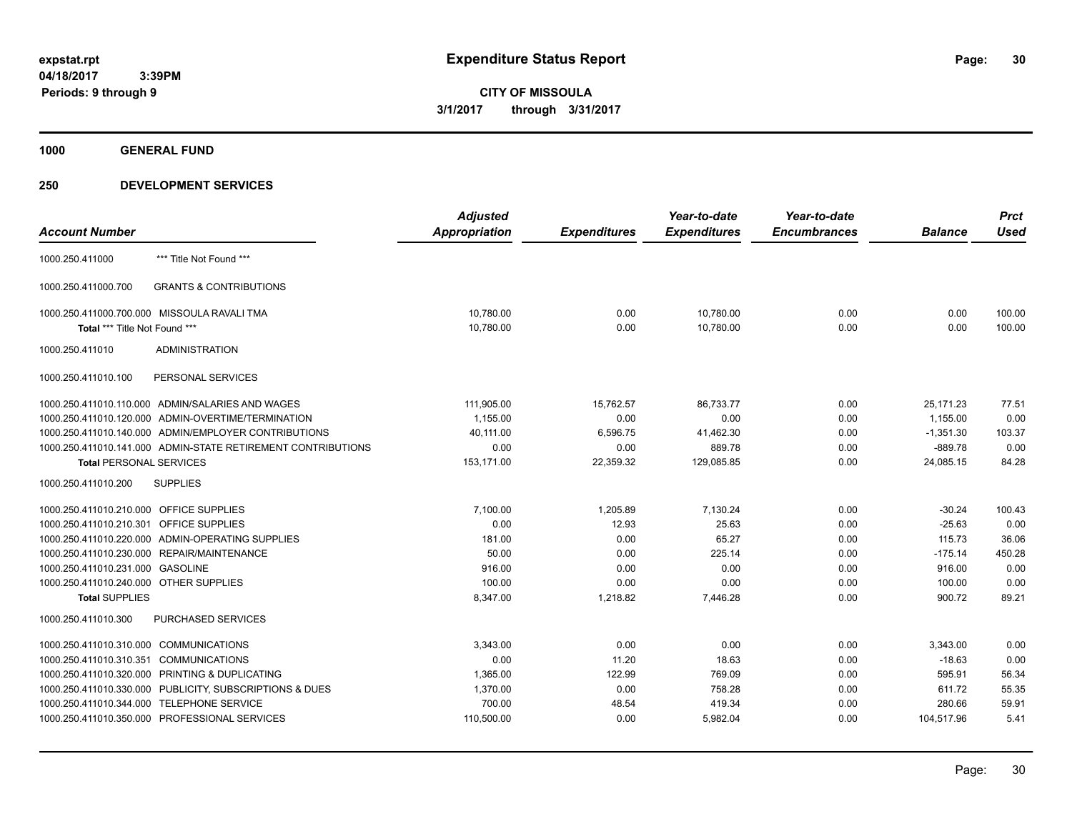**expstat.rpt**
**04/18/2017 3:39PM**
**Periods: 9 through 9**

# Expenditure Status Report

**CITY OF MISSOULA**
**3/1/2017 through 3/31/2017**

## 1000 GENERAL FUND

## 250 DEVELOPMENT SERVICES

| Account Number | | Adjusted Appropriation | Expenditures | Year-to-date Expenditures | Year-to-date Encumbrances | Balance | Prct Used |
|---|---|---|---|---|---|---|---|
| 1000.250.411000 | *** Title Not Found *** | | | | | | |
| 1000.250.411000.700 | GRANTS & CONTRIBUTIONS | | | | | | |
| 1000.250.411000.700.000 | MISSOULA RAVALI TMA | 10,780.00 | 0.00 | 10,780.00 | 0.00 | 0.00 | 100.00 |
| **Total** *** Title Not Found *** | | 10,780.00 | 0.00 | 10,780.00 | 0.00 | 0.00 | 100.00 |
| 1000.250.411010 | ADMINISTRATION | | | | | | |
| 1000.250.411010.100 | PERSONAL SERVICES | | | | | | |
| 1000.250.411010.110.000 | ADMIN/SALARIES AND WAGES | 111,905.00 | 15,762.57 | 86,733.77 | 0.00 | 25,171.23 | 77.51 |
| 1000.250.411010.120.000 | ADMIN-OVERTIME/TERMINATION | 1,155.00 | 0.00 | 0.00 | 0.00 | 1,155.00 | 0.00 |
| 1000.250.411010.140.000 | ADMIN/EMPLOYER CONTRIBUTIONS | 40,111.00 | 6,596.75 | 41,462.30 | 0.00 | -1,351.30 | 103.37 |
| 1000.250.411010.141.000 | ADMIN-STATE RETIREMENT CONTRIBUTIONS | 0.00 | 0.00 | 889.78 | 0.00 | -889.78 | 0.00 |
| **Total PERSONAL SERVICES** | | 153,171.00 | 22,359.32 | 129,085.85 | 0.00 | 24,085.15 | 84.28 |
| 1000.250.411010.200 | SUPPLIES | | | | | | |
| 1000.250.411010.210.000 | OFFICE SUPPLIES | 7,100.00 | 1,205.89 | 7,130.24 | 0.00 | -30.24 | 100.43 |
| 1000.250.411010.210.301 | OFFICE SUPPLIES | 0.00 | 12.93 | 25.63 | 0.00 | -25.63 | 0.00 |
| 1000.250.411010.220.000 | ADMIN-OPERATING SUPPLIES | 181.00 | 0.00 | 65.27 | 0.00 | 115.73 | 36.06 |
| 1000.250.411010.230.000 | REPAIR/MAINTENANCE | 50.00 | 0.00 | 225.14 | 0.00 | -175.14 | 450.28 |
| 1000.250.411010.231.000 | GASOLINE | 916.00 | 0.00 | 0.00 | 0.00 | 916.00 | 0.00 |
| 1000.250.411010.240.000 | OTHER SUPPLIES | 100.00 | 0.00 | 0.00 | 0.00 | 100.00 | 0.00 |
| **Total SUPPLIES** | | 8,347.00 | 1,218.82 | 7,446.28 | 0.00 | 900.72 | 89.21 |
| 1000.250.411010.300 | PURCHASED SERVICES | | | | | | |
| 1000.250.411010.310.000 | COMMUNICATIONS | 3,343.00 | 0.00 | 0.00 | 0.00 | 3,343.00 | 0.00 |
| 1000.250.411010.310.351 | COMMUNICATIONS | 0.00 | 11.20 | 18.63 | 0.00 | -18.63 | 0.00 |
| 1000.250.411010.320.000 | PRINTING & DUPLICATING | 1,365.00 | 122.99 | 769.09 | 0.00 | 595.91 | 56.34 |
| 1000.250.411010.330.000 | PUBLICITY, SUBSCRIPTIONS & DUES | 1,370.00 | 0.00 | 758.28 | 0.00 | 611.72 | 55.35 |
| 1000.250.411010.344.000 | TELEPHONE SERVICE | 700.00 | 48.54 | 419.34 | 0.00 | 280.66 | 59.91 |
| 1000.250.411010.350.000 | PROFESSIONAL SERVICES | 110,500.00 | 0.00 | 5,982.04 | 0.00 | 104,517.96 | 5.41 |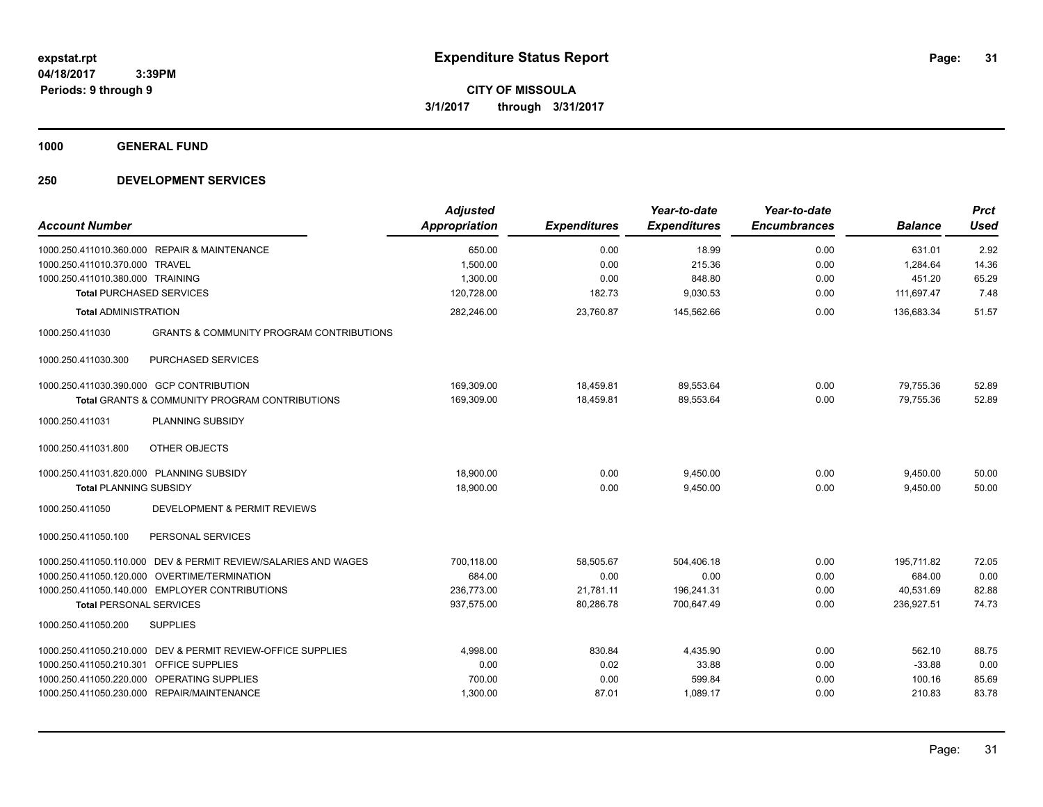# Expenditure Status Report

expstat.rpt
04/18/2017 3:39PM
Periods: 9 through 9

**CITY OF MISSOULA**
**3/1/2017 through 3/31/2017**

## 1000 GENERAL FUND

## 250 DEVELOPMENT SERVICES

| Account Number | | Adjusted Appropriation | Expenditures | Year-to-date Expenditures | Year-to-date Encumbrances | Balance | Prct Used |
|---|---|---|---|---|---|---|---|
| 1000.250.411010.360.000 | REPAIR & MAINTENANCE | 650.00 | 0.00 | 18.99 | 0.00 | 631.01 | 2.92 |
| 1000.250.411010.370.000 | TRAVEL | 1,500.00 | 0.00 | 215.36 | 0.00 | 1,284.64 | 14.36 |
| 1000.250.411010.380.000 | TRAINING | 1,300.00 | 0.00 | 848.80 | 0.00 | 451.20 | 65.29 |
| **Total** PURCHASED SERVICES | | 120,728.00 | 182.73 | 9,030.53 | 0.00 | 111,697.47 | 7.48 |
| **Total** ADMINISTRATION | | 282,246.00 | 23,760.87 | 145,562.66 | 0.00 | 136,683.34 | 51.57 |
| 1000.250.411030 | GRANTS & COMMUNITY PROGRAM CONTRIBUTIONS | | | | | | |
| 1000.250.411030.300 | PURCHASED SERVICES | | | | | | |
| 1000.250.411030.390.000 | GCP CONTRIBUTION | 169,309.00 | 18,459.81 | 89,553.64 | 0.00 | 79,755.36 | 52.89 |
| **Total** GRANTS & COMMUNITY PROGRAM CONTRIBUTIONS | | 169,309.00 | 18,459.81 | 89,553.64 | 0.00 | 79,755.36 | 52.89 |
| 1000.250.411031 | PLANNING SUBSIDY | | | | | | |
| 1000.250.411031.800 | OTHER OBJECTS | | | | | | |
| 1000.250.411031.820.000 | PLANNING SUBSIDY | 18,900.00 | 0.00 | 9,450.00 | 0.00 | 9,450.00 | 50.00 |
| **Total** PLANNING SUBSIDY | | 18,900.00 | 0.00 | 9,450.00 | 0.00 | 9,450.00 | 50.00 |
| 1000.250.411050 | DEVELOPMENT & PERMIT REVIEWS | | | | | | |
| 1000.250.411050.100 | PERSONAL SERVICES | | | | | | |
| 1000.250.411050.110.000 | DEV & PERMIT REVIEW/SALARIES AND WAGES | 700,118.00 | 58,505.67 | 504,406.18 | 0.00 | 195,711.82 | 72.05 |
| 1000.250.411050.120.000 | OVERTIME/TERMINATION | 684.00 | 0.00 | 0.00 | 0.00 | 684.00 | 0.00 |
| 1000.250.411050.140.000 | EMPLOYER CONTRIBUTIONS | 236,773.00 | 21,781.11 | 196,241.31 | 0.00 | 40,531.69 | 82.88 |
| **Total** PERSONAL SERVICES | | 937,575.00 | 80,286.78 | 700,647.49 | 0.00 | 236,927.51 | 74.73 |
| 1000.250.411050.200 | SUPPLIES | | | | | | |
| 1000.250.411050.210.000 | DEV & PERMIT REVIEW-OFFICE SUPPLIES | 4,998.00 | 830.84 | 4,435.90 | 0.00 | 562.10 | 88.75 |
| 1000.250.411050.210.301 | OFFICE SUPPLIES | 0.00 | 0.02 | 33.88 | 0.00 | -33.88 | 0.00 |
| 1000.250.411050.220.000 | OPERATING SUPPLIES | 700.00 | 0.00 | 599.84 | 0.00 | 100.16 | 85.69 |
| 1000.250.411050.230.000 | REPAIR/MAINTENANCE | 1,300.00 | 87.01 | 1,089.17 | 0.00 | 210.83 | 83.78 |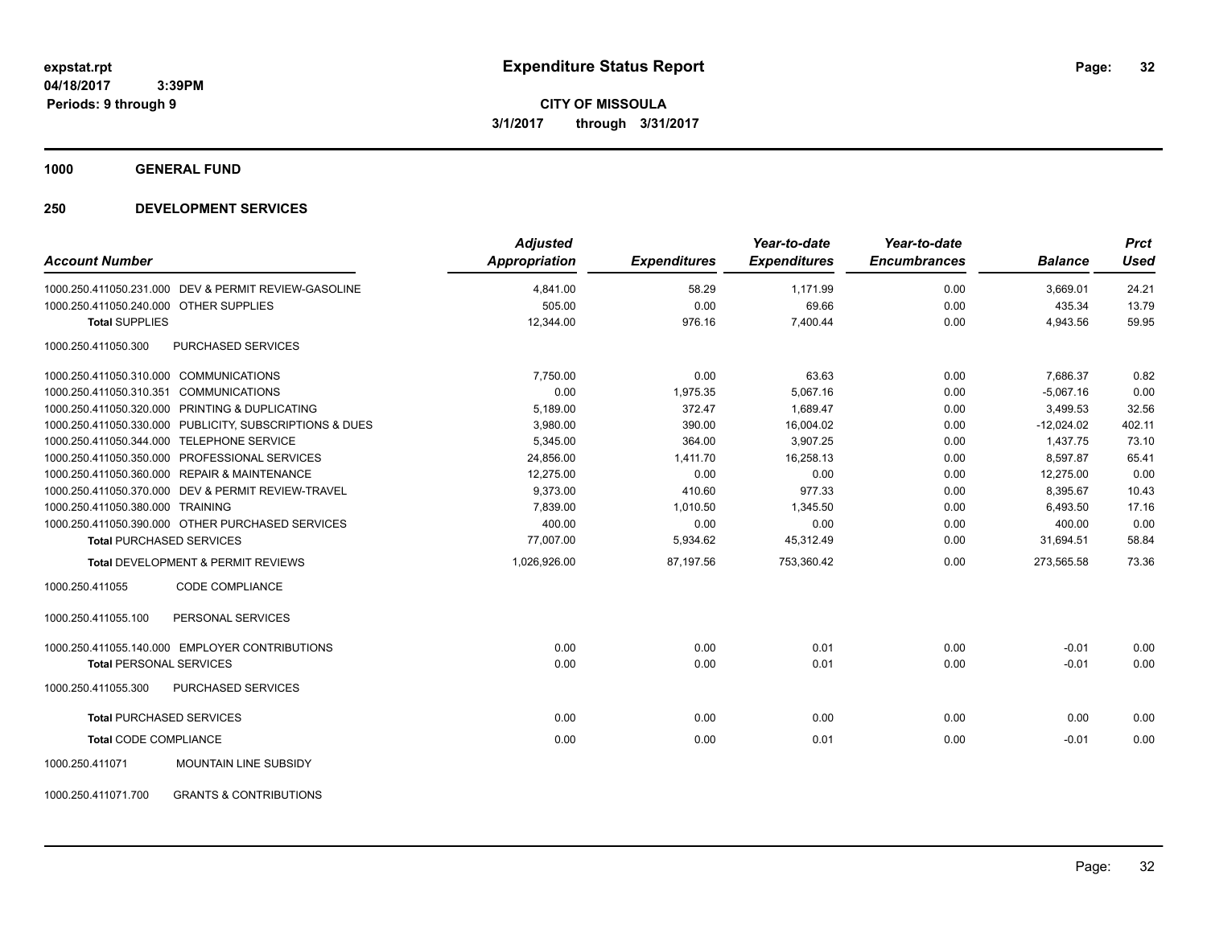# Expenditure Status Report

expstat.rpt
04/18/2017 3:39PM
Periods: 9 through 9

**CITY OF MISSOULA**
**3/1/2017 through 3/31/2017**

## 1000 GENERAL FUND

### 250 DEVELOPMENT SERVICES

| Account Number | | Adjusted Appropriation | Expenditures | Year-to-date Expenditures | Year-to-date Encumbrances | Balance | Prct Used |
|---|---|---|---|---|---|---|---|
| 1000.250.411050.231.000 | DEV & PERMIT REVIEW-GASOLINE | 4,841.00 | 58.29 | 1,171.99 | 0.00 | 3,669.01 | 24.21 |
| 1000.250.411050.240.000 | OTHER SUPPLIES | 505.00 | 0.00 | 69.66 | 0.00 | 435.34 | 13.79 |
| **Total** SUPPLIES | | 12,344.00 | 976.16 | 7,400.44 | 0.00 | 4,943.56 | 59.95 |
| 1000.250.411050.300 | PURCHASED SERVICES | | | | | | |
| 1000.250.411050.310.000 | COMMUNICATIONS | 7,750.00 | 0.00 | 63.63 | 0.00 | 7,686.37 | 0.82 |
| 1000.250.411050.310.351 | COMMUNICATIONS | 0.00 | 1,975.35 | 5,067.16 | 0.00 | -5,067.16 | 0.00 |
| 1000.250.411050.320.000 | PRINTING & DUPLICATING | 5,189.00 | 372.47 | 1,689.47 | 0.00 | 3,499.53 | 32.56 |
| 1000.250.411050.330.000 | PUBLICITY, SUBSCRIPTIONS & DUES | 3,980.00 | 390.00 | 16,004.02 | 0.00 | -12,024.02 | 402.11 |
| 1000.250.411050.344.000 | TELEPHONE SERVICE | 5,345.00 | 364.00 | 3,907.25 | 0.00 | 1,437.75 | 73.10 |
| 1000.250.411050.350.000 | PROFESSIONAL SERVICES | 24,856.00 | 1,411.70 | 16,258.13 | 0.00 | 8,597.87 | 65.41 |
| 1000.250.411050.360.000 | REPAIR & MAINTENANCE | 12,275.00 | 0.00 | 0.00 | 0.00 | 12,275.00 | 0.00 |
| 1000.250.411050.370.000 | DEV & PERMIT REVIEW-TRAVEL | 9,373.00 | 410.60 | 977.33 | 0.00 | 8,395.67 | 10.43 |
| 1000.250.411050.380.000 | TRAINING | 7,839.00 | 1,010.50 | 1,345.50 | 0.00 | 6,493.50 | 17.16 |
| 1000.250.411050.390.000 | OTHER PURCHASED SERVICES | 400.00 | 0.00 | 0.00 | 0.00 | 400.00 | 0.00 |
| **Total** PURCHASED SERVICES | | 77,007.00 | 5,934.62 | 45,312.49 | 0.00 | 31,694.51 | 58.84 |
| **Total** DEVELOPMENT & PERMIT REVIEWS | | 1,026,926.00 | 87,197.56 | 753,360.42 | 0.00 | 273,565.58 | 73.36 |
| 1000.250.411055 | CODE COMPLIANCE | | | | | | |
| 1000.250.411055.100 | PERSONAL SERVICES | | | | | | |
| 1000.250.411055.140.000 | EMPLOYER CONTRIBUTIONS | 0.00 | 0.00 | 0.01 | 0.00 | -0.01 | 0.00 |
| **Total** PERSONAL SERVICES | | 0.00 | 0.00 | 0.01 | 0.00 | -0.01 | 0.00 |
| 1000.250.411055.300 | PURCHASED SERVICES | | | | | | |
| **Total** PURCHASED SERVICES | | 0.00 | 0.00 | 0.00 | 0.00 | 0.00 | 0.00 |
| **Total** CODE COMPLIANCE | | 0.00 | 0.00 | 0.01 | 0.00 | -0.01 | 0.00 |
| 1000.250.411071 | MOUNTAIN LINE SUBSIDY | | | | | | |
| 1000.250.411071.700 | GRANTS & CONTRIBUTIONS | | | | | | |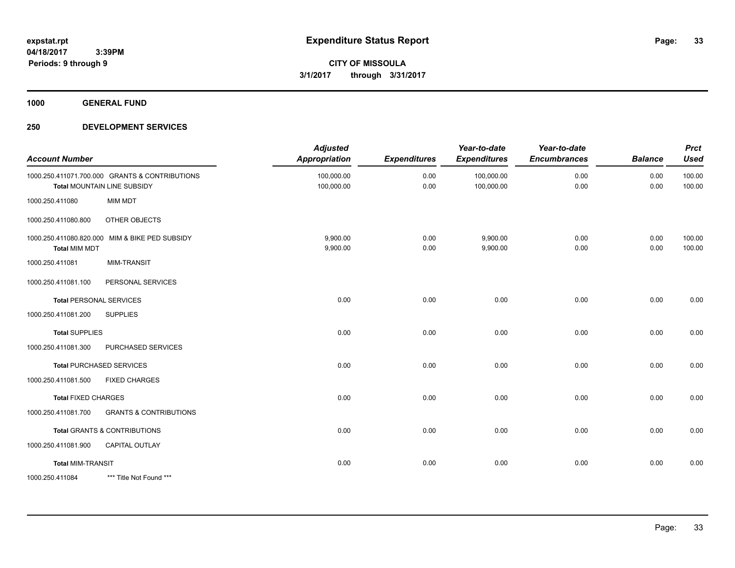**expstat.rpt**
**04/18/2017 3:39PM**
**Periods: 9 through 9**

# Expenditure Status Report

**CITY OF MISSOULA**
**3/1/2017 through 3/31/2017**

## 1000 GENERAL FUND

## 250 DEVELOPMENT SERVICES

| Account Number | | Adjusted Appropriation | Expenditures | Year-to-date Expenditures | Year-to-date Encumbrances | Balance | Prct Used |
|---|---|---|---|---|---|---|---|
| 1000.250.411071.700.000 | GRANTS & CONTRIBUTIONS | 100,000.00 | 0.00 | 100,000.00 | 0.00 | 0.00 | 100.00 |
| **Total** MOUNTAIN LINE SUBSIDY | | 100,000.00 | 0.00 | 100,000.00 | 0.00 | 0.00 | 100.00 |
| 1000.250.411080 | MIM MDT | | | | | | |
| 1000.250.411080.800 | OTHER OBJECTS | | | | | | |
| 1000.250.411080.820.000 | MIM & BIKE PED SUBSIDY | 9,900.00 | 0.00 | 9,900.00 | 0.00 | 0.00 | 100.00 |
| **Total** MIM MDT | | 9,900.00 | 0.00 | 9,900.00 | 0.00 | 0.00 | 100.00 |
| 1000.250.411081 | MIM-TRANSIT | | | | | | |
| 1000.250.411081.100 | PERSONAL SERVICES | | | | | | |
| **Total** PERSONAL SERVICES | | 0.00 | 0.00 | 0.00 | 0.00 | 0.00 | 0.00 |
| 1000.250.411081.200 | SUPPLIES | | | | | | |
| **Total** SUPPLIES | | 0.00 | 0.00 | 0.00 | 0.00 | 0.00 | 0.00 |
| 1000.250.411081.300 | PURCHASED SERVICES | | | | | | |
| **Total** PURCHASED SERVICES | | 0.00 | 0.00 | 0.00 | 0.00 | 0.00 | 0.00 |
| 1000.250.411081.500 | FIXED CHARGES | | | | | | |
| **Total** FIXED CHARGES | | 0.00 | 0.00 | 0.00 | 0.00 | 0.00 | 0.00 |
| 1000.250.411081.700 | GRANTS & CONTRIBUTIONS | | | | | | |
| **Total** GRANTS & CONTRIBUTIONS | | 0.00 | 0.00 | 0.00 | 0.00 | 0.00 | 0.00 |
| 1000.250.411081.900 | CAPITAL OUTLAY | | | | | | |
| **Total** MIM-TRANSIT | | 0.00 | 0.00 | 0.00 | 0.00 | 0.00 | 0.00 |
| 1000.250.411084 | *** Title Not Found *** | | | | | | |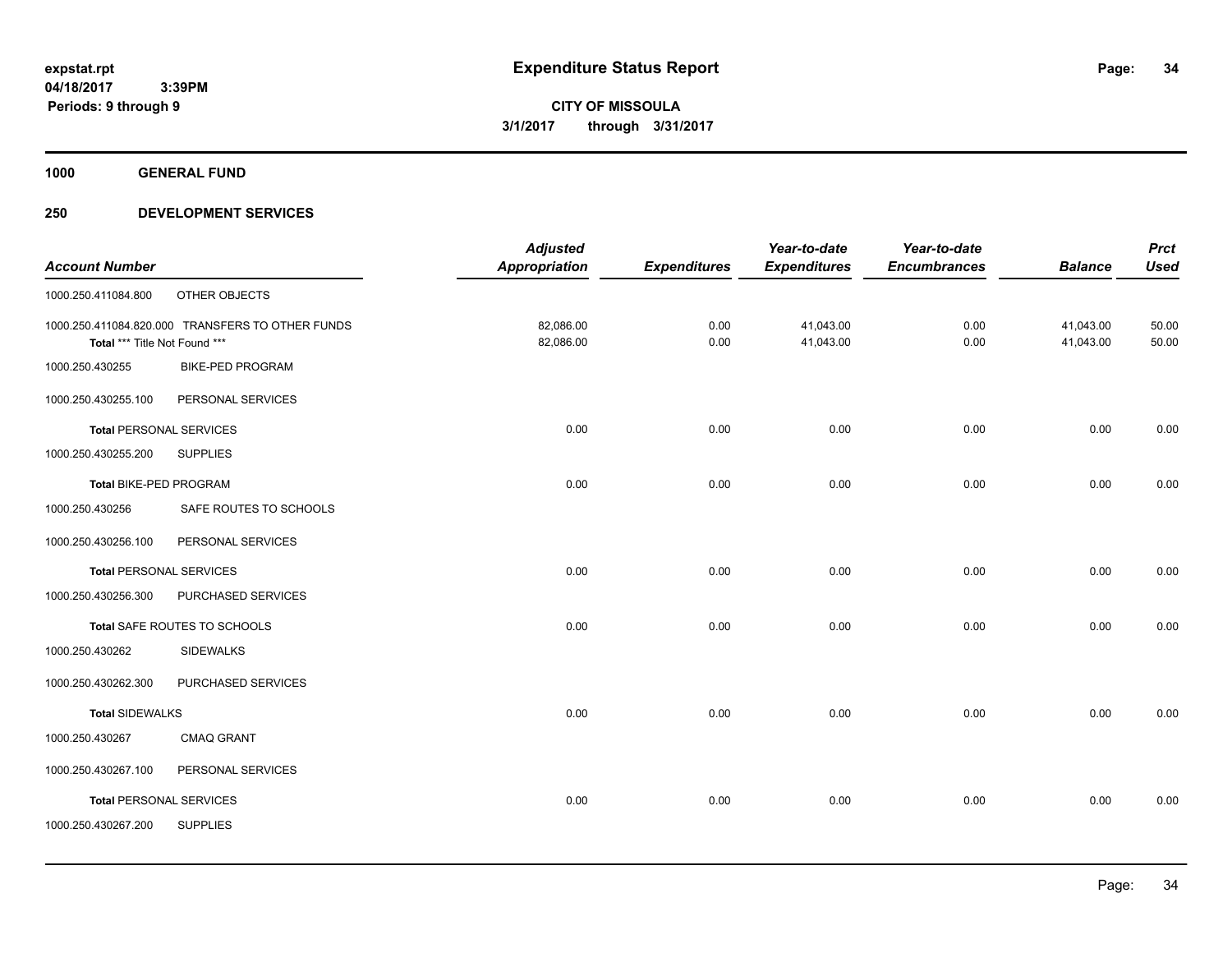**expstat.rpt**
**04/18/2017 3:39PM**
**Periods: 9 through 9**

# Expenditure Status Report

**CITY OF MISSOULA**
**3/1/2017 through 3/31/2017**

## 1000 GENERAL FUND

## 250 DEVELOPMENT SERVICES

| Account Number | | Adjusted Appropriation | Expenditures | Year-to-date Expenditures | Year-to-date Encumbrances | Balance | Prct Used |
|---|---|---|---|---|---|---|---|
| 1000.250.411084.800 | OTHER OBJECTS | | | | | | |
| 1000.250.411084.820.000 | TRANSFERS TO OTHER FUNDS | 82,086.00 | 0.00 | 41,043.00 | 0.00 | 41,043.00 | 50.00 |
| **Total** *** Title Not Found *** | | 82,086.00 | 0.00 | 41,043.00 | 0.00 | 41,043.00 | 50.00 |
| 1000.250.430255 | BIKE-PED PROGRAM | | | | | | |
| 1000.250.430255.100 | PERSONAL SERVICES | | | | | | |
| **Total** PERSONAL SERVICES | | 0.00 | 0.00 | 0.00 | 0.00 | 0.00 | 0.00 |
| 1000.250.430255.200 | SUPPLIES | | | | | | |
| **Total** BIKE-PED PROGRAM | | 0.00 | 0.00 | 0.00 | 0.00 | 0.00 | 0.00 |
| 1000.250.430256 | SAFE ROUTES TO SCHOOLS | | | | | | |
| 1000.250.430256.100 | PERSONAL SERVICES | | | | | | |
| **Total** PERSONAL SERVICES | | 0.00 | 0.00 | 0.00 | 0.00 | 0.00 | 0.00 |
| 1000.250.430256.300 | PURCHASED SERVICES | | | | | | |
| **Total** SAFE ROUTES TO SCHOOLS | | 0.00 | 0.00 | 0.00 | 0.00 | 0.00 | 0.00 |
| 1000.250.430262 | SIDEWALKS | | | | | | |
| 1000.250.430262.300 | PURCHASED SERVICES | | | | | | |
| **Total** SIDEWALKS | | 0.00 | 0.00 | 0.00 | 0.00 | 0.00 | 0.00 |
| 1000.250.430267 | CMAQ GRANT | | | | | | |
| 1000.250.430267.100 | PERSONAL SERVICES | | | | | | |
| **Total** PERSONAL SERVICES | | 0.00 | 0.00 | 0.00 | 0.00 | 0.00 | 0.00 |
| 1000.250.430267.200 | SUPPLIES | | | | | | |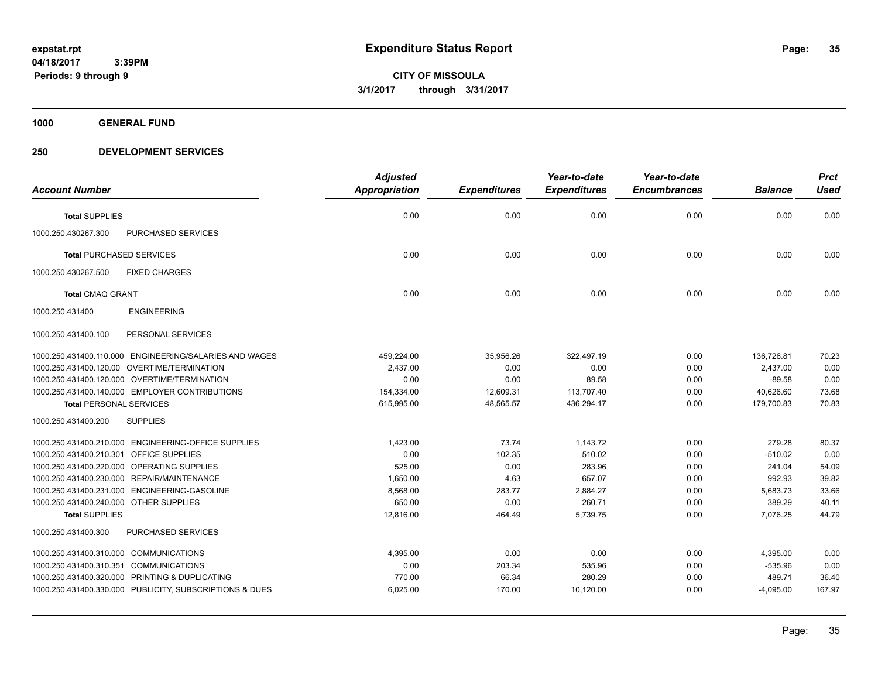**expstat.rpt**
**04/18/2017 3:39PM**
**Periods: 9 through 9**

# Expenditure Status Report

**CITY OF MISSOULA**
**3/1/2017 through 3/31/2017**

## 1000 GENERAL FUND

## 250 DEVELOPMENT SERVICES

| Account Number | | Adjusted Appropriation | Expenditures | Year-to-date Expenditures | Year-to-date Encumbrances | Balance | Prct Used |
|---|---|---|---|---|---|---|---|
| **Total** SUPPLIES | | 0.00 | 0.00 | 0.00 | 0.00 | 0.00 | 0.00 |
| 1000.250.430267.300 | PURCHASED SERVICES | | | | | | |
| **Total** PURCHASED SERVICES | | 0.00 | 0.00 | 0.00 | 0.00 | 0.00 | 0.00 |
| 1000.250.430267.500 | FIXED CHARGES | | | | | | |
| **Total** CMAQ GRANT | | 0.00 | 0.00 | 0.00 | 0.00 | 0.00 | 0.00 |
| 1000.250.431400 | ENGINEERING | | | | | | |
| 1000.250.431400.100 | PERSONAL SERVICES | | | | | | |
| 1000.250.431400.110.000 | ENGINEERING/SALARIES AND WAGES | 459,224.00 | 35,956.26 | 322,497.19 | 0.00 | 136,726.81 | 70.23 |
| 1000.250.431400.120.00 | OVERTIME/TERMINATION | 2,437.00 | 0.00 | 0.00 | 0.00 | 2,437.00 | 0.00 |
| 1000.250.431400.120.000 | OVERTIME/TERMINATION | 0.00 | 0.00 | 89.58 | 0.00 | -89.58 | 0.00 |
| 1000.250.431400.140.000 | EMPLOYER CONTRIBUTIONS | 154,334.00 | 12,609.31 | 113,707.40 | 0.00 | 40,626.60 | 73.68 |
| **Total** PERSONAL SERVICES | | 615,995.00 | 48,565.57 | 436,294.17 | 0.00 | 179,700.83 | 70.83 |
| 1000.250.431400.200 | SUPPLIES | | | | | | |
| 1000.250.431400.210.000 | ENGINEERING-OFFICE SUPPLIES | 1,423.00 | 73.74 | 1,143.72 | 0.00 | 279.28 | 80.37 |
| 1000.250.431400.210.301 | OFFICE SUPPLIES | 0.00 | 102.35 | 510.02 | 0.00 | -510.02 | 0.00 |
| 1000.250.431400.220.000 | OPERATING SUPPLIES | 525.00 | 0.00 | 283.96 | 0.00 | 241.04 | 54.09 |
| 1000.250.431400.230.000 | REPAIR/MAINTENANCE | 1,650.00 | 4.63 | 657.07 | 0.00 | 992.93 | 39.82 |
| 1000.250.431400.231.000 | ENGINEERING-GASOLINE | 8,568.00 | 283.77 | 2,884.27 | 0.00 | 5,683.73 | 33.66 |
| 1000.250.431400.240.000 | OTHER SUPPLIES | 650.00 | 0.00 | 260.71 | 0.00 | 389.29 | 40.11 |
| **Total** SUPPLIES | | 12,816.00 | 464.49 | 5,739.75 | 0.00 | 7,076.25 | 44.79 |
| 1000.250.431400.300 | PURCHASED SERVICES | | | | | | |
| 1000.250.431400.310.000 | COMMUNICATIONS | 4,395.00 | 0.00 | 0.00 | 0.00 | 4,395.00 | 0.00 |
| 1000.250.431400.310.351 | COMMUNICATIONS | 0.00 | 203.34 | 535.96 | 0.00 | -535.96 | 0.00 |
| 1000.250.431400.320.000 | PRINTING & DUPLICATING | 770.00 | 66.34 | 280.29 | 0.00 | 489.71 | 36.40 |
| 1000.250.431400.330.000 | PUBLICITY, SUBSCRIPTIONS & DUES | 6,025.00 | 170.00 | 10,120.00 | 0.00 | -4,095.00 | 167.97 |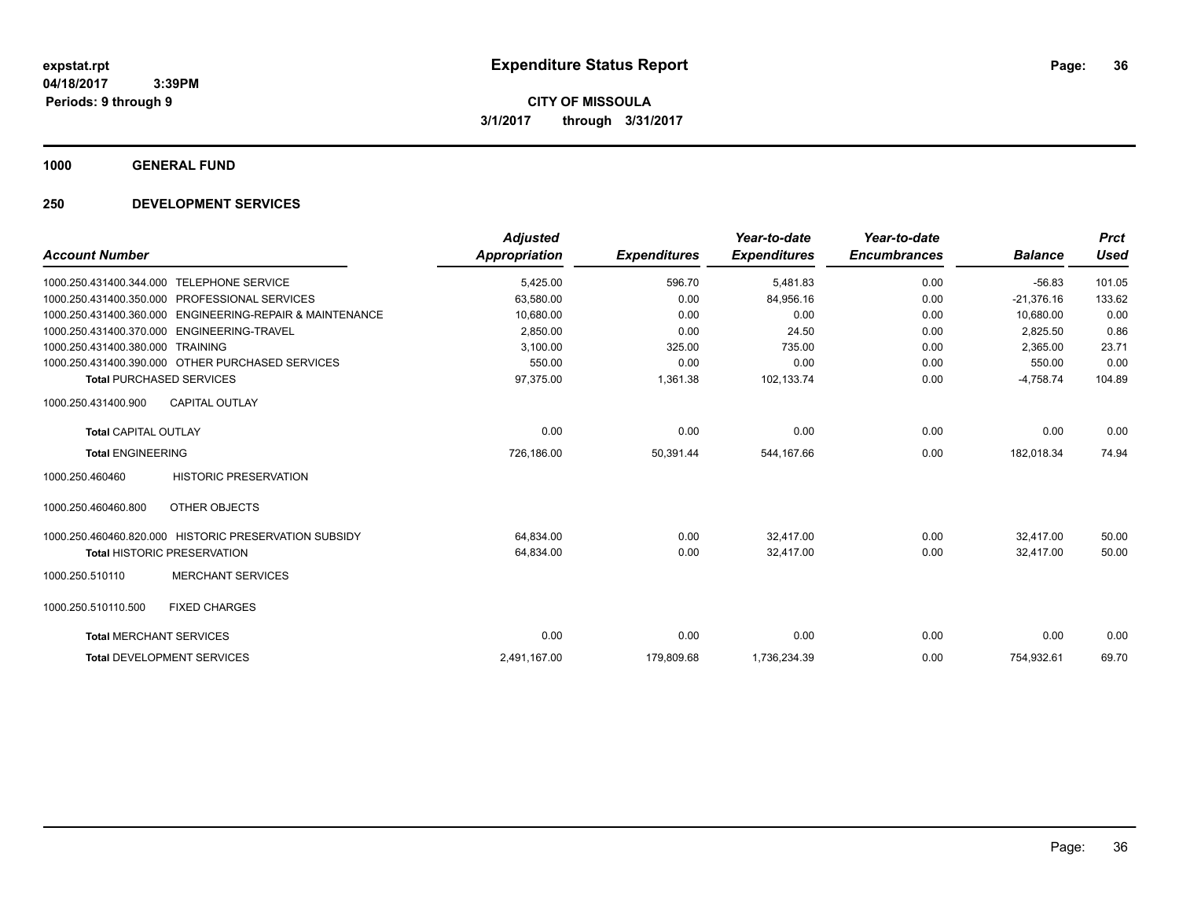# Expenditure Status Report

expstat.rpt
04/18/2017 3:39PM
Periods: 9 through 9

**CITY OF MISSOULA**
**3/1/2017 through 3/31/2017**

## 1000 GENERAL FUND

## 250 DEVELOPMENT SERVICES

| Account Number | | Adjusted Appropriation | Expenditures | Year-to-date Expenditures | Year-to-date Encumbrances | Balance | Prct Used |
|---|---|---|---|---|---|---|---|
| 1000.250.431400.344.000 | TELEPHONE SERVICE | 5,425.00 | 596.70 | 5,481.83 | 0.00 | -56.83 | 101.05 |
| 1000.250.431400.350.000 | PROFESSIONAL SERVICES | 63,580.00 | 0.00 | 84,956.16 | 0.00 | -21,376.16 | 133.62 |
| 1000.250.431400.360.000 | ENGINEERING-REPAIR & MAINTENANCE | 10,680.00 | 0.00 | 0.00 | 0.00 | 10,680.00 | 0.00 |
| 1000.250.431400.370.000 | ENGINEERING-TRAVEL | 2,850.00 | 0.00 | 24.50 | 0.00 | 2,825.50 | 0.86 |
| 1000.250.431400.380.000 | TRAINING | 3,100.00 | 325.00 | 735.00 | 0.00 | 2,365.00 | 23.71 |
| 1000.250.431400.390.000 | OTHER PURCHASED SERVICES | 550.00 | 0.00 | 0.00 | 0.00 | 550.00 | 0.00 |
| **Total** PURCHASED SERVICES | | 97,375.00 | 1,361.38 | 102,133.74 | 0.00 | -4,758.74 | 104.89 |
| 1000.250.431400.900 | CAPITAL OUTLAY | | | | | | |
| **Total** CAPITAL OUTLAY | | 0.00 | 0.00 | 0.00 | 0.00 | 0.00 | 0.00 |
| **Total** ENGINEERING | | 726,186.00 | 50,391.44 | 544,167.66 | 0.00 | 182,018.34 | 74.94 |
| 1000.250.460460 | HISTORIC PRESERVATION | | | | | | |
| 1000.250.460460.800 | OTHER OBJECTS | | | | | | |
| 1000.250.460460.820.000 | HISTORIC PRESERVATION SUBSIDY | 64,834.00 | 0.00 | 32,417.00 | 0.00 | 32,417.00 | 50.00 |
| **Total** HISTORIC PRESERVATION | | 64,834.00 | 0.00 | 32,417.00 | 0.00 | 32,417.00 | 50.00 |
| 1000.250.510110 | MERCHANT SERVICES | | | | | | |
| 1000.250.510110.500 | FIXED CHARGES | | | | | | |
| **Total** MERCHANT SERVICES | | 0.00 | 0.00 | 0.00 | 0.00 | 0.00 | 0.00 |
| **Total** DEVELOPMENT SERVICES | | 2,491,167.00 | 179,809.68 | 1,736,234.39 | 0.00 | 754,932.61 | 69.70 |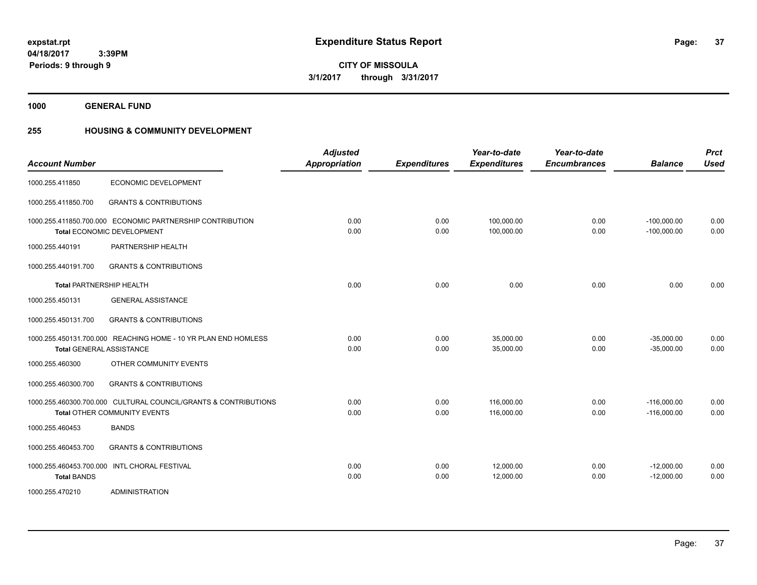# Expenditure Status Report

**CITY OF MISSOULA**

**3/1/2017 through 3/31/2017**

expstat.rpt
04/18/2017 3:39PM
Periods: 9 through 9

## 1000 GENERAL FUND

## 255 HOUSING & COMMUNITY DEVELOPMENT

| Account Number | | Adjusted Appropriation | Expenditures | Year-to-date Expenditures | Year-to-date Encumbrances | Balance | Prct Used |
|---|---|---|---|---|---|---|---|
| 1000.255.411850 | ECONOMIC DEVELOPMENT | | | | | | |
| 1000.255.411850.700 | GRANTS & CONTRIBUTIONS | | | | | | |
| 1000.255.411850.700.000 | ECONOMIC PARTNERSHIP CONTRIBUTION | 0.00 | 0.00 | 100,000.00 | 0.00 | -100,000.00 | 0.00 |
| **Total** ECONOMIC DEVELOPMENT | | 0.00 | 0.00 | 100,000.00 | 0.00 | -100,000.00 | 0.00 |
| 1000.255.440191 | PARTNERSHIP HEALTH | | | | | | |
| 1000.255.440191.700 | GRANTS & CONTRIBUTIONS | | | | | | |
| **Total** PARTNERSHIP HEALTH | | 0.00 | 0.00 | 0.00 | 0.00 | 0.00 | 0.00 |
| 1000.255.450131 | GENERAL ASSISTANCE | | | | | | |
| 1000.255.450131.700 | GRANTS & CONTRIBUTIONS | | | | | | |
| 1000.255.450131.700.000 | REACHING HOME - 10 YR PLAN END HOMLESS | 0.00 | 0.00 | 35,000.00 | 0.00 | -35,000.00 | 0.00 |
| **Total** GENERAL ASSISTANCE | | 0.00 | 0.00 | 35,000.00 | 0.00 | -35,000.00 | 0.00 |
| 1000.255.460300 | OTHER COMMUNITY EVENTS | | | | | | |
| 1000.255.460300.700 | GRANTS & CONTRIBUTIONS | | | | | | |
| 1000.255.460300.700.000 | CULTURAL COUNCIL/GRANTS & CONTRIBUTIONS | 0.00 | 0.00 | 116,000.00 | 0.00 | -116,000.00 | 0.00 |
| **Total** OTHER COMMUNITY EVENTS | | 0.00 | 0.00 | 116,000.00 | 0.00 | -116,000.00 | 0.00 |
| 1000.255.460453 | BANDS | | | | | | |
| 1000.255.460453.700 | GRANTS & CONTRIBUTIONS | | | | | | |
| 1000.255.460453.700.000 | INTL CHORAL FESTIVAL | 0.00 | 0.00 | 12,000.00 | 0.00 | -12,000.00 | 0.00 |
| **Total** BANDS | | 0.00 | 0.00 | 12,000.00 | 0.00 | -12,000.00 | 0.00 |
| 1000.255.470210 | ADMINISTRATION | | | | | | |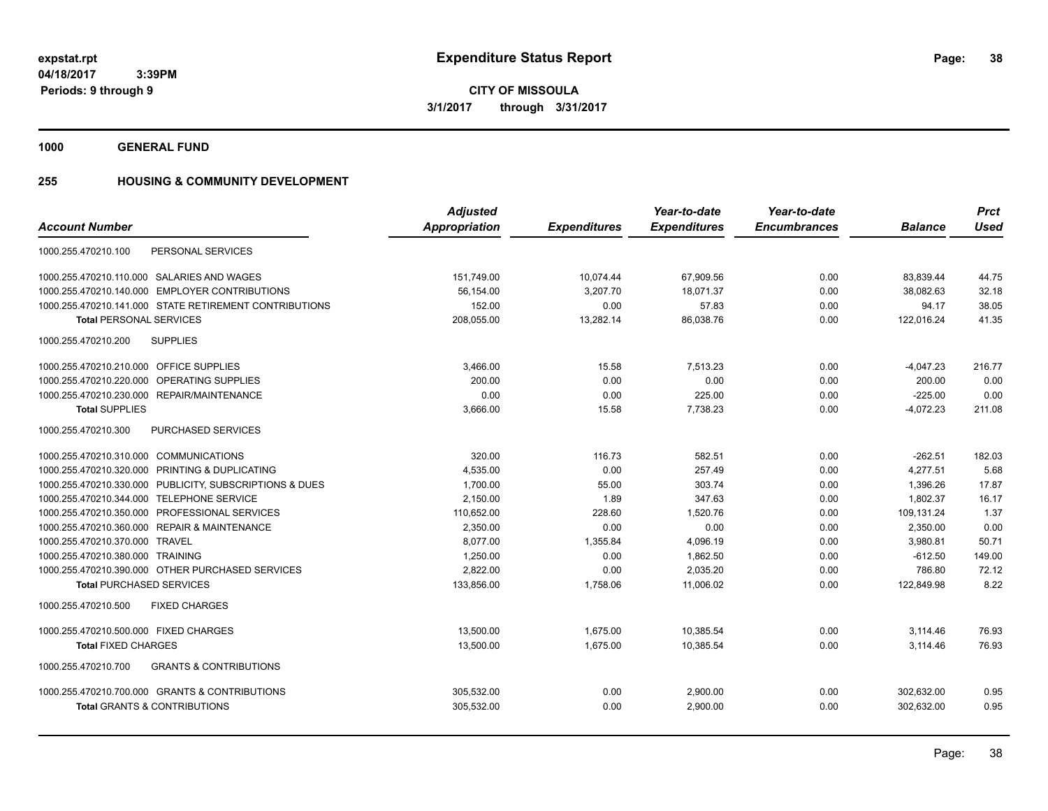expstat.rpt
04/18/2017 3:39PM
Periods: 9 through 9

# Expenditure Status Report

**CITY OF MISSOULA**
**3/1/2017 through 3/31/2017**

## 1000 GENERAL FUND

## 255 HOUSING & COMMUNITY DEVELOPMENT

| Account Number | Adjusted Appropriation | Expenditures | Year-to-date Expenditures | Year-to-date Encumbrances | Balance | Prct Used |
|---|---|---|---|---|---|---|
| 1000.255.470210.100 PERSONAL SERVICES | | | | | | |
| 1000.255.470210.110.000 SALARIES AND WAGES | 151,749.00 | 10,074.44 | 67,909.56 | 0.00 | 83,839.44 | 44.75 |
| 1000.255.470210.140.000 EMPLOYER CONTRIBUTIONS | 56,154.00 | 3,207.70 | 18,071.37 | 0.00 | 38,082.63 | 32.18 |
| 1000.255.470210.141.000 STATE RETIREMENT CONTRIBUTIONS | 152.00 | 0.00 | 57.83 | 0.00 | 94.17 | 38.05 |
| **Total** PERSONAL SERVICES | 208,055.00 | 13,282.14 | 86,038.76 | 0.00 | 122,016.24 | 41.35 |
| 1000.255.470210.200 SUPPLIES | | | | | | |
| 1000.255.470210.210.000 OFFICE SUPPLIES | 3,466.00 | 15.58 | 7,513.23 | 0.00 | -4,047.23 | 216.77 |
| 1000.255.470210.220.000 OPERATING SUPPLIES | 200.00 | 0.00 | 0.00 | 0.00 | 200.00 | 0.00 |
| 1000.255.470210.230.000 REPAIR/MAINTENANCE | 0.00 | 0.00 | 225.00 | 0.00 | -225.00 | 0.00 |
| **Total** SUPPLIES | 3,666.00 | 15.58 | 7,738.23 | 0.00 | -4,072.23 | 211.08 |
| 1000.255.470210.300 PURCHASED SERVICES | | | | | | |
| 1000.255.470210.310.000 COMMUNICATIONS | 320.00 | 116.73 | 582.51 | 0.00 | -262.51 | 182.03 |
| 1000.255.470210.320.000 PRINTING & DUPLICATING | 4,535.00 | 0.00 | 257.49 | 0.00 | 4,277.51 | 5.68 |
| 1000.255.470210.330.000 PUBLICITY, SUBSCRIPTIONS & DUES | 1,700.00 | 55.00 | 303.74 | 0.00 | 1,396.26 | 17.87 |
| 1000.255.470210.344.000 TELEPHONE SERVICE | 2,150.00 | 1.89 | 347.63 | 0.00 | 1,802.37 | 16.17 |
| 1000.255.470210.350.000 PROFESSIONAL SERVICES | 110,652.00 | 228.60 | 1,520.76 | 0.00 | 109,131.24 | 1.37 |
| 1000.255.470210.360.000 REPAIR & MAINTENANCE | 2,350.00 | 0.00 | 0.00 | 0.00 | 2,350.00 | 0.00 |
| 1000.255.470210.370.000 TRAVEL | 8,077.00 | 1,355.84 | 4,096.19 | 0.00 | 3,980.81 | 50.71 |
| 1000.255.470210.380.000 TRAINING | 1,250.00 | 0.00 | 1,862.50 | 0.00 | -612.50 | 149.00 |
| 1000.255.470210.390.000 OTHER PURCHASED SERVICES | 2,822.00 | 0.00 | 2,035.20 | 0.00 | 786.80 | 72.12 |
| **Total** PURCHASED SERVICES | 133,856.00 | 1,758.06 | 11,006.02 | 0.00 | 122,849.98 | 8.22 |
| 1000.255.470210.500 FIXED CHARGES | | | | | | |
| 1000.255.470210.500.000 FIXED CHARGES | 13,500.00 | 1,675.00 | 10,385.54 | 0.00 | 3,114.46 | 76.93 |
| **Total** FIXED CHARGES | 13,500.00 | 1,675.00 | 10,385.54 | 0.00 | 3,114.46 | 76.93 |
| 1000.255.470210.700 GRANTS & CONTRIBUTIONS | | | | | | |
| 1000.255.470210.700.000 GRANTS & CONTRIBUTIONS | 305,532.00 | 0.00 | 2,900.00 | 0.00 | 302,632.00 | 0.95 |
| **Total** GRANTS & CONTRIBUTIONS | 305,532.00 | 0.00 | 2,900.00 | 0.00 | 302,632.00 | 0.95 |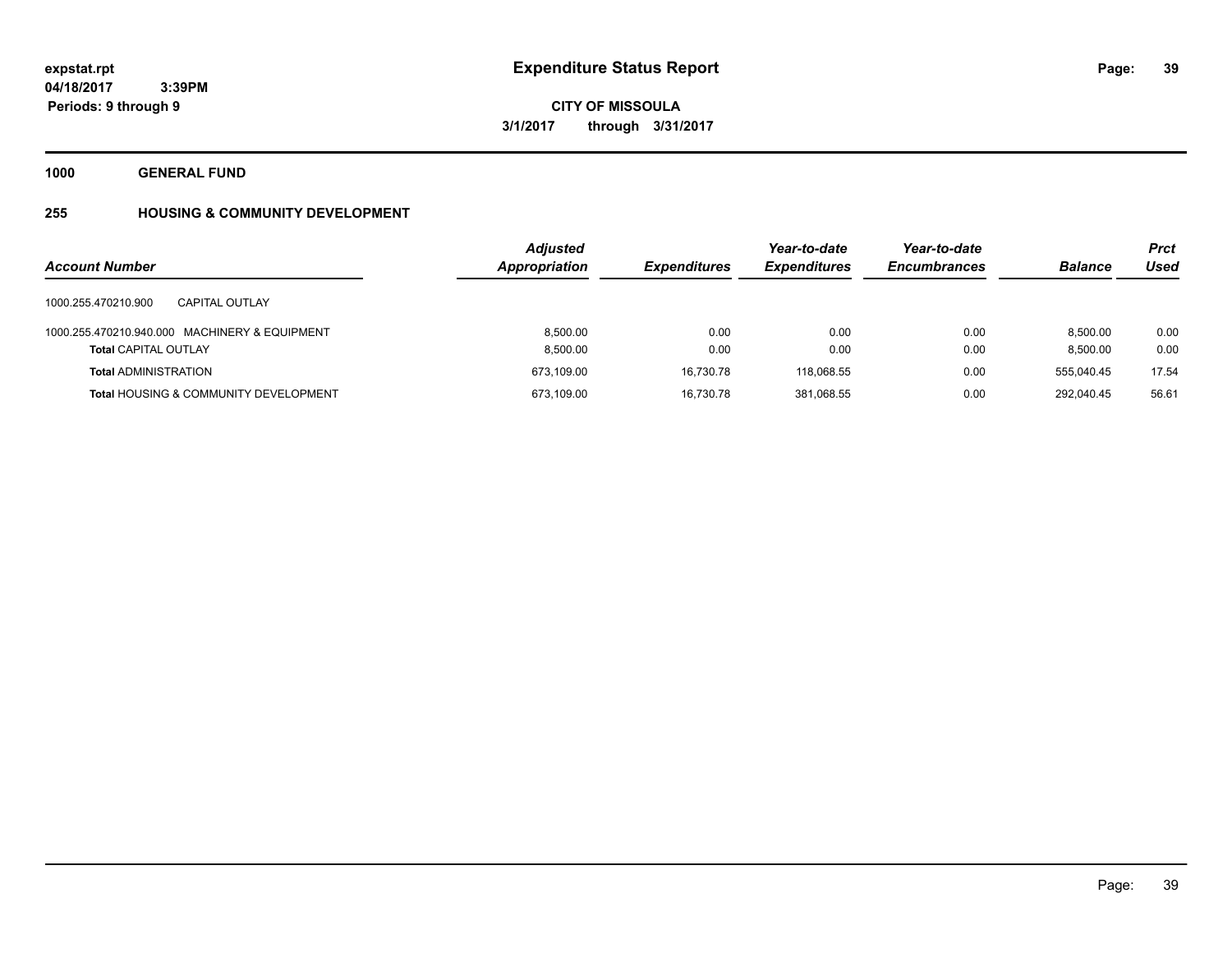**expstat.rpt**
**04/18/2017 3:39PM**
**Periods: 9 through 9**

# Expenditure Status Report

**CITY OF MISSOULA**
**3/1/2017 through 3/31/2017**

## 1000 GENERAL FUND

### 255 HOUSING & COMMUNITY DEVELOPMENT

| Account Number | Adjusted Appropriation | Expenditures | Year-to-date Expenditures | Year-to-date Encumbrances | Balance | Prct Used |
|---|---|---|---|---|---|---|
| 1000.255.470210.900 CAPITAL OUTLAY | | | | | | |
| 1000.255.470210.940.000 MACHINERY & EQUIPMENT | 8,500.00 | 0.00 | 0.00 | 0.00 | 8,500.00 | 0.00 |
| **Total** CAPITAL OUTLAY | 8,500.00 | 0.00 | 0.00 | 0.00 | 8,500.00 | 0.00 |
| **Total** ADMINISTRATION | 673,109.00 | 16,730.78 | 118,068.55 | 0.00 | 555,040.45 | 17.54 |
| **Total** HOUSING & COMMUNITY DEVELOPMENT | 673,109.00 | 16,730.78 | 381,068.55 | 0.00 | 292,040.45 | 56.61 |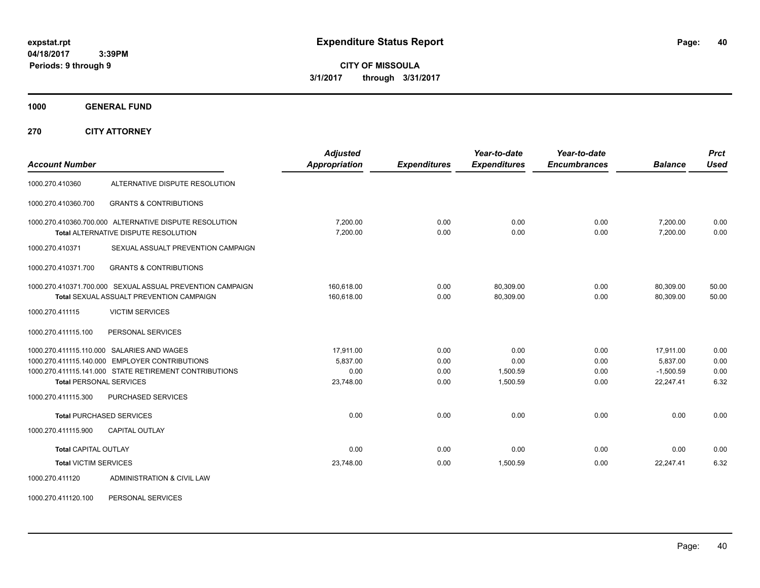**expstat.rpt**
**04/18/2017 3:39PM**
**Periods: 9 through 9**

# Expenditure Status Report

**CITY OF MISSOULA**
**3/1/2017 through 3/31/2017**

## 1000 GENERAL FUND

## 270 CITY ATTORNEY

| Account Number | | Adjusted Appropriation | Expenditures | Year-to-date Expenditures | Year-to-date Encumbrances | Balance | Prct Used |
|---|---|---|---|---|---|---|---|
| 1000.270.410360 | ALTERNATIVE DISPUTE RESOLUTION | | | | | | |
| 1000.270.410360.700 | GRANTS & CONTRIBUTIONS | | | | | | |
| 1000.270.410360.700.000 | ALTERNATIVE DISPUTE RESOLUTION | 7,200.00 | 0.00 | 0.00 | 0.00 | 7,200.00 | 0.00 |
| | **Total** ALTERNATIVE DISPUTE RESOLUTION | 7,200.00 | 0.00 | 0.00 | 0.00 | 7,200.00 | 0.00 |
| 1000.270.410371 | SEXUAL ASSAULT PREVENTION CAMPAIGN | | | | | | |
| 1000.270.410371.700 | GRANTS & CONTRIBUTIONS | | | | | | |
| 1000.270.410371.700.000 | SEXUAL ASSUAL PREVENTION CAMPAIGN | 160,618.00 | 0.00 | 80,309.00 | 0.00 | 80,309.00 | 50.00 |
| | **Total** SEXUAL ASSUALT PREVENTION CAMPAIGN | 160,618.00 | 0.00 | 80,309.00 | 0.00 | 80,309.00 | 50.00 |
| 1000.270.411115 | VICTIM SERVICES | | | | | | |
| 1000.270.411115.100 | PERSONAL SERVICES | | | | | | |
| 1000.270.411115.110.000 | SALARIES AND WAGES | 17,911.00 | 0.00 | 0.00 | 0.00 | 17,911.00 | 0.00 |
| 1000.270.411115.140.000 | EMPLOYER CONTRIBUTIONS | 5,837.00 | 0.00 | 0.00 | 0.00 | 5,837.00 | 0.00 |
| 1000.270.411115.141.000 | STATE RETIREMENT CONTRIBUTIONS | 0.00 | 0.00 | 1,500.59 | 0.00 | -1,500.59 | 0.00 |
| | **Total PERSONAL SERVICES** | 23,748.00 | 0.00 | 1,500.59 | 0.00 | 22,247.41 | 6.32 |
| 1000.270.411115.300 | PURCHASED SERVICES | | | | | | |
| | **Total PURCHASED SERVICES** | 0.00 | 0.00 | 0.00 | 0.00 | 0.00 | 0.00 |
| 1000.270.411115.900 | CAPITAL OUTLAY | | | | | | |
| | **Total CAPITAL OUTLAY** | 0.00 | 0.00 | 0.00 | 0.00 | 0.00 | 0.00 |
| | **Total VICTIM SERVICES** | 23,748.00 | 0.00 | 1,500.59 | 0.00 | 22,247.41 | 6.32 |
| 1000.270.411120 | ADMINISTRATION & CIVIL LAW | | | | | | |
| 1000.270.411120.100 | PERSONAL SERVICES | | | | | | |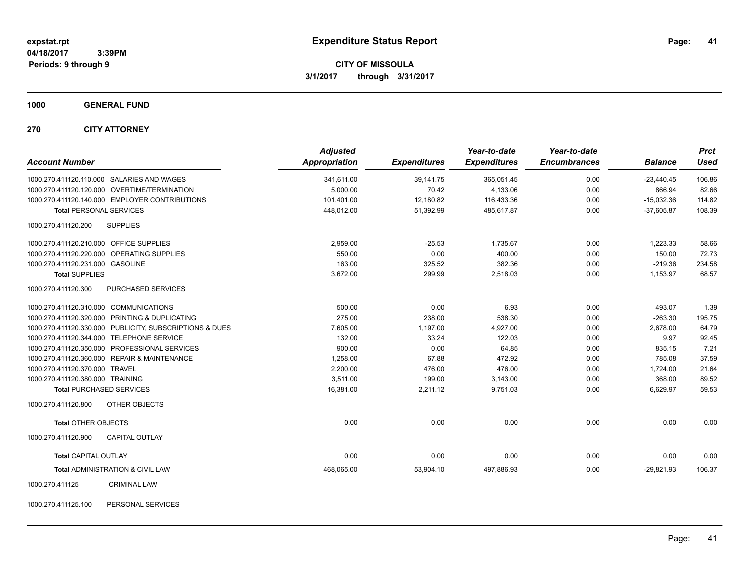**expstat.rpt**
**04/18/2017 3:39PM**
**Periods: 9 through 9**

# Expenditure Status Report

**CITY OF MISSOULA**
**3/1/2017 through 3/31/2017**

**1000 GENERAL FUND**

**270 CITY ATTORNEY**

| Account Number | Adjusted Appropriation | Expenditures | Year-to-date Expenditures | Year-to-date Encumbrances | Balance | Prct Used |
|---|---|---|---|---|---|---|
| 1000.270.411120.110.000 SALARIES AND WAGES | 341,611.00 | 39,141.75 | 365,051.45 | 0.00 | -23,440.45 | 106.86 |
| 1000.270.411120.120.000 OVERTIME/TERMINATION | 5,000.00 | 70.42 | 4,133.06 | 0.00 | 866.94 | 82.66 |
| 1000.270.411120.140.000 EMPLOYER CONTRIBUTIONS | 101,401.00 | 12,180.82 | 116,433.36 | 0.00 | -15,032.36 | 114.82 |
| **Total** PERSONAL SERVICES | 448,012.00 | 51,392.99 | 485,617.87 | 0.00 | -37,605.87 | 108.39 |
| 1000.270.411120.200 SUPPLIES | | | | | | |
| 1000.270.411120.210.000 OFFICE SUPPLIES | 2,959.00 | -25.53 | 1,735.67 | 0.00 | 1,223.33 | 58.66 |
| 1000.270.411120.220.000 OPERATING SUPPLIES | 550.00 | 0.00 | 400.00 | 0.00 | 150.00 | 72.73 |
| 1000.270.411120.231.000 GASOLINE | 163.00 | 325.52 | 382.36 | 0.00 | -219.36 | 234.58 |
| **Total** SUPPLIES | 3,672.00 | 299.99 | 2,518.03 | 0.00 | 1,153.97 | 68.57 |
| 1000.270.411120.300 PURCHASED SERVICES | | | | | | |
| 1000.270.411120.310.000 COMMUNICATIONS | 500.00 | 0.00 | 6.93 | 0.00 | 493.07 | 1.39 |
| 1000.270.411120.320.000 PRINTING & DUPLICATING | 275.00 | 238.00 | 538.30 | 0.00 | -263.30 | 195.75 |
| 1000.270.411120.330.000 PUBLICITY, SUBSCRIPTIONS & DUES | 7,605.00 | 1,197.00 | 4,927.00 | 0.00 | 2,678.00 | 64.79 |
| 1000.270.411120.344.000 TELEPHONE SERVICE | 132.00 | 33.24 | 122.03 | 0.00 | 9.97 | 92.45 |
| 1000.270.411120.350.000 PROFESSIONAL SERVICES | 900.00 | 0.00 | 64.85 | 0.00 | 835.15 | 7.21 |
| 1000.270.411120.360.000 REPAIR & MAINTENANCE | 1,258.00 | 67.88 | 472.92 | 0.00 | 785.08 | 37.59 |
| 1000.270.411120.370.000 TRAVEL | 2,200.00 | 476.00 | 476.00 | 0.00 | 1,724.00 | 21.64 |
| 1000.270.411120.380.000 TRAINING | 3,511.00 | 199.00 | 3,143.00 | 0.00 | 368.00 | 89.52 |
| **Total** PURCHASED SERVICES | 16,381.00 | 2,211.12 | 9,751.03 | 0.00 | 6,629.97 | 59.53 |
| 1000.270.411120.800 OTHER OBJECTS | | | | | | |
| **Total** OTHER OBJECTS | 0.00 | 0.00 | 0.00 | 0.00 | 0.00 | 0.00 |
| 1000.270.411120.900 CAPITAL OUTLAY | | | | | | |
| **Total** CAPITAL OUTLAY | 0.00 | 0.00 | 0.00 | 0.00 | 0.00 | 0.00 |
| **Total** ADMINISTRATION & CIVIL LAW | 468,065.00 | 53,904.10 | 497,886.93 | 0.00 | -29,821.93 | 106.37 |

1000.270.411125 CRIMINAL LAW

1000.270.411125.100 PERSONAL SERVICES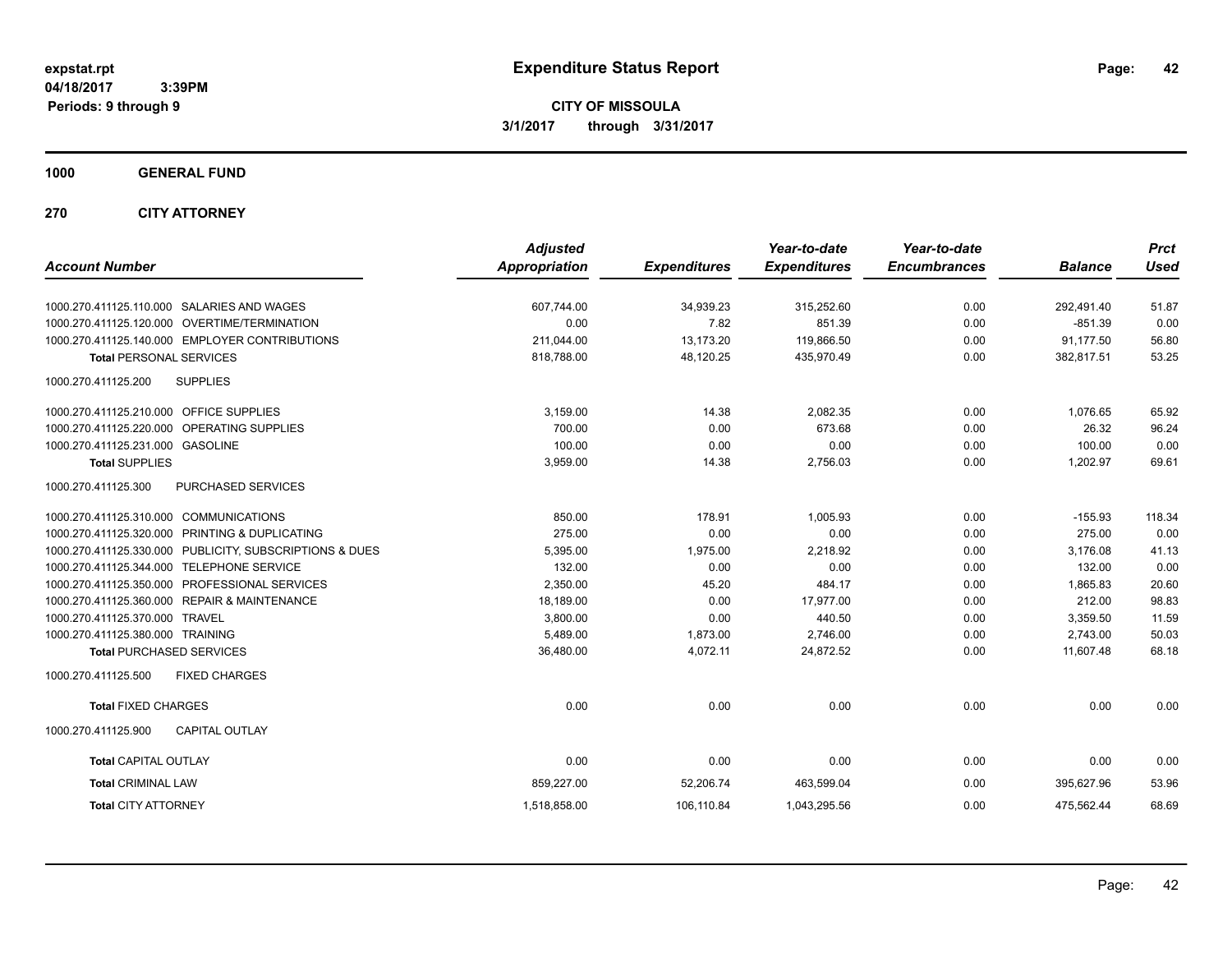**expstat.rpt**
**04/18/2017 3:39PM**
**Periods: 9 through 9**

# Expenditure Status Report

**CITY OF MISSOULA**
**3/1/2017 through 3/31/2017**

## 1000 GENERAL FUND

## 270 CITY ATTORNEY

| Account Number | Adjusted Appropriation | Expenditures | Year-to-date Expenditures | Year-to-date Encumbrances | Balance | Prct Used |
|---|---|---|---|---|---|---|
| 1000.270.411125.110.000 SALARIES AND WAGES | 607,744.00 | 34,939.23 | 315,252.60 | 0.00 | 292,491.40 | 51.87 |
| 1000.270.411125.120.000 OVERTIME/TERMINATION | 0.00 | 7.82 | 851.39 | 0.00 | -851.39 | 0.00 |
| 1000.270.411125.140.000 EMPLOYER CONTRIBUTIONS | 211,044.00 | 13,173.20 | 119,866.50 | 0.00 | 91,177.50 | 56.80 |
| **Total** PERSONAL SERVICES | 818,788.00 | 48,120.25 | 435,970.49 | 0.00 | 382,817.51 | 53.25 |
| 1000.270.411125.200 SUPPLIES | | | | | | |
| 1000.270.411125.210.000 OFFICE SUPPLIES | 3,159.00 | 14.38 | 2,082.35 | 0.00 | 1,076.65 | 65.92 |
| 1000.270.411125.220.000 OPERATING SUPPLIES | 700.00 | 0.00 | 673.68 | 0.00 | 26.32 | 96.24 |
| 1000.270.411125.231.000 GASOLINE | 100.00 | 0.00 | 0.00 | 0.00 | 100.00 | 0.00 |
| **Total** SUPPLIES | 3,959.00 | 14.38 | 2,756.03 | 0.00 | 1,202.97 | 69.61 |
| 1000.270.411125.300 PURCHASED SERVICES | | | | | | |
| 1000.270.411125.310.000 COMMUNICATIONS | 850.00 | 178.91 | 1,005.93 | 0.00 | -155.93 | 118.34 |
| 1000.270.411125.320.000 PRINTING & DUPLICATING | 275.00 | 0.00 | 0.00 | 0.00 | 275.00 | 0.00 |
| 1000.270.411125.330.000 PUBLICITY, SUBSCRIPTIONS & DUES | 5,395.00 | 1,975.00 | 2,218.92 | 0.00 | 3,176.08 | 41.13 |
| 1000.270.411125.344.000 TELEPHONE SERVICE | 132.00 | 0.00 | 0.00 | 0.00 | 132.00 | 0.00 |
| 1000.270.411125.350.000 PROFESSIONAL SERVICES | 2,350.00 | 45.20 | 484.17 | 0.00 | 1,865.83 | 20.60 |
| 1000.270.411125.360.000 REPAIR & MAINTENANCE | 18,189.00 | 0.00 | 17,977.00 | 0.00 | 212.00 | 98.83 |
| 1000.270.411125.370.000 TRAVEL | 3,800.00 | 0.00 | 440.50 | 0.00 | 3,359.50 | 11.59 |
| 1000.270.411125.380.000 TRAINING | 5,489.00 | 1,873.00 | 2,746.00 | 0.00 | 2,743.00 | 50.03 |
| **Total** PURCHASED SERVICES | 36,480.00 | 4,072.11 | 24,872.52 | 0.00 | 11,607.48 | 68.18 |
| 1000.270.411125.500 FIXED CHARGES | | | | | | |
| **Total** FIXED CHARGES | 0.00 | 0.00 | 0.00 | 0.00 | 0.00 | 0.00 |
| 1000.270.411125.900 CAPITAL OUTLAY | | | | | | |
| **Total** CAPITAL OUTLAY | 0.00 | 0.00 | 0.00 | 0.00 | 0.00 | 0.00 |
| **Total** CRIMINAL LAW | 859,227.00 | 52,206.74 | 463,599.04 | 0.00 | 395,627.96 | 53.96 |
| **Total** CITY ATTORNEY | 1,518,858.00 | 106,110.84 | 1,043,295.56 | 0.00 | 475,562.44 | 68.69 |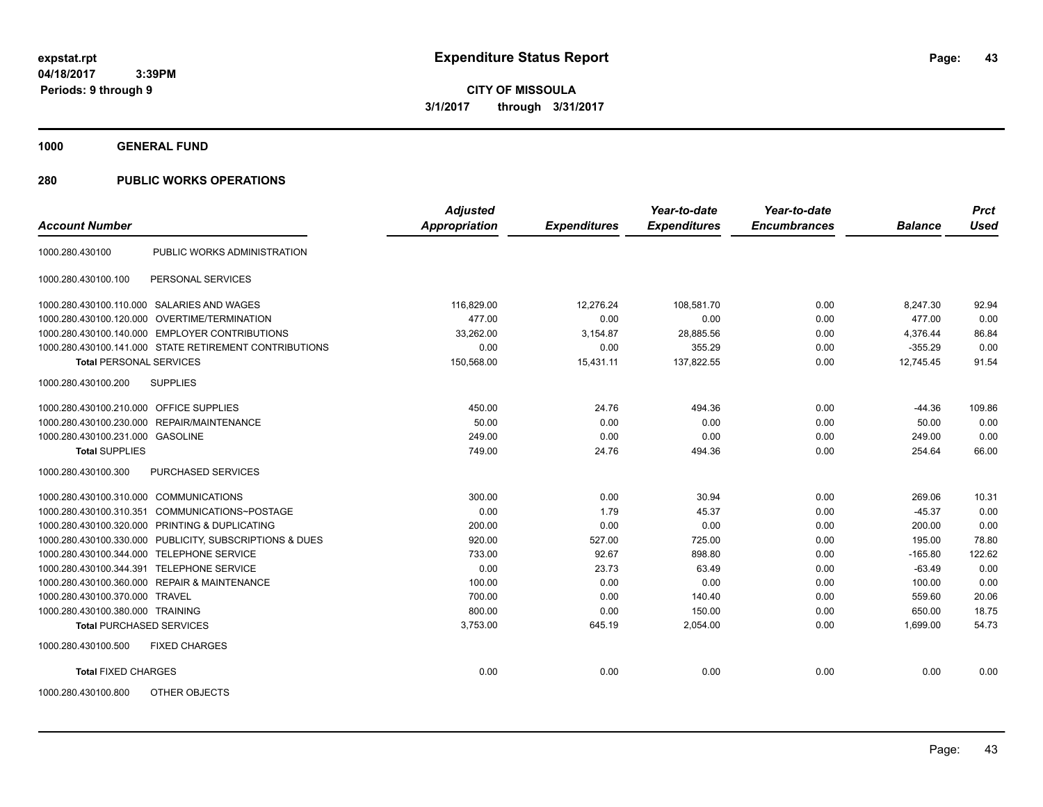**expstat.rpt**
**04/18/2017 3:39PM**
**Periods: 9 through 9**

# Expenditure Status Report

**CITY OF MISSOULA**
**3/1/2017 through 3/31/2017**

## 1000 GENERAL FUND

## 280 PUBLIC WORKS OPERATIONS

| Account Number | | Adjusted Appropriation | Expenditures | Year-to-date Expenditures | Year-to-date Encumbrances | Balance | Prct Used |
|---|---|---|---|---|---|---|---|
| 1000.280.430100 | PUBLIC WORKS ADMINISTRATION | | | | | | |
| 1000.280.430100.100 | PERSONAL SERVICES | | | | | | |
| 1000.280.430100.110.000 | SALARIES AND WAGES | 116,829.00 | 12,276.24 | 108,581.70 | 0.00 | 8,247.30 | 92.94 |
| 1000.280.430100.120.000 | OVERTIME/TERMINATION | 477.00 | 0.00 | 0.00 | 0.00 | 477.00 | 0.00 |
| 1000.280.430100.140.000 | EMPLOYER CONTRIBUTIONS | 33,262.00 | 3,154.87 | 28,885.56 | 0.00 | 4,376.44 | 86.84 |
| 1000.280.430100.141.000 | STATE RETIREMENT CONTRIBUTIONS | 0.00 | 0.00 | 355.29 | 0.00 | -355.29 | 0.00 |
| **Total** PERSONAL SERVICES | | 150,568.00 | 15,431.11 | 137,822.55 | 0.00 | 12,745.45 | 91.54 |
| 1000.280.430100.200 | SUPPLIES | | | | | | |
| 1000.280.430100.210.000 | OFFICE SUPPLIES | 450.00 | 24.76 | 494.36 | 0.00 | -44.36 | 109.86 |
| 1000.280.430100.230.000 | REPAIR/MAINTENANCE | 50.00 | 0.00 | 0.00 | 0.00 | 50.00 | 0.00 |
| 1000.280.430100.231.000 | GASOLINE | 249.00 | 0.00 | 0.00 | 0.00 | 249.00 | 0.00 |
| **Total** SUPPLIES | | 749.00 | 24.76 | 494.36 | 0.00 | 254.64 | 66.00 |
| 1000.280.430100.300 | PURCHASED SERVICES | | | | | | |
| 1000.280.430100.310.000 | COMMUNICATIONS | 300.00 | 0.00 | 30.94 | 0.00 | 269.06 | 10.31 |
| 1000.280.430100.310.351 | COMMUNICATIONS~POSTAGE | 0.00 | 1.79 | 45.37 | 0.00 | -45.37 | 0.00 |
| 1000.280.430100.320.000 | PRINTING & DUPLICATING | 200.00 | 0.00 | 0.00 | 0.00 | 200.00 | 0.00 |
| 1000.280.430100.330.000 | PUBLICITY, SUBSCRIPTIONS & DUES | 920.00 | 527.00 | 725.00 | 0.00 | 195.00 | 78.80 |
| 1000.280.430100.344.000 | TELEPHONE SERVICE | 733.00 | 92.67 | 898.80 | 0.00 | -165.80 | 122.62 |
| 1000.280.430100.344.391 | TELEPHONE SERVICE | 0.00 | 23.73 | 63.49 | 0.00 | -63.49 | 0.00 |
| 1000.280.430100.360.000 | REPAIR & MAINTENANCE | 100.00 | 0.00 | 0.00 | 0.00 | 100.00 | 0.00 |
| 1000.280.430100.370.000 | TRAVEL | 700.00 | 0.00 | 140.40 | 0.00 | 559.60 | 20.06 |
| 1000.280.430100.380.000 | TRAINING | 800.00 | 0.00 | 150.00 | 0.00 | 650.00 | 18.75 |
| **Total** PURCHASED SERVICES | | 3,753.00 | 645.19 | 2,054.00 | 0.00 | 1,699.00 | 54.73 |
| 1000.280.430100.500 | FIXED CHARGES | | | | | | |
| **Total** FIXED CHARGES | | 0.00 | 0.00 | 0.00 | 0.00 | 0.00 | 0.00 |
| 1000.280.430100.800 | OTHER OBJECTS | | | | | | |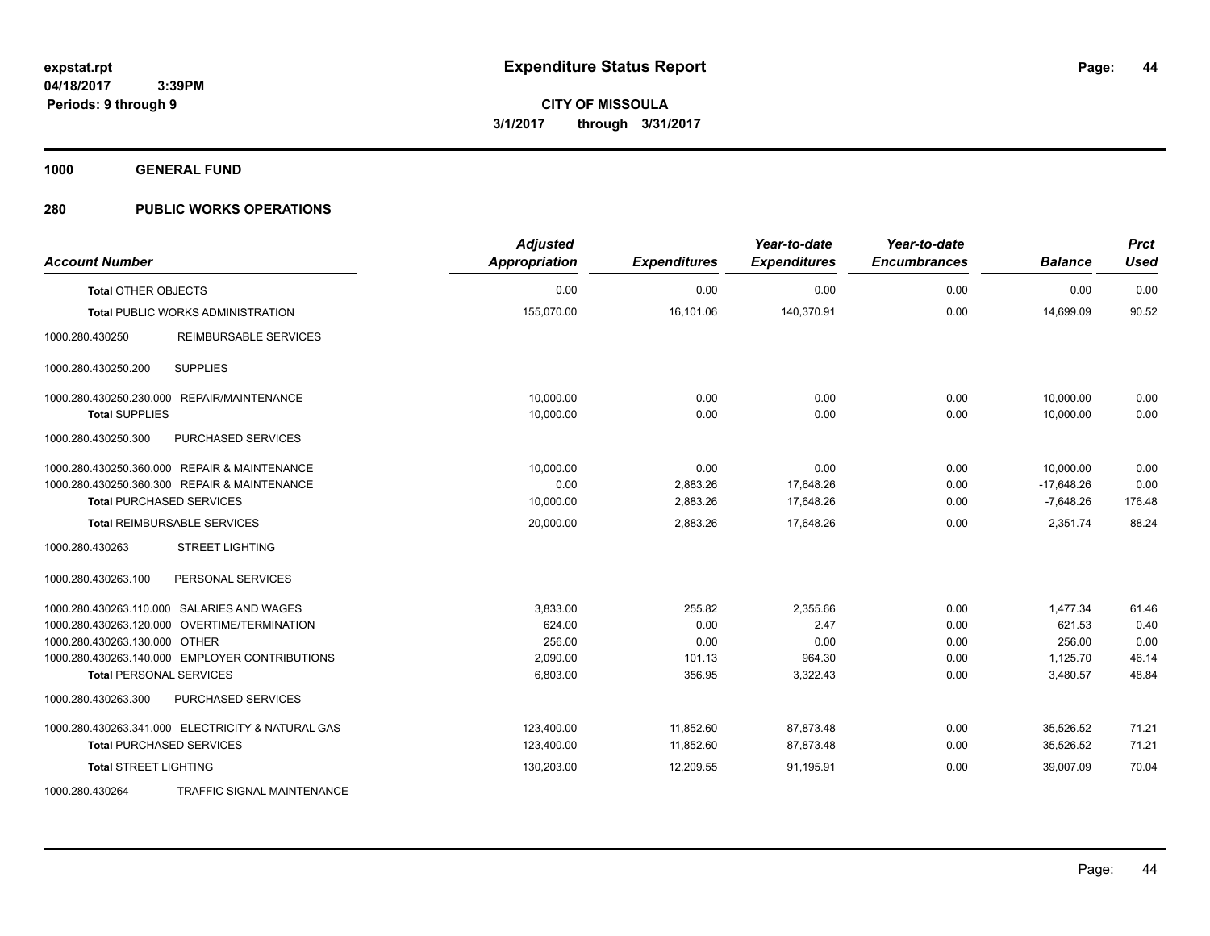# Expenditure Status Report

**CITY OF MISSOULA**
**3/1/2017 through 3/31/2017**

expstat.rpt
04/18/2017 3:39PM
Periods: 9 through 9

## 1000 GENERAL FUND

## 280 PUBLIC WORKS OPERATIONS

| Account Number | | Adjusted Appropriation | Expenditures | Year-to-date Expenditures | Year-to-date Encumbrances | Balance | Prct Used |
|---|---|---|---|---|---|---|---|
| **Total** OTHER OBJECTS | | 0.00 | 0.00 | 0.00 | 0.00 | 0.00 | 0.00 |
| **Total** PUBLIC WORKS ADMINISTRATION | | 155,070.00 | 16,101.06 | 140,370.91 | 0.00 | 14,699.09 | 90.52 |
| 1000.280.430250 | REIMBURSABLE SERVICES | | | | | | |
| 1000.280.430250.200 | SUPPLIES | | | | | | |
| 1000.280.430250.230.000 | REPAIR/MAINTENANCE | 10,000.00 | 0.00 | 0.00 | 0.00 | 10,000.00 | 0.00 |
| **Total** SUPPLIES | | 10,000.00 | 0.00 | 0.00 | 0.00 | 10,000.00 | 0.00 |
| 1000.280.430250.300 | PURCHASED SERVICES | | | | | | |
| 1000.280.430250.360.000 | REPAIR & MAINTENANCE | 10,000.00 | 0.00 | 0.00 | 0.00 | 10,000.00 | 0.00 |
| 1000.280.430250.360.300 | REPAIR & MAINTENANCE | 0.00 | 2,883.26 | 17,648.26 | 0.00 | -17,648.26 | 0.00 |
| **Total** PURCHASED SERVICES | | 10,000.00 | 2,883.26 | 17,648.26 | 0.00 | -7,648.26 | 176.48 |
| **Total** REIMBURSABLE SERVICES | | 20,000.00 | 2,883.26 | 17,648.26 | 0.00 | 2,351.74 | 88.24 |
| 1000.280.430263 | STREET LIGHTING | | | | | | |
| 1000.280.430263.100 | PERSONAL SERVICES | | | | | | |
| 1000.280.430263.110.000 | SALARIES AND WAGES | 3,833.00 | 255.82 | 2,355.66 | 0.00 | 1,477.34 | 61.46 |
| 1000.280.430263.120.000 | OVERTIME/TERMINATION | 624.00 | 0.00 | 2.47 | 0.00 | 621.53 | 0.40 |
| 1000.280.430263.130.000 | OTHER | 256.00 | 0.00 | 0.00 | 0.00 | 256.00 | 0.00 |
| 1000.280.430263.140.000 | EMPLOYER CONTRIBUTIONS | 2,090.00 | 101.13 | 964.30 | 0.00 | 1,125.70 | 46.14 |
| **Total** PERSONAL SERVICES | | 6,803.00 | 356.95 | 3,322.43 | 0.00 | 3,480.57 | 48.84 |
| 1000.280.430263.300 | PURCHASED SERVICES | | | | | | |
| 1000.280.430263.341.000 | ELECTRICITY & NATURAL GAS | 123,400.00 | 11,852.60 | 87,873.48 | 0.00 | 35,526.52 | 71.21 |
| **Total** PURCHASED SERVICES | | 123,400.00 | 11,852.60 | 87,873.48 | 0.00 | 35,526.52 | 71.21 |
| **Total** STREET LIGHTING | | 130,203.00 | 12,209.55 | 91,195.91 | 0.00 | 39,007.09 | 70.04 |
| 1000.280.430264 | TRAFFIC SIGNAL MAINTENANCE | | | | | | |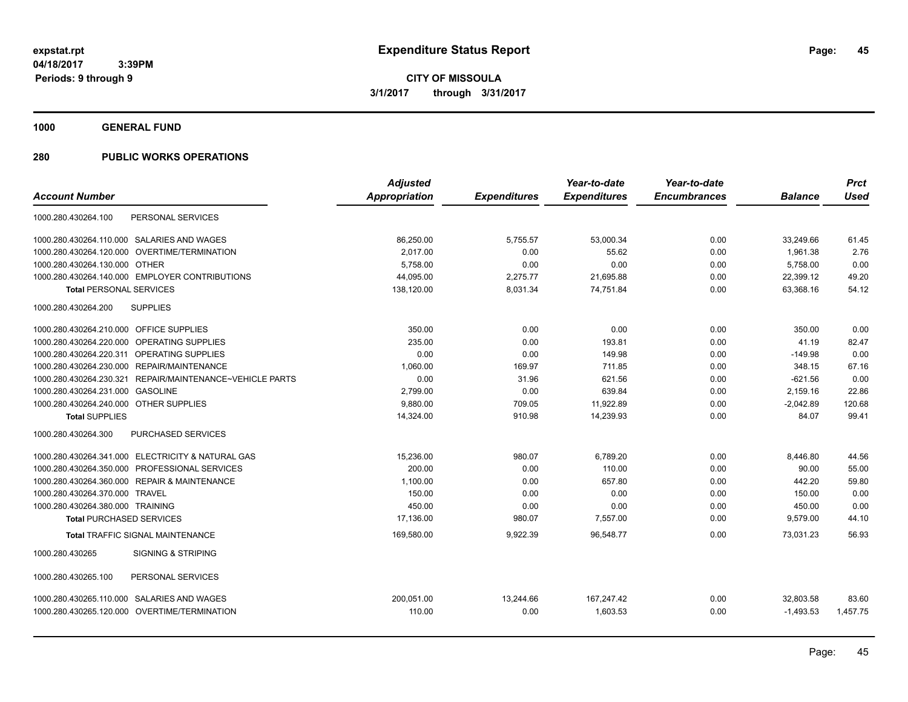**expstat.rpt**
**04/18/2017 3:39PM**
**Periods: 9 through 9**

# Expenditure Status Report

**CITY OF MISSOULA**
**3/1/2017 through 3/31/2017**

## 1000 GENERAL FUND

## 280 PUBLIC WORKS OPERATIONS

| Account Number | Adjusted Appropriation | Expenditures | Year-to-date Expenditures | Year-to-date Encumbrances | Balance | Prct Used |
|---|---|---|---|---|---|---|
| 1000.280.430264.100 PERSONAL SERVICES | | | | | | |
| 1000.280.430264.110.000 SALARIES AND WAGES | 86,250.00 | 5,755.57 | 53,000.34 | 0.00 | 33,249.66 | 61.45 |
| 1000.280.430264.120.000 OVERTIME/TERMINATION | 2,017.00 | 0.00 | 55.62 | 0.00 | 1,961.38 | 2.76 |
| 1000.280.430264.130.000 OTHER | 5,758.00 | 0.00 | 0.00 | 0.00 | 5,758.00 | 0.00 |
| 1000.280.430264.140.000 EMPLOYER CONTRIBUTIONS | 44,095.00 | 2,275.77 | 21,695.88 | 0.00 | 22,399.12 | 49.20 |
| **Total** PERSONAL SERVICES | 138,120.00 | 8,031.34 | 74,751.84 | 0.00 | 63,368.16 | 54.12 |
| 1000.280.430264.200 SUPPLIES | | | | | | |
| 1000.280.430264.210.000 OFFICE SUPPLIES | 350.00 | 0.00 | 0.00 | 0.00 | 350.00 | 0.00 |
| 1000.280.430264.220.000 OPERATING SUPPLIES | 235.00 | 0.00 | 193.81 | 0.00 | 41.19 | 82.47 |
| 1000.280.430264.220.311 OPERATING SUPPLIES | 0.00 | 0.00 | 149.98 | 0.00 | -149.98 | 0.00 |
| 1000.280.430264.230.000 REPAIR/MAINTENANCE | 1,060.00 | 169.97 | 711.85 | 0.00 | 348.15 | 67.16 |
| 1000.280.430264.230.321 REPAIR/MAINTENANCE~VEHICLE PARTS | 0.00 | 31.96 | 621.56 | 0.00 | -621.56 | 0.00 |
| 1000.280.430264.231.000 GASOLINE | 2,799.00 | 0.00 | 639.84 | 0.00 | 2,159.16 | 22.86 |
| 1000.280.430264.240.000 OTHER SUPPLIES | 9,880.00 | 709.05 | 11,922.89 | 0.00 | -2,042.89 | 120.68 |
| **Total** SUPPLIES | 14,324.00 | 910.98 | 14,239.93 | 0.00 | 84.07 | 99.41 |
| 1000.280.430264.300 PURCHASED SERVICES | | | | | | |
| 1000.280.430264.341.000 ELECTRICITY & NATURAL GAS | 15,236.00 | 980.07 | 6,789.20 | 0.00 | 8,446.80 | 44.56 |
| 1000.280.430264.350.000 PROFESSIONAL SERVICES | 200.00 | 0.00 | 110.00 | 0.00 | 90.00 | 55.00 |
| 1000.280.430264.360.000 REPAIR & MAINTENANCE | 1,100.00 | 0.00 | 657.80 | 0.00 | 442.20 | 59.80 |
| 1000.280.430264.370.000 TRAVEL | 150.00 | 0.00 | 0.00 | 0.00 | 150.00 | 0.00 |
| 1000.280.430264.380.000 TRAINING | 450.00 | 0.00 | 0.00 | 0.00 | 450.00 | 0.00 |
| **Total** PURCHASED SERVICES | 17,136.00 | 980.07 | 7,557.00 | 0.00 | 9,579.00 | 44.10 |
| **Total** TRAFFIC SIGNAL MAINTENANCE | 169,580.00 | 9,922.39 | 96,548.77 | 0.00 | 73,031.23 | 56.93 |
| 1000.280.430265 SIGNING & STRIPING | | | | | | |
| 1000.280.430265.100 PERSONAL SERVICES | | | | | | |
| 1000.280.430265.110.000 SALARIES AND WAGES | 200,051.00 | 13,244.66 | 167,247.42 | 0.00 | 32,803.58 | 83.60 |
| 1000.280.430265.120.000 OVERTIME/TERMINATION | 110.00 | 0.00 | 1,603.53 | 0.00 | -1,493.53 | 1,457.75 |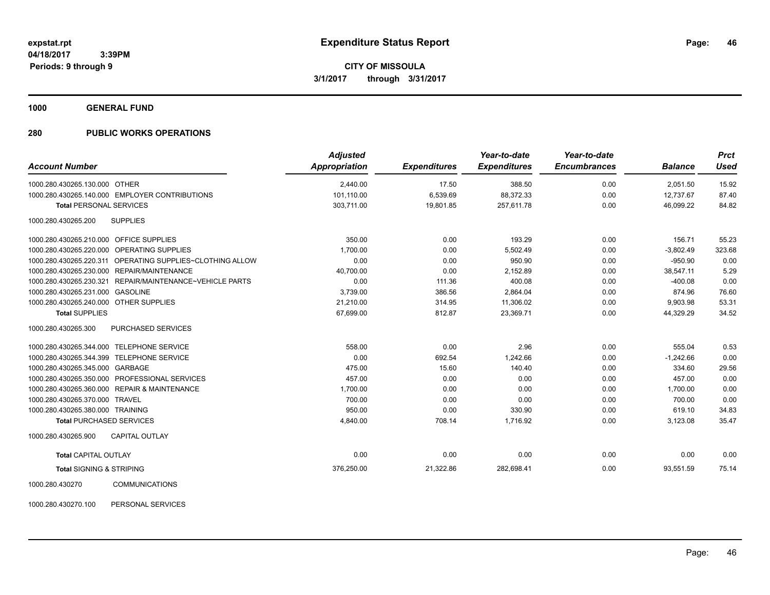expstat.rpt
04/18/2017 3:39PM
Periods: 9 through 9

# Expenditure Status Report

CITY OF MISSOULA
3/1/2017 through 3/31/2017

## 1000 GENERAL FUND

## 280 PUBLIC WORKS OPERATIONS

| Account Number | Adjusted Appropriation | Expenditures | Year-to-date Expenditures | Year-to-date Encumbrances | Balance | Prct Used |
|---|---|---|---|---|---|---|
| 1000.280.430265.130.000 OTHER | 2,440.00 | 17.50 | 388.50 | 0.00 | 2,051.50 | 15.92 |
| 1000.280.430265.140.000 EMPLOYER CONTRIBUTIONS | 101,110.00 | 6,539.69 | 88,372.33 | 0.00 | 12,737.67 | 87.40 |
| **Total** PERSONAL SERVICES | 303,711.00 | 19,801.85 | 257,611.78 | 0.00 | 46,099.22 | 84.82 |
| 1000.280.430265.200 SUPPLIES | | | | | | |
| 1000.280.430265.210.000 OFFICE SUPPLIES | 350.00 | 0.00 | 193.29 | 0.00 | 156.71 | 55.23 |
| 1000.280.430265.220.000 OPERATING SUPPLIES | 1,700.00 | 0.00 | 5,502.49 | 0.00 | -3,802.49 | 323.68 |
| 1000.280.430265.220.311 OPERATING SUPPLIES~CLOTHING ALLOW | 0.00 | 0.00 | 950.90 | 0.00 | -950.90 | 0.00 |
| 1000.280.430265.230.000 REPAIR/MAINTENANCE | 40,700.00 | 0.00 | 2,152.89 | 0.00 | 38,547.11 | 5.29 |
| 1000.280.430265.230.321 REPAIR/MAINTENANCE~VEHICLE PARTS | 0.00 | 111.36 | 400.08 | 0.00 | -400.08 | 0.00 |
| 1000.280.430265.231.000 GASOLINE | 3,739.00 | 386.56 | 2,864.04 | 0.00 | 874.96 | 76.60 |
| 1000.280.430265.240.000 OTHER SUPPLIES | 21,210.00 | 314.95 | 11,306.02 | 0.00 | 9,903.98 | 53.31 |
| **Total** SUPPLIES | 67,699.00 | 812.87 | 23,369.71 | 0.00 | 44,329.29 | 34.52 |
| 1000.280.430265.300 PURCHASED SERVICES | | | | | | |
| 1000.280.430265.344.000 TELEPHONE SERVICE | 558.00 | 0.00 | 2.96 | 0.00 | 555.04 | 0.53 |
| 1000.280.430265.344.399 TELEPHONE SERVICE | 0.00 | 692.54 | 1,242.66 | 0.00 | -1,242.66 | 0.00 |
| 1000.280.430265.345.000 GARBAGE | 475.00 | 15.60 | 140.40 | 0.00 | 334.60 | 29.56 |
| 1000.280.430265.350.000 PROFESSIONAL SERVICES | 457.00 | 0.00 | 0.00 | 0.00 | 457.00 | 0.00 |
| 1000.280.430265.360.000 REPAIR & MAINTENANCE | 1,700.00 | 0.00 | 0.00 | 0.00 | 1,700.00 | 0.00 |
| 1000.280.430265.370.000 TRAVEL | 700.00 | 0.00 | 0.00 | 0.00 | 700.00 | 0.00 |
| 1000.280.430265.380.000 TRAINING | 950.00 | 0.00 | 330.90 | 0.00 | 619.10 | 34.83 |
| **Total** PURCHASED SERVICES | 4,840.00 | 708.14 | 1,716.92 | 0.00 | 3,123.08 | 35.47 |
| 1000.280.430265.900 CAPITAL OUTLAY | | | | | | |
| **Total** CAPITAL OUTLAY | 0.00 | 0.00 | 0.00 | 0.00 | 0.00 | 0.00 |
| **Total** SIGNING & STRIPING | 376,250.00 | 21,322.86 | 282,698.41 | 0.00 | 93,551.59 | 75.14 |
| 1000.280.430270 COMMUNICATIONS | | | | | | |
| 1000.280.430270.100 PERSONAL SERVICES | | | | | | |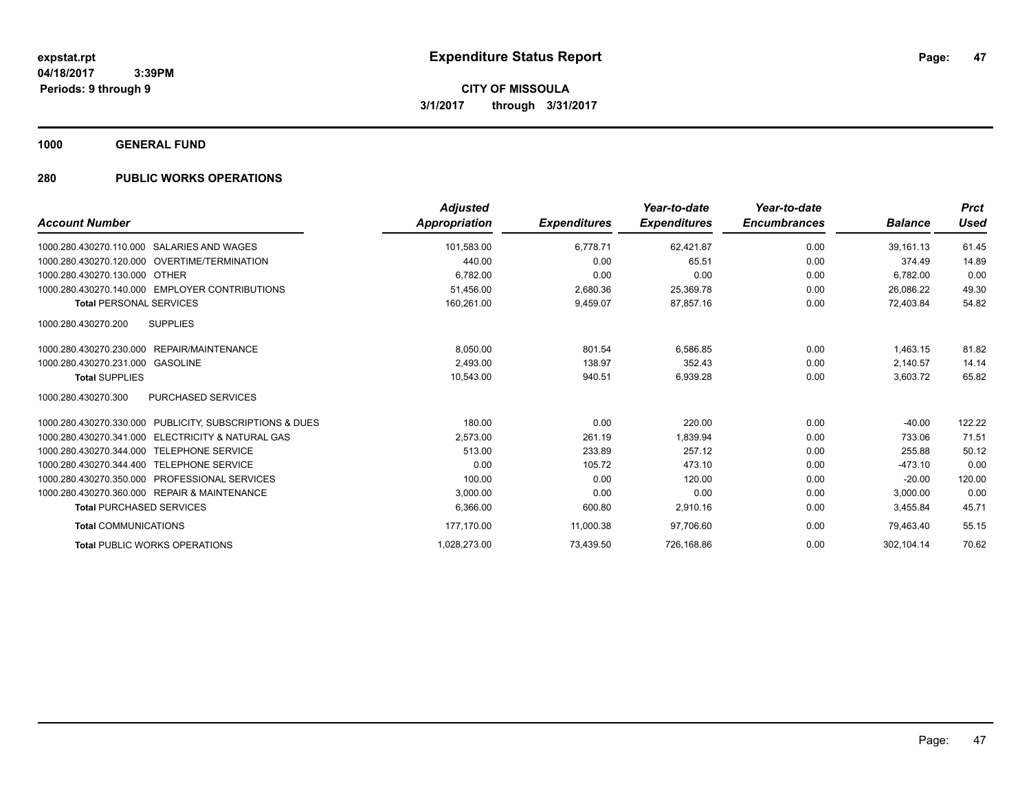**expstat.rpt**
**04/18/2017 3:39PM**
**Periods: 9 through 9**

# Expenditure Status Report

**CITY OF MISSOULA**
**3/1/2017 through 3/31/2017**

## 1000 GENERAL FUND

### 280 PUBLIC WORKS OPERATIONS

| Account Number | Adjusted Appropriation | Expenditures | Year-to-date Expenditures | Year-to-date Encumbrances | Balance | Prct Used |
|---|---|---|---|---|---|---|
| 1000.280.430270.110.000 SALARIES AND WAGES | 101,583.00 | 6,778.71 | 62,421.87 | 0.00 | 39,161.13 | 61.45 |
| 1000.280.430270.120.000 OVERTIME/TERMINATION | 440.00 | 0.00 | 65.51 | 0.00 | 374.49 | 14.89 |
| 1000.280.430270.130.000 OTHER | 6,782.00 | 0.00 | 0.00 | 0.00 | 6,782.00 | 0.00 |
| 1000.280.430270.140.000 EMPLOYER CONTRIBUTIONS | 51,456.00 | 2,680.36 | 25,369.78 | 0.00 | 26,086.22 | 49.30 |
| **Total** PERSONAL SERVICES | 160,261.00 | 9,459.07 | 87,857.16 | 0.00 | 72,403.84 | 54.82 |
| 1000.280.430270.200 SUPPLIES | | | | | | |
| 1000.280.430270.230.000 REPAIR/MAINTENANCE | 8,050.00 | 801.54 | 6,586.85 | 0.00 | 1,463.15 | 81.82 |
| 1000.280.430270.231.000 GASOLINE | 2,493.00 | 138.97 | 352.43 | 0.00 | 2,140.57 | 14.14 |
| **Total** SUPPLIES | 10,543.00 | 940.51 | 6,939.28 | 0.00 | 3,603.72 | 65.82 |
| 1000.280.430270.300 PURCHASED SERVICES | | | | | | |
| 1000.280.430270.330.000 PUBLICITY, SUBSCRIPTIONS & DUES | 180.00 | 0.00 | 220.00 | 0.00 | -40.00 | 122.22 |
| 1000.280.430270.341.000 ELECTRICITY & NATURAL GAS | 2,573.00 | 261.19 | 1,839.94 | 0.00 | 733.06 | 71.51 |
| 1000.280.430270.344.000 TELEPHONE SERVICE | 513.00 | 233.89 | 257.12 | 0.00 | 255.88 | 50.12 |
| 1000.280.430270.344.400 TELEPHONE SERVICE | 0.00 | 105.72 | 473.10 | 0.00 | -473.10 | 0.00 |
| 1000.280.430270.350.000 PROFESSIONAL SERVICES | 100.00 | 0.00 | 120.00 | 0.00 | -20.00 | 120.00 |
| 1000.280.430270.360.000 REPAIR & MAINTENANCE | 3,000.00 | 0.00 | 0.00 | 0.00 | 3,000.00 | 0.00 |
| **Total** PURCHASED SERVICES | 6,366.00 | 600.80 | 2,910.16 | 0.00 | 3,455.84 | 45.71 |
| **Total** COMMUNICATIONS | 177,170.00 | 11,000.38 | 97,706.60 | 0.00 | 79,463.40 | 55.15 |
| **Total** PUBLIC WORKS OPERATIONS | 1,028,273.00 | 73,439.50 | 726,168.86 | 0.00 | 302,104.14 | 70.62 |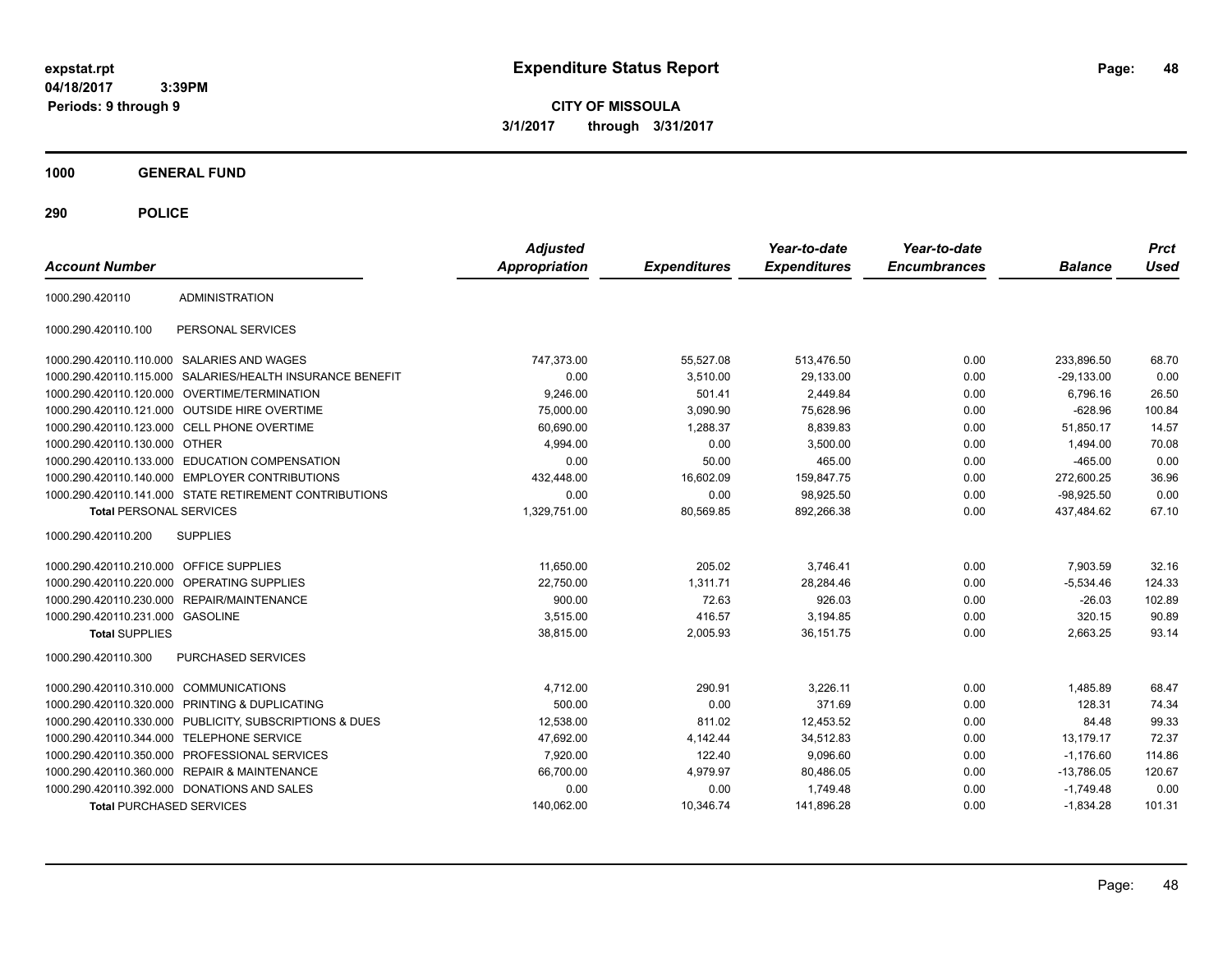**expstat.rpt**
**04/18/2017 3:39PM**
**Periods: 9 through 9**

# Expenditure Status Report

**CITY OF MISSOULA**
**3/1/2017 through 3/31/2017**

## 1000 GENERAL FUND

## 290 POLICE

| Account Number | | Adjusted Appropriation | Expenditures | Year-to-date Expenditures | Year-to-date Encumbrances | Balance | Prct Used |
|---|---|---|---|---|---|---|---|
| 1000.290.420110 | ADMINISTRATION | | | | | | |
| 1000.290.420110.100 | PERSONAL SERVICES | | | | | | |
| 1000.290.420110.110.000 | SALARIES AND WAGES | 747,373.00 | 55,527.08 | 513,476.50 | 0.00 | 233,896.50 | 68.70 |
| 1000.290.420110.115.000 | SALARIES/HEALTH INSURANCE BENEFIT | 0.00 | 3,510.00 | 29,133.00 | 0.00 | -29,133.00 | 0.00 |
| 1000.290.420110.120.000 | OVERTIME/TERMINATION | 9,246.00 | 501.41 | 2,449.84 | 0.00 | 6,796.16 | 26.50 |
| 1000.290.420110.121.000 | OUTSIDE HIRE OVERTIME | 75,000.00 | 3,090.90 | 75,628.96 | 0.00 | -628.96 | 100.84 |
| 1000.290.420110.123.000 | CELL PHONE OVERTIME | 60,690.00 | 1,288.37 | 8,839.83 | 0.00 | 51,850.17 | 14.57 |
| 1000.290.420110.130.000 | OTHER | 4,994.00 | 0.00 | 3,500.00 | 0.00 | 1,494.00 | 70.08 |
| 1000.290.420110.133.000 | EDUCATION COMPENSATION | 0.00 | 50.00 | 465.00 | 0.00 | -465.00 | 0.00 |
| 1000.290.420110.140.000 | EMPLOYER CONTRIBUTIONS | 432,448.00 | 16,602.09 | 159,847.75 | 0.00 | 272,600.25 | 36.96 |
| 1000.290.420110.141.000 | STATE RETIREMENT CONTRIBUTIONS | 0.00 | 0.00 | 98,925.50 | 0.00 | -98,925.50 | 0.00 |
| **Total** PERSONAL SERVICES | | 1,329,751.00 | 80,569.85 | 892,266.38 | 0.00 | 437,484.62 | 67.10 |
| 1000.290.420110.200 | SUPPLIES | | | | | | |
| 1000.290.420110.210.000 | OFFICE SUPPLIES | 11,650.00 | 205.02 | 3,746.41 | 0.00 | 7,903.59 | 32.16 |
| 1000.290.420110.220.000 | OPERATING SUPPLIES | 22,750.00 | 1,311.71 | 28,284.46 | 0.00 | -5,534.46 | 124.33 |
| 1000.290.420110.230.000 | REPAIR/MAINTENANCE | 900.00 | 72.63 | 926.03 | 0.00 | -26.03 | 102.89 |
| 1000.290.420110.231.000 | GASOLINE | 3,515.00 | 416.57 | 3,194.85 | 0.00 | 320.15 | 90.89 |
| **Total** SUPPLIES | | 38,815.00 | 2,005.93 | 36,151.75 | 0.00 | 2,663.25 | 93.14 |
| 1000.290.420110.300 | PURCHASED SERVICES | | | | | | |
| 1000.290.420110.310.000 | COMMUNICATIONS | 4,712.00 | 290.91 | 3,226.11 | 0.00 | 1,485.89 | 68.47 |
| 1000.290.420110.320.000 | PRINTING & DUPLICATING | 500.00 | 0.00 | 371.69 | 0.00 | 128.31 | 74.34 |
| 1000.290.420110.330.000 | PUBLICITY, SUBSCRIPTIONS & DUES | 12,538.00 | 811.02 | 12,453.52 | 0.00 | 84.48 | 99.33 |
| 1000.290.420110.344.000 | TELEPHONE SERVICE | 47,692.00 | 4,142.44 | 34,512.83 | 0.00 | 13,179.17 | 72.37 |
| 1000.290.420110.350.000 | PROFESSIONAL SERVICES | 7,920.00 | 122.40 | 9,096.60 | 0.00 | -1,176.60 | 114.86 |
| 1000.290.420110.360.000 | REPAIR & MAINTENANCE | 66,700.00 | 4,979.97 | 80,486.05 | 0.00 | -13,786.05 | 120.67 |
| 1000.290.420110.392.000 | DONATIONS AND SALES | 0.00 | 0.00 | 1,749.48 | 0.00 | -1,749.48 | 0.00 |
| **Total** PURCHASED SERVICES | | 140,062.00 | 10,346.74 | 141,896.28 | 0.00 | -1,834.28 | 101.31 |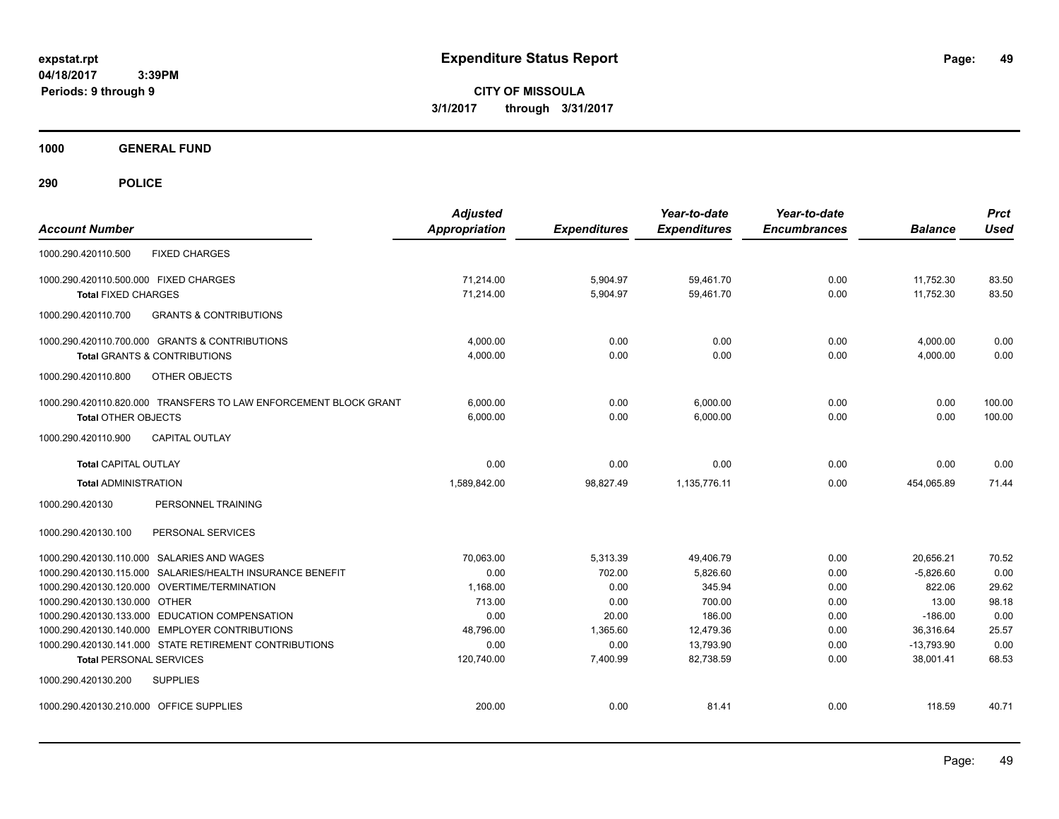**Expenditure Status Report**

**CITY OF MISSOULA**

**3/1/2017 through 3/31/2017**

**Periods: 9 through 9**

## 1000 GENERAL FUND

## 290 POLICE

| Account Number | Adjusted Appropriation | Expenditures | Year-to-date Expenditures | Year-to-date Encumbrances | Balance | Prct Used |
|---|---|---|---|---|---|---|
| 1000.290.420110.500 FIXED CHARGES | | | | | | |
| 1000.290.420110.500.000 FIXED CHARGES | 71,214.00 | 5,904.97 | 59,461.70 | 0.00 | 11,752.30 | 83.50 |
| **Total** FIXED CHARGES | 71,214.00 | 5,904.97 | 59,461.70 | 0.00 | 11,752.30 | 83.50 |
| 1000.290.420110.700 GRANTS & CONTRIBUTIONS | | | | | | |
| 1000.290.420110.700.000 GRANTS & CONTRIBUTIONS | 4,000.00 | 0.00 | 0.00 | 0.00 | 4,000.00 | 0.00 |
| **Total** GRANTS & CONTRIBUTIONS | 4,000.00 | 0.00 | 0.00 | 0.00 | 4,000.00 | 0.00 |
| 1000.290.420110.800 OTHER OBJECTS | | | | | | |
| 1000.290.420110.820.000 TRANSFERS TO LAW ENFORCEMENT BLOCK GRANT | 6,000.00 | 0.00 | 6,000.00 | 0.00 | 0.00 | 100.00 |
| **Total** OTHER OBJECTS | 6,000.00 | 0.00 | 6,000.00 | 0.00 | 0.00 | 100.00 |
| 1000.290.420110.900 CAPITAL OUTLAY | | | | | | |
| **Total** CAPITAL OUTLAY | 0.00 | 0.00 | 0.00 | 0.00 | 0.00 | 0.00 |
| **Total** ADMINISTRATION | 1,589,842.00 | 98,827.49 | 1,135,776.11 | 0.00 | 454,065.89 | 71.44 |
| 1000.290.420130 PERSONNEL TRAINING | | | | | | |
| 1000.290.420130.100 PERSONAL SERVICES | | | | | | |
| 1000.290.420130.110.000 SALARIES AND WAGES | 70,063.00 | 5,313.39 | 49,406.79 | 0.00 | 20,656.21 | 70.52 |
| 1000.290.420130.115.000 SALARIES/HEALTH INSURANCE BENEFIT | 0.00 | 702.00 | 5,826.60 | 0.00 | -5,826.60 | 0.00 |
| 1000.290.420130.120.000 OVERTIME/TERMINATION | 1,168.00 | 0.00 | 345.94 | 0.00 | 822.06 | 29.62 |
| 1000.290.420130.130.000 OTHER | 713.00 | 0.00 | 700.00 | 0.00 | 13.00 | 98.18 |
| 1000.290.420130.133.000 EDUCATION COMPENSATION | 0.00 | 20.00 | 186.00 | 0.00 | -186.00 | 0.00 |
| 1000.290.420130.140.000 EMPLOYER CONTRIBUTIONS | 48,796.00 | 1,365.60 | 12,479.36 | 0.00 | 36,316.64 | 25.57 |
| 1000.290.420130.141.000 STATE RETIREMENT CONTRIBUTIONS | 0.00 | 0.00 | 13,793.90 | 0.00 | -13,793.90 | 0.00 |
| **Total** PERSONAL SERVICES | 120,740.00 | 7,400.99 | 82,738.59 | 0.00 | 38,001.41 | 68.53 |
| 1000.290.420130.200 SUPPLIES | | | | | | |
| 1000.290.420130.210.000 OFFICE SUPPLIES | 200.00 | 0.00 | 81.41 | 0.00 | 118.59 | 40.71 |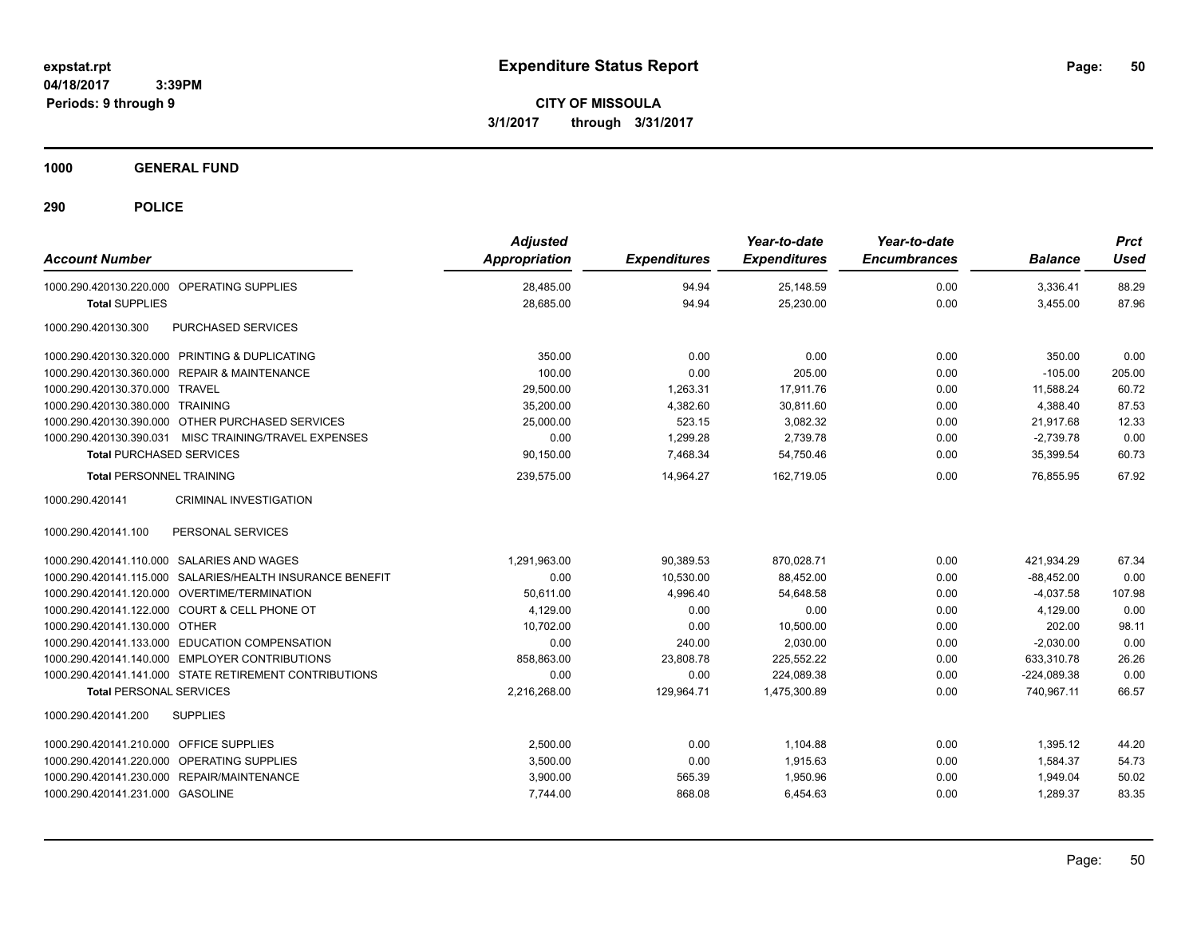**expstat.rpt**
**04/18/2017 3:39PM**
**Periods: 9 through 9**

# Expenditure Status Report

**CITY OF MISSOULA**
**3/1/2017 through 3/31/2017**

## 1000 GENERAL FUND

## 290 POLICE

| Account Number | Adjusted Appropriation | Expenditures | Year-to-date Expenditures | Year-to-date Encumbrances | Balance | Prct Used |
|---|---|---|---|---|---|---|
| 1000.290.420130.220.000 OPERATING SUPPLIES | 28,485.00 | 94.94 | 25,148.59 | 0.00 | 3,336.41 | 88.29 |
| **Total** SUPPLIES | 28,685.00 | 94.94 | 25,230.00 | 0.00 | 3,455.00 | 87.96 |
| 1000.290.420130.300 PURCHASED SERVICES | | | | | | |
| 1000.290.420130.320.000 PRINTING & DUPLICATING | 350.00 | 0.00 | 0.00 | 0.00 | 350.00 | 0.00 |
| 1000.290.420130.360.000 REPAIR & MAINTENANCE | 100.00 | 0.00 | 205.00 | 0.00 | -105.00 | 205.00 |
| 1000.290.420130.370.000 TRAVEL | 29,500.00 | 1,263.31 | 17,911.76 | 0.00 | 11,588.24 | 60.72 |
| 1000.290.420130.380.000 TRAINING | 35,200.00 | 4,382.60 | 30,811.60 | 0.00 | 4,388.40 | 87.53 |
| 1000.290.420130.390.000 OTHER PURCHASED SERVICES | 25,000.00 | 523.15 | 3,082.32 | 0.00 | 21,917.68 | 12.33 |
| 1000.290.420130.390.031 MISC TRAINING/TRAVEL EXPENSES | 0.00 | 1,299.28 | 2,739.78 | 0.00 | -2,739.78 | 0.00 |
| **Total** PURCHASED SERVICES | 90,150.00 | 7,468.34 | 54,750.46 | 0.00 | 35,399.54 | 60.73 |
| **Total** PERSONNEL TRAINING | 239,575.00 | 14,964.27 | 162,719.05 | 0.00 | 76,855.95 | 67.92 |
| 1000.290.420141 CRIMINAL INVESTIGATION | | | | | | |
| 1000.290.420141.100 PERSONAL SERVICES | | | | | | |
| 1000.290.420141.110.000 SALARIES AND WAGES | 1,291,963.00 | 90,389.53 | 870,028.71 | 0.00 | 421,934.29 | 67.34 |
| 1000.290.420141.115.000 SALARIES/HEALTH INSURANCE BENEFIT | 0.00 | 10,530.00 | 88,452.00 | 0.00 | -88,452.00 | 0.00 |
| 1000.290.420141.120.000 OVERTIME/TERMINATION | 50,611.00 | 4,996.40 | 54,648.58 | 0.00 | -4,037.58 | 107.98 |
| 1000.290.420141.122.000 COURT & CELL PHONE OT | 4,129.00 | 0.00 | 0.00 | 0.00 | 4,129.00 | 0.00 |
| 1000.290.420141.130.000 OTHER | 10,702.00 | 0.00 | 10,500.00 | 0.00 | 202.00 | 98.11 |
| 1000.290.420141.133.000 EDUCATION COMPENSATION | 0.00 | 240.00 | 2,030.00 | 0.00 | -2,030.00 | 0.00 |
| 1000.290.420141.140.000 EMPLOYER CONTRIBUTIONS | 858,863.00 | 23,808.78 | 225,552.22 | 0.00 | 633,310.78 | 26.26 |
| 1000.290.420141.141.000 STATE RETIREMENT CONTRIBUTIONS | 0.00 | 0.00 | 224,089.38 | 0.00 | -224,089.38 | 0.00 |
| **Total** PERSONAL SERVICES | 2,216,268.00 | 129,964.71 | 1,475,300.89 | 0.00 | 740,967.11 | 66.57 |
| 1000.290.420141.200 SUPPLIES | | | | | | |
| 1000.290.420141.210.000 OFFICE SUPPLIES | 2,500.00 | 0.00 | 1,104.88 | 0.00 | 1,395.12 | 44.20 |
| 1000.290.420141.220.000 OPERATING SUPPLIES | 3,500.00 | 0.00 | 1,915.63 | 0.00 | 1,584.37 | 54.73 |
| 1000.290.420141.230.000 REPAIR/MAINTENANCE | 3,900.00 | 565.39 | 1,950.96 | 0.00 | 1,949.04 | 50.02 |
| 1000.290.420141.231.000 GASOLINE | 7,744.00 | 868.08 | 6,454.63 | 0.00 | 1,289.37 | 83.35 |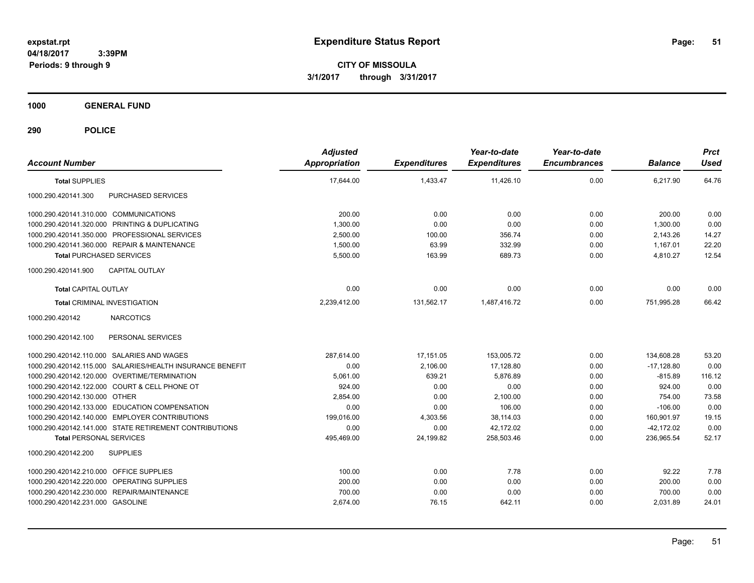**expstat.rpt**
**04/18/2017 3:39PM**
**Periods: 9 through 9**

# Expenditure Status Report

**CITY OF MISSOULA**
**3/1/2017 through 3/31/2017**

## 1000 GENERAL FUND

## 290 POLICE

| Account Number | | Adjusted Appropriation | Expenditures | Year-to-date Expenditures | Year-to-date Encumbrances | Balance | Prct Used |
|---|---|---|---|---|---|---|---|
| **Total** SUPPLIES | | 17,644.00 | 1,433.47 | 11,426.10 | 0.00 | 6,217.90 | 64.76 |
| 1000.290.420141.300 | PURCHASED SERVICES | | | | | | |
| 1000.290.420141.310.000 | COMMUNICATIONS | 200.00 | 0.00 | 0.00 | 0.00 | 200.00 | 0.00 |
| 1000.290.420141.320.000 | PRINTING & DUPLICATING | 1,300.00 | 0.00 | 0.00 | 0.00 | 1,300.00 | 0.00 |
| 1000.290.420141.350.000 | PROFESSIONAL SERVICES | 2,500.00 | 100.00 | 356.74 | 0.00 | 2,143.26 | 14.27 |
| 1000.290.420141.360.000 | REPAIR & MAINTENANCE | 1,500.00 | 63.99 | 332.99 | 0.00 | 1,167.01 | 22.20 |
| **Total** PURCHASED SERVICES | | 5,500.00 | 163.99 | 689.73 | 0.00 | 4,810.27 | 12.54 |
| 1000.290.420141.900 | CAPITAL OUTLAY | | | | | | |
| **Total** CAPITAL OUTLAY | | 0.00 | 0.00 | 0.00 | 0.00 | 0.00 | 0.00 |
| **Total** CRIMINAL INVESTIGATION | | 2,239,412.00 | 131,562.17 | 1,487,416.72 | 0.00 | 751,995.28 | 66.42 |
| 1000.290.420142 | NARCOTICS | | | | | | |
| 1000.290.420142.100 | PERSONAL SERVICES | | | | | | |
| 1000.290.420142.110.000 | SALARIES AND WAGES | 287,614.00 | 17,151.05 | 153,005.72 | 0.00 | 134,608.28 | 53.20 |
| 1000.290.420142.115.000 | SALARIES/HEALTH INSURANCE BENEFIT | 0.00 | 2,106.00 | 17,128.80 | 0.00 | -17,128.80 | 0.00 |
| 1000.290.420142.120.000 | OVERTIME/TERMINATION | 5,061.00 | 639.21 | 5,876.89 | 0.00 | -815.89 | 116.12 |
| 1000.290.420142.122.000 | COURT & CELL PHONE OT | 924.00 | 0.00 | 0.00 | 0.00 | 924.00 | 0.00 |
| 1000.290.420142.130.000 | OTHER | 2,854.00 | 0.00 | 2,100.00 | 0.00 | 754.00 | 73.58 |
| 1000.290.420142.133.000 | EDUCATION COMPENSATION | 0.00 | 0.00 | 106.00 | 0.00 | -106.00 | 0.00 |
| 1000.290.420142.140.000 | EMPLOYER CONTRIBUTIONS | 199,016.00 | 4,303.56 | 38,114.03 | 0.00 | 160,901.97 | 19.15 |
| 1000.290.420142.141.000 | STATE RETIREMENT CONTRIBUTIONS | 0.00 | 0.00 | 42,172.02 | 0.00 | -42,172.02 | 0.00 |
| **Total** PERSONAL SERVICES | | 495,469.00 | 24,199.82 | 258,503.46 | 0.00 | 236,965.54 | 52.17 |
| 1000.290.420142.200 | SUPPLIES | | | | | | |
| 1000.290.420142.210.000 | OFFICE SUPPLIES | 100.00 | 0.00 | 7.78 | 0.00 | 92.22 | 7.78 |
| 1000.290.420142.220.000 | OPERATING SUPPLIES | 200.00 | 0.00 | 0.00 | 0.00 | 200.00 | 0.00 |
| 1000.290.420142.230.000 | REPAIR/MAINTENANCE | 700.00 | 0.00 | 0.00 | 0.00 | 700.00 | 0.00 |
| 1000.290.420142.231.000 | GASOLINE | 2,674.00 | 76.15 | 642.11 | 0.00 | 2,031.89 | 24.01 |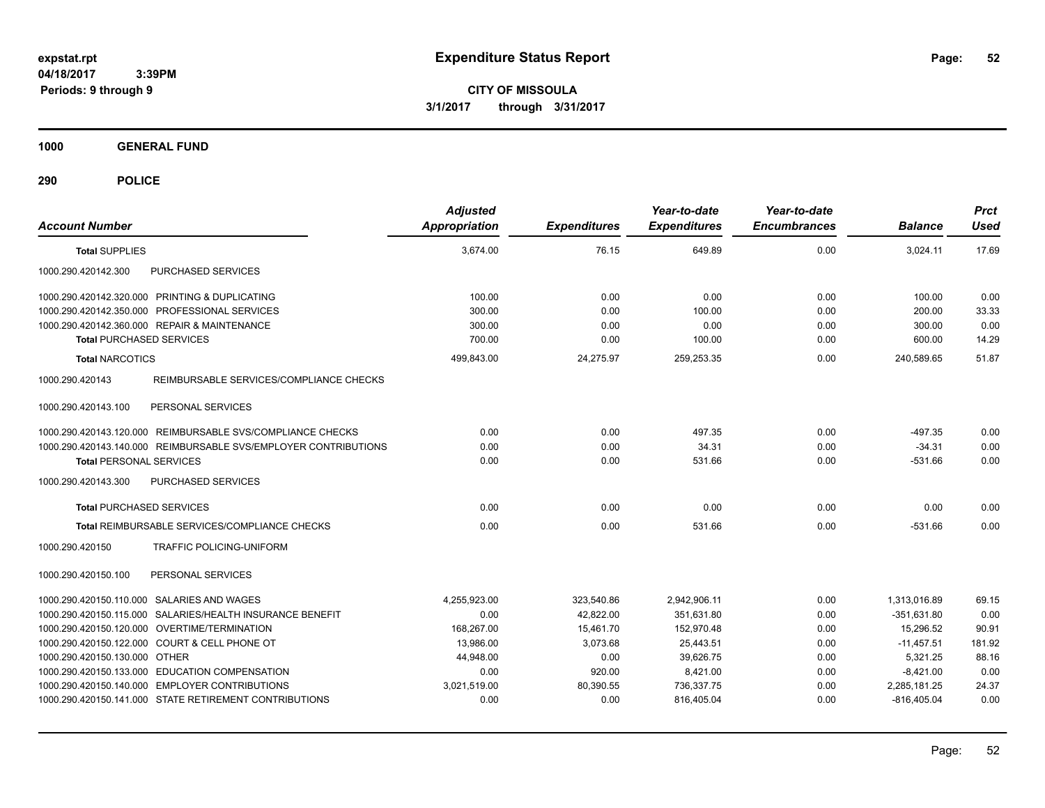**expstat.rpt**
**04/18/2017 3:39PM**
**Periods: 9 through 9**

# Expenditure Status Report

**CITY OF MISSOULA**
**3/1/2017 through 3/31/2017**

## 1000 GENERAL FUND

## 290 POLICE

| Account Number | Adjusted Appropriation | Expenditures | Year-to-date Expenditures | Year-to-date Encumbrances | Balance | Prct Used |
|---|---|---|---|---|---|---|
| **Total SUPPLIES** | 3,674.00 | 76.15 | 649.89 | 0.00 | 3,024.11 | 17.69 |
| 1000.290.420142.300 PURCHASED SERVICES | | | | | | |
| 1000.290.420142.320.000 PRINTING & DUPLICATING | 100.00 | 0.00 | 0.00 | 0.00 | 100.00 | 0.00 |
| 1000.290.420142.350.000 PROFESSIONAL SERVICES | 300.00 | 0.00 | 100.00 | 0.00 | 200.00 | 33.33 |
| 1000.290.420142.360.000 REPAIR & MAINTENANCE | 300.00 | 0.00 | 0.00 | 0.00 | 300.00 | 0.00 |
| **Total PURCHASED SERVICES** | 700.00 | 0.00 | 100.00 | 0.00 | 600.00 | 14.29 |
| **Total NARCOTICS** | 499,843.00 | 24,275.97 | 259,253.35 | 0.00 | 240,589.65 | 51.87 |
| 1000.290.420143 REIMBURSABLE SERVICES/COMPLIANCE CHECKS | | | | | | |
| 1000.290.420143.100 PERSONAL SERVICES | | | | | | |
| 1000.290.420143.120.000 REIMBURSABLE SVS/COMPLIANCE CHECKS | 0.00 | 0.00 | 497.35 | 0.00 | -497.35 | 0.00 |
| 1000.290.420143.140.000 REIMBURSABLE SVS/EMPLOYER CONTRIBUTIONS | 0.00 | 0.00 | 34.31 | 0.00 | -34.31 | 0.00 |
| **Total PERSONAL SERVICES** | 0.00 | 0.00 | 531.66 | 0.00 | -531.66 | 0.00 |
| 1000.290.420143.300 PURCHASED SERVICES | | | | | | |
| **Total PURCHASED SERVICES** | 0.00 | 0.00 | 0.00 | 0.00 | 0.00 | 0.00 |
| **Total REIMBURSABLE SERVICES/COMPLIANCE CHECKS** | 0.00 | 0.00 | 531.66 | 0.00 | -531.66 | 0.00 |
| 1000.290.420150 TRAFFIC POLICING-UNIFORM | | | | | | |
| 1000.290.420150.100 PERSONAL SERVICES | | | | | | |
| 1000.290.420150.110.000 SALARIES AND WAGES | 4,255,923.00 | 323,540.86 | 2,942,906.11 | 0.00 | 1,313,016.89 | 69.15 |
| 1000.290.420150.115.000 SALARIES/HEALTH INSURANCE BENEFIT | 0.00 | 42,822.00 | 351,631.80 | 0.00 | -351,631.80 | 0.00 |
| 1000.290.420150.120.000 OVERTIME/TERMINATION | 168,267.00 | 15,461.70 | 152,970.48 | 0.00 | 15,296.52 | 90.91 |
| 1000.290.420150.122.000 COURT & CELL PHONE OT | 13,986.00 | 3,073.68 | 25,443.51 | 0.00 | -11,457.51 | 181.92 |
| 1000.290.420150.130.000 OTHER | 44,948.00 | 0.00 | 39,626.75 | 0.00 | 5,321.25 | 88.16 |
| 1000.290.420150.133.000 EDUCATION COMPENSATION | 0.00 | 920.00 | 8,421.00 | 0.00 | -8,421.00 | 0.00 |
| 1000.290.420150.140.000 EMPLOYER CONTRIBUTIONS | 3,021,519.00 | 80,390.55 | 736,337.75 | 0.00 | 2,285,181.25 | 24.37 |
| 1000.290.420150.141.000 STATE RETIREMENT CONTRIBUTIONS | 0.00 | 0.00 | 816,405.04 | 0.00 | -816,405.04 | 0.00 |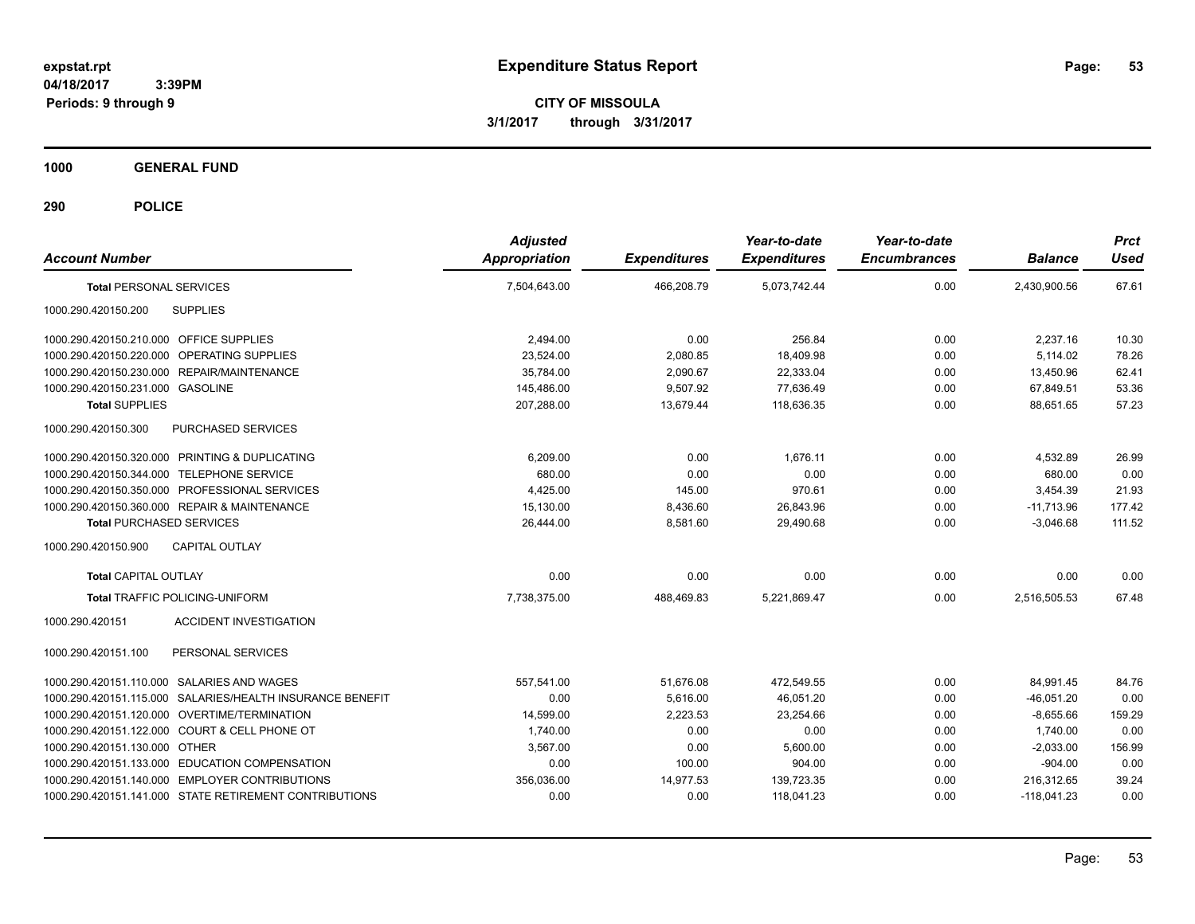# Expenditure Status Report

expstat.rpt
04/18/2017 3:39PM
Periods: 9 through 9

**CITY OF MISSOULA**
**3/1/2017 through 3/31/2017**

## 1000 GENERAL FUND

## 290 POLICE

| Account Number | | Adjusted Appropriation | Expenditures | Year-to-date Expenditures | Year-to-date Encumbrances | Balance | Prct Used |
|---|---|---|---|---|---|---|---|
| **Total** PERSONAL SERVICES | | 7,504,643.00 | 466,208.79 | 5,073,742.44 | 0.00 | 2,430,900.56 | 67.61 |
| 1000.290.420150.200 | SUPPLIES | | | | | | |
| 1000.290.420150.210.000 | OFFICE SUPPLIES | 2,494.00 | 0.00 | 256.84 | 0.00 | 2,237.16 | 10.30 |
| 1000.290.420150.220.000 | OPERATING SUPPLIES | 23,524.00 | 2,080.85 | 18,409.98 | 0.00 | 5,114.02 | 78.26 |
| 1000.290.420150.230.000 | REPAIR/MAINTENANCE | 35,784.00 | 2,090.67 | 22,333.04 | 0.00 | 13,450.96 | 62.41 |
| 1000.290.420150.231.000 | GASOLINE | 145,486.00 | 9,507.92 | 77,636.49 | 0.00 | 67,849.51 | 53.36 |
| **Total SUPPLIES** | | 207,288.00 | 13,679.44 | 118,636.35 | 0.00 | 88,651.65 | 57.23 |
| 1000.290.420150.300 | PURCHASED SERVICES | | | | | | |
| 1000.290.420150.320.000 | PRINTING & DUPLICATING | 6,209.00 | 0.00 | 1,676.11 | 0.00 | 4,532.89 | 26.99 |
| 1000.290.420150.344.000 | TELEPHONE SERVICE | 680.00 | 0.00 | 0.00 | 0.00 | 680.00 | 0.00 |
| 1000.290.420150.350.000 | PROFESSIONAL SERVICES | 4,425.00 | 145.00 | 970.61 | 0.00 | 3,454.39 | 21.93 |
| 1000.290.420150.360.000 | REPAIR & MAINTENANCE | 15,130.00 | 8,436.60 | 26,843.96 | 0.00 | -11,713.96 | 177.42 |
| **Total** PURCHASED SERVICES | | 26,444.00 | 8,581.60 | 29,490.68 | 0.00 | -3,046.68 | 111.52 |
| 1000.290.420150.900 | CAPITAL OUTLAY | | | | | | |
| **Total** CAPITAL OUTLAY | | 0.00 | 0.00 | 0.00 | 0.00 | 0.00 | 0.00 |
| **Total** TRAFFIC POLICING-UNIFORM | | 7,738,375.00 | 488,469.83 | 5,221,869.47 | 0.00 | 2,516,505.53 | 67.48 |
| 1000.290.420151 | ACCIDENT INVESTIGATION | | | | | | |
| 1000.290.420151.100 | PERSONAL SERVICES | | | | | | |
| 1000.290.420151.110.000 | SALARIES AND WAGES | 557,541.00 | 51,676.08 | 472,549.55 | 0.00 | 84,991.45 | 84.76 |
| 1000.290.420151.115.000 | SALARIES/HEALTH INSURANCE BENEFIT | 0.00 | 5,616.00 | 46,051.20 | 0.00 | -46,051.20 | 0.00 |
| 1000.290.420151.120.000 | OVERTIME/TERMINATION | 14,599.00 | 2,223.53 | 23,254.66 | 0.00 | -8,655.66 | 159.29 |
| 1000.290.420151.122.000 | COURT & CELL PHONE OT | 1,740.00 | 0.00 | 0.00 | 0.00 | 1,740.00 | 0.00 |
| 1000.290.420151.130.000 | OTHER | 3,567.00 | 0.00 | 5,600.00 | 0.00 | -2,033.00 | 156.99 |
| 1000.290.420151.133.000 | EDUCATION COMPENSATION | 0.00 | 100.00 | 904.00 | 0.00 | -904.00 | 0.00 |
| 1000.290.420151.140.000 | EMPLOYER CONTRIBUTIONS | 356,036.00 | 14,977.53 | 139,723.35 | 0.00 | 216,312.65 | 39.24 |
| 1000.290.420151.141.000 | STATE RETIREMENT CONTRIBUTIONS | 0.00 | 0.00 | 118,041.23 | 0.00 | -118,041.23 | 0.00 |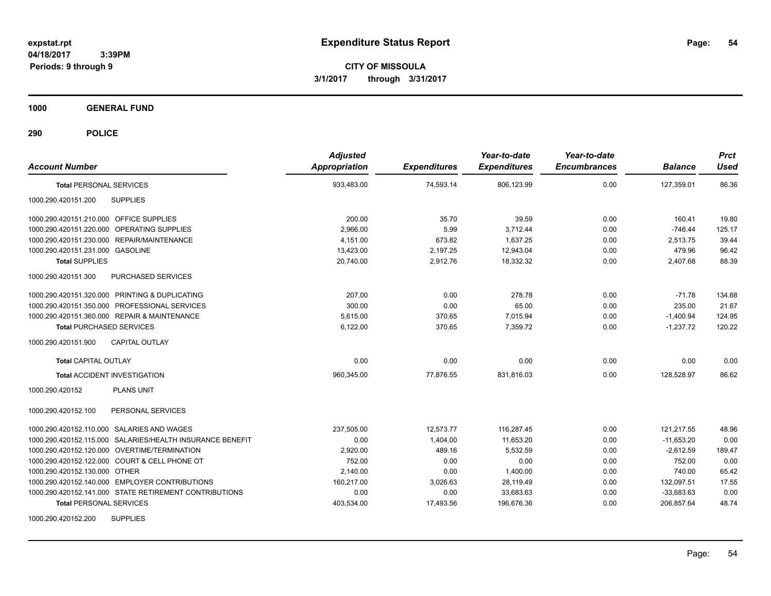# Expenditure Status Report

expstat.rpt
04/18/2017 3:39PM
Periods: 9 through 9

**CITY OF MISSOULA**
**3/1/2017 through 3/31/2017**

## 1000 GENERAL FUND

## 290 POLICE

| Account Number | | Adjusted Appropriation | Expenditures | Year-to-date Expenditures | Year-to-date Encumbrances | Balance | Prct Used |
|---|---|---|---|---|---|---|---|
| **Total PERSONAL SERVICES** | | 933,483.00 | 74,593.14 | 806,123.99 | 0.00 | 127,359.01 | 86.36 |
| 1000.290.420151.200 | SUPPLIES | | | | | | |
| 1000.290.420151.210.000 | OFFICE SUPPLIES | 200.00 | 35.70 | 39.59 | 0.00 | 160.41 | 19.80 |
| 1000.290.420151.220.000 | OPERATING SUPPLIES | 2,966.00 | 5.99 | 3,712.44 | 0.00 | -746.44 | 125.17 |
| 1000.290.420151.230.000 | REPAIR/MAINTENANCE | 4,151.00 | 673.82 | 1,637.25 | 0.00 | 2,513.75 | 39.44 |
| 1000.290.420151.231.000 | GASOLINE | 13,423.00 | 2,197.25 | 12,943.04 | 0.00 | 479.96 | 96.42 |
| **Total SUPPLIES** | | 20,740.00 | 2,912.76 | 18,332.32 | 0.00 | 2,407.68 | 88.39 |
| 1000.290.420151.300 | PURCHASED SERVICES | | | | | | |
| 1000.290.420151.320.000 | PRINTING & DUPLICATING | 207.00 | 0.00 | 278.78 | 0.00 | -71.78 | 134.68 |
| 1000.290.420151.350.000 | PROFESSIONAL SERVICES | 300.00 | 0.00 | 65.00 | 0.00 | 235.00 | 21.67 |
| 1000.290.420151.360.000 | REPAIR & MAINTENANCE | 5,615.00 | 370.65 | 7,015.94 | 0.00 | -1,400.94 | 124.95 |
| **Total PURCHASED SERVICES** | | 6,122.00 | 370.65 | 7,359.72 | 0.00 | -1,237.72 | 120.22 |
| 1000.290.420151.900 | CAPITAL OUTLAY | | | | | | |
| **Total CAPITAL OUTLAY** | | 0.00 | 0.00 | 0.00 | 0.00 | 0.00 | 0.00 |
| **Total ACCIDENT INVESTIGATION** | | 960,345.00 | 77,876.55 | 831,816.03 | 0.00 | 128,528.97 | 86.62 |
| 1000.290.420152 | PLANS UNIT | | | | | | |
| 1000.290.420152.100 | PERSONAL SERVICES | | | | | | |
| 1000.290.420152.110.000 | SALARIES AND WAGES | 237,505.00 | 12,573.77 | 116,287.45 | 0.00 | 121,217.55 | 48.96 |
| 1000.290.420152.115.000 | SALARIES/HEALTH INSURANCE BENEFIT | 0.00 | 1,404.00 | 11,653.20 | 0.00 | -11,653.20 | 0.00 |
| 1000.290.420152.120.000 | OVERTIME/TERMINATION | 2,920.00 | 489.16 | 5,532.59 | 0.00 | -2,612.59 | 189.47 |
| 1000.290.420152.122.000 | COURT & CELL PHONE OT | 752.00 | 0.00 | 0.00 | 0.00 | 752.00 | 0.00 |
| 1000.290.420152.130.000 | OTHER | 2,140.00 | 0.00 | 1,400.00 | 0.00 | 740.00 | 65.42 |
| 1000.290.420152.140.000 | EMPLOYER CONTRIBUTIONS | 160,217.00 | 3,026.63 | 28,119.49 | 0.00 | 132,097.51 | 17.55 |
| 1000.290.420152.141.000 | STATE RETIREMENT CONTRIBUTIONS | 0.00 | 0.00 | 33,683.63 | 0.00 | -33,683.63 | 0.00 |
| **Total PERSONAL SERVICES** | | 403,534.00 | 17,493.56 | 196,676.36 | 0.00 | 206,857.64 | 48.74 |
| 1000.290.420152.200 | SUPPLIES | | | | | | |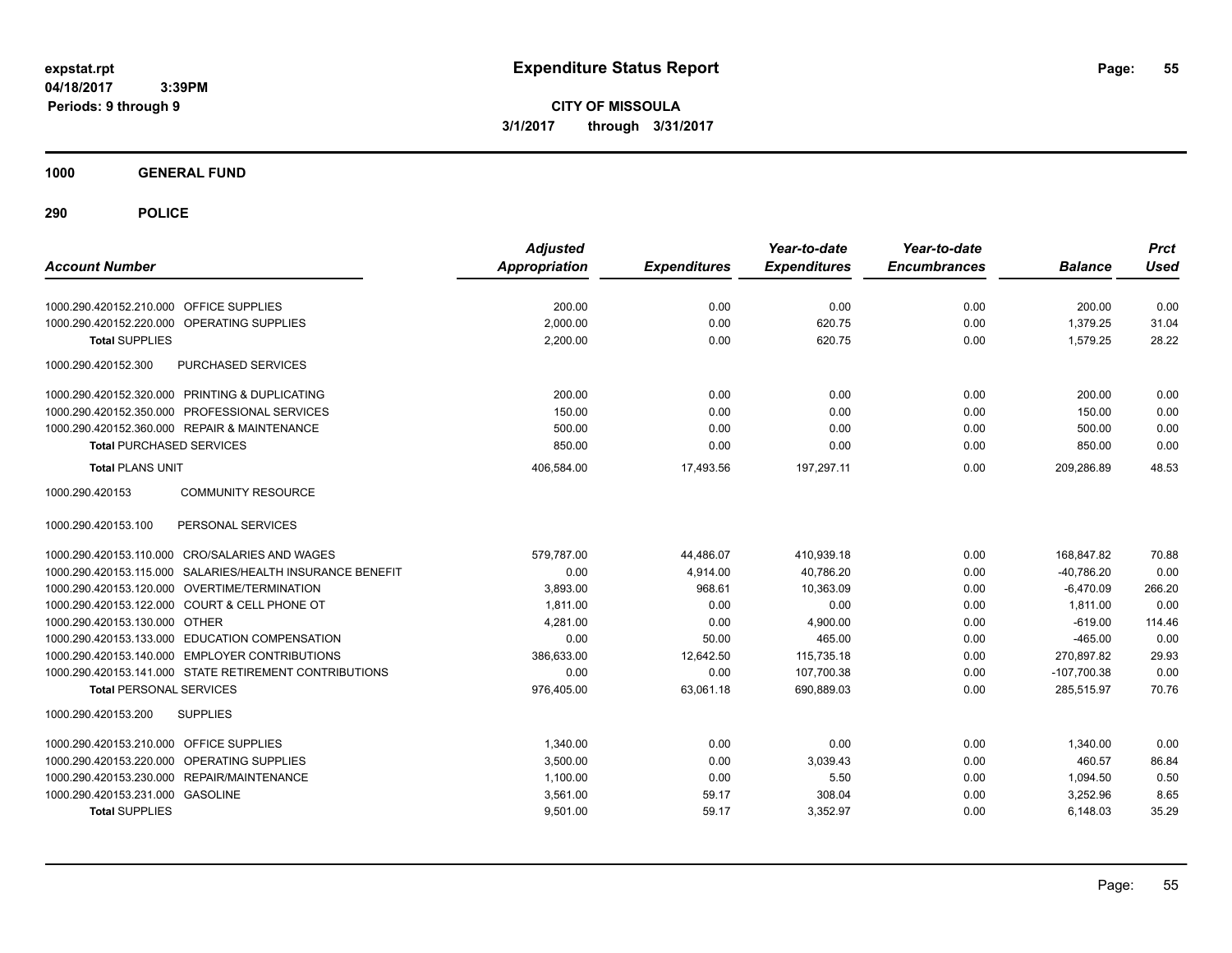**Expenditure Status Report**

**CITY OF MISSOULA**
**3/1/2017 through 3/31/2017**

expstat.rpt
04/18/2017 3:39PM
Periods: 9 through 9

**1000 GENERAL FUND**

**290 POLICE**

| Account Number | Adjusted Appropriation | Expenditures | Year-to-date Expenditures | Year-to-date Encumbrances | Balance | Prct Used |
|---|---|---|---|---|---|---|
| 1000.290.420152.210.000 OFFICE SUPPLIES | 200.00 | 0.00 | 0.00 | 0.00 | 200.00 | 0.00 |
| 1000.290.420152.220.000 OPERATING SUPPLIES | 2,000.00 | 0.00 | 620.75 | 0.00 | 1,379.25 | 31.04 |
| **Total** SUPPLIES | 2,200.00 | 0.00 | 620.75 | 0.00 | 1,579.25 | 28.22 |
| 1000.290.420152.300 PURCHASED SERVICES | | | | | | |
| 1000.290.420152.320.000 PRINTING & DUPLICATING | 200.00 | 0.00 | 0.00 | 0.00 | 200.00 | 0.00 |
| 1000.290.420152.350.000 PROFESSIONAL SERVICES | 150.00 | 0.00 | 0.00 | 0.00 | 150.00 | 0.00 |
| 1000.290.420152.360.000 REPAIR & MAINTENANCE | 500.00 | 0.00 | 0.00 | 0.00 | 500.00 | 0.00 |
| **Total** PURCHASED SERVICES | 850.00 | 0.00 | 0.00 | 0.00 | 850.00 | 0.00 |
| **Total** PLANS UNIT | 406,584.00 | 17,493.56 | 197,297.11 | 0.00 | 209,286.89 | 48.53 |
| 1000.290.420153 COMMUNITY RESOURCE | | | | | | |
| 1000.290.420153.100 PERSONAL SERVICES | | | | | | |
| 1000.290.420153.110.000 CRO/SALARIES AND WAGES | 579,787.00 | 44,486.07 | 410,939.18 | 0.00 | 168,847.82 | 70.88 |
| 1000.290.420153.115.000 SALARIES/HEALTH INSURANCE BENEFIT | 0.00 | 4,914.00 | 40,786.20 | 0.00 | -40,786.20 | 0.00 |
| 1000.290.420153.120.000 OVERTIME/TERMINATION | 3,893.00 | 968.61 | 10,363.09 | 0.00 | -6,470.09 | 266.20 |
| 1000.290.420153.122.000 COURT & CELL PHONE OT | 1,811.00 | 0.00 | 0.00 | 0.00 | 1,811.00 | 0.00 |
| 1000.290.420153.130.000 OTHER | 4,281.00 | 0.00 | 4,900.00 | 0.00 | -619.00 | 114.46 |
| 1000.290.420153.133.000 EDUCATION COMPENSATION | 0.00 | 50.00 | 465.00 | 0.00 | -465.00 | 0.00 |
| 1000.290.420153.140.000 EMPLOYER CONTRIBUTIONS | 386,633.00 | 12,642.50 | 115,735.18 | 0.00 | 270,897.82 | 29.93 |
| 1000.290.420153.141.000 STATE RETIREMENT CONTRIBUTIONS | 0.00 | 0.00 | 107,700.38 | 0.00 | -107,700.38 | 0.00 |
| **Total** PERSONAL SERVICES | 976,405.00 | 63,061.18 | 690,889.03 | 0.00 | 285,515.97 | 70.76 |
| 1000.290.420153.200 SUPPLIES | | | | | | |
| 1000.290.420153.210.000 OFFICE SUPPLIES | 1,340.00 | 0.00 | 0.00 | 0.00 | 1,340.00 | 0.00 |
| 1000.290.420153.220.000 OPERATING SUPPLIES | 3,500.00 | 0.00 | 3,039.43 | 0.00 | 460.57 | 86.84 |
| 1000.290.420153.230.000 REPAIR/MAINTENANCE | 1,100.00 | 0.00 | 5.50 | 0.00 | 1,094.50 | 0.50 |
| 1000.290.420153.231.000 GASOLINE | 3,561.00 | 59.17 | 308.04 | 0.00 | 3,252.96 | 8.65 |
| **Total** SUPPLIES | 9,501.00 | 59.17 | 3,352.97 | 0.00 | 6,148.03 | 35.29 |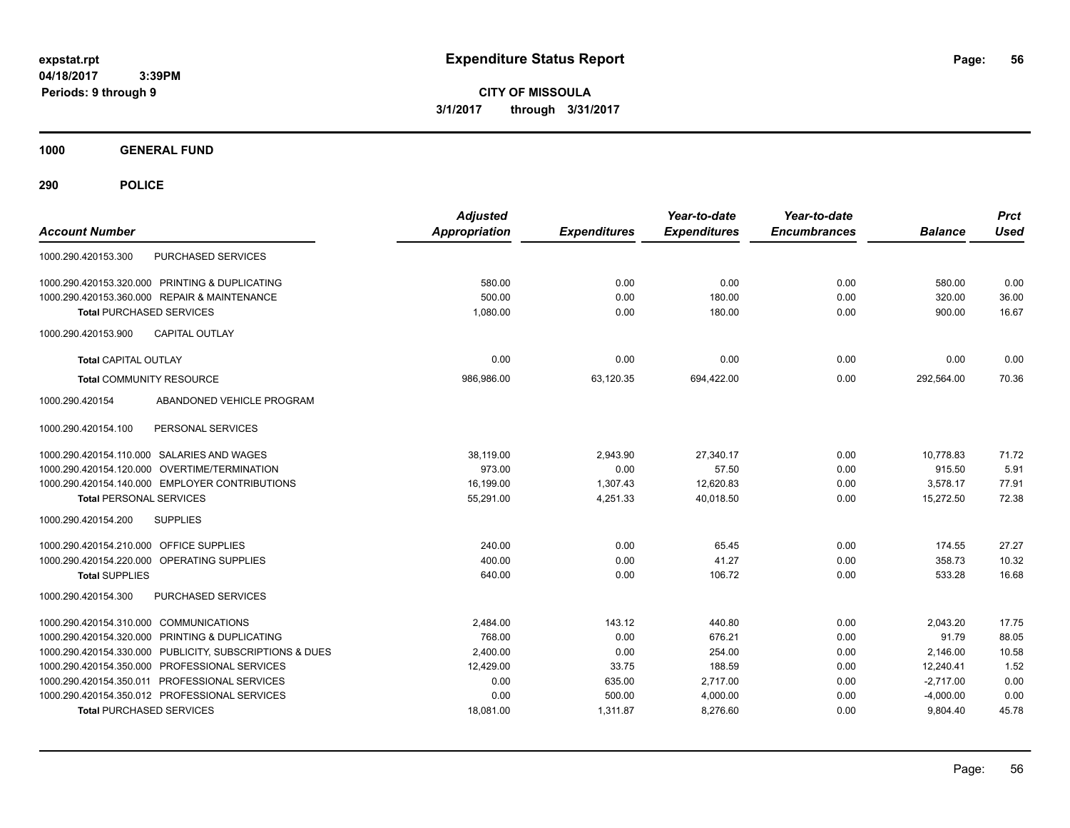# Expenditure Status Report

expstat.rpt
04/18/2017 3:39PM
Periods: 9 through 9

**CITY OF MISSOULA**
**3/1/2017 through 3/31/2017**

## 1000 GENERAL FUND

## 290 POLICE

| Account Number | | Adjusted Appropriation | Expenditures | Year-to-date Expenditures | Year-to-date Encumbrances | Balance | Prct Used |
|---|---|---|---|---|---|---|---|
| 1000.290.420153.300 | PURCHASED SERVICES | | | | | | |
| 1000.290.420153.320.000 | PRINTING & DUPLICATING | 580.00 | 0.00 | 0.00 | 0.00 | 580.00 | 0.00 |
| 1000.290.420153.360.000 | REPAIR & MAINTENANCE | 500.00 | 0.00 | 180.00 | 0.00 | 320.00 | 36.00 |
| **Total** PURCHASED SERVICES | | 1,080.00 | 0.00 | 180.00 | 0.00 | 900.00 | 16.67 |
| 1000.290.420153.900 | CAPITAL OUTLAY | | | | | | |
| **Total** CAPITAL OUTLAY | | 0.00 | 0.00 | 0.00 | 0.00 | 0.00 | 0.00 |
| **Total** COMMUNITY RESOURCE | | 986,986.00 | 63,120.35 | 694,422.00 | 0.00 | 292,564.00 | 70.36 |
| 1000.290.420154 | ABANDONED VEHICLE PROGRAM | | | | | | |
| 1000.290.420154.100 | PERSONAL SERVICES | | | | | | |
| 1000.290.420154.110.000 | SALARIES AND WAGES | 38,119.00 | 2,943.90 | 27,340.17 | 0.00 | 10,778.83 | 71.72 |
| 1000.290.420154.120.000 | OVERTIME/TERMINATION | 973.00 | 0.00 | 57.50 | 0.00 | 915.50 | 5.91 |
| 1000.290.420154.140.000 | EMPLOYER CONTRIBUTIONS | 16,199.00 | 1,307.43 | 12,620.83 | 0.00 | 3,578.17 | 77.91 |
| **Total** PERSONAL SERVICES | | 55,291.00 | 4,251.33 | 40,018.50 | 0.00 | 15,272.50 | 72.38 |
| 1000.290.420154.200 | SUPPLIES | | | | | | |
| 1000.290.420154.210.000 | OFFICE SUPPLIES | 240.00 | 0.00 | 65.45 | 0.00 | 174.55 | 27.27 |
| 1000.290.420154.220.000 | OPERATING SUPPLIES | 400.00 | 0.00 | 41.27 | 0.00 | 358.73 | 10.32 |
| **Total** SUPPLIES | | 640.00 | 0.00 | 106.72 | 0.00 | 533.28 | 16.68 |
| 1000.290.420154.300 | PURCHASED SERVICES | | | | | | |
| 1000.290.420154.310.000 | COMMUNICATIONS | 2,484.00 | 143.12 | 440.80 | 0.00 | 2,043.20 | 17.75 |
| 1000.290.420154.320.000 | PRINTING & DUPLICATING | 768.00 | 0.00 | 676.21 | 0.00 | 91.79 | 88.05 |
| 1000.290.420154.330.000 | PUBLICITY, SUBSCRIPTIONS & DUES | 2,400.00 | 0.00 | 254.00 | 0.00 | 2,146.00 | 10.58 |
| 1000.290.420154.350.000 | PROFESSIONAL SERVICES | 12,429.00 | 33.75 | 188.59 | 0.00 | 12,240.41 | 1.52 |
| 1000.290.420154.350.011 | PROFESSIONAL SERVICES | 0.00 | 635.00 | 2,717.00 | 0.00 | -2,717.00 | 0.00 |
| 1000.290.420154.350.012 | PROFESSIONAL SERVICES | 0.00 | 500.00 | 4,000.00 | 0.00 | -4,000.00 | 0.00 |
| **Total** PURCHASED SERVICES | | 18,081.00 | 1,311.87 | 8,276.60 | 0.00 | 9,804.40 | 45.78 |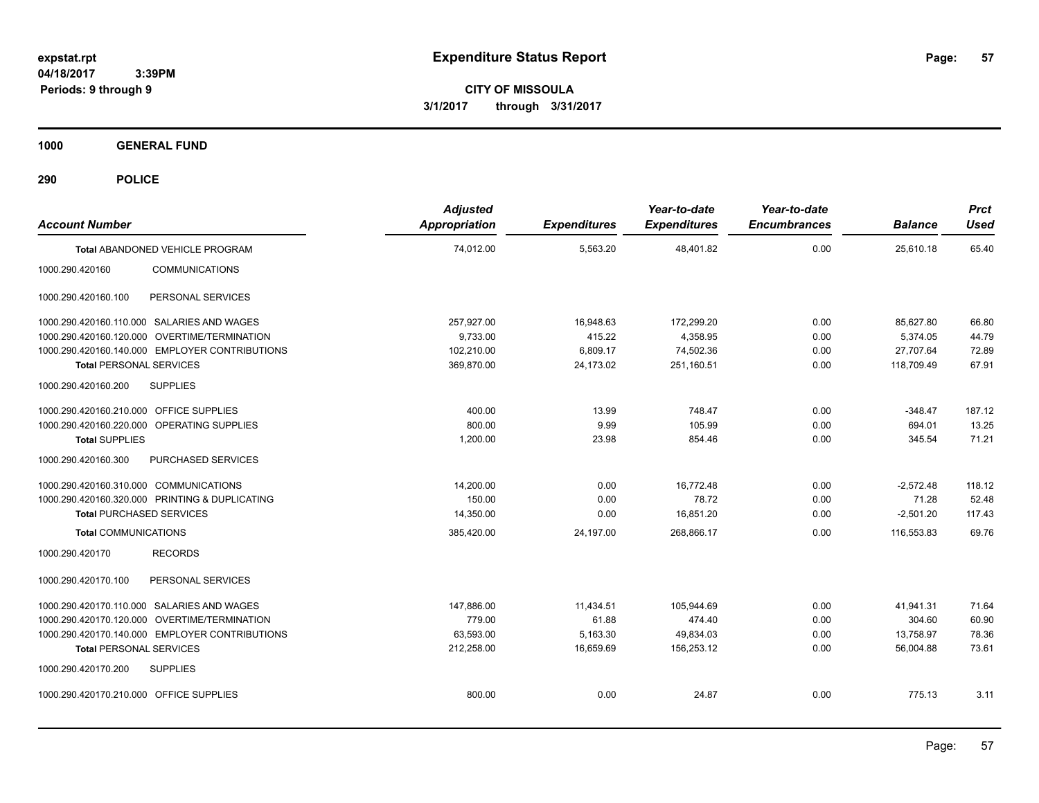# Expenditure Status Report

expstat.rpt
04/18/2017 3:39PM
Periods: 9 through 9

**CITY OF MISSOULA**
**3/1/2017 through 3/31/2017**

**1000 GENERAL FUND**

**290 POLICE**

| Account Number | | Adjusted Appropriation | Expenditures | Year-to-date Expenditures | Year-to-date Encumbrances | Balance | Prct Used |
|---|---|---|---|---|---|---|---|
| **Total** ABANDONED VEHICLE PROGRAM | | 74,012.00 | 5,563.20 | 48,401.82 | 0.00 | 25,610.18 | 65.40 |
| 1000.290.420160 | COMMUNICATIONS | | | | | | |
| 1000.290.420160.100 | PERSONAL SERVICES | | | | | | |
| 1000.290.420160.110.000 | SALARIES AND WAGES | 257,927.00 | 16,948.63 | 172,299.20 | 0.00 | 85,627.80 | 66.80 |
| 1000.290.420160.120.000 | OVERTIME/TERMINATION | 9,733.00 | 415.22 | 4,358.95 | 0.00 | 5,374.05 | 44.79 |
| 1000.290.420160.140.000 | EMPLOYER CONTRIBUTIONS | 102,210.00 | 6,809.17 | 74,502.36 | 0.00 | 27,707.64 | 72.89 |
| **Total** PERSONAL SERVICES | | 369,870.00 | 24,173.02 | 251,160.51 | 0.00 | 118,709.49 | 67.91 |
| 1000.290.420160.200 | SUPPLIES | | | | | | |
| 1000.290.420160.210.000 | OFFICE SUPPLIES | 400.00 | 13.99 | 748.47 | 0.00 | -348.47 | 187.12 |
| 1000.290.420160.220.000 | OPERATING SUPPLIES | 800.00 | 9.99 | 105.99 | 0.00 | 694.01 | 13.25 |
| **Total** SUPPLIES | | 1,200.00 | 23.98 | 854.46 | 0.00 | 345.54 | 71.21 |
| 1000.290.420160.300 | PURCHASED SERVICES | | | | | | |
| 1000.290.420160.310.000 | COMMUNICATIONS | 14,200.00 | 0.00 | 16,772.48 | 0.00 | -2,572.48 | 118.12 |
| 1000.290.420160.320.000 | PRINTING & DUPLICATING | 150.00 | 0.00 | 78.72 | 0.00 | 71.28 | 52.48 |
| **Total** PURCHASED SERVICES | | 14,350.00 | 0.00 | 16,851.20 | 0.00 | -2,501.20 | 117.43 |
| **Total** COMMUNICATIONS | | 385,420.00 | 24,197.00 | 268,866.17 | 0.00 | 116,553.83 | 69.76 |
| 1000.290.420170 | RECORDS | | | | | | |
| 1000.290.420170.100 | PERSONAL SERVICES | | | | | | |
| 1000.290.420170.110.000 | SALARIES AND WAGES | 147,886.00 | 11,434.51 | 105,944.69 | 0.00 | 41,941.31 | 71.64 |
| 1000.290.420170.120.000 | OVERTIME/TERMINATION | 779.00 | 61.88 | 474.40 | 0.00 | 304.60 | 60.90 |
| 1000.290.420170.140.000 | EMPLOYER CONTRIBUTIONS | 63,593.00 | 5,163.30 | 49,834.03 | 0.00 | 13,758.97 | 78.36 |
| **Total** PERSONAL SERVICES | | 212,258.00 | 16,659.69 | 156,253.12 | 0.00 | 56,004.88 | 73.61 |
| 1000.290.420170.200 | SUPPLIES | | | | | | |
| 1000.290.420170.210.000 | OFFICE SUPPLIES | 800.00 | 0.00 | 24.87 | 0.00 | 775.13 | 3.11 |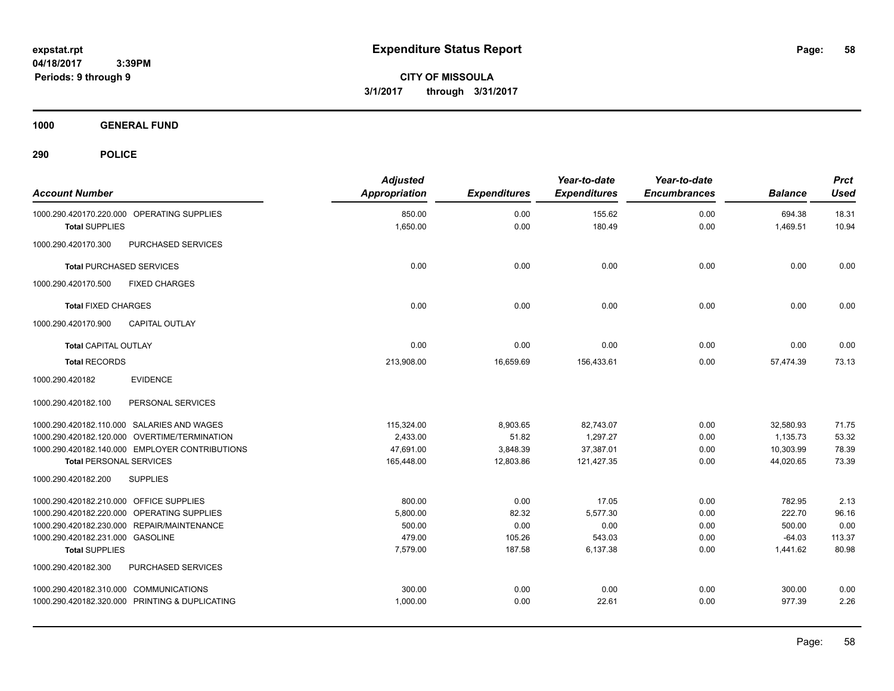# Expenditure Status Report

expstat.rpt
04/18/2017 3:39PM
Periods: 9 through 9

**CITY OF MISSOULA**
**3/1/2017 through 3/31/2017**

## 1000 GENERAL FUND

## 290 POLICE

| Account Number | Adjusted Appropriation | Expenditures | Year-to-date Expenditures | Year-to-date Encumbrances | Balance | Prct Used |
|---|---|---|---|---|---|---|
| 1000.290.420170.220.000 OPERATING SUPPLIES | 850.00 | 0.00 | 155.62 | 0.00 | 694.38 | 18.31 |
| **Total** SUPPLIES | 1,650.00 | 0.00 | 180.49 | 0.00 | 1,469.51 | 10.94 |
| 1000.290.420170.300 PURCHASED SERVICES | | | | | | |
| **Total** PURCHASED SERVICES | 0.00 | 0.00 | 0.00 | 0.00 | 0.00 | 0.00 |
| 1000.290.420170.500 FIXED CHARGES | | | | | | |
| **Total** FIXED CHARGES | 0.00 | 0.00 | 0.00 | 0.00 | 0.00 | 0.00 |
| 1000.290.420170.900 CAPITAL OUTLAY | | | | | | |
| **Total** CAPITAL OUTLAY | 0.00 | 0.00 | 0.00 | 0.00 | 0.00 | 0.00 |
| **Total** RECORDS | 213,908.00 | 16,659.69 | 156,433.61 | 0.00 | 57,474.39 | 73.13 |
| 1000.290.420182 EVIDENCE | | | | | | |
| 1000.290.420182.100 PERSONAL SERVICES | | | | | | |
| 1000.290.420182.110.000 SALARIES AND WAGES | 115,324.00 | 8,903.65 | 82,743.07 | 0.00 | 32,580.93 | 71.75 |
| 1000.290.420182.120.000 OVERTIME/TERMINATION | 2,433.00 | 51.82 | 1,297.27 | 0.00 | 1,135.73 | 53.32 |
| 1000.290.420182.140.000 EMPLOYER CONTRIBUTIONS | 47,691.00 | 3,848.39 | 37,387.01 | 0.00 | 10,303.99 | 78.39 |
| **Total** PERSONAL SERVICES | 165,448.00 | 12,803.86 | 121,427.35 | 0.00 | 44,020.65 | 73.39 |
| 1000.290.420182.200 SUPPLIES | | | | | | |
| 1000.290.420182.210.000 OFFICE SUPPLIES | 800.00 | 0.00 | 17.05 | 0.00 | 782.95 | 2.13 |
| 1000.290.420182.220.000 OPERATING SUPPLIES | 5,800.00 | 82.32 | 5,577.30 | 0.00 | 222.70 | 96.16 |
| 1000.290.420182.230.000 REPAIR/MAINTENANCE | 500.00 | 0.00 | 0.00 | 0.00 | 500.00 | 0.00 |
| 1000.290.420182.231.000 GASOLINE | 479.00 | 105.26 | 543.03 | 0.00 | -64.03 | 113.37 |
| **Total** SUPPLIES | 7,579.00 | 187.58 | 6,137.38 | 0.00 | 1,441.62 | 80.98 |
| 1000.290.420182.300 PURCHASED SERVICES | | | | | | |
| 1000.290.420182.310.000 COMMUNICATIONS | 300.00 | 0.00 | 0.00 | 0.00 | 300.00 | 0.00 |
| 1000.290.420182.320.000 PRINTING & DUPLICATING | 1,000.00 | 0.00 | 22.61 | 0.00 | 977.39 | 2.26 |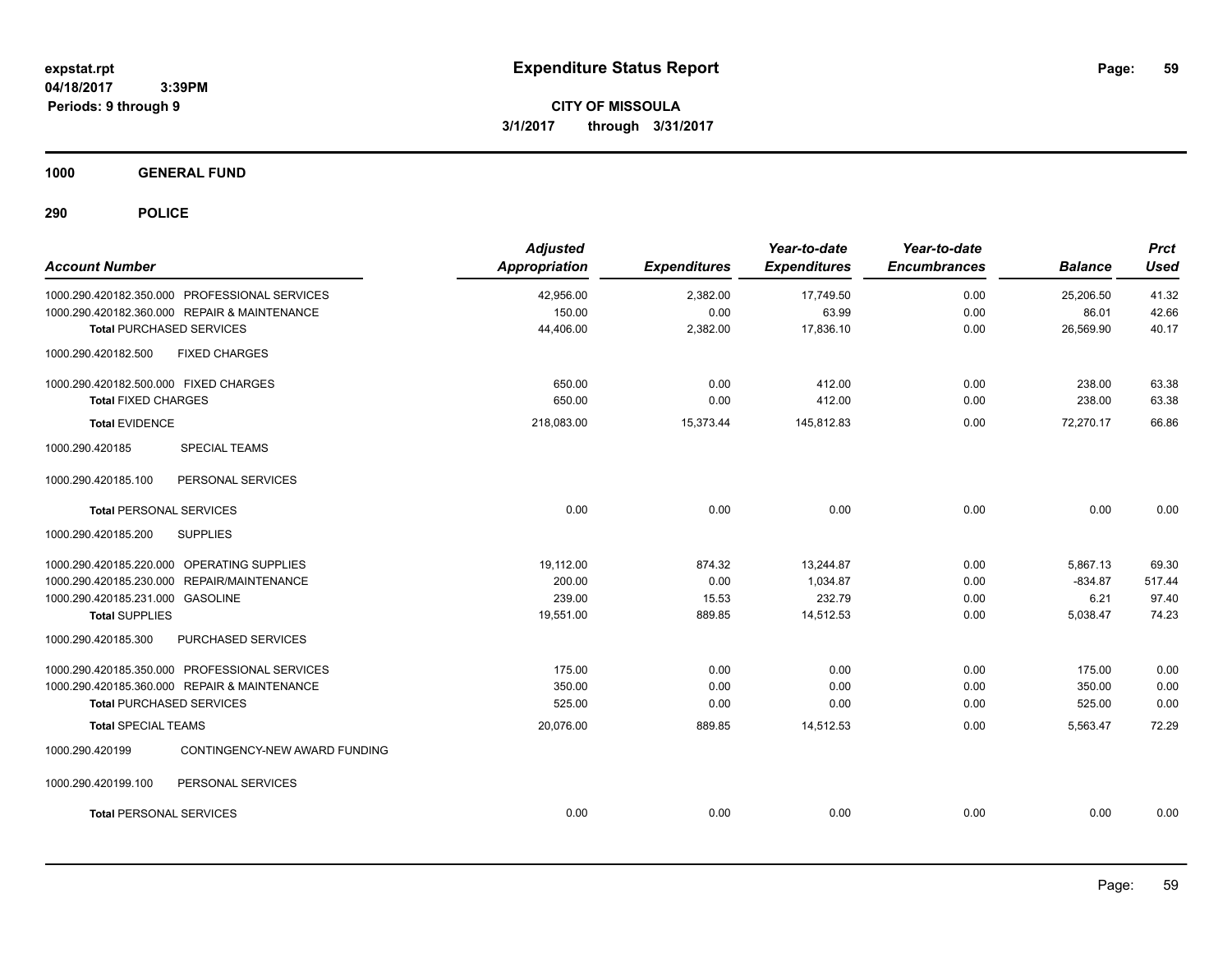# Expenditure Status Report

**CITY OF MISSOULA**
**3/1/2017 through 3/31/2017**

expstat.rpt
04/18/2017 3:39PM
Periods: 9 through 9

## 1000 GENERAL FUND

### 290 POLICE

| Account Number | Adjusted Appropriation | Expenditures | Year-to-date Expenditures | Year-to-date Encumbrances | Balance | Prct Used |
|---|---|---|---|---|---|---|
| 1000.290.420182.350.000 PROFESSIONAL SERVICES | 42,956.00 | 2,382.00 | 17,749.50 | 0.00 | 25,206.50 | 41.32 |
| 1000.290.420182.360.000 REPAIR & MAINTENANCE | 150.00 | 0.00 | 63.99 | 0.00 | 86.01 | 42.66 |
| **Total** PURCHASED SERVICES | 44,406.00 | 2,382.00 | 17,836.10 | 0.00 | 26,569.90 | 40.17 |
| 1000.290.420182.500 FIXED CHARGES | | | | | | |
| 1000.290.420182.500.000 FIXED CHARGES | 650.00 | 0.00 | 412.00 | 0.00 | 238.00 | 63.38 |
| **Total** FIXED CHARGES | 650.00 | 0.00 | 412.00 | 0.00 | 238.00 | 63.38 |
| **Total** EVIDENCE | 218,083.00 | 15,373.44 | 145,812.83 | 0.00 | 72,270.17 | 66.86 |
| 1000.290.420185 SPECIAL TEAMS | | | | | | |
| 1000.290.420185.100 PERSONAL SERVICES | | | | | | |
| **Total** PERSONAL SERVICES | 0.00 | 0.00 | 0.00 | 0.00 | 0.00 | 0.00 |
| 1000.290.420185.200 SUPPLIES | | | | | | |
| 1000.290.420185.220.000 OPERATING SUPPLIES | 19,112.00 | 874.32 | 13,244.87 | 0.00 | 5,867.13 | 69.30 |
| 1000.290.420185.230.000 REPAIR/MAINTENANCE | 200.00 | 0.00 | 1,034.87 | 0.00 | -834.87 | 517.44 |
| 1000.290.420185.231.000 GASOLINE | 239.00 | 15.53 | 232.79 | 0.00 | 6.21 | 97.40 |
| **Total** SUPPLIES | 19,551.00 | 889.85 | 14,512.53 | 0.00 | 5,038.47 | 74.23 |
| 1000.290.420185.300 PURCHASED SERVICES | | | | | | |
| 1000.290.420185.350.000 PROFESSIONAL SERVICES | 175.00 | 0.00 | 0.00 | 0.00 | 175.00 | 0.00 |
| 1000.290.420185.360.000 REPAIR & MAINTENANCE | 350.00 | 0.00 | 0.00 | 0.00 | 350.00 | 0.00 |
| **Total** PURCHASED SERVICES | 525.00 | 0.00 | 0.00 | 0.00 | 525.00 | 0.00 |
| **Total** SPECIAL TEAMS | 20,076.00 | 889.85 | 14,512.53 | 0.00 | 5,563.47 | 72.29 |
| 1000.290.420199 CONTINGENCY-NEW AWARD FUNDING | | | | | | |
| 1000.290.420199.100 PERSONAL SERVICES | | | | | | |
| **Total** PERSONAL SERVICES | 0.00 | 0.00 | 0.00 | 0.00 | 0.00 | 0.00 |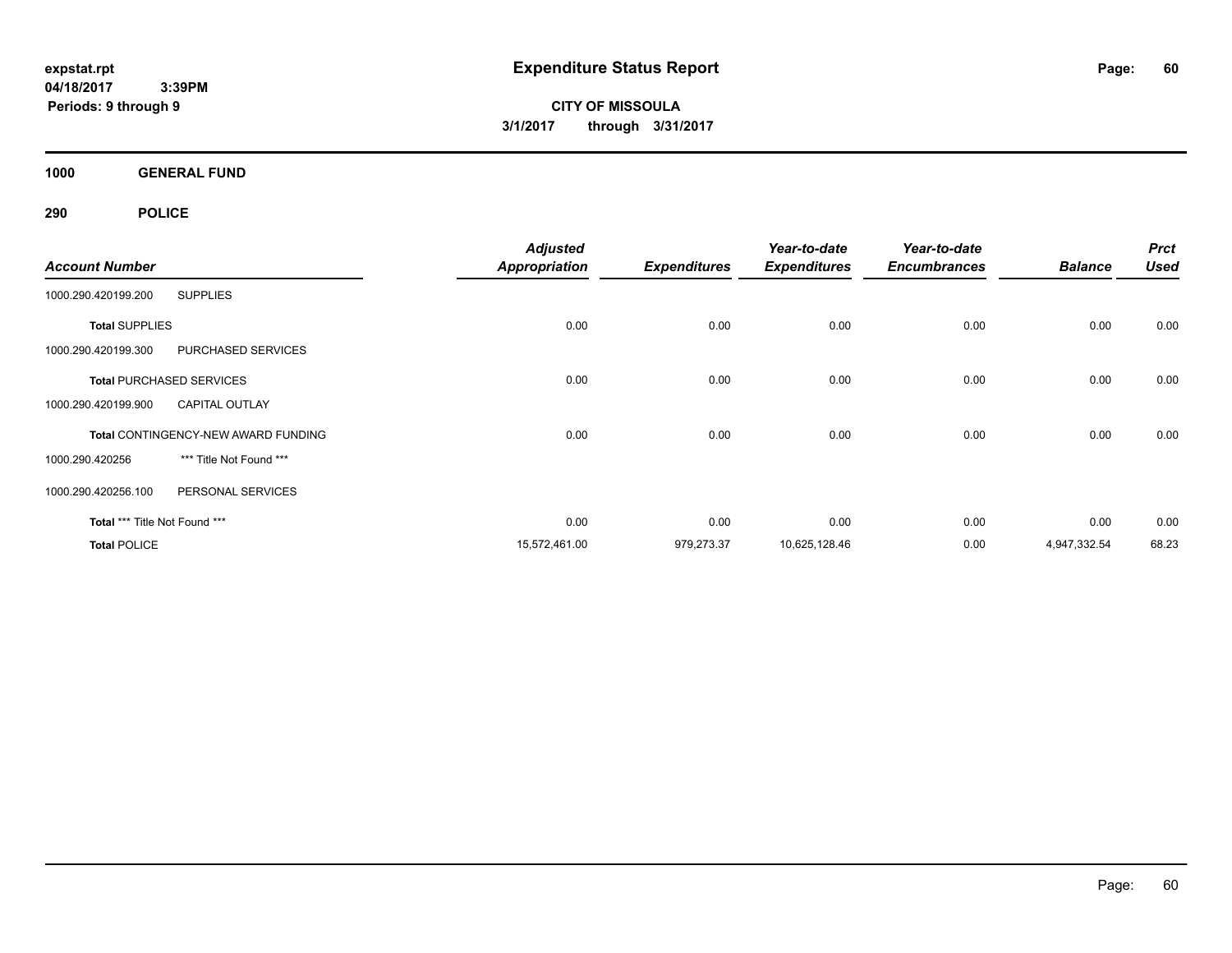# Expenditure Status Report

**expstat.rpt**
**04/18/2017 3:39PM**
**Periods: 9 through 9**

**CITY OF MISSOULA**
**3/1/2017 through 3/31/2017**

**1000 GENERAL FUND**

**290 POLICE**

| Account Number | | Adjusted Appropriation | Expenditures | Year-to-date Expenditures | Year-to-date Encumbrances | Balance | Prct Used |
|---|---|---|---|---|---|---|---|
| 1000.290.420199.200 | SUPPLIES | | | | | | |
| **Total** SUPPLIES | | 0.00 | 0.00 | 0.00 | 0.00 | 0.00 | 0.00 |
| 1000.290.420199.300 | PURCHASED SERVICES | | | | | | |
| **Total** PURCHASED SERVICES | | 0.00 | 0.00 | 0.00 | 0.00 | 0.00 | 0.00 |
| 1000.290.420199.900 | CAPITAL OUTLAY | | | | | | |
| **Total** CONTINGENCY-NEW AWARD FUNDING | | 0.00 | 0.00 | 0.00 | 0.00 | 0.00 | 0.00 |
| 1000.290.420256 | *** Title Not Found *** | | | | | | |
| 1000.290.420256.100 | PERSONAL SERVICES | | | | | | |
| **Total** *** Title Not Found *** | | 0.00 | 0.00 | 0.00 | 0.00 | 0.00 | 0.00 |
| **Total** POLICE | | 15,572,461.00 | 979,273.37 | 10,625,128.46 | 0.00 | 4,947,332.54 | 68.23 |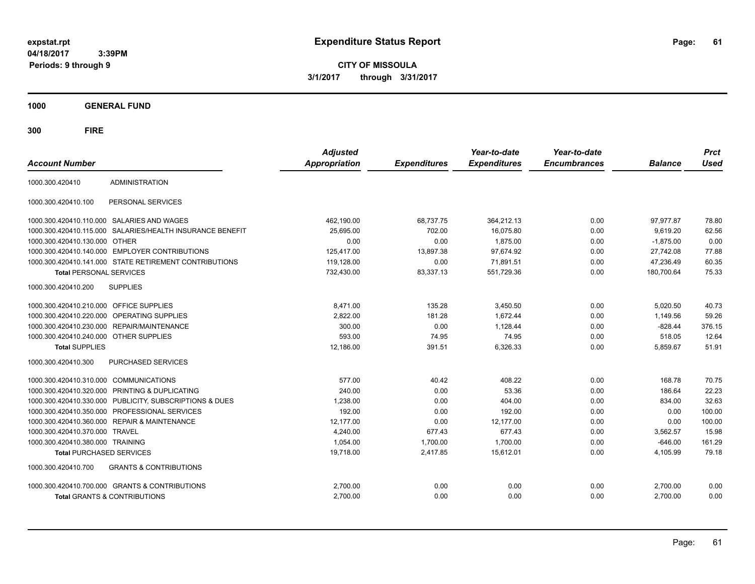**expstat.rpt**
**04/18/2017 3:39PM**
**Periods: 9 through 9**

# Expenditure Status Report

**CITY OF MISSOULA**
**3/1/2017 through 3/31/2017**

## 1000 GENERAL FUND

## 300 FIRE

| Account Number | | Adjusted Appropriation | Expenditures | Year-to-date Expenditures | Year-to-date Encumbrances | Balance | Prct Used |
|---|---|---|---|---|---|---|---|
| 1000.300.420410 | ADMINISTRATION | | | | | | |
| 1000.300.420410.100 | PERSONAL SERVICES | | | | | | |
| 1000.300.420410.110.000 | SALARIES AND WAGES | 462,190.00 | 68,737.75 | 364,212.13 | 0.00 | 97,977.87 | 78.80 |
| 1000.300.420410.115.000 | SALARIES/HEALTH INSURANCE BENEFIT | 25,695.00 | 702.00 | 16,075.80 | 0.00 | 9,619.20 | 62.56 |
| 1000.300.420410.130.000 | OTHER | 0.00 | 0.00 | 1,875.00 | 0.00 | -1,875.00 | 0.00 |
| 1000.300.420410.140.000 | EMPLOYER CONTRIBUTIONS | 125,417.00 | 13,897.38 | 97,674.92 | 0.00 | 27,742.08 | 77.88 |
| 1000.300.420410.141.000 | STATE RETIREMENT CONTRIBUTIONS | 119,128.00 | 0.00 | 71,891.51 | 0.00 | 47,236.49 | 60.35 |
| **Total** PERSONAL SERVICES | | 732,430.00 | 83,337.13 | 551,729.36 | 0.00 | 180,700.64 | 75.33 |
| 1000.300.420410.200 | SUPPLIES | | | | | | |
| 1000.300.420410.210.000 | OFFICE SUPPLIES | 8,471.00 | 135.28 | 3,450.50 | 0.00 | 5,020.50 | 40.73 |
| 1000.300.420410.220.000 | OPERATING SUPPLIES | 2,822.00 | 181.28 | 1,672.44 | 0.00 | 1,149.56 | 59.26 |
| 1000.300.420410.230.000 | REPAIR/MAINTENANCE | 300.00 | 0.00 | 1,128.44 | 0.00 | -828.44 | 376.15 |
| 1000.300.420410.240.000 | OTHER SUPPLIES | 593.00 | 74.95 | 74.95 | 0.00 | 518.05 | 12.64 |
| **Total** SUPPLIES | | 12,186.00 | 391.51 | 6,326.33 | 0.00 | 5,859.67 | 51.91 |
| 1000.300.420410.300 | PURCHASED SERVICES | | | | | | |
| 1000.300.420410.310.000 | COMMUNICATIONS | 577.00 | 40.42 | 408.22 | 0.00 | 168.78 | 70.75 |
| 1000.300.420410.320.000 | PRINTING & DUPLICATING | 240.00 | 0.00 | 53.36 | 0.00 | 186.64 | 22.23 |
| 1000.300.420410.330.000 | PUBLICITY, SUBSCRIPTIONS & DUES | 1,238.00 | 0.00 | 404.00 | 0.00 | 834.00 | 32.63 |
| 1000.300.420410.350.000 | PROFESSIONAL SERVICES | 192.00 | 0.00 | 192.00 | 0.00 | 0.00 | 100.00 |
| 1000.300.420410.360.000 | REPAIR & MAINTENANCE | 12,177.00 | 0.00 | 12,177.00 | 0.00 | 0.00 | 100.00 |
| 1000.300.420410.370.000 | TRAVEL | 4,240.00 | 677.43 | 677.43 | 0.00 | 3,562.57 | 15.98 |
| 1000.300.420410.380.000 | TRAINING | 1,054.00 | 1,700.00 | 1,700.00 | 0.00 | -646.00 | 161.29 |
| **Total** PURCHASED SERVICES | | 19,718.00 | 2,417.85 | 15,612.01 | 0.00 | 4,105.99 | 79.18 |
| 1000.300.420410.700 | GRANTS & CONTRIBUTIONS | | | | | | |
| 1000.300.420410.700.000 | GRANTS & CONTRIBUTIONS | 2,700.00 | 0.00 | 0.00 | 0.00 | 2,700.00 | 0.00 |
| **Total** GRANTS & CONTRIBUTIONS | | 2,700.00 | 0.00 | 0.00 | 0.00 | 2,700.00 | 0.00 |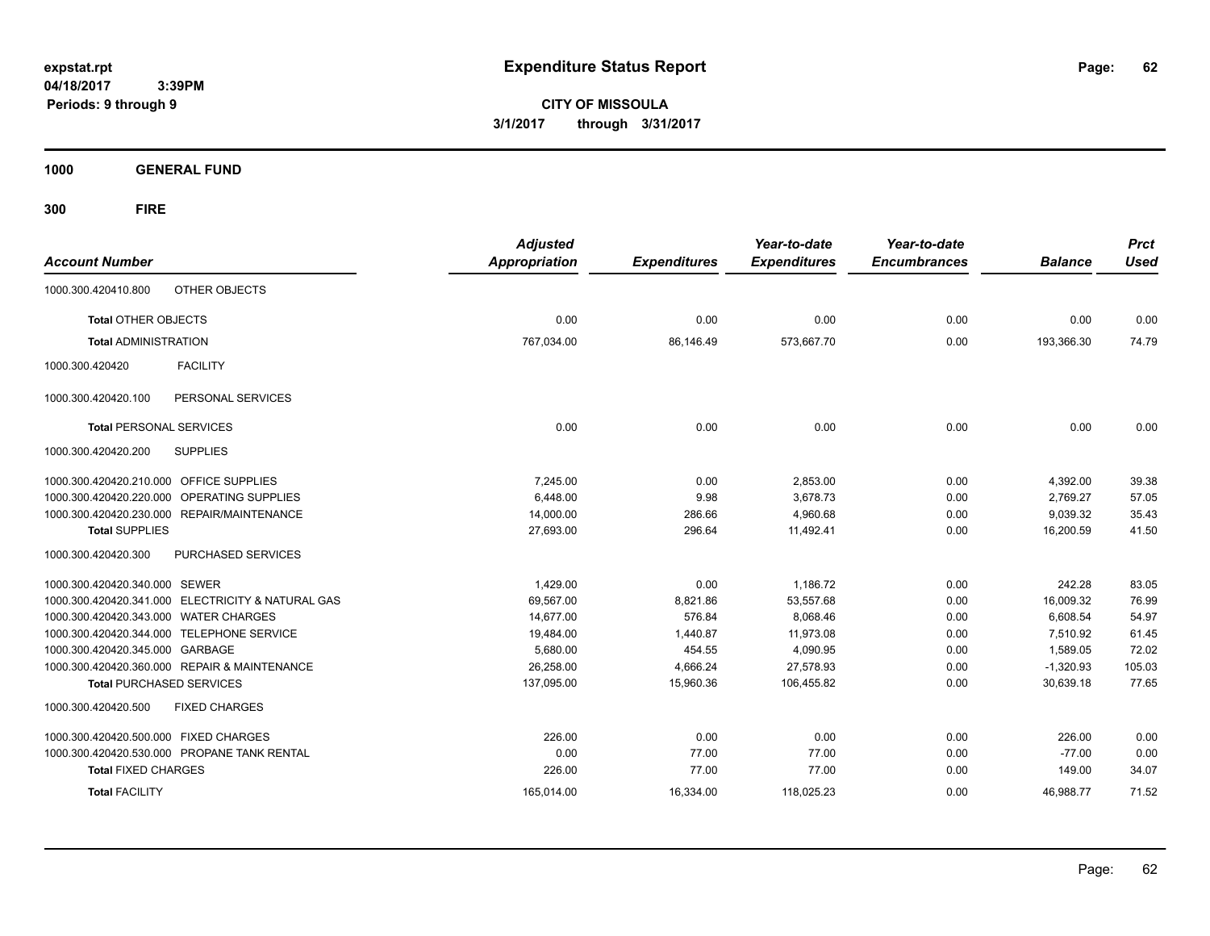# Expenditure Status Report

expstat.rpt
04/18/2017 3:39PM
Periods: 9 through 9

**CITY OF MISSOULA**
**3/1/2017 through 3/31/2017**

## 1000 GENERAL FUND

### 300 FIRE

| Account Number | Adjusted Appropriation | Expenditures | Year-to-date Expenditures | Year-to-date Encumbrances | Balance | Prct Used |
|---|---|---|---|---|---|---|
| 1000.300.420410.800 OTHER OBJECTS | | | | | | |
| **Total** OTHER OBJECTS | 0.00 | 0.00 | 0.00 | 0.00 | 0.00 | 0.00 |
| **Total** ADMINISTRATION | 767,034.00 | 86,146.49 | 573,667.70 | 0.00 | 193,366.30 | 74.79 |
| 1000.300.420420 FACILITY | | | | | | |
| 1000.300.420420.100 PERSONAL SERVICES | | | | | | |
| **Total** PERSONAL SERVICES | 0.00 | 0.00 | 0.00 | 0.00 | 0.00 | 0.00 |
| 1000.300.420420.200 SUPPLIES | | | | | | |
| 1000.300.420420.210.000 OFFICE SUPPLIES | 7,245.00 | 0.00 | 2,853.00 | 0.00 | 4,392.00 | 39.38 |
| 1000.300.420420.220.000 OPERATING SUPPLIES | 6,448.00 | 9.98 | 3,678.73 | 0.00 | 2,769.27 | 57.05 |
| 1000.300.420420.230.000 REPAIR/MAINTENANCE | 14,000.00 | 286.66 | 4,960.68 | 0.00 | 9,039.32 | 35.43 |
| **Total** SUPPLIES | 27,693.00 | 296.64 | 11,492.41 | 0.00 | 16,200.59 | 41.50 |
| 1000.300.420420.300 PURCHASED SERVICES | | | | | | |
| 1000.300.420420.340.000 SEWER | 1,429.00 | 0.00 | 1,186.72 | 0.00 | 242.28 | 83.05 |
| 1000.300.420420.341.000 ELECTRICITY & NATURAL GAS | 69,567.00 | 8,821.86 | 53,557.68 | 0.00 | 16,009.32 | 76.99 |
| 1000.300.420420.343.000 WATER CHARGES | 14,677.00 | 576.84 | 8,068.46 | 0.00 | 6,608.54 | 54.97 |
| 1000.300.420420.344.000 TELEPHONE SERVICE | 19,484.00 | 1,440.87 | 11,973.08 | 0.00 | 7,510.92 | 61.45 |
| 1000.300.420420.345.000 GARBAGE | 5,680.00 | 454.55 | 4,090.95 | 0.00 | 1,589.05 | 72.02 |
| 1000.300.420420.360.000 REPAIR & MAINTENANCE | 26,258.00 | 4,666.24 | 27,578.93 | 0.00 | -1,320.93 | 105.03 |
| **Total** PURCHASED SERVICES | 137,095.00 | 15,960.36 | 106,455.82 | 0.00 | 30,639.18 | 77.65 |
| 1000.300.420420.500 FIXED CHARGES | | | | | | |
| 1000.300.420420.500.000 FIXED CHARGES | 226.00 | 0.00 | 0.00 | 0.00 | 226.00 | 0.00 |
| 1000.300.420420.530.000 PROPANE TANK RENTAL | 0.00 | 77.00 | 77.00 | 0.00 | -77.00 | 0.00 |
| **Total** FIXED CHARGES | 226.00 | 77.00 | 77.00 | 0.00 | 149.00 | 34.07 |
| **Total** FACILITY | 165,014.00 | 16,334.00 | 118,025.23 | 0.00 | 46,988.77 | 71.52 |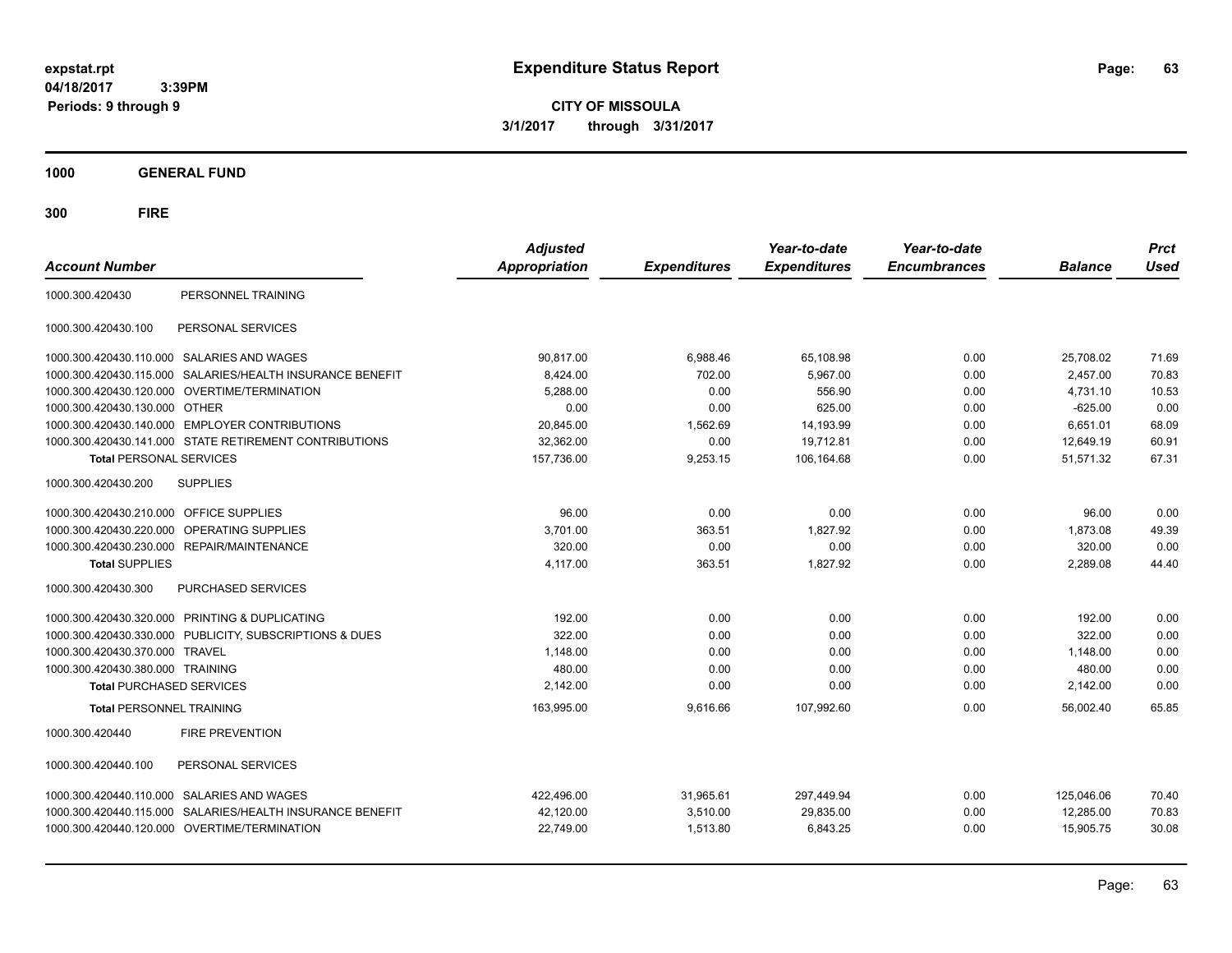# Expenditure Status Report

expstat.rpt
04/18/2017 3:39PM
Periods: 9 through 9

**CITY OF MISSOULA**
3/1/2017 through 3/31/2017

## 1000 GENERAL FUND

## 300 FIRE

| Account Number | | Adjusted Appropriation | Expenditures | Year-to-date Expenditures | Year-to-date Encumbrances | Balance | Prct Used |
|---|---|---|---|---|---|---|---|
| 1000.300.420430 | PERSONNEL TRAINING | | | | | | |
| 1000.300.420430.100 | PERSONAL SERVICES | | | | | | |
| 1000.300.420430.110.000 | SALARIES AND WAGES | 90,817.00 | 6,988.46 | 65,108.98 | 0.00 | 25,708.02 | 71.69 |
| 1000.300.420430.115.000 | SALARIES/HEALTH INSURANCE BENEFIT | 8,424.00 | 702.00 | 5,967.00 | 0.00 | 2,457.00 | 70.83 |
| 1000.300.420430.120.000 | OVERTIME/TERMINATION | 5,288.00 | 0.00 | 556.90 | 0.00 | 4,731.10 | 10.53 |
| 1000.300.420430.130.000 | OTHER | 0.00 | 0.00 | 625.00 | 0.00 | -625.00 | 0.00 |
| 1000.300.420430.140.000 | EMPLOYER CONTRIBUTIONS | 20,845.00 | 1,562.69 | 14,193.99 | 0.00 | 6,651.01 | 68.09 |
| 1000.300.420430.141.000 | STATE RETIREMENT CONTRIBUTIONS | 32,362.00 | 0.00 | 19,712.81 | 0.00 | 12,649.19 | 60.91 |
| **Total** PERSONAL SERVICES | | 157,736.00 | 9,253.15 | 106,164.68 | 0.00 | 51,571.32 | 67.31 |
| 1000.300.420430.200 | SUPPLIES | | | | | | |
| 1000.300.420430.210.000 | OFFICE SUPPLIES | 96.00 | 0.00 | 0.00 | 0.00 | 96.00 | 0.00 |
| 1000.300.420430.220.000 | OPERATING SUPPLIES | 3,701.00 | 363.51 | 1,827.92 | 0.00 | 1,873.08 | 49.39 |
| 1000.300.420430.230.000 | REPAIR/MAINTENANCE | 320.00 | 0.00 | 0.00 | 0.00 | 320.00 | 0.00 |
| **Total** SUPPLIES | | 4,117.00 | 363.51 | 1,827.92 | 0.00 | 2,289.08 | 44.40 |
| 1000.300.420430.300 | PURCHASED SERVICES | | | | | | |
| 1000.300.420430.320.000 | PRINTING & DUPLICATING | 192.00 | 0.00 | 0.00 | 0.00 | 192.00 | 0.00 |
| 1000.300.420430.330.000 | PUBLICITY, SUBSCRIPTIONS & DUES | 322.00 | 0.00 | 0.00 | 0.00 | 322.00 | 0.00 |
| 1000.300.420430.370.000 | TRAVEL | 1,148.00 | 0.00 | 0.00 | 0.00 | 1,148.00 | 0.00 |
| 1000.300.420430.380.000 | TRAINING | 480.00 | 0.00 | 0.00 | 0.00 | 480.00 | 0.00 |
| **Total** PURCHASED SERVICES | | 2,142.00 | 0.00 | 0.00 | 0.00 | 2,142.00 | 0.00 |
| **Total** PERSONNEL TRAINING | | 163,995.00 | 9,616.66 | 107,992.60 | 0.00 | 56,002.40 | 65.85 |
| 1000.300.420440 | FIRE PREVENTION | | | | | | |
| 1000.300.420440.100 | PERSONAL SERVICES | | | | | | |
| 1000.300.420440.110.000 | SALARIES AND WAGES | 422,496.00 | 31,965.61 | 297,449.94 | 0.00 | 125,046.06 | 70.40 |
| 1000.300.420440.115.000 | SALARIES/HEALTH INSURANCE BENEFIT | 42,120.00 | 3,510.00 | 29,835.00 | 0.00 | 12,285.00 | 70.83 |
| 1000.300.420440.120.000 | OVERTIME/TERMINATION | 22,749.00 | 1,513.80 | 6,843.25 | 0.00 | 15,905.75 | 30.08 |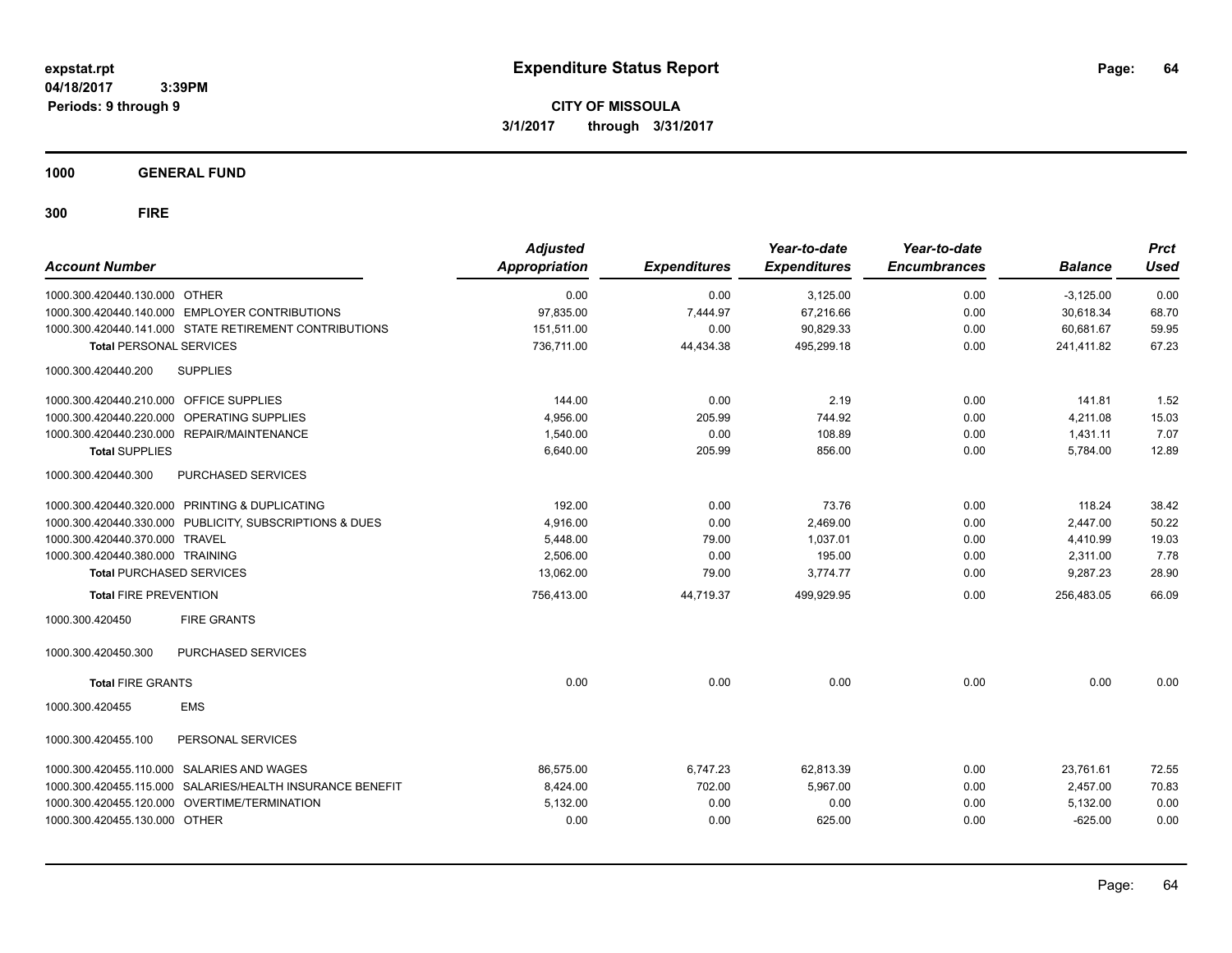**expstat.rpt**
**04/18/2017 3:39PM**
**Periods: 9 through 9**

# Expenditure Status Report

**CITY OF MISSOULA**
**3/1/2017 through 3/31/2017**

## 1000 GENERAL FUND

## 300 FIRE

| Account Number | Adjusted Appropriation | Expenditures | Year-to-date Expenditures | Year-to-date Encumbrances | Balance | Prct Used |
|---|---|---|---|---|---|---|
| 1000.300.420440.130.000 OTHER | 0.00 | 0.00 | 3,125.00 | 0.00 | -3,125.00 | 0.00 |
| 1000.300.420440.140.000 EMPLOYER CONTRIBUTIONS | 97,835.00 | 7,444.97 | 67,216.66 | 0.00 | 30,618.34 | 68.70 |
| 1000.300.420440.141.000 STATE RETIREMENT CONTRIBUTIONS | 151,511.00 | 0.00 | 90,829.33 | 0.00 | 60,681.67 | 59.95 |
| **Total** PERSONAL SERVICES | 736,711.00 | 44,434.38 | 495,299.18 | 0.00 | 241,411.82 | 67.23 |
| 1000.300.420440.200 SUPPLIES | | | | | | |
| 1000.300.420440.210.000 OFFICE SUPPLIES | 144.00 | 0.00 | 2.19 | 0.00 | 141.81 | 1.52 |
| 1000.300.420440.220.000 OPERATING SUPPLIES | 4,956.00 | 205.99 | 744.92 | 0.00 | 4,211.08 | 15.03 |
| 1000.300.420440.230.000 REPAIR/MAINTENANCE | 1,540.00 | 0.00 | 108.89 | 0.00 | 1,431.11 | 7.07 |
| **Total** SUPPLIES | 6,640.00 | 205.99 | 856.00 | 0.00 | 5,784.00 | 12.89 |
| 1000.300.420440.300 PURCHASED SERVICES | | | | | | |
| 1000.300.420440.320.000 PRINTING & DUPLICATING | 192.00 | 0.00 | 73.76 | 0.00 | 118.24 | 38.42 |
| 1000.300.420440.330.000 PUBLICITY, SUBSCRIPTIONS & DUES | 4,916.00 | 0.00 | 2,469.00 | 0.00 | 2,447.00 | 50.22 |
| 1000.300.420440.370.000 TRAVEL | 5,448.00 | 79.00 | 1,037.01 | 0.00 | 4,410.99 | 19.03 |
| 1000.300.420440.380.000 TRAINING | 2,506.00 | 0.00 | 195.00 | 0.00 | 2,311.00 | 7.78 |
| **Total** PURCHASED SERVICES | 13,062.00 | 79.00 | 3,774.77 | 0.00 | 9,287.23 | 28.90 |
| **Total** FIRE PREVENTION | 756,413.00 | 44,719.37 | 499,929.95 | 0.00 | 256,483.05 | 66.09 |
| 1000.300.420450 FIRE GRANTS | | | | | | |
| 1000.300.420450.300 PURCHASED SERVICES | | | | | | |
| **Total** FIRE GRANTS | 0.00 | 0.00 | 0.00 | 0.00 | 0.00 | 0.00 |
| 1000.300.420455 EMS | | | | | | |
| 1000.300.420455.100 PERSONAL SERVICES | | | | | | |
| 1000.300.420455.110.000 SALARIES AND WAGES | 86,575.00 | 6,747.23 | 62,813.39 | 0.00 | 23,761.61 | 72.55 |
| 1000.300.420455.115.000 SALARIES/HEALTH INSURANCE BENEFIT | 8,424.00 | 702.00 | 5,967.00 | 0.00 | 2,457.00 | 70.83 |
| 1000.300.420455.120.000 OVERTIME/TERMINATION | 5,132.00 | 0.00 | 0.00 | 0.00 | 5,132.00 | 0.00 |
| 1000.300.420455.130.000 OTHER | 0.00 | 0.00 | 625.00 | 0.00 | -625.00 | 0.00 |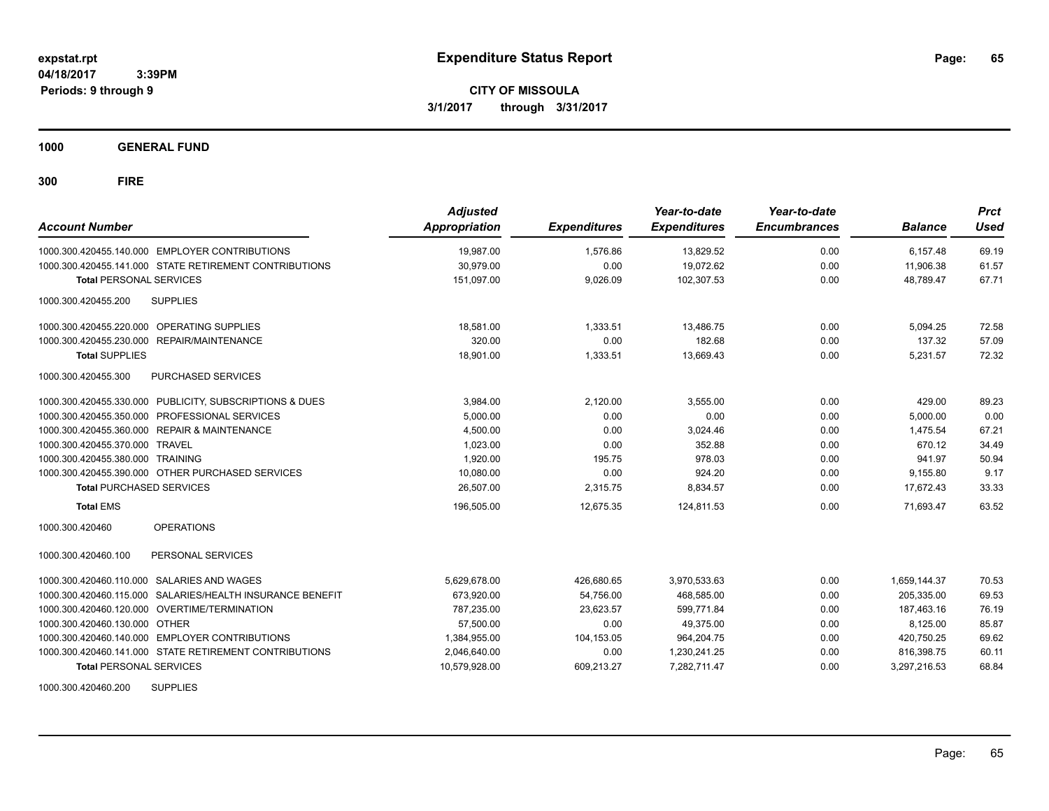**Expenditure Status Report**

**CITY OF MISSOULA**

**3/1/2017 through 3/31/2017**

expstat.rpt
04/18/2017 3:39PM
Periods: 9 through 9

## 1000 GENERAL FUND

## 300 FIRE

| Account Number | Adjusted Appropriation | Expenditures | Year-to-date Expenditures | Year-to-date Encumbrances | Balance | Prct Used |
|---|---|---|---|---|---|---|
| 1000.300.420455.140.000 EMPLOYER CONTRIBUTIONS | 19,987.00 | 1,576.86 | 13,829.52 | 0.00 | 6,157.48 | 69.19 |
| 1000.300.420455.141.000 STATE RETIREMENT CONTRIBUTIONS | 30,979.00 | 0.00 | 19,072.62 | 0.00 | 11,906.38 | 61.57 |
| **Total** PERSONAL SERVICES | 151,097.00 | 9,026.09 | 102,307.53 | 0.00 | 48,789.47 | 67.71 |
| 1000.300.420455.200 SUPPLIES | | | | | | |
| 1000.300.420455.220.000 OPERATING SUPPLIES | 18,581.00 | 1,333.51 | 13,486.75 | 0.00 | 5,094.25 | 72.58 |
| 1000.300.420455.230.000 REPAIR/MAINTENANCE | 320.00 | 0.00 | 182.68 | 0.00 | 137.32 | 57.09 |
| **Total SUPPLIES** | 18,901.00 | 1,333.51 | 13,669.43 | 0.00 | 5,231.57 | 72.32 |
| 1000.300.420455.300 PURCHASED SERVICES | | | | | | |
| 1000.300.420455.330.000 PUBLICITY, SUBSCRIPTIONS & DUES | 3,984.00 | 2,120.00 | 3,555.00 | 0.00 | 429.00 | 89.23 |
| 1000.300.420455.350.000 PROFESSIONAL SERVICES | 5,000.00 | 0.00 | 0.00 | 0.00 | 5,000.00 | 0.00 |
| 1000.300.420455.360.000 REPAIR & MAINTENANCE | 4,500.00 | 0.00 | 3,024.46 | 0.00 | 1,475.54 | 67.21 |
| 1000.300.420455.370.000 TRAVEL | 1,023.00 | 0.00 | 352.88 | 0.00 | 670.12 | 34.49 |
| 1000.300.420455.380.000 TRAINING | 1,920.00 | 195.75 | 978.03 | 0.00 | 941.97 | 50.94 |
| 1000.300.420455.390.000 OTHER PURCHASED SERVICES | 10,080.00 | 0.00 | 924.20 | 0.00 | 9,155.80 | 9.17 |
| **Total** PURCHASED SERVICES | 26,507.00 | 2,315.75 | 8,834.57 | 0.00 | 17,672.43 | 33.33 |
| **Total** EMS | 196,505.00 | 12,675.35 | 124,811.53 | 0.00 | 71,693.47 | 63.52 |
| 1000.300.420460 OPERATIONS | | | | | | |
| 1000.300.420460.100 PERSONAL SERVICES | | | | | | |
| 1000.300.420460.110.000 SALARIES AND WAGES | 5,629,678.00 | 426,680.65 | 3,970,533.63 | 0.00 | 1,659,144.37 | 70.53 |
| 1000.300.420460.115.000 SALARIES/HEALTH INSURANCE BENEFIT | 673,920.00 | 54,756.00 | 468,585.00 | 0.00 | 205,335.00 | 69.53 |
| 1000.300.420460.120.000 OVERTIME/TERMINATION | 787,235.00 | 23,623.57 | 599,771.84 | 0.00 | 187,463.16 | 76.19 |
| 1000.300.420460.130.000 OTHER | 57,500.00 | 0.00 | 49,375.00 | 0.00 | 8,125.00 | 85.87 |
| 1000.300.420460.140.000 EMPLOYER CONTRIBUTIONS | 1,384,955.00 | 104,153.05 | 964,204.75 | 0.00 | 420,750.25 | 69.62 |
| 1000.300.420460.141.000 STATE RETIREMENT CONTRIBUTIONS | 2,046,640.00 | 0.00 | 1,230,241.25 | 0.00 | 816,398.75 | 60.11 |
| **Total** PERSONAL SERVICES | 10,579,928.00 | 609,213.27 | 7,282,711.47 | 0.00 | 3,297,216.53 | 68.84 |
| 1000.300.420460.200 SUPPLIES | | | | | | |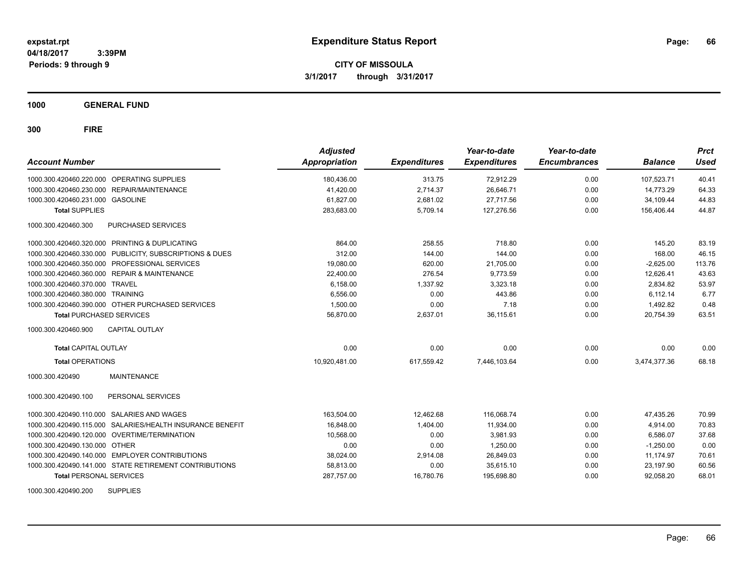**expstat.rpt**
**04/18/2017 3:39PM**
**Periods: 9 through 9**

# Expenditure Status Report

**CITY OF MISSOULA**
**3/1/2017 through 3/31/2017**

## 1000 GENERAL FUND

## 300 FIRE

| Account Number | | Adjusted Appropriation | Expenditures | Year-to-date Expenditures | Year-to-date Encumbrances | Balance | Prct Used |
|---|---|---|---|---|---|---|---|
| 1000.300.420460.220.000 | OPERATING SUPPLIES | 180,436.00 | 313.75 | 72,912.29 | 0.00 | 107,523.71 | 40.41 |
| 1000.300.420460.230.000 | REPAIR/MAINTENANCE | 41,420.00 | 2,714.37 | 26,646.71 | 0.00 | 14,773.29 | 64.33 |
| 1000.300.420460.231.000 | GASOLINE | 61,827.00 | 2,681.02 | 27,717.56 | 0.00 | 34,109.44 | 44.83 |
| **Total** SUPPLIES | | 283,683.00 | 5,709.14 | 127,276.56 | 0.00 | 156,406.44 | 44.87 |
| 1000.300.420460.300 | PURCHASED SERVICES | | | | | | |
| 1000.300.420460.320.000 | PRINTING & DUPLICATING | 864.00 | 258.55 | 718.80 | 0.00 | 145.20 | 83.19 |
| 1000.300.420460.330.000 | PUBLICITY, SUBSCRIPTIONS & DUES | 312.00 | 144.00 | 144.00 | 0.00 | 168.00 | 46.15 |
| 1000.300.420460.350.000 | PROFESSIONAL SERVICES | 19,080.00 | 620.00 | 21,705.00 | 0.00 | -2,625.00 | 113.76 |
| 1000.300.420460.360.000 | REPAIR & MAINTENANCE | 22,400.00 | 276.54 | 9,773.59 | 0.00 | 12,626.41 | 43.63 |
| 1000.300.420460.370.000 | TRAVEL | 6,158.00 | 1,337.92 | 3,323.18 | 0.00 | 2,834.82 | 53.97 |
| 1000.300.420460.380.000 | TRAINING | 6,556.00 | 0.00 | 443.86 | 0.00 | 6,112.14 | 6.77 |
| 1000.300.420460.390.000 | OTHER PURCHASED SERVICES | 1,500.00 | 0.00 | 7.18 | 0.00 | 1,492.82 | 0.48 |
| **Total** PURCHASED SERVICES | | 56,870.00 | 2,637.01 | 36,115.61 | 0.00 | 20,754.39 | 63.51 |
| 1000.300.420460.900 | CAPITAL OUTLAY | | | | | | |
| **Total** CAPITAL OUTLAY | | 0.00 | 0.00 | 0.00 | 0.00 | 0.00 | 0.00 |
| **Total** OPERATIONS | | 10,920,481.00 | 617,559.42 | 7,446,103.64 | 0.00 | 3,474,377.36 | 68.18 |
| 1000.300.420490 | MAINTENANCE | | | | | | |
| 1000.300.420490.100 | PERSONAL SERVICES | | | | | | |
| 1000.300.420490.110.000 | SALARIES AND WAGES | 163,504.00 | 12,462.68 | 116,068.74 | 0.00 | 47,435.26 | 70.99 |
| 1000.300.420490.115.000 | SALARIES/HEALTH INSURANCE BENEFIT | 16,848.00 | 1,404.00 | 11,934.00 | 0.00 | 4,914.00 | 70.83 |
| 1000.300.420490.120.000 | OVERTIME/TERMINATION | 10,568.00 | 0.00 | 3,981.93 | 0.00 | 6,586.07 | 37.68 |
| 1000.300.420490.130.000 | OTHER | 0.00 | 0.00 | 1,250.00 | 0.00 | -1,250.00 | 0.00 |
| 1000.300.420490.140.000 | EMPLOYER CONTRIBUTIONS | 38,024.00 | 2,914.08 | 26,849.03 | 0.00 | 11,174.97 | 70.61 |
| 1000.300.420490.141.000 | STATE RETIREMENT CONTRIBUTIONS | 58,813.00 | 0.00 | 35,615.10 | 0.00 | 23,197.90 | 60.56 |
| **Total** PERSONAL SERVICES | | 287,757.00 | 16,780.76 | 195,698.80 | 0.00 | 92,058.20 | 68.01 |
| 1000.300.420490.200 | SUPPLIES | | | | | | |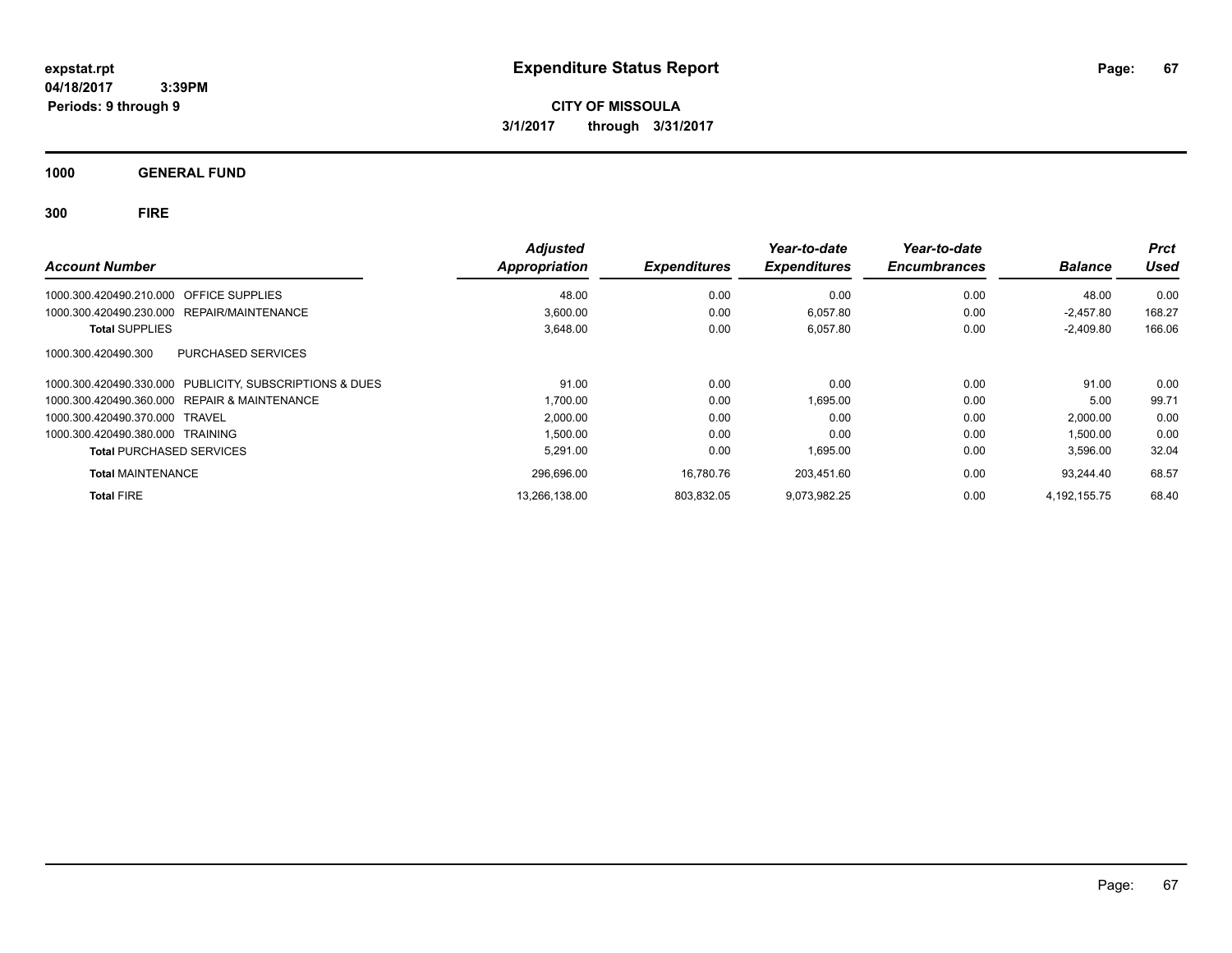expstat.rpt
04/18/2017 3:39PM
Periods: 9 through 9

# Expenditure Status Report

**CITY OF MISSOULA**
**3/1/2017 through 3/31/2017**

## 1000 GENERAL FUND

## 300 FIRE

| Account Number | | Adjusted Appropriation | Expenditures | Year-to-date Expenditures | Year-to-date Encumbrances | Balance | Prct Used |
|---|---|---|---|---|---|---|---|
| 1000.300.420490.210.000 | OFFICE SUPPLIES | 48.00 | 0.00 | 0.00 | 0.00 | 48.00 | 0.00 |
| 1000.300.420490.230.000 | REPAIR/MAINTENANCE | 3,600.00 | 0.00 | 6,057.80 | 0.00 | -2,457.80 | 168.27 |
| **Total** SUPPLIES | | 3,648.00 | 0.00 | 6,057.80 | 0.00 | -2,409.80 | 166.06 |
| 1000.300.420490.300 | PURCHASED SERVICES | | | | | | |
| 1000.300.420490.330.000 | PUBLICITY, SUBSCRIPTIONS & DUES | 91.00 | 0.00 | 0.00 | 0.00 | 91.00 | 0.00 |
| 1000.300.420490.360.000 | REPAIR & MAINTENANCE | 1,700.00 | 0.00 | 1,695.00 | 0.00 | 5.00 | 99.71 |
| 1000.300.420490.370.000 | TRAVEL | 2,000.00 | 0.00 | 0.00 | 0.00 | 2,000.00 | 0.00 |
| 1000.300.420490.380.000 | TRAINING | 1,500.00 | 0.00 | 0.00 | 0.00 | 1,500.00 | 0.00 |
| **Total** PURCHASED SERVICES | | 5,291.00 | 0.00 | 1,695.00 | 0.00 | 3,596.00 | 32.04 |
| **Total** MAINTENANCE | | 296,696.00 | 16,780.76 | 203,451.60 | 0.00 | 93,244.40 | 68.57 |
| **Total** FIRE | | 13,266,138.00 | 803,832.05 | 9,073,982.25 | 0.00 | 4,192,155.75 | 68.40 |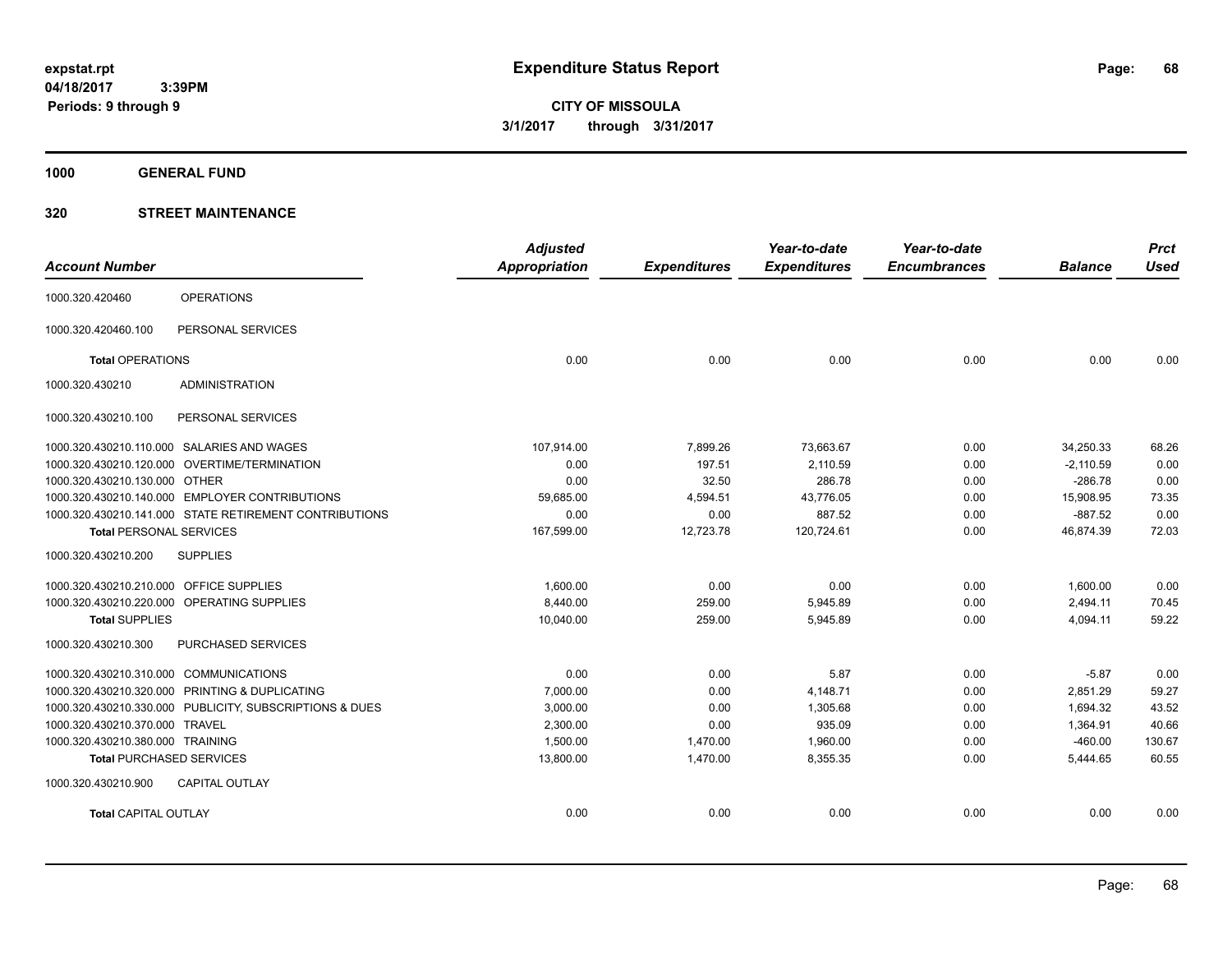**expstat.rpt**
**04/18/2017 3:39PM**
**Periods: 9 through 9**

# Expenditure Status Report

**CITY OF MISSOULA**
**3/1/2017 through 3/31/2017**

## 1000 GENERAL FUND

## 320 STREET MAINTENANCE

| Account Number | | Adjusted Appropriation | Expenditures | Year-to-date Expenditures | Year-to-date Encumbrances | Balance | Prct Used |
|---|---|---|---|---|---|---|---|
| 1000.320.420460 | OPERATIONS | | | | | | |
| 1000.320.420460.100 | PERSONAL SERVICES | | | | | | |
| **Total** OPERATIONS | | 0.00 | 0.00 | 0.00 | 0.00 | 0.00 | 0.00 |
| 1000.320.430210 | ADMINISTRATION | | | | | | |
| 1000.320.430210.100 | PERSONAL SERVICES | | | | | | |
| 1000.320.430210.110.000 | SALARIES AND WAGES | 107,914.00 | 7,899.26 | 73,663.67 | 0.00 | 34,250.33 | 68.26 |
| 1000.320.430210.120.000 | OVERTIME/TERMINATION | 0.00 | 197.51 | 2,110.59 | 0.00 | -2,110.59 | 0.00 |
| 1000.320.430210.130.000 | OTHER | 0.00 | 32.50 | 286.78 | 0.00 | -286.78 | 0.00 |
| 1000.320.430210.140.000 | EMPLOYER CONTRIBUTIONS | 59,685.00 | 4,594.51 | 43,776.05 | 0.00 | 15,908.95 | 73.35 |
| 1000.320.430210.141.000 | STATE RETIREMENT CONTRIBUTIONS | 0.00 | 0.00 | 887.52 | 0.00 | -887.52 | 0.00 |
| **Total** PERSONAL SERVICES | | 167,599.00 | 12,723.78 | 120,724.61 | 0.00 | 46,874.39 | 72.03 |
| 1000.320.430210.200 | SUPPLIES | | | | | | |
| 1000.320.430210.210.000 | OFFICE SUPPLIES | 1,600.00 | 0.00 | 0.00 | 0.00 | 1,600.00 | 0.00 |
| 1000.320.430210.220.000 | OPERATING SUPPLIES | 8,440.00 | 259.00 | 5,945.89 | 0.00 | 2,494.11 | 70.45 |
| **Total** SUPPLIES | | 10,040.00 | 259.00 | 5,945.89 | 0.00 | 4,094.11 | 59.22 |
| 1000.320.430210.300 | PURCHASED SERVICES | | | | | | |
| 1000.320.430210.310.000 | COMMUNICATIONS | 0.00 | 0.00 | 5.87 | 0.00 | -5.87 | 0.00 |
| 1000.320.430210.320.000 | PRINTING & DUPLICATING | 7,000.00 | 0.00 | 4,148.71 | 0.00 | 2,851.29 | 59.27 |
| 1000.320.430210.330.000 | PUBLICITY, SUBSCRIPTIONS & DUES | 3,000.00 | 0.00 | 1,305.68 | 0.00 | 1,694.32 | 43.52 |
| 1000.320.430210.370.000 | TRAVEL | 2,300.00 | 0.00 | 935.09 | 0.00 | 1,364.91 | 40.66 |
| 1000.320.430210.380.000 | TRAINING | 1,500.00 | 1,470.00 | 1,960.00 | 0.00 | -460.00 | 130.67 |
| **Total** PURCHASED SERVICES | | 13,800.00 | 1,470.00 | 8,355.35 | 0.00 | 5,444.65 | 60.55 |
| 1000.320.430210.900 | CAPITAL OUTLAY | | | | | | |
| **Total** CAPITAL OUTLAY | | 0.00 | 0.00 | 0.00 | 0.00 | 0.00 | 0.00 |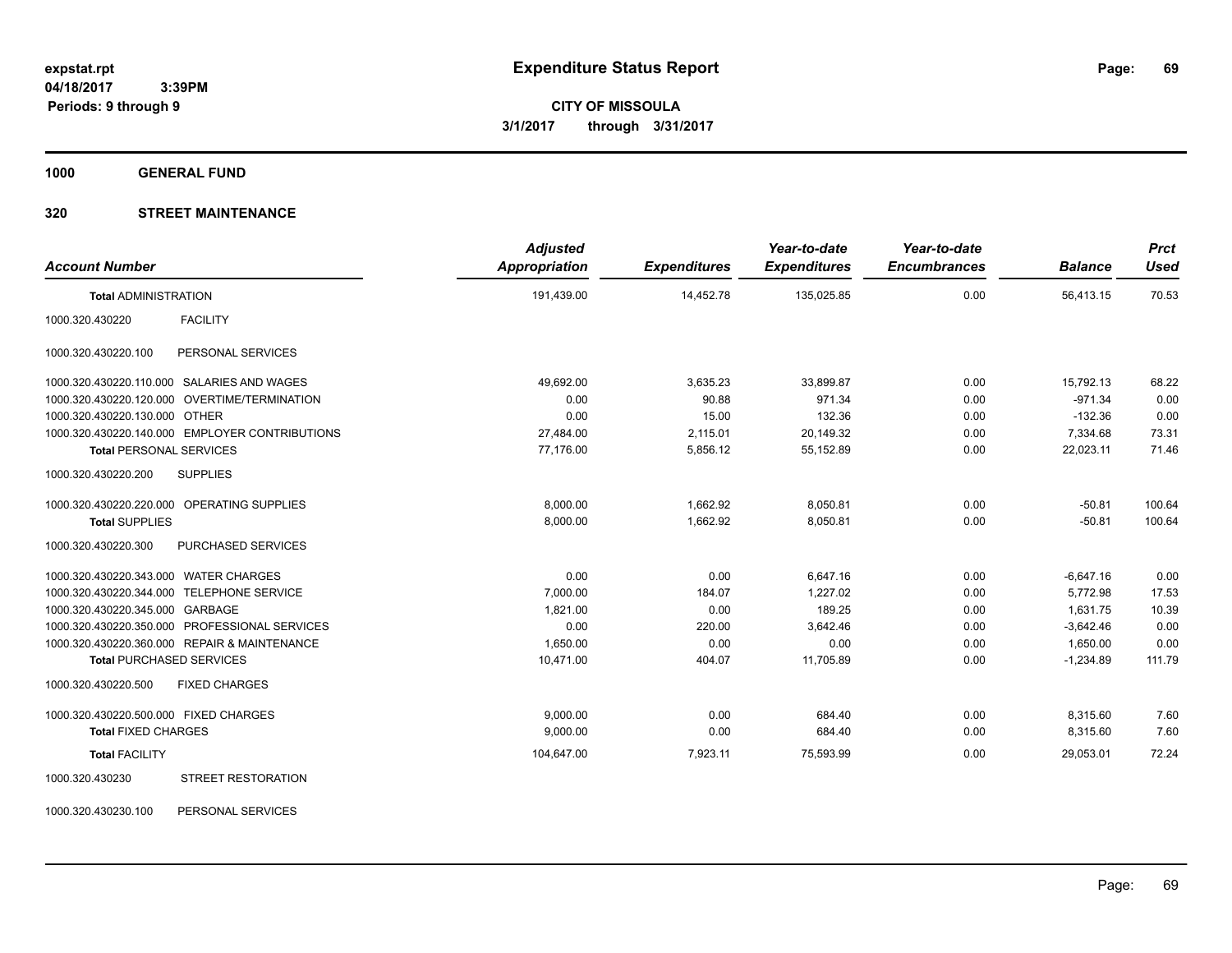**expstat.rpt**
**04/18/2017 3:39PM**
**Periods: 9 through 9**

# Expenditure Status Report

**CITY OF MISSOULA**
**3/1/2017 through 3/31/2017**

## 1000 GENERAL FUND

### 320 STREET MAINTENANCE

| Account Number | | Adjusted Appropriation | Expenditures | Year-to-date Expenditures | Year-to-date Encumbrances | Balance | Prct Used |
|---|---|---|---|---|---|---|---|
| **Total** ADMINISTRATION | | 191,439.00 | 14,452.78 | 135,025.85 | 0.00 | 56,413.15 | 70.53 |
| 1000.320.430220 | FACILITY | | | | | | |
| 1000.320.430220.100 | PERSONAL SERVICES | | | | | | |
| 1000.320.430220.110.000 | SALARIES AND WAGES | 49,692.00 | 3,635.23 | 33,899.87 | 0.00 | 15,792.13 | 68.22 |
| 1000.320.430220.120.000 | OVERTIME/TERMINATION | 0.00 | 90.88 | 971.34 | 0.00 | -971.34 | 0.00 |
| 1000.320.430220.130.000 | OTHER | 0.00 | 15.00 | 132.36 | 0.00 | -132.36 | 0.00 |
| 1000.320.430220.140.000 | EMPLOYER CONTRIBUTIONS | 27,484.00 | 2,115.01 | 20,149.32 | 0.00 | 7,334.68 | 73.31 |
| **Total** PERSONAL SERVICES | | 77,176.00 | 5,856.12 | 55,152.89 | 0.00 | 22,023.11 | 71.46 |
| 1000.320.430220.200 | SUPPLIES | | | | | | |
| 1000.320.430220.220.000 | OPERATING SUPPLIES | 8,000.00 | 1,662.92 | 8,050.81 | 0.00 | -50.81 | 100.64 |
| **Total** SUPPLIES | | 8,000.00 | 1,662.92 | 8,050.81 | 0.00 | -50.81 | 100.64 |
| 1000.320.430220.300 | PURCHASED SERVICES | | | | | | |
| 1000.320.430220.343.000 | WATER CHARGES | 0.00 | 0.00 | 6,647.16 | 0.00 | -6,647.16 | 0.00 |
| 1000.320.430220.344.000 | TELEPHONE SERVICE | 7,000.00 | 184.07 | 1,227.02 | 0.00 | 5,772.98 | 17.53 |
| 1000.320.430220.345.000 | GARBAGE | 1,821.00 | 0.00 | 189.25 | 0.00 | 1,631.75 | 10.39 |
| 1000.320.430220.350.000 | PROFESSIONAL SERVICES | 0.00 | 220.00 | 3,642.46 | 0.00 | -3,642.46 | 0.00 |
| 1000.320.430220.360.000 | REPAIR & MAINTENANCE | 1,650.00 | 0.00 | 0.00 | 0.00 | 1,650.00 | 0.00 |
| **Total** PURCHASED SERVICES | | 10,471.00 | 404.07 | 11,705.89 | 0.00 | -1,234.89 | 111.79 |
| 1000.320.430220.500 | FIXED CHARGES | | | | | | |
| 1000.320.430220.500.000 | FIXED CHARGES | 9,000.00 | 0.00 | 684.40 | 0.00 | 8,315.60 | 7.60 |
| **Total** FIXED CHARGES | | 9,000.00 | 0.00 | 684.40 | 0.00 | 8,315.60 | 7.60 |
| **Total** FACILITY | | 104,647.00 | 7,923.11 | 75,593.99 | 0.00 | 29,053.01 | 72.24 |
| 1000.320.430230 | STREET RESTORATION | | | | | | |
| 1000.320.430230.100 | PERSONAL SERVICES | | | | | | |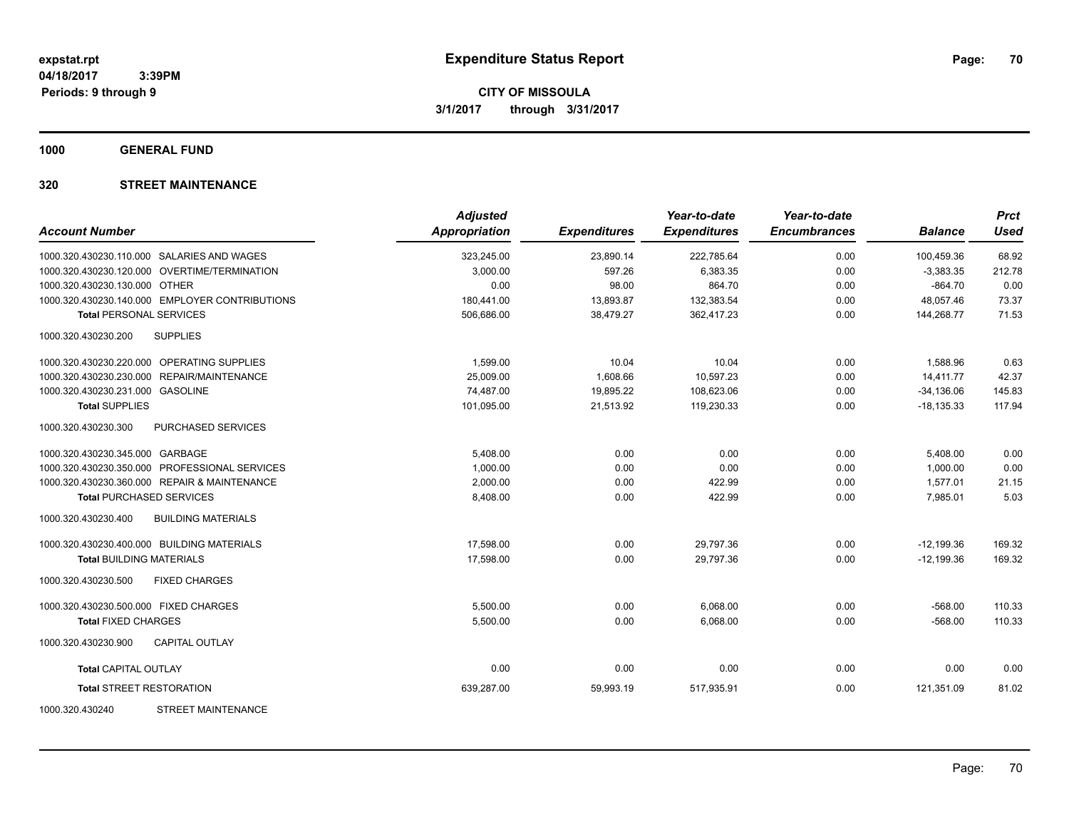**expstat.rpt**
**04/18/2017 3:39PM**
**Periods: 9 through 9**

# Expenditure Status Report

**CITY OF MISSOULA**
**3/1/2017 through 3/31/2017**

## 1000 GENERAL FUND

### 320 STREET MAINTENANCE

| Account Number | Adjusted Appropriation | Expenditures | Year-to-date Expenditures | Year-to-date Encumbrances | Balance | Prct Used |
|---|---|---|---|---|---|---|
| 1000.320.430230.110.000 SALARIES AND WAGES | 323,245.00 | 23,890.14 | 222,785.64 | 0.00 | 100,459.36 | 68.92 |
| 1000.320.430230.120.000 OVERTIME/TERMINATION | 3,000.00 | 597.26 | 6,383.35 | 0.00 | -3,383.35 | 212.78 |
| 1000.320.430230.130.000 OTHER | 0.00 | 98.00 | 864.70 | 0.00 | -864.70 | 0.00 |
| 1000.320.430230.140.000 EMPLOYER CONTRIBUTIONS | 180,441.00 | 13,893.87 | 132,383.54 | 0.00 | 48,057.46 | 73.37 |
| **Total PERSONAL SERVICES** | 506,686.00 | 38,479.27 | 362,417.23 | 0.00 | 144,268.77 | 71.53 |
| 1000.320.430230.200 SUPPLIES | | | | | | |
| 1000.320.430230.220.000 OPERATING SUPPLIES | 1,599.00 | 10.04 | 10.04 | 0.00 | 1,588.96 | 0.63 |
| 1000.320.430230.230.000 REPAIR/MAINTENANCE | 25,009.00 | 1,608.66 | 10,597.23 | 0.00 | 14,411.77 | 42.37 |
| 1000.320.430230.231.000 GASOLINE | 74,487.00 | 19,895.22 | 108,623.06 | 0.00 | -34,136.06 | 145.83 |
| **Total SUPPLIES** | 101,095.00 | 21,513.92 | 119,230.33 | 0.00 | -18,135.33 | 117.94 |
| 1000.320.430230.300 PURCHASED SERVICES | | | | | | |
| 1000.320.430230.345.000 GARBAGE | 5,408.00 | 0.00 | 0.00 | 0.00 | 5,408.00 | 0.00 |
| 1000.320.430230.350.000 PROFESSIONAL SERVICES | 1,000.00 | 0.00 | 0.00 | 0.00 | 1,000.00 | 0.00 |
| 1000.320.430230.360.000 REPAIR & MAINTENANCE | 2,000.00 | 0.00 | 422.99 | 0.00 | 1,577.01 | 21.15 |
| **Total PURCHASED SERVICES** | 8,408.00 | 0.00 | 422.99 | 0.00 | 7,985.01 | 5.03 |
| 1000.320.430230.400 BUILDING MATERIALS | | | | | | |
| 1000.320.430230.400.000 BUILDING MATERIALS | 17,598.00 | 0.00 | 29,797.36 | 0.00 | -12,199.36 | 169.32 |
| **Total BUILDING MATERIALS** | 17,598.00 | 0.00 | 29,797.36 | 0.00 | -12,199.36 | 169.32 |
| 1000.320.430230.500 FIXED CHARGES | | | | | | |
| 1000.320.430230.500.000 FIXED CHARGES | 5,500.00 | 0.00 | 6,068.00 | 0.00 | -568.00 | 110.33 |
| **Total FIXED CHARGES** | 5,500.00 | 0.00 | 6,068.00 | 0.00 | -568.00 | 110.33 |
| 1000.320.430230.900 CAPITAL OUTLAY | | | | | | |
| **Total CAPITAL OUTLAY** | 0.00 | 0.00 | 0.00 | 0.00 | 0.00 | 0.00 |
| **Total STREET RESTORATION** | 639,287.00 | 59,993.19 | 517,935.91 | 0.00 | 121,351.09 | 81.02 |
| 1000.320.430240 STREET MAINTENANCE | | | | | | |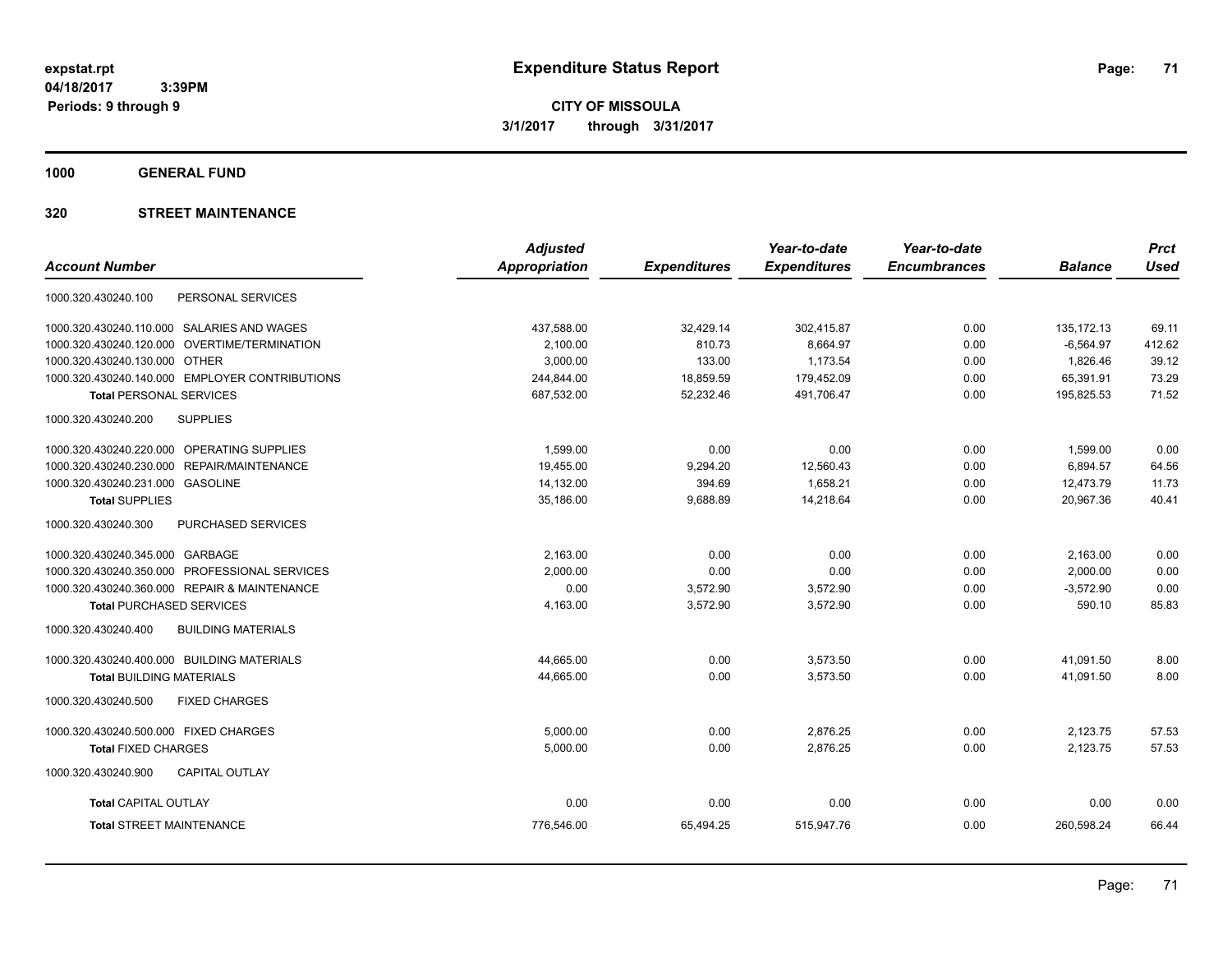# Expenditure Status Report

expstat.rpt
04/18/2017 3:39PM
Periods: 9 through 9

**CITY OF MISSOULA**
**3/1/2017 through 3/31/2017**

## 1000 GENERAL FUND

### 320 STREET MAINTENANCE

| Account Number | Adjusted Appropriation | Expenditures | Year-to-date Expenditures | Year-to-date Encumbrances | Balance | Prct Used |
|---|---|---|---|---|---|---|
| 1000.320.430240.100 PERSONAL SERVICES | | | | | | |
| 1000.320.430240.110.000 SALARIES AND WAGES | 437,588.00 | 32,429.14 | 302,415.87 | 0.00 | 135,172.13 | 69.11 |
| 1000.320.430240.120.000 OVERTIME/TERMINATION | 2,100.00 | 810.73 | 8,664.97 | 0.00 | -6,564.97 | 412.62 |
| 1000.320.430240.130.000 OTHER | 3,000.00 | 133.00 | 1,173.54 | 0.00 | 1,826.46 | 39.12 |
| 1000.320.430240.140.000 EMPLOYER CONTRIBUTIONS | 244,844.00 | 18,859.59 | 179,452.09 | 0.00 | 65,391.91 | 73.29 |
| **Total** PERSONAL SERVICES | 687,532.00 | 52,232.46 | 491,706.47 | 0.00 | 195,825.53 | 71.52 |
| 1000.320.430240.200 SUPPLIES | | | | | | |
| 1000.320.430240.220.000 OPERATING SUPPLIES | 1,599.00 | 0.00 | 0.00 | 0.00 | 1,599.00 | 0.00 |
| 1000.320.430240.230.000 REPAIR/MAINTENANCE | 19,455.00 | 9,294.20 | 12,560.43 | 0.00 | 6,894.57 | 64.56 |
| 1000.320.430240.231.000 GASOLINE | 14,132.00 | 394.69 | 1,658.21 | 0.00 | 12,473.79 | 11.73 |
| **Total** SUPPLIES | 35,186.00 | 9,688.89 | 14,218.64 | 0.00 | 20,967.36 | 40.41 |
| 1000.320.430240.300 PURCHASED SERVICES | | | | | | |
| 1000.320.430240.345.000 GARBAGE | 2,163.00 | 0.00 | 0.00 | 0.00 | 2,163.00 | 0.00 |
| 1000.320.430240.350.000 PROFESSIONAL SERVICES | 2,000.00 | 0.00 | 0.00 | 0.00 | 2,000.00 | 0.00 |
| 1000.320.430240.360.000 REPAIR & MAINTENANCE | 0.00 | 3,572.90 | 3,572.90 | 0.00 | -3,572.90 | 0.00 |
| **Total** PURCHASED SERVICES | 4,163.00 | 3,572.90 | 3,572.90 | 0.00 | 590.10 | 85.83 |
| 1000.320.430240.400 BUILDING MATERIALS | | | | | | |
| 1000.320.430240.400.000 BUILDING MATERIALS | 44,665.00 | 0.00 | 3,573.50 | 0.00 | 41,091.50 | 8.00 |
| **Total** BUILDING MATERIALS | 44,665.00 | 0.00 | 3,573.50 | 0.00 | 41,091.50 | 8.00 |
| 1000.320.430240.500 FIXED CHARGES | | | | | | |
| 1000.320.430240.500.000 FIXED CHARGES | 5,000.00 | 0.00 | 2,876.25 | 0.00 | 2,123.75 | 57.53 |
| **Total** FIXED CHARGES | 5,000.00 | 0.00 | 2,876.25 | 0.00 | 2,123.75 | 57.53 |
| 1000.320.430240.900 CAPITAL OUTLAY | | | | | | |
| **Total** CAPITAL OUTLAY | 0.00 | 0.00 | 0.00 | 0.00 | 0.00 | 0.00 |
| **Total** STREET MAINTENANCE | 776,546.00 | 65,494.25 | 515,947.76 | 0.00 | 260,598.24 | 66.44 |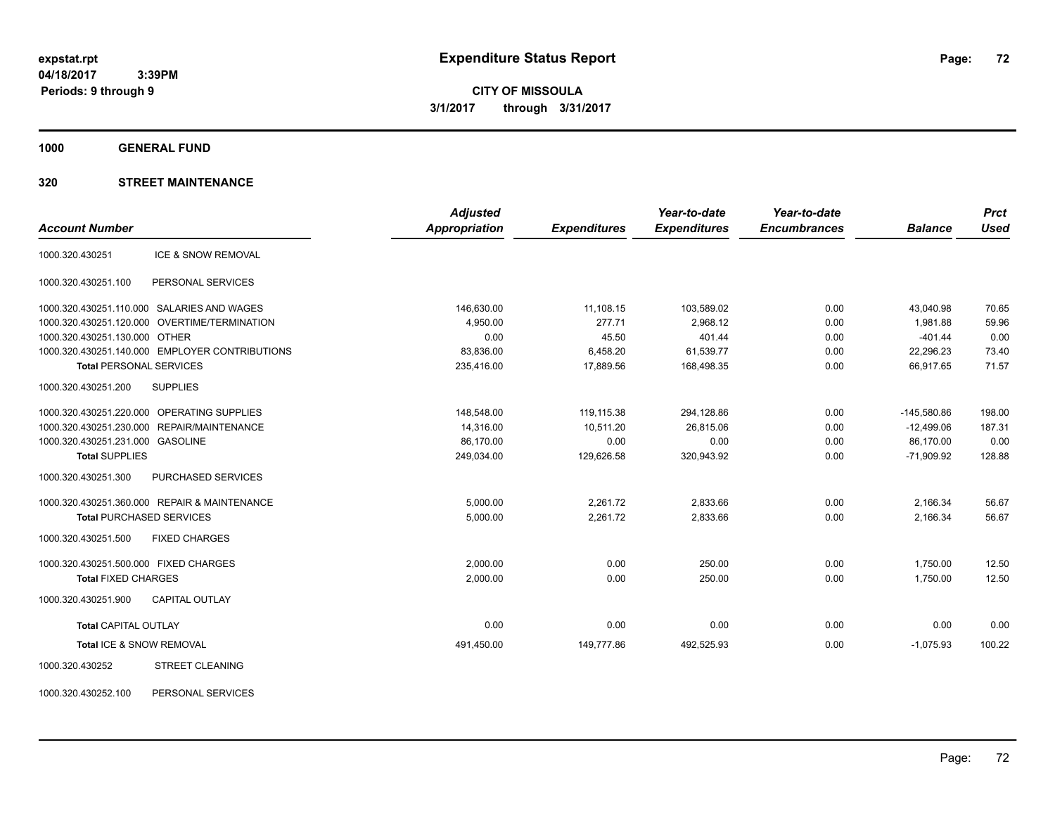# Expenditure Status Report

**CITY OF MISSOULA**
**3/1/2017 through 3/31/2017**

expstat.rpt
04/18/2017 3:39PM
Periods: 9 through 9

## 1000 GENERAL FUND

### 320 STREET MAINTENANCE

| Account Number | | Adjusted Appropriation | Expenditures | Year-to-date Expenditures | Year-to-date Encumbrances | Balance | Prct Used |
|---|---|---|---|---|---|---|---|
| 1000.320.430251 | ICE & SNOW REMOVAL | | | | | | |
| 1000.320.430251.100 | PERSONAL SERVICES | | | | | | |
| 1000.320.430251.110.000 | SALARIES AND WAGES | 146,630.00 | 11,108.15 | 103,589.02 | 0.00 | 43,040.98 | 70.65 |
| 1000.320.430251.120.000 | OVERTIME/TERMINATION | 4,950.00 | 277.71 | 2,968.12 | 0.00 | 1,981.88 | 59.96 |
| 1000.320.430251.130.000 | OTHER | 0.00 | 45.50 | 401.44 | 0.00 | -401.44 | 0.00 |
| 1000.320.430251.140.000 | EMPLOYER CONTRIBUTIONS | 83,836.00 | 6,458.20 | 61,539.77 | 0.00 | 22,296.23 | 73.40 |
| **Total** PERSONAL SERVICES | | 235,416.00 | 17,889.56 | 168,498.35 | 0.00 | 66,917.65 | 71.57 |
| 1000.320.430251.200 | SUPPLIES | | | | | | |
| 1000.320.430251.220.000 | OPERATING SUPPLIES | 148,548.00 | 119,115.38 | 294,128.86 | 0.00 | -145,580.86 | 198.00 |
| 1000.320.430251.230.000 | REPAIR/MAINTENANCE | 14,316.00 | 10,511.20 | 26,815.06 | 0.00 | -12,499.06 | 187.31 |
| 1000.320.430251.231.000 | GASOLINE | 86,170.00 | 0.00 | 0.00 | 0.00 | 86,170.00 | 0.00 |
| **Total** SUPPLIES | | 249,034.00 | 129,626.58 | 320,943.92 | 0.00 | -71,909.92 | 128.88 |
| 1000.320.430251.300 | PURCHASED SERVICES | | | | | | |
| 1000.320.430251.360.000 | REPAIR & MAINTENANCE | 5,000.00 | 2,261.72 | 2,833.66 | 0.00 | 2,166.34 | 56.67 |
| **Total** PURCHASED SERVICES | | 5,000.00 | 2,261.72 | 2,833.66 | 0.00 | 2,166.34 | 56.67 |
| 1000.320.430251.500 | FIXED CHARGES | | | | | | |
| 1000.320.430251.500.000 | FIXED CHARGES | 2,000.00 | 0.00 | 250.00 | 0.00 | 1,750.00 | 12.50 |
| **Total** FIXED CHARGES | | 2,000.00 | 0.00 | 250.00 | 0.00 | 1,750.00 | 12.50 |
| 1000.320.430251.900 | CAPITAL OUTLAY | | | | | | |
| **Total** CAPITAL OUTLAY | | 0.00 | 0.00 | 0.00 | 0.00 | 0.00 | 0.00 |
| **Total** ICE & SNOW REMOVAL | | 491,450.00 | 149,777.86 | 492,525.93 | 0.00 | -1,075.93 | 100.22 |
| 1000.320.430252 | STREET CLEANING | | | | | | |
| 1000.320.430252.100 | PERSONAL SERVICES | | | | | | |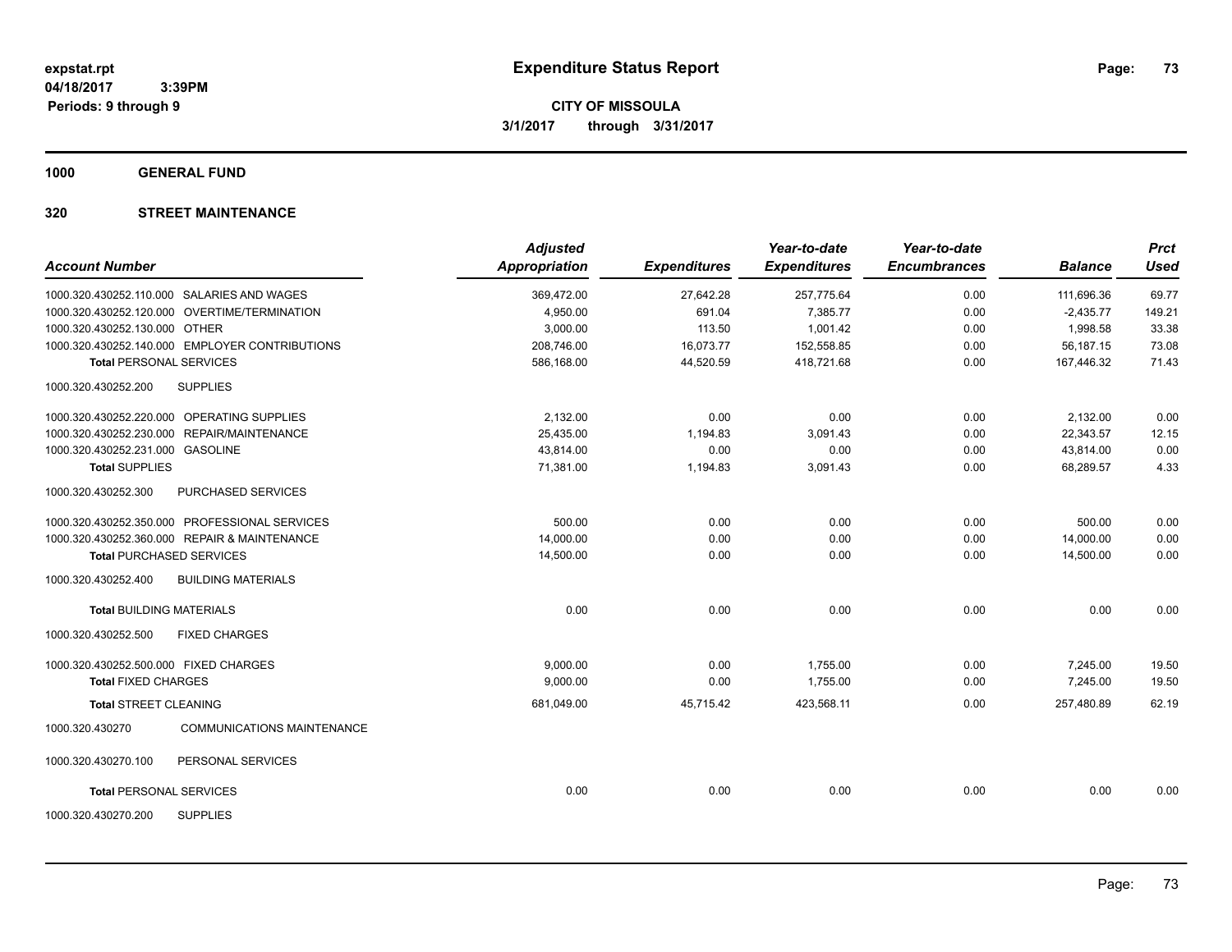**expstat.rpt**
**04/18/2017 3:39PM**
**Periods: 9 through 9**

# Expenditure Status Report

**CITY OF MISSOULA**
**3/1/2017 through 3/31/2017**

## 1000 GENERAL FUND

## 320 STREET MAINTENANCE

| Account Number | Adjusted Appropriation | Expenditures | Year-to-date Expenditures | Year-to-date Encumbrances | Balance | Prct Used |
|---|---|---|---|---|---|---|
| 1000.320.430252.110.000 SALARIES AND WAGES | 369,472.00 | 27,642.28 | 257,775.64 | 0.00 | 111,696.36 | 69.77 |
| 1000.320.430252.120.000 OVERTIME/TERMINATION | 4,950.00 | 691.04 | 7,385.77 | 0.00 | -2,435.77 | 149.21 |
| 1000.320.430252.130.000 OTHER | 3,000.00 | 113.50 | 1,001.42 | 0.00 | 1,998.58 | 33.38 |
| 1000.320.430252.140.000 EMPLOYER CONTRIBUTIONS | 208,746.00 | 16,073.77 | 152,558.85 | 0.00 | 56,187.15 | 73.08 |
| **Total PERSONAL SERVICES** | 586,168.00 | 44,520.59 | 418,721.68 | 0.00 | 167,446.32 | 71.43 |
| 1000.320.430252.200 SUPPLIES | | | | | | |
| 1000.320.430252.220.000 OPERATING SUPPLIES | 2,132.00 | 0.00 | 0.00 | 0.00 | 2,132.00 | 0.00 |
| 1000.320.430252.230.000 REPAIR/MAINTENANCE | 25,435.00 | 1,194.83 | 3,091.43 | 0.00 | 22,343.57 | 12.15 |
| 1000.320.430252.231.000 GASOLINE | 43,814.00 | 0.00 | 0.00 | 0.00 | 43,814.00 | 0.00 |
| **Total SUPPLIES** | 71,381.00 | 1,194.83 | 3,091.43 | 0.00 | 68,289.57 | 4.33 |
| 1000.320.430252.300 PURCHASED SERVICES | | | | | | |
| 1000.320.430252.350.000 PROFESSIONAL SERVICES | 500.00 | 0.00 | 0.00 | 0.00 | 500.00 | 0.00 |
| 1000.320.430252.360.000 REPAIR & MAINTENANCE | 14,000.00 | 0.00 | 0.00 | 0.00 | 14,000.00 | 0.00 |
| **Total PURCHASED SERVICES** | 14,500.00 | 0.00 | 0.00 | 0.00 | 14,500.00 | 0.00 |
| 1000.320.430252.400 BUILDING MATERIALS | | | | | | |
| **Total BUILDING MATERIALS** | 0.00 | 0.00 | 0.00 | 0.00 | 0.00 | 0.00 |
| 1000.320.430252.500 FIXED CHARGES | | | | | | |
| 1000.320.430252.500.000 FIXED CHARGES | 9,000.00 | 0.00 | 1,755.00 | 0.00 | 7,245.00 | 19.50 |
| **Total FIXED CHARGES** | 9,000.00 | 0.00 | 1,755.00 | 0.00 | 7,245.00 | 19.50 |
| **Total STREET CLEANING** | 681,049.00 | 45,715.42 | 423,568.11 | 0.00 | 257,480.89 | 62.19 |
| 1000.320.430270 COMMUNICATIONS MAINTENANCE | | | | | | |
| 1000.320.430270.100 PERSONAL SERVICES | | | | | | |
| **Total PERSONAL SERVICES** | 0.00 | 0.00 | 0.00 | 0.00 | 0.00 | 0.00 |
| 1000.320.430270.200 SUPPLIES | | | | | | |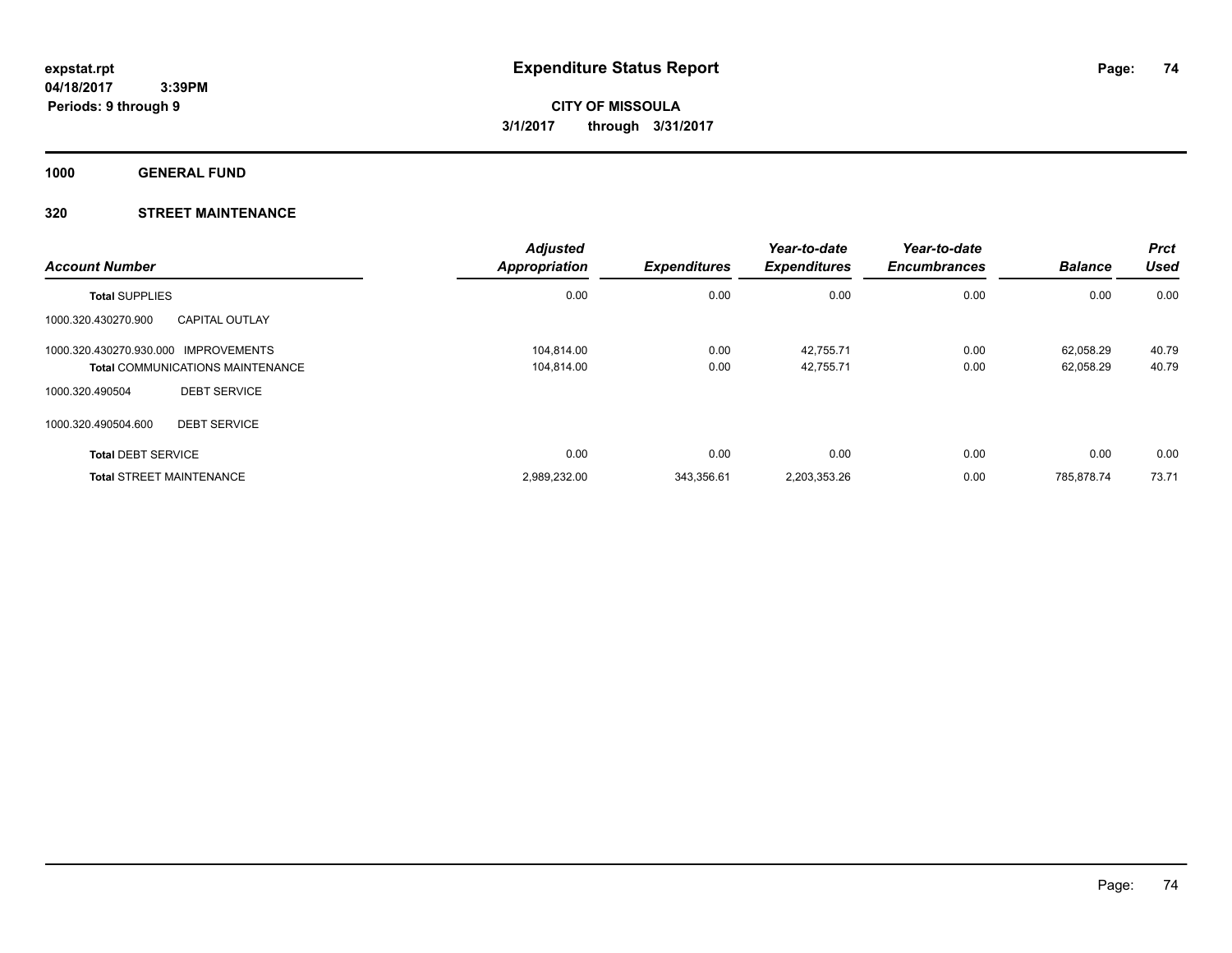**expstat.rpt**
**04/18/2017 3:39PM**
**Periods: 9 through 9**

# Expenditure Status Report

**CITY OF MISSOULA**
**3/1/2017 through 3/31/2017**

## 1000 GENERAL FUND

### 320 STREET MAINTENANCE

| Account Number | | Adjusted Appropriation | Expenditures | Year-to-date Expenditures | Year-to-date Encumbrances | Balance | Prct Used |
|---|---|---|---|---|---|---|---|
| **Total** SUPPLIES | | 0.00 | 0.00 | 0.00 | 0.00 | 0.00 | 0.00 |
| 1000.320.430270.900 | CAPITAL OUTLAY | | | | | | |
| 1000.320.430270.930.000 | IMPROVEMENTS | 104,814.00 | 0.00 | 42,755.71 | 0.00 | 62,058.29 | 40.79 |
| **Total** COMMUNICATIONS MAINTENANCE | | 104,814.00 | 0.00 | 42,755.71 | 0.00 | 62,058.29 | 40.79 |
| 1000.320.490504 | DEBT SERVICE | | | | | | |
| 1000.320.490504.600 | DEBT SERVICE | | | | | | |
| **Total** DEBT SERVICE | | 0.00 | 0.00 | 0.00 | 0.00 | 0.00 | 0.00 |
| **Total** STREET MAINTENANCE | | 2,989,232.00 | 343,356.61 | 2,203,353.26 | 0.00 | 785,878.74 | 73.71 |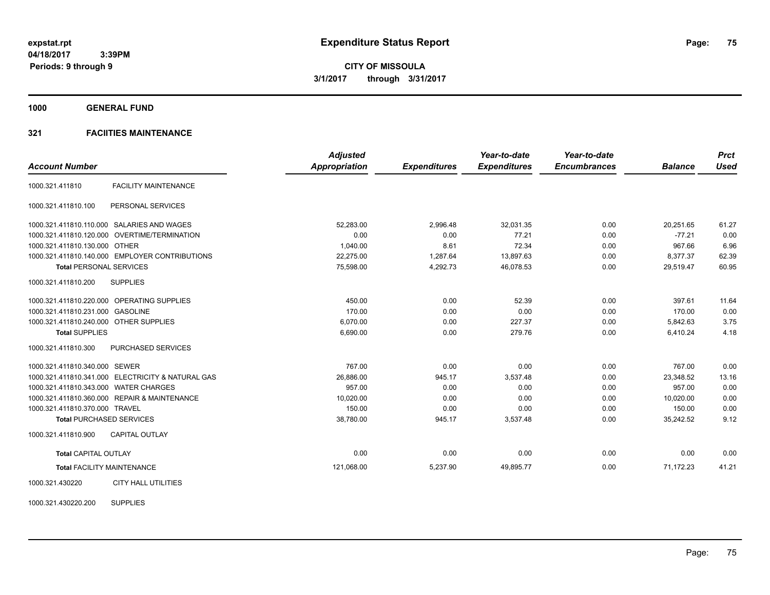expstat.rpt
04/18/2017 3:39PM
Periods: 9 through 9

# Expenditure Status Report

**CITY OF MISSOULA**
**3/1/2017 through 3/31/2017**

**1000 GENERAL FUND**

**321 FACIITIES MAINTENANCE**

| Account Number | Adjusted Appropriation | Expenditures | Year-to-date Expenditures | Year-to-date Encumbrances | Balance | Prct Used |
|---|---|---|---|---|---|---|
| 1000.321.411810 FACILITY MAINTENANCE | | | | | | |
| 1000.321.411810.100 PERSONAL SERVICES | | | | | | |
| 1000.321.411810.110.000 SALARIES AND WAGES | 52,283.00 | 2,996.48 | 32,031.35 | 0.00 | 20,251.65 | 61.27 |
| 1000.321.411810.120.000 OVERTIME/TERMINATION | 0.00 | 0.00 | 77.21 | 0.00 | -77.21 | 0.00 |
| 1000.321.411810.130.000 OTHER | 1,040.00 | 8.61 | 72.34 | 0.00 | 967.66 | 6.96 |
| 1000.321.411810.140.000 EMPLOYER CONTRIBUTIONS | 22,275.00 | 1,287.64 | 13,897.63 | 0.00 | 8,377.37 | 62.39 |
| **Total** PERSONAL SERVICES | 75,598.00 | 4,292.73 | 46,078.53 | 0.00 | 29,519.47 | 60.95 |
| 1000.321.411810.200 SUPPLIES | | | | | | |
| 1000.321.411810.220.000 OPERATING SUPPLIES | 450.00 | 0.00 | 52.39 | 0.00 | 397.61 | 11.64 |
| 1000.321.411810.231.000 GASOLINE | 170.00 | 0.00 | 0.00 | 0.00 | 170.00 | 0.00 |
| 1000.321.411810.240.000 OTHER SUPPLIES | 6,070.00 | 0.00 | 227.37 | 0.00 | 5,842.63 | 3.75 |
| **Total** SUPPLIES | 6,690.00 | 0.00 | 279.76 | 0.00 | 6,410.24 | 4.18 |
| 1000.321.411810.300 PURCHASED SERVICES | | | | | | |
| 1000.321.411810.340.000 SEWER | 767.00 | 0.00 | 0.00 | 0.00 | 767.00 | 0.00 |
| 1000.321.411810.341.000 ELECTRICITY & NATURAL GAS | 26,886.00 | 945.17 | 3,537.48 | 0.00 | 23,348.52 | 13.16 |
| 1000.321.411810.343.000 WATER CHARGES | 957.00 | 0.00 | 0.00 | 0.00 | 957.00 | 0.00 |
| 1000.321.411810.360.000 REPAIR & MAINTENANCE | 10,020.00 | 0.00 | 0.00 | 0.00 | 10,020.00 | 0.00 |
| 1000.321.411810.370.000 TRAVEL | 150.00 | 0.00 | 0.00 | 0.00 | 150.00 | 0.00 |
| **Total** PURCHASED SERVICES | 38,780.00 | 945.17 | 3,537.48 | 0.00 | 35,242.52 | 9.12 |
| 1000.321.411810.900 CAPITAL OUTLAY | | | | | | |
| **Total** CAPITAL OUTLAY | 0.00 | 0.00 | 0.00 | 0.00 | 0.00 | 0.00 |
| **Total** FACILITY MAINTENANCE | 121,068.00 | 5,237.90 | 49,895.77 | 0.00 | 71,172.23 | 41.21 |
| 1000.321.430220 CITY HALL UTILITIES | | | | | | |
| 1000.321.430220.200 SUPPLIES | | | | | | |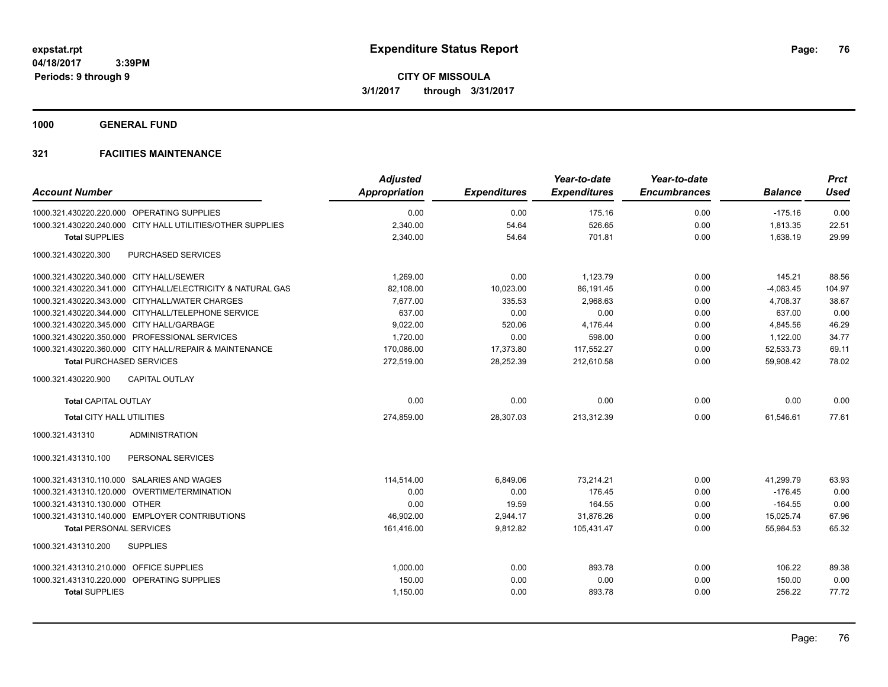**expstat.rpt**
**04/18/2017 3:39PM**
**Periods: 9 through 9**

# Expenditure Status Report

**CITY OF MISSOULA**
**3/1/2017 through 3/31/2017**

## 1000 GENERAL FUND

## 321 FACIITIES MAINTENANCE

| Account Number | | Adjusted Appropriation | Expenditures | Year-to-date Expenditures | Year-to-date Encumbrances | Balance | Prct Used |
|---|---|---|---|---|---|---|---|
| 1000.321.430220.220.000 | OPERATING SUPPLIES | 0.00 | 0.00 | 175.16 | 0.00 | -175.16 | 0.00 |
| 1000.321.430220.240.000 | CITY HALL UTILITIES/OTHER SUPPLIES | 2,340.00 | 54.64 | 526.65 | 0.00 | 1,813.35 | 22.51 |
| **Total** SUPPLIES | | 2,340.00 | 54.64 | 701.81 | 0.00 | 1,638.19 | 29.99 |
| 1000.321.430220.300 | PURCHASED SERVICES | | | | | | |
| 1000.321.430220.340.000 | CITY HALL/SEWER | 1,269.00 | 0.00 | 1,123.79 | 0.00 | 145.21 | 88.56 |
| 1000.321.430220.341.000 | CITYHALL/ELECTRICITY & NATURAL GAS | 82,108.00 | 10,023.00 | 86,191.45 | 0.00 | -4,083.45 | 104.97 |
| 1000.321.430220.343.000 | CITYHALL/WATER CHARGES | 7,677.00 | 335.53 | 2,968.63 | 0.00 | 4,708.37 | 38.67 |
| 1000.321.430220.344.000 | CITYHALL/TELEPHONE SERVICE | 637.00 | 0.00 | 0.00 | 0.00 | 637.00 | 0.00 |
| 1000.321.430220.345.000 | CITY HALL/GARBAGE | 9,022.00 | 520.06 | 4,176.44 | 0.00 | 4,845.56 | 46.29 |
| 1000.321.430220.350.000 | PROFESSIONAL SERVICES | 1,720.00 | 0.00 | 598.00 | 0.00 | 1,122.00 | 34.77 |
| 1000.321.430220.360.000 | CITY HALL/REPAIR & MAINTENANCE | 170,086.00 | 17,373.80 | 117,552.27 | 0.00 | 52,533.73 | 69.11 |
| **Total** PURCHASED SERVICES | | 272,519.00 | 28,252.39 | 212,610.58 | 0.00 | 59,908.42 | 78.02 |
| 1000.321.430220.900 | CAPITAL OUTLAY | | | | | | |
| **Total** CAPITAL OUTLAY | | 0.00 | 0.00 | 0.00 | 0.00 | 0.00 | 0.00 |
| **Total** CITY HALL UTILITIES | | 274,859.00 | 28,307.03 | 213,312.39 | 0.00 | 61,546.61 | 77.61 |
| 1000.321.431310 | ADMINISTRATION | | | | | | |
| 1000.321.431310.100 | PERSONAL SERVICES | | | | | | |
| 1000.321.431310.110.000 | SALARIES AND WAGES | 114,514.00 | 6,849.06 | 73,214.21 | 0.00 | 41,299.79 | 63.93 |
| 1000.321.431310.120.000 | OVERTIME/TERMINATION | 0.00 | 0.00 | 176.45 | 0.00 | -176.45 | 0.00 |
| 1000.321.431310.130.000 | OTHER | 0.00 | 19.59 | 164.55 | 0.00 | -164.55 | 0.00 |
| 1000.321.431310.140.000 | EMPLOYER CONTRIBUTIONS | 46,902.00 | 2,944.17 | 31,876.26 | 0.00 | 15,025.74 | 67.96 |
| **Total** PERSONAL SERVICES | | 161,416.00 | 9,812.82 | 105,431.47 | 0.00 | 55,984.53 | 65.32 |
| 1000.321.431310.200 | SUPPLIES | | | | | | |
| 1000.321.431310.210.000 | OFFICE SUPPLIES | 1,000.00 | 0.00 | 893.78 | 0.00 | 106.22 | 89.38 |
| 1000.321.431310.220.000 | OPERATING SUPPLIES | 150.00 | 0.00 | 0.00 | 0.00 | 150.00 | 0.00 |
| **Total** SUPPLIES | | 1,150.00 | 0.00 | 893.78 | 0.00 | 256.22 | 77.72 |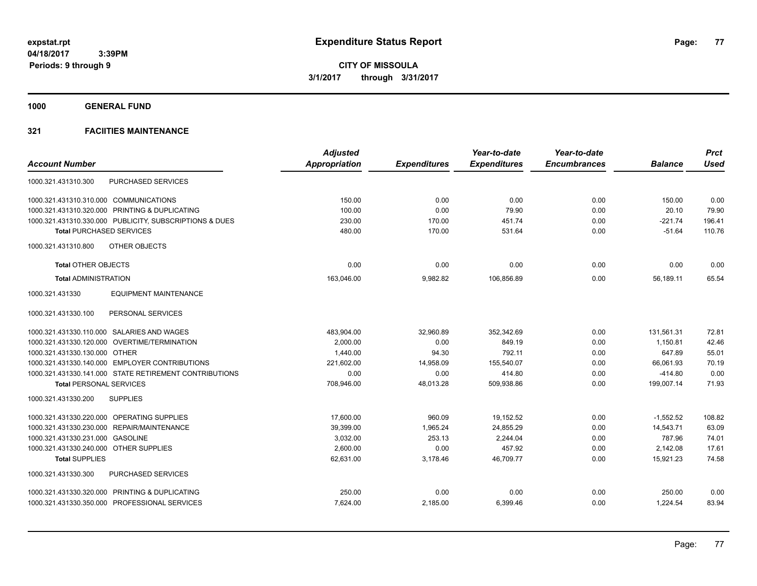# Expenditure Status Report

**CITY OF MISSOULA**

**3/1/2017 through 3/31/2017**

expstat.rpt
04/18/2017 3:39PM
Periods: 9 through 9

**1000 GENERAL FUND**

**321 FACIITIES MAINTENANCE**

| Account Number | | Adjusted Appropriation | Expenditures | Year-to-date Expenditures | Year-to-date Encumbrances | Balance | Prct Used |
|---|---|---|---|---|---|---|---|
| 1000.321.431310.300 | PURCHASED SERVICES | | | | | | |
| 1000.321.431310.310.000 | COMMUNICATIONS | 150.00 | 0.00 | 0.00 | 0.00 | 150.00 | 0.00 |
| 1000.321.431310.320.000 | PRINTING & DUPLICATING | 100.00 | 0.00 | 79.90 | 0.00 | 20.10 | 79.90 |
| 1000.321.431310.330.000 | PUBLICITY, SUBSCRIPTIONS & DUES | 230.00 | 170.00 | 451.74 | 0.00 | -221.74 | 196.41 |
| **Total** PURCHASED SERVICES | | 480.00 | 170.00 | 531.64 | 0.00 | -51.64 | 110.76 |
| 1000.321.431310.800 | OTHER OBJECTS | | | | | | |
| **Total** OTHER OBJECTS | | 0.00 | 0.00 | 0.00 | 0.00 | 0.00 | 0.00 |
| **Total** ADMINISTRATION | | 163,046.00 | 9,982.82 | 106,856.89 | 0.00 | 56,189.11 | 65.54 |
| 1000.321.431330 | EQUIPMENT MAINTENANCE | | | | | | |
| 1000.321.431330.100 | PERSONAL SERVICES | | | | | | |
| 1000.321.431330.110.000 | SALARIES AND WAGES | 483,904.00 | 32,960.89 | 352,342.69 | 0.00 | 131,561.31 | 72.81 |
| 1000.321.431330.120.000 | OVERTIME/TERMINATION | 2,000.00 | 0.00 | 849.19 | 0.00 | 1,150.81 | 42.46 |
| 1000.321.431330.130.000 | OTHER | 1,440.00 | 94.30 | 792.11 | 0.00 | 647.89 | 55.01 |
| 1000.321.431330.140.000 | EMPLOYER CONTRIBUTIONS | 221,602.00 | 14,958.09 | 155,540.07 | 0.00 | 66,061.93 | 70.19 |
| 1000.321.431330.141.000 | STATE RETIREMENT CONTRIBUTIONS | 0.00 | 0.00 | 414.80 | 0.00 | -414.80 | 0.00 |
| **Total** PERSONAL SERVICES | | 708,946.00 | 48,013.28 | 509,938.86 | 0.00 | 199,007.14 | 71.93 |
| 1000.321.431330.200 | SUPPLIES | | | | | | |
| 1000.321.431330.220.000 | OPERATING SUPPLIES | 17,600.00 | 960.09 | 19,152.52 | 0.00 | -1,552.52 | 108.82 |
| 1000.321.431330.230.000 | REPAIR/MAINTENANCE | 39,399.00 | 1,965.24 | 24,855.29 | 0.00 | 14,543.71 | 63.09 |
| 1000.321.431330.231.000 | GASOLINE | 3,032.00 | 253.13 | 2,244.04 | 0.00 | 787.96 | 74.01 |
| 1000.321.431330.240.000 | OTHER SUPPLIES | 2,600.00 | 0.00 | 457.92 | 0.00 | 2,142.08 | 17.61 |
| **Total** SUPPLIES | | 62,631.00 | 3,178.46 | 46,709.77 | 0.00 | 15,921.23 | 74.58 |
| 1000.321.431330.300 | PURCHASED SERVICES | | | | | | |
| 1000.321.431330.320.000 | PRINTING & DUPLICATING | 250.00 | 0.00 | 0.00 | 0.00 | 250.00 | 0.00 |
| 1000.321.431330.350.000 | PROFESSIONAL SERVICES | 7,624.00 | 2,185.00 | 6,399.46 | 0.00 | 1,224.54 | 83.94 |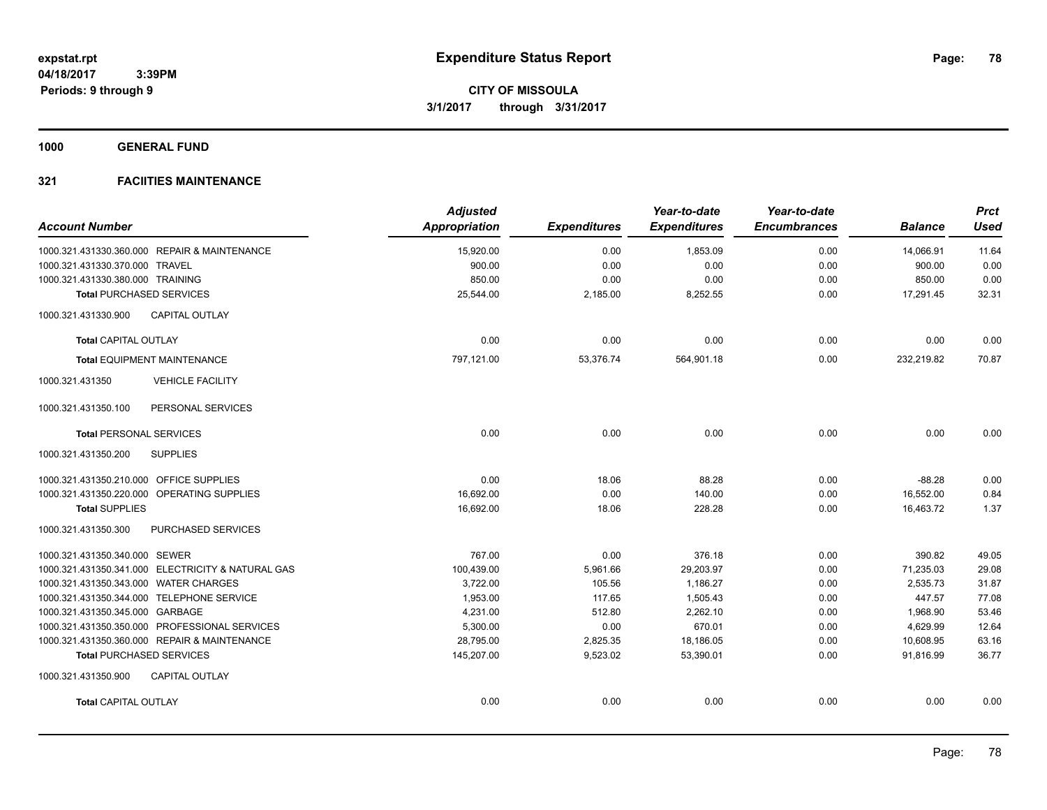# Expenditure Status Report

expstat.rpt
04/18/2017 3:39PM
Periods: 9 through 9

**CITY OF MISSOULA**
**3/1/2017 through 3/31/2017**

## 1000 GENERAL FUND

### 321 FACIITIES MAINTENANCE

| Account Number | Adjusted Appropriation | Expenditures | Year-to-date Expenditures | Year-to-date Encumbrances | Balance | Prct Used |
|---|---|---|---|---|---|---|
| 1000.321.431330.360.000 REPAIR & MAINTENANCE | 15,920.00 | 0.00 | 1,853.09 | 0.00 | 14,066.91 | 11.64 |
| 1000.321.431330.370.000 TRAVEL | 900.00 | 0.00 | 0.00 | 0.00 | 900.00 | 0.00 |
| 1000.321.431330.380.000 TRAINING | 850.00 | 0.00 | 0.00 | 0.00 | 850.00 | 0.00 |
| **Total** PURCHASED SERVICES | 25,544.00 | 2,185.00 | 8,252.55 | 0.00 | 17,291.45 | 32.31 |
| 1000.321.431330.900 CAPITAL OUTLAY | | | | | | |
| **Total** CAPITAL OUTLAY | 0.00 | 0.00 | 0.00 | 0.00 | 0.00 | 0.00 |
| **Total** EQUIPMENT MAINTENANCE | 797,121.00 | 53,376.74 | 564,901.18 | 0.00 | 232,219.82 | 70.87 |
| 1000.321.431350 VEHICLE FACILITY | | | | | | |
| 1000.321.431350.100 PERSONAL SERVICES | | | | | | |
| **Total** PERSONAL SERVICES | 0.00 | 0.00 | 0.00 | 0.00 | 0.00 | 0.00 |
| 1000.321.431350.200 SUPPLIES | | | | | | |
| 1000.321.431350.210.000 OFFICE SUPPLIES | 0.00 | 18.06 | 88.28 | 0.00 | -88.28 | 0.00 |
| 1000.321.431350.220.000 OPERATING SUPPLIES | 16,692.00 | 0.00 | 140.00 | 0.00 | 16,552.00 | 0.84 |
| **Total** SUPPLIES | 16,692.00 | 18.06 | 228.28 | 0.00 | 16,463.72 | 1.37 |
| 1000.321.431350.300 PURCHASED SERVICES | | | | | | |
| 1000.321.431350.340.000 SEWER | 767.00 | 0.00 | 376.18 | 0.00 | 390.82 | 49.05 |
| 1000.321.431350.341.000 ELECTRICITY & NATURAL GAS | 100,439.00 | 5,961.66 | 29,203.97 | 0.00 | 71,235.03 | 29.08 |
| 1000.321.431350.343.000 WATER CHARGES | 3,722.00 | 105.56 | 1,186.27 | 0.00 | 2,535.73 | 31.87 |
| 1000.321.431350.344.000 TELEPHONE SERVICE | 1,953.00 | 117.65 | 1,505.43 | 0.00 | 447.57 | 77.08 |
| 1000.321.431350.345.000 GARBAGE | 4,231.00 | 512.80 | 2,262.10 | 0.00 | 1,968.90 | 53.46 |
| 1000.321.431350.350.000 PROFESSIONAL SERVICES | 5,300.00 | 0.00 | 670.01 | 0.00 | 4,629.99 | 12.64 |
| 1000.321.431350.360.000 REPAIR & MAINTENANCE | 28,795.00 | 2,825.35 | 18,186.05 | 0.00 | 10,608.95 | 63.16 |
| **Total** PURCHASED SERVICES | 145,207.00 | 9,523.02 | 53,390.01 | 0.00 | 91,816.99 | 36.77 |
| 1000.321.431350.900 CAPITAL OUTLAY | | | | | | |
| **Total** CAPITAL OUTLAY | 0.00 | 0.00 | 0.00 | 0.00 | 0.00 | 0.00 |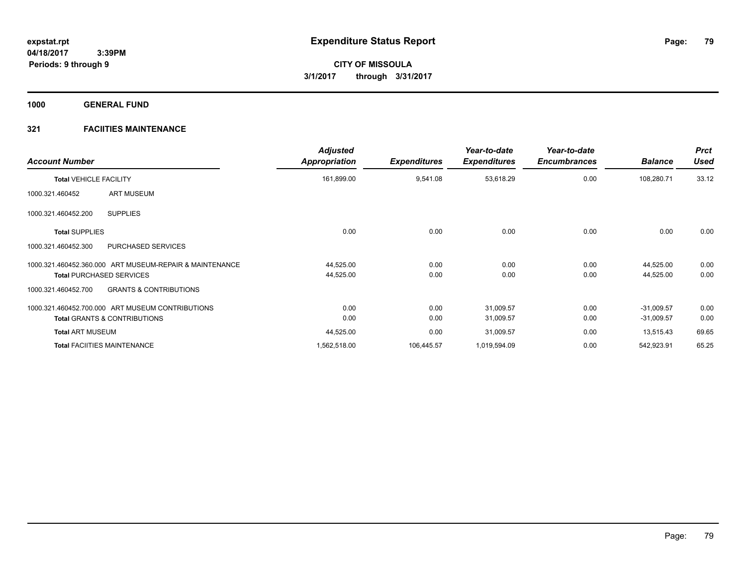# Expenditure Status Report

expstat.rpt
04/18/2017 3:39PM
Periods: 9 through 9

**CITY OF MISSOULA**
**3/1/2017 through 3/31/2017**

## 1000 GENERAL FUND

### 321 FACIITIES MAINTENANCE

| Account Number | | Adjusted Appropriation | Expenditures | Year-to-date Expenditures | Year-to-date Encumbrances | Balance | Prct Used |
|---|---|---|---|---|---|---|---|
| **Total** VEHICLE FACILITY | | 161,899.00 | 9,541.08 | 53,618.29 | 0.00 | 108,280.71 | 33.12 |
| 1000.321.460452 | ART MUSEUM | | | | | | |
| 1000.321.460452.200 | SUPPLIES | | | | | | |
| **Total** SUPPLIES | | 0.00 | 0.00 | 0.00 | 0.00 | 0.00 | 0.00 |
| 1000.321.460452.300 | PURCHASED SERVICES | | | | | | |
| 1000.321.460452.360.000 | ART MUSEUM-REPAIR & MAINTENANCE | 44,525.00 | 0.00 | 0.00 | 0.00 | 44,525.00 | 0.00 |
| **Total** PURCHASED SERVICES | | 44,525.00 | 0.00 | 0.00 | 0.00 | 44,525.00 | 0.00 |
| 1000.321.460452.700 | GRANTS & CONTRIBUTIONS | | | | | | |
| 1000.321.460452.700.000 | ART MUSEUM CONTRIBUTIONS | 0.00 | 0.00 | 31,009.57 | 0.00 | -31,009.57 | 0.00 |
| **Total** GRANTS & CONTRIBUTIONS | | 0.00 | 0.00 | 31,009.57 | 0.00 | -31,009.57 | 0.00 |
| **Total** ART MUSEUM | | 44,525.00 | 0.00 | 31,009.57 | 0.00 | 13,515.43 | 69.65 |
| **Total** FACIITIES MAINTENANCE | | 1,562,518.00 | 106,445.57 | 1,019,594.09 | 0.00 | 542,923.91 | 65.25 |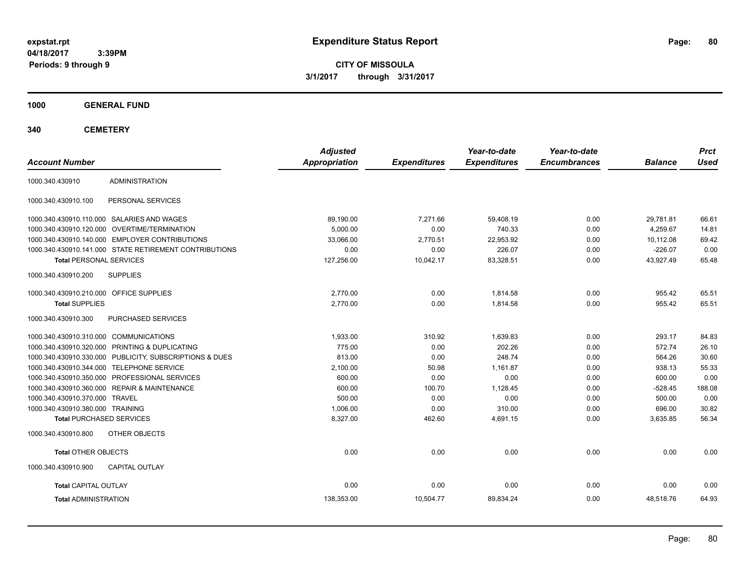expstat.rpt
04/18/2017 3:39PM
Periods: 9 through 9

# Expenditure Status Report

**CITY OF MISSOULA**
**3/1/2017 through 3/31/2017**

## 1000 GENERAL FUND

### 340 CEMETERY

| Account Number | | Adjusted Appropriation | Expenditures | Year-to-date Expenditures | Year-to-date Encumbrances | Balance | Prct Used |
|---|---|---|---|---|---|---|---|
| 1000.340.430910 | ADMINISTRATION | | | | | | |
| 1000.340.430910.100 | PERSONAL SERVICES | | | | | | |
| 1000.340.430910.110.000 | SALARIES AND WAGES | 89,190.00 | 7,271.66 | 59,408.19 | 0.00 | 29,781.81 | 66.61 |
| 1000.340.430910.120.000 | OVERTIME/TERMINATION | 5,000.00 | 0.00 | 740.33 | 0.00 | 4,259.67 | 14.81 |
| 1000.340.430910.140.000 | EMPLOYER CONTRIBUTIONS | 33,066.00 | 2,770.51 | 22,953.92 | 0.00 | 10,112.08 | 69.42 |
| 1000.340.430910.141.000 | STATE RETIREMENT CONTRIBUTIONS | 0.00 | 0.00 | 226.07 | 0.00 | -226.07 | 0.00 |
| **Total** PERSONAL SERVICES | | 127,256.00 | 10,042.17 | 83,328.51 | 0.00 | 43,927.49 | 65.48 |
| 1000.340.430910.200 | SUPPLIES | | | | | | |
| 1000.340.430910.210.000 | OFFICE SUPPLIES | 2,770.00 | 0.00 | 1,814.58 | 0.00 | 955.42 | 65.51 |
| **Total** SUPPLIES | | 2,770.00 | 0.00 | 1,814.58 | 0.00 | 955.42 | 65.51 |
| 1000.340.430910.300 | PURCHASED SERVICES | | | | | | |
| 1000.340.430910.310.000 | COMMUNICATIONS | 1,933.00 | 310.92 | 1,639.83 | 0.00 | 293.17 | 84.83 |
| 1000.340.430910.320.000 | PRINTING & DUPLICATING | 775.00 | 0.00 | 202.26 | 0.00 | 572.74 | 26.10 |
| 1000.340.430910.330.000 | PUBLICITY, SUBSCRIPTIONS & DUES | 813.00 | 0.00 | 248.74 | 0.00 | 564.26 | 30.60 |
| 1000.340.430910.344.000 | TELEPHONE SERVICE | 2,100.00 | 50.98 | 1,161.87 | 0.00 | 938.13 | 55.33 |
| 1000.340.430910.350.000 | PROFESSIONAL SERVICES | 600.00 | 0.00 | 0.00 | 0.00 | 600.00 | 0.00 |
| 1000.340.430910.360.000 | REPAIR & MAINTENANCE | 600.00 | 100.70 | 1,128.45 | 0.00 | -528.45 | 188.08 |
| 1000.340.430910.370.000 | TRAVEL | 500.00 | 0.00 | 0.00 | 0.00 | 500.00 | 0.00 |
| 1000.340.430910.380.000 | TRAINING | 1,006.00 | 0.00 | 310.00 | 0.00 | 696.00 | 30.82 |
| **Total** PURCHASED SERVICES | | 8,327.00 | 462.60 | 4,691.15 | 0.00 | 3,635.85 | 56.34 |
| 1000.340.430910.800 | OTHER OBJECTS | | | | | | |
| **Total** OTHER OBJECTS | | 0.00 | 0.00 | 0.00 | 0.00 | 0.00 | 0.00 |
| 1000.340.430910.900 | CAPITAL OUTLAY | | | | | | |
| **Total** CAPITAL OUTLAY | | 0.00 | 0.00 | 0.00 | 0.00 | 0.00 | 0.00 |
| **Total** ADMINISTRATION | | 138,353.00 | 10,504.77 | 89,834.24 | 0.00 | 48,518.76 | 64.93 |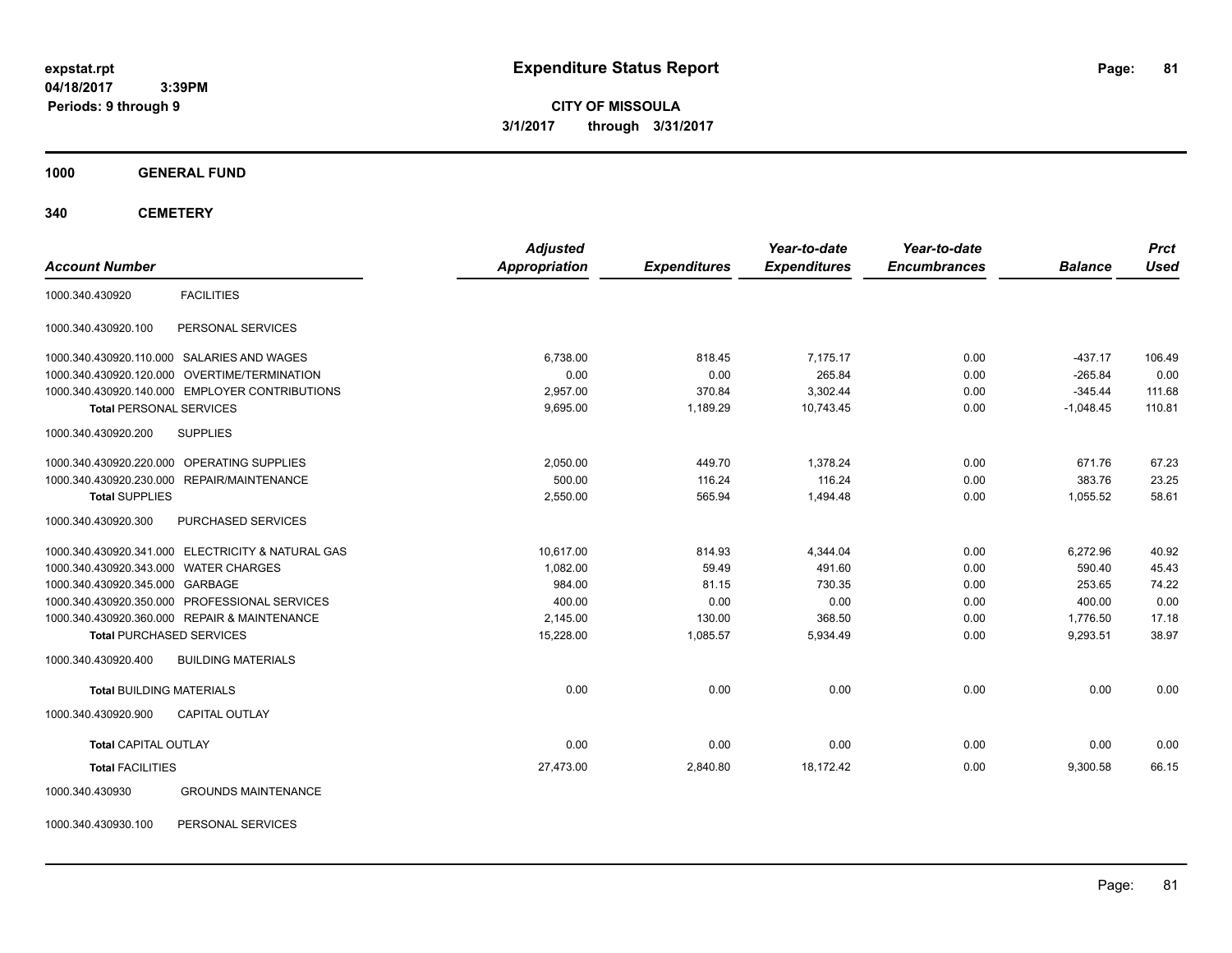# Expenditure Status Report

expstat.rpt
04/18/2017 3:39PM
Periods: 9 through 9

**CITY OF MISSOULA**
**3/1/2017 through 3/31/2017**

## 1000 GENERAL FUND

## 340 CEMETERY

| Account Number | | Adjusted Appropriation | Expenditures | Year-to-date Expenditures | Year-to-date Encumbrances | Balance | Prct Used |
|---|---|---|---|---|---|---|---|
| 1000.340.430920 | FACILITIES | | | | | | |
| 1000.340.430920.100 | PERSONAL SERVICES | | | | | | |
| 1000.340.430920.110.000 | SALARIES AND WAGES | 6,738.00 | 818.45 | 7,175.17 | 0.00 | -437.17 | 106.49 |
| 1000.340.430920.120.000 | OVERTIME/TERMINATION | 0.00 | 0.00 | 265.84 | 0.00 | -265.84 | 0.00 |
| 1000.340.430920.140.000 | EMPLOYER CONTRIBUTIONS | 2,957.00 | 370.84 | 3,302.44 | 0.00 | -345.44 | 111.68 |
| **Total** PERSONAL SERVICES | | 9,695.00 | 1,189.29 | 10,743.45 | 0.00 | -1,048.45 | 110.81 |
| 1000.340.430920.200 | SUPPLIES | | | | | | |
| 1000.340.430920.220.000 | OPERATING SUPPLIES | 2,050.00 | 449.70 | 1,378.24 | 0.00 | 671.76 | 67.23 |
| 1000.340.430920.230.000 | REPAIR/MAINTENANCE | 500.00 | 116.24 | 116.24 | 0.00 | 383.76 | 23.25 |
| **Total** SUPPLIES | | 2,550.00 | 565.94 | 1,494.48 | 0.00 | 1,055.52 | 58.61 |
| 1000.340.430920.300 | PURCHASED SERVICES | | | | | | |
| 1000.340.430920.341.000 | ELECTRICITY & NATURAL GAS | 10,617.00 | 814.93 | 4,344.04 | 0.00 | 6,272.96 | 40.92 |
| 1000.340.430920.343.000 | WATER CHARGES | 1,082.00 | 59.49 | 491.60 | 0.00 | 590.40 | 45.43 |
| 1000.340.430920.345.000 | GARBAGE | 984.00 | 81.15 | 730.35 | 0.00 | 253.65 | 74.22 |
| 1000.340.430920.350.000 | PROFESSIONAL SERVICES | 400.00 | 0.00 | 0.00 | 0.00 | 400.00 | 0.00 |
| 1000.340.430920.360.000 | REPAIR & MAINTENANCE | 2,145.00 | 130.00 | 368.50 | 0.00 | 1,776.50 | 17.18 |
| **Total** PURCHASED SERVICES | | 15,228.00 | 1,085.57 | 5,934.49 | 0.00 | 9,293.51 | 38.97 |
| 1000.340.430920.400 | BUILDING MATERIALS | | | | | | |
| **Total** BUILDING MATERIALS | | 0.00 | 0.00 | 0.00 | 0.00 | 0.00 | 0.00 |
| 1000.340.430920.900 | CAPITAL OUTLAY | | | | | | |
| **Total** CAPITAL OUTLAY | | 0.00 | 0.00 | 0.00 | 0.00 | 0.00 | 0.00 |
| **Total** FACILITIES | | 27,473.00 | 2,840.80 | 18,172.42 | 0.00 | 9,300.58 | 66.15 |
| 1000.340.430930 | GROUNDS MAINTENANCE | | | | | | |
| 1000.340.430930.100 | PERSONAL SERVICES | | | | | | |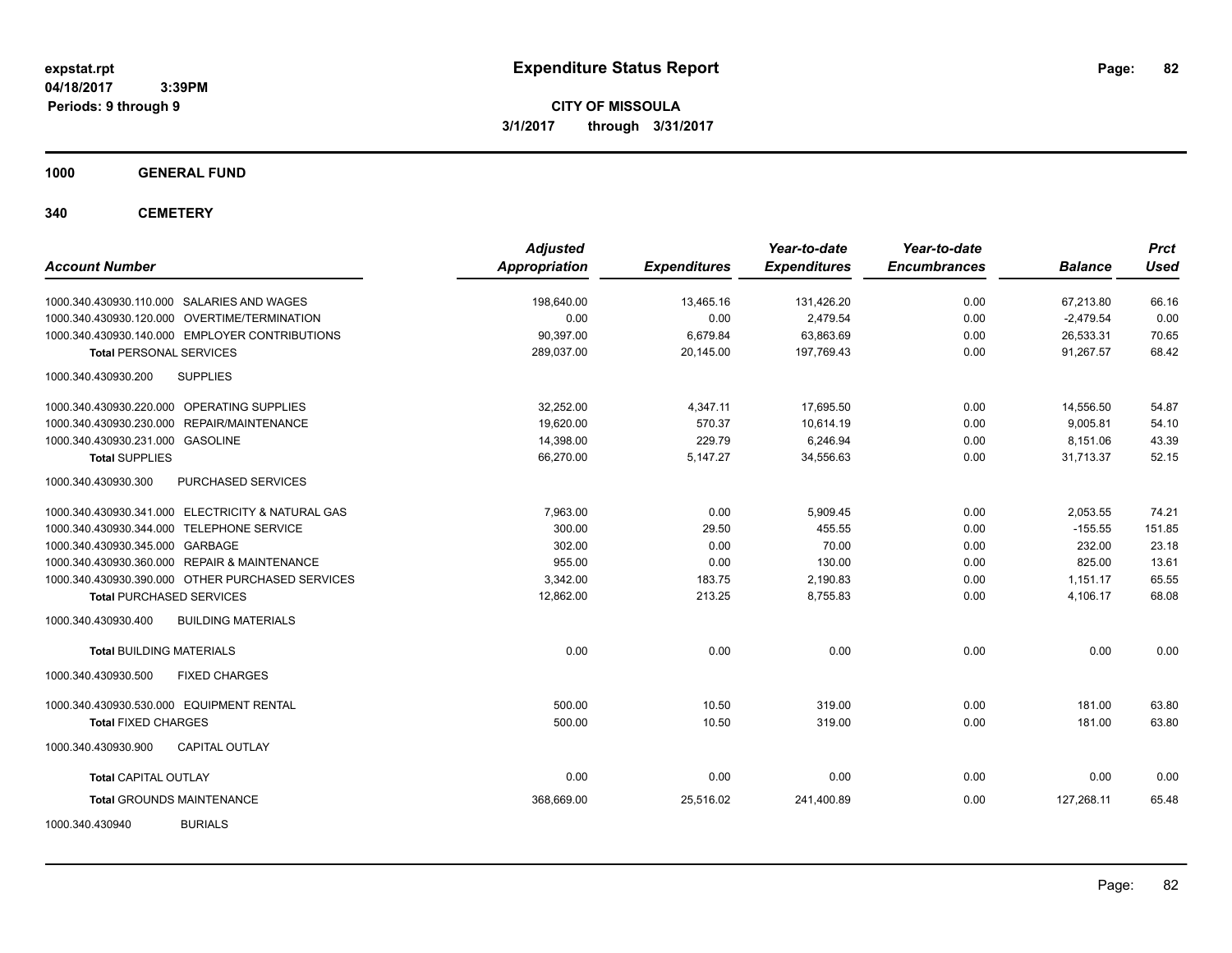**expstat.rpt**
**04/18/2017 3:39PM**
**Periods: 9 through 9**

# Expenditure Status Report

**CITY OF MISSOULA**
**3/1/2017 through 3/31/2017**

## 1000 GENERAL FUND

## 340 CEMETERY

| Account Number | Adjusted Appropriation | Expenditures | Year-to-date Expenditures | Year-to-date Encumbrances | Balance | Prct Used |
|---|---|---|---|---|---|---|
| 1000.340.430930.110.000 SALARIES AND WAGES | 198,640.00 | 13,465.16 | 131,426.20 | 0.00 | 67,213.80 | 66.16 |
| 1000.340.430930.120.000 OVERTIME/TERMINATION | 0.00 | 0.00 | 2,479.54 | 0.00 | -2,479.54 | 0.00 |
| 1000.340.430930.140.000 EMPLOYER CONTRIBUTIONS | 90,397.00 | 6,679.84 | 63,863.69 | 0.00 | 26,533.31 | 70.65 |
| **Total** PERSONAL SERVICES | 289,037.00 | 20,145.00 | 197,769.43 | 0.00 | 91,267.57 | 68.42 |
| 1000.340.430930.200 SUPPLIES | | | | | | |
| 1000.340.430930.220.000 OPERATING SUPPLIES | 32,252.00 | 4,347.11 | 17,695.50 | 0.00 | 14,556.50 | 54.87 |
| 1000.340.430930.230.000 REPAIR/MAINTENANCE | 19,620.00 | 570.37 | 10,614.19 | 0.00 | 9,005.81 | 54.10 |
| 1000.340.430930.231.000 GASOLINE | 14,398.00 | 229.79 | 6,246.94 | 0.00 | 8,151.06 | 43.39 |
| **Total** SUPPLIES | 66,270.00 | 5,147.27 | 34,556.63 | 0.00 | 31,713.37 | 52.15 |
| 1000.340.430930.300 PURCHASED SERVICES | | | | | | |
| 1000.340.430930.341.000 ELECTRICITY & NATURAL GAS | 7,963.00 | 0.00 | 5,909.45 | 0.00 | 2,053.55 | 74.21 |
| 1000.340.430930.344.000 TELEPHONE SERVICE | 300.00 | 29.50 | 455.55 | 0.00 | -155.55 | 151.85 |
| 1000.340.430930.345.000 GARBAGE | 302.00 | 0.00 | 70.00 | 0.00 | 232.00 | 23.18 |
| 1000.340.430930.360.000 REPAIR & MAINTENANCE | 955.00 | 0.00 | 130.00 | 0.00 | 825.00 | 13.61 |
| 1000.340.430930.390.000 OTHER PURCHASED SERVICES | 3,342.00 | 183.75 | 2,190.83 | 0.00 | 1,151.17 | 65.55 |
| **Total** PURCHASED SERVICES | 12,862.00 | 213.25 | 8,755.83 | 0.00 | 4,106.17 | 68.08 |
| 1000.340.430930.400 BUILDING MATERIALS | | | | | | |
| **Total** BUILDING MATERIALS | 0.00 | 0.00 | 0.00 | 0.00 | 0.00 | 0.00 |
| 1000.340.430930.500 FIXED CHARGES | | | | | | |
| 1000.340.430930.530.000 EQUIPMENT RENTAL | 500.00 | 10.50 | 319.00 | 0.00 | 181.00 | 63.80 |
| **Total** FIXED CHARGES | 500.00 | 10.50 | 319.00 | 0.00 | 181.00 | 63.80 |
| 1000.340.430930.900 CAPITAL OUTLAY | | | | | | |
| **Total** CAPITAL OUTLAY | 0.00 | 0.00 | 0.00 | 0.00 | 0.00 | 0.00 |
| **Total** GROUNDS MAINTENANCE | 368,669.00 | 25,516.02 | 241,400.89 | 0.00 | 127,268.11 | 65.48 |
| 1000.340.430940 BURIALS | | | | | | |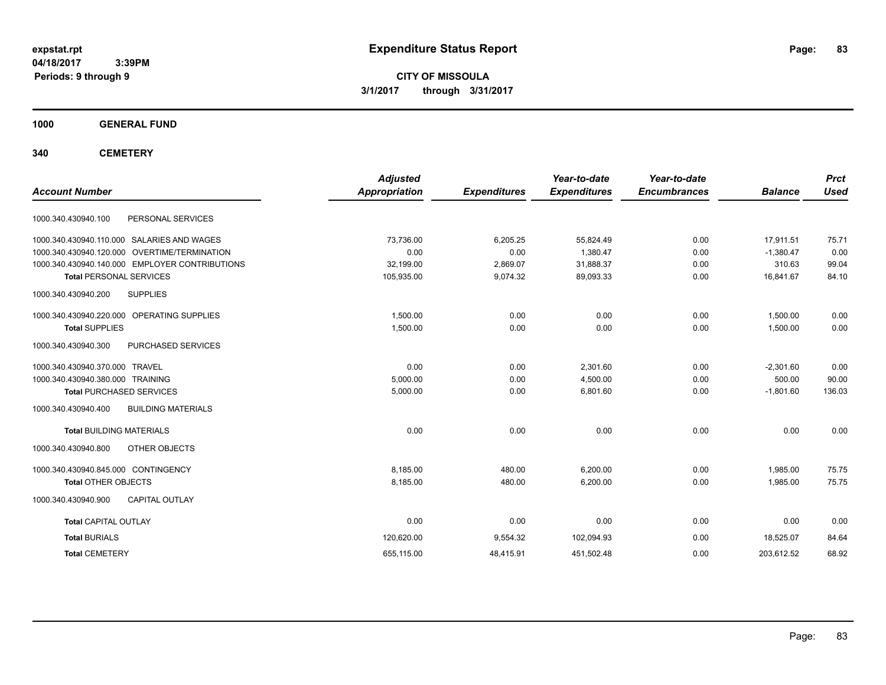expstat.rpt
04/18/2017 3:39PM
Periods: 9 through 9

# Expenditure Status Report

**CITY OF MISSOULA**
**3/1/2017 through 3/31/2017**

## 1000 GENERAL FUND

## 340 CEMETERY

| Account Number | Adjusted Appropriation | Expenditures | Year-to-date Expenditures | Year-to-date Encumbrances | Balance | Prct Used |
|---|---|---|---|---|---|---|
| 1000.340.430940.100 PERSONAL SERVICES | | | | | | |
| 1000.340.430940.110.000 SALARIES AND WAGES | 73,736.00 | 6,205.25 | 55,824.49 | 0.00 | 17,911.51 | 75.71 |
| 1000.340.430940.120.000 OVERTIME/TERMINATION | 0.00 | 0.00 | 1,380.47 | 0.00 | -1,380.47 | 0.00 |
| 1000.340.430940.140.000 EMPLOYER CONTRIBUTIONS | 32,199.00 | 2,869.07 | 31,888.37 | 0.00 | 310.63 | 99.04 |
| **Total** PERSONAL SERVICES | 105,935.00 | 9,074.32 | 89,093.33 | 0.00 | 16,841.67 | 84.10 |
| 1000.340.430940.200 SUPPLIES | | | | | | |
| 1000.340.430940.220.000 OPERATING SUPPLIES | 1,500.00 | 0.00 | 0.00 | 0.00 | 1,500.00 | 0.00 |
| **Total** SUPPLIES | 1,500.00 | 0.00 | 0.00 | 0.00 | 1,500.00 | 0.00 |
| 1000.340.430940.300 PURCHASED SERVICES | | | | | | |
| 1000.340.430940.370.000 TRAVEL | 0.00 | 0.00 | 2,301.60 | 0.00 | -2,301.60 | 0.00 |
| 1000.340.430940.380.000 TRAINING | 5,000.00 | 0.00 | 4,500.00 | 0.00 | 500.00 | 90.00 |
| **Total** PURCHASED SERVICES | 5,000.00 | 0.00 | 6,801.60 | 0.00 | -1,801.60 | 136.03 |
| 1000.340.430940.400 BUILDING MATERIALS | | | | | | |
| **Total** BUILDING MATERIALS | 0.00 | 0.00 | 0.00 | 0.00 | 0.00 | 0.00 |
| 1000.340.430940.800 OTHER OBJECTS | | | | | | |
| 1000.340.430940.845.000 CONTINGENCY | 8,185.00 | 480.00 | 6,200.00 | 0.00 | 1,985.00 | 75.75 |
| **Total** OTHER OBJECTS | 8,185.00 | 480.00 | 6,200.00 | 0.00 | 1,985.00 | 75.75 |
| 1000.340.430940.900 CAPITAL OUTLAY | | | | | | |
| **Total** CAPITAL OUTLAY | 0.00 | 0.00 | 0.00 | 0.00 | 0.00 | 0.00 |
| **Total** BURIALS | 120,620.00 | 9,554.32 | 102,094.93 | 0.00 | 18,525.07 | 84.64 |
| **Total** CEMETERY | 655,115.00 | 48,415.91 | 451,502.48 | 0.00 | 203,612.52 | 68.92 |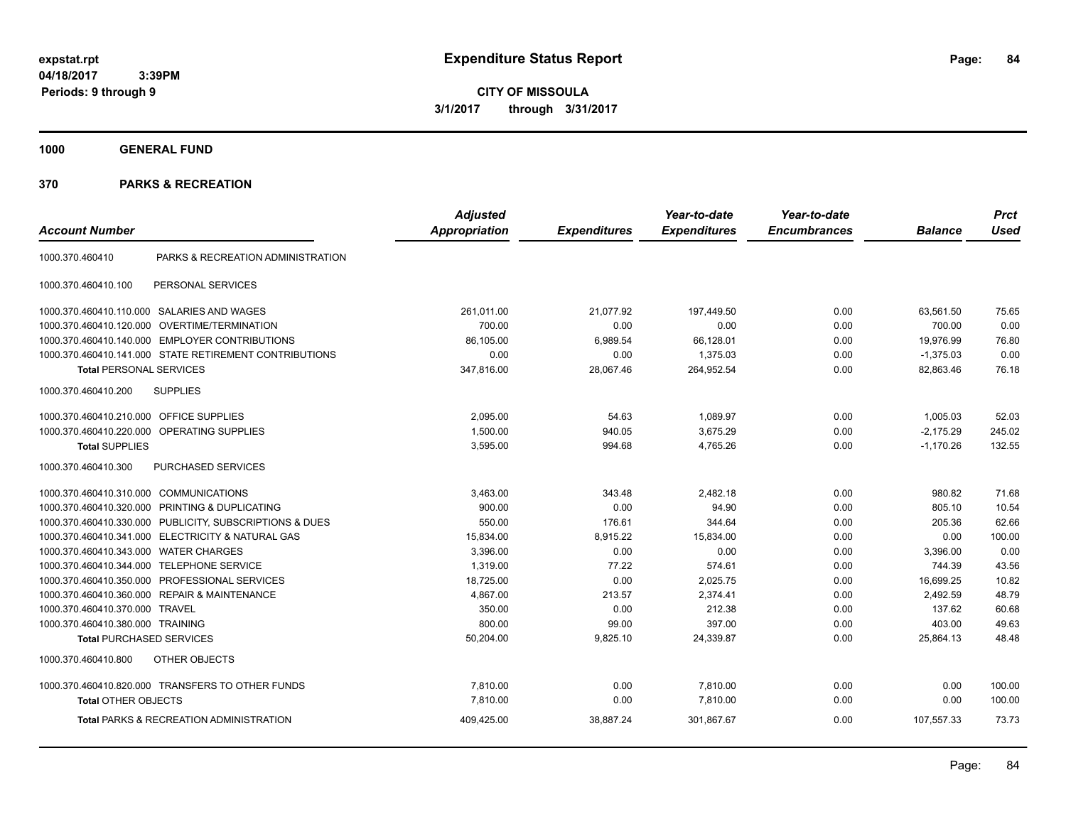# Expenditure Status Report

expstat.rpt
04/18/2017 3:39PM
Periods: 9 through 9

**CITY OF MISSOULA**
**3/1/2017 through 3/31/2017**

## 1000 GENERAL FUND

## 370 PARKS & RECREATION

| Account Number | | Adjusted Appropriation | Expenditures | Year-to-date Expenditures | Year-to-date Encumbrances | Balance | Prct Used |
|---|---|---|---|---|---|---|---|
| 1000.370.460410 | PARKS & RECREATION ADMINISTRATION | | | | | | |
| 1000.370.460410.100 | PERSONAL SERVICES | | | | | | |
| 1000.370.460410.110.000 | SALARIES AND WAGES | 261,011.00 | 21,077.92 | 197,449.50 | 0.00 | 63,561.50 | 75.65 |
| 1000.370.460410.120.000 | OVERTIME/TERMINATION | 700.00 | 0.00 | 0.00 | 0.00 | 700.00 | 0.00 |
| 1000.370.460410.140.000 | EMPLOYER CONTRIBUTIONS | 86,105.00 | 6,989.54 | 66,128.01 | 0.00 | 19,976.99 | 76.80 |
| 1000.370.460410.141.000 | STATE RETIREMENT CONTRIBUTIONS | 0.00 | 0.00 | 1,375.03 | 0.00 | -1,375.03 | 0.00 |
| **Total** PERSONAL SERVICES | | 347,816.00 | 28,067.46 | 264,952.54 | 0.00 | 82,863.46 | 76.18 |
| 1000.370.460410.200 | SUPPLIES | | | | | | |
| 1000.370.460410.210.000 | OFFICE SUPPLIES | 2,095.00 | 54.63 | 1,089.97 | 0.00 | 1,005.03 | 52.03 |
| 1000.370.460410.220.000 | OPERATING SUPPLIES | 1,500.00 | 940.05 | 3,675.29 | 0.00 | -2,175.29 | 245.02 |
| **Total** SUPPLIES | | 3,595.00 | 994.68 | 4,765.26 | 0.00 | -1,170.26 | 132.55 |
| 1000.370.460410.300 | PURCHASED SERVICES | | | | | | |
| 1000.370.460410.310.000 | COMMUNICATIONS | 3,463.00 | 343.48 | 2,482.18 | 0.00 | 980.82 | 71.68 |
| 1000.370.460410.320.000 | PRINTING & DUPLICATING | 900.00 | 0.00 | 94.90 | 0.00 | 805.10 | 10.54 |
| 1000.370.460410.330.000 | PUBLICITY, SUBSCRIPTIONS & DUES | 550.00 | 176.61 | 344.64 | 0.00 | 205.36 | 62.66 |
| 1000.370.460410.341.000 | ELECTRICITY & NATURAL GAS | 15,834.00 | 8,915.22 | 15,834.00 | 0.00 | 0.00 | 100.00 |
| 1000.370.460410.343.000 | WATER CHARGES | 3,396.00 | 0.00 | 0.00 | 0.00 | 3,396.00 | 0.00 |
| 1000.370.460410.344.000 | TELEPHONE SERVICE | 1,319.00 | 77.22 | 574.61 | 0.00 | 744.39 | 43.56 |
| 1000.370.460410.350.000 | PROFESSIONAL SERVICES | 18,725.00 | 0.00 | 2,025.75 | 0.00 | 16,699.25 | 10.82 |
| 1000.370.460410.360.000 | REPAIR & MAINTENANCE | 4,867.00 | 213.57 | 2,374.41 | 0.00 | 2,492.59 | 48.79 |
| 1000.370.460410.370.000 | TRAVEL | 350.00 | 0.00 | 212.38 | 0.00 | 137.62 | 60.68 |
| 1000.370.460410.380.000 | TRAINING | 800.00 | 99.00 | 397.00 | 0.00 | 403.00 | 49.63 |
| **Total** PURCHASED SERVICES | | 50,204.00 | 9,825.10 | 24,339.87 | 0.00 | 25,864.13 | 48.48 |
| 1000.370.460410.800 | OTHER OBJECTS | | | | | | |
| 1000.370.460410.820.000 | TRANSFERS TO OTHER FUNDS | 7,810.00 | 0.00 | 7,810.00 | 0.00 | 0.00 | 100.00 |
| **Total** OTHER OBJECTS | | 7,810.00 | 0.00 | 7,810.00 | 0.00 | 0.00 | 100.00 |
| **Total** PARKS & RECREATION ADMINISTRATION | | 409,425.00 | 38,887.24 | 301,867.67 | 0.00 | 107,557.33 | 73.73 |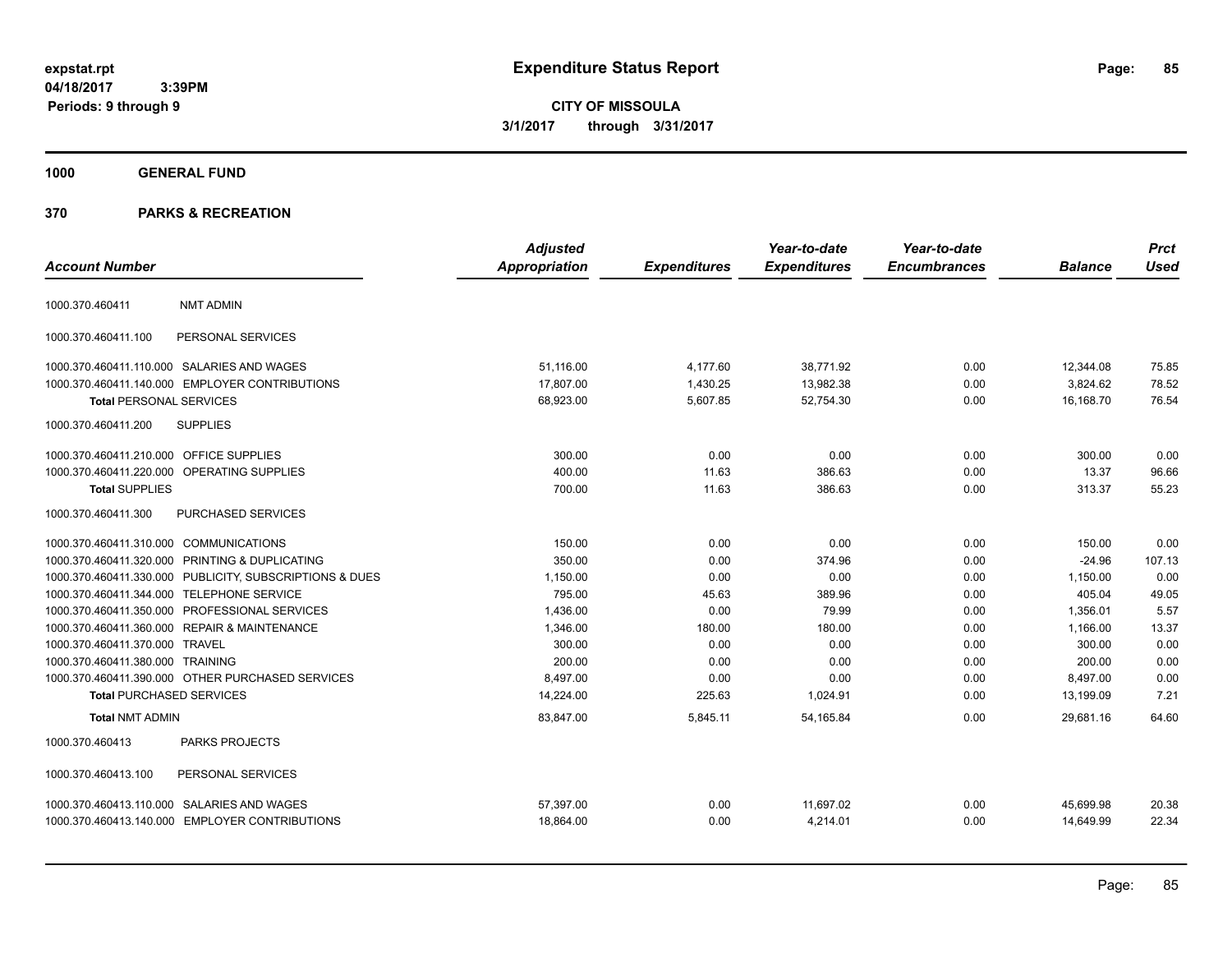**expstat.rpt**
**04/18/2017 3:39PM**
**Periods: 9 through 9**

# Expenditure Status Report

**CITY OF MISSOULA**
**3/1/2017 through 3/31/2017**

**1000 GENERAL FUND**

**370 PARKS & RECREATION**

| Account Number | | Adjusted Appropriation | Expenditures | Year-to-date Expenditures | Year-to-date Encumbrances | Balance | Prct Used |
|---|---|---|---|---|---|---|---|
| 1000.370.460411 | NMT ADMIN | | | | | | |
| 1000.370.460411.100 | PERSONAL SERVICES | | | | | | |
| 1000.370.460411.110.000 | SALARIES AND WAGES | 51,116.00 | 4,177.60 | 38,771.92 | 0.00 | 12,344.08 | 75.85 |
| 1000.370.460411.140.000 | EMPLOYER CONTRIBUTIONS | 17,807.00 | 1,430.25 | 13,982.38 | 0.00 | 3,824.62 | 78.52 |
| **Total** PERSONAL SERVICES | | 68,923.00 | 5,607.85 | 52,754.30 | 0.00 | 16,168.70 | 76.54 |
| 1000.370.460411.200 | SUPPLIES | | | | | | |
| 1000.370.460411.210.000 | OFFICE SUPPLIES | 300.00 | 0.00 | 0.00 | 0.00 | 300.00 | 0.00 |
| 1000.370.460411.220.000 | OPERATING SUPPLIES | 400.00 | 11.63 | 386.63 | 0.00 | 13.37 | 96.66 |
| **Total** SUPPLIES | | 700.00 | 11.63 | 386.63 | 0.00 | 313.37 | 55.23 |
| 1000.370.460411.300 | PURCHASED SERVICES | | | | | | |
| 1000.370.460411.310.000 | COMMUNICATIONS | 150.00 | 0.00 | 0.00 | 0.00 | 150.00 | 0.00 |
| 1000.370.460411.320.000 | PRINTING & DUPLICATING | 350.00 | 0.00 | 374.96 | 0.00 | -24.96 | 107.13 |
| 1000.370.460411.330.000 | PUBLICITY, SUBSCRIPTIONS & DUES | 1,150.00 | 0.00 | 0.00 | 0.00 | 1,150.00 | 0.00 |
| 1000.370.460411.344.000 | TELEPHONE SERVICE | 795.00 | 45.63 | 389.96 | 0.00 | 405.04 | 49.05 |
| 1000.370.460411.350.000 | PROFESSIONAL SERVICES | 1,436.00 | 0.00 | 79.99 | 0.00 | 1,356.01 | 5.57 |
| 1000.370.460411.360.000 | REPAIR & MAINTENANCE | 1,346.00 | 180.00 | 180.00 | 0.00 | 1,166.00 | 13.37 |
| 1000.370.460411.370.000 | TRAVEL | 300.00 | 0.00 | 0.00 | 0.00 | 300.00 | 0.00 |
| 1000.370.460411.380.000 | TRAINING | 200.00 | 0.00 | 0.00 | 0.00 | 200.00 | 0.00 |
| 1000.370.460411.390.000 | OTHER PURCHASED SERVICES | 8,497.00 | 0.00 | 0.00 | 0.00 | 8,497.00 | 0.00 |
| **Total** PURCHASED SERVICES | | 14,224.00 | 225.63 | 1,024.91 | 0.00 | 13,199.09 | 7.21 |
| **Total** NMT ADMIN | | 83,847.00 | 5,845.11 | 54,165.84 | 0.00 | 29,681.16 | 64.60 |
| 1000.370.460413 | PARKS PROJECTS | | | | | | |
| 1000.370.460413.100 | PERSONAL SERVICES | | | | | | |
| 1000.370.460413.110.000 | SALARIES AND WAGES | 57,397.00 | 0.00 | 11,697.02 | 0.00 | 45,699.98 | 20.38 |
| 1000.370.460413.140.000 | EMPLOYER CONTRIBUTIONS | 18,864.00 | 0.00 | 4,214.01 | 0.00 | 14,649.99 | 22.34 |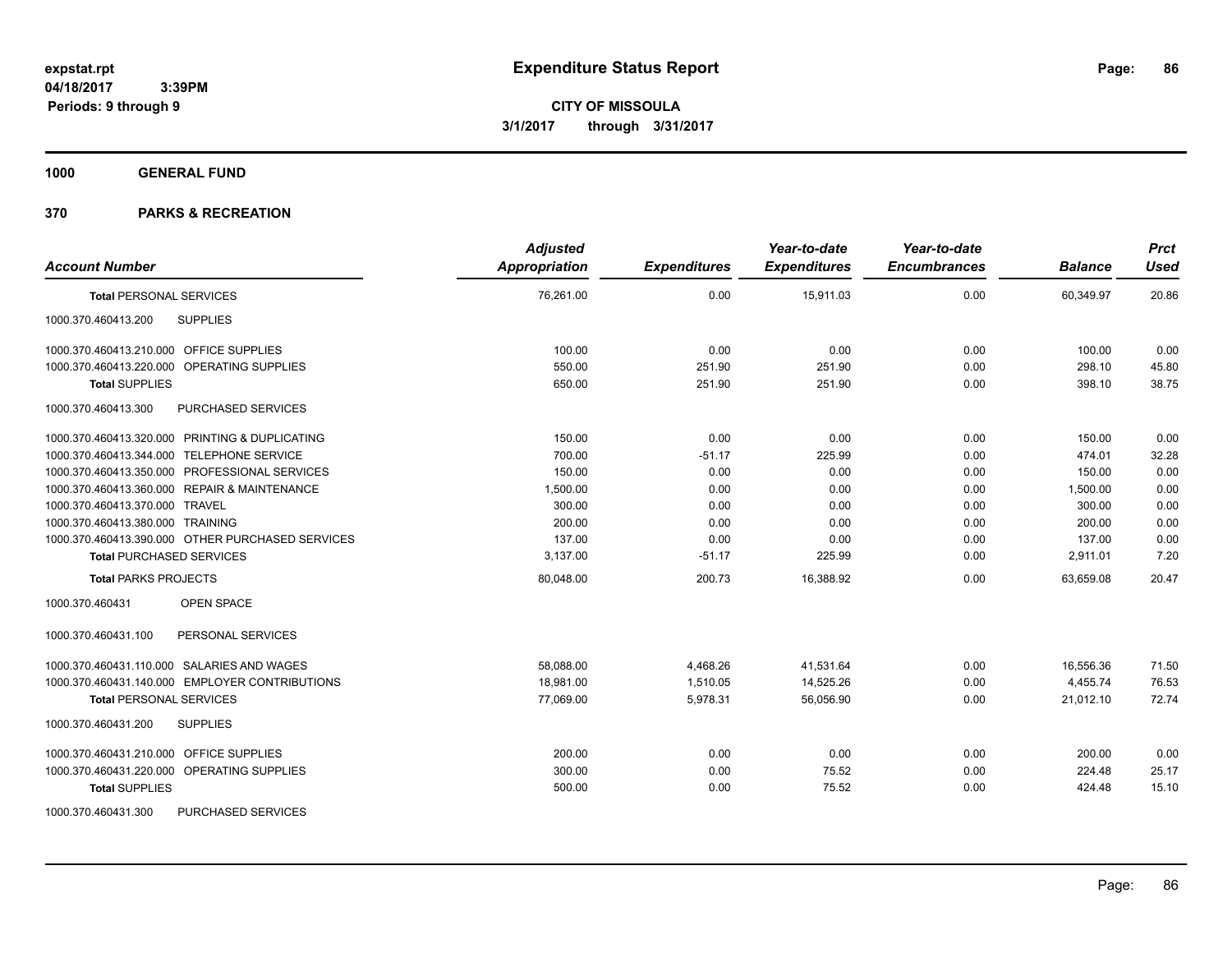# Expenditure Status Report

**CITY OF MISSOULA**
**3/1/2017 through 3/31/2017**

expstat.rpt
04/18/2017 3:39PM
Periods: 9 through 9

**1000 GENERAL FUND**

**370 PARKS & RECREATION**

| Account Number | Adjusted Appropriation | Expenditures | Year-to-date Expenditures | Year-to-date Encumbrances | Balance | Prct Used |
|---|---|---|---|---|---|---|
| **Total** PERSONAL SERVICES | 76,261.00 | 0.00 | 15,911.03 | 0.00 | 60,349.97 | 20.86 |
| 1000.370.460413.200 SUPPLIES | | | | | | |
| 1000.370.460413.210.000 OFFICE SUPPLIES | 100.00 | 0.00 | 0.00 | 0.00 | 100.00 | 0.00 |
| 1000.370.460413.220.000 OPERATING SUPPLIES | 550.00 | 251.90 | 251.90 | 0.00 | 298.10 | 45.80 |
| **Total** SUPPLIES | 650.00 | 251.90 | 251.90 | 0.00 | 398.10 | 38.75 |
| 1000.370.460413.300 PURCHASED SERVICES | | | | | | |
| 1000.370.460413.320.000 PRINTING & DUPLICATING | 150.00 | 0.00 | 0.00 | 0.00 | 150.00 | 0.00 |
| 1000.370.460413.344.000 TELEPHONE SERVICE | 700.00 | -51.17 | 225.99 | 0.00 | 474.01 | 32.28 |
| 1000.370.460413.350.000 PROFESSIONAL SERVICES | 150.00 | 0.00 | 0.00 | 0.00 | 150.00 | 0.00 |
| 1000.370.460413.360.000 REPAIR & MAINTENANCE | 1,500.00 | 0.00 | 0.00 | 0.00 | 1,500.00 | 0.00 |
| 1000.370.460413.370.000 TRAVEL | 300.00 | 0.00 | 0.00 | 0.00 | 300.00 | 0.00 |
| 1000.370.460413.380.000 TRAINING | 200.00 | 0.00 | 0.00 | 0.00 | 200.00 | 0.00 |
| 1000.370.460413.390.000 OTHER PURCHASED SERVICES | 137.00 | 0.00 | 0.00 | 0.00 | 137.00 | 0.00 |
| **Total** PURCHASED SERVICES | 3,137.00 | -51.17 | 225.99 | 0.00 | 2,911.01 | 7.20 |
| **Total** PARKS PROJECTS | 80,048.00 | 200.73 | 16,388.92 | 0.00 | 63,659.08 | 20.47 |
| 1000.370.460431 OPEN SPACE | | | | | | |
| 1000.370.460431.100 PERSONAL SERVICES | | | | | | |
| 1000.370.460431.110.000 SALARIES AND WAGES | 58,088.00 | 4,468.26 | 41,531.64 | 0.00 | 16,556.36 | 71.50 |
| 1000.370.460431.140.000 EMPLOYER CONTRIBUTIONS | 18,981.00 | 1,510.05 | 14,525.26 | 0.00 | 4,455.74 | 76.53 |
| **Total** PERSONAL SERVICES | 77,069.00 | 5,978.31 | 56,056.90 | 0.00 | 21,012.10 | 72.74 |
| 1000.370.460431.200 SUPPLIES | | | | | | |
| 1000.370.460431.210.000 OFFICE SUPPLIES | 200.00 | 0.00 | 0.00 | 0.00 | 200.00 | 0.00 |
| 1000.370.460431.220.000 OPERATING SUPPLIES | 300.00 | 0.00 | 75.52 | 0.00 | 224.48 | 25.17 |
| **Total** SUPPLIES | 500.00 | 0.00 | 75.52 | 0.00 | 424.48 | 15.10 |
| 1000.370.460431.300 PURCHASED SERVICES | | | | | | |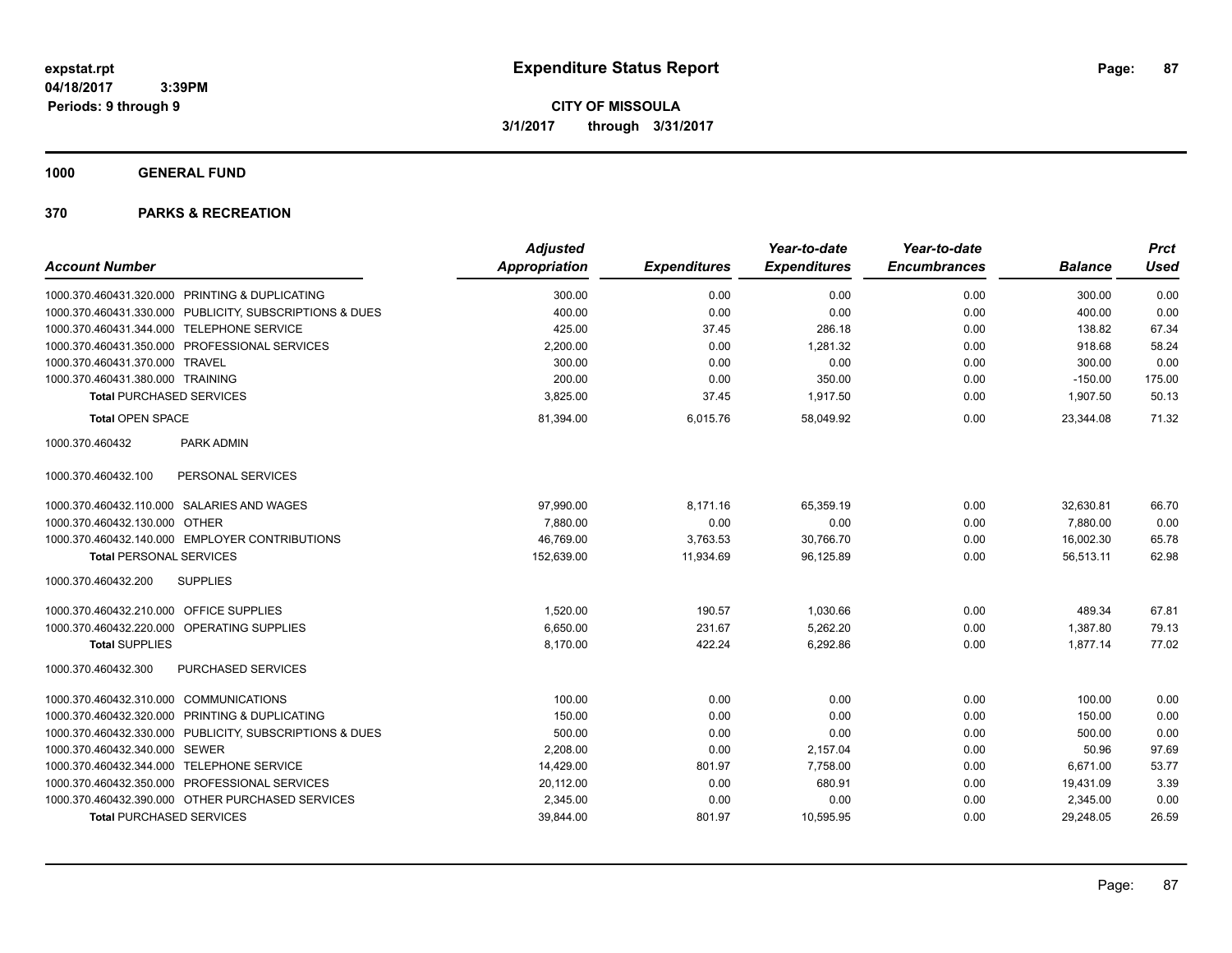# Expenditure Status Report

expstat.rpt
04/18/2017 3:39PM
Periods: 9 through 9

**CITY OF MISSOULA**
**3/1/2017 through 3/31/2017**

## 1000 GENERAL FUND

## 370 PARKS & RECREATION

| Account Number | Adjusted Appropriation | Expenditures | Year-to-date Expenditures | Year-to-date Encumbrances | Balance | Prct Used |
|---|---|---|---|---|---|---|
| 1000.370.460431.320.000 PRINTING & DUPLICATING | 300.00 | 0.00 | 0.00 | 0.00 | 300.00 | 0.00 |
| 1000.370.460431.330.000 PUBLICITY, SUBSCRIPTIONS & DUES | 400.00 | 0.00 | 0.00 | 0.00 | 400.00 | 0.00 |
| 1000.370.460431.344.000 TELEPHONE SERVICE | 425.00 | 37.45 | 286.18 | 0.00 | 138.82 | 67.34 |
| 1000.370.460431.350.000 PROFESSIONAL SERVICES | 2,200.00 | 0.00 | 1,281.32 | 0.00 | 918.68 | 58.24 |
| 1000.370.460431.370.000 TRAVEL | 300.00 | 0.00 | 0.00 | 0.00 | 300.00 | 0.00 |
| 1000.370.460431.380.000 TRAINING | 200.00 | 0.00 | 350.00 | 0.00 | -150.00 | 175.00 |
| **Total** PURCHASED SERVICES | 3,825.00 | 37.45 | 1,917.50 | 0.00 | 1,907.50 | 50.13 |
| **Total** OPEN SPACE | 81,394.00 | 6,015.76 | 58,049.92 | 0.00 | 23,344.08 | 71.32 |
| 1000.370.460432 PARK ADMIN | | | | | | |
| 1000.370.460432.100 PERSONAL SERVICES | | | | | | |
| 1000.370.460432.110.000 SALARIES AND WAGES | 97,990.00 | 8,171.16 | 65,359.19 | 0.00 | 32,630.81 | 66.70 |
| 1000.370.460432.130.000 OTHER | 7,880.00 | 0.00 | 0.00 | 0.00 | 7,880.00 | 0.00 |
| 1000.370.460432.140.000 EMPLOYER CONTRIBUTIONS | 46,769.00 | 3,763.53 | 30,766.70 | 0.00 | 16,002.30 | 65.78 |
| **Total** PERSONAL SERVICES | 152,639.00 | 11,934.69 | 96,125.89 | 0.00 | 56,513.11 | 62.98 |
| 1000.370.460432.200 SUPPLIES | | | | | | |
| 1000.370.460432.210.000 OFFICE SUPPLIES | 1,520.00 | 190.57 | 1,030.66 | 0.00 | 489.34 | 67.81 |
| 1000.370.460432.220.000 OPERATING SUPPLIES | 6,650.00 | 231.67 | 5,262.20 | 0.00 | 1,387.80 | 79.13 |
| **Total** SUPPLIES | 8,170.00 | 422.24 | 6,292.86 | 0.00 | 1,877.14 | 77.02 |
| 1000.370.460432.300 PURCHASED SERVICES | | | | | | |
| 1000.370.460432.310.000 COMMUNICATIONS | 100.00 | 0.00 | 0.00 | 0.00 | 100.00 | 0.00 |
| 1000.370.460432.320.000 PRINTING & DUPLICATING | 150.00 | 0.00 | 0.00 | 0.00 | 150.00 | 0.00 |
| 1000.370.460432.330.000 PUBLICITY, SUBSCRIPTIONS & DUES | 500.00 | 0.00 | 0.00 | 0.00 | 500.00 | 0.00 |
| 1000.370.460432.340.000 SEWER | 2,208.00 | 0.00 | 2,157.04 | 0.00 | 50.96 | 97.69 |
| 1000.370.460432.344.000 TELEPHONE SERVICE | 14,429.00 | 801.97 | 7,758.00 | 0.00 | 6,671.00 | 53.77 |
| 1000.370.460432.350.000 PROFESSIONAL SERVICES | 20,112.00 | 0.00 | 680.91 | 0.00 | 19,431.09 | 3.39 |
| 1000.370.460432.390.000 OTHER PURCHASED SERVICES | 2,345.00 | 0.00 | 0.00 | 0.00 | 2,345.00 | 0.00 |
| **Total** PURCHASED SERVICES | 39,844.00 | 801.97 | 10,595.95 | 0.00 | 29,248.05 | 26.59 |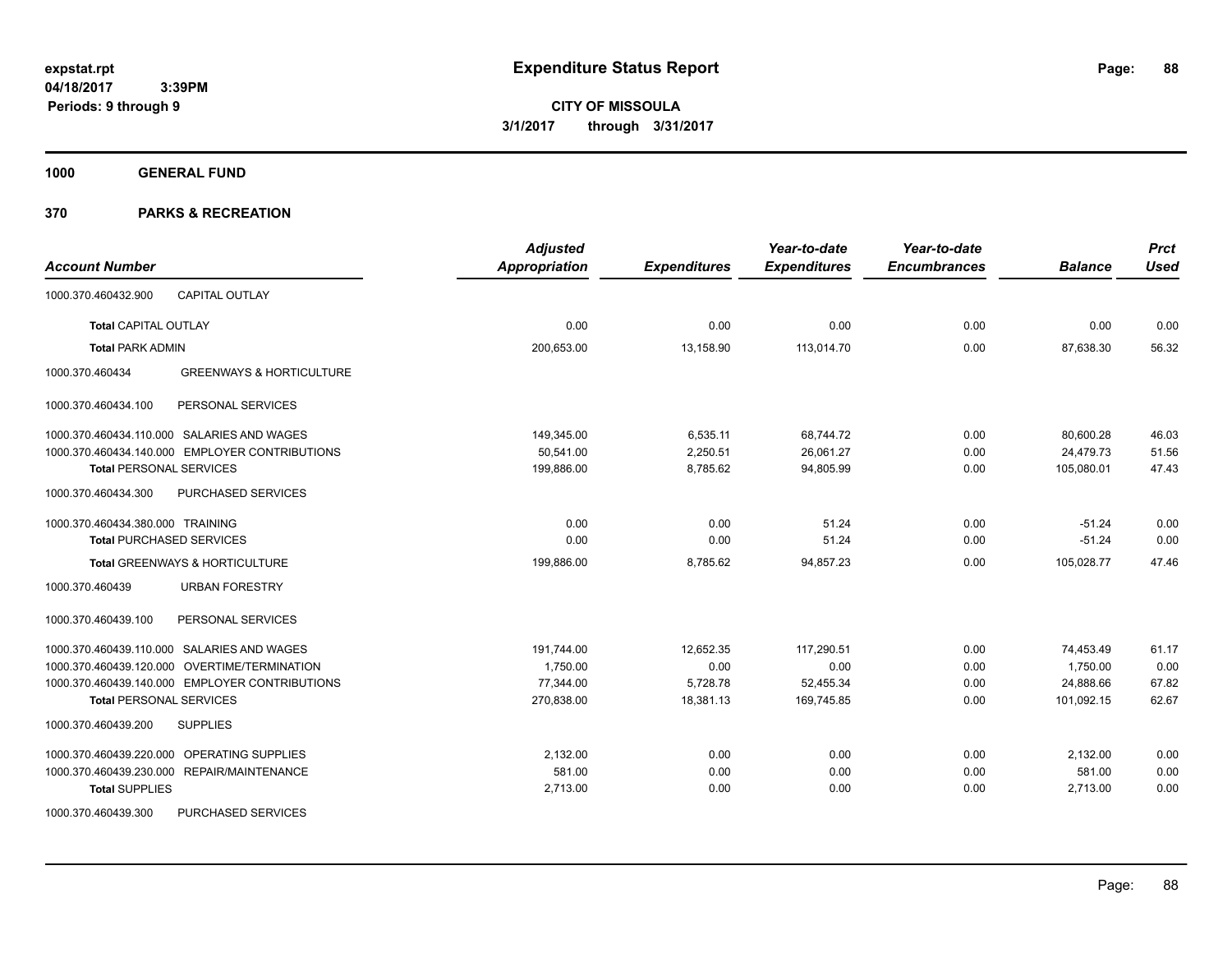# Expenditure Status Report

expstat.rpt
04/18/2017 3:39PM
Periods: 9 through 9

**CITY OF MISSOULA**
**3/1/2017 through 3/31/2017**

## 1000 GENERAL FUND

### 370 PARKS & RECREATION

| Account Number | | Adjusted Appropriation | Expenditures | Year-to-date Expenditures | Year-to-date Encumbrances | Balance | Prct Used |
|---|---|---|---|---|---|---|---|
| 1000.370.460432.900 | CAPITAL OUTLAY | | | | | | |
| **Total** CAPITAL OUTLAY | | 0.00 | 0.00 | 0.00 | 0.00 | 0.00 | 0.00 |
| **Total** PARK ADMIN | | 200,653.00 | 13,158.90 | 113,014.70 | 0.00 | 87,638.30 | 56.32 |
| 1000.370.460434 | GREENWAYS & HORTICULTURE | | | | | | |
| 1000.370.460434.100 | PERSONAL SERVICES | | | | | | |
| 1000.370.460434.110.000 | SALARIES AND WAGES | 149,345.00 | 6,535.11 | 68,744.72 | 0.00 | 80,600.28 | 46.03 |
| 1000.370.460434.140.000 | EMPLOYER CONTRIBUTIONS | 50,541.00 | 2,250.51 | 26,061.27 | 0.00 | 24,479.73 | 51.56 |
| **Total** PERSONAL SERVICES | | 199,886.00 | 8,785.62 | 94,805.99 | 0.00 | 105,080.01 | 47.43 |
| 1000.370.460434.300 | PURCHASED SERVICES | | | | | | |
| 1000.370.460434.380.000 | TRAINING | 0.00 | 0.00 | 51.24 | 0.00 | -51.24 | 0.00 |
| **Total** PURCHASED SERVICES | | 0.00 | 0.00 | 51.24 | 0.00 | -51.24 | 0.00 |
| **Total** GREENWAYS & HORTICULTURE | | 199,886.00 | 8,785.62 | 94,857.23 | 0.00 | 105,028.77 | 47.46 |
| 1000.370.460439 | URBAN FORESTRY | | | | | | |
| 1000.370.460439.100 | PERSONAL SERVICES | | | | | | |
| 1000.370.460439.110.000 | SALARIES AND WAGES | 191,744.00 | 12,652.35 | 117,290.51 | 0.00 | 74,453.49 | 61.17 |
| 1000.370.460439.120.000 | OVERTIME/TERMINATION | 1,750.00 | 0.00 | 0.00 | 0.00 | 1,750.00 | 0.00 |
| 1000.370.460439.140.000 | EMPLOYER CONTRIBUTIONS | 77,344.00 | 5,728.78 | 52,455.34 | 0.00 | 24,888.66 | 67.82 |
| **Total** PERSONAL SERVICES | | 270,838.00 | 18,381.13 | 169,745.85 | 0.00 | 101,092.15 | 62.67 |
| 1000.370.460439.200 | SUPPLIES | | | | | | |
| 1000.370.460439.220.000 | OPERATING SUPPLIES | 2,132.00 | 0.00 | 0.00 | 0.00 | 2,132.00 | 0.00 |
| 1000.370.460439.230.000 | REPAIR/MAINTENANCE | 581.00 | 0.00 | 0.00 | 0.00 | 581.00 | 0.00 |
| **Total** SUPPLIES | | 2,713.00 | 0.00 | 0.00 | 0.00 | 2,713.00 | 0.00 |
| 1000.370.460439.300 | PURCHASED SERVICES | | | | | | |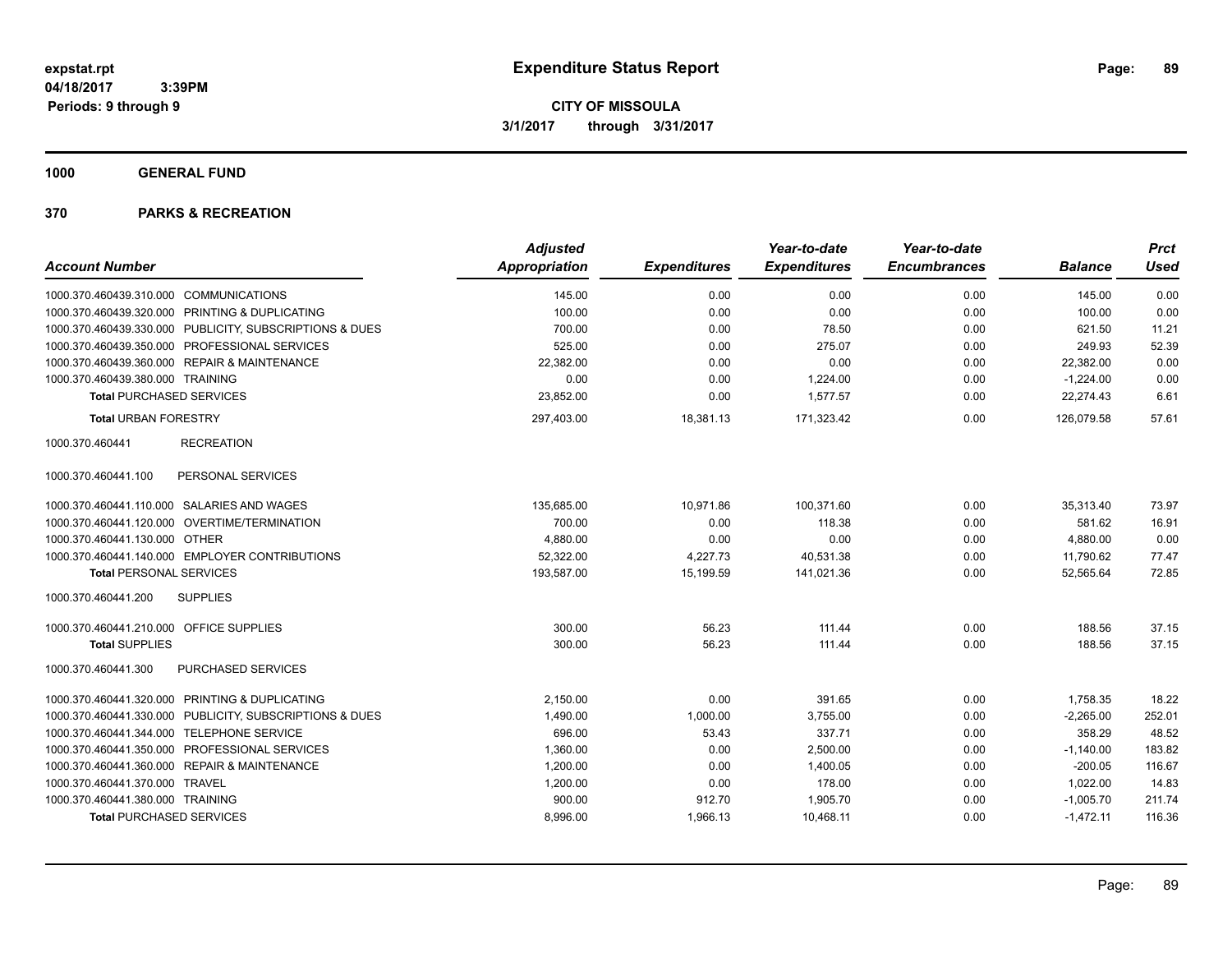**Expenditure Status Report**

expstat.rpt
04/18/2017 3:39PM
Periods: 9 through 9

**CITY OF MISSOULA**
**3/1/2017 through 3/31/2017**

**1000 GENERAL FUND**

**370 PARKS & RECREATION**

| Account Number | Adjusted Appropriation | Expenditures | Year-to-date Expenditures | Year-to-date Encumbrances | Balance | Prct Used |
|---|---|---|---|---|---|---|
| 1000.370.460439.310.000 COMMUNICATIONS | 145.00 | 0.00 | 0.00 | 0.00 | 145.00 | 0.00 |
| 1000.370.460439.320.000 PRINTING & DUPLICATING | 100.00 | 0.00 | 0.00 | 0.00 | 100.00 | 0.00 |
| 1000.370.460439.330.000 PUBLICITY, SUBSCRIPTIONS & DUES | 700.00 | 0.00 | 78.50 | 0.00 | 621.50 | 11.21 |
| 1000.370.460439.350.000 PROFESSIONAL SERVICES | 525.00 | 0.00 | 275.07 | 0.00 | 249.93 | 52.39 |
| 1000.370.460439.360.000 REPAIR & MAINTENANCE | 22,382.00 | 0.00 | 0.00 | 0.00 | 22,382.00 | 0.00 |
| 1000.370.460439.380.000 TRAINING | 0.00 | 0.00 | 1,224.00 | 0.00 | -1,224.00 | 0.00 |
| **Total** PURCHASED SERVICES | 23,852.00 | 0.00 | 1,577.57 | 0.00 | 22,274.43 | 6.61 |
| **Total** URBAN FORESTRY | 297,403.00 | 18,381.13 | 171,323.42 | 0.00 | 126,079.58 | 57.61 |
| 1000.370.460441 RECREATION | | | | | | |
| 1000.370.460441.100 PERSONAL SERVICES | | | | | | |
| 1000.370.460441.110.000 SALARIES AND WAGES | 135,685.00 | 10,971.86 | 100,371.60 | 0.00 | 35,313.40 | 73.97 |
| 1000.370.460441.120.000 OVERTIME/TERMINATION | 700.00 | 0.00 | 118.38 | 0.00 | 581.62 | 16.91 |
| 1000.370.460441.130.000 OTHER | 4,880.00 | 0.00 | 0.00 | 0.00 | 4,880.00 | 0.00 |
| 1000.370.460441.140.000 EMPLOYER CONTRIBUTIONS | 52,322.00 | 4,227.73 | 40,531.38 | 0.00 | 11,790.62 | 77.47 |
| **Total** PERSONAL SERVICES | 193,587.00 | 15,199.59 | 141,021.36 | 0.00 | 52,565.64 | 72.85 |
| 1000.370.460441.200 SUPPLIES | | | | | | |
| 1000.370.460441.210.000 OFFICE SUPPLIES | 300.00 | 56.23 | 111.44 | 0.00 | 188.56 | 37.15 |
| **Total** SUPPLIES | 300.00 | 56.23 | 111.44 | 0.00 | 188.56 | 37.15 |
| 1000.370.460441.300 PURCHASED SERVICES | | | | | | |
| 1000.370.460441.320.000 PRINTING & DUPLICATING | 2,150.00 | 0.00 | 391.65 | 0.00 | 1,758.35 | 18.22 |
| 1000.370.460441.330.000 PUBLICITY, SUBSCRIPTIONS & DUES | 1,490.00 | 1,000.00 | 3,755.00 | 0.00 | -2,265.00 | 252.01 |
| 1000.370.460441.344.000 TELEPHONE SERVICE | 696.00 | 53.43 | 337.71 | 0.00 | 358.29 | 48.52 |
| 1000.370.460441.350.000 PROFESSIONAL SERVICES | 1,360.00 | 0.00 | 2,500.00 | 0.00 | -1,140.00 | 183.82 |
| 1000.370.460441.360.000 REPAIR & MAINTENANCE | 1,200.00 | 0.00 | 1,400.05 | 0.00 | -200.05 | 116.67 |
| 1000.370.460441.370.000 TRAVEL | 1,200.00 | 0.00 | 178.00 | 0.00 | 1,022.00 | 14.83 |
| 1000.370.460441.380.000 TRAINING | 900.00 | 912.70 | 1,905.70 | 0.00 | -1,005.70 | 211.74 |
| **Total** PURCHASED SERVICES | 8,996.00 | 1,966.13 | 10,468.11 | 0.00 | -1,472.11 | 116.36 |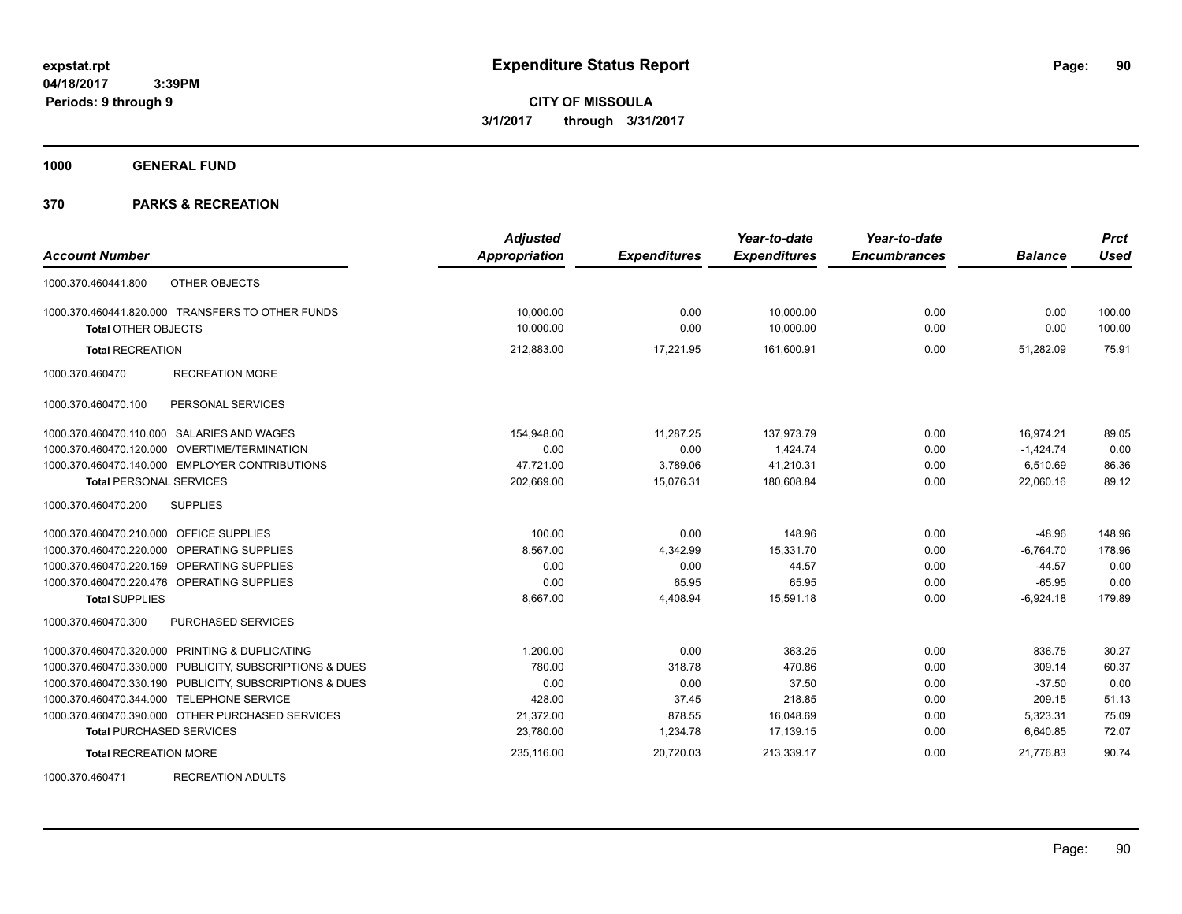**expstat.rpt**
**04/18/2017 3:39PM**
**Periods: 9 through 9**

# Expenditure Status Report

**CITY OF MISSOULA**
**3/1/2017 through 3/31/2017**

## 1000 GENERAL FUND

## 370 PARKS & RECREATION

| Account Number | | Adjusted Appropriation | Expenditures | Year-to-date Expenditures | Year-to-date Encumbrances | Balance | Prct Used |
|---|---|---|---|---|---|---|---|
| 1000.370.460441.800 | OTHER OBJECTS | | | | | | |
| 1000.370.460441.820.000 | TRANSFERS TO OTHER FUNDS | 10,000.00 | 0.00 | 10,000.00 | 0.00 | 0.00 | 100.00 |
| **Total** OTHER OBJECTS | | 10,000.00 | 0.00 | 10,000.00 | 0.00 | 0.00 | 100.00 |
| **Total** RECREATION | | 212,883.00 | 17,221.95 | 161,600.91 | 0.00 | 51,282.09 | 75.91 |
| 1000.370.460470 | RECREATION MORE | | | | | | |
| 1000.370.460470.100 | PERSONAL SERVICES | | | | | | |
| 1000.370.460470.110.000 | SALARIES AND WAGES | 154,948.00 | 11,287.25 | 137,973.79 | 0.00 | 16,974.21 | 89.05 |
| 1000.370.460470.120.000 | OVERTIME/TERMINATION | 0.00 | 0.00 | 1,424.74 | 0.00 | -1,424.74 | 0.00 |
| 1000.370.460470.140.000 | EMPLOYER CONTRIBUTIONS | 47,721.00 | 3,789.06 | 41,210.31 | 0.00 | 6,510.69 | 86.36 |
| **Total** PERSONAL SERVICES | | 202,669.00 | 15,076.31 | 180,608.84 | 0.00 | 22,060.16 | 89.12 |
| 1000.370.460470.200 | SUPPLIES | | | | | | |
| 1000.370.460470.210.000 | OFFICE SUPPLIES | 100.00 | 0.00 | 148.96 | 0.00 | -48.96 | 148.96 |
| 1000.370.460470.220.000 | OPERATING SUPPLIES | 8,567.00 | 4,342.99 | 15,331.70 | 0.00 | -6,764.70 | 178.96 |
| 1000.370.460470.220.159 | OPERATING SUPPLIES | 0.00 | 0.00 | 44.57 | 0.00 | -44.57 | 0.00 |
| 1000.370.460470.220.476 | OPERATING SUPPLIES | 0.00 | 65.95 | 65.95 | 0.00 | -65.95 | 0.00 |
| **Total** SUPPLIES | | 8,667.00 | 4,408.94 | 15,591.18 | 0.00 | -6,924.18 | 179.89 |
| 1000.370.460470.300 | PURCHASED SERVICES | | | | | | |
| 1000.370.460470.320.000 | PRINTING & DUPLICATING | 1,200.00 | 0.00 | 363.25 | 0.00 | 836.75 | 30.27 |
| 1000.370.460470.330.000 | PUBLICITY, SUBSCRIPTIONS & DUES | 780.00 | 318.78 | 470.86 | 0.00 | 309.14 | 60.37 |
| 1000.370.460470.330.190 | PUBLICITY, SUBSCRIPTIONS & DUES | 0.00 | 0.00 | 37.50 | 0.00 | -37.50 | 0.00 |
| 1000.370.460470.344.000 | TELEPHONE SERVICE | 428.00 | 37.45 | 218.85 | 0.00 | 209.15 | 51.13 |
| 1000.370.460470.390.000 | OTHER PURCHASED SERVICES | 21,372.00 | 878.55 | 16,048.69 | 0.00 | 5,323.31 | 75.09 |
| **Total** PURCHASED SERVICES | | 23,780.00 | 1,234.78 | 17,139.15 | 0.00 | 6,640.85 | 72.07 |
| **Total** RECREATION MORE | | 235,116.00 | 20,720.03 | 213,339.17 | 0.00 | 21,776.83 | 90.74 |
| 1000.370.460471 | RECREATION ADULTS | | | | | | |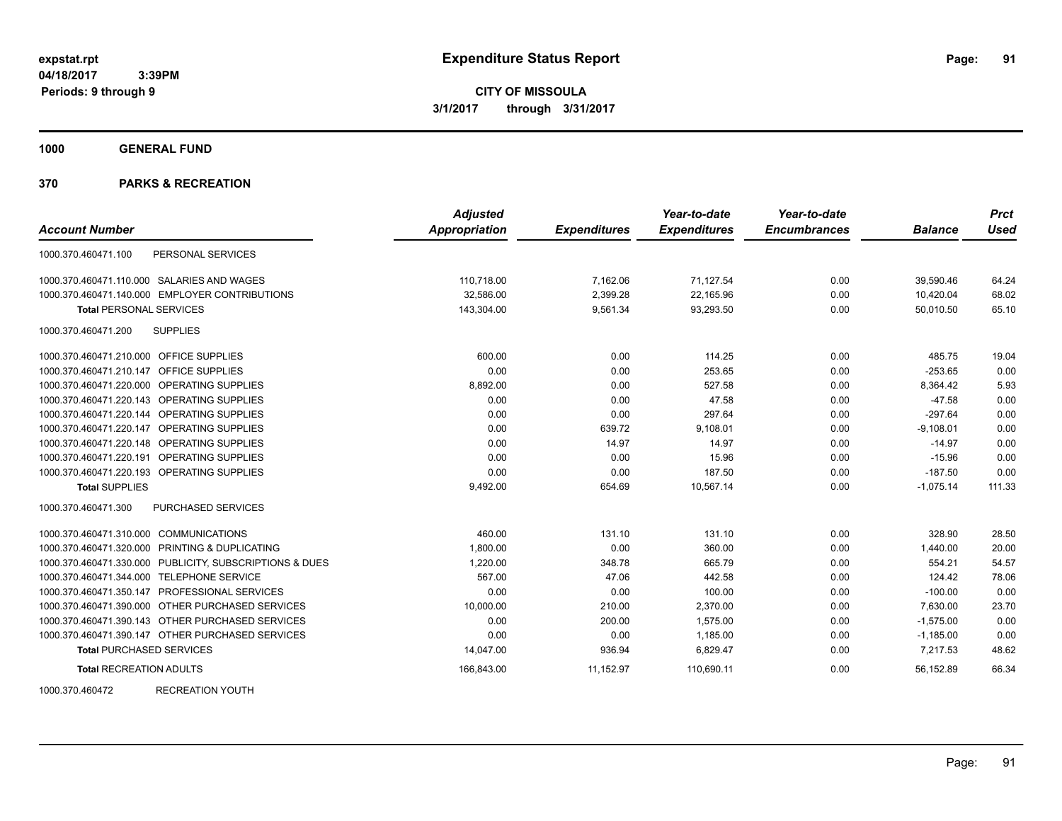**expstat.rpt**
**04/18/2017 3:39PM**
**Periods: 9 through 9**

# Expenditure Status Report

**CITY OF MISSOULA**
**3/1/2017 through 3/31/2017**

**1000 GENERAL FUND**

**370 PARKS & RECREATION**

| Account Number | | Adjusted Appropriation | Expenditures | Year-to-date Expenditures | Year-to-date Encumbrances | Balance | Prct Used |
|---|---|---|---|---|---|---|---|
| 1000.370.460471.100 | PERSONAL SERVICES | | | | | | |
| 1000.370.460471.110.000 | SALARIES AND WAGES | 110,718.00 | 7,162.06 | 71,127.54 | 0.00 | 39,590.46 | 64.24 |
| 1000.370.460471.140.000 | EMPLOYER CONTRIBUTIONS | 32,586.00 | 2,399.28 | 22,165.96 | 0.00 | 10,420.04 | 68.02 |
| **Total** PERSONAL SERVICES | | 143,304.00 | 9,561.34 | 93,293.50 | 0.00 | 50,010.50 | 65.10 |
| 1000.370.460471.200 | SUPPLIES | | | | | | |
| 1000.370.460471.210.000 | OFFICE SUPPLIES | 600.00 | 0.00 | 114.25 | 0.00 | 485.75 | 19.04 |
| 1000.370.460471.210.147 | OFFICE SUPPLIES | 0.00 | 0.00 | 253.65 | 0.00 | -253.65 | 0.00 |
| 1000.370.460471.220.000 | OPERATING SUPPLIES | 8,892.00 | 0.00 | 527.58 | 0.00 | 8,364.42 | 5.93 |
| 1000.370.460471.220.143 | OPERATING SUPPLIES | 0.00 | 0.00 | 47.58 | 0.00 | -47.58 | 0.00 |
| 1000.370.460471.220.144 | OPERATING SUPPLIES | 0.00 | 0.00 | 297.64 | 0.00 | -297.64 | 0.00 |
| 1000.370.460471.220.147 | OPERATING SUPPLIES | 0.00 | 639.72 | 9,108.01 | 0.00 | -9,108.01 | 0.00 |
| 1000.370.460471.220.148 | OPERATING SUPPLIES | 0.00 | 14.97 | 14.97 | 0.00 | -14.97 | 0.00 |
| 1000.370.460471.220.191 | OPERATING SUPPLIES | 0.00 | 0.00 | 15.96 | 0.00 | -15.96 | 0.00 |
| 1000.370.460471.220.193 | OPERATING SUPPLIES | 0.00 | 0.00 | 187.50 | 0.00 | -187.50 | 0.00 |
| **Total** SUPPLIES | | 9,492.00 | 654.69 | 10,567.14 | 0.00 | -1,075.14 | 111.33 |
| 1000.370.460471.300 | PURCHASED SERVICES | | | | | | |
| 1000.370.460471.310.000 | COMMUNICATIONS | 460.00 | 131.10 | 131.10 | 0.00 | 328.90 | 28.50 |
| 1000.370.460471.320.000 | PRINTING & DUPLICATING | 1,800.00 | 0.00 | 360.00 | 0.00 | 1,440.00 | 20.00 |
| 1000.370.460471.330.000 | PUBLICITY, SUBSCRIPTIONS & DUES | 1,220.00 | 348.78 | 665.79 | 0.00 | 554.21 | 54.57 |
| 1000.370.460471.344.000 | TELEPHONE SERVICE | 567.00 | 47.06 | 442.58 | 0.00 | 124.42 | 78.06 |
| 1000.370.460471.350.147 | PROFESSIONAL SERVICES | 0.00 | 0.00 | 100.00 | 0.00 | -100.00 | 0.00 |
| 1000.370.460471.390.000 | OTHER PURCHASED SERVICES | 10,000.00 | 210.00 | 2,370.00 | 0.00 | 7,630.00 | 23.70 |
| 1000.370.460471.390.143 | OTHER PURCHASED SERVICES | 0.00 | 200.00 | 1,575.00 | 0.00 | -1,575.00 | 0.00 |
| 1000.370.460471.390.147 | OTHER PURCHASED SERVICES | 0.00 | 0.00 | 1,185.00 | 0.00 | -1,185.00 | 0.00 |
| **Total** PURCHASED SERVICES | | 14,047.00 | 936.94 | 6,829.47 | 0.00 | 7,217.53 | 48.62 |
| **Total** RECREATION ADULTS | | 166,843.00 | 11,152.97 | 110,690.11 | 0.00 | 56,152.89 | 66.34 |
| 1000.370.460472 | RECREATION YOUTH | | | | | | |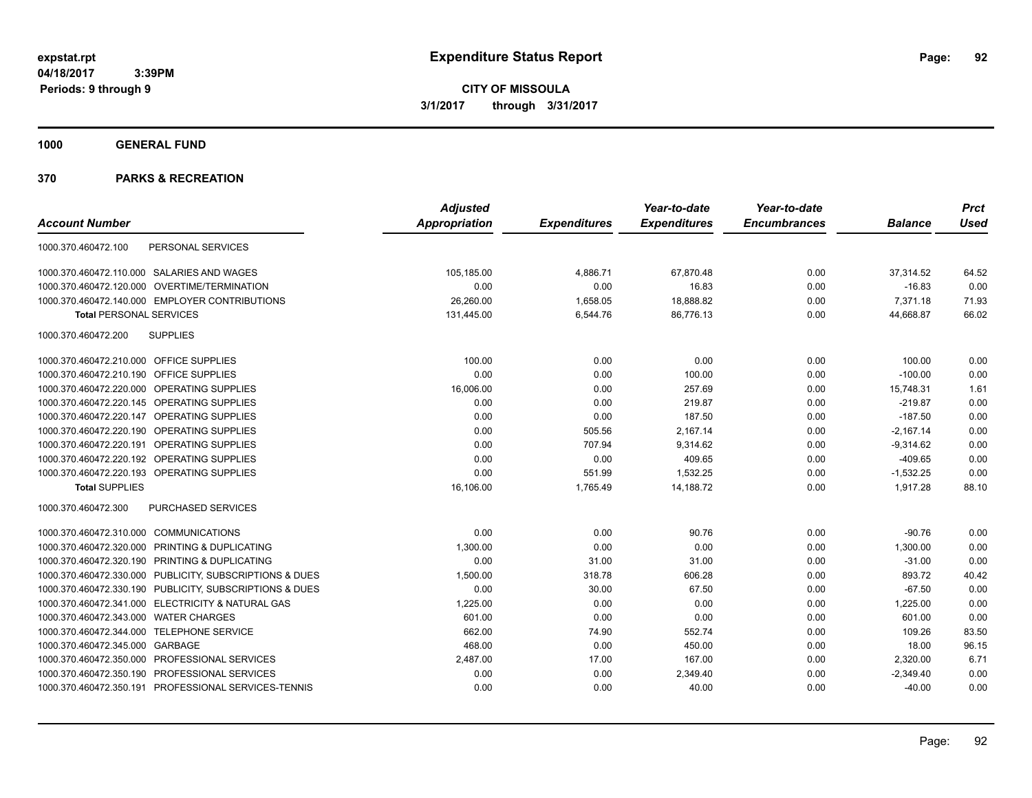# Expenditure Status Report

expstat.rpt
04/18/2017 3:39PM
Periods: 9 through 9

**CITY OF MISSOULA**
**3/1/2017 through 3/31/2017**

**1000 GENERAL FUND**

**370 PARKS & RECREATION**

| Account Number | | Adjusted Appropriation | Expenditures | Year-to-date Expenditures | Year-to-date Encumbrances | Balance | Prct Used |
|---|---|---|---|---|---|---|---|
| 1000.370.460472.100 | PERSONAL SERVICES | | | | | | |
| 1000.370.460472.110.000 | SALARIES AND WAGES | 105,185.00 | 4,886.71 | 67,870.48 | 0.00 | 37,314.52 | 64.52 |
| 1000.370.460472.120.000 | OVERTIME/TERMINATION | 0.00 | 0.00 | 16.83 | 0.00 | -16.83 | 0.00 |
| 1000.370.460472.140.000 | EMPLOYER CONTRIBUTIONS | 26,260.00 | 1,658.05 | 18,888.82 | 0.00 | 7,371.18 | 71.93 |
| **Total** PERSONAL SERVICES | | 131,445.00 | 6,544.76 | 86,776.13 | 0.00 | 44,668.87 | 66.02 |
| 1000.370.460472.200 | SUPPLIES | | | | | | |
| 1000.370.460472.210.000 | OFFICE SUPPLIES | 100.00 | 0.00 | 0.00 | 0.00 | 100.00 | 0.00 |
| 1000.370.460472.210.190 | OFFICE SUPPLIES | 0.00 | 0.00 | 100.00 | 0.00 | -100.00 | 0.00 |
| 1000.370.460472.220.000 | OPERATING SUPPLIES | 16,006.00 | 0.00 | 257.69 | 0.00 | 15,748.31 | 1.61 |
| 1000.370.460472.220.145 | OPERATING SUPPLIES | 0.00 | 0.00 | 219.87 | 0.00 | -219.87 | 0.00 |
| 1000.370.460472.220.147 | OPERATING SUPPLIES | 0.00 | 0.00 | 187.50 | 0.00 | -187.50 | 0.00 |
| 1000.370.460472.220.190 | OPERATING SUPPLIES | 0.00 | 505.56 | 2,167.14 | 0.00 | -2,167.14 | 0.00 |
| 1000.370.460472.220.191 | OPERATING SUPPLIES | 0.00 | 707.94 | 9,314.62 | 0.00 | -9,314.62 | 0.00 |
| 1000.370.460472.220.192 | OPERATING SUPPLIES | 0.00 | 0.00 | 409.65 | 0.00 | -409.65 | 0.00 |
| 1000.370.460472.220.193 | OPERATING SUPPLIES | 0.00 | 551.99 | 1,532.25 | 0.00 | -1,532.25 | 0.00 |
| **Total** SUPPLIES | | 16,106.00 | 1,765.49 | 14,188.72 | 0.00 | 1,917.28 | 88.10 |
| 1000.370.460472.300 | PURCHASED SERVICES | | | | | | |
| 1000.370.460472.310.000 | COMMUNICATIONS | 0.00 | 0.00 | 90.76 | 0.00 | -90.76 | 0.00 |
| 1000.370.460472.320.000 | PRINTING & DUPLICATING | 1,300.00 | 0.00 | 0.00 | 0.00 | 1,300.00 | 0.00 |
| 1000.370.460472.320.190 | PRINTING & DUPLICATING | 0.00 | 31.00 | 31.00 | 0.00 | -31.00 | 0.00 |
| 1000.370.460472.330.000 | PUBLICITY, SUBSCRIPTIONS & DUES | 1,500.00 | 318.78 | 606.28 | 0.00 | 893.72 | 40.42 |
| 1000.370.460472.330.190 | PUBLICITY, SUBSCRIPTIONS & DUES | 0.00 | 30.00 | 67.50 | 0.00 | -67.50 | 0.00 |
| 1000.370.460472.341.000 | ELECTRICITY & NATURAL GAS | 1,225.00 | 0.00 | 0.00 | 0.00 | 1,225.00 | 0.00 |
| 1000.370.460472.343.000 | WATER CHARGES | 601.00 | 0.00 | 0.00 | 0.00 | 601.00 | 0.00 |
| 1000.370.460472.344.000 | TELEPHONE SERVICE | 662.00 | 74.90 | 552.74 | 0.00 | 109.26 | 83.50 |
| 1000.370.460472.345.000 | GARBAGE | 468.00 | 0.00 | 450.00 | 0.00 | 18.00 | 96.15 |
| 1000.370.460472.350.000 | PROFESSIONAL SERVICES | 2,487.00 | 17.00 | 167.00 | 0.00 | 2,320.00 | 6.71 |
| 1000.370.460472.350.190 | PROFESSIONAL SERVICES | 0.00 | 0.00 | 2,349.40 | 0.00 | -2,349.40 | 0.00 |
| 1000.370.460472.350.191 | PROFESSIONAL SERVICES-TENNIS | 0.00 | 0.00 | 40.00 | 0.00 | -40.00 | 0.00 |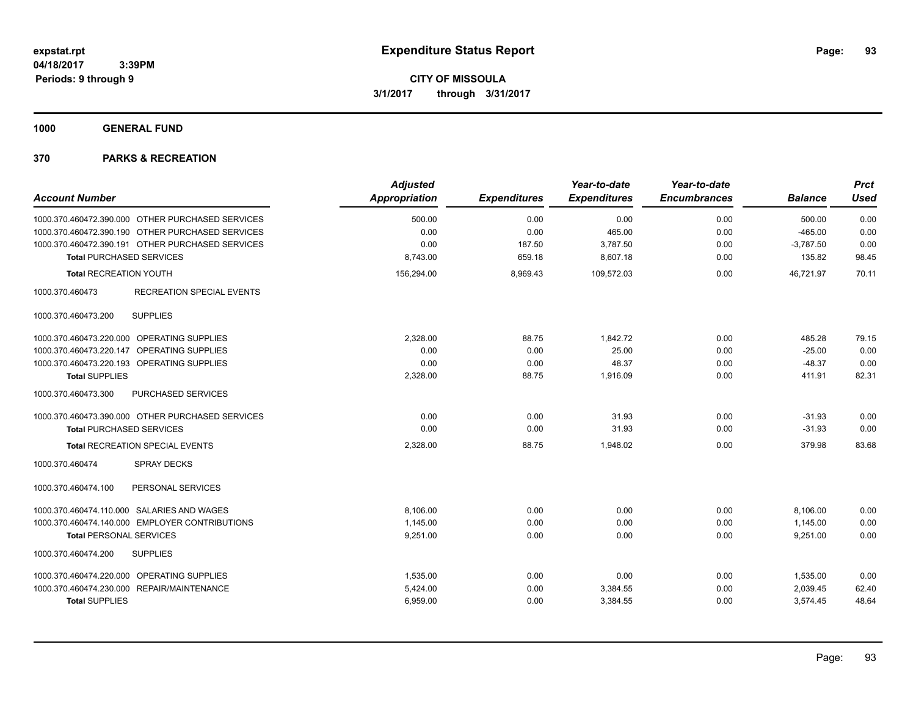# Expenditure Status Report

**CITY OF MISSOULA**

**3/1/2017 through 3/31/2017**

expstat.rpt
04/18/2017 3:39PM
Periods: 9 through 9

## 1000 GENERAL FUND

## 370 PARKS & RECREATION

| Account Number | Adjusted Appropriation | Expenditures | Year-to-date Expenditures | Year-to-date Encumbrances | Balance | Prct Used |
|---|---|---|---|---|---|---|
| 1000.370.460472.390.000 OTHER PURCHASED SERVICES | 500.00 | 0.00 | 0.00 | 0.00 | 500.00 | 0.00 |
| 1000.370.460472.390.190 OTHER PURCHASED SERVICES | 0.00 | 0.00 | 465.00 | 0.00 | -465.00 | 0.00 |
| 1000.370.460472.390.191 OTHER PURCHASED SERVICES | 0.00 | 187.50 | 3,787.50 | 0.00 | -3,787.50 | 0.00 |
| **Total** PURCHASED SERVICES | 8,743.00 | 659.18 | 8,607.18 | 0.00 | 135.82 | 98.45 |
| **Total** RECREATION YOUTH | 156,294.00 | 8,969.43 | 109,572.03 | 0.00 | 46,721.97 | 70.11 |
| 1000.370.460473 RECREATION SPECIAL EVENTS | | | | | | |
| 1000.370.460473.200 SUPPLIES | | | | | | |
| 1000.370.460473.220.000 OPERATING SUPPLIES | 2,328.00 | 88.75 | 1,842.72 | 0.00 | 485.28 | 79.15 |
| 1000.370.460473.220.147 OPERATING SUPPLIES | 0.00 | 0.00 | 25.00 | 0.00 | -25.00 | 0.00 |
| 1000.370.460473.220.193 OPERATING SUPPLIES | 0.00 | 0.00 | 48.37 | 0.00 | -48.37 | 0.00 |
| **Total** SUPPLIES | 2,328.00 | 88.75 | 1,916.09 | 0.00 | 411.91 | 82.31 |
| 1000.370.460473.300 PURCHASED SERVICES | | | | | | |
| 1000.370.460473.390.000 OTHER PURCHASED SERVICES | 0.00 | 0.00 | 31.93 | 0.00 | -31.93 | 0.00 |
| **Total** PURCHASED SERVICES | 0.00 | 0.00 | 31.93 | 0.00 | -31.93 | 0.00 |
| **Total** RECREATION SPECIAL EVENTS | 2,328.00 | 88.75 | 1,948.02 | 0.00 | 379.98 | 83.68 |
| 1000.370.460474 SPRAY DECKS | | | | | | |
| 1000.370.460474.100 PERSONAL SERVICES | | | | | | |
| 1000.370.460474.110.000 SALARIES AND WAGES | 8,106.00 | 0.00 | 0.00 | 0.00 | 8,106.00 | 0.00 |
| 1000.370.460474.140.000 EMPLOYER CONTRIBUTIONS | 1,145.00 | 0.00 | 0.00 | 0.00 | 1,145.00 | 0.00 |
| **Total** PERSONAL SERVICES | 9,251.00 | 0.00 | 0.00 | 0.00 | 9,251.00 | 0.00 |
| 1000.370.460474.200 SUPPLIES | | | | | | |
| 1000.370.460474.220.000 OPERATING SUPPLIES | 1,535.00 | 0.00 | 0.00 | 0.00 | 1,535.00 | 0.00 |
| 1000.370.460474.230.000 REPAIR/MAINTENANCE | 5,424.00 | 0.00 | 3,384.55 | 0.00 | 2,039.45 | 62.40 |
| **Total** SUPPLIES | 6,959.00 | 0.00 | 3,384.55 | 0.00 | 3,574.45 | 48.64 |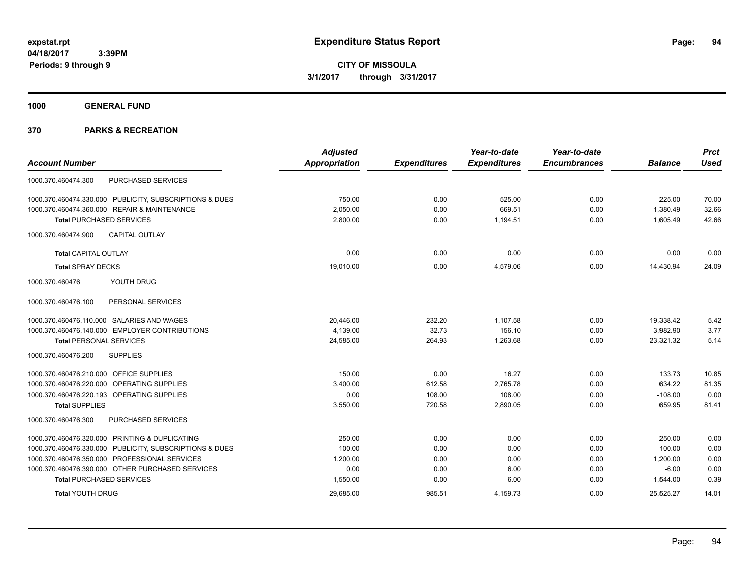# Expenditure Status Report

**CITY OF MISSOULA**
**3/1/2017 through 3/31/2017**

expstat.rpt
04/18/2017 3:39PM
Periods: 9 through 9

## 1000 GENERAL FUND

## 370 PARKS & RECREATION

| Account Number | Adjusted Appropriation | Expenditures | Year-to-date Expenditures | Year-to-date Encumbrances | Balance | Prct Used |
|---|---|---|---|---|---|---|
| 1000.370.460474.300 PURCHASED SERVICES | | | | | | |
| 1000.370.460474.330.000 PUBLICITY, SUBSCRIPTIONS & DUES | 750.00 | 0.00 | 525.00 | 0.00 | 225.00 | 70.00 |
| 1000.370.460474.360.000 REPAIR & MAINTENANCE | 2,050.00 | 0.00 | 669.51 | 0.00 | 1,380.49 | 32.66 |
| **Total** PURCHASED SERVICES | 2,800.00 | 0.00 | 1,194.51 | 0.00 | 1,605.49 | 42.66 |
| 1000.370.460474.900 CAPITAL OUTLAY | | | | | | |
| **Total** CAPITAL OUTLAY | 0.00 | 0.00 | 0.00 | 0.00 | 0.00 | 0.00 |
| **Total** SPRAY DECKS | 19,010.00 | 0.00 | 4,579.06 | 0.00 | 14,430.94 | 24.09 |
| 1000.370.460476 YOUTH DRUG | | | | | | |
| 1000.370.460476.100 PERSONAL SERVICES | | | | | | |
| 1000.370.460476.110.000 SALARIES AND WAGES | 20,446.00 | 232.20 | 1,107.58 | 0.00 | 19,338.42 | 5.42 |
| 1000.370.460476.140.000 EMPLOYER CONTRIBUTIONS | 4,139.00 | 32.73 | 156.10 | 0.00 | 3,982.90 | 3.77 |
| **Total** PERSONAL SERVICES | 24,585.00 | 264.93 | 1,263.68 | 0.00 | 23,321.32 | 5.14 |
| 1000.370.460476.200 SUPPLIES | | | | | | |
| 1000.370.460476.210.000 OFFICE SUPPLIES | 150.00 | 0.00 | 16.27 | 0.00 | 133.73 | 10.85 |
| 1000.370.460476.220.000 OPERATING SUPPLIES | 3,400.00 | 612.58 | 2,765.78 | 0.00 | 634.22 | 81.35 |
| 1000.370.460476.220.193 OPERATING SUPPLIES | 0.00 | 108.00 | 108.00 | 0.00 | -108.00 | 0.00 |
| **Total** SUPPLIES | 3,550.00 | 720.58 | 2,890.05 | 0.00 | 659.95 | 81.41 |
| 1000.370.460476.300 PURCHASED SERVICES | | | | | | |
| 1000.370.460476.320.000 PRINTING & DUPLICATING | 250.00 | 0.00 | 0.00 | 0.00 | 250.00 | 0.00 |
| 1000.370.460476.330.000 PUBLICITY, SUBSCRIPTIONS & DUES | 100.00 | 0.00 | 0.00 | 0.00 | 100.00 | 0.00 |
| 1000.370.460476.350.000 PROFESSIONAL SERVICES | 1,200.00 | 0.00 | 0.00 | 0.00 | 1,200.00 | 0.00 |
| 1000.370.460476.390.000 OTHER PURCHASED SERVICES | 0.00 | 0.00 | 6.00 | 0.00 | -6.00 | 0.00 |
| **Total** PURCHASED SERVICES | 1,550.00 | 0.00 | 6.00 | 0.00 | 1,544.00 | 0.39 |
| **Total** YOUTH DRUG | 29,685.00 | 985.51 | 4,159.73 | 0.00 | 25,525.27 | 14.01 |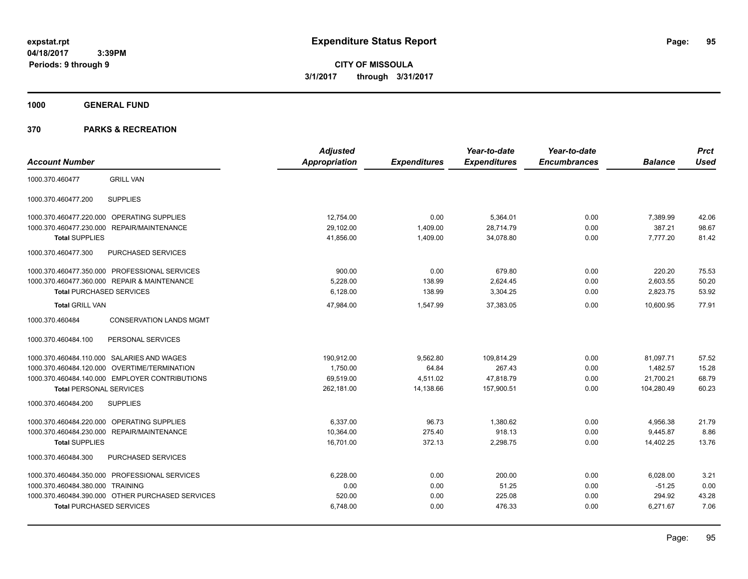**expstat.rpt**
**04/18/2017 3:39PM**
**Periods: 9 through 9**

# Expenditure Status Report

**CITY OF MISSOULA**
**3/1/2017 through 3/31/2017**

## 1000 GENERAL FUND

## 370 PARKS & RECREATION

| Account Number | | Adjusted Appropriation | Expenditures | Year-to-date Expenditures | Year-to-date Encumbrances | Balance | Prct Used |
|---|---|---|---|---|---|---|---|
| 1000.370.460477 | GRILL VAN | | | | | | |
| 1000.370.460477.200 | SUPPLIES | | | | | | |
| 1000.370.460477.220.000 | OPERATING SUPPLIES | 12,754.00 | 0.00 | 5,364.01 | 0.00 | 7,389.99 | 42.06 |
| 1000.370.460477.230.000 | REPAIR/MAINTENANCE | 29,102.00 | 1,409.00 | 28,714.79 | 0.00 | 387.21 | 98.67 |
| **Total** SUPPLIES | | 41,856.00 | 1,409.00 | 34,078.80 | 0.00 | 7,777.20 | 81.42 |
| 1000.370.460477.300 | PURCHASED SERVICES | | | | | | |
| 1000.370.460477.350.000 | PROFESSIONAL SERVICES | 900.00 | 0.00 | 679.80 | 0.00 | 220.20 | 75.53 |
| 1000.370.460477.360.000 | REPAIR & MAINTENANCE | 5,228.00 | 138.99 | 2,624.45 | 0.00 | 2,603.55 | 50.20 |
| **Total** PURCHASED SERVICES | | 6,128.00 | 138.99 | 3,304.25 | 0.00 | 2,823.75 | 53.92 |
| **Total** GRILL VAN | | 47,984.00 | 1,547.99 | 37,383.05 | 0.00 | 10,600.95 | 77.91 |
| 1000.370.460484 | CONSERVATION LANDS MGMT | | | | | | |
| 1000.370.460484.100 | PERSONAL SERVICES | | | | | | |
| 1000.370.460484.110.000 | SALARIES AND WAGES | 190,912.00 | 9,562.80 | 109,814.29 | 0.00 | 81,097.71 | 57.52 |
| 1000.370.460484.120.000 | OVERTIME/TERMINATION | 1,750.00 | 64.84 | 267.43 | 0.00 | 1,482.57 | 15.28 |
| 1000.370.460484.140.000 | EMPLOYER CONTRIBUTIONS | 69,519.00 | 4,511.02 | 47,818.79 | 0.00 | 21,700.21 | 68.79 |
| **Total** PERSONAL SERVICES | | 262,181.00 | 14,138.66 | 157,900.51 | 0.00 | 104,280.49 | 60.23 |
| 1000.370.460484.200 | SUPPLIES | | | | | | |
| 1000.370.460484.220.000 | OPERATING SUPPLIES | 6,337.00 | 96.73 | 1,380.62 | 0.00 | 4,956.38 | 21.79 |
| 1000.370.460484.230.000 | REPAIR/MAINTENANCE | 10,364.00 | 275.40 | 918.13 | 0.00 | 9,445.87 | 8.86 |
| **Total** SUPPLIES | | 16,701.00 | 372.13 | 2,298.75 | 0.00 | 14,402.25 | 13.76 |
| 1000.370.460484.300 | PURCHASED SERVICES | | | | | | |
| 1000.370.460484.350.000 | PROFESSIONAL SERVICES | 6,228.00 | 0.00 | 200.00 | 0.00 | 6,028.00 | 3.21 |
| 1000.370.460484.380.000 | TRAINING | 0.00 | 0.00 | 51.25 | 0.00 | -51.25 | 0.00 |
| 1000.370.460484.390.000 | OTHER PURCHASED SERVICES | 520.00 | 0.00 | 225.08 | 0.00 | 294.92 | 43.28 |
| **Total** PURCHASED SERVICES | | 6,748.00 | 0.00 | 476.33 | 0.00 | 6,271.67 | 7.06 |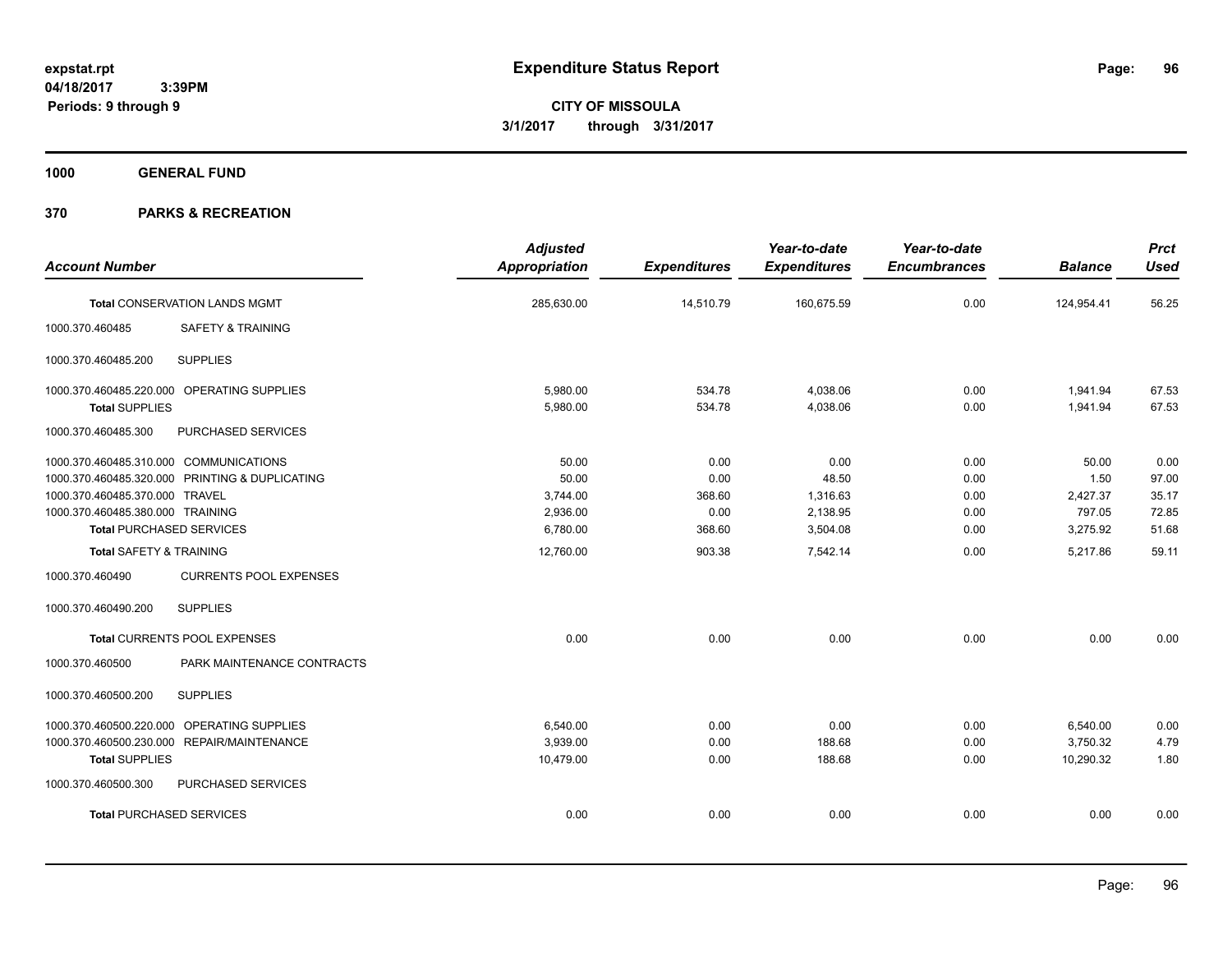# Expenditure Status Report

**CITY OF MISSOULA**
**3/1/2017 through 3/31/2017**

expstat.rpt
04/18/2017 3:39PM
Periods: 9 through 9

**1000 GENERAL FUND**

**370 PARKS & RECREATION**

| Account Number | | Adjusted Appropriation | Expenditures | Year-to-date Expenditures | Year-to-date Encumbrances | Balance | Prct Used |
|---|---|---|---|---|---|---|---|
| **Total** CONSERVATION LANDS MGMT | | 285,630.00 | 14,510.79 | 160,675.59 | 0.00 | 124,954.41 | 56.25 |
| 1000.370.460485 | SAFETY & TRAINING | | | | | | |
| 1000.370.460485.200 | SUPPLIES | | | | | | |
| 1000.370.460485.220.000 | OPERATING SUPPLIES | 5,980.00 | 534.78 | 4,038.06 | 0.00 | 1,941.94 | 67.53 |
| **Total** SUPPLIES | | 5,980.00 | 534.78 | 4,038.06 | 0.00 | 1,941.94 | 67.53 |
| 1000.370.460485.300 | PURCHASED SERVICES | | | | | | |
| 1000.370.460485.310.000 | COMMUNICATIONS | 50.00 | 0.00 | 0.00 | 0.00 | 50.00 | 0.00 |
| 1000.370.460485.320.000 | PRINTING & DUPLICATING | 50.00 | 0.00 | 48.50 | 0.00 | 1.50 | 97.00 |
| 1000.370.460485.370.000 | TRAVEL | 3,744.00 | 368.60 | 1,316.63 | 0.00 | 2,427.37 | 35.17 |
| 1000.370.460485.380.000 | TRAINING | 2,936.00 | 0.00 | 2,138.95 | 0.00 | 797.05 | 72.85 |
| **Total** PURCHASED SERVICES | | 6,780.00 | 368.60 | 3,504.08 | 0.00 | 3,275.92 | 51.68 |
| **Total** SAFETY & TRAINING | | 12,760.00 | 903.38 | 7,542.14 | 0.00 | 5,217.86 | 59.11 |
| 1000.370.460490 | CURRENTS POOL EXPENSES | | | | | | |
| 1000.370.460490.200 | SUPPLIES | | | | | | |
| **Total** CURRENTS POOL EXPENSES | | 0.00 | 0.00 | 0.00 | 0.00 | 0.00 | 0.00 |
| 1000.370.460500 | PARK MAINTENANCE CONTRACTS | | | | | | |
| 1000.370.460500.200 | SUPPLIES | | | | | | |
| 1000.370.460500.220.000 | OPERATING SUPPLIES | 6,540.00 | 0.00 | 0.00 | 0.00 | 6,540.00 | 0.00 |
| 1000.370.460500.230.000 | REPAIR/MAINTENANCE | 3,939.00 | 0.00 | 188.68 | 0.00 | 3,750.32 | 4.79 |
| **Total** SUPPLIES | | 10,479.00 | 0.00 | 188.68 | 0.00 | 10,290.32 | 1.80 |
| 1000.370.460500.300 | PURCHASED SERVICES | | | | | | |
| **Total** PURCHASED SERVICES | | 0.00 | 0.00 | 0.00 | 0.00 | 0.00 | 0.00 |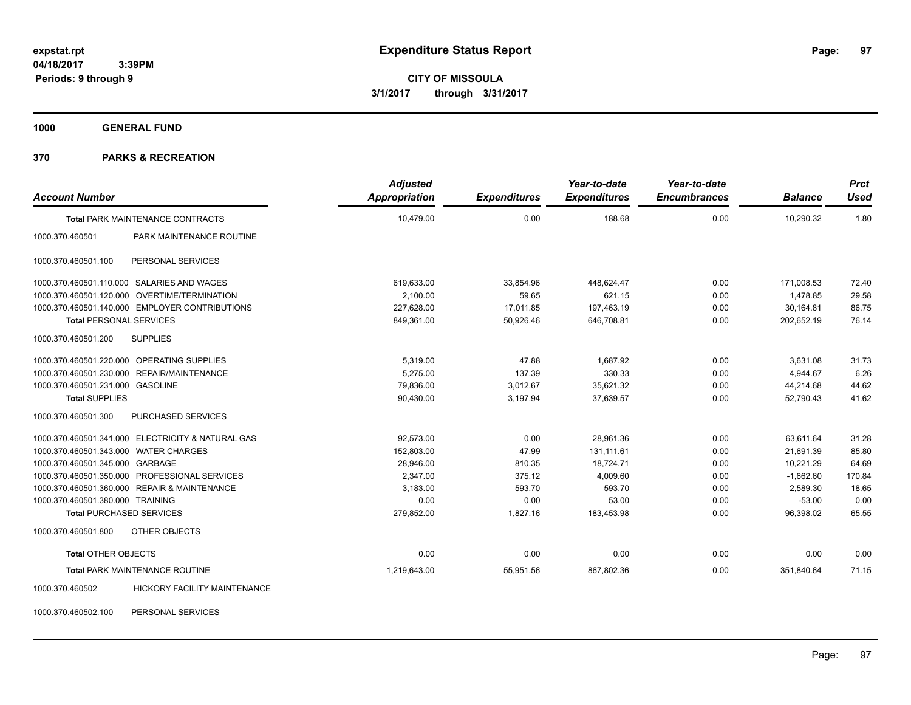# Expenditure Status Report

expstat.rpt
04/18/2017 3:39PM
Periods: 9 through 9

**CITY OF MISSOULA**
**3/1/2017 through 3/31/2017**

## 1000 GENERAL FUND

## 370 PARKS & RECREATION

| Account Number | | Adjusted Appropriation | Expenditures | Year-to-date Expenditures | Year-to-date Encumbrances | Balance | Prct Used |
|---|---|---|---|---|---|---|---|
| **Total PARK MAINTENANCE CONTRACTS** | | 10,479.00 | 0.00 | 188.68 | 0.00 | 10,290.32 | 1.80 |
| 1000.370.460501 | PARK MAINTENANCE ROUTINE | | | | | | |
| 1000.370.460501.100 | PERSONAL SERVICES | | | | | | |
| 1000.370.460501.110.000 | SALARIES AND WAGES | 619,633.00 | 33,854.96 | 448,624.47 | 0.00 | 171,008.53 | 72.40 |
| 1000.370.460501.120.000 | OVERTIME/TERMINATION | 2,100.00 | 59.65 | 621.15 | 0.00 | 1,478.85 | 29.58 |
| 1000.370.460501.140.000 | EMPLOYER CONTRIBUTIONS | 227,628.00 | 17,011.85 | 197,463.19 | 0.00 | 30,164.81 | 86.75 |
| **Total PERSONAL SERVICES** | | 849,361.00 | 50,926.46 | 646,708.81 | 0.00 | 202,652.19 | 76.14 |
| 1000.370.460501.200 | SUPPLIES | | | | | | |
| 1000.370.460501.220.000 | OPERATING SUPPLIES | 5,319.00 | 47.88 | 1,687.92 | 0.00 | 3,631.08 | 31.73 |
| 1000.370.460501.230.000 | REPAIR/MAINTENANCE | 5,275.00 | 137.39 | 330.33 | 0.00 | 4,944.67 | 6.26 |
| 1000.370.460501.231.000 | GASOLINE | 79,836.00 | 3,012.67 | 35,621.32 | 0.00 | 44,214.68 | 44.62 |
| **Total SUPPLIES** | | 90,430.00 | 3,197.94 | 37,639.57 | 0.00 | 52,790.43 | 41.62 |
| 1000.370.460501.300 | PURCHASED SERVICES | | | | | | |
| 1000.370.460501.341.000 | ELECTRICITY & NATURAL GAS | 92,573.00 | 0.00 | 28,961.36 | 0.00 | 63,611.64 | 31.28 |
| 1000.370.460501.343.000 | WATER CHARGES | 152,803.00 | 47.99 | 131,111.61 | 0.00 | 21,691.39 | 85.80 |
| 1000.370.460501.345.000 | GARBAGE | 28,946.00 | 810.35 | 18,724.71 | 0.00 | 10,221.29 | 64.69 |
| 1000.370.460501.350.000 | PROFESSIONAL SERVICES | 2,347.00 | 375.12 | 4,009.60 | 0.00 | -1,662.60 | 170.84 |
| 1000.370.460501.360.000 | REPAIR & MAINTENANCE | 3,183.00 | 593.70 | 593.70 | 0.00 | 2,589.30 | 18.65 |
| 1000.370.460501.380.000 | TRAINING | 0.00 | 0.00 | 53.00 | 0.00 | -53.00 | 0.00 |
| **Total PURCHASED SERVICES** | | 279,852.00 | 1,827.16 | 183,453.98 | 0.00 | 96,398.02 | 65.55 |
| 1000.370.460501.800 | OTHER OBJECTS | | | | | | |
| **Total OTHER OBJECTS** | | 0.00 | 0.00 | 0.00 | 0.00 | 0.00 | 0.00 |
| **Total PARK MAINTENANCE ROUTINE** | | 1,219,643.00 | 55,951.56 | 867,802.36 | 0.00 | 351,840.64 | 71.15 |
| 1000.370.460502 | HICKORY FACILITY MAINTENANCE | | | | | | |
| 1000.370.460502.100 | PERSONAL SERVICES | | | | | | |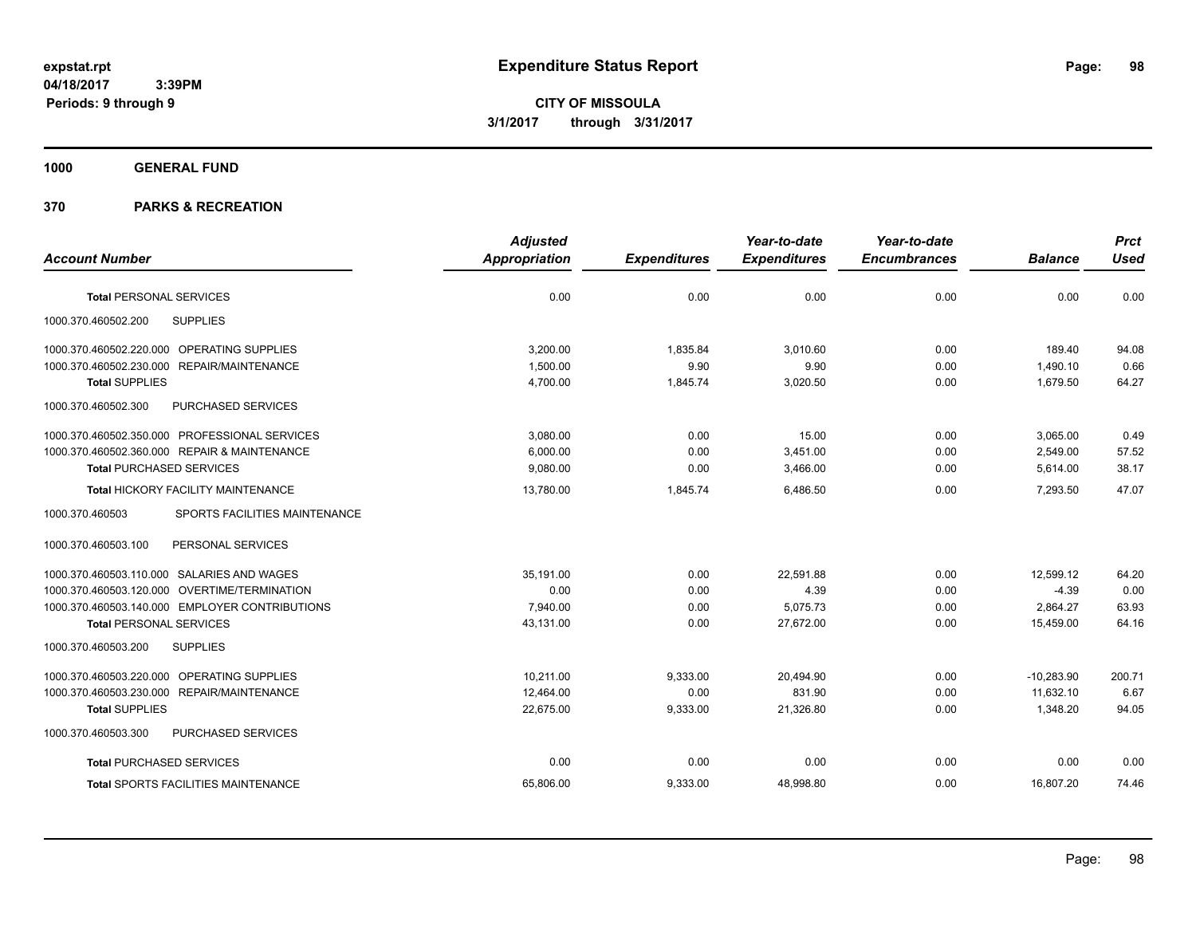# Expenditure Status Report

expstat.rpt
04/18/2017 3:39PM
Periods: 9 through 9

**CITY OF MISSOULA**
**3/1/2017 through 3/31/2017**

## 1000 GENERAL FUND

## 370 PARKS & RECREATION

| Account Number | | Adjusted Appropriation | Expenditures | Year-to-date Expenditures | Year-to-date Encumbrances | Balance | Prct Used |
|---|---|---|---|---|---|---|---|
| **Total** PERSONAL SERVICES | | 0.00 | 0.00 | 0.00 | 0.00 | 0.00 | 0.00 |
| 1000.370.460502.200 | SUPPLIES | | | | | | |
| 1000.370.460502.220.000 | OPERATING SUPPLIES | 3,200.00 | 1,835.84 | 3,010.60 | 0.00 | 189.40 | 94.08 |
| 1000.370.460502.230.000 | REPAIR/MAINTENANCE | 1,500.00 | 9.90 | 9.90 | 0.00 | 1,490.10 | 0.66 |
| **Total** SUPPLIES | | 4,700.00 | 1,845.74 | 3,020.50 | 0.00 | 1,679.50 | 64.27 |
| 1000.370.460502.300 | PURCHASED SERVICES | | | | | | |
| 1000.370.460502.350.000 | PROFESSIONAL SERVICES | 3,080.00 | 0.00 | 15.00 | 0.00 | 3,065.00 | 0.49 |
| 1000.370.460502.360.000 | REPAIR & MAINTENANCE | 6,000.00 | 0.00 | 3,451.00 | 0.00 | 2,549.00 | 57.52 |
| **Total** PURCHASED SERVICES | | 9,080.00 | 0.00 | 3,466.00 | 0.00 | 5,614.00 | 38.17 |
| **Total** HICKORY FACILITY MAINTENANCE | | 13,780.00 | 1,845.74 | 6,486.50 | 0.00 | 7,293.50 | 47.07 |
| 1000.370.460503 | SPORTS FACILITIES MAINTENANCE | | | | | | |
| 1000.370.460503.100 | PERSONAL SERVICES | | | | | | |
| 1000.370.460503.110.000 | SALARIES AND WAGES | 35,191.00 | 0.00 | 22,591.88 | 0.00 | 12,599.12 | 64.20 |
| 1000.370.460503.120.000 | OVERTIME/TERMINATION | 0.00 | 0.00 | 4.39 | 0.00 | -4.39 | 0.00 |
| 1000.370.460503.140.000 | EMPLOYER CONTRIBUTIONS | 7,940.00 | 0.00 | 5,075.73 | 0.00 | 2,864.27 | 63.93 |
| **Total** PERSONAL SERVICES | | 43,131.00 | 0.00 | 27,672.00 | 0.00 | 15,459.00 | 64.16 |
| 1000.370.460503.200 | SUPPLIES | | | | | | |
| 1000.370.460503.220.000 | OPERATING SUPPLIES | 10,211.00 | 9,333.00 | 20,494.90 | 0.00 | -10,283.90 | 200.71 |
| 1000.370.460503.230.000 | REPAIR/MAINTENANCE | 12,464.00 | 0.00 | 831.90 | 0.00 | 11,632.10 | 6.67 |
| **Total** SUPPLIES | | 22,675.00 | 9,333.00 | 21,326.80 | 0.00 | 1,348.20 | 94.05 |
| 1000.370.460503.300 | PURCHASED SERVICES | | | | | | |
| **Total** PURCHASED SERVICES | | 0.00 | 0.00 | 0.00 | 0.00 | 0.00 | 0.00 |
| **Total** SPORTS FACILITIES MAINTENANCE | | 65,806.00 | 9,333.00 | 48,998.80 | 0.00 | 16,807.20 | 74.46 |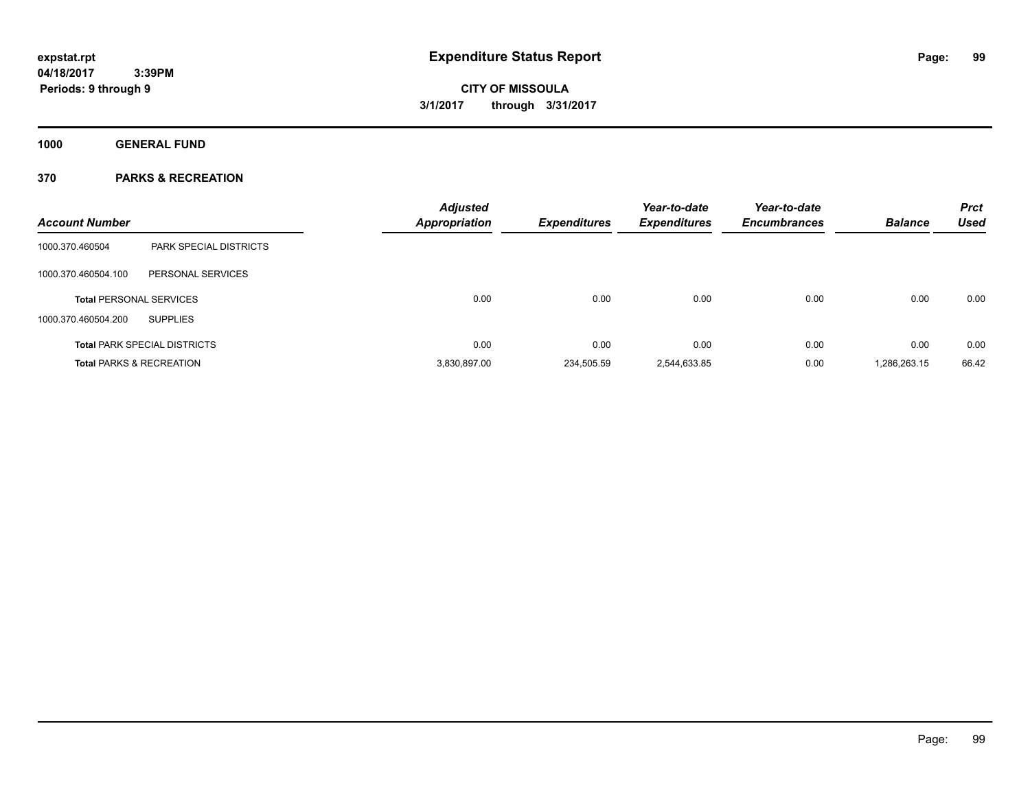expstat.rpt
04/18/2017 3:39PM
Periods: 9 through 9

# Expenditure Status Report

CITY OF MISSOULA

3/1/2017 through 3/31/2017

## 1000 GENERAL FUND

## 370 PARKS & RECREATION

| Account Number | | Adjusted Appropriation | Expenditures | Year-to-date Expenditures | Year-to-date Encumbrances | Balance | Prct Used |
|---|---|---|---|---|---|---|---|
| 1000.370.460504 | PARK SPECIAL DISTRICTS | | | | | | |
| 1000.370.460504.100 | PERSONAL SERVICES | | | | | | |
| **Total** PERSONAL SERVICES | | 0.00 | 0.00 | 0.00 | 0.00 | 0.00 | 0.00 |
| 1000.370.460504.200 | SUPPLIES | | | | | | |
| **Total** PARK SPECIAL DISTRICTS | | 0.00 | 0.00 | 0.00 | 0.00 | 0.00 | 0.00 |
| **Total** PARKS & RECREATION | | 3,830,897.00 | 234,505.59 | 2,544,633.85 | 0.00 | 1,286,263.15 | 66.42 |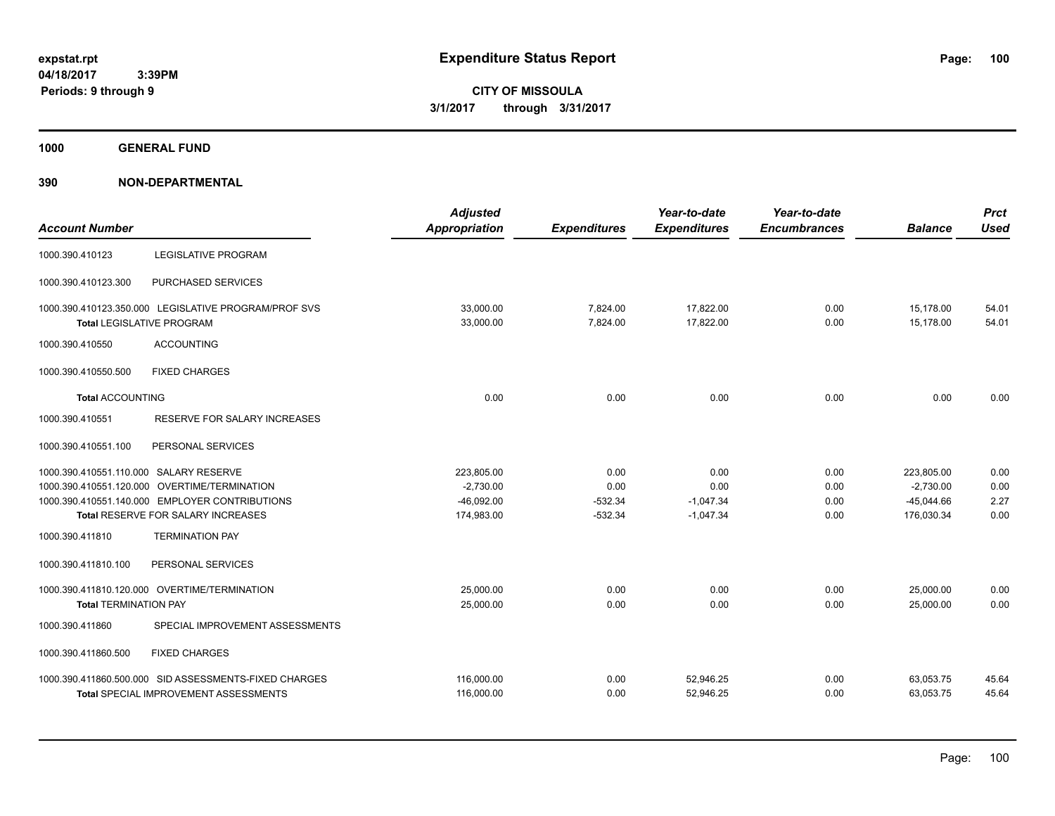# Expenditure Status Report

expstat.rpt
04/18/2017 3:39PM
Periods: 9 through 9

**CITY OF MISSOULA**
**3/1/2017 through 3/31/2017**

## 1000 GENERAL FUND

## 390 NON-DEPARTMENTAL

| Account Number | | Adjusted Appropriation | Expenditures | Year-to-date Expenditures | Year-to-date Encumbrances | Balance | Prct Used |
|---|---|---|---|---|---|---|---|
| 1000.390.410123 | LEGISLATIVE PROGRAM | | | | | | |
| 1000.390.410123.300 | PURCHASED SERVICES | | | | | | |
| 1000.390.410123.350.000 | LEGISLATIVE PROGRAM/PROF SVS | 33,000.00 | 7,824.00 | 17,822.00 | 0.00 | 15,178.00 | 54.01 |
| **Total** LEGISLATIVE PROGRAM | | 33,000.00 | 7,824.00 | 17,822.00 | 0.00 | 15,178.00 | 54.01 |
| 1000.390.410550 | ACCOUNTING | | | | | | |
| 1000.390.410550.500 | FIXED CHARGES | | | | | | |
| **Total** ACCOUNTING | | 0.00 | 0.00 | 0.00 | 0.00 | 0.00 | 0.00 |
| 1000.390.410551 | RESERVE FOR SALARY INCREASES | | | | | | |
| 1000.390.410551.100 | PERSONAL SERVICES | | | | | | |
| 1000.390.410551.110.000 | SALARY RESERVE | 223,805.00 | 0.00 | 0.00 | 0.00 | 223,805.00 | 0.00 |
| 1000.390.410551.120.000 | OVERTIME/TERMINATION | -2,730.00 | 0.00 | 0.00 | 0.00 | -2,730.00 | 0.00 |
| 1000.390.410551.140.000 | EMPLOYER CONTRIBUTIONS | -46,092.00 | -532.34 | -1,047.34 | 0.00 | -45,044.66 | 2.27 |
| **Total** RESERVE FOR SALARY INCREASES | | 174,983.00 | -532.34 | -1,047.34 | 0.00 | 176,030.34 | 0.00 |
| 1000.390.411810 | TERMINATION PAY | | | | | | |
| 1000.390.411810.100 | PERSONAL SERVICES | | | | | | |
| 1000.390.411810.120.000 | OVERTIME/TERMINATION | 25,000.00 | 0.00 | 0.00 | 0.00 | 25,000.00 | 0.00 |
| **Total** TERMINATION PAY | | 25,000.00 | 0.00 | 0.00 | 0.00 | 25,000.00 | 0.00 |
| 1000.390.411860 | SPECIAL IMPROVEMENT ASSESSMENTS | | | | | | |
| 1000.390.411860.500 | FIXED CHARGES | | | | | | |
| 1000.390.411860.500.000 | SID ASSESSMENTS-FIXED CHARGES | 116,000.00 | 0.00 | 52,946.25 | 0.00 | 63,053.75 | 45.64 |
| **Total** SPECIAL IMPROVEMENT ASSESSMENTS | | 116,000.00 | 0.00 | 52,946.25 | 0.00 | 63,053.75 | 45.64 |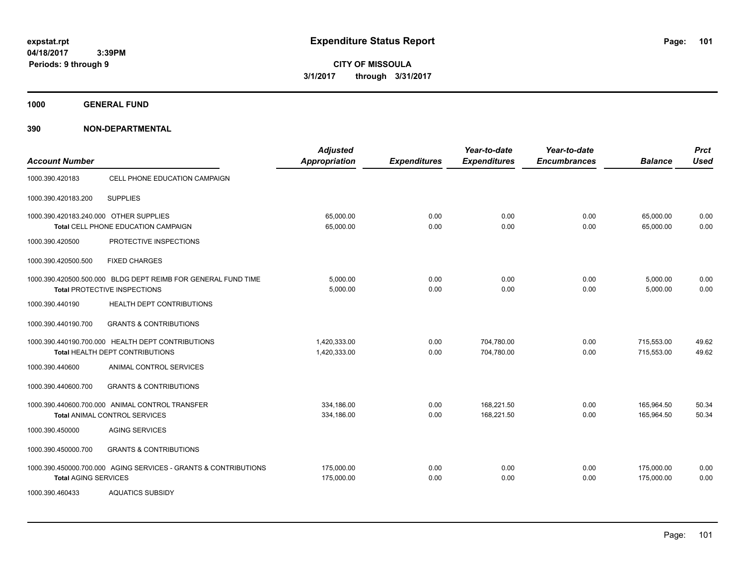# Expenditure Status Report

**CITY OF MISSOULA**
**3/1/2017 through 3/31/2017**

expstat.rpt
04/18/2017 3:39PM
Periods: 9 through 9

**1000 GENERAL FUND**

**390 NON-DEPARTMENTAL**

| Account Number | | Adjusted Appropriation | Expenditures | Year-to-date Expenditures | Year-to-date Encumbrances | Balance | Prct Used |
|---|---|---|---|---|---|---|---|
| 1000.390.420183 | CELL PHONE EDUCATION CAMPAIGN | | | | | | |
| 1000.390.420183.200 | SUPPLIES | | | | | | |
| 1000.390.420183.240.000 | OTHER SUPPLIES | 65,000.00 | 0.00 | 0.00 | 0.00 | 65,000.00 | 0.00 |
| | **Total** CELL PHONE EDUCATION CAMPAIGN | 65,000.00 | 0.00 | 0.00 | 0.00 | 65,000.00 | 0.00 |
| 1000.390.420500 | PROTECTIVE INSPECTIONS | | | | | | |
| 1000.390.420500.500 | FIXED CHARGES | | | | | | |
| 1000.390.420500.500.000 | BLDG DEPT REIMB FOR GENERAL FUND TIME | 5,000.00 | 0.00 | 0.00 | 0.00 | 5,000.00 | 0.00 |
| | **Total** PROTECTIVE INSPECTIONS | 5,000.00 | 0.00 | 0.00 | 0.00 | 5,000.00 | 0.00 |
| 1000.390.440190 | HEALTH DEPT CONTRIBUTIONS | | | | | | |
| 1000.390.440190.700 | GRANTS & CONTRIBUTIONS | | | | | | |
| 1000.390.440190.700.000 | HEALTH DEPT CONTRIBUTIONS | 1,420,333.00 | 0.00 | 704,780.00 | 0.00 | 715,553.00 | 49.62 |
| | **Total** HEALTH DEPT CONTRIBUTIONS | 1,420,333.00 | 0.00 | 704,780.00 | 0.00 | 715,553.00 | 49.62 |
| 1000.390.440600 | ANIMAL CONTROL SERVICES | | | | | | |
| 1000.390.440600.700 | GRANTS & CONTRIBUTIONS | | | | | | |
| 1000.390.440600.700.000 | ANIMAL CONTROL TRANSFER | 334,186.00 | 0.00 | 168,221.50 | 0.00 | 165,964.50 | 50.34 |
| | **Total** ANIMAL CONTROL SERVICES | 334,186.00 | 0.00 | 168,221.50 | 0.00 | 165,964.50 | 50.34 |
| 1000.390.450000 | AGING SERVICES | | | | | | |
| 1000.390.450000.700 | GRANTS & CONTRIBUTIONS | | | | | | |
| 1000.390.450000.700.000 | AGING SERVICES - GRANTS & CONTRIBUTIONS | 175,000.00 | 0.00 | 0.00 | 0.00 | 175,000.00 | 0.00 |
| | **Total** AGING SERVICES | 175,000.00 | 0.00 | 0.00 | 0.00 | 175,000.00 | 0.00 |
| 1000.390.460433 | AQUATICS SUBSIDY | | | | | | |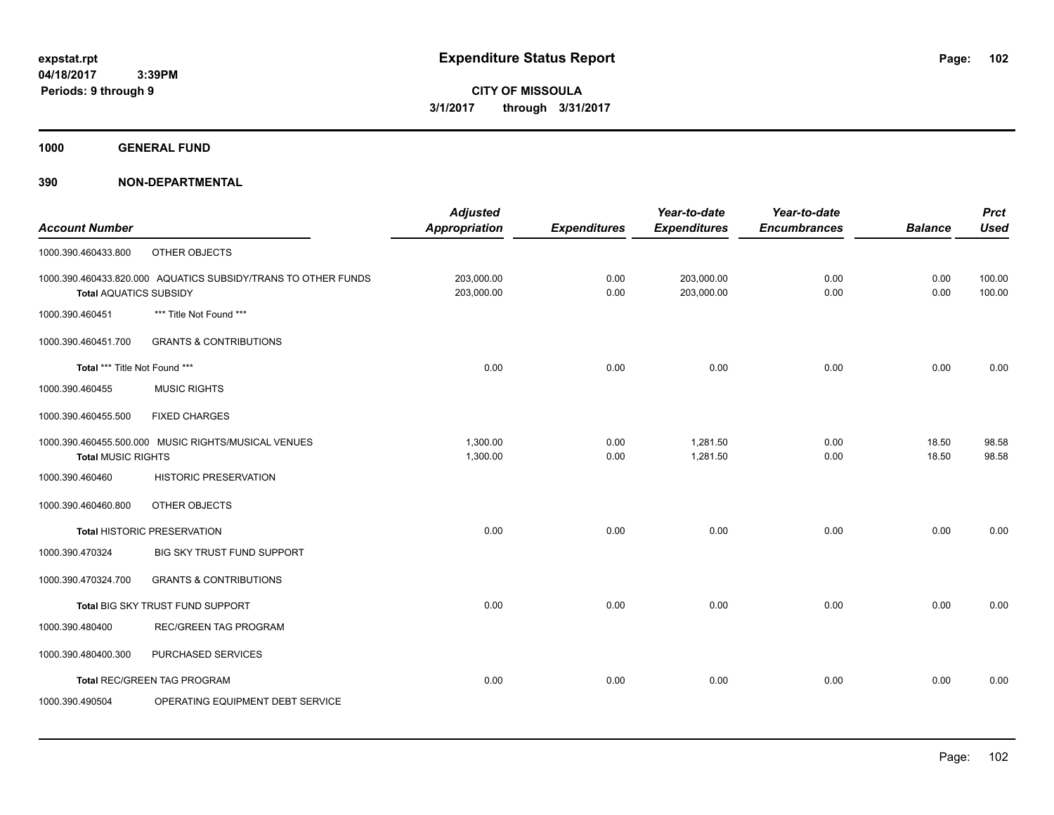**expstat.rpt**
**04/18/2017 3:39PM**
**Periods: 9 through 9**

# Expenditure Status Report

**CITY OF MISSOULA**
**3/1/2017 through 3/31/2017**

## 1000 GENERAL FUND

## 390 NON-DEPARTMENTAL

| Account Number | | Adjusted Appropriation | Expenditures | Year-to-date Expenditures | Year-to-date Encumbrances | Balance | Prct Used |
|---|---|---|---|---|---|---|---|
| 1000.390.460433.800 | OTHER OBJECTS | | | | | | |
| 1000.390.460433.820.000 | AQUATICS SUBSIDY/TRANS TO OTHER FUNDS | 203,000.00 | 0.00 | 203,000.00 | 0.00 | 0.00 | 100.00 |
| **Total** AQUATICS SUBSIDY | | 203,000.00 | 0.00 | 203,000.00 | 0.00 | 0.00 | 100.00 |
| 1000.390.460451 | *** Title Not Found *** | | | | | | |
| 1000.390.460451.700 | GRANTS & CONTRIBUTIONS | | | | | | |
| **Total** *** Title Not Found *** | | 0.00 | 0.00 | 0.00 | 0.00 | 0.00 | 0.00 |
| 1000.390.460455 | MUSIC RIGHTS | | | | | | |
| 1000.390.460455.500 | FIXED CHARGES | | | | | | |
| 1000.390.460455.500.000 | MUSIC RIGHTS/MUSICAL VENUES | 1,300.00 | 0.00 | 1,281.50 | 0.00 | 18.50 | 98.58 |
| **Total** MUSIC RIGHTS | | 1,300.00 | 0.00 | 1,281.50 | 0.00 | 18.50 | 98.58 |
| 1000.390.460460 | HISTORIC PRESERVATION | | | | | | |
| 1000.390.460460.800 | OTHER OBJECTS | | | | | | |
| **Total** HISTORIC PRESERVATION | | 0.00 | 0.00 | 0.00 | 0.00 | 0.00 | 0.00 |
| 1000.390.470324 | BIG SKY TRUST FUND SUPPORT | | | | | | |
| 1000.390.470324.700 | GRANTS & CONTRIBUTIONS | | | | | | |
| **Total** BIG SKY TRUST FUND SUPPORT | | 0.00 | 0.00 | 0.00 | 0.00 | 0.00 | 0.00 |
| 1000.390.480400 | REC/GREEN TAG PROGRAM | | | | | | |
| 1000.390.480400.300 | PURCHASED SERVICES | | | | | | |
| **Total** REC/GREEN TAG PROGRAM | | 0.00 | 0.00 | 0.00 | 0.00 | 0.00 | 0.00 |
| 1000.390.490504 | OPERATING EQUIPMENT DEBT SERVICE | | | | | | |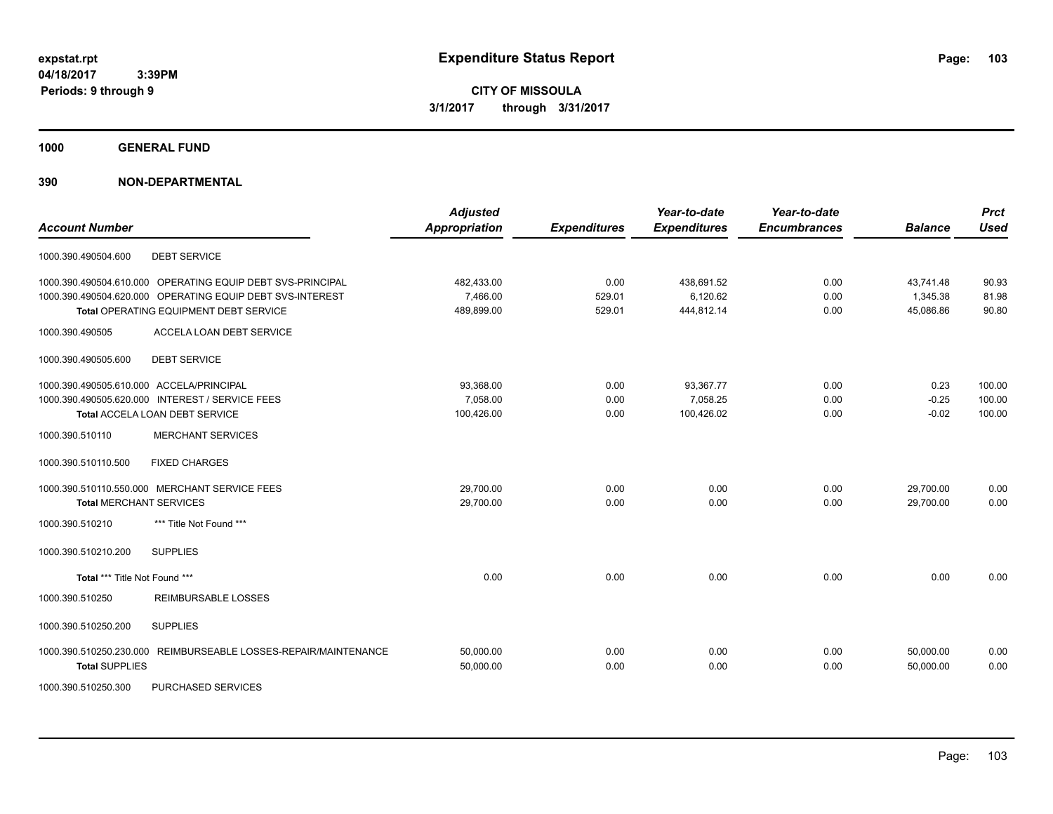**expstat.rpt**
**04/18/2017 3:39PM**
**Periods: 9 through 9**

# Expenditure Status Report

**CITY OF MISSOULA**
**3/1/2017 through 3/31/2017**

## 1000 GENERAL FUND

## 390 NON-DEPARTMENTAL

| Account Number | | Adjusted Appropriation | Expenditures | Year-to-date Expenditures | Year-to-date Encumbrances | Balance | Prct Used |
|---|---|---|---|---|---|---|---|
| 1000.390.490504.600 | DEBT SERVICE | | | | | | |
| 1000.390.490504.610.000 | OPERATING EQUIP DEBT SVS-PRINCIPAL | 482,433.00 | 0.00 | 438,691.52 | 0.00 | 43,741.48 | 90.93 |
| 1000.390.490504.620.000 | OPERATING EQUIP DEBT SVS-INTEREST | 7,466.00 | 529.01 | 6,120.62 | 0.00 | 1,345.38 | 81.98 |
| **Total** OPERATING EQUIPMENT DEBT SERVICE | | 489,899.00 | 529.01 | 444,812.14 | 0.00 | 45,086.86 | 90.80 |
| 1000.390.490505 | ACCELA LOAN DEBT SERVICE | | | | | | |
| 1000.390.490505.600 | DEBT SERVICE | | | | | | |
| 1000.390.490505.610.000 | ACCELA/PRINCIPAL | 93,368.00 | 0.00 | 93,367.77 | 0.00 | 0.23 | 100.00 |
| 1000.390.490505.620.000 | INTEREST / SERVICE FEES | 7,058.00 | 0.00 | 7,058.25 | 0.00 | -0.25 | 100.00 |
| **Total** ACCELA LOAN DEBT SERVICE | | 100,426.00 | 0.00 | 100,426.02 | 0.00 | -0.02 | 100.00 |
| 1000.390.510110 | MERCHANT SERVICES | | | | | | |
| 1000.390.510110.500 | FIXED CHARGES | | | | | | |
| 1000.390.510110.550.000 | MERCHANT SERVICE FEES | 29,700.00 | 0.00 | 0.00 | 0.00 | 29,700.00 | 0.00 |
| **Total** MERCHANT SERVICES | | 29,700.00 | 0.00 | 0.00 | 0.00 | 29,700.00 | 0.00 |
| 1000.390.510210 | *** Title Not Found *** | | | | | | |
| 1000.390.510210.200 | SUPPLIES | | | | | | |
| **Total** *** Title Not Found *** | | 0.00 | 0.00 | 0.00 | 0.00 | 0.00 | 0.00 |
| 1000.390.510250 | REIMBURSABLE LOSSES | | | | | | |
| 1000.390.510250.200 | SUPPLIES | | | | | | |
| 1000.390.510250.230.000 | REIMBURSEABLE LOSSES-REPAIR/MAINTENANCE | 50,000.00 | 0.00 | 0.00 | 0.00 | 50,000.00 | 0.00 |
| **Total** SUPPLIES | | 50,000.00 | 0.00 | 0.00 | 0.00 | 50,000.00 | 0.00 |
| 1000.390.510250.300 | PURCHASED SERVICES | | | | | | |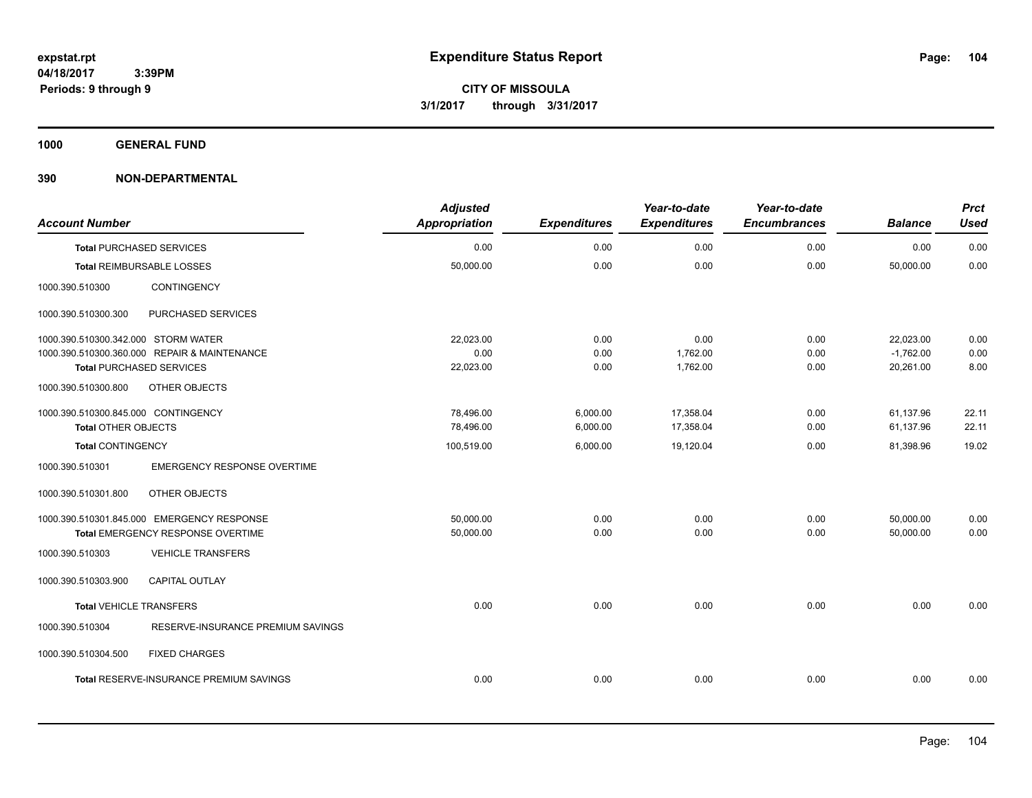# Expenditure Status Report

**CITY OF MISSOULA**
**3/1/2017 through 3/31/2017**

expstat.rpt
04/18/2017 3:39PM
Periods: 9 through 9

## 1000 GENERAL FUND

## 390 NON-DEPARTMENTAL

| Account Number | | Adjusted Appropriation | Expenditures | Year-to-date Expenditures | Year-to-date Encumbrances | Balance | Prct Used |
|---|---|---|---|---|---|---|---|
| **Total** PURCHASED SERVICES | | 0.00 | 0.00 | 0.00 | 0.00 | 0.00 | 0.00 |
| **Total** REIMBURSABLE LOSSES | | 50,000.00 | 0.00 | 0.00 | 0.00 | 50,000.00 | 0.00 |
| 1000.390.510300 | CONTINGENCY | | | | | | |
| 1000.390.510300.300 | PURCHASED SERVICES | | | | | | |
| 1000.390.510300.342.000 | STORM WATER | 22,023.00 | 0.00 | 0.00 | 0.00 | 22,023.00 | 0.00 |
| 1000.390.510300.360.000 | REPAIR & MAINTENANCE | 0.00 | 0.00 | 1,762.00 | 0.00 | -1,762.00 | 0.00 |
| **Total** PURCHASED SERVICES | | 22,023.00 | 0.00 | 1,762.00 | 0.00 | 20,261.00 | 8.00 |
| 1000.390.510300.800 | OTHER OBJECTS | | | | | | |
| 1000.390.510300.845.000 | CONTINGENCY | 78,496.00 | 6,000.00 | 17,358.04 | 0.00 | 61,137.96 | 22.11 |
| **Total** OTHER OBJECTS | | 78,496.00 | 6,000.00 | 17,358.04 | 0.00 | 61,137.96 | 22.11 |
| **Total** CONTINGENCY | | 100,519.00 | 6,000.00 | 19,120.04 | 0.00 | 81,398.96 | 19.02 |
| 1000.390.510301 | EMERGENCY RESPONSE OVERTIME | | | | | | |
| 1000.390.510301.800 | OTHER OBJECTS | | | | | | |
| 1000.390.510301.845.000 | EMERGENCY RESPONSE | 50,000.00 | 0.00 | 0.00 | 0.00 | 50,000.00 | 0.00 |
| **Total** EMERGENCY RESPONSE OVERTIME | | 50,000.00 | 0.00 | 0.00 | 0.00 | 50,000.00 | 0.00 |
| 1000.390.510303 | VEHICLE TRANSFERS | | | | | | |
| 1000.390.510303.900 | CAPITAL OUTLAY | | | | | | |
| **Total** VEHICLE TRANSFERS | | 0.00 | 0.00 | 0.00 | 0.00 | 0.00 | 0.00 |
| 1000.390.510304 | RESERVE-INSURANCE PREMIUM SAVINGS | | | | | | |
| 1000.390.510304.500 | FIXED CHARGES | | | | | | |
| **Total** RESERVE-INSURANCE PREMIUM SAVINGS | | 0.00 | 0.00 | 0.00 | 0.00 | 0.00 | 0.00 |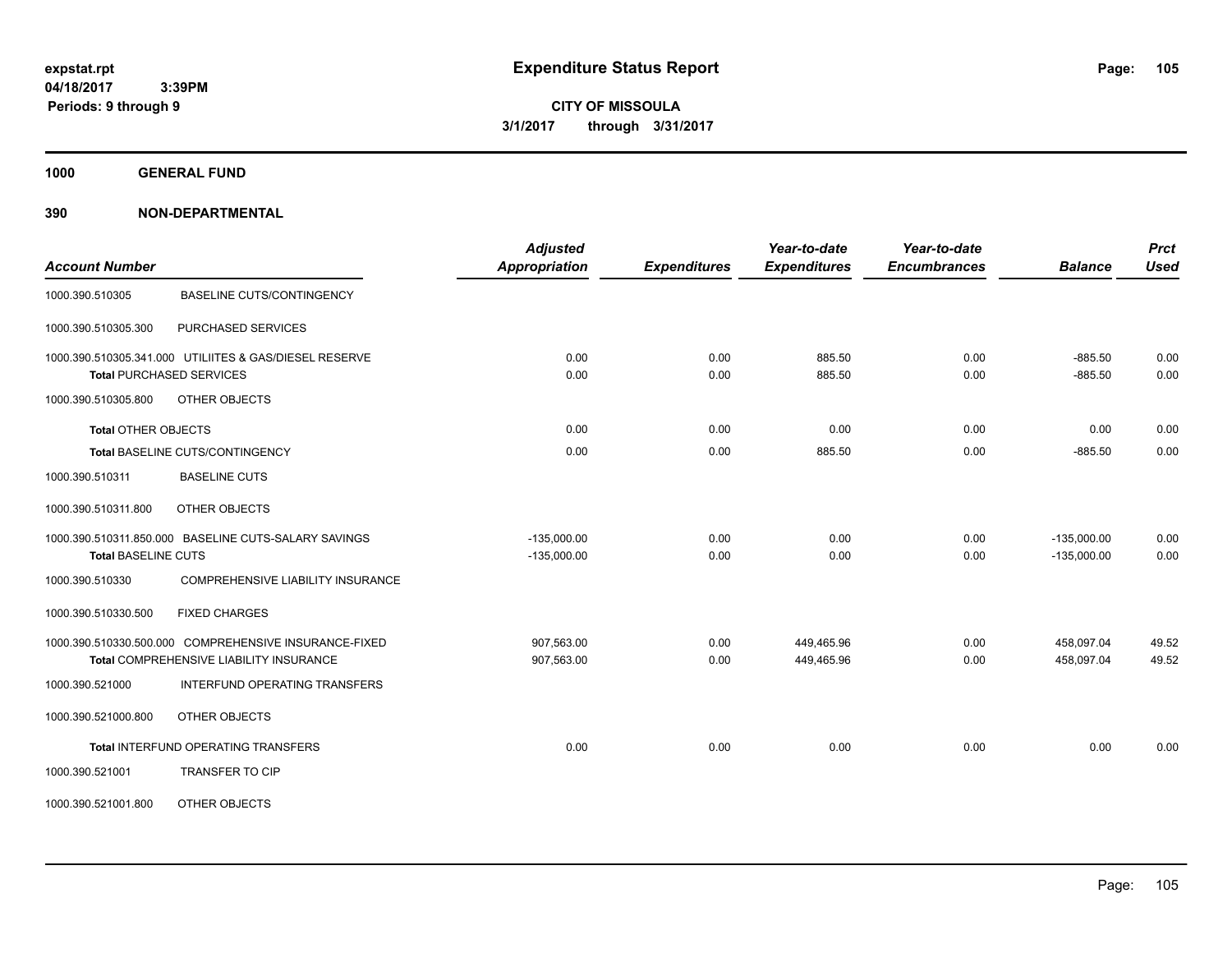**expstat.rpt**
**04/18/2017 3:39PM**
**Periods: 9 through 9**

# Expenditure Status Report

**CITY OF MISSOULA**
**3/1/2017 through 3/31/2017**

## 1000 GENERAL FUND

## 390 NON-DEPARTMENTAL

| Account Number | | Adjusted Appropriation | Expenditures | Year-to-date Expenditures | Year-to-date Encumbrances | Balance | Prct Used |
|---|---|---|---|---|---|---|---|
| 1000.390.510305 | BASELINE CUTS/CONTINGENCY | | | | | | |
| 1000.390.510305.300 | PURCHASED SERVICES | | | | | | |
| 1000.390.510305.341.000 | UTILIITES & GAS/DIESEL RESERVE | 0.00 | 0.00 | 885.50 | 0.00 | -885.50 | 0.00 |
| **Total** PURCHASED SERVICES | | 0.00 | 0.00 | 885.50 | 0.00 | -885.50 | 0.00 |
| 1000.390.510305.800 | OTHER OBJECTS | | | | | | |
| **Total** OTHER OBJECTS | | 0.00 | 0.00 | 0.00 | 0.00 | 0.00 | 0.00 |
| **Total** BASELINE CUTS/CONTINGENCY | | 0.00 | 0.00 | 885.50 | 0.00 | -885.50 | 0.00 |
| 1000.390.510311 | BASELINE CUTS | | | | | | |
| 1000.390.510311.800 | OTHER OBJECTS | | | | | | |
| 1000.390.510311.850.000 | BASELINE CUTS-SALARY SAVINGS | -135,000.00 | 0.00 | 0.00 | 0.00 | -135,000.00 | 0.00 |
| **Total** BASELINE CUTS | | -135,000.00 | 0.00 | 0.00 | 0.00 | -135,000.00 | 0.00 |
| 1000.390.510330 | COMPREHENSIVE LIABILITY INSURANCE | | | | | | |
| 1000.390.510330.500 | FIXED CHARGES | | | | | | |
| 1000.390.510330.500.000 | COMPREHENSIVE INSURANCE-FIXED | 907,563.00 | 0.00 | 449,465.96 | 0.00 | 458,097.04 | 49.52 |
| **Total** COMPREHENSIVE LIABILITY INSURANCE | | 907,563.00 | 0.00 | 449,465.96 | 0.00 | 458,097.04 | 49.52 |
| 1000.390.521000 | INTERFUND OPERATING TRANSFERS | | | | | | |
| 1000.390.521000.800 | OTHER OBJECTS | | | | | | |
| **Total** INTERFUND OPERATING TRANSFERS | | 0.00 | 0.00 | 0.00 | 0.00 | 0.00 | 0.00 |
| 1000.390.521001 | TRANSFER TO CIP | | | | | | |
| 1000.390.521001.800 | OTHER OBJECTS | | | | | | |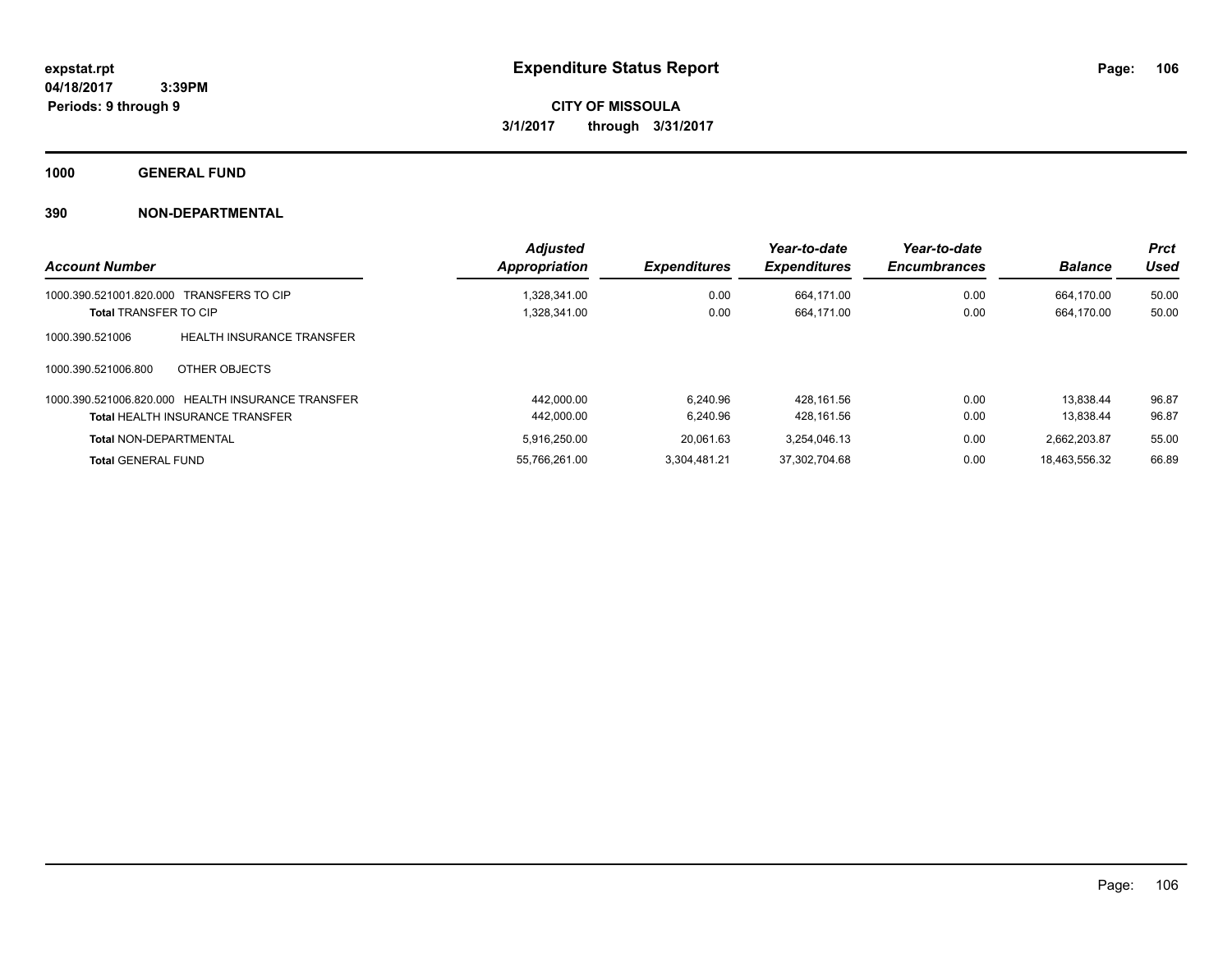**expstat.rpt**
**04/18/2017 3:39PM**
**Periods: 9 through 9**

# Expenditure Status Report

**CITY OF MISSOULA**
**3/1/2017 through 3/31/2017**

## 1000 GENERAL FUND

### 390 NON-DEPARTMENTAL

| Account Number | Adjusted Appropriation | Expenditures | Year-to-date Expenditures | Year-to-date Encumbrances | Balance | Prct Used |
|---|---|---|---|---|---|---|
| 1000.390.521001.820.000 TRANSFERS TO CIP | 1,328,341.00 | 0.00 | 664,171.00 | 0.00 | 664,170.00 | 50.00 |
| **Total** TRANSFER TO CIP | 1,328,341.00 | 0.00 | 664,171.00 | 0.00 | 664,170.00 | 50.00 |
| 1000.390.521006 HEALTH INSURANCE TRANSFER | | | | | | |
| 1000.390.521006.800 OTHER OBJECTS | | | | | | |
| 1000.390.521006.820.000 HEALTH INSURANCE TRANSFER | 442,000.00 | 6,240.96 | 428,161.56 | 0.00 | 13,838.44 | 96.87 |
| **Total** HEALTH INSURANCE TRANSFER | 442,000.00 | 6,240.96 | 428,161.56 | 0.00 | 13,838.44 | 96.87 |
| **Total** NON-DEPARTMENTAL | 5,916,250.00 | 20,061.63 | 3,254,046.13 | 0.00 | 2,662,203.87 | 55.00 |
| **Total** GENERAL FUND | 55,766,261.00 | 3,304,481.21 | 37,302,704.68 | 0.00 | 18,463,556.32 | 66.89 |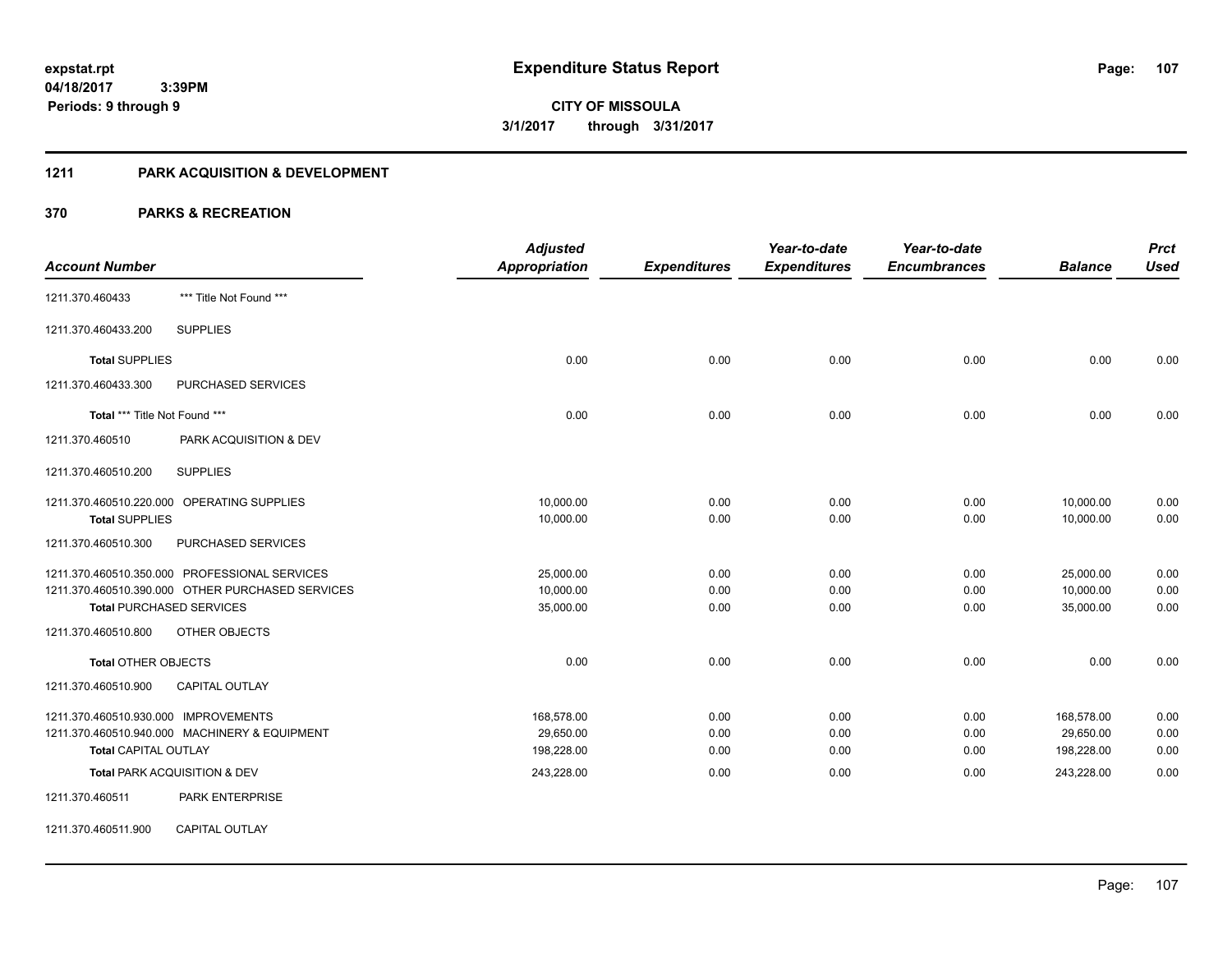# Expenditure Status Report

**CITY OF MISSOULA**
**3/1/2017 through 3/31/2017**

expstat.rpt
04/18/2017 3:39PM
Periods: 9 through 9

## 1211 PARK ACQUISITION & DEVELOPMENT

## 370 PARKS & RECREATION

| Account Number | | Adjusted Appropriation | Expenditures | Year-to-date Expenditures | Year-to-date Encumbrances | Balance | Prct Used |
|---|---|---|---|---|---|---|---|
| 1211.370.460433 | *** Title Not Found *** | | | | | | |
| 1211.370.460433.200 | SUPPLIES | | | | | | |
| **Total** SUPPLIES | | 0.00 | 0.00 | 0.00 | 0.00 | 0.00 | 0.00 |
| 1211.370.460433.300 | PURCHASED SERVICES | | | | | | |
| **Total** *** Title Not Found *** | | 0.00 | 0.00 | 0.00 | 0.00 | 0.00 | 0.00 |
| 1211.370.460510 | PARK ACQUISITION & DEV | | | | | | |
| 1211.370.460510.200 | SUPPLIES | | | | | | |
| 1211.370.460510.220.000 | OPERATING SUPPLIES | 10,000.00 | 0.00 | 0.00 | 0.00 | 10,000.00 | 0.00 |
| **Total** SUPPLIES | | 10,000.00 | 0.00 | 0.00 | 0.00 | 10,000.00 | 0.00 |
| 1211.370.460510.300 | PURCHASED SERVICES | | | | | | |
| 1211.370.460510.350.000 | PROFESSIONAL SERVICES | 25,000.00 | 0.00 | 0.00 | 0.00 | 25,000.00 | 0.00 |
| 1211.370.460510.390.000 | OTHER PURCHASED SERVICES | 10,000.00 | 0.00 | 0.00 | 0.00 | 10,000.00 | 0.00 |
| **Total** PURCHASED SERVICES | | 35,000.00 | 0.00 | 0.00 | 0.00 | 35,000.00 | 0.00 |
| 1211.370.460510.800 | OTHER OBJECTS | | | | | | |
| **Total** OTHER OBJECTS | | 0.00 | 0.00 | 0.00 | 0.00 | 0.00 | 0.00 |
| 1211.370.460510.900 | CAPITAL OUTLAY | | | | | | |
| 1211.370.460510.930.000 | IMPROVEMENTS | 168,578.00 | 0.00 | 0.00 | 0.00 | 168,578.00 | 0.00 |
| 1211.370.460510.940.000 | MACHINERY & EQUIPMENT | 29,650.00 | 0.00 | 0.00 | 0.00 | 29,650.00 | 0.00 |
| **Total** CAPITAL OUTLAY | | 198,228.00 | 0.00 | 0.00 | 0.00 | 198,228.00 | 0.00 |
| **Total** PARK ACQUISITION & DEV | | 243,228.00 | 0.00 | 0.00 | 0.00 | 243,228.00 | 0.00 |
| 1211.370.460511 | PARK ENTERPRISE | | | | | | |
| 1211.370.460511.900 | CAPITAL OUTLAY | | | | | | |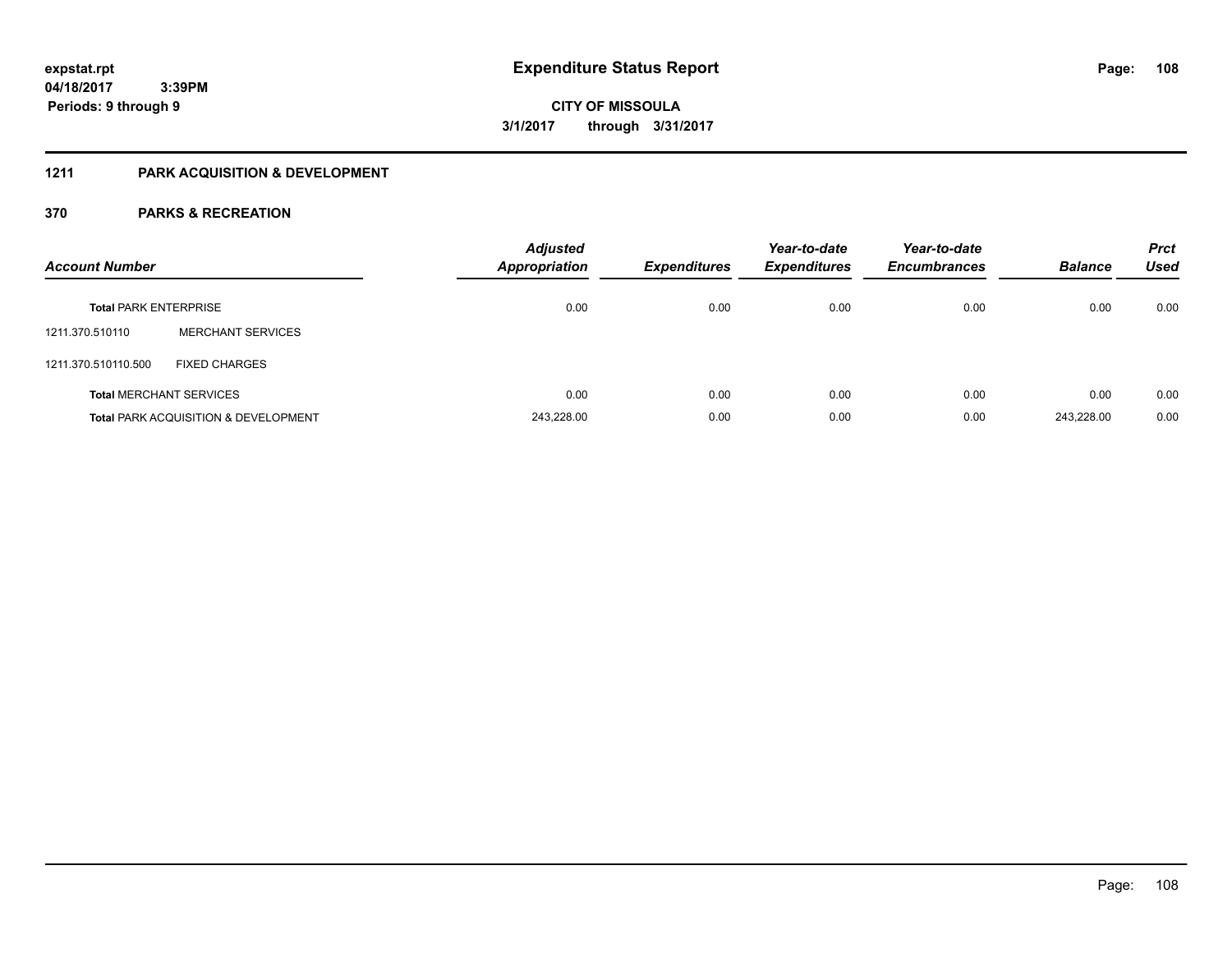expstat.rpt
04/18/2017 3:39PM
Periods: 9 through 9

# Expenditure Status Report

CITY OF MISSOULA
3/1/2017 through 3/31/2017

## 1211 PARK ACQUISITION & DEVELOPMENT

### 370 PARKS & RECREATION

| Account Number | | Adjusted Appropriation | Expenditures | Year-to-date Expenditures | Year-to-date Encumbrances | Balance | Prct Used |
|---|---|---|---|---|---|---|---|
| **Total** PARK ENTERPRISE | | 0.00 | 0.00 | 0.00 | 0.00 | 0.00 | 0.00 |
| 1211.370.510110 | MERCHANT SERVICES | | | | | | |
| 1211.370.510110.500 | FIXED CHARGES | | | | | | |
| **Total** MERCHANT SERVICES | | 0.00 | 0.00 | 0.00 | 0.00 | 0.00 | 0.00 |
| **Total** PARK ACQUISITION & DEVELOPMENT | | 243,228.00 | 0.00 | 0.00 | 0.00 | 243,228.00 | 0.00 |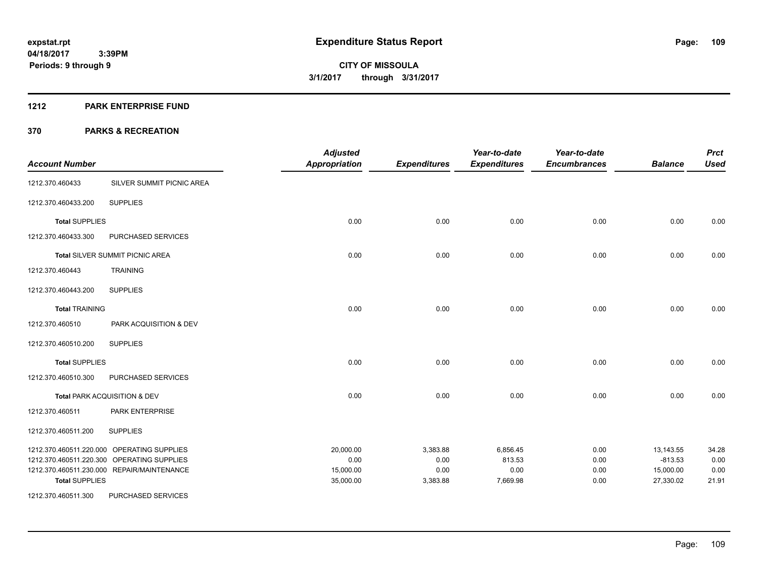expstat.rpt
04/18/2017 3:39PM
Periods: 9 through 9

# Expenditure Status Report

**CITY OF MISSOULA**
**3/1/2017 through 3/31/2017**

## 1212 PARK ENTERPRISE FUND

## 370 PARKS & RECREATION

| Account Number | | Adjusted Appropriation | Expenditures | Year-to-date Expenditures | Year-to-date Encumbrances | Balance | Prct Used |
|---|---|---|---|---|---|---|---|
| 1212.370.460433 | SILVER SUMMIT PICNIC AREA | | | | | | |
| 1212.370.460433.200 | SUPPLIES | | | | | | |
| **Total** SUPPLIES | | 0.00 | 0.00 | 0.00 | 0.00 | 0.00 | 0.00 |
| 1212.370.460433.300 | PURCHASED SERVICES | | | | | | |
| **Total** SILVER SUMMIT PICNIC AREA | | 0.00 | 0.00 | 0.00 | 0.00 | 0.00 | 0.00 |
| 1212.370.460443 | TRAINING | | | | | | |
| 1212.370.460443.200 | SUPPLIES | | | | | | |
| **Total** TRAINING | | 0.00 | 0.00 | 0.00 | 0.00 | 0.00 | 0.00 |
| 1212.370.460510 | PARK ACQUISITION & DEV | | | | | | |
| 1212.370.460510.200 | SUPPLIES | | | | | | |
| **Total** SUPPLIES | | 0.00 | 0.00 | 0.00 | 0.00 | 0.00 | 0.00 |
| 1212.370.460510.300 | PURCHASED SERVICES | | | | | | |
| **Total** PARK ACQUISITION & DEV | | 0.00 | 0.00 | 0.00 | 0.00 | 0.00 | 0.00 |
| 1212.370.460511 | PARK ENTERPRISE | | | | | | |
| 1212.370.460511.200 | SUPPLIES | | | | | | |
| 1212.370.460511.220.000 | OPERATING SUPPLIES | 20,000.00 | 3,383.88 | 6,856.45 | 0.00 | 13,143.55 | 34.28 |
| 1212.370.460511.220.300 | OPERATING SUPPLIES | 0.00 | 0.00 | 813.53 | 0.00 | -813.53 | 0.00 |
| 1212.370.460511.230.000 | REPAIR/MAINTENANCE | 15,000.00 | 0.00 | 0.00 | 0.00 | 15,000.00 | 0.00 |
| **Total** SUPPLIES | | 35,000.00 | 3,383.88 | 7,669.98 | 0.00 | 27,330.02 | 21.91 |
| 1212.370.460511.300 | PURCHASED SERVICES | | | | | | |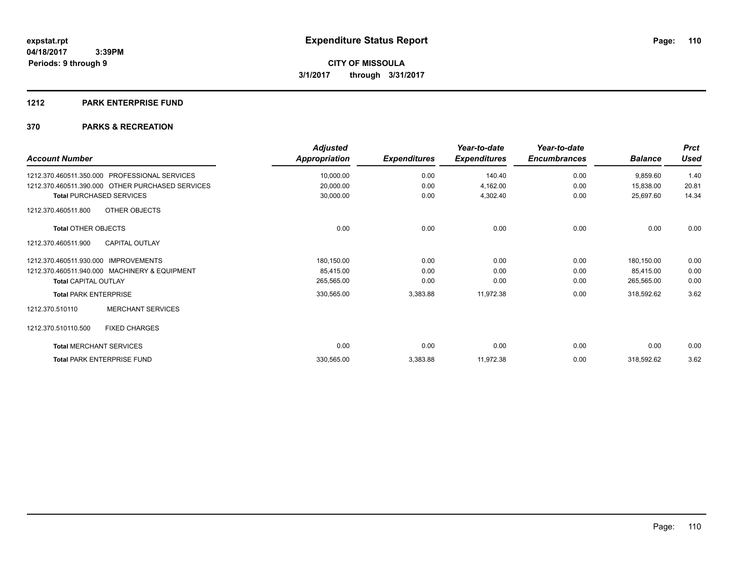**expstat.rpt**
**04/18/2017 3:39PM**
**Periods: 9 through 9**

# Expenditure Status Report

**CITY OF MISSOULA**
**3/1/2017 through 3/31/2017**

## 1212 PARK ENTERPRISE FUND

## 370 PARKS & RECREATION

| Account Number | Adjusted Appropriation | Expenditures | Year-to-date Expenditures | Year-to-date Encumbrances | Balance | Prct Used |
|---|---|---|---|---|---|---|
| 1212.370.460511.350.000 PROFESSIONAL SERVICES | 10,000.00 | 0.00 | 140.40 | 0.00 | 9,859.60 | 1.40 |
| 1212.370.460511.390.000 OTHER PURCHASED SERVICES | 20,000.00 | 0.00 | 4,162.00 | 0.00 | 15,838.00 | 20.81 |
| **Total** PURCHASED SERVICES | 30,000.00 | 0.00 | 4,302.40 | 0.00 | 25,697.60 | 14.34 |
| 1212.370.460511.800 OTHER OBJECTS | | | | | | |
| **Total** OTHER OBJECTS | 0.00 | 0.00 | 0.00 | 0.00 | 0.00 | 0.00 |
| 1212.370.460511.900 CAPITAL OUTLAY | | | | | | |
| 1212.370.460511.930.000 IMPROVEMENTS | 180,150.00 | 0.00 | 0.00 | 0.00 | 180,150.00 | 0.00 |
| 1212.370.460511.940.000 MACHINERY & EQUIPMENT | 85,415.00 | 0.00 | 0.00 | 0.00 | 85,415.00 | 0.00 |
| **Total** CAPITAL OUTLAY | 265,565.00 | 0.00 | 0.00 | 0.00 | 265,565.00 | 0.00 |
| **Total** PARK ENTERPRISE | 330,565.00 | 3,383.88 | 11,972.38 | 0.00 | 318,592.62 | 3.62 |
| 1212.370.510110 MERCHANT SERVICES | | | | | | |
| 1212.370.510110.500 FIXED CHARGES | | | | | | |
| **Total** MERCHANT SERVICES | 0.00 | 0.00 | 0.00 | 0.00 | 0.00 | 0.00 |
| **Total** PARK ENTERPRISE FUND | 330,565.00 | 3,383.88 | 11,972.38 | 0.00 | 318,592.62 | 3.62 |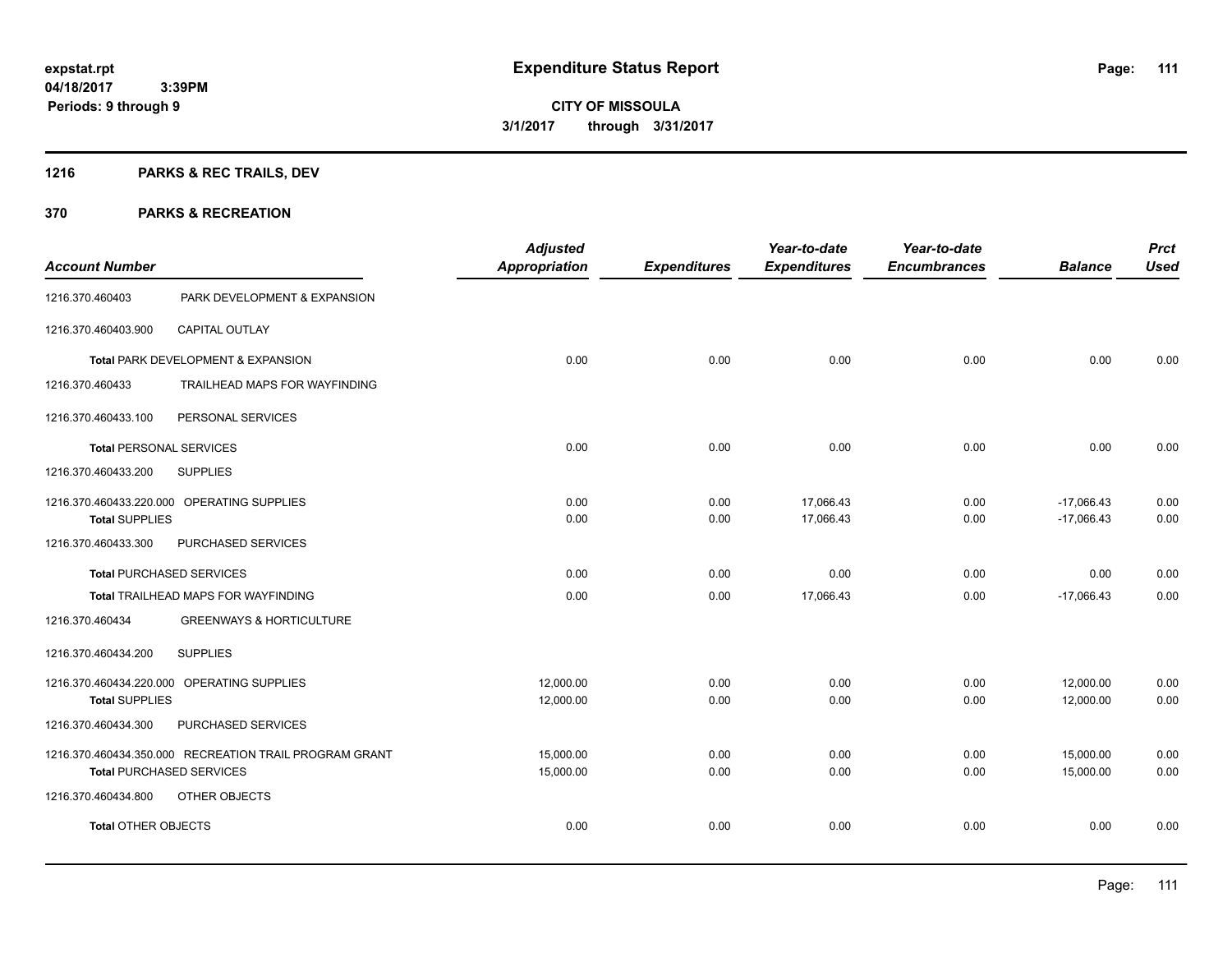**expstat.rpt**
**04/18/2017 3:39PM**
**Periods: 9 through 9**

# Expenditure Status Report

**CITY OF MISSOULA**
**3/1/2017 through 3/31/2017**

## 1216 PARKS & REC TRAILS, DEV

## 370 PARKS & RECREATION

| Account Number | | Adjusted Appropriation | Expenditures | Year-to-date Expenditures | Year-to-date Encumbrances | Balance | Prct Used |
|---|---|---|---|---|---|---|---|
| 1216.370.460403 | PARK DEVELOPMENT & EXPANSION | | | | | | |
| 1216.370.460403.900 | CAPITAL OUTLAY | | | | | | |
| **Total** PARK DEVELOPMENT & EXPANSION | | 0.00 | 0.00 | 0.00 | 0.00 | 0.00 | 0.00 |
| 1216.370.460433 | TRAILHEAD MAPS FOR WAYFINDING | | | | | | |
| 1216.370.460433.100 | PERSONAL SERVICES | | | | | | |
| **Total** PERSONAL SERVICES | | 0.00 | 0.00 | 0.00 | 0.00 | 0.00 | 0.00 |
| 1216.370.460433.200 | SUPPLIES | | | | | | |
| 1216.370.460433.220.000 | OPERATING SUPPLIES | 0.00 | 0.00 | 17,066.43 | 0.00 | -17,066.43 | 0.00 |
| **Total** SUPPLIES | | 0.00 | 0.00 | 17,066.43 | 0.00 | -17,066.43 | 0.00 |
| 1216.370.460433.300 | PURCHASED SERVICES | | | | | | |
| **Total** PURCHASED SERVICES | | 0.00 | 0.00 | 0.00 | 0.00 | 0.00 | 0.00 |
| **Total** TRAILHEAD MAPS FOR WAYFINDING | | 0.00 | 0.00 | 17,066.43 | 0.00 | -17,066.43 | 0.00 |
| 1216.370.460434 | GREENWAYS & HORTICULTURE | | | | | | |
| 1216.370.460434.200 | SUPPLIES | | | | | | |
| 1216.370.460434.220.000 | OPERATING SUPPLIES | 12,000.00 | 0.00 | 0.00 | 0.00 | 12,000.00 | 0.00 |
| **Total** SUPPLIES | | 12,000.00 | 0.00 | 0.00 | 0.00 | 12,000.00 | 0.00 |
| 1216.370.460434.300 | PURCHASED SERVICES | | | | | | |
| 1216.370.460434.350.000 | RECREATION TRAIL PROGRAM GRANT | 15,000.00 | 0.00 | 0.00 | 0.00 | 15,000.00 | 0.00 |
| **Total** PURCHASED SERVICES | | 15,000.00 | 0.00 | 0.00 | 0.00 | 15,000.00 | 0.00 |
| 1216.370.460434.800 | OTHER OBJECTS | | | | | | |
| **Total** OTHER OBJECTS | | 0.00 | 0.00 | 0.00 | 0.00 | 0.00 | 0.00 |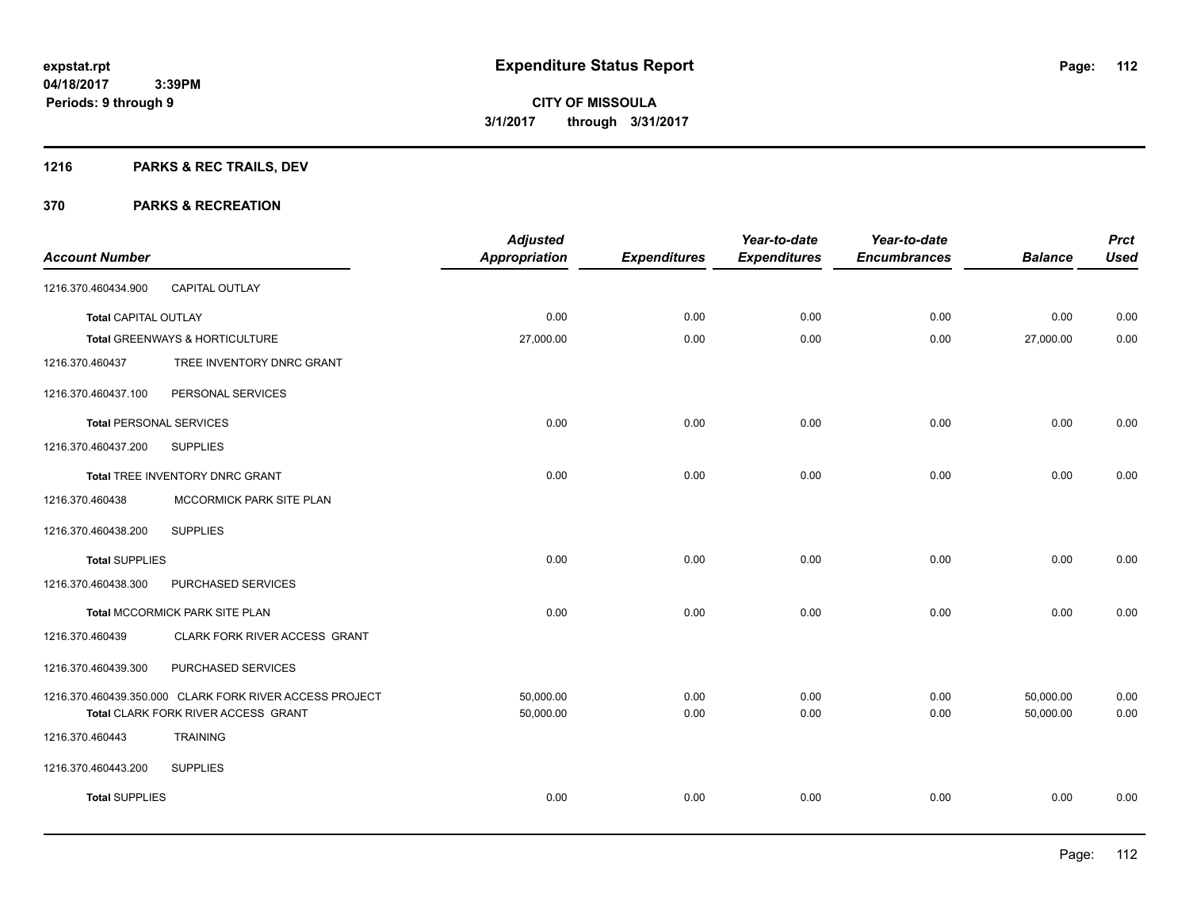**expstat.rpt**
**04/18/2017 3:39PM**
**Periods: 9 through 9**

# Expenditure Status Report

**CITY OF MISSOULA**
**3/1/2017 through 3/31/2017**

## 1216 PARKS & REC TRAILS, DEV

## 370 PARKS & RECREATION

| Account Number | | Adjusted Appropriation | Expenditures | Year-to-date Expenditures | Year-to-date Encumbrances | Balance | Prct Used |
|---|---|---|---|---|---|---|---|
| 1216.370.460434.900 | CAPITAL OUTLAY | | | | | | |
| Total CAPITAL OUTLAY | | 0.00 | 0.00 | 0.00 | 0.00 | 0.00 | 0.00 |
| Total GREENWAYS & HORTICULTURE | | 27,000.00 | 0.00 | 0.00 | 0.00 | 27,000.00 | 0.00 |
| 1216.370.460437 | TREE INVENTORY DNRC GRANT | | | | | | |
| 1216.370.460437.100 | PERSONAL SERVICES | | | | | | |
| Total PERSONAL SERVICES | | 0.00 | 0.00 | 0.00 | 0.00 | 0.00 | 0.00 |
| 1216.370.460437.200 | SUPPLIES | | | | | | |
| Total TREE INVENTORY DNRC GRANT | | 0.00 | 0.00 | 0.00 | 0.00 | 0.00 | 0.00 |
| 1216.370.460438 | MCCORMICK PARK SITE PLAN | | | | | | |
| 1216.370.460438.200 | SUPPLIES | | | | | | |
| Total SUPPLIES | | 0.00 | 0.00 | 0.00 | 0.00 | 0.00 | 0.00 |
| 1216.370.460438.300 | PURCHASED SERVICES | | | | | | |
| Total MCCORMICK PARK SITE PLAN | | 0.00 | 0.00 | 0.00 | 0.00 | 0.00 | 0.00 |
| 1216.370.460439 | CLARK FORK RIVER ACCESS GRANT | | | | | | |
| 1216.370.460439.300 | PURCHASED SERVICES | | | | | | |
| 1216.370.460439.350.000 | CLARK FORK RIVER ACCESS PROJECT | 50,000.00 | 0.00 | 0.00 | 0.00 | 50,000.00 | 0.00 |
| Total CLARK FORK RIVER ACCESS GRANT | | 50,000.00 | 0.00 | 0.00 | 0.00 | 50,000.00 | 0.00 |
| 1216.370.460443 | TRAINING | | | | | | |
| 1216.370.460443.200 | SUPPLIES | | | | | | |
| Total SUPPLIES | | 0.00 | 0.00 | 0.00 | 0.00 | 0.00 | 0.00 |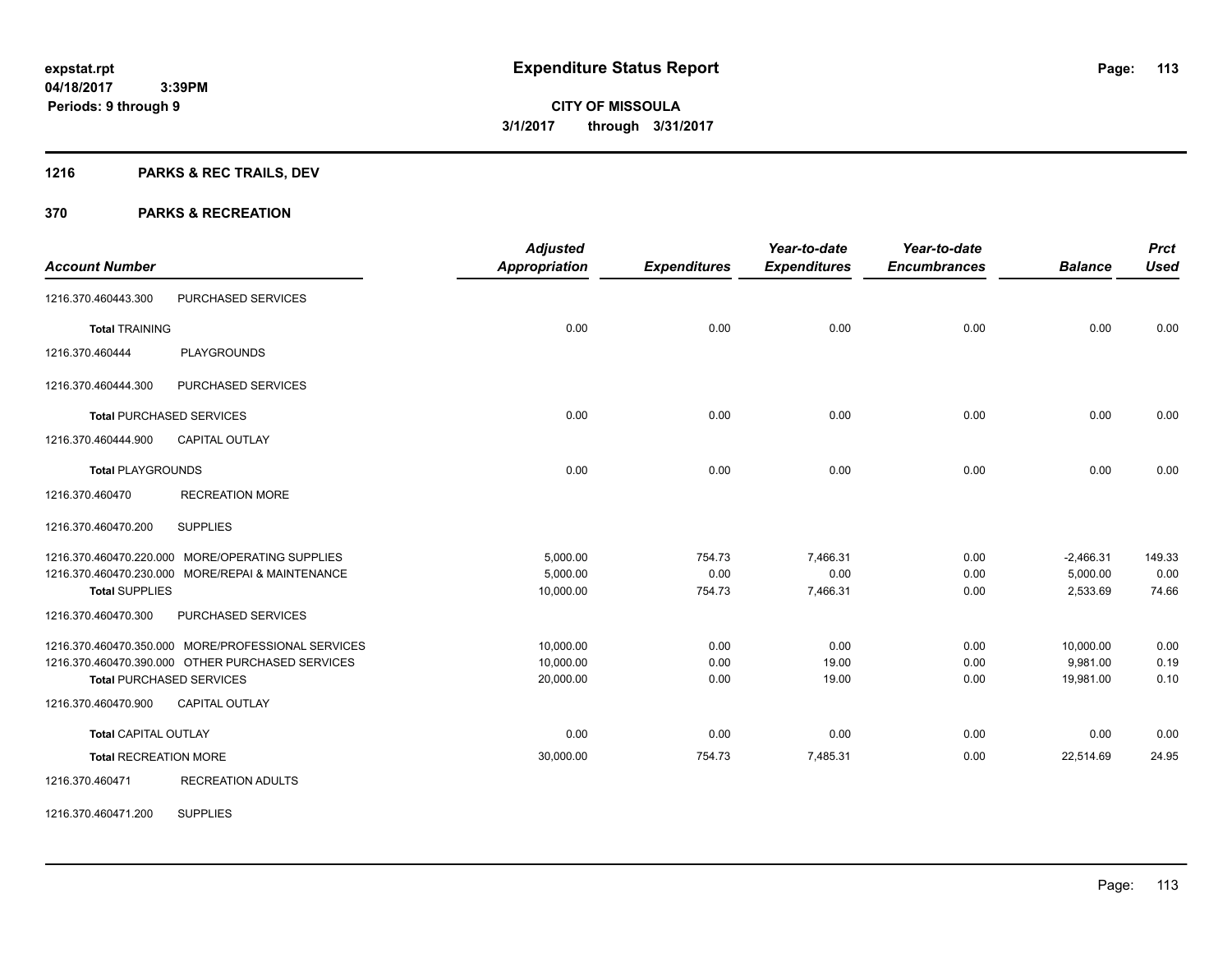# Expenditure Status Report

expstat.rpt
04/18/2017 3:39PM
Periods: 9 through 9

**CITY OF MISSOULA**
**3/1/2017 through 3/31/2017**

## 1216 PARKS & REC TRAILS, DEV

## 370 PARKS & RECREATION

| Account Number | | Adjusted Appropriation | Expenditures | Year-to-date Expenditures | Year-to-date Encumbrances | Balance | Prct Used |
|---|---|---|---|---|---|---|---|
| 1216.370.460443.300 | PURCHASED SERVICES | | | | | | |
| **Total** TRAINING | | 0.00 | 0.00 | 0.00 | 0.00 | 0.00 | 0.00 |
| 1216.370.460444 | PLAYGROUNDS | | | | | | |
| 1216.370.460444.300 | PURCHASED SERVICES | | | | | | |
| **Total** PURCHASED SERVICES | | 0.00 | 0.00 | 0.00 | 0.00 | 0.00 | 0.00 |
| 1216.370.460444.900 | CAPITAL OUTLAY | | | | | | |
| **Total** PLAYGROUNDS | | 0.00 | 0.00 | 0.00 | 0.00 | 0.00 | 0.00 |
| 1216.370.460470 | RECREATION MORE | | | | | | |
| 1216.370.460470.200 | SUPPLIES | | | | | | |
| 1216.370.460470.220.000 | MORE/OPERATING SUPPLIES | 5,000.00 | 754.73 | 7,466.31 | 0.00 | -2,466.31 | 149.33 |
| 1216.370.460470.230.000 | MORE/REPAI & MAINTENANCE | 5,000.00 | 0.00 | 0.00 | 0.00 | 5,000.00 | 0.00 |
| **Total** SUPPLIES | | 10,000.00 | 754.73 | 7,466.31 | 0.00 | 2,533.69 | 74.66 |
| 1216.370.460470.300 | PURCHASED SERVICES | | | | | | |
| 1216.370.460470.350.000 | MORE/PROFESSIONAL SERVICES | 10,000.00 | 0.00 | 0.00 | 0.00 | 10,000.00 | 0.00 |
| 1216.370.460470.390.000 | OTHER PURCHASED SERVICES | 10,000.00 | 0.00 | 19.00 | 0.00 | 9,981.00 | 0.19 |
| **Total** PURCHASED SERVICES | | 20,000.00 | 0.00 | 19.00 | 0.00 | 19,981.00 | 0.10 |
| 1216.370.460470.900 | CAPITAL OUTLAY | | | | | | |
| **Total** CAPITAL OUTLAY | | 0.00 | 0.00 | 0.00 | 0.00 | 0.00 | 0.00 |
| **Total** RECREATION MORE | | 30,000.00 | 754.73 | 7,485.31 | 0.00 | 22,514.69 | 24.95 |
| 1216.370.460471 | RECREATION ADULTS | | | | | | |
| 1216.370.460471.200 | SUPPLIES | | | | | | |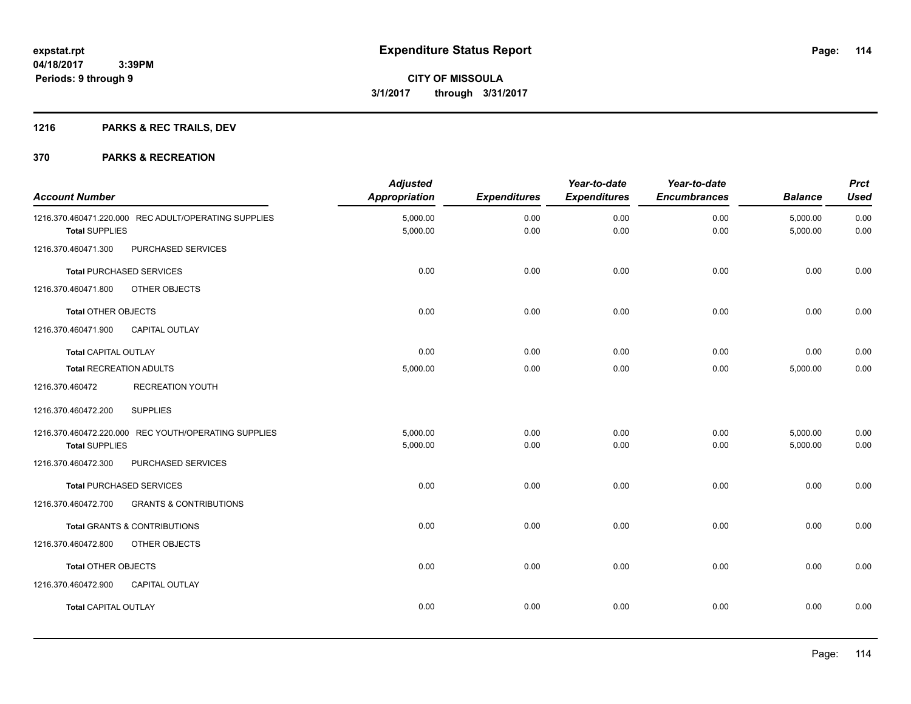**expstat.rpt**
**04/18/2017 3:39PM**
**Periods: 9 through 9**

# Expenditure Status Report

**CITY OF MISSOULA**
**3/1/2017 through 3/31/2017**

## 1216 PARKS & REC TRAILS, DEV

## 370 PARKS & RECREATION

| Account Number | Adjusted Appropriation | Expenditures | Year-to-date Expenditures | Year-to-date Encumbrances | Balance | Prct Used |
|---|---|---|---|---|---|---|
| 1216.370.460471.220.000 REC ADULT/OPERATING SUPPLIES | 5,000.00 | 0.00 | 0.00 | 0.00 | 5,000.00 | 0.00 |
| **Total** SUPPLIES | 5,000.00 | 0.00 | 0.00 | 0.00 | 5,000.00 | 0.00 |
| 1216.370.460471.300 PURCHASED SERVICES | | | | | | |
| **Total** PURCHASED SERVICES | 0.00 | 0.00 | 0.00 | 0.00 | 0.00 | 0.00 |
| 1216.370.460471.800 OTHER OBJECTS | | | | | | |
| **Total** OTHER OBJECTS | 0.00 | 0.00 | 0.00 | 0.00 | 0.00 | 0.00 |
| 1216.370.460471.900 CAPITAL OUTLAY | | | | | | |
| **Total** CAPITAL OUTLAY | 0.00 | 0.00 | 0.00 | 0.00 | 0.00 | 0.00 |
| **Total** RECREATION ADULTS | 5,000.00 | 0.00 | 0.00 | 0.00 | 5,000.00 | 0.00 |
| 1216.370.460472 RECREATION YOUTH | | | | | | |
| 1216.370.460472.200 SUPPLIES | | | | | | |
| 1216.370.460472.220.000 REC YOUTH/OPERATING SUPPLIES | 5,000.00 | 0.00 | 0.00 | 0.00 | 5,000.00 | 0.00 |
| **Total** SUPPLIES | 5,000.00 | 0.00 | 0.00 | 0.00 | 5,000.00 | 0.00 |
| 1216.370.460472.300 PURCHASED SERVICES | | | | | | |
| **Total** PURCHASED SERVICES | 0.00 | 0.00 | 0.00 | 0.00 | 0.00 | 0.00 |
| 1216.370.460472.700 GRANTS & CONTRIBUTIONS | | | | | | |
| **Total** GRANTS & CONTRIBUTIONS | 0.00 | 0.00 | 0.00 | 0.00 | 0.00 | 0.00 |
| 1216.370.460472.800 OTHER OBJECTS | | | | | | |
| **Total** OTHER OBJECTS | 0.00 | 0.00 | 0.00 | 0.00 | 0.00 | 0.00 |
| 1216.370.460472.900 CAPITAL OUTLAY | | | | | | |
| **Total** CAPITAL OUTLAY | 0.00 | 0.00 | 0.00 | 0.00 | 0.00 | 0.00 |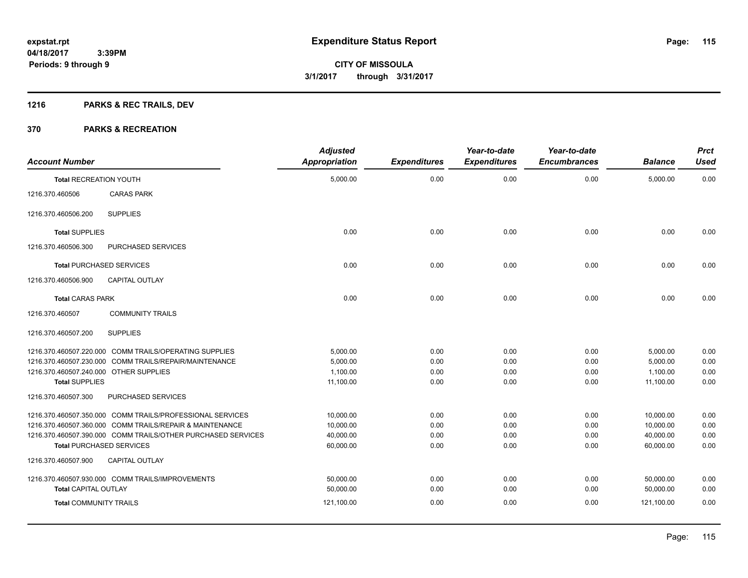expstat.rpt
04/18/2017 3:39PM
Periods: 9 through 9

# Expenditure Status Report

**CITY OF MISSOULA**
**3/1/2017 through 3/31/2017**

## 1216 PARKS & REC TRAILS, DEV

## 370 PARKS & RECREATION

| Account Number | | Adjusted Appropriation | Expenditures | Year-to-date Expenditures | Year-to-date Encumbrances | Balance | Prct Used |
|---|---|---|---|---|---|---|---|
| **Total** RECREATION YOUTH | | 5,000.00 | 0.00 | 0.00 | 0.00 | 5,000.00 | 0.00 |
| 1216.370.460506 | CARAS PARK | | | | | | |
| 1216.370.460506.200 | SUPPLIES | | | | | | |
| **Total** SUPPLIES | | 0.00 | 0.00 | 0.00 | 0.00 | 0.00 | 0.00 |
| 1216.370.460506.300 | PURCHASED SERVICES | | | | | | |
| **Total** PURCHASED SERVICES | | 0.00 | 0.00 | 0.00 | 0.00 | 0.00 | 0.00 |
| 1216.370.460506.900 | CAPITAL OUTLAY | | | | | | |
| **Total** CARAS PARK | | 0.00 | 0.00 | 0.00 | 0.00 | 0.00 | 0.00 |
| 1216.370.460507 | COMMUNITY TRAILS | | | | | | |
| 1216.370.460507.200 | SUPPLIES | | | | | | |
| 1216.370.460507.220.000 | COMM TRAILS/OPERATING SUPPLIES | 5,000.00 | 0.00 | 0.00 | 0.00 | 5,000.00 | 0.00 |
| 1216.370.460507.230.000 | COMM TRAILS/REPAIR/MAINTENANCE | 5,000.00 | 0.00 | 0.00 | 0.00 | 5,000.00 | 0.00 |
| 1216.370.460507.240.000 | OTHER SUPPLIES | 1,100.00 | 0.00 | 0.00 | 0.00 | 1,100.00 | 0.00 |
| **Total** SUPPLIES | | 11,100.00 | 0.00 | 0.00 | 0.00 | 11,100.00 | 0.00 |
| 1216.370.460507.300 | PURCHASED SERVICES | | | | | | |
| 1216.370.460507.350.000 | COMM TRAILS/PROFESSIONAL SERVICES | 10,000.00 | 0.00 | 0.00 | 0.00 | 10,000.00 | 0.00 |
| 1216.370.460507.360.000 | COMM TRAILS/REPAIR & MAINTENANCE | 10,000.00 | 0.00 | 0.00 | 0.00 | 10,000.00 | 0.00 |
| 1216.370.460507.390.000 | COMM TRAILS/OTHER PURCHASED SERVICES | 40,000.00 | 0.00 | 0.00 | 0.00 | 40,000.00 | 0.00 |
| **Total** PURCHASED SERVICES | | 60,000.00 | 0.00 | 0.00 | 0.00 | 60,000.00 | 0.00 |
| 1216.370.460507.900 | CAPITAL OUTLAY | | | | | | |
| 1216.370.460507.930.000 | COMM TRAILS/IMPROVEMENTS | 50,000.00 | 0.00 | 0.00 | 0.00 | 50,000.00 | 0.00 |
| **Total** CAPITAL OUTLAY | | 50,000.00 | 0.00 | 0.00 | 0.00 | 50,000.00 | 0.00 |
| **Total** COMMUNITY TRAILS | | 121,100.00 | 0.00 | 0.00 | 0.00 | 121,100.00 | 0.00 |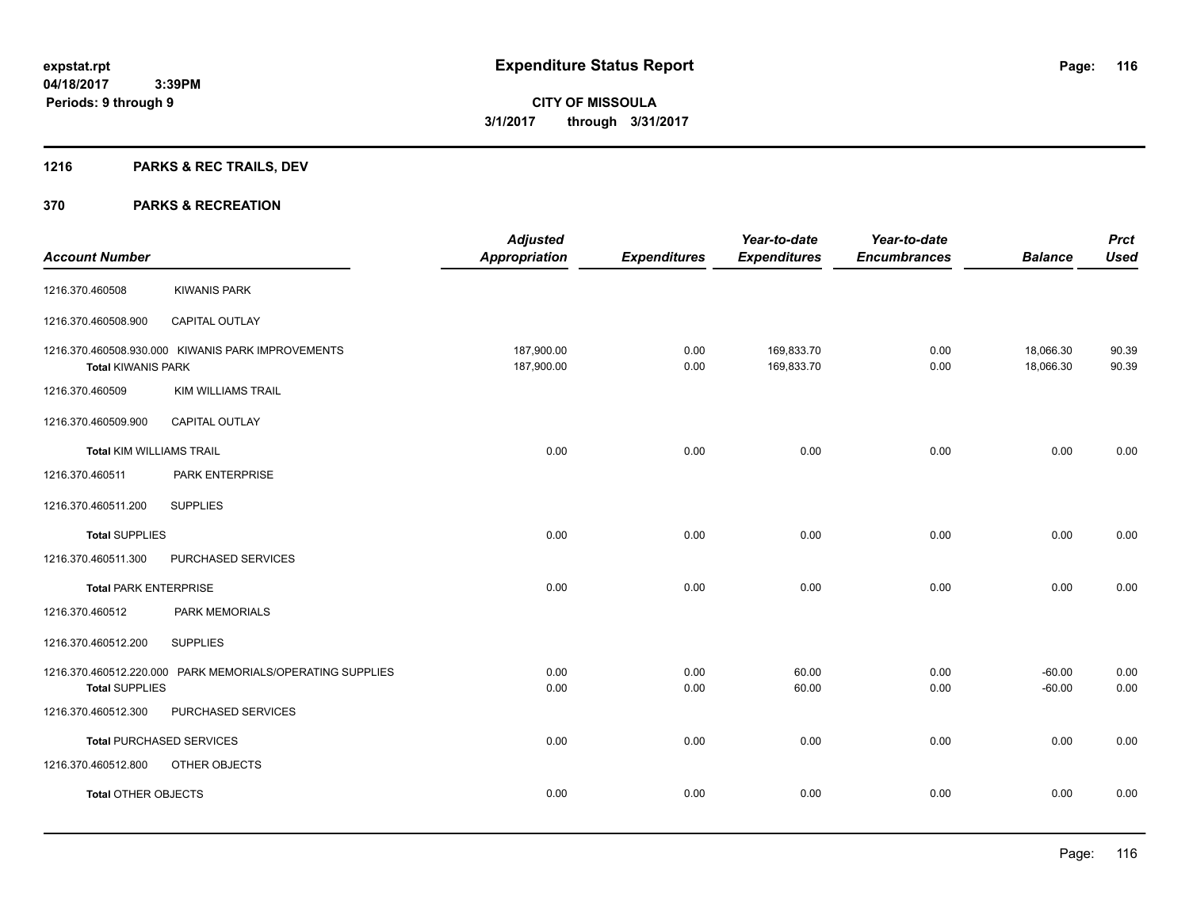# Expenditure Status Report

**expstat.rpt**
**04/18/2017 3:39PM**
**Periods: 9 through 9**

**CITY OF MISSOULA**
**3/1/2017 through 3/31/2017**

## 1216 PARKS & REC TRAILS, DEV

## 370 PARKS & RECREATION

| Account Number | | Adjusted Appropriation | Expenditures | Year-to-date Expenditures | Year-to-date Encumbrances | Balance | Prct Used |
|---|---|---|---|---|---|---|---|
| 1216.370.460508 | KIWANIS PARK | | | | | | |
| 1216.370.460508.900 | CAPITAL OUTLAY | | | | | | |
| 1216.370.460508.930.000 | KIWANIS PARK IMPROVEMENTS | 187,900.00 | 0.00 | 169,833.70 | 0.00 | 18,066.30 | 90.39 |
| **Total** KIWANIS PARK | | 187,900.00 | 0.00 | 169,833.70 | 0.00 | 18,066.30 | 90.39 |
| 1216.370.460509 | KIM WILLIAMS TRAIL | | | | | | |
| 1216.370.460509.900 | CAPITAL OUTLAY | | | | | | |
| **Total** KIM WILLIAMS TRAIL | | 0.00 | 0.00 | 0.00 | 0.00 | 0.00 | 0.00 |
| 1216.370.460511 | PARK ENTERPRISE | | | | | | |
| 1216.370.460511.200 | SUPPLIES | | | | | | |
| **Total** SUPPLIES | | 0.00 | 0.00 | 0.00 | 0.00 | 0.00 | 0.00 |
| 1216.370.460511.300 | PURCHASED SERVICES | | | | | | |
| **Total** PARK ENTERPRISE | | 0.00 | 0.00 | 0.00 | 0.00 | 0.00 | 0.00 |
| 1216.370.460512 | PARK MEMORIALS | | | | | | |
| 1216.370.460512.200 | SUPPLIES | | | | | | |
| 1216.370.460512.220.000 | PARK MEMORIALS/OPERATING SUPPLIES | 0.00 | 0.00 | 60.00 | 0.00 | -60.00 | 0.00 |
| **Total** SUPPLIES | | 0.00 | 0.00 | 60.00 | 0.00 | -60.00 | 0.00 |
| 1216.370.460512.300 | PURCHASED SERVICES | | | | | | |
| **Total** PURCHASED SERVICES | | 0.00 | 0.00 | 0.00 | 0.00 | 0.00 | 0.00 |
| 1216.370.460512.800 | OTHER OBJECTS | | | | | | |
| **Total** OTHER OBJECTS | | 0.00 | 0.00 | 0.00 | 0.00 | 0.00 | 0.00 |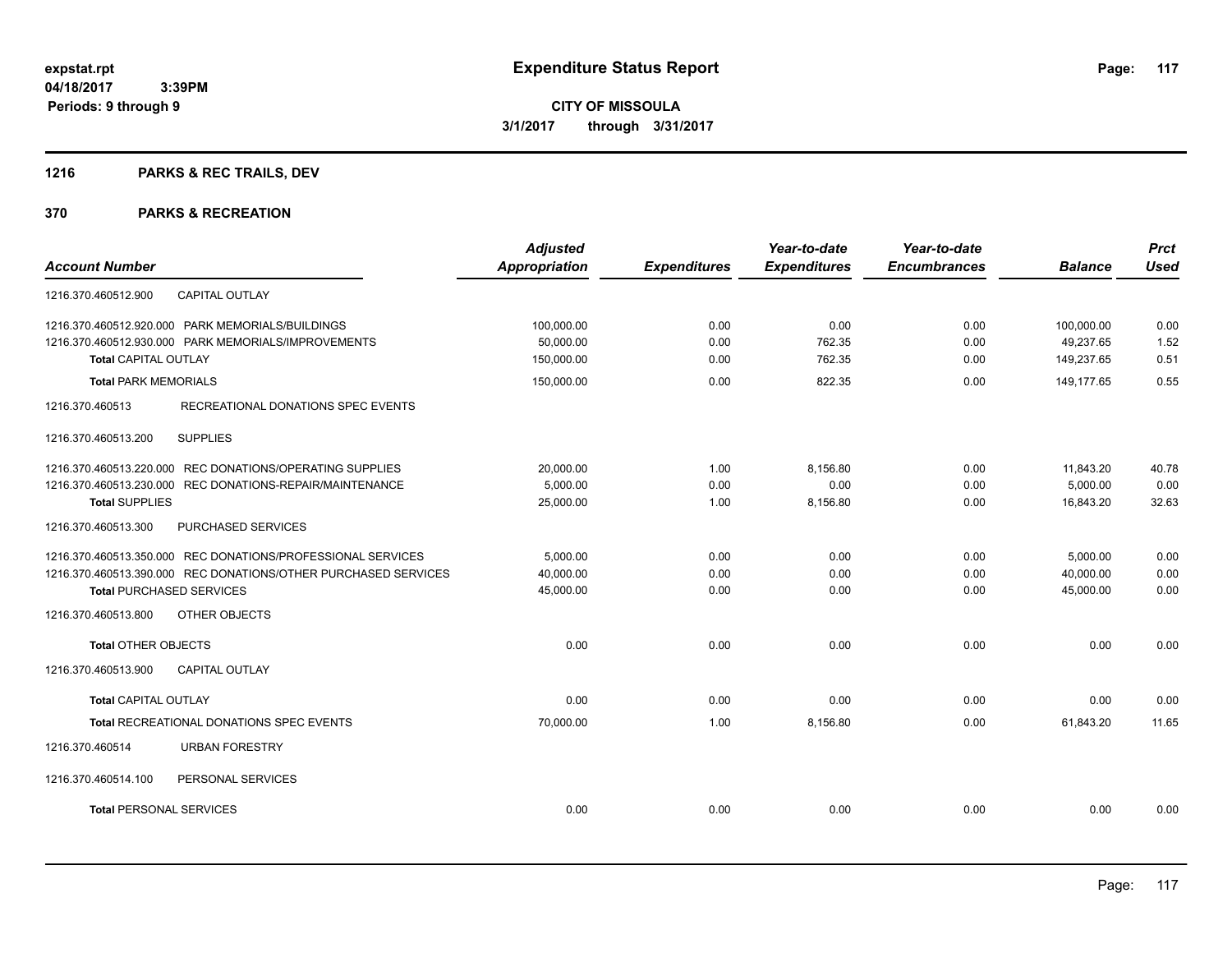# Expenditure Status Report

expstat.rpt
04/18/2017 3:39PM
Periods: 9 through 9

**CITY OF MISSOULA**
**3/1/2017 through 3/31/2017**

## 1216 PARKS & REC TRAILS, DEV

### 370 PARKS & RECREATION

| Account Number | Adjusted Appropriation | Expenditures | Year-to-date Expenditures | Year-to-date Encumbrances | Balance | Prct Used |
|---|---|---|---|---|---|---|
| 1216.370.460512.900 CAPITAL OUTLAY | | | | | | |
| 1216.370.460512.920.000 PARK MEMORIALS/BUILDINGS | 100,000.00 | 0.00 | 0.00 | 0.00 | 100,000.00 | 0.00 |
| 1216.370.460512.930.000 PARK MEMORIALS/IMPROVEMENTS | 50,000.00 | 0.00 | 762.35 | 0.00 | 49,237.65 | 1.52 |
| **Total** CAPITAL OUTLAY | 150,000.00 | 0.00 | 762.35 | 0.00 | 149,237.65 | 0.51 |
| **Total** PARK MEMORIALS | 150,000.00 | 0.00 | 822.35 | 0.00 | 149,177.65 | 0.55 |
| 1216.370.460513 RECREATIONAL DONATIONS SPEC EVENTS | | | | | | |
| 1216.370.460513.200 SUPPLIES | | | | | | |
| 1216.370.460513.220.000 REC DONATIONS/OPERATING SUPPLIES | 20,000.00 | 1.00 | 8,156.80 | 0.00 | 11,843.20 | 40.78 |
| 1216.370.460513.230.000 REC DONATIONS-REPAIR/MAINTENANCE | 5,000.00 | 0.00 | 0.00 | 0.00 | 5,000.00 | 0.00 |
| **Total** SUPPLIES | 25,000.00 | 1.00 | 8,156.80 | 0.00 | 16,843.20 | 32.63 |
| 1216.370.460513.300 PURCHASED SERVICES | | | | | | |
| 1216.370.460513.350.000 REC DONATIONS/PROFESSIONAL SERVICES | 5,000.00 | 0.00 | 0.00 | 0.00 | 5,000.00 | 0.00 |
| 1216.370.460513.390.000 REC DONATIONS/OTHER PURCHASED SERVICES | 40,000.00 | 0.00 | 0.00 | 0.00 | 40,000.00 | 0.00 |
| **Total** PURCHASED SERVICES | 45,000.00 | 0.00 | 0.00 | 0.00 | 45,000.00 | 0.00 |
| 1216.370.460513.800 OTHER OBJECTS | | | | | | |
| **Total** OTHER OBJECTS | 0.00 | 0.00 | 0.00 | 0.00 | 0.00 | 0.00 |
| 1216.370.460513.900 CAPITAL OUTLAY | | | | | | |
| **Total** CAPITAL OUTLAY | 0.00 | 0.00 | 0.00 | 0.00 | 0.00 | 0.00 |
| **Total** RECREATIONAL DONATIONS SPEC EVENTS | 70,000.00 | 1.00 | 8,156.80 | 0.00 | 61,843.20 | 11.65 |
| 1216.370.460514 URBAN FORESTRY | | | | | | |
| 1216.370.460514.100 PERSONAL SERVICES | | | | | | |
| **Total** PERSONAL SERVICES | 0.00 | 0.00 | 0.00 | 0.00 | 0.00 | 0.00 |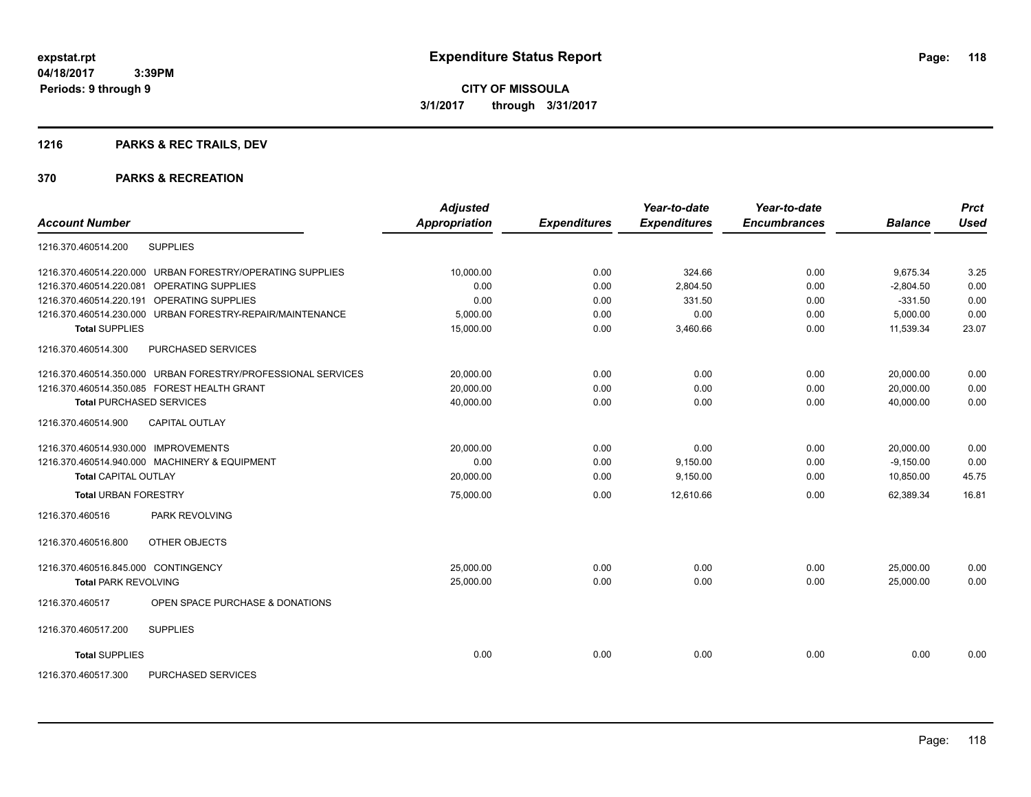**expstat.rpt**
**04/18/2017 3:39PM**
**Periods: 9 through 9**

# Expenditure Status Report

**CITY OF MISSOULA**
**3/1/2017 through 3/31/2017**

## 1216 PARKS & REC TRAILS, DEV

## 370 PARKS & RECREATION

| Account Number | | Adjusted Appropriation | Expenditures | Year-to-date Expenditures | Year-to-date Encumbrances | Balance | Prct Used |
|---|---|---|---|---|---|---|---|
| 1216.370.460514.200 | SUPPLIES | | | | | | |
| 1216.370.460514.220.000 | URBAN FORESTRY/OPERATING SUPPLIES | 10,000.00 | 0.00 | 324.66 | 0.00 | 9,675.34 | 3.25 |
| 1216.370.460514.220.081 | OPERATING SUPPLIES | 0.00 | 0.00 | 2,804.50 | 0.00 | -2,804.50 | 0.00 |
| 1216.370.460514.220.191 | OPERATING SUPPLIES | 0.00 | 0.00 | 331.50 | 0.00 | -331.50 | 0.00 |
| 1216.370.460514.230.000 | URBAN FORESTRY-REPAIR/MAINTENANCE | 5,000.00 | 0.00 | 0.00 | 0.00 | 5,000.00 | 0.00 |
| **Total** SUPPLIES | | 15,000.00 | 0.00 | 3,460.66 | 0.00 | 11,539.34 | 23.07 |
| 1216.370.460514.300 | PURCHASED SERVICES | | | | | | |
| 1216.370.460514.350.000 | URBAN FORESTRY/PROFESSIONAL SERVICES | 20,000.00 | 0.00 | 0.00 | 0.00 | 20,000.00 | 0.00 |
| 1216.370.460514.350.085 | FOREST HEALTH GRANT | 20,000.00 | 0.00 | 0.00 | 0.00 | 20,000.00 | 0.00 |
| **Total** PURCHASED SERVICES | | 40,000.00 | 0.00 | 0.00 | 0.00 | 40,000.00 | 0.00 |
| 1216.370.460514.900 | CAPITAL OUTLAY | | | | | | |
| 1216.370.460514.930.000 | IMPROVEMENTS | 20,000.00 | 0.00 | 0.00 | 0.00 | 20,000.00 | 0.00 |
| 1216.370.460514.940.000 | MACHINERY & EQUIPMENT | 0.00 | 0.00 | 9,150.00 | 0.00 | -9,150.00 | 0.00 |
| **Total** CAPITAL OUTLAY | | 20,000.00 | 0.00 | 9,150.00 | 0.00 | 10,850.00 | 45.75 |
| **Total** URBAN FORESTRY | | 75,000.00 | 0.00 | 12,610.66 | 0.00 | 62,389.34 | 16.81 |
| 1216.370.460516 | PARK REVOLVING | | | | | | |
| 1216.370.460516.800 | OTHER OBJECTS | | | | | | |
| 1216.370.460516.845.000 | CONTINGENCY | 25,000.00 | 0.00 | 0.00 | 0.00 | 25,000.00 | 0.00 |
| **Total** PARK REVOLVING | | 25,000.00 | 0.00 | 0.00 | 0.00 | 25,000.00 | 0.00 |
| 1216.370.460517 | OPEN SPACE PURCHASE & DONATIONS | | | | | | |
| 1216.370.460517.200 | SUPPLIES | | | | | | |
| **Total** SUPPLIES | | 0.00 | 0.00 | 0.00 | 0.00 | 0.00 | 0.00 |
| 1216.370.460517.300 | PURCHASED SERVICES | | | | | | |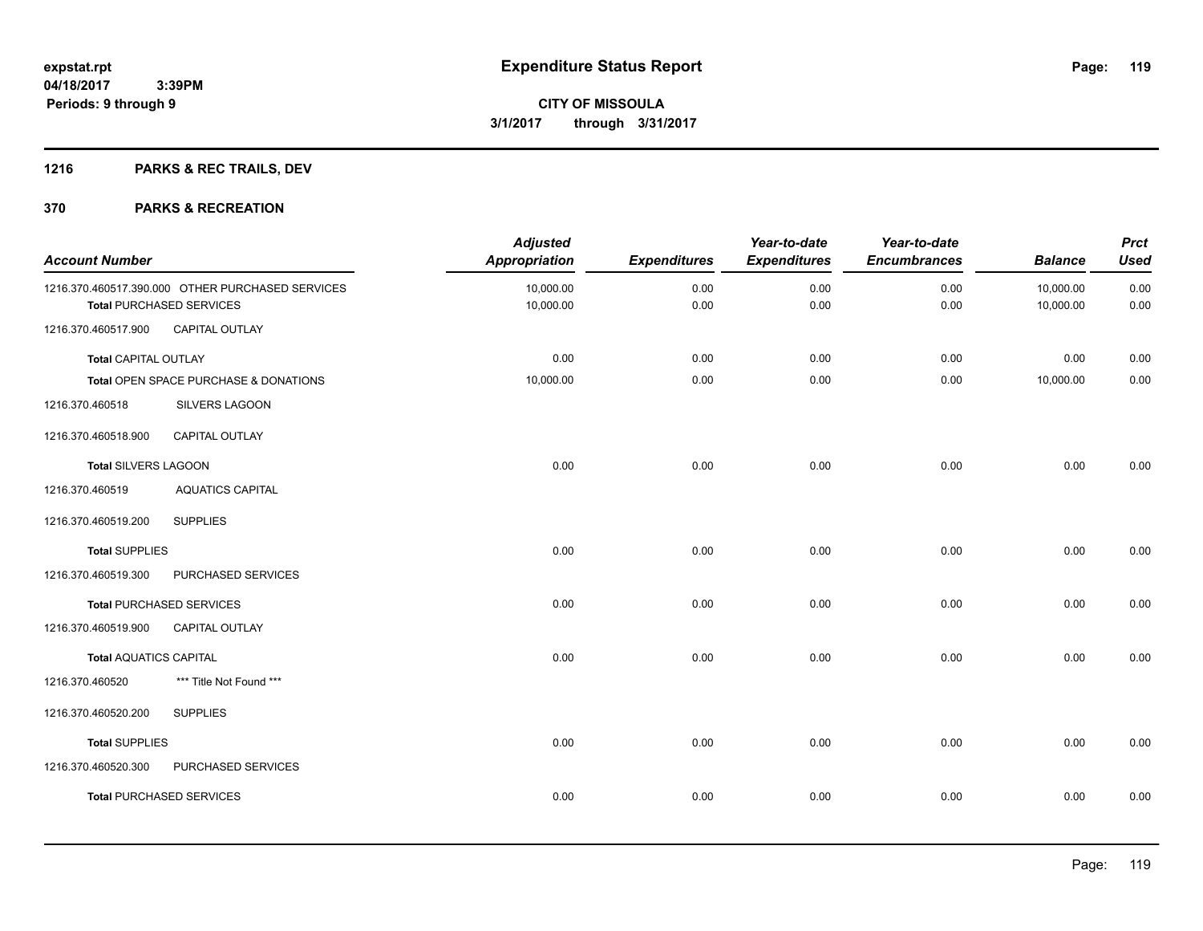# Expenditure Status Report

expstat.rpt
04/18/2017 3:39PM
Periods: 9 through 9

**CITY OF MISSOULA**
**3/1/2017 through 3/31/2017**

## 1216 PARKS & REC TRAILS, DEV

## 370 PARKS & RECREATION

| Account Number | Adjusted Appropriation | Expenditures | Year-to-date Expenditures | Year-to-date Encumbrances | Balance | Prct Used |
|---|---|---|---|---|---|---|
| 1216.370.460517.390.000 OTHER PURCHASED SERVICES | 10,000.00 | 0.00 | 0.00 | 0.00 | 10,000.00 | 0.00 |
| **Total** PURCHASED SERVICES | 10,000.00 | 0.00 | 0.00 | 0.00 | 10,000.00 | 0.00 |
| 1216.370.460517.900 CAPITAL OUTLAY | | | | | | |
| **Total** CAPITAL OUTLAY | 0.00 | 0.00 | 0.00 | 0.00 | 0.00 | 0.00 |
| **Total** OPEN SPACE PURCHASE & DONATIONS | 10,000.00 | 0.00 | 0.00 | 0.00 | 10,000.00 | 0.00 |
| 1216.370.460518 SILVERS LAGOON | | | | | | |
| 1216.370.460518.900 CAPITAL OUTLAY | | | | | | |
| **Total** SILVERS LAGOON | 0.00 | 0.00 | 0.00 | 0.00 | 0.00 | 0.00 |
| 1216.370.460519 AQUATICS CAPITAL | | | | | | |
| 1216.370.460519.200 SUPPLIES | | | | | | |
| **Total** SUPPLIES | 0.00 | 0.00 | 0.00 | 0.00 | 0.00 | 0.00 |
| 1216.370.460519.300 PURCHASED SERVICES | | | | | | |
| **Total** PURCHASED SERVICES | 0.00 | 0.00 | 0.00 | 0.00 | 0.00 | 0.00 |
| 1216.370.460519.900 CAPITAL OUTLAY | | | | | | |
| **Total** AQUATICS CAPITAL | 0.00 | 0.00 | 0.00 | 0.00 | 0.00 | 0.00 |
| 1216.370.460520 *** Title Not Found *** | | | | | | |
| 1216.370.460520.200 SUPPLIES | | | | | | |
| **Total** SUPPLIES | 0.00 | 0.00 | 0.00 | 0.00 | 0.00 | 0.00 |
| 1216.370.460520.300 PURCHASED SERVICES | | | | | | |
| **Total** PURCHASED SERVICES | 0.00 | 0.00 | 0.00 | 0.00 | 0.00 | 0.00 |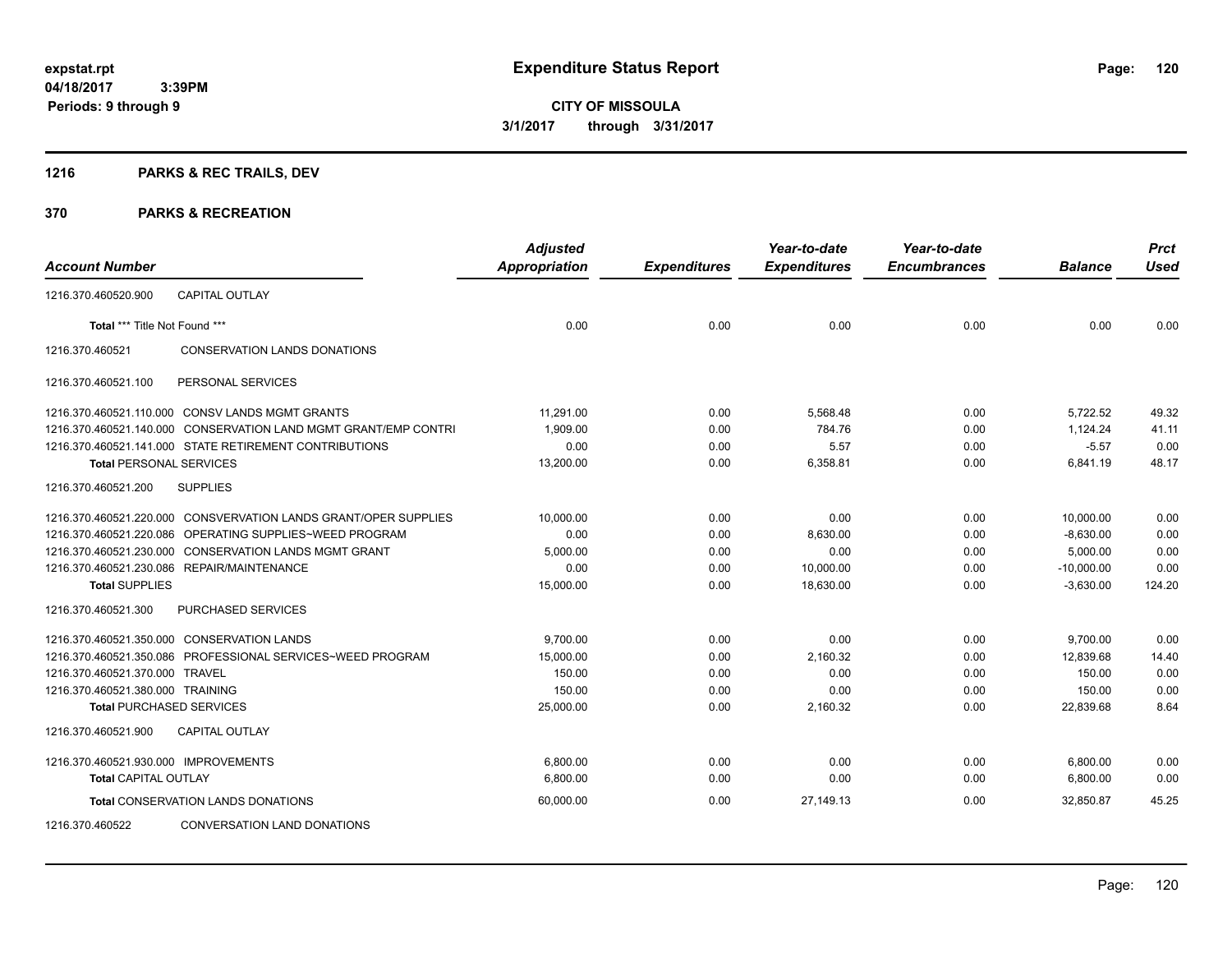**expstat.rpt**
**04/18/2017 3:39PM**
**Periods: 9 through 9**

# Expenditure Status Report

**CITY OF MISSOULA**
**3/1/2017 through 3/31/2017**

## 1216 PARKS & REC TRAILS, DEV

## 370 PARKS & RECREATION

| Account Number | Adjusted Appropriation | Expenditures | Year-to-date Expenditures | Year-to-date Encumbrances | Balance | Prct Used |
|---|---|---|---|---|---|---|
| 1216.370.460520.900 CAPITAL OUTLAY | | | | | | |
| **Total** *** Title Not Found *** | 0.00 | 0.00 | 0.00 | 0.00 | 0.00 | 0.00 |
| 1216.370.460521 CONSERVATION LANDS DONATIONS | | | | | | |
| 1216.370.460521.100 PERSONAL SERVICES | | | | | | |
| 1216.370.460521.110.000 CONSV LANDS MGMT GRANTS | 11,291.00 | 0.00 | 5,568.48 | 0.00 | 5,722.52 | 49.32 |
| 1216.370.460521.140.000 CONSERVATION LAND MGMT GRANT/EMP CONTRI | 1,909.00 | 0.00 | 784.76 | 0.00 | 1,124.24 | 41.11 |
| 1216.370.460521.141.000 STATE RETIREMENT CONTRIBUTIONS | 0.00 | 0.00 | 5.57 | 0.00 | -5.57 | 0.00 |
| **Total** PERSONAL SERVICES | 13,200.00 | 0.00 | 6,358.81 | 0.00 | 6,841.19 | 48.17 |
| 1216.370.460521.200 SUPPLIES | | | | | | |
| 1216.370.460521.220.000 CONSVERVATION LANDS GRANT/OPER SUPPLIES | 10,000.00 | 0.00 | 0.00 | 0.00 | 10,000.00 | 0.00 |
| 1216.370.460521.220.086 OPERATING SUPPLIES~WEED PROGRAM | 0.00 | 0.00 | 8,630.00 | 0.00 | -8,630.00 | 0.00 |
| 1216.370.460521.230.000 CONSERVATION LANDS MGMT GRANT | 5,000.00 | 0.00 | 0.00 | 0.00 | 5,000.00 | 0.00 |
| 1216.370.460521.230.086 REPAIR/MAINTENANCE | 0.00 | 0.00 | 10,000.00 | 0.00 | -10,000.00 | 0.00 |
| **Total** SUPPLIES | 15,000.00 | 0.00 | 18,630.00 | 0.00 | -3,630.00 | 124.20 |
| 1216.370.460521.300 PURCHASED SERVICES | | | | | | |
| 1216.370.460521.350.000 CONSERVATION LANDS | 9,700.00 | 0.00 | 0.00 | 0.00 | 9,700.00 | 0.00 |
| 1216.370.460521.350.086 PROFESSIONAL SERVICES~WEED PROGRAM | 15,000.00 | 0.00 | 2,160.32 | 0.00 | 12,839.68 | 14.40 |
| 1216.370.460521.370.000 TRAVEL | 150.00 | 0.00 | 0.00 | 0.00 | 150.00 | 0.00 |
| 1216.370.460521.380.000 TRAINING | 150.00 | 0.00 | 0.00 | 0.00 | 150.00 | 0.00 |
| **Total** PURCHASED SERVICES | 25,000.00 | 0.00 | 2,160.32 | 0.00 | 22,839.68 | 8.64 |
| 1216.370.460521.900 CAPITAL OUTLAY | | | | | | |
| 1216.370.460521.930.000 IMPROVEMENTS | 6,800.00 | 0.00 | 0.00 | 0.00 | 6,800.00 | 0.00 |
| **Total** CAPITAL OUTLAY | 6,800.00 | 0.00 | 0.00 | 0.00 | 6,800.00 | 0.00 |
| **Total** CONSERVATION LANDS DONATIONS | 60,000.00 | 0.00 | 27,149.13 | 0.00 | 32,850.87 | 45.25 |
| 1216.370.460522 CONVERSATION LAND DONATIONS | | | | | | |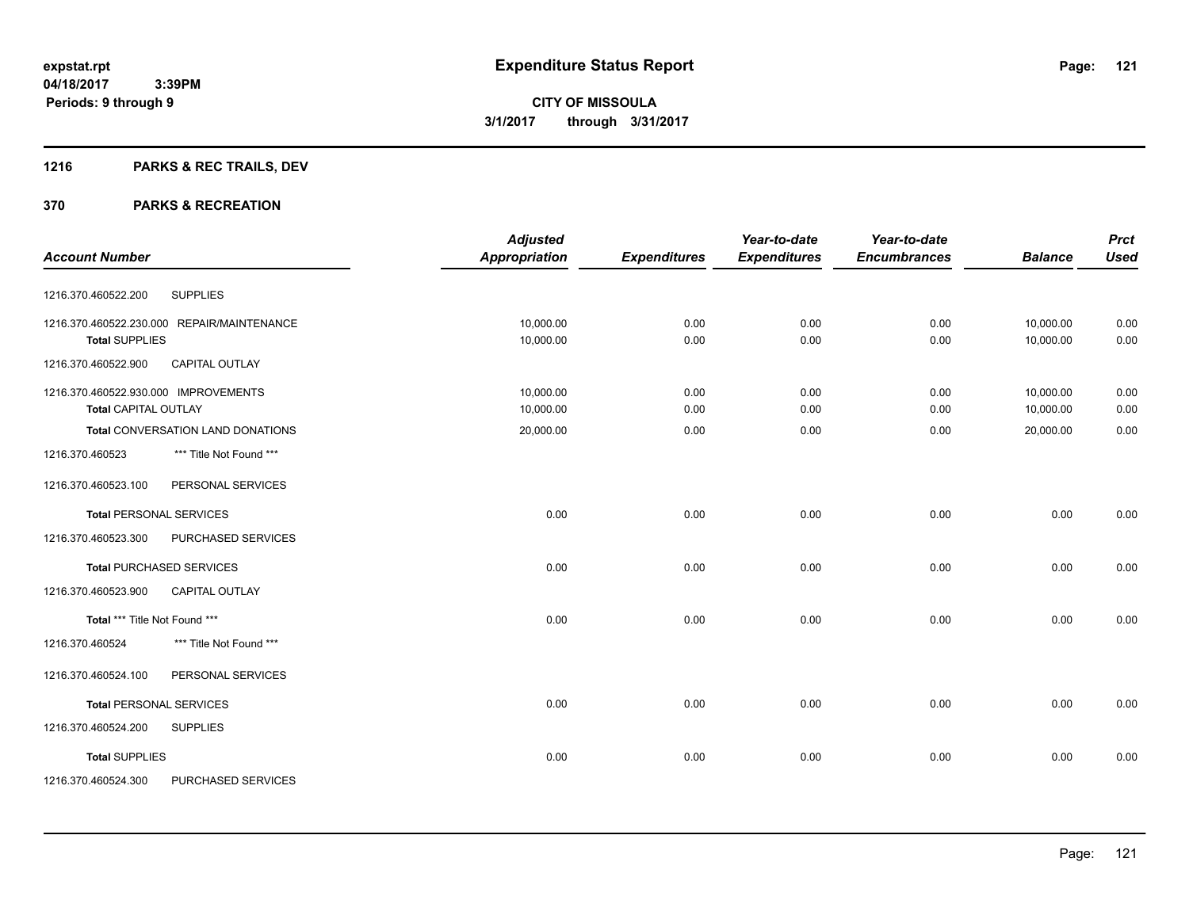expstat.rpt
04/18/2017 3:39PM
Periods: 9 through 9

# Expenditure Status Report

**CITY OF MISSOULA**
**3/1/2017 through 3/31/2017**

## 1216 PARKS & REC TRAILS, DEV

## 370 PARKS & RECREATION

| Account Number | | Adjusted Appropriation | Expenditures | Year-to-date Expenditures | Year-to-date Encumbrances | Balance | Prct Used |
|---|---|---|---|---|---|---|---|
| 1216.370.460522.200 | SUPPLIES | | | | | | |
| 1216.370.460522.230.000 | REPAIR/MAINTENANCE | 10,000.00 | 0.00 | 0.00 | 0.00 | 10,000.00 | 0.00 |
| **Total** SUPPLIES | | 10,000.00 | 0.00 | 0.00 | 0.00 | 10,000.00 | 0.00 |
| 1216.370.460522.900 | CAPITAL OUTLAY | | | | | | |
| 1216.370.460522.930.000 | IMPROVEMENTS | 10,000.00 | 0.00 | 0.00 | 0.00 | 10,000.00 | 0.00 |
| **Total** CAPITAL OUTLAY | | 10,000.00 | 0.00 | 0.00 | 0.00 | 10,000.00 | 0.00 |
| **Total** CONVERSATION LAND DONATIONS | | 20,000.00 | 0.00 | 0.00 | 0.00 | 20,000.00 | 0.00 |
| 1216.370.460523 | *** Title Not Found *** | | | | | | |
| 1216.370.460523.100 | PERSONAL SERVICES | | | | | | |
| **Total** PERSONAL SERVICES | | 0.00 | 0.00 | 0.00 | 0.00 | 0.00 | 0.00 |
| 1216.370.460523.300 | PURCHASED SERVICES | | | | | | |
| **Total** PURCHASED SERVICES | | 0.00 | 0.00 | 0.00 | 0.00 | 0.00 | 0.00 |
| 1216.370.460523.900 | CAPITAL OUTLAY | | | | | | |
| **Total** *** Title Not Found *** | | 0.00 | 0.00 | 0.00 | 0.00 | 0.00 | 0.00 |
| 1216.370.460524 | *** Title Not Found *** | | | | | | |
| 1216.370.460524.100 | PERSONAL SERVICES | | | | | | |
| **Total** PERSONAL SERVICES | | 0.00 | 0.00 | 0.00 | 0.00 | 0.00 | 0.00 |
| 1216.370.460524.200 | SUPPLIES | | | | | | |
| **Total** SUPPLIES | | 0.00 | 0.00 | 0.00 | 0.00 | 0.00 | 0.00 |
| 1216.370.460524.300 | PURCHASED SERVICES | | | | | | |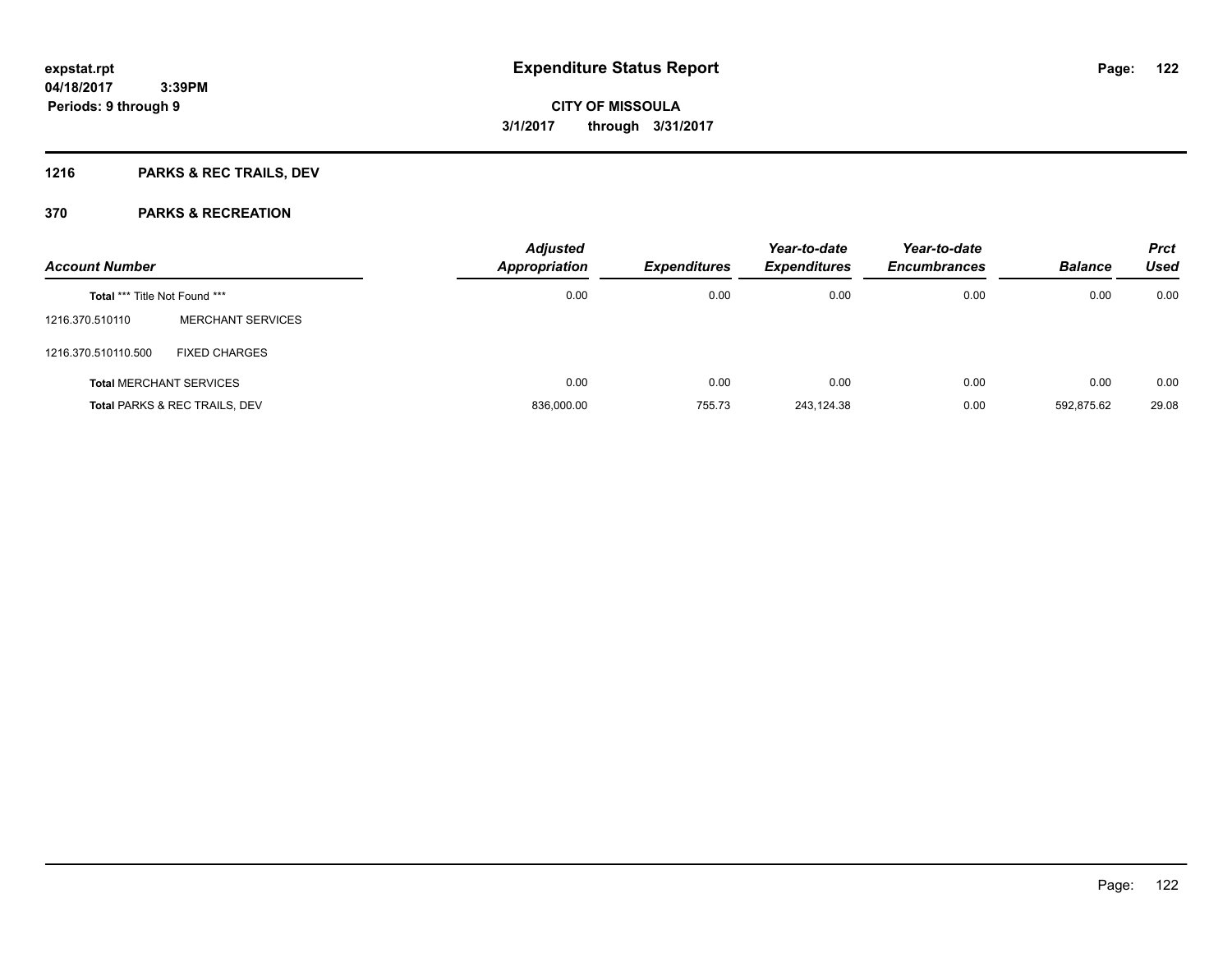**expstat.rpt**
**04/18/2017 3:39PM**
**Periods: 9 through 9**

# Expenditure Status Report

**CITY OF MISSOULA**
**3/1/2017 through 3/31/2017**

## 1216 PARKS & REC TRAILS, DEV

## 370 PARKS & RECREATION

| Account Number | | Adjusted Appropriation | Expenditures | Year-to-date Expenditures | Year-to-date Encumbrances | Balance | Prct Used |
|---|---|---|---|---|---|---|---|
| **Total** *** Title Not Found *** | | 0.00 | 0.00 | 0.00 | 0.00 | 0.00 | 0.00 |
| 1216.370.510110 | MERCHANT SERVICES | | | | | | |
| 1216.370.510110.500 | FIXED CHARGES | | | | | | |
| **Total** MERCHANT SERVICES | | 0.00 | 0.00 | 0.00 | 0.00 | 0.00 | 0.00 |
| **Total** PARKS & REC TRAILS, DEV | | 836,000.00 | 755.73 | 243,124.38 | 0.00 | 592,875.62 | 29.08 |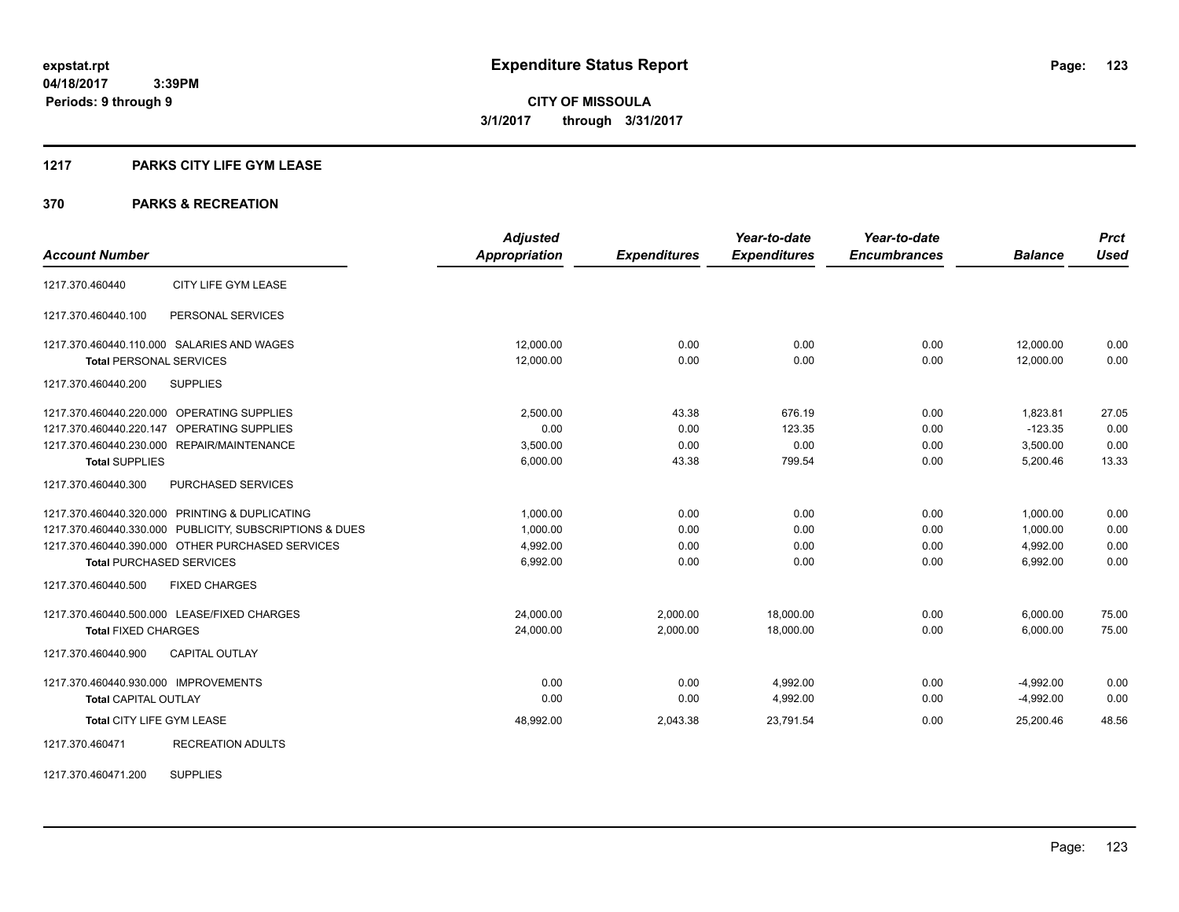**expstat.rpt**
**04/18/2017 3:39PM**
**Periods: 9 through 9**

# Expenditure Status Report

**CITY OF MISSOULA**
**3/1/2017 through 3/31/2017**

## 1217 PARKS CITY LIFE GYM LEASE

## 370 PARKS & RECREATION

| Account Number | | Adjusted Appropriation | Expenditures | Year-to-date Expenditures | Year-to-date Encumbrances | Balance | Prct Used |
|---|---|---|---|---|---|---|---|
| 1217.370.460440 | CITY LIFE GYM LEASE | | | | | | |
| 1217.370.460440.100 | PERSONAL SERVICES | | | | | | |
| 1217.370.460440.110.000 | SALARIES AND WAGES | 12,000.00 | 0.00 | 0.00 | 0.00 | 12,000.00 | 0.00 |
| **Total** PERSONAL SERVICES | | 12,000.00 | 0.00 | 0.00 | 0.00 | 12,000.00 | 0.00 |
| 1217.370.460440.200 | SUPPLIES | | | | | | |
| 1217.370.460440.220.000 | OPERATING SUPPLIES | 2,500.00 | 43.38 | 676.19 | 0.00 | 1,823.81 | 27.05 |
| 1217.370.460440.220.147 | OPERATING SUPPLIES | 0.00 | 0.00 | 123.35 | 0.00 | -123.35 | 0.00 |
| 1217.370.460440.230.000 | REPAIR/MAINTENANCE | 3,500.00 | 0.00 | 0.00 | 0.00 | 3,500.00 | 0.00 |
| **Total** SUPPLIES | | 6,000.00 | 43.38 | 799.54 | 0.00 | 5,200.46 | 13.33 |
| 1217.370.460440.300 | PURCHASED SERVICES | | | | | | |
| 1217.370.460440.320.000 | PRINTING & DUPLICATING | 1,000.00 | 0.00 | 0.00 | 0.00 | 1,000.00 | 0.00 |
| 1217.370.460440.330.000 | PUBLICITY, SUBSCRIPTIONS & DUES | 1,000.00 | 0.00 | 0.00 | 0.00 | 1,000.00 | 0.00 |
| 1217.370.460440.390.000 | OTHER PURCHASED SERVICES | 4,992.00 | 0.00 | 0.00 | 0.00 | 4,992.00 | 0.00 |
| **Total** PURCHASED SERVICES | | 6,992.00 | 0.00 | 0.00 | 0.00 | 6,992.00 | 0.00 |
| 1217.370.460440.500 | FIXED CHARGES | | | | | | |
| 1217.370.460440.500.000 | LEASE/FIXED CHARGES | 24,000.00 | 2,000.00 | 18,000.00 | 0.00 | 6,000.00 | 75.00 |
| **Total** FIXED CHARGES | | 24,000.00 | 2,000.00 | 18,000.00 | 0.00 | 6,000.00 | 75.00 |
| 1217.370.460440.900 | CAPITAL OUTLAY | | | | | | |
| 1217.370.460440.930.000 | IMPROVEMENTS | 0.00 | 0.00 | 4,992.00 | 0.00 | -4,992.00 | 0.00 |
| **Total** CAPITAL OUTLAY | | 0.00 | 0.00 | 4,992.00 | 0.00 | -4,992.00 | 0.00 |
| **Total** CITY LIFE GYM LEASE | | 48,992.00 | 2,043.38 | 23,791.54 | 0.00 | 25,200.46 | 48.56 |
| 1217.370.460471 | RECREATION ADULTS | | | | | | |
| 1217.370.460471.200 | SUPPLIES | | | | | | |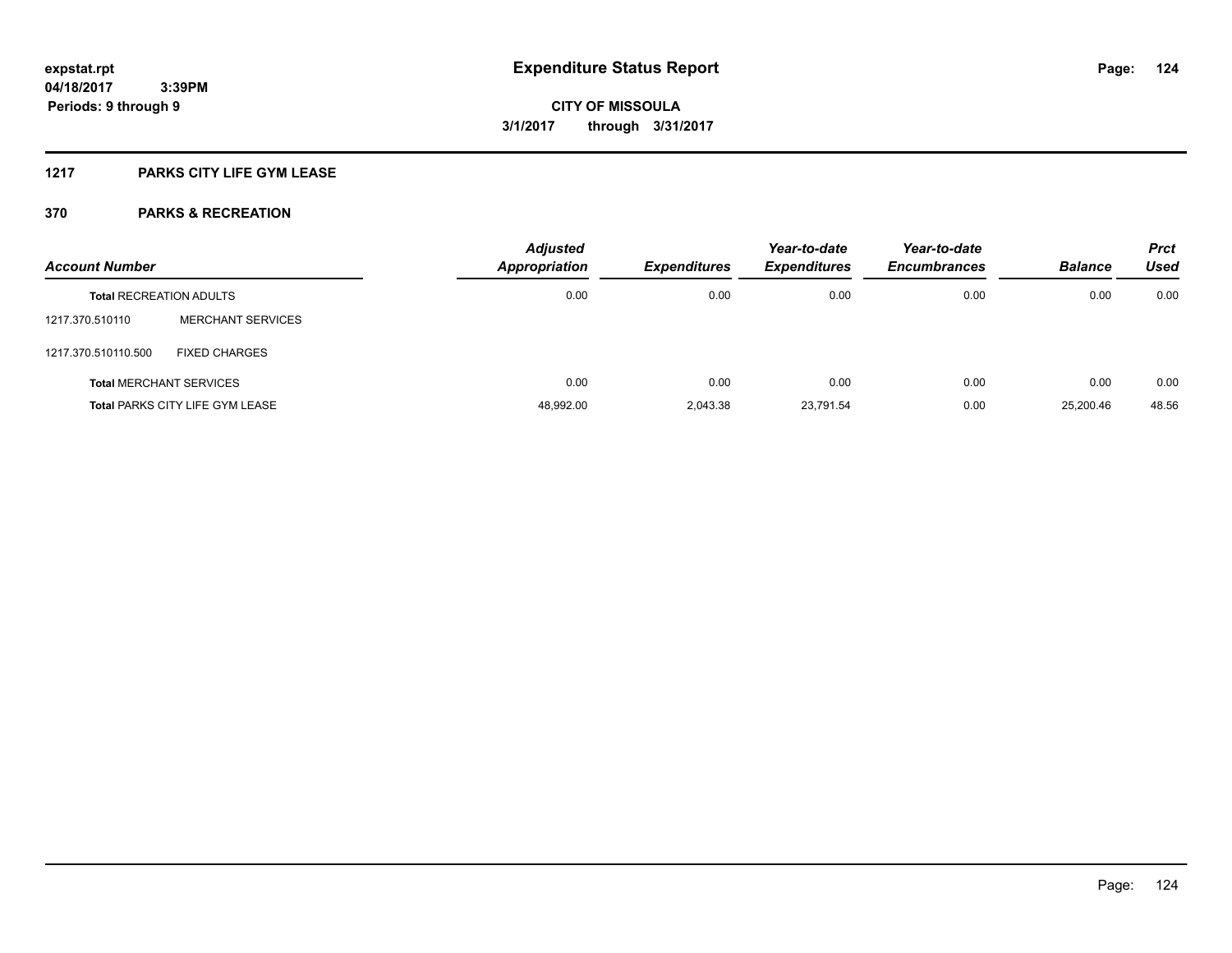expstat.rpt
04/18/2017 3:39PM
Periods: 9 through 9

# Expenditure Status Report

**CITY OF MISSOULA**
**3/1/2017 through 3/31/2017**

## 1217 PARKS CITY LIFE GYM LEASE

## 370 PARKS & RECREATION

| Account Number | | Adjusted Appropriation | Expenditures | Year-to-date Expenditures | Year-to-date Encumbrances | Balance | Prct Used |
|---|---|---|---|---|---|---|---|
| **Total** RECREATION ADULTS | | 0.00 | 0.00 | 0.00 | 0.00 | 0.00 | 0.00 |
| 1217.370.510110 | MERCHANT SERVICES | | | | | | |
| 1217.370.510110.500 | FIXED CHARGES | | | | | | |
| **Total** MERCHANT SERVICES | | 0.00 | 0.00 | 0.00 | 0.00 | 0.00 | 0.00 |
| **Total** PARKS CITY LIFE GYM LEASE | | 48,992.00 | 2,043.38 | 23,791.54 | 0.00 | 25,200.46 | 48.56 |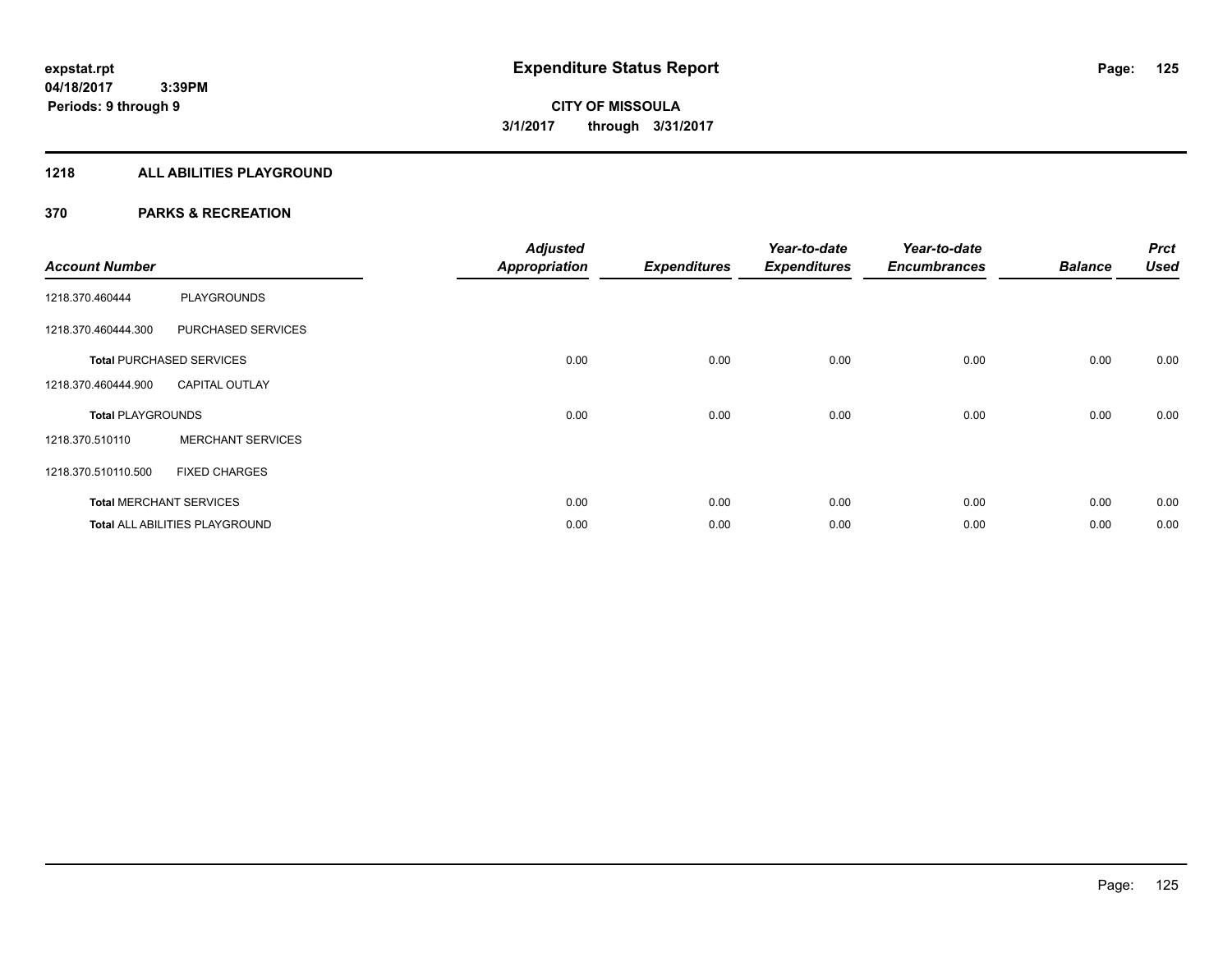# Expenditure Status Report

expstat.rpt
04/18/2017 3:39PM
Periods: 9 through 9

**CITY OF MISSOULA**
**3/1/2017 through 3/31/2017**

## 1218 ALL ABILITIES PLAYGROUND

### 370 PARKS & RECREATION

| Account Number | | Adjusted Appropriation | Expenditures | Year-to-date Expenditures | Year-to-date Encumbrances | Balance | Prct Used |
|---|---|---|---|---|---|---|---|
| 1218.370.460444 | PLAYGROUNDS | | | | | | |
| 1218.370.460444.300 | PURCHASED SERVICES | | | | | | |
| **Total** PURCHASED SERVICES | | 0.00 | 0.00 | 0.00 | 0.00 | 0.00 | 0.00 |
| 1218.370.460444.900 | CAPITAL OUTLAY | | | | | | |
| **Total** PLAYGROUNDS | | 0.00 | 0.00 | 0.00 | 0.00 | 0.00 | 0.00 |
| 1218.370.510110 | MERCHANT SERVICES | | | | | | |
| 1218.370.510110.500 | FIXED CHARGES | | | | | | |
| **Total** MERCHANT SERVICES | | 0.00 | 0.00 | 0.00 | 0.00 | 0.00 | 0.00 |
| **Total** ALL ABILITIES PLAYGROUND | | 0.00 | 0.00 | 0.00 | 0.00 | 0.00 | 0.00 |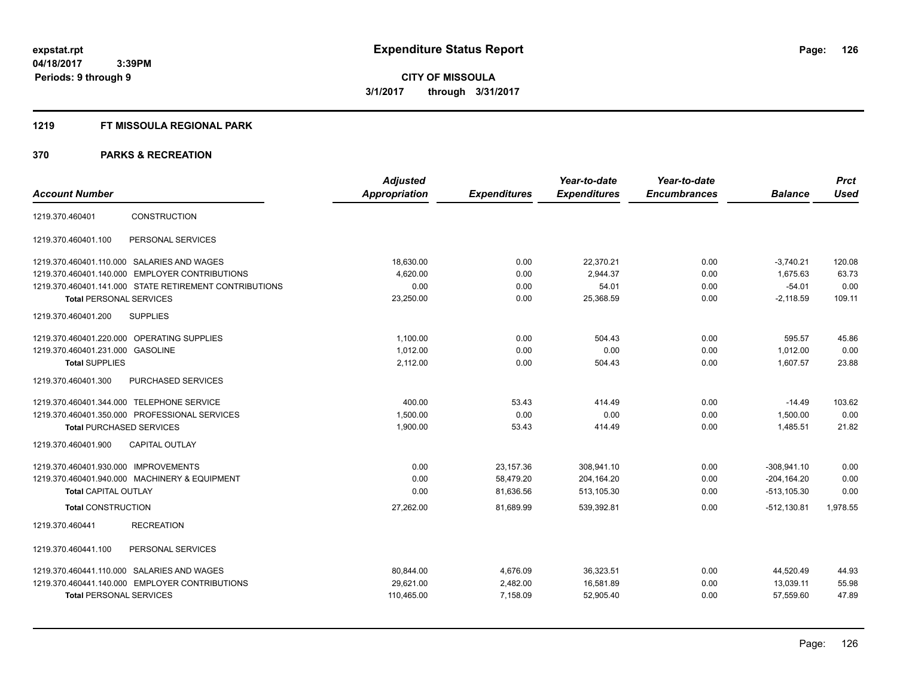**expstat.rpt**
**04/18/2017 3:39PM**
**Periods: 9 through 9**

# Expenditure Status Report

**CITY OF MISSOULA**
**3/1/2017 through 3/31/2017**

## 1219 FT MISSOULA REGIONAL PARK

## 370 PARKS & RECREATION

| Account Number | | Adjusted Appropriation | Expenditures | Year-to-date Expenditures | Year-to-date Encumbrances | Balance | Prct Used |
|---|---|---|---|---|---|---|---|
| 1219.370.460401 | CONSTRUCTION | | | | | | |
| 1219.370.460401.100 | PERSONAL SERVICES | | | | | | |
| 1219.370.460401.110.000 | SALARIES AND WAGES | 18,630.00 | 0.00 | 22,370.21 | 0.00 | -3,740.21 | 120.08 |
| 1219.370.460401.140.000 | EMPLOYER CONTRIBUTIONS | 4,620.00 | 0.00 | 2,944.37 | 0.00 | 1,675.63 | 63.73 |
| 1219.370.460401.141.000 | STATE RETIREMENT CONTRIBUTIONS | 0.00 | 0.00 | 54.01 | 0.00 | -54.01 | 0.00 |
| **Total** PERSONAL SERVICES | | 23,250.00 | 0.00 | 25,368.59 | 0.00 | -2,118.59 | 109.11 |
| 1219.370.460401.200 | SUPPLIES | | | | | | |
| 1219.370.460401.220.000 | OPERATING SUPPLIES | 1,100.00 | 0.00 | 504.43 | 0.00 | 595.57 | 45.86 |
| 1219.370.460401.231.000 | GASOLINE | 1,012.00 | 0.00 | 0.00 | 0.00 | 1,012.00 | 0.00 |
| **Total** SUPPLIES | | 2,112.00 | 0.00 | 504.43 | 0.00 | 1,607.57 | 23.88 |
| 1219.370.460401.300 | PURCHASED SERVICES | | | | | | |
| 1219.370.460401.344.000 | TELEPHONE SERVICE | 400.00 | 53.43 | 414.49 | 0.00 | -14.49 | 103.62 |
| 1219.370.460401.350.000 | PROFESSIONAL SERVICES | 1,500.00 | 0.00 | 0.00 | 0.00 | 1,500.00 | 0.00 |
| **Total** PURCHASED SERVICES | | 1,900.00 | 53.43 | 414.49 | 0.00 | 1,485.51 | 21.82 |
| 1219.370.460401.900 | CAPITAL OUTLAY | | | | | | |
| 1219.370.460401.930.000 | IMPROVEMENTS | 0.00 | 23,157.36 | 308,941.10 | 0.00 | -308,941.10 | 0.00 |
| 1219.370.460401.940.000 | MACHINERY & EQUIPMENT | 0.00 | 58,479.20 | 204,164.20 | 0.00 | -204,164.20 | 0.00 |
| **Total** CAPITAL OUTLAY | | 0.00 | 81,636.56 | 513,105.30 | 0.00 | -513,105.30 | 0.00 |
| **Total** CONSTRUCTION | | 27,262.00 | 81,689.99 | 539,392.81 | 0.00 | -512,130.81 | 1,978.55 |
| 1219.370.460441 | RECREATION | | | | | | |
| 1219.370.460441.100 | PERSONAL SERVICES | | | | | | |
| 1219.370.460441.110.000 | SALARIES AND WAGES | 80,844.00 | 4,676.09 | 36,323.51 | 0.00 | 44,520.49 | 44.93 |
| 1219.370.460441.140.000 | EMPLOYER CONTRIBUTIONS | 29,621.00 | 2,482.00 | 16,581.89 | 0.00 | 13,039.11 | 55.98 |
| **Total** PERSONAL SERVICES | | 110,465.00 | 7,158.09 | 52,905.40 | 0.00 | 57,559.60 | 47.89 |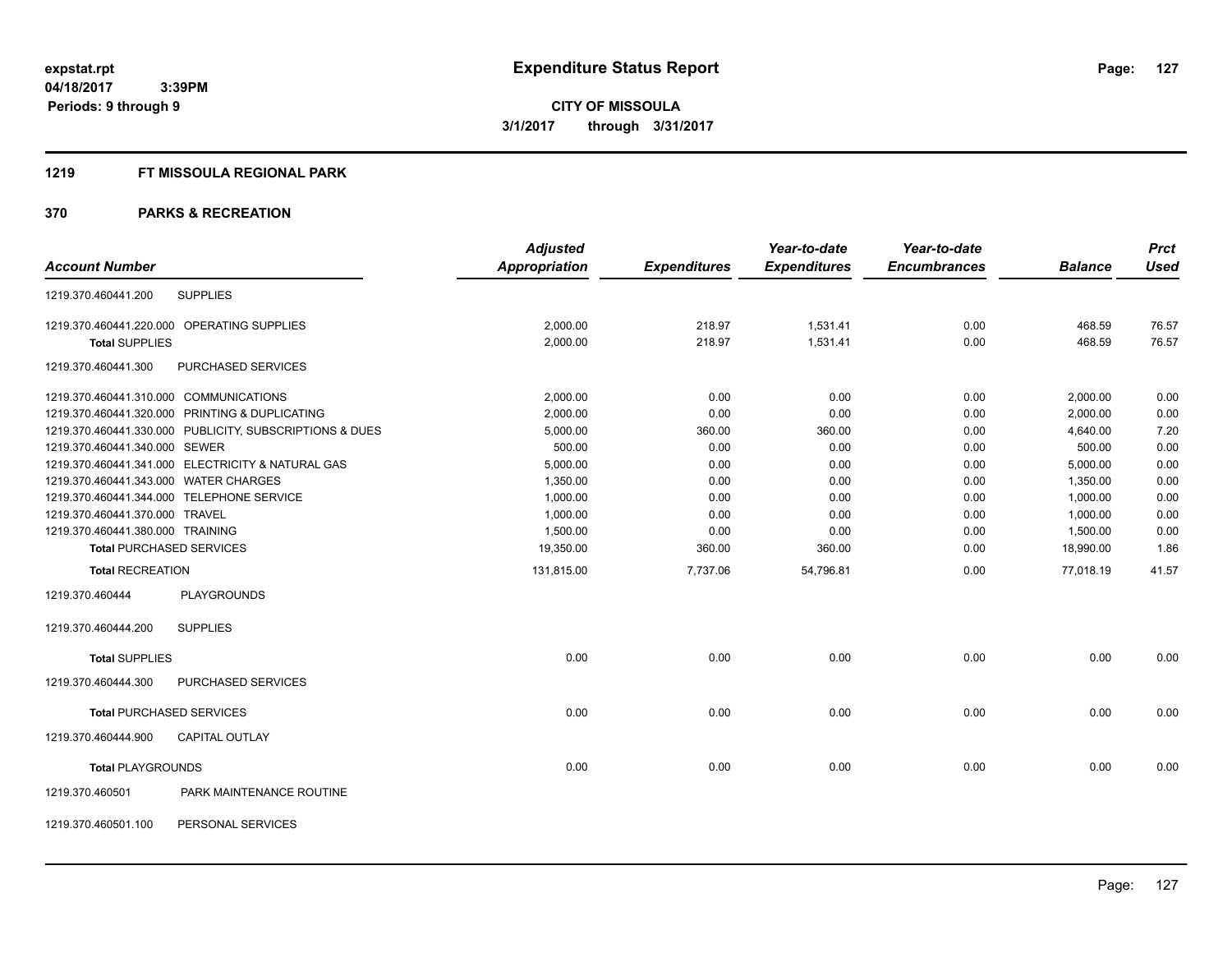# Expenditure Status Report

**CITY OF MISSOULA**

**3/1/2017 through 3/31/2017**

expstat.rpt
04/18/2017 3:39PM
Periods: 9 through 9

## 1219 FT MISSOULA REGIONAL PARK

## 370 PARKS & RECREATION

| Account Number | | Adjusted Appropriation | Expenditures | Year-to-date Expenditures | Year-to-date Encumbrances | Balance | Prct Used |
|---|---|---|---|---|---|---|---|
| 1219.370.460441.200 | SUPPLIES | | | | | | |
| 1219.370.460441.220.000 | OPERATING SUPPLIES | 2,000.00 | 218.97 | 1,531.41 | 0.00 | 468.59 | 76.57 |
| **Total** SUPPLIES | | 2,000.00 | 218.97 | 1,531.41 | 0.00 | 468.59 | 76.57 |
| 1219.370.460441.300 | PURCHASED SERVICES | | | | | | |
| 1219.370.460441.310.000 | COMMUNICATIONS | 2,000.00 | 0.00 | 0.00 | 0.00 | 2,000.00 | 0.00 |
| 1219.370.460441.320.000 | PRINTING & DUPLICATING | 2,000.00 | 0.00 | 0.00 | 0.00 | 2,000.00 | 0.00 |
| 1219.370.460441.330.000 | PUBLICITY, SUBSCRIPTIONS & DUES | 5,000.00 | 360.00 | 360.00 | 0.00 | 4,640.00 | 7.20 |
| 1219.370.460441.340.000 | SEWER | 500.00 | 0.00 | 0.00 | 0.00 | 500.00 | 0.00 |
| 1219.370.460441.341.000 | ELECTRICITY & NATURAL GAS | 5,000.00 | 0.00 | 0.00 | 0.00 | 5,000.00 | 0.00 |
| 1219.370.460441.343.000 | WATER CHARGES | 1,350.00 | 0.00 | 0.00 | 0.00 | 1,350.00 | 0.00 |
| 1219.370.460441.344.000 | TELEPHONE SERVICE | 1,000.00 | 0.00 | 0.00 | 0.00 | 1,000.00 | 0.00 |
| 1219.370.460441.370.000 | TRAVEL | 1,000.00 | 0.00 | 0.00 | 0.00 | 1,000.00 | 0.00 |
| 1219.370.460441.380.000 | TRAINING | 1,500.00 | 0.00 | 0.00 | 0.00 | 1,500.00 | 0.00 |
| **Total** PURCHASED SERVICES | | 19,350.00 | 360.00 | 360.00 | 0.00 | 18,990.00 | 1.86 |
| **Total** RECREATION | | 131,815.00 | 7,737.06 | 54,796.81 | 0.00 | 77,018.19 | 41.57 |
| 1219.370.460444 | PLAYGROUNDS | | | | | | |
| 1219.370.460444.200 | SUPPLIES | | | | | | |
| **Total** SUPPLIES | | 0.00 | 0.00 | 0.00 | 0.00 | 0.00 | 0.00 |
| 1219.370.460444.300 | PURCHASED SERVICES | | | | | | |
| **Total** PURCHASED SERVICES | | 0.00 | 0.00 | 0.00 | 0.00 | 0.00 | 0.00 |
| 1219.370.460444.900 | CAPITAL OUTLAY | | | | | | |
| **Total** PLAYGROUNDS | | 0.00 | 0.00 | 0.00 | 0.00 | 0.00 | 0.00 |
| 1219.370.460501 | PARK MAINTENANCE ROUTINE | | | | | | |
| 1219.370.460501.100 | PERSONAL SERVICES | | | | | | |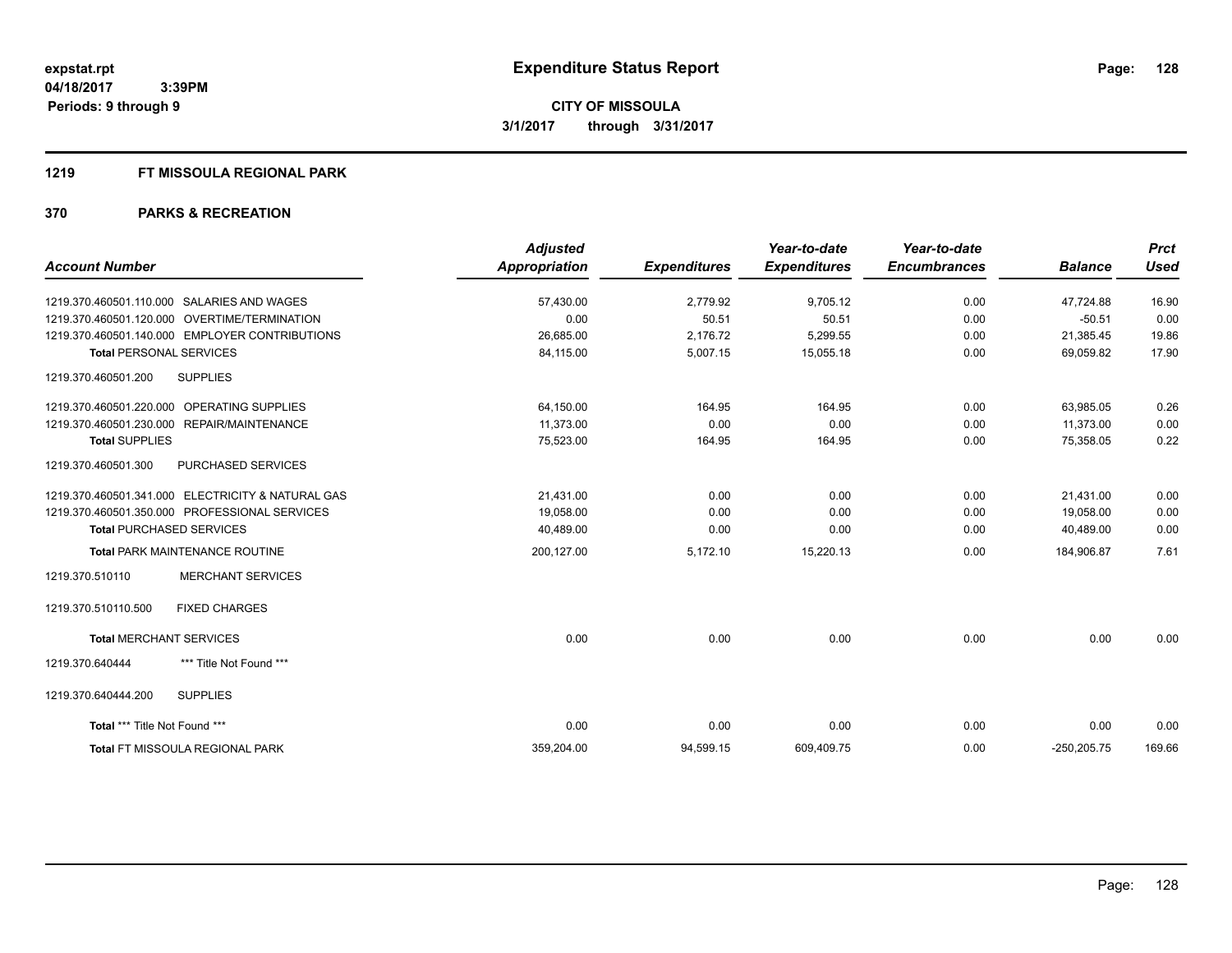expstat.rpt
04/18/2017 3:39PM
Periods: 9 through 9

# Expenditure Status Report

**CITY OF MISSOULA**
**3/1/2017 through 3/31/2017**

## 1219 FT MISSOULA REGIONAL PARK

## 370 PARKS & RECREATION

| Account Number | Adjusted Appropriation | Expenditures | Year-to-date Expenditures | Year-to-date Encumbrances | Balance | Prct Used |
|---|---|---|---|---|---|---|
| 1219.370.460501.110.000 SALARIES AND WAGES | 57,430.00 | 2,779.92 | 9,705.12 | 0.00 | 47,724.88 | 16.90 |
| 1219.370.460501.120.000 OVERTIME/TERMINATION | 0.00 | 50.51 | 50.51 | 0.00 | -50.51 | 0.00 |
| 1219.370.460501.140.000 EMPLOYER CONTRIBUTIONS | 26,685.00 | 2,176.72 | 5,299.55 | 0.00 | 21,385.45 | 19.86 |
| **Total** PERSONAL SERVICES | 84,115.00 | 5,007.15 | 15,055.18 | 0.00 | 69,059.82 | 17.90 |
| 1219.370.460501.200 SUPPLIES | | | | | | |
| 1219.370.460501.220.000 OPERATING SUPPLIES | 64,150.00 | 164.95 | 164.95 | 0.00 | 63,985.05 | 0.26 |
| 1219.370.460501.230.000 REPAIR/MAINTENANCE | 11,373.00 | 0.00 | 0.00 | 0.00 | 11,373.00 | 0.00 |
| **Total** SUPPLIES | 75,523.00 | 164.95 | 164.95 | 0.00 | 75,358.05 | 0.22 |
| 1219.370.460501.300 PURCHASED SERVICES | | | | | | |
| 1219.370.460501.341.000 ELECTRICITY & NATURAL GAS | 21,431.00 | 0.00 | 0.00 | 0.00 | 21,431.00 | 0.00 |
| 1219.370.460501.350.000 PROFESSIONAL SERVICES | 19,058.00 | 0.00 | 0.00 | 0.00 | 19,058.00 | 0.00 |
| **Total** PURCHASED SERVICES | 40,489.00 | 0.00 | 0.00 | 0.00 | 40,489.00 | 0.00 |
| **Total** PARK MAINTENANCE ROUTINE | 200,127.00 | 5,172.10 | 15,220.13 | 0.00 | 184,906.87 | 7.61 |
| 1219.370.510110 MERCHANT SERVICES | | | | | | |
| 1219.370.510110.500 FIXED CHARGES | | | | | | |
| **Total** MERCHANT SERVICES | 0.00 | 0.00 | 0.00 | 0.00 | 0.00 | 0.00 |
| 1219.370.640444 *** Title Not Found *** | | | | | | |
| 1219.370.640444.200 SUPPLIES | | | | | | |
| **Total** *** Title Not Found *** | 0.00 | 0.00 | 0.00 | 0.00 | 0.00 | 0.00 |
| **Total** FT MISSOULA REGIONAL PARK | 359,204.00 | 94,599.15 | 609,409.75 | 0.00 | -250,205.75 | 169.66 |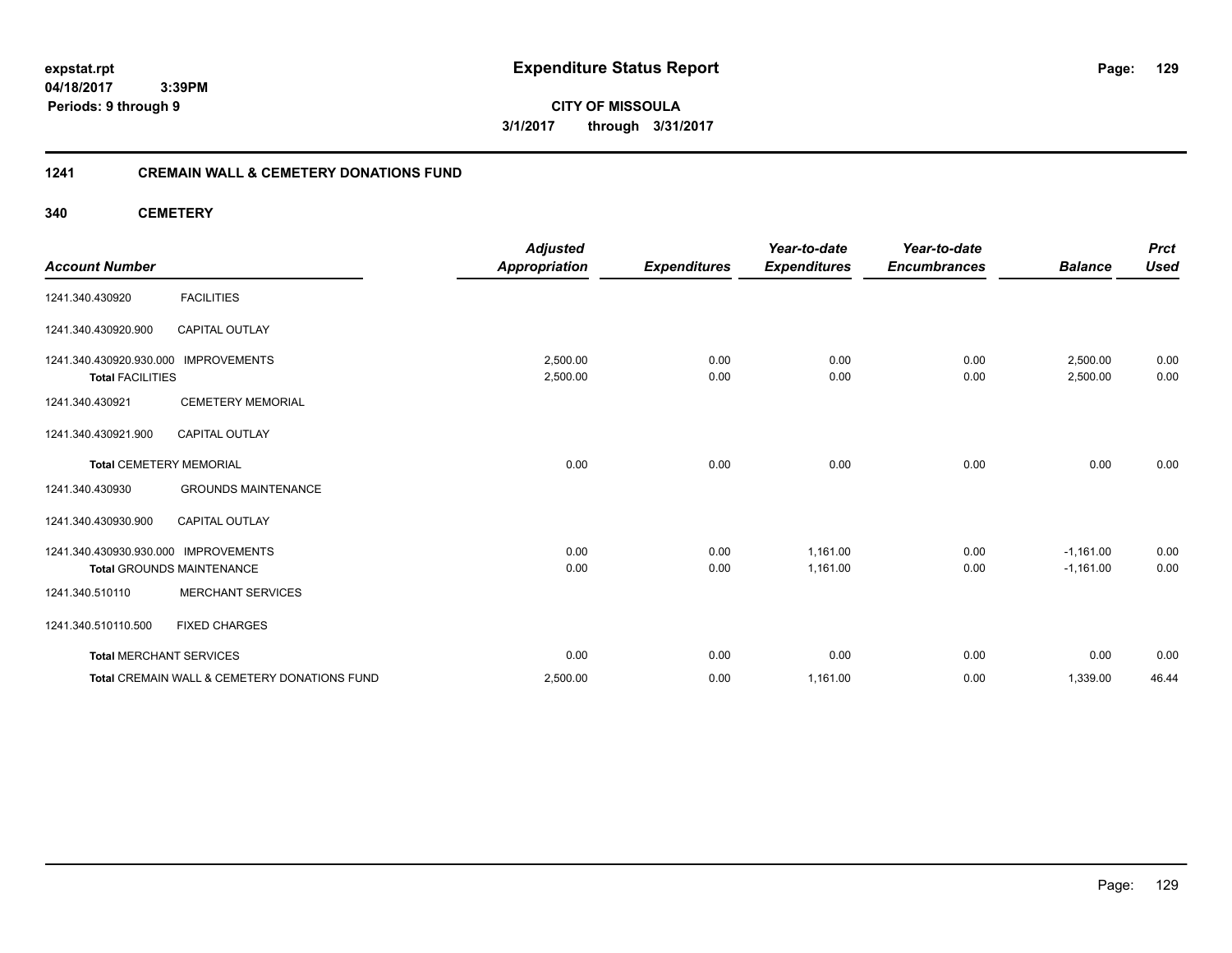# Expenditure Status Report

**CITY OF MISSOULA**
**3/1/2017 through 3/31/2017**

expstat.rpt
04/18/2017 3:39PM
Periods: 9 through 9

## 1241 CREMAIN WALL & CEMETERY DONATIONS FUND

### 340 CEMETERY

| Account Number | | Adjusted Appropriation | Expenditures | Year-to-date Expenditures | Year-to-date Encumbrances | Balance | Prct Used |
|---|---|---|---|---|---|---|---|
| 1241.340.430920 | FACILITIES | | | | | | |
| 1241.340.430920.900 | CAPITAL OUTLAY | | | | | | |
| 1241.340.430920.930.000 | IMPROVEMENTS | 2,500.00 | 0.00 | 0.00 | 0.00 | 2,500.00 | 0.00 |
| **Total** FACILITIES | | 2,500.00 | 0.00 | 0.00 | 0.00 | 2,500.00 | 0.00 |
| 1241.340.430921 | CEMETERY MEMORIAL | | | | | | |
| 1241.340.430921.900 | CAPITAL OUTLAY | | | | | | |
| **Total** CEMETERY MEMORIAL | | 0.00 | 0.00 | 0.00 | 0.00 | 0.00 | 0.00 |
| 1241.340.430930 | GROUNDS MAINTENANCE | | | | | | |
| 1241.340.430930.900 | CAPITAL OUTLAY | | | | | | |
| 1241.340.430930.930.000 | IMPROVEMENTS | 0.00 | 0.00 | 1,161.00 | 0.00 | -1,161.00 | 0.00 |
| **Total** GROUNDS MAINTENANCE | | 0.00 | 0.00 | 1,161.00 | 0.00 | -1,161.00 | 0.00 |
| 1241.340.510110 | MERCHANT SERVICES | | | | | | |
| 1241.340.510110.500 | FIXED CHARGES | | | | | | |
| **Total** MERCHANT SERVICES | | 0.00 | 0.00 | 0.00 | 0.00 | 0.00 | 0.00 |
| **Total** CREMAIN WALL & CEMETERY DONATIONS FUND | | 2,500.00 | 0.00 | 1,161.00 | 0.00 | 1,339.00 | 46.44 |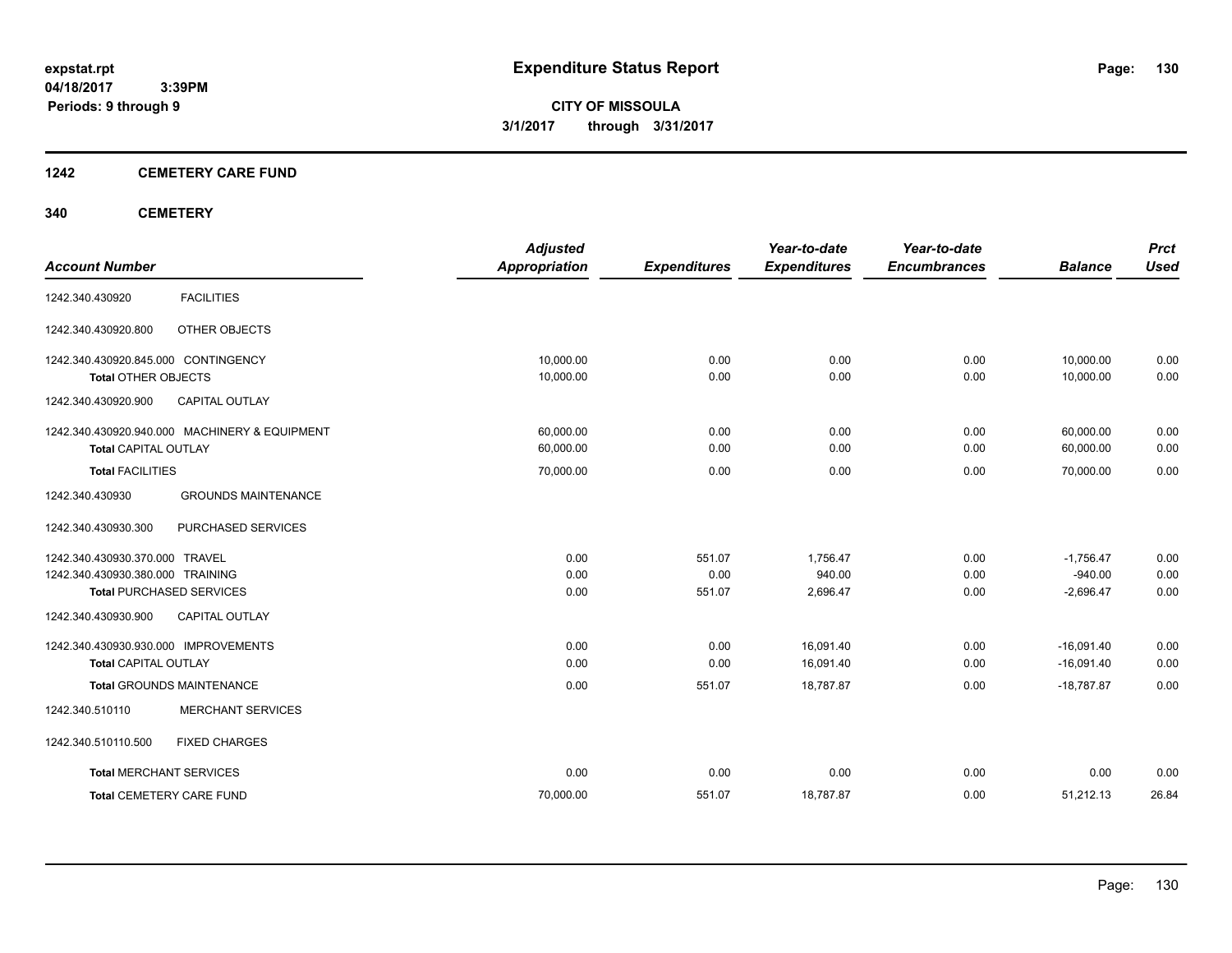**expstat.rpt**
**04/18/2017 3:39PM**
**Periods: 9 through 9**

# Expenditure Status Report

**CITY OF MISSOULA**
**3/1/2017 through 3/31/2017**

## 1242 CEMETERY CARE FUND

### 340 CEMETERY

| Account Number | | Adjusted Appropriation | Expenditures | Year-to-date Expenditures | Year-to-date Encumbrances | Balance | Prct Used |
|---|---|---|---|---|---|---|---|
| 1242.340.430920 | FACILITIES | | | | | | |
| 1242.340.430920.800 | OTHER OBJECTS | | | | | | |
| 1242.340.430920.845.000 | CONTINGENCY | 10,000.00 | 0.00 | 0.00 | 0.00 | 10,000.00 | 0.00 |
| **Total** OTHER OBJECTS | | 10,000.00 | 0.00 | 0.00 | 0.00 | 10,000.00 | 0.00 |
| 1242.340.430920.900 | CAPITAL OUTLAY | | | | | | |
| 1242.340.430920.940.000 | MACHINERY & EQUIPMENT | 60,000.00 | 0.00 | 0.00 | 0.00 | 60,000.00 | 0.00 |
| **Total** CAPITAL OUTLAY | | 60,000.00 | 0.00 | 0.00 | 0.00 | 60,000.00 | 0.00 |
| **Total** FACILITIES | | 70,000.00 | 0.00 | 0.00 | 0.00 | 70,000.00 | 0.00 |
| 1242.340.430930 | GROUNDS MAINTENANCE | | | | | | |
| 1242.340.430930.300 | PURCHASED SERVICES | | | | | | |
| 1242.340.430930.370.000 | TRAVEL | 0.00 | 551.07 | 1,756.47 | 0.00 | -1,756.47 | 0.00 |
| 1242.340.430930.380.000 | TRAINING | 0.00 | 0.00 | 940.00 | 0.00 | -940.00 | 0.00 |
| **Total** PURCHASED SERVICES | | 0.00 | 551.07 | 2,696.47 | 0.00 | -2,696.47 | 0.00 |
| 1242.340.430930.900 | CAPITAL OUTLAY | | | | | | |
| 1242.340.430930.930.000 | IMPROVEMENTS | 0.00 | 0.00 | 16,091.40 | 0.00 | -16,091.40 | 0.00 |
| **Total** CAPITAL OUTLAY | | 0.00 | 0.00 | 16,091.40 | 0.00 | -16,091.40 | 0.00 |
| **Total** GROUNDS MAINTENANCE | | 0.00 | 551.07 | 18,787.87 | 0.00 | -18,787.87 | 0.00 |
| 1242.340.510110 | MERCHANT SERVICES | | | | | | |
| 1242.340.510110.500 | FIXED CHARGES | | | | | | |
| **Total** MERCHANT SERVICES | | 0.00 | 0.00 | 0.00 | 0.00 | 0.00 | 0.00 |
| **Total** CEMETERY CARE FUND | | 70,000.00 | 551.07 | 18,787.87 | 0.00 | 51,212.13 | 26.84 |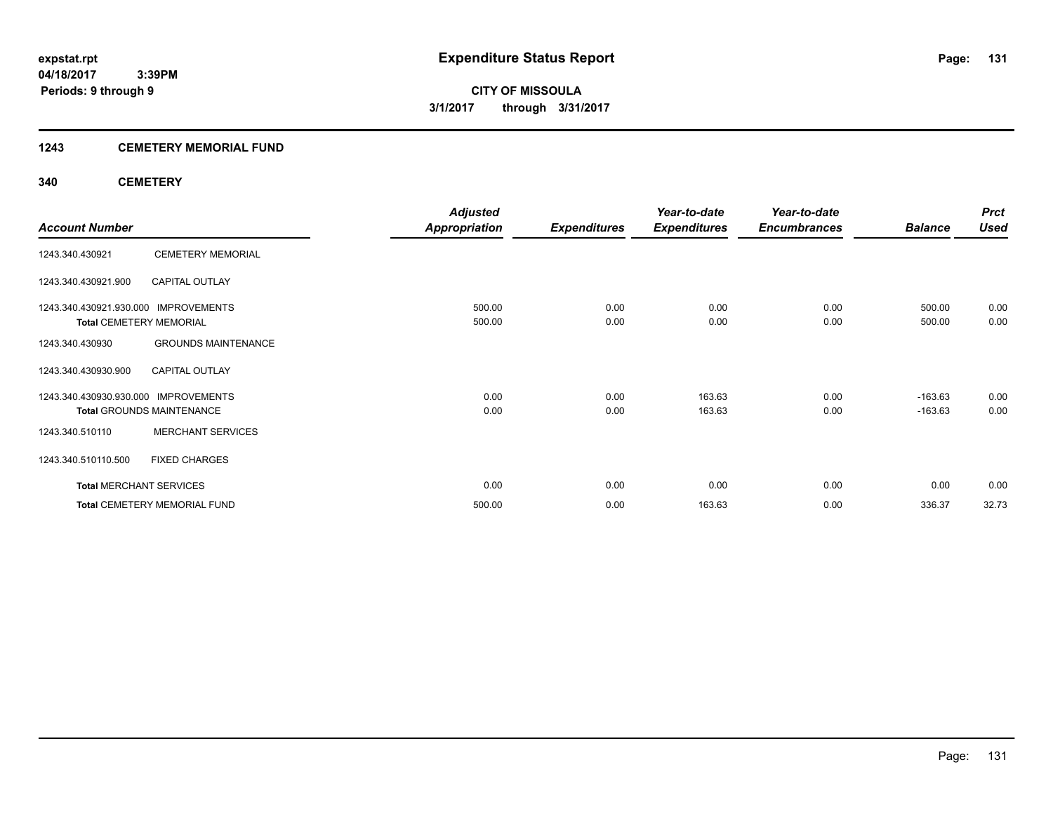**expstat.rpt**
**04/18/2017 3:39PM**
**Periods: 9 through 9**

# Expenditure Status Report

**CITY OF MISSOULA**
**3/1/2017 through 3/31/2017**

## 1243 CEMETERY MEMORIAL FUND

### 340 CEMETERY

| Account Number | | Adjusted Appropriation | Expenditures | Year-to-date Expenditures | Year-to-date Encumbrances | Balance | Prct Used |
|---|---|---|---|---|---|---|---|
| 1243.340.430921 | CEMETERY MEMORIAL | | | | | | |
| 1243.340.430921.900 | CAPITAL OUTLAY | | | | | | |
| 1243.340.430921.930.000 | IMPROVEMENTS | 500.00 | 0.00 | 0.00 | 0.00 | 500.00 | 0.00 |
| **Total** CEMETERY MEMORIAL | | 500.00 | 0.00 | 0.00 | 0.00 | 500.00 | 0.00 |
| 1243.340.430930 | GROUNDS MAINTENANCE | | | | | | |
| 1243.340.430930.900 | CAPITAL OUTLAY | | | | | | |
| 1243.340.430930.930.000 | IMPROVEMENTS | 0.00 | 0.00 | 163.63 | 0.00 | -163.63 | 0.00 |
| **Total** GROUNDS MAINTENANCE | | 0.00 | 0.00 | 163.63 | 0.00 | -163.63 | 0.00 |
| 1243.340.510110 | MERCHANT SERVICES | | | | | | |
| 1243.340.510110.500 | FIXED CHARGES | | | | | | |
| **Total** MERCHANT SERVICES | | 0.00 | 0.00 | 0.00 | 0.00 | 0.00 | 0.00 |
| **Total** CEMETERY MEMORIAL FUND | | 500.00 | 0.00 | 163.63 | 0.00 | 336.37 | 32.73 |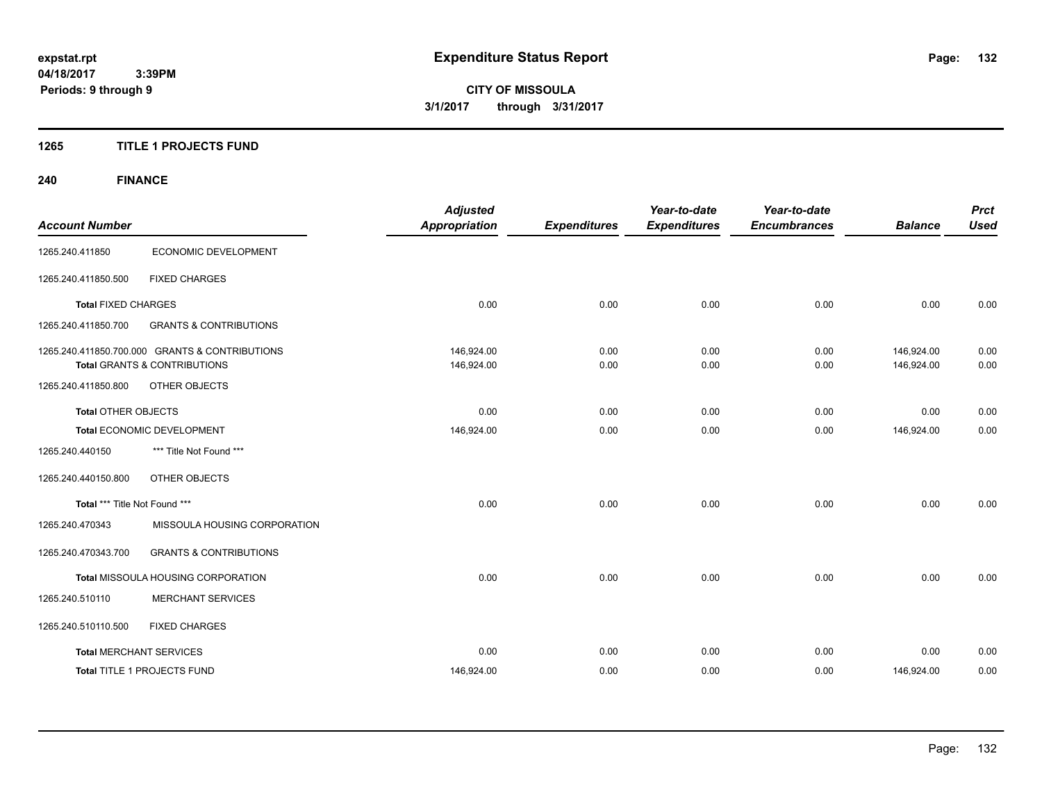expstat.rpt
04/18/2017 3:39PM
Periods: 9 through 9

# Expenditure Status Report

**CITY OF MISSOULA**
**3/1/2017 through 3/31/2017**

## 1265 TITLE 1 PROJECTS FUND

### 240 FINANCE

| Account Number | | Adjusted Appropriation | Expenditures | Year-to-date Expenditures | Year-to-date Encumbrances | Balance | Prct Used |
|---|---|---|---|---|---|---|---|
| 1265.240.411850 | ECONOMIC DEVELOPMENT | | | | | | |
| 1265.240.411850.500 | FIXED CHARGES | | | | | | |
| **Total** FIXED CHARGES | | 0.00 | 0.00 | 0.00 | 0.00 | 0.00 | 0.00 |
| 1265.240.411850.700 | GRANTS & CONTRIBUTIONS | | | | | | |
| 1265.240.411850.700.000 GRANTS & CONTRIBUTIONS | | 146,924.00 | 0.00 | 0.00 | 0.00 | 146,924.00 | 0.00 |
| **Total** GRANTS & CONTRIBUTIONS | | 146,924.00 | 0.00 | 0.00 | 0.00 | 146,924.00 | 0.00 |
| 1265.240.411850.800 | OTHER OBJECTS | | | | | | |
| **Total** OTHER OBJECTS | | 0.00 | 0.00 | 0.00 | 0.00 | 0.00 | 0.00 |
| **Total** ECONOMIC DEVELOPMENT | | 146,924.00 | 0.00 | 0.00 | 0.00 | 146,924.00 | 0.00 |
| 1265.240.440150 | *** Title Not Found *** | | | | | | |
| 1265.240.440150.800 | OTHER OBJECTS | | | | | | |
| **Total** *** Title Not Found *** | | 0.00 | 0.00 | 0.00 | 0.00 | 0.00 | 0.00 |
| 1265.240.470343 | MISSOULA HOUSING CORPORATION | | | | | | |
| 1265.240.470343.700 | GRANTS & CONTRIBUTIONS | | | | | | |
| **Total** MISSOULA HOUSING CORPORATION | | 0.00 | 0.00 | 0.00 | 0.00 | 0.00 | 0.00 |
| 1265.240.510110 | MERCHANT SERVICES | | | | | | |
| 1265.240.510110.500 | FIXED CHARGES | | | | | | |
| **Total** MERCHANT SERVICES | | 0.00 | 0.00 | 0.00 | 0.00 | 0.00 | 0.00 |
| **Total** TITLE 1 PROJECTS FUND | | 146,924.00 | 0.00 | 0.00 | 0.00 | 146,924.00 | 0.00 |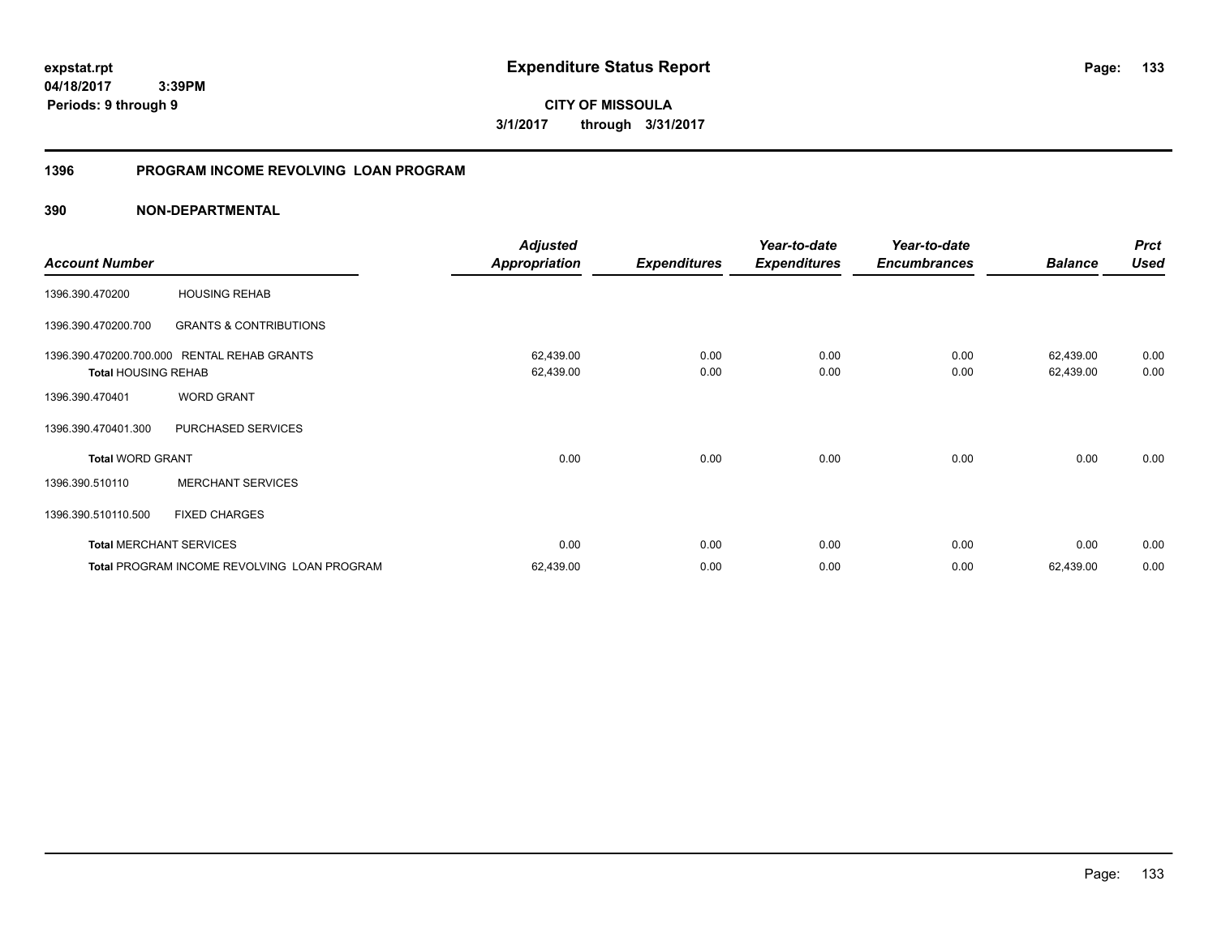expstat.rpt
04/18/2017 3:39PM
Periods: 9 through 9

# Expenditure Status Report

**CITY OF MISSOULA**
**3/1/2017 through 3/31/2017**

## 1396 PROGRAM INCOME REVOLVING LOAN PROGRAM

### 390 NON-DEPARTMENTAL

| Account Number | | Adjusted Appropriation | Expenditures | Year-to-date Expenditures | Year-to-date Encumbrances | Balance | Prct Used |
|---|---|---|---|---|---|---|---|
| 1396.390.470200 | HOUSING REHAB | | | | | | |
| 1396.390.470200.700 | GRANTS & CONTRIBUTIONS | | | | | | |
| 1396.390.470200.700.000 | RENTAL REHAB GRANTS | 62,439.00 | 0.00 | 0.00 | 0.00 | 62,439.00 | 0.00 |
| **Total** HOUSING REHAB | | 62,439.00 | 0.00 | 0.00 | 0.00 | 62,439.00 | 0.00 |
| 1396.390.470401 | WORD GRANT | | | | | | |
| 1396.390.470401.300 | PURCHASED SERVICES | | | | | | |
| **Total** WORD GRANT | | 0.00 | 0.00 | 0.00 | 0.00 | 0.00 | 0.00 |
| 1396.390.510110 | MERCHANT SERVICES | | | | | | |
| 1396.390.510110.500 | FIXED CHARGES | | | | | | |
| **Total** MERCHANT SERVICES | | 0.00 | 0.00 | 0.00 | 0.00 | 0.00 | 0.00 |
| **Total** PROGRAM INCOME REVOLVING LOAN PROGRAM | | 62,439.00 | 0.00 | 0.00 | 0.00 | 62,439.00 | 0.00 |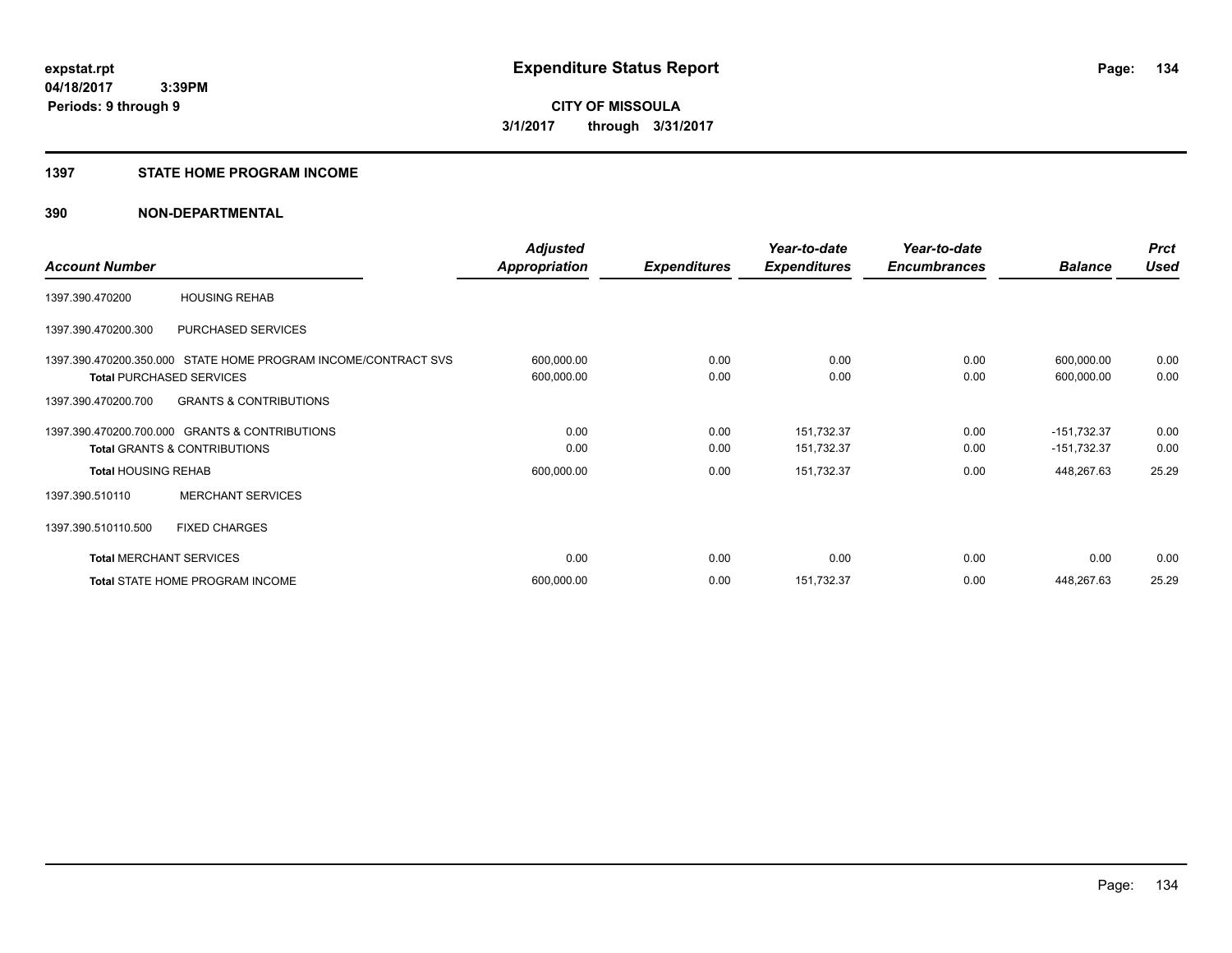expstat.rpt
04/18/2017 3:39PM
Periods: 9 through 9

# Expenditure Status Report

**CITY OF MISSOULA**
**3/1/2017 through 3/31/2017**

## 1397 STATE HOME PROGRAM INCOME

## 390 NON-DEPARTMENTAL

| Account Number | | Adjusted Appropriation | Expenditures | Year-to-date Expenditures | Year-to-date Encumbrances | Balance | Prct Used |
|---|---|---|---|---|---|---|---|
| 1397.390.470200 | HOUSING REHAB | | | | | | |
| 1397.390.470200.300 | PURCHASED SERVICES | | | | | | |
| 1397.390.470200.350.000 | STATE HOME PROGRAM INCOME/CONTRACT SVS | 600,000.00 | 0.00 | 0.00 | 0.00 | 600,000.00 | 0.00 |
| **Total** PURCHASED SERVICES | | 600,000.00 | 0.00 | 0.00 | 0.00 | 600,000.00 | 0.00 |
| 1397.390.470200.700 | GRANTS & CONTRIBUTIONS | | | | | | |
| 1397.390.470200.700.000 | GRANTS & CONTRIBUTIONS | 0.00 | 0.00 | 151,732.37 | 0.00 | -151,732.37 | 0.00 |
| **Total** GRANTS & CONTRIBUTIONS | | 0.00 | 0.00 | 151,732.37 | 0.00 | -151,732.37 | 0.00 |
| **Total** HOUSING REHAB | | 600,000.00 | 0.00 | 151,732.37 | 0.00 | 448,267.63 | 25.29 |
| 1397.390.510110 | MERCHANT SERVICES | | | | | | |
| 1397.390.510110.500 | FIXED CHARGES | | | | | | |
| **Total** MERCHANT SERVICES | | 0.00 | 0.00 | 0.00 | 0.00 | 0.00 | 0.00 |
| **Total** STATE HOME PROGRAM INCOME | | 600,000.00 | 0.00 | 151,732.37 | 0.00 | 448,267.63 | 25.29 |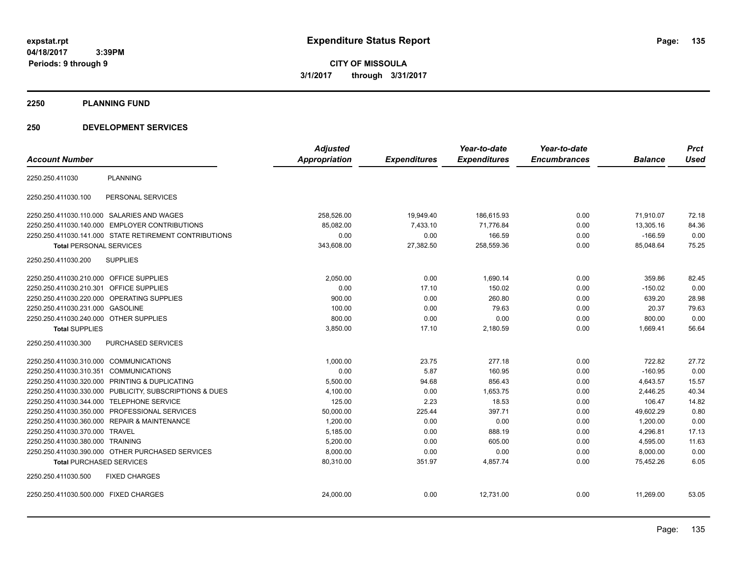# Expenditure Status Report

**CITY OF MISSOULA**
**3/1/2017 through 3/31/2017**

expstat.rpt
04/18/2017 3:39PM
Periods: 9 through 9

## 2250 PLANNING FUND

## 250 DEVELOPMENT SERVICES

| Account Number | | Adjusted Appropriation | Expenditures | Year-to-date Expenditures | Year-to-date Encumbrances | Balance | Prct Used |
|---|---|---|---|---|---|---|---|
| 2250.250.411030 | PLANNING | | | | | | |
| 2250.250.411030.100 | PERSONAL SERVICES | | | | | | |
| 2250.250.411030.110.000 | SALARIES AND WAGES | 258,526.00 | 19,949.40 | 186,615.93 | 0.00 | 71,910.07 | 72.18 |
| 2250.250.411030.140.000 | EMPLOYER CONTRIBUTIONS | 85,082.00 | 7,433.10 | 71,776.84 | 0.00 | 13,305.16 | 84.36 |
| 2250.250.411030.141.000 | STATE RETIREMENT CONTRIBUTIONS | 0.00 | 0.00 | 166.59 | 0.00 | -166.59 | 0.00 |
| **Total** PERSONAL SERVICES | | 343,608.00 | 27,382.50 | 258,559.36 | 0.00 | 85,048.64 | 75.25 |
| 2250.250.411030.200 | SUPPLIES | | | | | | |
| 2250.250.411030.210.000 | OFFICE SUPPLIES | 2,050.00 | 0.00 | 1,690.14 | 0.00 | 359.86 | 82.45 |
| 2250.250.411030.210.301 | OFFICE SUPPLIES | 0.00 | 17.10 | 150.02 | 0.00 | -150.02 | 0.00 |
| 2250.250.411030.220.000 | OPERATING SUPPLIES | 900.00 | 0.00 | 260.80 | 0.00 | 639.20 | 28.98 |
| 2250.250.411030.231.000 | GASOLINE | 100.00 | 0.00 | 79.63 | 0.00 | 20.37 | 79.63 |
| 2250.250.411030.240.000 | OTHER SUPPLIES | 800.00 | 0.00 | 0.00 | 0.00 | 800.00 | 0.00 |
| **Total** SUPPLIES | | 3,850.00 | 17.10 | 2,180.59 | 0.00 | 1,669.41 | 56.64 |
| 2250.250.411030.300 | PURCHASED SERVICES | | | | | | |
| 2250.250.411030.310.000 | COMMUNICATIONS | 1,000.00 | 23.75 | 277.18 | 0.00 | 722.82 | 27.72 |
| 2250.250.411030.310.351 | COMMUNICATIONS | 0.00 | 5.87 | 160.95 | 0.00 | -160.95 | 0.00 |
| 2250.250.411030.320.000 | PRINTING & DUPLICATING | 5,500.00 | 94.68 | 856.43 | 0.00 | 4,643.57 | 15.57 |
| 2250.250.411030.330.000 | PUBLICITY, SUBSCRIPTIONS & DUES | 4,100.00 | 0.00 | 1,653.75 | 0.00 | 2,446.25 | 40.34 |
| 2250.250.411030.344.000 | TELEPHONE SERVICE | 125.00 | 2.23 | 18.53 | 0.00 | 106.47 | 14.82 |
| 2250.250.411030.350.000 | PROFESSIONAL SERVICES | 50,000.00 | 225.44 | 397.71 | 0.00 | 49,602.29 | 0.80 |
| 2250.250.411030.360.000 | REPAIR & MAINTENANCE | 1,200.00 | 0.00 | 0.00 | 0.00 | 1,200.00 | 0.00 |
| 2250.250.411030.370.000 | TRAVEL | 5,185.00 | 0.00 | 888.19 | 0.00 | 4,296.81 | 17.13 |
| 2250.250.411030.380.000 | TRAINING | 5,200.00 | 0.00 | 605.00 | 0.00 | 4,595.00 | 11.63 |
| 2250.250.411030.390.000 | OTHER PURCHASED SERVICES | 8,000.00 | 0.00 | 0.00 | 0.00 | 8,000.00 | 0.00 |
| **Total** PURCHASED SERVICES | | 80,310.00 | 351.97 | 4,857.74 | 0.00 | 75,452.26 | 6.05 |
| 2250.250.411030.500 | FIXED CHARGES | | | | | | |
| 2250.250.411030.500.000 | FIXED CHARGES | 24,000.00 | 0.00 | 12,731.00 | 0.00 | 11,269.00 | 53.05 |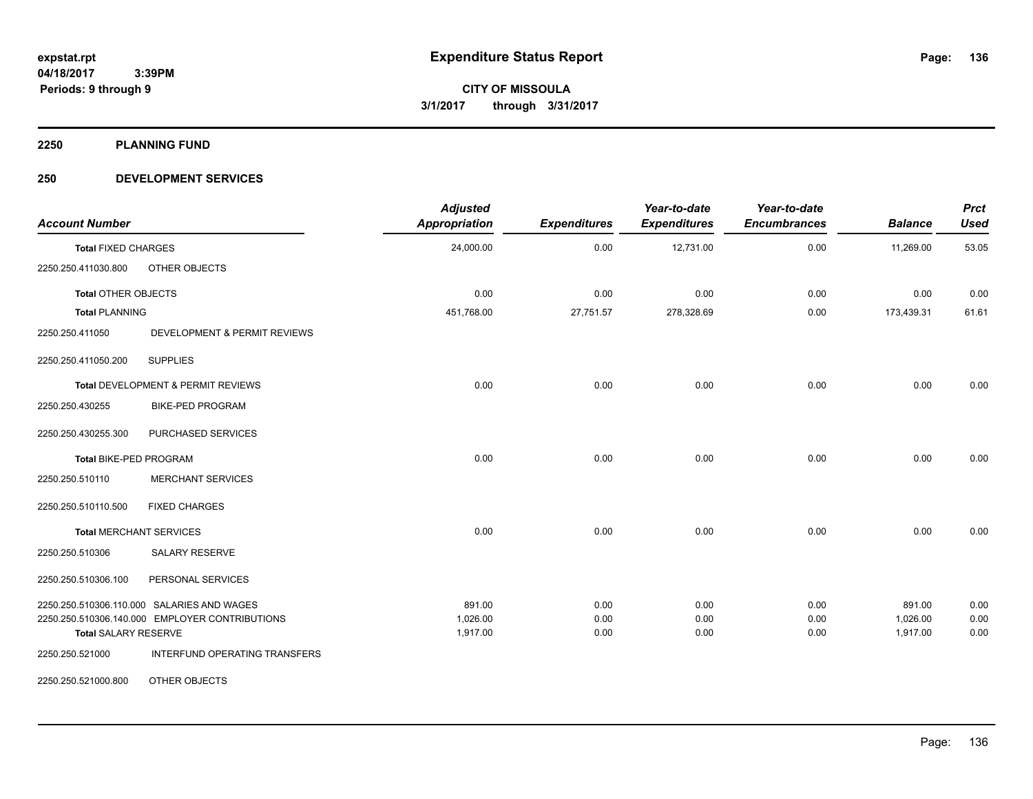**expstat.rpt**
**04/18/2017 3:39PM**
**Periods: 9 through 9**

# Expenditure Status Report

**CITY OF MISSOULA**
**3/1/2017 through 3/31/2017**

## 2250 PLANNING FUND

## 250 DEVELOPMENT SERVICES

| Account Number | | Adjusted Appropriation | Expenditures | Year-to-date Expenditures | Year-to-date Encumbrances | Balance | Prct Used |
|---|---|---|---|---|---|---|---|
| **Total** FIXED CHARGES | | 24,000.00 | 0.00 | 12,731.00 | 0.00 | 11,269.00 | 53.05 |
| 2250.250.411030.800 | OTHER OBJECTS | | | | | | |
| **Total** OTHER OBJECTS | | 0.00 | 0.00 | 0.00 | 0.00 | 0.00 | 0.00 |
| **Total** PLANNING | | 451,768.00 | 27,751.57 | 278,328.69 | 0.00 | 173,439.31 | 61.61 |
| 2250.250.411050 | DEVELOPMENT & PERMIT REVIEWS | | | | | | |
| 2250.250.411050.200 | SUPPLIES | | | | | | |
| **Total** DEVELOPMENT & PERMIT REVIEWS | | 0.00 | 0.00 | 0.00 | 0.00 | 0.00 | 0.00 |
| 2250.250.430255 | BIKE-PED PROGRAM | | | | | | |
| 2250.250.430255.300 | PURCHASED SERVICES | | | | | | |
| **Total** BIKE-PED PROGRAM | | 0.00 | 0.00 | 0.00 | 0.00 | 0.00 | 0.00 |
| 2250.250.510110 | MERCHANT SERVICES | | | | | | |
| 2250.250.510110.500 | FIXED CHARGES | | | | | | |
| **Total** MERCHANT SERVICES | | 0.00 | 0.00 | 0.00 | 0.00 | 0.00 | 0.00 |
| 2250.250.510306 | SALARY RESERVE | | | | | | |
| 2250.250.510306.100 | PERSONAL SERVICES | | | | | | |
| 2250.250.510306.110.000 | SALARIES AND WAGES | 891.00 | 0.00 | 0.00 | 0.00 | 891.00 | 0.00 |
| 2250.250.510306.140.000 | EMPLOYER CONTRIBUTIONS | 1,026.00 | 0.00 | 0.00 | 0.00 | 1,026.00 | 0.00 |
| **Total** SALARY RESERVE | | 1,917.00 | 0.00 | 0.00 | 0.00 | 1,917.00 | 0.00 |
| 2250.250.521000 | INTERFUND OPERATING TRANSFERS | | | | | | |
| 2250.250.521000.800 | OTHER OBJECTS | | | | | | |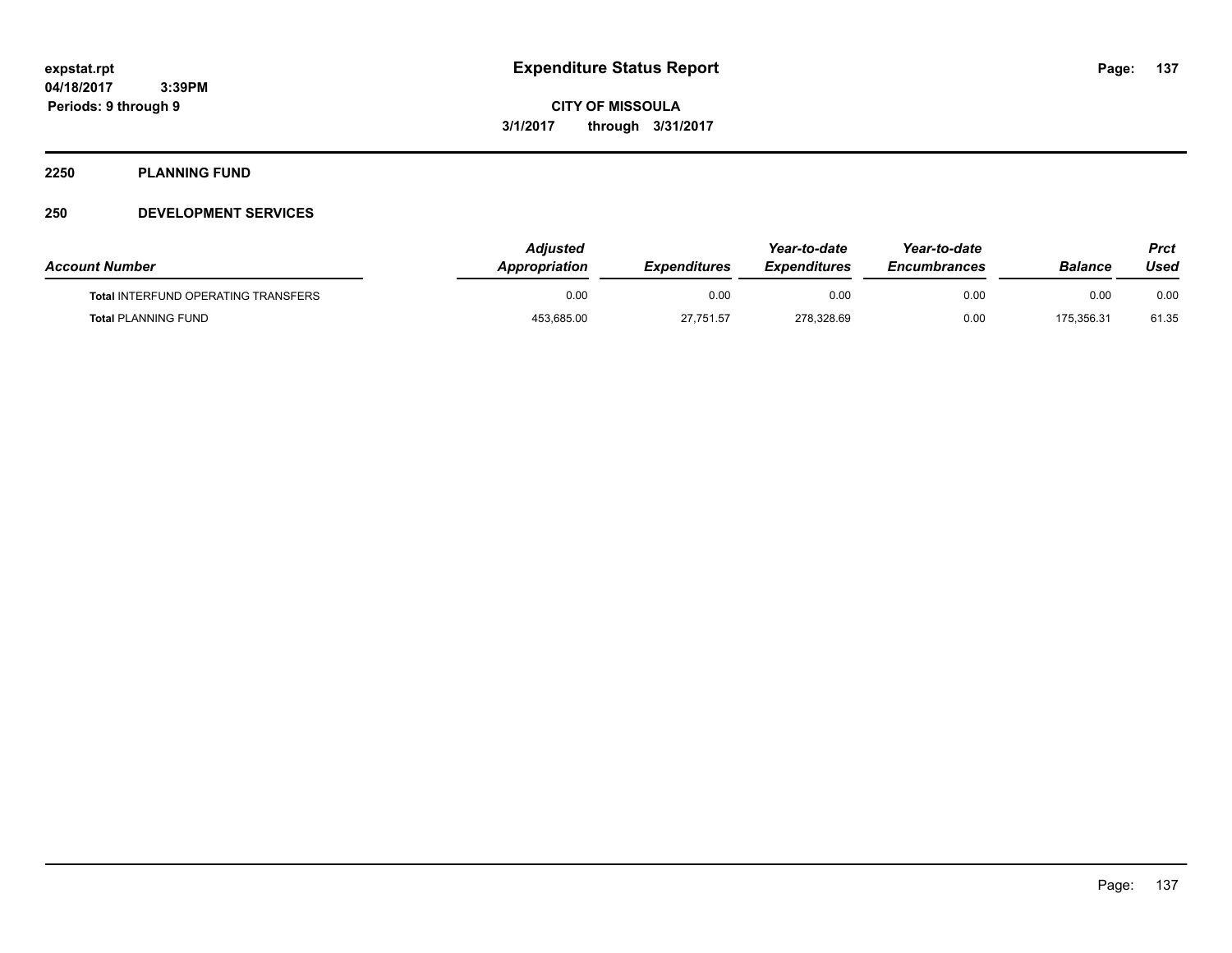# Expenditure Status Report

**CITY OF MISSOULA**

**3/1/2017 through 3/31/2017**

expstat.rpt
04/18/2017 3:39PM
Periods: 9 through 9

## 2250 PLANNING FUND

## 250 DEVELOPMENT SERVICES

| Account Number | Adjusted Appropriation | Expenditures | Year-to-date Expenditures | Year-to-date Encumbrances | Balance | Prct Used |
|---|---|---|---|---|---|---|
| **Total** INTERFUND OPERATING TRANSFERS | 0.00 | 0.00 | 0.00 | 0.00 | 0.00 | 0.00 |
| **Total** PLANNING FUND | 453,685.00 | 27,751.57 | 278,328.69 | 0.00 | 175,356.31 | 61.35 |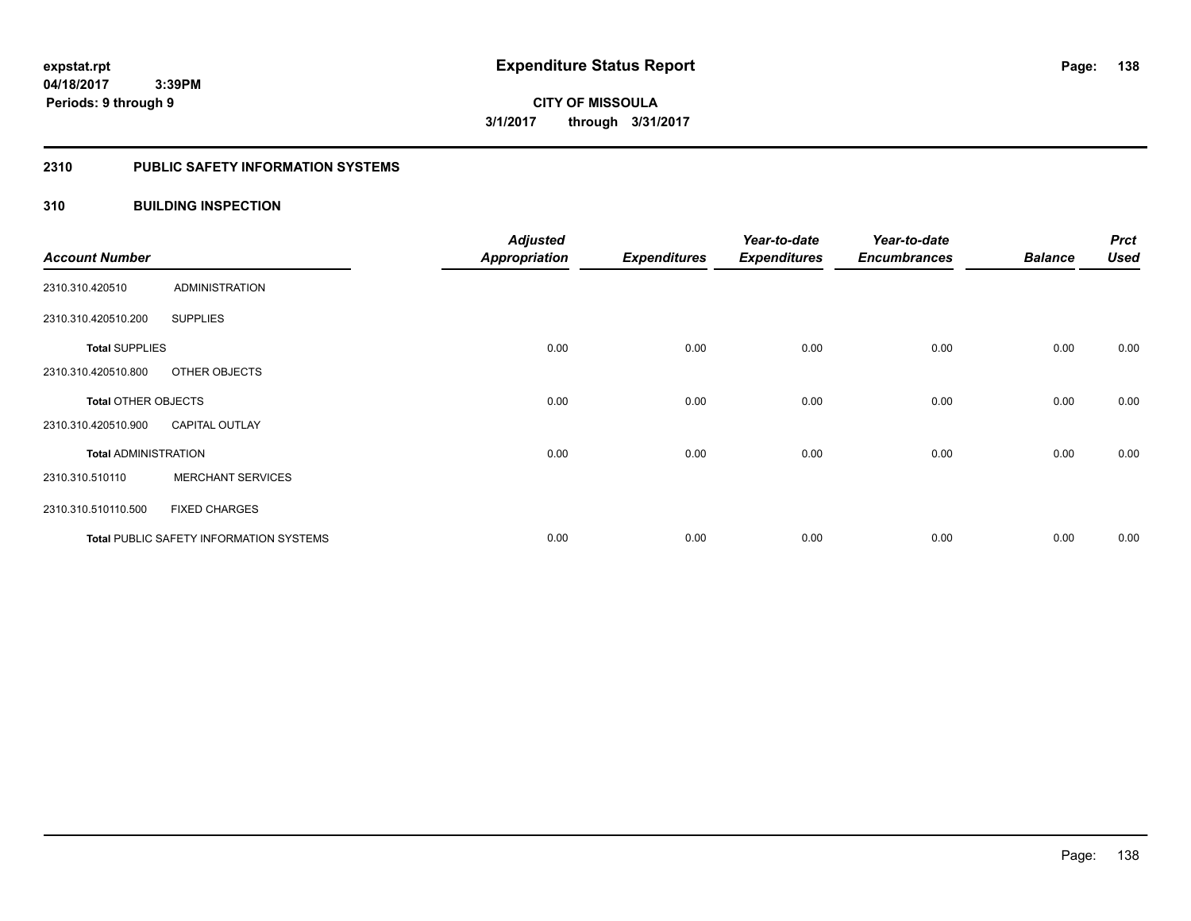# Expenditure Status Report

expstat.rpt
04/18/2017 3:39PM
Periods: 9 through 9

**CITY OF MISSOULA**
**3/1/2017 through 3/31/2017**

## 2310 PUBLIC SAFETY INFORMATION SYSTEMS

### 310 BUILDING INSPECTION

| Account Number | | Adjusted Appropriation | Expenditures | Year-to-date Expenditures | Year-to-date Encumbrances | Balance | Prct Used |
|---|---|---|---|---|---|---|---|
| 2310.310.420510 | ADMINISTRATION | | | | | | |
| 2310.310.420510.200 | SUPPLIES | | | | | | |
| **Total** SUPPLIES | | 0.00 | 0.00 | 0.00 | 0.00 | 0.00 | 0.00 |
| 2310.310.420510.800 | OTHER OBJECTS | | | | | | |
| **Total** OTHER OBJECTS | | 0.00 | 0.00 | 0.00 | 0.00 | 0.00 | 0.00 |
| 2310.310.420510.900 | CAPITAL OUTLAY | | | | | | |
| **Total** ADMINISTRATION | | 0.00 | 0.00 | 0.00 | 0.00 | 0.00 | 0.00 |
| 2310.310.510110 | MERCHANT SERVICES | | | | | | |
| 2310.310.510110.500 | FIXED CHARGES | | | | | | |
| **Total** PUBLIC SAFETY INFORMATION SYSTEMS | | 0.00 | 0.00 | 0.00 | 0.00 | 0.00 | 0.00 |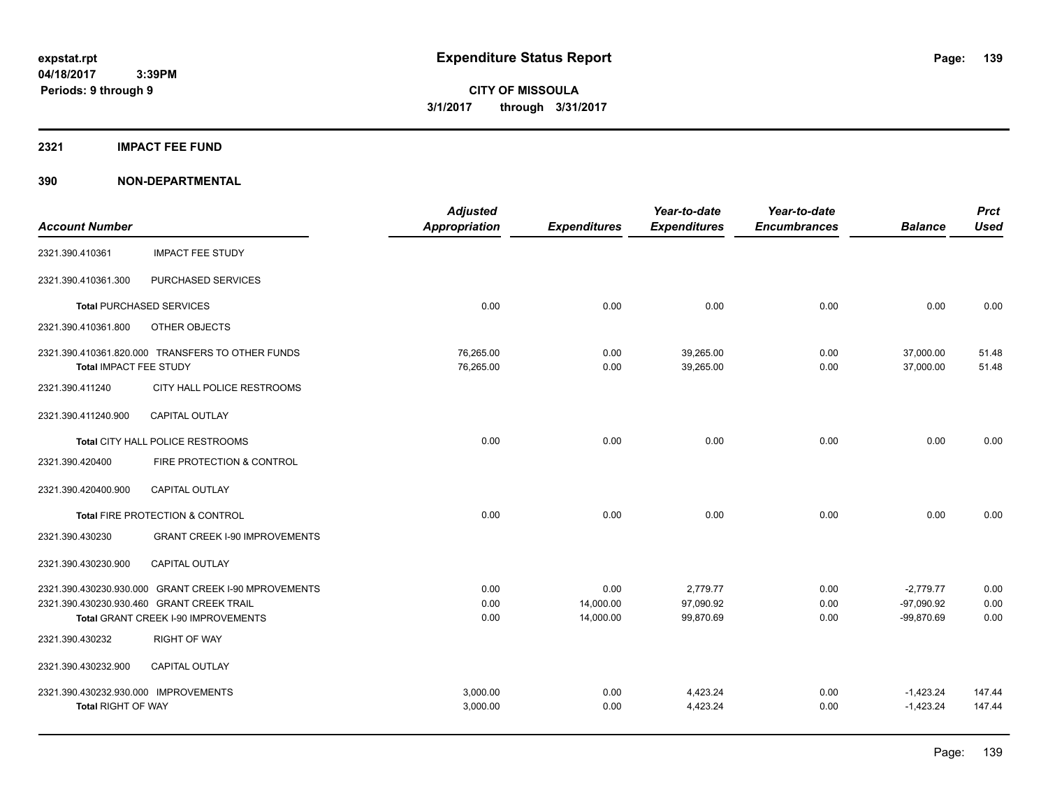**expstat.rpt**
**04/18/2017 3:39PM**
**Periods: 9 through 9**

# Expenditure Status Report

**CITY OF MISSOULA**
**3/1/2017 through 3/31/2017**

## 2321 IMPACT FEE FUND

## 390 NON-DEPARTMENTAL

| Account Number | | Adjusted Appropriation | Expenditures | Year-to-date Expenditures | Year-to-date Encumbrances | Balance | Prct Used |
|---|---|---|---|---|---|---|---|
| 2321.390.410361 | IMPACT FEE STUDY | | | | | | |
| 2321.390.410361.300 | PURCHASED SERVICES | | | | | | |
| **Total** PURCHASED SERVICES | | 0.00 | 0.00 | 0.00 | 0.00 | 0.00 | 0.00 |
| 2321.390.410361.800 | OTHER OBJECTS | | | | | | |
| 2321.390.410361.820.000 | TRANSFERS TO OTHER FUNDS | 76,265.00 | 0.00 | 39,265.00 | 0.00 | 37,000.00 | 51.48 |
| **Total** IMPACT FEE STUDY | | 76,265.00 | 0.00 | 39,265.00 | 0.00 | 37,000.00 | 51.48 |
| 2321.390.411240 | CITY HALL POLICE RESTROOMS | | | | | | |
| 2321.390.411240.900 | CAPITAL OUTLAY | | | | | | |
| **Total** CITY HALL POLICE RESTROOMS | | 0.00 | 0.00 | 0.00 | 0.00 | 0.00 | 0.00 |
| 2321.390.420400 | FIRE PROTECTION & CONTROL | | | | | | |
| 2321.390.420400.900 | CAPITAL OUTLAY | | | | | | |
| **Total** FIRE PROTECTION & CONTROL | | 0.00 | 0.00 | 0.00 | 0.00 | 0.00 | 0.00 |
| 2321.390.430230 | GRANT CREEK I-90 IMPROVEMENTS | | | | | | |
| 2321.390.430230.900 | CAPITAL OUTLAY | | | | | | |
| 2321.390.430230.930.000 | GRANT CREEK I-90 MPROVEMENTS | 0.00 | 0.00 | 2,779.77 | 0.00 | -2,779.77 | 0.00 |
| 2321.390.430230.930.460 | GRANT CREEK TRAIL | 0.00 | 14,000.00 | 97,090.92 | 0.00 | -97,090.92 | 0.00 |
| **Total** GRANT CREEK I-90 IMPROVEMENTS | | 0.00 | 14,000.00 | 99,870.69 | 0.00 | -99,870.69 | 0.00 |
| 2321.390.430232 | RIGHT OF WAY | | | | | | |
| 2321.390.430232.900 | CAPITAL OUTLAY | | | | | | |
| 2321.390.430232.930.000 | IMPROVEMENTS | 3,000.00 | 0.00 | 4,423.24 | 0.00 | -1,423.24 | 147.44 |
| **Total** RIGHT OF WAY | | 3,000.00 | 0.00 | 4,423.24 | 0.00 | -1,423.24 | 147.44 |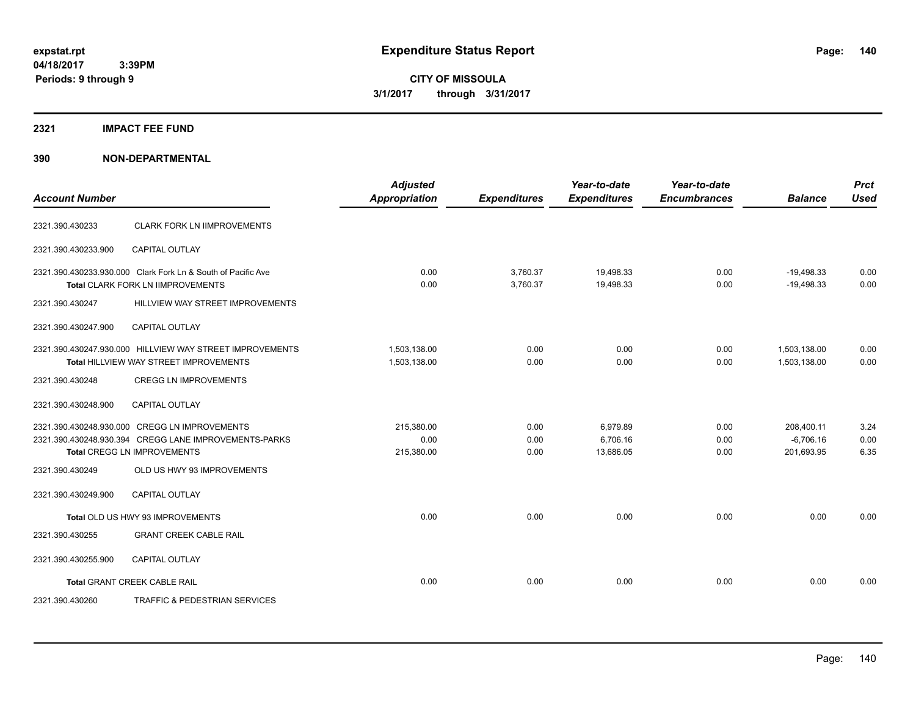expstat.rpt
04/18/2017 3:39PM
Periods: 9 through 9

# Expenditure Status Report

**CITY OF MISSOULA**
**3/1/2017 through 3/31/2017**

## 2321 IMPACT FEE FUND

## 390 NON-DEPARTMENTAL

| Account Number | | Adjusted Appropriation | Expenditures | Year-to-date Expenditures | Year-to-date Encumbrances | Balance | Prct Used |
|---|---|---|---|---|---|---|---|
| 2321.390.430233 | CLARK FORK LN IIMPROVEMENTS | | | | | | |
| 2321.390.430233.900 | CAPITAL OUTLAY | | | | | | |
| 2321.390.430233.930.000 | Clark Fork Ln & South of Pacific Ave | 0.00 | 3,760.37 | 19,498.33 | 0.00 | -19,498.33 | 0.00 |
| | **Total** CLARK FORK LN IIMPROVEMENTS | 0.00 | 3,760.37 | 19,498.33 | 0.00 | -19,498.33 | 0.00 |
| 2321.390.430247 | HILLVIEW WAY STREET IMPROVEMENTS | | | | | | |
| 2321.390.430247.900 | CAPITAL OUTLAY | | | | | | |
| 2321.390.430247.930.000 | HILLVIEW WAY STREET IMPROVEMENTS | 1,503,138.00 | 0.00 | 0.00 | 0.00 | 1,503,138.00 | 0.00 |
| | **Total** HILLVIEW WAY STREET IMPROVEMENTS | 1,503,138.00 | 0.00 | 0.00 | 0.00 | 1,503,138.00 | 0.00 |
| 2321.390.430248 | CREGG LN IMPROVEMENTS | | | | | | |
| 2321.390.430248.900 | CAPITAL OUTLAY | | | | | | |
| 2321.390.430248.930.000 | CREGG LN IMPROVEMENTS | 215,380.00 | 0.00 | 6,979.89 | 0.00 | 208,400.11 | 3.24 |
| 2321.390.430248.930.394 | CREGG LANE IMPROVEMENTS-PARKS | 0.00 | 0.00 | 6,706.16 | 0.00 | -6,706.16 | 0.00 |
| | **Total** CREGG LN IMPROVEMENTS | 215,380.00 | 0.00 | 13,686.05 | 0.00 | 201,693.95 | 6.35 |
| 2321.390.430249 | OLD US HWY 93 IMPROVEMENTS | | | | | | |
| 2321.390.430249.900 | CAPITAL OUTLAY | | | | | | |
| | **Total** OLD US HWY 93 IMPROVEMENTS | 0.00 | 0.00 | 0.00 | 0.00 | 0.00 | 0.00 |
| 2321.390.430255 | GRANT CREEK CABLE RAIL | | | | | | |
| 2321.390.430255.900 | CAPITAL OUTLAY | | | | | | |
| | **Total** GRANT CREEK CABLE RAIL | 0.00 | 0.00 | 0.00 | 0.00 | 0.00 | 0.00 |
| 2321.390.430260 | TRAFFIC & PEDESTRIAN SERVICES | | | | | | |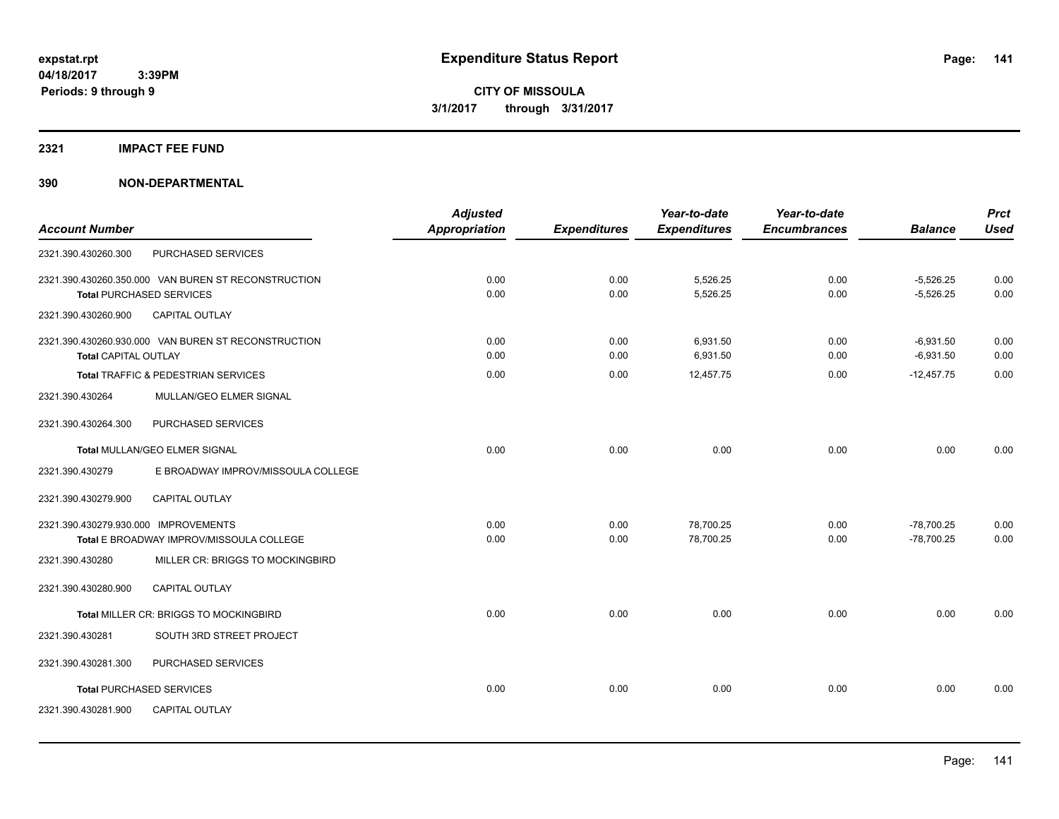# Expenditure Status Report

expstat.rpt
04/18/2017 3:39PM
Periods: 9 through 9

**CITY OF MISSOULA**
**3/1/2017 through 3/31/2017**

## 2321 IMPACT FEE FUND

## 390 NON-DEPARTMENTAL

| Account Number | | Adjusted Appropriation | Expenditures | Year-to-date Expenditures | Year-to-date Encumbrances | Balance | Prct Used |
|---|---|---|---|---|---|---|---|
| 2321.390.430260.300 | PURCHASED SERVICES | | | | | | |
| 2321.390.430260.350.000 VAN BUREN ST RECONSTRUCTION | | 0.00 | 0.00 | 5,526.25 | 0.00 | -5,526.25 | 0.00 |
| **Total** PURCHASED SERVICES | | 0.00 | 0.00 | 5,526.25 | 0.00 | -5,526.25 | 0.00 |
| 2321.390.430260.900 | CAPITAL OUTLAY | | | | | | |
| 2321.390.430260.930.000 VAN BUREN ST RECONSTRUCTION | | 0.00 | 0.00 | 6,931.50 | 0.00 | -6,931.50 | 0.00 |
| **Total** CAPITAL OUTLAY | | 0.00 | 0.00 | 6,931.50 | 0.00 | -6,931.50 | 0.00 |
| **Total** TRAFFIC & PEDESTRIAN SERVICES | | 0.00 | 0.00 | 12,457.75 | 0.00 | -12,457.75 | 0.00 |
| 2321.390.430264 | MULLAN/GEO ELMER SIGNAL | | | | | | |
| 2321.390.430264.300 | PURCHASED SERVICES | | | | | | |
| **Total** MULLAN/GEO ELMER SIGNAL | | 0.00 | 0.00 | 0.00 | 0.00 | 0.00 | 0.00 |
| 2321.390.430279 | E BROADWAY IMPROV/MISSOULA COLLEGE | | | | | | |
| 2321.390.430279.900 | CAPITAL OUTLAY | | | | | | |
| 2321.390.430279.930.000 IMPROVEMENTS | | 0.00 | 0.00 | 78,700.25 | 0.00 | -78,700.25 | 0.00 |
| **Total** E BROADWAY IMPROV/MISSOULA COLLEGE | | 0.00 | 0.00 | 78,700.25 | 0.00 | -78,700.25 | 0.00 |
| 2321.390.430280 | MILLER CR: BRIGGS TO MOCKINGBIRD | | | | | | |
| 2321.390.430280.900 | CAPITAL OUTLAY | | | | | | |
| **Total** MILLER CR: BRIGGS TO MOCKINGBIRD | | 0.00 | 0.00 | 0.00 | 0.00 | 0.00 | 0.00 |
| 2321.390.430281 | SOUTH 3RD STREET PROJECT | | | | | | |
| 2321.390.430281.300 | PURCHASED SERVICES | | | | | | |
| **Total** PURCHASED SERVICES | | 0.00 | 0.00 | 0.00 | 0.00 | 0.00 | 0.00 |
| 2321.390.430281.900 | CAPITAL OUTLAY | | | | | | |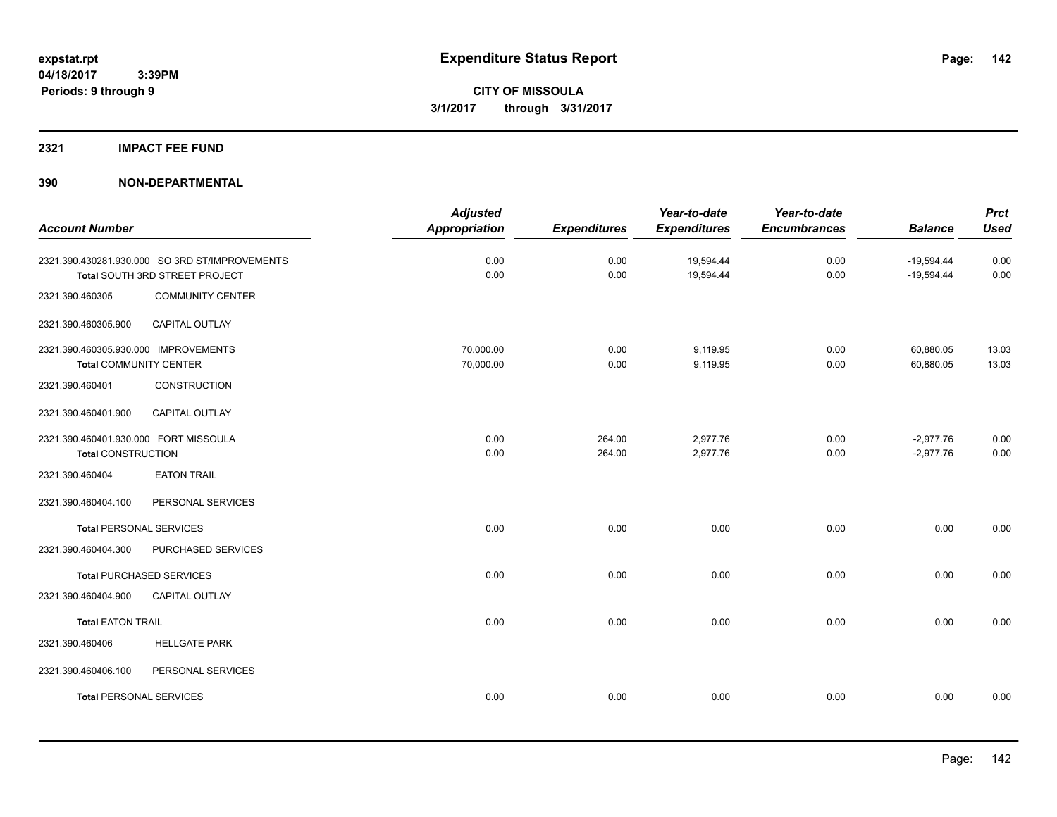# Expenditure Status Report

expstat.rpt
04/18/2017 3:39PM
Periods: 9 through 9

**CITY OF MISSOULA**
**3/1/2017 through 3/31/2017**

## 2321 IMPACT FEE FUND

## 390 NON-DEPARTMENTAL

| Account Number | | Adjusted Appropriation | Expenditures | Year-to-date Expenditures | Year-to-date Encumbrances | Balance | Prct Used |
|---|---|---|---|---|---|---|---|
| 2321.390.430281.930.000 | SO 3RD ST/IMPROVEMENTS | 0.00 | 0.00 | 19,594.44 | 0.00 | -19,594.44 | 0.00 |
| **Total** SOUTH 3RD STREET PROJECT | | 0.00 | 0.00 | 19,594.44 | 0.00 | -19,594.44 | 0.00 |
| 2321.390.460305 | COMMUNITY CENTER | | | | | | |
| 2321.390.460305.900 | CAPITAL OUTLAY | | | | | | |
| 2321.390.460305.930.000 | IMPROVEMENTS | 70,000.00 | 0.00 | 9,119.95 | 0.00 | 60,880.05 | 13.03 |
| **Total** COMMUNITY CENTER | | 70,000.00 | 0.00 | 9,119.95 | 0.00 | 60,880.05 | 13.03 |
| 2321.390.460401 | CONSTRUCTION | | | | | | |
| 2321.390.460401.900 | CAPITAL OUTLAY | | | | | | |
| 2321.390.460401.930.000 | FORT MISSOULA | 0.00 | 264.00 | 2,977.76 | 0.00 | -2,977.76 | 0.00 |
| **Total** CONSTRUCTION | | 0.00 | 264.00 | 2,977.76 | 0.00 | -2,977.76 | 0.00 |
| 2321.390.460404 | EATON TRAIL | | | | | | |
| 2321.390.460404.100 | PERSONAL SERVICES | | | | | | |
| **Total** PERSONAL SERVICES | | 0.00 | 0.00 | 0.00 | 0.00 | 0.00 | 0.00 |
| 2321.390.460404.300 | PURCHASED SERVICES | | | | | | |
| **Total** PURCHASED SERVICES | | 0.00 | 0.00 | 0.00 | 0.00 | 0.00 | 0.00 |
| 2321.390.460404.900 | CAPITAL OUTLAY | | | | | | |
| **Total** EATON TRAIL | | 0.00 | 0.00 | 0.00 | 0.00 | 0.00 | 0.00 |
| 2321.390.460406 | HELLGATE PARK | | | | | | |
| 2321.390.460406.100 | PERSONAL SERVICES | | | | | | |
| **Total** PERSONAL SERVICES | | 0.00 | 0.00 | 0.00 | 0.00 | 0.00 | 0.00 |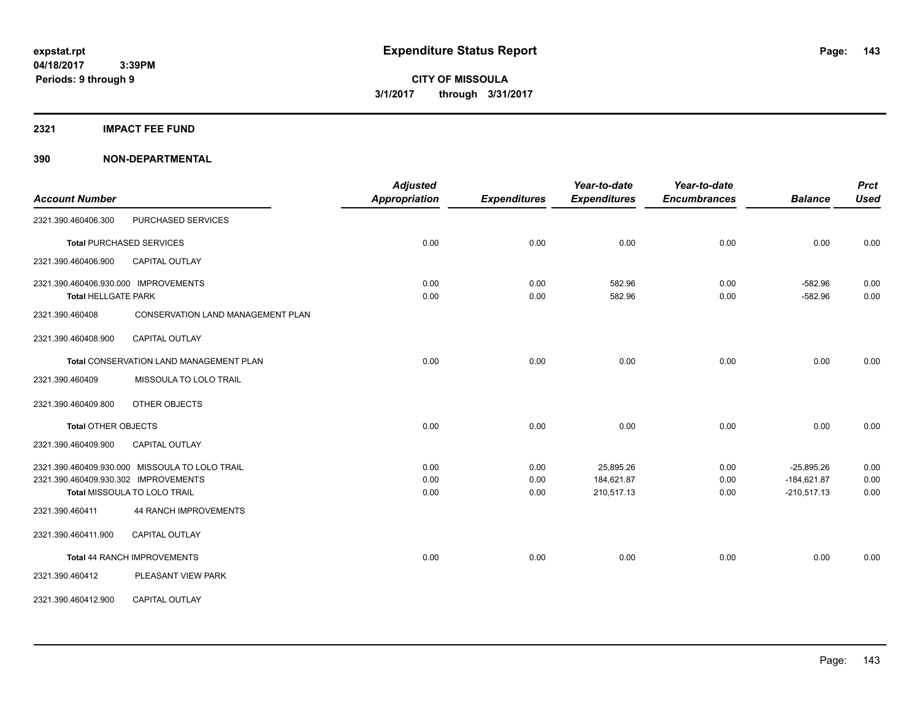expstat.rpt
04/18/2017 3:39PM
Periods: 9 through 9

# Expenditure Status Report

**CITY OF MISSOULA**
**3/1/2017 through 3/31/2017**

## 2321 IMPACT FEE FUND

## 390 NON-DEPARTMENTAL

| Account Number | | Adjusted Appropriation | Expenditures | Year-to-date Expenditures | Year-to-date Encumbrances | Balance | Prct Used |
|---|---|---|---|---|---|---|---|
| 2321.390.460406.300 | PURCHASED SERVICES | | | | | | |
| Total PURCHASED SERVICES | | 0.00 | 0.00 | 0.00 | 0.00 | 0.00 | 0.00 |
| 2321.390.460406.900 | CAPITAL OUTLAY | | | | | | |
| 2321.390.460406.930.000 | IMPROVEMENTS | 0.00 | 0.00 | 582.96 | 0.00 | -582.96 | 0.00 |
| Total HELLGATE PARK | | 0.00 | 0.00 | 582.96 | 0.00 | -582.96 | 0.00 |
| 2321.390.460408 | CONSERVATION LAND MANAGEMENT PLAN | | | | | | |
| 2321.390.460408.900 | CAPITAL OUTLAY | | | | | | |
| Total CONSERVATION LAND MANAGEMENT PLAN | | 0.00 | 0.00 | 0.00 | 0.00 | 0.00 | 0.00 |
| 2321.390.460409 | MISSOULA TO LOLO TRAIL | | | | | | |
| 2321.390.460409.800 | OTHER OBJECTS | | | | | | |
| Total OTHER OBJECTS | | 0.00 | 0.00 | 0.00 | 0.00 | 0.00 | 0.00 |
| 2321.390.460409.900 | CAPITAL OUTLAY | | | | | | |
| 2321.390.460409.930.000 | MISSOULA TO LOLO TRAIL | 0.00 | 0.00 | 25,895.26 | 0.00 | -25,895.26 | 0.00 |
| 2321.390.460409.930.302 | IMPROVEMENTS | 0.00 | 0.00 | 184,621.87 | 0.00 | -184,621.87 | 0.00 |
| Total MISSOULA TO LOLO TRAIL | | 0.00 | 0.00 | 210,517.13 | 0.00 | -210,517.13 | 0.00 |
| 2321.390.460411 | 44 RANCH IMPROVEMENTS | | | | | | |
| 2321.390.460411.900 | CAPITAL OUTLAY | | | | | | |
| Total 44 RANCH IMPROVEMENTS | | 0.00 | 0.00 | 0.00 | 0.00 | 0.00 | 0.00 |
| 2321.390.460412 | PLEASANT VIEW PARK | | | | | | |
| 2321.390.460412.900 | CAPITAL OUTLAY | | | | | | |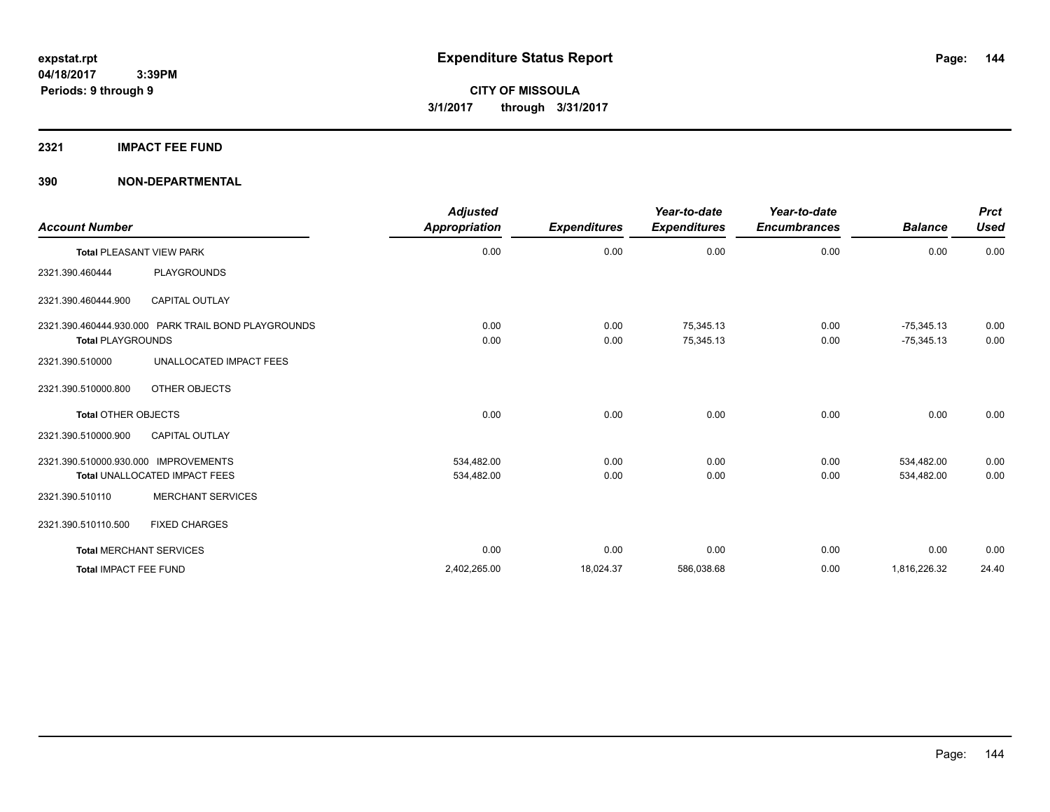# Expenditure Status Report

expstat.rpt
04/18/2017 3:39PM
Periods: 9 through 9

**CITY OF MISSOULA**
**3/1/2017 through 3/31/2017**

## 2321 IMPACT FEE FUND

## 390 NON-DEPARTMENTAL

| Account Number | | Adjusted Appropriation | Expenditures | Year-to-date Expenditures | Year-to-date Encumbrances | Balance | Prct Used |
|---|---|---|---|---|---|---|---|
| **Total** PLEASANT VIEW PARK | | 0.00 | 0.00 | 0.00 | 0.00 | 0.00 | 0.00 |
| 2321.390.460444 | PLAYGROUNDS | | | | | | |
| 2321.390.460444.900 | CAPITAL OUTLAY | | | | | | |
| 2321.390.460444.930.000 | PARK TRAIL BOND PLAYGROUNDS | 0.00 | 0.00 | 75,345.13 | 0.00 | -75,345.13 | 0.00 |
| **Total** PLAYGROUNDS | | 0.00 | 0.00 | 75,345.13 | 0.00 | -75,345.13 | 0.00 |
| 2321.390.510000 | UNALLOCATED IMPACT FEES | | | | | | |
| 2321.390.510000.800 | OTHER OBJECTS | | | | | | |
| **Total** OTHER OBJECTS | | 0.00 | 0.00 | 0.00 | 0.00 | 0.00 | 0.00 |
| 2321.390.510000.900 | CAPITAL OUTLAY | | | | | | |
| 2321.390.510000.930.000 | IMPROVEMENTS | 534,482.00 | 0.00 | 0.00 | 0.00 | 534,482.00 | 0.00 |
| **Total** UNALLOCATED IMPACT FEES | | 534,482.00 | 0.00 | 0.00 | 0.00 | 534,482.00 | 0.00 |
| 2321.390.510110 | MERCHANT SERVICES | | | | | | |
| 2321.390.510110.500 | FIXED CHARGES | | | | | | |
| **Total** MERCHANT SERVICES | | 0.00 | 0.00 | 0.00 | 0.00 | 0.00 | 0.00 |
| **Total** IMPACT FEE FUND | | 2,402,265.00 | 18,024.37 | 586,038.68 | 0.00 | 1,816,226.32 | 24.40 |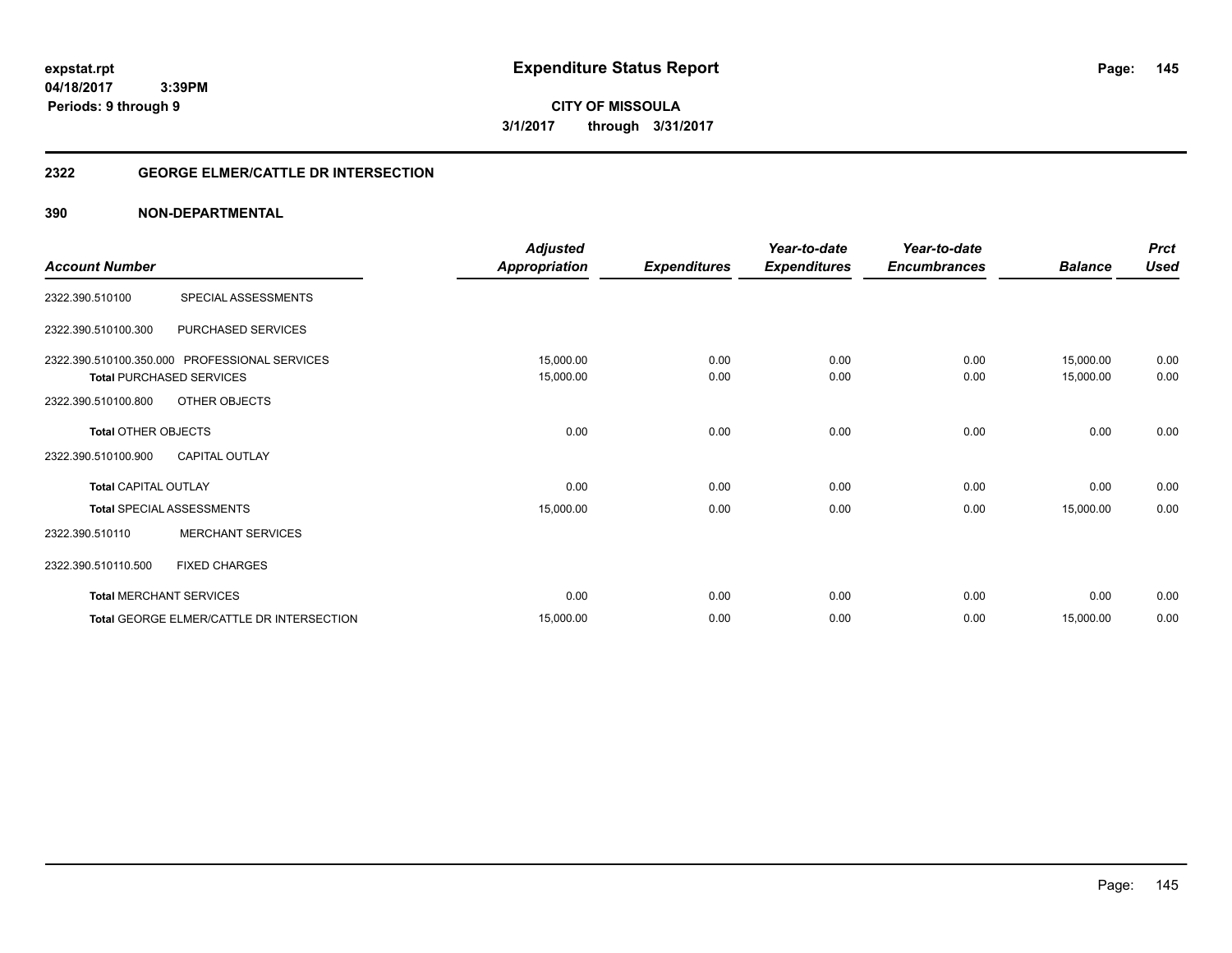**expstat.rpt**
**04/18/2017 3:39PM**
**Periods: 9 through 9**

# Expenditure Status Report

**CITY OF MISSOULA**
**3/1/2017 through 3/31/2017**

## 2322 GEORGE ELMER/CATTLE DR INTERSECTION

## 390 NON-DEPARTMENTAL

| Account Number | | Adjusted Appropriation | Expenditures | Year-to-date Expenditures | Year-to-date Encumbrances | Balance | Prct Used |
|---|---|---|---|---|---|---|---|
| 2322.390.510100 | SPECIAL ASSESSMENTS | | | | | | |
| 2322.390.510100.300 | PURCHASED SERVICES | | | | | | |
| 2322.390.510100.350.000 | PROFESSIONAL SERVICES | 15,000.00 | 0.00 | 0.00 | 0.00 | 15,000.00 | 0.00 |
| **Total** PURCHASED SERVICES | | 15,000.00 | 0.00 | 0.00 | 0.00 | 15,000.00 | 0.00 |
| 2322.390.510100.800 | OTHER OBJECTS | | | | | | |
| **Total** OTHER OBJECTS | | 0.00 | 0.00 | 0.00 | 0.00 | 0.00 | 0.00 |
| 2322.390.510100.900 | CAPITAL OUTLAY | | | | | | |
| **Total** CAPITAL OUTLAY | | 0.00 | 0.00 | 0.00 | 0.00 | 0.00 | 0.00 |
| **Total** SPECIAL ASSESSMENTS | | 15,000.00 | 0.00 | 0.00 | 0.00 | 15,000.00 | 0.00 |
| 2322.390.510110 | MERCHANT SERVICES | | | | | | |
| 2322.390.510110.500 | FIXED CHARGES | | | | | | |
| **Total** MERCHANT SERVICES | | 0.00 | 0.00 | 0.00 | 0.00 | 0.00 | 0.00 |
| **Total** GEORGE ELMER/CATTLE DR INTERSECTION | | 15,000.00 | 0.00 | 0.00 | 0.00 | 15,000.00 | 0.00 |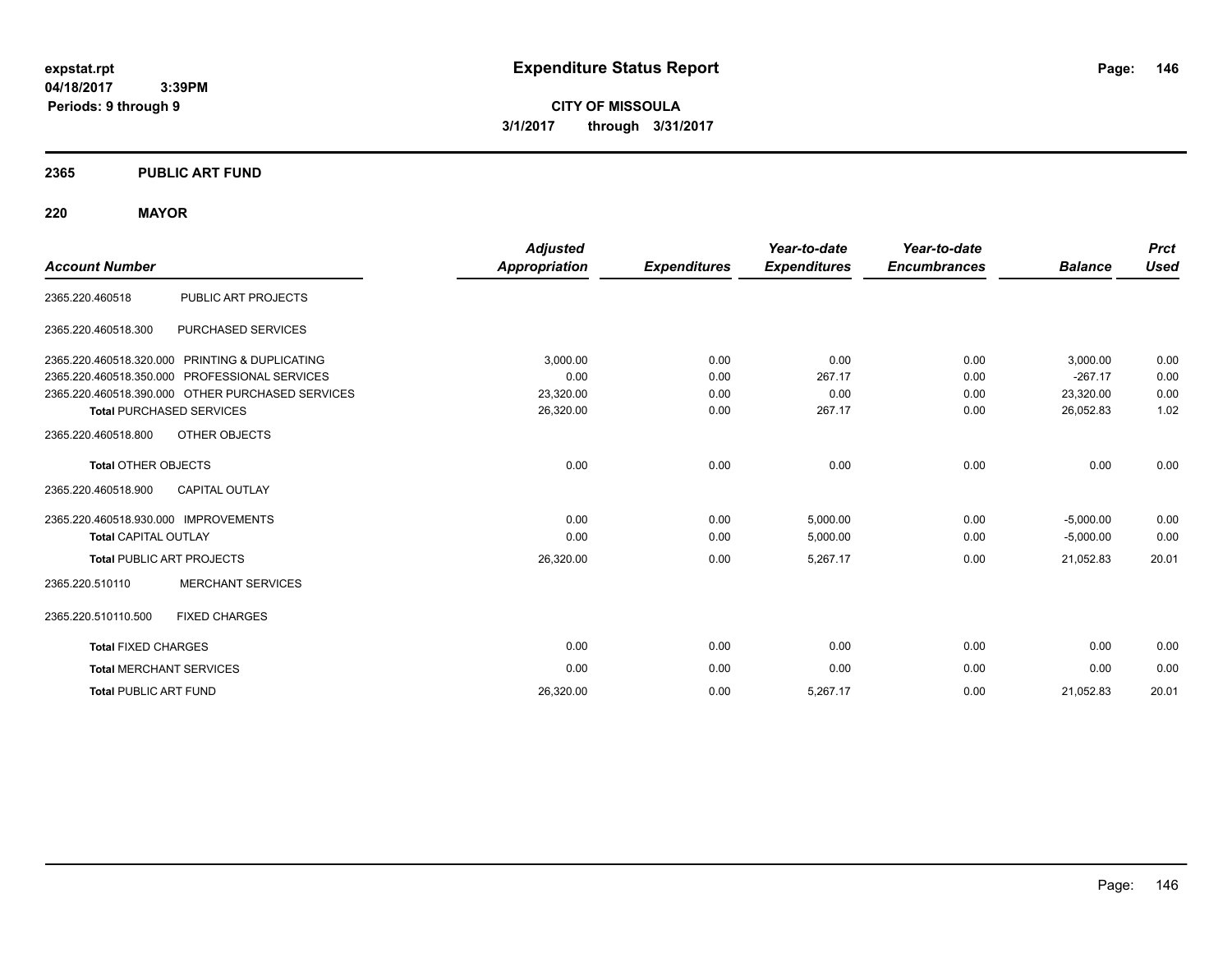**expstat.rpt**
**04/18/2017 3:39PM**
**Periods: 9 through 9**

# Expenditure Status Report

**CITY OF MISSOULA**
**3/1/2017 through 3/31/2017**

## 2365 PUBLIC ART FUND

## 220 MAYOR

| Account Number | | Adjusted Appropriation | Expenditures | Year-to-date Expenditures | Year-to-date Encumbrances | Balance | Prct Used |
|---|---|---|---|---|---|---|---|
| 2365.220.460518 | PUBLIC ART PROJECTS | | | | | | |
| 2365.220.460518.300 | PURCHASED SERVICES | | | | | | |
| 2365.220.460518.320.000 | PRINTING & DUPLICATING | 3,000.00 | 0.00 | 0.00 | 0.00 | 3,000.00 | 0.00 |
| 2365.220.460518.350.000 | PROFESSIONAL SERVICES | 0.00 | 0.00 | 267.17 | 0.00 | -267.17 | 0.00 |
| 2365.220.460518.390.000 | OTHER PURCHASED SERVICES | 23,320.00 | 0.00 | 0.00 | 0.00 | 23,320.00 | 0.00 |
| **Total** PURCHASED SERVICES | | 26,320.00 | 0.00 | 267.17 | 0.00 | 26,052.83 | 1.02 |
| 2365.220.460518.800 | OTHER OBJECTS | | | | | | |
| **Total** OTHER OBJECTS | | 0.00 | 0.00 | 0.00 | 0.00 | 0.00 | 0.00 |
| 2365.220.460518.900 | CAPITAL OUTLAY | | | | | | |
| 2365.220.460518.930.000 | IMPROVEMENTS | 0.00 | 0.00 | 5,000.00 | 0.00 | -5,000.00 | 0.00 |
| **Total** CAPITAL OUTLAY | | 0.00 | 0.00 | 5,000.00 | 0.00 | -5,000.00 | 0.00 |
| **Total** PUBLIC ART PROJECTS | | 26,320.00 | 0.00 | 5,267.17 | 0.00 | 21,052.83 | 20.01 |
| 2365.220.510110 | MERCHANT SERVICES | | | | | | |
| 2365.220.510110.500 | FIXED CHARGES | | | | | | |
| **Total** FIXED CHARGES | | 0.00 | 0.00 | 0.00 | 0.00 | 0.00 | 0.00 |
| **Total** MERCHANT SERVICES | | 0.00 | 0.00 | 0.00 | 0.00 | 0.00 | 0.00 |
| **Total** PUBLIC ART FUND | | 26,320.00 | 0.00 | 5,267.17 | 0.00 | 21,052.83 | 20.01 |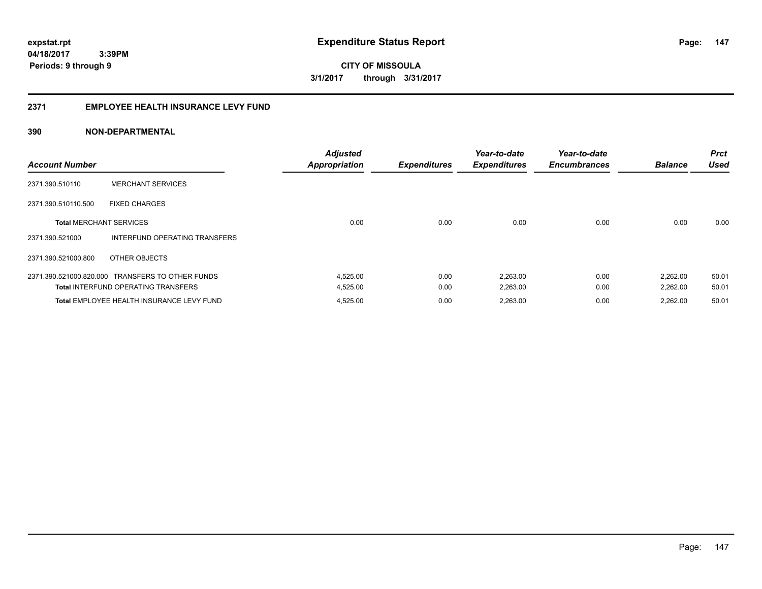# Expenditure Status Report

expstat.rpt
04/18/2017 3:39PM
Periods: 9 through 9

**CITY OF MISSOULA**
**3/1/2017 through 3/31/2017**

## 2371 EMPLOYEE HEALTH INSURANCE LEVY FUND

### 390 NON-DEPARTMENTAL

| Account Number | | Adjusted Appropriation | Expenditures | Year-to-date Expenditures | Year-to-date Encumbrances | Balance | Prct Used |
|---|---|---|---|---|---|---|---|
| 2371.390.510110 | MERCHANT SERVICES | | | | | | |
| 2371.390.510110.500 | FIXED CHARGES | | | | | | |
| **Total** MERCHANT SERVICES | | 0.00 | 0.00 | 0.00 | 0.00 | 0.00 | 0.00 |
| 2371.390.521000 | INTERFUND OPERATING TRANSFERS | | | | | | |
| 2371.390.521000.800 | OTHER OBJECTS | | | | | | |
| 2371.390.521000.820.000 | TRANSFERS TO OTHER FUNDS | 4,525.00 | 0.00 | 2,263.00 | 0.00 | 2,262.00 | 50.01 |
| **Total** INTERFUND OPERATING TRANSFERS | | 4,525.00 | 0.00 | 2,263.00 | 0.00 | 2,262.00 | 50.01 |
| **Total** EMPLOYEE HEALTH INSURANCE LEVY FUND | | 4,525.00 | 0.00 | 2,263.00 | 0.00 | 2,262.00 | 50.01 |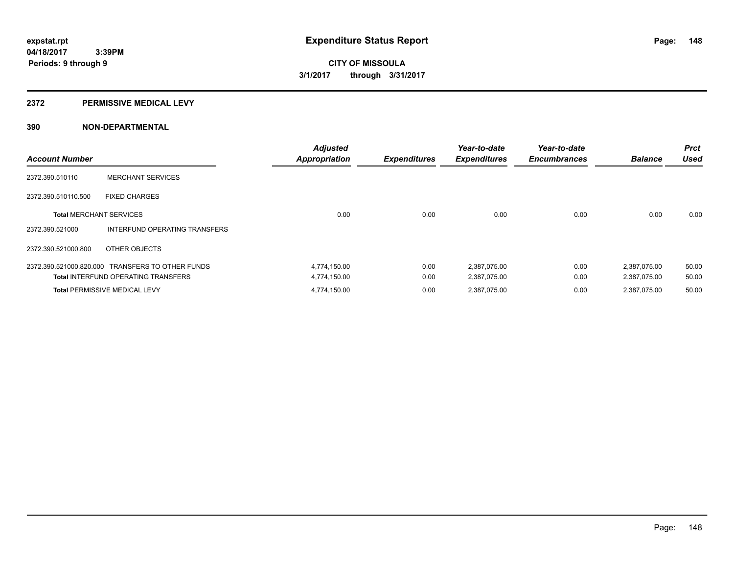**expstat.rpt**
**04/18/2017 3:39PM**
**Periods: 9 through 9**

# Expenditure Status Report

**CITY OF MISSOULA**
**3/1/2017 through 3/31/2017**

## 2372 PERMISSIVE MEDICAL LEVY

### 390 NON-DEPARTMENTAL

| Account Number | | Adjusted Appropriation | Expenditures | Year-to-date Expenditures | Year-to-date Encumbrances | Balance | Prct Used |
|---|---|---|---|---|---|---|---|
| 2372.390.510110 | MERCHANT SERVICES | | | | | | |
| 2372.390.510110.500 | FIXED CHARGES | | | | | | |
| **Total** MERCHANT SERVICES | | 0.00 | 0.00 | 0.00 | 0.00 | 0.00 | 0.00 |
| 2372.390.521000 | INTERFUND OPERATING TRANSFERS | | | | | | |
| 2372.390.521000.800 | OTHER OBJECTS | | | | | | |
| 2372.390.521000.820.000 | TRANSFERS TO OTHER FUNDS | 4,774,150.00 | 0.00 | 2,387,075.00 | 0.00 | 2,387,075.00 | 50.00 |
| **Total** INTERFUND OPERATING TRANSFERS | | 4,774,150.00 | 0.00 | 2,387,075.00 | 0.00 | 2,387,075.00 | 50.00 |
| **Total** PERMISSIVE MEDICAL LEVY | | 4,774,150.00 | 0.00 | 2,387,075.00 | 0.00 | 2,387,075.00 | 50.00 |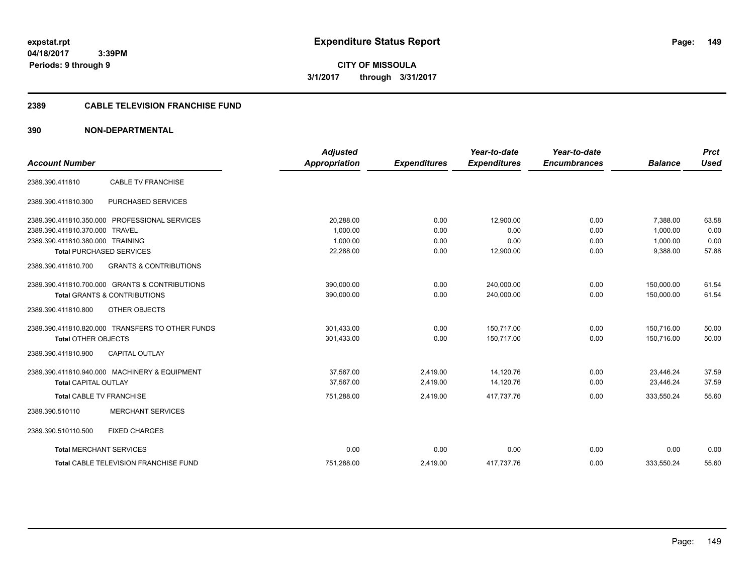# Expenditure Status Report

**CITY OF MISSOULA**

**3/1/2017 through 3/31/2017**

expstat.rpt
04/18/2017 3:39PM
Periods: 9 through 9

## 2389 CABLE TELEVISION FRANCHISE FUND

## 390 NON-DEPARTMENTAL

| Account Number | | Adjusted Appropriation | Expenditures | Year-to-date Expenditures | Year-to-date Encumbrances | Balance | Prct Used |
|---|---|---|---|---|---|---|---|
| 2389.390.411810 | CABLE TV FRANCHISE | | | | | | |
| 2389.390.411810.300 | PURCHASED SERVICES | | | | | | |
| 2389.390.411810.350.000 | PROFESSIONAL SERVICES | 20,288.00 | 0.00 | 12,900.00 | 0.00 | 7,388.00 | 63.58 |
| 2389.390.411810.370.000 | TRAVEL | 1,000.00 | 0.00 | 0.00 | 0.00 | 1,000.00 | 0.00 |
| 2389.390.411810.380.000 | TRAINING | 1,000.00 | 0.00 | 0.00 | 0.00 | 1,000.00 | 0.00 |
| **Total** PURCHASED SERVICES | | 22,288.00 | 0.00 | 12,900.00 | 0.00 | 9,388.00 | 57.88 |
| 2389.390.411810.700 | GRANTS & CONTRIBUTIONS | | | | | | |
| 2389.390.411810.700.000 | GRANTS & CONTRIBUTIONS | 390,000.00 | 0.00 | 240,000.00 | 0.00 | 150,000.00 | 61.54 |
| **Total** GRANTS & CONTRIBUTIONS | | 390,000.00 | 0.00 | 240,000.00 | 0.00 | 150,000.00 | 61.54 |
| 2389.390.411810.800 | OTHER OBJECTS | | | | | | |
| 2389.390.411810.820.000 | TRANSFERS TO OTHER FUNDS | 301,433.00 | 0.00 | 150,717.00 | 0.00 | 150,716.00 | 50.00 |
| **Total** OTHER OBJECTS | | 301,433.00 | 0.00 | 150,717.00 | 0.00 | 150,716.00 | 50.00 |
| 2389.390.411810.900 | CAPITAL OUTLAY | | | | | | |
| 2389.390.411810.940.000 | MACHINERY & EQUIPMENT | 37,567.00 | 2,419.00 | 14,120.76 | 0.00 | 23,446.24 | 37.59 |
| **Total** CAPITAL OUTLAY | | 37,567.00 | 2,419.00 | 14,120.76 | 0.00 | 23,446.24 | 37.59 |
| **Total** CABLE TV FRANCHISE | | 751,288.00 | 2,419.00 | 417,737.76 | 0.00 | 333,550.24 | 55.60 |
| 2389.390.510110 | MERCHANT SERVICES | | | | | | |
| 2389.390.510110.500 | FIXED CHARGES | | | | | | |
| **Total** MERCHANT SERVICES | | 0.00 | 0.00 | 0.00 | 0.00 | 0.00 | 0.00 |
| **Total** CABLE TELEVISION FRANCHISE FUND | | 751,288.00 | 2,419.00 | 417,737.76 | 0.00 | 333,550.24 | 55.60 |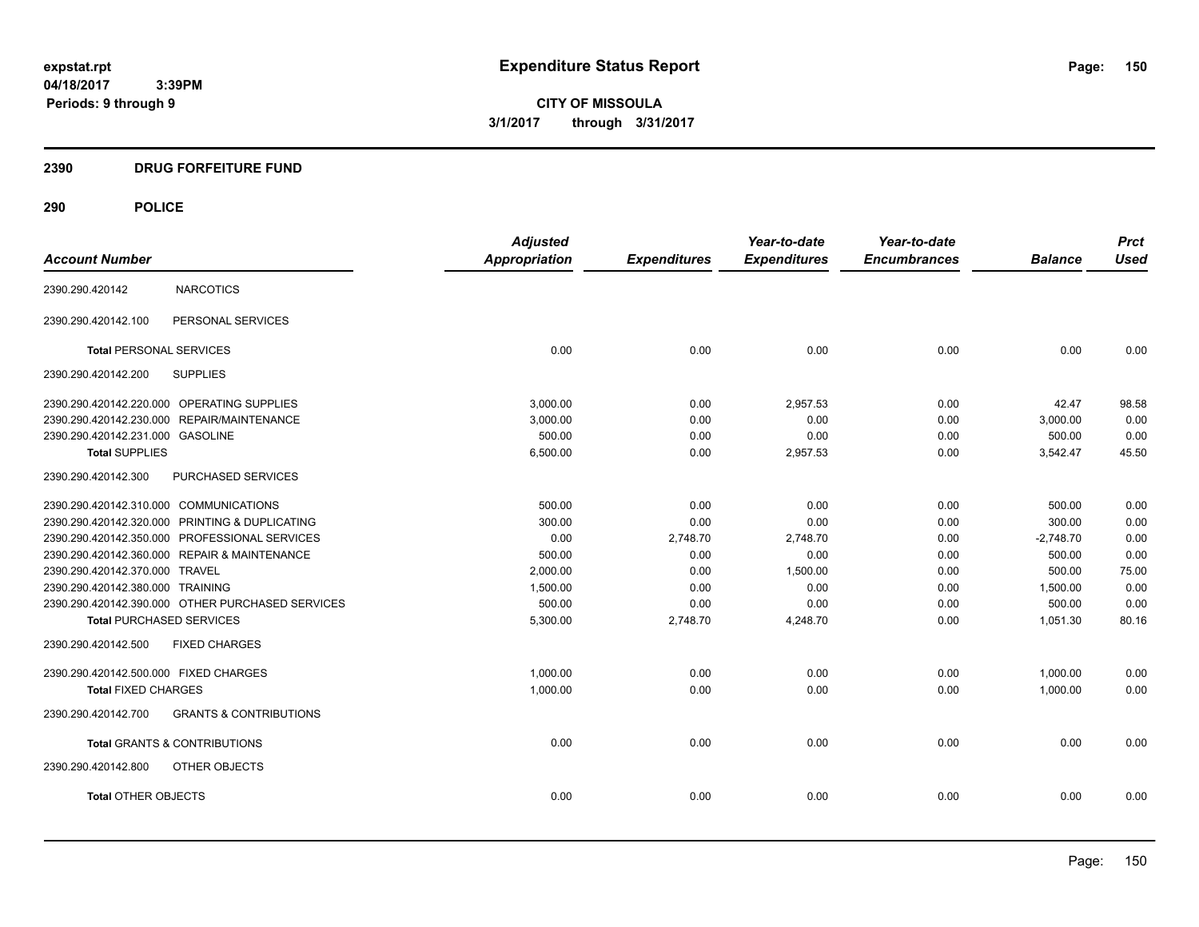expstat.rpt
04/18/2017 3:39PM
Periods: 9 through 9

# Expenditure Status Report

**CITY OF MISSOULA**
**3/1/2017 through 3/31/2017**

## 2390 DRUG FORFEITURE FUND

## 290 POLICE

| Account Number | | Adjusted Appropriation | Expenditures | Year-to-date Expenditures | Year-to-date Encumbrances | Balance | Prct Used |
|---|---|---|---|---|---|---|---|
| 2390.290.420142 | NARCOTICS | | | | | | |
| 2390.290.420142.100 | PERSONAL SERVICES | | | | | | |
| **Total** PERSONAL SERVICES | | 0.00 | 0.00 | 0.00 | 0.00 | 0.00 | 0.00 |
| 2390.290.420142.200 | SUPPLIES | | | | | | |
| 2390.290.420142.220.000 | OPERATING SUPPLIES | 3,000.00 | 0.00 | 2,957.53 | 0.00 | 42.47 | 98.58 |
| 2390.290.420142.230.000 | REPAIR/MAINTENANCE | 3,000.00 | 0.00 | 0.00 | 0.00 | 3,000.00 | 0.00 |
| 2390.290.420142.231.000 | GASOLINE | 500.00 | 0.00 | 0.00 | 0.00 | 500.00 | 0.00 |
| **Total** SUPPLIES | | 6,500.00 | 0.00 | 2,957.53 | 0.00 | 3,542.47 | 45.50 |
| 2390.290.420142.300 | PURCHASED SERVICES | | | | | | |
| 2390.290.420142.310.000 | COMMUNICATIONS | 500.00 | 0.00 | 0.00 | 0.00 | 500.00 | 0.00 |
| 2390.290.420142.320.000 | PRINTING & DUPLICATING | 300.00 | 0.00 | 0.00 | 0.00 | 300.00 | 0.00 |
| 2390.290.420142.350.000 | PROFESSIONAL SERVICES | 0.00 | 2,748.70 | 2,748.70 | 0.00 | -2,748.70 | 0.00 |
| 2390.290.420142.360.000 | REPAIR & MAINTENANCE | 500.00 | 0.00 | 0.00 | 0.00 | 500.00 | 0.00 |
| 2390.290.420142.370.000 | TRAVEL | 2,000.00 | 0.00 | 1,500.00 | 0.00 | 500.00 | 75.00 |
| 2390.290.420142.380.000 | TRAINING | 1,500.00 | 0.00 | 0.00 | 0.00 | 1,500.00 | 0.00 |
| 2390.290.420142.390.000 | OTHER PURCHASED SERVICES | 500.00 | 0.00 | 0.00 | 0.00 | 500.00 | 0.00 |
| **Total** PURCHASED SERVICES | | 5,300.00 | 2,748.70 | 4,248.70 | 0.00 | 1,051.30 | 80.16 |
| 2390.290.420142.500 | FIXED CHARGES | | | | | | |
| 2390.290.420142.500.000 | FIXED CHARGES | 1,000.00 | 0.00 | 0.00 | 0.00 | 1,000.00 | 0.00 |
| **Total** FIXED CHARGES | | 1,000.00 | 0.00 | 0.00 | 0.00 | 1,000.00 | 0.00 |
| 2390.290.420142.700 | GRANTS & CONTRIBUTIONS | | | | | | |
| **Total** GRANTS & CONTRIBUTIONS | | 0.00 | 0.00 | 0.00 | 0.00 | 0.00 | 0.00 |
| 2390.290.420142.800 | OTHER OBJECTS | | | | | | |
| **Total** OTHER OBJECTS | | 0.00 | 0.00 | 0.00 | 0.00 | 0.00 | 0.00 |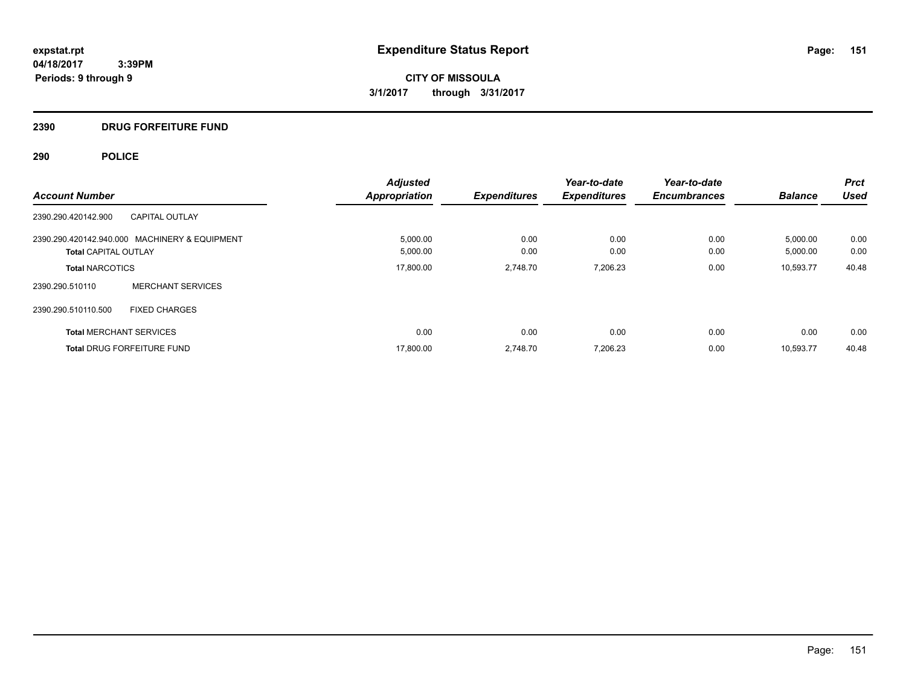**expstat.rpt**
**04/18/2017 3:39PM**
**Periods: 9 through 9**

# Expenditure Status Report

**CITY OF MISSOULA**
**3/1/2017 through 3/31/2017**

## 2390 DRUG FORFEITURE FUND

## 290 POLICE

| Account Number | | Adjusted Appropriation | Expenditures | Year-to-date Expenditures | Year-to-date Encumbrances | Balance | Prct Used |
|---|---|---|---|---|---|---|---|
| 2390.290.420142.900 | CAPITAL OUTLAY | | | | | | |
| 2390.290.420142.940.000 | MACHINERY & EQUIPMENT | 5,000.00 | 0.00 | 0.00 | 0.00 | 5,000.00 | 0.00 |
| **Total** CAPITAL OUTLAY | | 5,000.00 | 0.00 | 0.00 | 0.00 | 5,000.00 | 0.00 |
| **Total** NARCOTICS | | 17,800.00 | 2,748.70 | 7,206.23 | 0.00 | 10,593.77 | 40.48 |
| 2390.290.510110 | MERCHANT SERVICES | | | | | | |
| 2390.290.510110.500 | FIXED CHARGES | | | | | | |
| **Total** MERCHANT SERVICES | | 0.00 | 0.00 | 0.00 | 0.00 | 0.00 | 0.00 |
| **Total** DRUG FORFEITURE FUND | | 17,800.00 | 2,748.70 | 7,206.23 | 0.00 | 10,593.77 | 40.48 |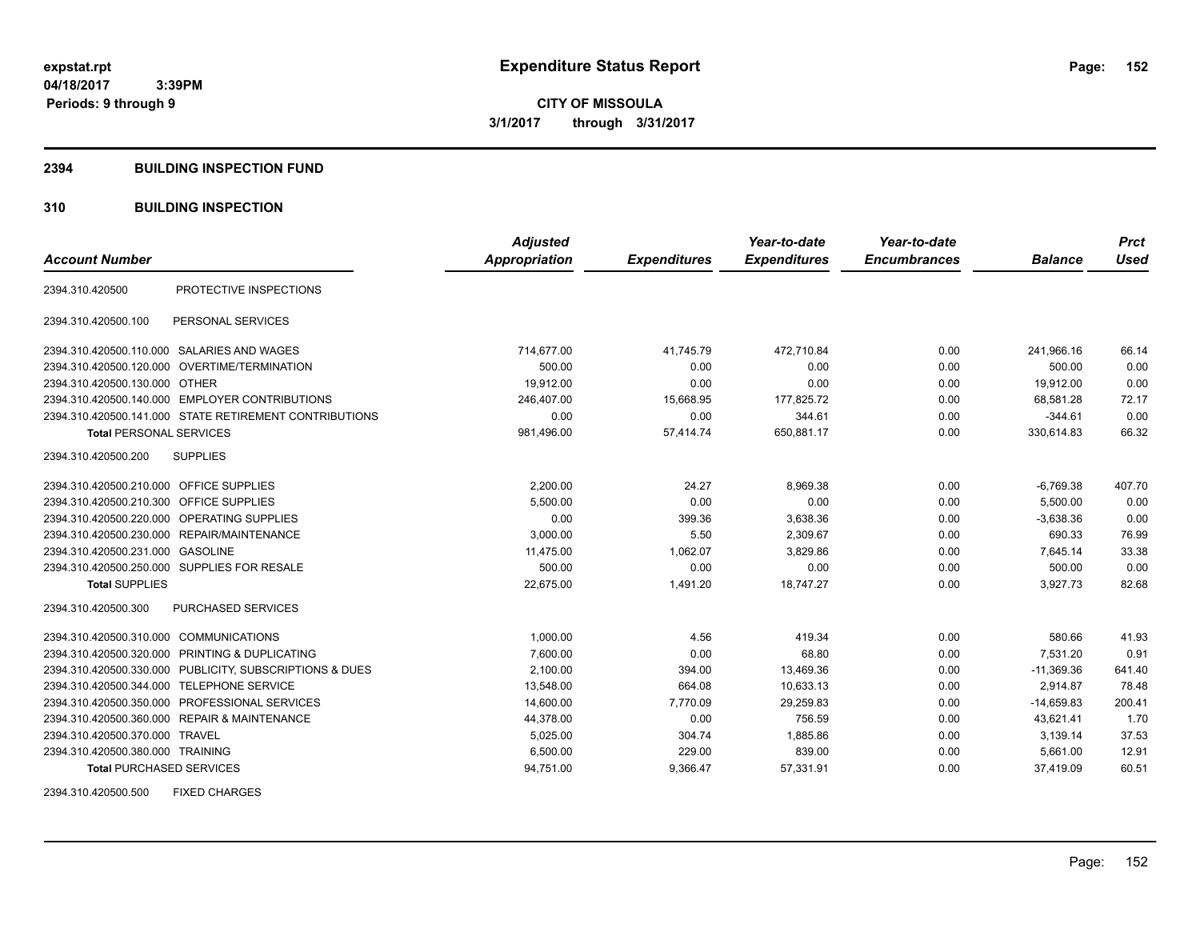# Expenditure Status Report

expstat.rpt
04/18/2017 3:39PM
Periods: 9 through 9

**CITY OF MISSOULA**
**3/1/2017 through 3/31/2017**

## 2394 BUILDING INSPECTION FUND

### 310 BUILDING INSPECTION

| Account Number | | Adjusted Appropriation | Expenditures | Year-to-date Expenditures | Year-to-date Encumbrances | Balance | Prct Used |
|---|---|---|---|---|---|---|---|
| 2394.310.420500 | PROTECTIVE INSPECTIONS | | | | | | |
| 2394.310.420500.100 | PERSONAL SERVICES | | | | | | |
| 2394.310.420500.110.000 | SALARIES AND WAGES | 714,677.00 | 41,745.79 | 472,710.84 | 0.00 | 241,966.16 | 66.14 |
| 2394.310.420500.120.000 | OVERTIME/TERMINATION | 500.00 | 0.00 | 0.00 | 0.00 | 500.00 | 0.00 |
| 2394.310.420500.130.000 | OTHER | 19,912.00 | 0.00 | 0.00 | 0.00 | 19,912.00 | 0.00 |
| 2394.310.420500.140.000 | EMPLOYER CONTRIBUTIONS | 246,407.00 | 15,668.95 | 177,825.72 | 0.00 | 68,581.28 | 72.17 |
| 2394.310.420500.141.000 | STATE RETIREMENT CONTRIBUTIONS | 0.00 | 0.00 | 344.61 | 0.00 | -344.61 | 0.00 |
| **Total** PERSONAL SERVICES | | 981,496.00 | 57,414.74 | 650,881.17 | 0.00 | 330,614.83 | 66.32 |
| 2394.310.420500.200 | SUPPLIES | | | | | | |
| 2394.310.420500.210.000 | OFFICE SUPPLIES | 2,200.00 | 24.27 | 8,969.38 | 0.00 | -6,769.38 | 407.70 |
| 2394.310.420500.210.300 | OFFICE SUPPLIES | 5,500.00 | 0.00 | 0.00 | 0.00 | 5,500.00 | 0.00 |
| 2394.310.420500.220.000 | OPERATING SUPPLIES | 0.00 | 399.36 | 3,638.36 | 0.00 | -3,638.36 | 0.00 |
| 2394.310.420500.230.000 | REPAIR/MAINTENANCE | 3,000.00 | 5.50 | 2,309.67 | 0.00 | 690.33 | 76.99 |
| 2394.310.420500.231.000 | GASOLINE | 11,475.00 | 1,062.07 | 3,829.86 | 0.00 | 7,645.14 | 33.38 |
| 2394.310.420500.250.000 | SUPPLIES FOR RESALE | 500.00 | 0.00 | 0.00 | 0.00 | 500.00 | 0.00 |
| **Total** SUPPLIES | | 22,675.00 | 1,491.20 | 18,747.27 | 0.00 | 3,927.73 | 82.68 |
| 2394.310.420500.300 | PURCHASED SERVICES | | | | | | |
| 2394.310.420500.310.000 | COMMUNICATIONS | 1,000.00 | 4.56 | 419.34 | 0.00 | 580.66 | 41.93 |
| 2394.310.420500.320.000 | PRINTING & DUPLICATING | 7,600.00 | 0.00 | 68.80 | 0.00 | 7,531.20 | 0.91 |
| 2394.310.420500.330.000 | PUBLICITY, SUBSCRIPTIONS & DUES | 2,100.00 | 394.00 | 13,469.36 | 0.00 | -11,369.36 | 641.40 |
| 2394.310.420500.344.000 | TELEPHONE SERVICE | 13,548.00 | 664.08 | 10,633.13 | 0.00 | 2,914.87 | 78.48 |
| 2394.310.420500.350.000 | PROFESSIONAL SERVICES | 14,600.00 | 7,770.09 | 29,259.83 | 0.00 | -14,659.83 | 200.41 |
| 2394.310.420500.360.000 | REPAIR & MAINTENANCE | 44,378.00 | 0.00 | 756.59 | 0.00 | 43,621.41 | 1.70 |
| 2394.310.420500.370.000 | TRAVEL | 5,025.00 | 304.74 | 1,885.86 | 0.00 | 3,139.14 | 37.53 |
| 2394.310.420500.380.000 | TRAINING | 6,500.00 | 229.00 | 839.00 | 0.00 | 5,661.00 | 12.91 |
| **Total** PURCHASED SERVICES | | 94,751.00 | 9,366.47 | 57,331.91 | 0.00 | 37,419.09 | 60.51 |
| 2394.310.420500.500 | FIXED CHARGES | | | | | | |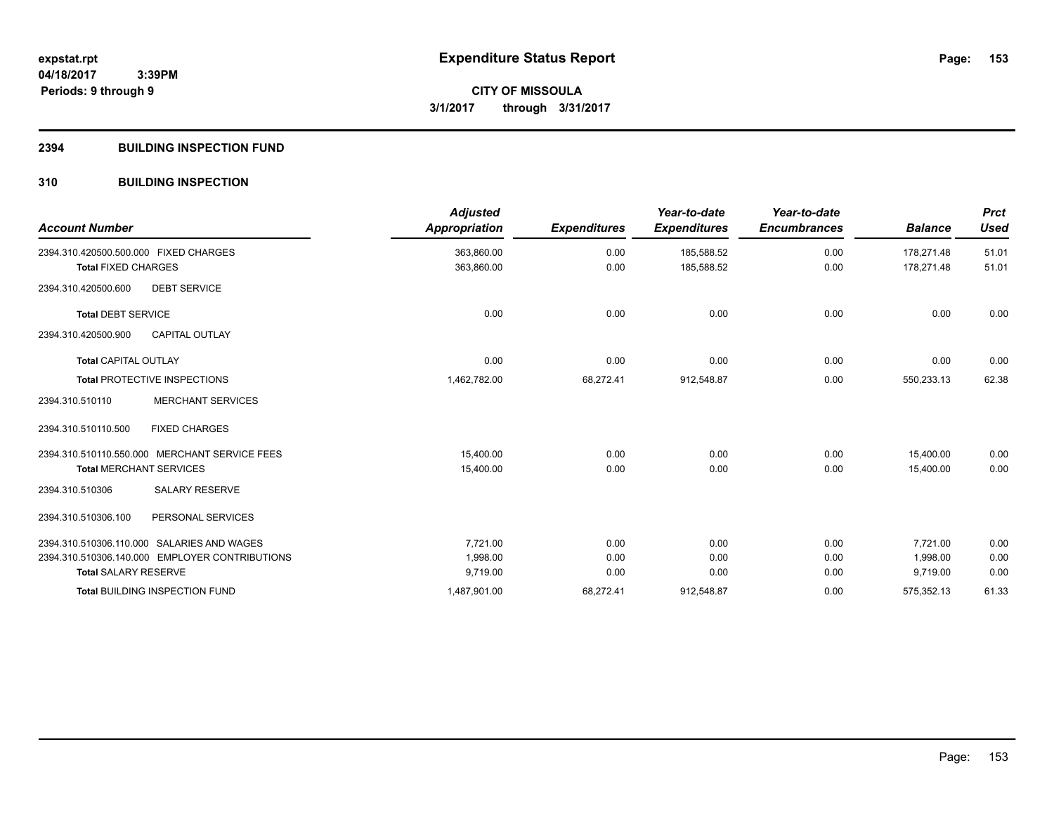# Expenditure Status Report

expstat.rpt
04/18/2017 3:39PM
Periods: 9 through 9

**CITY OF MISSOULA**
**3/1/2017 through 3/31/2017**

## 2394 BUILDING INSPECTION FUND

## 310 BUILDING INSPECTION

| Account Number | Adjusted Appropriation | Expenditures | Year-to-date Expenditures | Year-to-date Encumbrances | Balance | Prct Used |
|---|---|---|---|---|---|---|
| 2394.310.420500.500.000 FIXED CHARGES | 363,860.00 | 0.00 | 185,588.52 | 0.00 | 178,271.48 | 51.01 |
| **Total** FIXED CHARGES | 363,860.00 | 0.00 | 185,588.52 | 0.00 | 178,271.48 | 51.01 |
| 2394.310.420500.600 DEBT SERVICE | | | | | | |
| **Total** DEBT SERVICE | 0.00 | 0.00 | 0.00 | 0.00 | 0.00 | 0.00 |
| 2394.310.420500.900 CAPITAL OUTLAY | | | | | | |
| **Total** CAPITAL OUTLAY | 0.00 | 0.00 | 0.00 | 0.00 | 0.00 | 0.00 |
| **Total** PROTECTIVE INSPECTIONS | 1,462,782.00 | 68,272.41 | 912,548.87 | 0.00 | 550,233.13 | 62.38 |
| 2394.310.510110 MERCHANT SERVICES | | | | | | |
| 2394.310.510110.500 FIXED CHARGES | | | | | | |
| 2394.310.510110.550.000 MERCHANT SERVICE FEES | 15,400.00 | 0.00 | 0.00 | 0.00 | 15,400.00 | 0.00 |
| **Total** MERCHANT SERVICES | 15,400.00 | 0.00 | 0.00 | 0.00 | 15,400.00 | 0.00 |
| 2394.310.510306 SALARY RESERVE | | | | | | |
| 2394.310.510306.100 PERSONAL SERVICES | | | | | | |
| 2394.310.510306.110.000 SALARIES AND WAGES | 7,721.00 | 0.00 | 0.00 | 0.00 | 7,721.00 | 0.00 |
| 2394.310.510306.140.000 EMPLOYER CONTRIBUTIONS | 1,998.00 | 0.00 | 0.00 | 0.00 | 1,998.00 | 0.00 |
| **Total** SALARY RESERVE | 9,719.00 | 0.00 | 0.00 | 0.00 | 9,719.00 | 0.00 |
| **Total** BUILDING INSPECTION FUND | 1,487,901.00 | 68,272.41 | 912,548.87 | 0.00 | 575,352.13 | 61.33 |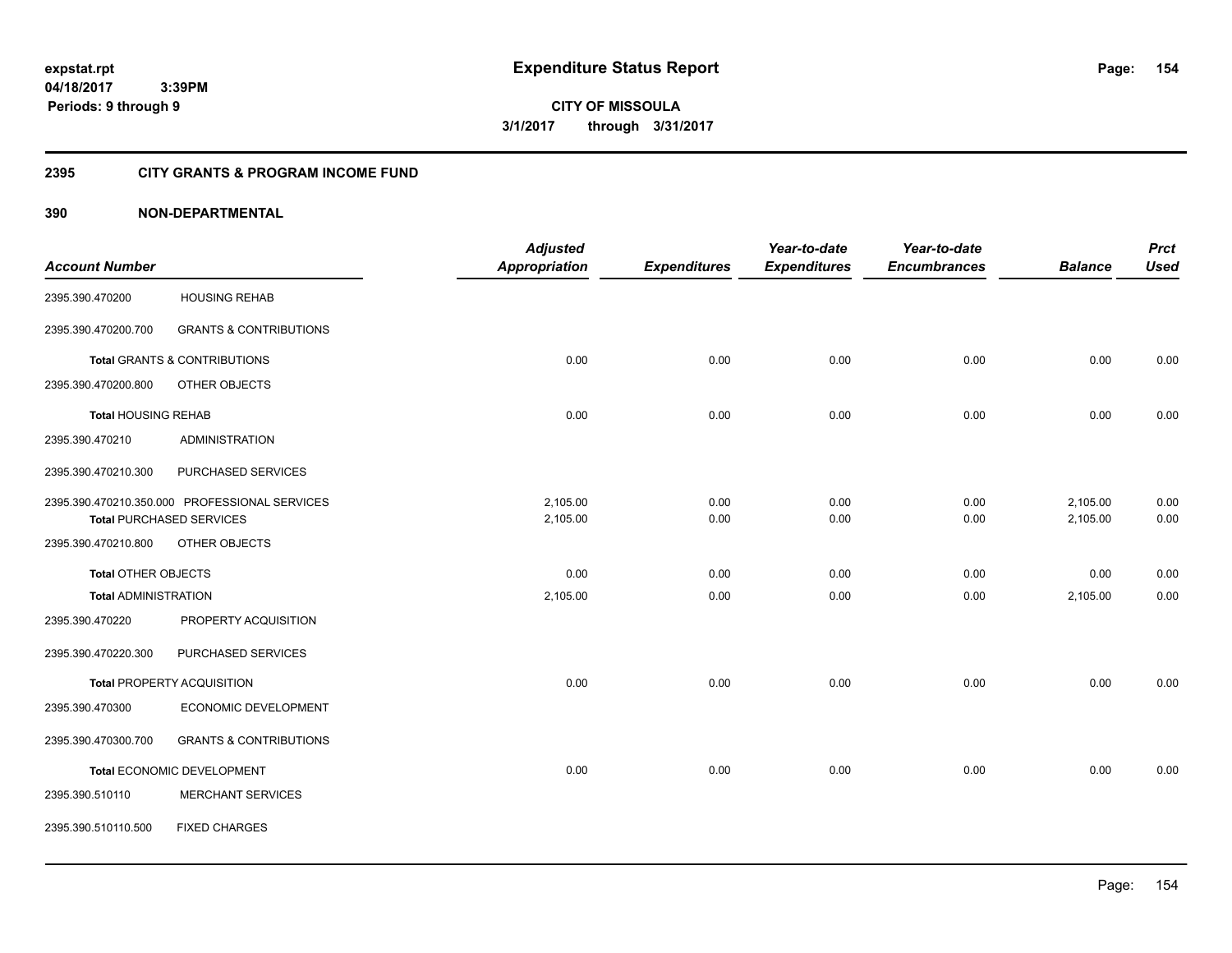**expstat.rpt**
**04/18/2017 3:39PM**
**Periods: 9 through 9**

# Expenditure Status Report

**CITY OF MISSOULA**
**3/1/2017 through 3/31/2017**

## 2395 CITY GRANTS & PROGRAM INCOME FUND

## 390 NON-DEPARTMENTAL

| Account Number | | Adjusted Appropriation | Expenditures | Year-to-date Expenditures | Year-to-date Encumbrances | Balance | Prct Used |
|---|---|---|---|---|---|---|---|
| 2395.390.470200 | HOUSING REHAB | | | | | | |
| 2395.390.470200.700 | GRANTS & CONTRIBUTIONS | | | | | | |
| **Total** GRANTS & CONTRIBUTIONS | | 0.00 | 0.00 | 0.00 | 0.00 | 0.00 | 0.00 |
| 2395.390.470200.800 | OTHER OBJECTS | | | | | | |
| **Total** HOUSING REHAB | | 0.00 | 0.00 | 0.00 | 0.00 | 0.00 | 0.00 |
| 2395.390.470210 | ADMINISTRATION | | | | | | |
| 2395.390.470210.300 | PURCHASED SERVICES | | | | | | |
| 2395.390.470210.350.000 | PROFESSIONAL SERVICES | 2,105.00 | 0.00 | 0.00 | 0.00 | 2,105.00 | 0.00 |
| **Total** PURCHASED SERVICES | | 2,105.00 | 0.00 | 0.00 | 0.00 | 2,105.00 | 0.00 |
| 2395.390.470210.800 | OTHER OBJECTS | | | | | | |
| **Total** OTHER OBJECTS | | 0.00 | 0.00 | 0.00 | 0.00 | 0.00 | 0.00 |
| **Total** ADMINISTRATION | | 2,105.00 | 0.00 | 0.00 | 0.00 | 2,105.00 | 0.00 |
| 2395.390.470220 | PROPERTY ACQUISITION | | | | | | |
| 2395.390.470220.300 | PURCHASED SERVICES | | | | | | |
| **Total** PROPERTY ACQUISITION | | 0.00 | 0.00 | 0.00 | 0.00 | 0.00 | 0.00 |
| 2395.390.470300 | ECONOMIC DEVELOPMENT | | | | | | |
| 2395.390.470300.700 | GRANTS & CONTRIBUTIONS | | | | | | |
| **Total** ECONOMIC DEVELOPMENT | | 0.00 | 0.00 | 0.00 | 0.00 | 0.00 | 0.00 |
| 2395.390.510110 | MERCHANT SERVICES | | | | | | |
| 2395.390.510110.500 | FIXED CHARGES | | | | | | |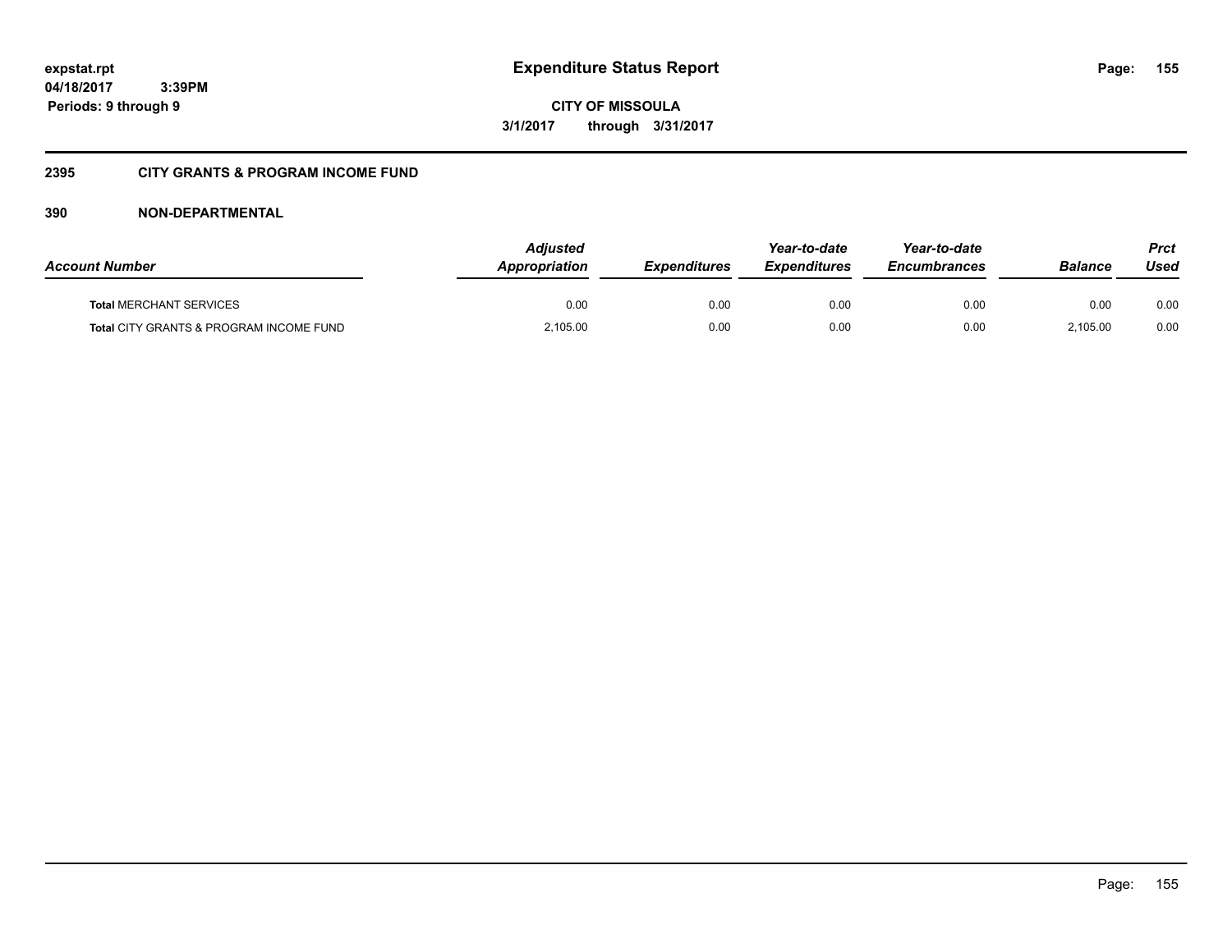# Expenditure Status Report

expstat.rpt
04/18/2017 3:39PM
Periods: 9 through 9

CITY OF MISSOULA
3/1/2017 through 3/31/2017

## 2395 CITY GRANTS & PROGRAM INCOME FUND

### 390 NON-DEPARTMENTAL

| Account Number | Adjusted Appropriation | Expenditures | Year-to-date Expenditures | Year-to-date Encumbrances | Balance | Prct Used |
|---|---|---|---|---|---|---|
| **Total** MERCHANT SERVICES | 0.00 | 0.00 | 0.00 | 0.00 | 0.00 | 0.00 |
| **Total** CITY GRANTS & PROGRAM INCOME FUND | 2,105.00 | 0.00 | 0.00 | 0.00 | 2,105.00 | 0.00 |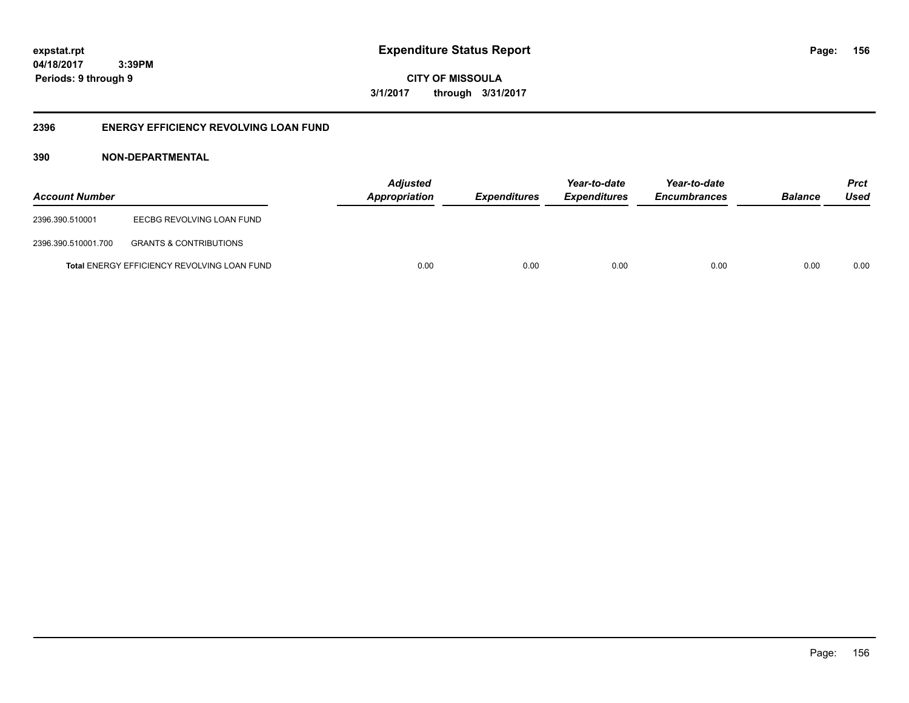**expstat.rpt**
**04/18/2017 3:39PM**
**Periods: 9 through 9**

# Expenditure Status Report

**CITY OF MISSOULA**
**3/1/2017 through 3/31/2017**

## 2396 ENERGY EFFICIENCY REVOLVING LOAN FUND

### 390 NON-DEPARTMENTAL

| Account Number | | Adjusted Appropriation | Expenditures | Year-to-date Expenditures | Year-to-date Encumbrances | Balance | Prct Used |
|---|---|---|---|---|---|---|---|
| 2396.390.510001 | EECBG REVOLVING LOAN FUND | | | | | | |
| 2396.390.510001.700 | GRANTS & CONTRIBUTIONS | | | | | | |
| **Total** ENERGY EFFICIENCY REVOLVING LOAN FUND | | 0.00 | 0.00 | 0.00 | 0.00 | 0.00 | 0.00 |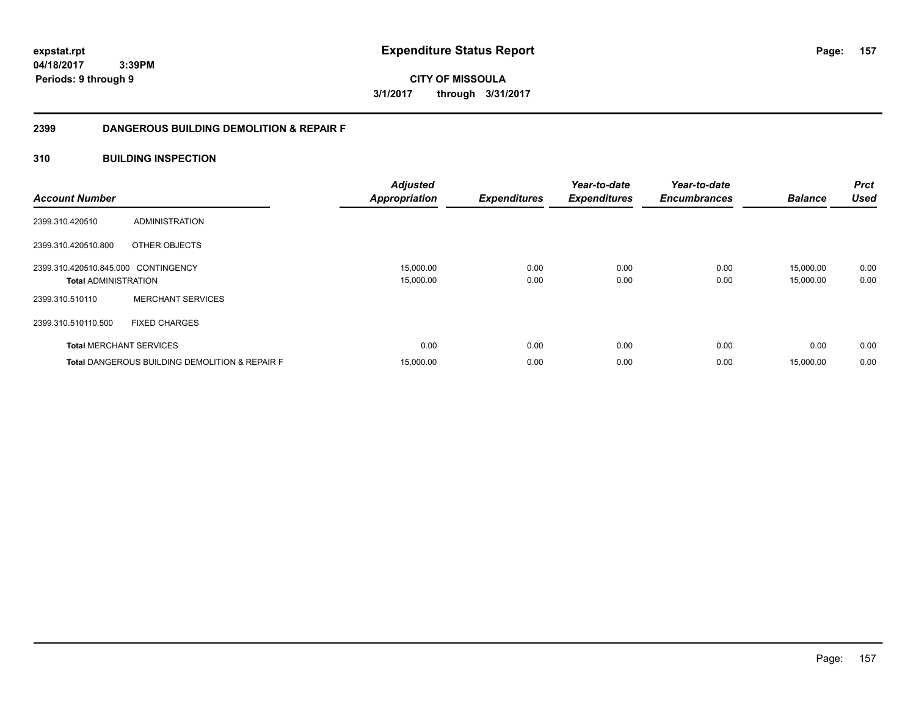**expstat.rpt**
**04/18/2017 3:39PM**
**Periods: 9 through 9**

# Expenditure Status Report

**CITY OF MISSOULA**
**3/1/2017 through 3/31/2017**

## 2399 DANGEROUS BUILDING DEMOLITION & REPAIR F

### 310 BUILDING INSPECTION

| Account Number | | Adjusted Appropriation | Expenditures | Year-to-date Expenditures | Year-to-date Encumbrances | Balance | Prct Used |
|---|---|---|---|---|---|---|---|
| 2399.310.420510 | ADMINISTRATION | | | | | | |
| 2399.310.420510.800 | OTHER OBJECTS | | | | | | |
| 2399.310.420510.845.000 | CONTINGENCY | 15,000.00 | 0.00 | 0.00 | 0.00 | 15,000.00 | 0.00 |
| **Total** ADMINISTRATION | | 15,000.00 | 0.00 | 0.00 | 0.00 | 15,000.00 | 0.00 |
| 2399.310.510110 | MERCHANT SERVICES | | | | | | |
| 2399.310.510110.500 | FIXED CHARGES | | | | | | |
| **Total** MERCHANT SERVICES | | 0.00 | 0.00 | 0.00 | 0.00 | 0.00 | 0.00 |
| **Total** DANGEROUS BUILDING DEMOLITION & REPAIR F | | 15,000.00 | 0.00 | 0.00 | 0.00 | 15,000.00 | 0.00 |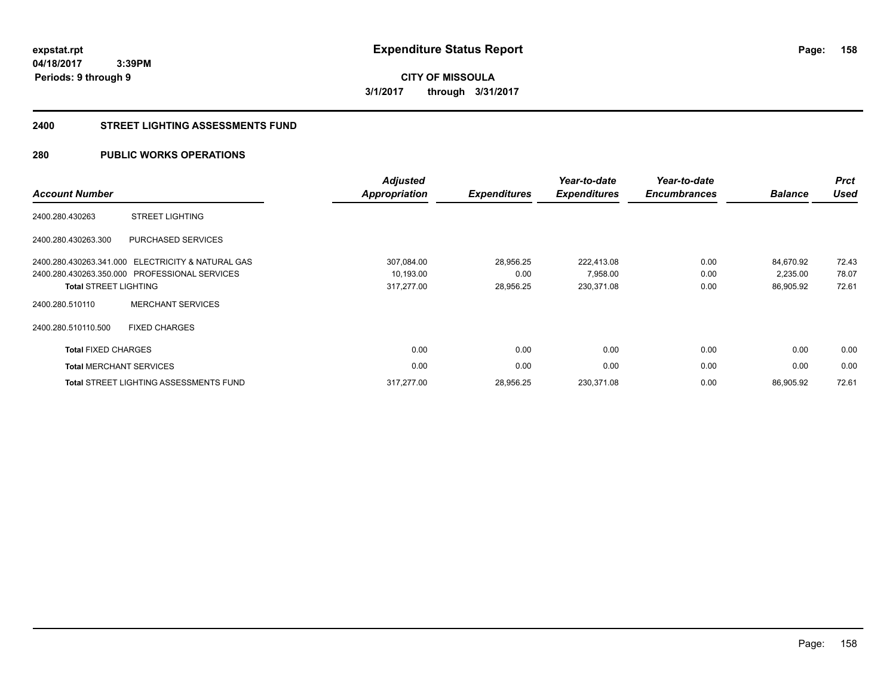**expstat.rpt**
**04/18/2017 3:39PM**
**Periods: 9 through 9**

# Expenditure Status Report

**CITY OF MISSOULA**
**3/1/2017 through 3/31/2017**

## 2400 STREET LIGHTING ASSESSMENTS FUND

## 280 PUBLIC WORKS OPERATIONS

| Account Number | | Adjusted Appropriation | Expenditures | Year-to-date Expenditures | Year-to-date Encumbrances | Balance | Prct Used |
|---|---|---|---|---|---|---|---|
| 2400.280.430263 | STREET LIGHTING | | | | | | |
| 2400.280.430263.300 | PURCHASED SERVICES | | | | | | |
| 2400.280.430263.341.000 | ELECTRICITY & NATURAL GAS | 307,084.00 | 28,956.25 | 222,413.08 | 0.00 | 84,670.92 | 72.43 |
| 2400.280.430263.350.000 | PROFESSIONAL SERVICES | 10,193.00 | 0.00 | 7,958.00 | 0.00 | 2,235.00 | 78.07 |
| **Total** STREET LIGHTING | | 317,277.00 | 28,956.25 | 230,371.08 | 0.00 | 86,905.92 | 72.61 |
| 2400.280.510110 | MERCHANT SERVICES | | | | | | |
| 2400.280.510110.500 | FIXED CHARGES | | | | | | |
| **Total** FIXED CHARGES | | 0.00 | 0.00 | 0.00 | 0.00 | 0.00 | 0.00 |
| **Total** MERCHANT SERVICES | | 0.00 | 0.00 | 0.00 | 0.00 | 0.00 | 0.00 |
| **Total** STREET LIGHTING ASSESSMENTS FUND | | 317,277.00 | 28,956.25 | 230,371.08 | 0.00 | 86,905.92 | 72.61 |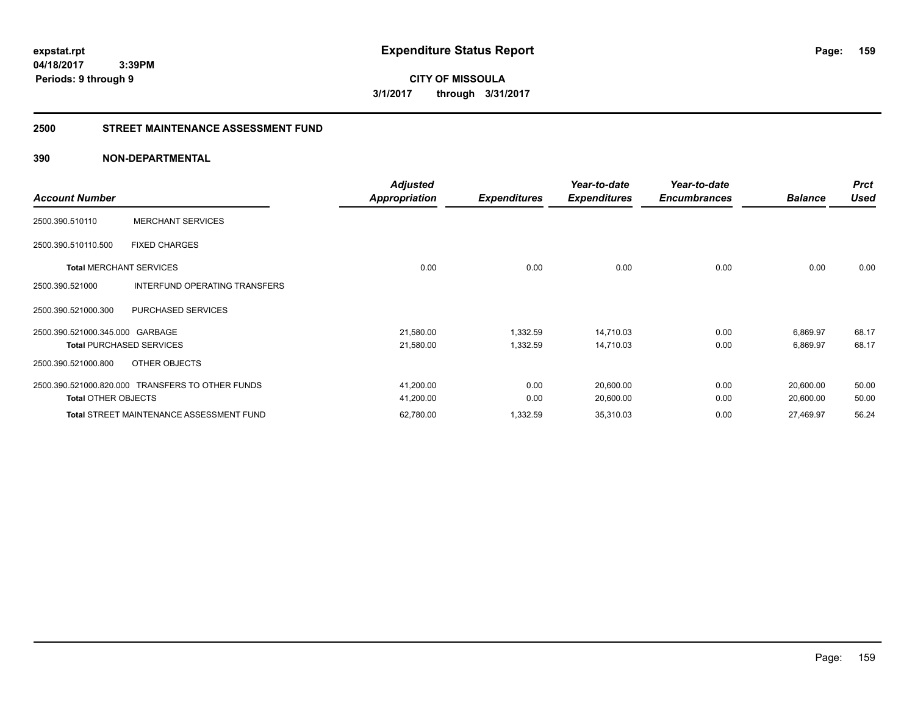**expstat.rpt**
**04/18/2017 3:39PM**
**Periods: 9 through 9**

# Expenditure Status Report

**CITY OF MISSOULA**
**3/1/2017 through 3/31/2017**

## 2500 STREET MAINTENANCE ASSESSMENT FUND

## 390 NON-DEPARTMENTAL

| Account Number | | Adjusted Appropriation | Expenditures | Year-to-date Expenditures | Year-to-date Encumbrances | Balance | Prct Used |
|---|---|---|---|---|---|---|---|
| 2500.390.510110 | MERCHANT SERVICES | | | | | | |
| 2500.390.510110.500 | FIXED CHARGES | | | | | | |
| **Total** MERCHANT SERVICES | | 0.00 | 0.00 | 0.00 | 0.00 | 0.00 | 0.00 |
| 2500.390.521000 | INTERFUND OPERATING TRANSFERS | | | | | | |
| 2500.390.521000.300 | PURCHASED SERVICES | | | | | | |
| 2500.390.521000.345.000 | GARBAGE | 21,580.00 | 1,332.59 | 14,710.03 | 0.00 | 6,869.97 | 68.17 |
| **Total** PURCHASED SERVICES | | 21,580.00 | 1,332.59 | 14,710.03 | 0.00 | 6,869.97 | 68.17 |
| 2500.390.521000.800 | OTHER OBJECTS | | | | | | |
| 2500.390.521000.820.000 | TRANSFERS TO OTHER FUNDS | 41,200.00 | 0.00 | 20,600.00 | 0.00 | 20,600.00 | 50.00 |
| **Total** OTHER OBJECTS | | 41,200.00 | 0.00 | 20,600.00 | 0.00 | 20,600.00 | 50.00 |
| **Total** STREET MAINTENANCE ASSESSMENT FUND | | 62,780.00 | 1,332.59 | 35,310.03 | 0.00 | 27,469.97 | 56.24 |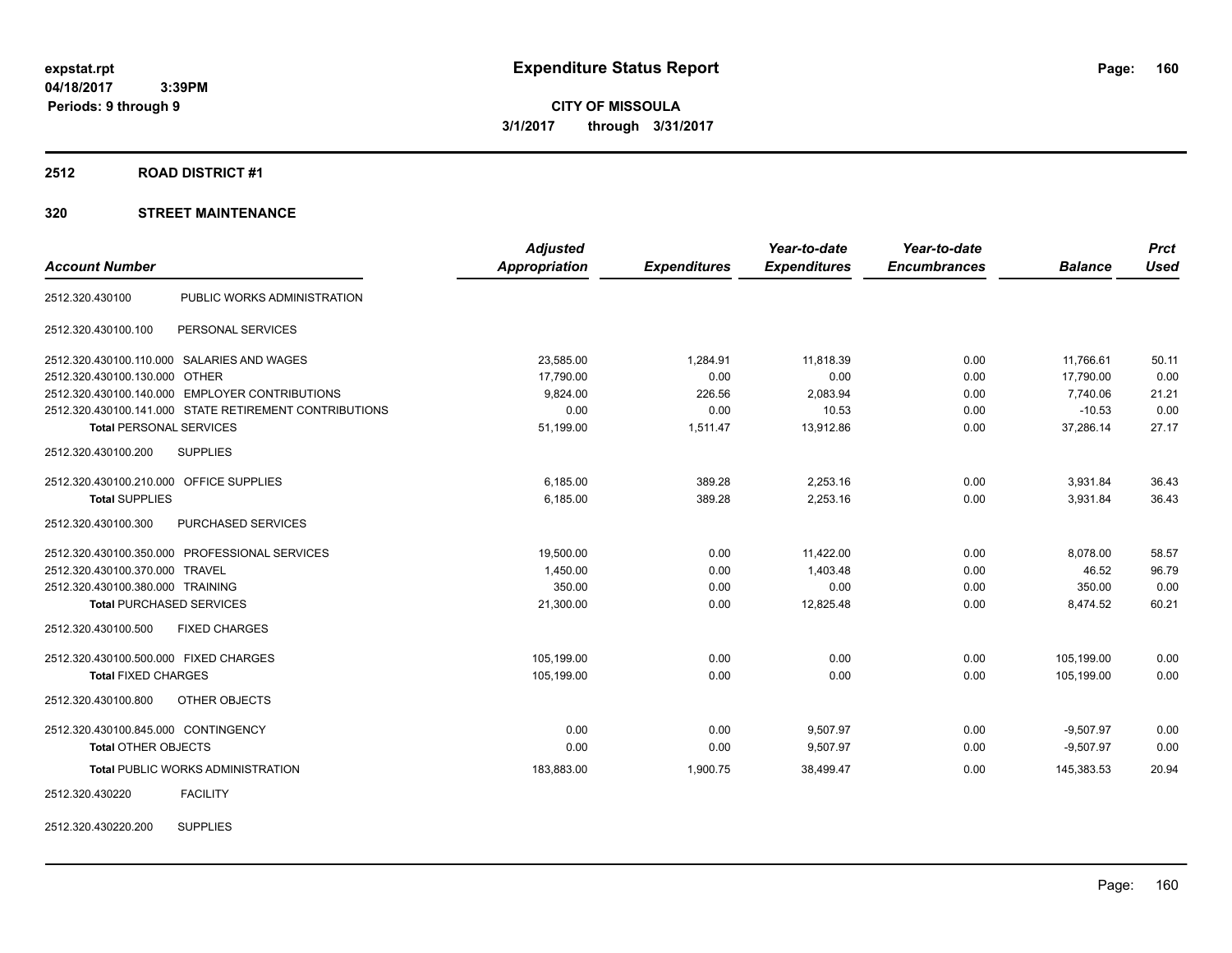expstat.rpt
04/18/2017 3:39PM
Periods: 9 through 9

# Expenditure Status Report

**CITY OF MISSOULA**
**3/1/2017 through 3/31/2017**

## 2512 ROAD DISTRICT #1

## 320 STREET MAINTENANCE

| Account Number | | Adjusted Appropriation | Expenditures | Year-to-date Expenditures | Year-to-date Encumbrances | Balance | Prct Used |
|---|---|---|---|---|---|---|---|
| 2512.320.430100 | PUBLIC WORKS ADMINISTRATION | | | | | | |
| 2512.320.430100.100 | PERSONAL SERVICES | | | | | | |
| 2512.320.430100.110.000 | SALARIES AND WAGES | 23,585.00 | 1,284.91 | 11,818.39 | 0.00 | 11,766.61 | 50.11 |
| 2512.320.430100.130.000 | OTHER | 17,790.00 | 0.00 | 0.00 | 0.00 | 17,790.00 | 0.00 |
| 2512.320.430100.140.000 | EMPLOYER CONTRIBUTIONS | 9,824.00 | 226.56 | 2,083.94 | 0.00 | 7,740.06 | 21.21 |
| 2512.320.430100.141.000 | STATE RETIREMENT CONTRIBUTIONS | 0.00 | 0.00 | 10.53 | 0.00 | -10.53 | 0.00 |
| **Total** PERSONAL SERVICES | | 51,199.00 | 1,511.47 | 13,912.86 | 0.00 | 37,286.14 | 27.17 |
| 2512.320.430100.200 | SUPPLIES | | | | | | |
| 2512.320.430100.210.000 | OFFICE SUPPLIES | 6,185.00 | 389.28 | 2,253.16 | 0.00 | 3,931.84 | 36.43 |
| **Total** SUPPLIES | | 6,185.00 | 389.28 | 2,253.16 | 0.00 | 3,931.84 | 36.43 |
| 2512.320.430100.300 | PURCHASED SERVICES | | | | | | |
| 2512.320.430100.350.000 | PROFESSIONAL SERVICES | 19,500.00 | 0.00 | 11,422.00 | 0.00 | 8,078.00 | 58.57 |
| 2512.320.430100.370.000 | TRAVEL | 1,450.00 | 0.00 | 1,403.48 | 0.00 | 46.52 | 96.79 |
| 2512.320.430100.380.000 | TRAINING | 350.00 | 0.00 | 0.00 | 0.00 | 350.00 | 0.00 |
| **Total** PURCHASED SERVICES | | 21,300.00 | 0.00 | 12,825.48 | 0.00 | 8,474.52 | 60.21 |
| 2512.320.430100.500 | FIXED CHARGES | | | | | | |
| 2512.320.430100.500.000 | FIXED CHARGES | 105,199.00 | 0.00 | 0.00 | 0.00 | 105,199.00 | 0.00 |
| **Total** FIXED CHARGES | | 105,199.00 | 0.00 | 0.00 | 0.00 | 105,199.00 | 0.00 |
| 2512.320.430100.800 | OTHER OBJECTS | | | | | | |
| 2512.320.430100.845.000 | CONTINGENCY | 0.00 | 0.00 | 9,507.97 | 0.00 | -9,507.97 | 0.00 |
| **Total** OTHER OBJECTS | | 0.00 | 0.00 | 9,507.97 | 0.00 | -9,507.97 | 0.00 |
| **Total** PUBLIC WORKS ADMINISTRATION | | 183,883.00 | 1,900.75 | 38,499.47 | 0.00 | 145,383.53 | 20.94 |
| 2512.320.430220 | FACILITY | | | | | | |
| 2512.320.430220.200 | SUPPLIES | | | | | | |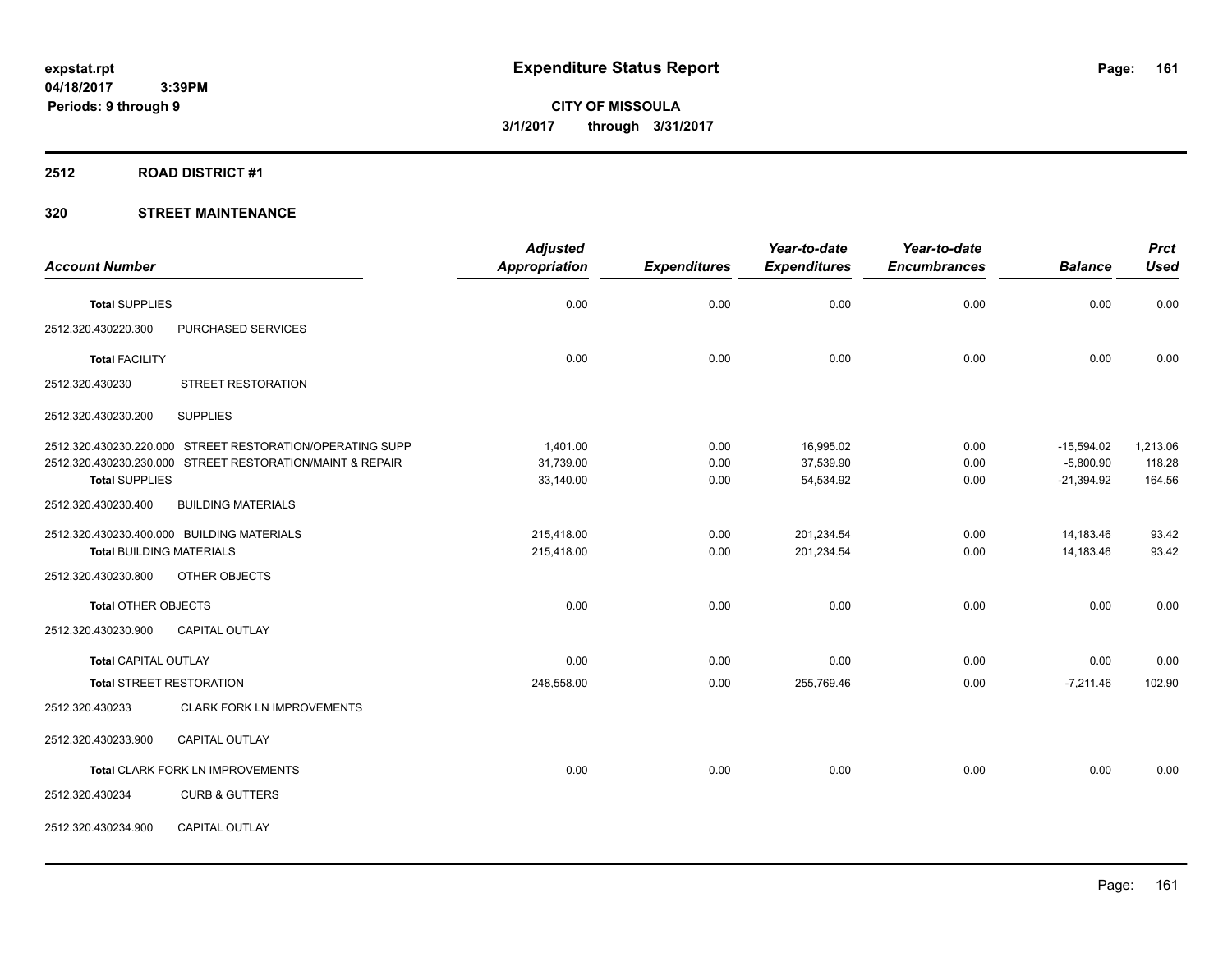**Expenditure Status Report**

**CITY OF MISSOULA**

**3/1/2017 through 3/31/2017**

expstat.rpt
04/18/2017 3:39PM
Periods: 9 through 9

## 2512 ROAD DISTRICT #1

## 320 STREET MAINTENANCE

| Account Number | | Adjusted Appropriation | Expenditures | Year-to-date Expenditures | Year-to-date Encumbrances | Balance | Prct Used |
|---|---|---|---|---|---|---|---|
| **Total** SUPPLIES | | 0.00 | 0.00 | 0.00 | 0.00 | 0.00 | 0.00 |
| 2512.320.430220.300 | PURCHASED SERVICES | | | | | | |
| **Total** FACILITY | | 0.00 | 0.00 | 0.00 | 0.00 | 0.00 | 0.00 |
| 2512.320.430230 | STREET RESTORATION | | | | | | |
| 2512.320.430230.200 | SUPPLIES | | | | | | |
| 2512.320.430230.220.000 | STREET RESTORATION/OPERATING SUPP | 1,401.00 | 0.00 | 16,995.02 | 0.00 | -15,594.02 | 1,213.06 |
| 2512.320.430230.230.000 | STREET RESTORATION/MAINT & REPAIR | 31,739.00 | 0.00 | 37,539.90 | 0.00 | -5,800.90 | 118.28 |
| **Total** SUPPLIES | | 33,140.00 | 0.00 | 54,534.92 | 0.00 | -21,394.92 | 164.56 |
| 2512.320.430230.400 | BUILDING MATERIALS | | | | | | |
| 2512.320.430230.400.000 | BUILDING MATERIALS | 215,418.00 | 0.00 | 201,234.54 | 0.00 | 14,183.46 | 93.42 |
| **Total** BUILDING MATERIALS | | 215,418.00 | 0.00 | 201,234.54 | 0.00 | 14,183.46 | 93.42 |
| 2512.320.430230.800 | OTHER OBJECTS | | | | | | |
| **Total** OTHER OBJECTS | | 0.00 | 0.00 | 0.00 | 0.00 | 0.00 | 0.00 |
| 2512.320.430230.900 | CAPITAL OUTLAY | | | | | | |
| **Total** CAPITAL OUTLAY | | 0.00 | 0.00 | 0.00 | 0.00 | 0.00 | 0.00 |
| **Total** STREET RESTORATION | | 248,558.00 | 0.00 | 255,769.46 | 0.00 | -7,211.46 | 102.90 |
| 2512.320.430233 | CLARK FORK LN IMPROVEMENTS | | | | | | |
| 2512.320.430233.900 | CAPITAL OUTLAY | | | | | | |
| **Total** CLARK FORK LN IMPROVEMENTS | | 0.00 | 0.00 | 0.00 | 0.00 | 0.00 | 0.00 |
| 2512.320.430234 | CURB & GUTTERS | | | | | | |
| 2512.320.430234.900 | CAPITAL OUTLAY | | | | | | |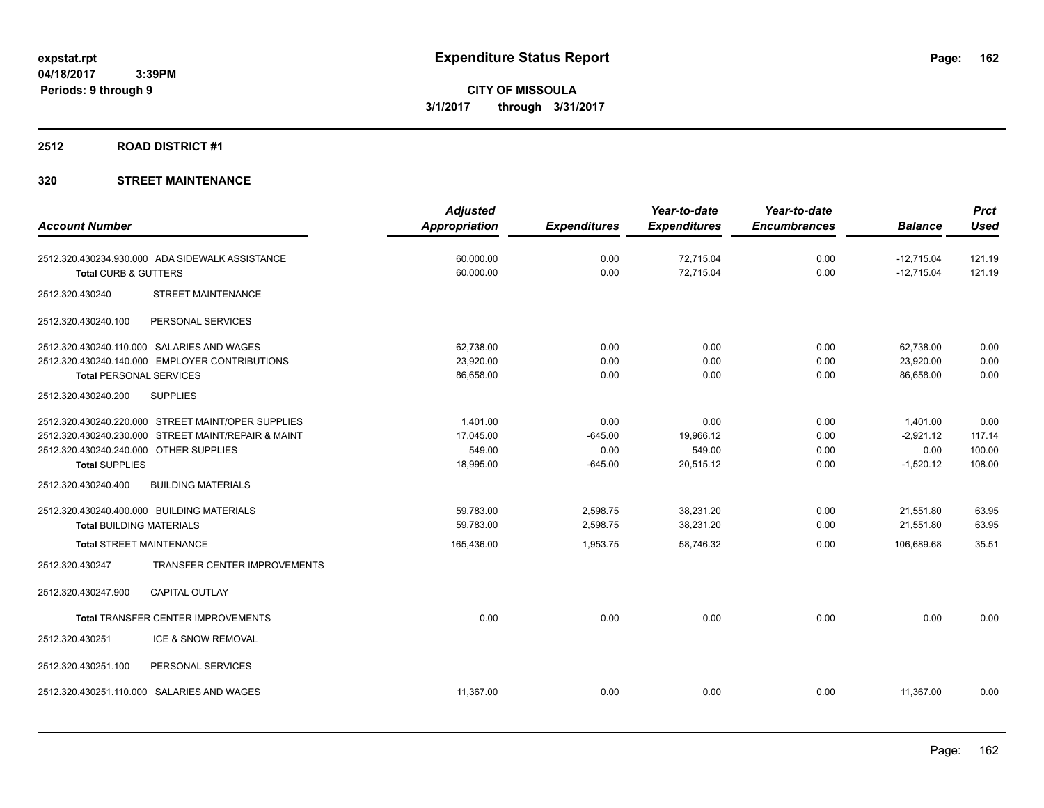# Expenditure Status Report

expstat.rpt
04/18/2017 3:39PM
Periods: 9 through 9

**CITY OF MISSOULA**
**3/1/2017 through 3/31/2017**

## 2512 ROAD DISTRICT #1

### 320 STREET MAINTENANCE

| Account Number | | Adjusted Appropriation | Expenditures | Year-to-date Expenditures | Year-to-date Encumbrances | Balance | Prct Used |
|---|---|---|---|---|---|---|---|
| 2512.320.430234.930.000 | ADA SIDEWALK ASSISTANCE | 60,000.00 | 0.00 | 72,715.04 | 0.00 | -12,715.04 | 121.19 |
| **Total** CURB & GUTTERS | | 60,000.00 | 0.00 | 72,715.04 | 0.00 | -12,715.04 | 121.19 |
| 2512.320.430240 | STREET MAINTENANCE | | | | | | |
| 2512.320.430240.100 | PERSONAL SERVICES | | | | | | |
| 2512.320.430240.110.000 | SALARIES AND WAGES | 62,738.00 | 0.00 | 0.00 | 0.00 | 62,738.00 | 0.00 |
| 2512.320.430240.140.000 | EMPLOYER CONTRIBUTIONS | 23,920.00 | 0.00 | 0.00 | 0.00 | 23,920.00 | 0.00 |
| **Total** PERSONAL SERVICES | | 86,658.00 | 0.00 | 0.00 | 0.00 | 86,658.00 | 0.00 |
| 2512.320.430240.200 | SUPPLIES | | | | | | |
| 2512.320.430240.220.000 | STREET MAINT/OPER SUPPLIES | 1,401.00 | 0.00 | 0.00 | 0.00 | 1,401.00 | 0.00 |
| 2512.320.430240.230.000 | STREET MAINT/REPAIR & MAINT | 17,045.00 | -645.00 | 19,966.12 | 0.00 | -2,921.12 | 117.14 |
| 2512.320.430240.240.000 | OTHER SUPPLIES | 549.00 | 0.00 | 549.00 | 0.00 | 0.00 | 100.00 |
| **Total** SUPPLIES | | 18,995.00 | -645.00 | 20,515.12 | 0.00 | -1,520.12 | 108.00 |
| 2512.320.430240.400 | BUILDING MATERIALS | | | | | | |
| 2512.320.430240.400.000 | BUILDING MATERIALS | 59,783.00 | 2,598.75 | 38,231.20 | 0.00 | 21,551.80 | 63.95 |
| **Total** BUILDING MATERIALS | | 59,783.00 | 2,598.75 | 38,231.20 | 0.00 | 21,551.80 | 63.95 |
| **Total** STREET MAINTENANCE | | 165,436.00 | 1,953.75 | 58,746.32 | 0.00 | 106,689.68 | 35.51 |
| 2512.320.430247 | TRANSFER CENTER IMPROVEMENTS | | | | | | |
| 2512.320.430247.900 | CAPITAL OUTLAY | | | | | | |
| **Total** TRANSFER CENTER IMPROVEMENTS | | 0.00 | 0.00 | 0.00 | 0.00 | 0.00 | 0.00 |
| 2512.320.430251 | ICE & SNOW REMOVAL | | | | | | |
| 2512.320.430251.100 | PERSONAL SERVICES | | | | | | |
| 2512.320.430251.110.000 | SALARIES AND WAGES | 11,367.00 | 0.00 | 0.00 | 0.00 | 11,367.00 | 0.00 |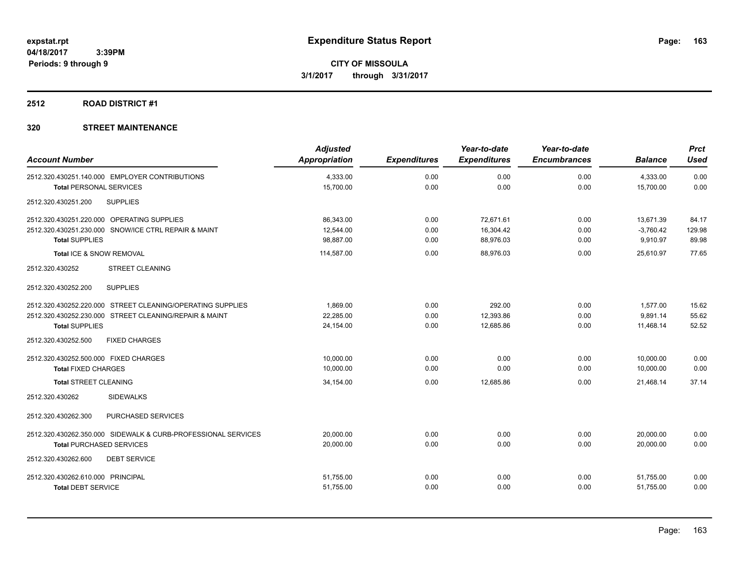**expstat.rpt**
**04/18/2017 3:39PM**
**Periods: 9 through 9**

# Expenditure Status Report

**CITY OF MISSOULA**
**3/1/2017 through 3/31/2017**

## 2512 ROAD DISTRICT #1

## 320 STREET MAINTENANCE

| Account Number | Adjusted Appropriation | Expenditures | Year-to-date Expenditures | Year-to-date Encumbrances | Balance | Prct Used |
|---|---|---|---|---|---|---|
| 2512.320.430251.140.000 EMPLOYER CONTRIBUTIONS | 4,333.00 | 0.00 | 0.00 | 0.00 | 4,333.00 | 0.00 |
| **Total** PERSONAL SERVICES | 15,700.00 | 0.00 | 0.00 | 0.00 | 15,700.00 | 0.00 |
| 2512.320.430251.200 SUPPLIES | | | | | | |
| 2512.320.430251.220.000 OPERATING SUPPLIES | 86,343.00 | 0.00 | 72,671.61 | 0.00 | 13,671.39 | 84.17 |
| 2512.320.430251.230.000 SNOW/ICE CTRL REPAIR & MAINT | 12,544.00 | 0.00 | 16,304.42 | 0.00 | -3,760.42 | 129.98 |
| **Total** SUPPLIES | 98,887.00 | 0.00 | 88,976.03 | 0.00 | 9,910.97 | 89.98 |
| **Total** ICE & SNOW REMOVAL | 114,587.00 | 0.00 | 88,976.03 | 0.00 | 25,610.97 | 77.65 |
| 2512.320.430252 STREET CLEANING | | | | | | |
| 2512.320.430252.200 SUPPLIES | | | | | | |
| 2512.320.430252.220.000 STREET CLEANING/OPERATING SUPPLIES | 1,869.00 | 0.00 | 292.00 | 0.00 | 1,577.00 | 15.62 |
| 2512.320.430252.230.000 STREET CLEANING/REPAIR & MAINT | 22,285.00 | 0.00 | 12,393.86 | 0.00 | 9,891.14 | 55.62 |
| **Total** SUPPLIES | 24,154.00 | 0.00 | 12,685.86 | 0.00 | 11,468.14 | 52.52 |
| 2512.320.430252.500 FIXED CHARGES | | | | | | |
| 2512.320.430252.500.000 FIXED CHARGES | 10,000.00 | 0.00 | 0.00 | 0.00 | 10,000.00 | 0.00 |
| **Total** FIXED CHARGES | 10,000.00 | 0.00 | 0.00 | 0.00 | 10,000.00 | 0.00 |
| **Total** STREET CLEANING | 34,154.00 | 0.00 | 12,685.86 | 0.00 | 21,468.14 | 37.14 |
| 2512.320.430262 SIDEWALKS | | | | | | |
| 2512.320.430262.300 PURCHASED SERVICES | | | | | | |
| 2512.320.430262.350.000 SIDEWALK & CURB-PROFESSIONAL SERVICES | 20,000.00 | 0.00 | 0.00 | 0.00 | 20,000.00 | 0.00 |
| **Total** PURCHASED SERVICES | 20,000.00 | 0.00 | 0.00 | 0.00 | 20,000.00 | 0.00 |
| 2512.320.430262.600 DEBT SERVICE | | | | | | |
| 2512.320.430262.610.000 PRINCIPAL | 51,755.00 | 0.00 | 0.00 | 0.00 | 51,755.00 | 0.00 |
| **Total** DEBT SERVICE | 51,755.00 | 0.00 | 0.00 | 0.00 | 51,755.00 | 0.00 |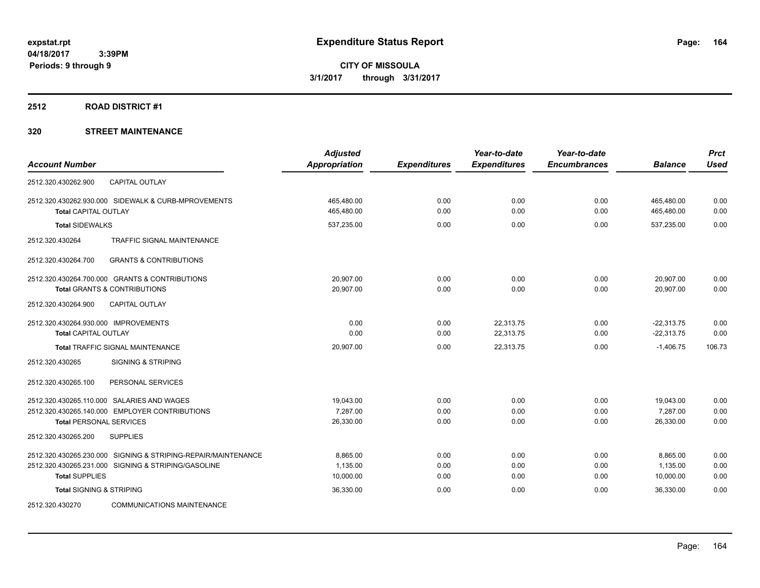# Expenditure Status Report

expstat.rpt
04/18/2017 3:39PM
Periods: 9 through 9

**CITY OF MISSOULA**
**3/1/2017 through 3/31/2017**

## 2512 ROAD DISTRICT #1

## 320 STREET MAINTENANCE

| Account Number | Adjusted Appropriation | Expenditures | Year-to-date Expenditures | Year-to-date Encumbrances | Balance | Prct Used |
|---|---|---|---|---|---|---|
| 2512.320.430262.900 CAPITAL OUTLAY | | | | | | |
| 2512.320.430262.930.000 SIDEWALK & CURB-MPROVEMENTS | 465,480.00 | 0.00 | 0.00 | 0.00 | 465,480.00 | 0.00 |
| **Total** CAPITAL OUTLAY | 465,480.00 | 0.00 | 0.00 | 0.00 | 465,480.00 | 0.00 |
| **Total** SIDEWALKS | 537,235.00 | 0.00 | 0.00 | 0.00 | 537,235.00 | 0.00 |
| 2512.320.430264 TRAFFIC SIGNAL MAINTENANCE | | | | | | |
| 2512.320.430264.700 GRANTS & CONTRIBUTIONS | | | | | | |
| 2512.320.430264.700.000 GRANTS & CONTRIBUTIONS | 20,907.00 | 0.00 | 0.00 | 0.00 | 20,907.00 | 0.00 |
| **Total** GRANTS & CONTRIBUTIONS | 20,907.00 | 0.00 | 0.00 | 0.00 | 20,907.00 | 0.00 |
| 2512.320.430264.900 CAPITAL OUTLAY | | | | | | |
| 2512.320.430264.930.000 IMPROVEMENTS | 0.00 | 0.00 | 22,313.75 | 0.00 | -22,313.75 | 0.00 |
| **Total** CAPITAL OUTLAY | 0.00 | 0.00 | 22,313.75 | 0.00 | -22,313.75 | 0.00 |
| **Total** TRAFFIC SIGNAL MAINTENANCE | 20,907.00 | 0.00 | 22,313.75 | 0.00 | -1,406.75 | 106.73 |
| 2512.320.430265 SIGNING & STRIPING | | | | | | |
| 2512.320.430265.100 PERSONAL SERVICES | | | | | | |
| 2512.320.430265.110.000 SALARIES AND WAGES | 19,043.00 | 0.00 | 0.00 | 0.00 | 19,043.00 | 0.00 |
| 2512.320.430265.140.000 EMPLOYER CONTRIBUTIONS | 7,287.00 | 0.00 | 0.00 | 0.00 | 7,287.00 | 0.00 |
| **Total** PERSONAL SERVICES | 26,330.00 | 0.00 | 0.00 | 0.00 | 26,330.00 | 0.00 |
| 2512.320.430265.200 SUPPLIES | | | | | | |
| 2512.320.430265.230.000 SIGNING & STRIPING-REPAIR/MAINTENANCE | 8,865.00 | 0.00 | 0.00 | 0.00 | 8,865.00 | 0.00 |
| 2512.320.430265.231.000 SIGNING & STRIPING/GASOLINE | 1,135.00 | 0.00 | 0.00 | 0.00 | 1,135.00 | 0.00 |
| **Total** SUPPLIES | 10,000.00 | 0.00 | 0.00 | 0.00 | 10,000.00 | 0.00 |
| **Total** SIGNING & STRIPING | 36,330.00 | 0.00 | 0.00 | 0.00 | 36,330.00 | 0.00 |
| 2512.320.430270 COMMUNICATIONS MAINTENANCE | | | | | | |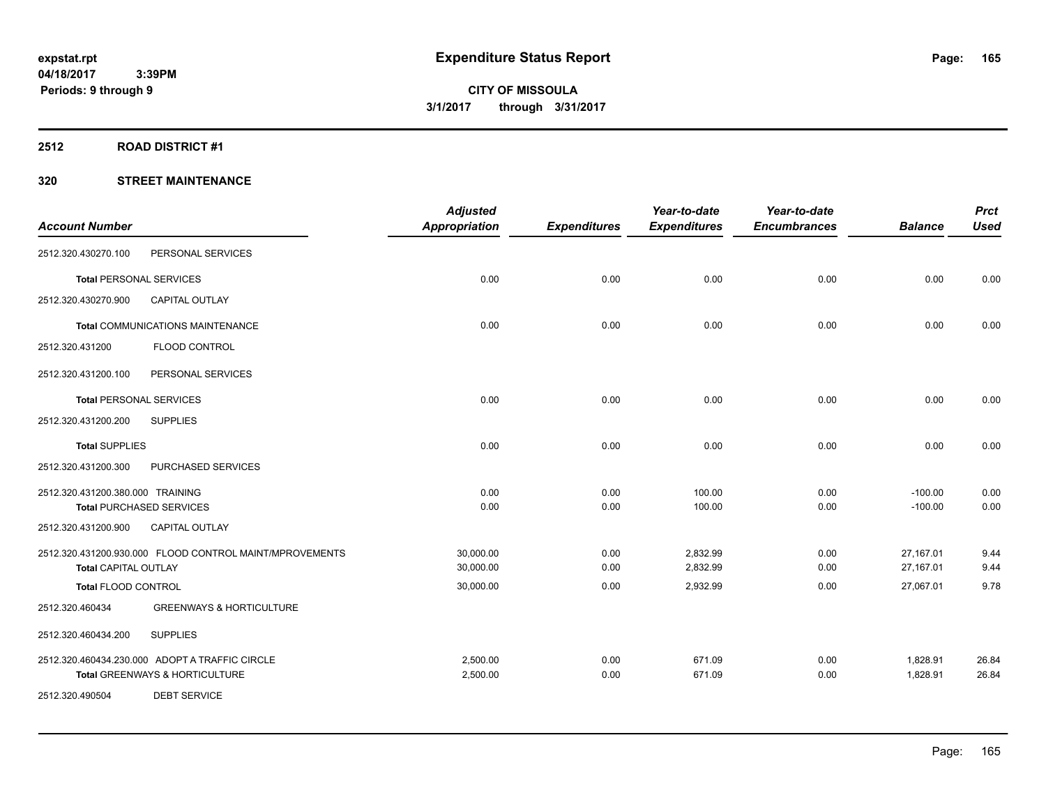# Expenditure Status Report

expstat.rpt
04/18/2017 3:39PM
Periods: 9 through 9

**CITY OF MISSOULA**
**3/1/2017 through 3/31/2017**

## 2512 ROAD DISTRICT #1

## 320 STREET MAINTENANCE

| Account Number | | Adjusted Appropriation | Expenditures | Year-to-date Expenditures | Year-to-date Encumbrances | Balance | Prct Used |
|---|---|---|---|---|---|---|---|
| 2512.320.430270.100 | PERSONAL SERVICES | | | | | | |
| **Total** PERSONAL SERVICES | | 0.00 | 0.00 | 0.00 | 0.00 | 0.00 | 0.00 |
| 2512.320.430270.900 | CAPITAL OUTLAY | | | | | | |
| **Total** COMMUNICATIONS MAINTENANCE | | 0.00 | 0.00 | 0.00 | 0.00 | 0.00 | 0.00 |
| 2512.320.431200 | FLOOD CONTROL | | | | | | |
| 2512.320.431200.100 | PERSONAL SERVICES | | | | | | |
| **Total** PERSONAL SERVICES | | 0.00 | 0.00 | 0.00 | 0.00 | 0.00 | 0.00 |
| 2512.320.431200.200 | SUPPLIES | | | | | | |
| **Total** SUPPLIES | | 0.00 | 0.00 | 0.00 | 0.00 | 0.00 | 0.00 |
| 2512.320.431200.300 | PURCHASED SERVICES | | | | | | |
| 2512.320.431200.380.000 | TRAINING | 0.00 | 0.00 | 100.00 | 0.00 | -100.00 | 0.00 |
| **Total** PURCHASED SERVICES | | 0.00 | 0.00 | 100.00 | 0.00 | -100.00 | 0.00 |
| 2512.320.431200.900 | CAPITAL OUTLAY | | | | | | |
| 2512.320.431200.930.000 | FLOOD CONTROL MAINT/MPROVEMENTS | 30,000.00 | 0.00 | 2,832.99 | 0.00 | 27,167.01 | 9.44 |
| **Total** CAPITAL OUTLAY | | 30,000.00 | 0.00 | 2,832.99 | 0.00 | 27,167.01 | 9.44 |
| **Total** FLOOD CONTROL | | 30,000.00 | 0.00 | 2,932.99 | 0.00 | 27,067.01 | 9.78 |
| 2512.320.460434 | GREENWAYS & HORTICULTURE | | | | | | |
| 2512.320.460434.200 | SUPPLIES | | | | | | |
| 2512.320.460434.230.000 | ADOPT A TRAFFIC CIRCLE | 2,500.00 | 0.00 | 671.09 | 0.00 | 1,828.91 | 26.84 |
| **Total** GREENWAYS & HORTICULTURE | | 2,500.00 | 0.00 | 671.09 | 0.00 | 1,828.91 | 26.84 |
| 2512.320.490504 | DEBT SERVICE | | | | | | |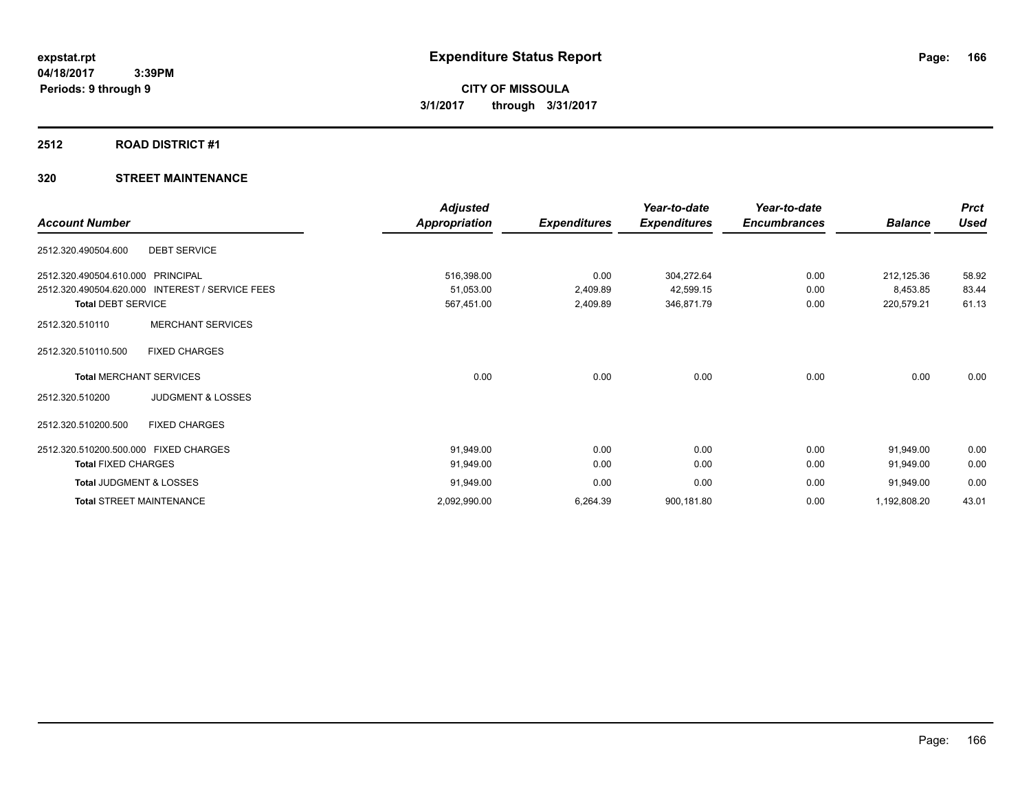# Expenditure Status Report

**CITY OF MISSOULA**

**3/1/2017 through 3/31/2017**

expstat.rpt
04/18/2017 3:39PM
Periods: 9 through 9

## 2512 ROAD DISTRICT #1

## 320 STREET MAINTENANCE

| Account Number | | Adjusted Appropriation | Expenditures | Year-to-date Expenditures | Year-to-date Encumbrances | Balance | Prct Used |
|---|---|---|---|---|---|---|---|
| 2512.320.490504.600 | DEBT SERVICE | | | | | | |
| 2512.320.490504.610.000 | PRINCIPAL | 516,398.00 | 0.00 | 304,272.64 | 0.00 | 212,125.36 | 58.92 |
| 2512.320.490504.620.000 | INTEREST / SERVICE FEES | 51,053.00 | 2,409.89 | 42,599.15 | 0.00 | 8,453.85 | 83.44 |
| **Total** DEBT SERVICE | | 567,451.00 | 2,409.89 | 346,871.79 | 0.00 | 220,579.21 | 61.13 |
| 2512.320.510110 | MERCHANT SERVICES | | | | | | |
| 2512.320.510110.500 | FIXED CHARGES | | | | | | |
| **Total** MERCHANT SERVICES | | 0.00 | 0.00 | 0.00 | 0.00 | 0.00 | 0.00 |
| 2512.320.510200 | JUDGMENT & LOSSES | | | | | | |
| 2512.320.510200.500 | FIXED CHARGES | | | | | | |
| 2512.320.510200.500.000 | FIXED CHARGES | 91,949.00 | 0.00 | 0.00 | 0.00 | 91,949.00 | 0.00 |
| **Total** FIXED CHARGES | | 91,949.00 | 0.00 | 0.00 | 0.00 | 91,949.00 | 0.00 |
| **Total** JUDGMENT & LOSSES | | 91,949.00 | 0.00 | 0.00 | 0.00 | 91,949.00 | 0.00 |
| **Total** STREET MAINTENANCE | | 2,092,990.00 | 6,264.39 | 900,181.80 | 0.00 | 1,192,808.20 | 43.01 |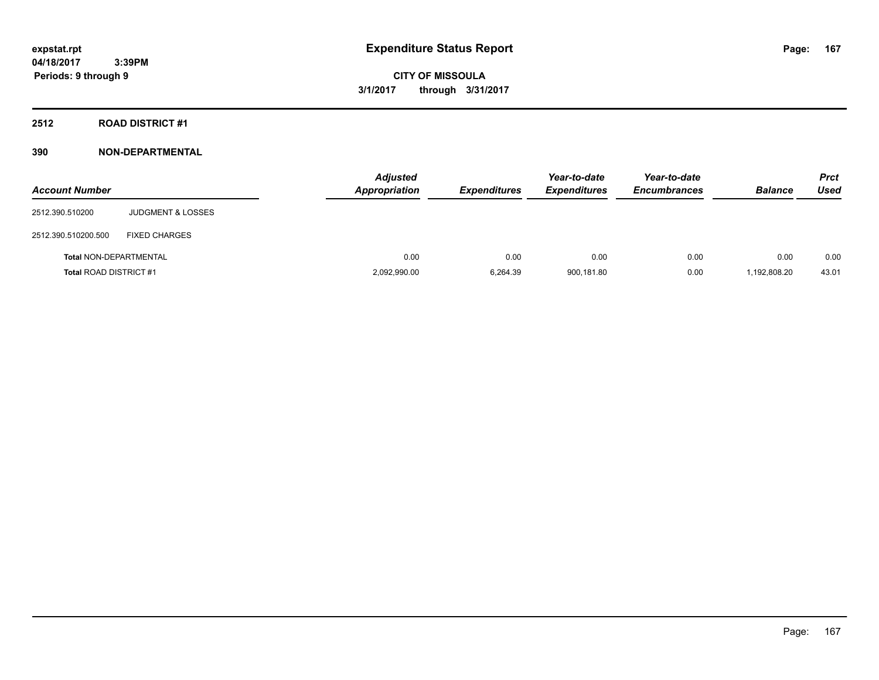**expstat.rpt**
**04/18/2017 3:39PM**
**Periods: 9 through 9**

# Expenditure Status Report

**CITY OF MISSOULA**
**3/1/2017 through 3/31/2017**

## 2512 ROAD DISTRICT #1

## 390 NON-DEPARTMENTAL

| Account Number | | Adjusted Appropriation | Expenditures | Year-to-date Expenditures | Year-to-date Encumbrances | Balance | Prct Used |
|---|---|---|---|---|---|---|---|
| 2512.390.510200 | JUDGMENT & LOSSES | | | | | | |
| 2512.390.510200.500 | FIXED CHARGES | | | | | | |
| Total NON-DEPARTMENTAL | | 0.00 | 0.00 | 0.00 | 0.00 | 0.00 | 0.00 |
| Total ROAD DISTRICT #1 | | 2,092,990.00 | 6,264.39 | 900,181.80 | 0.00 | 1,192,808.20 | 43.01 |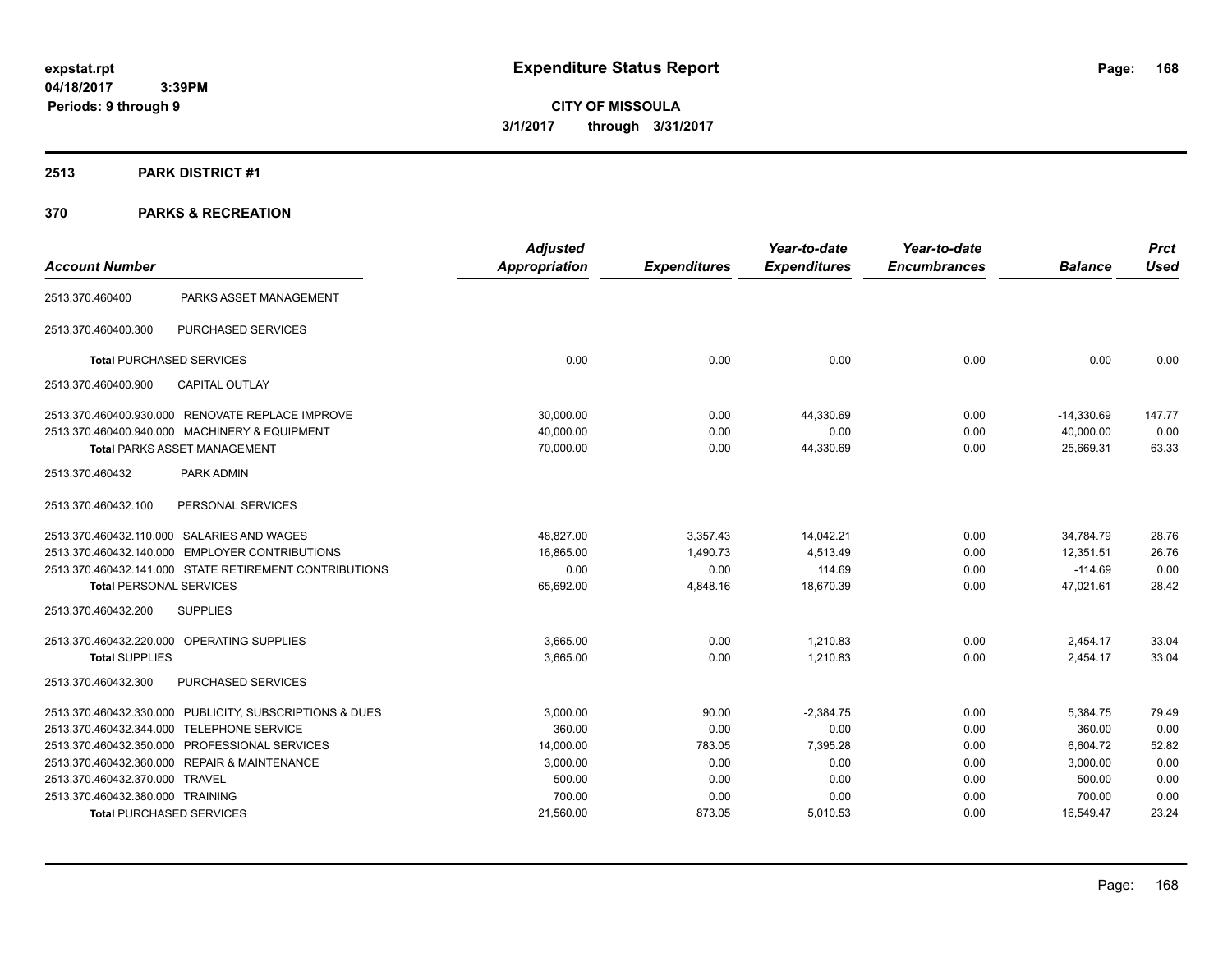# Expenditure Status Report

expstat.rpt
04/18/2017 3:39PM
Periods: 9 through 9

**CITY OF MISSOULA**
**3/1/2017 through 3/31/2017**

## 2513 PARK DISTRICT #1

## 370 PARKS & RECREATION

| Account Number | | Adjusted Appropriation | Expenditures | Year-to-date Expenditures | Year-to-date Encumbrances | Balance | Prct Used |
|---|---|---|---|---|---|---|---|
| 2513.370.460400 | PARKS ASSET MANAGEMENT | | | | | | |
| 2513.370.460400.300 | PURCHASED SERVICES | | | | | | |
| **Total** PURCHASED SERVICES | | 0.00 | 0.00 | 0.00 | 0.00 | 0.00 | 0.00 |
| 2513.370.460400.900 | CAPITAL OUTLAY | | | | | | |
| 2513.370.460400.930.000 | RENOVATE REPLACE IMPROVE | 30,000.00 | 0.00 | 44,330.69 | 0.00 | -14,330.69 | 147.77 |
| 2513.370.460400.940.000 | MACHINERY & EQUIPMENT | 40,000.00 | 0.00 | 0.00 | 0.00 | 40,000.00 | 0.00 |
| **Total** PARKS ASSET MANAGEMENT | | 70,000.00 | 0.00 | 44,330.69 | 0.00 | 25,669.31 | 63.33 |
| 2513.370.460432 | PARK ADMIN | | | | | | |
| 2513.370.460432.100 | PERSONAL SERVICES | | | | | | |
| 2513.370.460432.110.000 | SALARIES AND WAGES | 48,827.00 | 3,357.43 | 14,042.21 | 0.00 | 34,784.79 | 28.76 |
| 2513.370.460432.140.000 | EMPLOYER CONTRIBUTIONS | 16,865.00 | 1,490.73 | 4,513.49 | 0.00 | 12,351.51 | 26.76 |
| 2513.370.460432.141.000 | STATE RETIREMENT CONTRIBUTIONS | 0.00 | 0.00 | 114.69 | 0.00 | -114.69 | 0.00 |
| **Total** PERSONAL SERVICES | | 65,692.00 | 4,848.16 | 18,670.39 | 0.00 | 47,021.61 | 28.42 |
| 2513.370.460432.200 | SUPPLIES | | | | | | |
| 2513.370.460432.220.000 | OPERATING SUPPLIES | 3,665.00 | 0.00 | 1,210.83 | 0.00 | 2,454.17 | 33.04 |
| **Total** SUPPLIES | | 3,665.00 | 0.00 | 1,210.83 | 0.00 | 2,454.17 | 33.04 |
| 2513.370.460432.300 | PURCHASED SERVICES | | | | | | |
| 2513.370.460432.330.000 | PUBLICITY, SUBSCRIPTIONS & DUES | 3,000.00 | 90.00 | -2,384.75 | 0.00 | 5,384.75 | 79.49 |
| 2513.370.460432.344.000 | TELEPHONE SERVICE | 360.00 | 0.00 | 0.00 | 0.00 | 360.00 | 0.00 |
| 2513.370.460432.350.000 | PROFESSIONAL SERVICES | 14,000.00 | 783.05 | 7,395.28 | 0.00 | 6,604.72 | 52.82 |
| 2513.370.460432.360.000 | REPAIR & MAINTENANCE | 3,000.00 | 0.00 | 0.00 | 0.00 | 3,000.00 | 0.00 |
| 2513.370.460432.370.000 | TRAVEL | 500.00 | 0.00 | 0.00 | 0.00 | 500.00 | 0.00 |
| 2513.370.460432.380.000 | TRAINING | 700.00 | 0.00 | 0.00 | 0.00 | 700.00 | 0.00 |
| **Total** PURCHASED SERVICES | | 21,560.00 | 873.05 | 5,010.53 | 0.00 | 16,549.47 | 23.24 |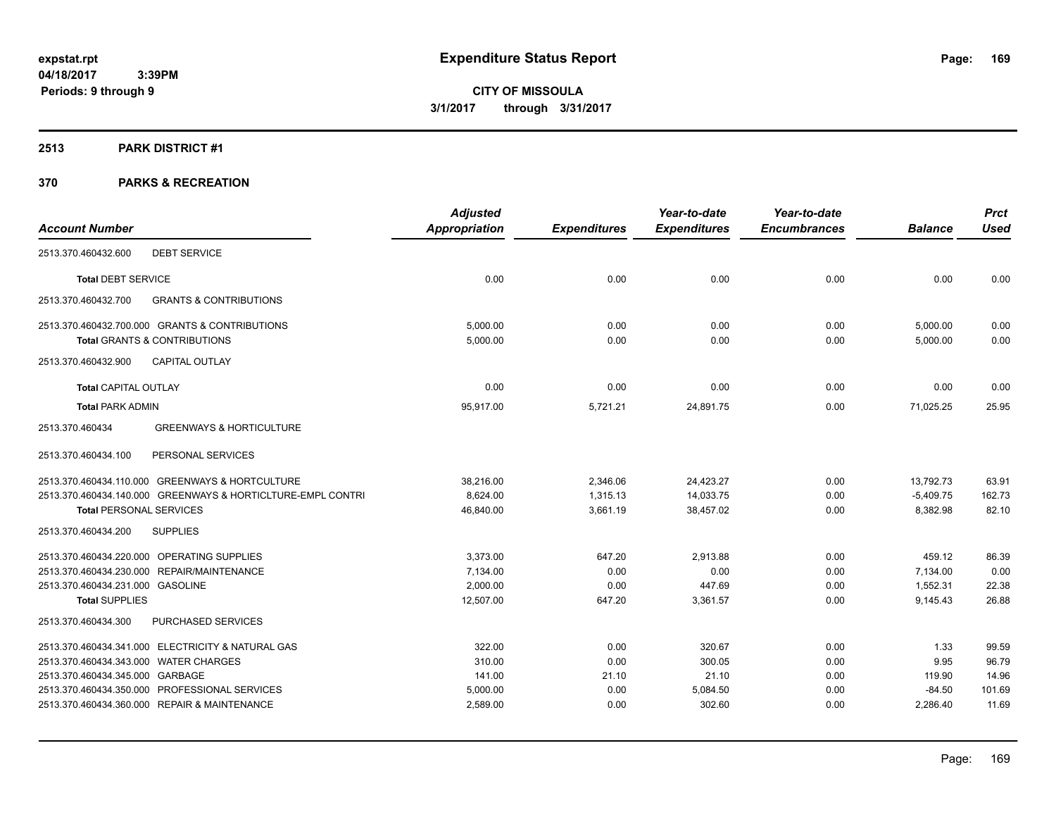**expstat.rpt**
**04/18/2017 3:39PM**
**Periods: 9 through 9**

# Expenditure Status Report

**CITY OF MISSOULA**
**3/1/2017 through 3/31/2017**

## 2513 PARK DISTRICT #1

## 370 PARKS & RECREATION

| Account Number | Adjusted Appropriation | Expenditures | Year-to-date Expenditures | Year-to-date Encumbrances | Balance | Prct Used |
|---|---|---|---|---|---|---|
| 2513.370.460432.600 DEBT SERVICE | | | | | | |
| **Total** DEBT SERVICE | 0.00 | 0.00 | 0.00 | 0.00 | 0.00 | 0.00 |
| 2513.370.460432.700 GRANTS & CONTRIBUTIONS | | | | | | |
| 2513.370.460432.700.000 GRANTS & CONTRIBUTIONS | 5,000.00 | 0.00 | 0.00 | 0.00 | 5,000.00 | 0.00 |
| **Total** GRANTS & CONTRIBUTIONS | 5,000.00 | 0.00 | 0.00 | 0.00 | 5,000.00 | 0.00 |
| 2513.370.460432.900 CAPITAL OUTLAY | | | | | | |
| **Total** CAPITAL OUTLAY | 0.00 | 0.00 | 0.00 | 0.00 | 0.00 | 0.00 |
| **Total** PARK ADMIN | 95,917.00 | 5,721.21 | 24,891.75 | 0.00 | 71,025.25 | 25.95 |
| 2513.370.460434 GREENWAYS & HORTICULTURE | | | | | | |
| 2513.370.460434.100 PERSONAL SERVICES | | | | | | |
| 2513.370.460434.110.000 GREENWAYS & HORTCULTURE | 38,216.00 | 2,346.06 | 24,423.27 | 0.00 | 13,792.73 | 63.91 |
| 2513.370.460434.140.000 GREENWAYS & HORTICLTURE-EMPL CONTRI | 8,624.00 | 1,315.13 | 14,033.75 | 0.00 | -5,409.75 | 162.73 |
| **Total** PERSONAL SERVICES | 46,840.00 | 3,661.19 | 38,457.02 | 0.00 | 8,382.98 | 82.10 |
| 2513.370.460434.200 SUPPLIES | | | | | | |
| 2513.370.460434.220.000 OPERATING SUPPLIES | 3,373.00 | 647.20 | 2,913.88 | 0.00 | 459.12 | 86.39 |
| 2513.370.460434.230.000 REPAIR/MAINTENANCE | 7,134.00 | 0.00 | 0.00 | 0.00 | 7,134.00 | 0.00 |
| 2513.370.460434.231.000 GASOLINE | 2,000.00 | 0.00 | 447.69 | 0.00 | 1,552.31 | 22.38 |
| **Total** SUPPLIES | 12,507.00 | 647.20 | 3,361.57 | 0.00 | 9,145.43 | 26.88 |
| 2513.370.460434.300 PURCHASED SERVICES | | | | | | |
| 2513.370.460434.341.000 ELECTRICITY & NATURAL GAS | 322.00 | 0.00 | 320.67 | 0.00 | 1.33 | 99.59 |
| 2513.370.460434.343.000 WATER CHARGES | 310.00 | 0.00 | 300.05 | 0.00 | 9.95 | 96.79 |
| 2513.370.460434.345.000 GARBAGE | 141.00 | 21.10 | 21.10 | 0.00 | 119.90 | 14.96 |
| 2513.370.460434.350.000 PROFESSIONAL SERVICES | 5,000.00 | 0.00 | 5,084.50 | 0.00 | -84.50 | 101.69 |
| 2513.370.460434.360.000 REPAIR & MAINTENANCE | 2,589.00 | 0.00 | 302.60 | 0.00 | 2,286.40 | 11.69 |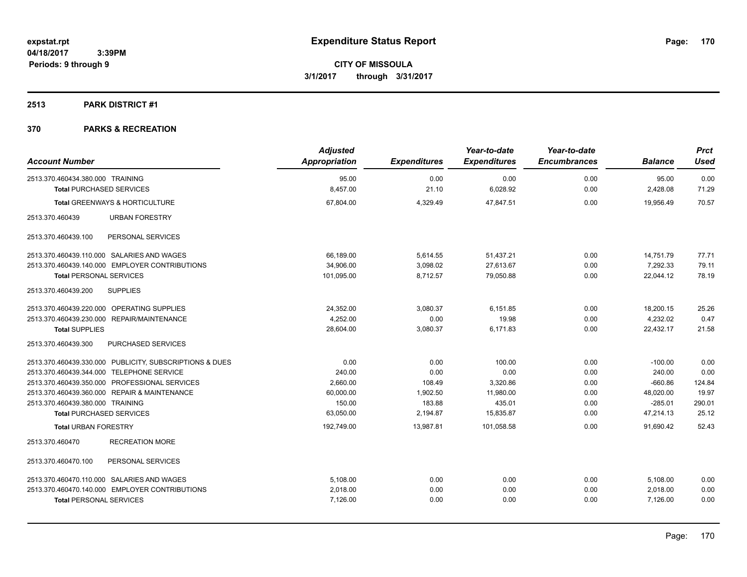**CITY OF MISSOULA**

**3/1/2017 through 3/31/2017**

# Expenditure Status Report

expstat.rpt
04/18/2017 3:39PM
Periods: 9 through 9

## 2513 PARK DISTRICT #1

## 370 PARKS & RECREATION

| Account Number | Adjusted Appropriation | Expenditures | Year-to-date Expenditures | Year-to-date Encumbrances | Balance | Prct Used |
|---|---|---|---|---|---|---|
| 2513.370.460434.380.000 TRAINING | 95.00 | 0.00 | 0.00 | 0.00 | 95.00 | 0.00 |
| **Total** PURCHASED SERVICES | 8,457.00 | 21.10 | 6,028.92 | 0.00 | 2,428.08 | 71.29 |
| **Total** GREENWAYS & HORTICULTURE | 67,804.00 | 4,329.49 | 47,847.51 | 0.00 | 19,956.49 | 70.57 |
| 2513.370.460439 URBAN FORESTRY | | | | | | |
| 2513.370.460439.100 PERSONAL SERVICES | | | | | | |
| 2513.370.460439.110.000 SALARIES AND WAGES | 66,189.00 | 5,614.55 | 51,437.21 | 0.00 | 14,751.79 | 77.71 |
| 2513.370.460439.140.000 EMPLOYER CONTRIBUTIONS | 34,906.00 | 3,098.02 | 27,613.67 | 0.00 | 7,292.33 | 79.11 |
| **Total** PERSONAL SERVICES | 101,095.00 | 8,712.57 | 79,050.88 | 0.00 | 22,044.12 | 78.19 |
| 2513.370.460439.200 SUPPLIES | | | | | | |
| 2513.370.460439.220.000 OPERATING SUPPLIES | 24,352.00 | 3,080.37 | 6,151.85 | 0.00 | 18,200.15 | 25.26 |
| 2513.370.460439.230.000 REPAIR/MAINTENANCE | 4,252.00 | 0.00 | 19.98 | 0.00 | 4,232.02 | 0.47 |
| **Total** SUPPLIES | 28,604.00 | 3,080.37 | 6,171.83 | 0.00 | 22,432.17 | 21.58 |
| 2513.370.460439.300 PURCHASED SERVICES | | | | | | |
| 2513.370.460439.330.000 PUBLICITY, SUBSCRIPTIONS & DUES | 0.00 | 0.00 | 100.00 | 0.00 | -100.00 | 0.00 |
| 2513.370.460439.344.000 TELEPHONE SERVICE | 240.00 | 0.00 | 0.00 | 0.00 | 240.00 | 0.00 |
| 2513.370.460439.350.000 PROFESSIONAL SERVICES | 2,660.00 | 108.49 | 3,320.86 | 0.00 | -660.86 | 124.84 |
| 2513.370.460439.360.000 REPAIR & MAINTENANCE | 60,000.00 | 1,902.50 | 11,980.00 | 0.00 | 48,020.00 | 19.97 |
| 2513.370.460439.380.000 TRAINING | 150.00 | 183.88 | 435.01 | 0.00 | -285.01 | 290.01 |
| **Total** PURCHASED SERVICES | 63,050.00 | 2,194.87 | 15,835.87 | 0.00 | 47,214.13 | 25.12 |
| **Total** URBAN FORESTRY | 192,749.00 | 13,987.81 | 101,058.58 | 0.00 | 91,690.42 | 52.43 |
| 2513.370.460470 RECREATION MORE | | | | | | |
| 2513.370.460470.100 PERSONAL SERVICES | | | | | | |
| 2513.370.460470.110.000 SALARIES AND WAGES | 5,108.00 | 0.00 | 0.00 | 0.00 | 5,108.00 | 0.00 |
| 2513.370.460470.140.000 EMPLOYER CONTRIBUTIONS | 2,018.00 | 0.00 | 0.00 | 0.00 | 2,018.00 | 0.00 |
| **Total** PERSONAL SERVICES | 7,126.00 | 0.00 | 0.00 | 0.00 | 7,126.00 | 0.00 |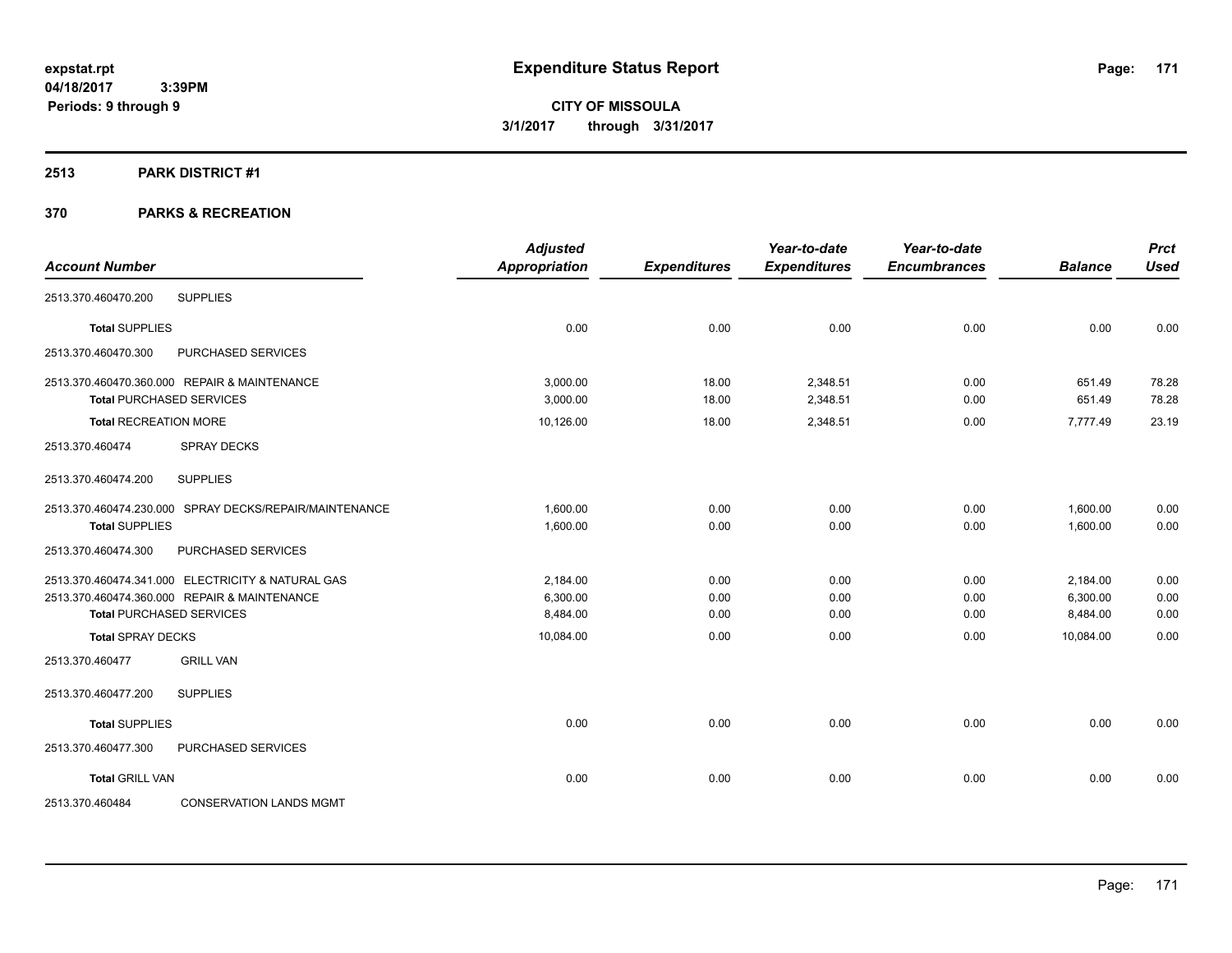**expstat.rpt**
**04/18/2017 3:39PM**
**Periods: 9 through 9**

# Expenditure Status Report

**CITY OF MISSOULA**
**3/1/2017 through 3/31/2017**

## 2513 PARK DISTRICT #1

## 370 PARKS & RECREATION

| Account Number | | Adjusted Appropriation | Expenditures | Year-to-date Expenditures | Year-to-date Encumbrances | Balance | Prct Used |
|---|---|---|---|---|---|---|---|
| 2513.370.460470.200 | SUPPLIES | | | | | | |
| **Total** SUPPLIES | | 0.00 | 0.00 | 0.00 | 0.00 | 0.00 | 0.00 |
| 2513.370.460470.300 | PURCHASED SERVICES | | | | | | |
| 2513.370.460470.360.000 | REPAIR & MAINTENANCE | 3,000.00 | 18.00 | 2,348.51 | 0.00 | 651.49 | 78.28 |
| **Total** PURCHASED SERVICES | | 3,000.00 | 18.00 | 2,348.51 | 0.00 | 651.49 | 78.28 |
| **Total** RECREATION MORE | | 10,126.00 | 18.00 | 2,348.51 | 0.00 | 7,777.49 | 23.19 |
| 2513.370.460474 | SPRAY DECKS | | | | | | |
| 2513.370.460474.200 | SUPPLIES | | | | | | |
| 2513.370.460474.230.000 | SPRAY DECKS/REPAIR/MAINTENANCE | 1,600.00 | 0.00 | 0.00 | 0.00 | 1,600.00 | 0.00 |
| **Total** SUPPLIES | | 1,600.00 | 0.00 | 0.00 | 0.00 | 1,600.00 | 0.00 |
| 2513.370.460474.300 | PURCHASED SERVICES | | | | | | |
| 2513.370.460474.341.000 | ELECTRICITY & NATURAL GAS | 2,184.00 | 0.00 | 0.00 | 0.00 | 2,184.00 | 0.00 |
| 2513.370.460474.360.000 | REPAIR & MAINTENANCE | 6,300.00 | 0.00 | 0.00 | 0.00 | 6,300.00 | 0.00 |
| **Total** PURCHASED SERVICES | | 8,484.00 | 0.00 | 0.00 | 0.00 | 8,484.00 | 0.00 |
| **Total** SPRAY DECKS | | 10,084.00 | 0.00 | 0.00 | 0.00 | 10,084.00 | 0.00 |
| 2513.370.460477 | GRILL VAN | | | | | | |
| 2513.370.460477.200 | SUPPLIES | | | | | | |
| **Total** SUPPLIES | | 0.00 | 0.00 | 0.00 | 0.00 | 0.00 | 0.00 |
| 2513.370.460477.300 | PURCHASED SERVICES | | | | | | |
| **Total** GRILL VAN | | 0.00 | 0.00 | 0.00 | 0.00 | 0.00 | 0.00 |
| 2513.370.460484 | CONSERVATION LANDS MGMT | | | | | | |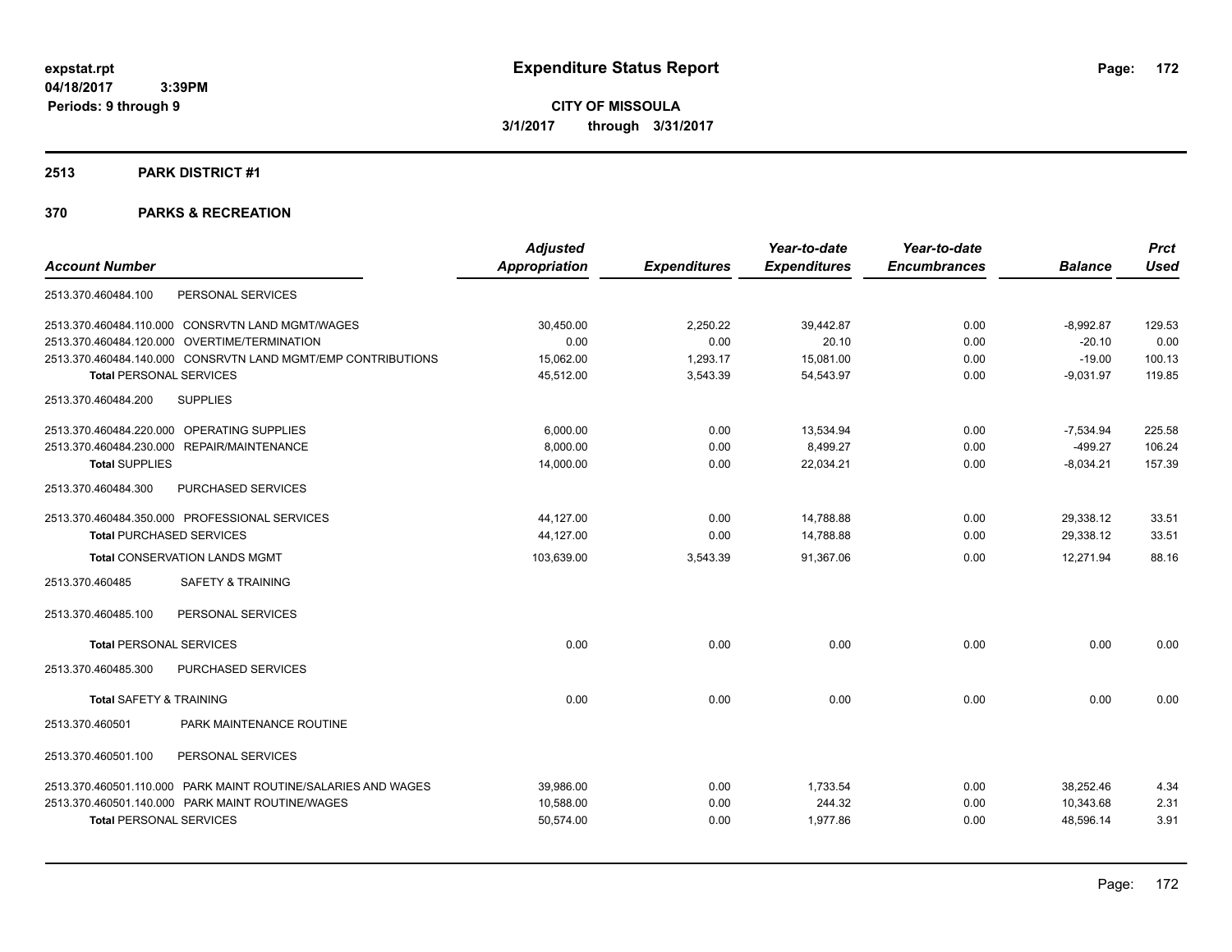**expstat.rpt**
**04/18/2017 3:39PM**
**Periods: 9 through 9**

# Expenditure Status Report

**CITY OF MISSOULA**
**3/1/2017 through 3/31/2017**

## 2513 PARK DISTRICT #1

### 370 PARKS & RECREATION

| Account Number | Adjusted Appropriation | Expenditures | Year-to-date Expenditures | Year-to-date Encumbrances | Balance | Prct Used |
|---|---|---|---|---|---|---|
| 2513.370.460484.100 PERSONAL SERVICES | | | | | | |
| 2513.370.460484.110.000 CONSRVTN LAND MGMT/WAGES | 30,450.00 | 2,250.22 | 39,442.87 | 0.00 | -8,992.87 | 129.53 |
| 2513.370.460484.120.000 OVERTIME/TERMINATION | 0.00 | 0.00 | 20.10 | 0.00 | -20.10 | 0.00 |
| 2513.370.460484.140.000 CONSRVTN LAND MGMT/EMP CONTRIBUTIONS | 15,062.00 | 1,293.17 | 15,081.00 | 0.00 | -19.00 | 100.13 |
| **Total** PERSONAL SERVICES | 45,512.00 | 3,543.39 | 54,543.97 | 0.00 | -9,031.97 | 119.85 |
| 2513.370.460484.200 SUPPLIES | | | | | | |
| 2513.370.460484.220.000 OPERATING SUPPLIES | 6,000.00 | 0.00 | 13,534.94 | 0.00 | -7,534.94 | 225.58 |
| 2513.370.460484.230.000 REPAIR/MAINTENANCE | 8,000.00 | 0.00 | 8,499.27 | 0.00 | -499.27 | 106.24 |
| **Total** SUPPLIES | 14,000.00 | 0.00 | 22,034.21 | 0.00 | -8,034.21 | 157.39 |
| 2513.370.460484.300 PURCHASED SERVICES | | | | | | |
| 2513.370.460484.350.000 PROFESSIONAL SERVICES | 44,127.00 | 0.00 | 14,788.88 | 0.00 | 29,338.12 | 33.51 |
| **Total** PURCHASED SERVICES | 44,127.00 | 0.00 | 14,788.88 | 0.00 | 29,338.12 | 33.51 |
| **Total** CONSERVATION LANDS MGMT | 103,639.00 | 3,543.39 | 91,367.06 | 0.00 | 12,271.94 | 88.16 |
| 2513.370.460485 SAFETY & TRAINING | | | | | | |
| 2513.370.460485.100 PERSONAL SERVICES | | | | | | |
| **Total** PERSONAL SERVICES | 0.00 | 0.00 | 0.00 | 0.00 | 0.00 | 0.00 |
| 2513.370.460485.300 PURCHASED SERVICES | | | | | | |
| **Total** SAFETY & TRAINING | 0.00 | 0.00 | 0.00 | 0.00 | 0.00 | 0.00 |
| 2513.370.460501 PARK MAINTENANCE ROUTINE | | | | | | |
| 2513.370.460501.100 PERSONAL SERVICES | | | | | | |
| 2513.370.460501.110.000 PARK MAINT ROUTINE/SALARIES AND WAGES | 39,986.00 | 0.00 | 1,733.54 | 0.00 | 38,252.46 | 4.34 |
| 2513.370.460501.140.000 PARK MAINT ROUTINE/WAGES | 10,588.00 | 0.00 | 244.32 | 0.00 | 10,343.68 | 2.31 |
| **Total** PERSONAL SERVICES | 50,574.00 | 0.00 | 1,977.86 | 0.00 | 48,596.14 | 3.91 |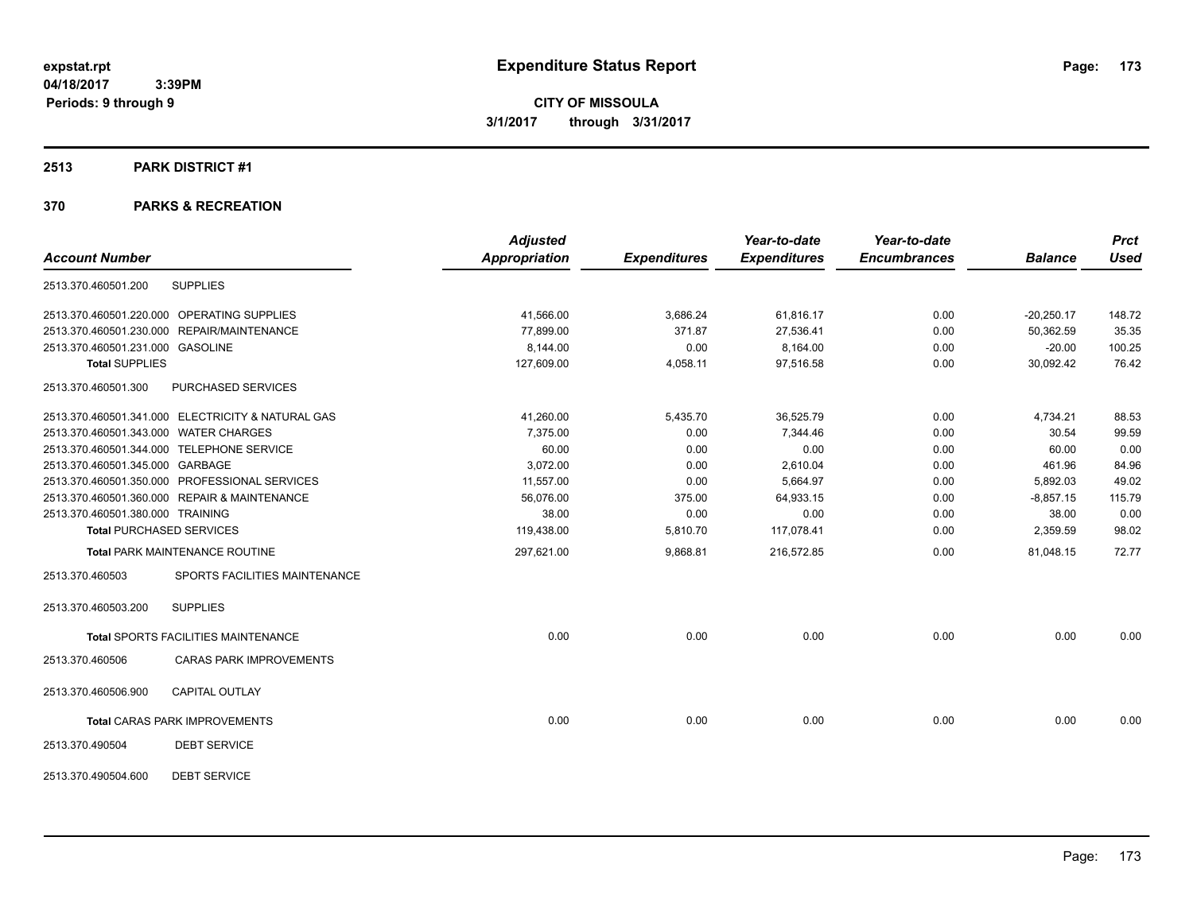# Expenditure Status Report

expstat.rpt
04/18/2017 3:39PM
Periods: 9 through 9

**CITY OF MISSOULA**
**3/1/2017 through 3/31/2017**

## 2513 PARK DISTRICT #1

## 370 PARKS & RECREATION

| Account Number | | Adjusted Appropriation | Expenditures | Year-to-date Expenditures | Year-to-date Encumbrances | Balance | Prct Used |
|---|---|---|---|---|---|---|---|
| 2513.370.460501.200 | SUPPLIES | | | | | | |
| 2513.370.460501.220.000 | OPERATING SUPPLIES | 41,566.00 | 3,686.24 | 61,816.17 | 0.00 | -20,250.17 | 148.72 |
| 2513.370.460501.230.000 | REPAIR/MAINTENANCE | 77,899.00 | 371.87 | 27,536.41 | 0.00 | 50,362.59 | 35.35 |
| 2513.370.460501.231.000 | GASOLINE | 8,144.00 | 0.00 | 8,164.00 | 0.00 | -20.00 | 100.25 |
| **Total SUPPLIES** | | 127,609.00 | 4,058.11 | 97,516.58 | 0.00 | 30,092.42 | 76.42 |
| 2513.370.460501.300 | PURCHASED SERVICES | | | | | | |
| 2513.370.460501.341.000 | ELECTRICITY & NATURAL GAS | 41,260.00 | 5,435.70 | 36,525.79 | 0.00 | 4,734.21 | 88.53 |
| 2513.370.460501.343.000 | WATER CHARGES | 7,375.00 | 0.00 | 7,344.46 | 0.00 | 30.54 | 99.59 |
| 2513.370.460501.344.000 | TELEPHONE SERVICE | 60.00 | 0.00 | 0.00 | 0.00 | 60.00 | 0.00 |
| 2513.370.460501.345.000 | GARBAGE | 3,072.00 | 0.00 | 2,610.04 | 0.00 | 461.96 | 84.96 |
| 2513.370.460501.350.000 | PROFESSIONAL SERVICES | 11,557.00 | 0.00 | 5,664.97 | 0.00 | 5,892.03 | 49.02 |
| 2513.370.460501.360.000 | REPAIR & MAINTENANCE | 56,076.00 | 375.00 | 64,933.15 | 0.00 | -8,857.15 | 115.79 |
| 2513.370.460501.380.000 | TRAINING | 38.00 | 0.00 | 0.00 | 0.00 | 38.00 | 0.00 |
| **Total PURCHASED SERVICES** | | 119,438.00 | 5,810.70 | 117,078.41 | 0.00 | 2,359.59 | 98.02 |
| **Total PARK MAINTENANCE ROUTINE** | | 297,621.00 | 9,868.81 | 216,572.85 | 0.00 | 81,048.15 | 72.77 |
| 2513.370.460503 | SPORTS FACILITIES MAINTENANCE | | | | | | |
| 2513.370.460503.200 | SUPPLIES | | | | | | |
| **Total SPORTS FACILITIES MAINTENANCE** | | 0.00 | 0.00 | 0.00 | 0.00 | 0.00 | 0.00 |
| 2513.370.460506 | CARAS PARK IMPROVEMENTS | | | | | | |
| 2513.370.460506.900 | CAPITAL OUTLAY | | | | | | |
| **Total CARAS PARK IMPROVEMENTS** | | 0.00 | 0.00 | 0.00 | 0.00 | 0.00 | 0.00 |
| 2513.370.490504 | DEBT SERVICE | | | | | | |
| 2513.370.490504.600 | DEBT SERVICE | | | | | | |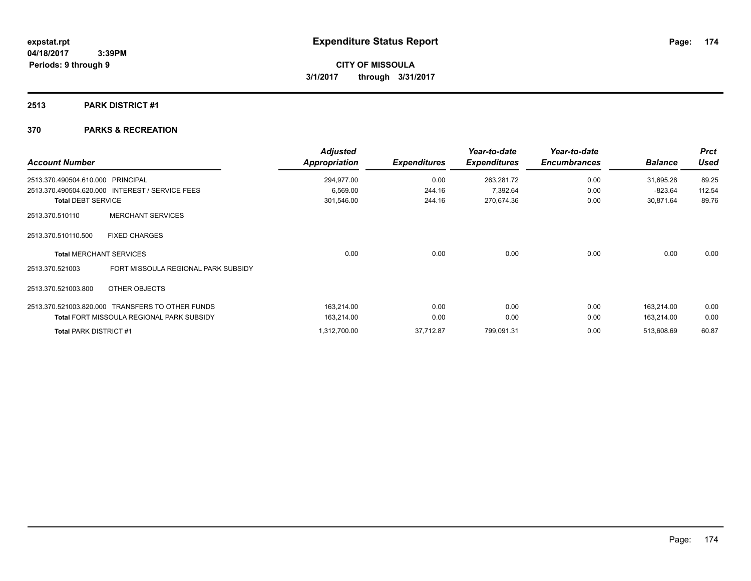# Expenditure Status Report

expstat.rpt
04/18/2017 3:39PM
Periods: 9 through 9

**CITY OF MISSOULA**
**3/1/2017 through 3/31/2017**

## 2513 PARK DISTRICT #1

### 370 PARKS & RECREATION

| Account Number | | Adjusted Appropriation | Expenditures | Year-to-date Expenditures | Year-to-date Encumbrances | Balance | Prct Used |
|---|---|---|---|---|---|---|---|
| 2513.370.490504.610.000 | PRINCIPAL | 294,977.00 | 0.00 | 263,281.72 | 0.00 | 31,695.28 | 89.25 |
| 2513.370.490504.620.000 | INTEREST / SERVICE FEES | 6,569.00 | 244.16 | 7,392.64 | 0.00 | -823.64 | 112.54 |
| **Total** DEBT SERVICE | | 301,546.00 | 244.16 | 270,674.36 | 0.00 | 30,871.64 | 89.76 |
| 2513.370.510110 | MERCHANT SERVICES | | | | | | |
| 2513.370.510110.500 | FIXED CHARGES | | | | | | |
| **Total** MERCHANT SERVICES | | 0.00 | 0.00 | 0.00 | 0.00 | 0.00 | 0.00 |
| 2513.370.521003 | FORT MISSOULA REGIONAL PARK SUBSIDY | | | | | | |
| 2513.370.521003.800 | OTHER OBJECTS | | | | | | |
| 2513.370.521003.820.000 | TRANSFERS TO OTHER FUNDS | 163,214.00 | 0.00 | 0.00 | 0.00 | 163,214.00 | 0.00 |
| **Total** FORT MISSOULA REGIONAL PARK SUBSIDY | | 163,214.00 | 0.00 | 0.00 | 0.00 | 163,214.00 | 0.00 |
| **Total** PARK DISTRICT #1 | | 1,312,700.00 | 37,712.87 | 799,091.31 | 0.00 | 513,608.69 | 60.87 |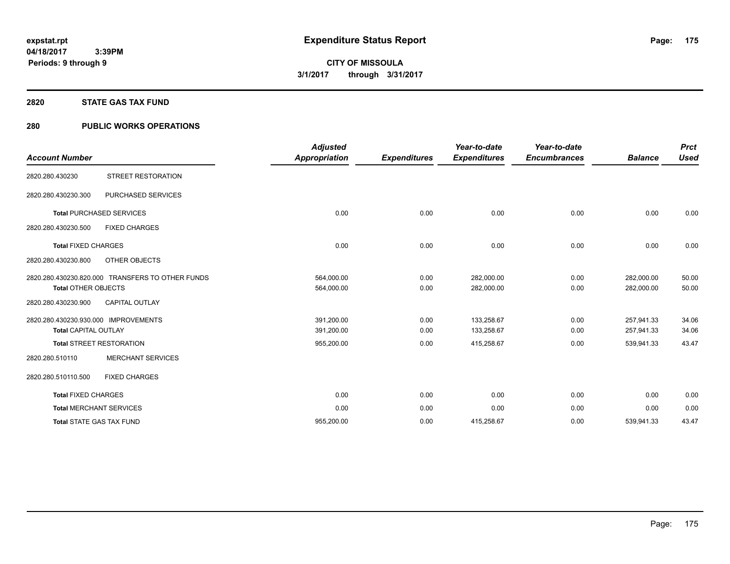expstat.rpt
04/18/2017 3:39PM
Periods: 9 through 9

# Expenditure Status Report

CITY OF MISSOULA
3/1/2017 through 3/31/2017

## 2820 STATE GAS TAX FUND

## 280 PUBLIC WORKS OPERATIONS

| Account Number | | Adjusted Appropriation | Expenditures | Year-to-date Expenditures | Year-to-date Encumbrances | Balance | Prct Used |
|---|---|---|---|---|---|---|---|
| 2820.280.430230 | STREET RESTORATION | | | | | | |
| 2820.280.430230.300 | PURCHASED SERVICES | | | | | | |
| Total PURCHASED SERVICES | | 0.00 | 0.00 | 0.00 | 0.00 | 0.00 | 0.00 |
| 2820.280.430230.500 | FIXED CHARGES | | | | | | |
| Total FIXED CHARGES | | 0.00 | 0.00 | 0.00 | 0.00 | 0.00 | 0.00 |
| 2820.280.430230.800 | OTHER OBJECTS | | | | | | |
| 2820.280.430230.820.000 | TRANSFERS TO OTHER FUNDS | 564,000.00 | 0.00 | 282,000.00 | 0.00 | 282,000.00 | 50.00 |
| Total OTHER OBJECTS | | 564,000.00 | 0.00 | 282,000.00 | 0.00 | 282,000.00 | 50.00 |
| 2820.280.430230.900 | CAPITAL OUTLAY | | | | | | |
| 2820.280.430230.930.000 | IMPROVEMENTS | 391,200.00 | 0.00 | 133,258.67 | 0.00 | 257,941.33 | 34.06 |
| Total CAPITAL OUTLAY | | 391,200.00 | 0.00 | 133,258.67 | 0.00 | 257,941.33 | 34.06 |
| Total STREET RESTORATION | | 955,200.00 | 0.00 | 415,258.67 | 0.00 | 539,941.33 | 43.47 |
| 2820.280.510110 | MERCHANT SERVICES | | | | | | |
| 2820.280.510110.500 | FIXED CHARGES | | | | | | |
| Total FIXED CHARGES | | 0.00 | 0.00 | 0.00 | 0.00 | 0.00 | 0.00 |
| Total MERCHANT SERVICES | | 0.00 | 0.00 | 0.00 | 0.00 | 0.00 | 0.00 |
| Total STATE GAS TAX FUND | | 955,200.00 | 0.00 | 415,258.67 | 0.00 | 539,941.33 | 43.47 |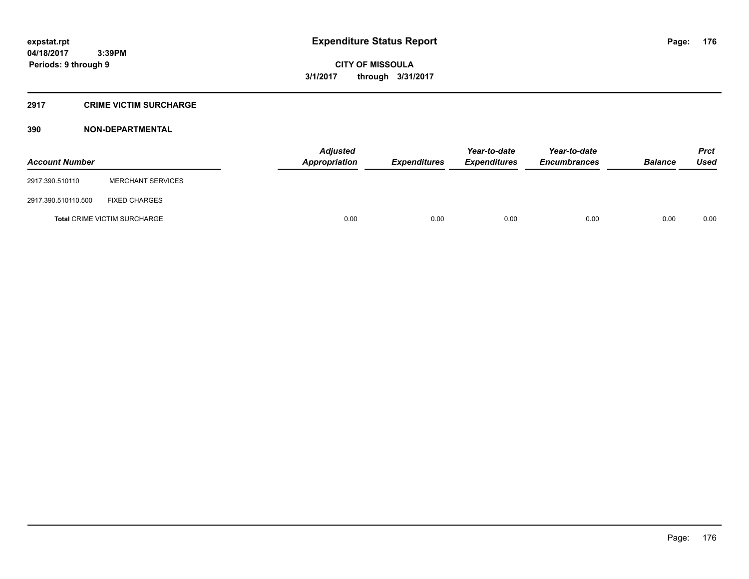# Expenditure Status Report

expstat.rpt
04/18/2017 3:39PM
Periods: 9 through 9

**CITY OF MISSOULA**
**3/1/2017 through 3/31/2017**

## 2917 CRIME VICTIM SURCHARGE

### 390 NON-DEPARTMENTAL

| Account Number | | Adjusted Appropriation | Expenditures | Year-to-date Expenditures | Year-to-date Encumbrances | Balance | Prct Used |
|---|---|---|---|---|---|---|---|
| 2917.390.510110 | MERCHANT SERVICES | | | | | | |
| 2917.390.510110.500 | FIXED CHARGES | | | | | | |
| **Total** CRIME VICTIM SURCHARGE | | 0.00 | 0.00 | 0.00 | 0.00 | 0.00 | 0.00 |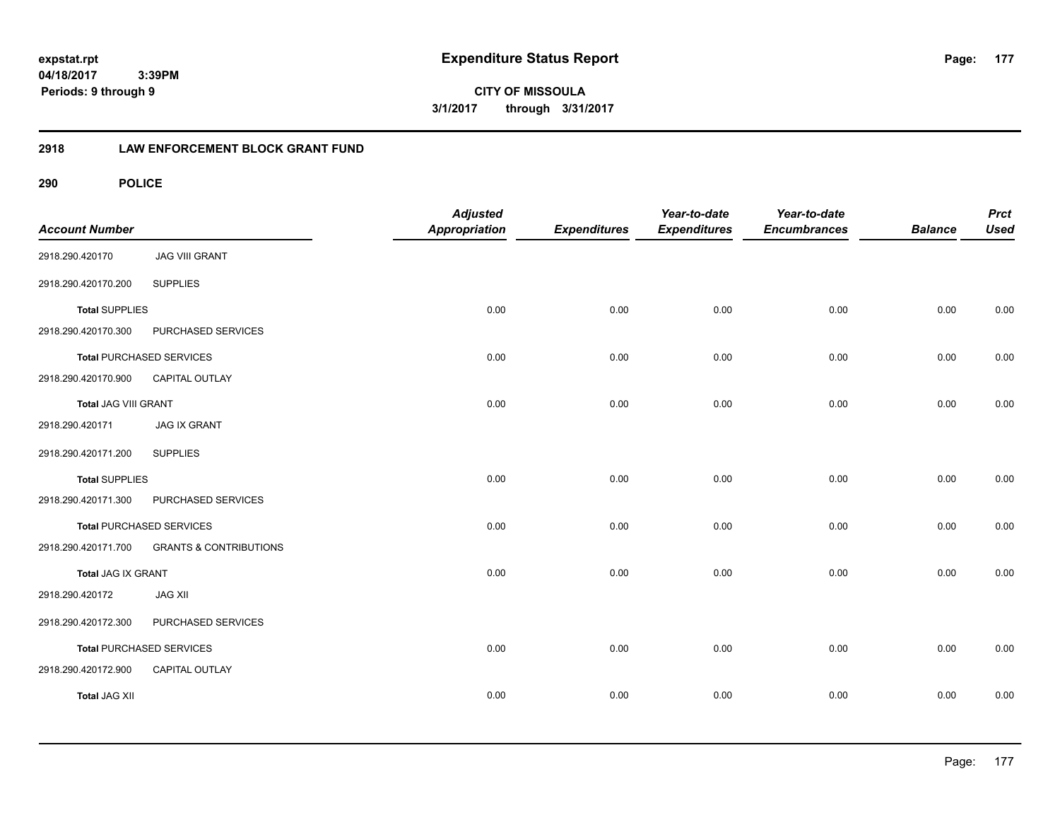**expstat.rpt**
**04/18/2017 3:39PM**
**Periods: 9 through 9**

# Expenditure Status Report

**CITY OF MISSOULA**
**3/1/2017 through 3/31/2017**

## 2918 LAW ENFORCEMENT BLOCK GRANT FUND

### 290 POLICE

| Account Number | | Adjusted Appropriation | Expenditures | Year-to-date Expenditures | Year-to-date Encumbrances | Balance | Prct Used |
|---|---|---|---|---|---|---|---|
| 2918.290.420170 | JAG VIII GRANT | | | | | | |
| 2918.290.420170.200 | SUPPLIES | | | | | | |
| **Total** SUPPLIES | | 0.00 | 0.00 | 0.00 | 0.00 | 0.00 | 0.00 |
| 2918.290.420170.300 | PURCHASED SERVICES | | | | | | |
| **Total** PURCHASED SERVICES | | 0.00 | 0.00 | 0.00 | 0.00 | 0.00 | 0.00 |
| 2918.290.420170.900 | CAPITAL OUTLAY | | | | | | |
| **Total** JAG VIII GRANT | | 0.00 | 0.00 | 0.00 | 0.00 | 0.00 | 0.00 |
| 2918.290.420171 | JAG IX GRANT | | | | | | |
| 2918.290.420171.200 | SUPPLIES | | | | | | |
| **Total** SUPPLIES | | 0.00 | 0.00 | 0.00 | 0.00 | 0.00 | 0.00 |
| 2918.290.420171.300 | PURCHASED SERVICES | | | | | | |
| **Total** PURCHASED SERVICES | | 0.00 | 0.00 | 0.00 | 0.00 | 0.00 | 0.00 |
| 2918.290.420171.700 | GRANTS & CONTRIBUTIONS | | | | | | |
| **Total** JAG IX GRANT | | 0.00 | 0.00 | 0.00 | 0.00 | 0.00 | 0.00 |
| 2918.290.420172 | JAG XII | | | | | | |
| 2918.290.420172.300 | PURCHASED SERVICES | | | | | | |
| **Total** PURCHASED SERVICES | | 0.00 | 0.00 | 0.00 | 0.00 | 0.00 | 0.00 |
| 2918.290.420172.900 | CAPITAL OUTLAY | | | | | | |
| **Total** JAG XII | | 0.00 | 0.00 | 0.00 | 0.00 | 0.00 | 0.00 |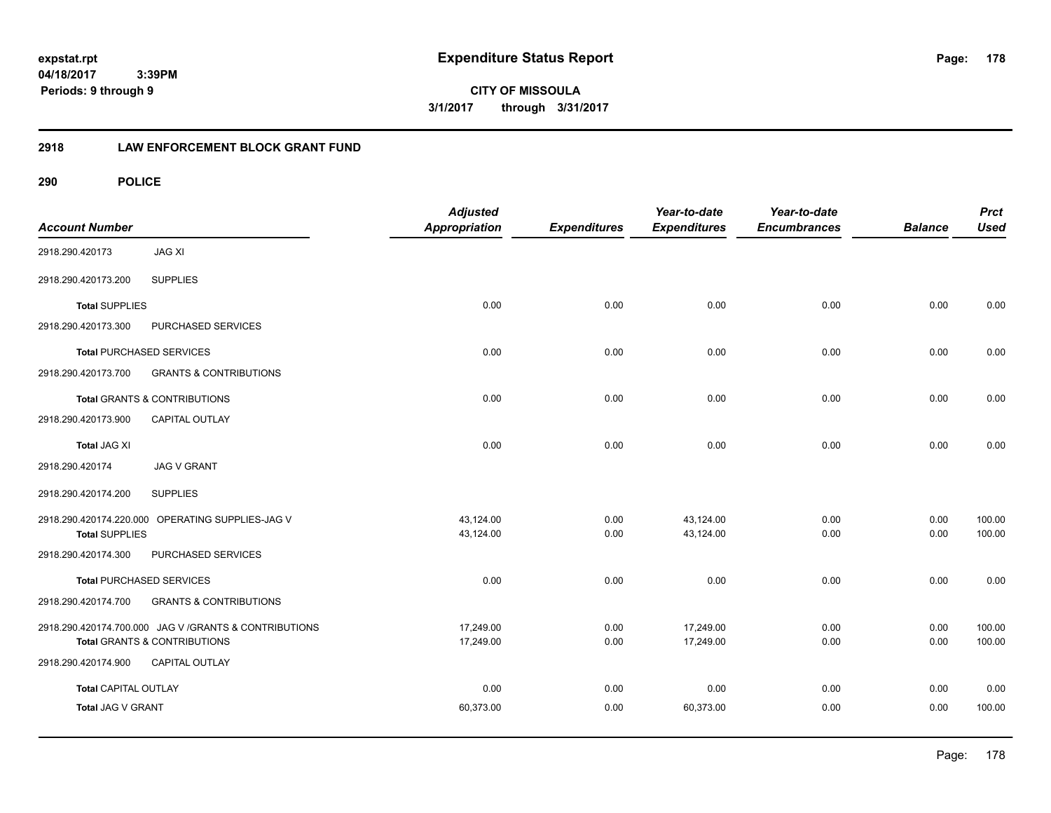expstat.rpt
04/18/2017 3:39PM
Periods: 9 through 9

# Expenditure Status Report

**CITY OF MISSOULA**
**3/1/2017 through 3/31/2017**

## 2918 LAW ENFORCEMENT BLOCK GRANT FUND

## 290 POLICE

| Account Number | | Adjusted Appropriation | Expenditures | Year-to-date Expenditures | Year-to-date Encumbrances | Balance | Prct Used |
|---|---|---|---|---|---|---|---|
| 2918.290.420173 | JAG XI | | | | | | |
| 2918.290.420173.200 | SUPPLIES | | | | | | |
| **Total** SUPPLIES | | 0.00 | 0.00 | 0.00 | 0.00 | 0.00 | 0.00 |
| 2918.290.420173.300 | PURCHASED SERVICES | | | | | | |
| **Total** PURCHASED SERVICES | | 0.00 | 0.00 | 0.00 | 0.00 | 0.00 | 0.00 |
| 2918.290.420173.700 | GRANTS & CONTRIBUTIONS | | | | | | |
| **Total** GRANTS & CONTRIBUTIONS | | 0.00 | 0.00 | 0.00 | 0.00 | 0.00 | 0.00 |
| 2918.290.420173.900 | CAPITAL OUTLAY | | | | | | |
| **Total** JAG XI | | 0.00 | 0.00 | 0.00 | 0.00 | 0.00 | 0.00 |
| 2918.290.420174 | JAG V GRANT | | | | | | |
| 2918.290.420174.200 | SUPPLIES | | | | | | |
| 2918.290.420174.220.000 | OPERATING SUPPLIES-JAG V | 43,124.00 | 0.00 | 43,124.00 | 0.00 | 0.00 | 100.00 |
| **Total** SUPPLIES | | 43,124.00 | 0.00 | 43,124.00 | 0.00 | 0.00 | 100.00 |
| 2918.290.420174.300 | PURCHASED SERVICES | | | | | | |
| **Total** PURCHASED SERVICES | | 0.00 | 0.00 | 0.00 | 0.00 | 0.00 | 0.00 |
| 2918.290.420174.700 | GRANTS & CONTRIBUTIONS | | | | | | |
| 2918.290.420174.700.000 | JAG V /GRANTS & CONTRIBUTIONS | 17,249.00 | 0.00 | 17,249.00 | 0.00 | 0.00 | 100.00 |
| **Total** GRANTS & CONTRIBUTIONS | | 17,249.00 | 0.00 | 17,249.00 | 0.00 | 0.00 | 100.00 |
| 2918.290.420174.900 | CAPITAL OUTLAY | | | | | | |
| **Total** CAPITAL OUTLAY | | 0.00 | 0.00 | 0.00 | 0.00 | 0.00 | 0.00 |
| **Total** JAG V GRANT | | 60,373.00 | 0.00 | 60,373.00 | 0.00 | 0.00 | 100.00 |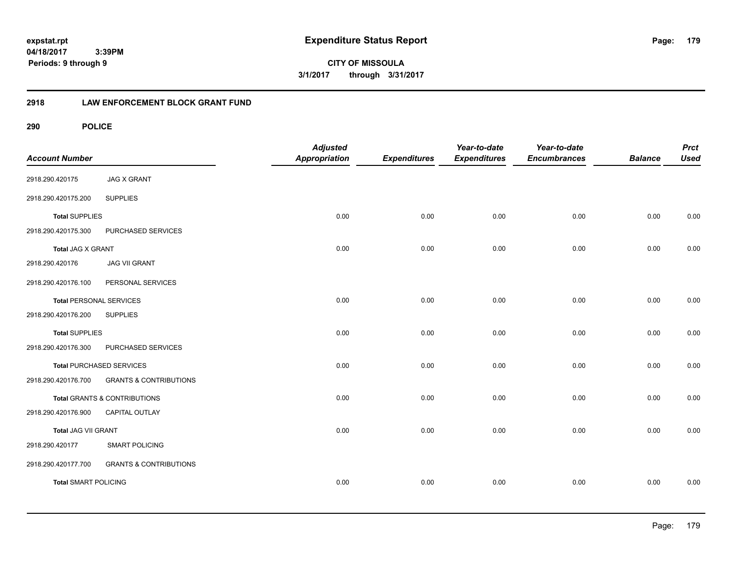expstat.rpt
04/18/2017 3:39PM
Periods: 9 through 9

# Expenditure Status Report

**CITY OF MISSOULA**
**3/1/2017 through 3/31/2017**

## 2918 LAW ENFORCEMENT BLOCK GRANT FUND

### 290 POLICE

| Account Number | | Adjusted Appropriation | Expenditures | Year-to-date Expenditures | Year-to-date Encumbrances | Balance | Prct Used |
|---|---|---|---|---|---|---|---|
| 2918.290.420175 | JAG X GRANT | | | | | | |
| 2918.290.420175.200 | SUPPLIES | | | | | | |
| **Total** SUPPLIES | | 0.00 | 0.00 | 0.00 | 0.00 | 0.00 | 0.00 |
| 2918.290.420175.300 | PURCHASED SERVICES | | | | | | |
| **Total** JAG X GRANT | | 0.00 | 0.00 | 0.00 | 0.00 | 0.00 | 0.00 |
| 2918.290.420176 | JAG VII GRANT | | | | | | |
| 2918.290.420176.100 | PERSONAL SERVICES | | | | | | |
| **Total** PERSONAL SERVICES | | 0.00 | 0.00 | 0.00 | 0.00 | 0.00 | 0.00 |
| 2918.290.420176.200 | SUPPLIES | | | | | | |
| **Total** SUPPLIES | | 0.00 | 0.00 | 0.00 | 0.00 | 0.00 | 0.00 |
| 2918.290.420176.300 | PURCHASED SERVICES | | | | | | |
| **Total** PURCHASED SERVICES | | 0.00 | 0.00 | 0.00 | 0.00 | 0.00 | 0.00 |
| 2918.290.420176.700 | GRANTS & CONTRIBUTIONS | | | | | | |
| **Total** GRANTS & CONTRIBUTIONS | | 0.00 | 0.00 | 0.00 | 0.00 | 0.00 | 0.00 |
| 2918.290.420176.900 | CAPITAL OUTLAY | | | | | | |
| **Total** JAG VII GRANT | | 0.00 | 0.00 | 0.00 | 0.00 | 0.00 | 0.00 |
| 2918.290.420177 | SMART POLICING | | | | | | |
| 2918.290.420177.700 | GRANTS & CONTRIBUTIONS | | | | | | |
| **Total** SMART POLICING | | 0.00 | 0.00 | 0.00 | 0.00 | 0.00 | 0.00 |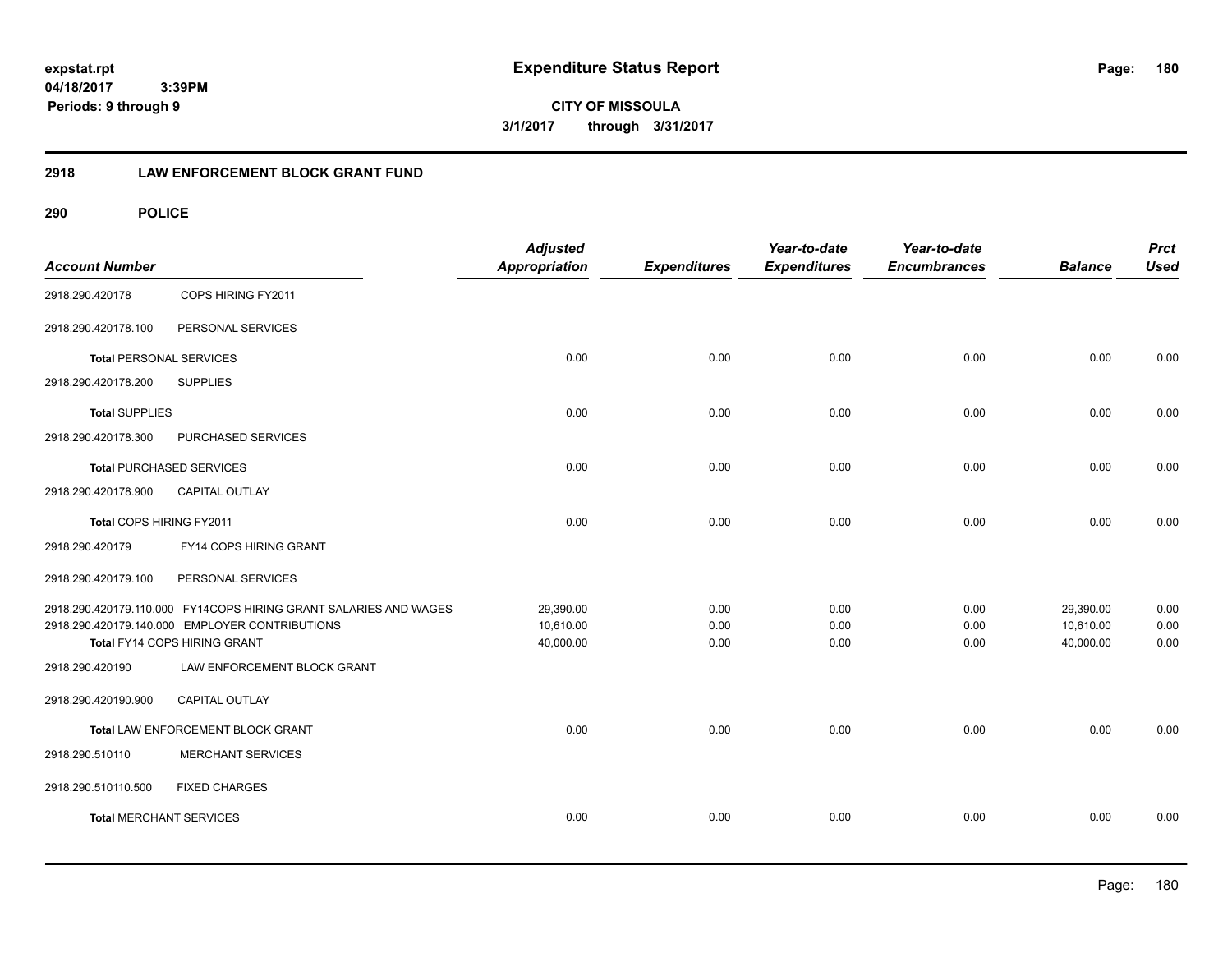# Expenditure Status Report

**expstat.rpt**
**04/18/2017 3:39PM**
**Periods: 9 through 9**

**CITY OF MISSOULA**
**3/1/2017 through 3/31/2017**

## 2918 LAW ENFORCEMENT BLOCK GRANT FUND

### 290 POLICE

| Account Number | | Adjusted Appropriation | Expenditures | Year-to-date Expenditures | Year-to-date Encumbrances | Balance | Prct Used |
|---|---|---|---|---|---|---|---|
| 2918.290.420178 | COPS HIRING FY2011 | | | | | | |
| 2918.290.420178.100 | PERSONAL SERVICES | | | | | | |
| **Total** PERSONAL SERVICES | | 0.00 | 0.00 | 0.00 | 0.00 | 0.00 | 0.00 |
| 2918.290.420178.200 | SUPPLIES | | | | | | |
| **Total** SUPPLIES | | 0.00 | 0.00 | 0.00 | 0.00 | 0.00 | 0.00 |
| 2918.290.420178.300 | PURCHASED SERVICES | | | | | | |
| **Total** PURCHASED SERVICES | | 0.00 | 0.00 | 0.00 | 0.00 | 0.00 | 0.00 |
| 2918.290.420178.900 | CAPITAL OUTLAY | | | | | | |
| Total COPS HIRING FY2011 | | 0.00 | 0.00 | 0.00 | 0.00 | 0.00 | 0.00 |
| 2918.290.420179 | FY14 COPS HIRING GRANT | | | | | | |
| 2918.290.420179.100 | PERSONAL SERVICES | | | | | | |
| 2918.290.420179.110.000 | FY14COPS HIRING GRANT SALARIES AND WAGES | 29,390.00 | 0.00 | 0.00 | 0.00 | 29,390.00 | 0.00 |
| 2918.290.420179.140.000 | EMPLOYER CONTRIBUTIONS | 10,610.00 | 0.00 | 0.00 | 0.00 | 10,610.00 | 0.00 |
| Total FY14 COPS HIRING GRANT | | 40,000.00 | 0.00 | 0.00 | 0.00 | 40,000.00 | 0.00 |
| 2918.290.420190 | LAW ENFORCEMENT BLOCK GRANT | | | | | | |
| 2918.290.420190.900 | CAPITAL OUTLAY | | | | | | |
| Total LAW ENFORCEMENT BLOCK GRANT | | 0.00 | 0.00 | 0.00 | 0.00 | 0.00 | 0.00 |
| 2918.290.510110 | MERCHANT SERVICES | | | | | | |
| 2918.290.510110.500 | FIXED CHARGES | | | | | | |
| **Total** MERCHANT SERVICES | | 0.00 | 0.00 | 0.00 | 0.00 | 0.00 | 0.00 |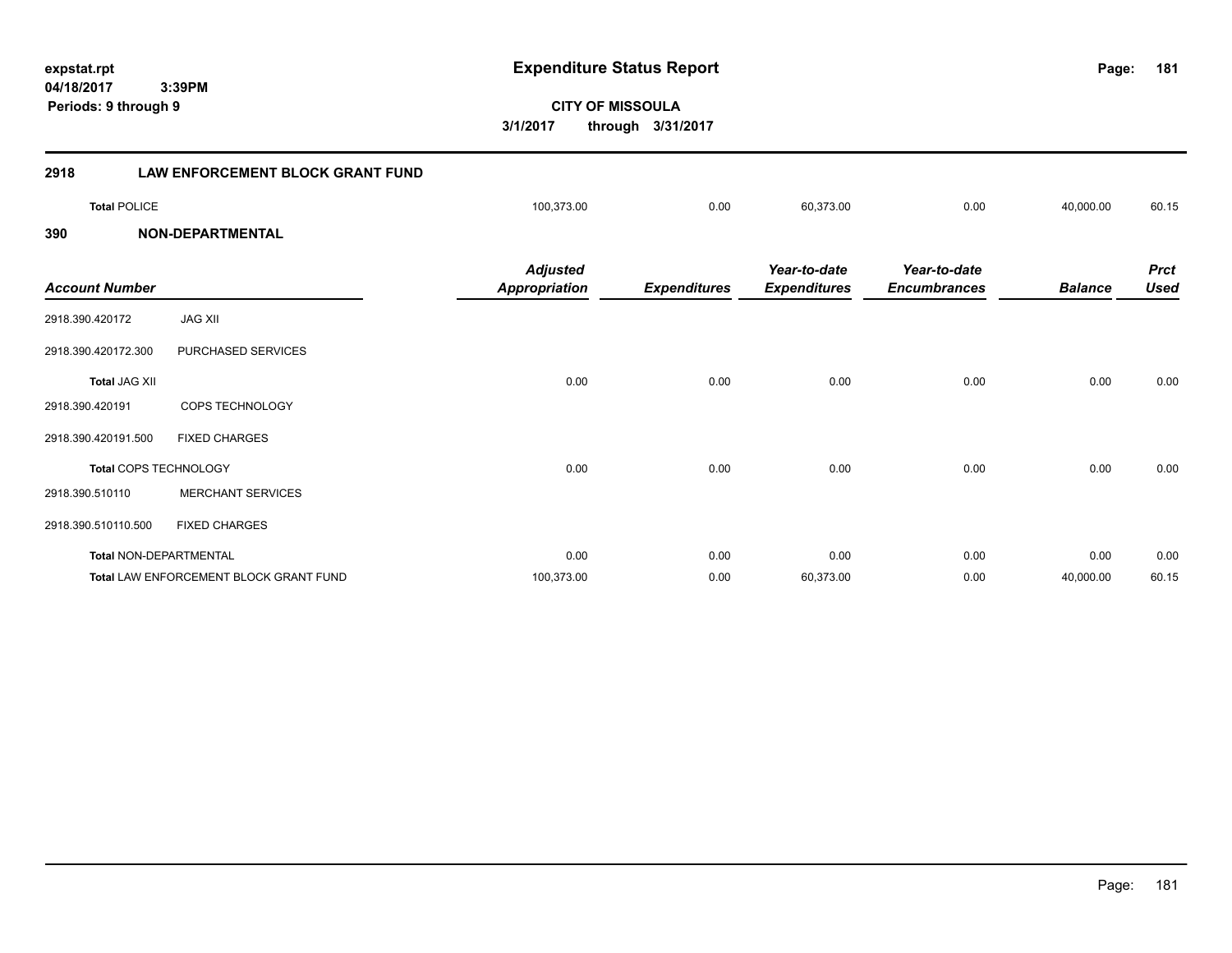**expstat.rpt**
**04/18/2017 3:39PM**
**Periods: 9 through 9**

# Expenditure Status Report

**CITY OF MISSOULA**
**3/1/2017 through 3/31/2017**

## 2918 LAW ENFORCEMENT BLOCK GRANT FUND

| | Adjusted Appropriation | Expenditures | Year-to-date Expenditures | Year-to-date Encumbrances | Balance | Prct Used |
|---|---|---|---|---|---|---|
| **Total** POLICE | 100,373.00 | 0.00 | 60,373.00 | 0.00 | 40,000.00 | 60.15 |

## 390 NON-DEPARTMENTAL

| Account Number | | Adjusted Appropriation | Expenditures | Year-to-date Expenditures | Year-to-date Encumbrances | Balance | Prct Used |
|---|---|---|---|---|---|---|---|
| 2918.390.420172 | JAG XII | | | | | | |
| 2918.390.420172.300 | PURCHASED SERVICES | | | | | | |
| **Total** JAG XII | | 0.00 | 0.00 | 0.00 | 0.00 | 0.00 | 0.00 |
| 2918.390.420191 | COPS TECHNOLOGY | | | | | | |
| 2918.390.420191.500 | FIXED CHARGES | | | | | | |
| **Total** COPS TECHNOLOGY | | 0.00 | 0.00 | 0.00 | 0.00 | 0.00 | 0.00 |
| 2918.390.510110 | MERCHANT SERVICES | | | | | | |
| 2918.390.510110.500 | FIXED CHARGES | | | | | | |
| **Total** NON-DEPARTMENTAL | | 0.00 | 0.00 | 0.00 | 0.00 | 0.00 | 0.00 |
| **Total** LAW ENFORCEMENT BLOCK GRANT FUND | | 100,373.00 | 0.00 | 60,373.00 | 0.00 | 40,000.00 | 60.15 |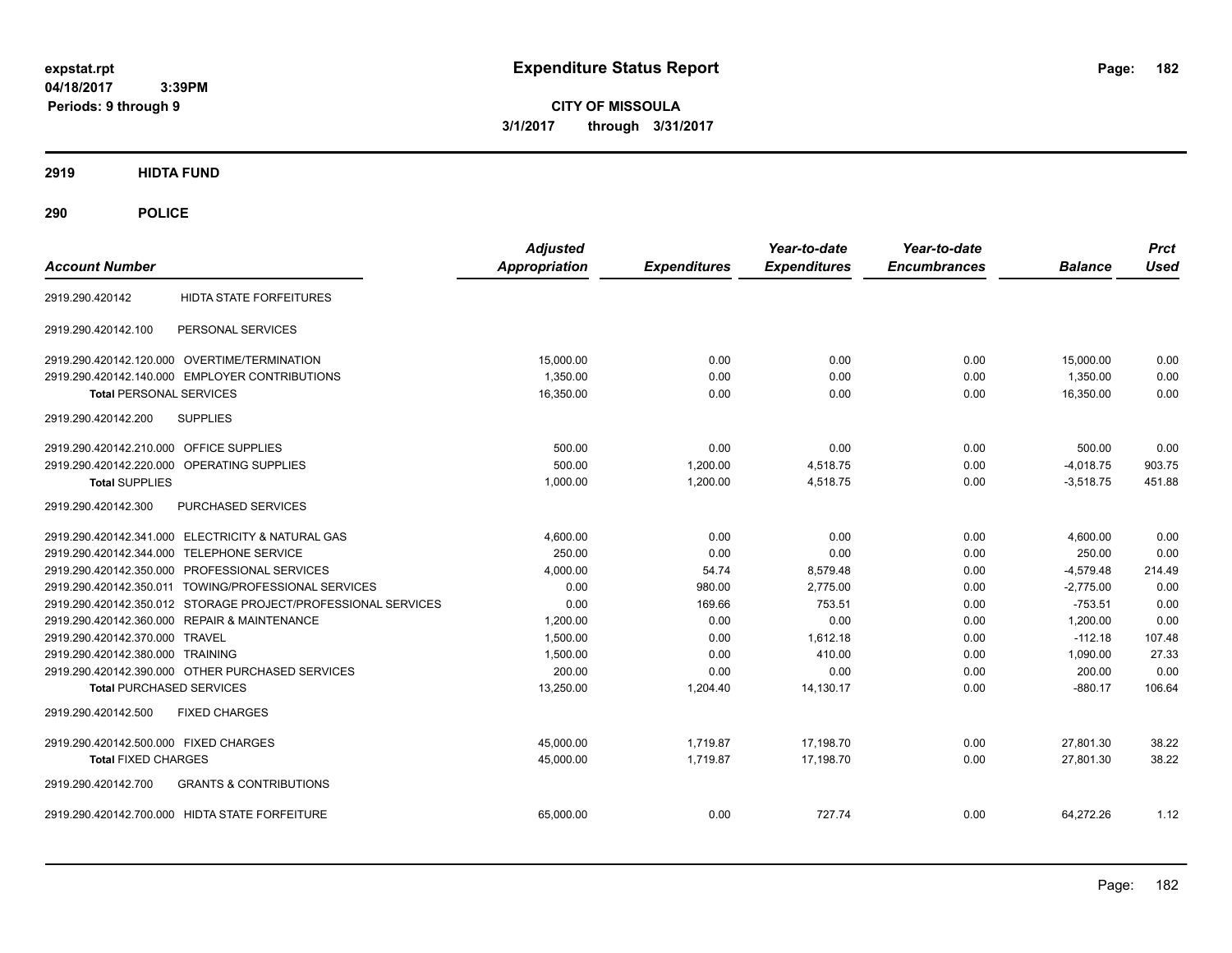expstat.rpt
04/18/2017 3:39PM
Periods: 9 through 9

# Expenditure Status Report

**CITY OF MISSOULA**
**3/1/2017 through 3/31/2017**

## 2919 HIDTA FUND

## 290 POLICE

| Account Number | | Adjusted Appropriation | Expenditures | Year-to-date Expenditures | Year-to-date Encumbrances | Balance | Prct Used |
|---|---|---|---|---|---|---|---|
| 2919.290.420142 | HIDTA STATE FORFEITURES | | | | | | |
| 2919.290.420142.100 | PERSONAL SERVICES | | | | | | |
| 2919.290.420142.120.000 | OVERTIME/TERMINATION | 15,000.00 | 0.00 | 0.00 | 0.00 | 15,000.00 | 0.00 |
| 2919.290.420142.140.000 | EMPLOYER CONTRIBUTIONS | 1,350.00 | 0.00 | 0.00 | 0.00 | 1,350.00 | 0.00 |
| **Total** PERSONAL SERVICES | | 16,350.00 | 0.00 | 0.00 | 0.00 | 16,350.00 | 0.00 |
| 2919.290.420142.200 | SUPPLIES | | | | | | |
| 2919.290.420142.210.000 | OFFICE SUPPLIES | 500.00 | 0.00 | 0.00 | 0.00 | 500.00 | 0.00 |
| 2919.290.420142.220.000 | OPERATING SUPPLIES | 500.00 | 1,200.00 | 4,518.75 | 0.00 | -4,018.75 | 903.75 |
| **Total** SUPPLIES | | 1,000.00 | 1,200.00 | 4,518.75 | 0.00 | -3,518.75 | 451.88 |
| 2919.290.420142.300 | PURCHASED SERVICES | | | | | | |
| 2919.290.420142.341.000 | ELECTRICITY & NATURAL GAS | 4,600.00 | 0.00 | 0.00 | 0.00 | 4,600.00 | 0.00 |
| 2919.290.420142.344.000 | TELEPHONE SERVICE | 250.00 | 0.00 | 0.00 | 0.00 | 250.00 | 0.00 |
| 2919.290.420142.350.000 | PROFESSIONAL SERVICES | 4,000.00 | 54.74 | 8,579.48 | 0.00 | -4,579.48 | 214.49 |
| 2919.290.420142.350.011 | TOWING/PROFESSIONAL SERVICES | 0.00 | 980.00 | 2,775.00 | 0.00 | -2,775.00 | 0.00 |
| 2919.290.420142.350.012 | STORAGE PROJECT/PROFESSIONAL SERVICES | 0.00 | 169.66 | 753.51 | 0.00 | -753.51 | 0.00 |
| 2919.290.420142.360.000 | REPAIR & MAINTENANCE | 1,200.00 | 0.00 | 0.00 | 0.00 | 1,200.00 | 0.00 |
| 2919.290.420142.370.000 | TRAVEL | 1,500.00 | 0.00 | 1,612.18 | 0.00 | -112.18 | 107.48 |
| 2919.290.420142.380.000 | TRAINING | 1,500.00 | 0.00 | 410.00 | 0.00 | 1,090.00 | 27.33 |
| 2919.290.420142.390.000 | OTHER PURCHASED SERVICES | 200.00 | 0.00 | 0.00 | 0.00 | 200.00 | 0.00 |
| **Total** PURCHASED SERVICES | | 13,250.00 | 1,204.40 | 14,130.17 | 0.00 | -880.17 | 106.64 |
| 2919.290.420142.500 | FIXED CHARGES | | | | | | |
| 2919.290.420142.500.000 | FIXED CHARGES | 45,000.00 | 1,719.87 | 17,198.70 | 0.00 | 27,801.30 | 38.22 |
| **Total** FIXED CHARGES | | 45,000.00 | 1,719.87 | 17,198.70 | 0.00 | 27,801.30 | 38.22 |
| 2919.290.420142.700 | GRANTS & CONTRIBUTIONS | | | | | | |
| 2919.290.420142.700.000 | HIDTA STATE FORFEITURE | 65,000.00 | 0.00 | 727.74 | 0.00 | 64,272.26 | 1.12 |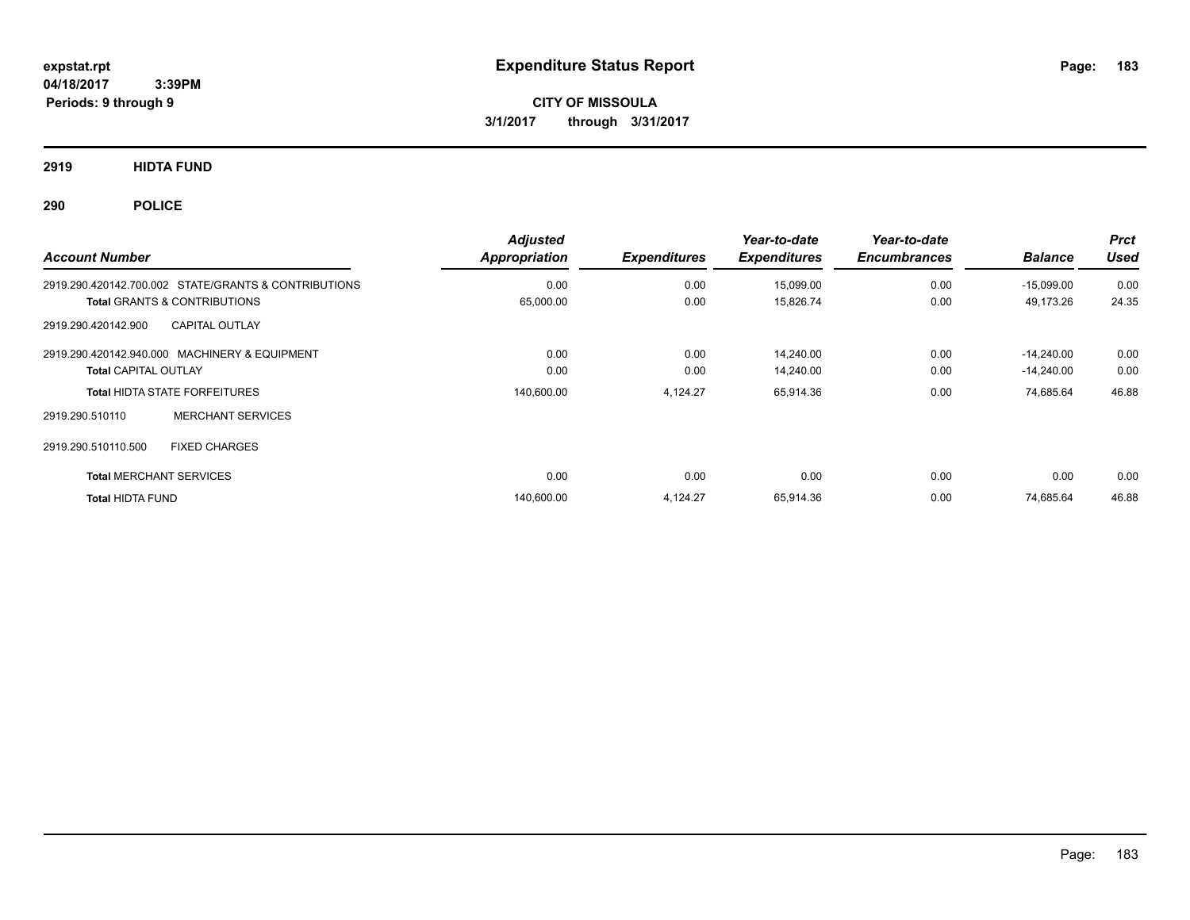# Expenditure Status Report

expstat.rpt
04/18/2017 3:39PM
Periods: 9 through 9

**CITY OF MISSOULA**
**3/1/2017 through 3/31/2017**

## 2919 HIDTA FUND

## 290 POLICE

| Account Number | Adjusted Appropriation | Expenditures | Year-to-date Expenditures | Year-to-date Encumbrances | Balance | Prct Used |
|---|---|---|---|---|---|---|
| 2919.290.420142.700.002 STATE/GRANTS & CONTRIBUTIONS | 0.00 | 0.00 | 15,099.00 | 0.00 | -15,099.00 | 0.00 |
| **Total** GRANTS & CONTRIBUTIONS | 65,000.00 | 0.00 | 15,826.74 | 0.00 | 49,173.26 | 24.35 |
| 2919.290.420142.900 CAPITAL OUTLAY | | | | | | |
| 2919.290.420142.940.000 MACHINERY & EQUIPMENT | 0.00 | 0.00 | 14,240.00 | 0.00 | -14,240.00 | 0.00 |
| **Total** CAPITAL OUTLAY | 0.00 | 0.00 | 14,240.00 | 0.00 | -14,240.00 | 0.00 |
| **Total** HIDTA STATE FORFEITURES | 140,600.00 | 4,124.27 | 65,914.36 | 0.00 | 74,685.64 | 46.88 |
| 2919.290.510110 MERCHANT SERVICES | | | | | | |
| 2919.290.510110.500 FIXED CHARGES | | | | | | |
| **Total** MERCHANT SERVICES | 0.00 | 0.00 | 0.00 | 0.00 | 0.00 | 0.00 |
| **Total** HIDTA FUND | 140,600.00 | 4,124.27 | 65,914.36 | 0.00 | 74,685.64 | 46.88 |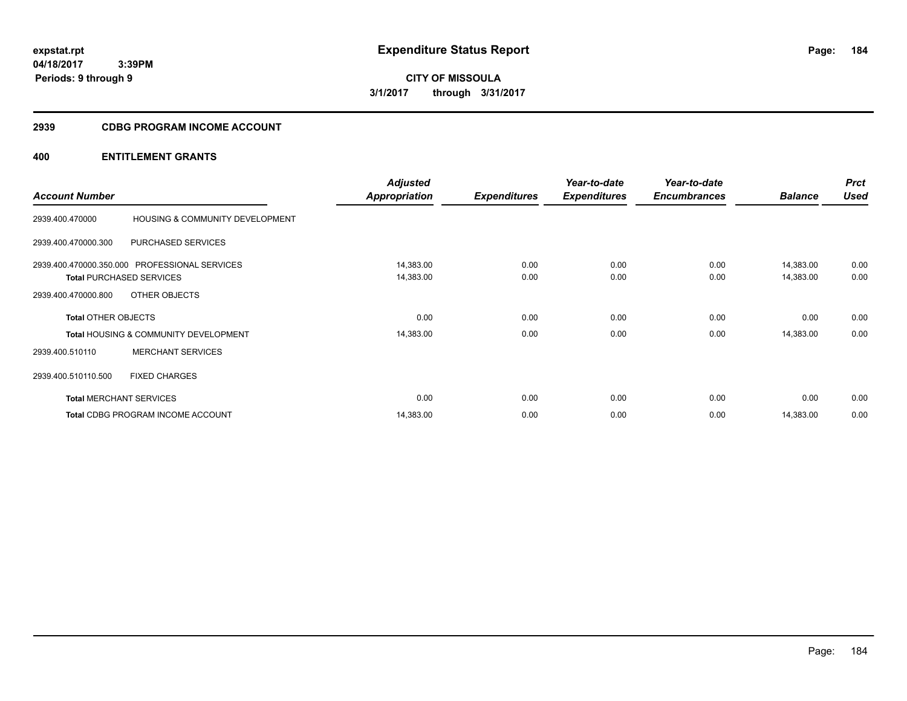expstat.rpt
04/18/2017 3:39PM
Periods: 9 through 9

# Expenditure Status Report

CITY OF MISSOULA
3/1/2017 through 3/31/2017

## 2939 CDBG PROGRAM INCOME ACCOUNT

### 400 ENTITLEMENT GRANTS

| Account Number | | Adjusted Appropriation | Expenditures | Year-to-date Expenditures | Year-to-date Encumbrances | Balance | Prct Used |
|---|---|---|---|---|---|---|---|
| 2939.400.470000 | HOUSING & COMMUNITY DEVELOPMENT | | | | | | |
| 2939.400.470000.300 | PURCHASED SERVICES | | | | | | |
| 2939.400.470000.350.000 | PROFESSIONAL SERVICES | 14,383.00 | 0.00 | 0.00 | 0.00 | 14,383.00 | 0.00 |
| **Total** PURCHASED SERVICES | | 14,383.00 | 0.00 | 0.00 | 0.00 | 14,383.00 | 0.00 |
| 2939.400.470000.800 | OTHER OBJECTS | | | | | | |
| **Total** OTHER OBJECTS | | 0.00 | 0.00 | 0.00 | 0.00 | 0.00 | 0.00 |
| **Total** HOUSING & COMMUNITY DEVELOPMENT | | 14,383.00 | 0.00 | 0.00 | 0.00 | 14,383.00 | 0.00 |
| 2939.400.510110 | MERCHANT SERVICES | | | | | | |
| 2939.400.510110.500 | FIXED CHARGES | | | | | | |
| **Total** MERCHANT SERVICES | | 0.00 | 0.00 | 0.00 | 0.00 | 0.00 | 0.00 |
| **Total** CDBG PROGRAM INCOME ACCOUNT | | 14,383.00 | 0.00 | 0.00 | 0.00 | 14,383.00 | 0.00 |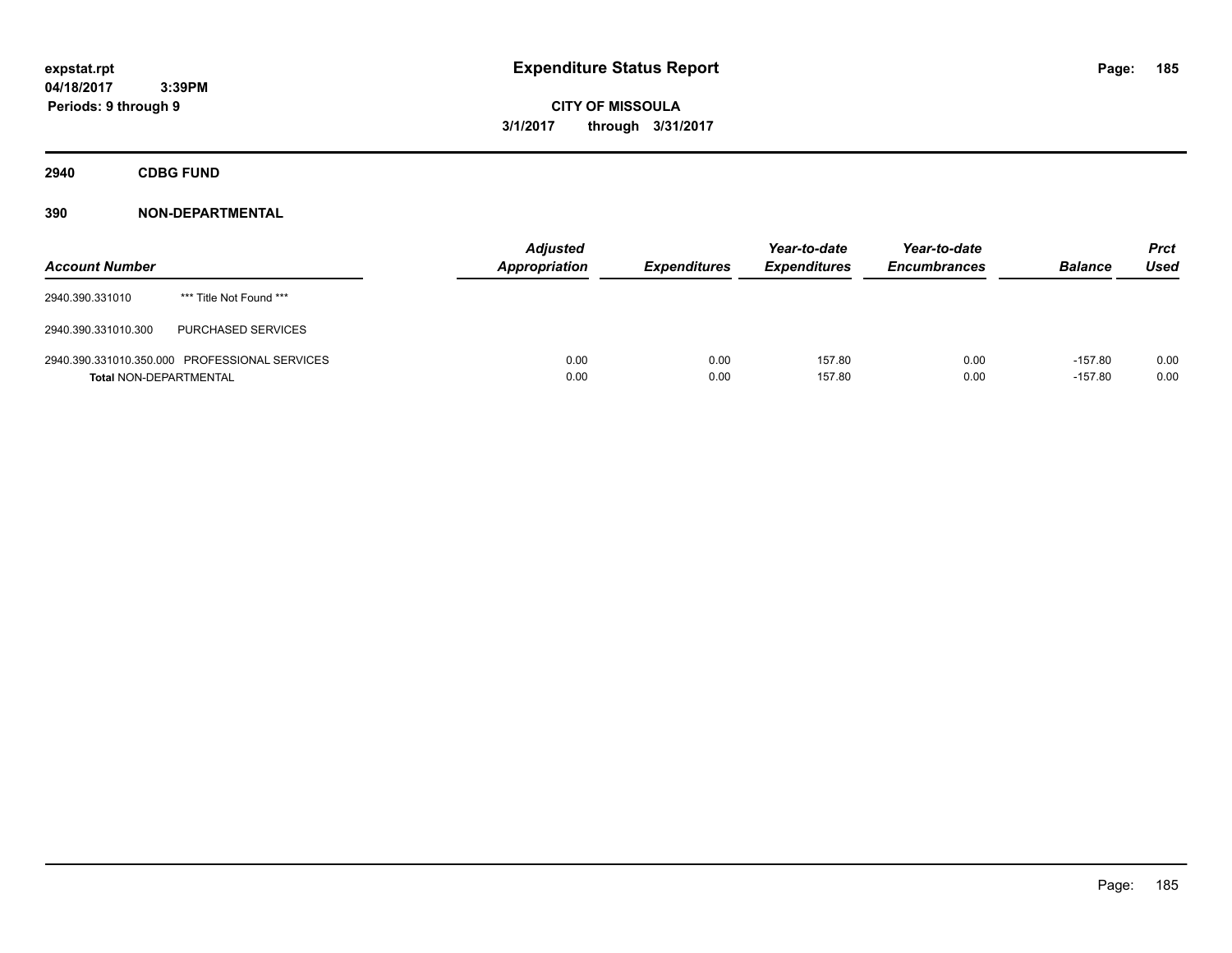**expstat.rpt**
**04/18/2017 3:39PM**
**Periods: 9 through 9**

# Expenditure Status Report

**CITY OF MISSOULA**
**3/1/2017 through 3/31/2017**

## 2940 CDBG FUND

## 390 NON-DEPARTMENTAL

| Account Number | | Adjusted Appropriation | Expenditures | Year-to-date Expenditures | Year-to-date Encumbrances | Balance | Prct Used |
|---|---|---|---|---|---|---|---|
| 2940.390.331010 | *** Title Not Found *** | | | | | | |
| 2940.390.331010.300 | PURCHASED SERVICES | | | | | | |
| 2940.390.331010.350.000 | PROFESSIONAL SERVICES | 0.00 | 0.00 | 157.80 | 0.00 | -157.80 | 0.00 |
| **Total** NON-DEPARTMENTAL | | 0.00 | 0.00 | 157.80 | 0.00 | -157.80 | 0.00 |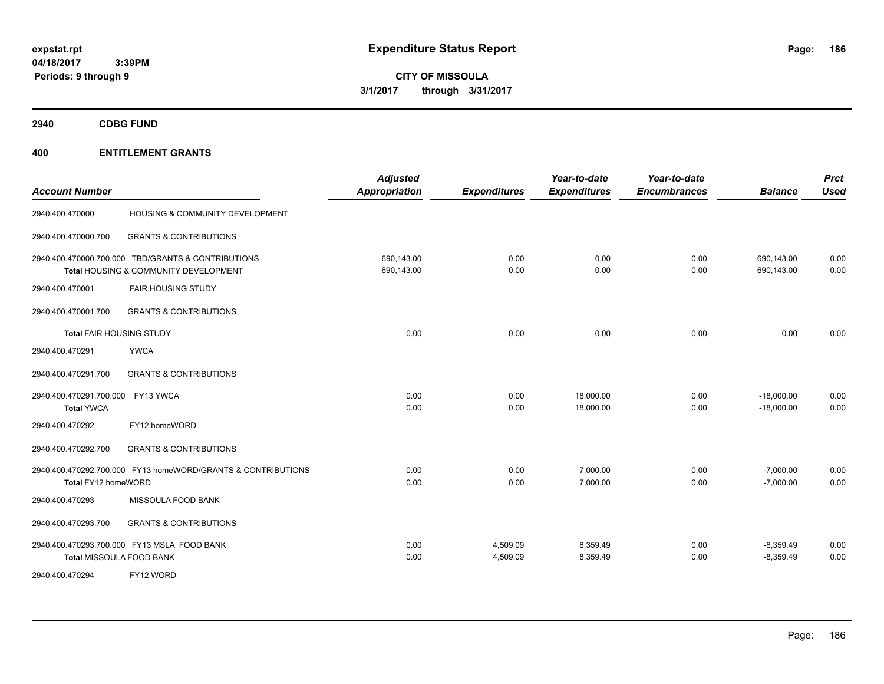**expstat.rpt**
**04/18/2017 3:39PM**
**Periods: 9 through 9**

# Expenditure Status Report

**CITY OF MISSOULA**
**3/1/2017 through 3/31/2017**

## 2940 CDBG FUND

## 400 ENTITLEMENT GRANTS

| Account Number | | Adjusted Appropriation | Expenditures | Year-to-date Expenditures | Year-to-date Encumbrances | Balance | Prct Used |
|---|---|---|---|---|---|---|---|
| 2940.400.470000 | HOUSING & COMMUNITY DEVELOPMENT | | | | | | |
| 2940.400.470000.700 | GRANTS & CONTRIBUTIONS | | | | | | |
| 2940.400.470000.700.000 | TBD/GRANTS & CONTRIBUTIONS | 690,143.00 | 0.00 | 0.00 | 0.00 | 690,143.00 | 0.00 |
| **Total** HOUSING & COMMUNITY DEVELOPMENT | | 690,143.00 | 0.00 | 0.00 | 0.00 | 690,143.00 | 0.00 |
| 2940.400.470001 | FAIR HOUSING STUDY | | | | | | |
| 2940.400.470001.700 | GRANTS & CONTRIBUTIONS | | | | | | |
| **Total** FAIR HOUSING STUDY | | 0.00 | 0.00 | 0.00 | 0.00 | 0.00 | 0.00 |
| 2940.400.470291 | YWCA | | | | | | |
| 2940.400.470291.700 | GRANTS & CONTRIBUTIONS | | | | | | |
| 2940.400.470291.700.000 | FY13 YWCA | 0.00 | 0.00 | 18,000.00 | 0.00 | -18,000.00 | 0.00 |
| **Total** YWCA | | 0.00 | 0.00 | 18,000.00 | 0.00 | -18,000.00 | 0.00 |
| 2940.400.470292 | FY12 homeWORD | | | | | | |
| 2940.400.470292.700 | GRANTS & CONTRIBUTIONS | | | | | | |
| 2940.400.470292.700.000 | FY13 homeWORD/GRANTS & CONTRIBUTIONS | 0.00 | 0.00 | 7,000.00 | 0.00 | -7,000.00 | 0.00 |
| **Total** FY12 homeWORD | | 0.00 | 0.00 | 7,000.00 | 0.00 | -7,000.00 | 0.00 |
| 2940.400.470293 | MISSOULA FOOD BANK | | | | | | |
| 2940.400.470293.700 | GRANTS & CONTRIBUTIONS | | | | | | |
| 2940.400.470293.700.000 | FY13 MSLA FOOD BANK | 0.00 | 4,509.09 | 8,359.49 | 0.00 | -8,359.49 | 0.00 |
| **Total** MISSOULA FOOD BANK | | 0.00 | 4,509.09 | 8,359.49 | 0.00 | -8,359.49 | 0.00 |
| 2940.400.470294 | FY12 WORD | | | | | | |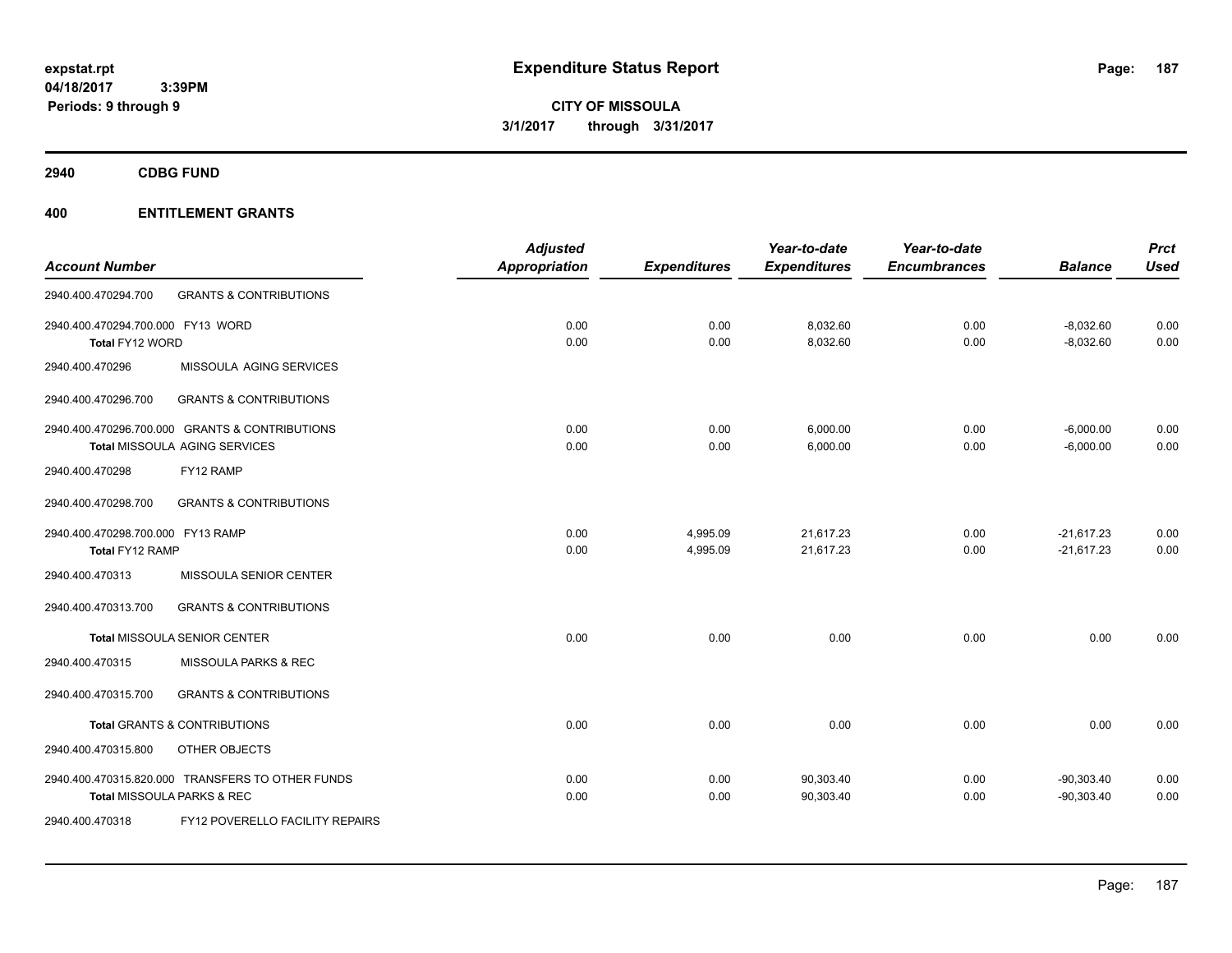expstat.rpt
04/18/2017 3:39PM
Periods: 9 through 9

# Expenditure Status Report

**CITY OF MISSOULA**
**3/1/2017 through 3/31/2017**

## 2940 CDBG FUND

## 400 ENTITLEMENT GRANTS

| Account Number | | Adjusted Appropriation | Expenditures | Year-to-date Expenditures | Year-to-date Encumbrances | Balance | Prct Used |
|---|---|---|---|---|---|---|---|
| 2940.400.470294.700 | GRANTS & CONTRIBUTIONS | | | | | | |
| 2940.400.470294.700.000 FY13 WORD | | 0.00 | 0.00 | 8,032.60 | 0.00 | -8,032.60 | 0.00 |
| Total FY12 WORD | | 0.00 | 0.00 | 8,032.60 | 0.00 | -8,032.60 | 0.00 |
| 2940.400.470296 | MISSOULA AGING SERVICES | | | | | | |
| 2940.400.470296.700 | GRANTS & CONTRIBUTIONS | | | | | | |
| 2940.400.470296.700.000 GRANTS & CONTRIBUTIONS | | 0.00 | 0.00 | 6,000.00 | 0.00 | -6,000.00 | 0.00 |
| Total MISSOULA AGING SERVICES | | 0.00 | 0.00 | 6,000.00 | 0.00 | -6,000.00 | 0.00 |
| 2940.400.470298 | FY12 RAMP | | | | | | |
| 2940.400.470298.700 | GRANTS & CONTRIBUTIONS | | | | | | |
| 2940.400.470298.700.000 FY13 RAMP | | 0.00 | 4,995.09 | 21,617.23 | 0.00 | -21,617.23 | 0.00 |
| Total FY12 RAMP | | 0.00 | 4,995.09 | 21,617.23 | 0.00 | -21,617.23 | 0.00 |
| 2940.400.470313 | MISSOULA SENIOR CENTER | | | | | | |
| 2940.400.470313.700 | GRANTS & CONTRIBUTIONS | | | | | | |
| Total MISSOULA SENIOR CENTER | | 0.00 | 0.00 | 0.00 | 0.00 | 0.00 | 0.00 |
| 2940.400.470315 | MISSOULA PARKS & REC | | | | | | |
| 2940.400.470315.700 | GRANTS & CONTRIBUTIONS | | | | | | |
| Total GRANTS & CONTRIBUTIONS | | 0.00 | 0.00 | 0.00 | 0.00 | 0.00 | 0.00 |
| 2940.400.470315.800 | OTHER OBJECTS | | | | | | |
| 2940.400.470315.820.000 TRANSFERS TO OTHER FUNDS | | 0.00 | 0.00 | 90,303.40 | 0.00 | -90,303.40 | 0.00 |
| Total MISSOULA PARKS & REC | | 0.00 | 0.00 | 90,303.40 | 0.00 | -90,303.40 | 0.00 |
| 2940.400.470318 | FY12 POVERELLO FACILITY REPAIRS | | | | | | |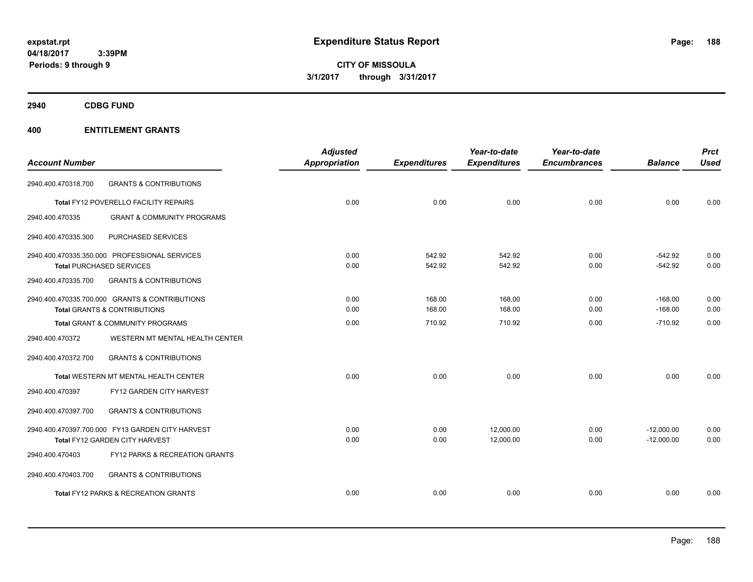# Expenditure Status Report

expstat.rpt
04/18/2017 3:39PM
Periods: 9 through 9

**CITY OF MISSOULA**
**3/1/2017 through 3/31/2017**

## 2940 CDBG FUND

## 400 ENTITLEMENT GRANTS

| Account Number | | Adjusted Appropriation | Expenditures | Year-to-date Expenditures | Year-to-date Encumbrances | Balance | Prct Used |
|---|---|---|---|---|---|---|---|
| 2940.400.470318.700 | GRANTS & CONTRIBUTIONS | | | | | | |
| **Total** FY12 POVERELLO FACILITY REPAIRS | | 0.00 | 0.00 | 0.00 | 0.00 | 0.00 | 0.00 |
| 2940.400.470335 | GRANT & COMMUNITY PROGRAMS | | | | | | |
| 2940.400.470335.300 | PURCHASED SERVICES | | | | | | |
| 2940.400.470335.350.000 | PROFESSIONAL SERVICES | 0.00 | 542.92 | 542.92 | 0.00 | -542.92 | 0.00 |
| **Total** PURCHASED SERVICES | | 0.00 | 542.92 | 542.92 | 0.00 | -542.92 | 0.00 |
| 2940.400.470335.700 | GRANTS & CONTRIBUTIONS | | | | | | |
| 2940.400.470335.700.000 | GRANTS & CONTRIBUTIONS | 0.00 | 168.00 | 168.00 | 0.00 | -168.00 | 0.00 |
| **Total** GRANTS & CONTRIBUTIONS | | 0.00 | 168.00 | 168.00 | 0.00 | -168.00 | 0.00 |
| **Total** GRANT & COMMUNITY PROGRAMS | | 0.00 | 710.92 | 710.92 | 0.00 | -710.92 | 0.00 |
| 2940.400.470372 | WESTERN MT MENTAL HEALTH CENTER | | | | | | |
| 2940.400.470372.700 | GRANTS & CONTRIBUTIONS | | | | | | |
| **Total** WESTERN MT MENTAL HEALTH CENTER | | 0.00 | 0.00 | 0.00 | 0.00 | 0.00 | 0.00 |
| 2940.400.470397 | FY12 GARDEN CITY HARVEST | | | | | | |
| 2940.400.470397.700 | GRANTS & CONTRIBUTIONS | | | | | | |
| 2940.400.470397.700.000 | FY13 GARDEN CITY HARVEST | 0.00 | 0.00 | 12,000.00 | 0.00 | -12,000.00 | 0.00 |
| **Total** FY12 GARDEN CITY HARVEST | | 0.00 | 0.00 | 12,000.00 | 0.00 | -12,000.00 | 0.00 |
| 2940.400.470403 | FY12 PARKS & RECREATION GRANTS | | | | | | |
| 2940.400.470403.700 | GRANTS & CONTRIBUTIONS | | | | | | |
| **Total** FY12 PARKS & RECREATION GRANTS | | 0.00 | 0.00 | 0.00 | 0.00 | 0.00 | 0.00 |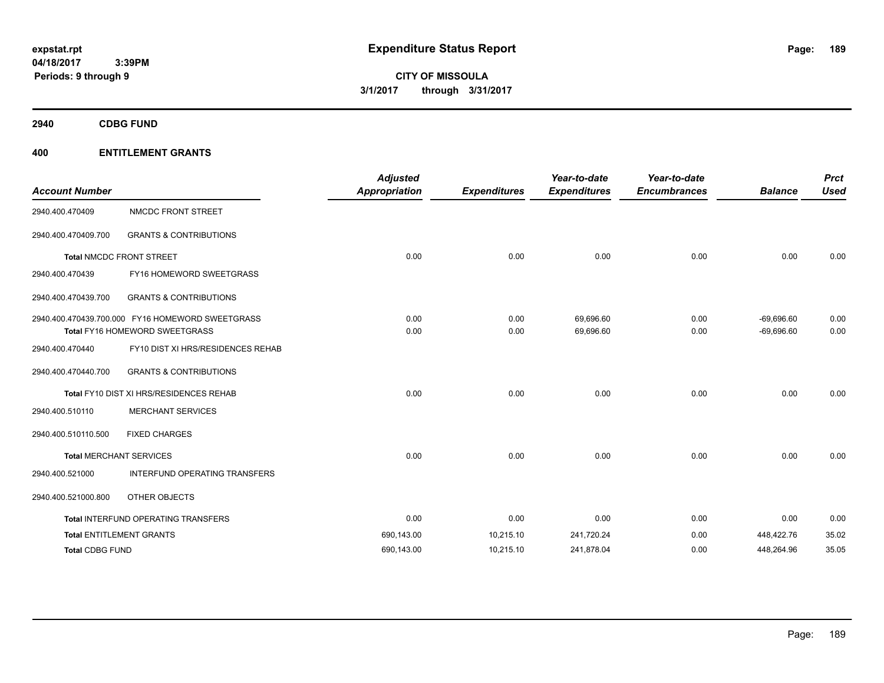**expstat.rpt**
**04/18/2017 3:39PM**
**Periods: 9 through 9**

# Expenditure Status Report

**CITY OF MISSOULA**
**3/1/2017 through 3/31/2017**

## 2940 CDBG FUND

## 400 ENTITLEMENT GRANTS

| Account Number | | Adjusted Appropriation | Expenditures | Year-to-date Expenditures | Year-to-date Encumbrances | Balance | Prct Used |
|---|---|---|---|---|---|---|---|
| 2940.400.470409 | NMCDC FRONT STREET | | | | | | |
| 2940.400.470409.700 | GRANTS & CONTRIBUTIONS | | | | | | |
| Total NMCDC FRONT STREET | | 0.00 | 0.00 | 0.00 | 0.00 | 0.00 | 0.00 |
| 2940.400.470439 | FY16 HOMEWORD SWEETGRASS | | | | | | |
| 2940.400.470439.700 | GRANTS & CONTRIBUTIONS | | | | | | |
| 2940.400.470439.700.000 | FY16 HOMEWORD SWEETGRASS | 0.00 | 0.00 | 69,696.60 | 0.00 | -69,696.60 | 0.00 |
| Total FY16 HOMEWORD SWEETGRASS | | 0.00 | 0.00 | 69,696.60 | 0.00 | -69,696.60 | 0.00 |
| 2940.400.470440 | FY10 DIST XI HRS/RESIDENCES REHAB | | | | | | |
| 2940.400.470440.700 | GRANTS & CONTRIBUTIONS | | | | | | |
| Total FY10 DIST XI HRS/RESIDENCES REHAB | | 0.00 | 0.00 | 0.00 | 0.00 | 0.00 | 0.00 |
| 2940.400.510110 | MERCHANT SERVICES | | | | | | |
| 2940.400.510110.500 | FIXED CHARGES | | | | | | |
| Total MERCHANT SERVICES | | 0.00 | 0.00 | 0.00 | 0.00 | 0.00 | 0.00 |
| 2940.400.521000 | INTERFUND OPERATING TRANSFERS | | | | | | |
| 2940.400.521000.800 | OTHER OBJECTS | | | | | | |
| Total INTERFUND OPERATING TRANSFERS | | 0.00 | 0.00 | 0.00 | 0.00 | 0.00 | 0.00 |
| Total ENTITLEMENT GRANTS | | 690,143.00 | 10,215.10 | 241,720.24 | 0.00 | 448,422.76 | 35.02 |
| Total CDBG FUND | | 690,143.00 | 10,215.10 | 241,878.04 | 0.00 | 448,264.96 | 35.05 |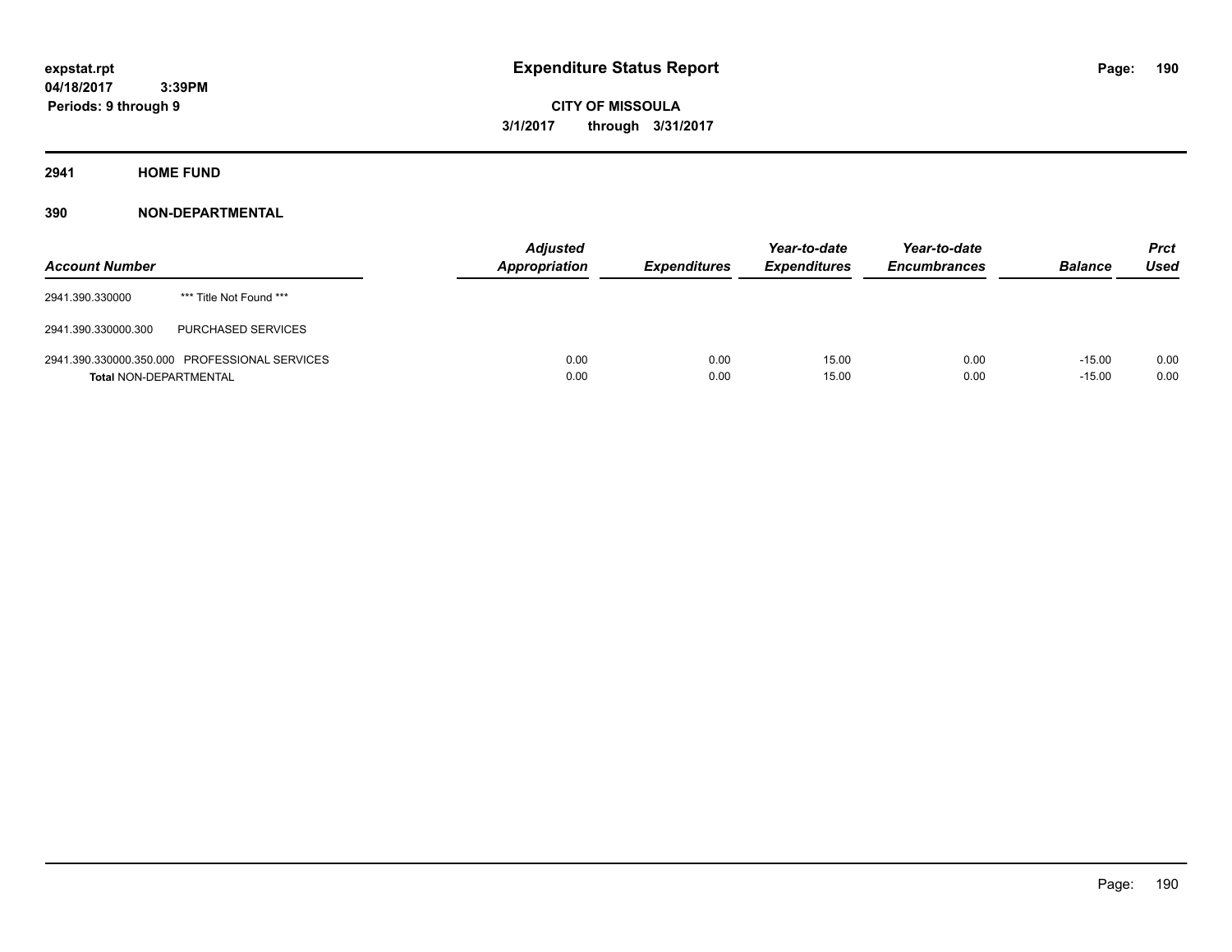# Expenditure Status Report

expstat.rpt
04/18/2017 3:39PM
Periods: 9 through 9

**CITY OF MISSOULA**
**3/1/2017 through 3/31/2017**

## 2941 HOME FUND

### 390 NON-DEPARTMENTAL

| Account Number | | Adjusted Appropriation | Expenditures | Year-to-date Expenditures | Year-to-date Encumbrances | Balance | Prct Used |
|---|---|---|---|---|---|---|---|
| 2941.390.330000 | *** Title Not Found *** | | | | | | |
| 2941.390.330000.300 | PURCHASED SERVICES | | | | | | |
| 2941.390.330000.350.000 | PROFESSIONAL SERVICES | 0.00 | 0.00 | 15.00 | 0.00 | -15.00 | 0.00 |
| **Total** NON-DEPARTMENTAL | | 0.00 | 0.00 | 15.00 | 0.00 | -15.00 | 0.00 |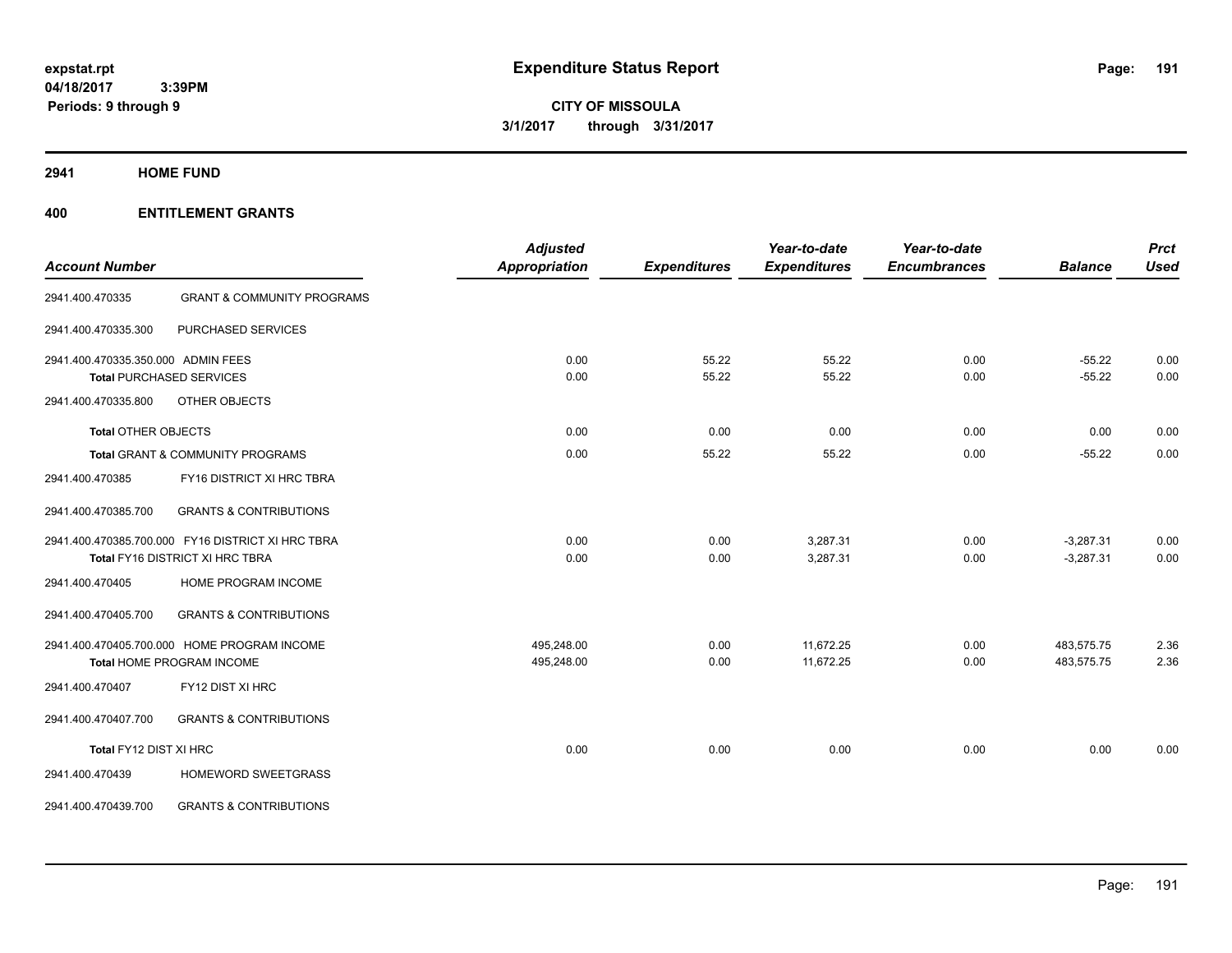expstat.rpt
04/18/2017 3:39PM
Periods: 9 through 9

# Expenditure Status Report

**CITY OF MISSOULA**
**3/1/2017 through 3/31/2017**

## 2941 HOME FUND

## 400 ENTITLEMENT GRANTS

| Account Number | | Adjusted Appropriation | Expenditures | Year-to-date Expenditures | Year-to-date Encumbrances | Balance | Prct Used |
|---|---|---|---|---|---|---|---|
| 2941.400.470335 | GRANT & COMMUNITY PROGRAMS | | | | | | |
| 2941.400.470335.300 | PURCHASED SERVICES | | | | | | |
| 2941.400.470335.350.000 ADMIN FEES | | 0.00 | 55.22 | 55.22 | 0.00 | -55.22 | 0.00 |
| **Total** PURCHASED SERVICES | | 0.00 | 55.22 | 55.22 | 0.00 | -55.22 | 0.00 |
| 2941.400.470335.800 | OTHER OBJECTS | | | | | | |
| **Total** OTHER OBJECTS | | 0.00 | 0.00 | 0.00 | 0.00 | 0.00 | 0.00 |
| **Total** GRANT & COMMUNITY PROGRAMS | | 0.00 | 55.22 | 55.22 | 0.00 | -55.22 | 0.00 |
| 2941.400.470385 | FY16 DISTRICT XI HRC TBRA | | | | | | |
| 2941.400.470385.700 | GRANTS & CONTRIBUTIONS | | | | | | |
| 2941.400.470385.700.000 FY16 DISTRICT XI HRC TBRA | | 0.00 | 0.00 | 3,287.31 | 0.00 | -3,287.31 | 0.00 |
| **Total** FY16 DISTRICT XI HRC TBRA | | 0.00 | 0.00 | 3,287.31 | 0.00 | -3,287.31 | 0.00 |
| 2941.400.470405 | HOME PROGRAM INCOME | | | | | | |
| 2941.400.470405.700 | GRANTS & CONTRIBUTIONS | | | | | | |
| 2941.400.470405.700.000 HOME PROGRAM INCOME | | 495,248.00 | 0.00 | 11,672.25 | 0.00 | 483,575.75 | 2.36 |
| **Total** HOME PROGRAM INCOME | | 495,248.00 | 0.00 | 11,672.25 | 0.00 | 483,575.75 | 2.36 |
| 2941.400.470407 | FY12 DIST XI HRC | | | | | | |
| 2941.400.470407.700 | GRANTS & CONTRIBUTIONS | | | | | | |
| **Total** FY12 DIST XI HRC | | 0.00 | 0.00 | 0.00 | 0.00 | 0.00 | 0.00 |
| 2941.400.470439 | HOMEWORD SWEETGRASS | | | | | | |
| 2941.400.470439.700 | GRANTS & CONTRIBUTIONS | | | | | | |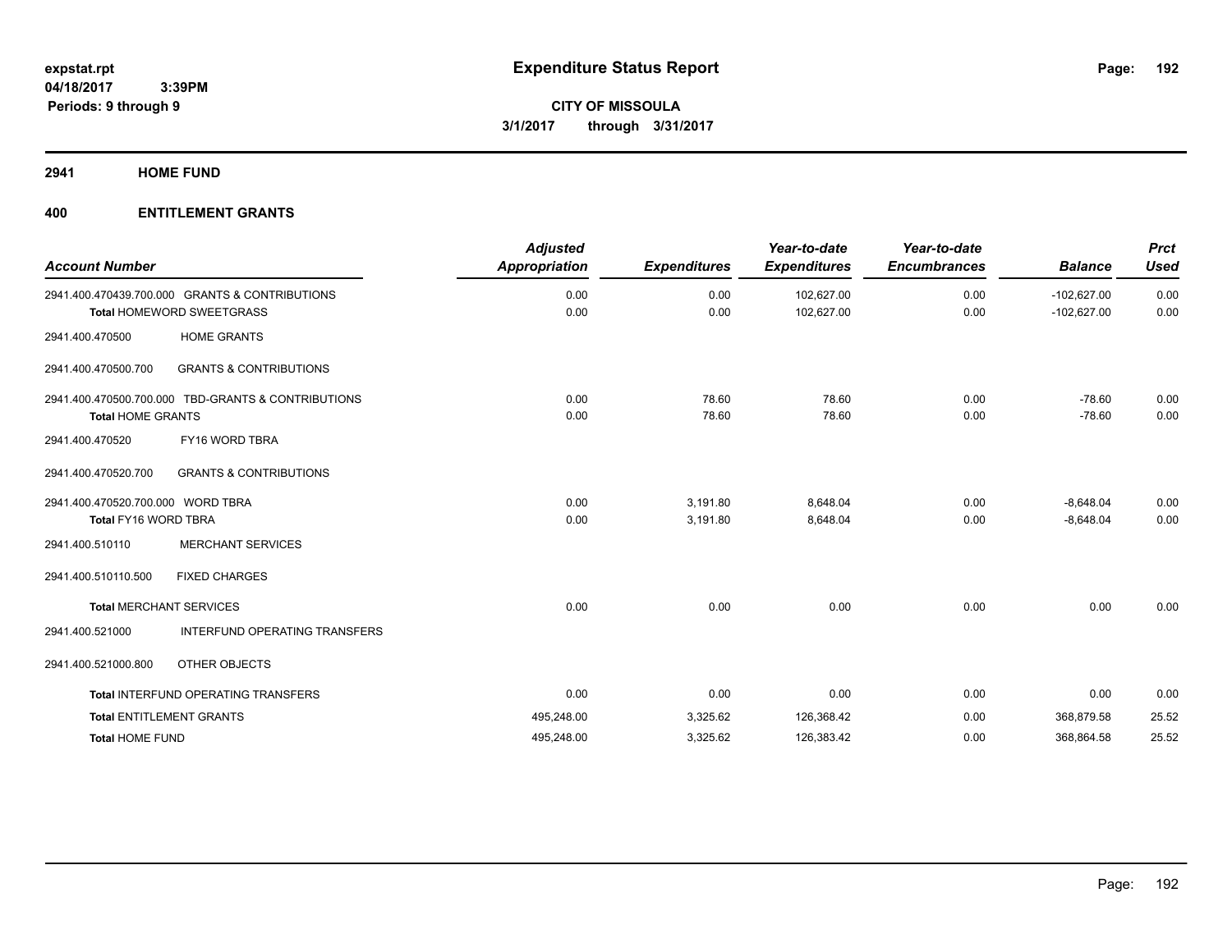**expstat.rpt**
**04/18/2017 3:39PM**
**Periods: 9 through 9**

# Expenditure Status Report

**CITY OF MISSOULA**
**3/1/2017 through 3/31/2017**

## 2941 HOME FUND

## 400 ENTITLEMENT GRANTS

| Account Number | | Adjusted Appropriation | Expenditures | Year-to-date Expenditures | Year-to-date Encumbrances | Balance | Prct Used |
|---|---|---|---|---|---|---|---|
| 2941.400.470439.700.000 | GRANTS & CONTRIBUTIONS | 0.00 | 0.00 | 102,627.00 | 0.00 | -102,627.00 | 0.00 |
| **Total** HOMEWORD SWEETGRASS | | 0.00 | 0.00 | 102,627.00 | 0.00 | -102,627.00 | 0.00 |
| 2941.400.470500 | HOME GRANTS | | | | | | |
| 2941.400.470500.700 | GRANTS & CONTRIBUTIONS | | | | | | |
| 2941.400.470500.700.000 | TBD-GRANTS & CONTRIBUTIONS | 0.00 | 78.60 | 78.60 | 0.00 | -78.60 | 0.00 |
| **Total** HOME GRANTS | | 0.00 | 78.60 | 78.60 | 0.00 | -78.60 | 0.00 |
| 2941.400.470520 | FY16 WORD TBRA | | | | | | |
| 2941.400.470520.700 | GRANTS & CONTRIBUTIONS | | | | | | |
| 2941.400.470520.700.000 | WORD TBRA | 0.00 | 3,191.80 | 8,648.04 | 0.00 | -8,648.04 | 0.00 |
| **Total** FY16 WORD TBRA | | 0.00 | 3,191.80 | 8,648.04 | 0.00 | -8,648.04 | 0.00 |
| 2941.400.510110 | MERCHANT SERVICES | | | | | | |
| 2941.400.510110.500 | FIXED CHARGES | | | | | | |
| **Total** MERCHANT SERVICES | | 0.00 | 0.00 | 0.00 | 0.00 | 0.00 | 0.00 |
| 2941.400.521000 | INTERFUND OPERATING TRANSFERS | | | | | | |
| 2941.400.521000.800 | OTHER OBJECTS | | | | | | |
| **Total** INTERFUND OPERATING TRANSFERS | | 0.00 | 0.00 | 0.00 | 0.00 | 0.00 | 0.00 |
| **Total** ENTITLEMENT GRANTS | | 495,248.00 | 3,325.62 | 126,368.42 | 0.00 | 368,879.58 | 25.52 |
| **Total** HOME FUND | | 495,248.00 | 3,325.62 | 126,383.42 | 0.00 | 368,864.58 | 25.52 |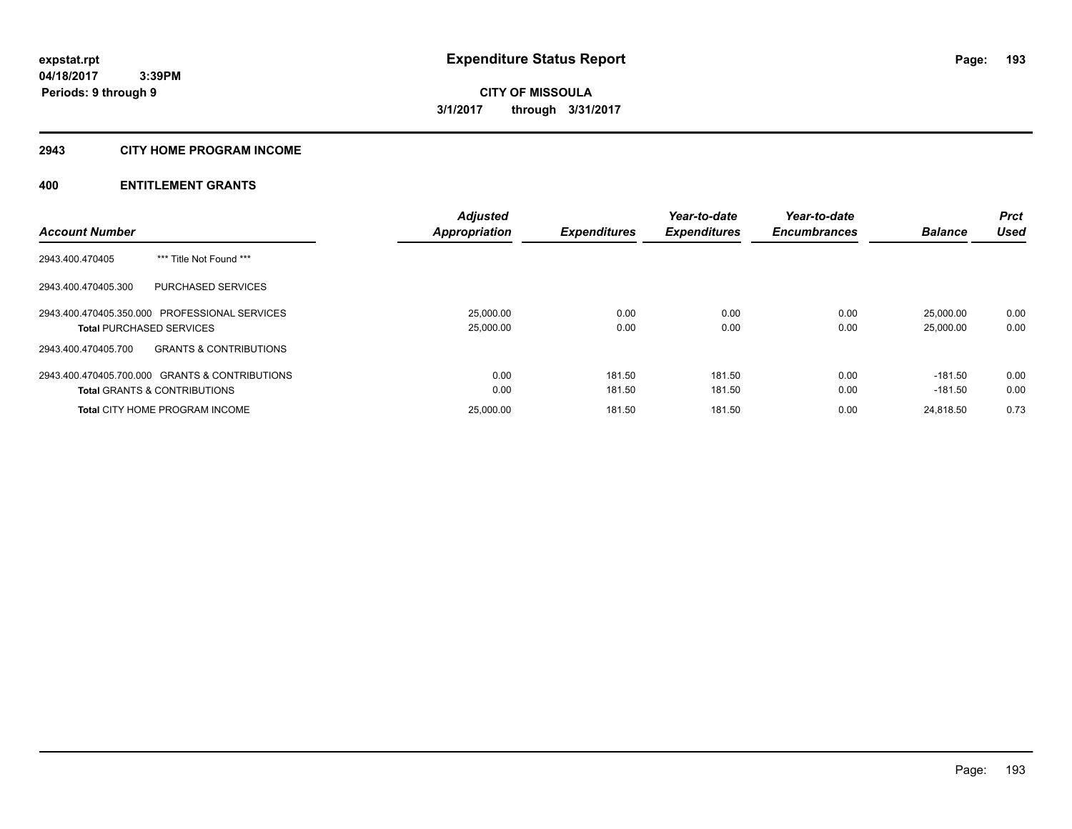# Expenditure Status Report

expstat.rpt
04/18/2017 3:39PM
Periods: 9 through 9

**CITY OF MISSOULA**
**3/1/2017 through 3/31/2017**

## 2943 CITY HOME PROGRAM INCOME

## 400 ENTITLEMENT GRANTS

| Account Number | | Adjusted Appropriation | Expenditures | Year-to-date Expenditures | Year-to-date Encumbrances | Balance | Prct Used |
|---|---|---|---|---|---|---|---|
| 2943.400.470405 | *** Title Not Found *** | | | | | | |
| 2943.400.470405.300 | PURCHASED SERVICES | | | | | | |
| 2943.400.470405.350.000 | PROFESSIONAL SERVICES | 25,000.00 | 0.00 | 0.00 | 0.00 | 25,000.00 | 0.00 |
| **Total** PURCHASED SERVICES | | 25,000.00 | 0.00 | 0.00 | 0.00 | 25,000.00 | 0.00 |
| 2943.400.470405.700 | GRANTS & CONTRIBUTIONS | | | | | | |
| 2943.400.470405.700.000 | GRANTS & CONTRIBUTIONS | 0.00 | 181.50 | 181.50 | 0.00 | -181.50 | 0.00 |
| **Total** GRANTS & CONTRIBUTIONS | | 0.00 | 181.50 | 181.50 | 0.00 | -181.50 | 0.00 |
| **Total** CITY HOME PROGRAM INCOME | | 25,000.00 | 181.50 | 181.50 | 0.00 | 24,818.50 | 0.73 |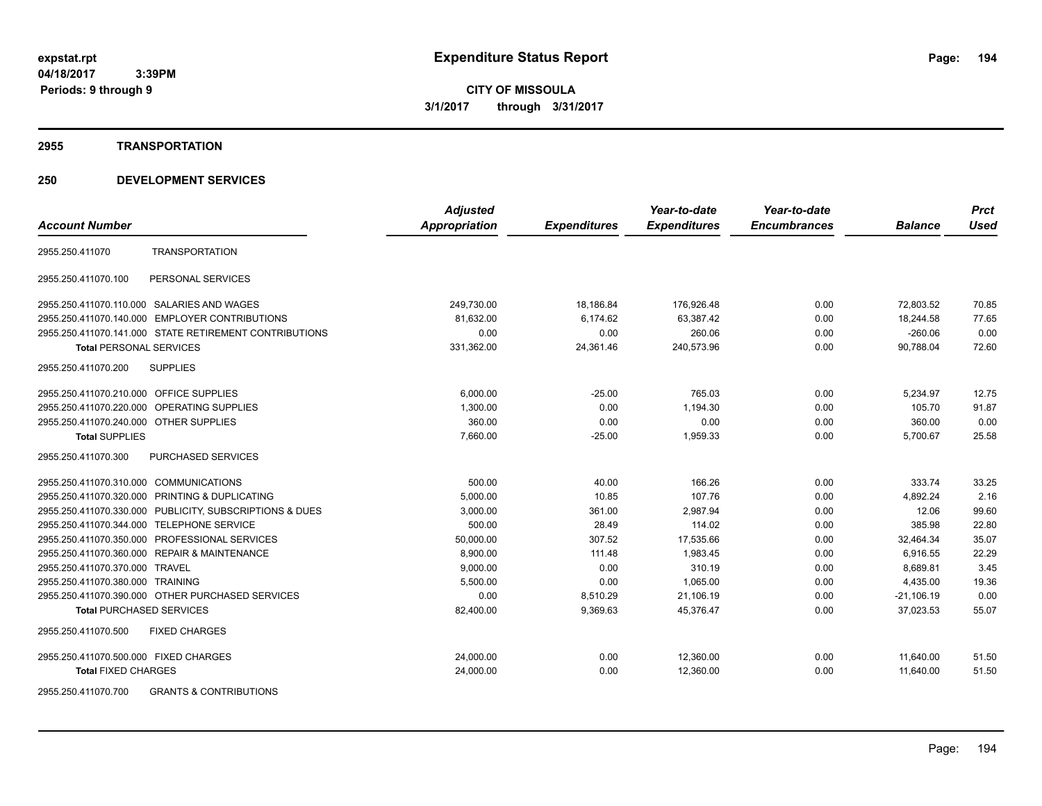**expstat.rpt**
**04/18/2017 3:39PM**
**Periods: 9 through 9**

# Expenditure Status Report

**CITY OF MISSOULA**
**3/1/2017 through 3/31/2017**

## 2955 TRANSPORTATION

## 250 DEVELOPMENT SERVICES

| Account Number | | Adjusted Appropriation | Expenditures | Year-to-date Expenditures | Year-to-date Encumbrances | Balance | Prct Used |
|---|---|---|---|---|---|---|---|
| 2955.250.411070 | TRANSPORTATION | | | | | | |
| 2955.250.411070.100 | PERSONAL SERVICES | | | | | | |
| 2955.250.411070.110.000 | SALARIES AND WAGES | 249,730.00 | 18,186.84 | 176,926.48 | 0.00 | 72,803.52 | 70.85 |
| 2955.250.411070.140.000 | EMPLOYER CONTRIBUTIONS | 81,632.00 | 6,174.62 | 63,387.42 | 0.00 | 18,244.58 | 77.65 |
| 2955.250.411070.141.000 | STATE RETIREMENT CONTRIBUTIONS | 0.00 | 0.00 | 260.06 | 0.00 | -260.06 | 0.00 |
| **Total** PERSONAL SERVICES | | 331,362.00 | 24,361.46 | 240,573.96 | 0.00 | 90,788.04 | 72.60 |
| 2955.250.411070.200 | SUPPLIES | | | | | | |
| 2955.250.411070.210.000 | OFFICE SUPPLIES | 6,000.00 | -25.00 | 765.03 | 0.00 | 5,234.97 | 12.75 |
| 2955.250.411070.220.000 | OPERATING SUPPLIES | 1,300.00 | 0.00 | 1,194.30 | 0.00 | 105.70 | 91.87 |
| 2955.250.411070.240.000 | OTHER SUPPLIES | 360.00 | 0.00 | 0.00 | 0.00 | 360.00 | 0.00 |
| **Total** SUPPLIES | | 7,660.00 | -25.00 | 1,959.33 | 0.00 | 5,700.67 | 25.58 |
| 2955.250.411070.300 | PURCHASED SERVICES | | | | | | |
| 2955.250.411070.310.000 | COMMUNICATIONS | 500.00 | 40.00 | 166.26 | 0.00 | 333.74 | 33.25 |
| 2955.250.411070.320.000 | PRINTING & DUPLICATING | 5,000.00 | 10.85 | 107.76 | 0.00 | 4,892.24 | 2.16 |
| 2955.250.411070.330.000 | PUBLICITY, SUBSCRIPTIONS & DUES | 3,000.00 | 361.00 | 2,987.94 | 0.00 | 12.06 | 99.60 |
| 2955.250.411070.344.000 | TELEPHONE SERVICE | 500.00 | 28.49 | 114.02 | 0.00 | 385.98 | 22.80 |
| 2955.250.411070.350.000 | PROFESSIONAL SERVICES | 50,000.00 | 307.52 | 17,535.66 | 0.00 | 32,464.34 | 35.07 |
| 2955.250.411070.360.000 | REPAIR & MAINTENANCE | 8,900.00 | 111.48 | 1,983.45 | 0.00 | 6,916.55 | 22.29 |
| 2955.250.411070.370.000 | TRAVEL | 9,000.00 | 0.00 | 310.19 | 0.00 | 8,689.81 | 3.45 |
| 2955.250.411070.380.000 | TRAINING | 5,500.00 | 0.00 | 1,065.00 | 0.00 | 4,435.00 | 19.36 |
| 2955.250.411070.390.000 | OTHER PURCHASED SERVICES | 0.00 | 8,510.29 | 21,106.19 | 0.00 | -21,106.19 | 0.00 |
| **Total** PURCHASED SERVICES | | 82,400.00 | 9,369.63 | 45,376.47 | 0.00 | 37,023.53 | 55.07 |
| 2955.250.411070.500 | FIXED CHARGES | | | | | | |
| 2955.250.411070.500.000 | FIXED CHARGES | 24,000.00 | 0.00 | 12,360.00 | 0.00 | 11,640.00 | 51.50 |
| **Total** FIXED CHARGES | | 24,000.00 | 0.00 | 12,360.00 | 0.00 | 11,640.00 | 51.50 |
| 2955.250.411070.700 | GRANTS & CONTRIBUTIONS | | | | | | |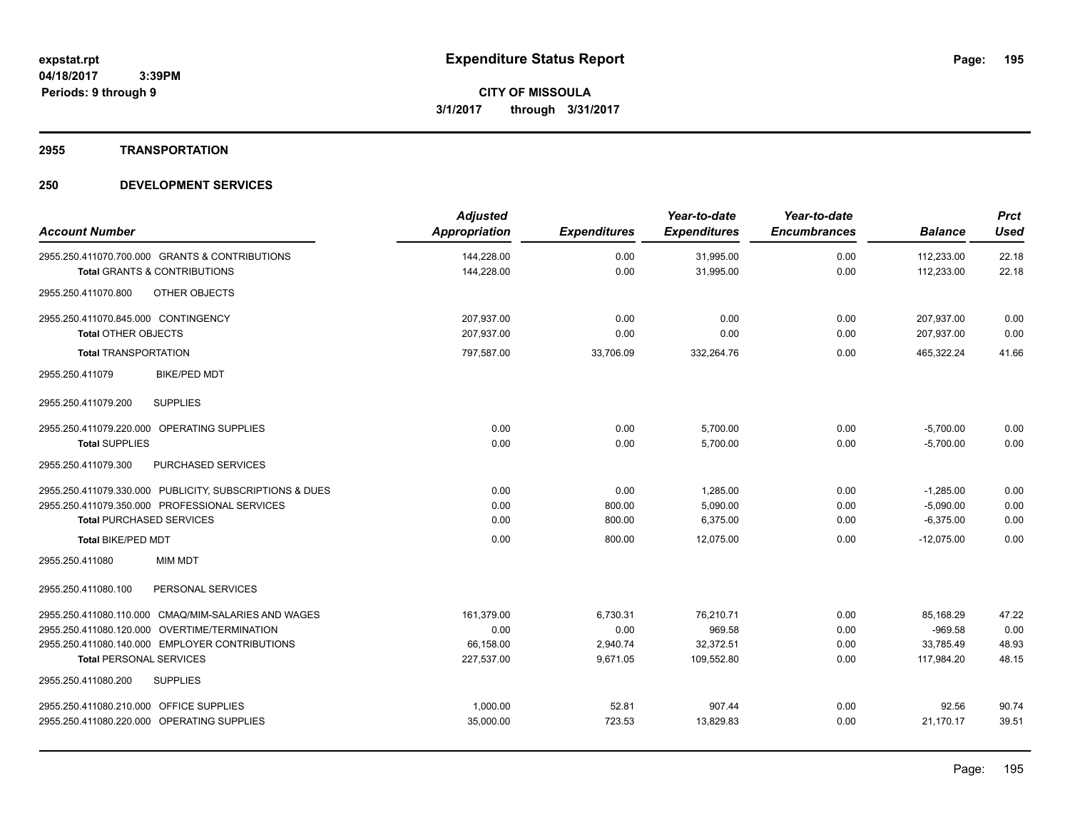**expstat.rpt**
**04/18/2017 3:39PM**
**Periods: 9 through 9**

# Expenditure Status Report

**CITY OF MISSOULA**
**3/1/2017 through 3/31/2017**

## 2955 TRANSPORTATION

## 250 DEVELOPMENT SERVICES

| Account Number | Adjusted Appropriation | Expenditures | Year-to-date Expenditures | Year-to-date Encumbrances | Balance | Prct Used |
|---|---|---|---|---|---|---|
| 2955.250.411070.700.000 GRANTS & CONTRIBUTIONS | 144,228.00 | 0.00 | 31,995.00 | 0.00 | 112,233.00 | 22.18 |
| **Total** GRANTS & CONTRIBUTIONS | 144,228.00 | 0.00 | 31,995.00 | 0.00 | 112,233.00 | 22.18 |
| 2955.250.411070.800 OTHER OBJECTS | | | | | | |
| 2955.250.411070.845.000 CONTINGENCY | 207,937.00 | 0.00 | 0.00 | 0.00 | 207,937.00 | 0.00 |
| **Total** OTHER OBJECTS | 207,937.00 | 0.00 | 0.00 | 0.00 | 207,937.00 | 0.00 |
| **Total** TRANSPORTATION | 797,587.00 | 33,706.09 | 332,264.76 | 0.00 | 465,322.24 | 41.66 |
| 2955.250.411079 BIKE/PED MDT | | | | | | |
| 2955.250.411079.200 SUPPLIES | | | | | | |
| 2955.250.411079.220.000 OPERATING SUPPLIES | 0.00 | 0.00 | 5,700.00 | 0.00 | -5,700.00 | 0.00 |
| **Total** SUPPLIES | 0.00 | 0.00 | 5,700.00 | 0.00 | -5,700.00 | 0.00 |
| 2955.250.411079.300 PURCHASED SERVICES | | | | | | |
| 2955.250.411079.330.000 PUBLICITY, SUBSCRIPTIONS & DUES | 0.00 | 0.00 | 1,285.00 | 0.00 | -1,285.00 | 0.00 |
| 2955.250.411079.350.000 PROFESSIONAL SERVICES | 0.00 | 800.00 | 5,090.00 | 0.00 | -5,090.00 | 0.00 |
| **Total** PURCHASED SERVICES | 0.00 | 800.00 | 6,375.00 | 0.00 | -6,375.00 | 0.00 |
| **Total** BIKE/PED MDT | 0.00 | 800.00 | 12,075.00 | 0.00 | -12,075.00 | 0.00 |
| 2955.250.411080 MIM MDT | | | | | | |
| 2955.250.411080.100 PERSONAL SERVICES | | | | | | |
| 2955.250.411080.110.000 CMAQ/MIM-SALARIES AND WAGES | 161,379.00 | 6,730.31 | 76,210.71 | 0.00 | 85,168.29 | 47.22 |
| 2955.250.411080.120.000 OVERTIME/TERMINATION | 0.00 | 0.00 | 969.58 | 0.00 | -969.58 | 0.00 |
| 2955.250.411080.140.000 EMPLOYER CONTRIBUTIONS | 66,158.00 | 2,940.74 | 32,372.51 | 0.00 | 33,785.49 | 48.93 |
| **Total** PERSONAL SERVICES | 227,537.00 | 9,671.05 | 109,552.80 | 0.00 | 117,984.20 | 48.15 |
| 2955.250.411080.200 SUPPLIES | | | | | | |
| 2955.250.411080.210.000 OFFICE SUPPLIES | 1,000.00 | 52.81 | 907.44 | 0.00 | 92.56 | 90.74 |
| 2955.250.411080.220.000 OPERATING SUPPLIES | 35,000.00 | 723.53 | 13,829.83 | 0.00 | 21,170.17 | 39.51 |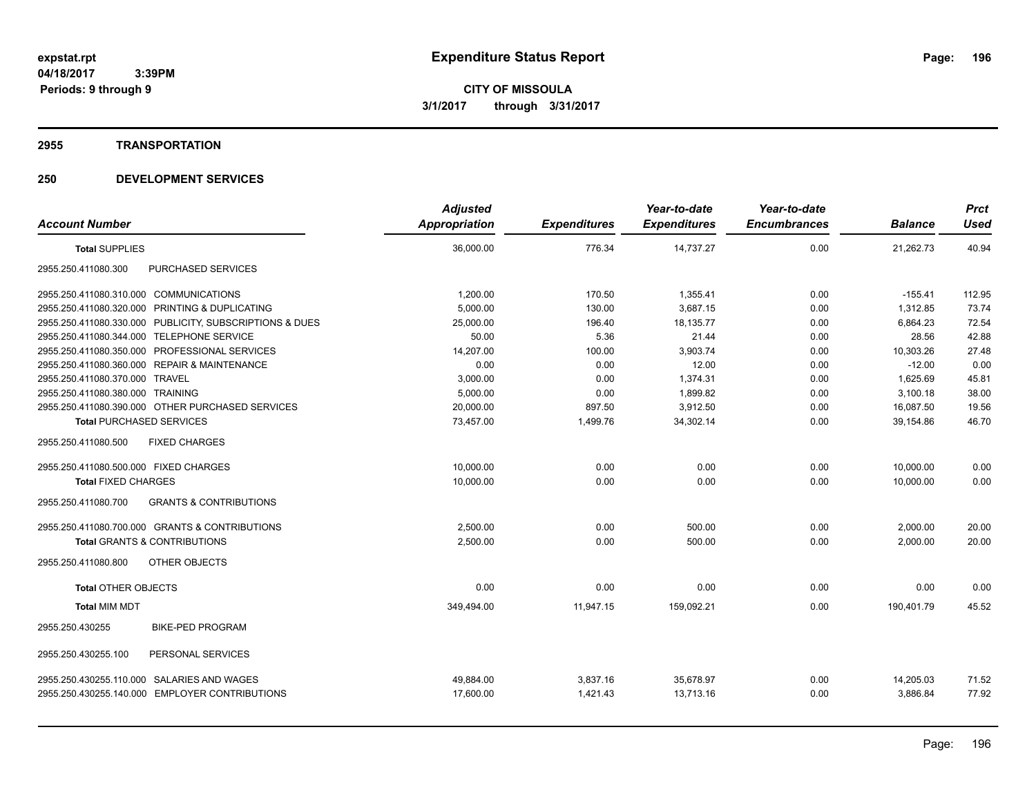# Expenditure Status Report

expstat.rpt
04/18/2017 3:39PM
Periods: 9 through 9

**CITY OF MISSOULA**
**3/1/2017 through 3/31/2017**

## 2955 TRANSPORTATION

## 250 DEVELOPMENT SERVICES

| Account Number | | Adjusted Appropriation | Expenditures | Year-to-date Expenditures | Year-to-date Encumbrances | Balance | Prct Used |
|---|---|---|---|---|---|---|---|
| **Total** SUPPLIES | | 36,000.00 | 776.34 | 14,737.27 | 0.00 | 21,262.73 | 40.94 |
| 2955.250.411080.300 | PURCHASED SERVICES | | | | | | |
| 2955.250.411080.310.000 | COMMUNICATIONS | 1,200.00 | 170.50 | 1,355.41 | 0.00 | -155.41 | 112.95 |
| 2955.250.411080.320.000 | PRINTING & DUPLICATING | 5,000.00 | 130.00 | 3,687.15 | 0.00 | 1,312.85 | 73.74 |
| 2955.250.411080.330.000 | PUBLICITY, SUBSCRIPTIONS & DUES | 25,000.00 | 196.40 | 18,135.77 | 0.00 | 6,864.23 | 72.54 |
| 2955.250.411080.344.000 | TELEPHONE SERVICE | 50.00 | 5.36 | 21.44 | 0.00 | 28.56 | 42.88 |
| 2955.250.411080.350.000 | PROFESSIONAL SERVICES | 14,207.00 | 100.00 | 3,903.74 | 0.00 | 10,303.26 | 27.48 |
| 2955.250.411080.360.000 | REPAIR & MAINTENANCE | 0.00 | 0.00 | 12.00 | 0.00 | -12.00 | 0.00 |
| 2955.250.411080.370.000 | TRAVEL | 3,000.00 | 0.00 | 1,374.31 | 0.00 | 1,625.69 | 45.81 |
| 2955.250.411080.380.000 | TRAINING | 5,000.00 | 0.00 | 1,899.82 | 0.00 | 3,100.18 | 38.00 |
| 2955.250.411080.390.000 | OTHER PURCHASED SERVICES | 20,000.00 | 897.50 | 3,912.50 | 0.00 | 16,087.50 | 19.56 |
| **Total** PURCHASED SERVICES | | 73,457.00 | 1,499.76 | 34,302.14 | 0.00 | 39,154.86 | 46.70 |
| 2955.250.411080.500 | FIXED CHARGES | | | | | | |
| 2955.250.411080.500.000 | FIXED CHARGES | 10,000.00 | 0.00 | 0.00 | 0.00 | 10,000.00 | 0.00 |
| **Total** FIXED CHARGES | | 10,000.00 | 0.00 | 0.00 | 0.00 | 10,000.00 | 0.00 |
| 2955.250.411080.700 | GRANTS & CONTRIBUTIONS | | | | | | |
| 2955.250.411080.700.000 | GRANTS & CONTRIBUTIONS | 2,500.00 | 0.00 | 500.00 | 0.00 | 2,000.00 | 20.00 |
| **Total** GRANTS & CONTRIBUTIONS | | 2,500.00 | 0.00 | 500.00 | 0.00 | 2,000.00 | 20.00 |
| 2955.250.411080.800 | OTHER OBJECTS | | | | | | |
| **Total** OTHER OBJECTS | | 0.00 | 0.00 | 0.00 | 0.00 | 0.00 | 0.00 |
| **Total** MIM MDT | | 349,494.00 | 11,947.15 | 159,092.21 | 0.00 | 190,401.79 | 45.52 |
| 2955.250.430255 | BIKE-PED PROGRAM | | | | | | |
| 2955.250.430255.100 | PERSONAL SERVICES | | | | | | |
| 2955.250.430255.110.000 | SALARIES AND WAGES | 49,884.00 | 3,837.16 | 35,678.97 | 0.00 | 14,205.03 | 71.52 |
| 2955.250.430255.140.000 | EMPLOYER CONTRIBUTIONS | 17,600.00 | 1,421.43 | 13,713.16 | 0.00 | 3,886.84 | 77.92 |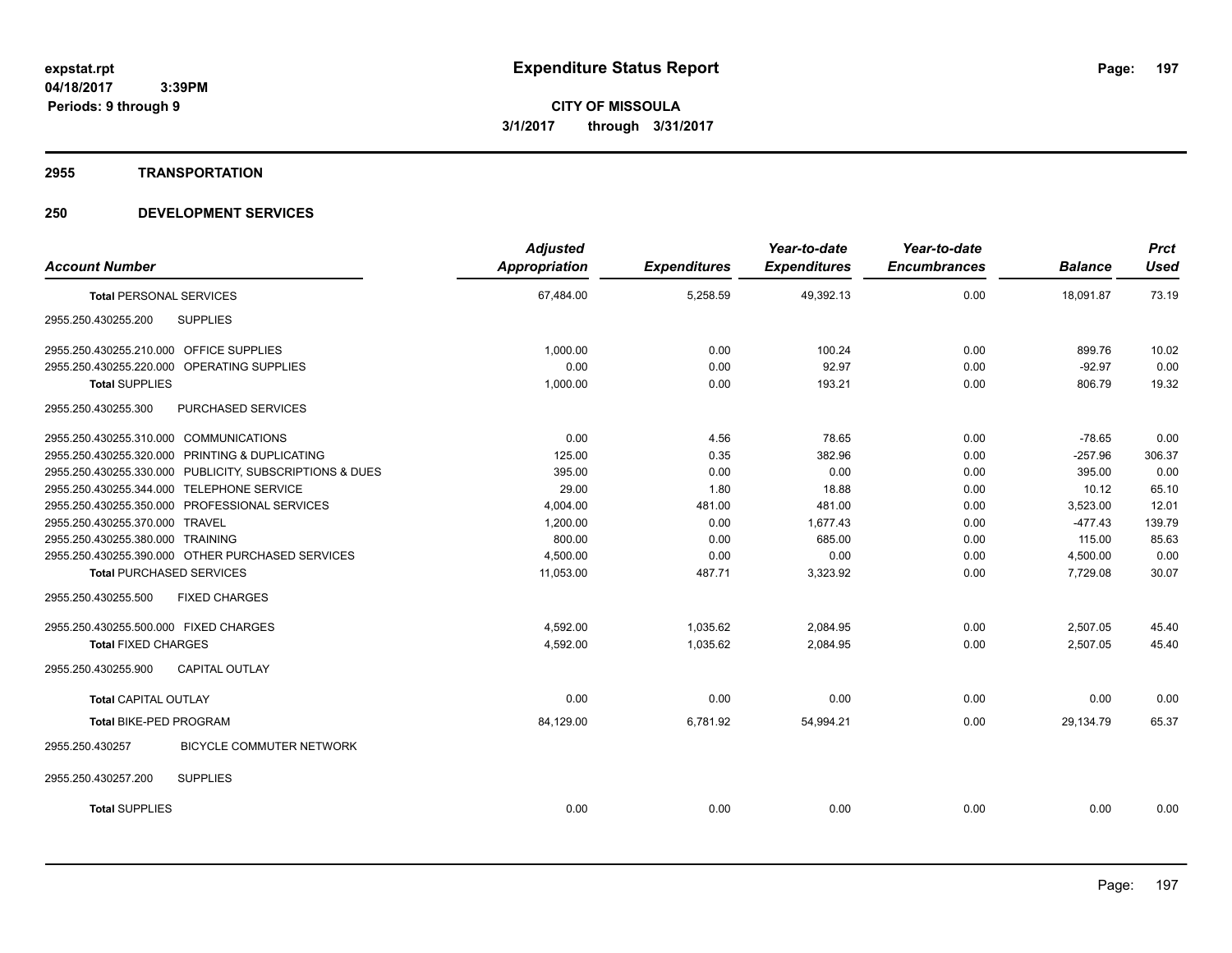# Expenditure Status Report

expstat.rpt
04/18/2017 3:39PM
Periods: 9 through 9

**CITY OF MISSOULA**
**3/1/2017 through 3/31/2017**

## 2955 TRANSPORTATION

## 250 DEVELOPMENT SERVICES

| Account Number | Adjusted Appropriation | Expenditures | Year-to-date Expenditures | Year-to-date Encumbrances | Balance | Prct Used |
|---|---|---|---|---|---|---|
| **Total PERSONAL SERVICES** | 67,484.00 | 5,258.59 | 49,392.13 | 0.00 | 18,091.87 | 73.19 |
| 2955.250.430255.200 SUPPLIES | | | | | | |
| 2955.250.430255.210.000 OFFICE SUPPLIES | 1,000.00 | 0.00 | 100.24 | 0.00 | 899.76 | 10.02 |
| 2955.250.430255.220.000 OPERATING SUPPLIES | 0.00 | 0.00 | 92.97 | 0.00 | -92.97 | 0.00 |
| **Total SUPPLIES** | 1,000.00 | 0.00 | 193.21 | 0.00 | 806.79 | 19.32 |
| 2955.250.430255.300 PURCHASED SERVICES | | | | | | |
| 2955.250.430255.310.000 COMMUNICATIONS | 0.00 | 4.56 | 78.65 | 0.00 | -78.65 | 0.00 |
| 2955.250.430255.320.000 PRINTING & DUPLICATING | 125.00 | 0.35 | 382.96 | 0.00 | -257.96 | 306.37 |
| 2955.250.430255.330.000 PUBLICITY, SUBSCRIPTIONS & DUES | 395.00 | 0.00 | 0.00 | 0.00 | 395.00 | 0.00 |
| 2955.250.430255.344.000 TELEPHONE SERVICE | 29.00 | 1.80 | 18.88 | 0.00 | 10.12 | 65.10 |
| 2955.250.430255.350.000 PROFESSIONAL SERVICES | 4,004.00 | 481.00 | 481.00 | 0.00 | 3,523.00 | 12.01 |
| 2955.250.430255.370.000 TRAVEL | 1,200.00 | 0.00 | 1,677.43 | 0.00 | -477.43 | 139.79 |
| 2955.250.430255.380.000 TRAINING | 800.00 | 0.00 | 685.00 | 0.00 | 115.00 | 85.63 |
| 2955.250.430255.390.000 OTHER PURCHASED SERVICES | 4,500.00 | 0.00 | 0.00 | 0.00 | 4,500.00 | 0.00 |
| **Total PURCHASED SERVICES** | 11,053.00 | 487.71 | 3,323.92 | 0.00 | 7,729.08 | 30.07 |
| 2955.250.430255.500 FIXED CHARGES | | | | | | |
| 2955.250.430255.500.000 FIXED CHARGES | 4,592.00 | 1,035.62 | 2,084.95 | 0.00 | 2,507.05 | 45.40 |
| **Total FIXED CHARGES** | 4,592.00 | 1,035.62 | 2,084.95 | 0.00 | 2,507.05 | 45.40 |
| 2955.250.430255.900 CAPITAL OUTLAY | | | | | | |
| **Total CAPITAL OUTLAY** | 0.00 | 0.00 | 0.00 | 0.00 | 0.00 | 0.00 |
| **Total BIKE-PED PROGRAM** | 84,129.00 | 6,781.92 | 54,994.21 | 0.00 | 29,134.79 | 65.37 |
| 2955.250.430257 BICYCLE COMMUTER NETWORK | | | | | | |
| 2955.250.430257.200 SUPPLIES | | | | | | |
| **Total SUPPLIES** | 0.00 | 0.00 | 0.00 | 0.00 | 0.00 | 0.00 |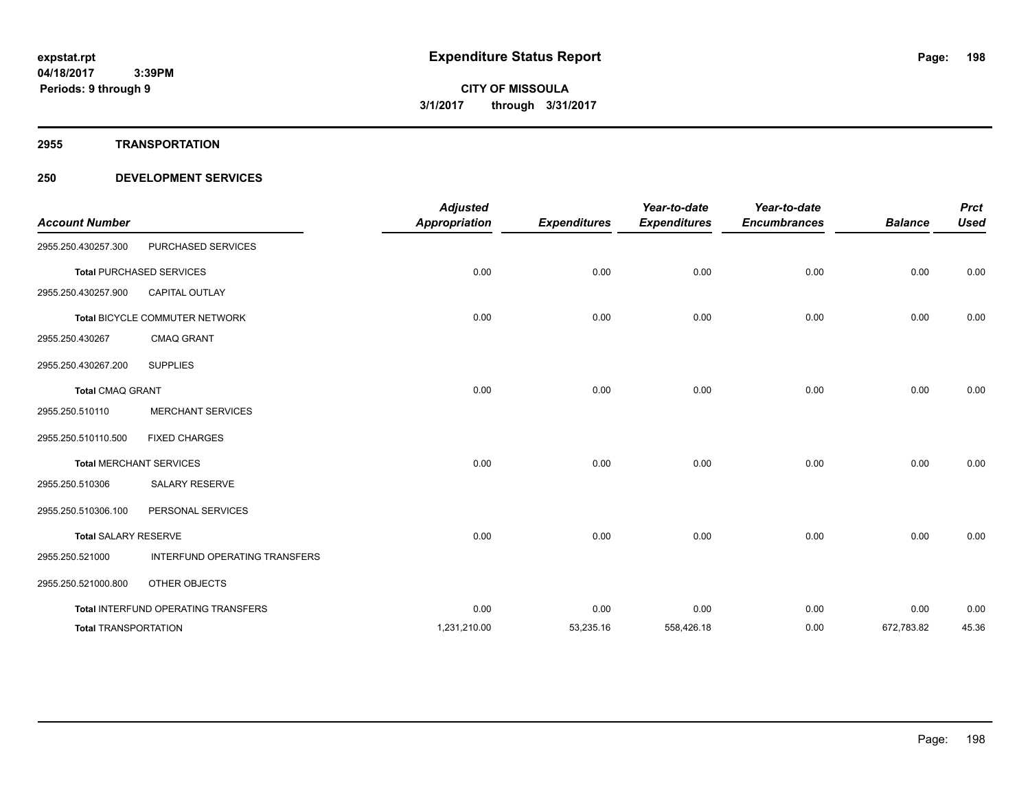# Expenditure Status Report

**CITY OF MISSOULA**

**3/1/2017 through 3/31/2017**

expstat.rpt
04/18/2017 3:39PM
Periods: 9 through 9

## 2955 TRANSPORTATION

## 250 DEVELOPMENT SERVICES

| Account Number | | Adjusted Appropriation | Expenditures | Year-to-date Expenditures | Year-to-date Encumbrances | Balance | Prct Used |
|---|---|---|---|---|---|---|---|
| 2955.250.430257.300 | PURCHASED SERVICES | | | | | | |
| **Total** PURCHASED SERVICES | | 0.00 | 0.00 | 0.00 | 0.00 | 0.00 | 0.00 |
| 2955.250.430257.900 | CAPITAL OUTLAY | | | | | | |
| **Total** BICYCLE COMMUTER NETWORK | | 0.00 | 0.00 | 0.00 | 0.00 | 0.00 | 0.00 |
| 2955.250.430267 | CMAQ GRANT | | | | | | |
| 2955.250.430267.200 | SUPPLIES | | | | | | |
| **Total** CMAQ GRANT | | 0.00 | 0.00 | 0.00 | 0.00 | 0.00 | 0.00 |
| 2955.250.510110 | MERCHANT SERVICES | | | | | | |
| 2955.250.510110.500 | FIXED CHARGES | | | | | | |
| **Total** MERCHANT SERVICES | | 0.00 | 0.00 | 0.00 | 0.00 | 0.00 | 0.00 |
| 2955.250.510306 | SALARY RESERVE | | | | | | |
| 2955.250.510306.100 | PERSONAL SERVICES | | | | | | |
| **Total** SALARY RESERVE | | 0.00 | 0.00 | 0.00 | 0.00 | 0.00 | 0.00 |
| 2955.250.521000 | INTERFUND OPERATING TRANSFERS | | | | | | |
| 2955.250.521000.800 | OTHER OBJECTS | | | | | | |
| **Total** INTERFUND OPERATING TRANSFERS | | 0.00 | 0.00 | 0.00 | 0.00 | 0.00 | 0.00 |
| **Total** TRANSPORTATION | | 1,231,210.00 | 53,235.16 | 558,426.18 | 0.00 | 672,783.82 | 45.36 |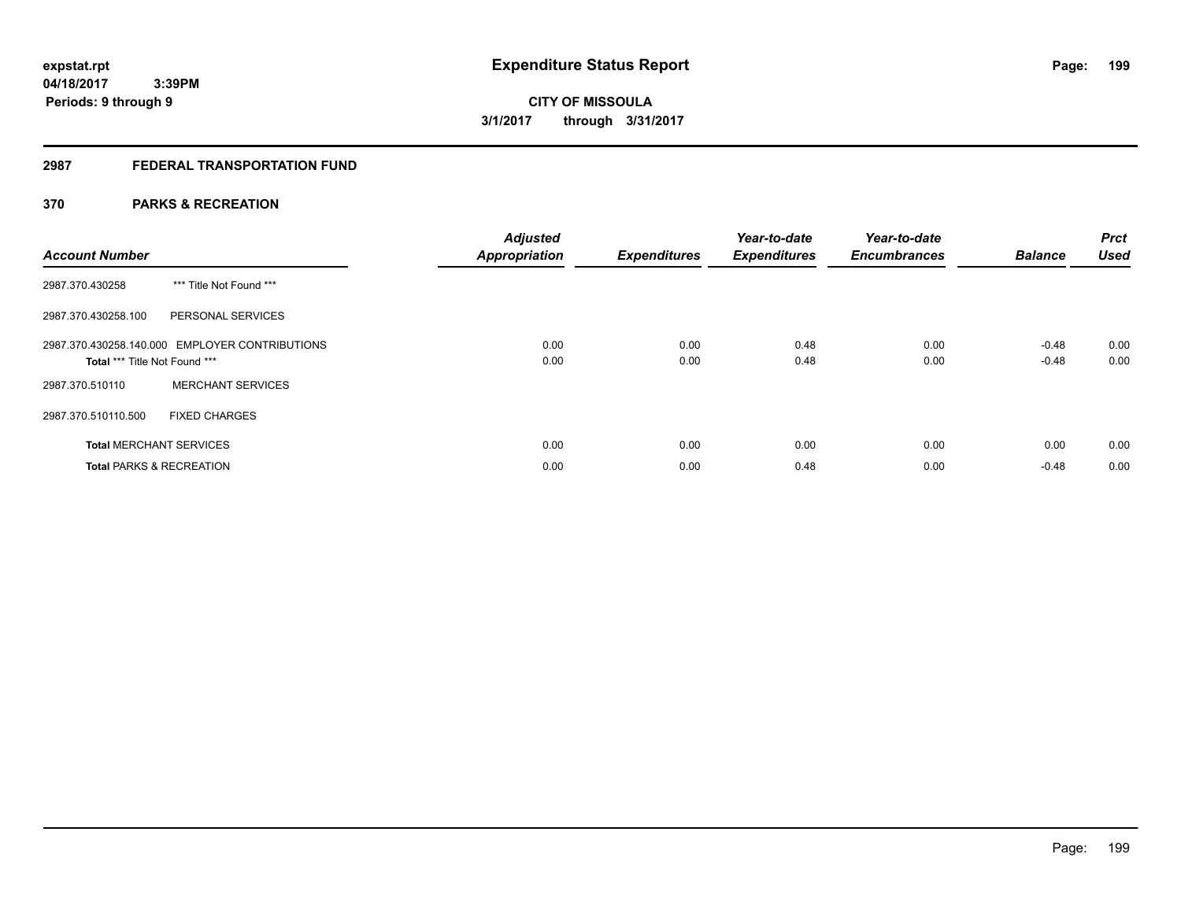expstat.rpt
04/18/2017 3:39PM
Periods: 9 through 9

# Expenditure Status Report

CITY OF MISSOULA
3/1/2017 through 3/31/2017

## 2987 FEDERAL TRANSPORTATION FUND

## 370 PARKS & RECREATION

| Account Number | | Adjusted Appropriation | Expenditures | Year-to-date Expenditures | Year-to-date Encumbrances | Balance | Prct Used |
|---|---|---|---|---|---|---|---|
| 2987.370.430258 | *** Title Not Found *** | | | | | | |
| 2987.370.430258.100 | PERSONAL SERVICES | | | | | | |
| 2987.370.430258.140.000 | EMPLOYER CONTRIBUTIONS | 0.00 | 0.00 | 0.48 | 0.00 | -0.48 | 0.00 |
| **Total** *** Title Not Found *** | | 0.00 | 0.00 | 0.48 | 0.00 | -0.48 | 0.00 |
| 2987.370.510110 | MERCHANT SERVICES | | | | | | |
| 2987.370.510110.500 | FIXED CHARGES | | | | | | |
| **Total** MERCHANT SERVICES | | 0.00 | 0.00 | 0.00 | 0.00 | 0.00 | 0.00 |
| **Total** PARKS & RECREATION | | 0.00 | 0.00 | 0.48 | 0.00 | -0.48 | 0.00 |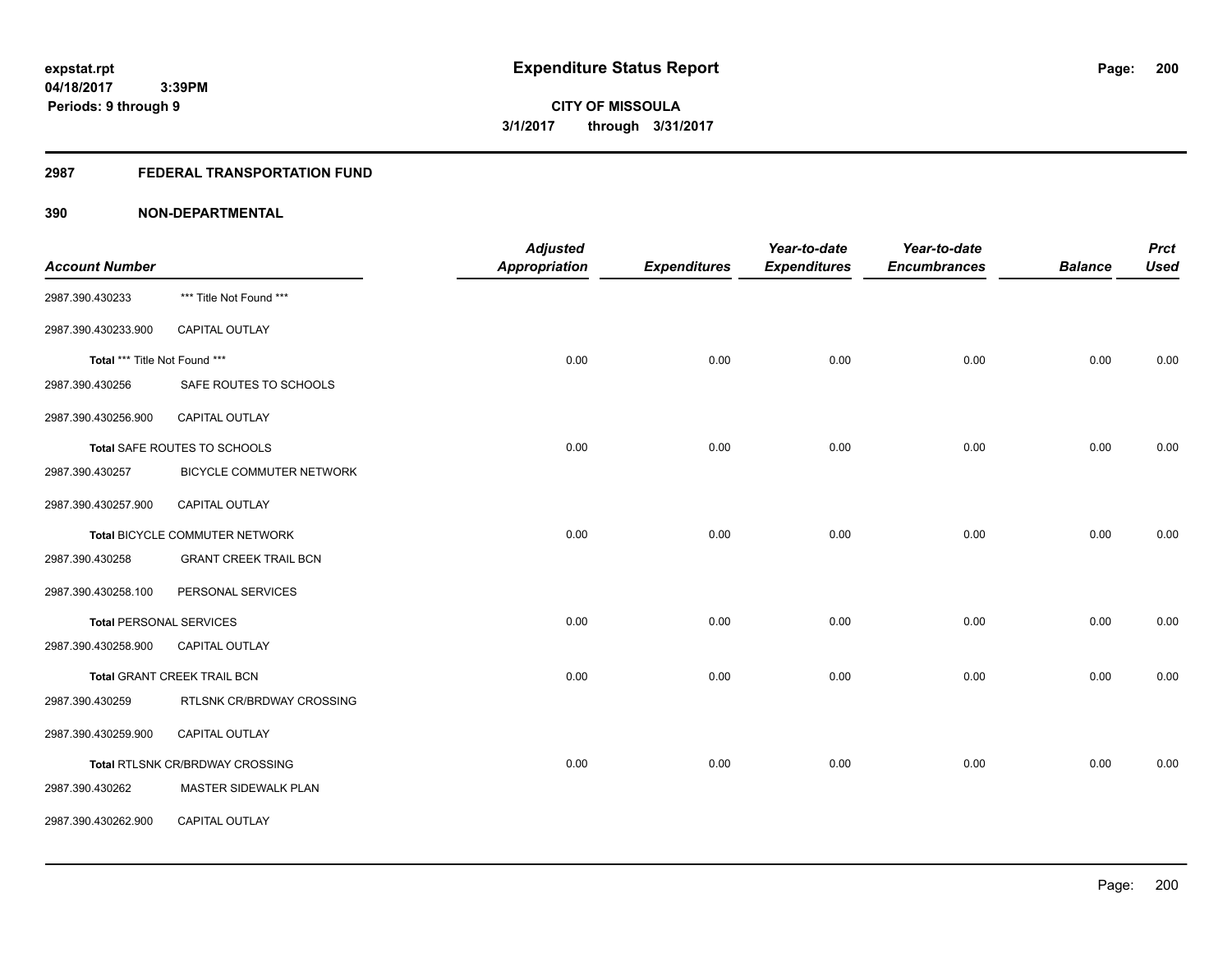# Expenditure Status Report

expstat.rpt
04/18/2017 3:39PM
Periods: 9 through 9

**CITY OF MISSOULA**
**3/1/2017 through 3/31/2017**

## 2987 FEDERAL TRANSPORTATION FUND

### 390 NON-DEPARTMENTAL

| Account Number | | Adjusted Appropriation | Expenditures | Year-to-date Expenditures | Year-to-date Encumbrances | Balance | Prct Used |
|---|---|---|---|---|---|---|---|
| 2987.390.430233 | *** Title Not Found *** | | | | | | |
| 2987.390.430233.900 | CAPITAL OUTLAY | | | | | | |
| **Total** *** Title Not Found *** | | 0.00 | 0.00 | 0.00 | 0.00 | 0.00 | 0.00 |
| 2987.390.430256 | SAFE ROUTES TO SCHOOLS | | | | | | |
| 2987.390.430256.900 | CAPITAL OUTLAY | | | | | | |
| **Total** SAFE ROUTES TO SCHOOLS | | 0.00 | 0.00 | 0.00 | 0.00 | 0.00 | 0.00 |
| 2987.390.430257 | BICYCLE COMMUTER NETWORK | | | | | | |
| 2987.390.430257.900 | CAPITAL OUTLAY | | | | | | |
| **Total** BICYCLE COMMUTER NETWORK | | 0.00 | 0.00 | 0.00 | 0.00 | 0.00 | 0.00 |
| 2987.390.430258 | GRANT CREEK TRAIL BCN | | | | | | |
| 2987.390.430258.100 | PERSONAL SERVICES | | | | | | |
| **Total** PERSONAL SERVICES | | 0.00 | 0.00 | 0.00 | 0.00 | 0.00 | 0.00 |
| 2987.390.430258.900 | CAPITAL OUTLAY | | | | | | |
| **Total** GRANT CREEK TRAIL BCN | | 0.00 | 0.00 | 0.00 | 0.00 | 0.00 | 0.00 |
| 2987.390.430259 | RTLSNK CR/BRDWAY CROSSING | | | | | | |
| 2987.390.430259.900 | CAPITAL OUTLAY | | | | | | |
| **Total** RTLSNK CR/BRDWAY CROSSING | | 0.00 | 0.00 | 0.00 | 0.00 | 0.00 | 0.00 |
| 2987.390.430262 | MASTER SIDEWALK PLAN | | | | | | |
| 2987.390.430262.900 | CAPITAL OUTLAY | | | | | | |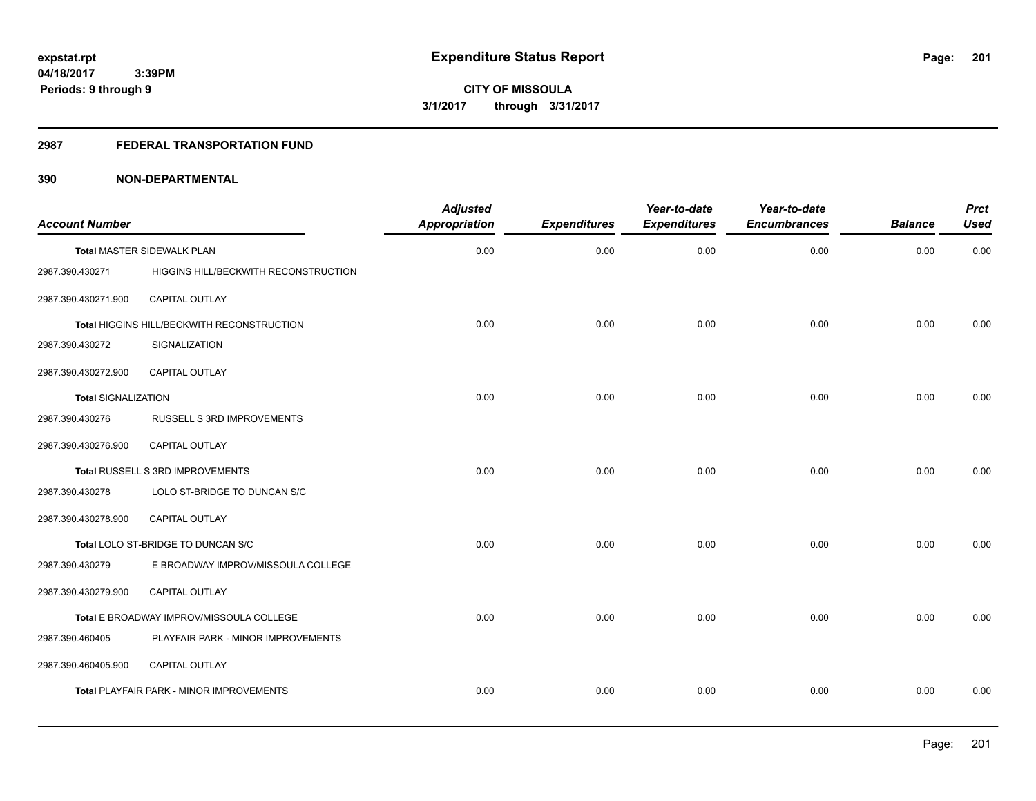# Expenditure Status Report

expstat.rpt
04/18/2017 3:39PM
Periods: 9 through 9

**CITY OF MISSOULA**
**3/1/2017 through 3/31/2017**

## 2987 FEDERAL TRANSPORTATION FUND

### 390 NON-DEPARTMENTAL

| Account Number | | Adjusted Appropriation | Expenditures | Year-to-date Expenditures | Year-to-date Encumbrances | Balance | Prct Used |
|---|---|---|---|---|---|---|---|
| Total MASTER SIDEWALK PLAN | | 0.00 | 0.00 | 0.00 | 0.00 | 0.00 | 0.00 |
| 2987.390.430271 | HIGGINS HILL/BECKWITH RECONSTRUCTION | | | | | | |
| 2987.390.430271.900 | CAPITAL OUTLAY | | | | | | |
| Total HIGGINS HILL/BECKWITH RECONSTRUCTION | | 0.00 | 0.00 | 0.00 | 0.00 | 0.00 | 0.00 |
| 2987.390.430272 | SIGNALIZATION | | | | | | |
| 2987.390.430272.900 | CAPITAL OUTLAY | | | | | | |
| Total SIGNALIZATION | | 0.00 | 0.00 | 0.00 | 0.00 | 0.00 | 0.00 |
| 2987.390.430276 | RUSSELL S 3RD IMPROVEMENTS | | | | | | |
| 2987.390.430276.900 | CAPITAL OUTLAY | | | | | | |
| Total RUSSELL S 3RD IMPROVEMENTS | | 0.00 | 0.00 | 0.00 | 0.00 | 0.00 | 0.00 |
| 2987.390.430278 | LOLO ST-BRIDGE TO DUNCAN S/C | | | | | | |
| 2987.390.430278.900 | CAPITAL OUTLAY | | | | | | |
| Total LOLO ST-BRIDGE TO DUNCAN S/C | | 0.00 | 0.00 | 0.00 | 0.00 | 0.00 | 0.00 |
| 2987.390.430279 | E BROADWAY IMPROV/MISSOULA COLLEGE | | | | | | |
| 2987.390.430279.900 | CAPITAL OUTLAY | | | | | | |
| Total E BROADWAY IMPROV/MISSOULA COLLEGE | | 0.00 | 0.00 | 0.00 | 0.00 | 0.00 | 0.00 |
| 2987.390.460405 | PLAYFAIR PARK - MINOR IMPROVEMENTS | | | | | | |
| 2987.390.460405.900 | CAPITAL OUTLAY | | | | | | |
| Total PLAYFAIR PARK - MINOR IMPROVEMENTS | | 0.00 | 0.00 | 0.00 | 0.00 | 0.00 | 0.00 |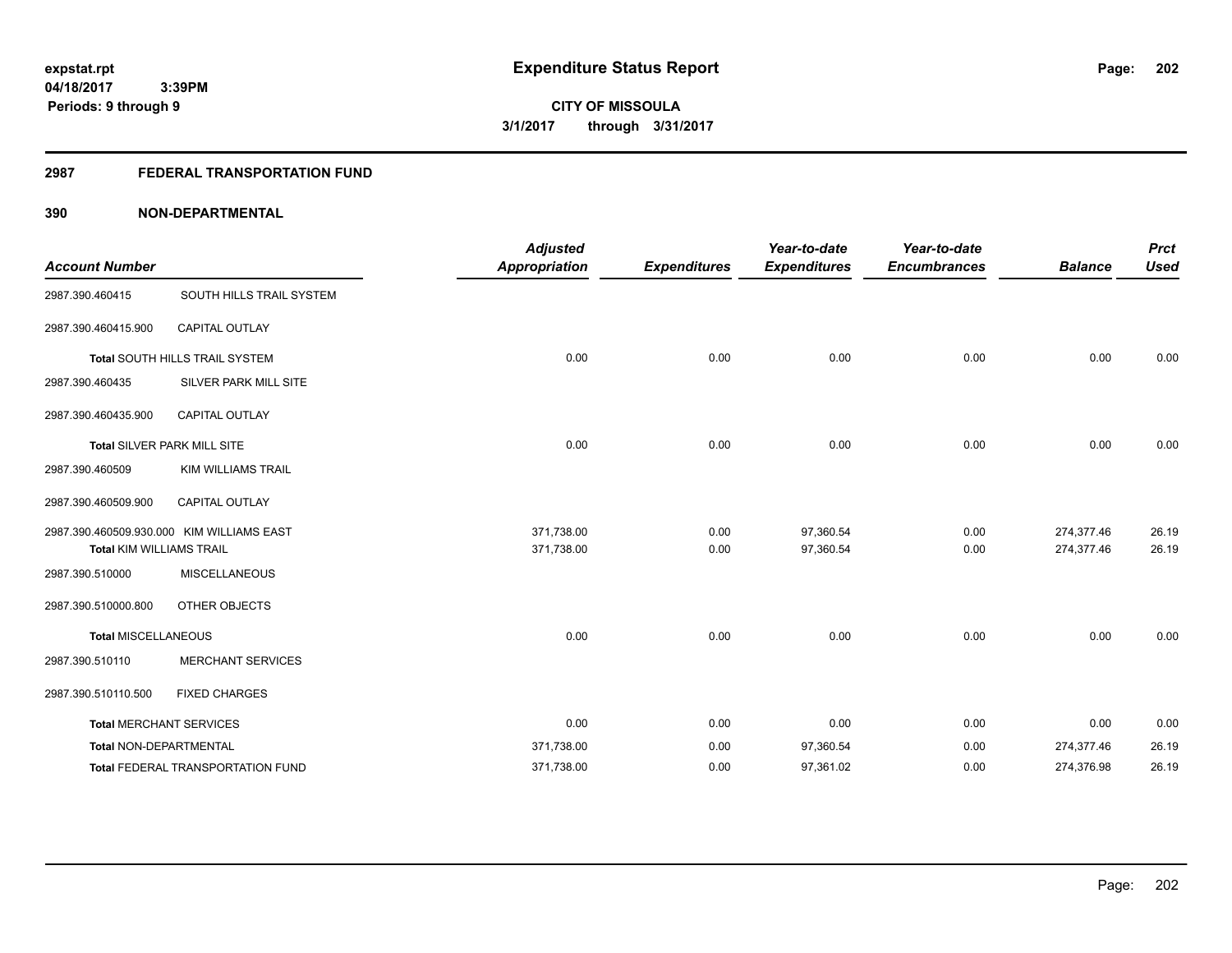# Expenditure Status Report

**CITY OF MISSOULA**

**3/1/2017 through 3/31/2017**

expstat.rpt
04/18/2017 3:39PM
Periods: 9 through 9

## 2987 FEDERAL TRANSPORTATION FUND

### 390 NON-DEPARTMENTAL

| Account Number | | Adjusted Appropriation | Expenditures | Year-to-date Expenditures | Year-to-date Encumbrances | Balance | Prct Used |
|---|---|---|---|---|---|---|---|
| 2987.390.460415 | SOUTH HILLS TRAIL SYSTEM | | | | | | |
| 2987.390.460415.900 | CAPITAL OUTLAY | | | | | | |
| **Total** SOUTH HILLS TRAIL SYSTEM | | 0.00 | 0.00 | 0.00 | 0.00 | 0.00 | 0.00 |
| 2987.390.460435 | SILVER PARK MILL SITE | | | | | | |
| 2987.390.460435.900 | CAPITAL OUTLAY | | | | | | |
| **Total** SILVER PARK MILL SITE | | 0.00 | 0.00 | 0.00 | 0.00 | 0.00 | 0.00 |
| 2987.390.460509 | KIM WILLIAMS TRAIL | | | | | | |
| 2987.390.460509.900 | CAPITAL OUTLAY | | | | | | |
| 2987.390.460509.930.000 | KIM WILLIAMS EAST | 371,738.00 | 0.00 | 97,360.54 | 0.00 | 274,377.46 | 26.19 |
| **Total** KIM WILLIAMS TRAIL | | 371,738.00 | 0.00 | 97,360.54 | 0.00 | 274,377.46 | 26.19 |
| 2987.390.510000 | MISCELLANEOUS | | | | | | |
| 2987.390.510000.800 | OTHER OBJECTS | | | | | | |
| **Total** MISCELLANEOUS | | 0.00 | 0.00 | 0.00 | 0.00 | 0.00 | 0.00 |
| 2987.390.510110 | MERCHANT SERVICES | | | | | | |
| 2987.390.510110.500 | FIXED CHARGES | | | | | | |
| **Total** MERCHANT SERVICES | | 0.00 | 0.00 | 0.00 | 0.00 | 0.00 | 0.00 |
| **Total** NON-DEPARTMENTAL | | 371,738.00 | 0.00 | 97,360.54 | 0.00 | 274,377.46 | 26.19 |
| **Total** FEDERAL TRANSPORTATION FUND | | 371,738.00 | 0.00 | 97,361.02 | 0.00 | 274,376.98 | 26.19 |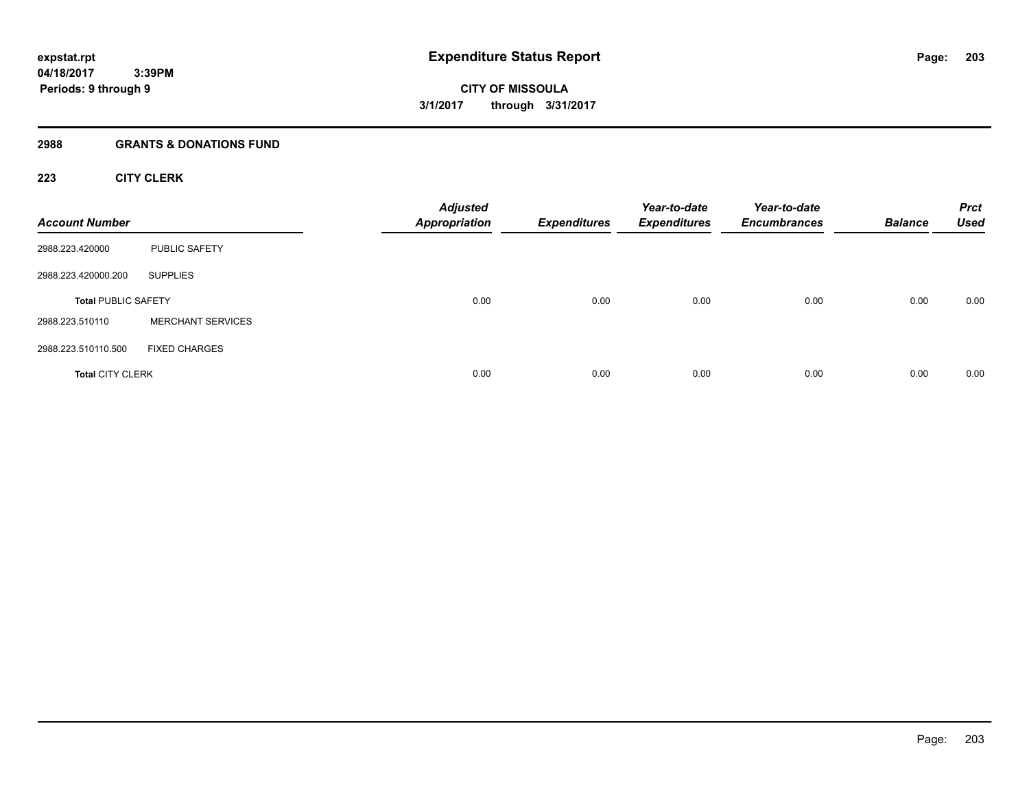**expstat.rpt**
**04/18/2017 3:39PM**
**Periods: 9 through 9**

# Expenditure Status Report

**CITY OF MISSOULA**
**3/1/2017 through 3/31/2017**

## 2988 GRANTS & DONATIONS FUND

### 223 CITY CLERK

| Account Number | | *Adjusted Appropriation* | *Expenditures* | *Year-to-date Expenditures* | *Year-to-date Encumbrances* | *Balance* | *Prct Used* |
|---|---|---|---|---|---|---|---|
| 2988.223.420000 | PUBLIC SAFETY | | | | | | |
| 2988.223.420000.200 | SUPPLIES | | | | | | |
| **Total** PUBLIC SAFETY | | 0.00 | 0.00 | 0.00 | 0.00 | 0.00 | 0.00 |
| 2988.223.510110 | MERCHANT SERVICES | | | | | | |
| 2988.223.510110.500 | FIXED CHARGES | | | | | | |
| **Total** CITY CLERK | | 0.00 | 0.00 | 0.00 | 0.00 | 0.00 | 0.00 |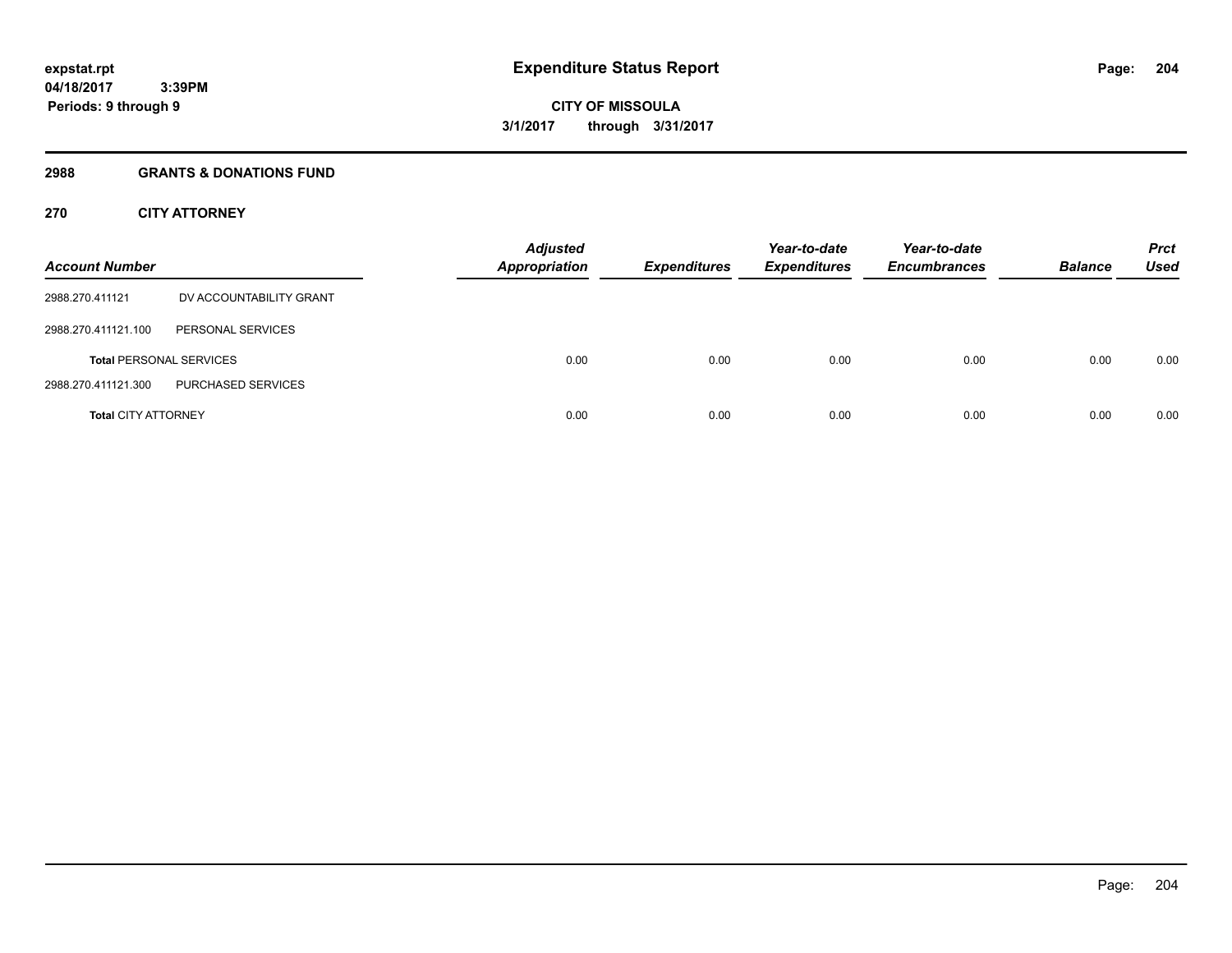**expstat.rpt**
**04/18/2017 3:39PM**
**Periods: 9 through 9**

# Expenditure Status Report

**CITY OF MISSOULA**
**3/1/2017 through 3/31/2017**

## 2988 GRANTS & DONATIONS FUND

### 270 CITY ATTORNEY

| Account Number | | Adjusted Appropriation | Expenditures | Year-to-date Expenditures | Year-to-date Encumbrances | Balance | Prct Used |
|---|---|---|---|---|---|---|---|
| 2988.270.411121 | DV ACCOUNTABILITY GRANT | | | | | | |
| 2988.270.411121.100 | PERSONAL SERVICES | | | | | | |
| **Total** PERSONAL SERVICES | | 0.00 | 0.00 | 0.00 | 0.00 | 0.00 | 0.00 |
| 2988.270.411121.300 | PURCHASED SERVICES | | | | | | |
| **Total** CITY ATTORNEY | | 0.00 | 0.00 | 0.00 | 0.00 | 0.00 | 0.00 |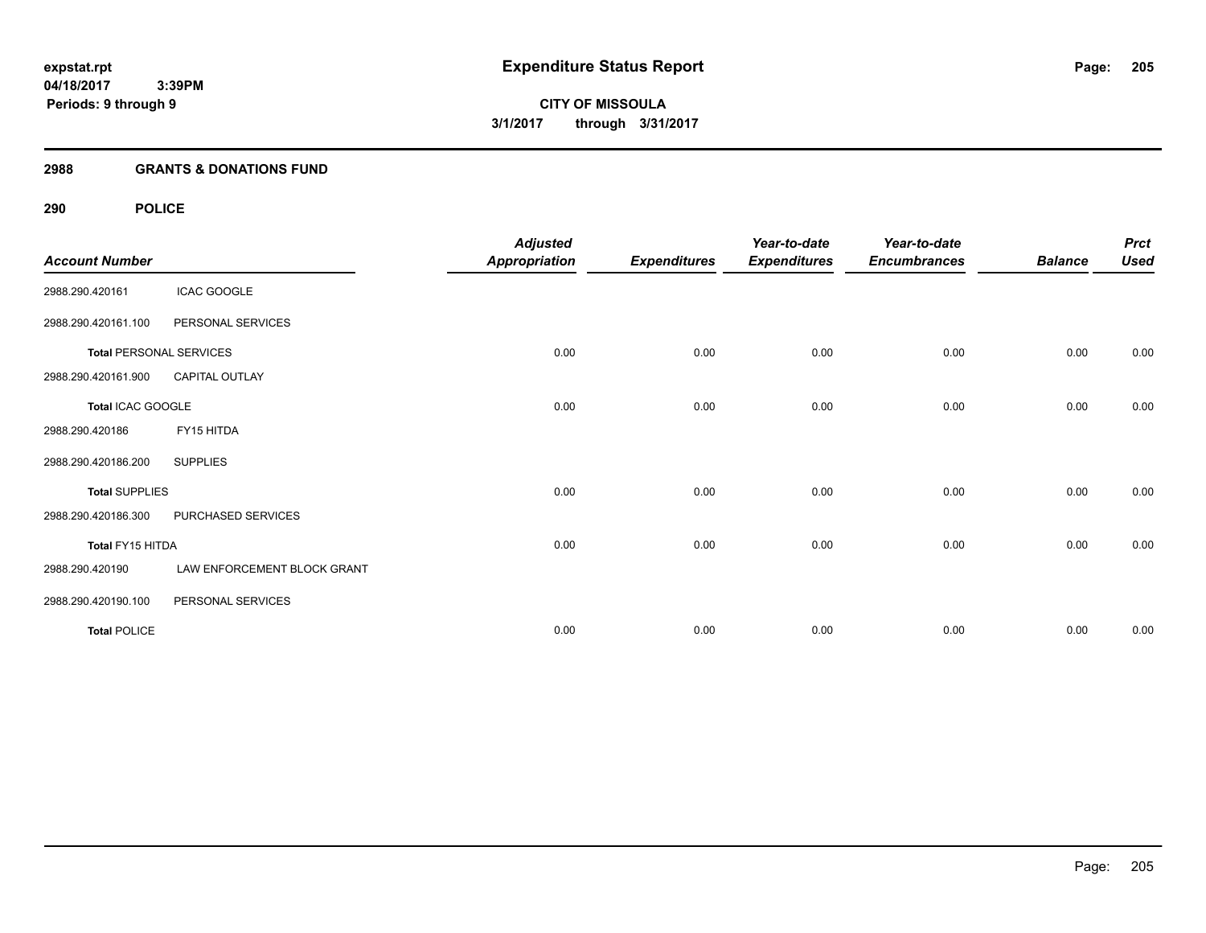expstat.rpt
04/18/2017 3:39PM
Periods: 9 through 9

# Expenditure Status Report

**CITY OF MISSOULA**
**3/1/2017 through 3/31/2017**

## 2988 GRANTS & DONATIONS FUND

## 290 POLICE

| Account Number | | Adjusted Appropriation | Expenditures | Year-to-date Expenditures | Year-to-date Encumbrances | Balance | Prct Used |
|---|---|---|---|---|---|---|---|
| 2988.290.420161 | ICAC GOOGLE | | | | | | |
| 2988.290.420161.100 | PERSONAL SERVICES | | | | | | |
| **Total** PERSONAL SERVICES | | 0.00 | 0.00 | 0.00 | 0.00 | 0.00 | 0.00 |
| 2988.290.420161.900 | CAPITAL OUTLAY | | | | | | |
| **Total** ICAC GOOGLE | | 0.00 | 0.00 | 0.00 | 0.00 | 0.00 | 0.00 |
| 2988.290.420186 | FY15 HITDA | | | | | | |
| 2988.290.420186.200 | SUPPLIES | | | | | | |
| **Total** SUPPLIES | | 0.00 | 0.00 | 0.00 | 0.00 | 0.00 | 0.00 |
| 2988.290.420186.300 | PURCHASED SERVICES | | | | | | |
| **Total** FY15 HITDA | | 0.00 | 0.00 | 0.00 | 0.00 | 0.00 | 0.00 |
| 2988.290.420190 | LAW ENFORCEMENT BLOCK GRANT | | | | | | |
| 2988.290.420190.100 | PERSONAL SERVICES | | | | | | |
| **Total** POLICE | | 0.00 | 0.00 | 0.00 | 0.00 | 0.00 | 0.00 |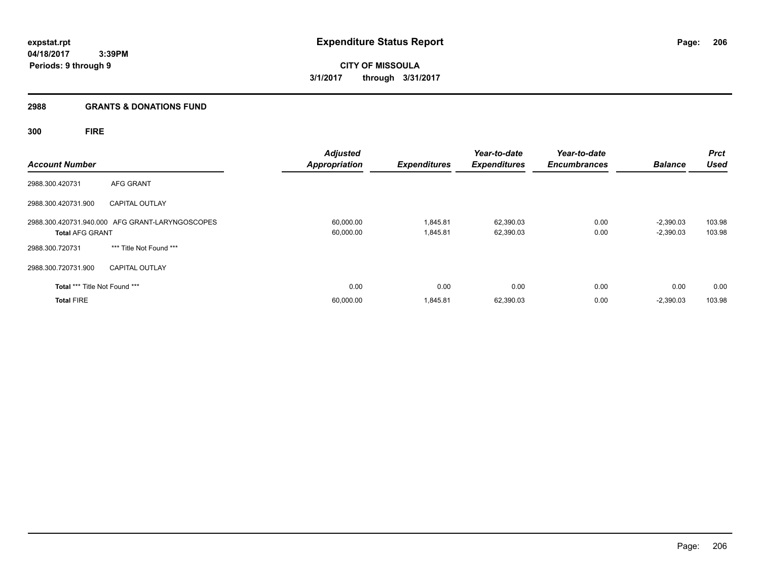**expstat.rpt**
**04/18/2017 3:39PM**
**Periods: 9 through 9**

# Expenditure Status Report

**CITY OF MISSOULA**
**3/1/2017 through 3/31/2017**

## 2988 GRANTS & DONATIONS FUND

### 300 FIRE

| Account Number | | Adjusted Appropriation | Expenditures | Year-to-date Expenditures | Year-to-date Encumbrances | Balance | Prct Used |
|---|---|---|---|---|---|---|---|
| 2988.300.420731 | AFG GRANT | | | | | | |
| 2988.300.420731.900 | CAPITAL OUTLAY | | | | | | |
| 2988.300.420731.940.000 | AFG GRANT-LARYNGOSCOPES | 60,000.00 | 1,845.81 | 62,390.03 | 0.00 | -2,390.03 | 103.98 |
| **Total** AFG GRANT | | 60,000.00 | 1,845.81 | 62,390.03 | 0.00 | -2,390.03 | 103.98 |
| 2988.300.720731 | *** Title Not Found *** | | | | | | |
| 2988.300.720731.900 | CAPITAL OUTLAY | | | | | | |
| **Total** *** Title Not Found *** | | 0.00 | 0.00 | 0.00 | 0.00 | 0.00 | 0.00 |
| **Total** FIRE | | 60,000.00 | 1,845.81 | 62,390.03 | 0.00 | -2,390.03 | 103.98 |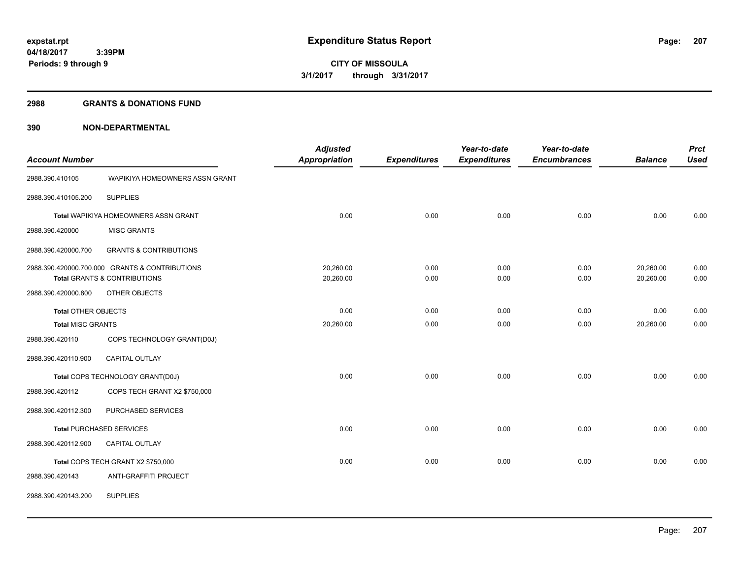# Expenditure Status Report

expstat.rpt
04/18/2017 3:39PM
Periods: 9 through 9

**CITY OF MISSOULA**
**3/1/2017 through 3/31/2017**

## 2988 GRANTS & DONATIONS FUND

## 390 NON-DEPARTMENTAL

| Account Number | | Adjusted Appropriation | Expenditures | Year-to-date Expenditures | Year-to-date Encumbrances | Balance | Prct Used |
|---|---|---|---|---|---|---|---|
| 2988.390.410105 | WAPIKIYA HOMEOWNERS ASSN GRANT | | | | | | |
| 2988.390.410105.200 | SUPPLIES | | | | | | |
| Total WAPIKIYA HOMEOWNERS ASSN GRANT | | 0.00 | 0.00 | 0.00 | 0.00 | 0.00 | 0.00 |
| 2988.390.420000 | MISC GRANTS | | | | | | |
| 2988.390.420000.700 | GRANTS & CONTRIBUTIONS | | | | | | |
| 2988.390.420000.700.000 | GRANTS & CONTRIBUTIONS | 20,260.00 | 0.00 | 0.00 | 0.00 | 20,260.00 | 0.00 |
| Total GRANTS & CONTRIBUTIONS | | 20,260.00 | 0.00 | 0.00 | 0.00 | 20,260.00 | 0.00 |
| 2988.390.420000.800 | OTHER OBJECTS | | | | | | |
| Total OTHER OBJECTS | | 0.00 | 0.00 | 0.00 | 0.00 | 0.00 | 0.00 |
| Total MISC GRANTS | | 20,260.00 | 0.00 | 0.00 | 0.00 | 20,260.00 | 0.00 |
| 2988.390.420110 | COPS TECHNOLOGY GRANT(D0J) | | | | | | |
| 2988.390.420110.900 | CAPITAL OUTLAY | | | | | | |
| Total COPS TECHNOLOGY GRANT(D0J) | | 0.00 | 0.00 | 0.00 | 0.00 | 0.00 | 0.00 |
| 2988.390.420112 | COPS TECH GRANT X2 $750,000 | | | | | | |
| 2988.390.420112.300 | PURCHASED SERVICES | | | | | | |
| Total PURCHASED SERVICES | | 0.00 | 0.00 | 0.00 | 0.00 | 0.00 | 0.00 |
| 2988.390.420112.900 | CAPITAL OUTLAY | | | | | | |
| Total COPS TECH GRANT X2 $750,000 | | 0.00 | 0.00 | 0.00 | 0.00 | 0.00 | 0.00 |
| 2988.390.420143 | ANTI-GRAFFITI PROJECT | | | | | | |
| 2988.390.420143.200 | SUPPLIES | | | | | | |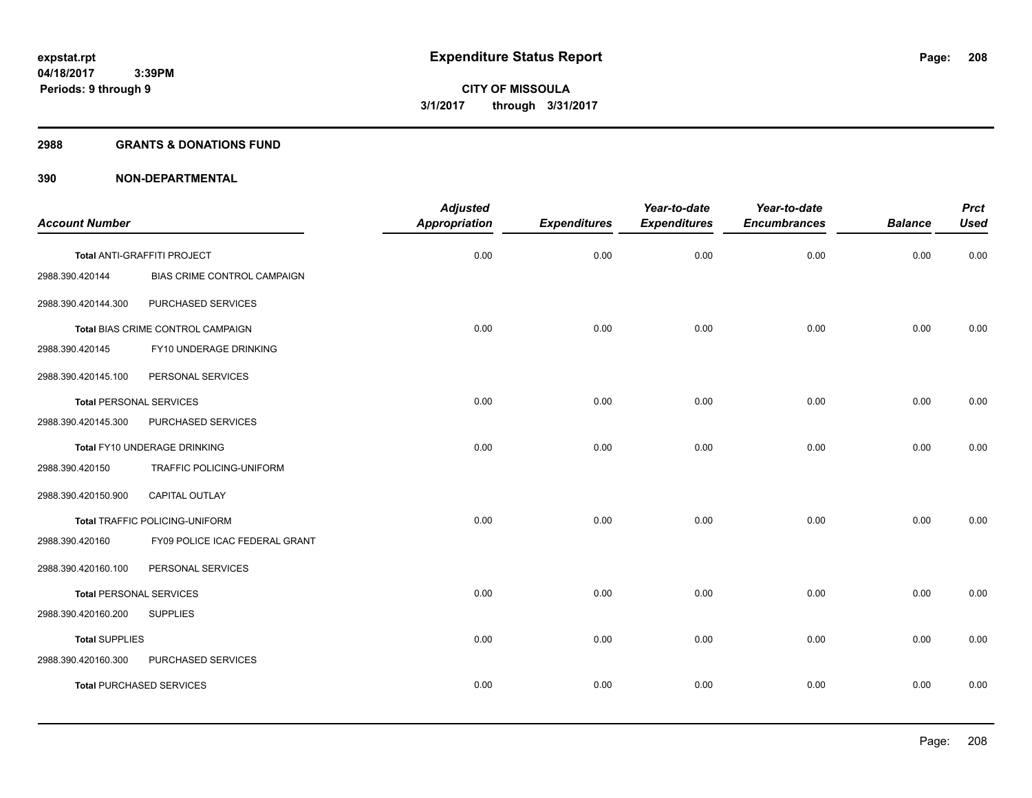**expstat.rpt**
**04/18/2017 3:39PM**
**Periods: 9 through 9**

# Expenditure Status Report

**CITY OF MISSOULA**
**3/1/2017 through 3/31/2017**

## 2988 GRANTS & DONATIONS FUND

## 390 NON-DEPARTMENTAL

| Account Number | | Adjusted Appropriation | Expenditures | Year-to-date Expenditures | Year-to-date Encumbrances | Balance | Prct Used |
|---|---|---|---|---|---|---|---|
| Total ANTI-GRAFFITI PROJECT | | 0.00 | 0.00 | 0.00 | 0.00 | 0.00 | 0.00 |
| 2988.390.420144 | BIAS CRIME CONTROL CAMPAIGN | | | | | | |
| 2988.390.420144.300 | PURCHASED SERVICES | | | | | | |
| Total BIAS CRIME CONTROL CAMPAIGN | | 0.00 | 0.00 | 0.00 | 0.00 | 0.00 | 0.00 |
| 2988.390.420145 | FY10 UNDERAGE DRINKING | | | | | | |
| 2988.390.420145.100 | PERSONAL SERVICES | | | | | | |
| Total PERSONAL SERVICES | | 0.00 | 0.00 | 0.00 | 0.00 | 0.00 | 0.00 |
| 2988.390.420145.300 | PURCHASED SERVICES | | | | | | |
| Total FY10 UNDERAGE DRINKING | | 0.00 | 0.00 | 0.00 | 0.00 | 0.00 | 0.00 |
| 2988.390.420150 | TRAFFIC POLICING-UNIFORM | | | | | | |
| 2988.390.420150.900 | CAPITAL OUTLAY | | | | | | |
| Total TRAFFIC POLICING-UNIFORM | | 0.00 | 0.00 | 0.00 | 0.00 | 0.00 | 0.00 |
| 2988.390.420160 | FY09 POLICE ICAC FEDERAL GRANT | | | | | | |
| 2988.390.420160.100 | PERSONAL SERVICES | | | | | | |
| Total PERSONAL SERVICES | | 0.00 | 0.00 | 0.00 | 0.00 | 0.00 | 0.00 |
| 2988.390.420160.200 | SUPPLIES | | | | | | |
| Total SUPPLIES | | 0.00 | 0.00 | 0.00 | 0.00 | 0.00 | 0.00 |
| 2988.390.420160.300 | PURCHASED SERVICES | | | | | | |
| Total PURCHASED SERVICES | | 0.00 | 0.00 | 0.00 | 0.00 | 0.00 | 0.00 |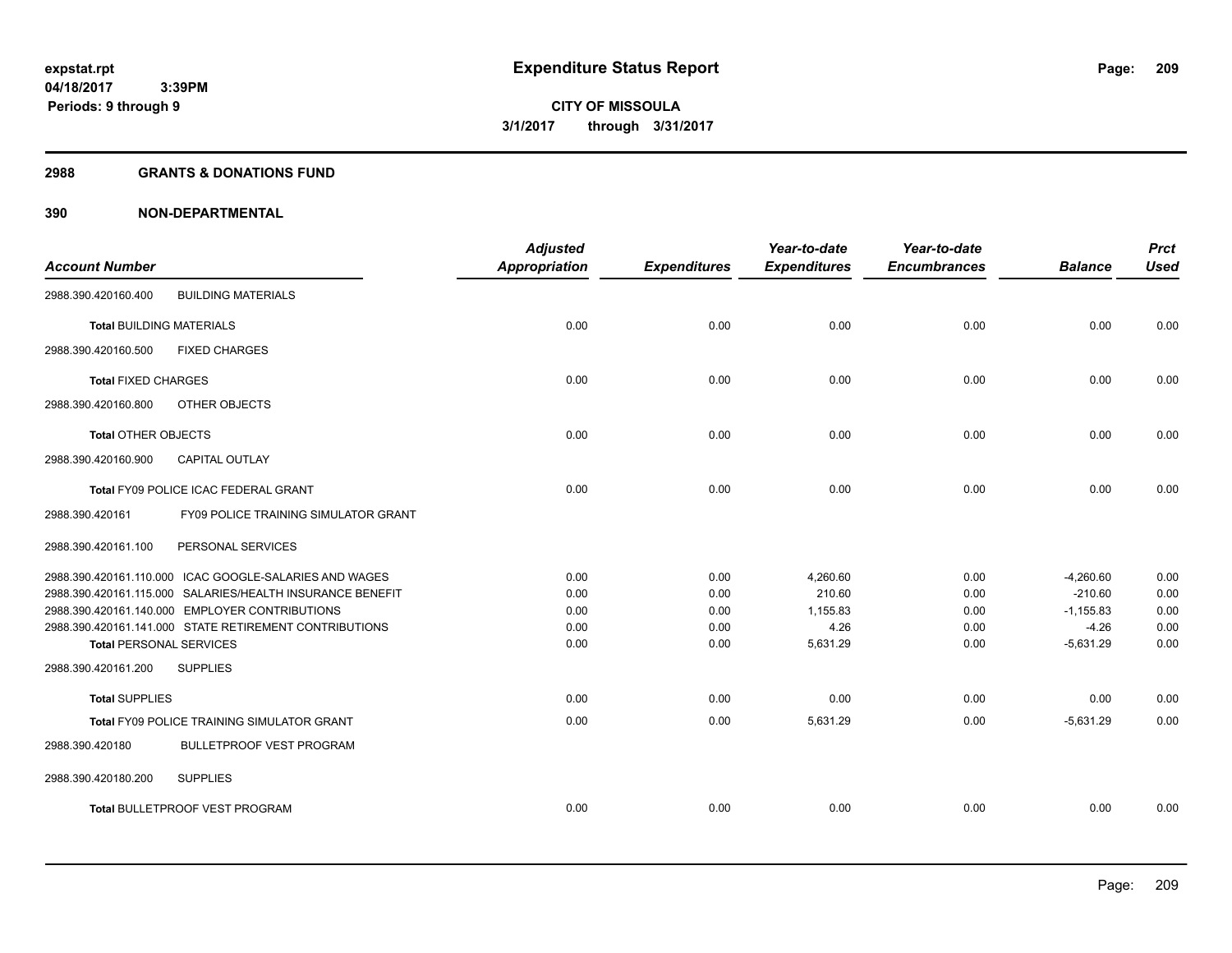**Expenditure Status Report**

**CITY OF MISSOULA**

**3/1/2017 through 3/31/2017**

expstat.rpt
04/18/2017 3:39PM
Periods: 9 through 9

## 2988 GRANTS & DONATIONS FUND

## 390 NON-DEPARTMENTAL

| Account Number | | Adjusted Appropriation | Expenditures | Year-to-date Expenditures | Year-to-date Encumbrances | Balance | Prct Used |
|---|---|---|---|---|---|---|---|
| 2988.390.420160.400 | BUILDING MATERIALS | | | | | | |
| Total BUILDING MATERIALS | | 0.00 | 0.00 | 0.00 | 0.00 | 0.00 | 0.00 |
| 2988.390.420160.500 | FIXED CHARGES | | | | | | |
| Total FIXED CHARGES | | 0.00 | 0.00 | 0.00 | 0.00 | 0.00 | 0.00 |
| 2988.390.420160.800 | OTHER OBJECTS | | | | | | |
| Total OTHER OBJECTS | | 0.00 | 0.00 | 0.00 | 0.00 | 0.00 | 0.00 |
| 2988.390.420160.900 | CAPITAL OUTLAY | | | | | | |
| Total FY09 POLICE ICAC FEDERAL GRANT | | 0.00 | 0.00 | 0.00 | 0.00 | 0.00 | 0.00 |
| 2988.390.420161 | FY09 POLICE TRAINING SIMULATOR GRANT | | | | | | |
| 2988.390.420161.100 | PERSONAL SERVICES | | | | | | |
| 2988.390.420161.110.000 | ICAC GOOGLE-SALARIES AND WAGES | 0.00 | 0.00 | 4,260.60 | 0.00 | -4,260.60 | 0.00 |
| 2988.390.420161.115.000 | SALARIES/HEALTH INSURANCE BENEFIT | 0.00 | 0.00 | 210.60 | 0.00 | -210.60 | 0.00 |
| 2988.390.420161.140.000 | EMPLOYER CONTRIBUTIONS | 0.00 | 0.00 | 1,155.83 | 0.00 | -1,155.83 | 0.00 |
| 2988.390.420161.141.000 | STATE RETIREMENT CONTRIBUTIONS | 0.00 | 0.00 | 4.26 | 0.00 | -4.26 | 0.00 |
| Total PERSONAL SERVICES | | 0.00 | 0.00 | 5,631.29 | 0.00 | -5,631.29 | 0.00 |
| 2988.390.420161.200 | SUPPLIES | | | | | | |
| Total SUPPLIES | | 0.00 | 0.00 | 0.00 | 0.00 | 0.00 | 0.00 |
| Total FY09 POLICE TRAINING SIMULATOR GRANT | | 0.00 | 0.00 | 5,631.29 | 0.00 | -5,631.29 | 0.00 |
| 2988.390.420180 | BULLETPROOF VEST PROGRAM | | | | | | |
| 2988.390.420180.200 | SUPPLIES | | | | | | |
| Total BULLETPROOF VEST PROGRAM | | 0.00 | 0.00 | 0.00 | 0.00 | 0.00 | 0.00 |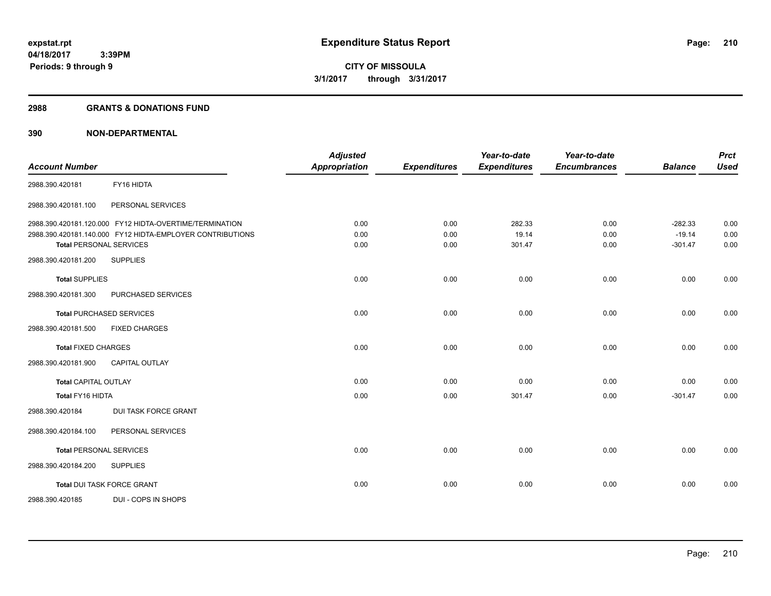# Expenditure Status Report

expstat.rpt
04/18/2017 3:39PM
Periods: 9 through 9

**CITY OF MISSOULA**
**3/1/2017 through 3/31/2017**

## 2988 GRANTS & DONATIONS FUND

## 390 NON-DEPARTMENTAL

| Account Number | | Adjusted Appropriation | Expenditures | Year-to-date Expenditures | Year-to-date Encumbrances | Balance | Prct Used |
|---|---|---|---|---|---|---|---|
| 2988.390.420181 | FY16 HIDTA | | | | | | |
| 2988.390.420181.100 | PERSONAL SERVICES | | | | | | |
| 2988.390.420181.120.000 | FY12 HIDTA-OVERTIME/TERMINATION | 0.00 | 0.00 | 282.33 | 0.00 | -282.33 | 0.00 |
| 2988.390.420181.140.000 | FY12 HIDTA-EMPLOYER CONTRIBUTIONS | 0.00 | 0.00 | 19.14 | 0.00 | -19.14 | 0.00 |
| **Total** PERSONAL SERVICES | | 0.00 | 0.00 | 301.47 | 0.00 | -301.47 | 0.00 |
| 2988.390.420181.200 | SUPPLIES | | | | | | |
| **Total** SUPPLIES | | 0.00 | 0.00 | 0.00 | 0.00 | 0.00 | 0.00 |
| 2988.390.420181.300 | PURCHASED SERVICES | | | | | | |
| **Total** PURCHASED SERVICES | | 0.00 | 0.00 | 0.00 | 0.00 | 0.00 | 0.00 |
| 2988.390.420181.500 | FIXED CHARGES | | | | | | |
| **Total** FIXED CHARGES | | 0.00 | 0.00 | 0.00 | 0.00 | 0.00 | 0.00 |
| 2988.390.420181.900 | CAPITAL OUTLAY | | | | | | |
| **Total** CAPITAL OUTLAY | | 0.00 | 0.00 | 0.00 | 0.00 | 0.00 | 0.00 |
| **Total FY16 HIDTA** | | 0.00 | 0.00 | 301.47 | 0.00 | -301.47 | 0.00 |
| 2988.390.420184 | DUI TASK FORCE GRANT | | | | | | |
| 2988.390.420184.100 | PERSONAL SERVICES | | | | | | |
| **Total** PERSONAL SERVICES | | 0.00 | 0.00 | 0.00 | 0.00 | 0.00 | 0.00 |
| 2988.390.420184.200 | SUPPLIES | | | | | | |
| **Total** DUI TASK FORCE GRANT | | 0.00 | 0.00 | 0.00 | 0.00 | 0.00 | 0.00 |
| 2988.390.420185 | DUI - COPS IN SHOPS | | | | | | |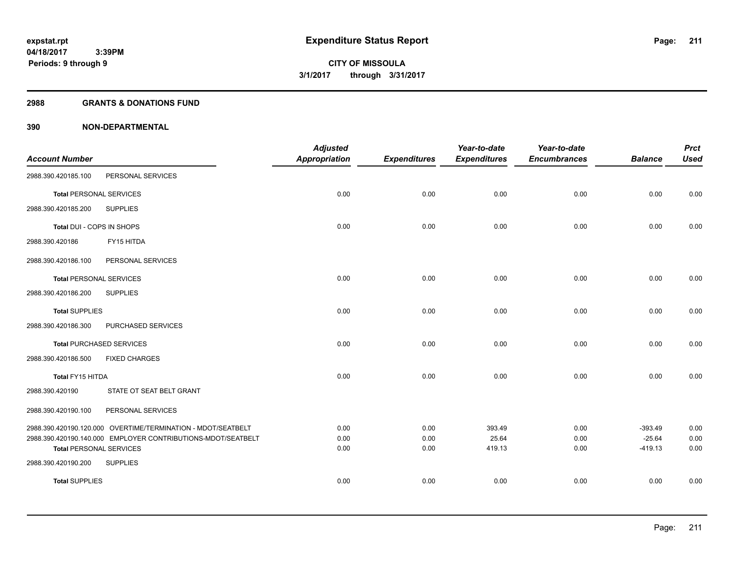expstat.rpt
04/18/2017 3:39PM
Periods: 9 through 9

# Expenditure Status Report

CITY OF MISSOULA
3/1/2017 through 3/31/2017

## 2988 GRANTS & DONATIONS FUND

## 390 NON-DEPARTMENTAL

| Account Number | | Adjusted Appropriation | Expenditures | Year-to-date Expenditures | Year-to-date Encumbrances | Balance | Prct Used |
|---|---|---|---|---|---|---|---|
| 2988.390.420185.100 | PERSONAL SERVICES | | | | | | |
| **Total** PERSONAL SERVICES | | 0.00 | 0.00 | 0.00 | 0.00 | 0.00 | 0.00 |
| 2988.390.420185.200 | SUPPLIES | | | | | | |
| **Total DUI - COPS IN SHOPS** | | 0.00 | 0.00 | 0.00 | 0.00 | 0.00 | 0.00 |
| 2988.390.420186 | FY15 HITDA | | | | | | |
| 2988.390.420186.100 | PERSONAL SERVICES | | | | | | |
| **Total** PERSONAL SERVICES | | 0.00 | 0.00 | 0.00 | 0.00 | 0.00 | 0.00 |
| 2988.390.420186.200 | SUPPLIES | | | | | | |
| **Total** SUPPLIES | | 0.00 | 0.00 | 0.00 | 0.00 | 0.00 | 0.00 |
| 2988.390.420186.300 | PURCHASED SERVICES | | | | | | |
| **Total** PURCHASED SERVICES | | 0.00 | 0.00 | 0.00 | 0.00 | 0.00 | 0.00 |
| 2988.390.420186.500 | FIXED CHARGES | | | | | | |
| **Total FY15 HITDA** | | 0.00 | 0.00 | 0.00 | 0.00 | 0.00 | 0.00 |
| 2988.390.420190 | STATE OT SEAT BELT GRANT | | | | | | |
| 2988.390.420190.100 | PERSONAL SERVICES | | | | | | |
| 2988.390.420190.120.000 | OVERTIME/TERMINATION - MDOT/SEATBELT | 0.00 | 0.00 | 393.49 | 0.00 | -393.49 | 0.00 |
| 2988.390.420190.140.000 | EMPLOYER CONTRIBUTIONS-MDOT/SEATBELT | 0.00 | 0.00 | 25.64 | 0.00 | -25.64 | 0.00 |
| **Total** PERSONAL SERVICES | | 0.00 | 0.00 | 419.13 | 0.00 | -419.13 | 0.00 |
| 2988.390.420190.200 | SUPPLIES | | | | | | |
| **Total** SUPPLIES | | 0.00 | 0.00 | 0.00 | 0.00 | 0.00 | 0.00 |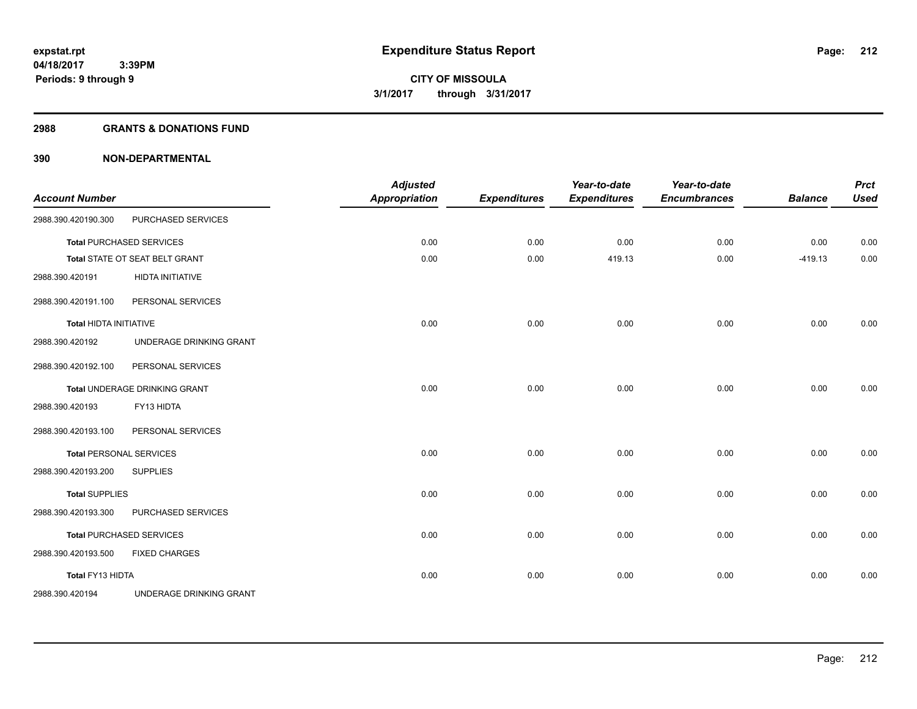# Expenditure Status Report

**CITY OF MISSOULA**
**3/1/2017 through 3/31/2017**

expstat.rpt
04/18/2017 3:39PM
Periods: 9 through 9

## 2988 GRANTS & DONATIONS FUND

## 390 NON-DEPARTMENTAL

| Account Number | | Adjusted Appropriation | Expenditures | Year-to-date Expenditures | Year-to-date Encumbrances | Balance | Prct Used |
|---|---|---|---|---|---|---|---|
| 2988.390.420190.300 | PURCHASED SERVICES | | | | | | |
| **Total** PURCHASED SERVICES | | 0.00 | 0.00 | 0.00 | 0.00 | 0.00 | 0.00 |
| **Total** STATE OT SEAT BELT GRANT | | 0.00 | 0.00 | 419.13 | 0.00 | -419.13 | 0.00 |
| 2988.390.420191 | HIDTA INITIATIVE | | | | | | |
| 2988.390.420191.100 | PERSONAL SERVICES | | | | | | |
| **Total** HIDTA INITIATIVE | | 0.00 | 0.00 | 0.00 | 0.00 | 0.00 | 0.00 |
| 2988.390.420192 | UNDERAGE DRINKING GRANT | | | | | | |
| 2988.390.420192.100 | PERSONAL SERVICES | | | | | | |
| **Total** UNDERAGE DRINKING GRANT | | 0.00 | 0.00 | 0.00 | 0.00 | 0.00 | 0.00 |
| 2988.390.420193 | FY13 HIDTA | | | | | | |
| 2988.390.420193.100 | PERSONAL SERVICES | | | | | | |
| **Total** PERSONAL SERVICES | | 0.00 | 0.00 | 0.00 | 0.00 | 0.00 | 0.00 |
| 2988.390.420193.200 | SUPPLIES | | | | | | |
| **Total** SUPPLIES | | 0.00 | 0.00 | 0.00 | 0.00 | 0.00 | 0.00 |
| 2988.390.420193.300 | PURCHASED SERVICES | | | | | | |
| **Total** PURCHASED SERVICES | | 0.00 | 0.00 | 0.00 | 0.00 | 0.00 | 0.00 |
| 2988.390.420193.500 | FIXED CHARGES | | | | | | |
| **Total** FY13 HIDTA | | 0.00 | 0.00 | 0.00 | 0.00 | 0.00 | 0.00 |
| 2988.390.420194 | UNDERAGE DRINKING GRANT | | | | | | |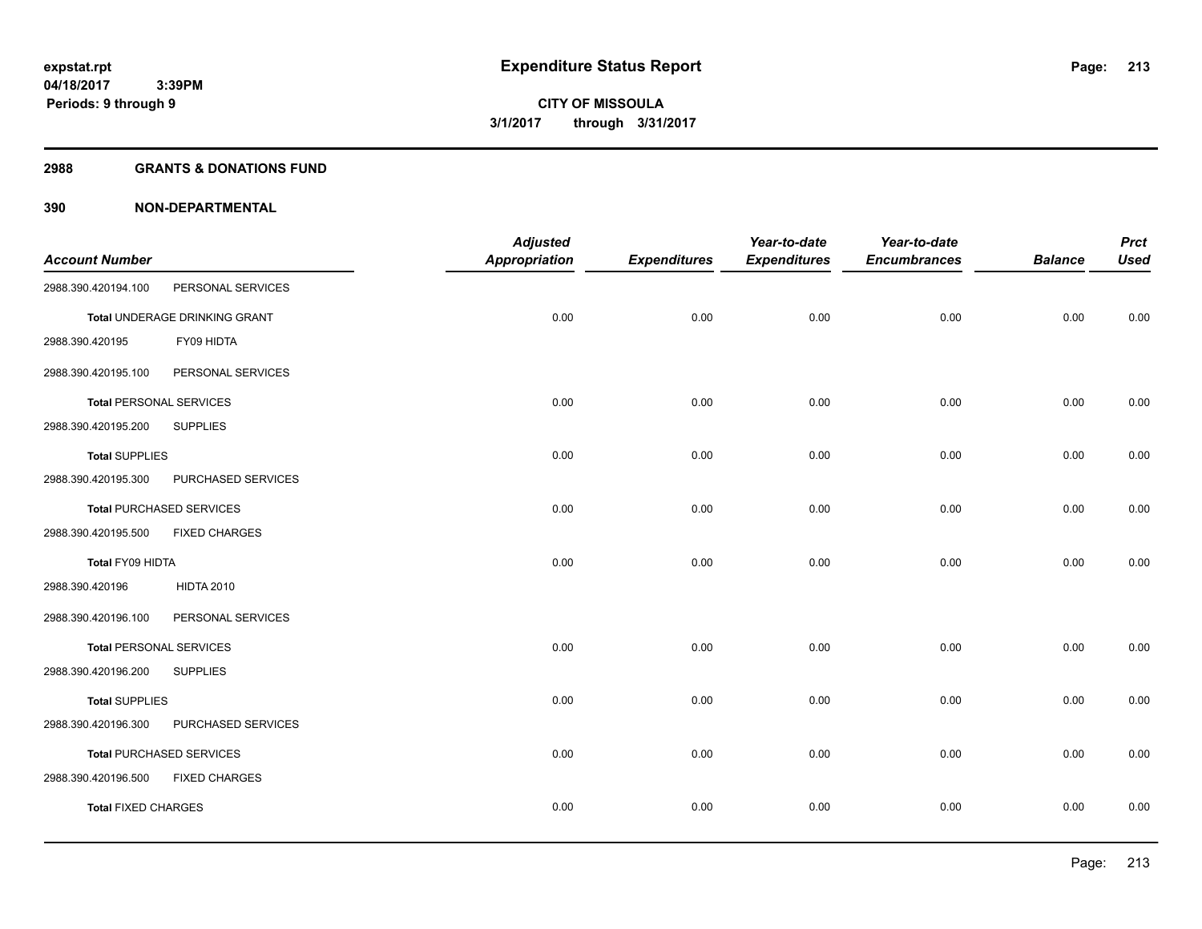**expstat.rpt**
**04/18/2017 3:39PM**
**Periods: 9 through 9**

# Expenditure Status Report

**CITY OF MISSOULA**
**3/1/2017 through 3/31/2017**

## 2988 GRANTS & DONATIONS FUND

## 390 NON-DEPARTMENTAL

| Account Number | | Adjusted Appropriation | Expenditures | Year-to-date Expenditures | Year-to-date Encumbrances | Balance | Prct Used |
|---|---|---|---|---|---|---|---|
| 2988.390.420194.100 | PERSONAL SERVICES | | | | | | |
| **Total** UNDERAGE DRINKING GRANT | | 0.00 | 0.00 | 0.00 | 0.00 | 0.00 | 0.00 |
| 2988.390.420195 | FY09 HIDTA | | | | | | |
| 2988.390.420195.100 | PERSONAL SERVICES | | | | | | |
| **Total** PERSONAL SERVICES | | 0.00 | 0.00 | 0.00 | 0.00 | 0.00 | 0.00 |
| 2988.390.420195.200 | SUPPLIES | | | | | | |
| **Total** SUPPLIES | | 0.00 | 0.00 | 0.00 | 0.00 | 0.00 | 0.00 |
| 2988.390.420195.300 | PURCHASED SERVICES | | | | | | |
| **Total** PURCHASED SERVICES | | 0.00 | 0.00 | 0.00 | 0.00 | 0.00 | 0.00 |
| 2988.390.420195.500 | FIXED CHARGES | | | | | | |
| **Total FY09 HIDTA** | | 0.00 | 0.00 | 0.00 | 0.00 | 0.00 | 0.00 |
| 2988.390.420196 | HIDTA 2010 | | | | | | |
| 2988.390.420196.100 | PERSONAL SERVICES | | | | | | |
| **Total** PERSONAL SERVICES | | 0.00 | 0.00 | 0.00 | 0.00 | 0.00 | 0.00 |
| 2988.390.420196.200 | SUPPLIES | | | | | | |
| **Total** SUPPLIES | | 0.00 | 0.00 | 0.00 | 0.00 | 0.00 | 0.00 |
| 2988.390.420196.300 | PURCHASED SERVICES | | | | | | |
| **Total** PURCHASED SERVICES | | 0.00 | 0.00 | 0.00 | 0.00 | 0.00 | 0.00 |
| 2988.390.420196.500 | FIXED CHARGES | | | | | | |
| **Total** FIXED CHARGES | | 0.00 | 0.00 | 0.00 | 0.00 | 0.00 | 0.00 |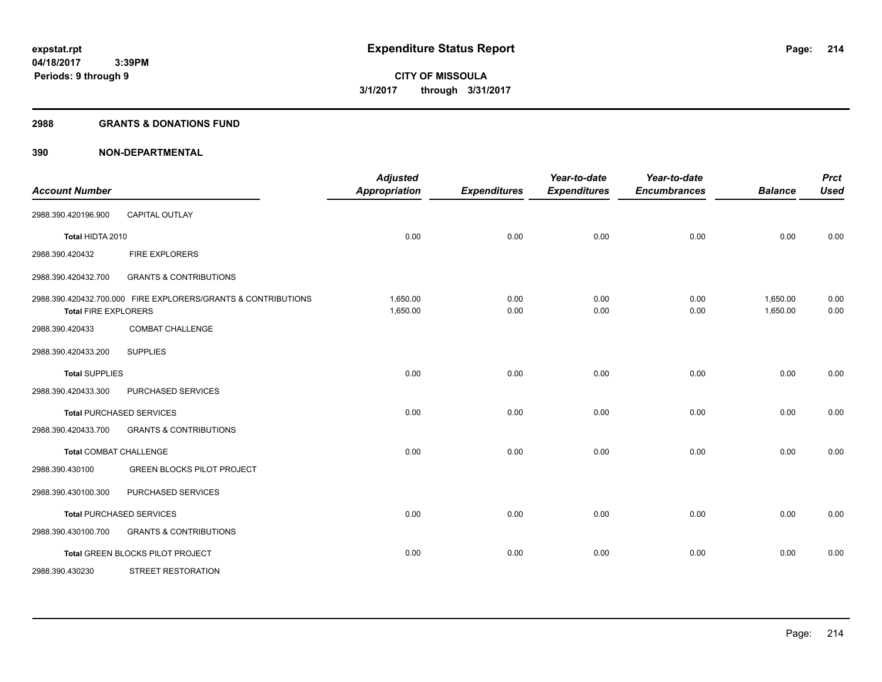**expstat.rpt**
**04/18/2017 3:39PM**
**Periods: 9 through 9**

# Expenditure Status Report

**CITY OF MISSOULA**
**3/1/2017 through 3/31/2017**

## 2988 GRANTS & DONATIONS FUND

## 390 NON-DEPARTMENTAL

| Account Number | | Adjusted Appropriation | Expenditures | Year-to-date Expenditures | Year-to-date Encumbrances | Balance | Prct Used |
|---|---|---|---|---|---|---|---|
| 2988.390.420196.900 | CAPITAL OUTLAY | | | | | | |
| **Total** HIDTA 2010 | | 0.00 | 0.00 | 0.00 | 0.00 | 0.00 | 0.00 |
| 2988.390.420432 | FIRE EXPLORERS | | | | | | |
| 2988.390.420432.700 | GRANTS & CONTRIBUTIONS | | | | | | |
| 2988.390.420432.700.000 | FIRE EXPLORERS/GRANTS & CONTRIBUTIONS | 1,650.00 | 0.00 | 0.00 | 0.00 | 1,650.00 | 0.00 |
| **Total** FIRE EXPLORERS | | 1,650.00 | 0.00 | 0.00 | 0.00 | 1,650.00 | 0.00 |
| 2988.390.420433 | COMBAT CHALLENGE | | | | | | |
| 2988.390.420433.200 | SUPPLIES | | | | | | |
| **Total** SUPPLIES | | 0.00 | 0.00 | 0.00 | 0.00 | 0.00 | 0.00 |
| 2988.390.420433.300 | PURCHASED SERVICES | | | | | | |
| **Total** PURCHASED SERVICES | | 0.00 | 0.00 | 0.00 | 0.00 | 0.00 | 0.00 |
| 2988.390.420433.700 | GRANTS & CONTRIBUTIONS | | | | | | |
| **Total** COMBAT CHALLENGE | | 0.00 | 0.00 | 0.00 | 0.00 | 0.00 | 0.00 |
| 2988.390.430100 | GREEN BLOCKS PILOT PROJECT | | | | | | |
| 2988.390.430100.300 | PURCHASED SERVICES | | | | | | |
| **Total** PURCHASED SERVICES | | 0.00 | 0.00 | 0.00 | 0.00 | 0.00 | 0.00 |
| 2988.390.430100.700 | GRANTS & CONTRIBUTIONS | | | | | | |
| **Total** GREEN BLOCKS PILOT PROJECT | | 0.00 | 0.00 | 0.00 | 0.00 | 0.00 | 0.00 |
| 2988.390.430230 | STREET RESTORATION | | | | | | |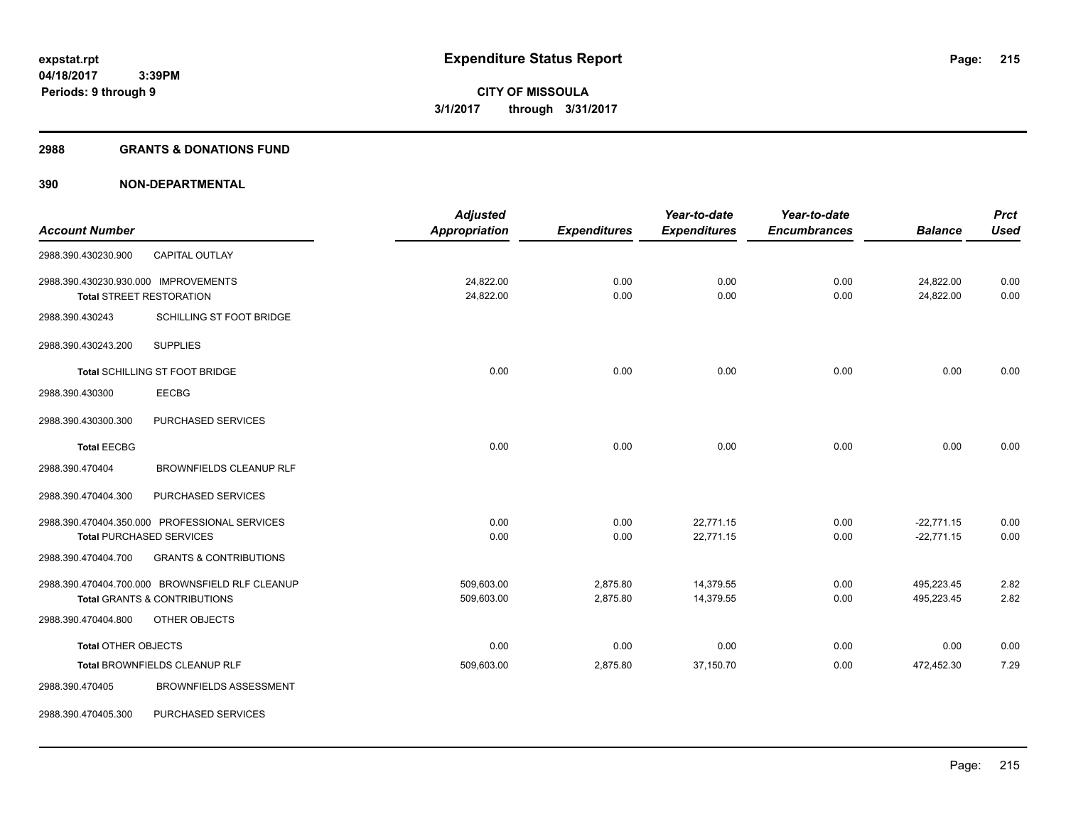# Expenditure Status Report

**CITY OF MISSOULA**
**3/1/2017 through 3/31/2017**

expstat.rpt
04/18/2017 3:39PM
Periods: 9 through 9

## 2988 GRANTS & DONATIONS FUND

### 390 NON-DEPARTMENTAL

| Account Number | | Adjusted Appropriation | Expenditures | Year-to-date Expenditures | Year-to-date Encumbrances | Balance | Prct Used |
|---|---|---|---|---|---|---|---|
| 2988.390.430230.900 | CAPITAL OUTLAY | | | | | | |
| 2988.390.430230.930.000 IMPROVEMENTS | | 24,822.00 | 0.00 | 0.00 | 0.00 | 24,822.00 | 0.00 |
| **Total** STREET RESTORATION | | 24,822.00 | 0.00 | 0.00 | 0.00 | 24,822.00 | 0.00 |
| 2988.390.430243 | SCHILLING ST FOOT BRIDGE | | | | | | |
| 2988.390.430243.200 | SUPPLIES | | | | | | |
| **Total** SCHILLING ST FOOT BRIDGE | | 0.00 | 0.00 | 0.00 | 0.00 | 0.00 | 0.00 |
| 2988.390.430300 | EECBG | | | | | | |
| 2988.390.430300.300 | PURCHASED SERVICES | | | | | | |
| **Total** EECBG | | 0.00 | 0.00 | 0.00 | 0.00 | 0.00 | 0.00 |
| 2988.390.470404 | BROWNFIELDS CLEANUP RLF | | | | | | |
| 2988.390.470404.300 | PURCHASED SERVICES | | | | | | |
| 2988.390.470404.350.000 PROFESSIONAL SERVICES | | 0.00 | 0.00 | 22,771.15 | 0.00 | -22,771.15 | 0.00 |
| **Total** PURCHASED SERVICES | | 0.00 | 0.00 | 22,771.15 | 0.00 | -22,771.15 | 0.00 |
| 2988.390.470404.700 | GRANTS & CONTRIBUTIONS | | | | | | |
| 2988.390.470404.700.000 BROWNSFIELD RLF CLEANUP | | 509,603.00 | 2,875.80 | 14,379.55 | 0.00 | 495,223.45 | 2.82 |
| **Total** GRANTS & CONTRIBUTIONS | | 509,603.00 | 2,875.80 | 14,379.55 | 0.00 | 495,223.45 | 2.82 |
| 2988.390.470404.800 | OTHER OBJECTS | | | | | | |
| **Total** OTHER OBJECTS | | 0.00 | 0.00 | 0.00 | 0.00 | 0.00 | 0.00 |
| **Total** BROWNFIELDS CLEANUP RLF | | 509,603.00 | 2,875.80 | 37,150.70 | 0.00 | 472,452.30 | 7.29 |
| 2988.390.470405 | BROWNFIELDS ASSESSMENT | | | | | | |
| 2988.390.470405.300 | PURCHASED SERVICES | | | | | | |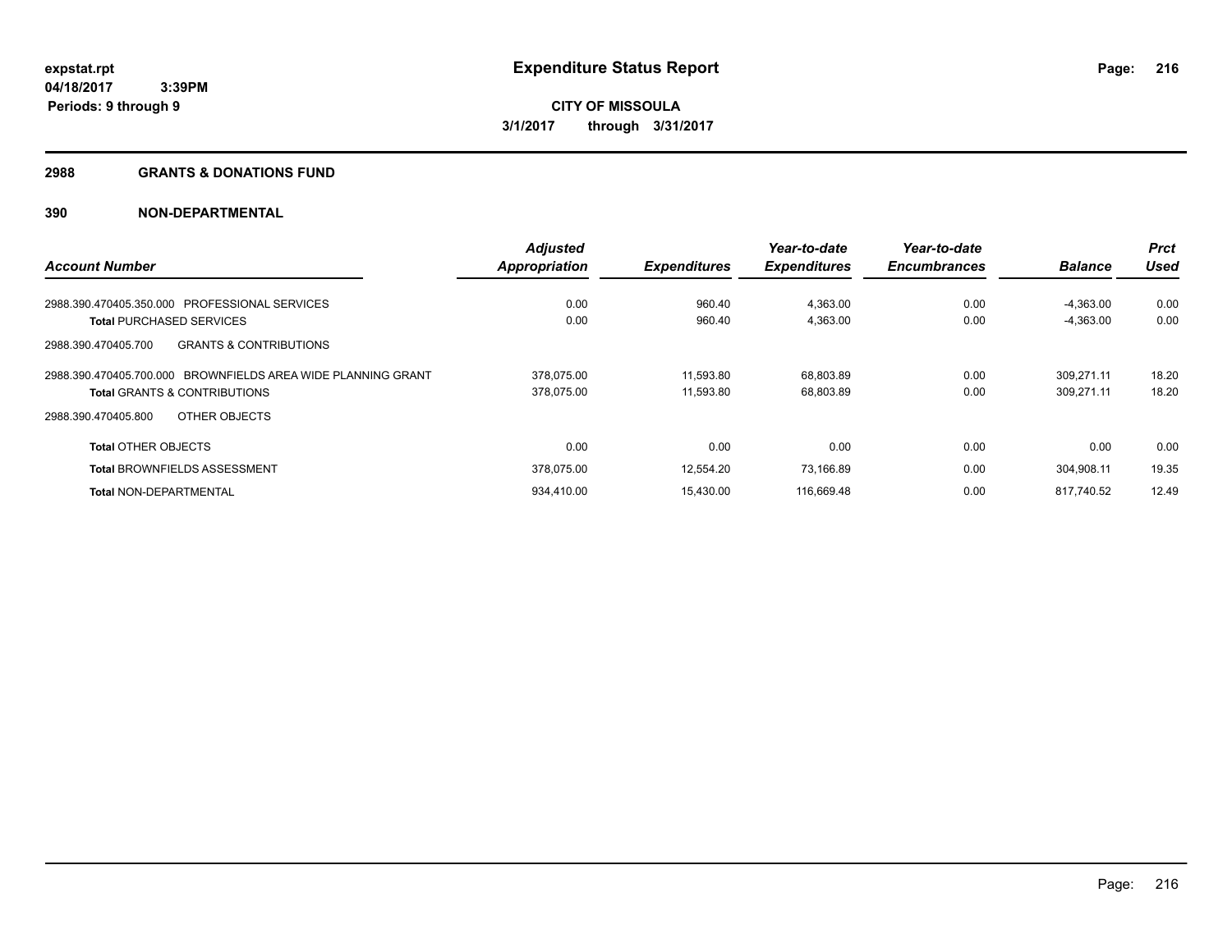**expstat.rpt**
**04/18/2017 3:39PM**
**Periods: 9 through 9**

# Expenditure Status Report

**CITY OF MISSOULA**
**3/1/2017 through 3/31/2017**

## 2988 GRANTS & DONATIONS FUND

## 390 NON-DEPARTMENTAL

| Account Number | Adjusted Appropriation | Expenditures | Year-to-date Expenditures | Year-to-date Encumbrances | Balance | Prct Used |
|---|---|---|---|---|---|---|
| 2988.390.470405.350.000 PROFESSIONAL SERVICES | 0.00 | 960.40 | 4,363.00 | 0.00 | -4,363.00 | 0.00 |
| **Total** PURCHASED SERVICES | 0.00 | 960.40 | 4,363.00 | 0.00 | -4,363.00 | 0.00 |
| 2988.390.470405.700 GRANTS & CONTRIBUTIONS | | | | | | |
| 2988.390.470405.700.000 BROWNFIELDS AREA WIDE PLANNING GRANT | 378,075.00 | 11,593.80 | 68,803.89 | 0.00 | 309,271.11 | 18.20 |
| **Total** GRANTS & CONTRIBUTIONS | 378,075.00 | 11,593.80 | 68,803.89 | 0.00 | 309,271.11 | 18.20 |
| 2988.390.470405.800 OTHER OBJECTS | | | | | | |
| **Total** OTHER OBJECTS | 0.00 | 0.00 | 0.00 | 0.00 | 0.00 | 0.00 |
| **Total** BROWNFIELDS ASSESSMENT | 378,075.00 | 12,554.20 | 73,166.89 | 0.00 | 304,908.11 | 19.35 |
| **Total** NON-DEPARTMENTAL | 934,410.00 | 15,430.00 | 116,669.48 | 0.00 | 817,740.52 | 12.49 |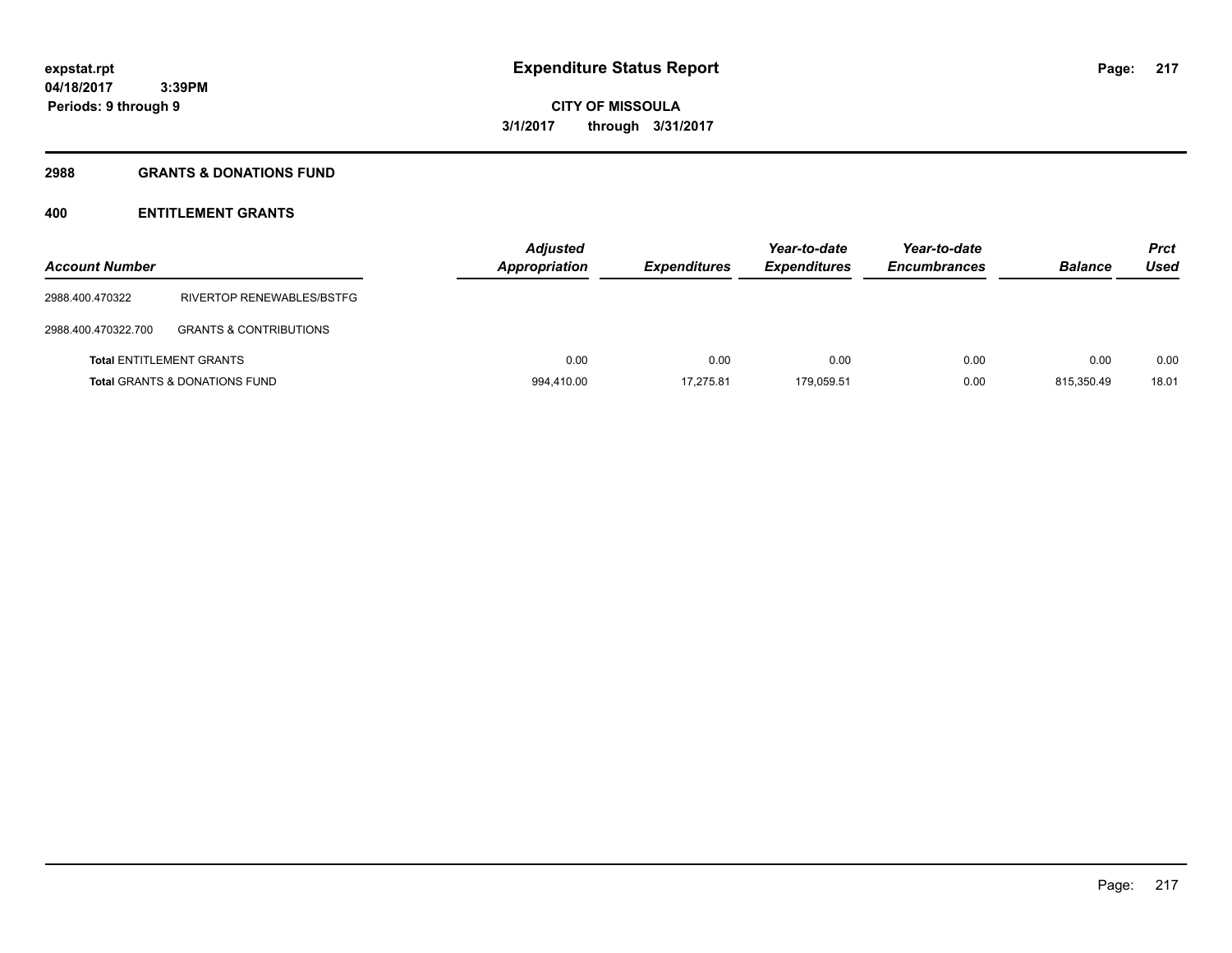**expstat.rpt**
**04/18/2017 3:39PM**
**Periods: 9 through 9**

# Expenditure Status Report

**CITY OF MISSOULA**
**3/1/2017 through 3/31/2017**

## 2988 GRANTS & DONATIONS FUND

### 400 ENTITLEMENT GRANTS

| Account Number | | Adjusted Appropriation | Expenditures | Year-to-date Expenditures | Year-to-date Encumbrances | Balance | Prct Used |
|---|---|---|---|---|---|---|---|
| 2988.400.470322 | RIVERTOP RENEWABLES/BSTFG | | | | | | |
| 2988.400.470322.700 | GRANTS & CONTRIBUTIONS | | | | | | |
| **Total** ENTITLEMENT GRANTS | | 0.00 | 0.00 | 0.00 | 0.00 | 0.00 | 0.00 |
| **Total** GRANTS & DONATIONS FUND | | 994,410.00 | 17,275.81 | 179,059.51 | 0.00 | 815,350.49 | 18.01 |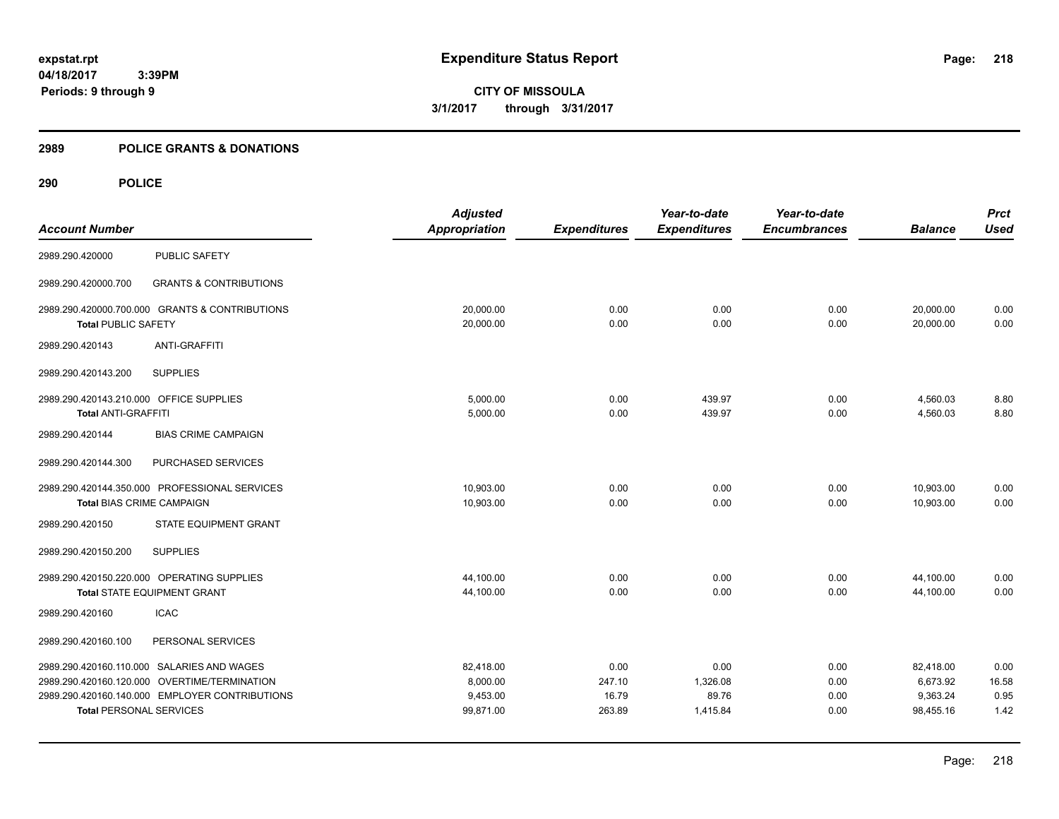**expstat.rpt**
**04/18/2017 3:39PM**
**Periods: 9 through 9**

# Expenditure Status Report

**CITY OF MISSOULA**
**3/1/2017 through 3/31/2017**

## 2989 POLICE GRANTS & DONATIONS

### 290 POLICE

| Account Number | | Adjusted Appropriation | Expenditures | Year-to-date Expenditures | Year-to-date Encumbrances | Balance | Prct Used |
|---|---|---|---|---|---|---|---|
| 2989.290.420000 | PUBLIC SAFETY | | | | | | |
| 2989.290.420000.700 | GRANTS & CONTRIBUTIONS | | | | | | |
| 2989.290.420000.700.000 GRANTS & CONTRIBUTIONS | | 20,000.00 | 0.00 | 0.00 | 0.00 | 20,000.00 | 0.00 |
| **Total PUBLIC SAFETY** | | 20,000.00 | 0.00 | 0.00 | 0.00 | 20,000.00 | 0.00 |
| 2989.290.420143 | ANTI-GRAFFITI | | | | | | |
| 2989.290.420143.200 | SUPPLIES | | | | | | |
| 2989.290.420143.210.000 OFFICE SUPPLIES | | 5,000.00 | 0.00 | 439.97 | 0.00 | 4,560.03 | 8.80 |
| **Total ANTI-GRAFFITI** | | 5,000.00 | 0.00 | 439.97 | 0.00 | 4,560.03 | 8.80 |
| 2989.290.420144 | BIAS CRIME CAMPAIGN | | | | | | |
| 2989.290.420144.300 | PURCHASED SERVICES | | | | | | |
| 2989.290.420144.350.000 PROFESSIONAL SERVICES | | 10,903.00 | 0.00 | 0.00 | 0.00 | 10,903.00 | 0.00 |
| **Total BIAS CRIME CAMPAIGN** | | 10,903.00 | 0.00 | 0.00 | 0.00 | 10,903.00 | 0.00 |
| 2989.290.420150 | STATE EQUIPMENT GRANT | | | | | | |
| 2989.290.420150.200 | SUPPLIES | | | | | | |
| 2989.290.420150.220.000 OPERATING SUPPLIES | | 44,100.00 | 0.00 | 0.00 | 0.00 | 44,100.00 | 0.00 |
| **Total STATE EQUIPMENT GRANT** | | 44,100.00 | 0.00 | 0.00 | 0.00 | 44,100.00 | 0.00 |
| 2989.290.420160 | ICAC | | | | | | |
| 2989.290.420160.100 | PERSONAL SERVICES | | | | | | |
| 2989.290.420160.110.000 SALARIES AND WAGES | | 82,418.00 | 0.00 | 0.00 | 0.00 | 82,418.00 | 0.00 |
| 2989.290.420160.120.000 OVERTIME/TERMINATION | | 8,000.00 | 247.10 | 1,326.08 | 0.00 | 6,673.92 | 16.58 |
| 2989.290.420160.140.000 EMPLOYER CONTRIBUTIONS | | 9,453.00 | 16.79 | 89.76 | 0.00 | 9,363.24 | 0.95 |
| **Total PERSONAL SERVICES** | | 99,871.00 | 263.89 | 1,415.84 | 0.00 | 98,455.16 | 1.42 |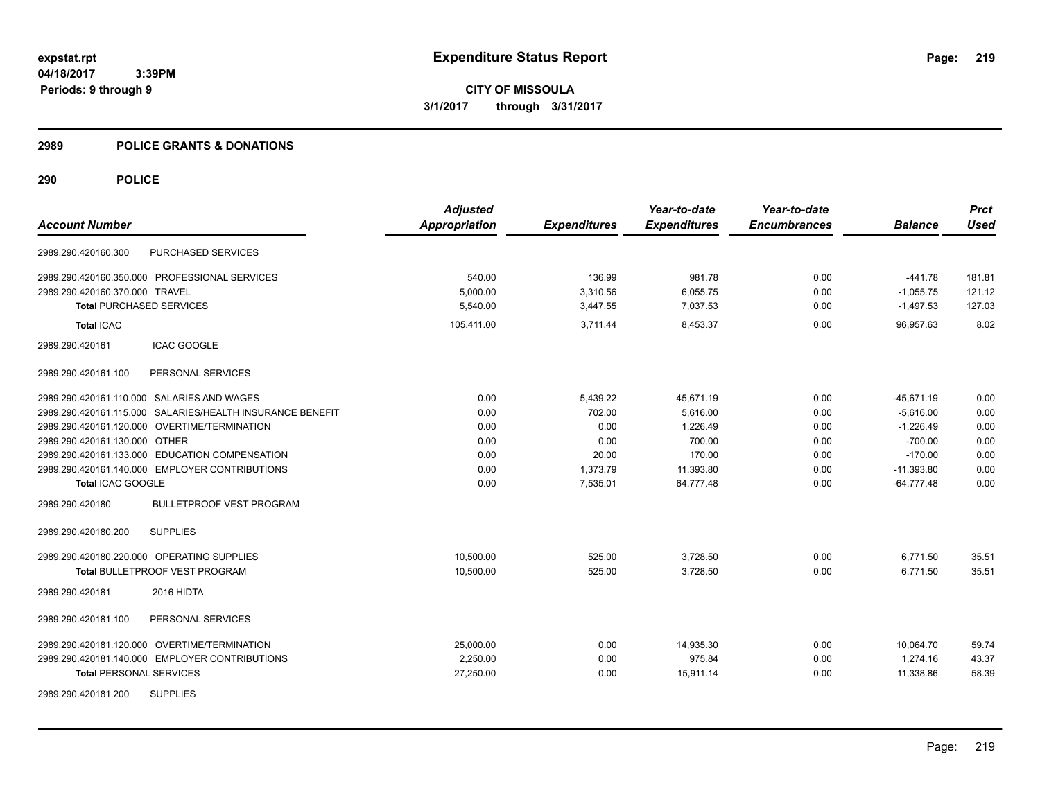**expstat.rpt**
**04/18/2017 3:39PM**
**Periods: 9 through 9**

# Expenditure Status Report

**CITY OF MISSOULA**
**3/1/2017 through 3/31/2017**

## 2989 POLICE GRANTS & DONATIONS

## 290 POLICE

| Account Number | | Adjusted Appropriation | Expenditures | Year-to-date Expenditures | Year-to-date Encumbrances | Balance | Prct Used |
|---|---|---|---|---|---|---|---|
| 2989.290.420160.300 | PURCHASED SERVICES | | | | | | |
| 2989.290.420160.350.000 | PROFESSIONAL SERVICES | 540.00 | 136.99 | 981.78 | 0.00 | -441.78 | 181.81 |
| 2989.290.420160.370.000 | TRAVEL | 5,000.00 | 3,310.56 | 6,055.75 | 0.00 | -1,055.75 | 121.12 |
| **Total** PURCHASED SERVICES | | 5,540.00 | 3,447.55 | 7,037.53 | 0.00 | -1,497.53 | 127.03 |
| **Total** ICAC | | 105,411.00 | 3,711.44 | 8,453.37 | 0.00 | 96,957.63 | 8.02 |
| 2989.290.420161 | ICAC GOOGLE | | | | | | |
| 2989.290.420161.100 | PERSONAL SERVICES | | | | | | |
| 2989.290.420161.110.000 | SALARIES AND WAGES | 0.00 | 5,439.22 | 45,671.19 | 0.00 | -45,671.19 | 0.00 |
| 2989.290.420161.115.000 | SALARIES/HEALTH INSURANCE BENEFIT | 0.00 | 702.00 | 5,616.00 | 0.00 | -5,616.00 | 0.00 |
| 2989.290.420161.120.000 | OVERTIME/TERMINATION | 0.00 | 0.00 | 1,226.49 | 0.00 | -1,226.49 | 0.00 |
| 2989.290.420161.130.000 | OTHER | 0.00 | 0.00 | 700.00 | 0.00 | -700.00 | 0.00 |
| 2989.290.420161.133.000 | EDUCATION COMPENSATION | 0.00 | 20.00 | 170.00 | 0.00 | -170.00 | 0.00 |
| 2989.290.420161.140.000 | EMPLOYER CONTRIBUTIONS | 0.00 | 1,373.79 | 11,393.80 | 0.00 | -11,393.80 | 0.00 |
| **Total** ICAC GOOGLE | | 0.00 | 7,535.01 | 64,777.48 | 0.00 | -64,777.48 | 0.00 |
| 2989.290.420180 | BULLETPROOF VEST PROGRAM | | | | | | |
| 2989.290.420180.200 | SUPPLIES | | | | | | |
| 2989.290.420180.220.000 | OPERATING SUPPLIES | 10,500.00 | 525.00 | 3,728.50 | 0.00 | 6,771.50 | 35.51 |
| **Total** BULLETPROOF VEST PROGRAM | | 10,500.00 | 525.00 | 3,728.50 | 0.00 | 6,771.50 | 35.51 |
| 2989.290.420181 | 2016 HIDTA | | | | | | |
| 2989.290.420181.100 | PERSONAL SERVICES | | | | | | |
| 2989.290.420181.120.000 | OVERTIME/TERMINATION | 25,000.00 | 0.00 | 14,935.30 | 0.00 | 10,064.70 | 59.74 |
| 2989.290.420181.140.000 | EMPLOYER CONTRIBUTIONS | 2,250.00 | 0.00 | 975.84 | 0.00 | 1,274.16 | 43.37 |
| **Total** PERSONAL SERVICES | | 27,250.00 | 0.00 | 15,911.14 | 0.00 | 11,338.86 | 58.39 |
| 2989.290.420181.200 | SUPPLIES | | | | | | |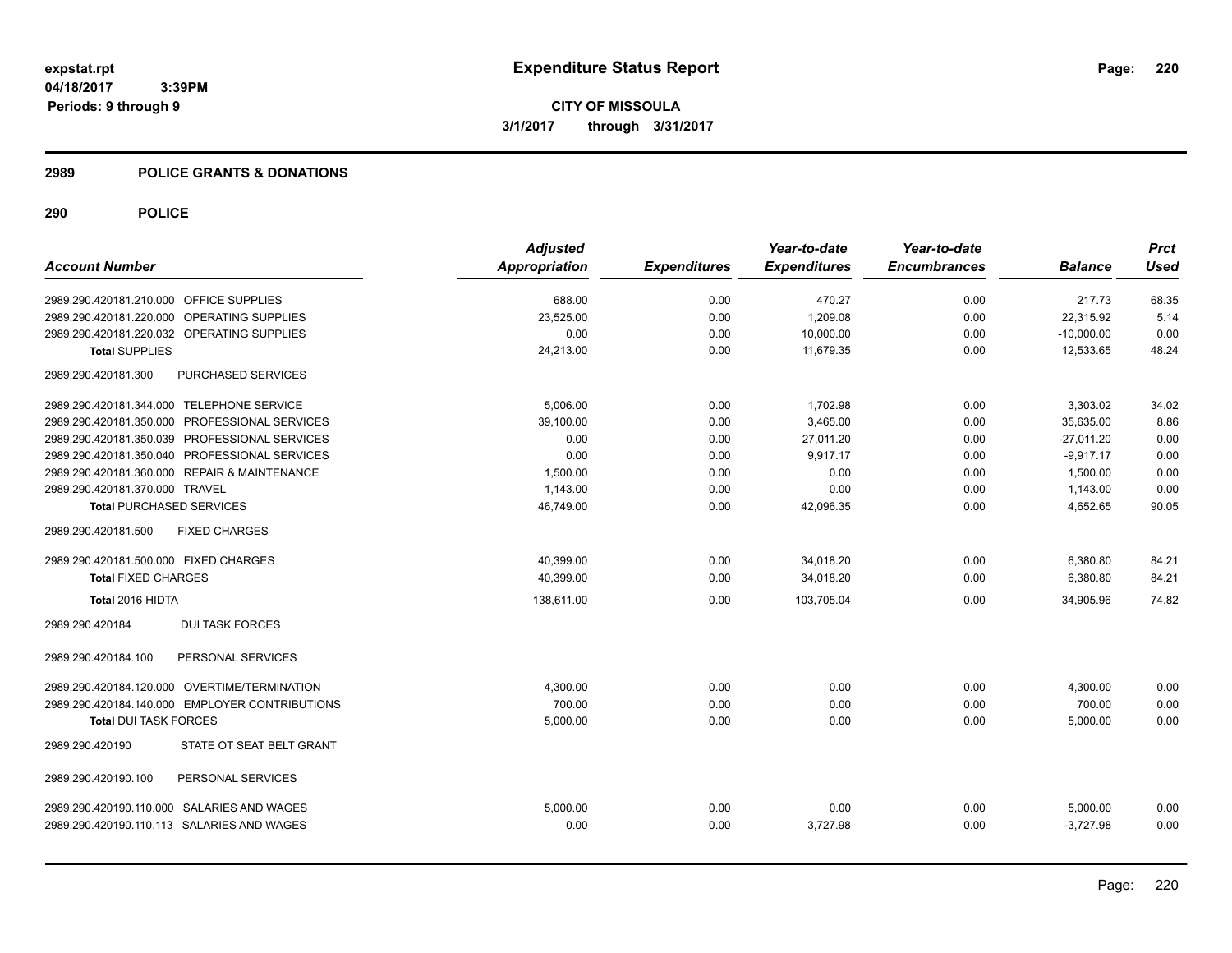# Expenditure Status Report

**CITY OF MISSOULA**

**3/1/2017 through 3/31/2017**

expstat.rpt
04/18/2017 3:39PM
Periods: 9 through 9

## 2989 POLICE GRANTS & DONATIONS

## 290 POLICE

| Account Number | Adjusted Appropriation | Expenditures | Year-to-date Expenditures | Year-to-date Encumbrances | Balance | Prct Used |
|---|---|---|---|---|---|---|
| 2989.290.420181.210.000 OFFICE SUPPLIES | 688.00 | 0.00 | 470.27 | 0.00 | 217.73 | 68.35 |
| 2989.290.420181.220.000 OPERATING SUPPLIES | 23,525.00 | 0.00 | 1,209.08 | 0.00 | 22,315.92 | 5.14 |
| 2989.290.420181.220.032 OPERATING SUPPLIES | 0.00 | 0.00 | 10,000.00 | 0.00 | -10,000.00 | 0.00 |
| **Total SUPPLIES** | 24,213.00 | 0.00 | 11,679.35 | 0.00 | 12,533.65 | 48.24 |
| 2989.290.420181.300 PURCHASED SERVICES | | | | | | |
| 2989.290.420181.344.000 TELEPHONE SERVICE | 5,006.00 | 0.00 | 1,702.98 | 0.00 | 3,303.02 | 34.02 |
| 2989.290.420181.350.000 PROFESSIONAL SERVICES | 39,100.00 | 0.00 | 3,465.00 | 0.00 | 35,635.00 | 8.86 |
| 2989.290.420181.350.039 PROFESSIONAL SERVICES | 0.00 | 0.00 | 27,011.20 | 0.00 | -27,011.20 | 0.00 |
| 2989.290.420181.350.040 PROFESSIONAL SERVICES | 0.00 | 0.00 | 9,917.17 | 0.00 | -9,917.17 | 0.00 |
| 2989.290.420181.360.000 REPAIR & MAINTENANCE | 1,500.00 | 0.00 | 0.00 | 0.00 | 1,500.00 | 0.00 |
| 2989.290.420181.370.000 TRAVEL | 1,143.00 | 0.00 | 0.00 | 0.00 | 1,143.00 | 0.00 |
| **Total PURCHASED SERVICES** | 46,749.00 | 0.00 | 42,096.35 | 0.00 | 4,652.65 | 90.05 |
| 2989.290.420181.500 FIXED CHARGES | | | | | | |
| 2989.290.420181.500.000 FIXED CHARGES | 40,399.00 | 0.00 | 34,018.20 | 0.00 | 6,380.80 | 84.21 |
| **Total FIXED CHARGES** | 40,399.00 | 0.00 | 34,018.20 | 0.00 | 6,380.80 | 84.21 |
| **Total 2016 HIDTA** | 138,611.00 | 0.00 | 103,705.04 | 0.00 | 34,905.96 | 74.82 |
| 2989.290.420184 DUI TASK FORCES | | | | | | |
| 2989.290.420184.100 PERSONAL SERVICES | | | | | | |
| 2989.290.420184.120.000 OVERTIME/TERMINATION | 4,300.00 | 0.00 | 0.00 | 0.00 | 4,300.00 | 0.00 |
| 2989.290.420184.140.000 EMPLOYER CONTRIBUTIONS | 700.00 | 0.00 | 0.00 | 0.00 | 700.00 | 0.00 |
| **Total DUI TASK FORCES** | 5,000.00 | 0.00 | 0.00 | 0.00 | 5,000.00 | 0.00 |
| 2989.290.420190 STATE OT SEAT BELT GRANT | | | | | | |
| 2989.290.420190.100 PERSONAL SERVICES | | | | | | |
| 2989.290.420190.110.000 SALARIES AND WAGES | 5,000.00 | 0.00 | 0.00 | 0.00 | 5,000.00 | 0.00 |
| 2989.290.420190.110.113 SALARIES AND WAGES | 0.00 | 0.00 | 3,727.98 | 0.00 | -3,727.98 | 0.00 |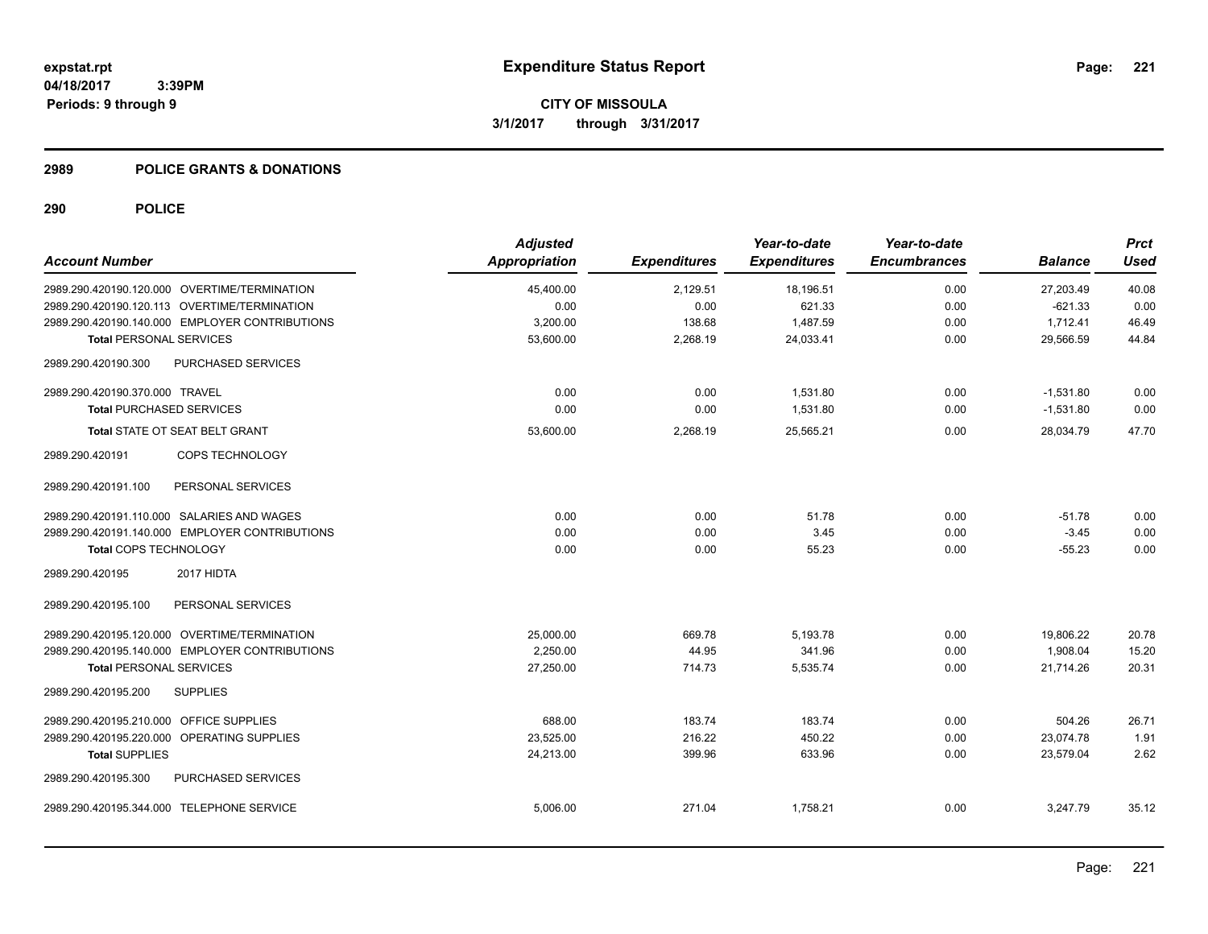# Expenditure Status Report

**CITY OF MISSOULA**
**3/1/2017 through 3/31/2017**

expstat.rpt
04/18/2017 3:39PM
Periods: 9 through 9

## 2989 POLICE GRANTS & DONATIONS

## 290 POLICE

| Account Number | Adjusted Appropriation | Expenditures | Year-to-date Expenditures | Year-to-date Encumbrances | Balance | Prct Used |
|---|---|---|---|---|---|---|
| 2989.290.420190.120.000 OVERTIME/TERMINATION | 45,400.00 | 2,129.51 | 18,196.51 | 0.00 | 27,203.49 | 40.08 |
| 2989.290.420190.120.113 OVERTIME/TERMINATION | 0.00 | 0.00 | 621.33 | 0.00 | -621.33 | 0.00 |
| 2989.290.420190.140.000 EMPLOYER CONTRIBUTIONS | 3,200.00 | 138.68 | 1,487.59 | 0.00 | 1,712.41 | 46.49 |
| **Total** PERSONAL SERVICES | 53,600.00 | 2,268.19 | 24,033.41 | 0.00 | 29,566.59 | 44.84 |
| 2989.290.420190.300 PURCHASED SERVICES | | | | | | |
| 2989.290.420190.370.000 TRAVEL | 0.00 | 0.00 | 1,531.80 | 0.00 | -1,531.80 | 0.00 |
| **Total** PURCHASED SERVICES | 0.00 | 0.00 | 1,531.80 | 0.00 | -1,531.80 | 0.00 |
| **Total** STATE OT SEAT BELT GRANT | 53,600.00 | 2,268.19 | 25,565.21 | 0.00 | 28,034.79 | 47.70 |
| 2989.290.420191 COPS TECHNOLOGY | | | | | | |
| 2989.290.420191.100 PERSONAL SERVICES | | | | | | |
| 2989.290.420191.110.000 SALARIES AND WAGES | 0.00 | 0.00 | 51.78 | 0.00 | -51.78 | 0.00 |
| 2989.290.420191.140.000 EMPLOYER CONTRIBUTIONS | 0.00 | 0.00 | 3.45 | 0.00 | -3.45 | 0.00 |
| **Total** COPS TECHNOLOGY | 0.00 | 0.00 | 55.23 | 0.00 | -55.23 | 0.00 |
| 2989.290.420195 2017 HIDTA | | | | | | |
| 2989.290.420195.100 PERSONAL SERVICES | | | | | | |
| 2989.290.420195.120.000 OVERTIME/TERMINATION | 25,000.00 | 669.78 | 5,193.78 | 0.00 | 19,806.22 | 20.78 |
| 2989.290.420195.140.000 EMPLOYER CONTRIBUTIONS | 2,250.00 | 44.95 | 341.96 | 0.00 | 1,908.04 | 15.20 |
| **Total** PERSONAL SERVICES | 27,250.00 | 714.73 | 5,535.74 | 0.00 | 21,714.26 | 20.31 |
| 2989.290.420195.200 SUPPLIES | | | | | | |
| 2989.290.420195.210.000 OFFICE SUPPLIES | 688.00 | 183.74 | 183.74 | 0.00 | 504.26 | 26.71 |
| 2989.290.420195.220.000 OPERATING SUPPLIES | 23,525.00 | 216.22 | 450.22 | 0.00 | 23,074.78 | 1.91 |
| **Total** SUPPLIES | 24,213.00 | 399.96 | 633.96 | 0.00 | 23,579.04 | 2.62 |
| 2989.290.420195.300 PURCHASED SERVICES | | | | | | |
| 2989.290.420195.344.000 TELEPHONE SERVICE | 5,006.00 | 271.04 | 1,758.21 | 0.00 | 3,247.79 | 35.12 |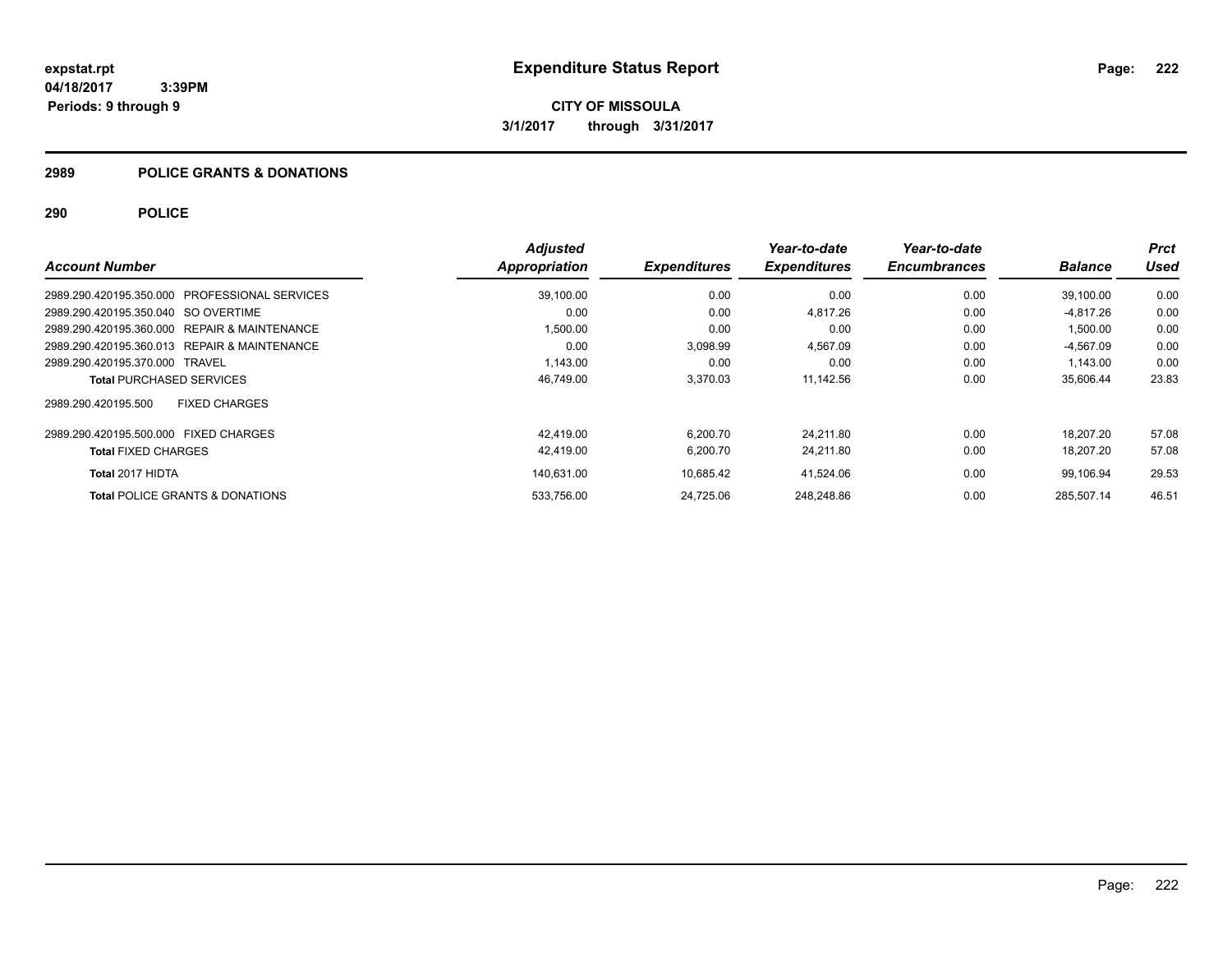expstat.rpt
04/18/2017 3:39PM
Periods: 9 through 9

# Expenditure Status Report

**CITY OF MISSOULA**
**3/1/2017 through 3/31/2017**

## 2989 POLICE GRANTS & DONATIONS

## 290 POLICE

| Account Number | Adjusted Appropriation | Expenditures | Year-to-date Expenditures | Year-to-date Encumbrances | Balance | Prct Used |
|---|---|---|---|---|---|---|
| 2989.290.420195.350.000 PROFESSIONAL SERVICES | 39,100.00 | 0.00 | 0.00 | 0.00 | 39,100.00 | 0.00 |
| 2989.290.420195.350.040 SO OVERTIME | 0.00 | 0.00 | 4,817.26 | 0.00 | -4,817.26 | 0.00 |
| 2989.290.420195.360.000 REPAIR & MAINTENANCE | 1,500.00 | 0.00 | 0.00 | 0.00 | 1,500.00 | 0.00 |
| 2989.290.420195.360.013 REPAIR & MAINTENANCE | 0.00 | 3,098.99 | 4,567.09 | 0.00 | -4,567.09 | 0.00 |
| 2989.290.420195.370.000 TRAVEL | 1,143.00 | 0.00 | 0.00 | 0.00 | 1,143.00 | 0.00 |
| **Total** PURCHASED SERVICES | 46,749.00 | 3,370.03 | 11,142.56 | 0.00 | 35,606.44 | 23.83 |
| 2989.290.420195.500 FIXED CHARGES | | | | | | |
| 2989.290.420195.500.000 FIXED CHARGES | 42,419.00 | 6,200.70 | 24,211.80 | 0.00 | 18,207.20 | 57.08 |
| **Total** FIXED CHARGES | 42,419.00 | 6,200.70 | 24,211.80 | 0.00 | 18,207.20 | 57.08 |
| **Total 2017 HIDTA** | 140,631.00 | 10,685.42 | 41,524.06 | 0.00 | 99,106.94 | 29.53 |
| **Total** POLICE GRANTS & DONATIONS | 533,756.00 | 24,725.06 | 248,248.86 | 0.00 | 285,507.14 | 46.51 |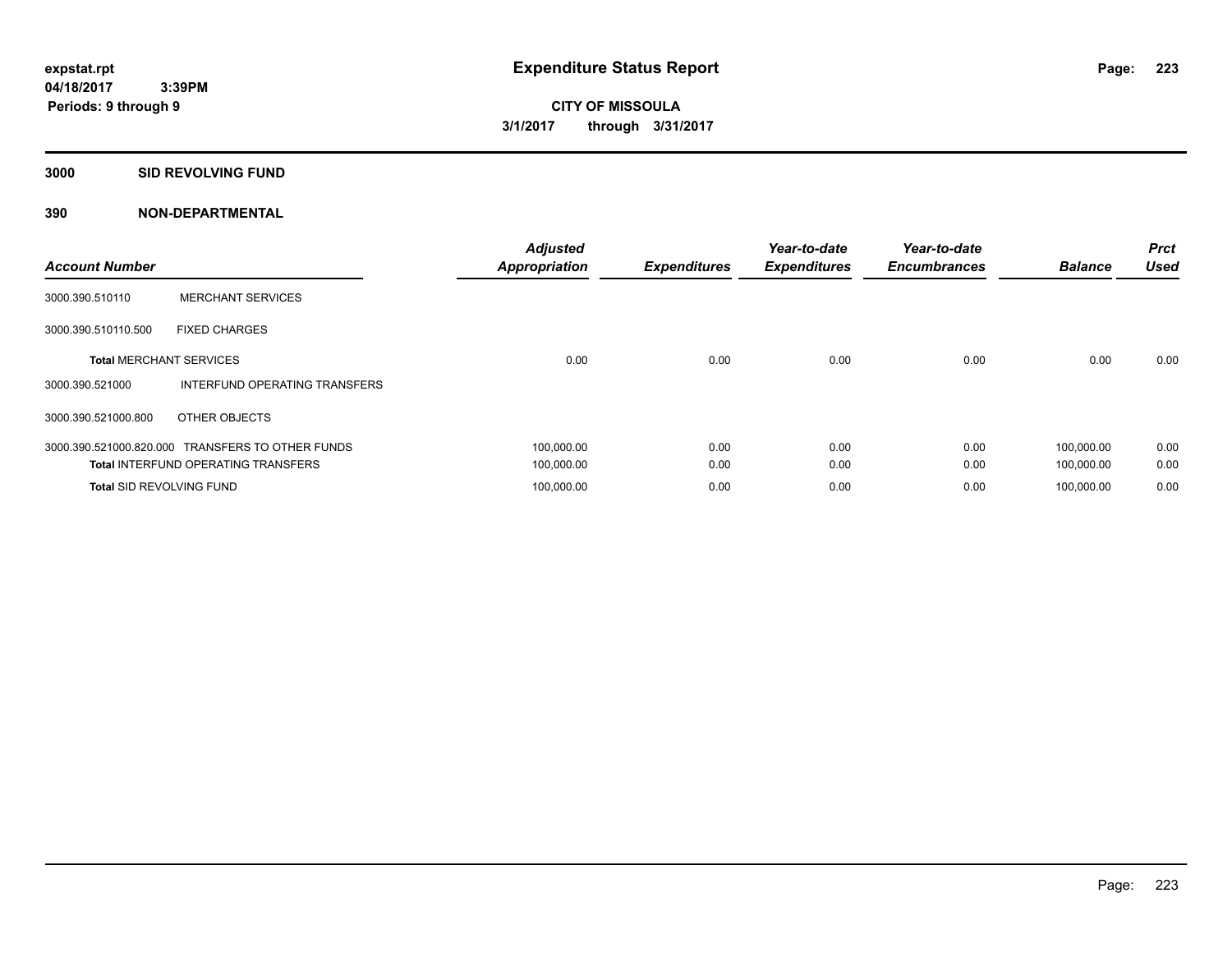# Expenditure Status Report

expstat.rpt
04/18/2017 3:39PM
Periods: 9 through 9

**CITY OF MISSOULA**
**3/1/2017 through 3/31/2017**

## 3000 SID REVOLVING FUND

## 390 NON-DEPARTMENTAL

| Account Number | | Adjusted Appropriation | Expenditures | Year-to-date Expenditures | Year-to-date Encumbrances | Balance | Prct Used |
|---|---|---|---|---|---|---|---|
| 3000.390.510110 | MERCHANT SERVICES | | | | | | |
| 3000.390.510110.500 | FIXED CHARGES | | | | | | |
| **Total** MERCHANT SERVICES | | 0.00 | 0.00 | 0.00 | 0.00 | 0.00 | 0.00 |
| 3000.390.521000 | INTERFUND OPERATING TRANSFERS | | | | | | |
| 3000.390.521000.800 | OTHER OBJECTS | | | | | | |
| 3000.390.521000.820.000 | TRANSFERS TO OTHER FUNDS | 100,000.00 | 0.00 | 0.00 | 0.00 | 100,000.00 | 0.00 |
| **Total** INTERFUND OPERATING TRANSFERS | | 100,000.00 | 0.00 | 0.00 | 0.00 | 100,000.00 | 0.00 |
| **Total** SID REVOLVING FUND | | 100,000.00 | 0.00 | 0.00 | 0.00 | 100,000.00 | 0.00 |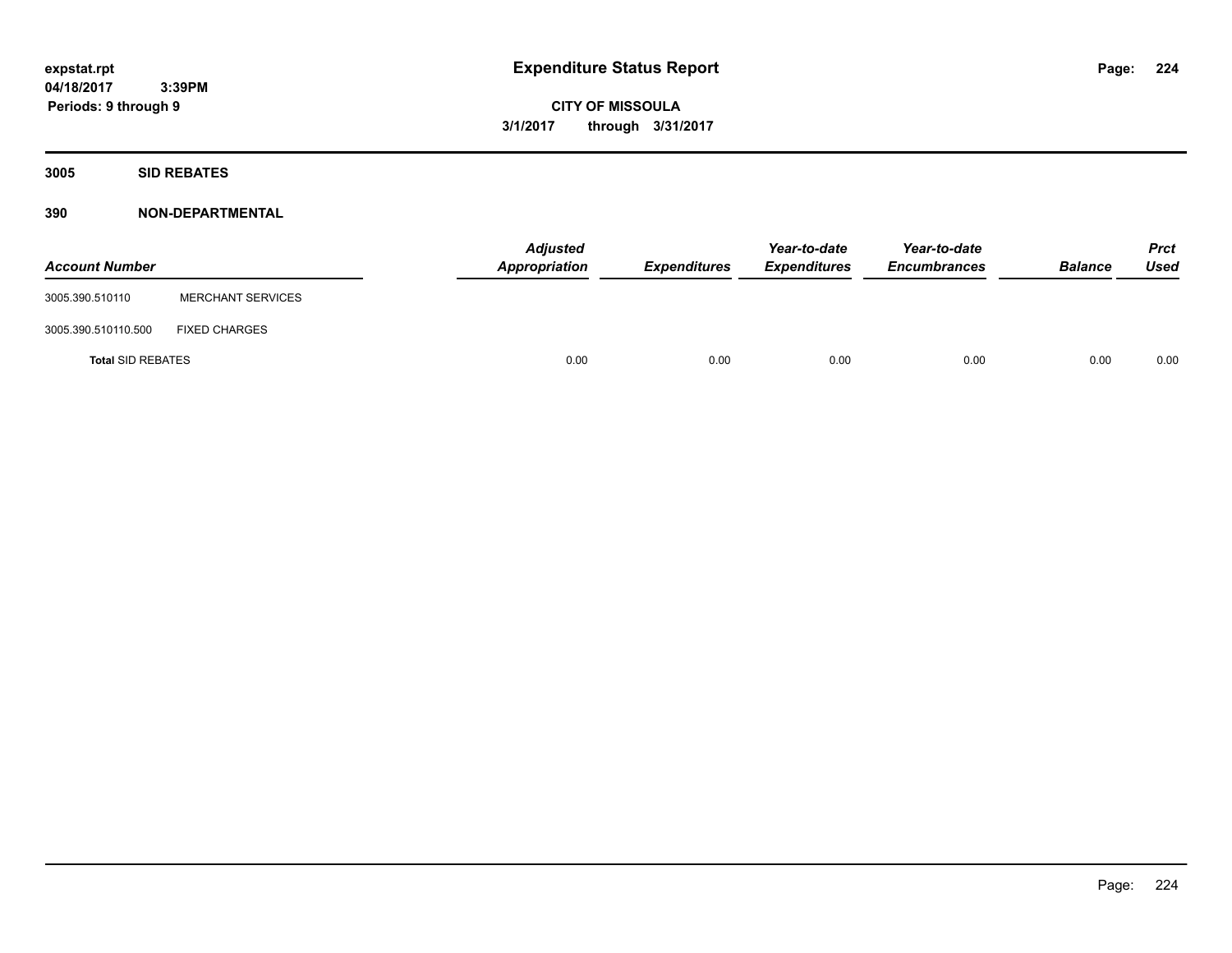# Expenditure Status Report

expstat.rpt
04/18/2017 3:39PM
Periods: 9 through 9

**CITY OF MISSOULA**
**3/1/2017 through 3/31/2017**

## 3005 SID REBATES

### 390 NON-DEPARTMENTAL

| Account Number | | Adjusted Appropriation | Expenditures | Year-to-date Expenditures | Year-to-date Encumbrances | Balance | Prct Used |
|---|---|---|---|---|---|---|---|
| 3005.390.510110 | MERCHANT SERVICES | | | | | | |
| 3005.390.510110.500 | FIXED CHARGES | | | | | | |
| **Total** SID REBATES | | 0.00 | 0.00 | 0.00 | 0.00 | 0.00 | 0.00 |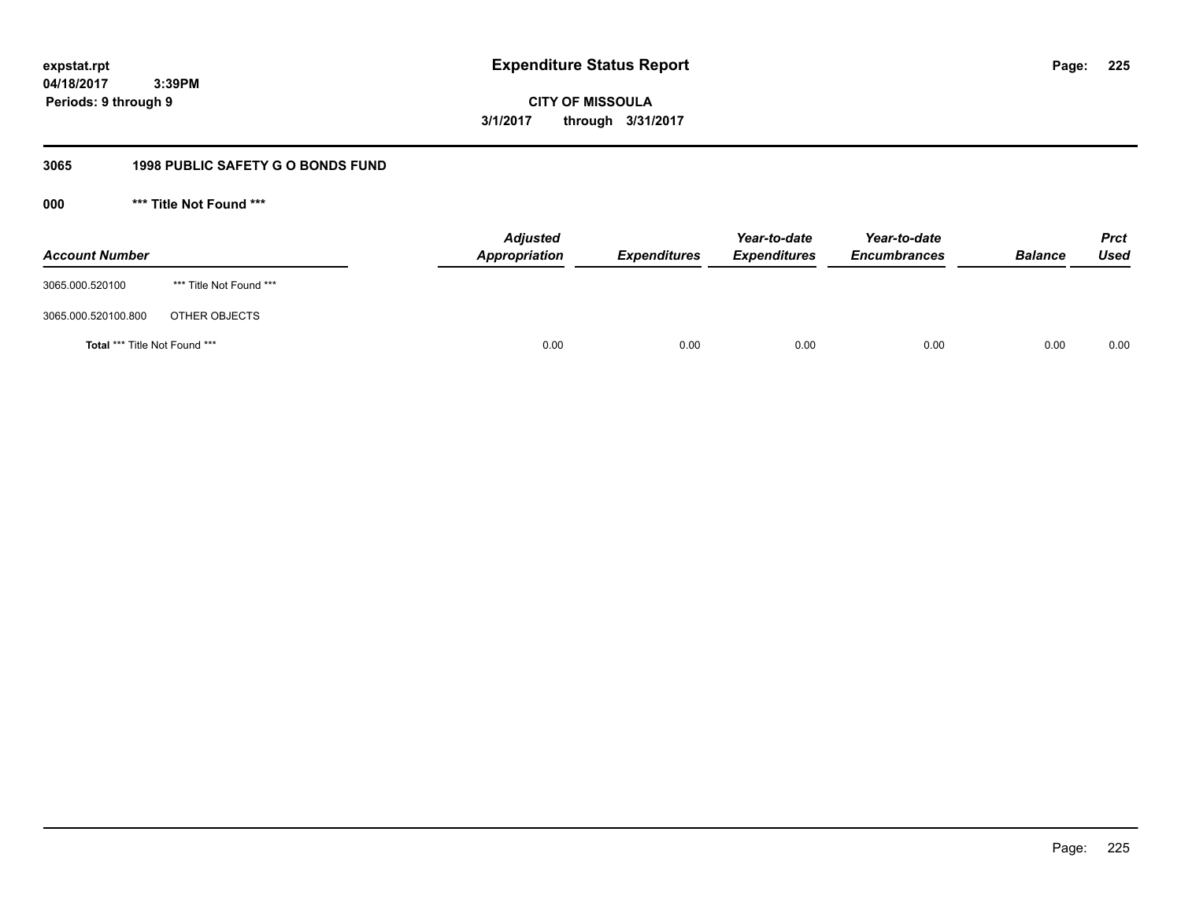expstat.rpt
04/18/2017 3:39PM
Periods: 9 through 9

# Expenditure Status Report

**CITY OF MISSOULA**
**3/1/2017 through 3/31/2017**

## 3065 1998 PUBLIC SAFETY G O BONDS FUND

### 000 *** Title Not Found ***

| Account Number | | Adjusted Appropriation | Expenditures | Year-to-date Expenditures | Year-to-date Encumbrances | Balance | Prct Used |
|---|---|---|---|---|---|---|---|
| 3065.000.520100 | *** Title Not Found *** | | | | | | |
| 3065.000.520100.800 | OTHER OBJECTS | | | | | | |
| **Total** *** Title Not Found *** | | 0.00 | 0.00 | 0.00 | 0.00 | 0.00 | 0.00 |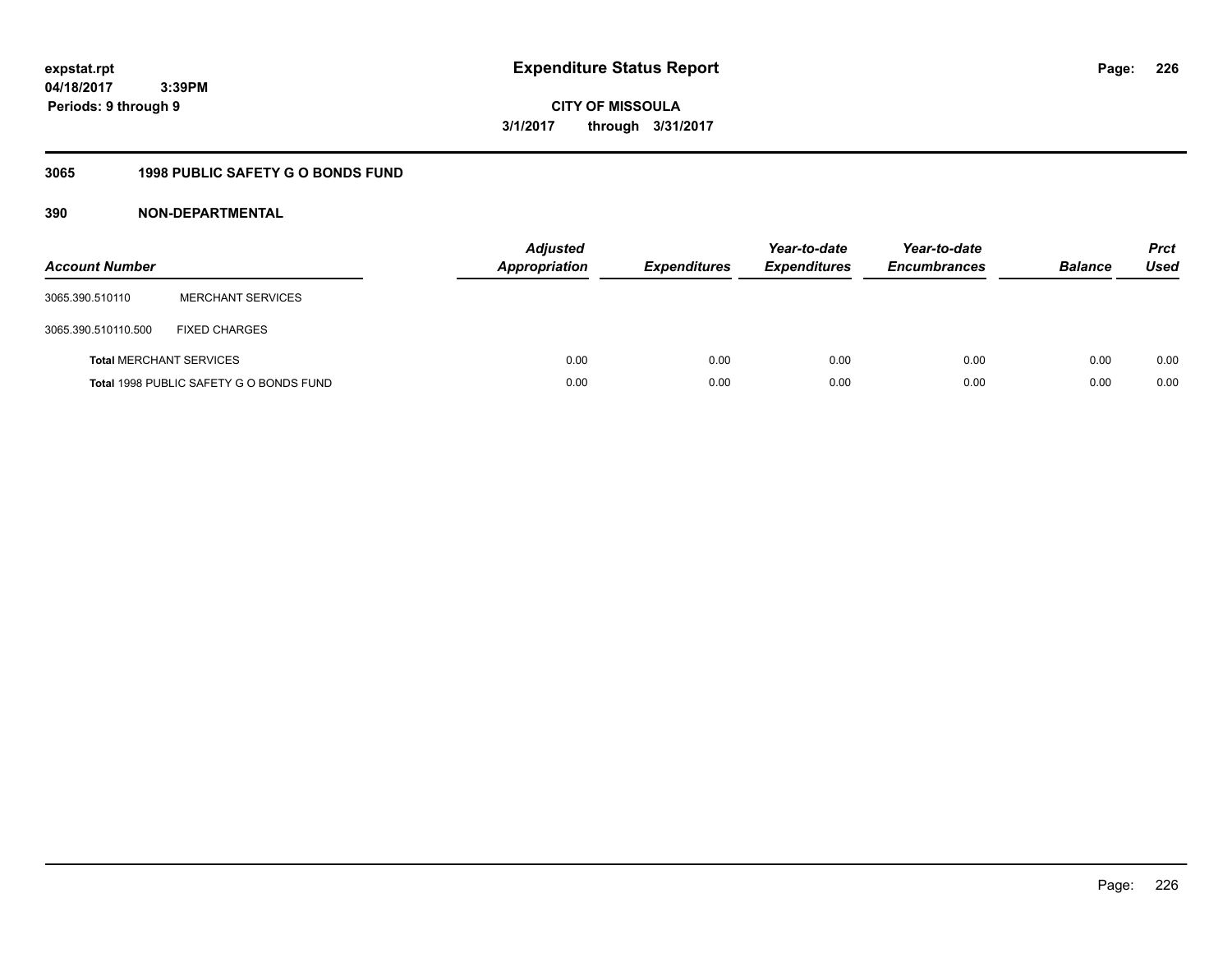**expstat.rpt**
**04/18/2017 3:39PM**
**Periods: 9 through 9**

# Expenditure Status Report

**CITY OF MISSOULA**
**3/1/2017 through 3/31/2017**

## 3065 1998 PUBLIC SAFETY G O BONDS FUND

### 390 NON-DEPARTMENTAL

| Account Number | | Adjusted Appropriation | Expenditures | Year-to-date Expenditures | Year-to-date Encumbrances | Balance | Prct Used |
|---|---|---|---|---|---|---|---|
| 3065.390.510110 | MERCHANT SERVICES | | | | | | |
| 3065.390.510110.500 | FIXED CHARGES | | | | | | |
| **Total** MERCHANT SERVICES | | 0.00 | 0.00 | 0.00 | 0.00 | 0.00 | 0.00 |
| **Total** 1998 PUBLIC SAFETY G O BONDS FUND | | 0.00 | 0.00 | 0.00 | 0.00 | 0.00 | 0.00 |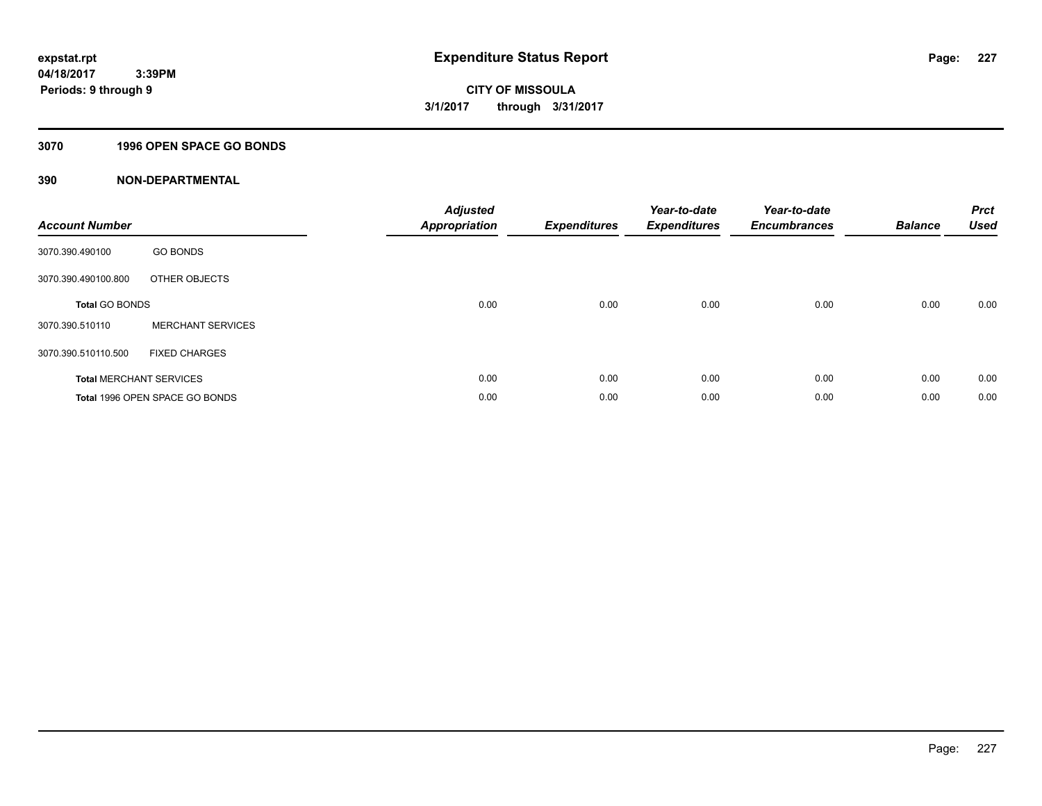expstat.rpt
04/18/2017 3:39PM
Periods: 9 through 9

# Expenditure Status Report

CITY OF MISSOULA
3/1/2017 through 3/31/2017

## 3070 1996 OPEN SPACE GO BONDS

## 390 NON-DEPARTMENTAL

| Account Number | | Adjusted Appropriation | Expenditures | Year-to-date Expenditures | Year-to-date Encumbrances | Balance | Prct Used |
|---|---|---|---|---|---|---|---|
| 3070.390.490100 | GO BONDS | | | | | | |
| 3070.390.490100.800 | OTHER OBJECTS | | | | | | |
| **Total** GO BONDS | | 0.00 | 0.00 | 0.00 | 0.00 | 0.00 | 0.00 |
| 3070.390.510110 | MERCHANT SERVICES | | | | | | |
| 3070.390.510110.500 | FIXED CHARGES | | | | | | |
| **Total** MERCHANT SERVICES | | 0.00 | 0.00 | 0.00 | 0.00 | 0.00 | 0.00 |
| **Total** 1996 OPEN SPACE GO BONDS | | 0.00 | 0.00 | 0.00 | 0.00 | 0.00 | 0.00 |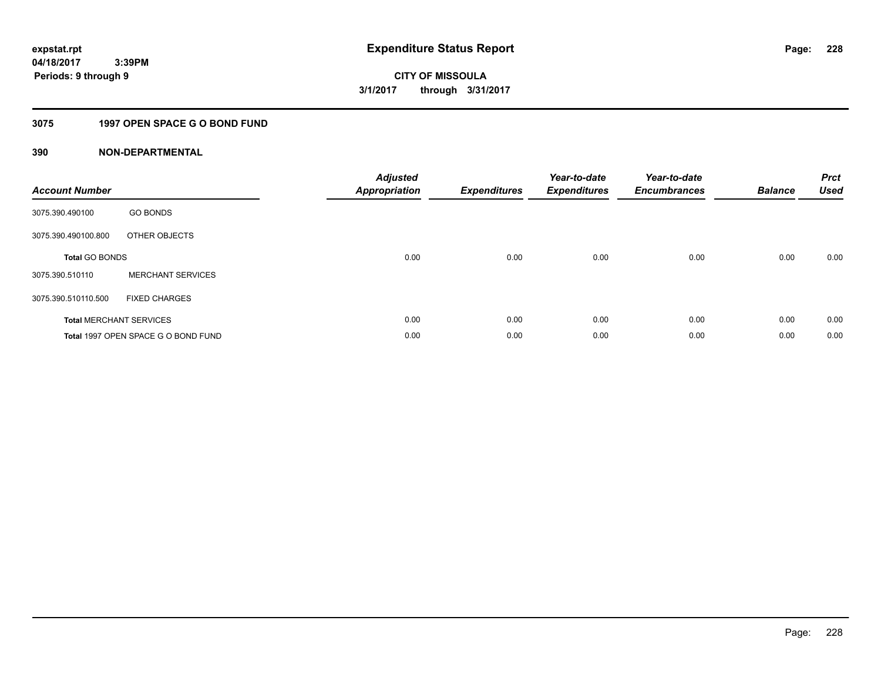# Expenditure Status Report

**expstat.rpt**
**04/18/2017 3:39PM**
**Periods: 9 through 9**

**CITY OF MISSOULA**
**3/1/2017 through 3/31/2017**

## 3075 1997 OPEN SPACE G O BOND FUND

### 390 NON-DEPARTMENTAL

| Account Number | | Adjusted Appropriation | Expenditures | Year-to-date Expenditures | Year-to-date Encumbrances | Balance | Prct Used |
|---|---|---|---|---|---|---|---|
| 3075.390.490100 | GO BONDS | | | | | | |
| 3075.390.490100.800 | OTHER OBJECTS | | | | | | |
| **Total** GO BONDS | | 0.00 | 0.00 | 0.00 | 0.00 | 0.00 | 0.00 |
| 3075.390.510110 | MERCHANT SERVICES | | | | | | |
| 3075.390.510110.500 | FIXED CHARGES | | | | | | |
| **Total** MERCHANT SERVICES | | 0.00 | 0.00 | 0.00 | 0.00 | 0.00 | 0.00 |
| **Total** 1997 OPEN SPACE G O BOND FUND | | 0.00 | 0.00 | 0.00 | 0.00 | 0.00 | 0.00 |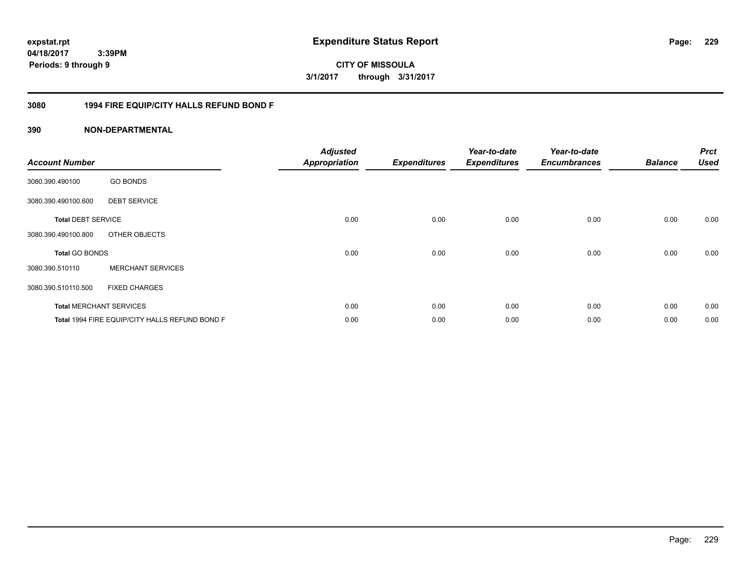**expstat.rpt**
**04/18/2017 3:39PM**
**Periods: 9 through 9**

# Expenditure Status Report

**CITY OF MISSOULA**
**3/1/2017 through 3/31/2017**

## 3080 1994 FIRE EQUIP/CITY HALLS REFUND BOND F

## 390 NON-DEPARTMENTAL

| Account Number | | Adjusted Appropriation | Expenditures | Year-to-date Expenditures | Year-to-date Encumbrances | Balance | Prct Used |
|---|---|---|---|---|---|---|---|
| 3080.390.490100 | GO BONDS | | | | | | |
| 3080.390.490100.600 | DEBT SERVICE | | | | | | |
| **Total** DEBT SERVICE | | 0.00 | 0.00 | 0.00 | 0.00 | 0.00 | 0.00 |
| 3080.390.490100.800 | OTHER OBJECTS | | | | | | |
| **Total** GO BONDS | | 0.00 | 0.00 | 0.00 | 0.00 | 0.00 | 0.00 |
| 3080.390.510110 | MERCHANT SERVICES | | | | | | |
| 3080.390.510110.500 | FIXED CHARGES | | | | | | |
| **Total** MERCHANT SERVICES | | 0.00 | 0.00 | 0.00 | 0.00 | 0.00 | 0.00 |
| **Total** 1994 FIRE EQUIP/CITY HALLS REFUND BOND F | | 0.00 | 0.00 | 0.00 | 0.00 | 0.00 | 0.00 |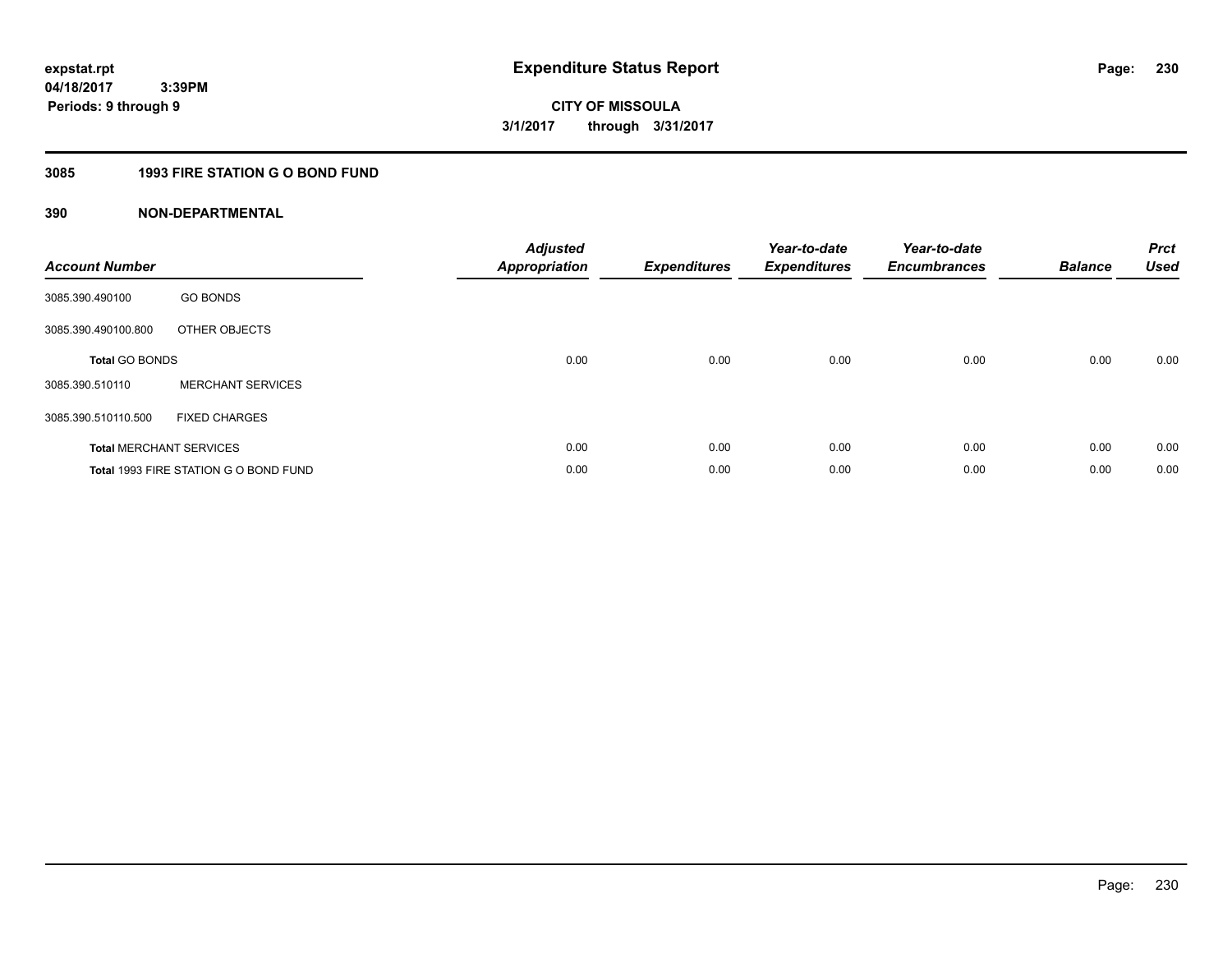**expstat.rpt**
**04/18/2017 3:39PM**
**Periods: 9 through 9**

# Expenditure Status Report

**CITY OF MISSOULA**
**3/1/2017 through 3/31/2017**

## 3085 1993 FIRE STATION G O BOND FUND

## 390 NON-DEPARTMENTAL

| Account Number | | Adjusted Appropriation | Expenditures | Year-to-date Expenditures | Year-to-date Encumbrances | Balance | Prct Used |
|---|---|---|---|---|---|---|---|
| 3085.390.490100 | GO BONDS | | | | | | |
| 3085.390.490100.800 | OTHER OBJECTS | | | | | | |
| **Total** GO BONDS | | 0.00 | 0.00 | 0.00 | 0.00 | 0.00 | 0.00 |
| 3085.390.510110 | MERCHANT SERVICES | | | | | | |
| 3085.390.510110.500 | FIXED CHARGES | | | | | | |
| **Total** MERCHANT SERVICES | | 0.00 | 0.00 | 0.00 | 0.00 | 0.00 | 0.00 |
| **Total** 1993 FIRE STATION G O BOND FUND | | 0.00 | 0.00 | 0.00 | 0.00 | 0.00 | 0.00 |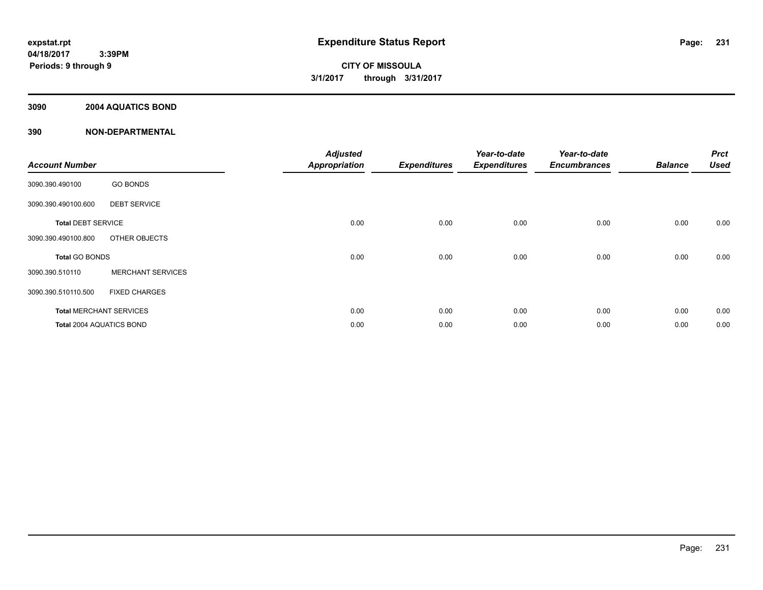**expstat.rpt**
**04/18/2017 3:39PM**
**Periods: 9 through 9**

# Expenditure Status Report

**CITY OF MISSOULA**
**3/1/2017 through 3/31/2017**

## 3090 2004 AQUATICS BOND

## 390 NON-DEPARTMENTAL

| Account Number | | Adjusted Appropriation | Expenditures | Year-to-date Expenditures | Year-to-date Encumbrances | Balance | Prct Used |
|---|---|---|---|---|---|---|---|
| 3090.390.490100 | GO BONDS | | | | | | |
| 3090.390.490100.600 | DEBT SERVICE | | | | | | |
| **Total** DEBT SERVICE | | 0.00 | 0.00 | 0.00 | 0.00 | 0.00 | 0.00 |
| 3090.390.490100.800 | OTHER OBJECTS | | | | | | |
| **Total** GO BONDS | | 0.00 | 0.00 | 0.00 | 0.00 | 0.00 | 0.00 |
| 3090.390.510110 | MERCHANT SERVICES | | | | | | |
| 3090.390.510110.500 | FIXED CHARGES | | | | | | |
| **Total** MERCHANT SERVICES | | 0.00 | 0.00 | 0.00 | 0.00 | 0.00 | 0.00 |
| **Total** 2004 AQUATICS BOND | | 0.00 | 0.00 | 0.00 | 0.00 | 0.00 | 0.00 |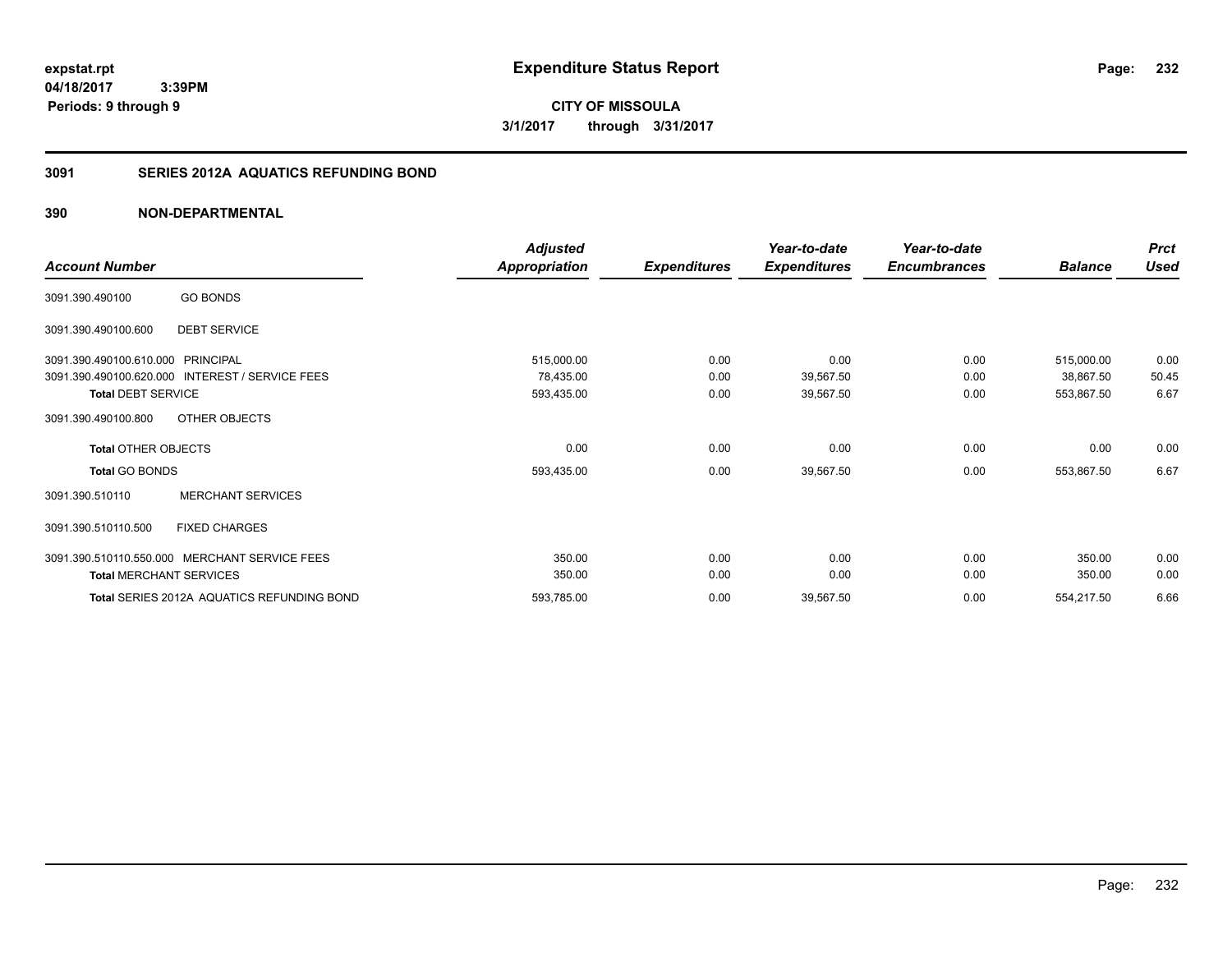**expstat.rpt**
**04/18/2017 3:39PM**
**Periods: 9 through 9**

# Expenditure Status Report

**CITY OF MISSOULA**
**3/1/2017 through 3/31/2017**

## 3091 SERIES 2012A AQUATICS REFUNDING BOND

### 390 NON-DEPARTMENTAL

| Account Number | | Adjusted Appropriation | Expenditures | Year-to-date Expenditures | Year-to-date Encumbrances | Balance | Prct Used |
|---|---|---|---|---|---|---|---|
| 3091.390.490100 | GO BONDS | | | | | | |
| 3091.390.490100.600 | DEBT SERVICE | | | | | | |
| 3091.390.490100.610.000 | PRINCIPAL | 515,000.00 | 0.00 | 0.00 | 0.00 | 515,000.00 | 0.00 |
| 3091.390.490100.620.000 | INTEREST / SERVICE FEES | 78,435.00 | 0.00 | 39,567.50 | 0.00 | 38,867.50 | 50.45 |
| **Total** DEBT SERVICE | | 593,435.00 | 0.00 | 39,567.50 | 0.00 | 553,867.50 | 6.67 |
| 3091.390.490100.800 | OTHER OBJECTS | | | | | | |
| **Total** OTHER OBJECTS | | 0.00 | 0.00 | 0.00 | 0.00 | 0.00 | 0.00 |
| **Total** GO BONDS | | 593,435.00 | 0.00 | 39,567.50 | 0.00 | 553,867.50 | 6.67 |
| 3091.390.510110 | MERCHANT SERVICES | | | | | | |
| 3091.390.510110.500 | FIXED CHARGES | | | | | | |
| 3091.390.510110.550.000 | MERCHANT SERVICE FEES | 350.00 | 0.00 | 0.00 | 0.00 | 350.00 | 0.00 |
| **Total** MERCHANT SERVICES | | 350.00 | 0.00 | 0.00 | 0.00 | 350.00 | 0.00 |
| **Total** SERIES 2012A AQUATICS REFUNDING BOND | | 593,785.00 | 0.00 | 39,567.50 | 0.00 | 554,217.50 | 6.66 |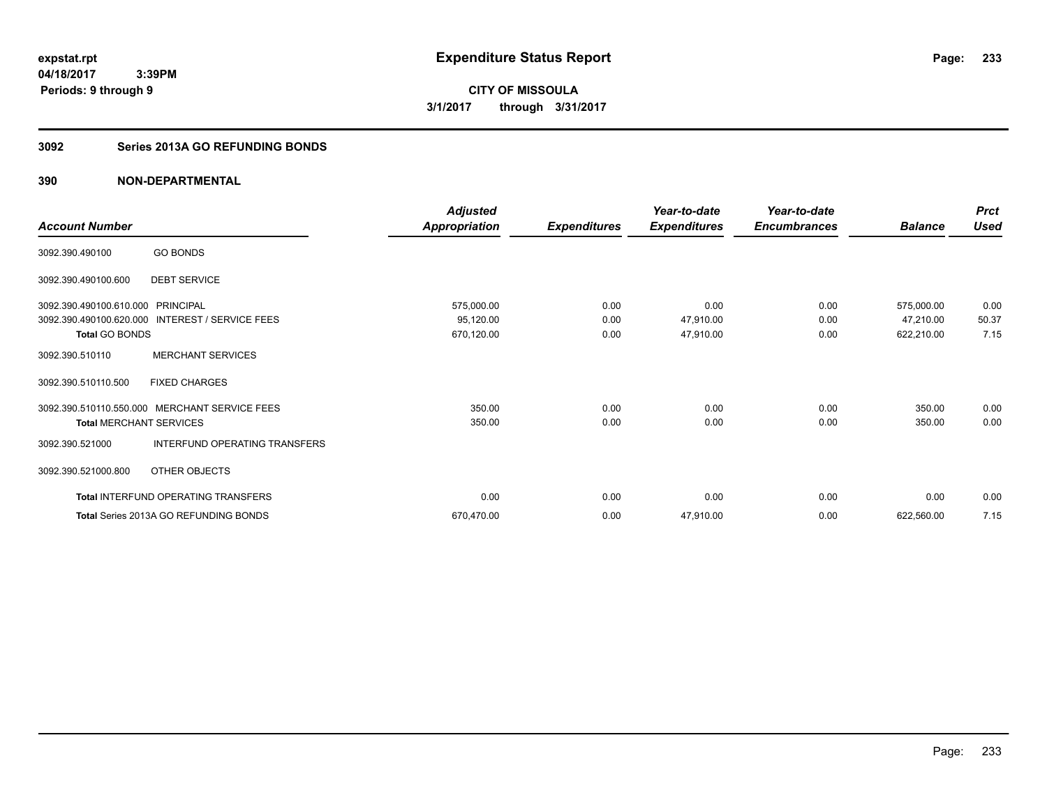**expstat.rpt**
**04/18/2017 3:39PM**
**Periods: 9 through 9**

# Expenditure Status Report

**CITY OF MISSOULA**
**3/1/2017 through 3/31/2017**

## 3092 Series 2013A GO REFUNDING BONDS

## 390 NON-DEPARTMENTAL

| Account Number | | Adjusted Appropriation | Expenditures | Year-to-date Expenditures | Year-to-date Encumbrances | Balance | Prct Used |
|---|---|---|---|---|---|---|---|
| 3092.390.490100 | GO BONDS | | | | | | |
| 3092.390.490100.600 | DEBT SERVICE | | | | | | |
| 3092.390.490100.610.000 | PRINCIPAL | 575,000.00 | 0.00 | 0.00 | 0.00 | 575,000.00 | 0.00 |
| 3092.390.490100.620.000 | INTEREST / SERVICE FEES | 95,120.00 | 0.00 | 47,910.00 | 0.00 | 47,210.00 | 50.37 |
| **Total** GO BONDS | | 670,120.00 | 0.00 | 47,910.00 | 0.00 | 622,210.00 | 7.15 |
| 3092.390.510110 | MERCHANT SERVICES | | | | | | |
| 3092.390.510110.500 | FIXED CHARGES | | | | | | |
| 3092.390.510110.550.000 | MERCHANT SERVICE FEES | 350.00 | 0.00 | 0.00 | 0.00 | 350.00 | 0.00 |
| **Total** MERCHANT SERVICES | | 350.00 | 0.00 | 0.00 | 0.00 | 350.00 | 0.00 |
| 3092.390.521000 | INTERFUND OPERATING TRANSFERS | | | | | | |
| 3092.390.521000.800 | OTHER OBJECTS | | | | | | |
| **Total** INTERFUND OPERATING TRANSFERS | | 0.00 | 0.00 | 0.00 | 0.00 | 0.00 | 0.00 |
| **Total** Series 2013A GO REFUNDING BONDS | | 670,470.00 | 0.00 | 47,910.00 | 0.00 | 622,560.00 | 7.15 |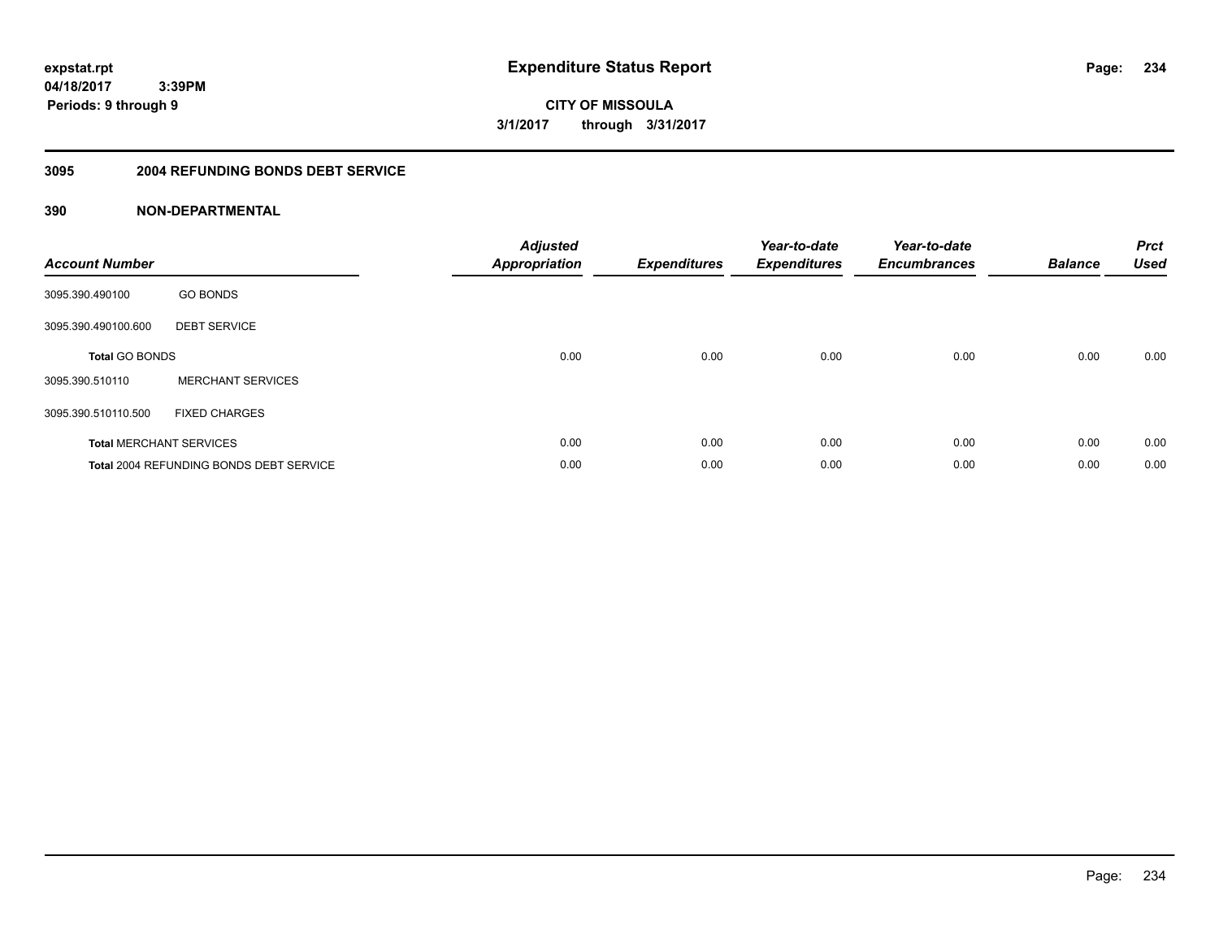expstat.rpt
04/18/2017 3:39PM
Periods: 9 through 9

# Expenditure Status Report

CITY OF MISSOULA
3/1/2017 through 3/31/2017

## 3095 2004 REFUNDING BONDS DEBT SERVICE

### 390 NON-DEPARTMENTAL

| Account Number | | Adjusted Appropriation | Expenditures | Year-to-date Expenditures | Year-to-date Encumbrances | Balance | Prct Used |
|---|---|---|---|---|---|---|---|
| 3095.390.490100 | GO BONDS | | | | | | |
| 3095.390.490100.600 | DEBT SERVICE | | | | | | |
| **Total** GO BONDS | | 0.00 | 0.00 | 0.00 | 0.00 | 0.00 | 0.00 |
| 3095.390.510110 | MERCHANT SERVICES | | | | | | |
| 3095.390.510110.500 | FIXED CHARGES | | | | | | |
| **Total** MERCHANT SERVICES | | 0.00 | 0.00 | 0.00 | 0.00 | 0.00 | 0.00 |
| **Total** 2004 REFUNDING BONDS DEBT SERVICE | | 0.00 | 0.00 | 0.00 | 0.00 | 0.00 | 0.00 |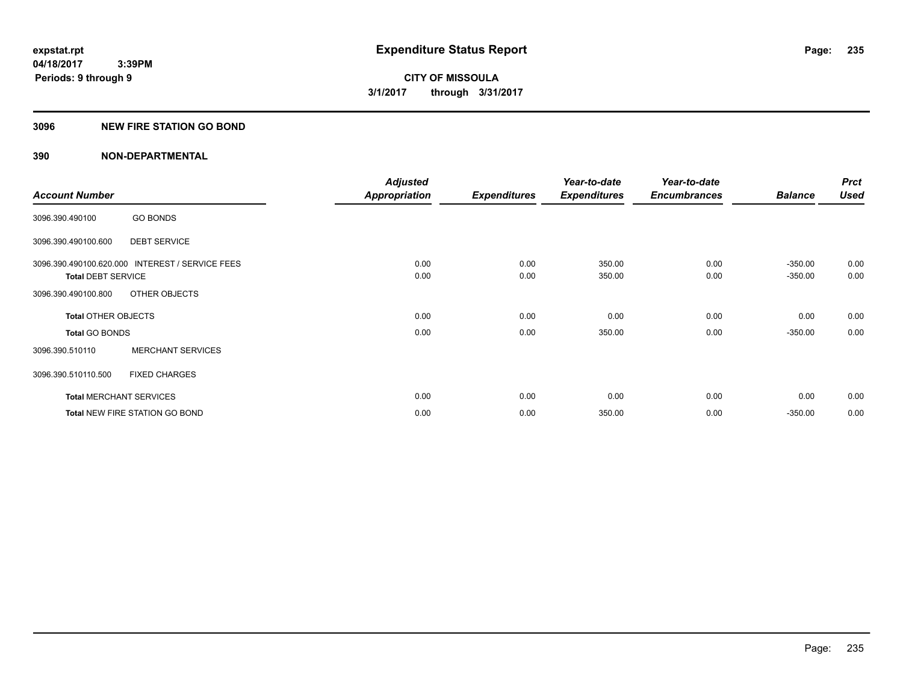# Expenditure Status Report

**CITY OF MISSOULA**
**3/1/2017 through 3/31/2017**

expstat.rpt
04/18/2017 3:39PM
Periods: 9 through 9

## 3096 NEW FIRE STATION GO BOND

## 390 NON-DEPARTMENTAL

| Account Number | | Adjusted Appropriation | Expenditures | Year-to-date Expenditures | Year-to-date Encumbrances | Balance | Prct Used |
|---|---|---|---|---|---|---|---|
| 3096.390.490100 | GO BONDS | | | | | | |
| 3096.390.490100.600 | DEBT SERVICE | | | | | | |
| 3096.390.490100.620.000 | INTEREST / SERVICE FEES | 0.00 | 0.00 | 350.00 | 0.00 | -350.00 | 0.00 |
| **Total** DEBT SERVICE | | 0.00 | 0.00 | 350.00 | 0.00 | -350.00 | 0.00 |
| 3096.390.490100.800 | OTHER OBJECTS | | | | | | |
| **Total** OTHER OBJECTS | | 0.00 | 0.00 | 0.00 | 0.00 | 0.00 | 0.00 |
| **Total** GO BONDS | | 0.00 | 0.00 | 350.00 | 0.00 | -350.00 | 0.00 |
| 3096.390.510110 | MERCHANT SERVICES | | | | | | |
| 3096.390.510110.500 | FIXED CHARGES | | | | | | |
| **Total** MERCHANT SERVICES | | 0.00 | 0.00 | 0.00 | 0.00 | 0.00 | 0.00 |
| **Total** NEW FIRE STATION GO BOND | | 0.00 | 0.00 | 350.00 | 0.00 | -350.00 | 0.00 |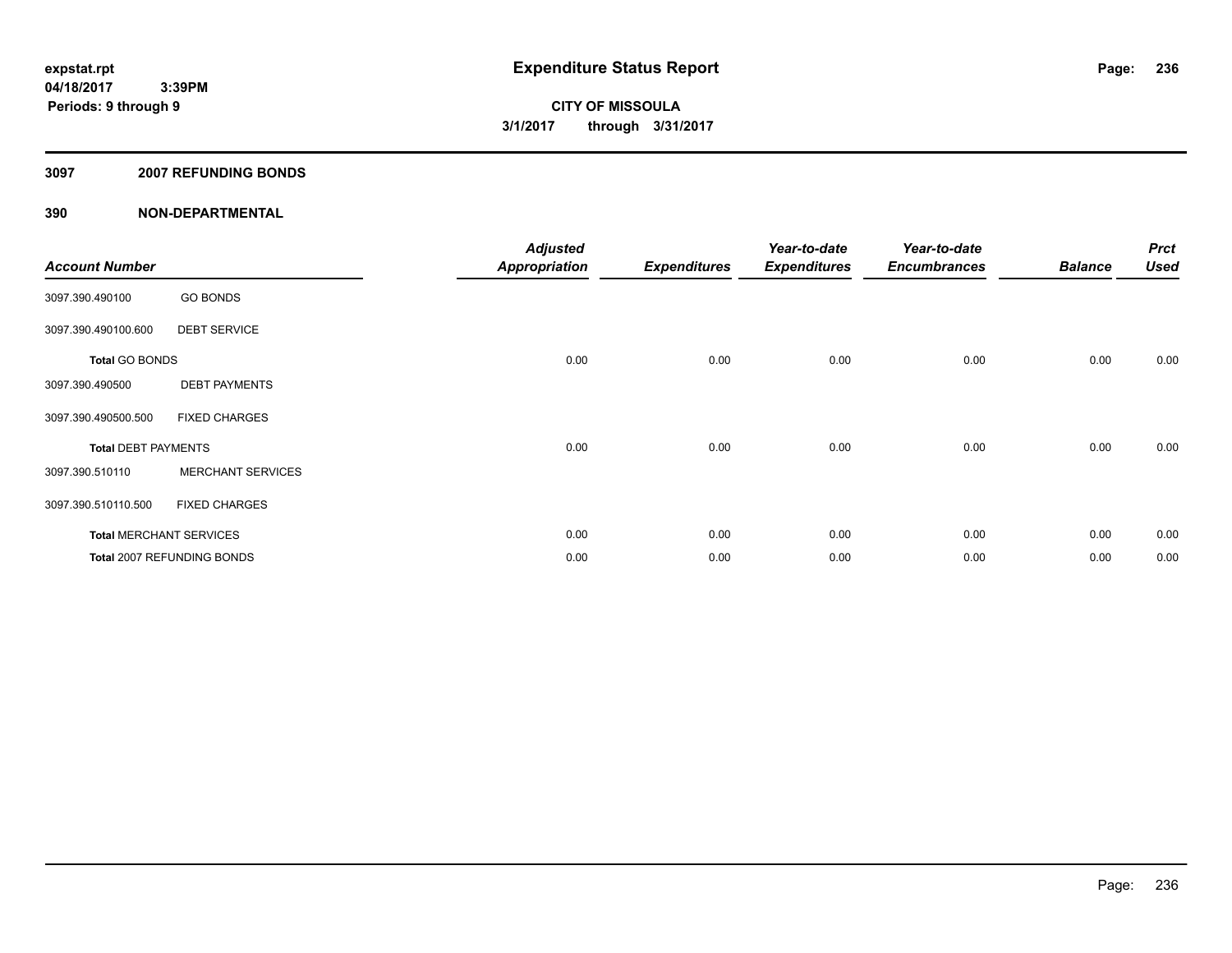**expstat.rpt**
**04/18/2017 3:39PM**
**Periods: 9 through 9**

# Expenditure Status Report

**CITY OF MISSOULA**
**3/1/2017 through 3/31/2017**

## 3097 2007 REFUNDING BONDS

### 390 NON-DEPARTMENTAL

| Account Number | | Adjusted Appropriation | Expenditures | Year-to-date Expenditures | Year-to-date Encumbrances | Balance | Prct Used |
|---|---|---|---|---|---|---|---|
| 3097.390.490100 | GO BONDS | | | | | | |
| 3097.390.490100.600 | DEBT SERVICE | | | | | | |
| **Total** GO BONDS | | 0.00 | 0.00 | 0.00 | 0.00 | 0.00 | 0.00 |
| 3097.390.490500 | DEBT PAYMENTS | | | | | | |
| 3097.390.490500.500 | FIXED CHARGES | | | | | | |
| **Total** DEBT PAYMENTS | | 0.00 | 0.00 | 0.00 | 0.00 | 0.00 | 0.00 |
| 3097.390.510110 | MERCHANT SERVICES | | | | | | |
| 3097.390.510110.500 | FIXED CHARGES | | | | | | |
| **Total** MERCHANT SERVICES | | 0.00 | 0.00 | 0.00 | 0.00 | 0.00 | 0.00 |
| **Total** 2007 REFUNDING BONDS | | 0.00 | 0.00 | 0.00 | 0.00 | 0.00 | 0.00 |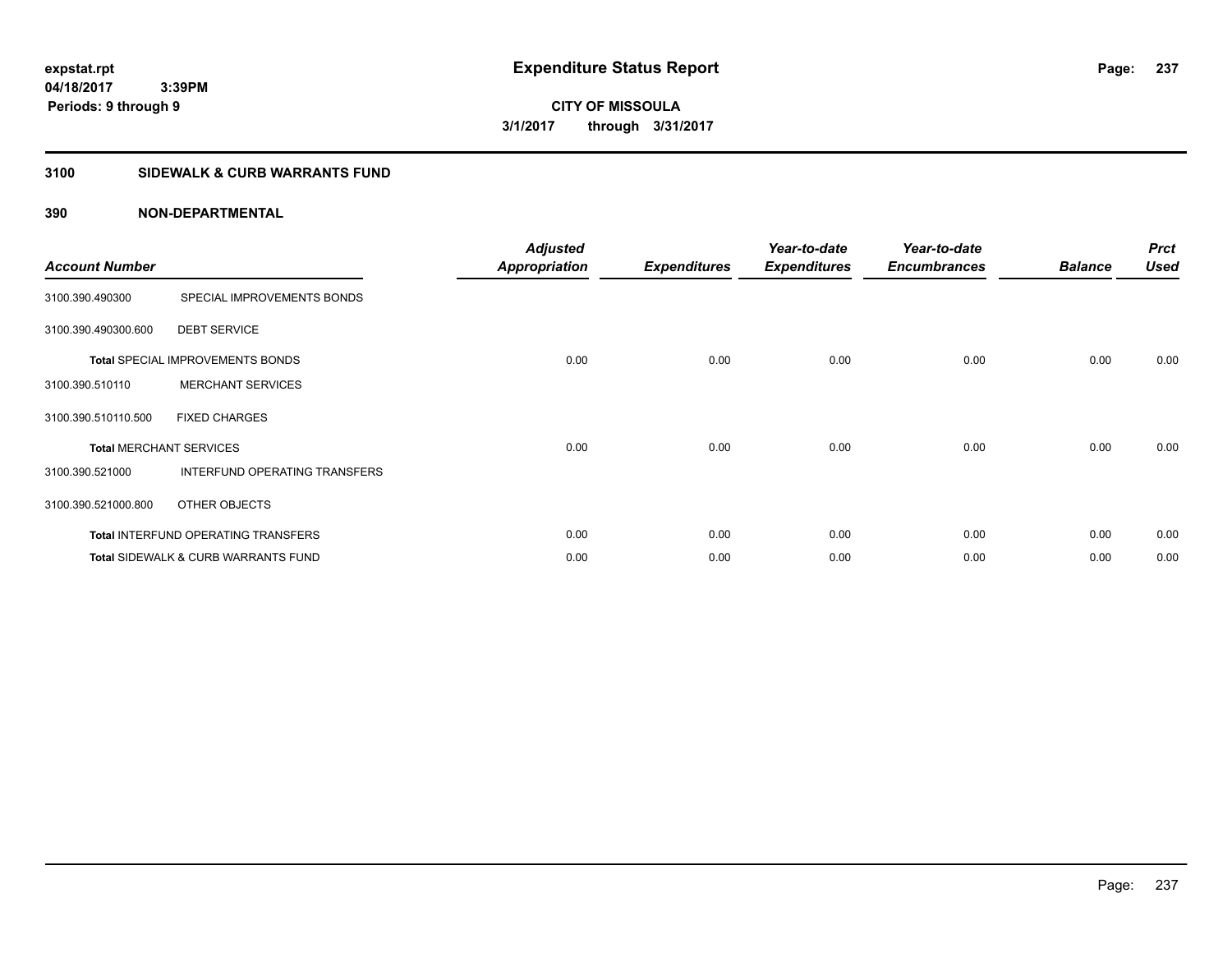# Expenditure Status Report

expstat.rpt
04/18/2017 3:39PM
Periods: 9 through 9

**CITY OF MISSOULA**
**3/1/2017 through 3/31/2017**

## 3100 SIDEWALK & CURB WARRANTS FUND

### 390 NON-DEPARTMENTAL

| Account Number | | Adjusted Appropriation | Expenditures | Year-to-date Expenditures | Year-to-date Encumbrances | Balance | Prct Used |
|---|---|---|---|---|---|---|---|
| 3100.390.490300 | SPECIAL IMPROVEMENTS BONDS | | | | | | |
| 3100.390.490300.600 | DEBT SERVICE | | | | | | |
| **Total** SPECIAL IMPROVEMENTS BONDS | | 0.00 | 0.00 | 0.00 | 0.00 | 0.00 | 0.00 |
| 3100.390.510110 | MERCHANT SERVICES | | | | | | |
| 3100.390.510110.500 | FIXED CHARGES | | | | | | |
| **Total** MERCHANT SERVICES | | 0.00 | 0.00 | 0.00 | 0.00 | 0.00 | 0.00 |
| 3100.390.521000 | INTERFUND OPERATING TRANSFERS | | | | | | |
| 3100.390.521000.800 | OTHER OBJECTS | | | | | | |
| **Total** INTERFUND OPERATING TRANSFERS | | 0.00 | 0.00 | 0.00 | 0.00 | 0.00 | 0.00 |
| **Total** SIDEWALK & CURB WARRANTS FUND | | 0.00 | 0.00 | 0.00 | 0.00 | 0.00 | 0.00 |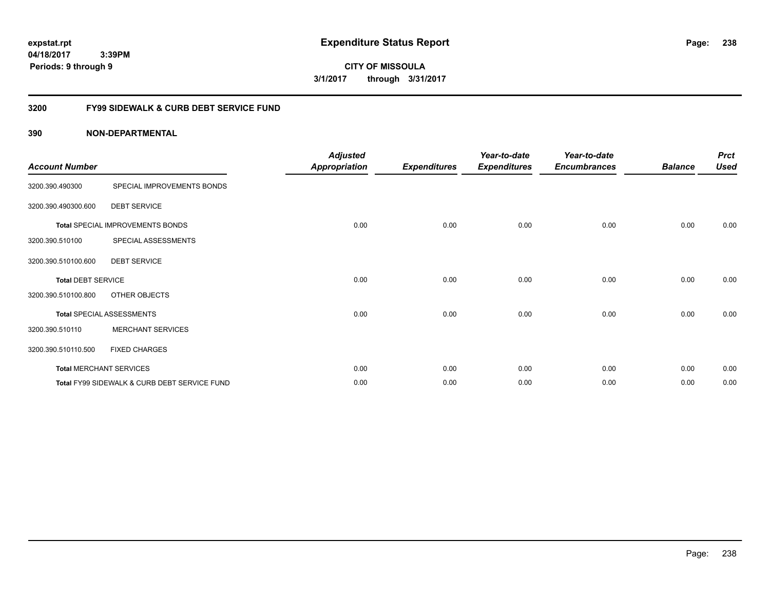# Expenditure Status Report

expstat.rpt
04/18/2017 3:39PM
Periods: 9 through 9

**CITY OF MISSOULA**
**3/1/2017 through 3/31/2017**

## 3200 FY99 SIDEWALK & CURB DEBT SERVICE FUND

### 390 NON-DEPARTMENTAL

| Account Number | | Adjusted Appropriation | Expenditures | Year-to-date Expenditures | Year-to-date Encumbrances | Balance | Prct Used |
|---|---|---|---|---|---|---|---|
| 3200.390.490300 | SPECIAL IMPROVEMENTS BONDS | | | | | | |
| 3200.390.490300.600 | DEBT SERVICE | | | | | | |
| **Total** SPECIAL IMPROVEMENTS BONDS | | 0.00 | 0.00 | 0.00 | 0.00 | 0.00 | 0.00 |
| 3200.390.510100 | SPECIAL ASSESSMENTS | | | | | | |
| 3200.390.510100.600 | DEBT SERVICE | | | | | | |
| **Total** DEBT SERVICE | | 0.00 | 0.00 | 0.00 | 0.00 | 0.00 | 0.00 |
| 3200.390.510100.800 | OTHER OBJECTS | | | | | | |
| **Total** SPECIAL ASSESSMENTS | | 0.00 | 0.00 | 0.00 | 0.00 | 0.00 | 0.00 |
| 3200.390.510110 | MERCHANT SERVICES | | | | | | |
| 3200.390.510110.500 | FIXED CHARGES | | | | | | |
| **Total** MERCHANT SERVICES | | 0.00 | 0.00 | 0.00 | 0.00 | 0.00 | 0.00 |
| **Total** FY99 SIDEWALK & CURB DEBT SERVICE FUND | | 0.00 | 0.00 | 0.00 | 0.00 | 0.00 | 0.00 |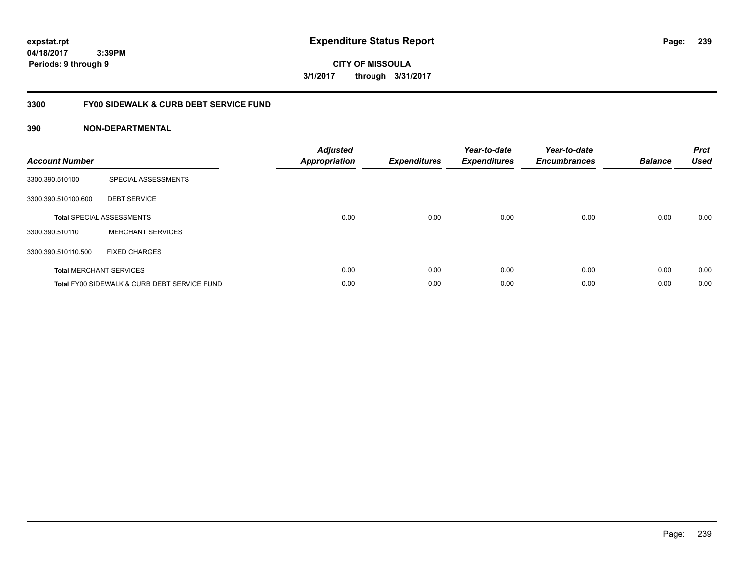**expstat.rpt**
**04/18/2017 3:39PM**
**Periods: 9 through 9**

# Expenditure Status Report

**CITY OF MISSOULA**
**3/1/2017 through 3/31/2017**

## 3300 FY00 SIDEWALK & CURB DEBT SERVICE FUND

### 390 NON-DEPARTMENTAL

| Account Number | | Adjusted Appropriation | Expenditures | Year-to-date Expenditures | Year-to-date Encumbrances | Balance | Prct Used |
|---|---|---|---|---|---|---|---|
| 3300.390.510100 | SPECIAL ASSESSMENTS | | | | | | |
| 3300.390.510100.600 | DEBT SERVICE | | | | | | |
| **Total** SPECIAL ASSESSMENTS | | 0.00 | 0.00 | 0.00 | 0.00 | 0.00 | 0.00 |
| 3300.390.510110 | MERCHANT SERVICES | | | | | | |
| 3300.390.510110.500 | FIXED CHARGES | | | | | | |
| **Total** MERCHANT SERVICES | | 0.00 | 0.00 | 0.00 | 0.00 | 0.00 | 0.00 |
| **Total** FY00 SIDEWALK & CURB DEBT SERVICE FUND | | 0.00 | 0.00 | 0.00 | 0.00 | 0.00 | 0.00 |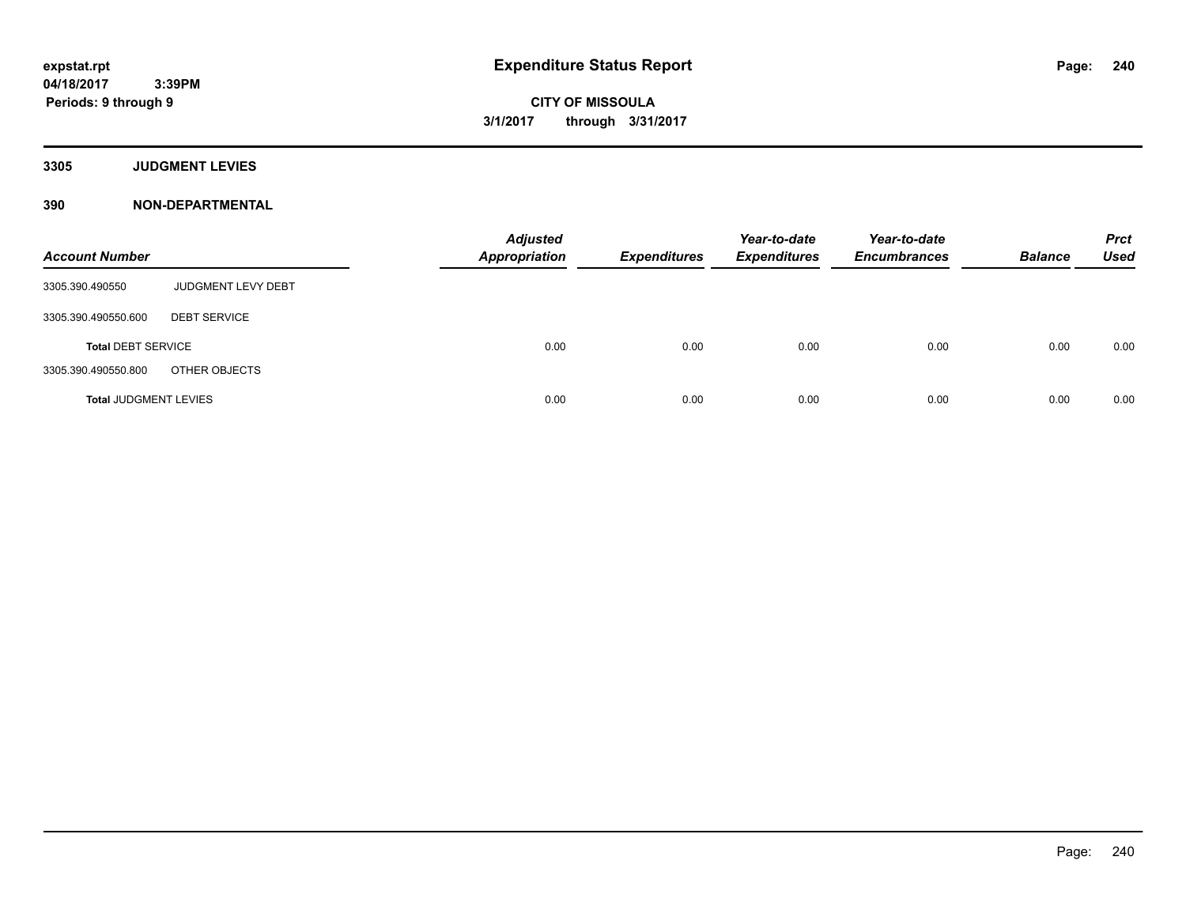**expstat.rpt**
**04/18/2017 3:39PM**
**Periods: 9 through 9**

# Expenditure Status Report

**CITY OF MISSOULA**
**3/1/2017 through 3/31/2017**

## 3305 JUDGMENT LEVIES

## 390 NON-DEPARTMENTAL

| Account Number | | Adjusted Appropriation | Expenditures | Year-to-date Expenditures | Year-to-date Encumbrances | Balance | Prct Used |
|---|---|---|---|---|---|---|---|
| 3305.390.490550 | JUDGMENT LEVY DEBT | | | | | | |
| 3305.390.490550.600 | DEBT SERVICE | | | | | | |
| **Total** DEBT SERVICE | | 0.00 | 0.00 | 0.00 | 0.00 | 0.00 | 0.00 |
| 3305.390.490550.800 | OTHER OBJECTS | | | | | | |
| **Total** JUDGMENT LEVIES | | 0.00 | 0.00 | 0.00 | 0.00 | 0.00 | 0.00 |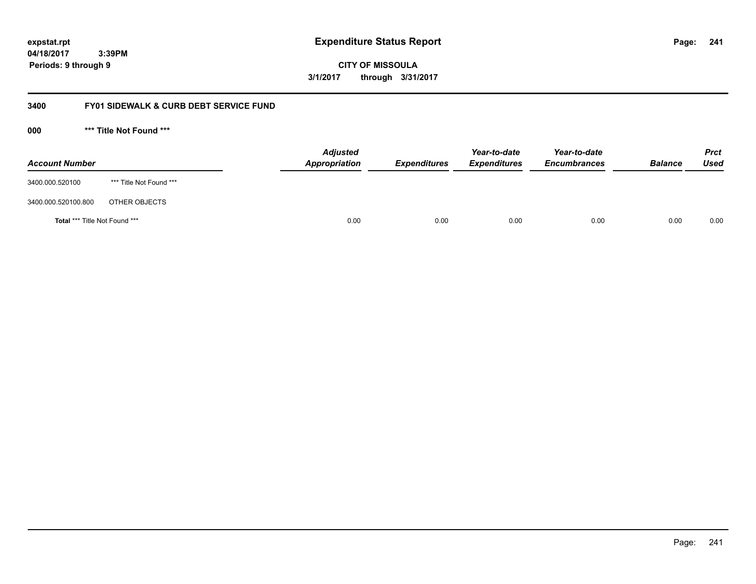**expstat.rpt**
**04/18/2017 3:39PM**
**Periods: 9 through 9**

# Expenditure Status Report

**CITY OF MISSOULA**
**3/1/2017 through 3/31/2017**

## 3400 FY01 SIDEWALK & CURB DEBT SERVICE FUND

### 000 *** Title Not Found ***

| Account Number | | Adjusted Appropriation | Expenditures | Year-to-date Expenditures | Year-to-date Encumbrances | Balance | Prct Used |
|---|---|---|---|---|---|---|---|
| 3400.000.520100 | *** Title Not Found *** | | | | | | |
| 3400.000.520100.800 | OTHER OBJECTS | | | | | | |
| **Total** *** Title Not Found *** | | 0.00 | 0.00 | 0.00 | 0.00 | 0.00 | 0.00 |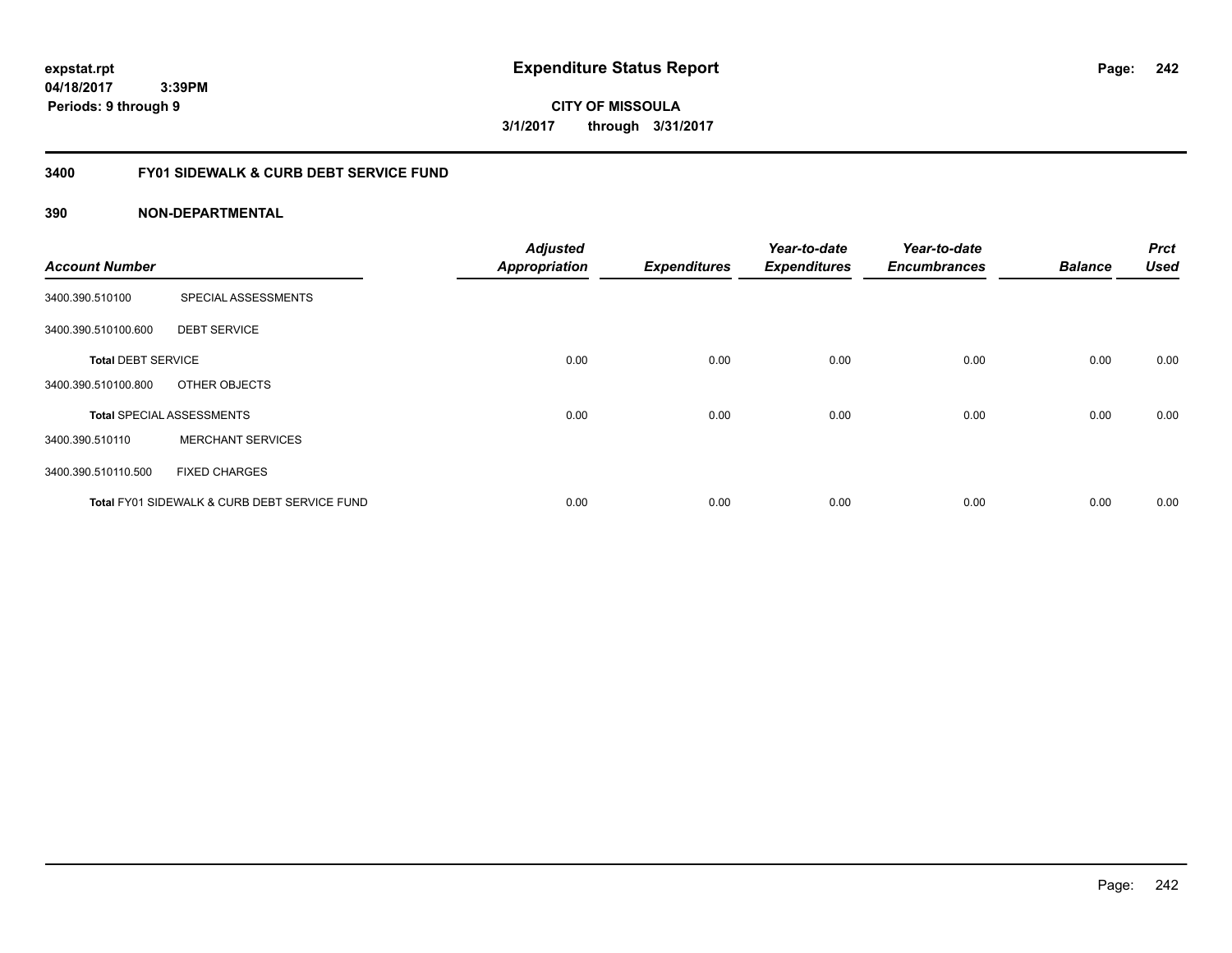expstat.rpt
04/18/2017 3:39PM
Periods: 9 through 9

# Expenditure Status Report

**CITY OF MISSOULA**
**3/1/2017 through 3/31/2017**

## 3400 FY01 SIDEWALK & CURB DEBT SERVICE FUND

### 390 NON-DEPARTMENTAL

| Account Number | | Adjusted Appropriation | Expenditures | Year-to-date Expenditures | Year-to-date Encumbrances | Balance | Prct Used |
|---|---|---|---|---|---|---|---|
| 3400.390.510100 | SPECIAL ASSESSMENTS | | | | | | |
| 3400.390.510100.600 | DEBT SERVICE | | | | | | |
| **Total** DEBT SERVICE | | 0.00 | 0.00 | 0.00 | 0.00 | 0.00 | 0.00 |
| 3400.390.510100.800 | OTHER OBJECTS | | | | | | |
| **Total** SPECIAL ASSESSMENTS | | 0.00 | 0.00 | 0.00 | 0.00 | 0.00 | 0.00 |
| 3400.390.510110 | MERCHANT SERVICES | | | | | | |
| 3400.390.510110.500 | FIXED CHARGES | | | | | | |
| **Total** FY01 SIDEWALK & CURB DEBT SERVICE FUND | | 0.00 | 0.00 | 0.00 | 0.00 | 0.00 | 0.00 |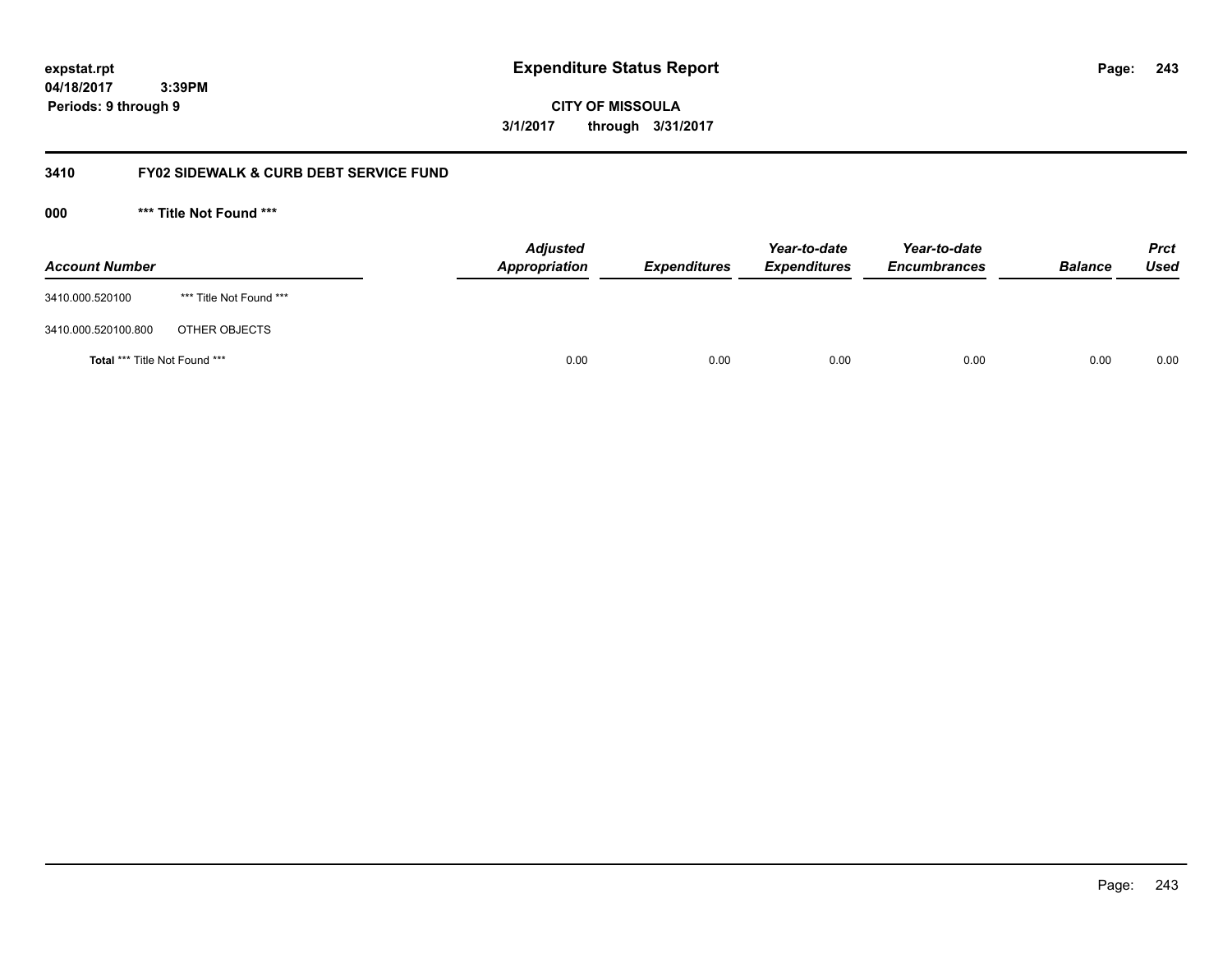**expstat.rpt**
**04/18/2017 3:39PM**
**Periods: 9 through 9**

# Expenditure Status Report

**CITY OF MISSOULA**
**3/1/2017 through 3/31/2017**

## 3410 FY02 SIDEWALK & CURB DEBT SERVICE FUND

### 000 *** Title Not Found ***

| Account Number | | Adjusted Appropriation | Expenditures | Year-to-date Expenditures | Year-to-date Encumbrances | Balance | Prct Used |
|---|---|---|---|---|---|---|---|
| 3410.000.520100 | *** Title Not Found *** | | | | | | |
| 3410.000.520100.800 | OTHER OBJECTS | | | | | | |
| **Total** *** Title Not Found *** | | 0.00 | 0.00 | 0.00 | 0.00 | 0.00 | 0.00 |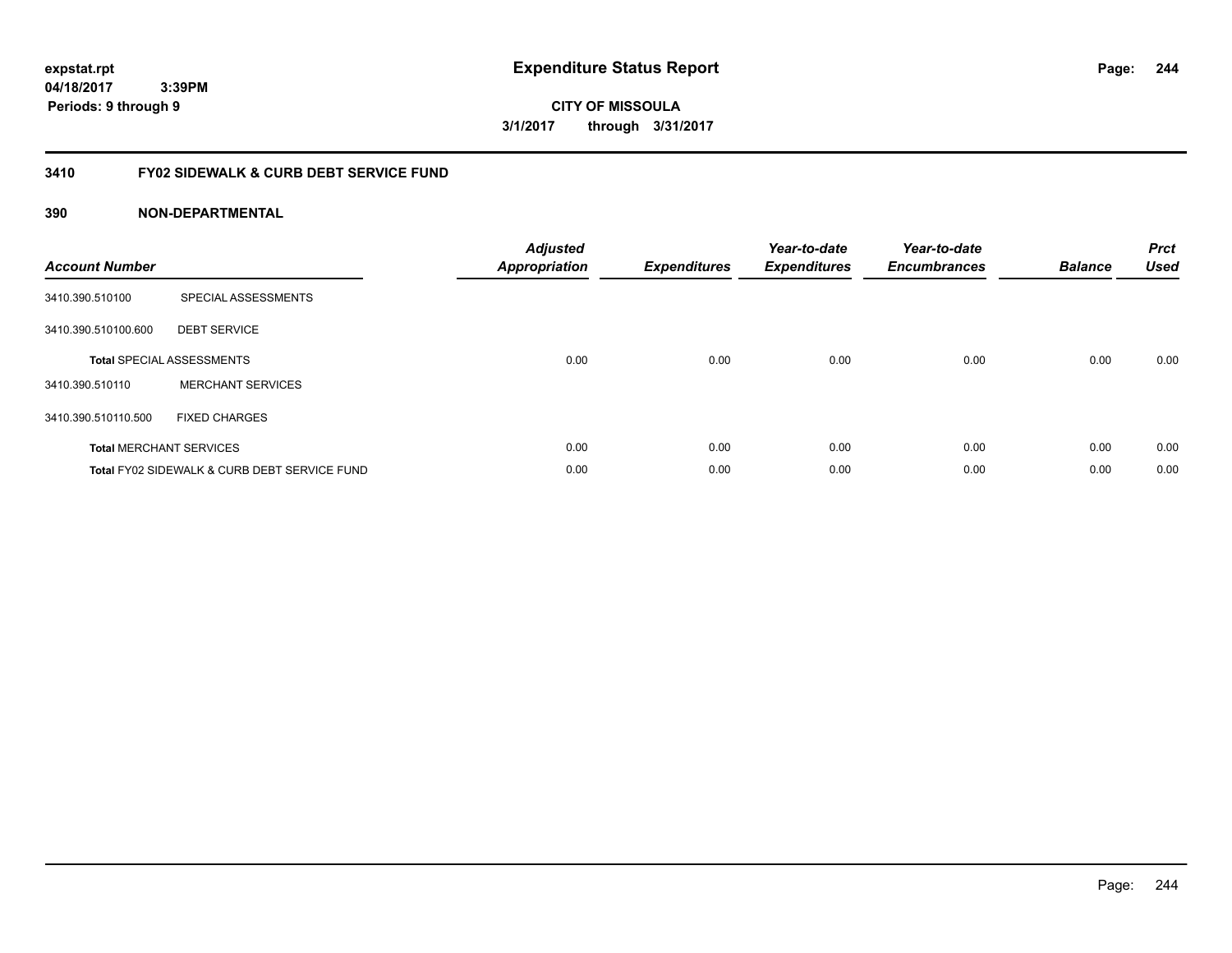**expstat.rpt**
**04/18/2017 3:39PM**
**Periods: 9 through 9**

# Expenditure Status Report

**CITY OF MISSOULA**
**3/1/2017 through 3/31/2017**

## 3410 FY02 SIDEWALK & CURB DEBT SERVICE FUND

### 390 NON-DEPARTMENTAL

| Account Number | | Adjusted Appropriation | Expenditures | Year-to-date Expenditures | Year-to-date Encumbrances | Balance | Prct Used |
|---|---|---|---|---|---|---|---|
| 3410.390.510100 | SPECIAL ASSESSMENTS | | | | | | |
| 3410.390.510100.600 | DEBT SERVICE | | | | | | |
| **Total** SPECIAL ASSESSMENTS | | 0.00 | 0.00 | 0.00 | 0.00 | 0.00 | 0.00 |
| 3410.390.510110 | MERCHANT SERVICES | | | | | | |
| 3410.390.510110.500 | FIXED CHARGES | | | | | | |
| **Total** MERCHANT SERVICES | | 0.00 | 0.00 | 0.00 | 0.00 | 0.00 | 0.00 |
| **Total** FY02 SIDEWALK & CURB DEBT SERVICE FUND | | 0.00 | 0.00 | 0.00 | 0.00 | 0.00 | 0.00 |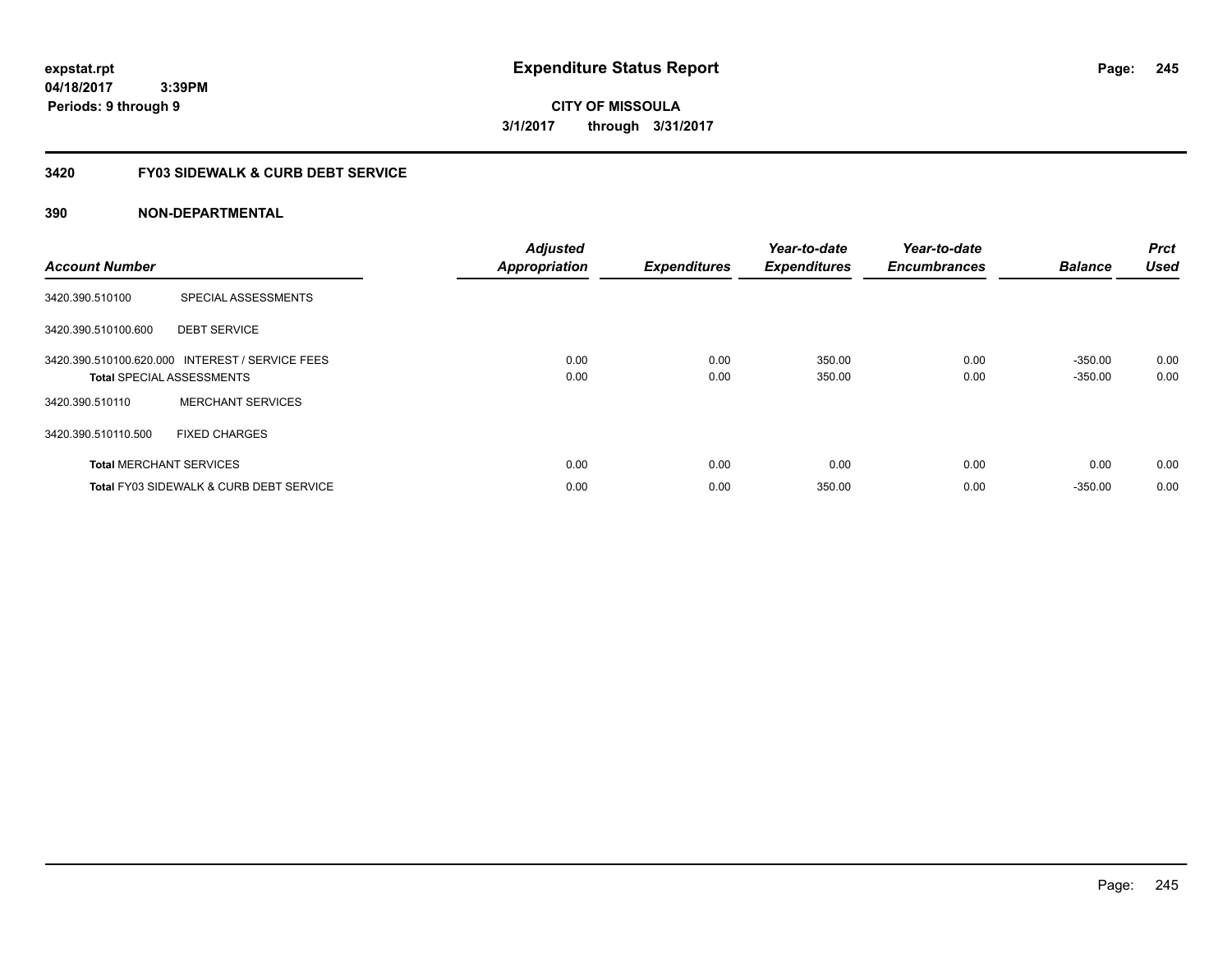expstat.rpt
04/18/2017 3:39PM
Periods: 9 through 9

# Expenditure Status Report

**CITY OF MISSOULA**
**3/1/2017 through 3/31/2017**

## 3420 FY03 SIDEWALK & CURB DEBT SERVICE

### 390 NON-DEPARTMENTAL

| Account Number | | Adjusted Appropriation | Expenditures | Year-to-date Expenditures | Year-to-date Encumbrances | Balance | Prct Used |
|---|---|---|---|---|---|---|---|
| 3420.390.510100 | SPECIAL ASSESSMENTS | | | | | | |
| 3420.390.510100.600 | DEBT SERVICE | | | | | | |
| 3420.390.510100.620.000 | INTEREST / SERVICE FEES | 0.00 | 0.00 | 350.00 | 0.00 | -350.00 | 0.00 |
| **Total** SPECIAL ASSESSMENTS | | 0.00 | 0.00 | 350.00 | 0.00 | -350.00 | 0.00 |
| 3420.390.510110 | MERCHANT SERVICES | | | | | | |
| 3420.390.510110.500 | FIXED CHARGES | | | | | | |
| **Total** MERCHANT SERVICES | | 0.00 | 0.00 | 0.00 | 0.00 | 0.00 | 0.00 |
| **Total** FY03 SIDEWALK & CURB DEBT SERVICE | | 0.00 | 0.00 | 350.00 | 0.00 | -350.00 | 0.00 |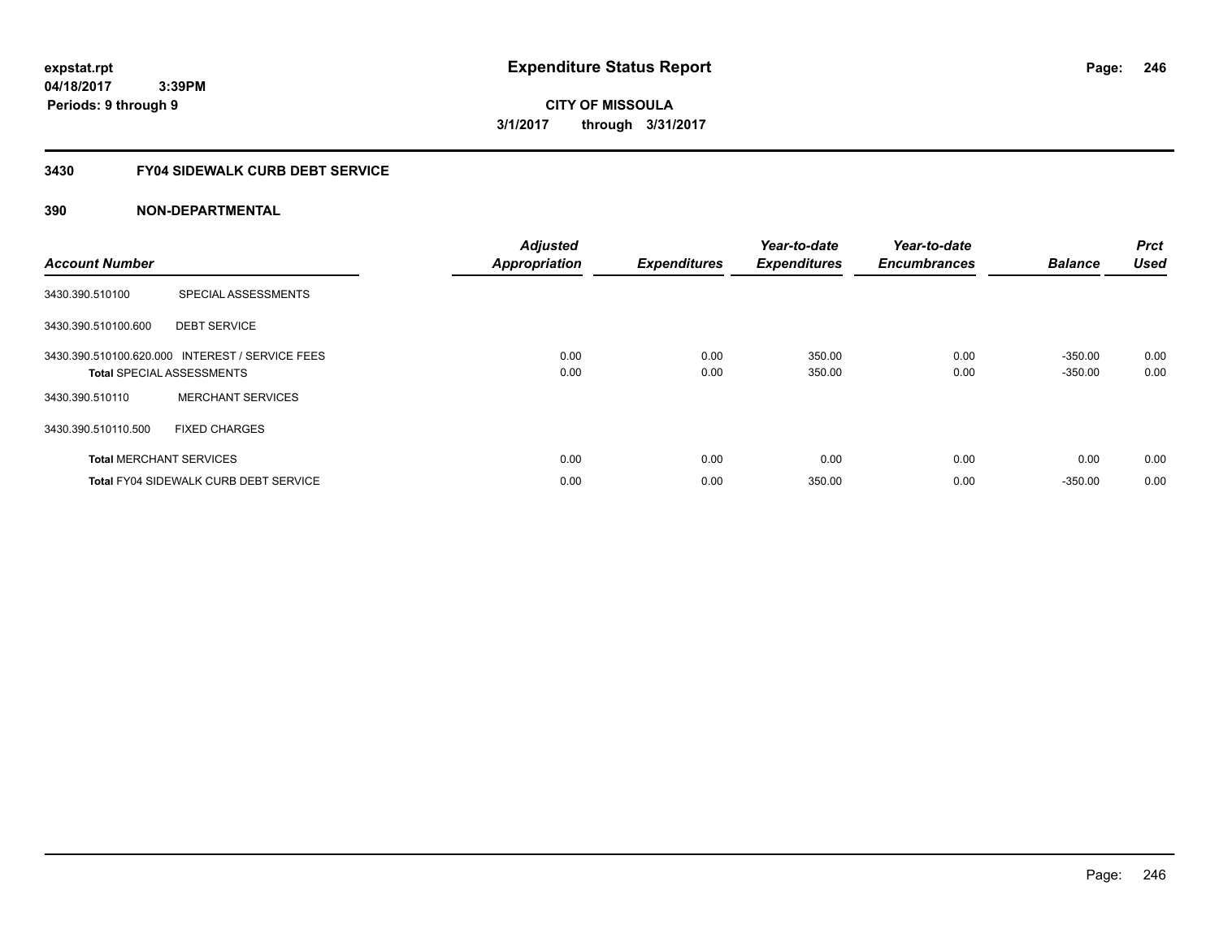**expstat.rpt**
**04/18/2017 3:39PM**
**Periods: 9 through 9**

# Expenditure Status Report

**CITY OF MISSOULA**
**3/1/2017 through 3/31/2017**

## 3430 FY04 SIDEWALK CURB DEBT SERVICE

### 390 NON-DEPARTMENTAL

| Account Number | | Adjusted Appropriation | Expenditures | Year-to-date Expenditures | Year-to-date Encumbrances | Balance | Prct Used |
|---|---|---|---|---|---|---|---|
| 3430.390.510100 | SPECIAL ASSESSMENTS | | | | | | |
| 3430.390.510100.600 | DEBT SERVICE | | | | | | |
| 3430.390.510100.620.000 | INTEREST / SERVICE FEES | 0.00 | 0.00 | 350.00 | 0.00 | -350.00 | 0.00 |
| **Total** SPECIAL ASSESSMENTS | | 0.00 | 0.00 | 350.00 | 0.00 | -350.00 | 0.00 |
| 3430.390.510110 | MERCHANT SERVICES | | | | | | |
| 3430.390.510110.500 | FIXED CHARGES | | | | | | |
| **Total** MERCHANT SERVICES | | 0.00 | 0.00 | 0.00 | 0.00 | 0.00 | 0.00 |
| **Total** FY04 SIDEWALK CURB DEBT SERVICE | | 0.00 | 0.00 | 350.00 | 0.00 | -350.00 | 0.00 |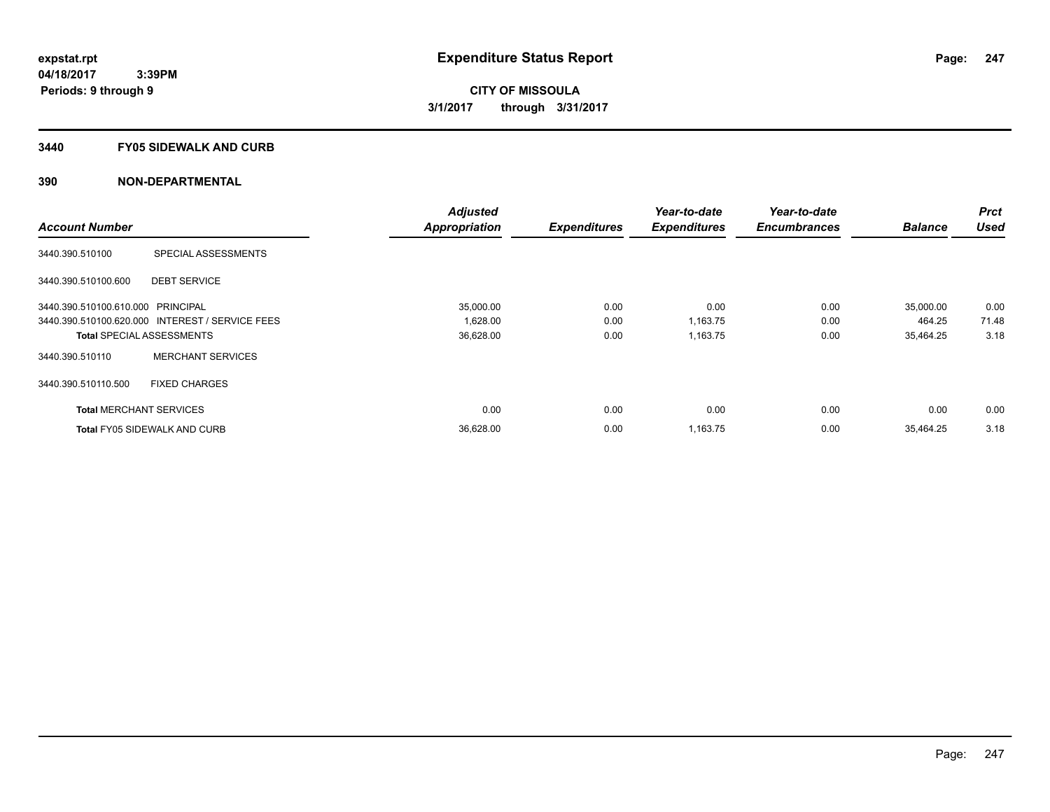**expstat.rpt**
**04/18/2017 3:39PM**
**Periods: 9 through 9**

# Expenditure Status Report

**CITY OF MISSOULA**
**3/1/2017 through 3/31/2017**

## 3440 FY05 SIDEWALK AND CURB

## 390 NON-DEPARTMENTAL

| Account Number | | Adjusted Appropriation | Expenditures | Year-to-date Expenditures | Year-to-date Encumbrances | Balance | Prct Used |
|---|---|---|---|---|---|---|---|
| 3440.390.510100 | SPECIAL ASSESSMENTS | | | | | | |
| 3440.390.510100.600 | DEBT SERVICE | | | | | | |
| 3440.390.510100.610.000 | PRINCIPAL | 35,000.00 | 0.00 | 0.00 | 0.00 | 35,000.00 | 0.00 |
| 3440.390.510100.620.000 | INTEREST / SERVICE FEES | 1,628.00 | 0.00 | 1,163.75 | 0.00 | 464.25 | 71.48 |
| **Total** SPECIAL ASSESSMENTS | | 36,628.00 | 0.00 | 1,163.75 | 0.00 | 35,464.25 | 3.18 |
| 3440.390.510110 | MERCHANT SERVICES | | | | | | |
| 3440.390.510110.500 | FIXED CHARGES | | | | | | |
| **Total** MERCHANT SERVICES | | 0.00 | 0.00 | 0.00 | 0.00 | 0.00 | 0.00 |
| **Total** FY05 SIDEWALK AND CURB | | 36,628.00 | 0.00 | 1,163.75 | 0.00 | 35,464.25 | 3.18 |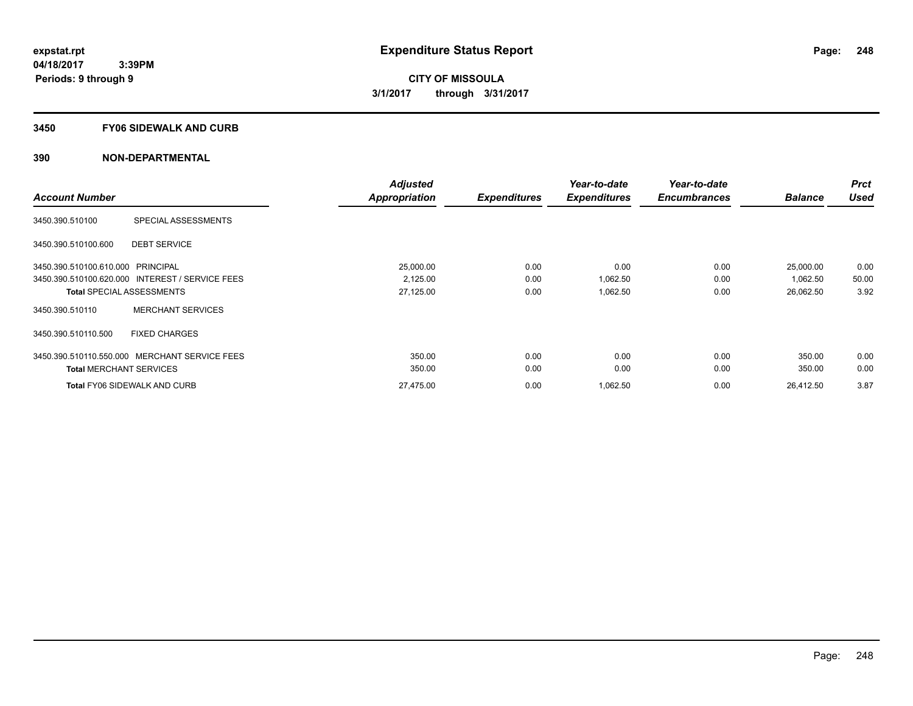# Expenditure Status Report

expstat.rpt
04/18/2017 3:39PM
Periods: 9 through 9

**CITY OF MISSOULA**
**3/1/2017 through 3/31/2017**

## 3450 FY06 SIDEWALK AND CURB

## 390 NON-DEPARTMENTAL

| Account Number | | Adjusted Appropriation | Expenditures | Year-to-date Expenditures | Year-to-date Encumbrances | Balance | Prct Used |
|---|---|---|---|---|---|---|---|
| 3450.390.510100 | SPECIAL ASSESSMENTS | | | | | | |
| 3450.390.510100.600 | DEBT SERVICE | | | | | | |
| 3450.390.510100.610.000 | PRINCIPAL | 25,000.00 | 0.00 | 0.00 | 0.00 | 25,000.00 | 0.00 |
| 3450.390.510100.620.000 | INTEREST / SERVICE FEES | 2,125.00 | 0.00 | 1,062.50 | 0.00 | 1,062.50 | 50.00 |
| **Total** SPECIAL ASSESSMENTS | | 27,125.00 | 0.00 | 1,062.50 | 0.00 | 26,062.50 | 3.92 |
| 3450.390.510110 | MERCHANT SERVICES | | | | | | |
| 3450.390.510110.500 | FIXED CHARGES | | | | | | |
| 3450.390.510110.550.000 | MERCHANT SERVICE FEES | 350.00 | 0.00 | 0.00 | 0.00 | 350.00 | 0.00 |
| **Total** MERCHANT SERVICES | | 350.00 | 0.00 | 0.00 | 0.00 | 350.00 | 0.00 |
| **Total** FY06 SIDEWALK AND CURB | | 27,475.00 | 0.00 | 1,062.50 | 0.00 | 26,412.50 | 3.87 |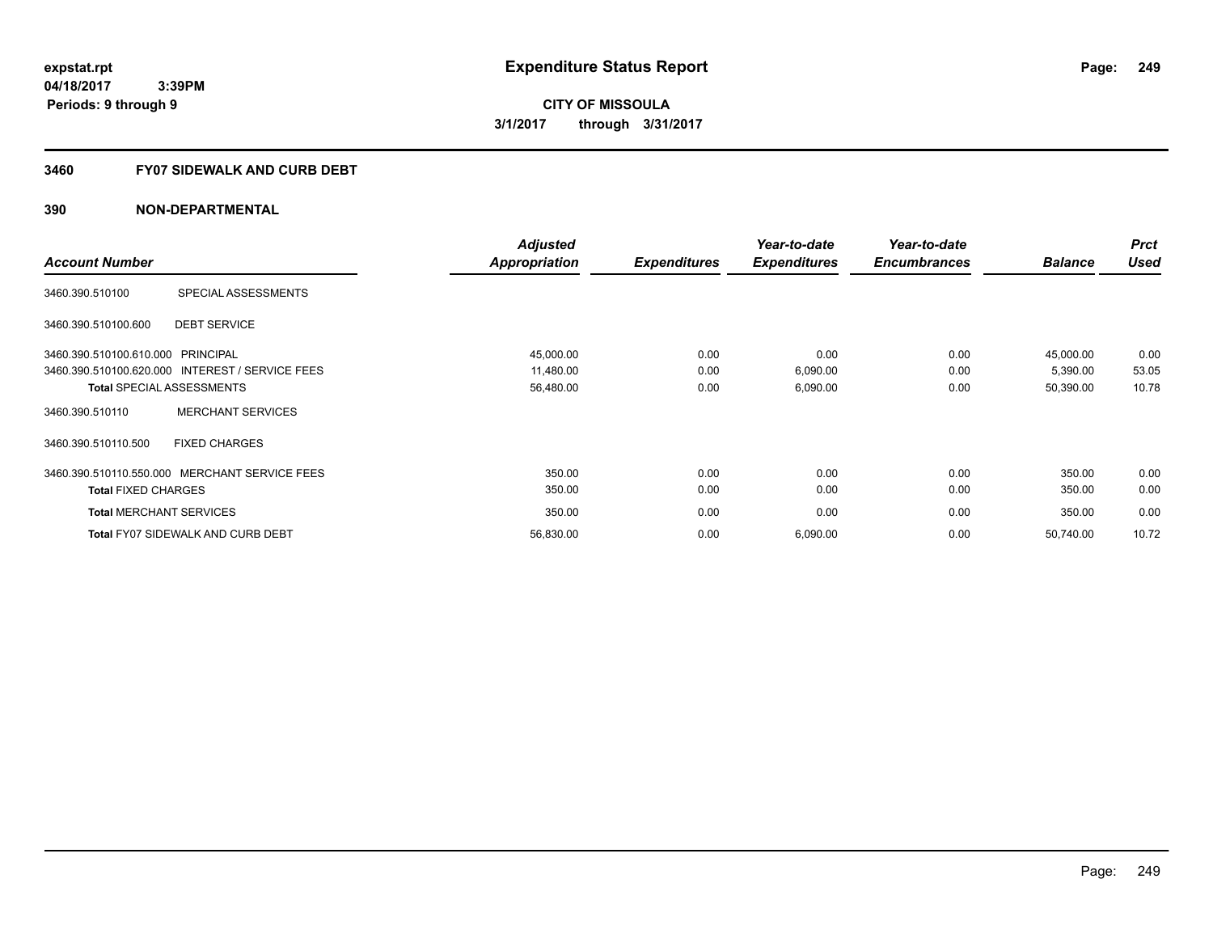# Expenditure Status Report

expstat.rpt
04/18/2017 3:39PM
Periods: 9 through 9

**CITY OF MISSOULA**
**3/1/2017 through 3/31/2017**

## 3460 FY07 SIDEWALK AND CURB DEBT

### 390 NON-DEPARTMENTAL

| Account Number | | Adjusted Appropriation | Expenditures | Year-to-date Expenditures | Year-to-date Encumbrances | Balance | Prct Used |
|---|---|---|---|---|---|---|---|
| 3460.390.510100 | SPECIAL ASSESSMENTS | | | | | | |
| 3460.390.510100.600 | DEBT SERVICE | | | | | | |
| 3460.390.510100.610.000 | PRINCIPAL | 45,000.00 | 0.00 | 0.00 | 0.00 | 45,000.00 | 0.00 |
| 3460.390.510100.620.000 | INTEREST / SERVICE FEES | 11,480.00 | 0.00 | 6,090.00 | 0.00 | 5,390.00 | 53.05 |
| **Total** SPECIAL ASSESSMENTS | | 56,480.00 | 0.00 | 6,090.00 | 0.00 | 50,390.00 | 10.78 |
| 3460.390.510110 | MERCHANT SERVICES | | | | | | |
| 3460.390.510110.500 | FIXED CHARGES | | | | | | |
| 3460.390.510110.550.000 | MERCHANT SERVICE FEES | 350.00 | 0.00 | 0.00 | 0.00 | 350.00 | 0.00 |
| **Total** FIXED CHARGES | | 350.00 | 0.00 | 0.00 | 0.00 | 350.00 | 0.00 |
| **Total** MERCHANT SERVICES | | 350.00 | 0.00 | 0.00 | 0.00 | 350.00 | 0.00 |
| **Total** FY07 SIDEWALK AND CURB DEBT | | 56,830.00 | 0.00 | 6,090.00 | 0.00 | 50,740.00 | 10.72 |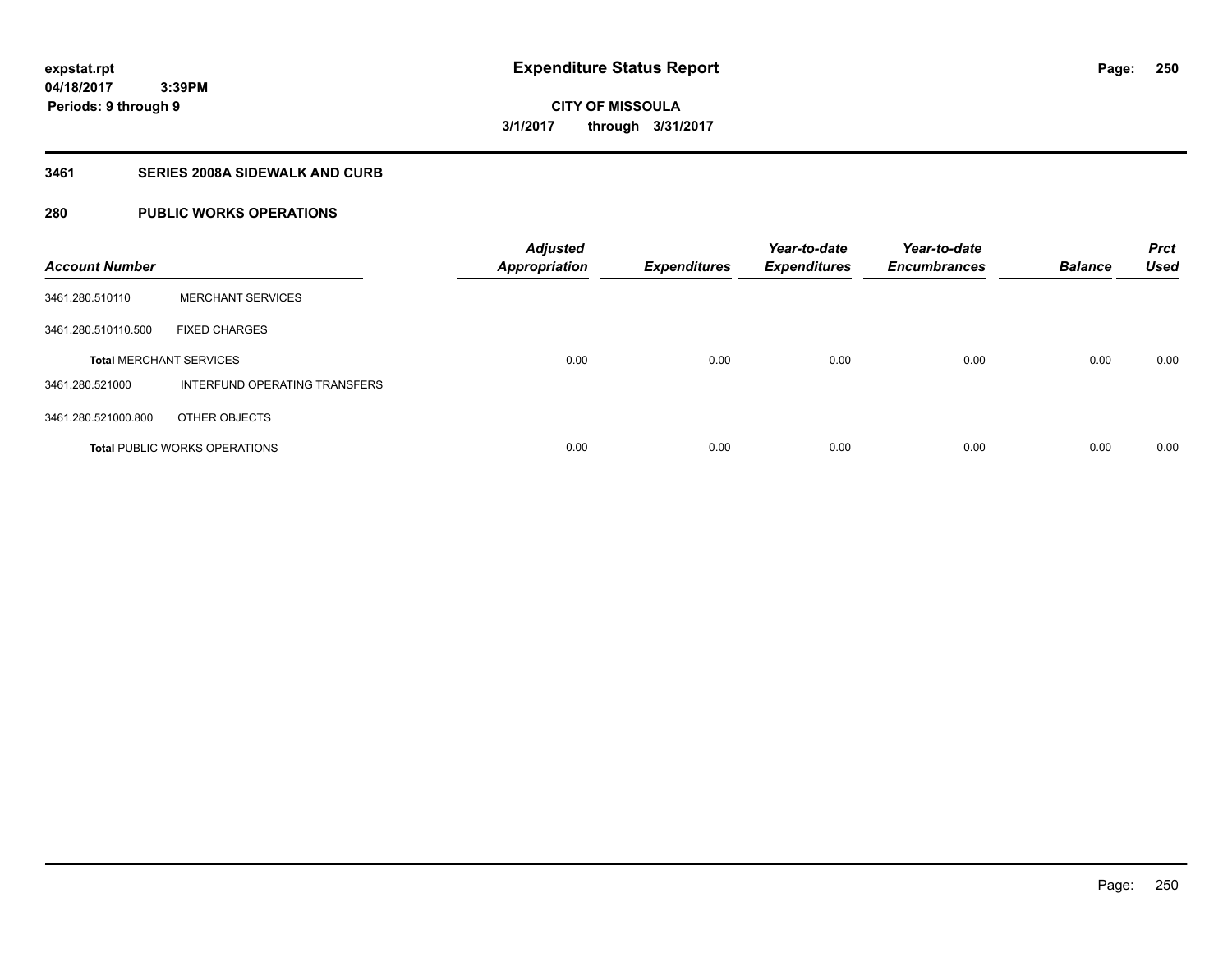**expstat.rpt**
**04/18/2017 3:39PM**
**Periods: 9 through 9**

# Expenditure Status Report

**CITY OF MISSOULA**
**3/1/2017 through 3/31/2017**

## 3461 SERIES 2008A SIDEWALK AND CURB

## 280 PUBLIC WORKS OPERATIONS

| Account Number | | Adjusted Appropriation | Expenditures | Year-to-date Expenditures | Year-to-date Encumbrances | Balance | Prct Used |
|---|---|---|---|---|---|---|---|
| 3461.280.510110 | MERCHANT SERVICES | | | | | | |
| 3461.280.510110.500 | FIXED CHARGES | | | | | | |
| **Total** MERCHANT SERVICES | | 0.00 | 0.00 | 0.00 | 0.00 | 0.00 | 0.00 |
| 3461.280.521000 | INTERFUND OPERATING TRANSFERS | | | | | | |
| 3461.280.521000.800 | OTHER OBJECTS | | | | | | |
| **Total** PUBLIC WORKS OPERATIONS | | 0.00 | 0.00 | 0.00 | 0.00 | 0.00 | 0.00 |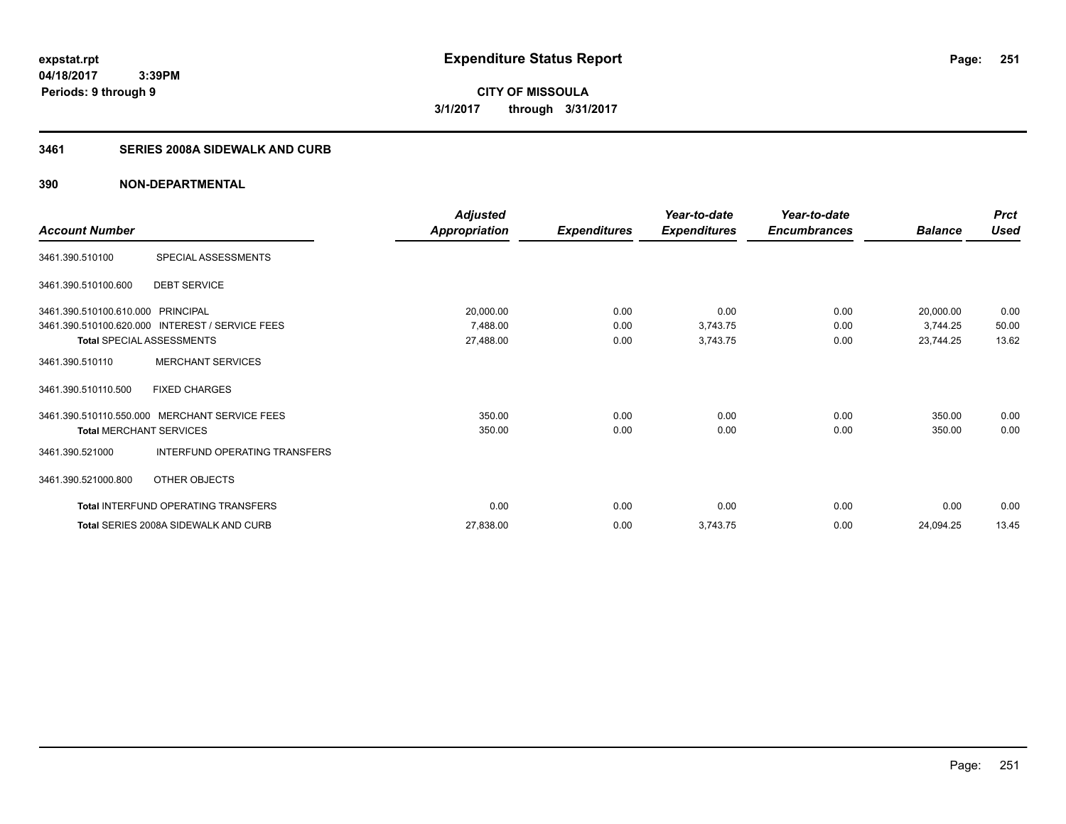# Expenditure Status Report

expstat.rpt
04/18/2017 3:39PM
Periods: 9 through 9

**CITY OF MISSOULA**
3/1/2017 through 3/31/2017

## 3461 SERIES 2008A SIDEWALK AND CURB

### 390 NON-DEPARTMENTAL

| Account Number | | Adjusted Appropriation | Expenditures | Year-to-date Expenditures | Year-to-date Encumbrances | Balance | Prct Used |
|---|---|---|---|---|---|---|---|
| 3461.390.510100 | SPECIAL ASSESSMENTS | | | | | | |
| 3461.390.510100.600 | DEBT SERVICE | | | | | | |
| 3461.390.510100.610.000 | PRINCIPAL | 20,000.00 | 0.00 | 0.00 | 0.00 | 20,000.00 | 0.00 |
| 3461.390.510100.620.000 | INTEREST / SERVICE FEES | 7,488.00 | 0.00 | 3,743.75 | 0.00 | 3,744.25 | 50.00 |
| **Total** SPECIAL ASSESSMENTS | | 27,488.00 | 0.00 | 3,743.75 | 0.00 | 23,744.25 | 13.62 |
| 3461.390.510110 | MERCHANT SERVICES | | | | | | |
| 3461.390.510110.500 | FIXED CHARGES | | | | | | |
| 3461.390.510110.550.000 | MERCHANT SERVICE FEES | 350.00 | 0.00 | 0.00 | 0.00 | 350.00 | 0.00 |
| **Total** MERCHANT SERVICES | | 350.00 | 0.00 | 0.00 | 0.00 | 350.00 | 0.00 |
| 3461.390.521000 | INTERFUND OPERATING TRANSFERS | | | | | | |
| 3461.390.521000.800 | OTHER OBJECTS | | | | | | |
| **Total** INTERFUND OPERATING TRANSFERS | | 0.00 | 0.00 | 0.00 | 0.00 | 0.00 | 0.00 |
| **Total** SERIES 2008A SIDEWALK AND CURB | | 27,838.00 | 0.00 | 3,743.75 | 0.00 | 24,094.25 | 13.45 |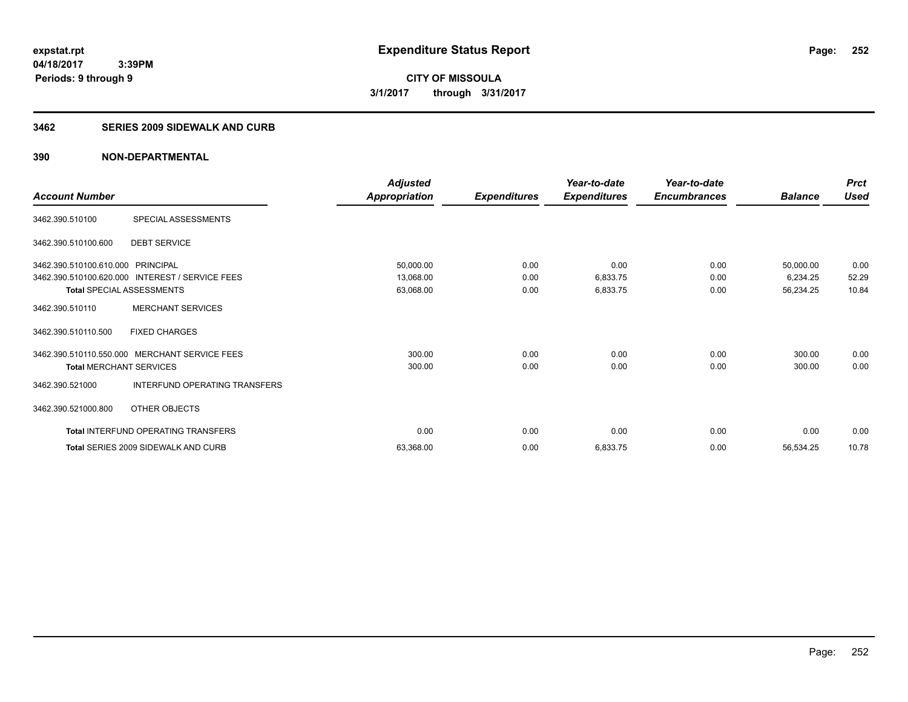expstat.rpt
04/18/2017 3:39PM
Periods: 9 through 9

# Expenditure Status Report

CITY OF MISSOULA
3/1/2017 through 3/31/2017

## 3462 SERIES 2009 SIDEWALK AND CURB

## 390 NON-DEPARTMENTAL

| Account Number | | Adjusted Appropriation | Expenditures | Year-to-date Expenditures | Year-to-date Encumbrances | Balance | Prct Used |
|---|---|---|---|---|---|---|---|
| 3462.390.510100 | SPECIAL ASSESSMENTS | | | | | | |
| 3462.390.510100.600 | DEBT SERVICE | | | | | | |
| 3462.390.510100.610.000 | PRINCIPAL | 50,000.00 | 0.00 | 0.00 | 0.00 | 50,000.00 | 0.00 |
| 3462.390.510100.620.000 | INTEREST / SERVICE FEES | 13,068.00 | 0.00 | 6,833.75 | 0.00 | 6,234.25 | 52.29 |
| Total SPECIAL ASSESSMENTS | | 63,068.00 | 0.00 | 6,833.75 | 0.00 | 56,234.25 | 10.84 |
| 3462.390.510110 | MERCHANT SERVICES | | | | | | |
| 3462.390.510110.500 | FIXED CHARGES | | | | | | |
| 3462.390.510110.550.000 | MERCHANT SERVICE FEES | 300.00 | 0.00 | 0.00 | 0.00 | 300.00 | 0.00 |
| Total MERCHANT SERVICES | | 300.00 | 0.00 | 0.00 | 0.00 | 300.00 | 0.00 |
| 3462.390.521000 | INTERFUND OPERATING TRANSFERS | | | | | | |
| 3462.390.521000.800 | OTHER OBJECTS | | | | | | |
| Total INTERFUND OPERATING TRANSFERS | | 0.00 | 0.00 | 0.00 | 0.00 | 0.00 | 0.00 |
| Total SERIES 2009 SIDEWALK AND CURB | | 63,368.00 | 0.00 | 6,833.75 | 0.00 | 56,534.25 | 10.78 |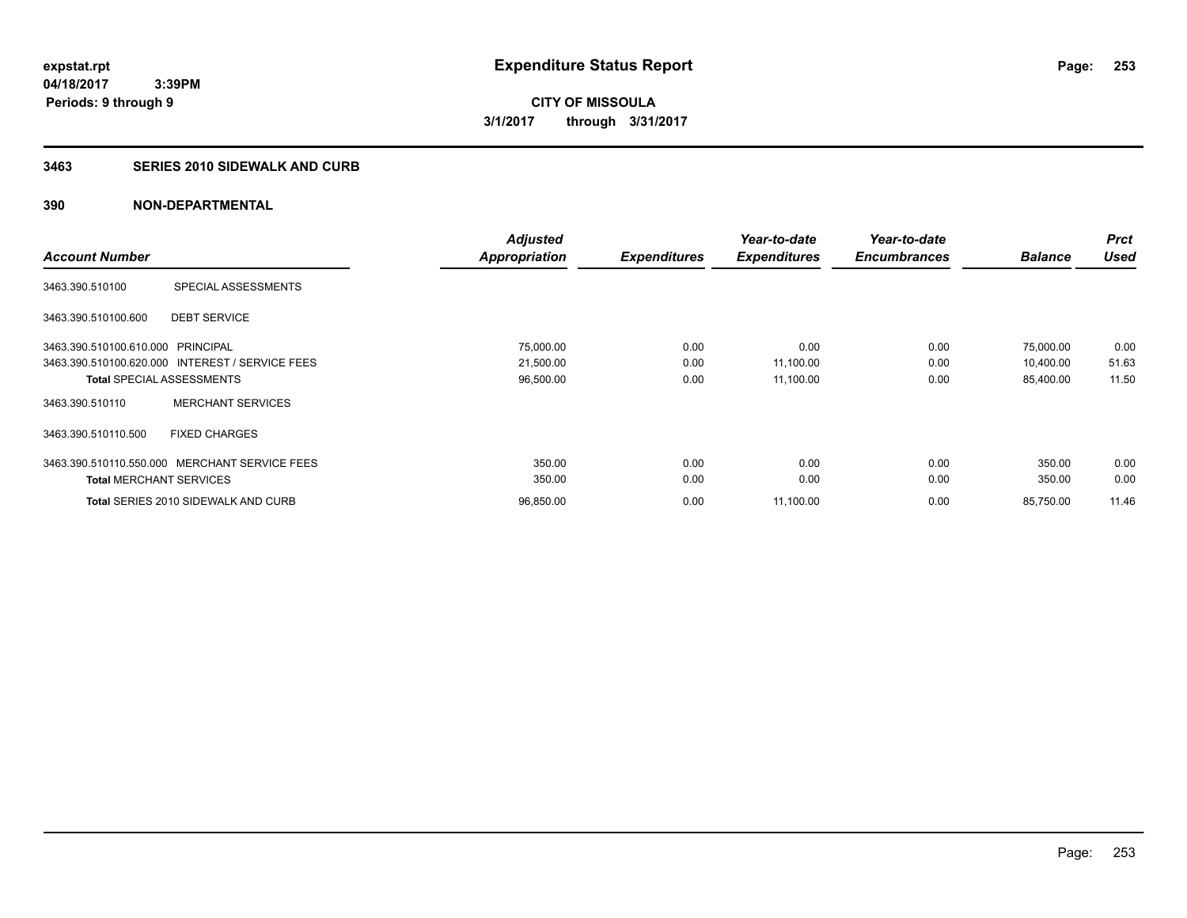# Expenditure Status Report

**CITY OF MISSOULA**

**3/1/2017 through 3/31/2017**

expstat.rpt
04/18/2017 3:39PM
Periods: 9 through 9

## 3463 SERIES 2010 SIDEWALK AND CURB

### 390 NON-DEPARTMENTAL

| Account Number | | Adjusted Appropriation | Expenditures | Year-to-date Expenditures | Year-to-date Encumbrances | Balance | Prct Used |
|---|---|---|---|---|---|---|---|
| 3463.390.510100 | SPECIAL ASSESSMENTS | | | | | | |
| 3463.390.510100.600 | DEBT SERVICE | | | | | | |
| 3463.390.510100.610.000 | PRINCIPAL | 75,000.00 | 0.00 | 0.00 | 0.00 | 75,000.00 | 0.00 |
| 3463.390.510100.620.000 | INTEREST / SERVICE FEES | 21,500.00 | 0.00 | 11,100.00 | 0.00 | 10,400.00 | 51.63 |
| **Total** SPECIAL ASSESSMENTS | | 96,500.00 | 0.00 | 11,100.00 | 0.00 | 85,400.00 | 11.50 |
| 3463.390.510110 | MERCHANT SERVICES | | | | | | |
| 3463.390.510110.500 | FIXED CHARGES | | | | | | |
| 3463.390.510110.550.000 | MERCHANT SERVICE FEES | 350.00 | 0.00 | 0.00 | 0.00 | 350.00 | 0.00 |
| **Total** MERCHANT SERVICES | | 350.00 | 0.00 | 0.00 | 0.00 | 350.00 | 0.00 |
| **Total** SERIES 2010 SIDEWALK AND CURB | | 96,850.00 | 0.00 | 11,100.00 | 0.00 | 85,750.00 | 11.46 |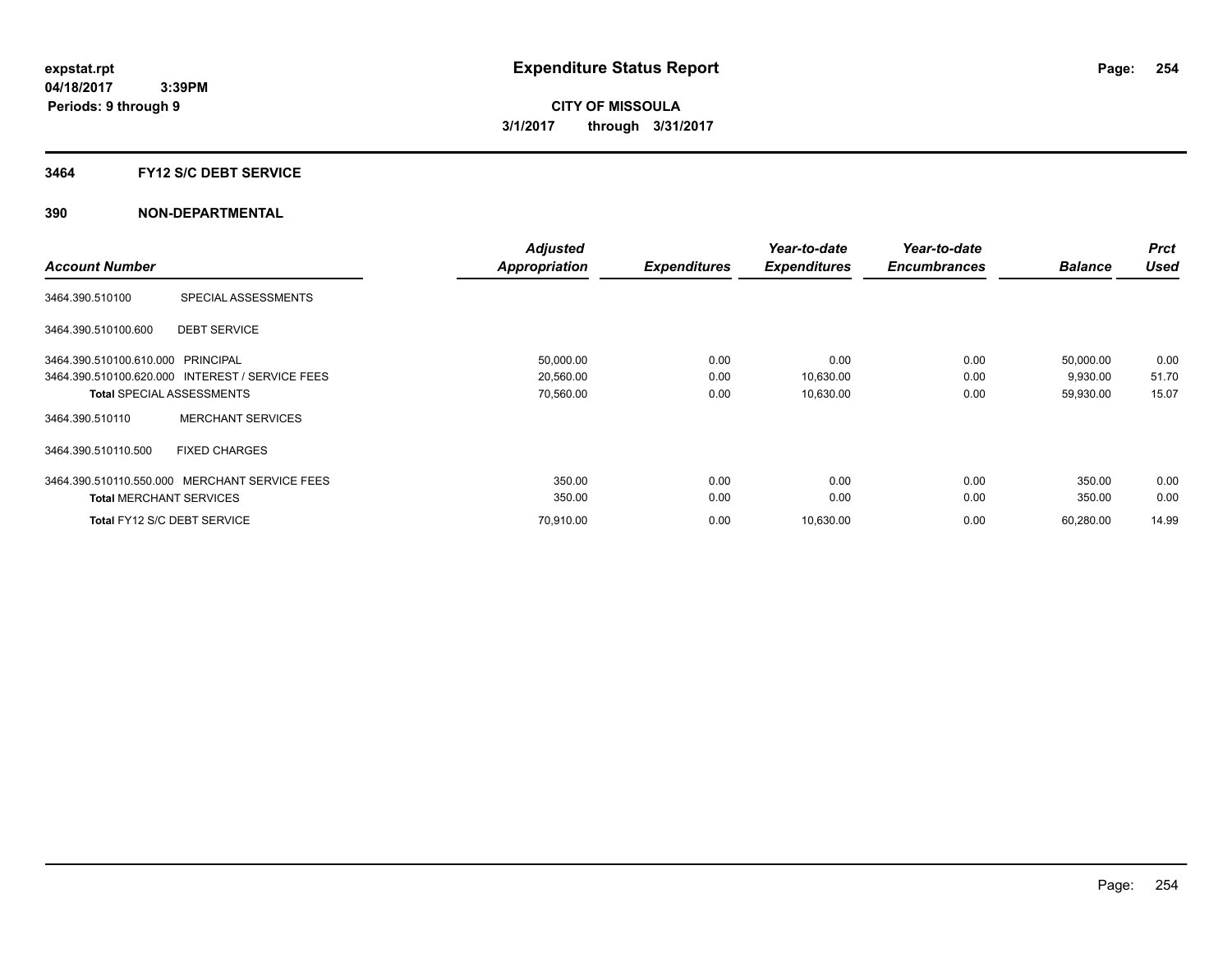# Expenditure Status Report

expstat.rpt
04/18/2017 3:39PM
Periods: 9 through 9

**CITY OF MISSOULA**
**3/1/2017 through 3/31/2017**

## 3464 FY12 S/C DEBT SERVICE

## 390 NON-DEPARTMENTAL

| Account Number | | Adjusted Appropriation | Expenditures | Year-to-date Expenditures | Year-to-date Encumbrances | Balance | Prct Used |
|---|---|---|---|---|---|---|---|
| 3464.390.510100 | SPECIAL ASSESSMENTS | | | | | | |
| 3464.390.510100.600 | DEBT SERVICE | | | | | | |
| 3464.390.510100.610.000 | PRINCIPAL | 50,000.00 | 0.00 | 0.00 | 0.00 | 50,000.00 | 0.00 |
| 3464.390.510100.620.000 | INTEREST / SERVICE FEES | 20,560.00 | 0.00 | 10,630.00 | 0.00 | 9,930.00 | 51.70 |
| **Total** SPECIAL ASSESSMENTS | | 70,560.00 | 0.00 | 10,630.00 | 0.00 | 59,930.00 | 15.07 |
| 3464.390.510110 | MERCHANT SERVICES | | | | | | |
| 3464.390.510110.500 | FIXED CHARGES | | | | | | |
| 3464.390.510110.550.000 | MERCHANT SERVICE FEES | 350.00 | 0.00 | 0.00 | 0.00 | 350.00 | 0.00 |
| **Total** MERCHANT SERVICES | | 350.00 | 0.00 | 0.00 | 0.00 | 350.00 | 0.00 |
| **Total** FY12 S/C DEBT SERVICE | | 70,910.00 | 0.00 | 10,630.00 | 0.00 | 60,280.00 | 14.99 |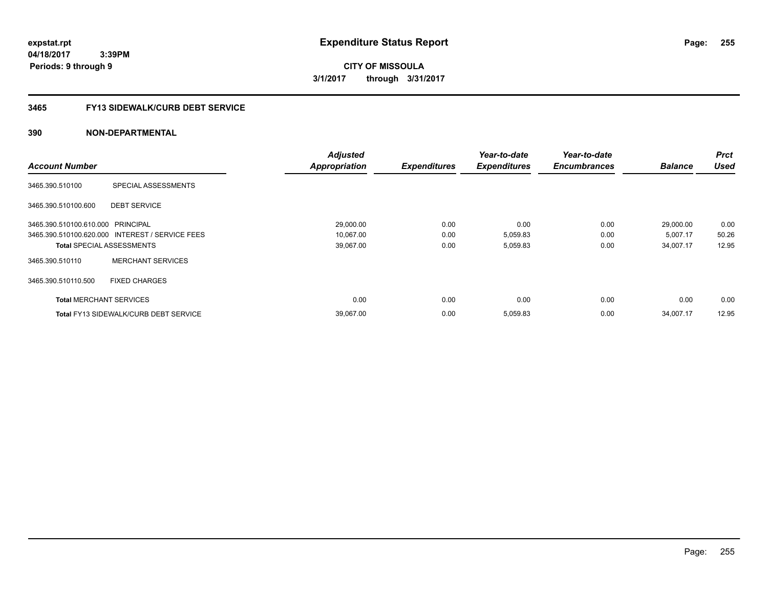# Expenditure Status Report

expstat.rpt
04/18/2017 3:39PM
Periods: 9 through 9

**CITY OF MISSOULA**
**3/1/2017 through 3/31/2017**

## 3465 FY13 SIDEWALK/CURB DEBT SERVICE

### 390 NON-DEPARTMENTAL

| Account Number | | Adjusted Appropriation | Expenditures | Year-to-date Expenditures | Year-to-date Encumbrances | Balance | Prct Used |
|---|---|---|---|---|---|---|---|
| 3465.390.510100 | SPECIAL ASSESSMENTS | | | | | | |
| 3465.390.510100.600 | DEBT SERVICE | | | | | | |
| 3465.390.510100.610.000 | PRINCIPAL | 29,000.00 | 0.00 | 0.00 | 0.00 | 29,000.00 | 0.00 |
| 3465.390.510100.620.000 | INTEREST / SERVICE FEES | 10,067.00 | 0.00 | 5,059.83 | 0.00 | 5,007.17 | 50.26 |
| **Total** SPECIAL ASSESSMENTS | | 39,067.00 | 0.00 | 5,059.83 | 0.00 | 34,007.17 | 12.95 |
| 3465.390.510110 | MERCHANT SERVICES | | | | | | |
| 3465.390.510110.500 | FIXED CHARGES | | | | | | |
| **Total** MERCHANT SERVICES | | 0.00 | 0.00 | 0.00 | 0.00 | 0.00 | 0.00 |
| **Total** FY13 SIDEWALK/CURB DEBT SERVICE | | 39,067.00 | 0.00 | 5,059.83 | 0.00 | 34,007.17 | 12.95 |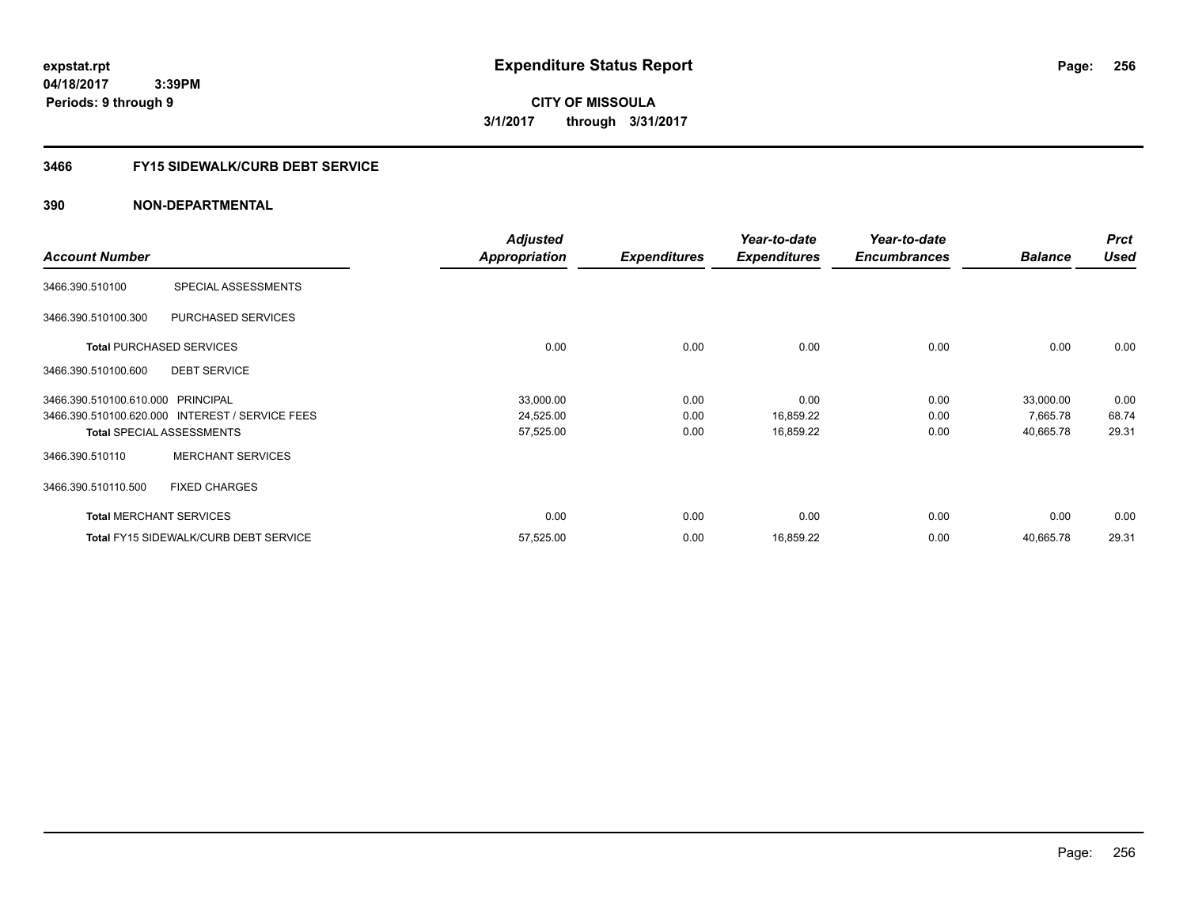**expstat.rpt**
**04/18/2017 3:39PM**
**Periods: 9 through 9**

# Expenditure Status Report

**CITY OF MISSOULA**
**3/1/2017 through 3/31/2017**

## 3466 FY15 SIDEWALK/CURB DEBT SERVICE

### 390 NON-DEPARTMENTAL

| Account Number | | Adjusted Appropriation | Expenditures | Year-to-date Expenditures | Year-to-date Encumbrances | Balance | Prct Used |
|---|---|---|---|---|---|---|---|
| 3466.390.510100 | SPECIAL ASSESSMENTS | | | | | | |
| 3466.390.510100.300 | PURCHASED SERVICES | | | | | | |
| **Total** PURCHASED SERVICES | | 0.00 | 0.00 | 0.00 | 0.00 | 0.00 | 0.00 |
| 3466.390.510100.600 | DEBT SERVICE | | | | | | |
| 3466.390.510100.610.000 | PRINCIPAL | 33,000.00 | 0.00 | 0.00 | 0.00 | 33,000.00 | 0.00 |
| 3466.390.510100.620.000 | INTEREST / SERVICE FEES | 24,525.00 | 0.00 | 16,859.22 | 0.00 | 7,665.78 | 68.74 |
| **Total** SPECIAL ASSESSMENTS | | 57,525.00 | 0.00 | 16,859.22 | 0.00 | 40,665.78 | 29.31 |
| 3466.390.510110 | MERCHANT SERVICES | | | | | | |
| 3466.390.510110.500 | FIXED CHARGES | | | | | | |
| **Total** MERCHANT SERVICES | | 0.00 | 0.00 | 0.00 | 0.00 | 0.00 | 0.00 |
| **Total** FY15 SIDEWALK/CURB DEBT SERVICE | | 57,525.00 | 0.00 | 16,859.22 | 0.00 | 40,665.78 | 29.31 |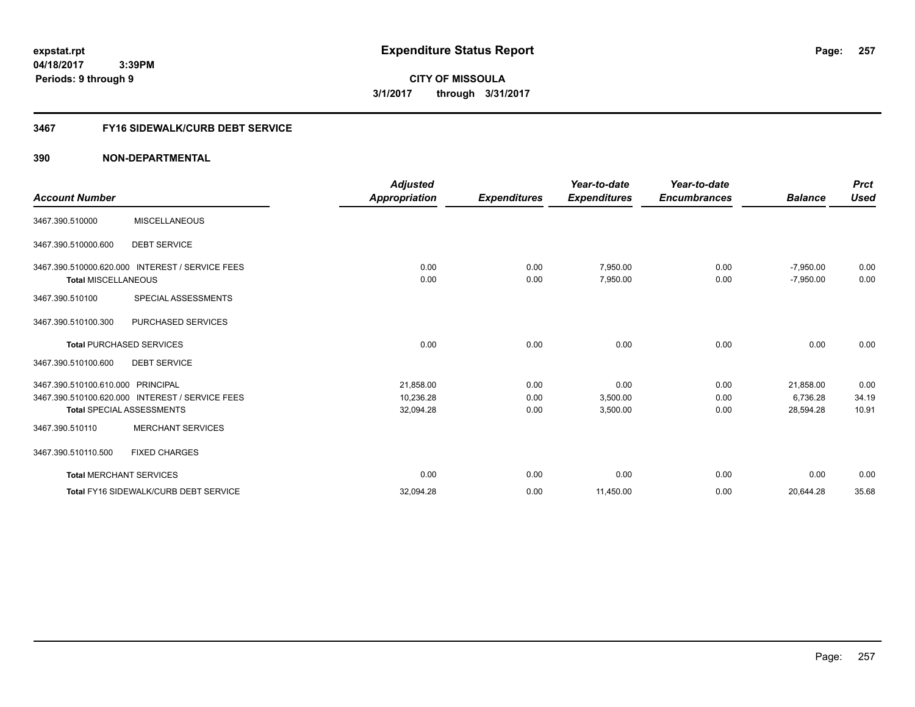# Expenditure Status Report

expstat.rpt
04/18/2017 3:39PM
Periods: 9 through 9

**CITY OF MISSOULA**
**3/1/2017 through 3/31/2017**

## 3467 FY16 SIDEWALK/CURB DEBT SERVICE

### 390 NON-DEPARTMENTAL

| Account Number | | Adjusted Appropriation | Expenditures | Year-to-date Expenditures | Year-to-date Encumbrances | Balance | Prct Used |
|---|---|---|---|---|---|---|---|
| 3467.390.510000 | MISCELLANEOUS | | | | | | |
| 3467.390.510000.600 | DEBT SERVICE | | | | | | |
| 3467.390.510000.620.000 | INTEREST / SERVICE FEES | 0.00 | 0.00 | 7,950.00 | 0.00 | -7,950.00 | 0.00 |
| **Total** MISCELLANEOUS | | 0.00 | 0.00 | 7,950.00 | 0.00 | -7,950.00 | 0.00 |
| 3467.390.510100 | SPECIAL ASSESSMENTS | | | | | | |
| 3467.390.510100.300 | PURCHASED SERVICES | | | | | | |
| **Total** PURCHASED SERVICES | | 0.00 | 0.00 | 0.00 | 0.00 | 0.00 | 0.00 |
| 3467.390.510100.600 | DEBT SERVICE | | | | | | |
| 3467.390.510100.610.000 | PRINCIPAL | 21,858.00 | 0.00 | 0.00 | 0.00 | 21,858.00 | 0.00 |
| 3467.390.510100.620.000 | INTEREST / SERVICE FEES | 10,236.28 | 0.00 | 3,500.00 | 0.00 | 6,736.28 | 34.19 |
| **Total** SPECIAL ASSESSMENTS | | 32,094.28 | 0.00 | 3,500.00 | 0.00 | 28,594.28 | 10.91 |
| 3467.390.510110 | MERCHANT SERVICES | | | | | | |
| 3467.390.510110.500 | FIXED CHARGES | | | | | | |
| **Total** MERCHANT SERVICES | | 0.00 | 0.00 | 0.00 | 0.00 | 0.00 | 0.00 |
| **Total** FY16 SIDEWALK/CURB DEBT SERVICE | | 32,094.28 | 0.00 | 11,450.00 | 0.00 | 20,644.28 | 35.68 |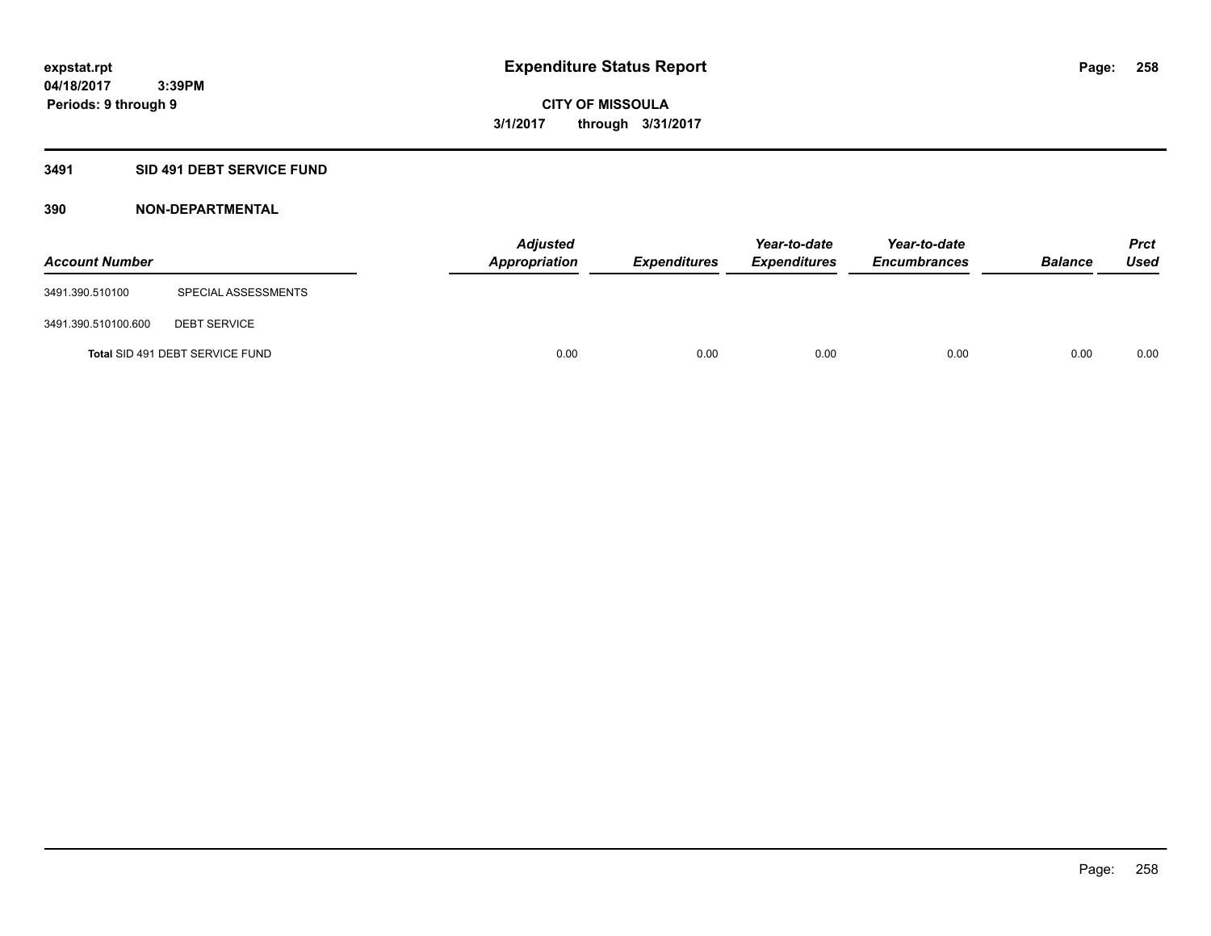# Expenditure Status Report

expstat.rpt
04/18/2017 3:39PM
Periods: 9 through 9

**CITY OF MISSOULA**
**3/1/2017 through 3/31/2017**

## 3491 SID 491 DEBT SERVICE FUND

### 390 NON-DEPARTMENTAL

| Account Number | | Adjusted Appropriation | Expenditures | Year-to-date Expenditures | Year-to-date Encumbrances | Balance | Prct Used |
|---|---|---|---|---|---|---|---|
| 3491.390.510100 | SPECIAL ASSESSMENTS | | | | | | |
| 3491.390.510100.600 | DEBT SERVICE | | | | | | |
| **Total** SID 491 DEBT SERVICE FUND | | 0.00 | 0.00 | 0.00 | 0.00 | 0.00 | 0.00 |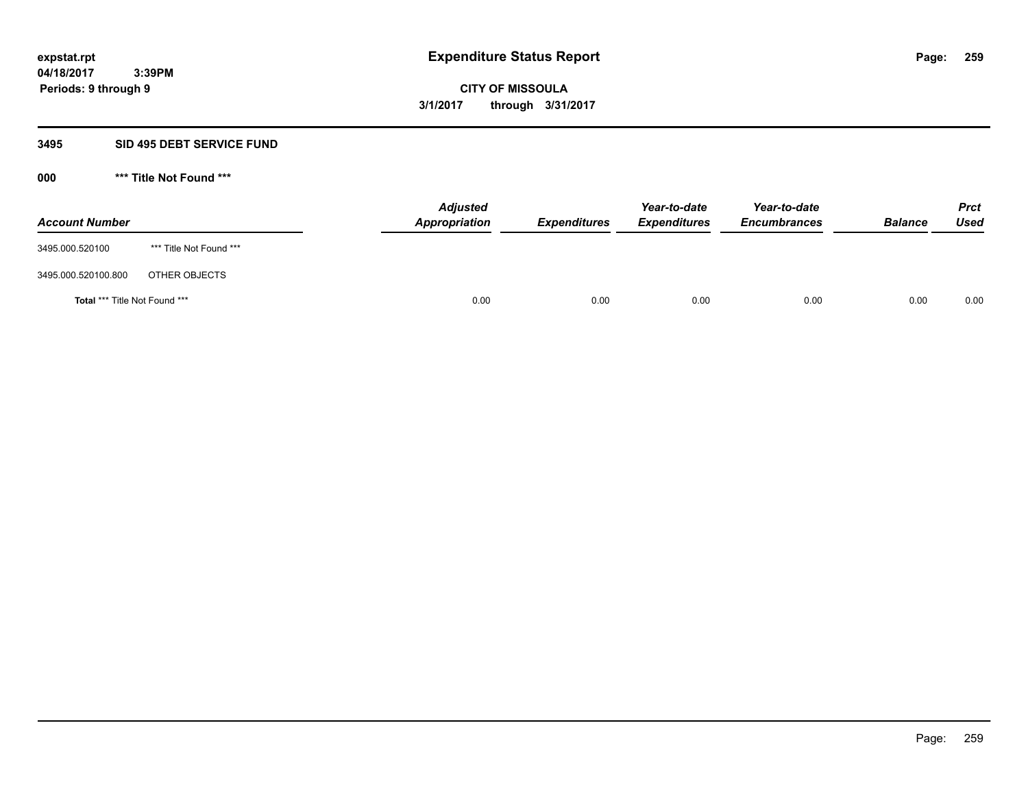# Expenditure Status Report

expstat.rpt
04/18/2017 3:39PM
Periods: 9 through 9

**CITY OF MISSOULA**
**3/1/2017 through 3/31/2017**

## 3495 SID 495 DEBT SERVICE FUND

### 000 *** Title Not Found ***

| Account Number | | Adjusted Appropriation | Expenditures | Year-to-date Expenditures | Year-to-date Encumbrances | Balance | Prct Used |
|---|---|---|---|---|---|---|---|
| 3495.000.520100 | *** Title Not Found *** | | | | | | |
| 3495.000.520100.800 | OTHER OBJECTS | | | | | | |
| **Total** *** Title Not Found *** | | 0.00 | 0.00 | 0.00 | 0.00 | 0.00 | 0.00 |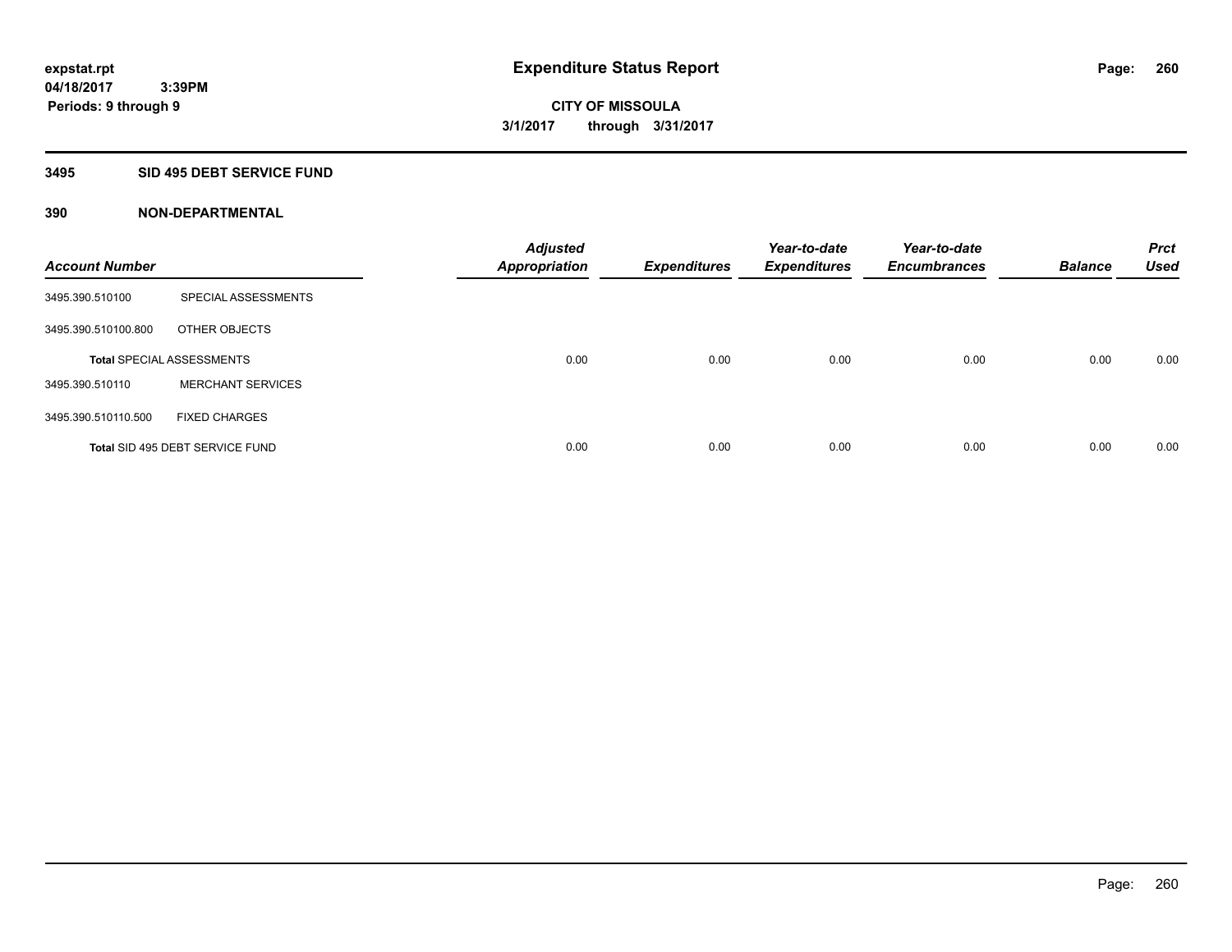# Expenditure Status Report

**CITY OF MISSOULA**

**3/1/2017 through 3/31/2017**

expstat.rpt
04/18/2017 3:39PM
Periods: 9 through 9

## 3495 SID 495 DEBT SERVICE FUND

### 390 NON-DEPARTMENTAL

| Account Number | | Adjusted Appropriation | Expenditures | Year-to-date Expenditures | Year-to-date Encumbrances | Balance | Prct Used |
|---|---|---|---|---|---|---|---|
| 3495.390.510100 | SPECIAL ASSESSMENTS | | | | | | |
| 3495.390.510100.800 | OTHER OBJECTS | | | | | | |
| **Total** SPECIAL ASSESSMENTS | | 0.00 | 0.00 | 0.00 | 0.00 | 0.00 | 0.00 |
| 3495.390.510110 | MERCHANT SERVICES | | | | | | |
| 3495.390.510110.500 | FIXED CHARGES | | | | | | |
| **Total** SID 495 DEBT SERVICE FUND | | 0.00 | 0.00 | 0.00 | 0.00 | 0.00 | 0.00 |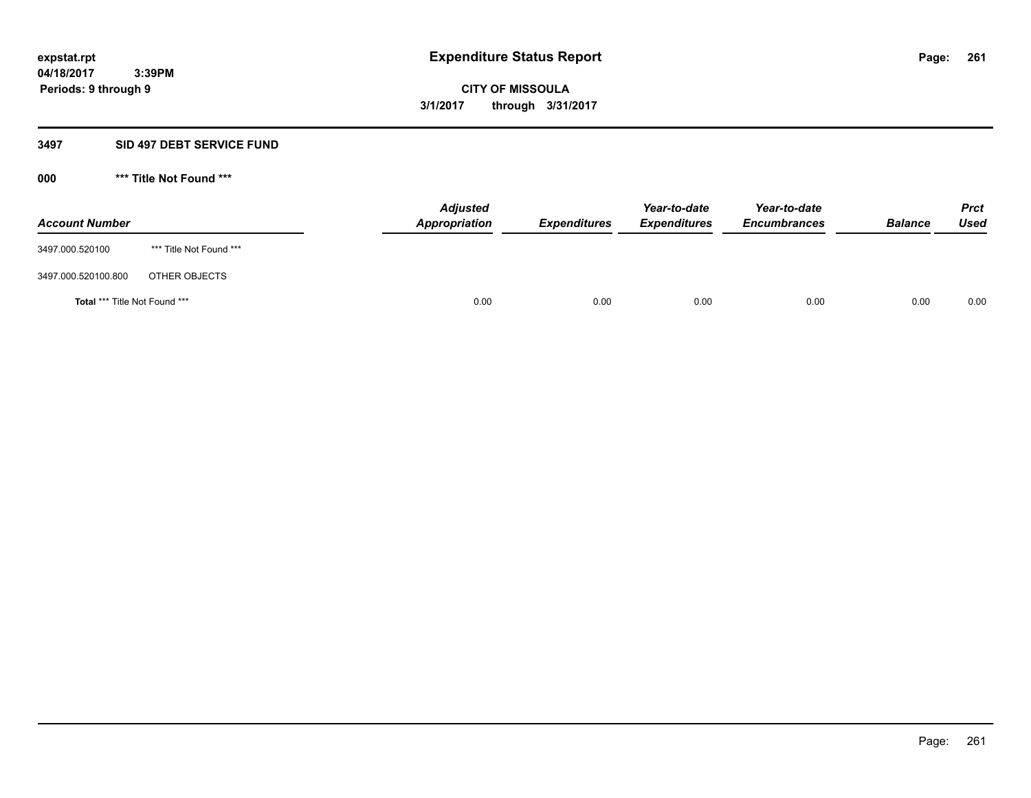**Expenditure Status Report**

**CITY OF MISSOULA**

**3/1/2017 through 3/31/2017**

expstat.rpt
04/18/2017 3:39PM
Periods: 9 through 9

## 3497 SID 497 DEBT SERVICE FUND

### 000 *** Title Not Found ***

| Account Number | | Adjusted Appropriation | Expenditures | Year-to-date Expenditures | Year-to-date Encumbrances | Balance | Prct Used |
|---|---|---|---|---|---|---|---|
| 3497.000.520100 | *** Title Not Found *** | | | | | | |
| 3497.000.520100.800 | OTHER OBJECTS | | | | | | |
| **Total** *** Title Not Found *** | | 0.00 | 0.00 | 0.00 | 0.00 | 0.00 | 0.00 |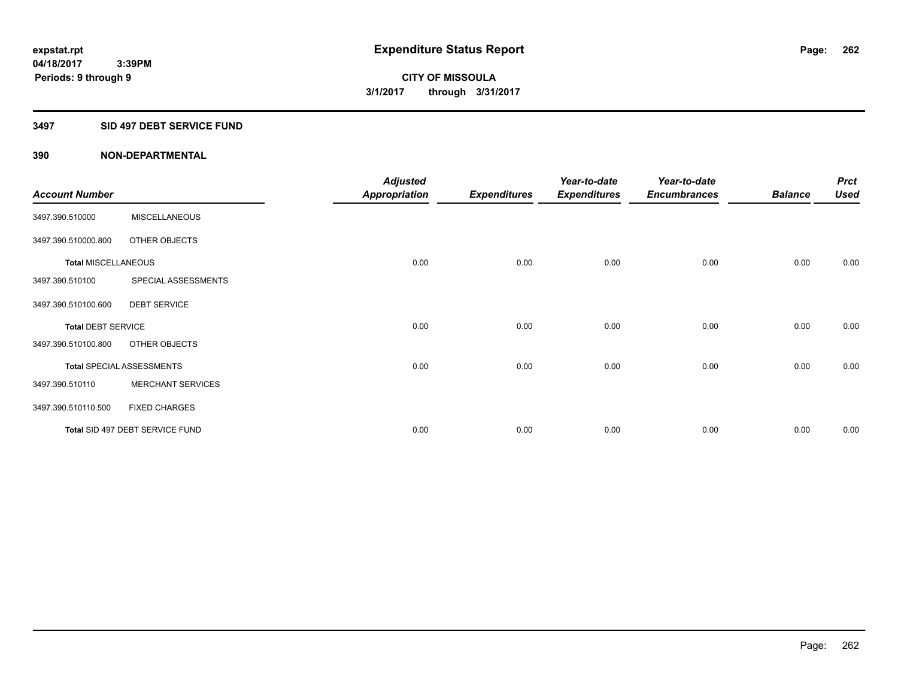expstat.rpt
04/18/2017 3:39PM
Periods: 9 through 9

# Expenditure Status Report

**CITY OF MISSOULA**
**3/1/2017 through 3/31/2017**

## 3497 SID 497 DEBT SERVICE FUND

### 390 NON-DEPARTMENTAL

| Account Number | | Adjusted Appropriation | Expenditures | Year-to-date Expenditures | Year-to-date Encumbrances | Balance | Prct Used |
|---|---|---|---|---|---|---|---|
| 3497.390.510000 | MISCELLANEOUS | | | | | | |
| 3497.390.510000.800 | OTHER OBJECTS | | | | | | |
| **Total MISCELLANEOUS** | | 0.00 | 0.00 | 0.00 | 0.00 | 0.00 | 0.00 |
| 3497.390.510100 | SPECIAL ASSESSMENTS | | | | | | |
| 3497.390.510100.600 | DEBT SERVICE | | | | | | |
| **Total DEBT SERVICE** | | 0.00 | 0.00 | 0.00 | 0.00 | 0.00 | 0.00 |
| 3497.390.510100.800 | OTHER OBJECTS | | | | | | |
| **Total SPECIAL ASSESSMENTS** | | 0.00 | 0.00 | 0.00 | 0.00 | 0.00 | 0.00 |
| 3497.390.510110 | MERCHANT SERVICES | | | | | | |
| 3497.390.510110.500 | FIXED CHARGES | | | | | | |
| **Total SID 497 DEBT SERVICE FUND** | | 0.00 | 0.00 | 0.00 | 0.00 | 0.00 | 0.00 |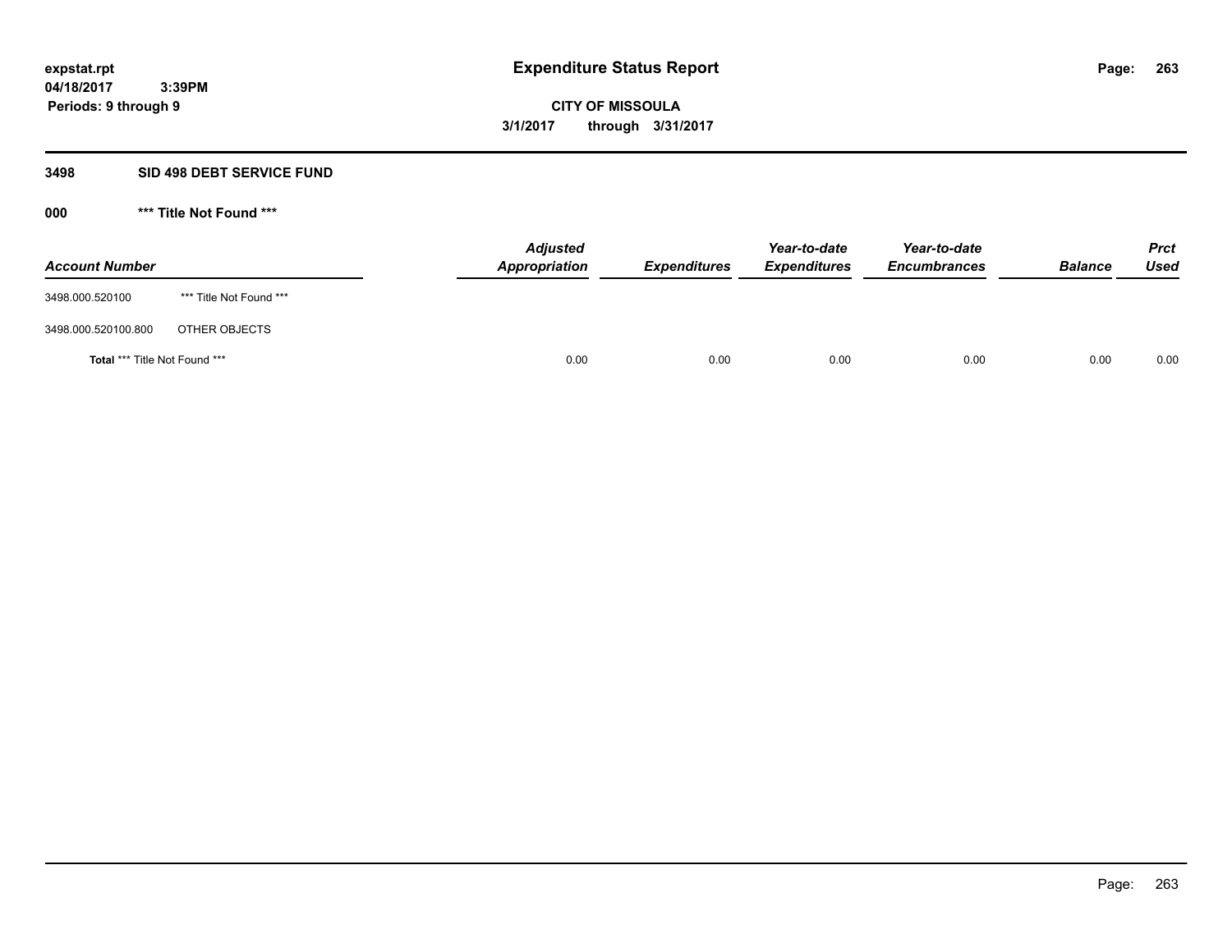**expstat.rpt**
**04/18/2017 3:39PM**
**Periods: 9 through 9**

# Expenditure Status Report

**CITY OF MISSOULA**
**3/1/2017 through 3/31/2017**

## 3498 SID 498 DEBT SERVICE FUND

### 000 *** Title Not Found ***

| Account Number | | Adjusted Appropriation | Expenditures | Year-to-date Expenditures | Year-to-date Encumbrances | Balance | Prct Used |
|---|---|---|---|---|---|---|---|
| 3498.000.520100 | *** Title Not Found *** | | | | | | |
| 3498.000.520100.800 | OTHER OBJECTS | | | | | | |
| **Total** *** Title Not Found *** | | 0.00 | 0.00 | 0.00 | 0.00 | 0.00 | 0.00 |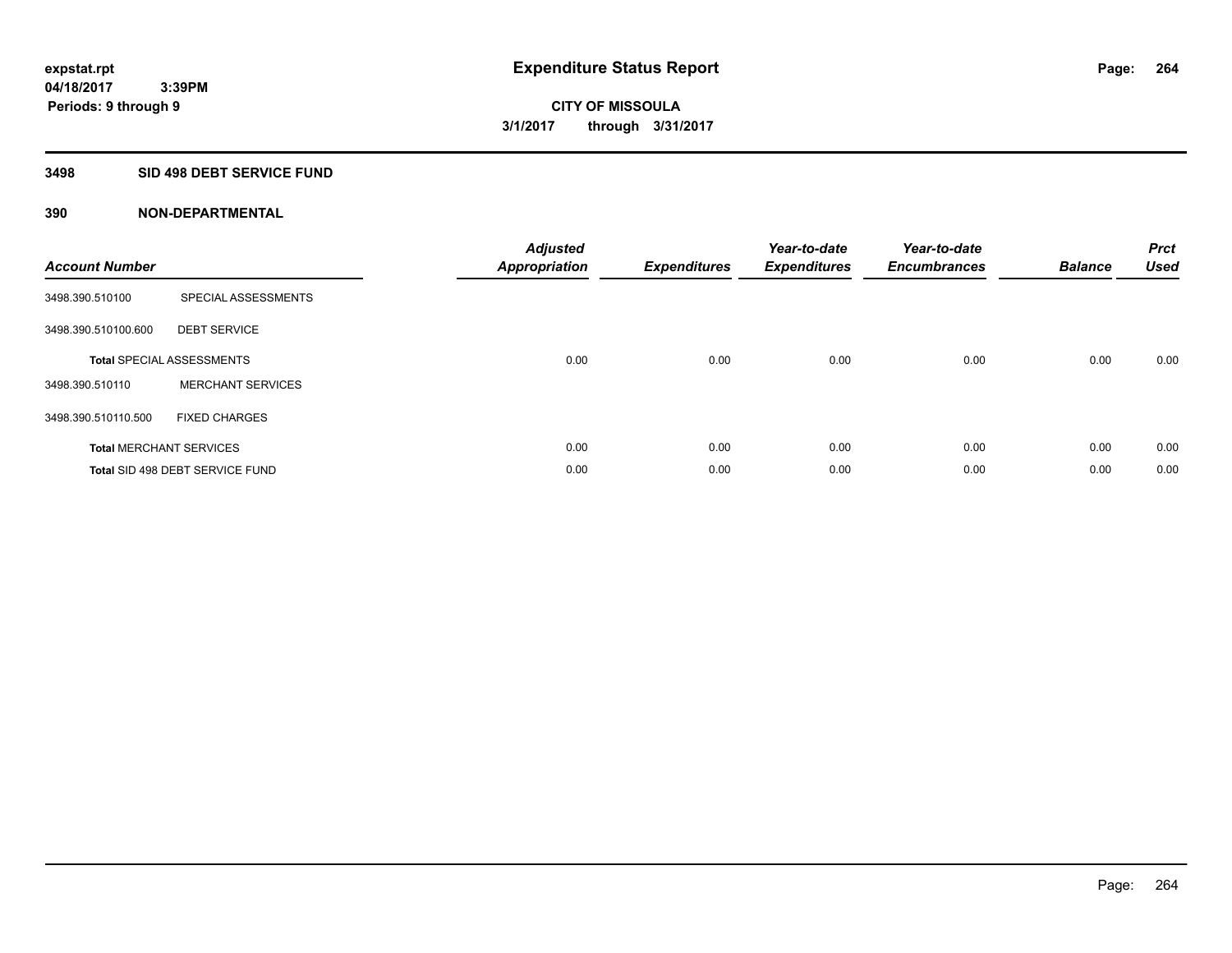expstat.rpt
04/18/2017 3:39PM
Periods: 9 through 9

# Expenditure Status Report

CITY OF MISSOULA
3/1/2017 through 3/31/2017

## 3498 SID 498 DEBT SERVICE FUND

### 390 NON-DEPARTMENTAL

| Account Number | | Adjusted Appropriation | Expenditures | Year-to-date Expenditures | Year-to-date Encumbrances | Balance | Prct Used |
|---|---|---|---|---|---|---|---|
| 3498.390.510100 | SPECIAL ASSESSMENTS | | | | | | |
| 3498.390.510100.600 | DEBT SERVICE | | | | | | |
| **Total** SPECIAL ASSESSMENTS | | 0.00 | 0.00 | 0.00 | 0.00 | 0.00 | 0.00 |
| 3498.390.510110 | MERCHANT SERVICES | | | | | | |
| 3498.390.510110.500 | FIXED CHARGES | | | | | | |
| **Total** MERCHANT SERVICES | | 0.00 | 0.00 | 0.00 | 0.00 | 0.00 | 0.00 |
| **Total** SID 498 DEBT SERVICE FUND | | 0.00 | 0.00 | 0.00 | 0.00 | 0.00 | 0.00 |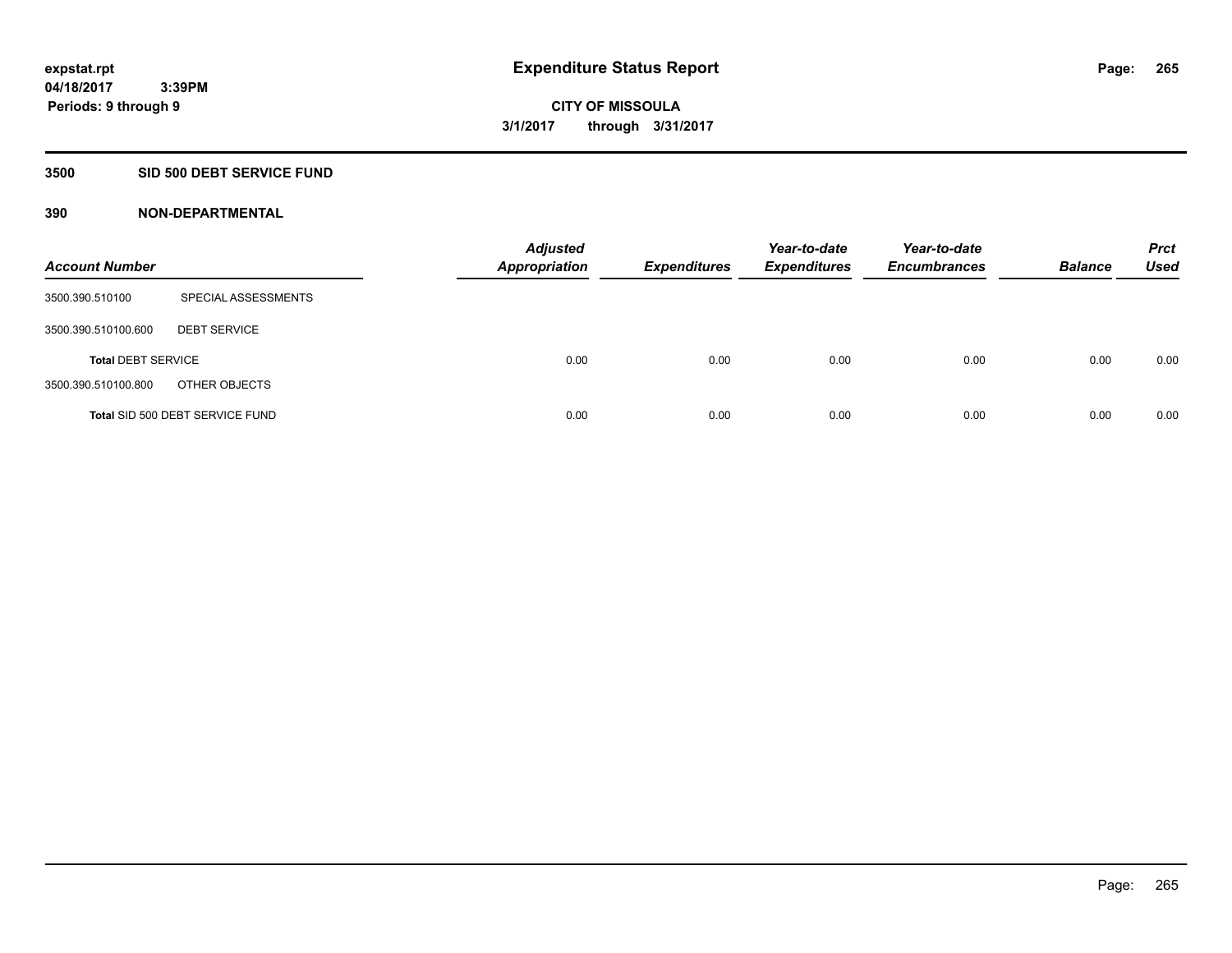**Expenditure Status Report**

**CITY OF MISSOULA**

**3/1/2017 through 3/31/2017**

expstat.rpt
04/18/2017 3:39PM
Periods: 9 through 9

## 3500 SID 500 DEBT SERVICE FUND

### 390 NON-DEPARTMENTAL

| Account Number | | Adjusted Appropriation | Expenditures | Year-to-date Expenditures | Year-to-date Encumbrances | Balance | Prct Used |
|---|---|---|---|---|---|---|---|
| 3500.390.510100 | SPECIAL ASSESSMENTS | | | | | | |
| 3500.390.510100.600 | DEBT SERVICE | | | | | | |
| **Total** DEBT SERVICE | | 0.00 | 0.00 | 0.00 | 0.00 | 0.00 | 0.00 |
| 3500.390.510100.800 | OTHER OBJECTS | | | | | | |
| **Total** SID 500 DEBT SERVICE FUND | | 0.00 | 0.00 | 0.00 | 0.00 | 0.00 | 0.00 |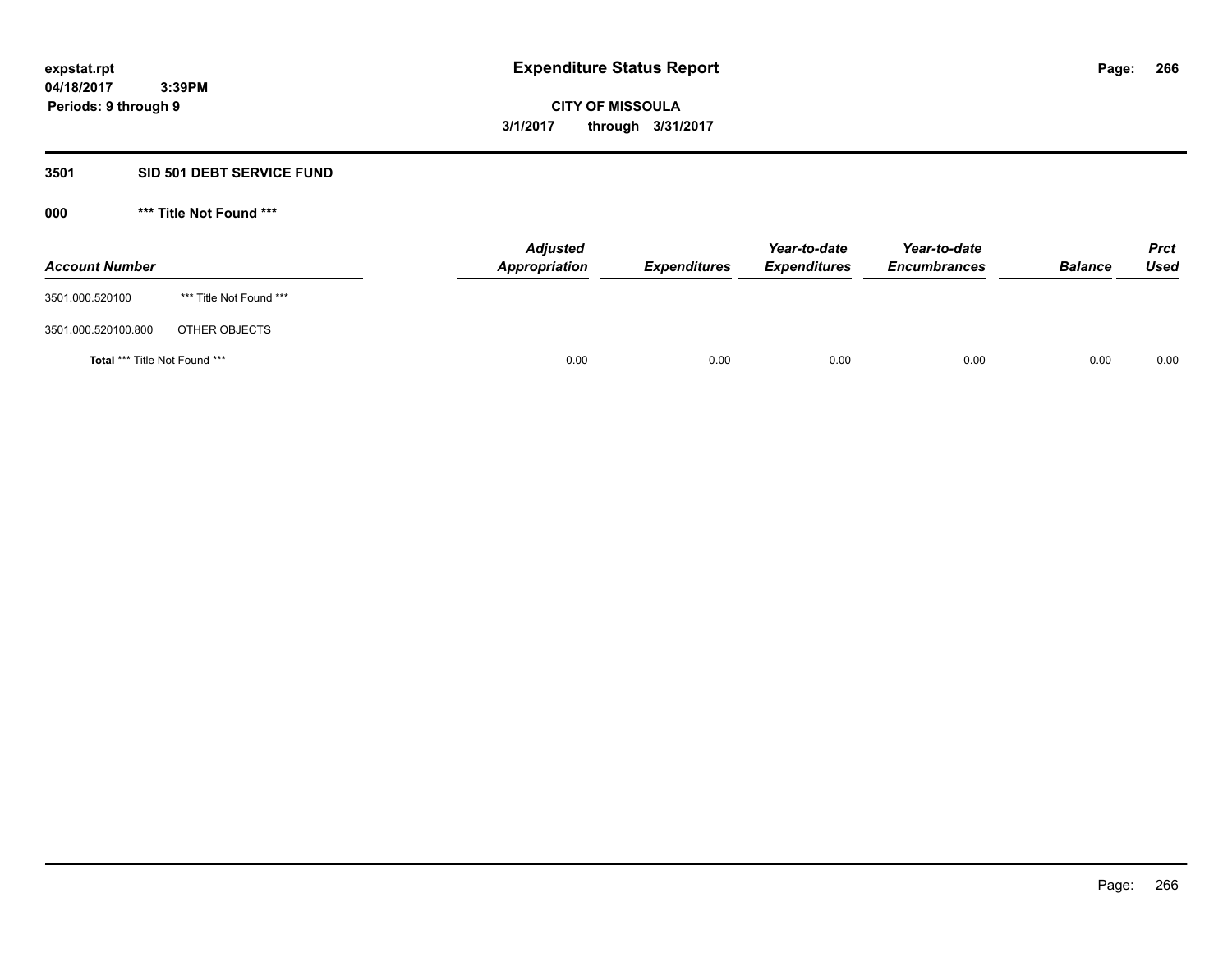**expstat.rpt**
**04/18/2017 3:39PM**
**Periods: 9 through 9**

# Expenditure Status Report

**CITY OF MISSOULA**
**3/1/2017 through 3/31/2017**

## 3501 SID 501 DEBT SERVICE FUND

### 000 *** Title Not Found ***

| Account Number | | Adjusted Appropriation | Expenditures | Year-to-date Expenditures | Year-to-date Encumbrances | Balance | Prct Used |
|---|---|---|---|---|---|---|---|
| 3501.000.520100 | *** Title Not Found *** | | | | | | |
| 3501.000.520100.800 | OTHER OBJECTS | | | | | | |
| **Total** *** Title Not Found *** | | 0.00 | 0.00 | 0.00 | 0.00 | 0.00 | 0.00 |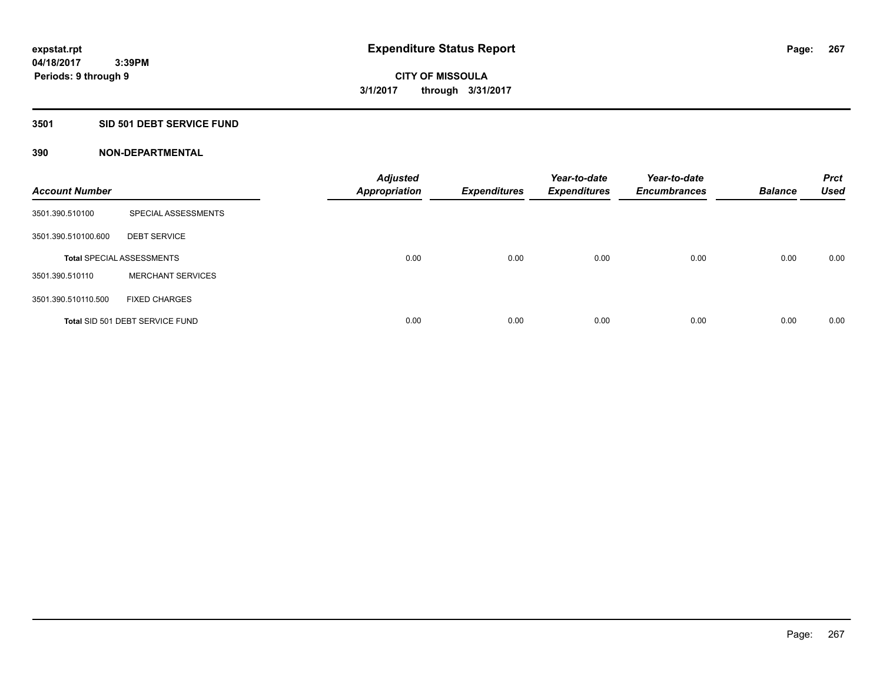expstat.rpt
04/18/2017 3:39PM
Periods: 9 through 9

# Expenditure Status Report

CITY OF MISSOULA
3/1/2017 through 3/31/2017

## 3501 SID 501 DEBT SERVICE FUND

### 390 NON-DEPARTMENTAL

| Account Number | | Adjusted Appropriation | Expenditures | Year-to-date Expenditures | Year-to-date Encumbrances | Balance | Prct Used |
|---|---|---|---|---|---|---|---|
| 3501.390.510100 | SPECIAL ASSESSMENTS | | | | | | |
| 3501.390.510100.600 | DEBT SERVICE | | | | | | |
| **Total** SPECIAL ASSESSMENTS | | 0.00 | 0.00 | 0.00 | 0.00 | 0.00 | 0.00 |
| 3501.390.510110 | MERCHANT SERVICES | | | | | | |
| 3501.390.510110.500 | FIXED CHARGES | | | | | | |
| **Total** SID 501 DEBT SERVICE FUND | | 0.00 | 0.00 | 0.00 | 0.00 | 0.00 | 0.00 |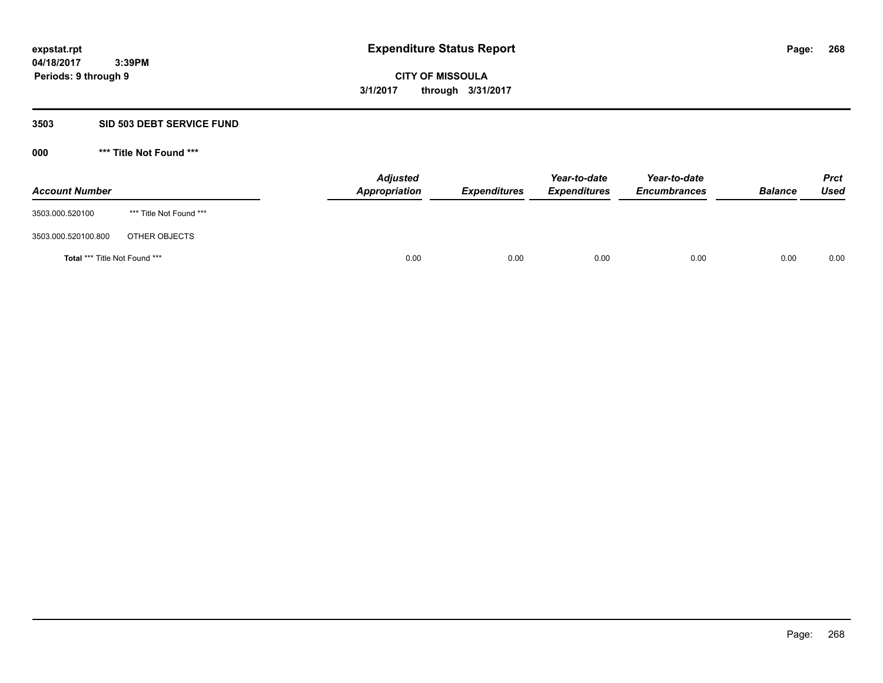**expstat.rpt**
**04/18/2017 3:39PM**
**Periods: 9 through 9**

# Expenditure Status Report

**CITY OF MISSOULA**
**3/1/2017 through 3/31/2017**

## 3503 SID 503 DEBT SERVICE FUND

### 000 *** Title Not Found ***

| Account Number | | Adjusted Appropriation | Expenditures | Year-to-date Expenditures | Year-to-date Encumbrances | Balance | Prct Used |
|---|---|---|---|---|---|---|---|
| 3503.000.520100 | *** Title Not Found *** | | | | | | |
| 3503.000.520100.800 | OTHER OBJECTS | | | | | | |
| **Total** *** Title Not Found *** | | 0.00 | 0.00 | 0.00 | 0.00 | 0.00 | 0.00 |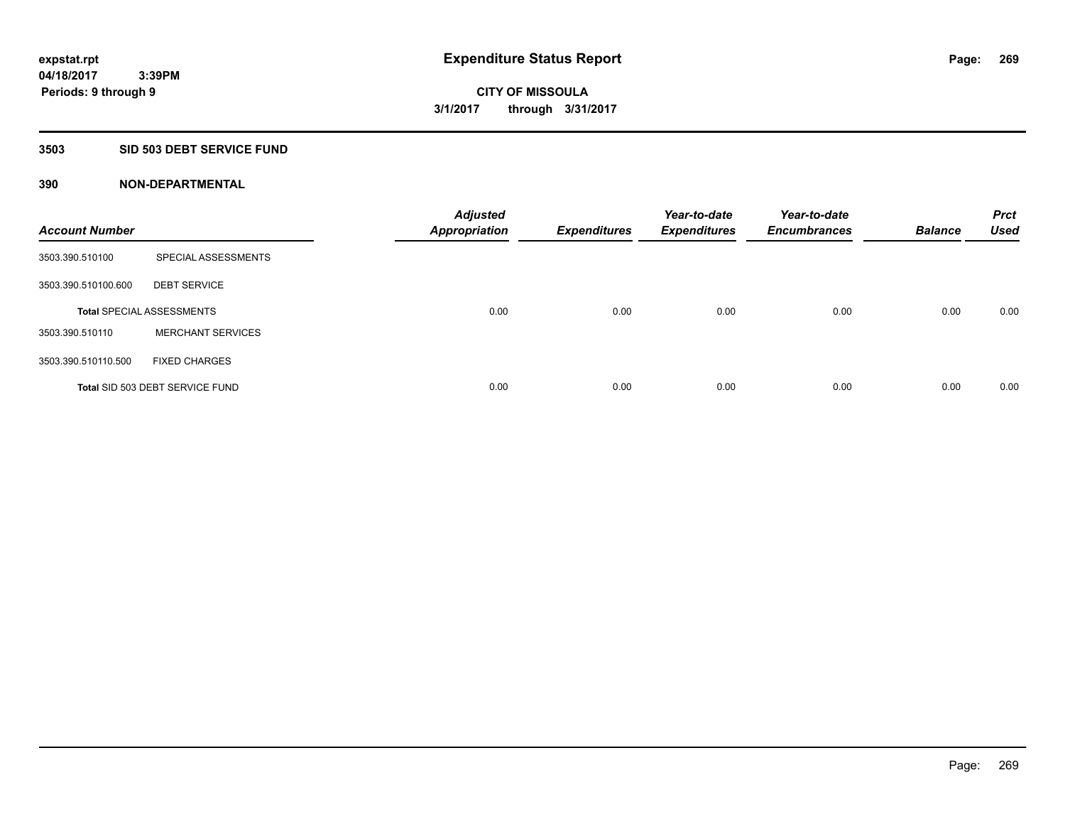# Expenditure Status Report

**CITY OF MISSOULA**
**3/1/2017 through 3/31/2017**

expstat.rpt
04/18/2017 3:39PM
Periods: 9 through 9

## 3503 SID 503 DEBT SERVICE FUND

### 390 NON-DEPARTMENTAL

| Account Number | | Adjusted Appropriation | Expenditures | Year-to-date Expenditures | Year-to-date Encumbrances | Balance | Prct Used |
|---|---|---|---|---|---|---|---|
| 3503.390.510100 | SPECIAL ASSESSMENTS | | | | | | |
| 3503.390.510100.600 | DEBT SERVICE | | | | | | |
| **Total** SPECIAL ASSESSMENTS | | 0.00 | 0.00 | 0.00 | 0.00 | 0.00 | 0.00 |
| 3503.390.510110 | MERCHANT SERVICES | | | | | | |
| 3503.390.510110.500 | FIXED CHARGES | | | | | | |
| **Total** SID 503 DEBT SERVICE FUND | | 0.00 | 0.00 | 0.00 | 0.00 | 0.00 | 0.00 |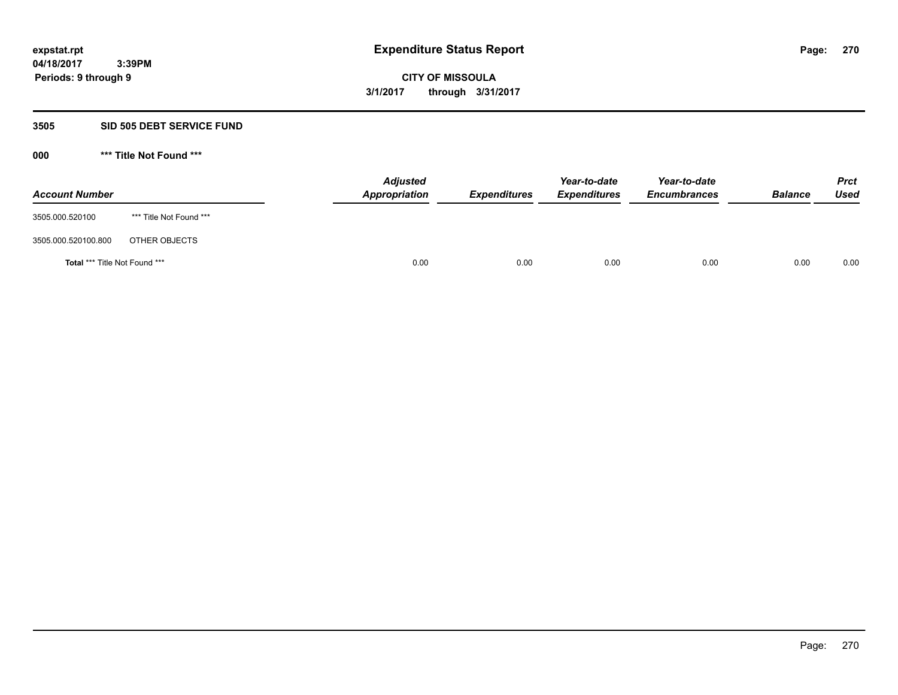expstat.rpt
04/18/2017 3:39PM
Periods: 9 through 9

# Expenditure Status Report

**CITY OF MISSOULA**
**3/1/2017 through 3/31/2017**

## 3505 SID 505 DEBT SERVICE FUND

### 000 *** Title Not Found ***

| Account Number | | Adjusted Appropriation | Expenditures | Year-to-date Expenditures | Year-to-date Encumbrances | Balance | Prct Used |
|---|---|---|---|---|---|---|---|
| 3505.000.520100 | *** Title Not Found *** | | | | | | |
| 3505.000.520100.800 | OTHER OBJECTS | | | | | | |
| **Total** *** Title Not Found *** | | 0.00 | 0.00 | 0.00 | 0.00 | 0.00 | 0.00 |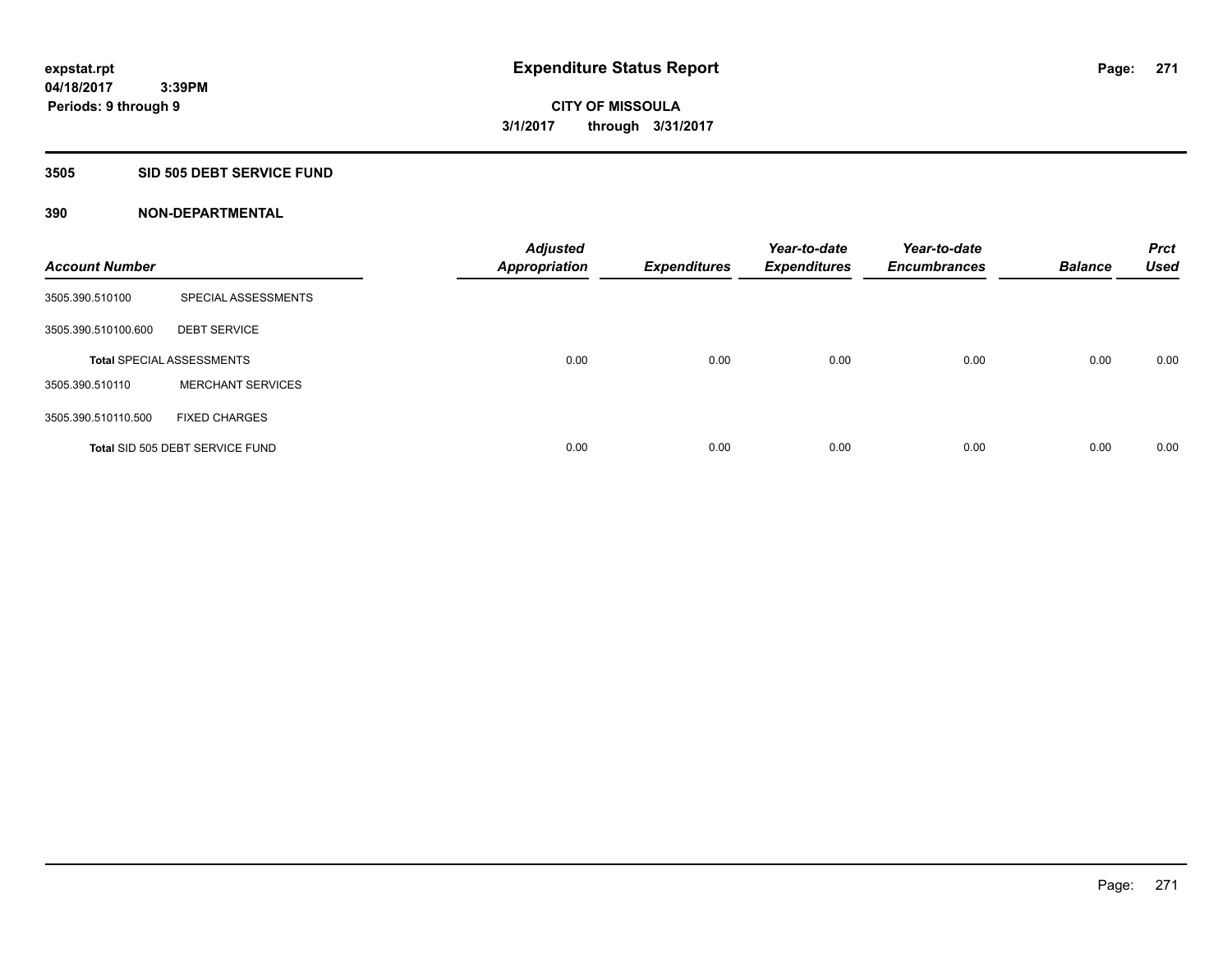**expstat.rpt**
**04/18/2017 3:39PM**
**Periods: 9 through 9**

# Expenditure Status Report

**CITY OF MISSOULA**
**3/1/2017 through 3/31/2017**

## 3505 SID 505 DEBT SERVICE FUND

### 390 NON-DEPARTMENTAL

| Account Number | | Adjusted Appropriation | Expenditures | Year-to-date Expenditures | Year-to-date Encumbrances | Balance | Prct Used |
|---|---|---|---|---|---|---|---|
| 3505.390.510100 | SPECIAL ASSESSMENTS | | | | | | |
| 3505.390.510100.600 | DEBT SERVICE | | | | | | |
| **Total** SPECIAL ASSESSMENTS | | 0.00 | 0.00 | 0.00 | 0.00 | 0.00 | 0.00 |
| 3505.390.510110 | MERCHANT SERVICES | | | | | | |
| 3505.390.510110.500 | FIXED CHARGES | | | | | | |
| **Total** SID 505 DEBT SERVICE FUND | | 0.00 | 0.00 | 0.00 | 0.00 | 0.00 | 0.00 |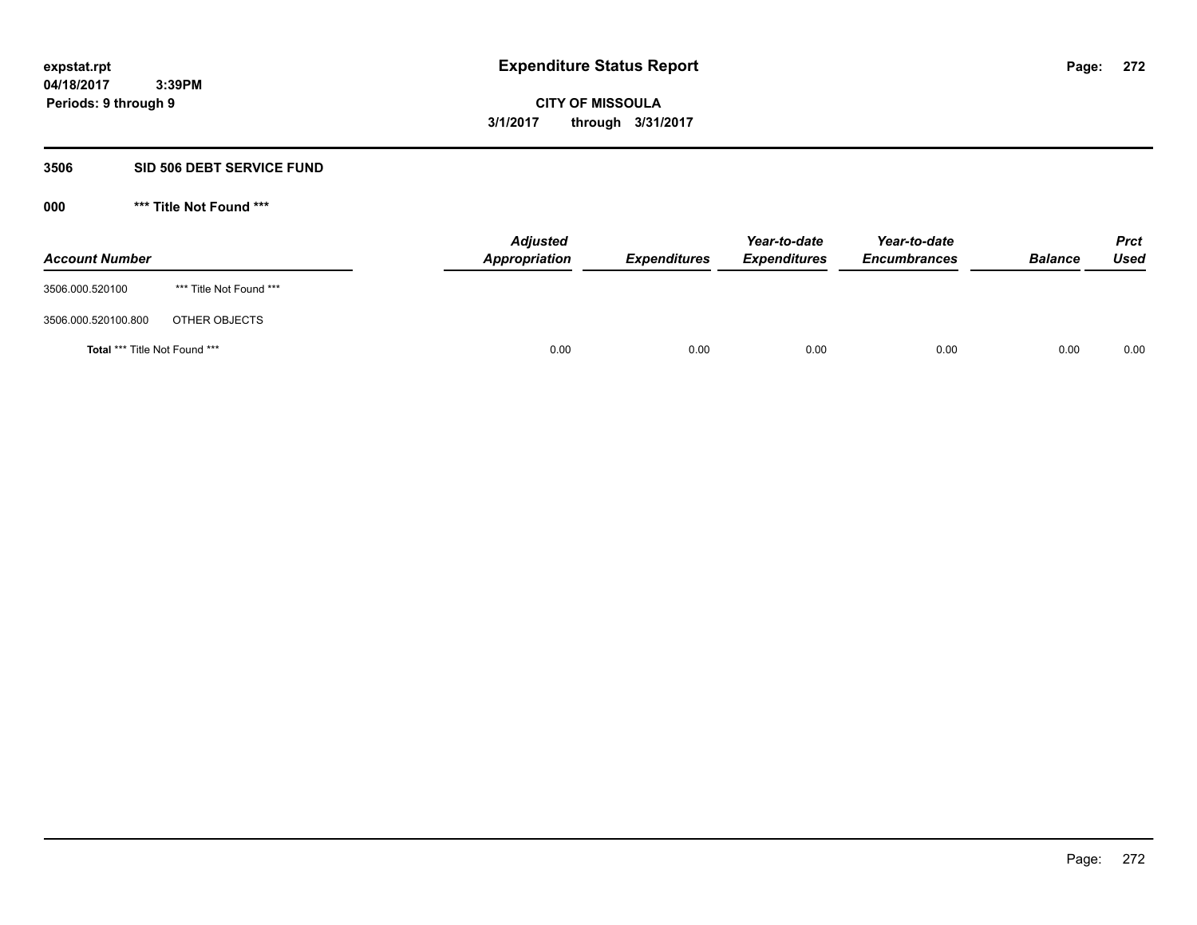# Expenditure Status Report

expstat.rpt
04/18/2017 3:39PM
Periods: 9 through 9

CITY OF MISSOULA
3/1/2017 through 3/31/2017

## 3506 SID 506 DEBT SERVICE FUND

### 000 *** Title Not Found ***

| Account Number | | Adjusted Appropriation | Expenditures | Year-to-date Expenditures | Year-to-date Encumbrances | Balance | Prct Used |
|---|---|---|---|---|---|---|---|
| 3506.000.520100 | *** Title Not Found *** | | | | | | |
| 3506.000.520100.800 | OTHER OBJECTS | | | | | | |
| **Total** *** Title Not Found *** | | 0.00 | 0.00 | 0.00 | 0.00 | 0.00 | 0.00 |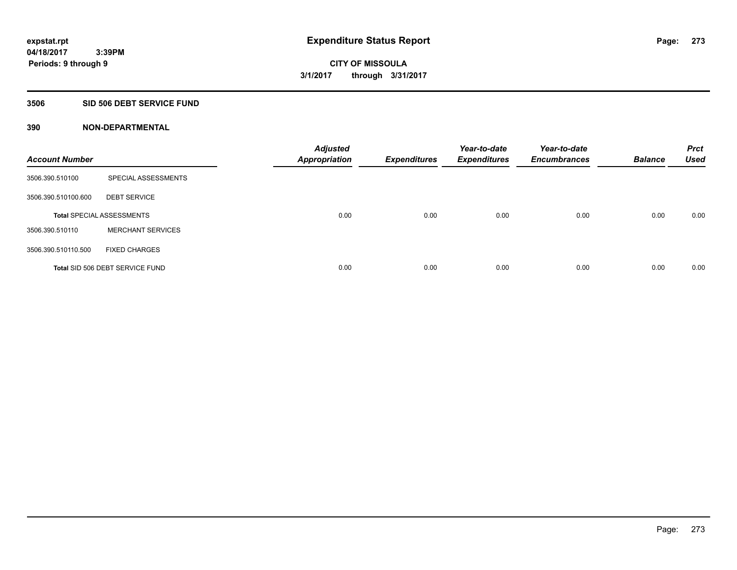# Expenditure Status Report

expstat.rpt
04/18/2017 3:39PM
Periods: 9 through 9

**CITY OF MISSOULA**
**3/1/2017 through 3/31/2017**

## 3506 SID 506 DEBT SERVICE FUND

### 390 NON-DEPARTMENTAL

| Account Number | | Adjusted Appropriation | Expenditures | Year-to-date Expenditures | Year-to-date Encumbrances | Balance | Prct Used |
|---|---|---|---|---|---|---|---|
| 3506.390.510100 | SPECIAL ASSESSMENTS | | | | | | |
| 3506.390.510100.600 | DEBT SERVICE | | | | | | |
| **Total** SPECIAL ASSESSMENTS | | 0.00 | 0.00 | 0.00 | 0.00 | 0.00 | 0.00 |
| 3506.390.510110 | MERCHANT SERVICES | | | | | | |
| 3506.390.510110.500 | FIXED CHARGES | | | | | | |
| **Total** SID 506 DEBT SERVICE FUND | | 0.00 | 0.00 | 0.00 | 0.00 | 0.00 | 0.00 |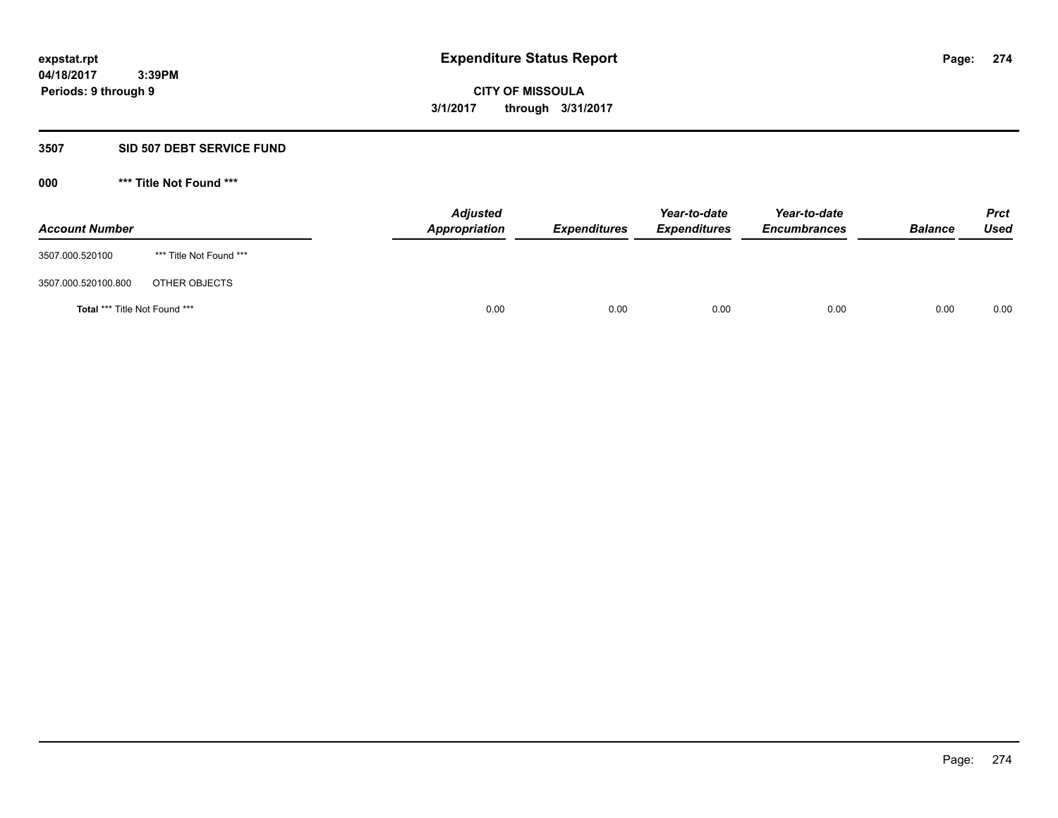expstat.rpt
04/18/2017 3:39PM
Periods: 9 through 9

# Expenditure Status Report

**CITY OF MISSOULA**
**3/1/2017 through 3/31/2017**

## 3507 SID 507 DEBT SERVICE FUND

### 000 *** Title Not Found ***

| Account Number | | Adjusted Appropriation | Expenditures | Year-to-date Expenditures | Year-to-date Encumbrances | Balance | Prct Used |
|---|---|---|---|---|---|---|---|
| 3507.000.520100 | *** Title Not Found *** | | | | | | |
| 3507.000.520100.800 | OTHER OBJECTS | | | | | | |
| **Total** *** Title Not Found *** | | 0.00 | 0.00 | 0.00 | 0.00 | 0.00 | 0.00 |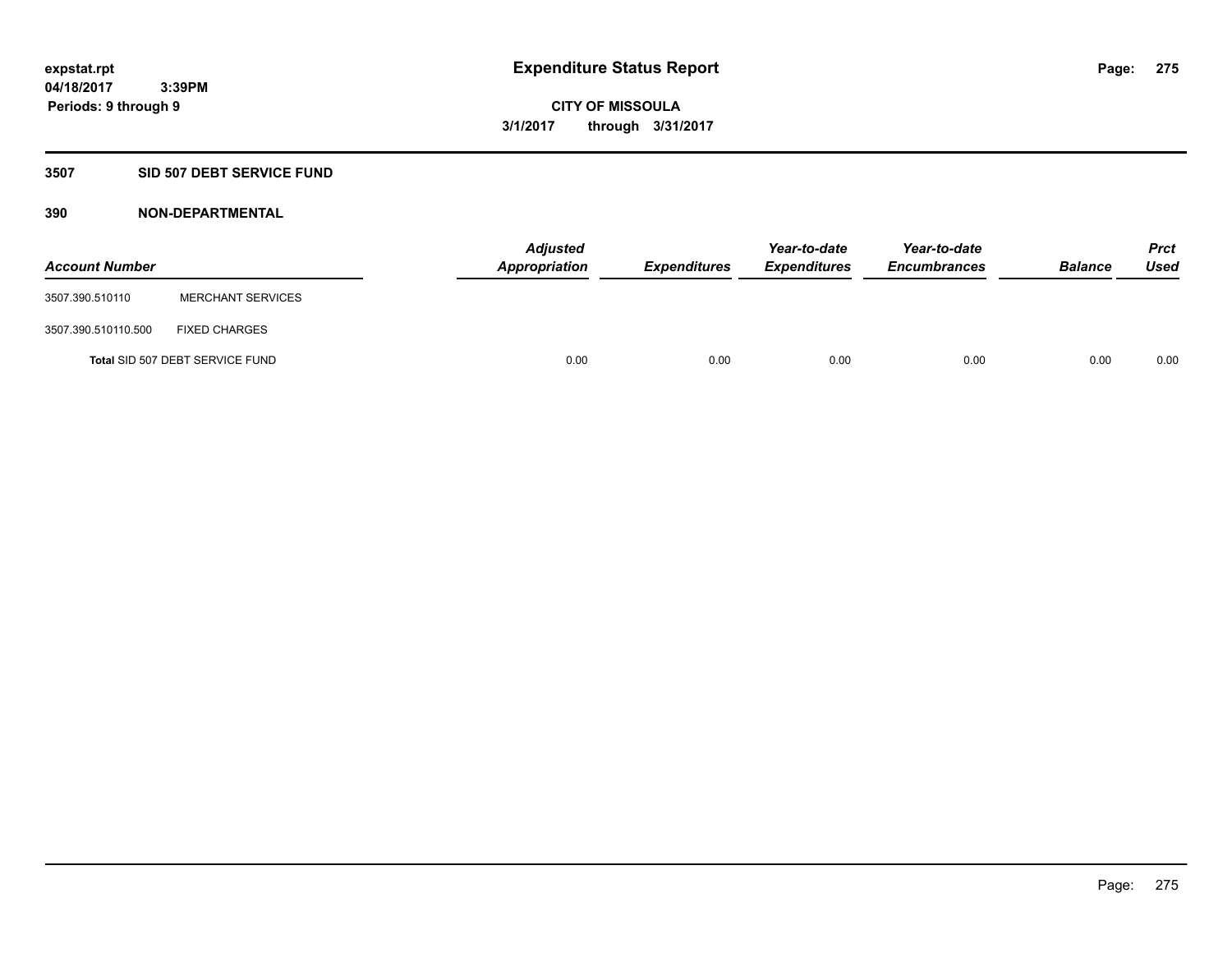**Expenditure Status Report**

**CITY OF MISSOULA**
**3/1/2017 through 3/31/2017**

expstat.rpt
04/18/2017 3:39PM
Periods: 9 through 9

## 3507 SID 507 DEBT SERVICE FUND

### 390 NON-DEPARTMENTAL

| Account Number | | Adjusted Appropriation | Expenditures | Year-to-date Expenditures | Year-to-date Encumbrances | Balance | Prct Used |
|---|---|---|---|---|---|---|---|
| 3507.390.510110 | MERCHANT SERVICES | | | | | | |
| 3507.390.510110.500 | FIXED CHARGES | | | | | | |
| Total SID 507 DEBT SERVICE FUND | | 0.00 | 0.00 | 0.00 | 0.00 | 0.00 | 0.00 |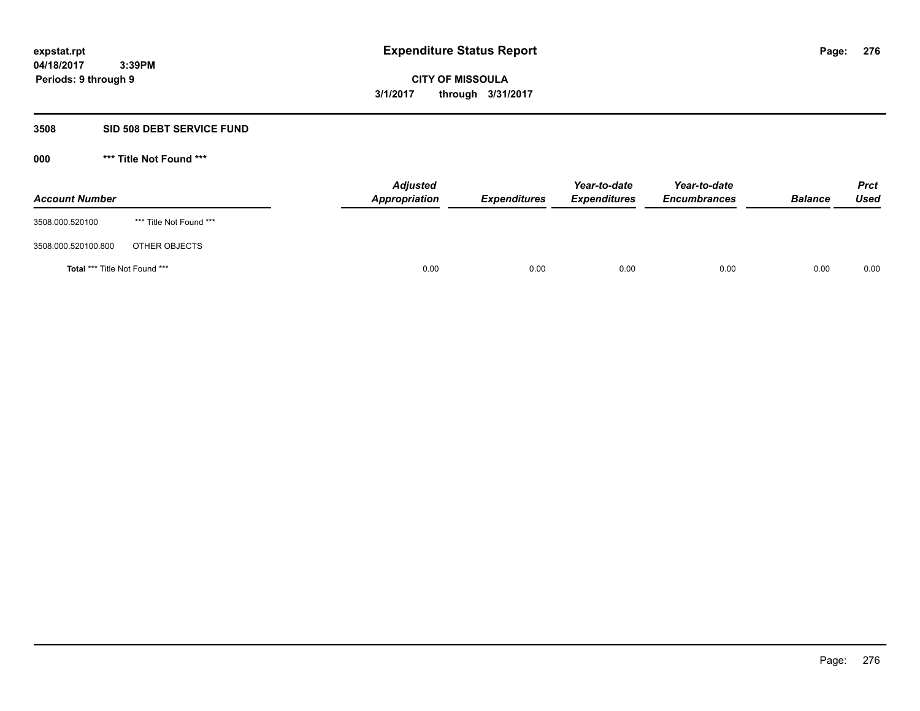# Expenditure Status Report

expstat.rpt
04/18/2017 3:39PM
Periods: 9 through 9

**CITY OF MISSOULA**
**3/1/2017 through 3/31/2017**

## 3508 SID 508 DEBT SERVICE FUND

### 000 *** Title Not Found ***

| Account Number | | Adjusted Appropriation | Expenditures | Year-to-date Expenditures | Year-to-date Encumbrances | Balance | Prct Used |
|---|---|---|---|---|---|---|---|
| 3508.000.520100 | *** Title Not Found *** | | | | | | |
| 3508.000.520100.800 | OTHER OBJECTS | | | | | | |
| **Total** *** Title Not Found *** | | 0.00 | 0.00 | 0.00 | 0.00 | 0.00 | 0.00 |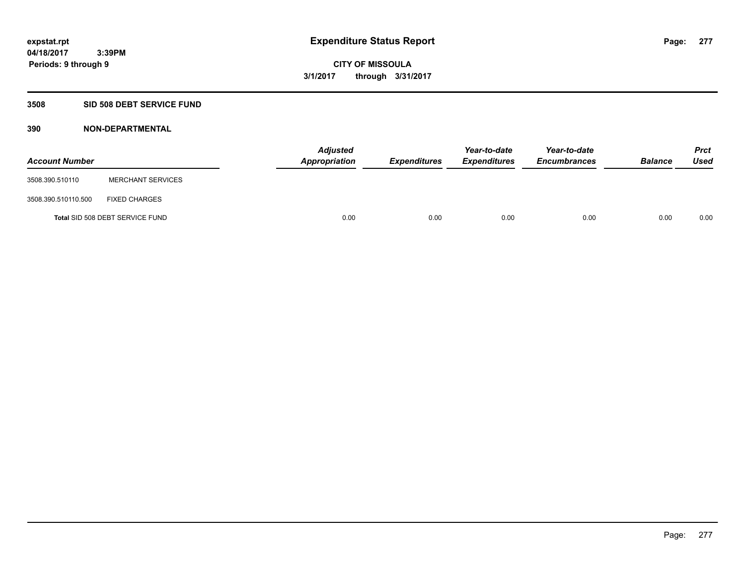**expstat.rpt**
**04/18/2017 3:39PM**
**Periods: 9 through 9**

# Expenditure Status Report

**CITY OF MISSOULA**
**3/1/2017 through 3/31/2017**

## 3508 SID 508 DEBT SERVICE FUND

### 390 NON-DEPARTMENTAL

| Account Number | | Adjusted Appropriation | Expenditures | Year-to-date Expenditures | Year-to-date Encumbrances | Balance | Prct Used |
|---|---|---|---|---|---|---|---|
| 3508.390.510110 | MERCHANT SERVICES | | | | | | |
| 3508.390.510110.500 | FIXED CHARGES | | | | | | |
| Total SID 508 DEBT SERVICE FUND | | 0.00 | 0.00 | 0.00 | 0.00 | 0.00 | 0.00 |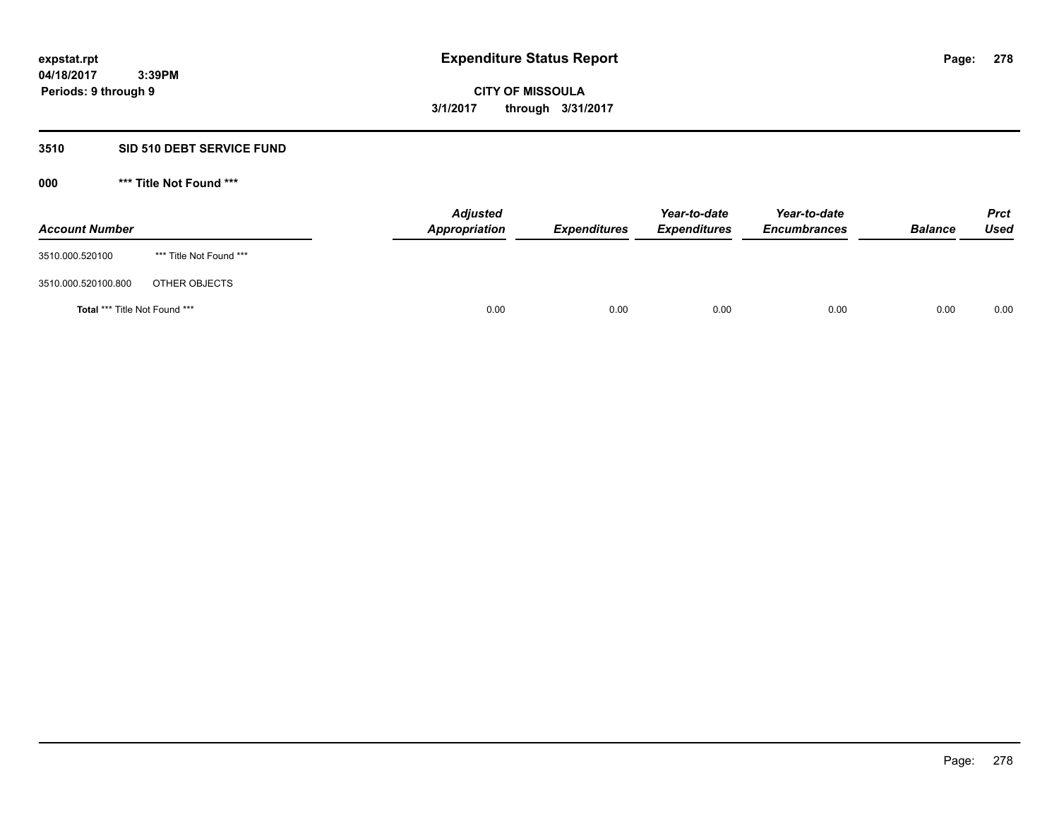# Expenditure Status Report

expstat.rpt
04/18/2017 3:39PM
Periods: 9 through 9

**CITY OF MISSOULA**
**3/1/2017 through 3/31/2017**

## 3510 SID 510 DEBT SERVICE FUND

### 000 *** Title Not Found ***

| Account Number | | Adjusted Appropriation | Expenditures | Year-to-date Expenditures | Year-to-date Encumbrances | Balance | Prct Used |
|---|---|---|---|---|---|---|---|
| 3510.000.520100 | *** Title Not Found *** | | | | | | |
| 3510.000.520100.800 | OTHER OBJECTS | | | | | | |
| **Total** *** Title Not Found *** | | 0.00 | 0.00 | 0.00 | 0.00 | 0.00 | 0.00 |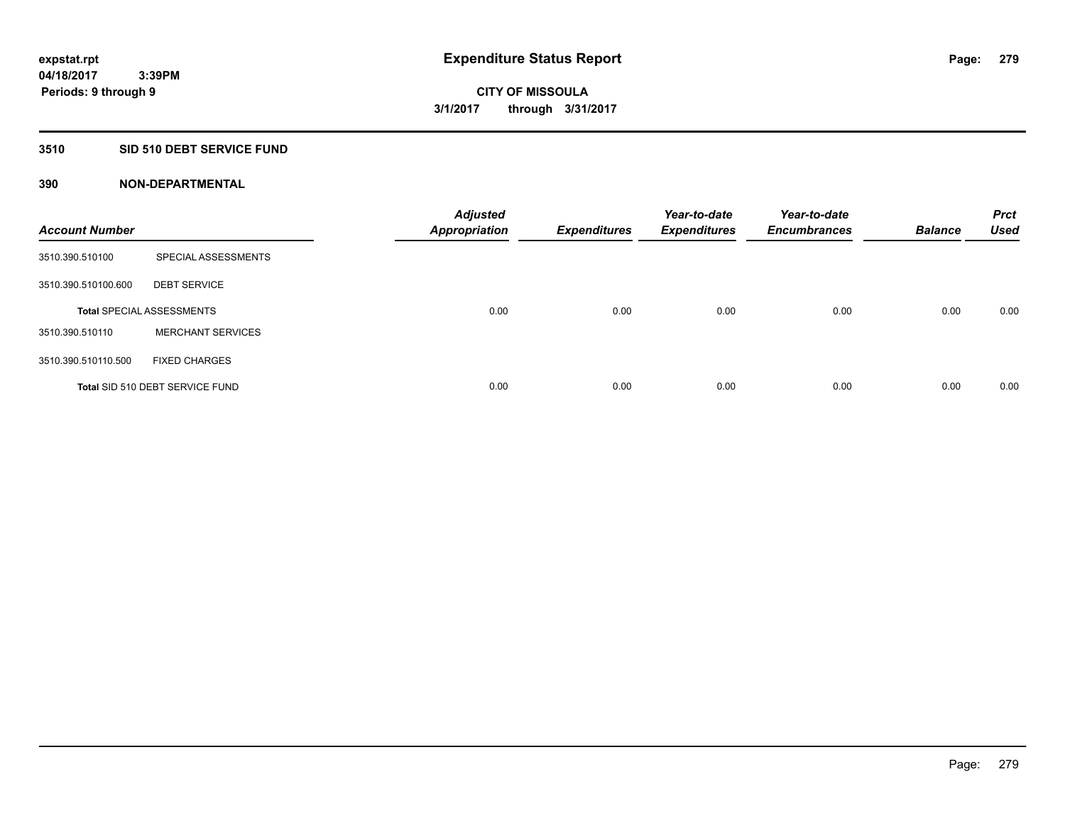# Expenditure Status Report

**expstat.rpt**
**04/18/2017 3:39PM**
**Periods: 9 through 9**

**CITY OF MISSOULA**
**3/1/2017 through 3/31/2017**

## 3510 SID 510 DEBT SERVICE FUND

### 390 NON-DEPARTMENTAL

| Account Number | | Adjusted Appropriation | Expenditures | Year-to-date Expenditures | Year-to-date Encumbrances | Balance | Prct Used |
|---|---|---|---|---|---|---|---|
| 3510.390.510100 | SPECIAL ASSESSMENTS | | | | | | |
| 3510.390.510100.600 | DEBT SERVICE | | | | | | |
| **Total** SPECIAL ASSESSMENTS | | 0.00 | 0.00 | 0.00 | 0.00 | 0.00 | 0.00 |
| 3510.390.510110 | MERCHANT SERVICES | | | | | | |
| 3510.390.510110.500 | FIXED CHARGES | | | | | | |
| **Total** SID 510 DEBT SERVICE FUND | | 0.00 | 0.00 | 0.00 | 0.00 | 0.00 | 0.00 |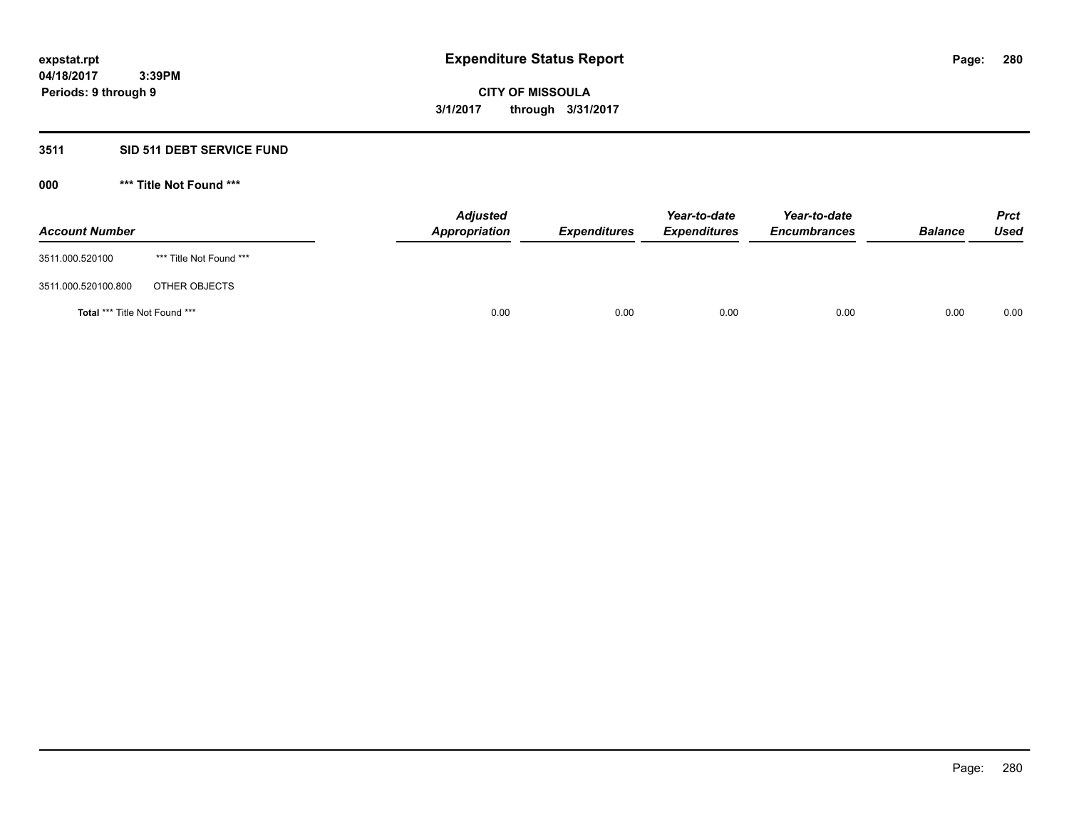# Expenditure Status Report

expstat.rpt
04/18/2017 3:39PM
Periods: 9 through 9

**CITY OF MISSOULA**
**3/1/2017 through 3/31/2017**

## 3511 SID 511 DEBT SERVICE FUND

### 000 *** Title Not Found ***

| Account Number | | Adjusted Appropriation | Expenditures | Year-to-date Expenditures | Year-to-date Encumbrances | Balance | Prct Used |
|---|---|---|---|---|---|---|---|
| 3511.000.520100 | *** Title Not Found *** | | | | | | |
| 3511.000.520100.800 | OTHER OBJECTS | | | | | | |
| **Total** *** Title Not Found *** | | 0.00 | 0.00 | 0.00 | 0.00 | 0.00 | 0.00 |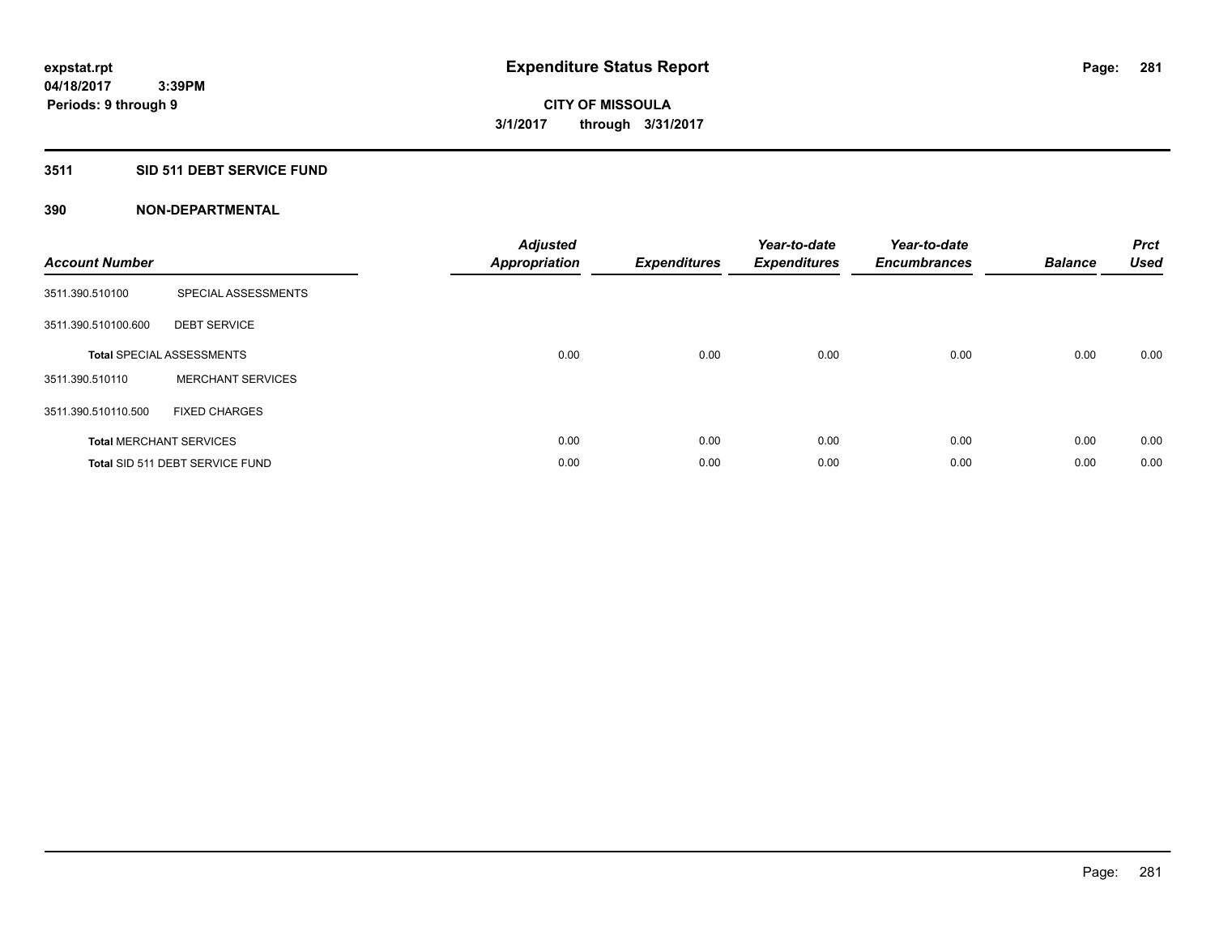**expstat.rpt**
**04/18/2017 3:39PM**
**Periods: 9 through 9**

# Expenditure Status Report

**CITY OF MISSOULA**
**3/1/2017 through 3/31/2017**

## 3511 SID 511 DEBT SERVICE FUND

### 390 NON-DEPARTMENTAL

| Account Number | | Adjusted Appropriation | Expenditures | Year-to-date Expenditures | Year-to-date Encumbrances | Balance | Prct Used |
|---|---|---|---|---|---|---|---|
| 3511.390.510100 | SPECIAL ASSESSMENTS | | | | | | |
| 3511.390.510100.600 | DEBT SERVICE | | | | | | |
| **Total** SPECIAL ASSESSMENTS | | 0.00 | 0.00 | 0.00 | 0.00 | 0.00 | 0.00 |
| 3511.390.510110 | MERCHANT SERVICES | | | | | | |
| 3511.390.510110.500 | FIXED CHARGES | | | | | | |
| **Total** MERCHANT SERVICES | | 0.00 | 0.00 | 0.00 | 0.00 | 0.00 | 0.00 |
| **Total** SID 511 DEBT SERVICE FUND | | 0.00 | 0.00 | 0.00 | 0.00 | 0.00 | 0.00 |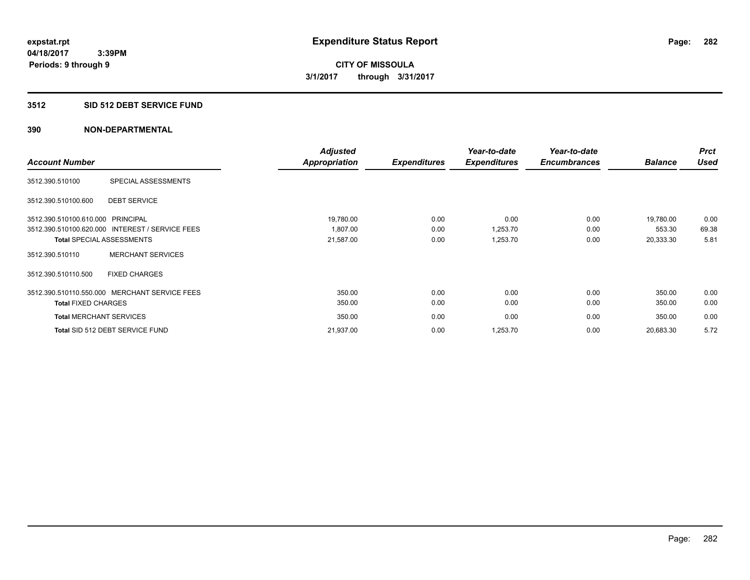# Expenditure Status Report

expstat.rpt
04/18/2017 3:39PM
Periods: 9 through 9

**CITY OF MISSOULA**
**3/1/2017 through 3/31/2017**

## 3512 SID 512 DEBT SERVICE FUND

### 390 NON-DEPARTMENTAL

| Account Number | | Adjusted Appropriation | Expenditures | Year-to-date Expenditures | Year-to-date Encumbrances | Balance | Prct Used |
|---|---|---|---|---|---|---|---|
| 3512.390.510100 | SPECIAL ASSESSMENTS | | | | | | |
| 3512.390.510100.600 | DEBT SERVICE | | | | | | |
| 3512.390.510100.610.000 | PRINCIPAL | 19,780.00 | 0.00 | 0.00 | 0.00 | 19,780.00 | 0.00 |
| 3512.390.510100.620.000 | INTEREST / SERVICE FEES | 1,807.00 | 0.00 | 1,253.70 | 0.00 | 553.30 | 69.38 |
| **Total** SPECIAL ASSESSMENTS | | 21,587.00 | 0.00 | 1,253.70 | 0.00 | 20,333.30 | 5.81 |
| 3512.390.510110 | MERCHANT SERVICES | | | | | | |
| 3512.390.510110.500 | FIXED CHARGES | | | | | | |
| 3512.390.510110.550.000 | MERCHANT SERVICE FEES | 350.00 | 0.00 | 0.00 | 0.00 | 350.00 | 0.00 |
| **Total** FIXED CHARGES | | 350.00 | 0.00 | 0.00 | 0.00 | 350.00 | 0.00 |
| **Total** MERCHANT SERVICES | | 350.00 | 0.00 | 0.00 | 0.00 | 350.00 | 0.00 |
| **Total** SID 512 DEBT SERVICE FUND | | 21,937.00 | 0.00 | 1,253.70 | 0.00 | 20,683.30 | 5.72 |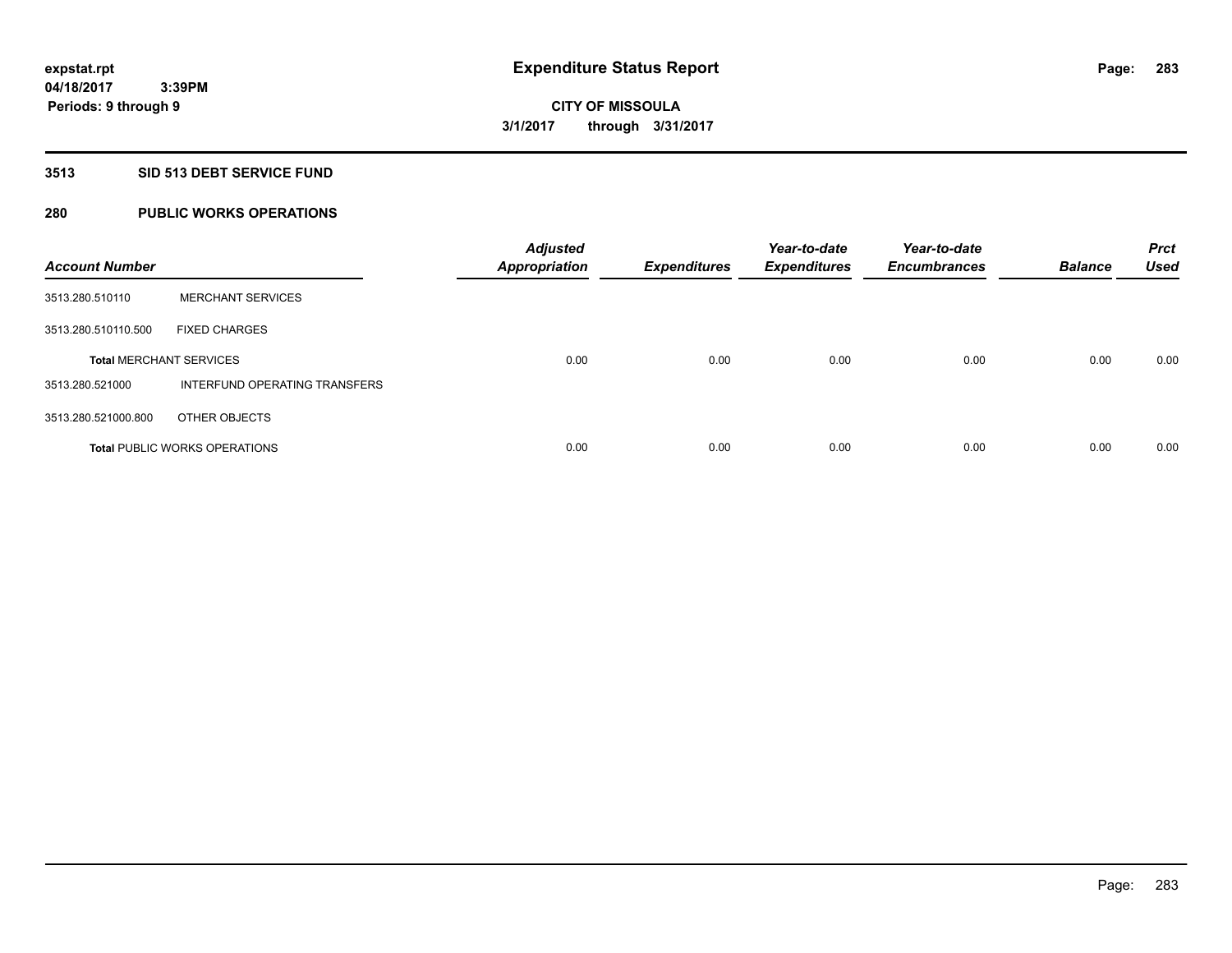# Expenditure Status Report

expstat.rpt
04/18/2017 3:39PM
Periods: 9 through 9

**CITY OF MISSOULA**
**3/1/2017 through 3/31/2017**

## 3513 SID 513 DEBT SERVICE FUND

## 280 PUBLIC WORKS OPERATIONS

| Account Number | | Adjusted Appropriation | Expenditures | Year-to-date Expenditures | Year-to-date Encumbrances | Balance | Prct Used |
|---|---|---|---|---|---|---|---|
| 3513.280.510110 | MERCHANT SERVICES | | | | | | |
| 3513.280.510110.500 | FIXED CHARGES | | | | | | |
| **Total** MERCHANT SERVICES | | 0.00 | 0.00 | 0.00 | 0.00 | 0.00 | 0.00 |
| 3513.280.521000 | INTERFUND OPERATING TRANSFERS | | | | | | |
| 3513.280.521000.800 | OTHER OBJECTS | | | | | | |
| **Total** PUBLIC WORKS OPERATIONS | | 0.00 | 0.00 | 0.00 | 0.00 | 0.00 | 0.00 |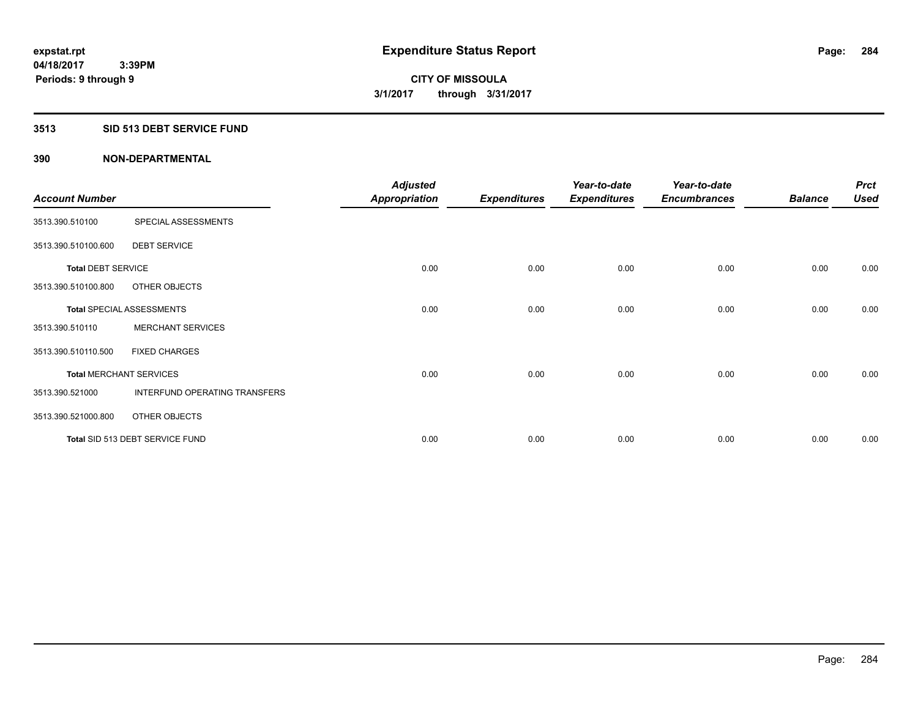**expstat.rpt**
**04/18/2017 3:39PM**
**Periods: 9 through 9**

# Expenditure Status Report

**CITY OF MISSOULA**
**3/1/2017 through 3/31/2017**

## 3513 SID 513 DEBT SERVICE FUND

## 390 NON-DEPARTMENTAL

| Account Number | | Adjusted Appropriation | Expenditures | Year-to-date Expenditures | Year-to-date Encumbrances | Balance | Prct Used |
|---|---|---|---|---|---|---|---|
| 3513.390.510100 | SPECIAL ASSESSMENTS | | | | | | |
| 3513.390.510100.600 | DEBT SERVICE | | | | | | |
| **Total** DEBT SERVICE | | 0.00 | 0.00 | 0.00 | 0.00 | 0.00 | 0.00 |
| 3513.390.510100.800 | OTHER OBJECTS | | | | | | |
| **Total** SPECIAL ASSESSMENTS | | 0.00 | 0.00 | 0.00 | 0.00 | 0.00 | 0.00 |
| 3513.390.510110 | MERCHANT SERVICES | | | | | | |
| 3513.390.510110.500 | FIXED CHARGES | | | | | | |
| **Total** MERCHANT SERVICES | | 0.00 | 0.00 | 0.00 | 0.00 | 0.00 | 0.00 |
| 3513.390.521000 | INTERFUND OPERATING TRANSFERS | | | | | | |
| 3513.390.521000.800 | OTHER OBJECTS | | | | | | |
| **Total** SID 513 DEBT SERVICE FUND | | 0.00 | 0.00 | 0.00 | 0.00 | 0.00 | 0.00 |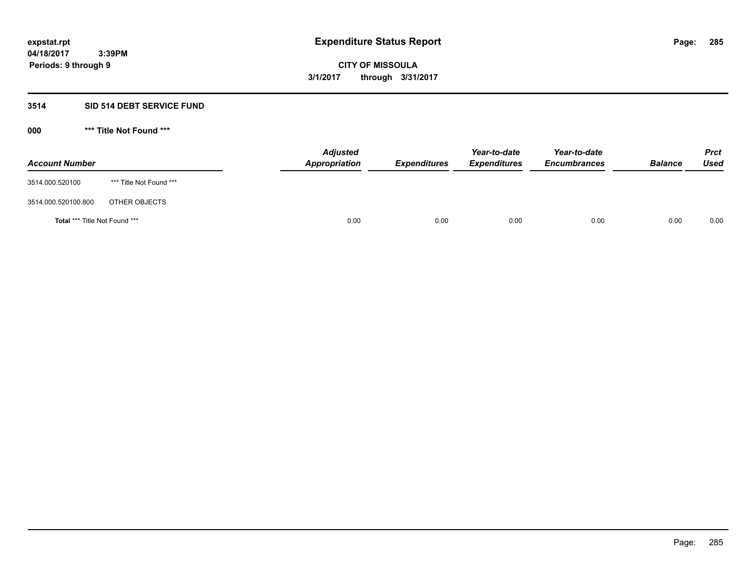# Expenditure Status Report

**CITY OF MISSOULA**

**3/1/2017 through 3/31/2017**

expstat.rpt
04/18/2017 3:39PM
Periods: 9 through 9

## 3514 SID 514 DEBT SERVICE FUND

### 000 *** Title Not Found ***

| Account Number | | Adjusted Appropriation | Expenditures | Year-to-date Expenditures | Year-to-date Encumbrances | Balance | Prct Used |
|---|---|---|---|---|---|---|---|
| 3514.000.520100 | *** Title Not Found *** | | | | | | |
| 3514.000.520100.800 | OTHER OBJECTS | | | | | | |
| **Total** *** Title Not Found *** | | 0.00 | 0.00 | 0.00 | 0.00 | 0.00 | 0.00 |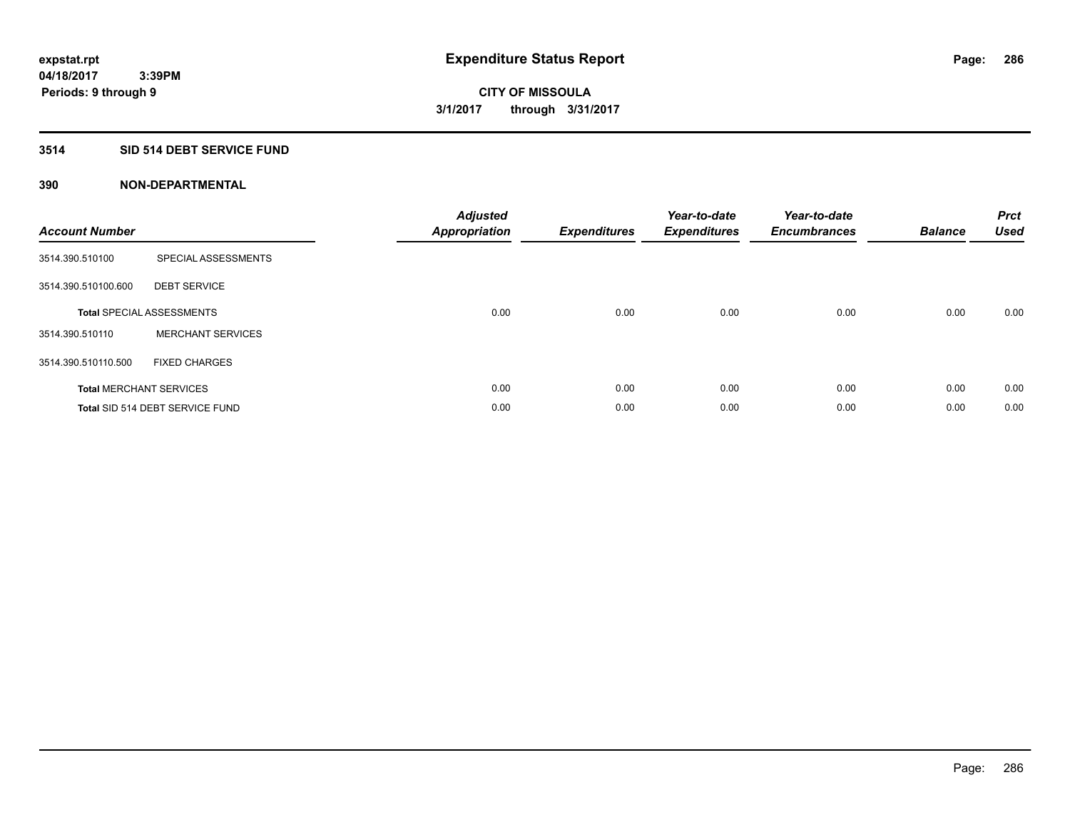**expstat.rpt**
**04/18/2017 3:39PM**
**Periods: 9 through 9**

# Expenditure Status Report

**CITY OF MISSOULA**
**3/1/2017 through 3/31/2017**

## 3514 SID 514 DEBT SERVICE FUND

### 390 NON-DEPARTMENTAL

| Account Number | | Adjusted Appropriation | Expenditures | Year-to-date Expenditures | Year-to-date Encumbrances | Balance | Prct Used |
|---|---|---|---|---|---|---|---|
| 3514.390.510100 | SPECIAL ASSESSMENTS | | | | | | |
| 3514.390.510100.600 | DEBT SERVICE | | | | | | |
| **Total** SPECIAL ASSESSMENTS | | 0.00 | 0.00 | 0.00 | 0.00 | 0.00 | 0.00 |
| 3514.390.510110 | MERCHANT SERVICES | | | | | | |
| 3514.390.510110.500 | FIXED CHARGES | | | | | | |
| **Total** MERCHANT SERVICES | | 0.00 | 0.00 | 0.00 | 0.00 | 0.00 | 0.00 |
| **Total** SID 514 DEBT SERVICE FUND | | 0.00 | 0.00 | 0.00 | 0.00 | 0.00 | 0.00 |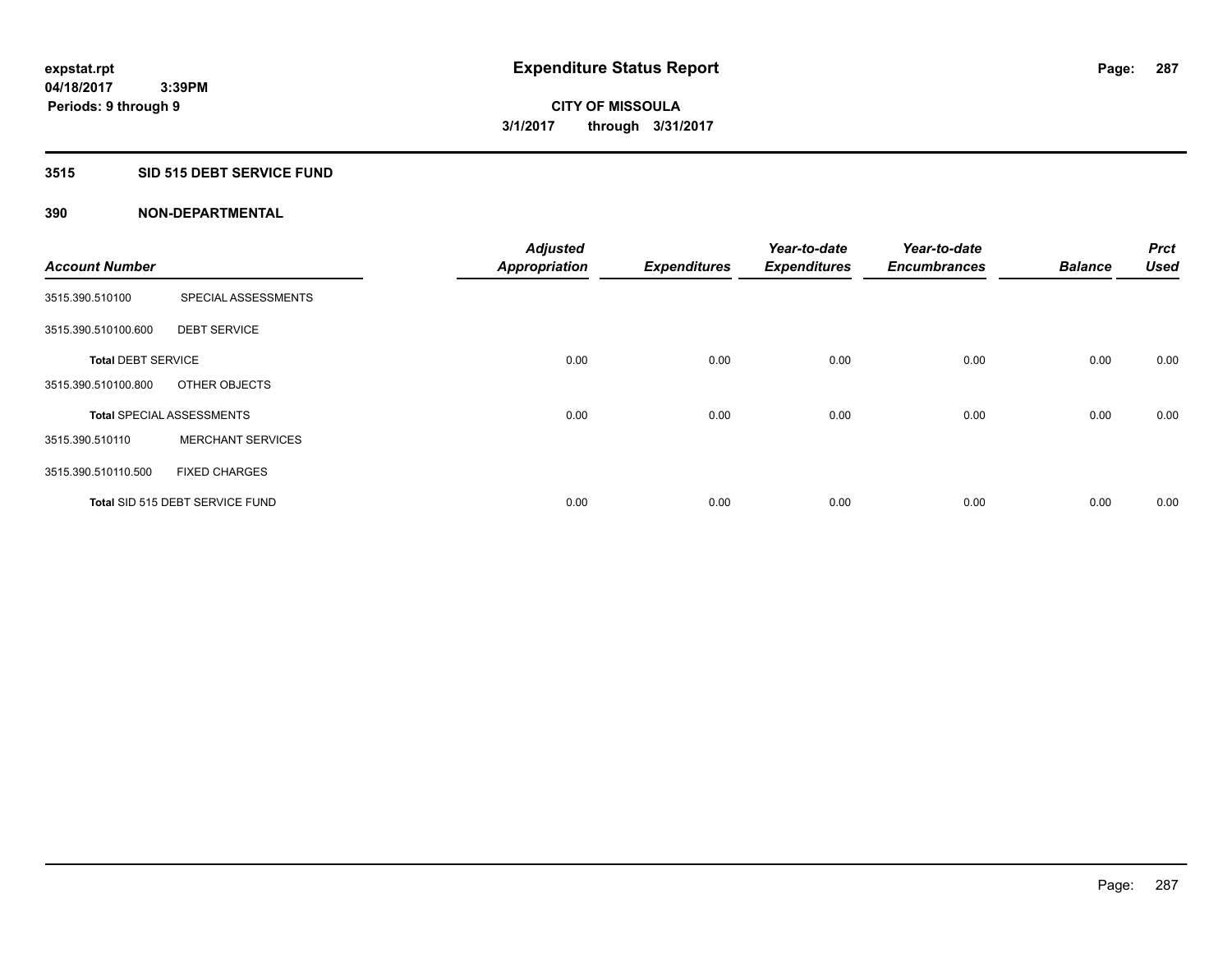**expstat.rpt**
**04/18/2017 3:39PM**
**Periods: 9 through 9**

# Expenditure Status Report

**CITY OF MISSOULA**
**3/1/2017 through 3/31/2017**

## 3515 SID 515 DEBT SERVICE FUND

### 390 NON-DEPARTMENTAL

| Account Number | | Adjusted Appropriation | Expenditures | Year-to-date Expenditures | Year-to-date Encumbrances | Balance | Prct Used |
|---|---|---|---|---|---|---|---|
| 3515.390.510100 | SPECIAL ASSESSMENTS | | | | | | |
| 3515.390.510100.600 | DEBT SERVICE | | | | | | |
| **Total** DEBT SERVICE | | 0.00 | 0.00 | 0.00 | 0.00 | 0.00 | 0.00 |
| 3515.390.510100.800 | OTHER OBJECTS | | | | | | |
| **Total** SPECIAL ASSESSMENTS | | 0.00 | 0.00 | 0.00 | 0.00 | 0.00 | 0.00 |
| 3515.390.510110 | MERCHANT SERVICES | | | | | | |
| 3515.390.510110.500 | FIXED CHARGES | | | | | | |
| **Total** SID 515 DEBT SERVICE FUND | | 0.00 | 0.00 | 0.00 | 0.00 | 0.00 | 0.00 |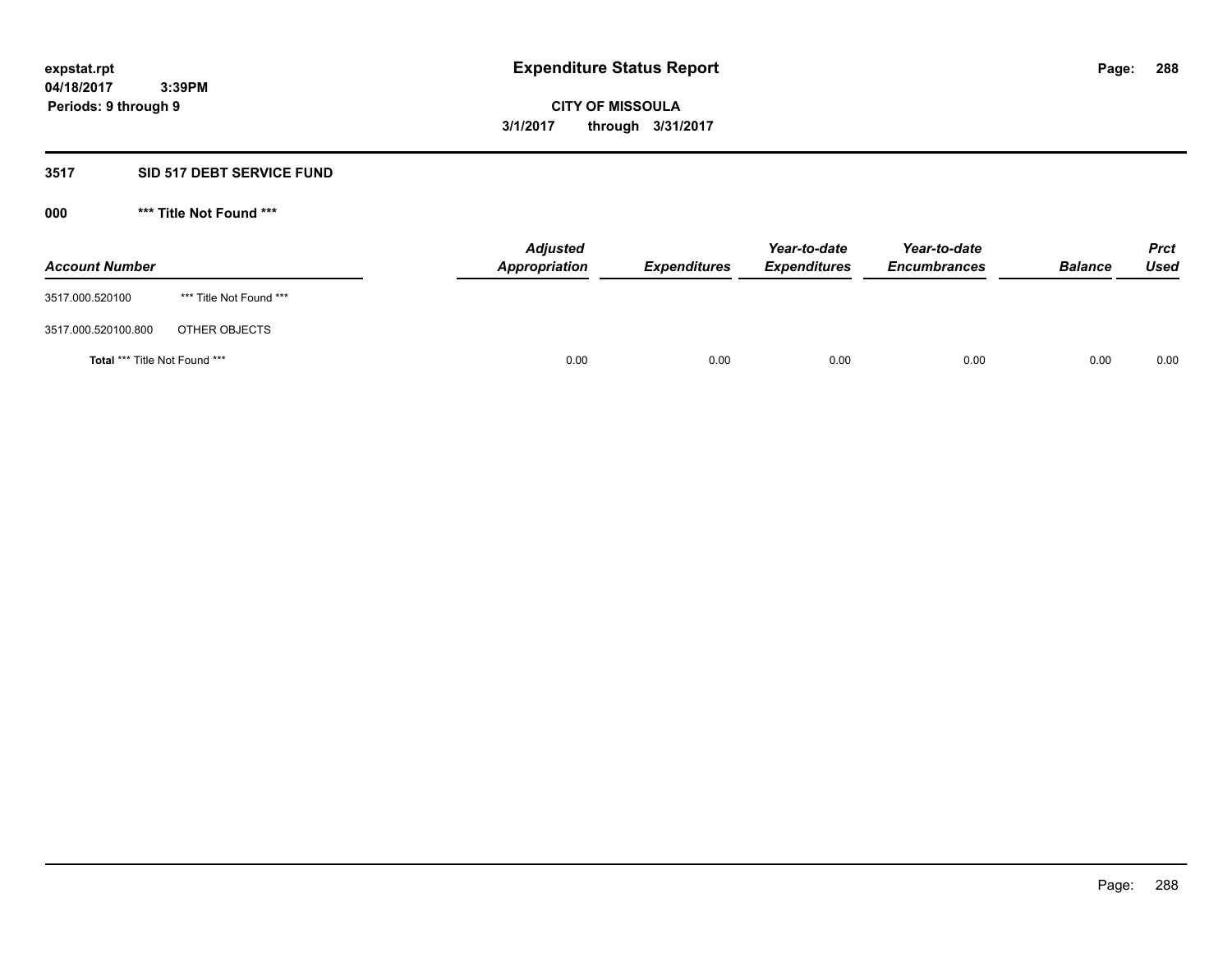# Expenditure Status Report

expstat.rpt
04/18/2017 3:39PM
Periods: 9 through 9

**CITY OF MISSOULA**
**3/1/2017 through 3/31/2017**

## 3517 SID 517 DEBT SERVICE FUND

### 000 *** Title Not Found ***

| Account Number | | Adjusted Appropriation | Expenditures | Year-to-date Expenditures | Year-to-date Encumbrances | Balance | Prct Used |
|---|---|---|---|---|---|---|---|
| 3517.000.520100 | *** Title Not Found *** | | | | | | |
| 3517.000.520100.800 | OTHER OBJECTS | | | | | | |
| **Total** *** Title Not Found *** | | 0.00 | 0.00 | 0.00 | 0.00 | 0.00 | 0.00 |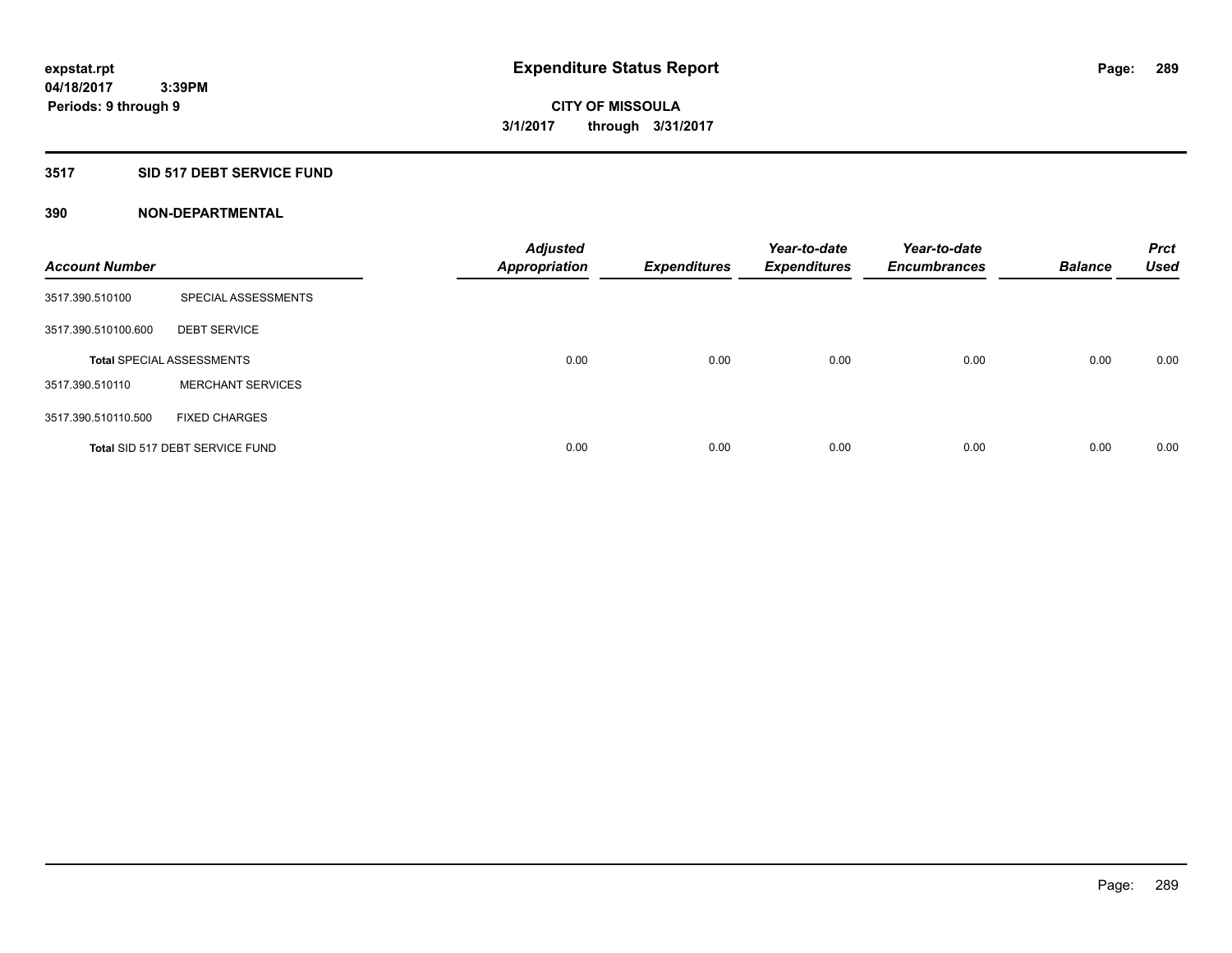expstat.rpt
04/18/2017 3:39PM
Periods: 9 through 9

# Expenditure Status Report

CITY OF MISSOULA
3/1/2017 through 3/31/2017

## 3517 SID 517 DEBT SERVICE FUND

### 390 NON-DEPARTMENTAL

| Account Number | | Adjusted Appropriation | Expenditures | Year-to-date Expenditures | Year-to-date Encumbrances | Balance | Prct Used |
|---|---|---|---|---|---|---|---|
| 3517.390.510100 | SPECIAL ASSESSMENTS | | | | | | |
| 3517.390.510100.600 | DEBT SERVICE | | | | | | |
| Total SPECIAL ASSESSMENTS | | 0.00 | 0.00 | 0.00 | 0.00 | 0.00 | 0.00 |
| 3517.390.510110 | MERCHANT SERVICES | | | | | | |
| 3517.390.510110.500 | FIXED CHARGES | | | | | | |
| Total SID 517 DEBT SERVICE FUND | | 0.00 | 0.00 | 0.00 | 0.00 | 0.00 | 0.00 |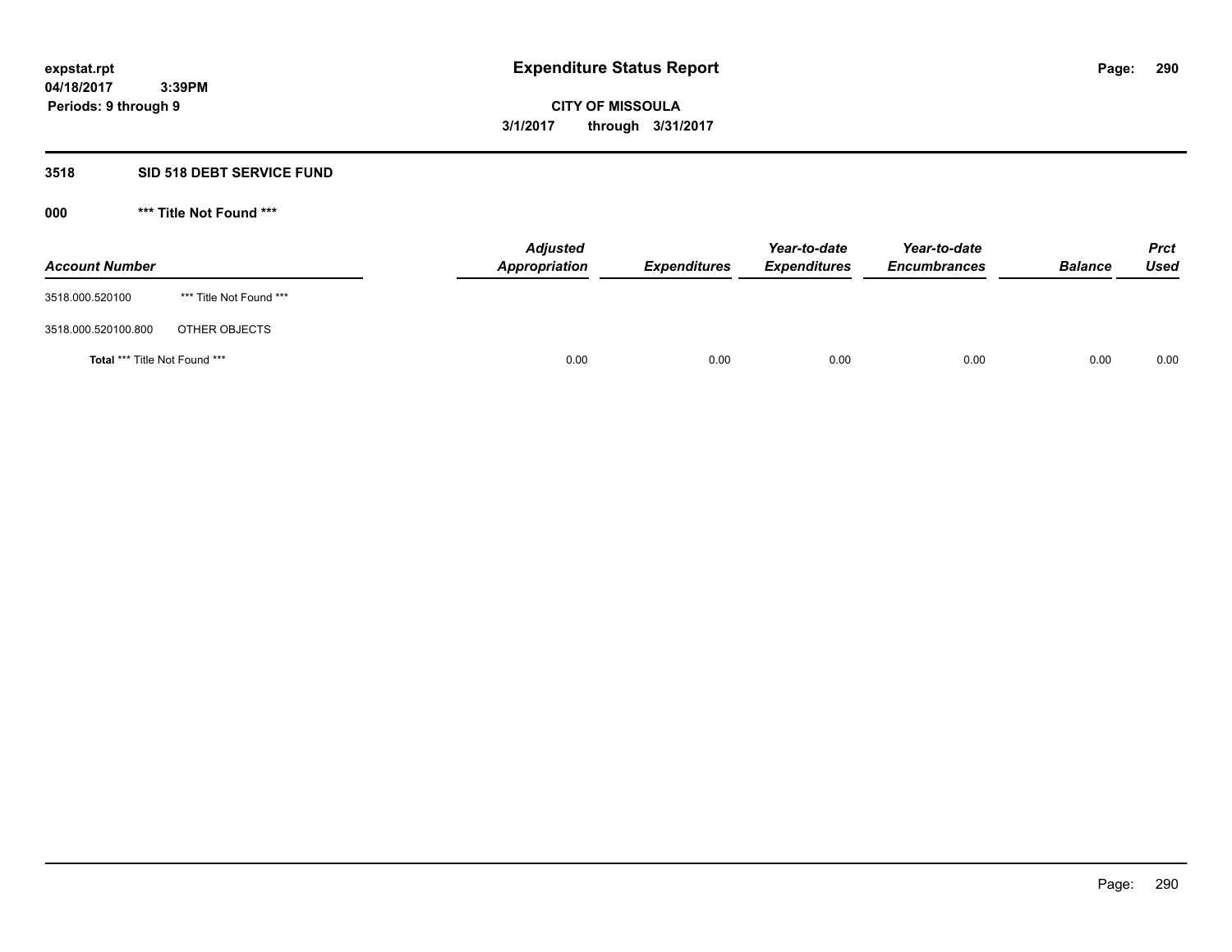**expstat.rpt**
**04/18/2017 3:39PM**
**Periods: 9 through 9**

# Expenditure Status Report

**CITY OF MISSOULA**
**3/1/2017 through 3/31/2017**

## 3518 SID 518 DEBT SERVICE FUND

### 000 *** Title Not Found ***

| Account Number | | Adjusted Appropriation | Expenditures | Year-to-date Expenditures | Year-to-date Encumbrances | Balance | Prct Used |
|---|---|---|---|---|---|---|---|
| 3518.000.520100 | *** Title Not Found *** | | | | | | |
| 3518.000.520100.800 | OTHER OBJECTS | | | | | | |
| **Total** *** Title Not Found *** | | 0.00 | 0.00 | 0.00 | 0.00 | 0.00 | 0.00 |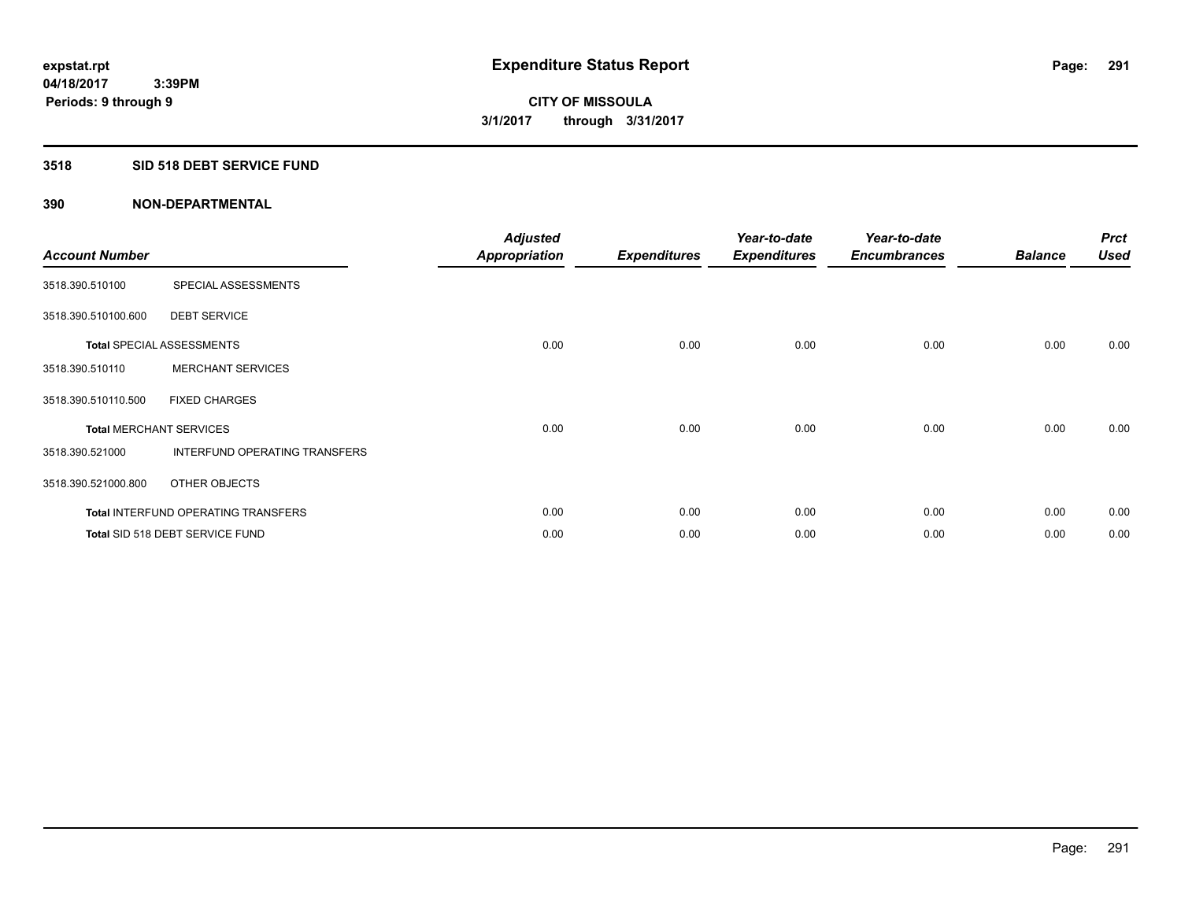# Expenditure Status Report

expstat.rpt
04/18/2017 3:39PM
Periods: 9 through 9

**CITY OF MISSOULA**
**3/1/2017 through 3/31/2017**

## 3518 SID 518 DEBT SERVICE FUND

### 390 NON-DEPARTMENTAL

| Account Number | | Adjusted Appropriation | Expenditures | Year-to-date Expenditures | Year-to-date Encumbrances | Balance | Prct Used |
|---|---|---|---|---|---|---|---|
| 3518.390.510100 | SPECIAL ASSESSMENTS | | | | | | |
| 3518.390.510100.600 | DEBT SERVICE | | | | | | |
| **Total** SPECIAL ASSESSMENTS | | 0.00 | 0.00 | 0.00 | 0.00 | 0.00 | 0.00 |
| 3518.390.510110 | MERCHANT SERVICES | | | | | | |
| 3518.390.510110.500 | FIXED CHARGES | | | | | | |
| **Total** MERCHANT SERVICES | | 0.00 | 0.00 | 0.00 | 0.00 | 0.00 | 0.00 |
| 3518.390.521000 | INTERFUND OPERATING TRANSFERS | | | | | | |
| 3518.390.521000.800 | OTHER OBJECTS | | | | | | |
| **Total** INTERFUND OPERATING TRANSFERS | | 0.00 | 0.00 | 0.00 | 0.00 | 0.00 | 0.00 |
| **Total** SID 518 DEBT SERVICE FUND | | 0.00 | 0.00 | 0.00 | 0.00 | 0.00 | 0.00 |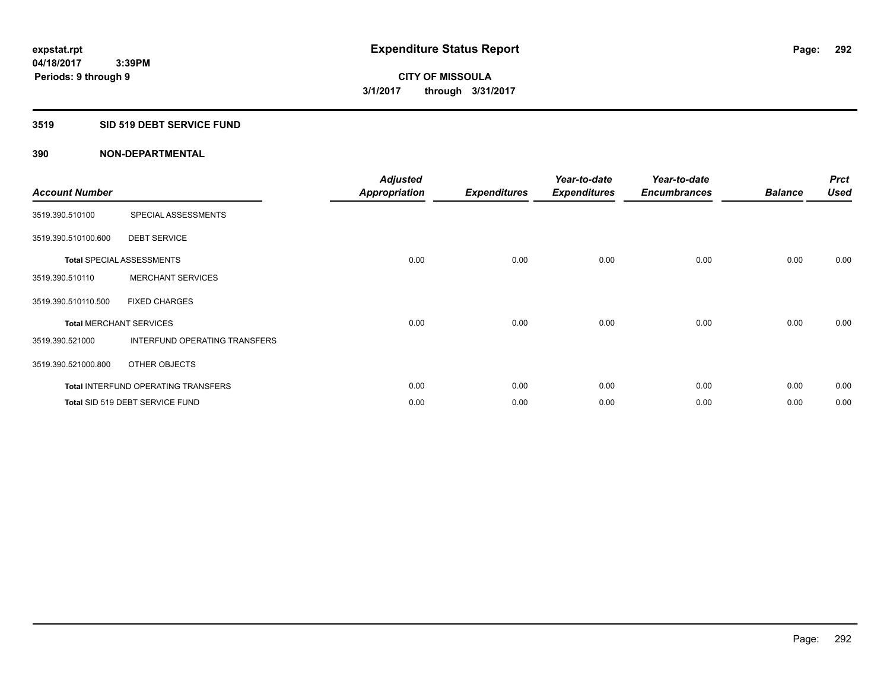**expstat.rpt**
**04/18/2017 3:39PM**
**Periods: 9 through 9**

# Expenditure Status Report

**CITY OF MISSOULA**
**3/1/2017 through 3/31/2017**

## 3519 SID 519 DEBT SERVICE FUND

### 390 NON-DEPARTMENTAL

| Account Number | | Adjusted Appropriation | Expenditures | Year-to-date Expenditures | Year-to-date Encumbrances | Balance | Prct Used |
|---|---|---|---|---|---|---|---|
| 3519.390.510100 | SPECIAL ASSESSMENTS | | | | | | |
| 3519.390.510100.600 | DEBT SERVICE | | | | | | |
| **Total** SPECIAL ASSESSMENTS | | 0.00 | 0.00 | 0.00 | 0.00 | 0.00 | 0.00 |
| 3519.390.510110 | MERCHANT SERVICES | | | | | | |
| 3519.390.510110.500 | FIXED CHARGES | | | | | | |
| **Total** MERCHANT SERVICES | | 0.00 | 0.00 | 0.00 | 0.00 | 0.00 | 0.00 |
| 3519.390.521000 | INTERFUND OPERATING TRANSFERS | | | | | | |
| 3519.390.521000.800 | OTHER OBJECTS | | | | | | |
| **Total** INTERFUND OPERATING TRANSFERS | | 0.00 | 0.00 | 0.00 | 0.00 | 0.00 | 0.00 |
| **Total** SID 519 DEBT SERVICE FUND | | 0.00 | 0.00 | 0.00 | 0.00 | 0.00 | 0.00 |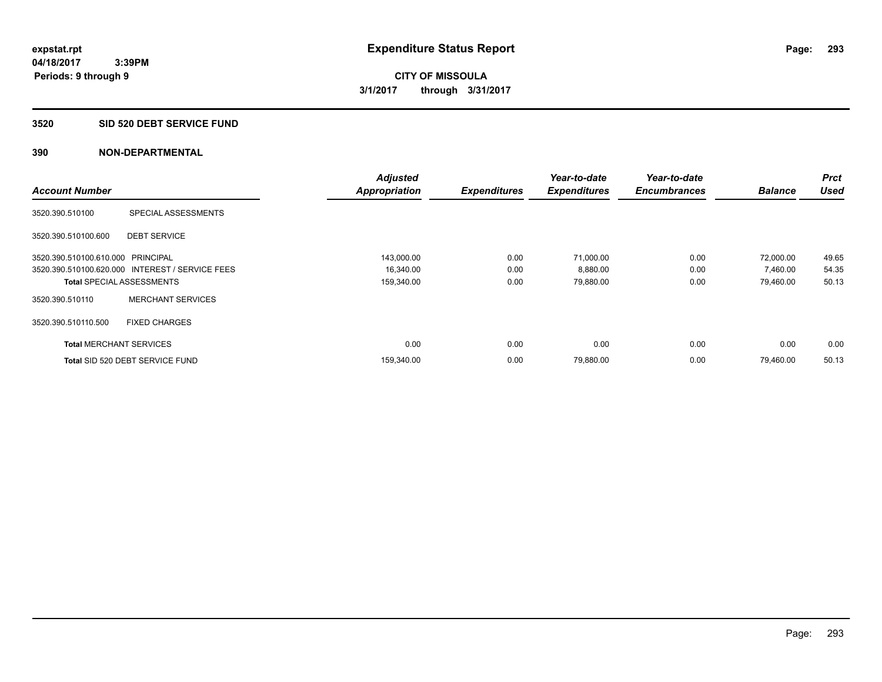**expstat.rpt**
**04/18/2017 3:39PM**
**Periods: 9 through 9**

# Expenditure Status Report

**CITY OF MISSOULA**
**3/1/2017 through 3/31/2017**

## 3520 SID 520 DEBT SERVICE FUND

### 390 NON-DEPARTMENTAL

| Account Number | | Adjusted Appropriation | Expenditures | Year-to-date Expenditures | Year-to-date Encumbrances | Balance | Prct Used |
|---|---|---|---|---|---|---|---|
| 3520.390.510100 | SPECIAL ASSESSMENTS | | | | | | |
| 3520.390.510100.600 | DEBT SERVICE | | | | | | |
| 3520.390.510100.610.000 | PRINCIPAL | 143,000.00 | 0.00 | 71,000.00 | 0.00 | 72,000.00 | 49.65 |
| 3520.390.510100.620.000 | INTEREST / SERVICE FEES | 16,340.00 | 0.00 | 8,880.00 | 0.00 | 7,460.00 | 54.35 |
| **Total** SPECIAL ASSESSMENTS | | 159,340.00 | 0.00 | 79,880.00 | 0.00 | 79,460.00 | 50.13 |
| 3520.390.510110 | MERCHANT SERVICES | | | | | | |
| 3520.390.510110.500 | FIXED CHARGES | | | | | | |
| **Total** MERCHANT SERVICES | | 0.00 | 0.00 | 0.00 | 0.00 | 0.00 | 0.00 |
| **Total** SID 520 DEBT SERVICE FUND | | 159,340.00 | 0.00 | 79,880.00 | 0.00 | 79,460.00 | 50.13 |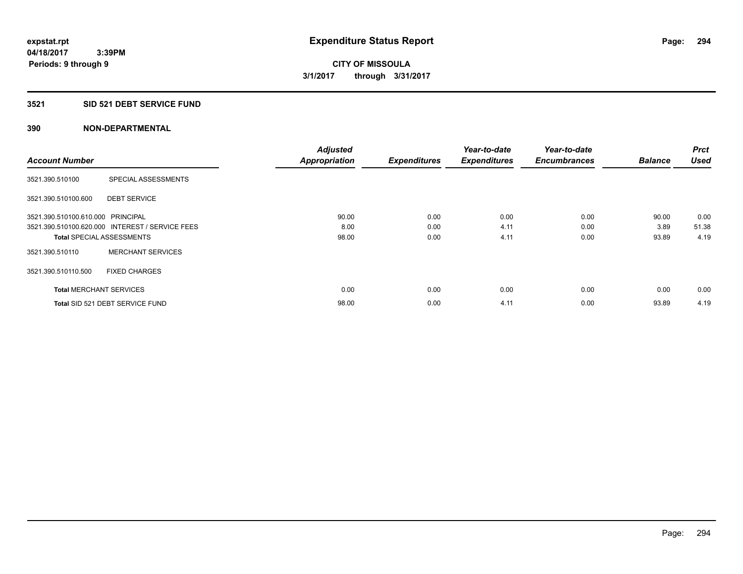# Expenditure Status Report

expstat.rpt
04/18/2017 3:39PM
Periods: 9 through 9

**CITY OF MISSOULA**
**3/1/2017 through 3/31/2017**

## 3521 SID 521 DEBT SERVICE FUND

### 390 NON-DEPARTMENTAL

| Account Number | | Adjusted Appropriation | Expenditures | Year-to-date Expenditures | Year-to-date Encumbrances | Balance | Prct Used |
|---|---|---|---|---|---|---|---|
| 3521.390.510100 | SPECIAL ASSESSMENTS | | | | | | |
| 3521.390.510100.600 | DEBT SERVICE | | | | | | |
| 3521.390.510100.610.000 | PRINCIPAL | 90.00 | 0.00 | 0.00 | 0.00 | 90.00 | 0.00 |
| 3521.390.510100.620.000 | INTEREST / SERVICE FEES | 8.00 | 0.00 | 4.11 | 0.00 | 3.89 | 51.38 |
| **Total** SPECIAL ASSESSMENTS | | 98.00 | 0.00 | 4.11 | 0.00 | 93.89 | 4.19 |
| 3521.390.510110 | MERCHANT SERVICES | | | | | | |
| 3521.390.510110.500 | FIXED CHARGES | | | | | | |
| **Total** MERCHANT SERVICES | | 0.00 | 0.00 | 0.00 | 0.00 | 0.00 | 0.00 |
| **Total** SID 521 DEBT SERVICE FUND | | 98.00 | 0.00 | 4.11 | 0.00 | 93.89 | 4.19 |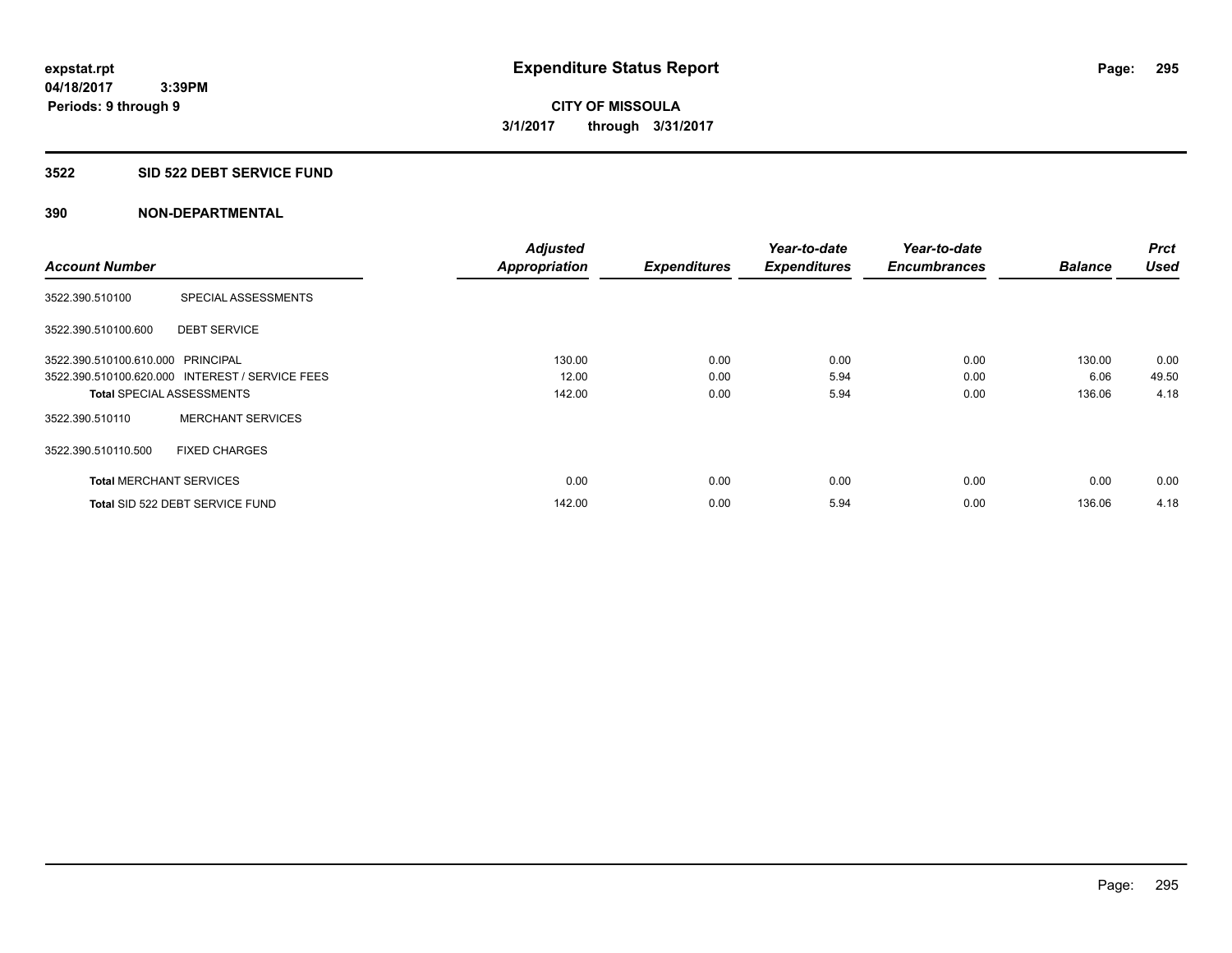# Expenditure Status Report

expstat.rpt
04/18/2017 3:39PM
Periods: 9 through 9

**CITY OF MISSOULA**
**3/1/2017 through 3/31/2017**

## 3522 SID 522 DEBT SERVICE FUND

### 390 NON-DEPARTMENTAL

| Account Number | | Adjusted Appropriation | Expenditures | Year-to-date Expenditures | Year-to-date Encumbrances | Balance | Prct Used |
|---|---|---|---|---|---|---|---|
| 3522.390.510100 | SPECIAL ASSESSMENTS | | | | | | |
| 3522.390.510100.600 | DEBT SERVICE | | | | | | |
| 3522.390.510100.610.000 | PRINCIPAL | 130.00 | 0.00 | 0.00 | 0.00 | 130.00 | 0.00 |
| 3522.390.510100.620.000 | INTEREST / SERVICE FEES | 12.00 | 0.00 | 5.94 | 0.00 | 6.06 | 49.50 |
| **Total** SPECIAL ASSESSMENTS | | 142.00 | 0.00 | 5.94 | 0.00 | 136.06 | 4.18 |
| 3522.390.510110 | MERCHANT SERVICES | | | | | | |
| 3522.390.510110.500 | FIXED CHARGES | | | | | | |
| **Total** MERCHANT SERVICES | | 0.00 | 0.00 | 0.00 | 0.00 | 0.00 | 0.00 |
| **Total** SID 522 DEBT SERVICE FUND | | 142.00 | 0.00 | 5.94 | 0.00 | 136.06 | 4.18 |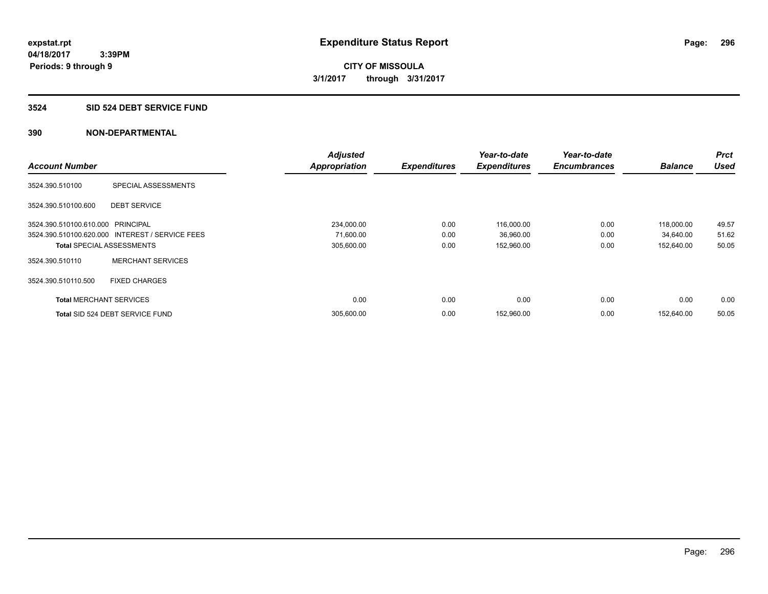# Expenditure Status Report

expstat.rpt
04/18/2017 3:39PM
Periods: 9 through 9

**CITY OF MISSOULA**
**3/1/2017 through 3/31/2017**

## 3524 SID 524 DEBT SERVICE FUND

### 390 NON-DEPARTMENTAL

| Account Number | | Adjusted Appropriation | Expenditures | Year-to-date Expenditures | Year-to-date Encumbrances | Balance | Prct Used |
|---|---|---|---|---|---|---|---|
| 3524.390.510100 | SPECIAL ASSESSMENTS | | | | | | |
| 3524.390.510100.600 | DEBT SERVICE | | | | | | |
| 3524.390.510100.610.000 | PRINCIPAL | 234,000.00 | 0.00 | 116,000.00 | 0.00 | 118,000.00 | 49.57 |
| 3524.390.510100.620.000 | INTEREST / SERVICE FEES | 71,600.00 | 0.00 | 36,960.00 | 0.00 | 34,640.00 | 51.62 |
| **Total** SPECIAL ASSESSMENTS | | 305,600.00 | 0.00 | 152,960.00 | 0.00 | 152,640.00 | 50.05 |
| 3524.390.510110 | MERCHANT SERVICES | | | | | | |
| 3524.390.510110.500 | FIXED CHARGES | | | | | | |
| **Total** MERCHANT SERVICES | | 0.00 | 0.00 | 0.00 | 0.00 | 0.00 | 0.00 |
| **Total** SID 524 DEBT SERVICE FUND | | 305,600.00 | 0.00 | 152,960.00 | 0.00 | 152,640.00 | 50.05 |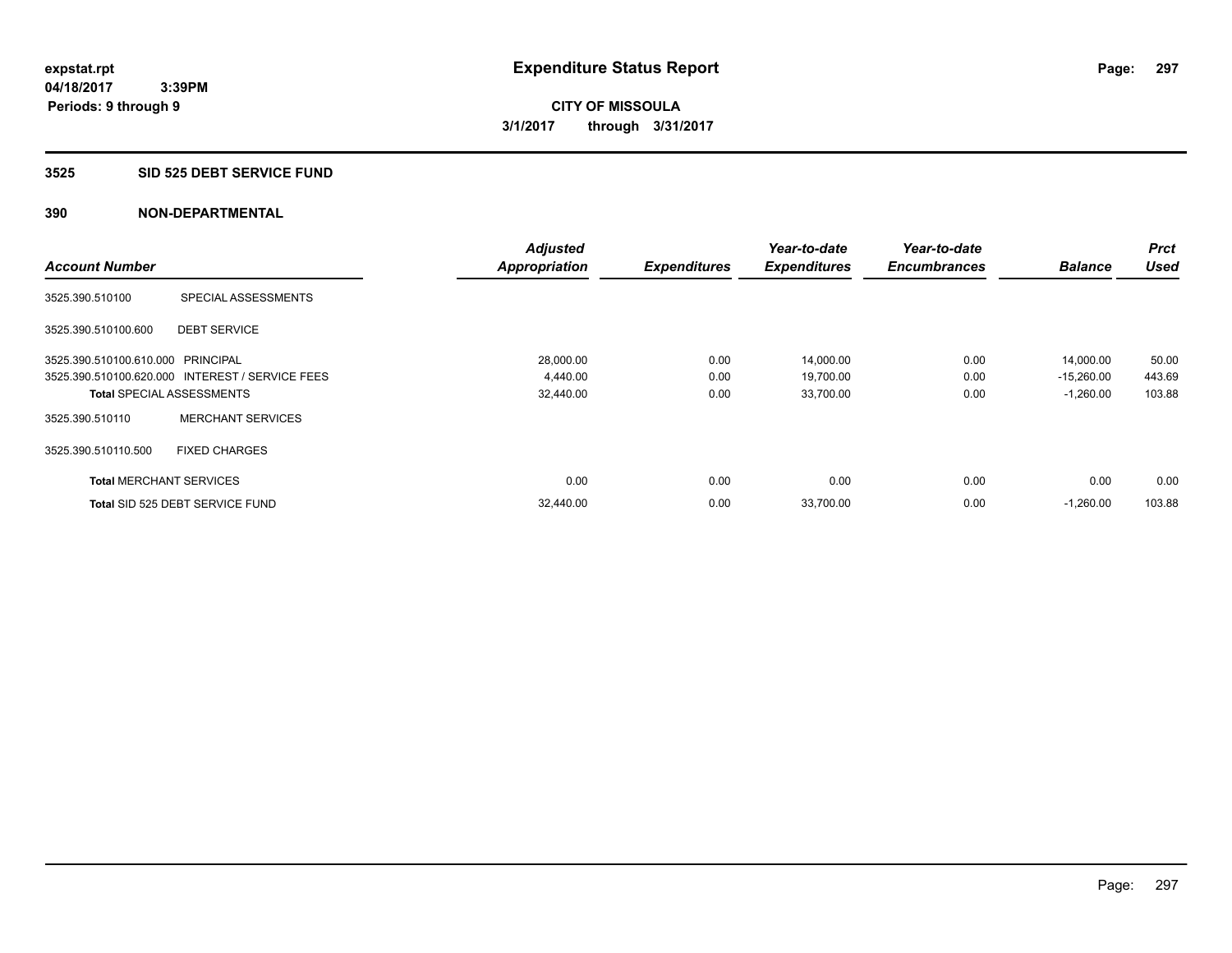# Expenditure Status Report

expstat.rpt
04/18/2017 3:39PM
Periods: 9 through 9

**CITY OF MISSOULA**
**3/1/2017 through 3/31/2017**

## 3525 SID 525 DEBT SERVICE FUND

### 390 NON-DEPARTMENTAL

| Account Number | | Adjusted Appropriation | Expenditures | Year-to-date Expenditures | Year-to-date Encumbrances | Balance | Prct Used |
|---|---|---|---|---|---|---|---|
| 3525.390.510100 | SPECIAL ASSESSMENTS | | | | | | |
| 3525.390.510100.600 | DEBT SERVICE | | | | | | |
| 3525.390.510100.610.000 | PRINCIPAL | 28,000.00 | 0.00 | 14,000.00 | 0.00 | 14,000.00 | 50.00 |
| 3525.390.510100.620.000 | INTEREST / SERVICE FEES | 4,440.00 | 0.00 | 19,700.00 | 0.00 | -15,260.00 | 443.69 |
| **Total** SPECIAL ASSESSMENTS | | 32,440.00 | 0.00 | 33,700.00 | 0.00 | -1,260.00 | 103.88 |
| 3525.390.510110 | MERCHANT SERVICES | | | | | | |
| 3525.390.510110.500 | FIXED CHARGES | | | | | | |
| **Total** MERCHANT SERVICES | | 0.00 | 0.00 | 0.00 | 0.00 | 0.00 | 0.00 |
| **Total** SID 525 DEBT SERVICE FUND | | 32,440.00 | 0.00 | 33,700.00 | 0.00 | -1,260.00 | 103.88 |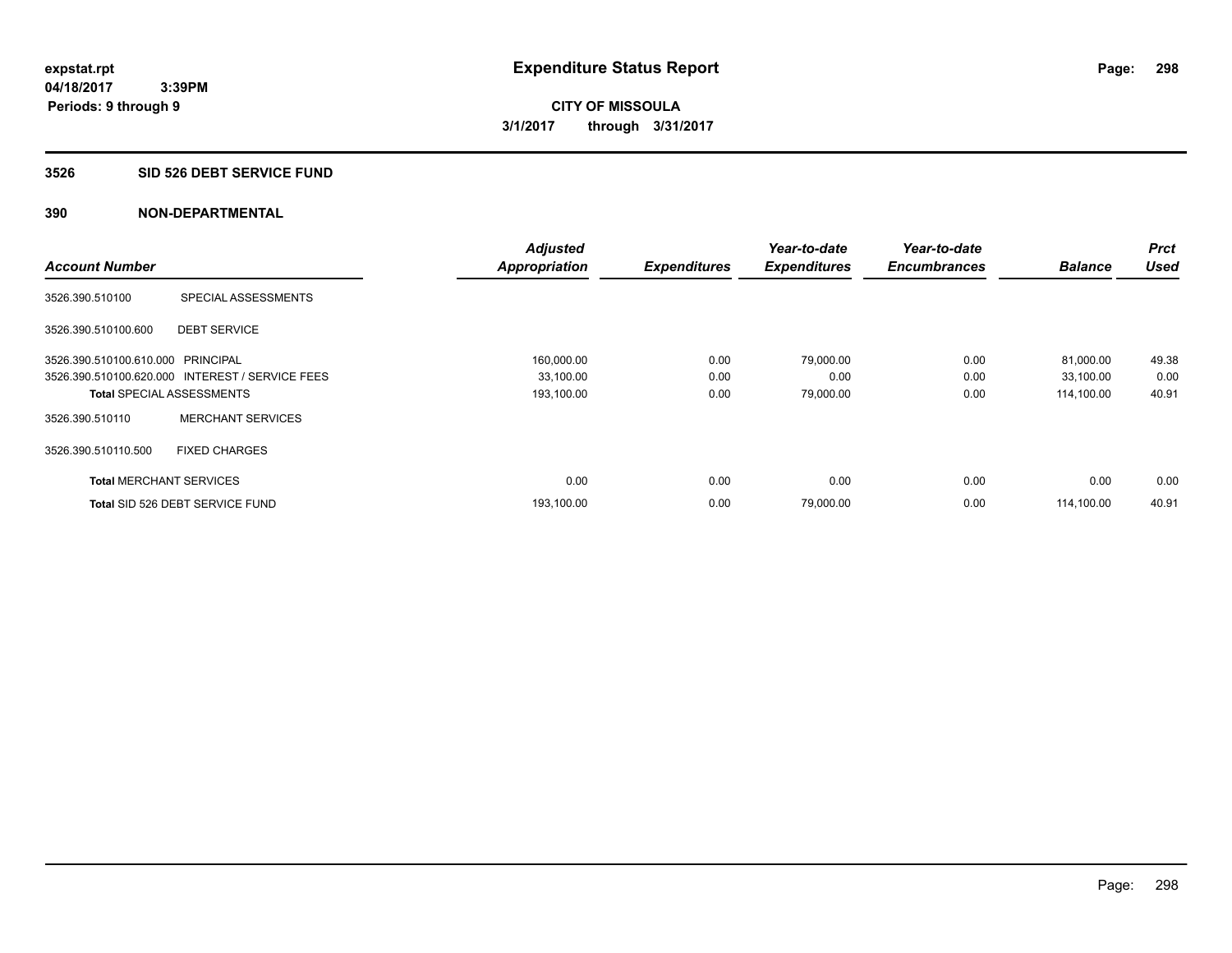# Expenditure Status Report

expstat.rpt
04/18/2017 3:39PM
Periods: 9 through 9

**CITY OF MISSOULA**
**3/1/2017 through 3/31/2017**

## 3526 SID 526 DEBT SERVICE FUND

### 390 NON-DEPARTMENTAL

| Account Number | | Adjusted Appropriation | Expenditures | Year-to-date Expenditures | Year-to-date Encumbrances | Balance | Prct Used |
|---|---|---|---|---|---|---|---|
| 3526.390.510100 | SPECIAL ASSESSMENTS | | | | | | |
| 3526.390.510100.600 | DEBT SERVICE | | | | | | |
| 3526.390.510100.610.000 | PRINCIPAL | 160,000.00 | 0.00 | 79,000.00 | 0.00 | 81,000.00 | 49.38 |
| 3526.390.510100.620.000 | INTEREST / SERVICE FEES | 33,100.00 | 0.00 | 0.00 | 0.00 | 33,100.00 | 0.00 |
| **Total** SPECIAL ASSESSMENTS | | 193,100.00 | 0.00 | 79,000.00 | 0.00 | 114,100.00 | 40.91 |
| 3526.390.510110 | MERCHANT SERVICES | | | | | | |
| 3526.390.510110.500 | FIXED CHARGES | | | | | | |
| **Total** MERCHANT SERVICES | | 0.00 | 0.00 | 0.00 | 0.00 | 0.00 | 0.00 |
| **Total** SID 526 DEBT SERVICE FUND | | 193,100.00 | 0.00 | 79,000.00 | 0.00 | 114,100.00 | 40.91 |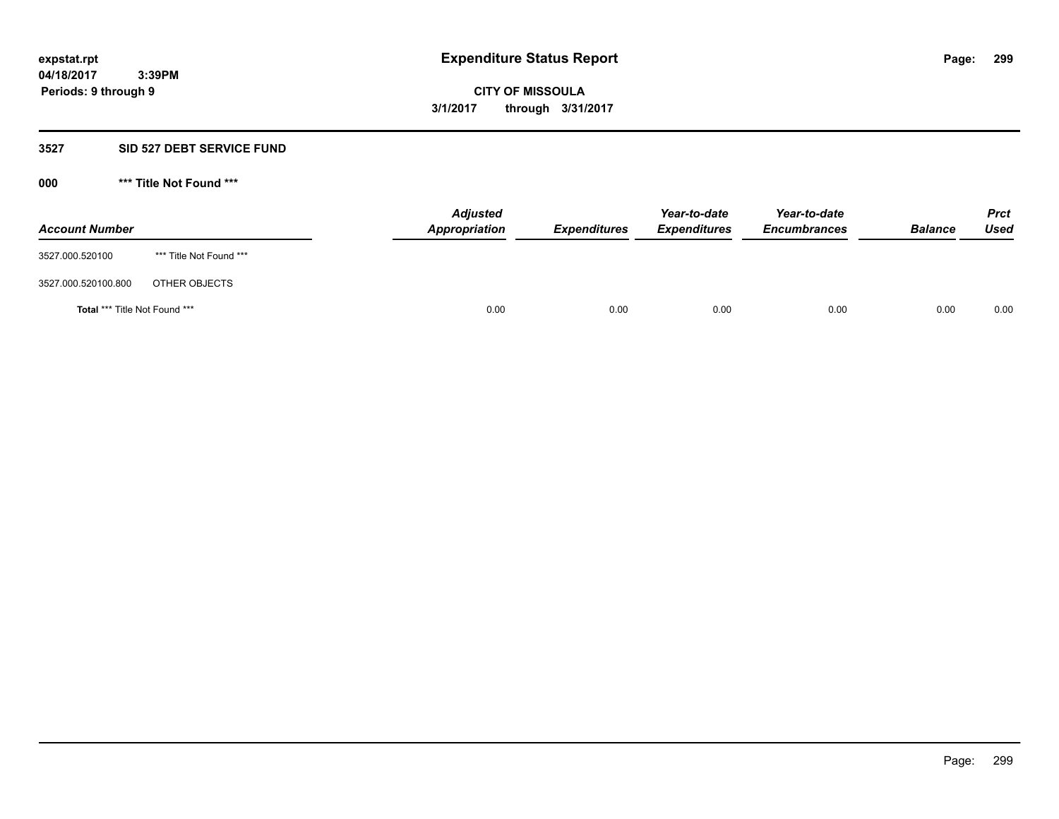**expstat.rpt**
**04/18/2017 3:39PM**
**Periods: 9 through 9**

# Expenditure Status Report

**CITY OF MISSOULA**
**3/1/2017 through 3/31/2017**

## 3527 SID 527 DEBT SERVICE FUND

### 000 *** Title Not Found ***

| Account Number | | Adjusted Appropriation | Expenditures | Year-to-date Expenditures | Year-to-date Encumbrances | Balance | Prct Used |
|---|---|---|---|---|---|---|---|
| 3527.000.520100 | *** Title Not Found *** | | | | | | |
| 3527.000.520100.800 | OTHER OBJECTS | | | | | | |
| **Total** *** Title Not Found *** | | 0.00 | 0.00 | 0.00 | 0.00 | 0.00 | 0.00 |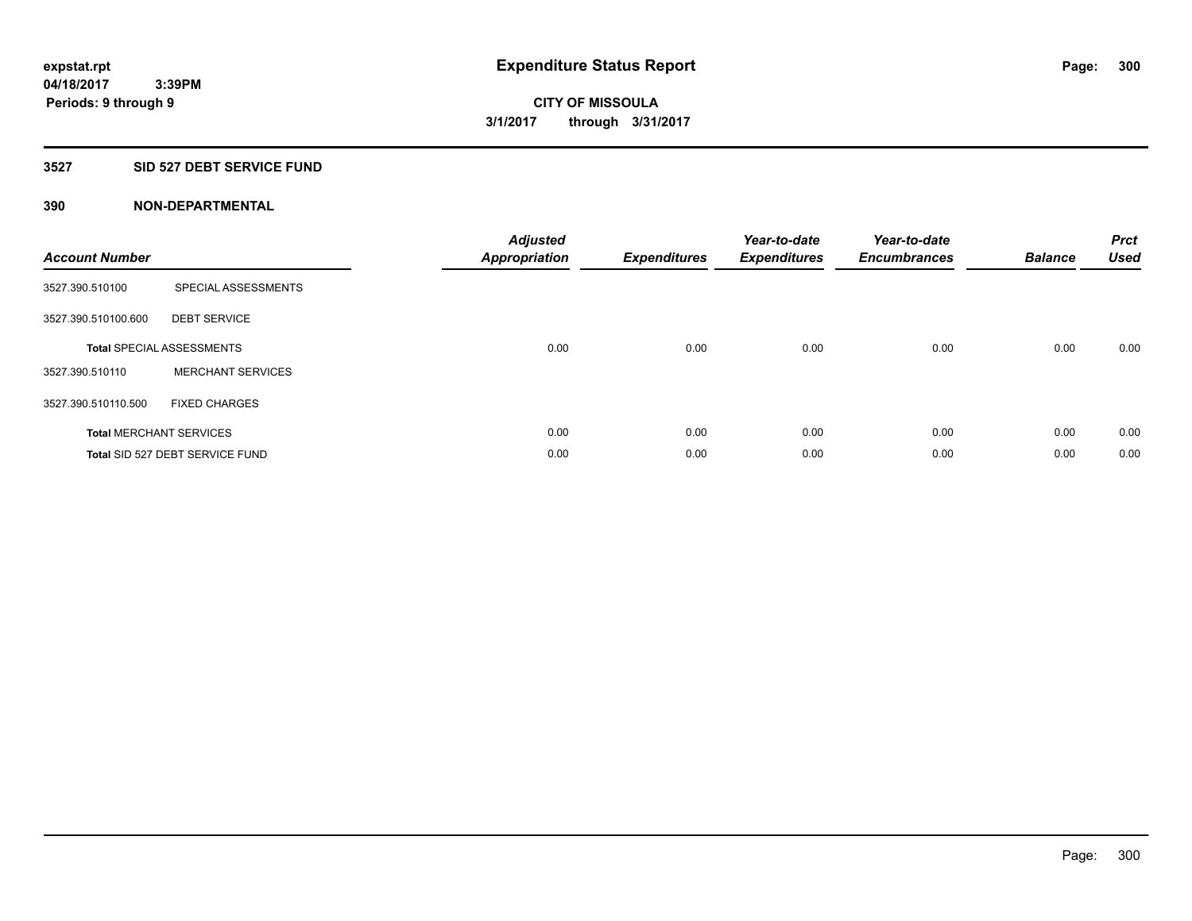**expstat.rpt**
**04/18/2017 3:39PM**
**Periods: 9 through 9**

# Expenditure Status Report

**CITY OF MISSOULA**
**3/1/2017 through 3/31/2017**

## 3527 SID 527 DEBT SERVICE FUND

### 390 NON-DEPARTMENTAL

| Account Number | | Adjusted Appropriation | Expenditures | Year-to-date Expenditures | Year-to-date Encumbrances | Balance | Prct Used |
|---|---|---|---|---|---|---|---|
| 3527.390.510100 | SPECIAL ASSESSMENTS | | | | | | |
| 3527.390.510100.600 | DEBT SERVICE | | | | | | |
| **Total** SPECIAL ASSESSMENTS | | 0.00 | 0.00 | 0.00 | 0.00 | 0.00 | 0.00 |
| 3527.390.510110 | MERCHANT SERVICES | | | | | | |
| 3527.390.510110.500 | FIXED CHARGES | | | | | | |
| **Total** MERCHANT SERVICES | | 0.00 | 0.00 | 0.00 | 0.00 | 0.00 | 0.00 |
| **Total** SID 527 DEBT SERVICE FUND | | 0.00 | 0.00 | 0.00 | 0.00 | 0.00 | 0.00 |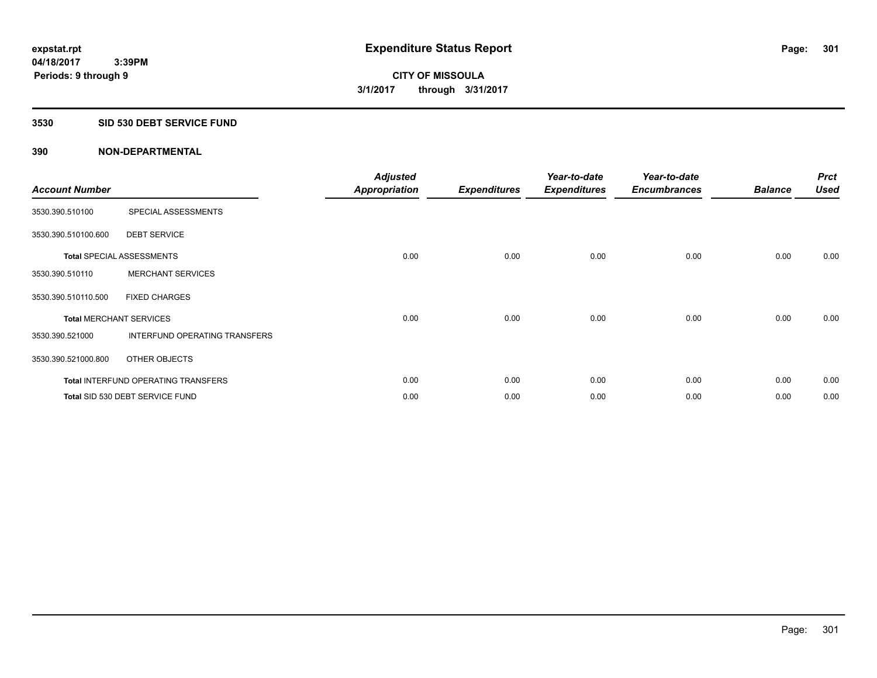# Expenditure Status Report

expstat.rpt
04/18/2017 3:39PM
Periods: 9 through 9

**CITY OF MISSOULA**
**3/1/2017 through 3/31/2017**

## 3530 SID 530 DEBT SERVICE FUND

### 390 NON-DEPARTMENTAL

| Account Number | | Adjusted Appropriation | Expenditures | Year-to-date Expenditures | Year-to-date Encumbrances | Balance | Prct Used |
|---|---|---|---|---|---|---|---|
| 3530.390.510100 | SPECIAL ASSESSMENTS | | | | | | |
| 3530.390.510100.600 | DEBT SERVICE | | | | | | |
| **Total** SPECIAL ASSESSMENTS | | 0.00 | 0.00 | 0.00 | 0.00 | 0.00 | 0.00 |
| 3530.390.510110 | MERCHANT SERVICES | | | | | | |
| 3530.390.510110.500 | FIXED CHARGES | | | | | | |
| **Total** MERCHANT SERVICES | | 0.00 | 0.00 | 0.00 | 0.00 | 0.00 | 0.00 |
| 3530.390.521000 | INTERFUND OPERATING TRANSFERS | | | | | | |
| 3530.390.521000.800 | OTHER OBJECTS | | | | | | |
| **Total** INTERFUND OPERATING TRANSFERS | | 0.00 | 0.00 | 0.00 | 0.00 | 0.00 | 0.00 |
| **Total** SID 530 DEBT SERVICE FUND | | 0.00 | 0.00 | 0.00 | 0.00 | 0.00 | 0.00 |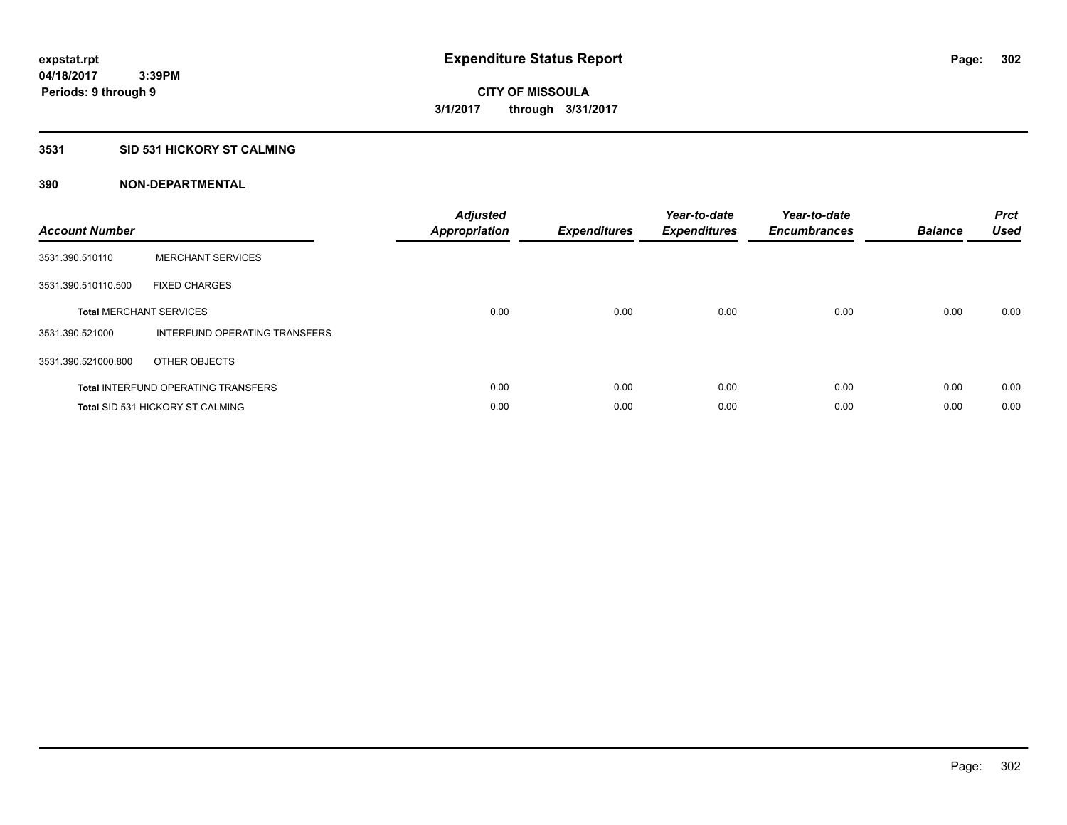**expstat.rpt**
**04/18/2017 3:39PM**
**Periods: 9 through 9**

# Expenditure Status Report

**CITY OF MISSOULA**
**3/1/2017 through 3/31/2017**

## 3531 SID 531 HICKORY ST CALMING

### 390 NON-DEPARTMENTAL

| Account Number | | Adjusted Appropriation | Expenditures | Year-to-date Expenditures | Year-to-date Encumbrances | Balance | Prct Used |
|---|---|---|---|---|---|---|---|
| 3531.390.510110 | MERCHANT SERVICES | | | | | | |
| 3531.390.510110.500 | FIXED CHARGES | | | | | | |
| **Total** MERCHANT SERVICES | | 0.00 | 0.00 | 0.00 | 0.00 | 0.00 | 0.00 |
| 3531.390.521000 | INTERFUND OPERATING TRANSFERS | | | | | | |
| 3531.390.521000.800 | OTHER OBJECTS | | | | | | |
| **Total** INTERFUND OPERATING TRANSFERS | | 0.00 | 0.00 | 0.00 | 0.00 | 0.00 | 0.00 |
| **Total** SID 531 HICKORY ST CALMING | | 0.00 | 0.00 | 0.00 | 0.00 | 0.00 | 0.00 |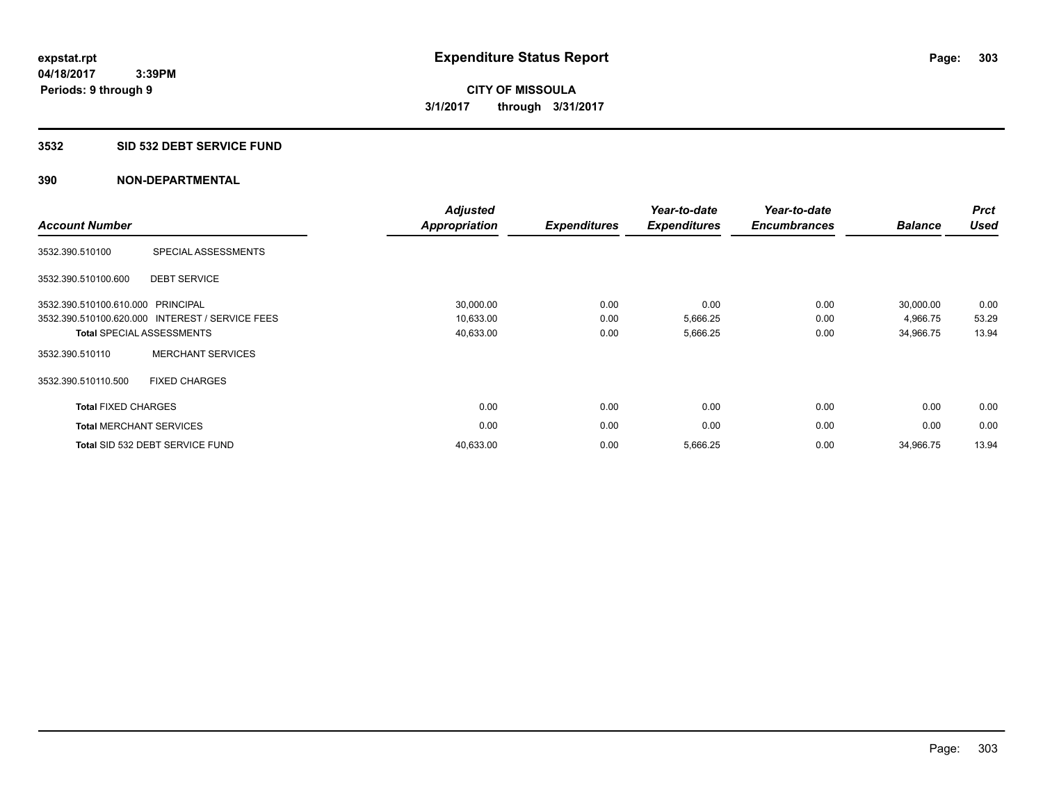expstat.rpt
04/18/2017 3:39PM
Periods: 9 through 9

# Expenditure Status Report

**CITY OF MISSOULA**
**3/1/2017 through 3/31/2017**

## 3532 SID 532 DEBT SERVICE FUND

### 390 NON-DEPARTMENTAL

| Account Number | | Adjusted Appropriation | Expenditures | Year-to-date Expenditures | Year-to-date Encumbrances | Balance | Prct Used |
|---|---|---|---|---|---|---|---|
| 3532.390.510100 | SPECIAL ASSESSMENTS | | | | | | |
| 3532.390.510100.600 | DEBT SERVICE | | | | | | |
| 3532.390.510100.610.000 | PRINCIPAL | 30,000.00 | 0.00 | 0.00 | 0.00 | 30,000.00 | 0.00 |
| 3532.390.510100.620.000 | INTEREST / SERVICE FEES | 10,633.00 | 0.00 | 5,666.25 | 0.00 | 4,966.75 | 53.29 |
| **Total** SPECIAL ASSESSMENTS | | 40,633.00 | 0.00 | 5,666.25 | 0.00 | 34,966.75 | 13.94 |
| 3532.390.510110 | MERCHANT SERVICES | | | | | | |
| 3532.390.510110.500 | FIXED CHARGES | | | | | | |
| **Total** FIXED CHARGES | | 0.00 | 0.00 | 0.00 | 0.00 | 0.00 | 0.00 |
| **Total** MERCHANT SERVICES | | 0.00 | 0.00 | 0.00 | 0.00 | 0.00 | 0.00 |
| **Total** SID 532 DEBT SERVICE FUND | | 40,633.00 | 0.00 | 5,666.25 | 0.00 | 34,966.75 | 13.94 |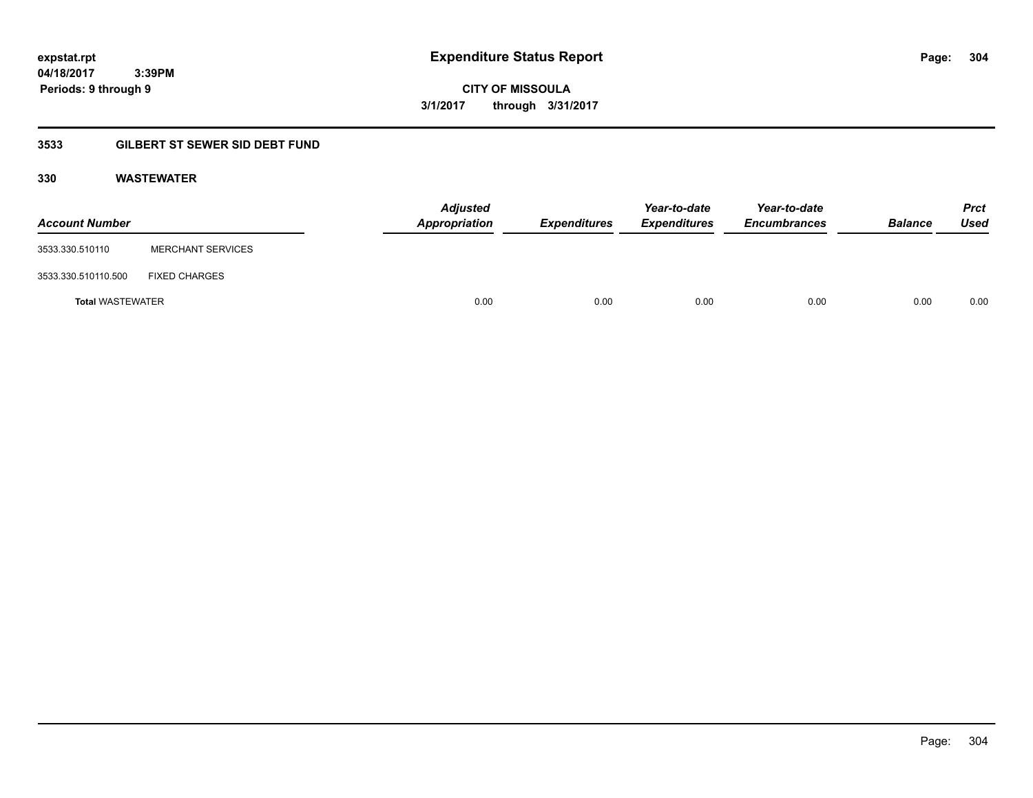**expstat.rpt**
**04/18/2017 3:39PM**
**Periods: 9 through 9**

# Expenditure Status Report

**CITY OF MISSOULA**
**3/1/2017 through 3/31/2017**

## 3533 GILBERT ST SEWER SID DEBT FUND

### 330 WASTEWATER

| Account Number | | Adjusted Appropriation | Expenditures | Year-to-date Expenditures | Year-to-date Encumbrances | Balance | Prct Used |
|---|---|---|---|---|---|---|---|
| 3533.330.510110 | MERCHANT SERVICES | | | | | | |
| 3533.330.510110.500 | FIXED CHARGES | | | | | | |
| **Total** WASTEWATER | | 0.00 | 0.00 | 0.00 | 0.00 | 0.00 | 0.00 |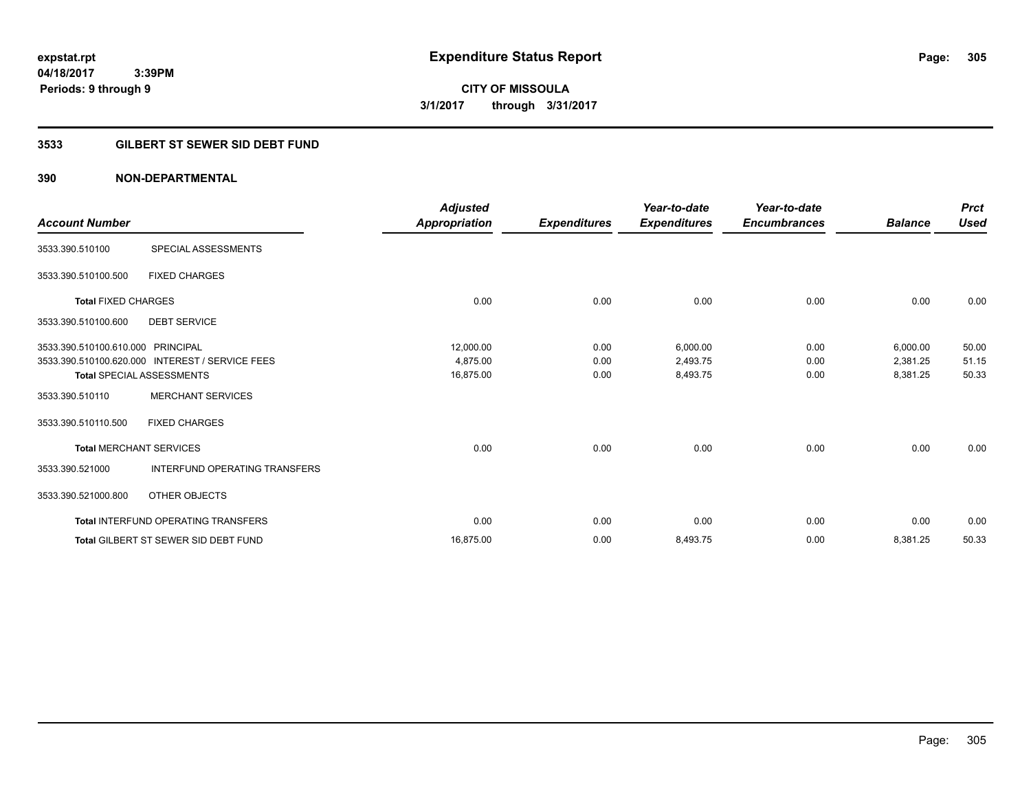expstat.rpt
04/18/2017 3:39PM
Periods: 9 through 9

# Expenditure Status Report

**CITY OF MISSOULA**
**3/1/2017 through 3/31/2017**

## 3533 GILBERT ST SEWER SID DEBT FUND

### 390 NON-DEPARTMENTAL

| Account Number | | Adjusted Appropriation | Expenditures | Year-to-date Expenditures | Year-to-date Encumbrances | Balance | Prct Used |
|---|---|---|---|---|---|---|---|
| 3533.390.510100 | SPECIAL ASSESSMENTS | | | | | | |
| 3533.390.510100.500 | FIXED CHARGES | | | | | | |
| **Total** FIXED CHARGES | | 0.00 | 0.00 | 0.00 | 0.00 | 0.00 | 0.00 |
| 3533.390.510100.600 | DEBT SERVICE | | | | | | |
| 3533.390.510100.610.000 | PRINCIPAL | 12,000.00 | 0.00 | 6,000.00 | 0.00 | 6,000.00 | 50.00 |
| 3533.390.510100.620.000 | INTEREST / SERVICE FEES | 4,875.00 | 0.00 | 2,493.75 | 0.00 | 2,381.25 | 51.15 |
| **Total** SPECIAL ASSESSMENTS | | 16,875.00 | 0.00 | 8,493.75 | 0.00 | 8,381.25 | 50.33 |
| 3533.390.510110 | MERCHANT SERVICES | | | | | | |
| 3533.390.510110.500 | FIXED CHARGES | | | | | | |
| **Total** MERCHANT SERVICES | | 0.00 | 0.00 | 0.00 | 0.00 | 0.00 | 0.00 |
| 3533.390.521000 | INTERFUND OPERATING TRANSFERS | | | | | | |
| 3533.390.521000.800 | OTHER OBJECTS | | | | | | |
| **Total** INTERFUND OPERATING TRANSFERS | | 0.00 | 0.00 | 0.00 | 0.00 | 0.00 | 0.00 |
| **Total** GILBERT ST SEWER SID DEBT FUND | | 16,875.00 | 0.00 | 8,493.75 | 0.00 | 8,381.25 | 50.33 |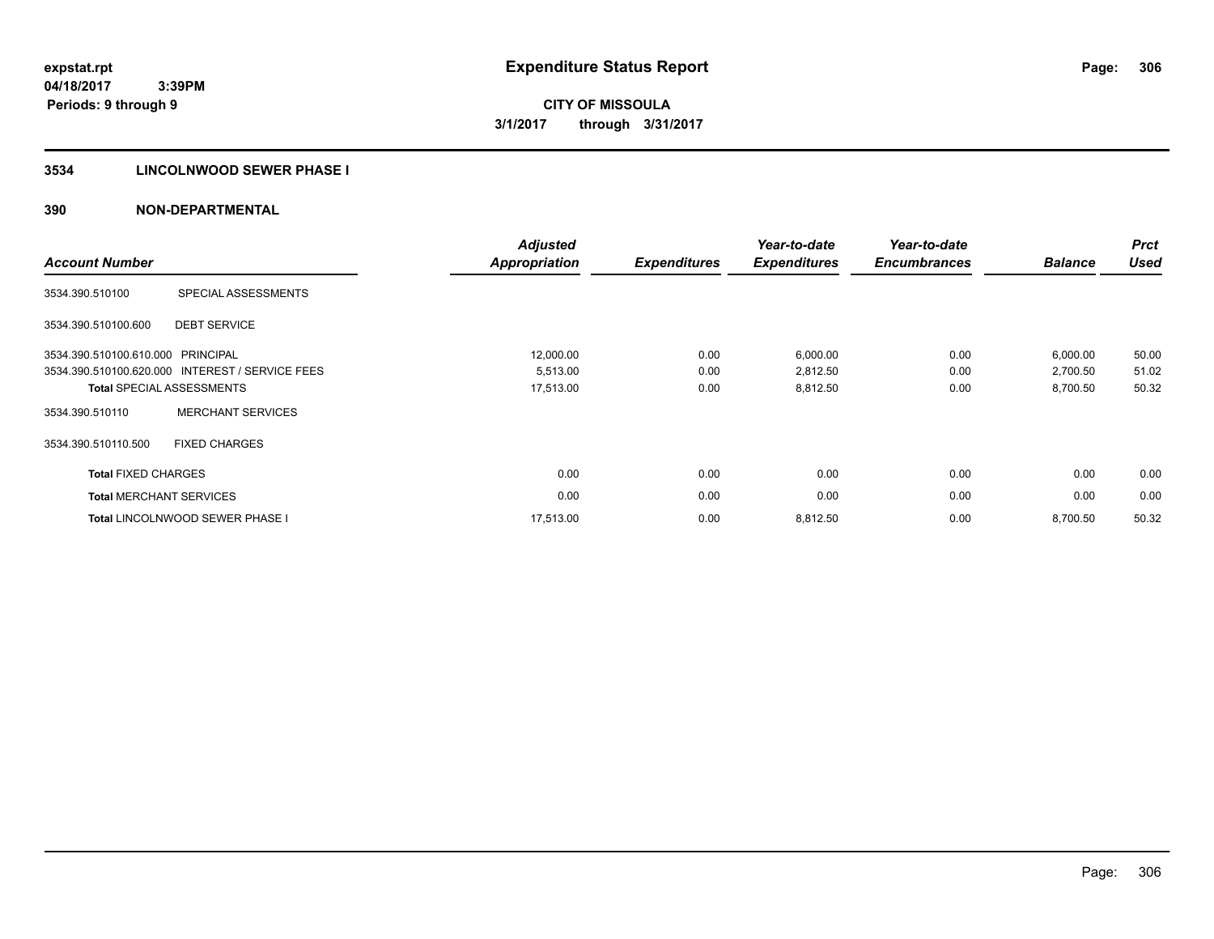**expstat.rpt**
**04/18/2017 3:39PM**
**Periods: 9 through 9**

# Expenditure Status Report

**CITY OF MISSOULA**
**3/1/2017 through 3/31/2017**

## 3534 LINCOLNWOOD SEWER PHASE I

## 390 NON-DEPARTMENTAL

| Account Number | | Adjusted Appropriation | Expenditures | Year-to-date Expenditures | Year-to-date Encumbrances | Balance | Prct Used |
|---|---|---|---|---|---|---|---|
| 3534.390.510100 | SPECIAL ASSESSMENTS | | | | | | |
| 3534.390.510100.600 | DEBT SERVICE | | | | | | |
| 3534.390.510100.610.000 | PRINCIPAL | 12,000.00 | 0.00 | 6,000.00 | 0.00 | 6,000.00 | 50.00 |
| 3534.390.510100.620.000 | INTEREST / SERVICE FEES | 5,513.00 | 0.00 | 2,812.50 | 0.00 | 2,700.50 | 51.02 |
| **Total** SPECIAL ASSESSMENTS | | 17,513.00 | 0.00 | 8,812.50 | 0.00 | 8,700.50 | 50.32 |
| 3534.390.510110 | MERCHANT SERVICES | | | | | | |
| 3534.390.510110.500 | FIXED CHARGES | | | | | | |
| **Total** FIXED CHARGES | | 0.00 | 0.00 | 0.00 | 0.00 | 0.00 | 0.00 |
| **Total** MERCHANT SERVICES | | 0.00 | 0.00 | 0.00 | 0.00 | 0.00 | 0.00 |
| **Total** LINCOLNWOOD SEWER PHASE I | | 17,513.00 | 0.00 | 8,812.50 | 0.00 | 8,700.50 | 50.32 |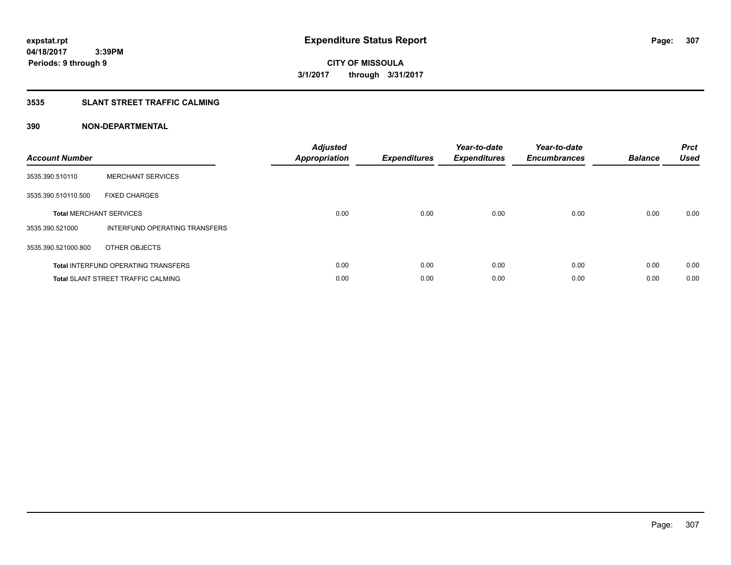# Expenditure Status Report

**expstat.rpt**
**04/18/2017 3:39PM**
**Periods: 9 through 9**

**CITY OF MISSOULA**
**3/1/2017 through 3/31/2017**

## 3535 SLANT STREET TRAFFIC CALMING

### 390 NON-DEPARTMENTAL

| Account Number | | Adjusted Appropriation | Expenditures | Year-to-date Expenditures | Year-to-date Encumbrances | Balance | Prct Used |
|---|---|---|---|---|---|---|---|
| 3535.390.510110 | MERCHANT SERVICES | | | | | | |
| 3535.390.510110.500 | FIXED CHARGES | | | | | | |
| **Total** MERCHANT SERVICES | | 0.00 | 0.00 | 0.00 | 0.00 | 0.00 | 0.00 |
| 3535.390.521000 | INTERFUND OPERATING TRANSFERS | | | | | | |
| 3535.390.521000.800 | OTHER OBJECTS | | | | | | |
| **Total** INTERFUND OPERATING TRANSFERS | | 0.00 | 0.00 | 0.00 | 0.00 | 0.00 | 0.00 |
| **Total** SLANT STREET TRAFFIC CALMING | | 0.00 | 0.00 | 0.00 | 0.00 | 0.00 | 0.00 |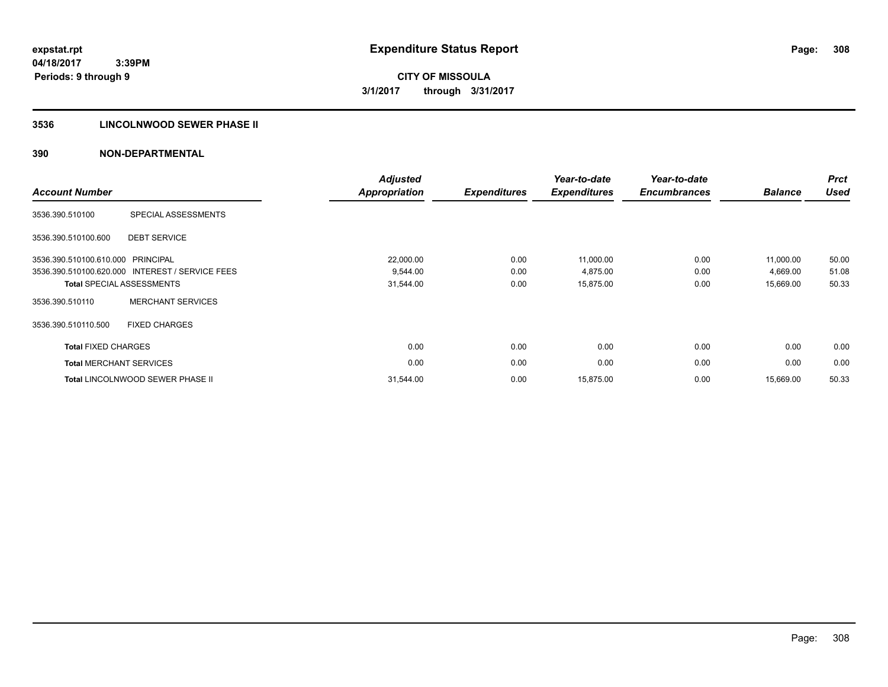**expstat.rpt**
**04/18/2017 3:39PM**
**Periods: 9 through 9**

# Expenditure Status Report

**CITY OF MISSOULA**
**3/1/2017 through 3/31/2017**

## 3536 LINCOLNWOOD SEWER PHASE II

### 390 NON-DEPARTMENTAL

| Account Number | | Adjusted Appropriation | Expenditures | Year-to-date Expenditures | Year-to-date Encumbrances | Balance | Prct Used |
|---|---|---|---|---|---|---|---|
| 3536.390.510100 | SPECIAL ASSESSMENTS | | | | | | |
| 3536.390.510100.600 | DEBT SERVICE | | | | | | |
| 3536.390.510100.610.000 | PRINCIPAL | 22,000.00 | 0.00 | 11,000.00 | 0.00 | 11,000.00 | 50.00 |
| 3536.390.510100.620.000 | INTEREST / SERVICE FEES | 9,544.00 | 0.00 | 4,875.00 | 0.00 | 4,669.00 | 51.08 |
| **Total** SPECIAL ASSESSMENTS | | 31,544.00 | 0.00 | 15,875.00 | 0.00 | 15,669.00 | 50.33 |
| 3536.390.510110 | MERCHANT SERVICES | | | | | | |
| 3536.390.510110.500 | FIXED CHARGES | | | | | | |
| **Total** FIXED CHARGES | | 0.00 | 0.00 | 0.00 | 0.00 | 0.00 | 0.00 |
| **Total** MERCHANT SERVICES | | 0.00 | 0.00 | 0.00 | 0.00 | 0.00 | 0.00 |
| **Total** LINCOLNWOOD SEWER PHASE II | | 31,544.00 | 0.00 | 15,875.00 | 0.00 | 15,669.00 | 50.33 |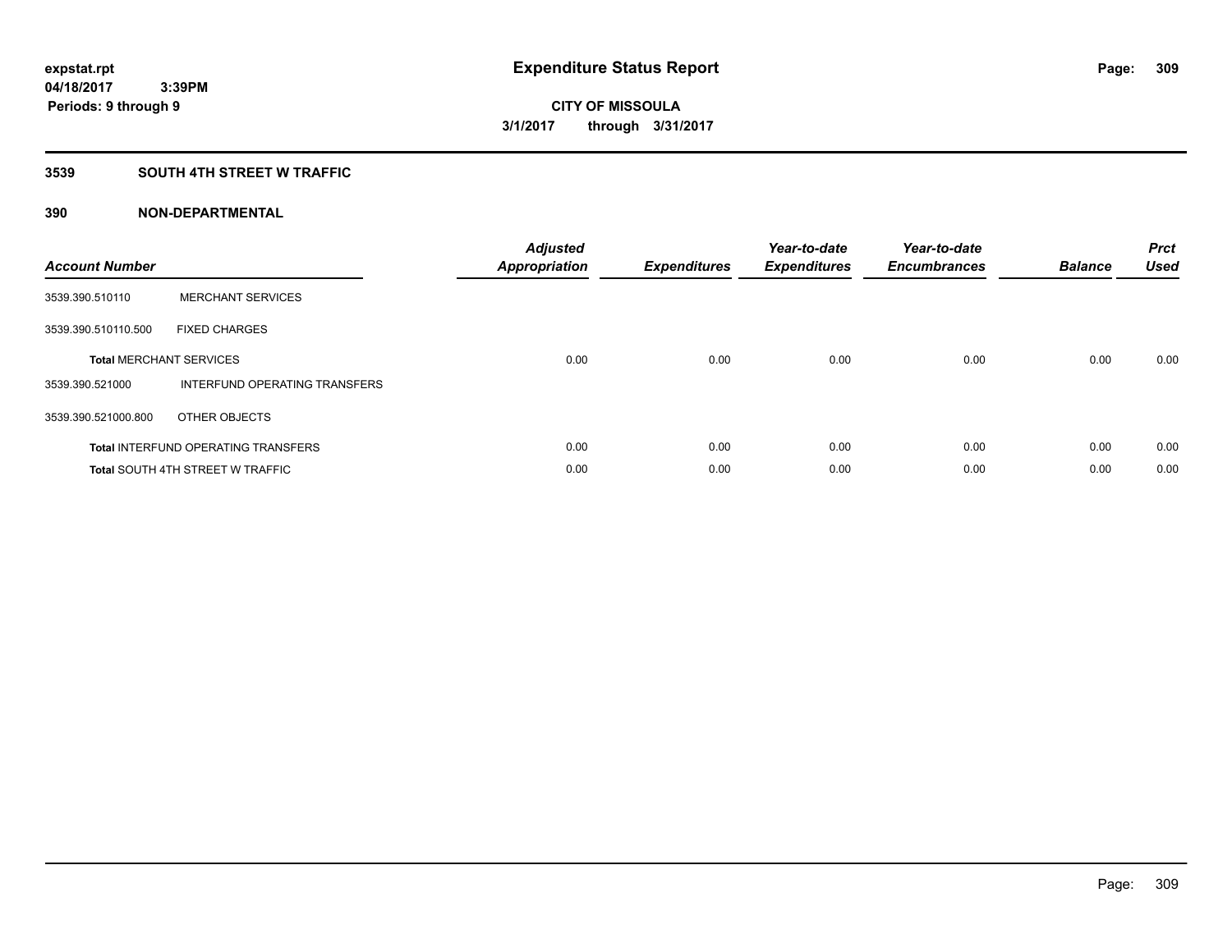**expstat.rpt**
**04/18/2017 3:39PM**
**Periods: 9 through 9**

# Expenditure Status Report

**CITY OF MISSOULA**
**3/1/2017 through 3/31/2017**

## 3539 SOUTH 4TH STREET W TRAFFIC

### 390 NON-DEPARTMENTAL

| Account Number | | Adjusted Appropriation | Expenditures | Year-to-date Expenditures | Year-to-date Encumbrances | Balance | Prct Used |
|---|---|---|---|---|---|---|---|
| 3539.390.510110 | MERCHANT SERVICES | | | | | | |
| 3539.390.510110.500 | FIXED CHARGES | | | | | | |
| **Total** MERCHANT SERVICES | | 0.00 | 0.00 | 0.00 | 0.00 | 0.00 | 0.00 |
| 3539.390.521000 | INTERFUND OPERATING TRANSFERS | | | | | | |
| 3539.390.521000.800 | OTHER OBJECTS | | | | | | |
| **Total** INTERFUND OPERATING TRANSFERS | | 0.00 | 0.00 | 0.00 | 0.00 | 0.00 | 0.00 |
| **Total** SOUTH 4TH STREET W TRAFFIC | | 0.00 | 0.00 | 0.00 | 0.00 | 0.00 | 0.00 |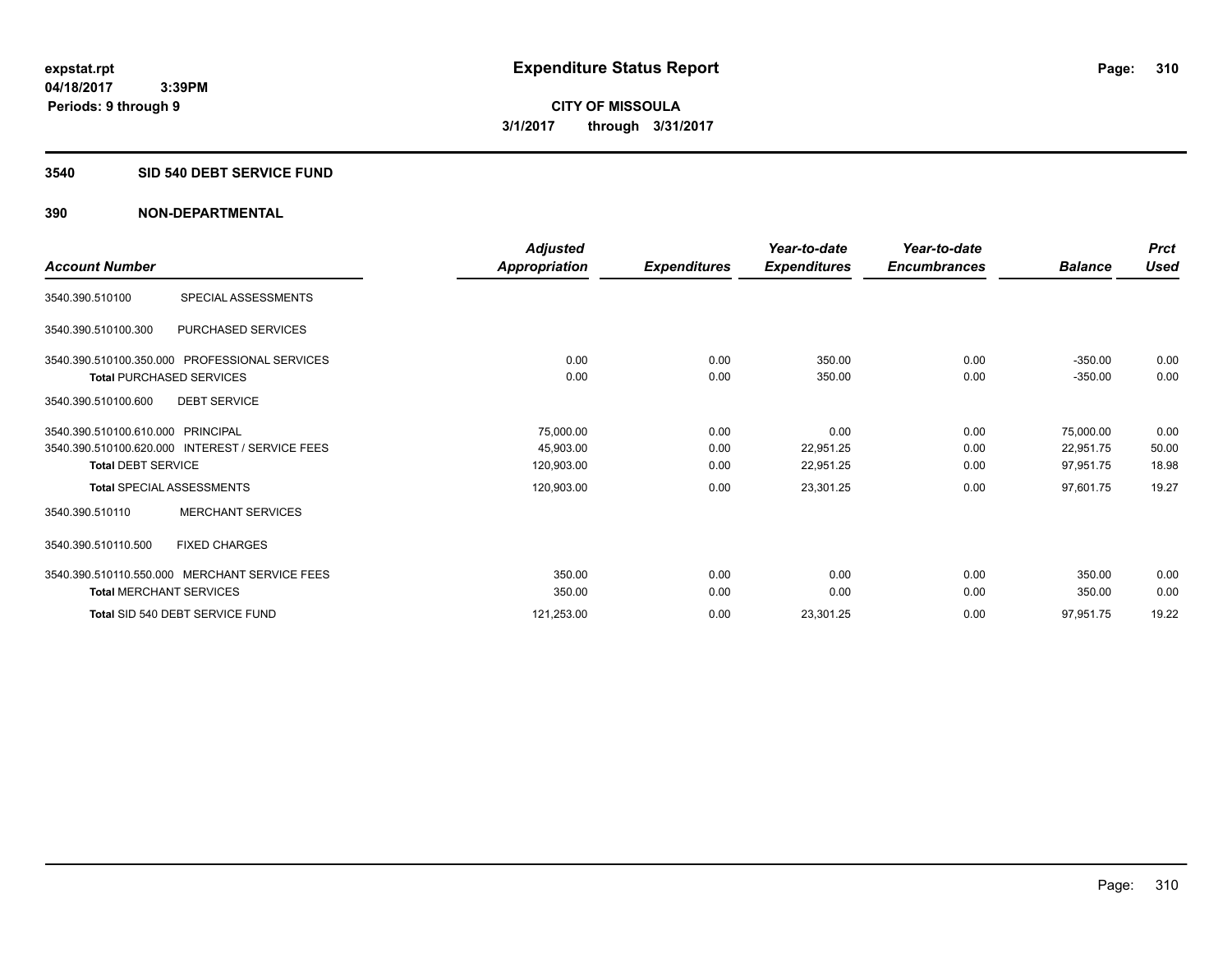expstat.rpt
04/18/2017 3:39PM
Periods: 9 through 9

# Expenditure Status Report

**CITY OF MISSOULA**
**3/1/2017 through 3/31/2017**

## 3540 SID 540 DEBT SERVICE FUND

## 390 NON-DEPARTMENTAL

| Account Number | | Adjusted Appropriation | Expenditures | Year-to-date Expenditures | Year-to-date Encumbrances | Balance | Prct Used |
|---|---|---|---|---|---|---|---|
| 3540.390.510100 | SPECIAL ASSESSMENTS | | | | | | |
| 3540.390.510100.300 | PURCHASED SERVICES | | | | | | |
| 3540.390.510100.350.000 | PROFESSIONAL SERVICES | 0.00 | 0.00 | 350.00 | 0.00 | -350.00 | 0.00 |
| **Total** PURCHASED SERVICES | | 0.00 | 0.00 | 350.00 | 0.00 | -350.00 | 0.00 |
| 3540.390.510100.600 | DEBT SERVICE | | | | | | |
| 3540.390.510100.610.000 | PRINCIPAL | 75,000.00 | 0.00 | 0.00 | 0.00 | 75,000.00 | 0.00 |
| 3540.390.510100.620.000 | INTEREST / SERVICE FEES | 45,903.00 | 0.00 | 22,951.25 | 0.00 | 22,951.75 | 50.00 |
| **Total** DEBT SERVICE | | 120,903.00 | 0.00 | 22,951.25 | 0.00 | 97,951.75 | 18.98 |
| **Total** SPECIAL ASSESSMENTS | | 120,903.00 | 0.00 | 23,301.25 | 0.00 | 97,601.75 | 19.27 |
| 3540.390.510110 | MERCHANT SERVICES | | | | | | |
| 3540.390.510110.500 | FIXED CHARGES | | | | | | |
| 3540.390.510110.550.000 | MERCHANT SERVICE FEES | 350.00 | 0.00 | 0.00 | 0.00 | 350.00 | 0.00 |
| **Total** MERCHANT SERVICES | | 350.00 | 0.00 | 0.00 | 0.00 | 350.00 | 0.00 |
| **Total** SID 540 DEBT SERVICE FUND | | 121,253.00 | 0.00 | 23,301.25 | 0.00 | 97,951.75 | 19.22 |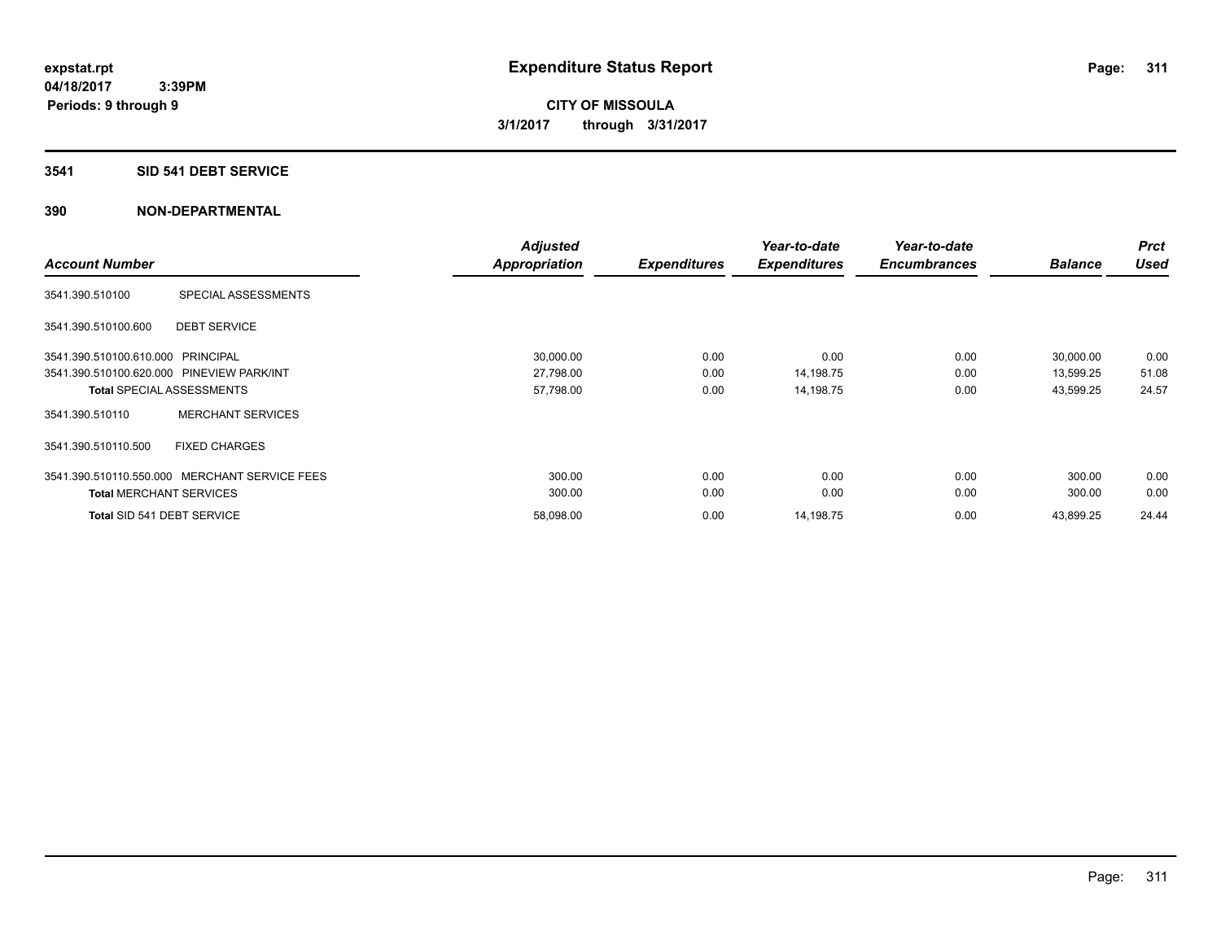**expstat.rpt**
**04/18/2017 3:39PM**
**Periods: 9 through 9**

# Expenditure Status Report

**CITY OF MISSOULA**
**3/1/2017 through 3/31/2017**

## 3541 SID 541 DEBT SERVICE

## 390 NON-DEPARTMENTAL

| Account Number | | Adjusted Appropriation | Expenditures | Year-to-date Expenditures | Year-to-date Encumbrances | Balance | Prct Used |
|---|---|---|---|---|---|---|---|
| 3541.390.510100 | SPECIAL ASSESSMENTS | | | | | | |
| 3541.390.510100.600 | DEBT SERVICE | | | | | | |
| 3541.390.510100.610.000 | PRINCIPAL | 30,000.00 | 0.00 | 0.00 | 0.00 | 30,000.00 | 0.00 |
| 3541.390.510100.620.000 | PINEVIEW PARK/INT | 27,798.00 | 0.00 | 14,198.75 | 0.00 | 13,599.25 | 51.08 |
| **Total** SPECIAL ASSESSMENTS | | 57,798.00 | 0.00 | 14,198.75 | 0.00 | 43,599.25 | 24.57 |
| 3541.390.510110 | MERCHANT SERVICES | | | | | | |
| 3541.390.510110.500 | FIXED CHARGES | | | | | | |
| 3541.390.510110.550.000 | MERCHANT SERVICE FEES | 300.00 | 0.00 | 0.00 | 0.00 | 300.00 | 0.00 |
| **Total** MERCHANT SERVICES | | 300.00 | 0.00 | 0.00 | 0.00 | 300.00 | 0.00 |
| **Total** SID 541 DEBT SERVICE | | 58,098.00 | 0.00 | 14,198.75 | 0.00 | 43,899.25 | 24.44 |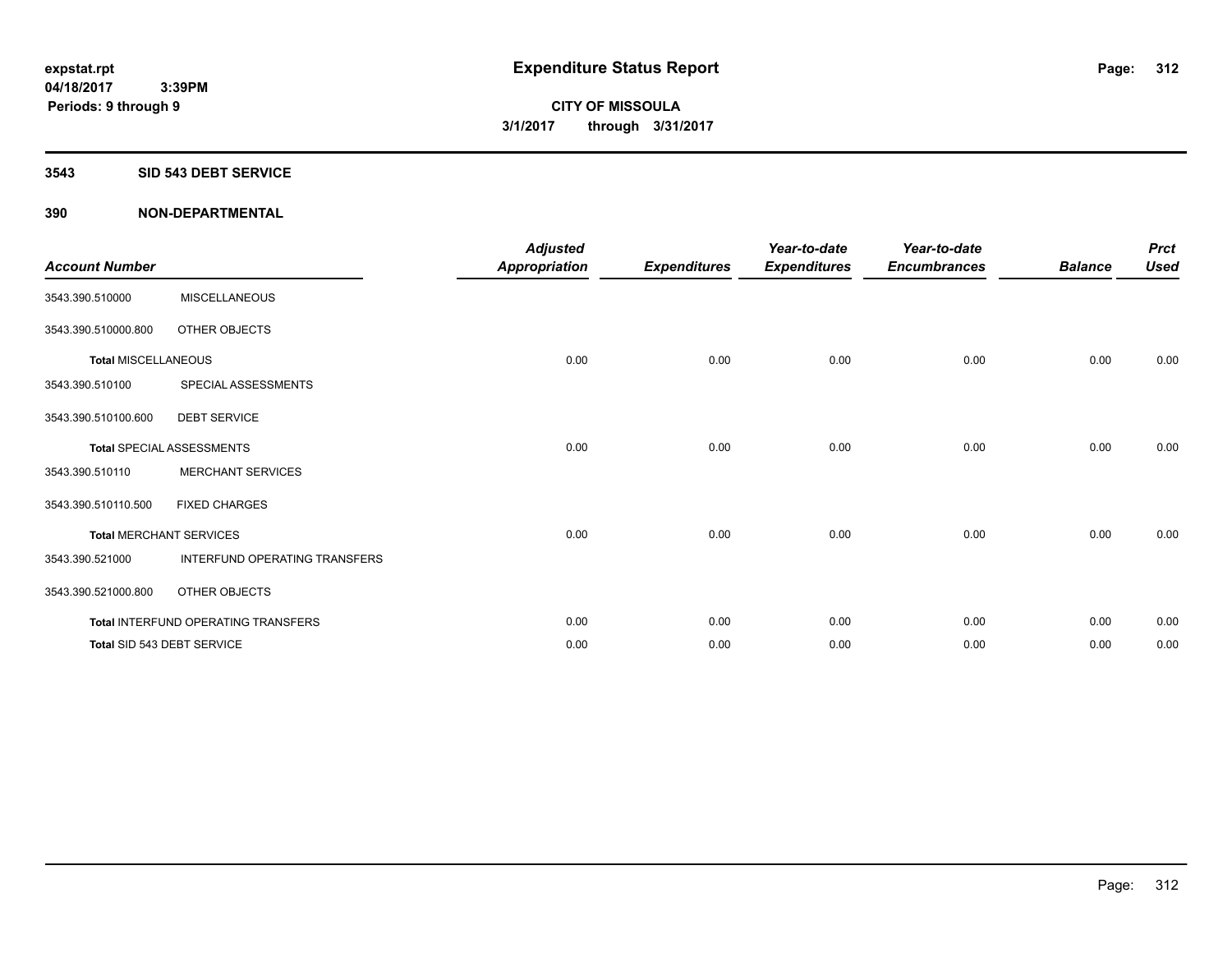**expstat.rpt**
**04/18/2017 3:39PM**
**Periods: 9 through 9**

# Expenditure Status Report

**CITY OF MISSOULA**
**3/1/2017 through 3/31/2017**

## 3543 SID 543 DEBT SERVICE

## 390 NON-DEPARTMENTAL

| Account Number | | Adjusted Appropriation | Expenditures | Year-to-date Expenditures | Year-to-date Encumbrances | Balance | Prct Used |
|---|---|---|---|---|---|---|---|
| 3543.390.510000 | MISCELLANEOUS | | | | | | |
| 3543.390.510000.800 | OTHER OBJECTS | | | | | | |
| **Total** MISCELLANEOUS | | 0.00 | 0.00 | 0.00 | 0.00 | 0.00 | 0.00 |
| 3543.390.510100 | SPECIAL ASSESSMENTS | | | | | | |
| 3543.390.510100.600 | DEBT SERVICE | | | | | | |
| **Total** SPECIAL ASSESSMENTS | | 0.00 | 0.00 | 0.00 | 0.00 | 0.00 | 0.00 |
| 3543.390.510110 | MERCHANT SERVICES | | | | | | |
| 3543.390.510110.500 | FIXED CHARGES | | | | | | |
| **Total** MERCHANT SERVICES | | 0.00 | 0.00 | 0.00 | 0.00 | 0.00 | 0.00 |
| 3543.390.521000 | INTERFUND OPERATING TRANSFERS | | | | | | |
| 3543.390.521000.800 | OTHER OBJECTS | | | | | | |
| **Total** INTERFUND OPERATING TRANSFERS | | 0.00 | 0.00 | 0.00 | 0.00 | 0.00 | 0.00 |
| **Total** SID 543 DEBT SERVICE | | 0.00 | 0.00 | 0.00 | 0.00 | 0.00 | 0.00 |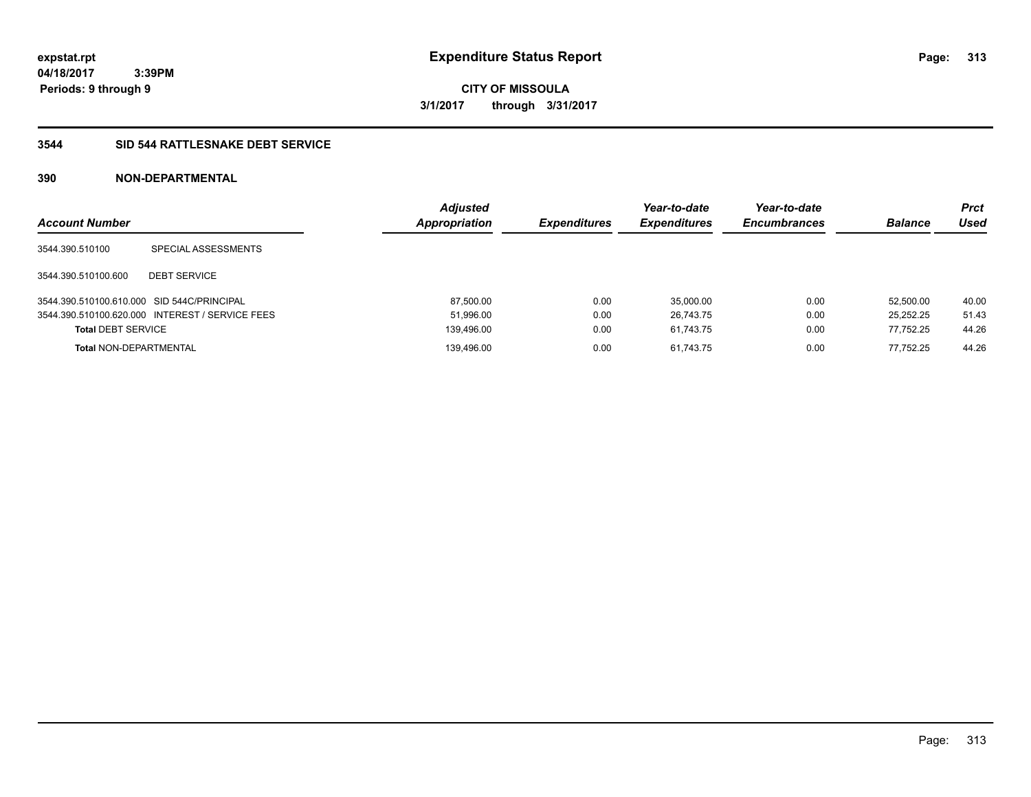**expstat.rpt**
**04/18/2017 3:39PM**
**Periods: 9 through 9**

# Expenditure Status Report

**CITY OF MISSOULA**
**3/1/2017 through 3/31/2017**

## 3544 SID 544 RATTLESNAKE DEBT SERVICE

### 390 NON-DEPARTMENTAL

| Account Number | | Adjusted Appropriation | Expenditures | Year-to-date Expenditures | Year-to-date Encumbrances | Balance | Prct Used |
|---|---|---|---|---|---|---|---|
| 3544.390.510100 | SPECIAL ASSESSMENTS | | | | | | |
| 3544.390.510100.600 | DEBT SERVICE | | | | | | |
| 3544.390.510100.610.000 | SID 544C/PRINCIPAL | 87,500.00 | 0.00 | 35,000.00 | 0.00 | 52,500.00 | 40.00 |
| 3544.390.510100.620.000 | INTEREST / SERVICE FEES | 51,996.00 | 0.00 | 26,743.75 | 0.00 | 25,252.25 | 51.43 |
| **Total** DEBT SERVICE | | 139,496.00 | 0.00 | 61,743.75 | 0.00 | 77,752.25 | 44.26 |
| **Total** NON-DEPARTMENTAL | | 139,496.00 | 0.00 | 61,743.75 | 0.00 | 77,752.25 | 44.26 |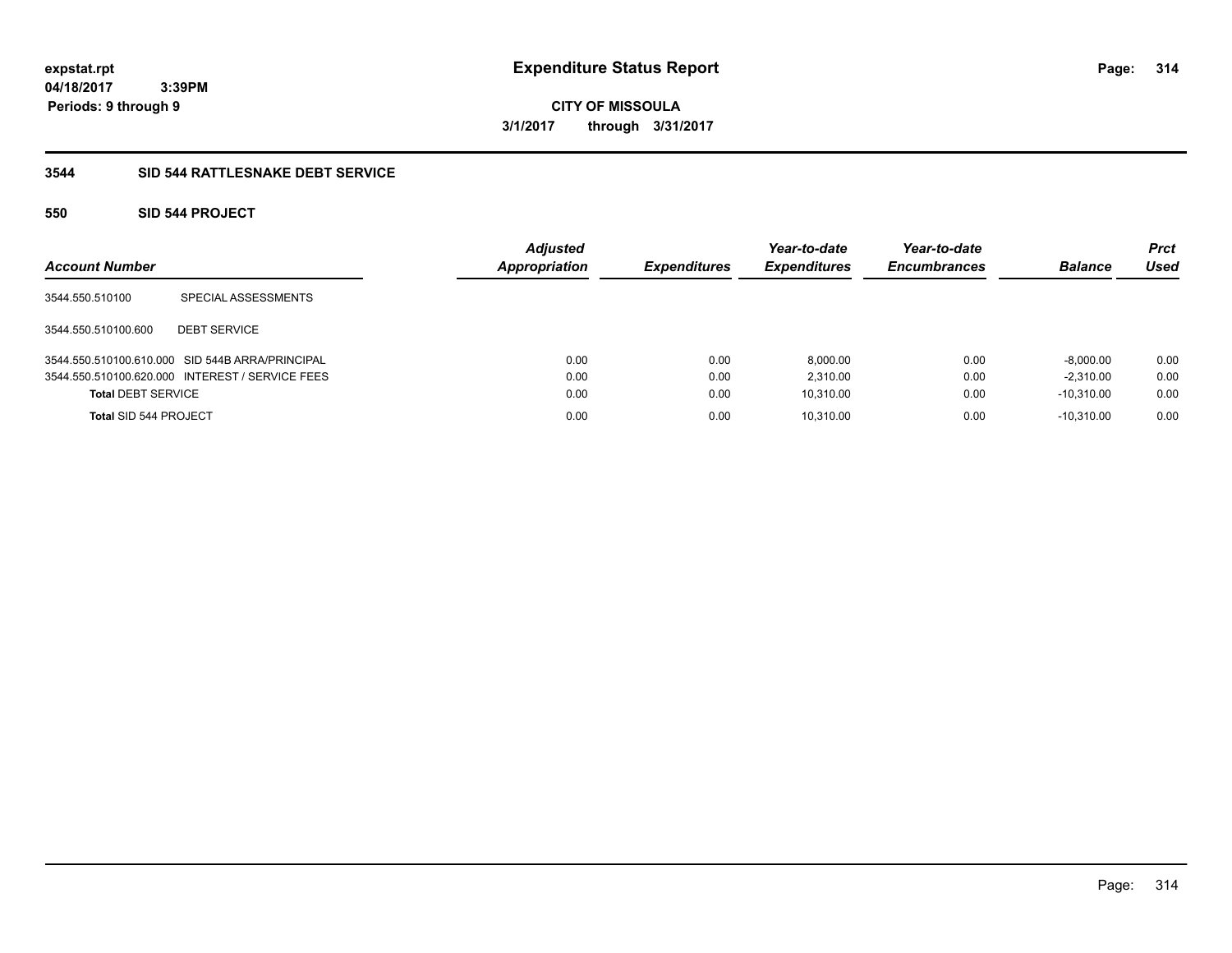**expstat.rpt**
**04/18/2017 3:39PM**
**Periods: 9 through 9**

# Expenditure Status Report

**CITY OF MISSOULA**
**3/1/2017 through 3/31/2017**

### 3544 SID 544 RATTLESNAKE DEBT SERVICE

### 550 SID 544 PROJECT

| Account Number | | Adjusted Appropriation | Expenditures | Year-to-date Expenditures | Year-to-date Encumbrances | Balance | Prct Used |
|---|---|---|---|---|---|---|---|
| 3544.550.510100 | SPECIAL ASSESSMENTS | | | | | | |
| 3544.550.510100.600 | DEBT SERVICE | | | | | | |
| 3544.550.510100.610.000 | SID 544B ARRA/PRINCIPAL | 0.00 | 0.00 | 8,000.00 | 0.00 | -8,000.00 | 0.00 |
| 3544.550.510100.620.000 | INTEREST / SERVICE FEES | 0.00 | 0.00 | 2,310.00 | 0.00 | -2,310.00 | 0.00 |
| **Total** DEBT SERVICE | | 0.00 | 0.00 | 10,310.00 | 0.00 | -10,310.00 | 0.00 |
| **Total** SID 544 PROJECT | | 0.00 | 0.00 | 10,310.00 | 0.00 | -10,310.00 | 0.00 |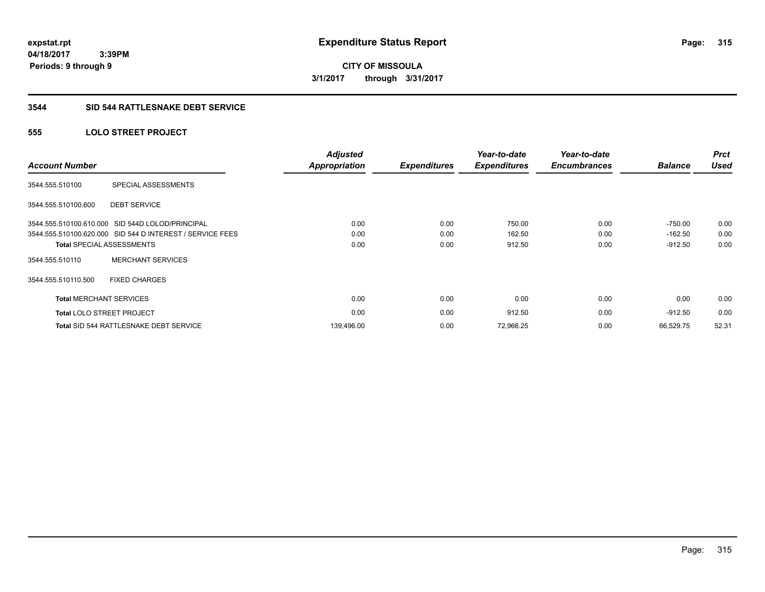# Expenditure Status Report

expstat.rpt
04/18/2017 3:39PM
Periods: 9 through 9

**CITY OF MISSOULA**
**3/1/2017 through 3/31/2017**

## 3544 SID 544 RATTLESNAKE DEBT SERVICE

### 555 LOLO STREET PROJECT

| Account Number | | Adjusted Appropriation | Expenditures | Year-to-date Expenditures | Year-to-date Encumbrances | Balance | Prct Used |
|---|---|---|---|---|---|---|---|
| 3544.555.510100 | SPECIAL ASSESSMENTS | | | | | | |
| 3544.555.510100.600 | DEBT SERVICE | | | | | | |
| 3544.555.510100.610.000 | SID 544D LOLOD/PRINCIPAL | 0.00 | 0.00 | 750.00 | 0.00 | -750.00 | 0.00 |
| 3544.555.510100.620.000 | SID 544 D INTEREST / SERVICE FEES | 0.00 | 0.00 | 162.50 | 0.00 | -162.50 | 0.00 |
| **Total** SPECIAL ASSESSMENTS | | 0.00 | 0.00 | 912.50 | 0.00 | -912.50 | 0.00 |
| 3544.555.510110 | MERCHANT SERVICES | | | | | | |
| 3544.555.510110.500 | FIXED CHARGES | | | | | | |
| **Total** MERCHANT SERVICES | | 0.00 | 0.00 | 0.00 | 0.00 | 0.00 | 0.00 |
| **Total** LOLO STREET PROJECT | | 0.00 | 0.00 | 912.50 | 0.00 | -912.50 | 0.00 |
| **Total** SID 544 RATTLESNAKE DEBT SERVICE | | 139,496.00 | 0.00 | 72,966.25 | 0.00 | 66,529.75 | 52.31 |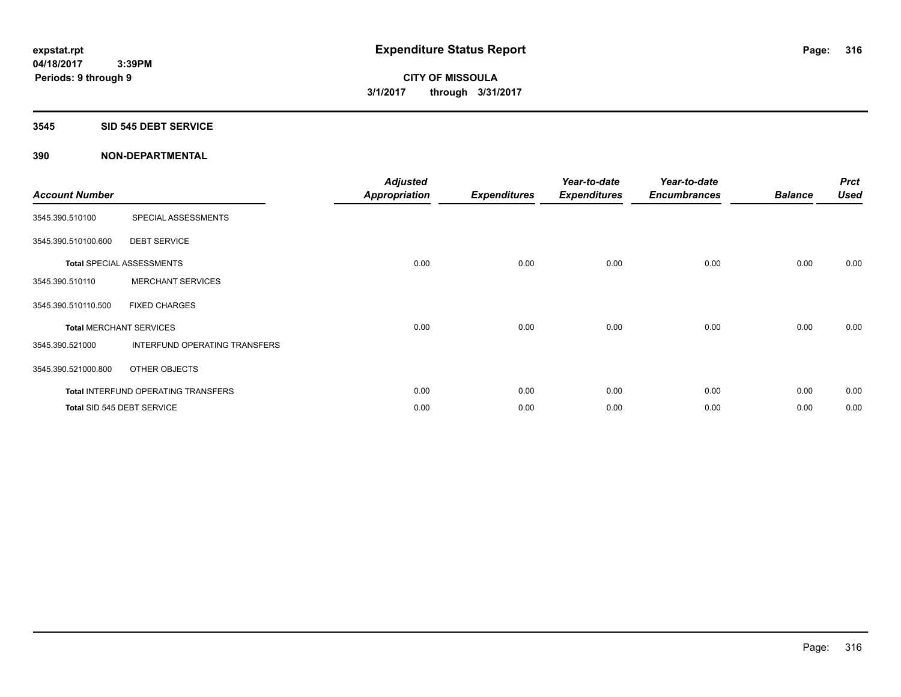**expstat.rpt**
**04/18/2017 3:39PM**
**Periods: 9 through 9**

# Expenditure Status Report

**CITY OF MISSOULA**
**3/1/2017 through 3/31/2017**

## 3545 SID 545 DEBT SERVICE

## 390 NON-DEPARTMENTAL

| Account Number | | Adjusted Appropriation | Expenditures | Year-to-date Expenditures | Year-to-date Encumbrances | Balance | Prct Used |
|---|---|---|---|---|---|---|---|
| 3545.390.510100 | SPECIAL ASSESSMENTS | | | | | | |
| 3545.390.510100.600 | DEBT SERVICE | | | | | | |
| **Total** SPECIAL ASSESSMENTS | | 0.00 | 0.00 | 0.00 | 0.00 | 0.00 | 0.00 |
| 3545.390.510110 | MERCHANT SERVICES | | | | | | |
| 3545.390.510110.500 | FIXED CHARGES | | | | | | |
| **Total** MERCHANT SERVICES | | 0.00 | 0.00 | 0.00 | 0.00 | 0.00 | 0.00 |
| 3545.390.521000 | INTERFUND OPERATING TRANSFERS | | | | | | |
| 3545.390.521000.800 | OTHER OBJECTS | | | | | | |
| **Total** INTERFUND OPERATING TRANSFERS | | 0.00 | 0.00 | 0.00 | 0.00 | 0.00 | 0.00 |
| **Total** SID 545 DEBT SERVICE | | 0.00 | 0.00 | 0.00 | 0.00 | 0.00 | 0.00 |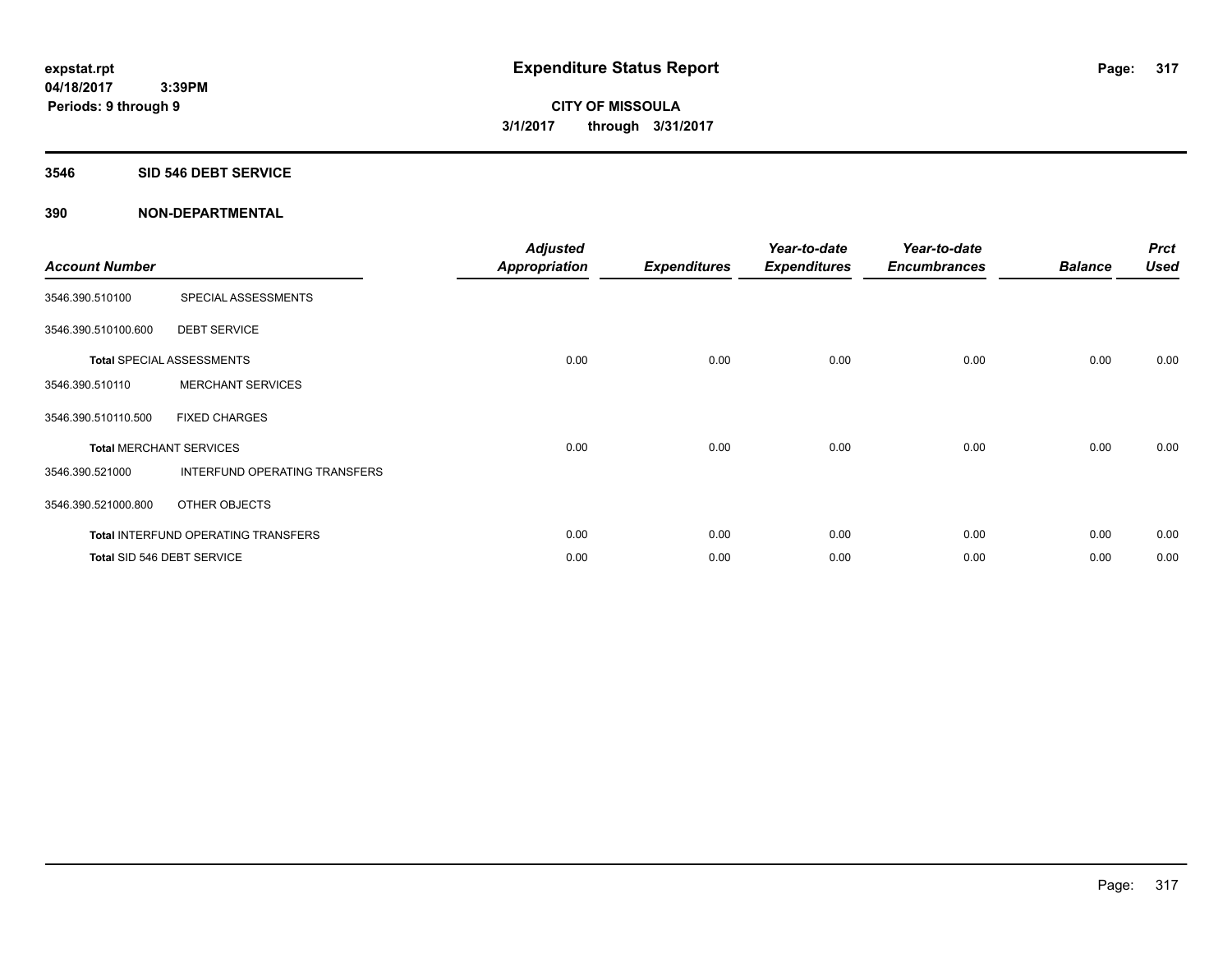**expstat.rpt**
**04/18/2017 3:39PM**
**Periods: 9 through 9**

# Expenditure Status Report

**CITY OF MISSOULA**
**3/1/2017 through 3/31/2017**

## 3546 SID 546 DEBT SERVICE

### 390 NON-DEPARTMENTAL

| Account Number | | Adjusted Appropriation | Expenditures | Year-to-date Expenditures | Year-to-date Encumbrances | Balance | Prct Used |
|---|---|---|---|---|---|---|---|
| 3546.390.510100 | SPECIAL ASSESSMENTS | | | | | | |
| 3546.390.510100.600 | DEBT SERVICE | | | | | | |
| **Total** SPECIAL ASSESSMENTS | | 0.00 | 0.00 | 0.00 | 0.00 | 0.00 | 0.00 |
| 3546.390.510110 | MERCHANT SERVICES | | | | | | |
| 3546.390.510110.500 | FIXED CHARGES | | | | | | |
| **Total** MERCHANT SERVICES | | 0.00 | 0.00 | 0.00 | 0.00 | 0.00 | 0.00 |
| 3546.390.521000 | INTERFUND OPERATING TRANSFERS | | | | | | |
| 3546.390.521000.800 | OTHER OBJECTS | | | | | | |
| **Total** INTERFUND OPERATING TRANSFERS | | 0.00 | 0.00 | 0.00 | 0.00 | 0.00 | 0.00 |
| **Total** SID 546 DEBT SERVICE | | 0.00 | 0.00 | 0.00 | 0.00 | 0.00 | 0.00 |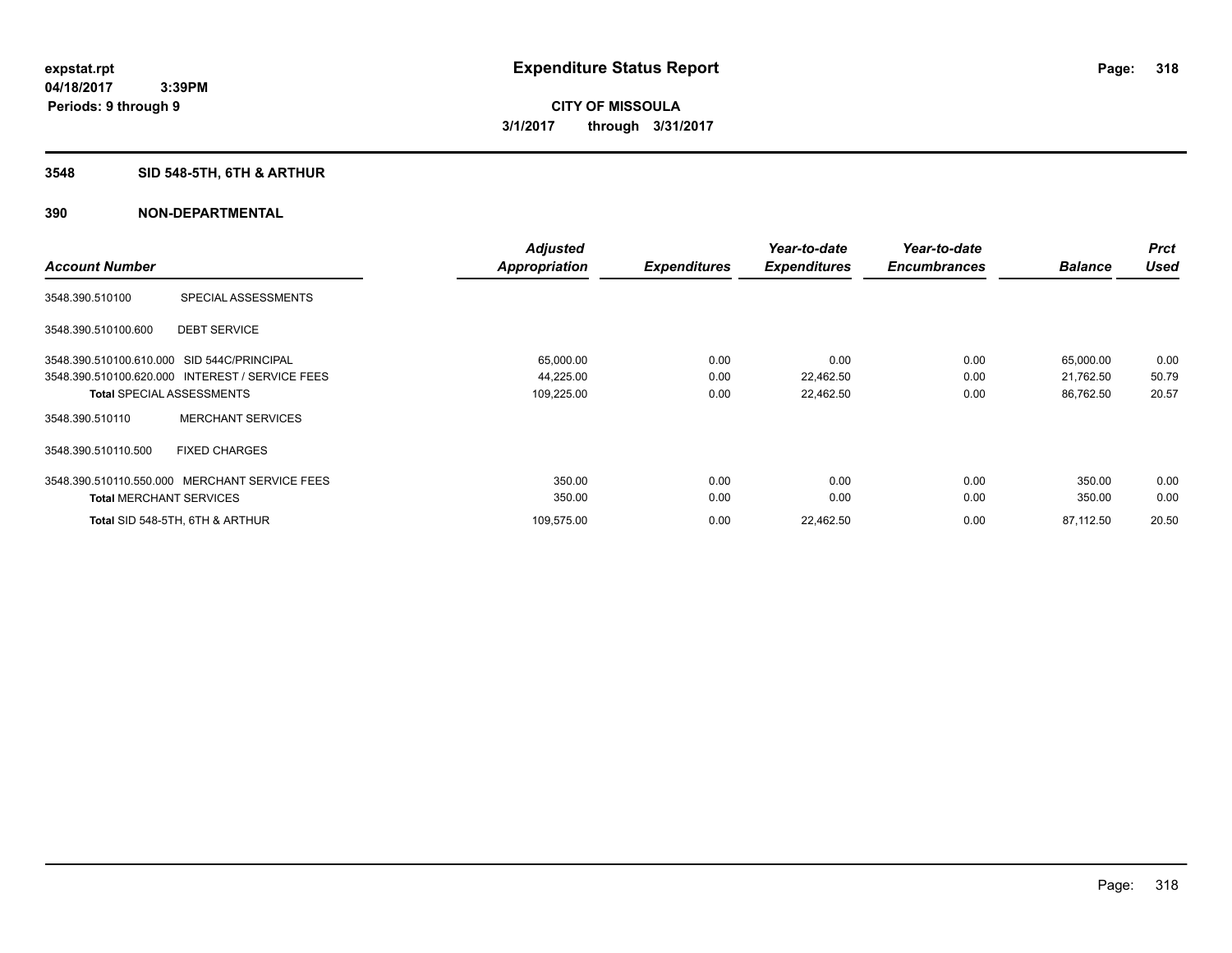# Expenditure Status Report

expstat.rpt
04/18/2017 3:39PM
Periods: 9 through 9

**CITY OF MISSOULA**
**3/1/2017 through 3/31/2017**

## 3548 SID 548-5TH, 6TH & ARTHUR

## 390 NON-DEPARTMENTAL

| Account Number | | Adjusted Appropriation | Expenditures | Year-to-date Expenditures | Year-to-date Encumbrances | Balance | Prct Used |
|---|---|---|---|---|---|---|---|
| 3548.390.510100 | SPECIAL ASSESSMENTS | | | | | | |
| 3548.390.510100.600 | DEBT SERVICE | | | | | | |
| 3548.390.510100.610.000 | SID 544C/PRINCIPAL | 65,000.00 | 0.00 | 0.00 | 0.00 | 65,000.00 | 0.00 |
| 3548.390.510100.620.000 | INTEREST / SERVICE FEES | 44,225.00 | 0.00 | 22,462.50 | 0.00 | 21,762.50 | 50.79 |
| **Total** SPECIAL ASSESSMENTS | | 109,225.00 | 0.00 | 22,462.50 | 0.00 | 86,762.50 | 20.57 |
| 3548.390.510110 | MERCHANT SERVICES | | | | | | |
| 3548.390.510110.500 | FIXED CHARGES | | | | | | |
| 3548.390.510110.550.000 | MERCHANT SERVICE FEES | 350.00 | 0.00 | 0.00 | 0.00 | 350.00 | 0.00 |
| **Total** MERCHANT SERVICES | | 350.00 | 0.00 | 0.00 | 0.00 | 350.00 | 0.00 |
| **Total** SID 548-5TH, 6TH & ARTHUR | | 109,575.00 | 0.00 | 22,462.50 | 0.00 | 87,112.50 | 20.50 |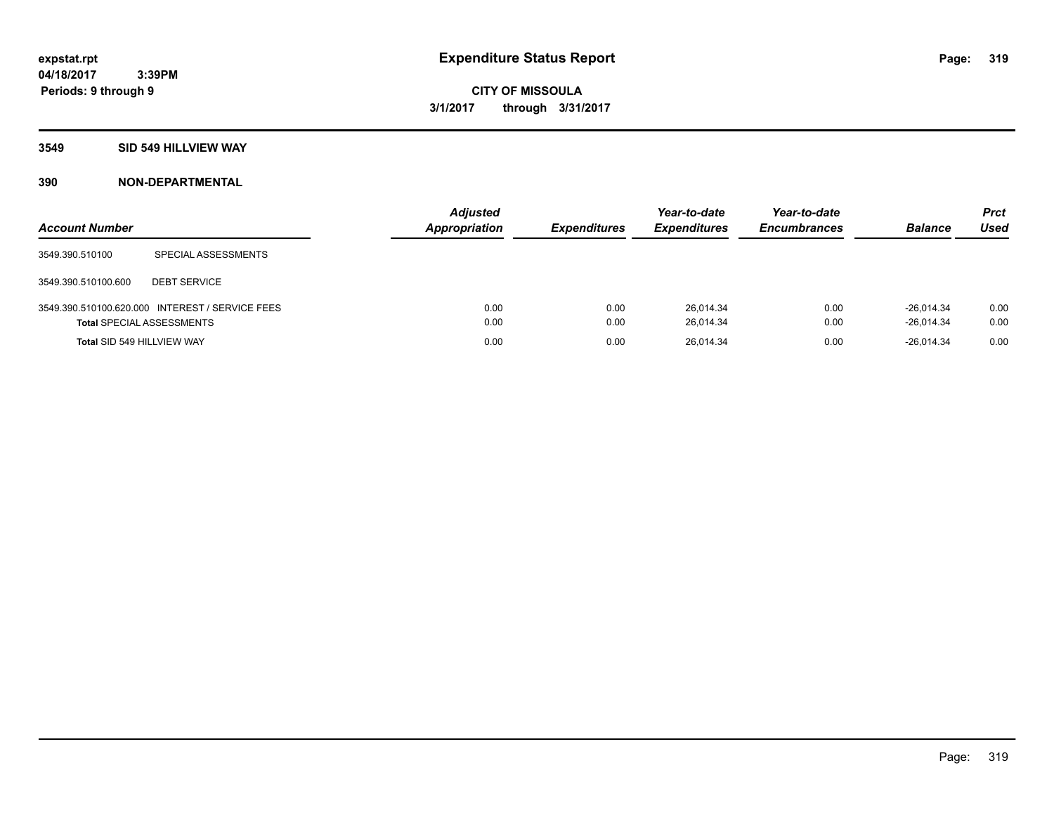# Expenditure Status Report

expstat.rpt
04/18/2017 3:39PM
Periods: 9 through 9

**CITY OF MISSOULA**
**3/1/2017 through 3/31/2017**

## 3549 SID 549 HILLVIEW WAY

## 390 NON-DEPARTMENTAL

| Account Number | | Adjusted Appropriation | Expenditures | Year-to-date Expenditures | Year-to-date Encumbrances | Balance | Prct Used |
|---|---|---|---|---|---|---|---|
| 3549.390.510100 | SPECIAL ASSESSMENTS | | | | | | |
| 3549.390.510100.600 | DEBT SERVICE | | | | | | |
| 3549.390.510100.620.000 | INTEREST / SERVICE FEES | 0.00 | 0.00 | 26,014.34 | 0.00 | -26,014.34 | 0.00 |
| **Total** SPECIAL ASSESSMENTS | | 0.00 | 0.00 | 26,014.34 | 0.00 | -26,014.34 | 0.00 |
| **Total** SID 549 HILLVIEW WAY | | 0.00 | 0.00 | 26,014.34 | 0.00 | -26,014.34 | 0.00 |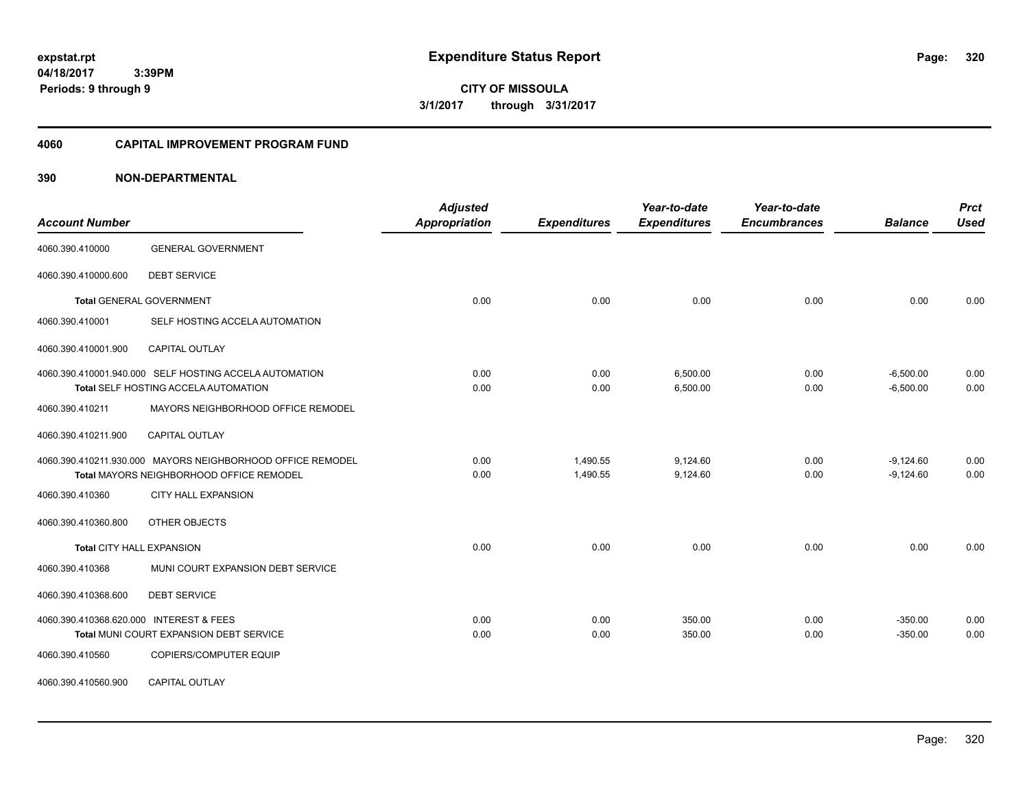**Expenditure Status Report**

expstat.rpt
04/18/2017 3:39PM
Periods: 9 through 9

**CITY OF MISSOULA**
3/1/2017 through 3/31/2017

## 4060 CAPITAL IMPROVEMENT PROGRAM FUND

## 390 NON-DEPARTMENTAL

| Account Number | | Adjusted Appropriation | Expenditures | Year-to-date Expenditures | Year-to-date Encumbrances | Balance | Prct Used |
|---|---|---|---|---|---|---|---|
| 4060.390.410000 | GENERAL GOVERNMENT | | | | | | |
| 4060.390.410000.600 | DEBT SERVICE | | | | | | |
| **Total** GENERAL GOVERNMENT | | 0.00 | 0.00 | 0.00 | 0.00 | 0.00 | 0.00 |
| 4060.390.410001 | SELF HOSTING ACCELA AUTOMATION | | | | | | |
| 4060.390.410001.900 | CAPITAL OUTLAY | | | | | | |
| 4060.390.410001.940.000 | SELF HOSTING ACCELA AUTOMATION | 0.00 | 0.00 | 6,500.00 | 0.00 | -6,500.00 | 0.00 |
| **Total** SELF HOSTING ACCELA AUTOMATION | | 0.00 | 0.00 | 6,500.00 | 0.00 | -6,500.00 | 0.00 |
| 4060.390.410211 | MAYORS NEIGHBORHOOD OFFICE REMODEL | | | | | | |
| 4060.390.410211.900 | CAPITAL OUTLAY | | | | | | |
| 4060.390.410211.930.000 | MAYORS NEIGHBORHOOD OFFICE REMODEL | 0.00 | 1,490.55 | 9,124.60 | 0.00 | -9,124.60 | 0.00 |
| **Total** MAYORS NEIGHBORHOOD OFFICE REMODEL | | 0.00 | 1,490.55 | 9,124.60 | 0.00 | -9,124.60 | 0.00 |
| 4060.390.410360 | CITY HALL EXPANSION | | | | | | |
| 4060.390.410360.800 | OTHER OBJECTS | | | | | | |
| **Total** CITY HALL EXPANSION | | 0.00 | 0.00 | 0.00 | 0.00 | 0.00 | 0.00 |
| 4060.390.410368 | MUNI COURT EXPANSION DEBT SERVICE | | | | | | |
| 4060.390.410368.600 | DEBT SERVICE | | | | | | |
| 4060.390.410368.620.000 | INTEREST & FEES | 0.00 | 0.00 | 350.00 | 0.00 | -350.00 | 0.00 |
| **Total** MUNI COURT EXPANSION DEBT SERVICE | | 0.00 | 0.00 | 350.00 | 0.00 | -350.00 | 0.00 |
| 4060.390.410560 | COPIERS/COMPUTER EQUIP | | | | | | |
| 4060.390.410560.900 | CAPITAL OUTLAY | | | | | | |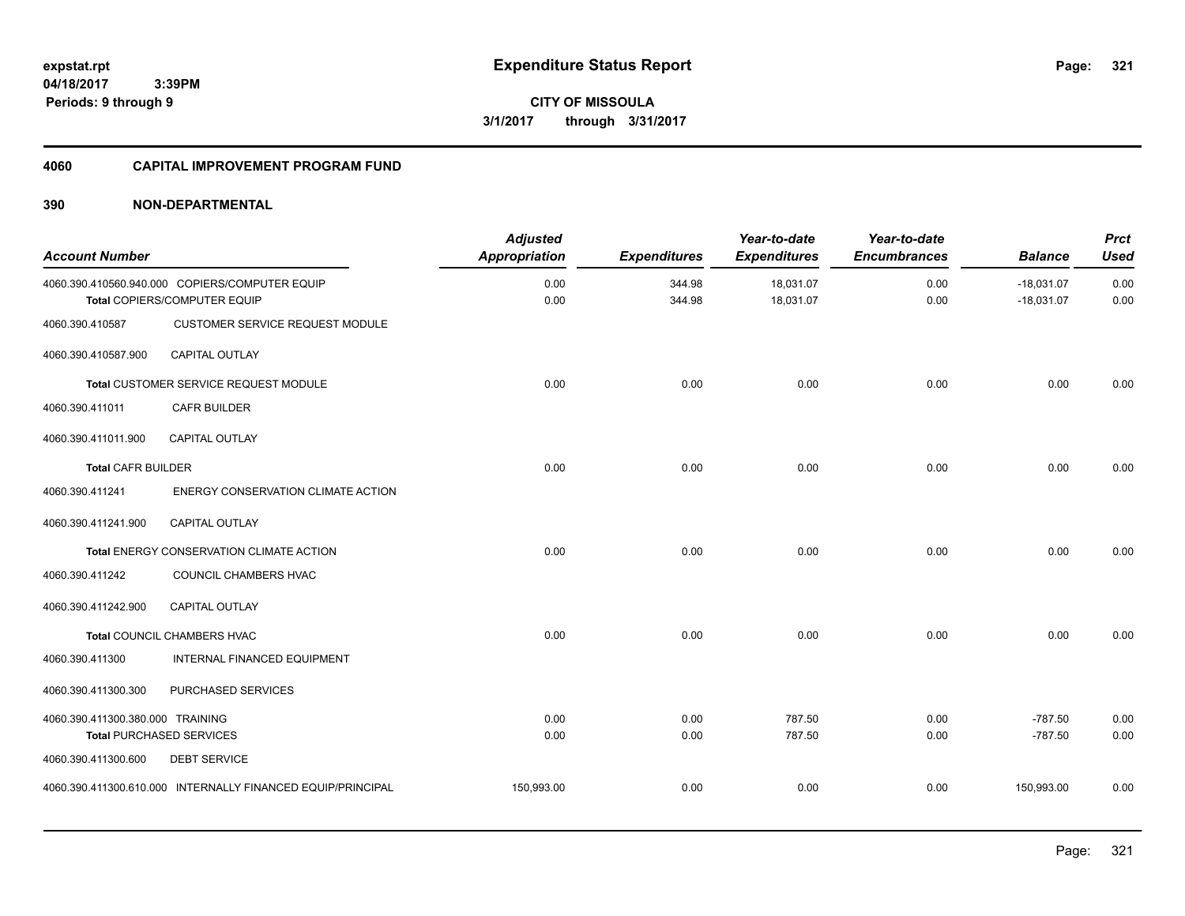**expstat.rpt**
**04/18/2017 3:39PM**
**Periods: 9 through 9**

# Expenditure Status Report

**CITY OF MISSOULA**
**3/1/2017 through 3/31/2017**

## 4060 CAPITAL IMPROVEMENT PROGRAM FUND

### 390 NON-DEPARTMENTAL

| Account Number | | Adjusted Appropriation | Expenditures | Year-to-date Expenditures | Year-to-date Encumbrances | Balance | Prct Used |
|---|---|---|---|---|---|---|---|
| 4060.390.410560.940.000 | COPIERS/COMPUTER EQUIP | 0.00 | 344.98 | 18,031.07 | 0.00 | -18,031.07 | 0.00 |
| | **Total** COPIERS/COMPUTER EQUIP | 0.00 | 344.98 | 18,031.07 | 0.00 | -18,031.07 | 0.00 |
| 4060.390.410587 | CUSTOMER SERVICE REQUEST MODULE | | | | | | |
| 4060.390.410587.900 | CAPITAL OUTLAY | | | | | | |
| | **Total** CUSTOMER SERVICE REQUEST MODULE | 0.00 | 0.00 | 0.00 | 0.00 | 0.00 | 0.00 |
| 4060.390.411011 | CAFR BUILDER | | | | | | |
| 4060.390.411011.900 | CAPITAL OUTLAY | | | | | | |
| | **Total** CAFR BUILDER | 0.00 | 0.00 | 0.00 | 0.00 | 0.00 | 0.00 |
| 4060.390.411241 | ENERGY CONSERVATION CLIMATE ACTION | | | | | | |
| 4060.390.411241.900 | CAPITAL OUTLAY | | | | | | |
| | **Total** ENERGY CONSERVATION CLIMATE ACTION | 0.00 | 0.00 | 0.00 | 0.00 | 0.00 | 0.00 |
| 4060.390.411242 | COUNCIL CHAMBERS HVAC | | | | | | |
| 4060.390.411242.900 | CAPITAL OUTLAY | | | | | | |
| | **Total** COUNCIL CHAMBERS HVAC | 0.00 | 0.00 | 0.00 | 0.00 | 0.00 | 0.00 |
| 4060.390.411300 | INTERNAL FINANCED EQUIPMENT | | | | | | |
| 4060.390.411300.300 | PURCHASED SERVICES | | | | | | |
| 4060.390.411300.380.000 | TRAINING | 0.00 | 0.00 | 787.50 | 0.00 | -787.50 | 0.00 |
| | **Total** PURCHASED SERVICES | 0.00 | 0.00 | 787.50 | 0.00 | -787.50 | 0.00 |
| 4060.390.411300.600 | DEBT SERVICE | | | | | | |
| 4060.390.411300.610.000 | INTERNALLY FINANCED EQUIP/PRINCIPAL | 150,993.00 | 0.00 | 0.00 | 0.00 | 150,993.00 | 0.00 |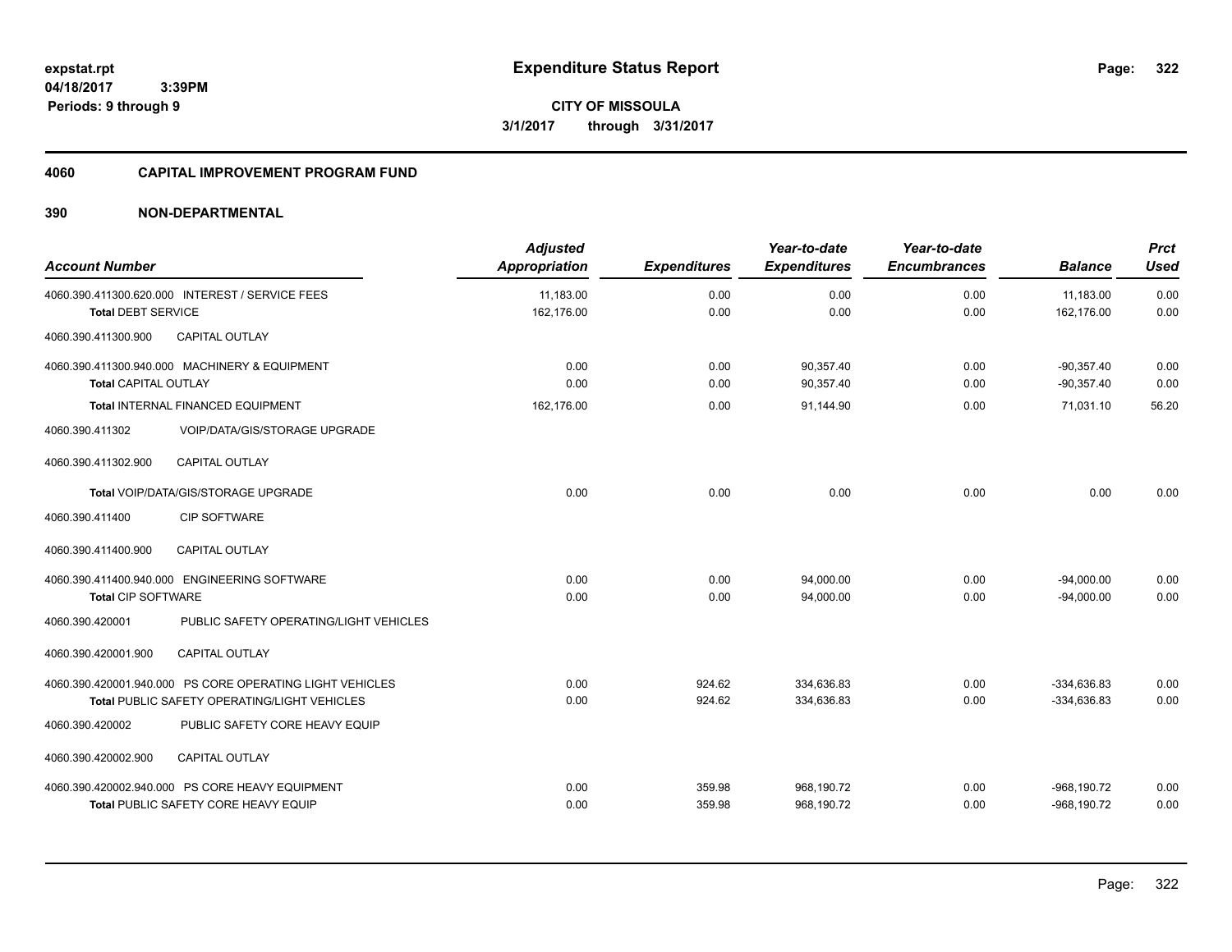**expstat.rpt**
**04/18/2017 3:39PM**
**Periods: 9 through 9**

# Expenditure Status Report

**CITY OF MISSOULA**
**3/1/2017 through 3/31/2017**

## 4060 CAPITAL IMPROVEMENT PROGRAM FUND

## 390 NON-DEPARTMENTAL

| Account Number | | Adjusted Appropriation | Expenditures | Year-to-date Expenditures | Year-to-date Encumbrances | Balance | Prct Used |
|---|---|---|---|---|---|---|---|
| 4060.390.411300.620.000 | INTEREST / SERVICE FEES | 11,183.00 | 0.00 | 0.00 | 0.00 | 11,183.00 | 0.00 |
| Total DEBT SERVICE | | 162,176.00 | 0.00 | 0.00 | 0.00 | 162,176.00 | 0.00 |
| 4060.390.411300.900 | CAPITAL OUTLAY | | | | | | |
| 4060.390.411300.940.000 | MACHINERY & EQUIPMENT | 0.00 | 0.00 | 90,357.40 | 0.00 | -90,357.40 | 0.00 |
| Total CAPITAL OUTLAY | | 0.00 | 0.00 | 90,357.40 | 0.00 | -90,357.40 | 0.00 |
| Total INTERNAL FINANCED EQUIPMENT | | 162,176.00 | 0.00 | 91,144.90 | 0.00 | 71,031.10 | 56.20 |
| 4060.390.411302 | VOIP/DATA/GIS/STORAGE UPGRADE | | | | | | |
| 4060.390.411302.900 | CAPITAL OUTLAY | | | | | | |
| Total VOIP/DATA/GIS/STORAGE UPGRADE | | 0.00 | 0.00 | 0.00 | 0.00 | 0.00 | 0.00 |
| 4060.390.411400 | CIP SOFTWARE | | | | | | |
| 4060.390.411400.900 | CAPITAL OUTLAY | | | | | | |
| 4060.390.411400.940.000 | ENGINEERING SOFTWARE | 0.00 | 0.00 | 94,000.00 | 0.00 | -94,000.00 | 0.00 |
| Total CIP SOFTWARE | | 0.00 | 0.00 | 94,000.00 | 0.00 | -94,000.00 | 0.00 |
| 4060.390.420001 | PUBLIC SAFETY OPERATING/LIGHT VEHICLES | | | | | | |
| 4060.390.420001.900 | CAPITAL OUTLAY | | | | | | |
| 4060.390.420001.940.000 | PS CORE OPERATING LIGHT VEHICLES | 0.00 | 924.62 | 334,636.83 | 0.00 | -334,636.83 | 0.00 |
| Total PUBLIC SAFETY OPERATING/LIGHT VEHICLES | | 0.00 | 924.62 | 334,636.83 | 0.00 | -334,636.83 | 0.00 |
| 4060.390.420002 | PUBLIC SAFETY CORE HEAVY EQUIP | | | | | | |
| 4060.390.420002.900 | CAPITAL OUTLAY | | | | | | |
| 4060.390.420002.940.000 | PS CORE HEAVY EQUIPMENT | 0.00 | 359.98 | 968,190.72 | 0.00 | -968,190.72 | 0.00 |
| Total PUBLIC SAFETY CORE HEAVY EQUIP | | 0.00 | 359.98 | 968,190.72 | 0.00 | -968,190.72 | 0.00 |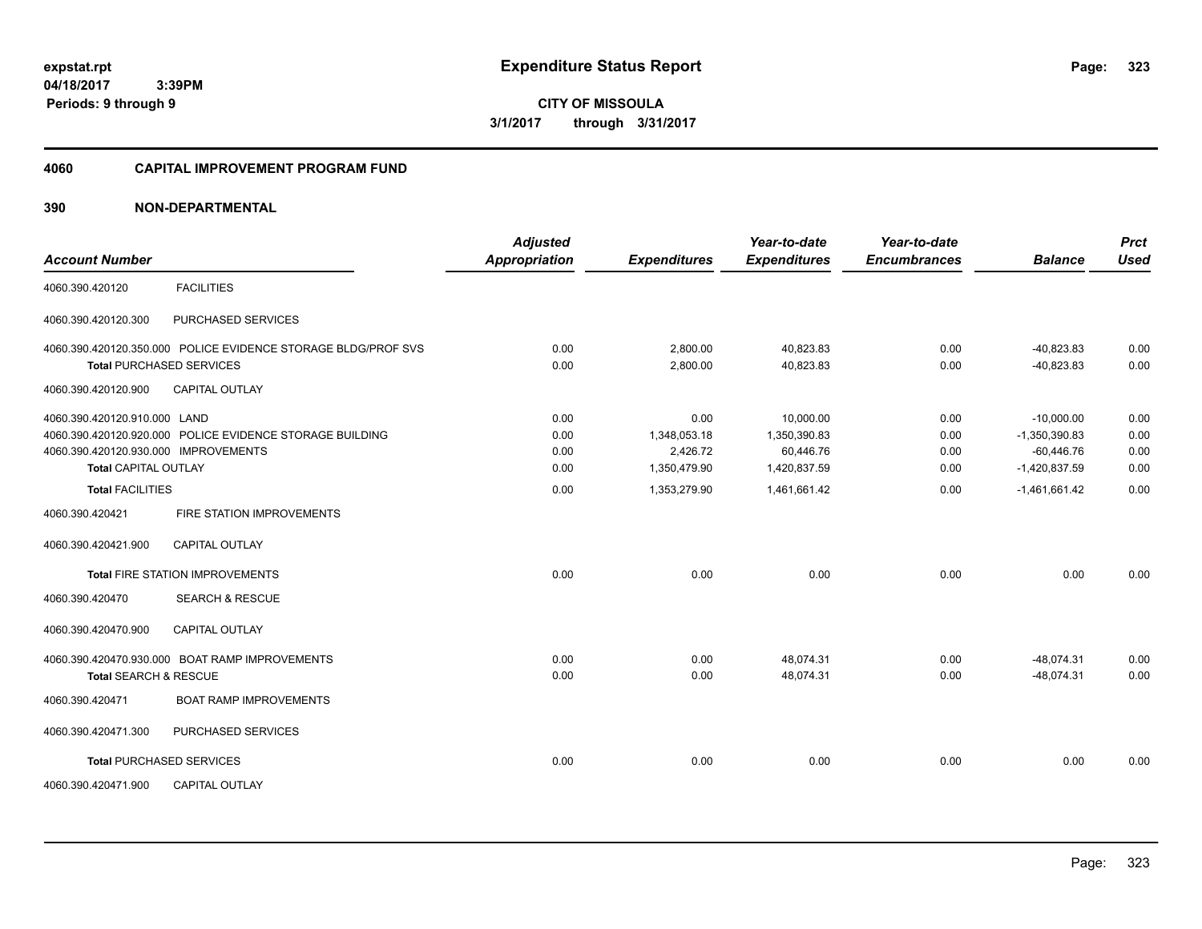**expstat.rpt**
**04/18/2017 3:39PM**
**Periods: 9 through 9**

# Expenditure Status Report

**CITY OF MISSOULA**
**3/1/2017 through 3/31/2017**

## 4060 CAPITAL IMPROVEMENT PROGRAM FUND

## 390 NON-DEPARTMENTAL

| Account Number | | Adjusted Appropriation | Expenditures | Year-to-date Expenditures | Year-to-date Encumbrances | Balance | Prct Used |
|---|---|---|---|---|---|---|---|
| 4060.390.420120 | FACILITIES | | | | | | |
| 4060.390.420120.300 | PURCHASED SERVICES | | | | | | |
| 4060.390.420120.350.000 | POLICE EVIDENCE STORAGE BLDG/PROF SVS | 0.00 | 2,800.00 | 40,823.83 | 0.00 | -40,823.83 | 0.00 |
| **Total** PURCHASED SERVICES | | 0.00 | 2,800.00 | 40,823.83 | 0.00 | -40,823.83 | 0.00 |
| 4060.390.420120.900 | CAPITAL OUTLAY | | | | | | |
| 4060.390.420120.910.000 | LAND | 0.00 | 0.00 | 10,000.00 | 0.00 | -10,000.00 | 0.00 |
| 4060.390.420120.920.000 | POLICE EVIDENCE STORAGE BUILDING | 0.00 | 1,348,053.18 | 1,350,390.83 | 0.00 | -1,350,390.83 | 0.00 |
| 4060.390.420120.930.000 | IMPROVEMENTS | 0.00 | 2,426.72 | 60,446.76 | 0.00 | -60,446.76 | 0.00 |
| **Total** CAPITAL OUTLAY | | 0.00 | 1,350,479.90 | 1,420,837.59 | 0.00 | -1,420,837.59 | 0.00 |
| **Total** FACILITIES | | 0.00 | 1,353,279.90 | 1,461,661.42 | 0.00 | -1,461,661.42 | 0.00 |
| 4060.390.420421 | FIRE STATION IMPROVEMENTS | | | | | | |
| 4060.390.420421.900 | CAPITAL OUTLAY | | | | | | |
| **Total** FIRE STATION IMPROVEMENTS | | 0.00 | 0.00 | 0.00 | 0.00 | 0.00 | 0.00 |
| 4060.390.420470 | SEARCH & RESCUE | | | | | | |
| 4060.390.420470.900 | CAPITAL OUTLAY | | | | | | |
| 4060.390.420470.930.000 | BOAT RAMP IMPROVEMENTS | 0.00 | 0.00 | 48,074.31 | 0.00 | -48,074.31 | 0.00 |
| **Total** SEARCH & RESCUE | | 0.00 | 0.00 | 48,074.31 | 0.00 | -48,074.31 | 0.00 |
| 4060.390.420471 | BOAT RAMP IMPROVEMENTS | | | | | | |
| 4060.390.420471.300 | PURCHASED SERVICES | | | | | | |
| **Total** PURCHASED SERVICES | | 0.00 | 0.00 | 0.00 | 0.00 | 0.00 | 0.00 |
| 4060.390.420471.900 | CAPITAL OUTLAY | | | | | | |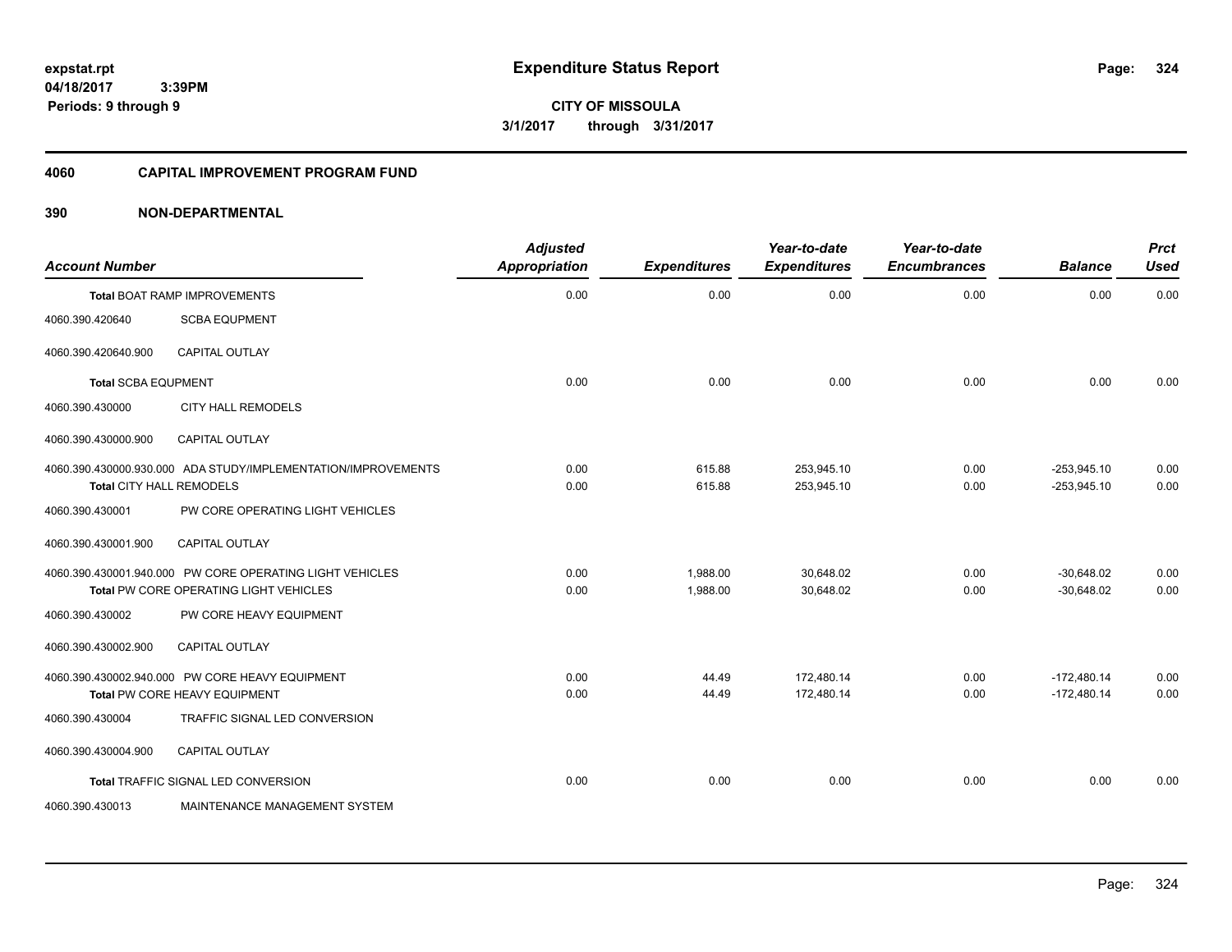**expstat.rpt**
**04/18/2017 3:39PM**
**Periods: 9 through 9**

# Expenditure Status Report

**CITY OF MISSOULA**
**3/1/2017 through 3/31/2017**

## 4060 CAPITAL IMPROVEMENT PROGRAM FUND

## 390 NON-DEPARTMENTAL

| Account Number | | Adjusted Appropriation | Expenditures | Year-to-date Expenditures | Year-to-date Encumbrances | Balance | Prct Used |
|---|---|---|---|---|---|---|---|
| **Total** BOAT RAMP IMPROVEMENTS | | 0.00 | 0.00 | 0.00 | 0.00 | 0.00 | 0.00 |
| 4060.390.420640 | SCBA EQUPMENT | | | | | | |
| 4060.390.420640.900 | CAPITAL OUTLAY | | | | | | |
| **Total** SCBA EQUPMENT | | 0.00 | 0.00 | 0.00 | 0.00 | 0.00 | 0.00 |
| 4060.390.430000 | CITY HALL REMODELS | | | | | | |
| 4060.390.430000.900 | CAPITAL OUTLAY | | | | | | |
| 4060.390.430000.930.000 | ADA STUDY/IMPLEMENTATION/IMPROVEMENTS | 0.00 | 615.88 | 253,945.10 | 0.00 | -253,945.10 | 0.00 |
| **Total** CITY HALL REMODELS | | 0.00 | 615.88 | 253,945.10 | 0.00 | -253,945.10 | 0.00 |
| 4060.390.430001 | PW CORE OPERATING LIGHT VEHICLES | | | | | | |
| 4060.390.430001.900 | CAPITAL OUTLAY | | | | | | |
| 4060.390.430001.940.000 | PW CORE OPERATING LIGHT VEHICLES | 0.00 | 1,988.00 | 30,648.02 | 0.00 | -30,648.02 | 0.00 |
| **Total** PW CORE OPERATING LIGHT VEHICLES | | 0.00 | 1,988.00 | 30,648.02 | 0.00 | -30,648.02 | 0.00 |
| 4060.390.430002 | PW CORE HEAVY EQUIPMENT | | | | | | |
| 4060.390.430002.900 | CAPITAL OUTLAY | | | | | | |
| 4060.390.430002.940.000 | PW CORE HEAVY EQUIPMENT | 0.00 | 44.49 | 172,480.14 | 0.00 | -172,480.14 | 0.00 |
| **Total** PW CORE HEAVY EQUIPMENT | | 0.00 | 44.49 | 172,480.14 | 0.00 | -172,480.14 | 0.00 |
| 4060.390.430004 | TRAFFIC SIGNAL LED CONVERSION | | | | | | |
| 4060.390.430004.900 | CAPITAL OUTLAY | | | | | | |
| **Total** TRAFFIC SIGNAL LED CONVERSION | | 0.00 | 0.00 | 0.00 | 0.00 | 0.00 | 0.00 |
| 4060.390.430013 | MAINTENANCE MANAGEMENT SYSTEM | | | | | | |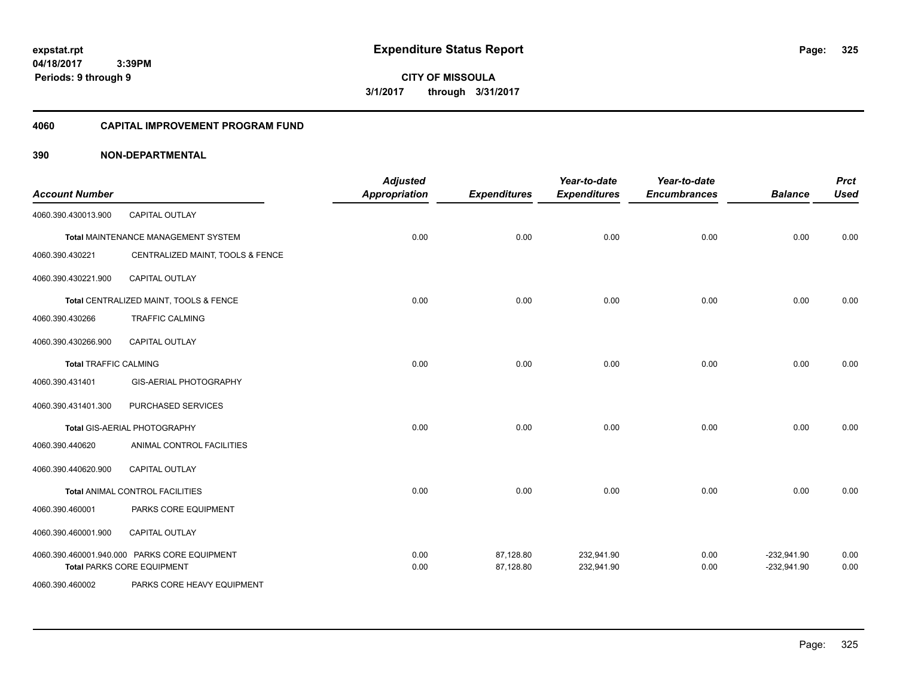expstat.rpt
04/18/2017 3:39PM
Periods: 9 through 9

# Expenditure Status Report

CITY OF MISSOULA
3/1/2017 through 3/31/2017

## 4060 CAPITAL IMPROVEMENT PROGRAM FUND

## 390 NON-DEPARTMENTAL

| Account Number | | Adjusted Appropriation | Expenditures | Year-to-date Expenditures | Year-to-date Encumbrances | Balance | Prct Used |
|---|---|---|---|---|---|---|---|
| 4060.390.430013.900 | CAPITAL OUTLAY | | | | | | |
| Total MAINTENANCE MANAGEMENT SYSTEM | | 0.00 | 0.00 | 0.00 | 0.00 | 0.00 | 0.00 |
| 4060.390.430221 | CENTRALIZED MAINT, TOOLS & FENCE | | | | | | |
| 4060.390.430221.900 | CAPITAL OUTLAY | | | | | | |
| Total CENTRALIZED MAINT, TOOLS & FENCE | | 0.00 | 0.00 | 0.00 | 0.00 | 0.00 | 0.00 |
| 4060.390.430266 | TRAFFIC CALMING | | | | | | |
| 4060.390.430266.900 | CAPITAL OUTLAY | | | | | | |
| Total TRAFFIC CALMING | | 0.00 | 0.00 | 0.00 | 0.00 | 0.00 | 0.00 |
| 4060.390.431401 | GIS-AERIAL PHOTOGRAPHY | | | | | | |
| 4060.390.431401.300 | PURCHASED SERVICES | | | | | | |
| Total GIS-AERIAL PHOTOGRAPHY | | 0.00 | 0.00 | 0.00 | 0.00 | 0.00 | 0.00 |
| 4060.390.440620 | ANIMAL CONTROL FACILITIES | | | | | | |
| 4060.390.440620.900 | CAPITAL OUTLAY | | | | | | |
| Total ANIMAL CONTROL FACILITIES | | 0.00 | 0.00 | 0.00 | 0.00 | 0.00 | 0.00 |
| 4060.390.460001 | PARKS CORE EQUIPMENT | | | | | | |
| 4060.390.460001.900 | CAPITAL OUTLAY | | | | | | |
| 4060.390.460001.940.000 | PARKS CORE EQUIPMENT | 0.00 | 87,128.80 | 232,941.90 | 0.00 | -232,941.90 | 0.00 |
| Total PARKS CORE EQUIPMENT | | 0.00 | 87,128.80 | 232,941.90 | 0.00 | -232,941.90 | 0.00 |
| 4060.390.460002 | PARKS CORE HEAVY EQUIPMENT | | | | | | |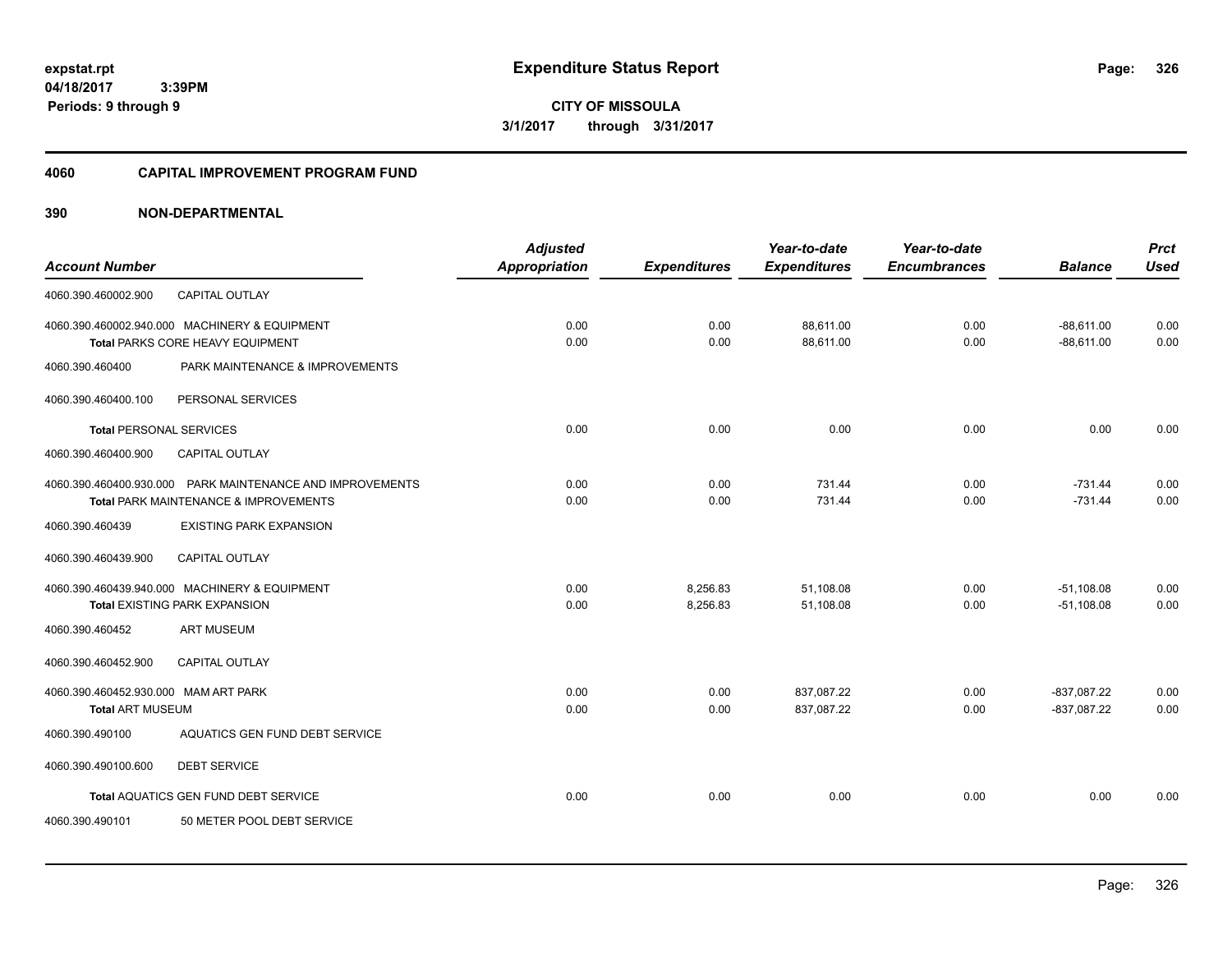**expstat.rpt**
**04/18/2017 3:39PM**
**Periods: 9 through 9**

# Expenditure Status Report

**CITY OF MISSOULA**
**3/1/2017 through 3/31/2017**

## 4060 CAPITAL IMPROVEMENT PROGRAM FUND

## 390 NON-DEPARTMENTAL

| Account Number | | Adjusted Appropriation | Expenditures | Year-to-date Expenditures | Year-to-date Encumbrances | Balance | Prct Used |
|---|---|---|---|---|---|---|---|
| 4060.390.460002.900 | CAPITAL OUTLAY | | | | | | |
| 4060.390.460002.940.000 | MACHINERY & EQUIPMENT | 0.00 | 0.00 | 88,611.00 | 0.00 | -88,611.00 | 0.00 |
| **Total** PARKS CORE HEAVY EQUIPMENT | | 0.00 | 0.00 | 88,611.00 | 0.00 | -88,611.00 | 0.00 |
| 4060.390.460400 | PARK MAINTENANCE & IMPROVEMENTS | | | | | | |
| 4060.390.460400.100 | PERSONAL SERVICES | | | | | | |
| **Total** PERSONAL SERVICES | | 0.00 | 0.00 | 0.00 | 0.00 | 0.00 | 0.00 |
| 4060.390.460400.900 | CAPITAL OUTLAY | | | | | | |
| 4060.390.460400.930.000 | PARK MAINTENANCE AND IMPROVEMENTS | 0.00 | 0.00 | 731.44 | 0.00 | -731.44 | 0.00 |
| **Total** PARK MAINTENANCE & IMPROVEMENTS | | 0.00 | 0.00 | 731.44 | 0.00 | -731.44 | 0.00 |
| 4060.390.460439 | EXISTING PARK EXPANSION | | | | | | |
| 4060.390.460439.900 | CAPITAL OUTLAY | | | | | | |
| 4060.390.460439.940.000 | MACHINERY & EQUIPMENT | 0.00 | 8,256.83 | 51,108.08 | 0.00 | -51,108.08 | 0.00 |
| **Total** EXISTING PARK EXPANSION | | 0.00 | 8,256.83 | 51,108.08 | 0.00 | -51,108.08 | 0.00 |
| 4060.390.460452 | ART MUSEUM | | | | | | |
| 4060.390.460452.900 | CAPITAL OUTLAY | | | | | | |
| 4060.390.460452.930.000 | MAM ART PARK | 0.00 | 0.00 | 837,087.22 | 0.00 | -837,087.22 | 0.00 |
| **Total** ART MUSEUM | | 0.00 | 0.00 | 837,087.22 | 0.00 | -837,087.22 | 0.00 |
| 4060.390.490100 | AQUATICS GEN FUND DEBT SERVICE | | | | | | |
| 4060.390.490100.600 | DEBT SERVICE | | | | | | |
| **Total** AQUATICS GEN FUND DEBT SERVICE | | 0.00 | 0.00 | 0.00 | 0.00 | 0.00 | 0.00 |
| 4060.390.490101 | 50 METER POOL DEBT SERVICE | | | | | | |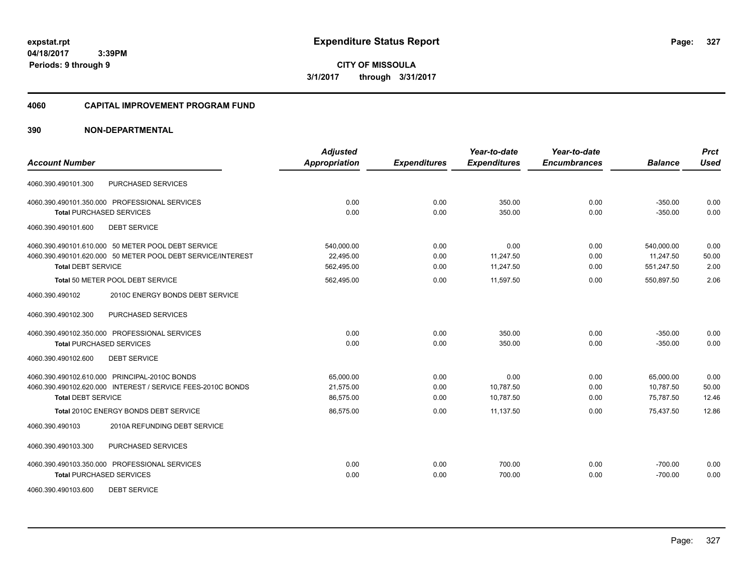**expstat.rpt**
**04/18/2017 3:39PM**
**Periods: 9 through 9**

# Expenditure Status Report

**CITY OF MISSOULA**
**3/1/2017 through 3/31/2017**

## 4060 CAPITAL IMPROVEMENT PROGRAM FUND

## 390 NON-DEPARTMENTAL

| Account Number | Adjusted Appropriation | Expenditures | Year-to-date Expenditures | Year-to-date Encumbrances | Balance | Prct Used |
|---|---|---|---|---|---|---|
| 4060.390.490101.300 PURCHASED SERVICES | | | | | | |
| 4060.390.490101.350.000 PROFESSIONAL SERVICES | 0.00 | 0.00 | 350.00 | 0.00 | -350.00 | 0.00 |
| **Total** PURCHASED SERVICES | 0.00 | 0.00 | 350.00 | 0.00 | -350.00 | 0.00 |
| 4060.390.490101.600 DEBT SERVICE | | | | | | |
| 4060.390.490101.610.000 50 METER POOL DEBT SERVICE | 540,000.00 | 0.00 | 0.00 | 0.00 | 540,000.00 | 0.00 |
| 4060.390.490101.620.000 50 METER POOL DEBT SERVICE/INTEREST | 22,495.00 | 0.00 | 11,247.50 | 0.00 | 11,247.50 | 50.00 |
| **Total** DEBT SERVICE | 562,495.00 | 0.00 | 11,247.50 | 0.00 | 551,247.50 | 2.00 |
| **Total** 50 METER POOL DEBT SERVICE | 562,495.00 | 0.00 | 11,597.50 | 0.00 | 550,897.50 | 2.06 |
| 4060.390.490102 2010C ENERGY BONDS DEBT SERVICE | | | | | | |
| 4060.390.490102.300 PURCHASED SERVICES | | | | | | |
| 4060.390.490102.350.000 PROFESSIONAL SERVICES | 0.00 | 0.00 | 350.00 | 0.00 | -350.00 | 0.00 |
| **Total** PURCHASED SERVICES | 0.00 | 0.00 | 350.00 | 0.00 | -350.00 | 0.00 |
| 4060.390.490102.600 DEBT SERVICE | | | | | | |
| 4060.390.490102.610.000 PRINCIPAL-2010C BONDS | 65,000.00 | 0.00 | 0.00 | 0.00 | 65,000.00 | 0.00 |
| 4060.390.490102.620.000 INTEREST / SERVICE FEES-2010C BONDS | 21,575.00 | 0.00 | 10,787.50 | 0.00 | 10,787.50 | 50.00 |
| **Total** DEBT SERVICE | 86,575.00 | 0.00 | 10,787.50 | 0.00 | 75,787.50 | 12.46 |
| **Total** 2010C ENERGY BONDS DEBT SERVICE | 86,575.00 | 0.00 | 11,137.50 | 0.00 | 75,437.50 | 12.86 |
| 4060.390.490103 2010A REFUNDING DEBT SERVICE | | | | | | |
| 4060.390.490103.300 PURCHASED SERVICES | | | | | | |
| 4060.390.490103.350.000 PROFESSIONAL SERVICES | 0.00 | 0.00 | 700.00 | 0.00 | -700.00 | 0.00 |
| **Total** PURCHASED SERVICES | 0.00 | 0.00 | 700.00 | 0.00 | -700.00 | 0.00 |
| 4060.390.490103.600 DEBT SERVICE | | | | | | |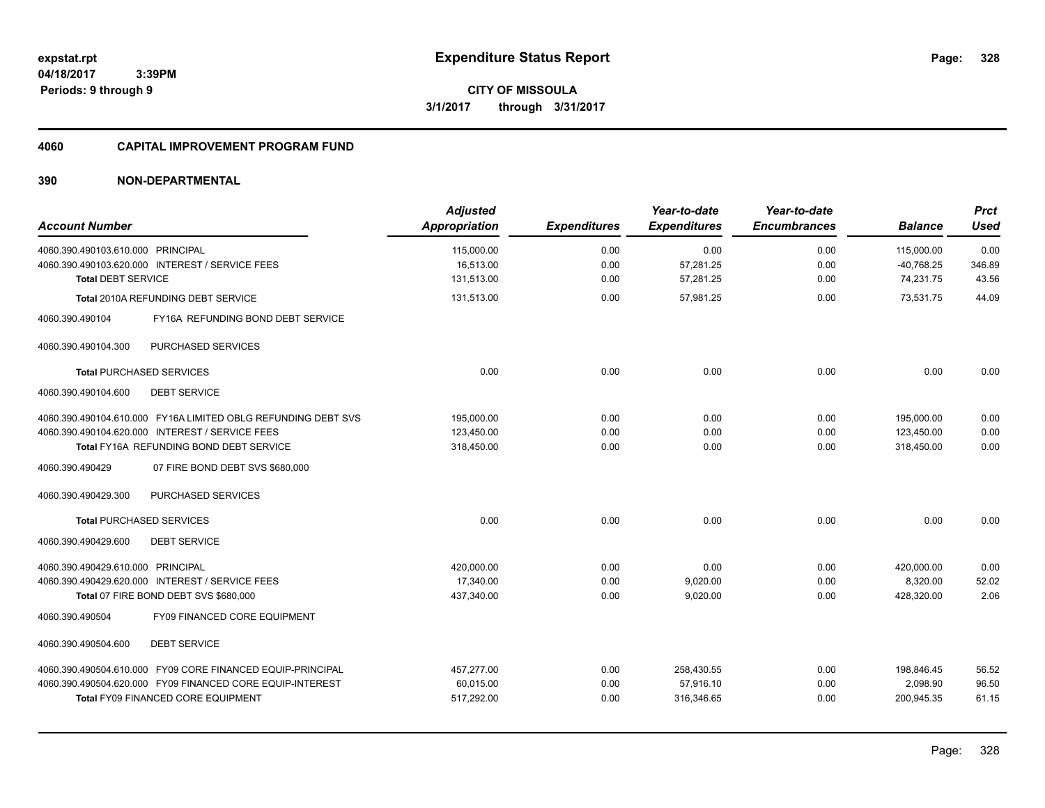**expstat.rpt**
**04/18/2017 3:39PM**
**Periods: 9 through 9**

# Expenditure Status Report

**CITY OF MISSOULA**
**3/1/2017 through 3/31/2017**

## 4060 CAPITAL IMPROVEMENT PROGRAM FUND

### 390 NON-DEPARTMENTAL

| Account Number | Adjusted Appropriation | Expenditures | Year-to-date Expenditures | Year-to-date Encumbrances | Balance | Prct Used |
|---|---|---|---|---|---|---|
| 4060.390.490103.610.000 PRINCIPAL | 115,000.00 | 0.00 | 0.00 | 0.00 | 115,000.00 | 0.00 |
| 4060.390.490103.620.000 INTEREST / SERVICE FEES | 16,513.00 | 0.00 | 57,281.25 | 0.00 | -40,768.25 | 346.89 |
| Total DEBT SERVICE | 131,513.00 | 0.00 | 57,281.25 | 0.00 | 74,231.75 | 43.56 |
| Total 2010A REFUNDING DEBT SERVICE | 131,513.00 | 0.00 | 57,981.25 | 0.00 | 73,531.75 | 44.09 |
| 4060.390.490104 FY16A REFUNDING BOND DEBT SERVICE | | | | | | |
| 4060.390.490104.300 PURCHASED SERVICES | | | | | | |
| Total PURCHASED SERVICES | 0.00 | 0.00 | 0.00 | 0.00 | 0.00 | 0.00 |
| 4060.390.490104.600 DEBT SERVICE | | | | | | |
| 4060.390.490104.610.000 FY16A LIMITED OBLG REFUNDING DEBT SVS | 195,000.00 | 0.00 | 0.00 | 0.00 | 195,000.00 | 0.00 |
| 4060.390.490104.620.000 INTEREST / SERVICE FEES | 123,450.00 | 0.00 | 0.00 | 0.00 | 123,450.00 | 0.00 |
| Total FY16A REFUNDING BOND DEBT SERVICE | 318,450.00 | 0.00 | 0.00 | 0.00 | 318,450.00 | 0.00 |
| 4060.390.490429 07 FIRE BOND DEBT SVS $680,000 | | | | | | |
| 4060.390.490429.300 PURCHASED SERVICES | | | | | | |
| Total PURCHASED SERVICES | 0.00 | 0.00 | 0.00 | 0.00 | 0.00 | 0.00 |
| 4060.390.490429.600 DEBT SERVICE | | | | | | |
| 4060.390.490429.610.000 PRINCIPAL | 420,000.00 | 0.00 | 0.00 | 0.00 | 420,000.00 | 0.00 |
| 4060.390.490429.620.000 INTEREST / SERVICE FEES | 17,340.00 | 0.00 | 9,020.00 | 0.00 | 8,320.00 | 52.02 |
| Total 07 FIRE BOND DEBT SVS $680,000 | 437,340.00 | 0.00 | 9,020.00 | 0.00 | 428,320.00 | 2.06 |
| 4060.390.490504 FY09 FINANCED CORE EQUIPMENT | | | | | | |
| 4060.390.490504.600 DEBT SERVICE | | | | | | |
| 4060.390.490504.610.000 FY09 CORE FINANCED EQUIP-PRINCIPAL | 457,277.00 | 0.00 | 258,430.55 | 0.00 | 198,846.45 | 56.52 |
| 4060.390.490504.620.000 FY09 FINANCED CORE EQUIP-INTEREST | 60,015.00 | 0.00 | 57,916.10 | 0.00 | 2,098.90 | 96.50 |
| Total FY09 FINANCED CORE EQUIPMENT | 517,292.00 | 0.00 | 316,346.65 | 0.00 | 200,945.35 | 61.15 |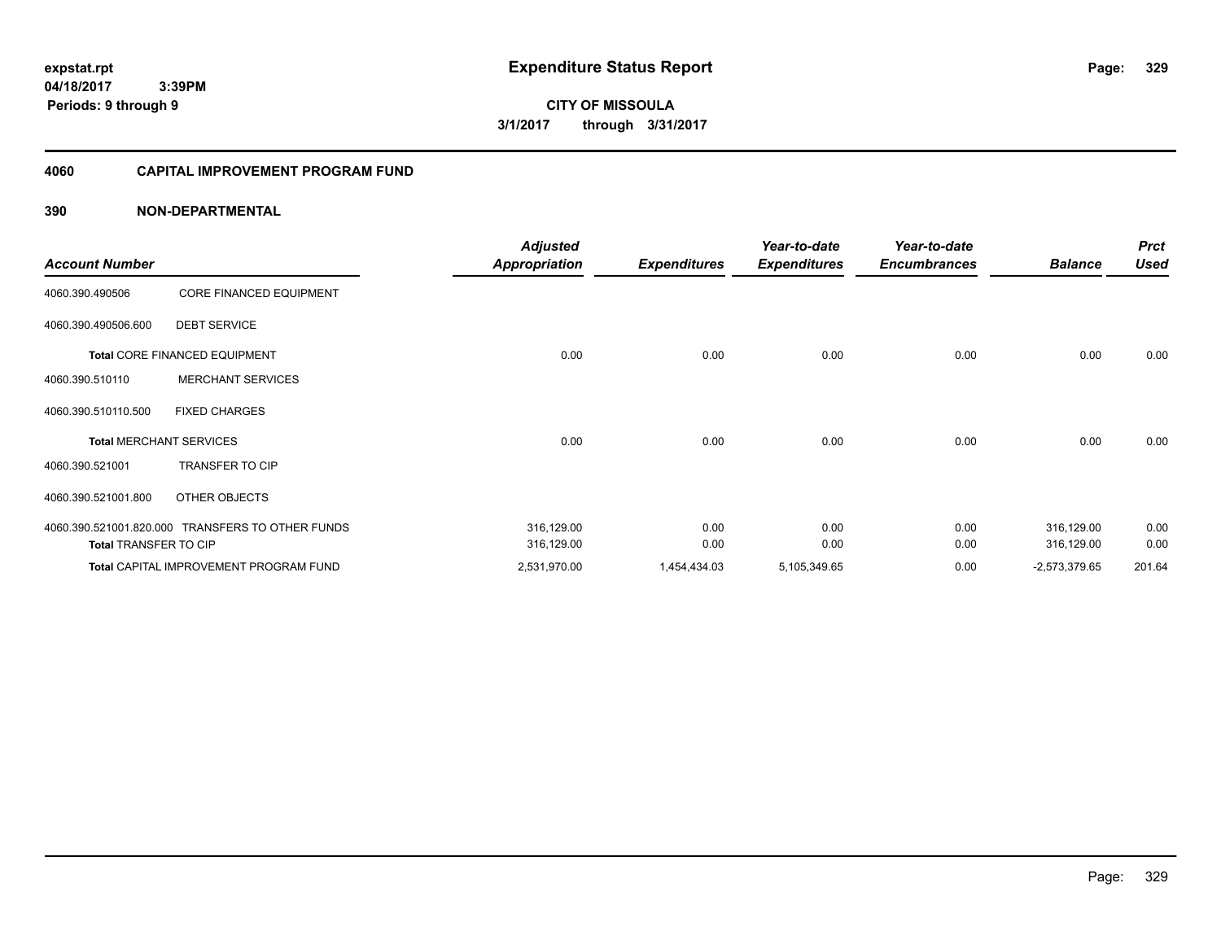**expstat.rpt**
**04/18/2017 3:39PM**
**Periods: 9 through 9**

# Expenditure Status Report

**CITY OF MISSOULA**
**3/1/2017 through 3/31/2017**

## 4060 CAPITAL IMPROVEMENT PROGRAM FUND

### 390 NON-DEPARTMENTAL

| Account Number | | Adjusted Appropriation | Expenditures | Year-to-date Expenditures | Year-to-date Encumbrances | Balance | Prct Used |
|---|---|---|---|---|---|---|---|
| 4060.390.490506 | CORE FINANCED EQUIPMENT | | | | | | |
| 4060.390.490506.600 | DEBT SERVICE | | | | | | |
| **Total** CORE FINANCED EQUIPMENT | | 0.00 | 0.00 | 0.00 | 0.00 | 0.00 | 0.00 |
| 4060.390.510110 | MERCHANT SERVICES | | | | | | |
| 4060.390.510110.500 | FIXED CHARGES | | | | | | |
| **Total** MERCHANT SERVICES | | 0.00 | 0.00 | 0.00 | 0.00 | 0.00 | 0.00 |
| 4060.390.521001 | TRANSFER TO CIP | | | | | | |
| 4060.390.521001.800 | OTHER OBJECTS | | | | | | |
| 4060.390.521001.820.000 | TRANSFERS TO OTHER FUNDS | 316,129.00 | 0.00 | 0.00 | 0.00 | 316,129.00 | 0.00 |
| **Total** TRANSFER TO CIP | | 316,129.00 | 0.00 | 0.00 | 0.00 | 316,129.00 | 0.00 |
| **Total** CAPITAL IMPROVEMENT PROGRAM FUND | | 2,531,970.00 | 1,454,434.03 | 5,105,349.65 | 0.00 | -2,573,379.65 | 201.64 |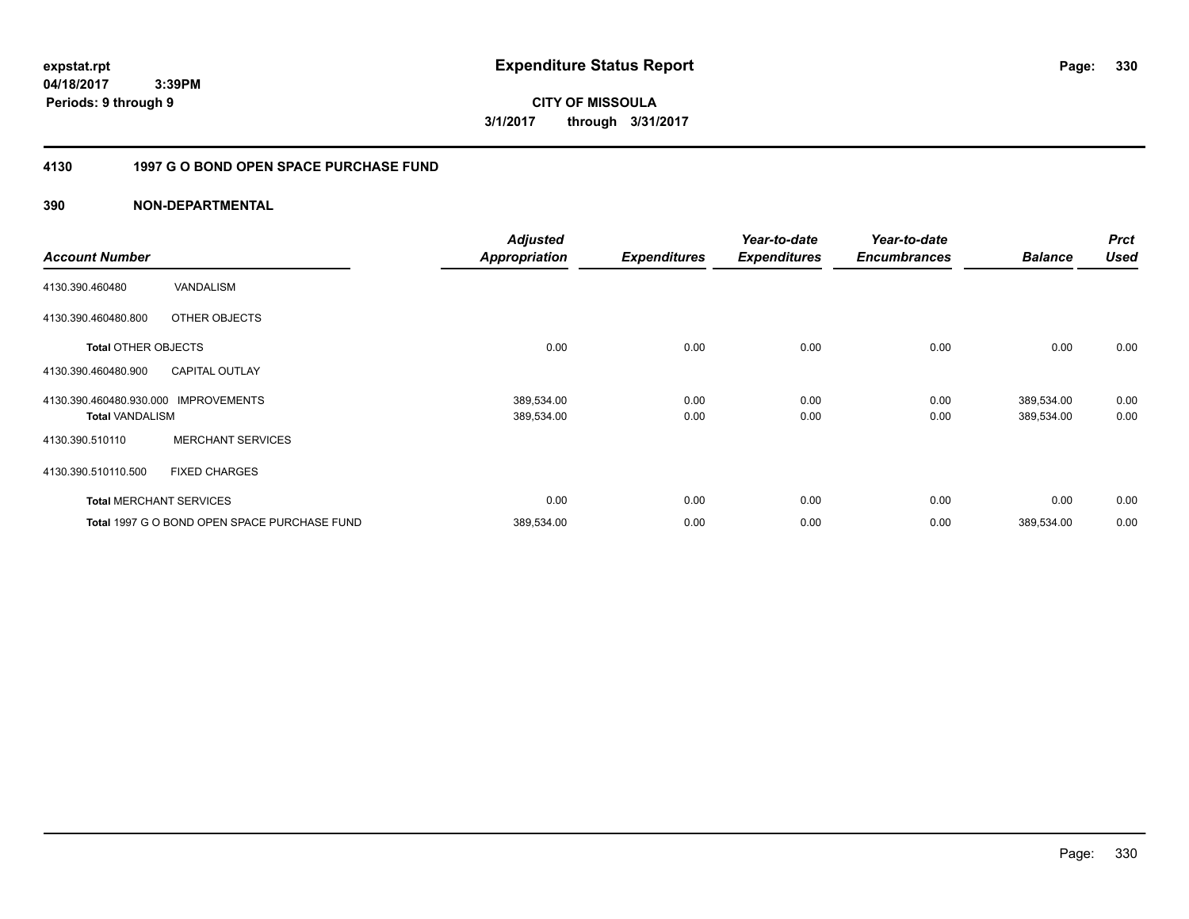**expstat.rpt**
**04/18/2017 3:39PM**
**Periods: 9 through 9**

# Expenditure Status Report

**CITY OF MISSOULA**
**3/1/2017 through 3/31/2017**

## 4130 1997 G O BOND OPEN SPACE PURCHASE FUND

### 390 NON-DEPARTMENTAL

| Account Number | | Adjusted Appropriation | Expenditures | Year-to-date Expenditures | Year-to-date Encumbrances | Balance | Prct Used |
|---|---|---|---|---|---|---|---|
| 4130.390.460480 | VANDALISM | | | | | | |
| 4130.390.460480.800 | OTHER OBJECTS | | | | | | |
| **Total** OTHER OBJECTS | | 0.00 | 0.00 | 0.00 | 0.00 | 0.00 | 0.00 |
| 4130.390.460480.900 | CAPITAL OUTLAY | | | | | | |
| 4130.390.460480.930.000 | IMPROVEMENTS | 389,534.00 | 0.00 | 0.00 | 0.00 | 389,534.00 | 0.00 |
| **Total** VANDALISM | | 389,534.00 | 0.00 | 0.00 | 0.00 | 389,534.00 | 0.00 |
| 4130.390.510110 | MERCHANT SERVICES | | | | | | |
| 4130.390.510110.500 | FIXED CHARGES | | | | | | |
| **Total** MERCHANT SERVICES | | 0.00 | 0.00 | 0.00 | 0.00 | 0.00 | 0.00 |
| **Total** 1997 G O BOND OPEN SPACE PURCHASE FUND | | 389,534.00 | 0.00 | 0.00 | 0.00 | 389,534.00 | 0.00 |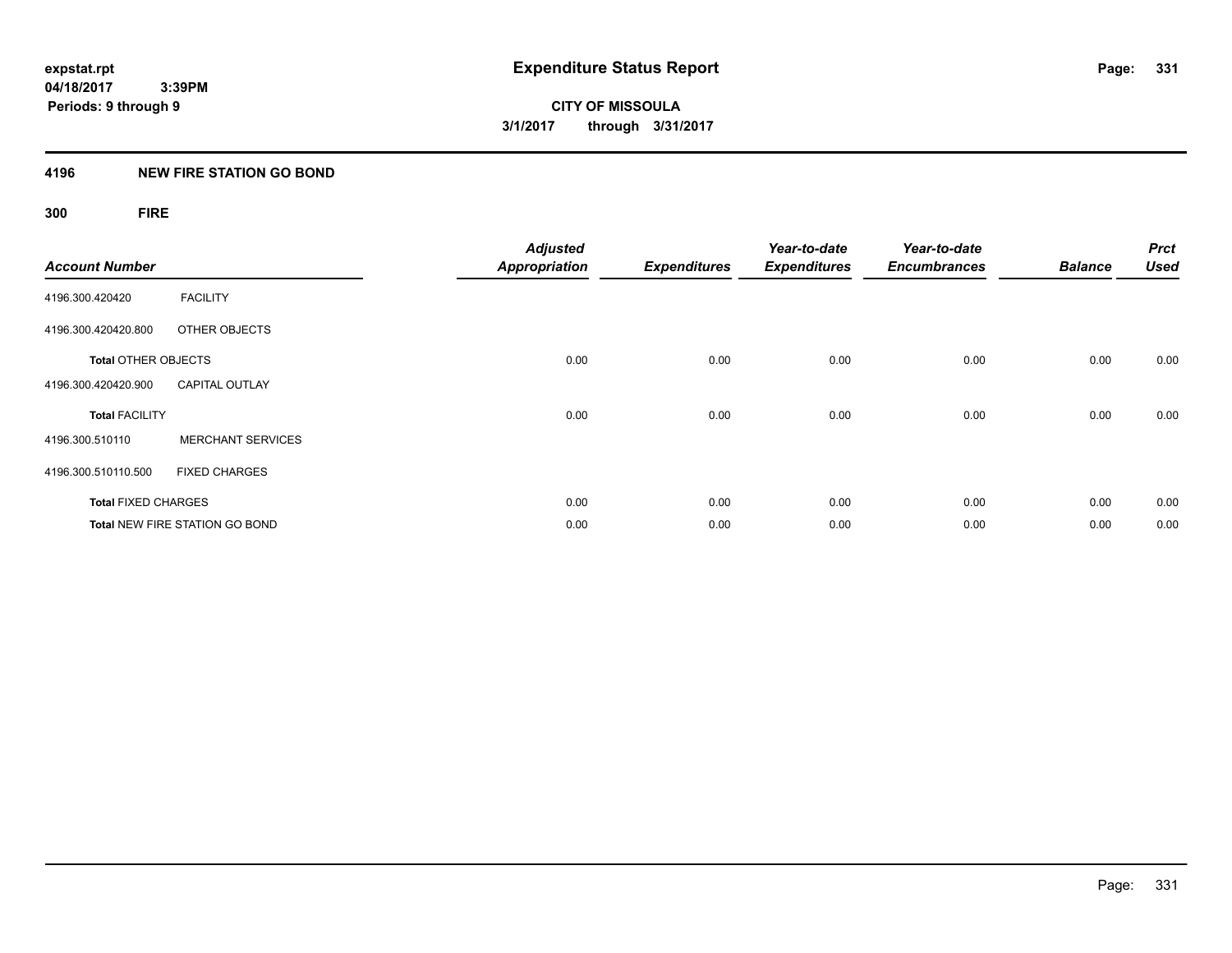# Expenditure Status Report

expstat.rpt
04/18/2017 3:39PM
Periods: 9 through 9

**CITY OF MISSOULA**
**3/1/2017 through 3/31/2017**

## 4196 NEW FIRE STATION GO BOND

### 300 FIRE

| Account Number | | Adjusted Appropriation | Expenditures | Year-to-date Expenditures | Year-to-date Encumbrances | Balance | Prct Used |
|---|---|---|---|---|---|---|---|
| 4196.300.420420 | FACILITY | | | | | | |
| 4196.300.420420.800 | OTHER OBJECTS | | | | | | |
| **Total** OTHER OBJECTS | | 0.00 | 0.00 | 0.00 | 0.00 | 0.00 | 0.00 |
| 4196.300.420420.900 | CAPITAL OUTLAY | | | | | | |
| **Total** FACILITY | | 0.00 | 0.00 | 0.00 | 0.00 | 0.00 | 0.00 |
| 4196.300.510110 | MERCHANT SERVICES | | | | | | |
| 4196.300.510110.500 | FIXED CHARGES | | | | | | |
| **Total** FIXED CHARGES | | 0.00 | 0.00 | 0.00 | 0.00 | 0.00 | 0.00 |
| **Total** NEW FIRE STATION GO BOND | | 0.00 | 0.00 | 0.00 | 0.00 | 0.00 | 0.00 |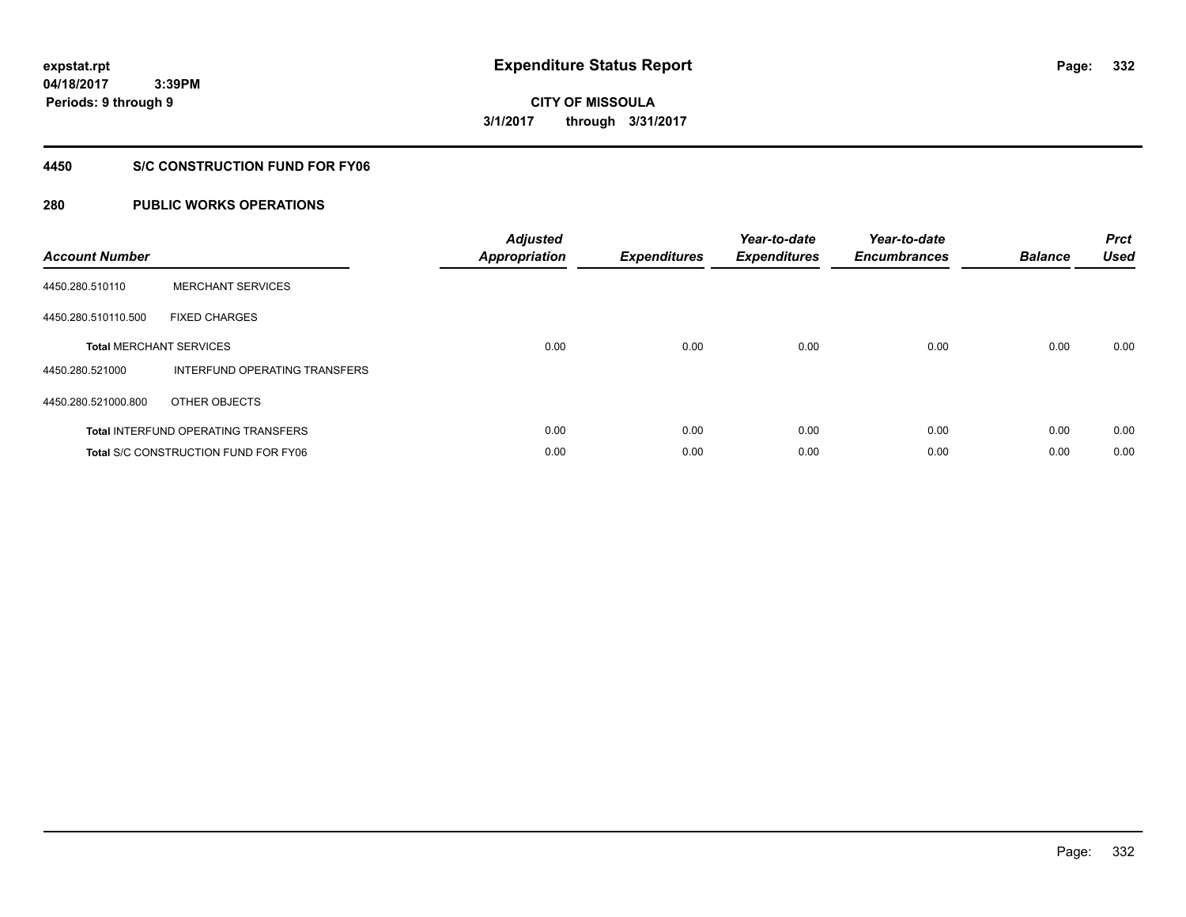**expstat.rpt**
**04/18/2017 3:39PM**
**Periods: 9 through 9**

# Expenditure Status Report

**CITY OF MISSOULA**
**3/1/2017 through 3/31/2017**

## 4450 S/C CONSTRUCTION FUND FOR FY06

## 280 PUBLIC WORKS OPERATIONS

| Account Number | | Adjusted Appropriation | Expenditures | Year-to-date Expenditures | Year-to-date Encumbrances | Balance | Prct Used |
|---|---|---|---|---|---|---|---|
| 4450.280.510110 | MERCHANT SERVICES | | | | | | |
| 4450.280.510110.500 | FIXED CHARGES | | | | | | |
| **Total** MERCHANT SERVICES | | 0.00 | 0.00 | 0.00 | 0.00 | 0.00 | 0.00 |
| 4450.280.521000 | INTERFUND OPERATING TRANSFERS | | | | | | |
| 4450.280.521000.800 | OTHER OBJECTS | | | | | | |
| **Total** INTERFUND OPERATING TRANSFERS | | 0.00 | 0.00 | 0.00 | 0.00 | 0.00 | 0.00 |
| **Total** S/C CONSTRUCTION FUND FOR FY06 | | 0.00 | 0.00 | 0.00 | 0.00 | 0.00 | 0.00 |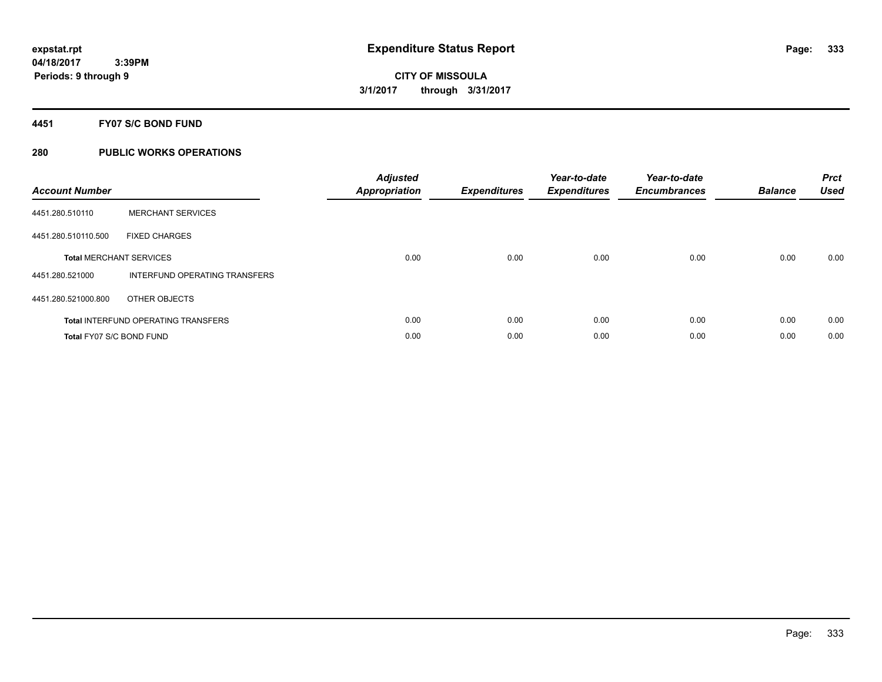**expstat.rpt**
**04/18/2017 3:39PM**
**Periods: 9 through 9**

# Expenditure Status Report

**CITY OF MISSOULA**
**3/1/2017 through 3/31/2017**

## 4451 FY07 S/C BOND FUND

## 280 PUBLIC WORKS OPERATIONS

| Account Number | | Adjusted Appropriation | Expenditures | Year-to-date Expenditures | Year-to-date Encumbrances | Balance | Prct Used |
|---|---|---|---|---|---|---|---|
| 4451.280.510110 | MERCHANT SERVICES | | | | | | |
| 4451.280.510110.500 | FIXED CHARGES | | | | | | |
| **Total** MERCHANT SERVICES | | 0.00 | 0.00 | 0.00 | 0.00 | 0.00 | 0.00 |
| 4451.280.521000 | INTERFUND OPERATING TRANSFERS | | | | | | |
| 4451.280.521000.800 | OTHER OBJECTS | | | | | | |
| **Total** INTERFUND OPERATING TRANSFERS | | 0.00 | 0.00 | 0.00 | 0.00 | 0.00 | 0.00 |
| **Total** FY07 S/C BOND FUND | | 0.00 | 0.00 | 0.00 | 0.00 | 0.00 | 0.00 |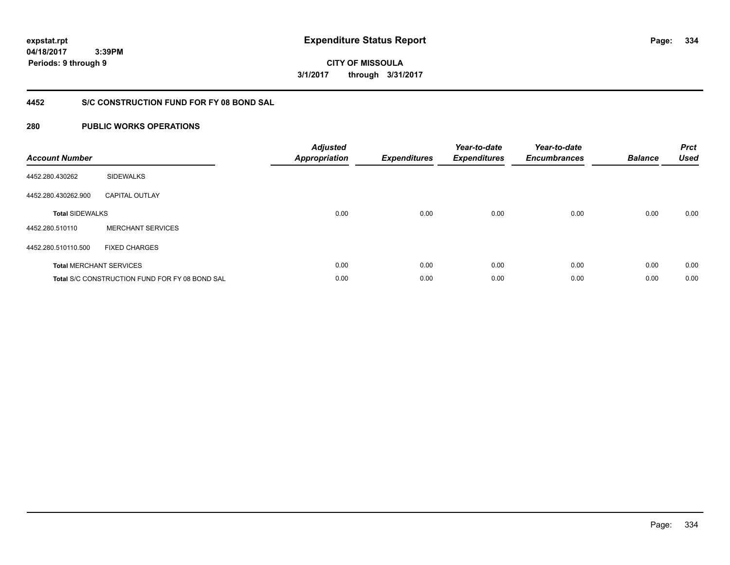**expstat.rpt**
**04/18/2017 3:39PM**
**Periods: 9 through 9**

# Expenditure Status Report

**CITY OF MISSOULA**
**3/1/2017 through 3/31/2017**

## 4452 S/C CONSTRUCTION FUND FOR FY 08 BOND SAL

## 280 PUBLIC WORKS OPERATIONS

| Account Number | | Adjusted Appropriation | Expenditures | Year-to-date Expenditures | Year-to-date Encumbrances | Balance | Prct Used |
|---|---|---|---|---|---|---|---|
| 4452.280.430262 | SIDEWALKS | | | | | | |
| 4452.280.430262.900 | CAPITAL OUTLAY | | | | | | |
| **Total** SIDEWALKS | | 0.00 | 0.00 | 0.00 | 0.00 | 0.00 | 0.00 |
| 4452.280.510110 | MERCHANT SERVICES | | | | | | |
| 4452.280.510110.500 | FIXED CHARGES | | | | | | |
| **Total** MERCHANT SERVICES | | 0.00 | 0.00 | 0.00 | 0.00 | 0.00 | 0.00 |
| **Total** S/C CONSTRUCTION FUND FOR FY 08 BOND SAL | | 0.00 | 0.00 | 0.00 | 0.00 | 0.00 | 0.00 |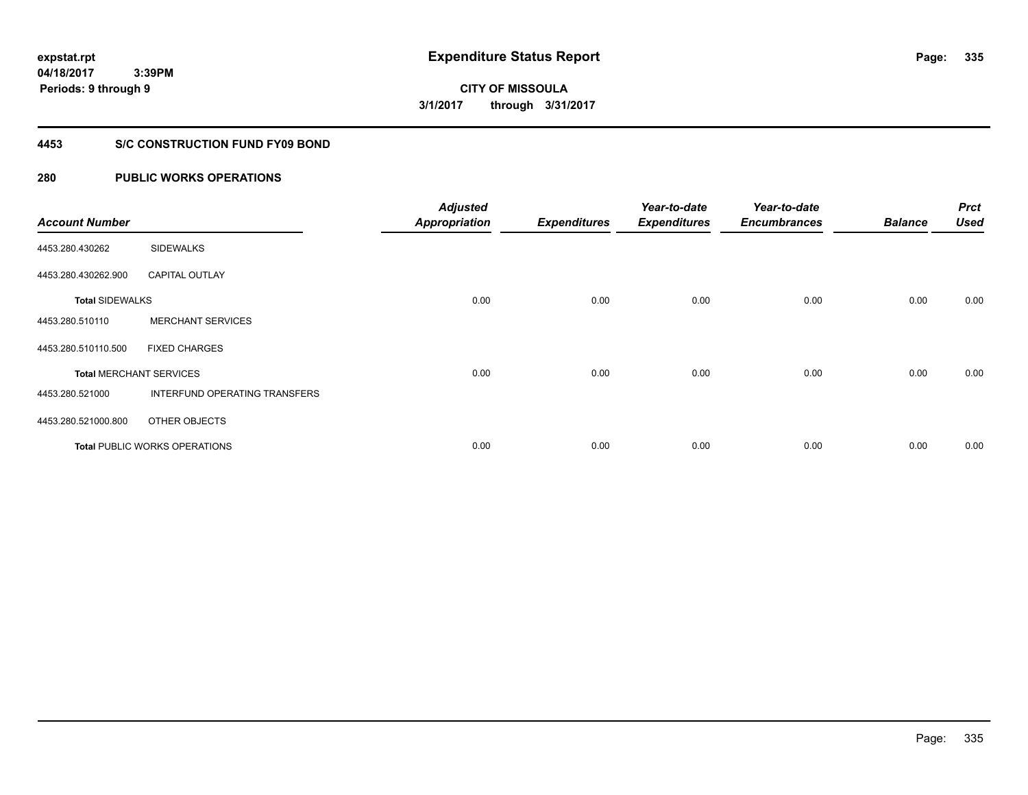# Expenditure Status Report

expstat.rpt
04/18/2017 3:39PM
Periods: 9 through 9

**CITY OF MISSOULA**
**3/1/2017 through 3/31/2017**

## 4453 S/C CONSTRUCTION FUND FY09 BOND

### 280 PUBLIC WORKS OPERATIONS

| Account Number | | Adjusted Appropriation | Expenditures | Year-to-date Expenditures | Year-to-date Encumbrances | Balance | Prct Used |
|---|---|---|---|---|---|---|---|
| 4453.280.430262 | SIDEWALKS | | | | | | |
| 4453.280.430262.900 | CAPITAL OUTLAY | | | | | | |
| **Total** SIDEWALKS | | 0.00 | 0.00 | 0.00 | 0.00 | 0.00 | 0.00 |
| 4453.280.510110 | MERCHANT SERVICES | | | | | | |
| 4453.280.510110.500 | FIXED CHARGES | | | | | | |
| **Total** MERCHANT SERVICES | | 0.00 | 0.00 | 0.00 | 0.00 | 0.00 | 0.00 |
| 4453.280.521000 | INTERFUND OPERATING TRANSFERS | | | | | | |
| 4453.280.521000.800 | OTHER OBJECTS | | | | | | |
| **Total** PUBLIC WORKS OPERATIONS | | 0.00 | 0.00 | 0.00 | 0.00 | 0.00 | 0.00 |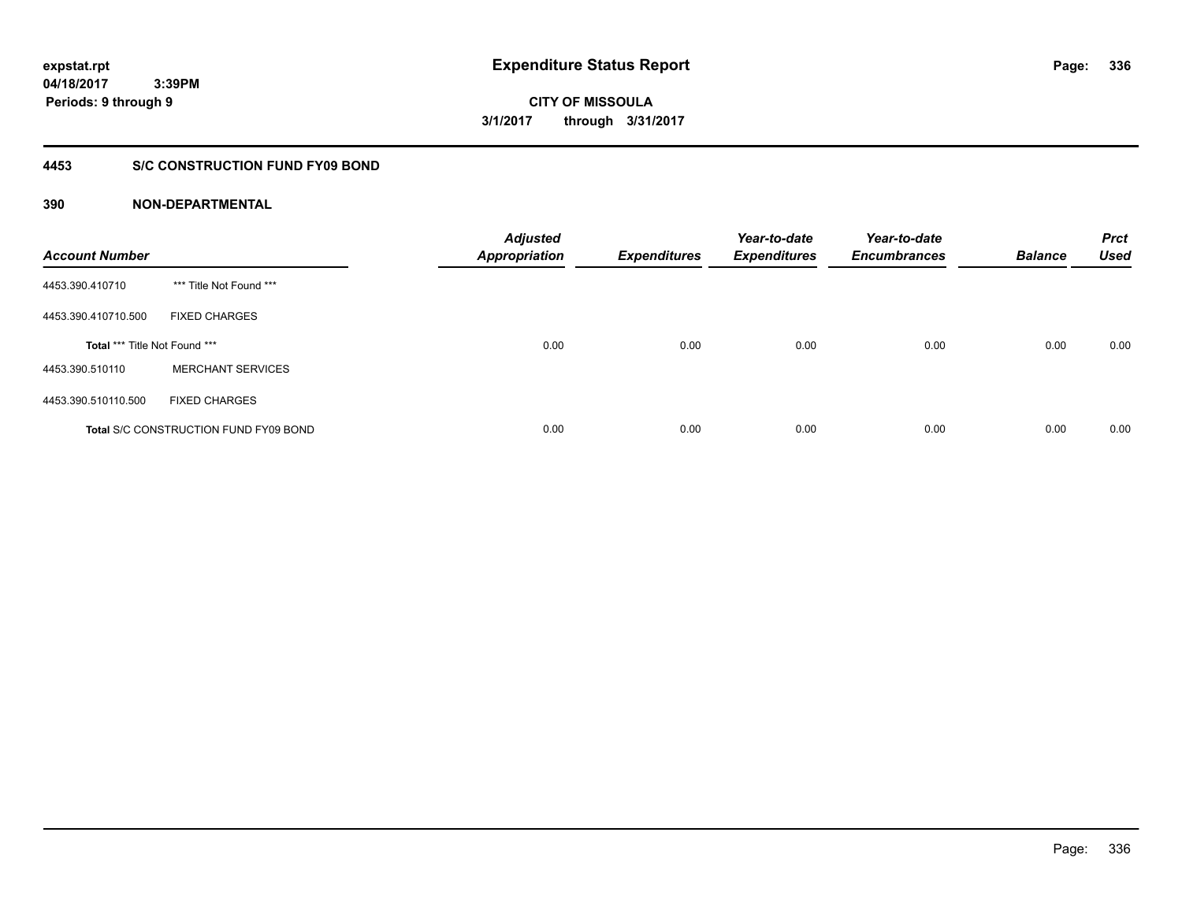# Expenditure Status Report

expstat.rpt
04/18/2017 3:39PM
Periods: 9 through 9

**CITY OF MISSOULA**
**3/1/2017 through 3/31/2017**

## 4453 S/C CONSTRUCTION FUND FY09 BOND

### 390 NON-DEPARTMENTAL

| Account Number | | Adjusted Appropriation | Expenditures | Year-to-date Expenditures | Year-to-date Encumbrances | Balance | Prct Used |
|---|---|---|---|---|---|---|---|
| 4453.390.410710 | *** Title Not Found *** | | | | | | |
| 4453.390.410710.500 | FIXED CHARGES | | | | | | |
| Total *** Title Not Found *** | | 0.00 | 0.00 | 0.00 | 0.00 | 0.00 | 0.00 |
| 4453.390.510110 | MERCHANT SERVICES | | | | | | |
| 4453.390.510110.500 | FIXED CHARGES | | | | | | |
| Total S/C CONSTRUCTION FUND FY09 BOND | | 0.00 | 0.00 | 0.00 | 0.00 | 0.00 | 0.00 |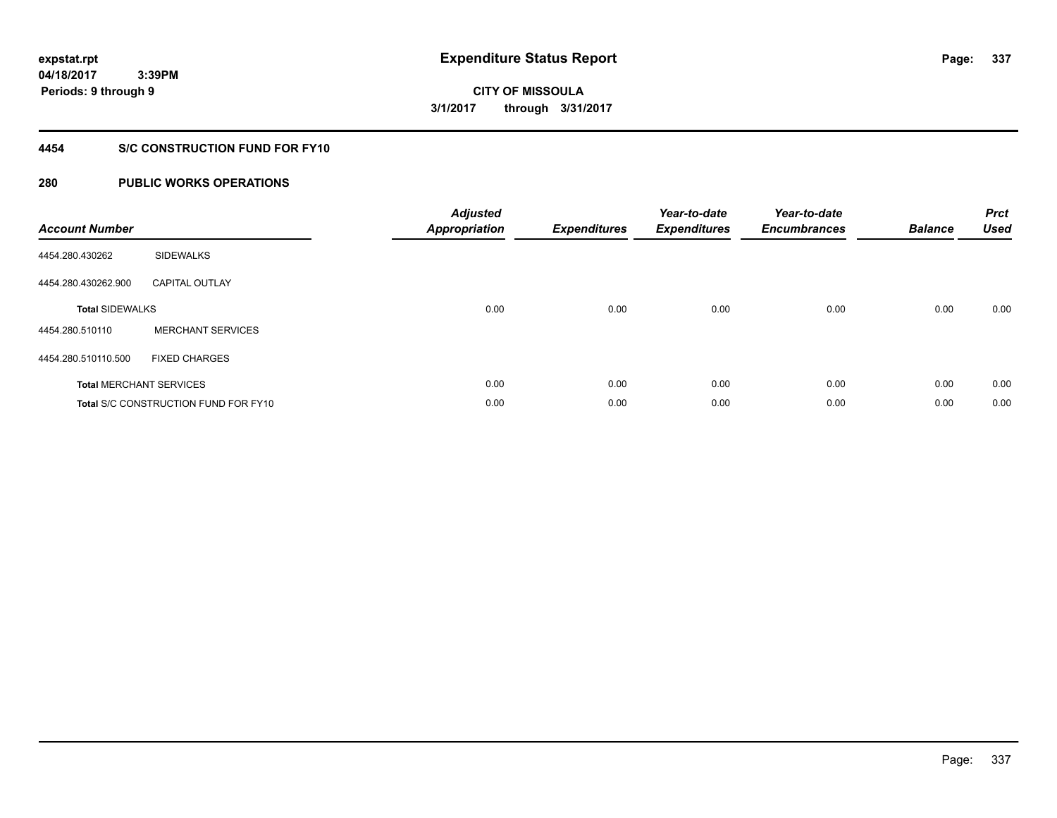**expstat.rpt**
**04/18/2017 3:39PM**
**Periods: 9 through 9**

# Expenditure Status Report

**CITY OF MISSOULA**
**3/1/2017 through 3/31/2017**

## 4454 S/C CONSTRUCTION FUND FOR FY10

## 280 PUBLIC WORKS OPERATIONS

| Account Number | | Adjusted Appropriation | Expenditures | Year-to-date Expenditures | Year-to-date Encumbrances | Balance | Prct Used |
|---|---|---|---|---|---|---|---|
| 4454.280.430262 | SIDEWALKS | | | | | | |
| 4454.280.430262.900 | CAPITAL OUTLAY | | | | | | |
| **Total** SIDEWALKS | | 0.00 | 0.00 | 0.00 | 0.00 | 0.00 | 0.00 |
| 4454.280.510110 | MERCHANT SERVICES | | | | | | |
| 4454.280.510110.500 | FIXED CHARGES | | | | | | |
| **Total** MERCHANT SERVICES | | 0.00 | 0.00 | 0.00 | 0.00 | 0.00 | 0.00 |
| **Total** S/C CONSTRUCTION FUND FOR FY10 | | 0.00 | 0.00 | 0.00 | 0.00 | 0.00 | 0.00 |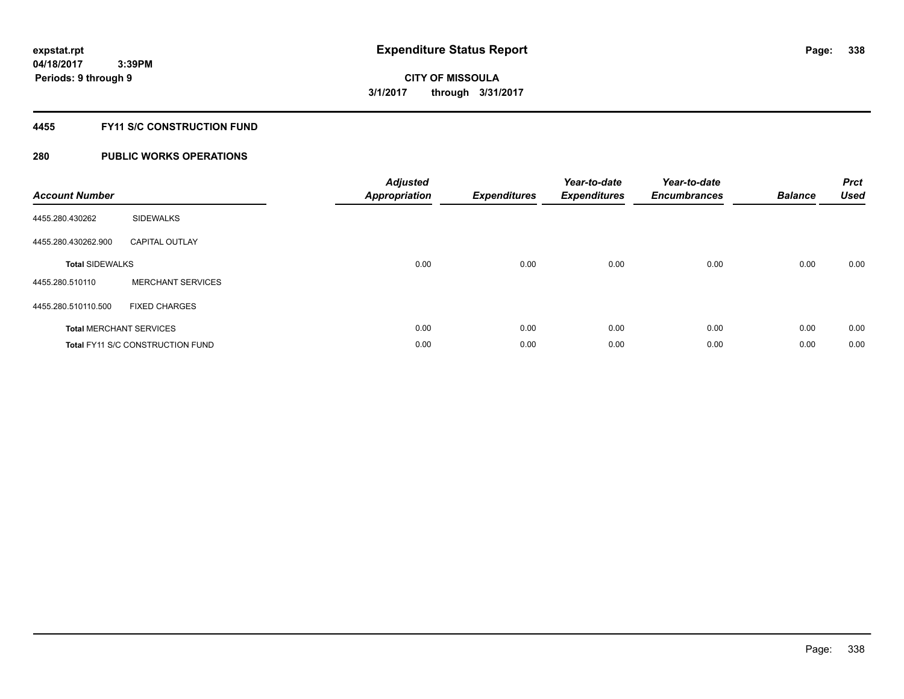expstat.rpt
04/18/2017 3:39PM
Periods: 9 through 9

# Expenditure Status Report

CITY OF MISSOULA
3/1/2017 through 3/31/2017

## 4455 FY11 S/C CONSTRUCTION FUND

## 280 PUBLIC WORKS OPERATIONS

| Account Number | | Adjusted Appropriation | Expenditures | Year-to-date Expenditures | Year-to-date Encumbrances | Balance | Prct Used |
|---|---|---|---|---|---|---|---|
| 4455.280.430262 | SIDEWALKS | | | | | | |
| 4455.280.430262.900 | CAPITAL OUTLAY | | | | | | |
| **Total** SIDEWALKS | | 0.00 | 0.00 | 0.00 | 0.00 | 0.00 | 0.00 |
| 4455.280.510110 | MERCHANT SERVICES | | | | | | |
| 4455.280.510110.500 | FIXED CHARGES | | | | | | |
| **Total** MERCHANT SERVICES | | 0.00 | 0.00 | 0.00 | 0.00 | 0.00 | 0.00 |
| **Total** FY11 S/C CONSTRUCTION FUND | | 0.00 | 0.00 | 0.00 | 0.00 | 0.00 | 0.00 |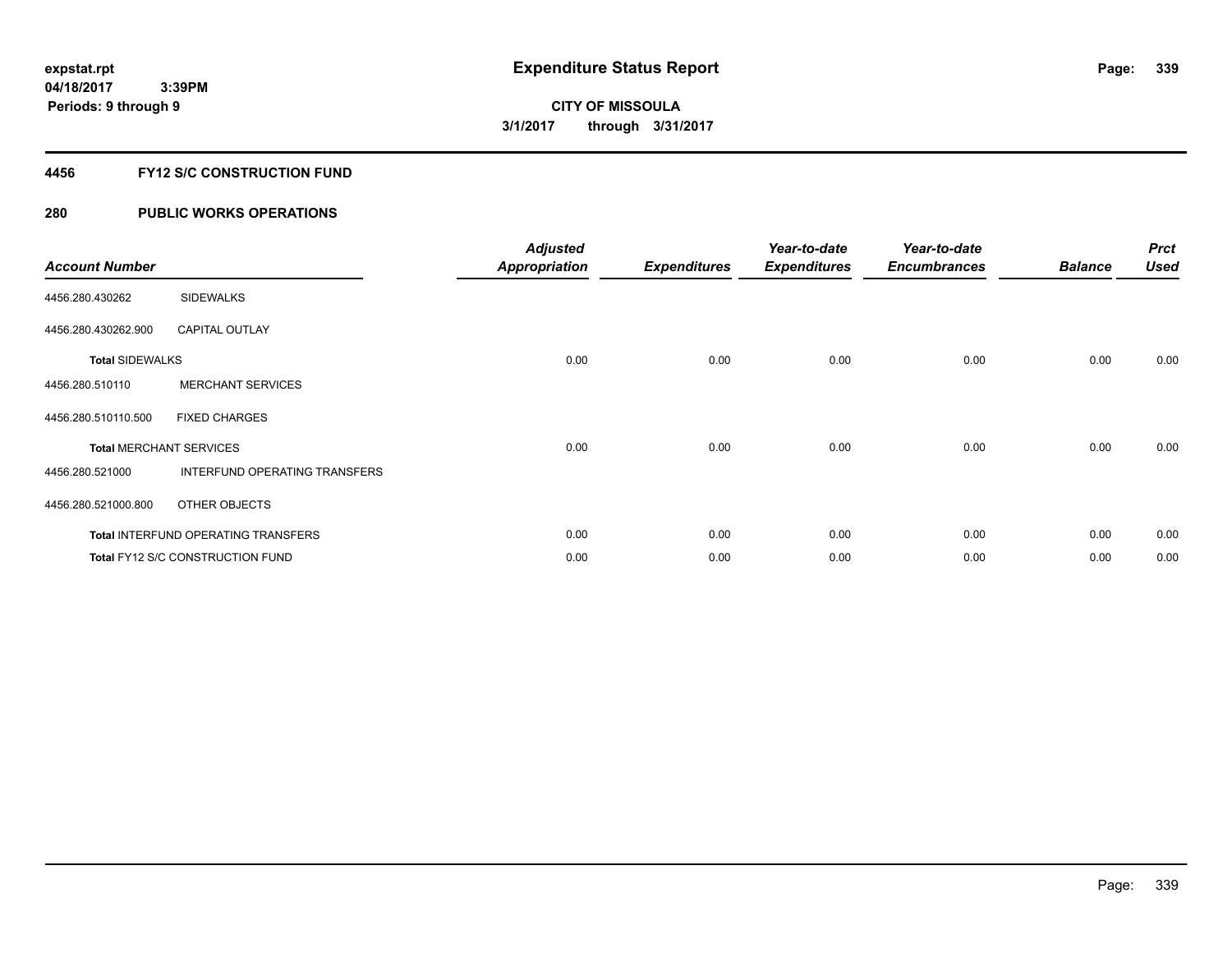# Expenditure Status Report

expstat.rpt
04/18/2017 3:39PM
Periods: 9 through 9

**CITY OF MISSOULA**
**3/1/2017 through 3/31/2017**

## 4456 FY12 S/C CONSTRUCTION FUND

### 280 PUBLIC WORKS OPERATIONS

| Account Number | | Adjusted Appropriation | Expenditures | Year-to-date Expenditures | Year-to-date Encumbrances | Balance | Prct Used |
|---|---|---|---|---|---|---|---|
| 4456.280.430262 | SIDEWALKS | | | | | | |
| 4456.280.430262.900 | CAPITAL OUTLAY | | | | | | |
| Total SIDEWALKS | | 0.00 | 0.00 | 0.00 | 0.00 | 0.00 | 0.00 |
| 4456.280.510110 | MERCHANT SERVICES | | | | | | |
| 4456.280.510110.500 | FIXED CHARGES | | | | | | |
| Total MERCHANT SERVICES | | 0.00 | 0.00 | 0.00 | 0.00 | 0.00 | 0.00 |
| 4456.280.521000 | INTERFUND OPERATING TRANSFERS | | | | | | |
| 4456.280.521000.800 | OTHER OBJECTS | | | | | | |
| Total INTERFUND OPERATING TRANSFERS | | 0.00 | 0.00 | 0.00 | 0.00 | 0.00 | 0.00 |
| Total FY12 S/C CONSTRUCTION FUND | | 0.00 | 0.00 | 0.00 | 0.00 | 0.00 | 0.00 |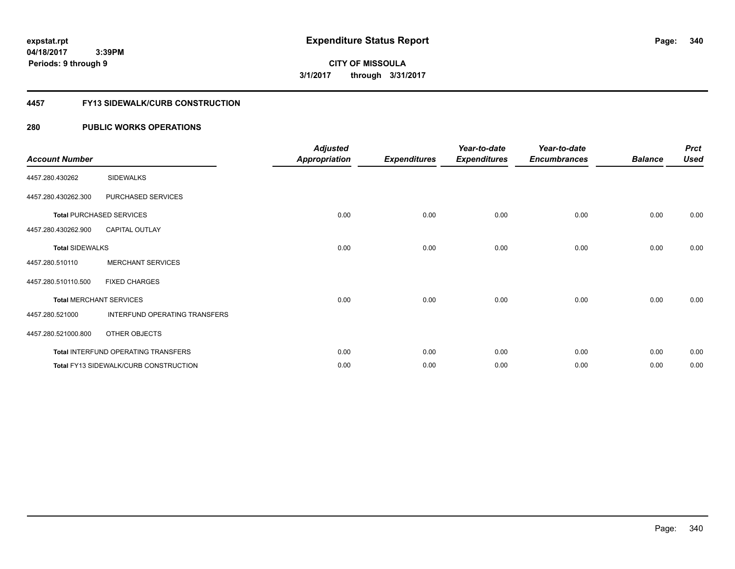expstat.rpt
04/18/2017 3:39PM
Periods: 9 through 9

# Expenditure Status Report

CITY OF MISSOULA
3/1/2017 through 3/31/2017

## 4457 FY13 SIDEWALK/CURB CONSTRUCTION

## 280 PUBLIC WORKS OPERATIONS

| Account Number | | Adjusted Appropriation | Expenditures | Year-to-date Expenditures | Year-to-date Encumbrances | Balance | Prct Used |
|---|---|---|---|---|---|---|---|
| 4457.280.430262 | SIDEWALKS | | | | | | |
| 4457.280.430262.300 | PURCHASED SERVICES | | | | | | |
| **Total** PURCHASED SERVICES | | 0.00 | 0.00 | 0.00 | 0.00 | 0.00 | 0.00 |
| 4457.280.430262.900 | CAPITAL OUTLAY | | | | | | |
| **Total** SIDEWALKS | | 0.00 | 0.00 | 0.00 | 0.00 | 0.00 | 0.00 |
| 4457.280.510110 | MERCHANT SERVICES | | | | | | |
| 4457.280.510110.500 | FIXED CHARGES | | | | | | |
| **Total** MERCHANT SERVICES | | 0.00 | 0.00 | 0.00 | 0.00 | 0.00 | 0.00 |
| 4457.280.521000 | INTERFUND OPERATING TRANSFERS | | | | | | |
| 4457.280.521000.800 | OTHER OBJECTS | | | | | | |
| **Total** INTERFUND OPERATING TRANSFERS | | 0.00 | 0.00 | 0.00 | 0.00 | 0.00 | 0.00 |
| **Total** FY13 SIDEWALK/CURB CONSTRUCTION | | 0.00 | 0.00 | 0.00 | 0.00 | 0.00 | 0.00 |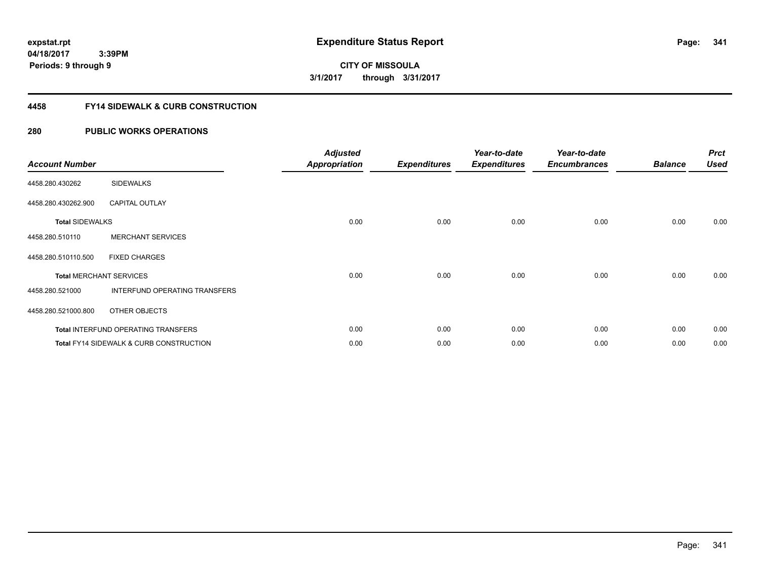**expstat.rpt**
**04/18/2017 3:39PM**
**Periods: 9 through 9**

# Expenditure Status Report

**CITY OF MISSOULA**
**3/1/2017 through 3/31/2017**

## 4458 FY14 SIDEWALK & CURB CONSTRUCTION

## 280 PUBLIC WORKS OPERATIONS

| Account Number | | *Adjusted Appropriation* | *Expenditures* | *Year-to-date Expenditures* | *Year-to-date Encumbrances* | *Balance* | *Prct Used* |
|---|---|---|---|---|---|---|---|
| 4458.280.430262 | SIDEWALKS | | | | | | |
| 4458.280.430262.900 | CAPITAL OUTLAY | | | | | | |
| **Total** SIDEWALKS | | 0.00 | 0.00 | 0.00 | 0.00 | 0.00 | 0.00 |
| 4458.280.510110 | MERCHANT SERVICES | | | | | | |
| 4458.280.510110.500 | FIXED CHARGES | | | | | | |
| **Total** MERCHANT SERVICES | | 0.00 | 0.00 | 0.00 | 0.00 | 0.00 | 0.00 |
| 4458.280.521000 | INTERFUND OPERATING TRANSFERS | | | | | | |
| 4458.280.521000.800 | OTHER OBJECTS | | | | | | |
| **Total** INTERFUND OPERATING TRANSFERS | | 0.00 | 0.00 | 0.00 | 0.00 | 0.00 | 0.00 |
| **Total** FY14 SIDEWALK & CURB CONSTRUCTION | | 0.00 | 0.00 | 0.00 | 0.00 | 0.00 | 0.00 |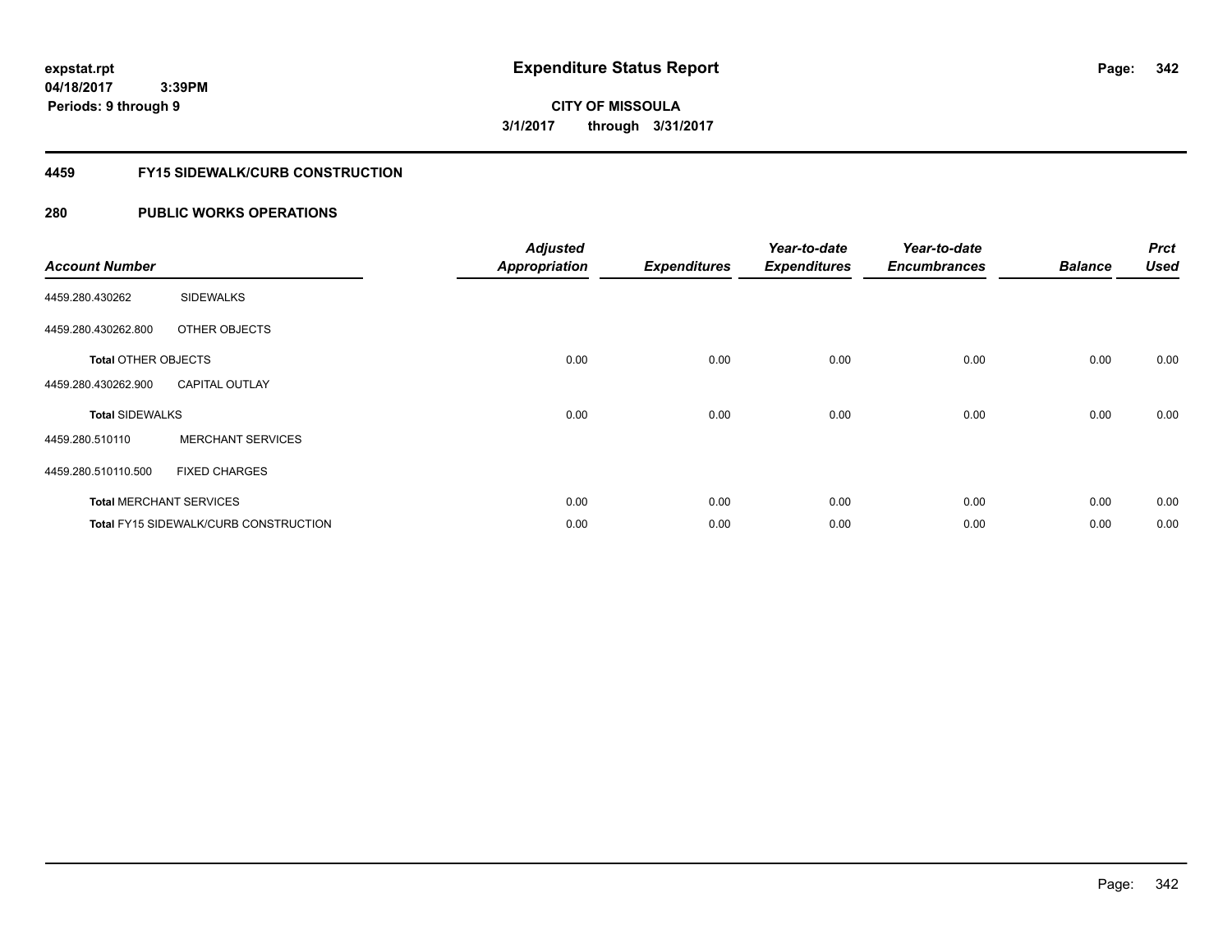**expstat.rpt**
**04/18/2017 3:39PM**
**Periods: 9 through 9**

# Expenditure Status Report

**CITY OF MISSOULA**
**3/1/2017 through 3/31/2017**

## 4459 FY15 SIDEWALK/CURB CONSTRUCTION

## 280 PUBLIC WORKS OPERATIONS

| Account Number | | Adjusted Appropriation | Expenditures | Year-to-date Expenditures | Year-to-date Encumbrances | Balance | Prct Used |
|---|---|---|---|---|---|---|---|
| 4459.280.430262 | SIDEWALKS | | | | | | |
| 4459.280.430262.800 | OTHER OBJECTS | | | | | | |
| **Total** OTHER OBJECTS | | 0.00 | 0.00 | 0.00 | 0.00 | 0.00 | 0.00 |
| 4459.280.430262.900 | CAPITAL OUTLAY | | | | | | |
| **Total** SIDEWALKS | | 0.00 | 0.00 | 0.00 | 0.00 | 0.00 | 0.00 |
| 4459.280.510110 | MERCHANT SERVICES | | | | | | |
| 4459.280.510110.500 | FIXED CHARGES | | | | | | |
| **Total** MERCHANT SERVICES | | 0.00 | 0.00 | 0.00 | 0.00 | 0.00 | 0.00 |
| **Total** FY15 SIDEWALK/CURB CONSTRUCTION | | 0.00 | 0.00 | 0.00 | 0.00 | 0.00 | 0.00 |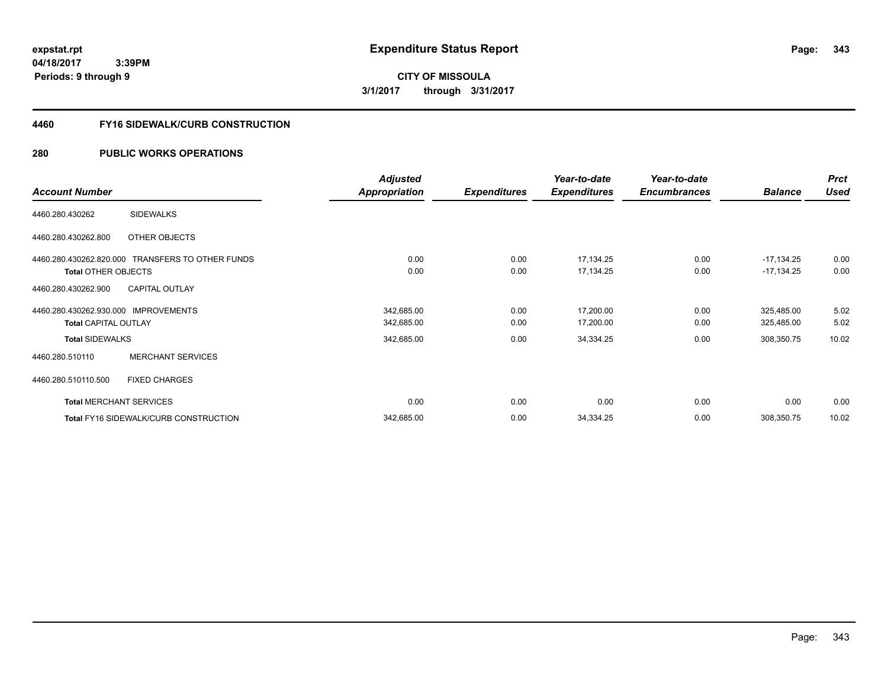**expstat.rpt**
**04/18/2017 3:39PM**
**Periods: 9 through 9**

# Expenditure Status Report

**CITY OF MISSOULA**
**3/1/2017 through 3/31/2017**

## 4460 FY16 SIDEWALK/CURB CONSTRUCTION

## 280 PUBLIC WORKS OPERATIONS

| Account Number | | Adjusted Appropriation | Expenditures | Year-to-date Expenditures | Year-to-date Encumbrances | Balance | Prct Used |
|---|---|---|---|---|---|---|---|
| 4460.280.430262 | SIDEWALKS | | | | | | |
| 4460.280.430262.800 | OTHER OBJECTS | | | | | | |
| 4460.280.430262.820.000 | TRANSFERS TO OTHER FUNDS | 0.00 | 0.00 | 17,134.25 | 0.00 | -17,134.25 | 0.00 |
| **Total** OTHER OBJECTS | | 0.00 | 0.00 | 17,134.25 | 0.00 | -17,134.25 | 0.00 |
| 4460.280.430262.900 | CAPITAL OUTLAY | | | | | | |
| 4460.280.430262.930.000 | IMPROVEMENTS | 342,685.00 | 0.00 | 17,200.00 | 0.00 | 325,485.00 | 5.02 |
| **Total** CAPITAL OUTLAY | | 342,685.00 | 0.00 | 17,200.00 | 0.00 | 325,485.00 | 5.02 |
| **Total** SIDEWALKS | | 342,685.00 | 0.00 | 34,334.25 | 0.00 | 308,350.75 | 10.02 |
| 4460.280.510110 | MERCHANT SERVICES | | | | | | |
| 4460.280.510110.500 | FIXED CHARGES | | | | | | |
| **Total** MERCHANT SERVICES | | 0.00 | 0.00 | 0.00 | 0.00 | 0.00 | 0.00 |
| **Total** FY16 SIDEWALK/CURB CONSTRUCTION | | 342,685.00 | 0.00 | 34,334.25 | 0.00 | 308,350.75 | 10.02 |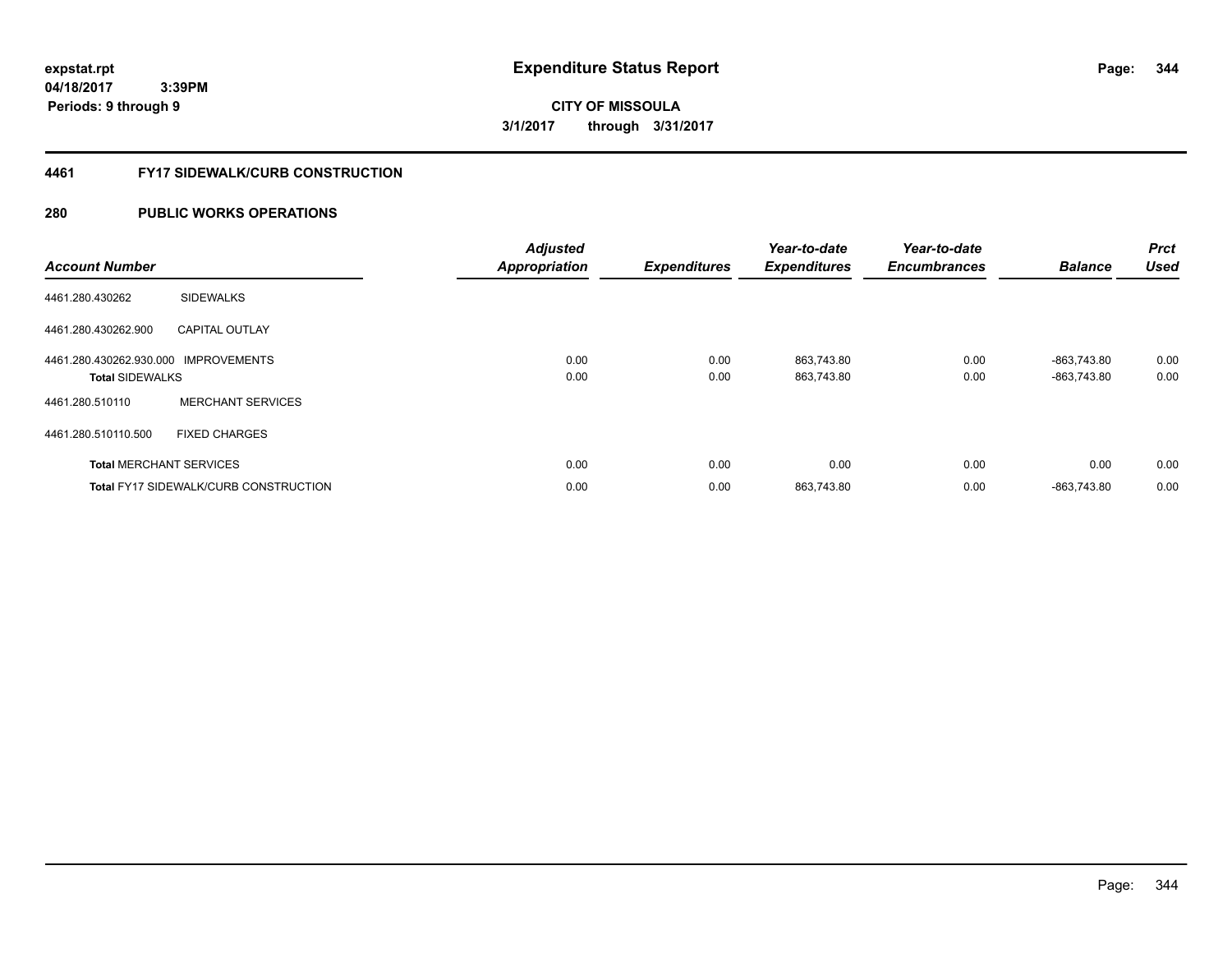**expstat.rpt**
**04/18/2017 3:39PM**
**Periods: 9 through 9**

# Expenditure Status Report

**CITY OF MISSOULA**
**3/1/2017 through 3/31/2017**

## 4461 FY17 SIDEWALK/CURB CONSTRUCTION

## 280 PUBLIC WORKS OPERATIONS

| Account Number | | Adjusted Appropriation | Expenditures | Year-to-date Expenditures | Year-to-date Encumbrances | Balance | Prct Used |
|---|---|---|---|---|---|---|---|
| 4461.280.430262 | SIDEWALKS | | | | | | |
| 4461.280.430262.900 | CAPITAL OUTLAY | | | | | | |
| 4461.280.430262.930.000 | IMPROVEMENTS | 0.00 | 0.00 | 863,743.80 | 0.00 | -863,743.80 | 0.00 |
| **Total** SIDEWALKS | | 0.00 | 0.00 | 863,743.80 | 0.00 | -863,743.80 | 0.00 |
| 4461.280.510110 | MERCHANT SERVICES | | | | | | |
| 4461.280.510110.500 | FIXED CHARGES | | | | | | |
| **Total** MERCHANT SERVICES | | 0.00 | 0.00 | 0.00 | 0.00 | 0.00 | 0.00 |
| **Total** FY17 SIDEWALK/CURB CONSTRUCTION | | 0.00 | 0.00 | 863,743.80 | 0.00 | -863,743.80 | 0.00 |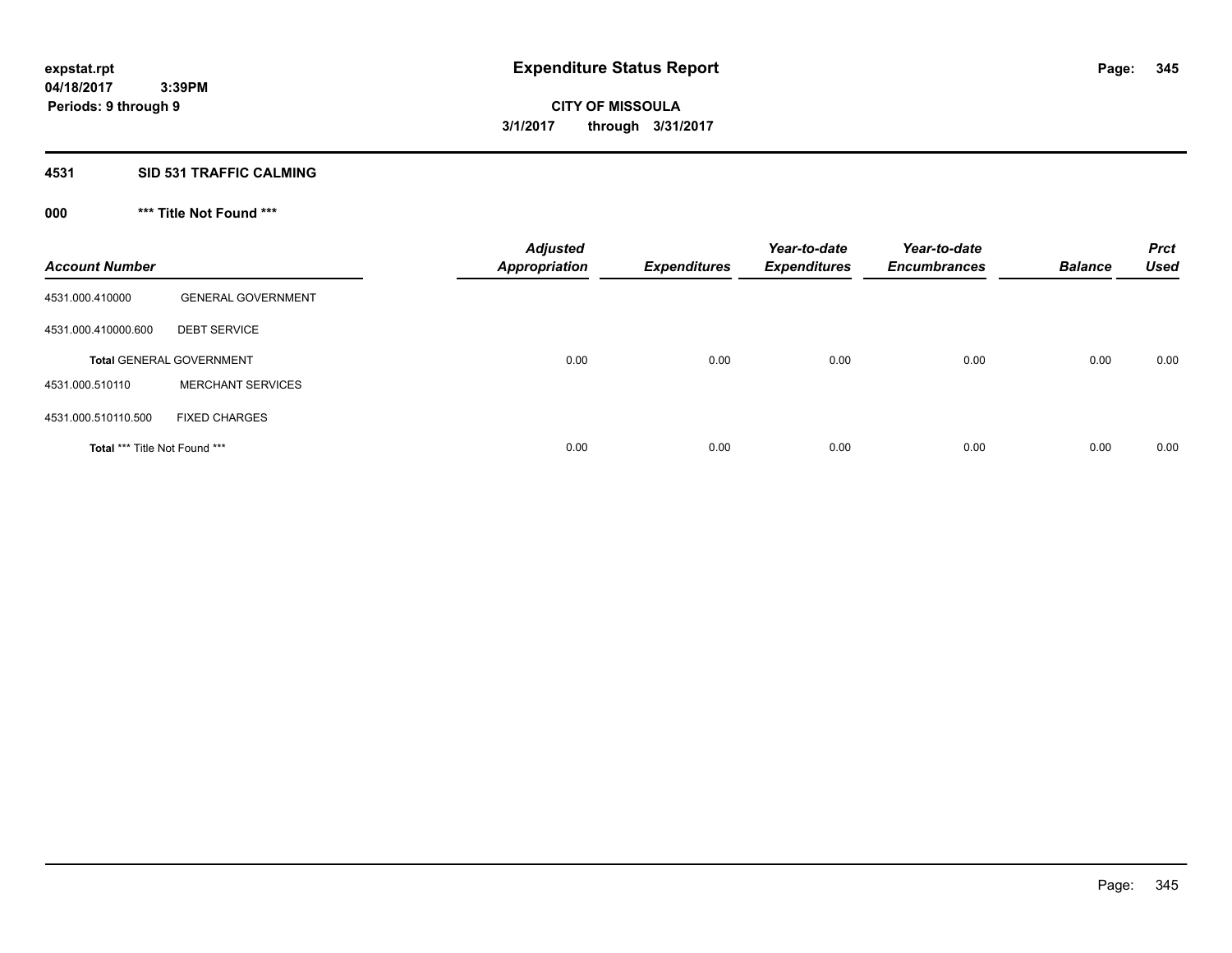**expstat.rpt**
**04/18/2017 3:39PM**
**Periods: 9 through 9**

# Expenditure Status Report

**CITY OF MISSOULA**
**3/1/2017 through 3/31/2017**

## 4531 SID 531 TRAFFIC CALMING

### 000 *** Title Not Found ***

| Account Number | | Adjusted Appropriation | Expenditures | Year-to-date Expenditures | Year-to-date Encumbrances | Balance | Prct Used |
|---|---|---|---|---|---|---|---|
| 4531.000.410000 | GENERAL GOVERNMENT | | | | | | |
| 4531.000.410000.600 | DEBT SERVICE | | | | | | |
| **Total** GENERAL GOVERNMENT | | 0.00 | 0.00 | 0.00 | 0.00 | 0.00 | 0.00 |
| 4531.000.510110 | MERCHANT SERVICES | | | | | | |
| 4531.000.510110.500 | FIXED CHARGES | | | | | | |
| **Total** *** Title Not Found *** | | 0.00 | 0.00 | 0.00 | 0.00 | 0.00 | 0.00 |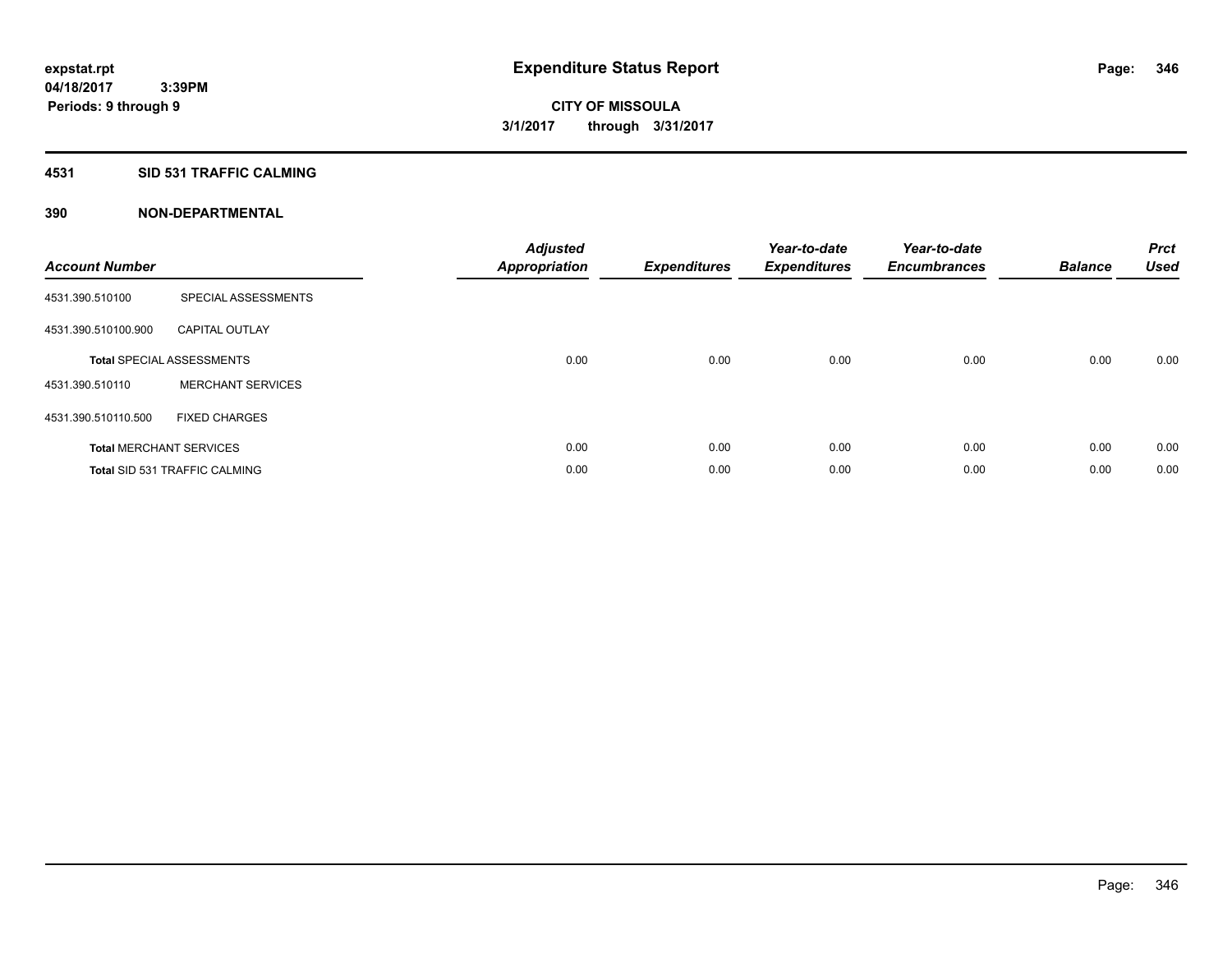**expstat.rpt**
**04/18/2017 3:39PM**
**Periods: 9 through 9**

# Expenditure Status Report

**CITY OF MISSOULA**
**3/1/2017 through 3/31/2017**

## 4531 SID 531 TRAFFIC CALMING

### 390 NON-DEPARTMENTAL

| Account Number | | Adjusted Appropriation | Expenditures | Year-to-date Expenditures | Year-to-date Encumbrances | Balance | Prct Used |
|---|---|---|---|---|---|---|---|
| 4531.390.510100 | SPECIAL ASSESSMENTS | | | | | | |
| 4531.390.510100.900 | CAPITAL OUTLAY | | | | | | |
| **Total** SPECIAL ASSESSMENTS | | 0.00 | 0.00 | 0.00 | 0.00 | 0.00 | 0.00 |
| 4531.390.510110 | MERCHANT SERVICES | | | | | | |
| 4531.390.510110.500 | FIXED CHARGES | | | | | | |
| **Total** MERCHANT SERVICES | | 0.00 | 0.00 | 0.00 | 0.00 | 0.00 | 0.00 |
| **Total** SID 531 TRAFFIC CALMING | | 0.00 | 0.00 | 0.00 | 0.00 | 0.00 | 0.00 |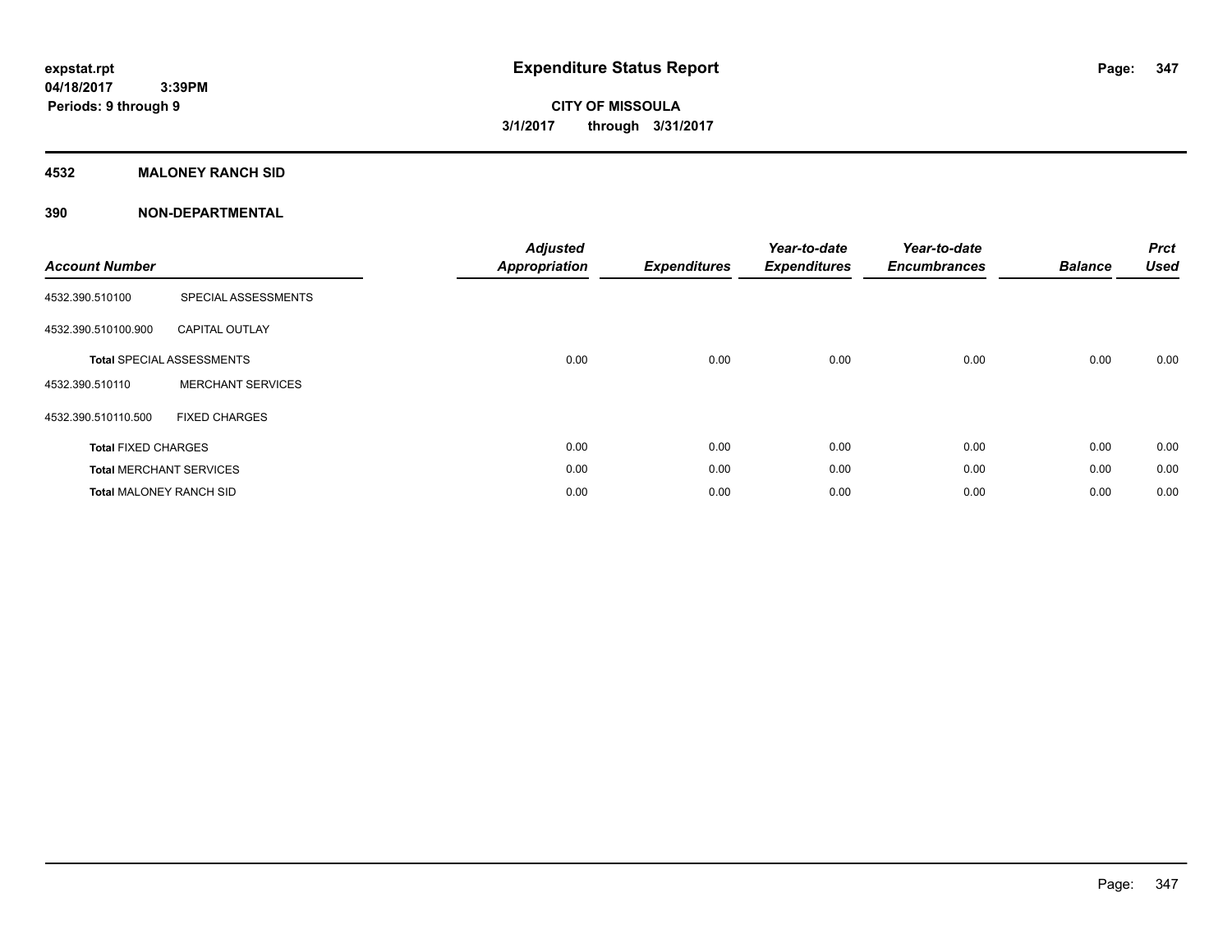# Expenditure Status Report

expstat.rpt
04/18/2017 3:39PM
Periods: 9 through 9

**CITY OF MISSOULA**
**3/1/2017 through 3/31/2017**

## 4532 MALONEY RANCH SID

## 390 NON-DEPARTMENTAL

| Account Number | | Adjusted Appropriation | Expenditures | Year-to-date Expenditures | Year-to-date Encumbrances | Balance | Prct Used |
|---|---|---|---|---|---|---|---|
| 4532.390.510100 | SPECIAL ASSESSMENTS | | | | | | |
| 4532.390.510100.900 | CAPITAL OUTLAY | | | | | | |
| **Total** SPECIAL ASSESSMENTS | | 0.00 | 0.00 | 0.00 | 0.00 | 0.00 | 0.00 |
| 4532.390.510110 | MERCHANT SERVICES | | | | | | |
| 4532.390.510110.500 | FIXED CHARGES | | | | | | |
| **Total** FIXED CHARGES | | 0.00 | 0.00 | 0.00 | 0.00 | 0.00 | 0.00 |
| **Total** MERCHANT SERVICES | | 0.00 | 0.00 | 0.00 | 0.00 | 0.00 | 0.00 |
| **Total** MALONEY RANCH SID | | 0.00 | 0.00 | 0.00 | 0.00 | 0.00 | 0.00 |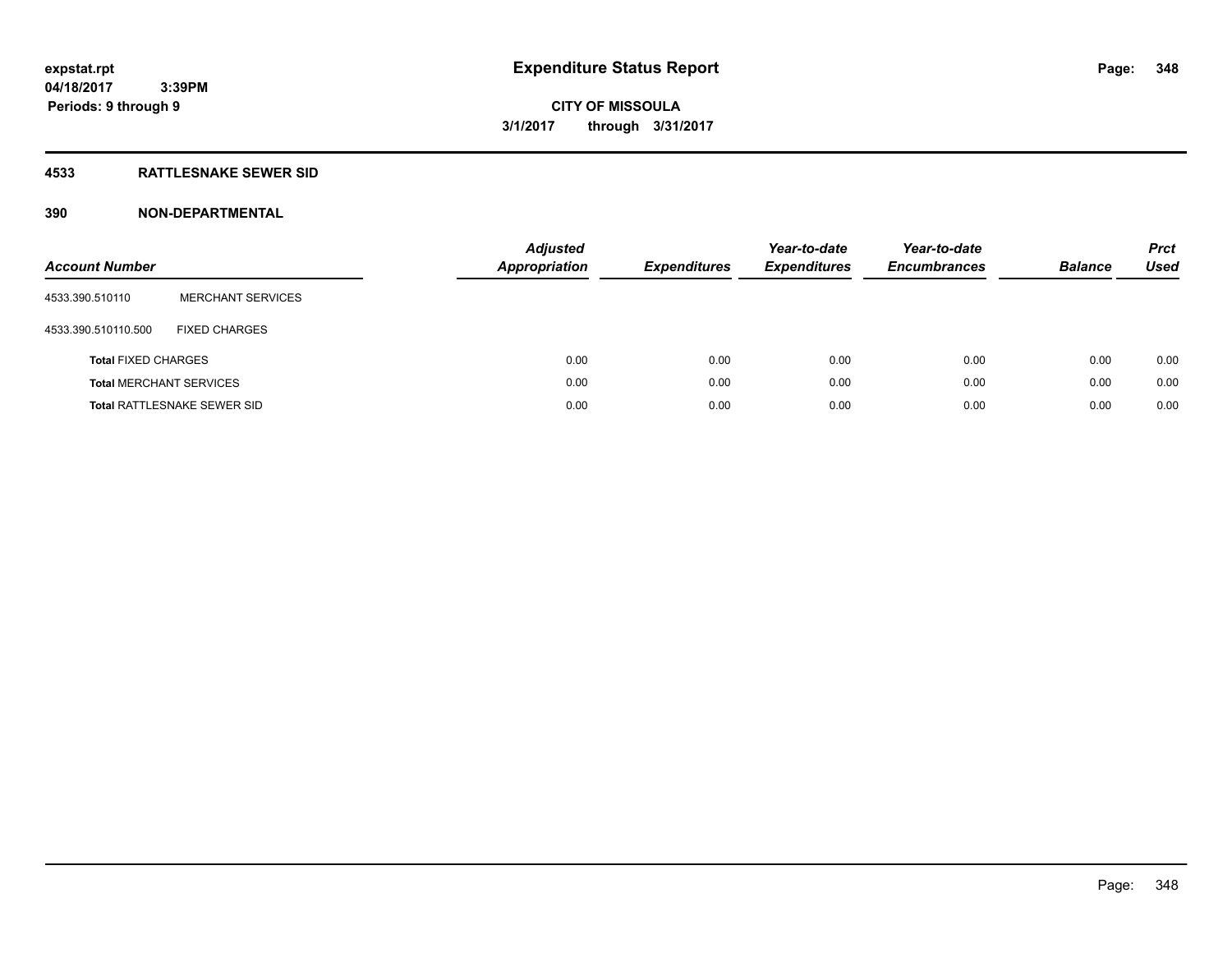**expstat.rpt**
**04/18/2017 3:39PM**
**Periods: 9 through 9**

# Expenditure Status Report

**CITY OF MISSOULA**
**3/1/2017 through 3/31/2017**

## 4533 RATTLESNAKE SEWER SID

## 390 NON-DEPARTMENTAL

| Account Number | | Adjusted Appropriation | Expenditures | Year-to-date Expenditures | Year-to-date Encumbrances | Balance | Prct Used |
|---|---|---|---|---|---|---|---|
| 4533.390.510110 | MERCHANT SERVICES | | | | | | |
| 4533.390.510110.500 | FIXED CHARGES | | | | | | |
| **Total** FIXED CHARGES | | 0.00 | 0.00 | 0.00 | 0.00 | 0.00 | 0.00 |
| **Total** MERCHANT SERVICES | | 0.00 | 0.00 | 0.00 | 0.00 | 0.00 | 0.00 |
| **Total** RATTLESNAKE SEWER SID | | 0.00 | 0.00 | 0.00 | 0.00 | 0.00 | 0.00 |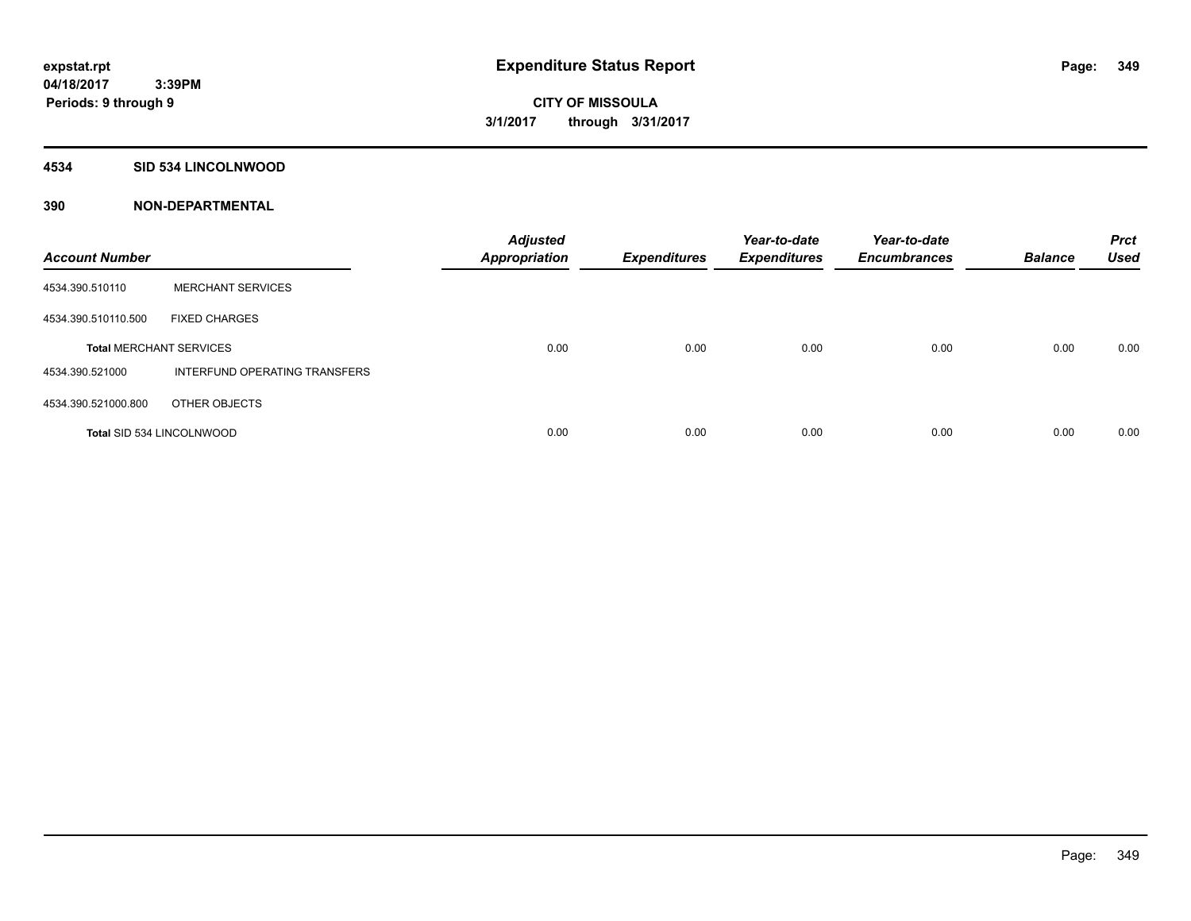# Expenditure Status Report

**expstat.rpt**
**04/18/2017 3:39PM**
**Periods: 9 through 9**

**CITY OF MISSOULA**
**3/1/2017 through 3/31/2017**

## 4534 SID 534 LINCOLNWOOD

## 390 NON-DEPARTMENTAL

| Account Number | | Adjusted Appropriation | Expenditures | Year-to-date Expenditures | Year-to-date Encumbrances | Balance | Prct Used |
|---|---|---|---|---|---|---|---|
| 4534.390.510110 | MERCHANT SERVICES | | | | | | |
| 4534.390.510110.500 | FIXED CHARGES | | | | | | |
| **Total** MERCHANT SERVICES | | 0.00 | 0.00 | 0.00 | 0.00 | 0.00 | 0.00 |
| 4534.390.521000 | INTERFUND OPERATING TRANSFERS | | | | | | |
| 4534.390.521000.800 | OTHER OBJECTS | | | | | | |
| **Total** SID 534 LINCOLNWOOD | | 0.00 | 0.00 | 0.00 | 0.00 | 0.00 | 0.00 |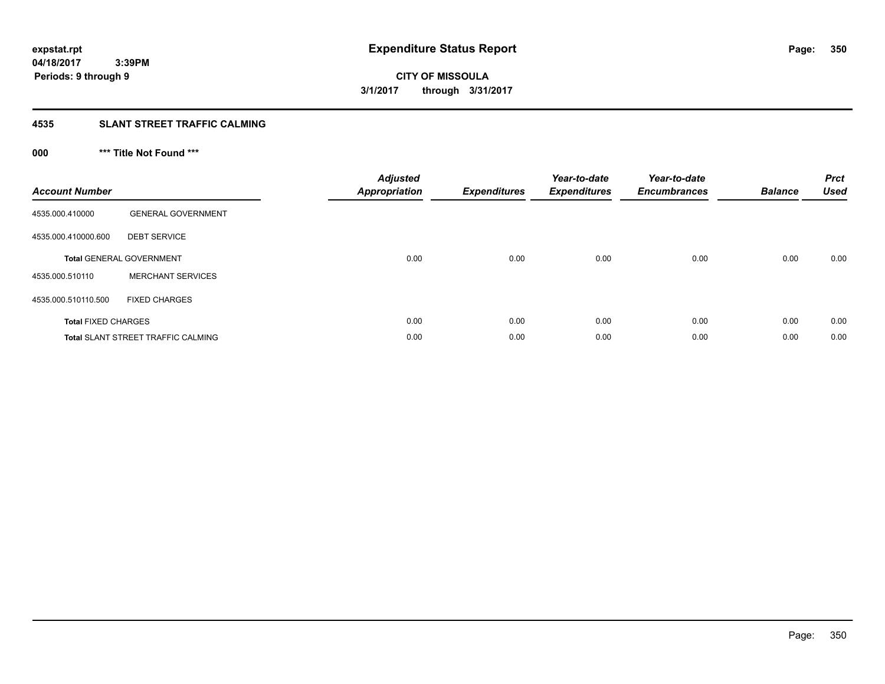# Expenditure Status Report

expstat.rpt
04/18/2017 3:39PM
Periods: 9 through 9

**CITY OF MISSOULA**
**3/1/2017 through 3/31/2017**

## 4535 SLANT STREET TRAFFIC CALMING

### 000 *** Title Not Found ***

| Account Number | | Adjusted Appropriation | Expenditures | Year-to-date Expenditures | Year-to-date Encumbrances | Balance | Prct Used |
|---|---|---|---|---|---|---|---|
| 4535.000.410000 | GENERAL GOVERNMENT | | | | | | |
| 4535.000.410000.600 | DEBT SERVICE | | | | | | |
| **Total** GENERAL GOVERNMENT | | 0.00 | 0.00 | 0.00 | 0.00 | 0.00 | 0.00 |
| 4535.000.510110 | MERCHANT SERVICES | | | | | | |
| 4535.000.510110.500 | FIXED CHARGES | | | | | | |
| **Total** FIXED CHARGES | | 0.00 | 0.00 | 0.00 | 0.00 | 0.00 | 0.00 |
| **Total** SLANT STREET TRAFFIC CALMING | | 0.00 | 0.00 | 0.00 | 0.00 | 0.00 | 0.00 |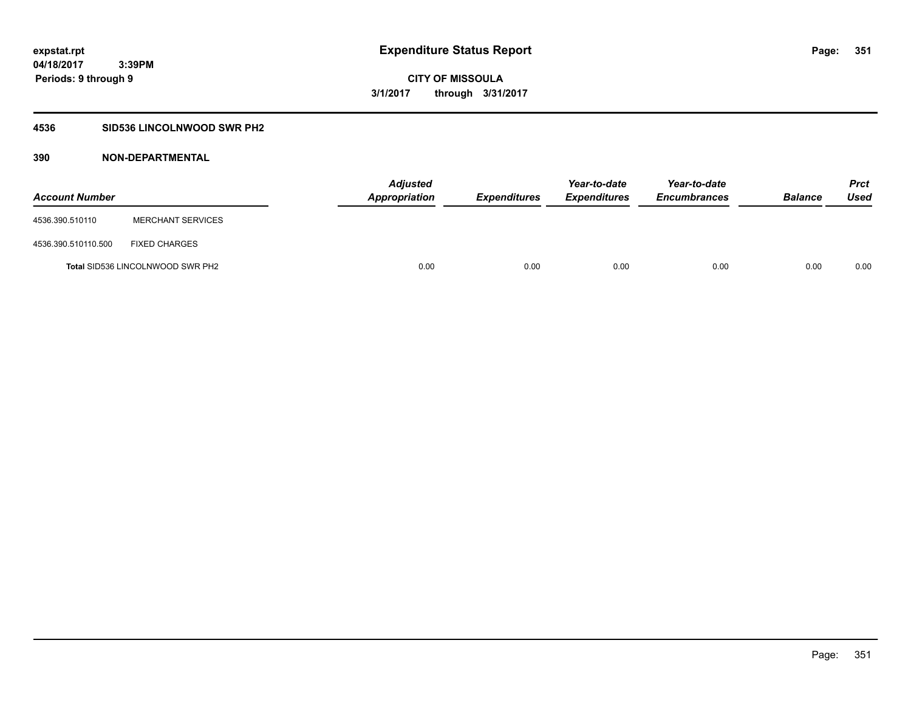**expstat.rpt**
**04/18/2017 3:39PM**
**Periods: 9 through 9**

# Expenditure Status Report

**CITY OF MISSOULA**
**3/1/2017 through 3/31/2017**

## 4536 SID536 LINCOLNWOOD SWR PH2

## 390 NON-DEPARTMENTAL

| Account Number | | Adjusted Appropriation | Expenditures | Year-to-date Expenditures | Year-to-date Encumbrances | Balance | Prct Used |
|---|---|---|---|---|---|---|---|
| 4536.390.510110 | MERCHANT SERVICES | | | | | | |
| 4536.390.510110.500 | FIXED CHARGES | | | | | | |
| **Total** SID536 LINCOLNWOOD SWR PH2 | | 0.00 | 0.00 | 0.00 | 0.00 | 0.00 | 0.00 |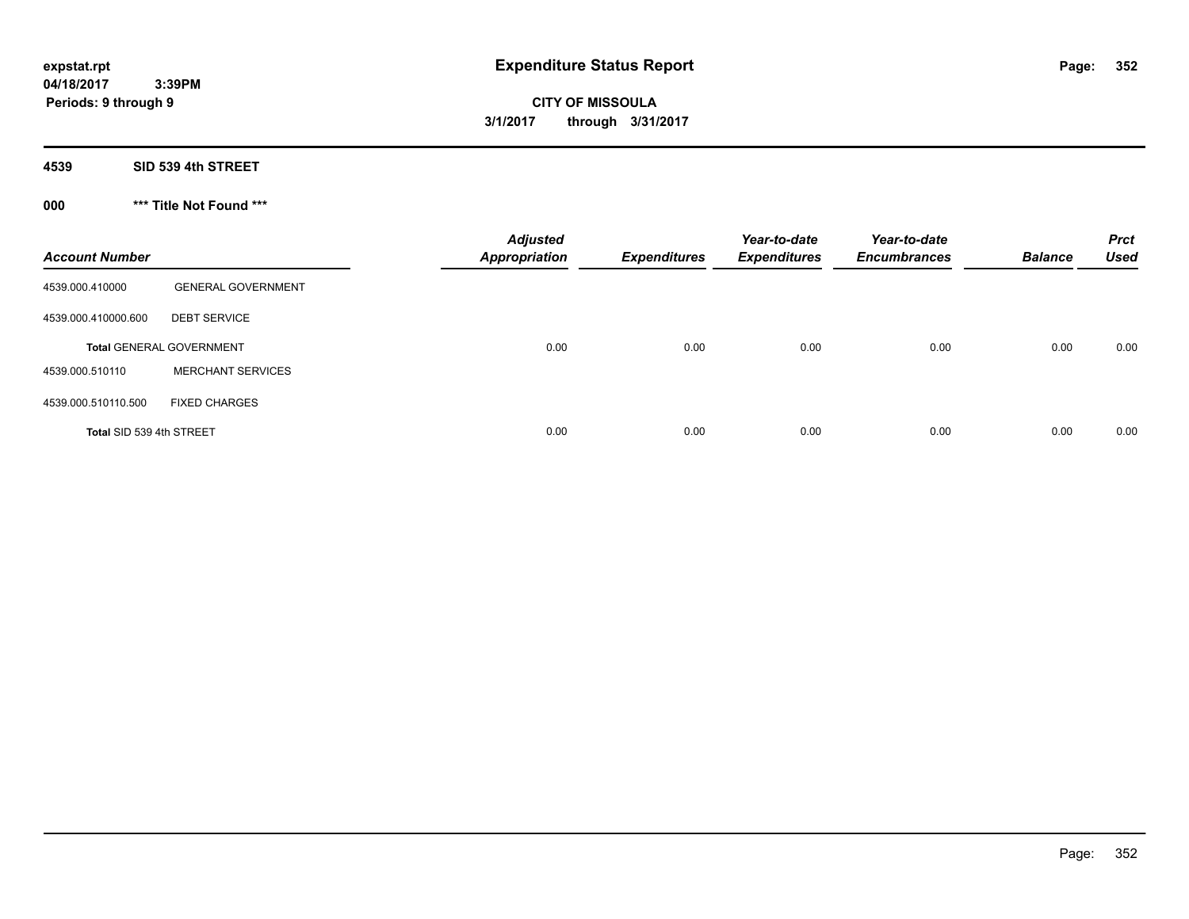**expstat.rpt**
**04/18/2017 3:39PM**
**Periods: 9 through 9**

# Expenditure Status Report

**CITY OF MISSOULA**
**3/1/2017 through 3/31/2017**

## 4539 SID 539 4th STREET

### 000 *** Title Not Found ***

| Account Number | | Adjusted Appropriation | Expenditures | Year-to-date Expenditures | Year-to-date Encumbrances | Balance | Prct Used |
|---|---|---|---|---|---|---|---|
| 4539.000.410000 | GENERAL GOVERNMENT | | | | | | |
| 4539.000.410000.600 | DEBT SERVICE | | | | | | |
| **Total** GENERAL GOVERNMENT | | 0.00 | 0.00 | 0.00 | 0.00 | 0.00 | 0.00 |
| 4539.000.510110 | MERCHANT SERVICES | | | | | | |
| 4539.000.510110.500 | FIXED CHARGES | | | | | | |
| **Total** SID 539 4th STREET | | 0.00 | 0.00 | 0.00 | 0.00 | 0.00 | 0.00 |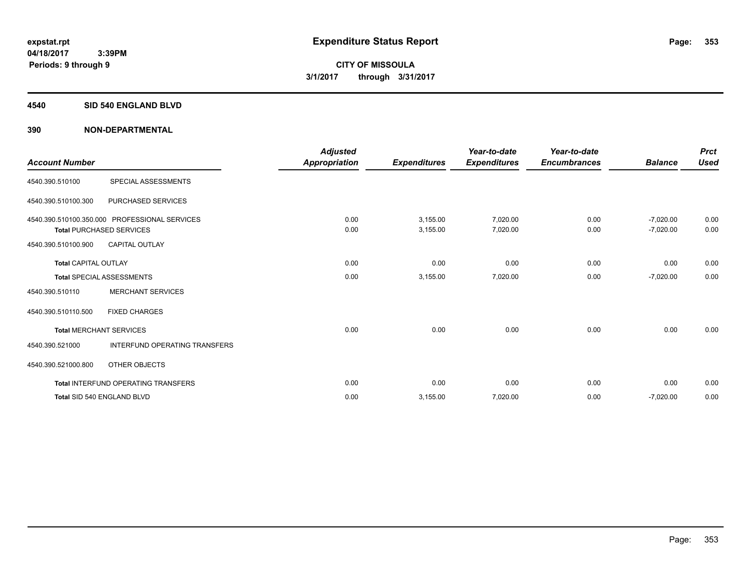expstat.rpt
04/18/2017 3:39PM
Periods: 9 through 9

# Expenditure Status Report

**CITY OF MISSOULA**
**3/1/2017 through 3/31/2017**

## 4540 SID 540 ENGLAND BLVD

## 390 NON-DEPARTMENTAL

| Account Number | | Adjusted Appropriation | Expenditures | Year-to-date Expenditures | Year-to-date Encumbrances | Balance | Prct Used |
|---|---|---|---|---|---|---|---|
| 4540.390.510100 | SPECIAL ASSESSMENTS | | | | | | |
| 4540.390.510100.300 | PURCHASED SERVICES | | | | | | |
| 4540.390.510100.350.000 | PROFESSIONAL SERVICES | 0.00 | 3,155.00 | 7,020.00 | 0.00 | -7,020.00 | 0.00 |
| Total PURCHASED SERVICES | | 0.00 | 3,155.00 | 7,020.00 | 0.00 | -7,020.00 | 0.00 |
| 4540.390.510100.900 | CAPITAL OUTLAY | | | | | | |
| Total CAPITAL OUTLAY | | 0.00 | 0.00 | 0.00 | 0.00 | 0.00 | 0.00 |
| Total SPECIAL ASSESSMENTS | | 0.00 | 3,155.00 | 7,020.00 | 0.00 | -7,020.00 | 0.00 |
| 4540.390.510110 | MERCHANT SERVICES | | | | | | |
| 4540.390.510110.500 | FIXED CHARGES | | | | | | |
| Total MERCHANT SERVICES | | 0.00 | 0.00 | 0.00 | 0.00 | 0.00 | 0.00 |
| 4540.390.521000 | INTERFUND OPERATING TRANSFERS | | | | | | |
| 4540.390.521000.800 | OTHER OBJECTS | | | | | | |
| Total INTERFUND OPERATING TRANSFERS | | 0.00 | 0.00 | 0.00 | 0.00 | 0.00 | 0.00 |
| Total SID 540 ENGLAND BLVD | | 0.00 | 3,155.00 | 7,020.00 | 0.00 | -7,020.00 | 0.00 |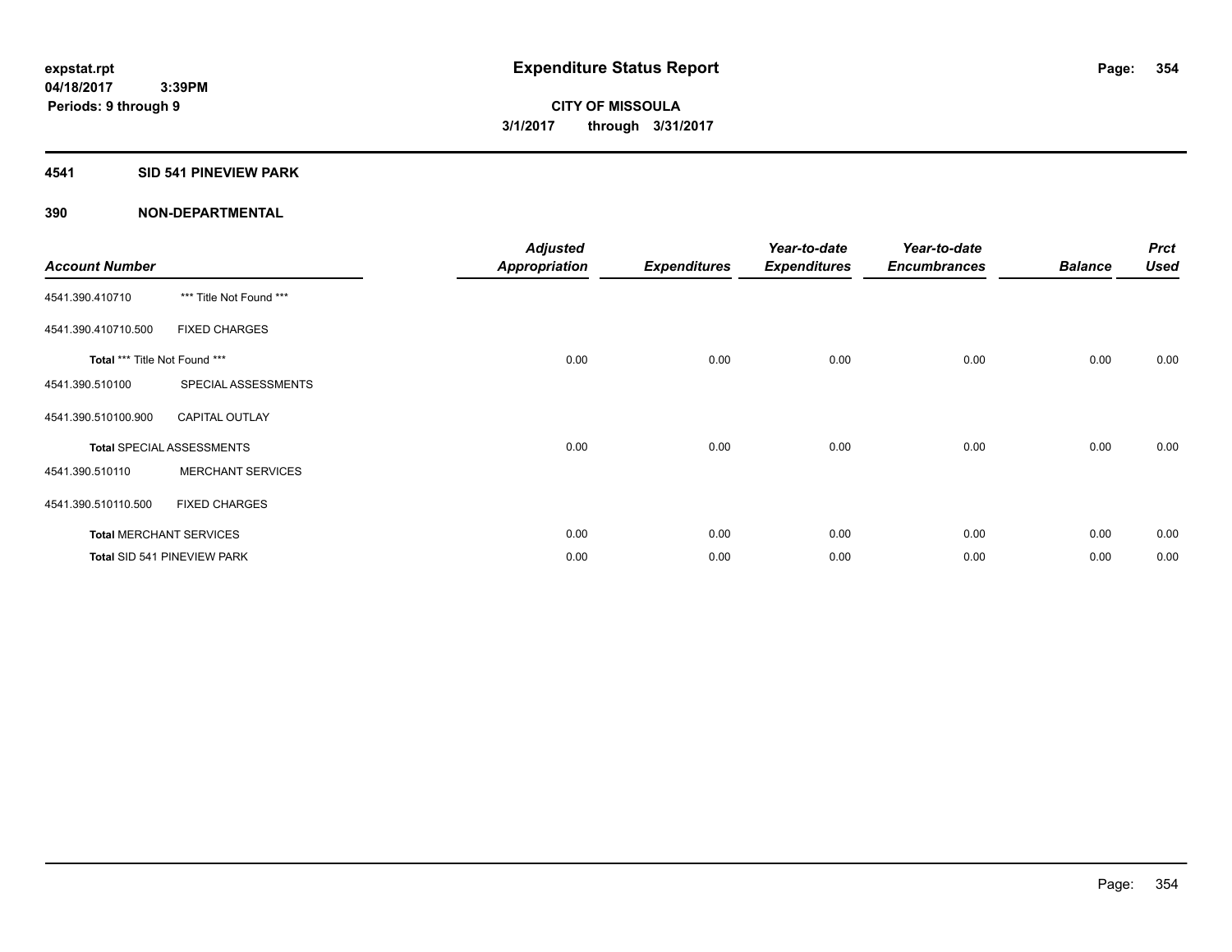expstat.rpt
04/18/2017 3:39PM
Periods: 9 through 9

# Expenditure Status Report

**CITY OF MISSOULA**
**3/1/2017 through 3/31/2017**

## 4541 SID 541 PINEVIEW PARK

### 390 NON-DEPARTMENTAL

| Account Number | | Adjusted Appropriation | Expenditures | Year-to-date Expenditures | Year-to-date Encumbrances | Balance | Prct Used |
|---|---|---|---|---|---|---|---|
| 4541.390.410710 | *** Title Not Found *** | | | | | | |
| 4541.390.410710.500 | FIXED CHARGES | | | | | | |
| Total *** Title Not Found *** | | 0.00 | 0.00 | 0.00 | 0.00 | 0.00 | 0.00 |
| 4541.390.510100 | SPECIAL ASSESSMENTS | | | | | | |
| 4541.390.510100.900 | CAPITAL OUTLAY | | | | | | |
| Total SPECIAL ASSESSMENTS | | 0.00 | 0.00 | 0.00 | 0.00 | 0.00 | 0.00 |
| 4541.390.510110 | MERCHANT SERVICES | | | | | | |
| 4541.390.510110.500 | FIXED CHARGES | | | | | | |
| Total MERCHANT SERVICES | | 0.00 | 0.00 | 0.00 | 0.00 | 0.00 | 0.00 |
| Total SID 541 PINEVIEW PARK | | 0.00 | 0.00 | 0.00 | 0.00 | 0.00 | 0.00 |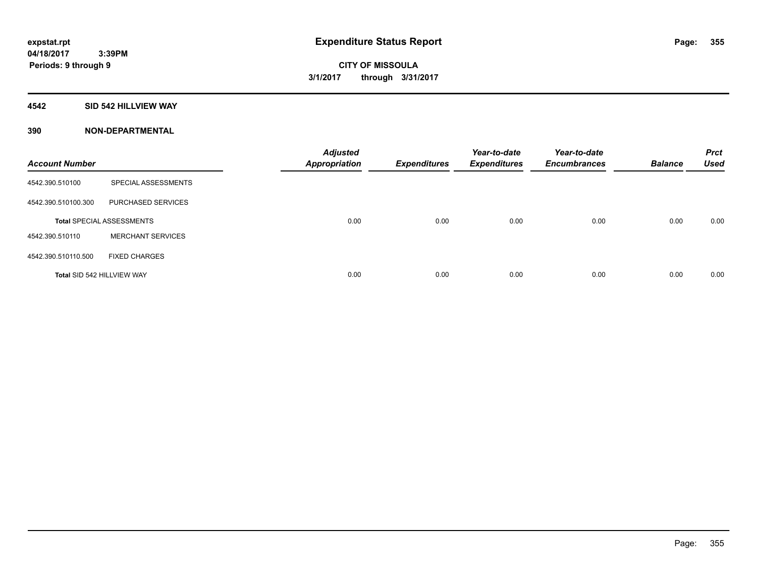**expstat.rpt**
**04/18/2017 3:39PM**
**Periods: 9 through 9**

# Expenditure Status Report

**CITY OF MISSOULA**
**3/1/2017 through 3/31/2017**

## 4542 SID 542 HILLVIEW WAY

### 390 NON-DEPARTMENTAL

| Account Number | | Adjusted Appropriation | Expenditures | Year-to-date Expenditures | Year-to-date Encumbrances | Balance | Prct Used |
|---|---|---|---|---|---|---|---|
| 4542.390.510100 | SPECIAL ASSESSMENTS | | | | | | |
| 4542.390.510100.300 | PURCHASED SERVICES | | | | | | |
| **Total** SPECIAL ASSESSMENTS | | 0.00 | 0.00 | 0.00 | 0.00 | 0.00 | 0.00 |
| 4542.390.510110 | MERCHANT SERVICES | | | | | | |
| 4542.390.510110.500 | FIXED CHARGES | | | | | | |
| **Total** SID 542 HILLVIEW WAY | | 0.00 | 0.00 | 0.00 | 0.00 | 0.00 | 0.00 |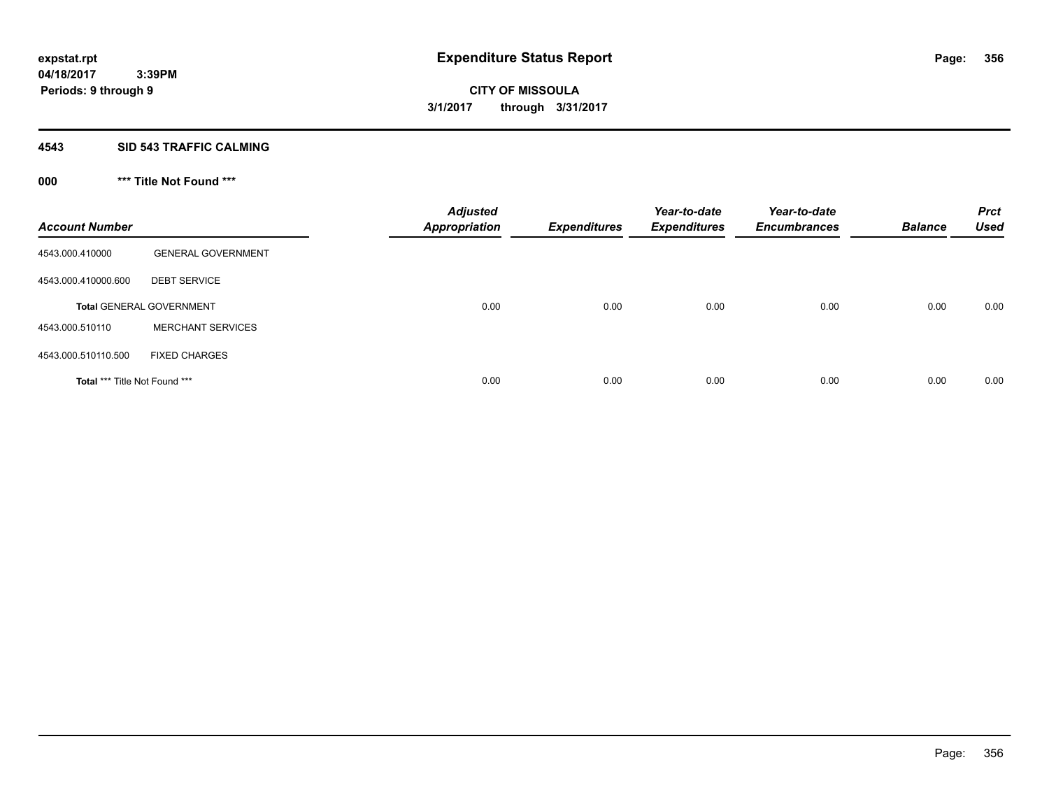**expstat.rpt**
**04/18/2017 3:39PM**
**Periods: 9 through 9**

# Expenditure Status Report

**CITY OF MISSOULA**
**3/1/2017 through 3/31/2017**

## 4543 SID 543 TRAFFIC CALMING

### 000 *** Title Not Found ***

| Account Number | | Adjusted Appropriation | Expenditures | Year-to-date Expenditures | Year-to-date Encumbrances | Balance | Prct Used |
|---|---|---|---|---|---|---|---|
| 4543.000.410000 | GENERAL GOVERNMENT | | | | | | |
| 4543.000.410000.600 | DEBT SERVICE | | | | | | |
| **Total** GENERAL GOVERNMENT | | 0.00 | 0.00 | 0.00 | 0.00 | 0.00 | 0.00 |
| 4543.000.510110 | MERCHANT SERVICES | | | | | | |
| 4543.000.510110.500 | FIXED CHARGES | | | | | | |
| **Total** *** Title Not Found *** | | 0.00 | 0.00 | 0.00 | 0.00 | 0.00 | 0.00 |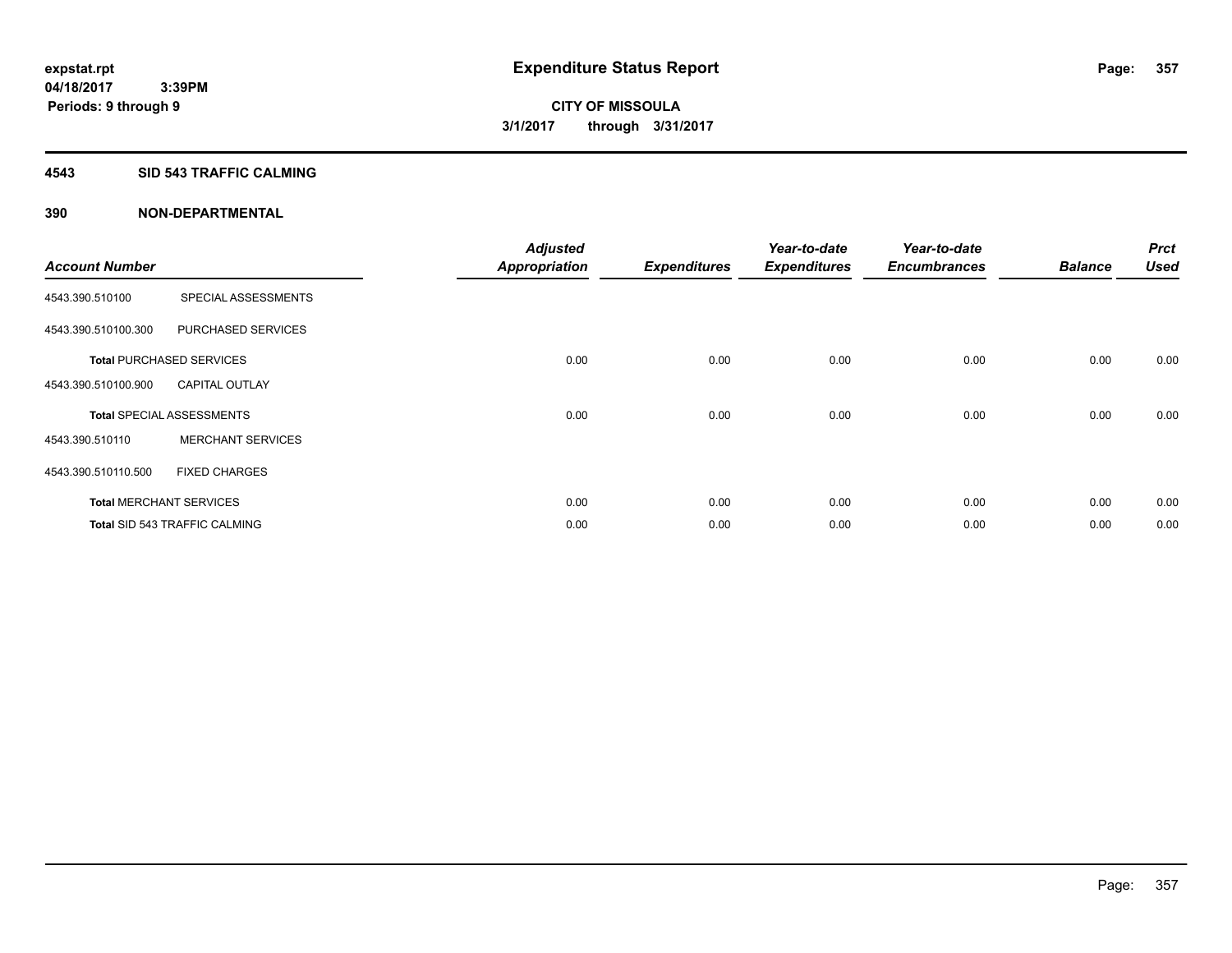**expstat.rpt**
**04/18/2017 3:39PM**
**Periods: 9 through 9**

# Expenditure Status Report

**CITY OF MISSOULA**
**3/1/2017 through 3/31/2017**

## 4543 SID 543 TRAFFIC CALMING

## 390 NON-DEPARTMENTAL

| Account Number | | Adjusted Appropriation | Expenditures | Year-to-date Expenditures | Year-to-date Encumbrances | Balance | Prct Used |
|---|---|---|---|---|---|---|---|
| 4543.390.510100 | SPECIAL ASSESSMENTS | | | | | | |
| 4543.390.510100.300 | PURCHASED SERVICES | | | | | | |
| **Total** PURCHASED SERVICES | | 0.00 | 0.00 | 0.00 | 0.00 | 0.00 | 0.00 |
| 4543.390.510100.900 | CAPITAL OUTLAY | | | | | | |
| **Total** SPECIAL ASSESSMENTS | | 0.00 | 0.00 | 0.00 | 0.00 | 0.00 | 0.00 |
| 4543.390.510110 | MERCHANT SERVICES | | | | | | |
| 4543.390.510110.500 | FIXED CHARGES | | | | | | |
| **Total** MERCHANT SERVICES | | 0.00 | 0.00 | 0.00 | 0.00 | 0.00 | 0.00 |
| **Total** SID 543 TRAFFIC CALMING | | 0.00 | 0.00 | 0.00 | 0.00 | 0.00 | 0.00 |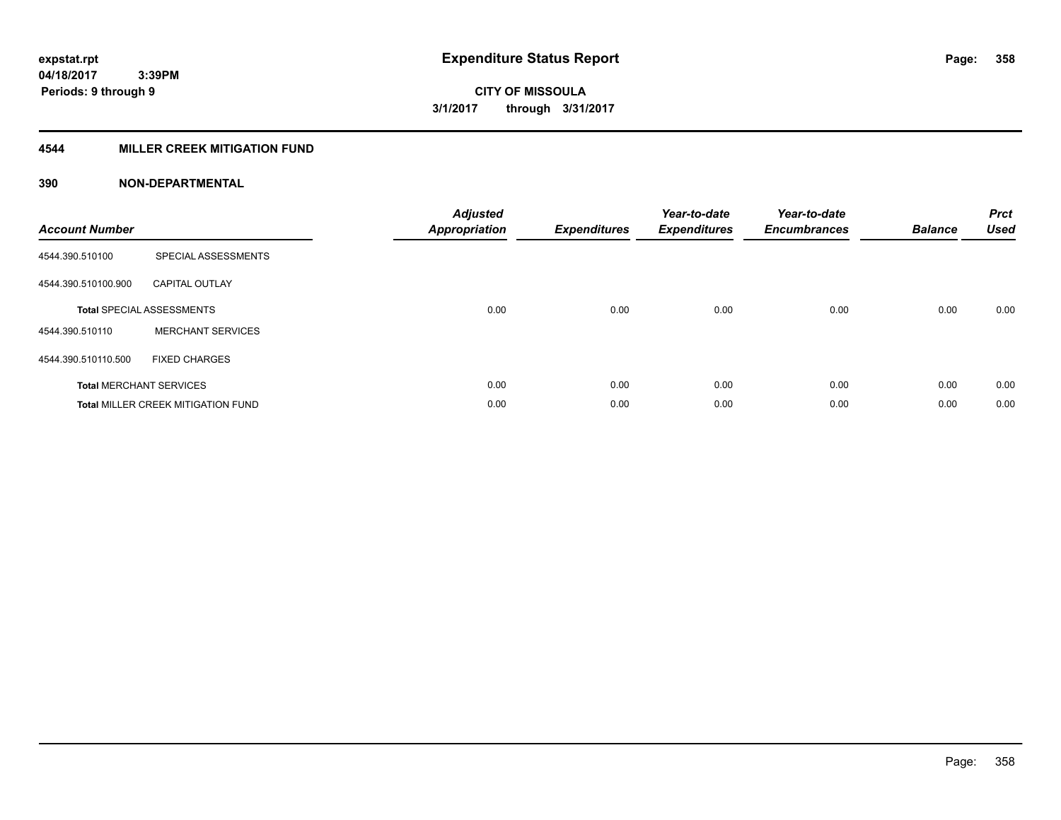# Expenditure Status Report

expstat.rpt
04/18/2017 3:39PM
Periods: 9 through 9

**CITY OF MISSOULA**
**3/1/2017 through 3/31/2017**

## 4544 MILLER CREEK MITIGATION FUND

### 390 NON-DEPARTMENTAL

| Account Number | | Adjusted Appropriation | Expenditures | Year-to-date Expenditures | Year-to-date Encumbrances | Balance | Prct Used |
|---|---|---|---|---|---|---|---|
| 4544.390.510100 | SPECIAL ASSESSMENTS | | | | | | |
| 4544.390.510100.900 | CAPITAL OUTLAY | | | | | | |
| **Total** SPECIAL ASSESSMENTS | | 0.00 | 0.00 | 0.00 | 0.00 | 0.00 | 0.00 |
| 4544.390.510110 | MERCHANT SERVICES | | | | | | |
| 4544.390.510110.500 | FIXED CHARGES | | | | | | |
| **Total** MERCHANT SERVICES | | 0.00 | 0.00 | 0.00 | 0.00 | 0.00 | 0.00 |
| **Total** MILLER CREEK MITIGATION FUND | | 0.00 | 0.00 | 0.00 | 0.00 | 0.00 | 0.00 |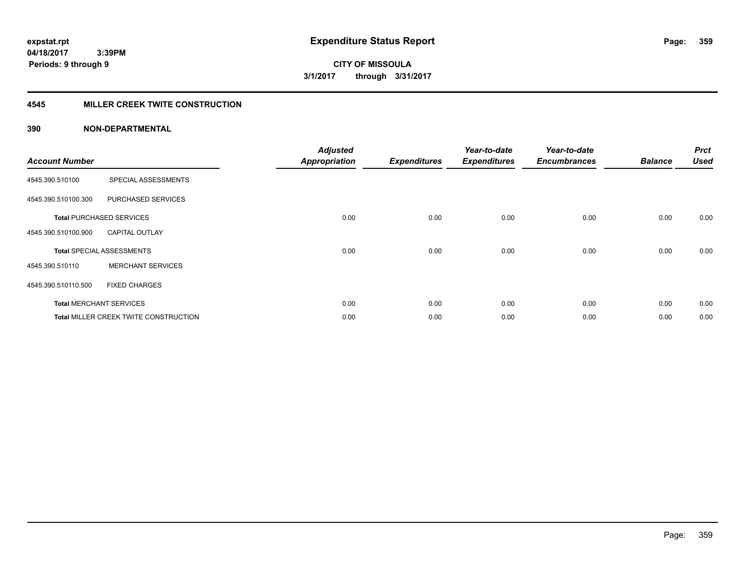**expstat.rpt**
**04/18/2017 3:39PM**
**Periods: 9 through 9**

# Expenditure Status Report

**CITY OF MISSOULA**
**3/1/2017 through 3/31/2017**

## 4545 MILLER CREEK TWITE CONSTRUCTION

### 390 NON-DEPARTMENTAL

| Account Number | | Adjusted Appropriation | Expenditures | Year-to-date Expenditures | Year-to-date Encumbrances | Balance | Prct Used |
|---|---|---|---|---|---|---|---|
| 4545.390.510100 | SPECIAL ASSESSMENTS | | | | | | |
| 4545.390.510100.300 | PURCHASED SERVICES | | | | | | |
| **Total** PURCHASED SERVICES | | 0.00 | 0.00 | 0.00 | 0.00 | 0.00 | 0.00 |
| 4545.390.510100.900 | CAPITAL OUTLAY | | | | | | |
| **Total** SPECIAL ASSESSMENTS | | 0.00 | 0.00 | 0.00 | 0.00 | 0.00 | 0.00 |
| 4545.390.510110 | MERCHANT SERVICES | | | | | | |
| 4545.390.510110.500 | FIXED CHARGES | | | | | | |
| **Total** MERCHANT SERVICES | | 0.00 | 0.00 | 0.00 | 0.00 | 0.00 | 0.00 |
| **Total** MILLER CREEK TWITE CONSTRUCTION | | 0.00 | 0.00 | 0.00 | 0.00 | 0.00 | 0.00 |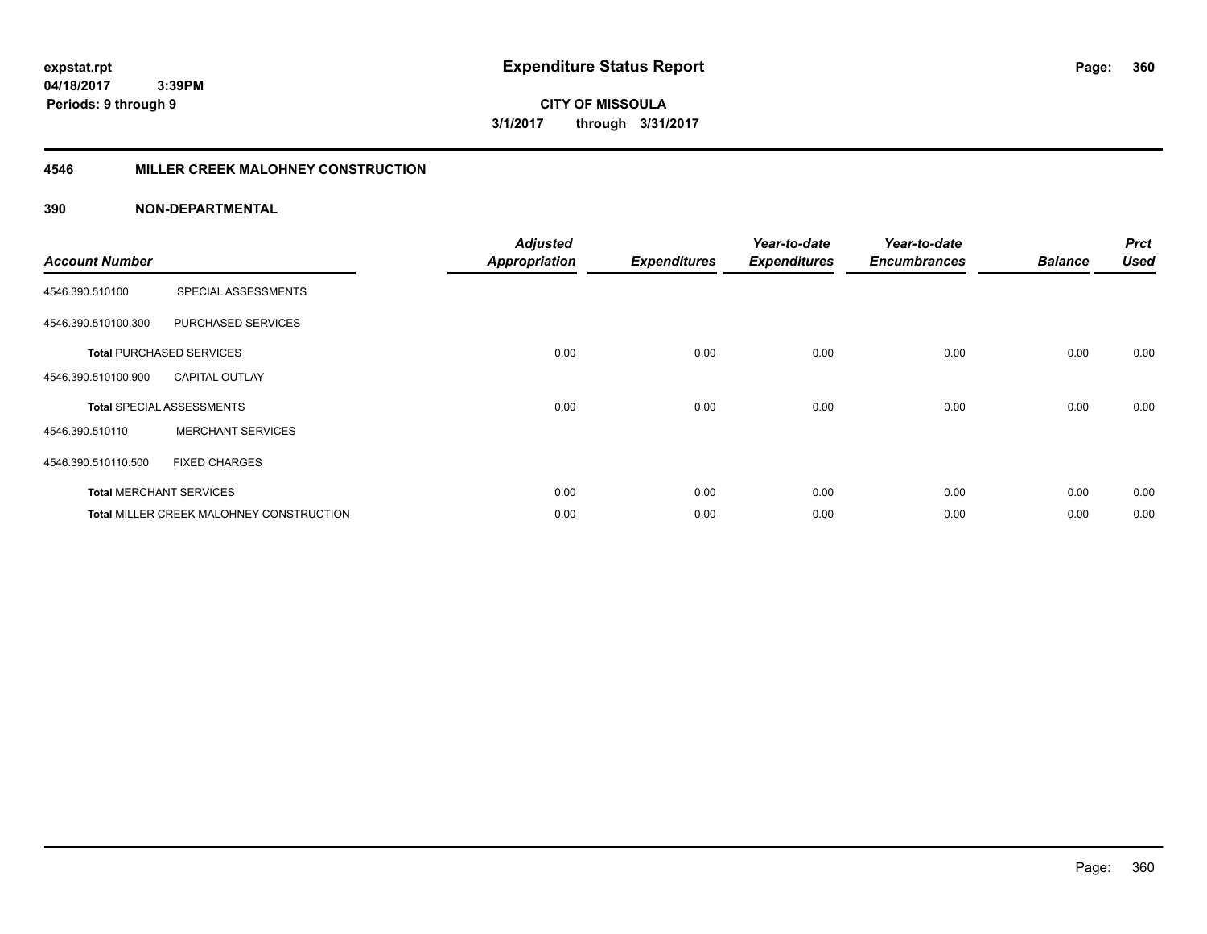expstat.rpt
04/18/2017 3:39PM
Periods: 9 through 9

# Expenditure Status Report

**CITY OF MISSOULA**
**3/1/2017 through 3/31/2017**

## 4546 MILLER CREEK MALOHNEY CONSTRUCTION

### 390 NON-DEPARTMENTAL

| Account Number | | Adjusted Appropriation | Expenditures | Year-to-date Expenditures | Year-to-date Encumbrances | Balance | Prct Used |
|---|---|---|---|---|---|---|---|
| 4546.390.510100 | SPECIAL ASSESSMENTS | | | | | | |
| 4546.390.510100.300 | PURCHASED SERVICES | | | | | | |
| **Total** PURCHASED SERVICES | | 0.00 | 0.00 | 0.00 | 0.00 | 0.00 | 0.00 |
| 4546.390.510100.900 | CAPITAL OUTLAY | | | | | | |
| **Total** SPECIAL ASSESSMENTS | | 0.00 | 0.00 | 0.00 | 0.00 | 0.00 | 0.00 |
| 4546.390.510110 | MERCHANT SERVICES | | | | | | |
| 4546.390.510110.500 | FIXED CHARGES | | | | | | |
| **Total** MERCHANT SERVICES | | 0.00 | 0.00 | 0.00 | 0.00 | 0.00 | 0.00 |
| **Total** MILLER CREEK MALOHNEY CONSTRUCTION | | 0.00 | 0.00 | 0.00 | 0.00 | 0.00 | 0.00 |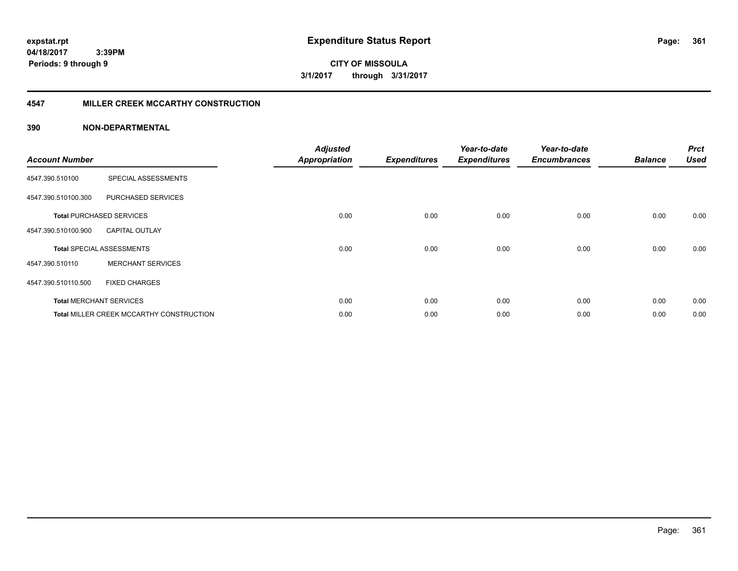**expstat.rpt**
**04/18/2017 3:39PM**
**Periods: 9 through 9**

# Expenditure Status Report

**CITY OF MISSOULA**
**3/1/2017 through 3/31/2017**

## 4547 MILLER CREEK MCCARTHY CONSTRUCTION

## 390 NON-DEPARTMENTAL

| Account Number | | Adjusted Appropriation | Expenditures | Year-to-date Expenditures | Year-to-date Encumbrances | Balance | Prct Used |
|---|---|---|---|---|---|---|---|
| 4547.390.510100 | SPECIAL ASSESSMENTS | | | | | | |
| 4547.390.510100.300 | PURCHASED SERVICES | | | | | | |
| **Total** PURCHASED SERVICES | | 0.00 | 0.00 | 0.00 | 0.00 | 0.00 | 0.00 |
| 4547.390.510100.900 | CAPITAL OUTLAY | | | | | | |
| **Total** SPECIAL ASSESSMENTS | | 0.00 | 0.00 | 0.00 | 0.00 | 0.00 | 0.00 |
| 4547.390.510110 | MERCHANT SERVICES | | | | | | |
| 4547.390.510110.500 | FIXED CHARGES | | | | | | |
| **Total** MERCHANT SERVICES | | 0.00 | 0.00 | 0.00 | 0.00 | 0.00 | 0.00 |
| **Total** MILLER CREEK MCCARTHY CONSTRUCTION | | 0.00 | 0.00 | 0.00 | 0.00 | 0.00 | 0.00 |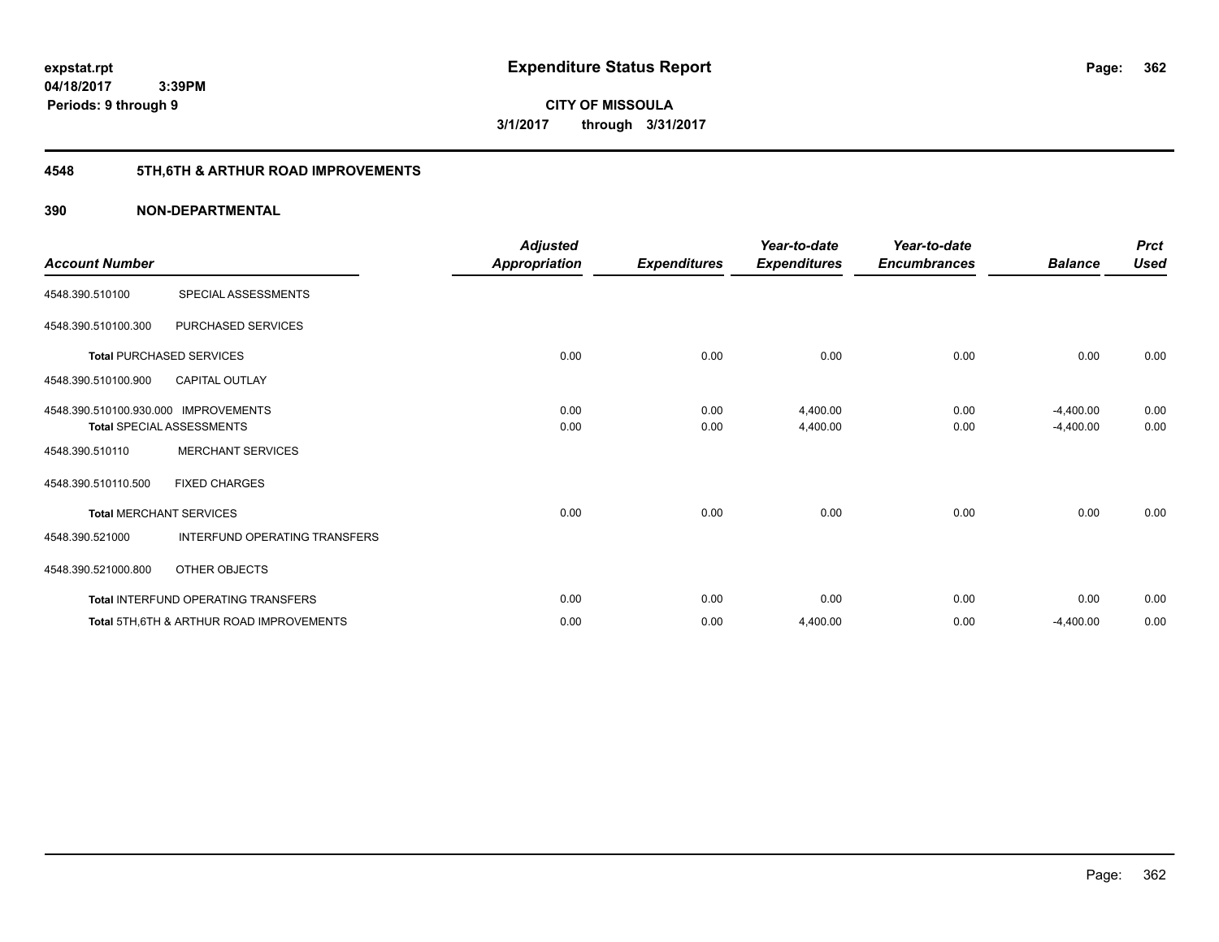expstat.rpt
04/18/2017 3:39PM
Periods: 9 through 9

# Expenditure Status Report

**CITY OF MISSOULA**
**3/1/2017 through 3/31/2017**

## 4548 5TH,6TH & ARTHUR ROAD IMPROVEMENTS

### 390 NON-DEPARTMENTAL

| Account Number | | Adjusted Appropriation | Expenditures | Year-to-date Expenditures | Year-to-date Encumbrances | Balance | Prct Used |
|---|---|---|---|---|---|---|---|
| 4548.390.510100 | SPECIAL ASSESSMENTS | | | | | | |
| 4548.390.510100.300 | PURCHASED SERVICES | | | | | | |
| Total PURCHASED SERVICES | | 0.00 | 0.00 | 0.00 | 0.00 | 0.00 | 0.00 |
| 4548.390.510100.900 | CAPITAL OUTLAY | | | | | | |
| 4548.390.510100.930.000 | IMPROVEMENTS | 0.00 | 0.00 | 4,400.00 | 0.00 | -4,400.00 | 0.00 |
| Total SPECIAL ASSESSMENTS | | 0.00 | 0.00 | 4,400.00 | 0.00 | -4,400.00 | 0.00 |
| 4548.390.510110 | MERCHANT SERVICES | | | | | | |
| 4548.390.510110.500 | FIXED CHARGES | | | | | | |
| Total MERCHANT SERVICES | | 0.00 | 0.00 | 0.00 | 0.00 | 0.00 | 0.00 |
| 4548.390.521000 | INTERFUND OPERATING TRANSFERS | | | | | | |
| 4548.390.521000.800 | OTHER OBJECTS | | | | | | |
| Total INTERFUND OPERATING TRANSFERS | | 0.00 | 0.00 | 0.00 | 0.00 | 0.00 | 0.00 |
| Total 5TH,6TH & ARTHUR ROAD IMPROVEMENTS | | 0.00 | 0.00 | 4,400.00 | 0.00 | -4,400.00 | 0.00 |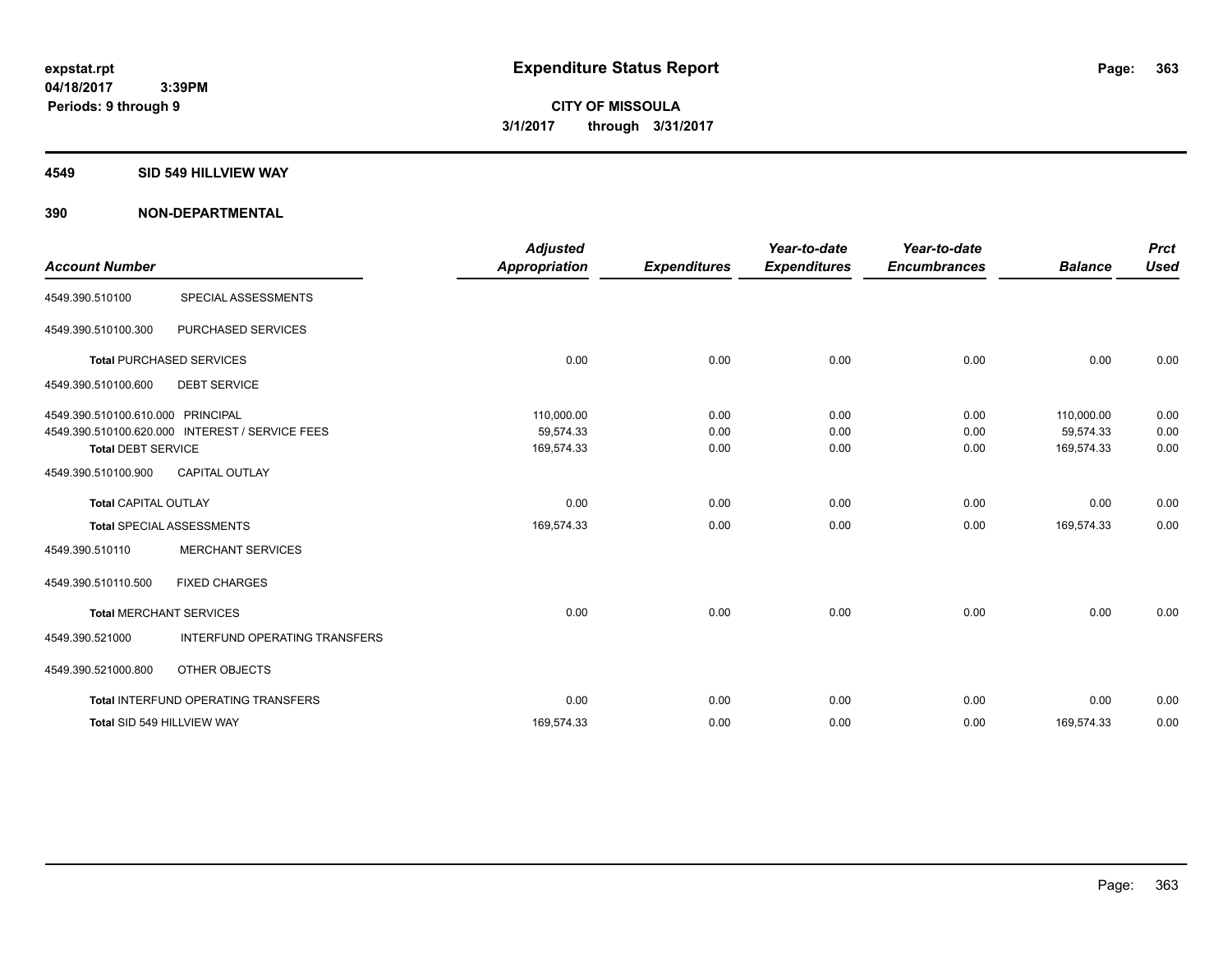**expstat.rpt**
**04/18/2017 3:39PM**
**Periods: 9 through 9**

# Expenditure Status Report

**CITY OF MISSOULA**
**3/1/2017 through 3/31/2017**

## 4549 SID 549 HILLVIEW WAY

## 390 NON-DEPARTMENTAL

| Account Number | | Adjusted Appropriation | Expenditures | Year-to-date Expenditures | Year-to-date Encumbrances | Balance | Prct Used |
|---|---|---|---|---|---|---|---|
| 4549.390.510100 | SPECIAL ASSESSMENTS | | | | | | |
| 4549.390.510100.300 | PURCHASED SERVICES | | | | | | |
| Total PURCHASED SERVICES | | 0.00 | 0.00 | 0.00 | 0.00 | 0.00 | 0.00 |
| 4549.390.510100.600 | DEBT SERVICE | | | | | | |
| 4549.390.510100.610.000 | PRINCIPAL | 110,000.00 | 0.00 | 0.00 | 0.00 | 110,000.00 | 0.00 |
| 4549.390.510100.620.000 | INTEREST / SERVICE FEES | 59,574.33 | 0.00 | 0.00 | 0.00 | 59,574.33 | 0.00 |
| Total DEBT SERVICE | | 169,574.33 | 0.00 | 0.00 | 0.00 | 169,574.33 | 0.00 |
| 4549.390.510100.900 | CAPITAL OUTLAY | | | | | | |
| Total CAPITAL OUTLAY | | 0.00 | 0.00 | 0.00 | 0.00 | 0.00 | 0.00 |
| Total SPECIAL ASSESSMENTS | | 169,574.33 | 0.00 | 0.00 | 0.00 | 169,574.33 | 0.00 |
| 4549.390.510110 | MERCHANT SERVICES | | | | | | |
| 4549.390.510110.500 | FIXED CHARGES | | | | | | |
| Total MERCHANT SERVICES | | 0.00 | 0.00 | 0.00 | 0.00 | 0.00 | 0.00 |
| 4549.390.521000 | INTERFUND OPERATING TRANSFERS | | | | | | |
| 4549.390.521000.800 | OTHER OBJECTS | | | | | | |
| Total INTERFUND OPERATING TRANSFERS | | 0.00 | 0.00 | 0.00 | 0.00 | 0.00 | 0.00 |
| Total SID 549 HILLVIEW WAY | | 169,574.33 | 0.00 | 0.00 | 0.00 | 169,574.33 | 0.00 |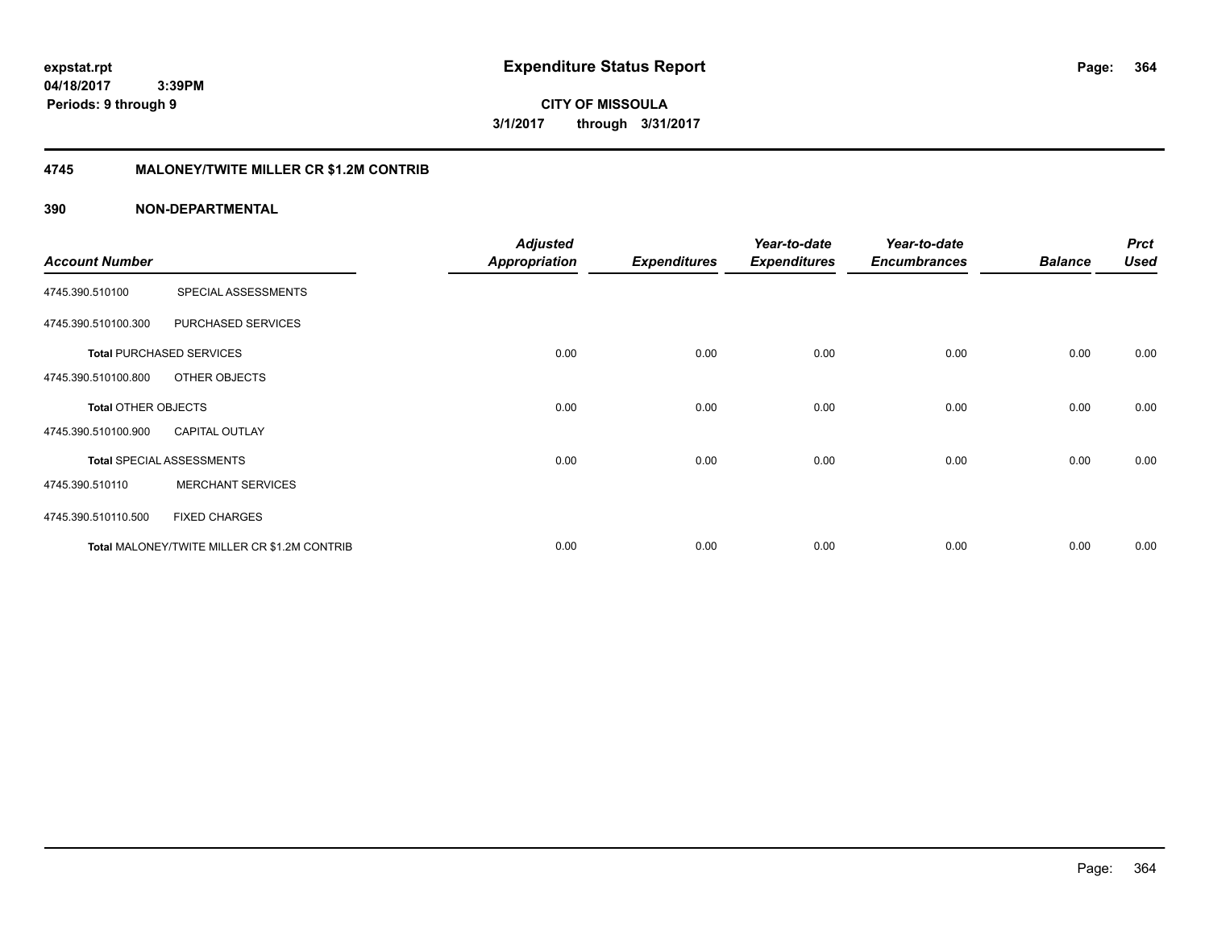**expstat.rpt**
**04/18/2017 3:39PM**
**Periods: 9 through 9**

# Expenditure Status Report

**CITY OF MISSOULA**
**3/1/2017 through 3/31/2017**

## 4745 MALONEY/TWITE MILLER CR $1.2M CONTRIB

### 390 NON-DEPARTMENTAL

| Account Number | | Adjusted Appropriation | Expenditures | Year-to-date Expenditures | Year-to-date Encumbrances | Balance | Prct Used |
|---|---|---|---|---|---|---|---|
| 4745.390.510100 | SPECIAL ASSESSMENTS | | | | | | |
| 4745.390.510100.300 | PURCHASED SERVICES | | | | | | |
| **Total** PURCHASED SERVICES | | 0.00 | 0.00 | 0.00 | 0.00 | 0.00 | 0.00 |
| 4745.390.510100.800 | OTHER OBJECTS | | | | | | |
| **Total** OTHER OBJECTS | | 0.00 | 0.00 | 0.00 | 0.00 | 0.00 | 0.00 |
| 4745.390.510100.900 | CAPITAL OUTLAY | | | | | | |
| **Total** SPECIAL ASSESSMENTS | | 0.00 | 0.00 | 0.00 | 0.00 | 0.00 | 0.00 |
| 4745.390.510110 | MERCHANT SERVICES | | | | | | |
| 4745.390.510110.500 | FIXED CHARGES | | | | | | |
| **Total** MALONEY/TWITE MILLER CR $1.2M CONTRIB | | 0.00 | 0.00 | 0.00 | 0.00 | 0.00 | 0.00 |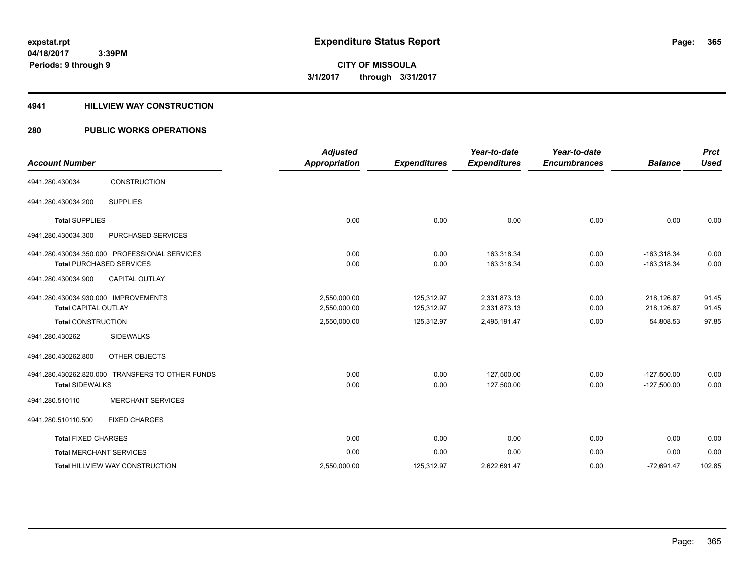# Expenditure Status Report

**expstat.rpt**
**04/18/2017 3:39PM**
**Periods: 9 through 9**

**CITY OF MISSOULA**
**3/1/2017 through 3/31/2017**

## 4941 HILLVIEW WAY CONSTRUCTION

## 280 PUBLIC WORKS OPERATIONS

| Account Number | | Adjusted Appropriation | Expenditures | Year-to-date Expenditures | Year-to-date Encumbrances | Balance | Prct Used |
|---|---|---|---|---|---|---|---|
| 4941.280.430034 | CONSTRUCTION | | | | | | |
| 4941.280.430034.200 | SUPPLIES | | | | | | |
| **Total** SUPPLIES | | 0.00 | 0.00 | 0.00 | 0.00 | 0.00 | 0.00 |
| 4941.280.430034.300 | PURCHASED SERVICES | | | | | | |
| 4941.280.430034.350.000 PROFESSIONAL SERVICES | | 0.00 | 0.00 | 163,318.34 | 0.00 | -163,318.34 | 0.00 |
| **Total** PURCHASED SERVICES | | 0.00 | 0.00 | 163,318.34 | 0.00 | -163,318.34 | 0.00 |
| 4941.280.430034.900 | CAPITAL OUTLAY | | | | | | |
| 4941.280.430034.930.000 IMPROVEMENTS | | 2,550,000.00 | 125,312.97 | 2,331,873.13 | 0.00 | 218,126.87 | 91.45 |
| **Total** CAPITAL OUTLAY | | 2,550,000.00 | 125,312.97 | 2,331,873.13 | 0.00 | 218,126.87 | 91.45 |
| **Total** CONSTRUCTION | | 2,550,000.00 | 125,312.97 | 2,495,191.47 | 0.00 | 54,808.53 | 97.85 |
| 4941.280.430262 | SIDEWALKS | | | | | | |
| 4941.280.430262.800 | OTHER OBJECTS | | | | | | |
| 4941.280.430262.820.000 TRANSFERS TO OTHER FUNDS | | 0.00 | 0.00 | 127,500.00 | 0.00 | -127,500.00 | 0.00 |
| **Total** SIDEWALKS | | 0.00 | 0.00 | 127,500.00 | 0.00 | -127,500.00 | 0.00 |
| 4941.280.510110 | MERCHANT SERVICES | | | | | | |
| 4941.280.510110.500 | FIXED CHARGES | | | | | | |
| **Total** FIXED CHARGES | | 0.00 | 0.00 | 0.00 | 0.00 | 0.00 | 0.00 |
| **Total** MERCHANT SERVICES | | 0.00 | 0.00 | 0.00 | 0.00 | 0.00 | 0.00 |
| **Total** HILLVIEW WAY CONSTRUCTION | | 2,550,000.00 | 125,312.97 | 2,622,691.47 | 0.00 | -72,691.47 | 102.85 |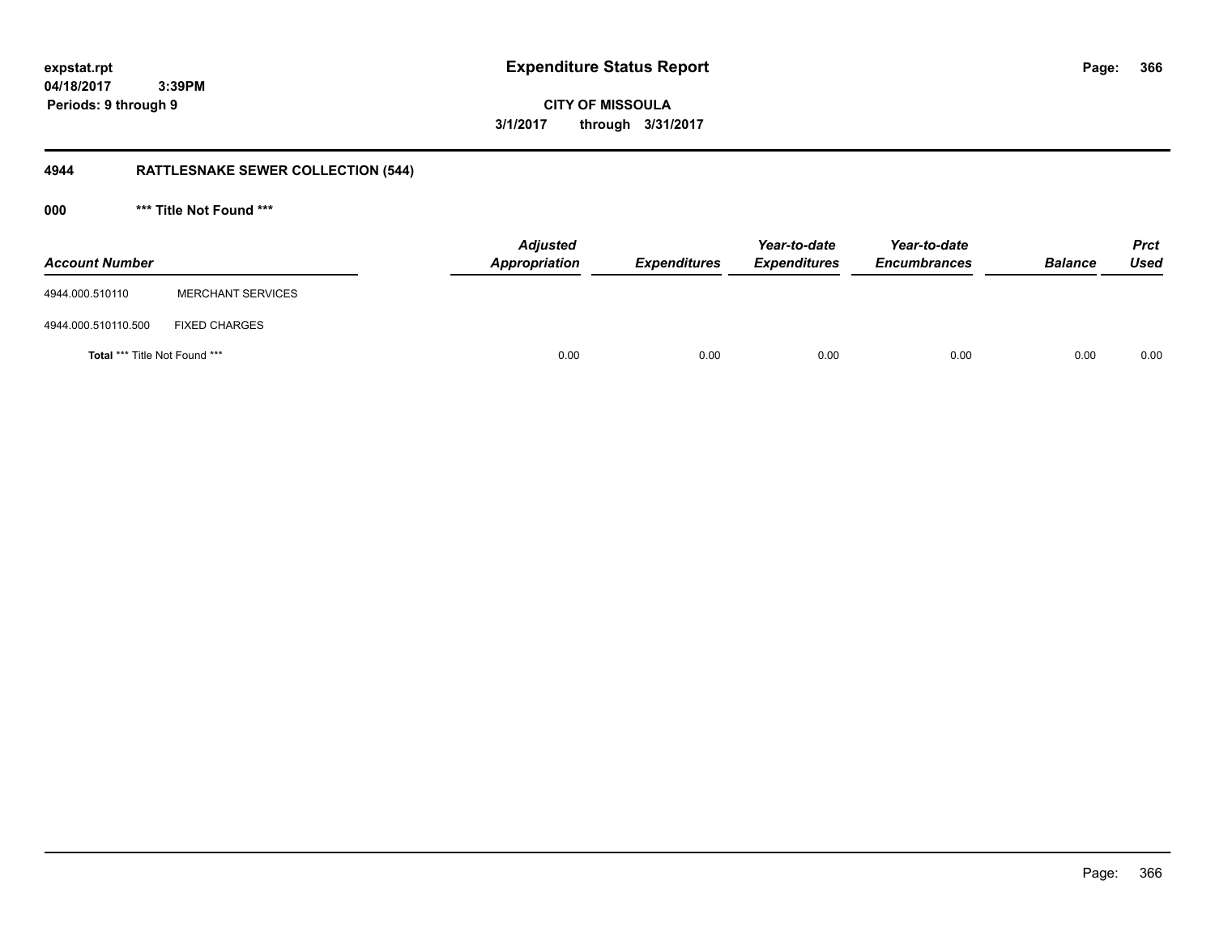# Expenditure Status Report

**expstat.rpt**
**04/18/2017 3:39PM**
**Periods: 9 through 9**

**CITY OF MISSOULA**
**3/1/2017 through 3/31/2017**

## 4944 RATTLESNAKE SEWER COLLECTION (544)

### 000 *** Title Not Found ***

| Account Number | | Adjusted Appropriation | Expenditures | Year-to-date Expenditures | Year-to-date Encumbrances | Balance | Prct Used |
|---|---|---|---|---|---|---|---|
| 4944.000.510110 | MERCHANT SERVICES | | | | | | |
| 4944.000.510110.500 | FIXED CHARGES | | | | | | |
| **Total** *** Title Not Found *** | | 0.00 | 0.00 | 0.00 | 0.00 | 0.00 | 0.00 |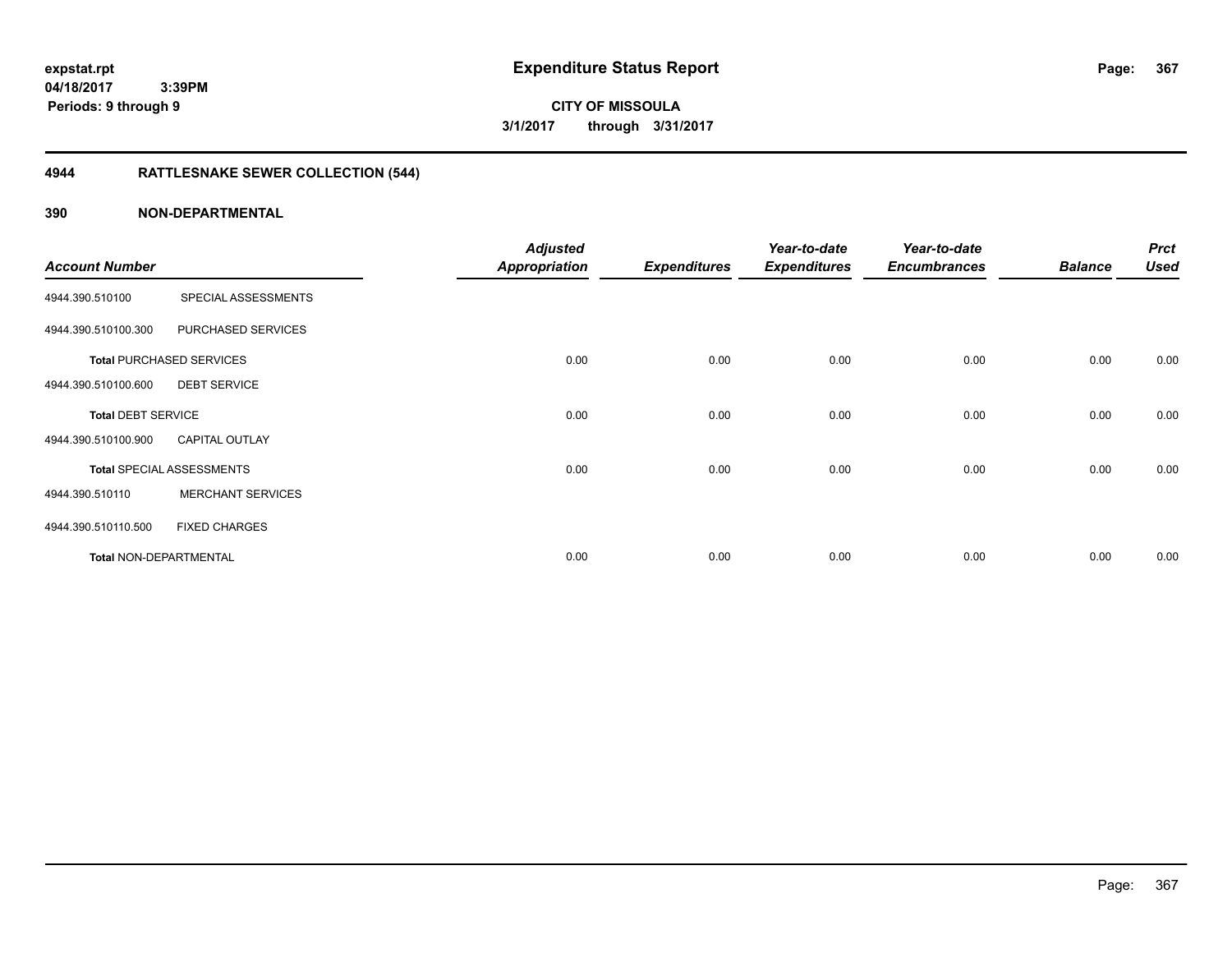**expstat.rpt**
**04/18/2017 3:39PM**
**Periods: 9 through 9**

# Expenditure Status Report

**CITY OF MISSOULA**
**3/1/2017 through 3/31/2017**

## 4944 RATTLESNAKE SEWER COLLECTION (544)

## 390 NON-DEPARTMENTAL

| Account Number | | Adjusted Appropriation | Expenditures | Year-to-date Expenditures | Year-to-date Encumbrances | Balance | Prct Used |
|---|---|---|---|---|---|---|---|
| 4944.390.510100 | SPECIAL ASSESSMENTS | | | | | | |
| 4944.390.510100.300 | PURCHASED SERVICES | | | | | | |
| **Total** PURCHASED SERVICES | | 0.00 | 0.00 | 0.00 | 0.00 | 0.00 | 0.00 |
| 4944.390.510100.600 | DEBT SERVICE | | | | | | |
| **Total** DEBT SERVICE | | 0.00 | 0.00 | 0.00 | 0.00 | 0.00 | 0.00 |
| 4944.390.510100.900 | CAPITAL OUTLAY | | | | | | |
| **Total** SPECIAL ASSESSMENTS | | 0.00 | 0.00 | 0.00 | 0.00 | 0.00 | 0.00 |
| 4944.390.510110 | MERCHANT SERVICES | | | | | | |
| 4944.390.510110.500 | FIXED CHARGES | | | | | | |
| **Total** NON-DEPARTMENTAL | | 0.00 | 0.00 | 0.00 | 0.00 | 0.00 | 0.00 |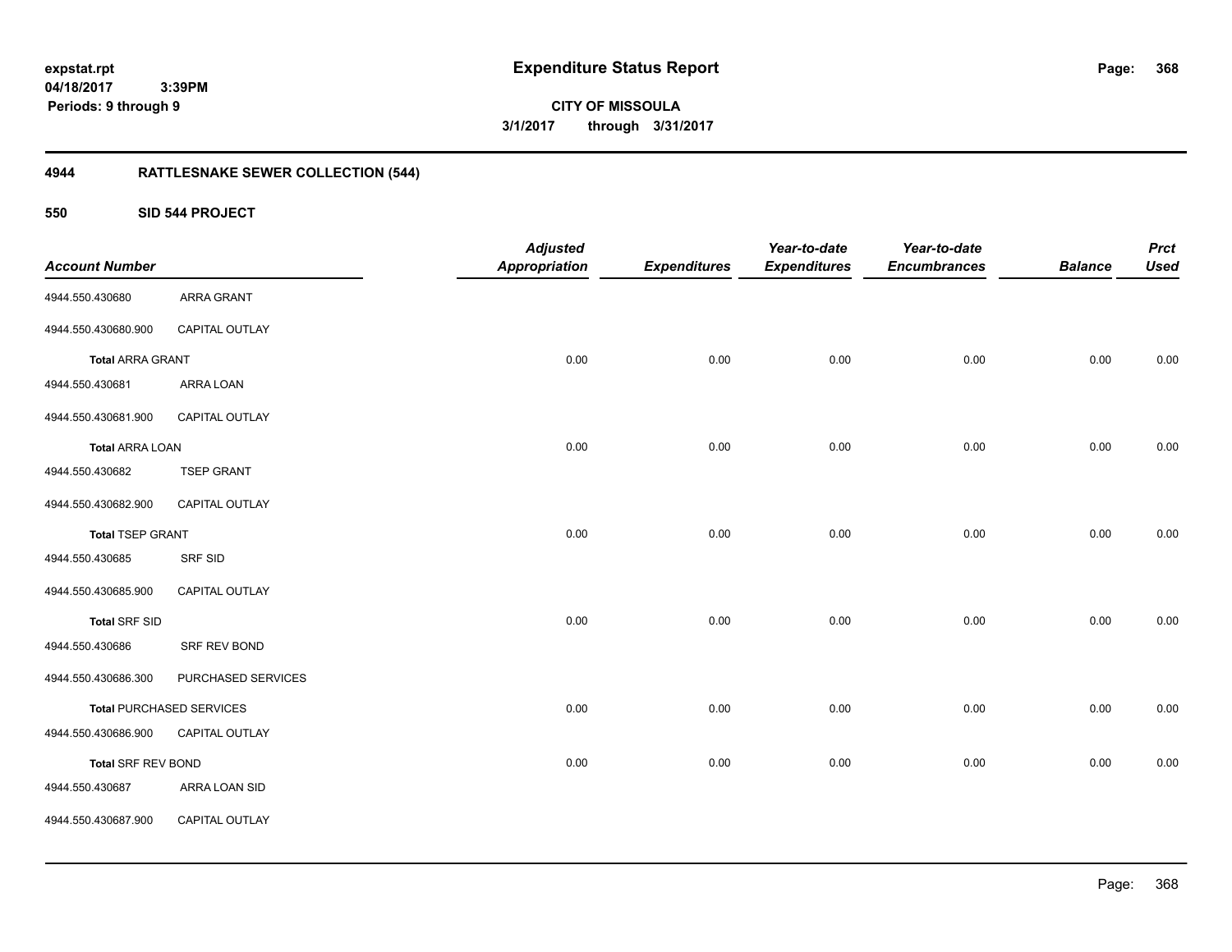expstat.rpt
04/18/2017 3:39PM
Periods: 9 through 9

# Expenditure Status Report

**CITY OF MISSOULA**
**3/1/2017 through 3/31/2017**

## 4944 RATTLESNAKE SEWER COLLECTION (544)

### 550 SID 544 PROJECT

| Account Number | | Adjusted Appropriation | Expenditures | Year-to-date Expenditures | Year-to-date Encumbrances | Balance | Prct Used |
|---|---|---|---|---|---|---|---|
| 4944.550.430680 | ARRA GRANT | | | | | | |
| 4944.550.430680.900 | CAPITAL OUTLAY | | | | | | |
| **Total** ARRA GRANT | | 0.00 | 0.00 | 0.00 | 0.00 | 0.00 | 0.00 |
| 4944.550.430681 | ARRA LOAN | | | | | | |
| 4944.550.430681.900 | CAPITAL OUTLAY | | | | | | |
| **Total** ARRA LOAN | | 0.00 | 0.00 | 0.00 | 0.00 | 0.00 | 0.00 |
| 4944.550.430682 | TSEP GRANT | | | | | | |
| 4944.550.430682.900 | CAPITAL OUTLAY | | | | | | |
| **Total** TSEP GRANT | | 0.00 | 0.00 | 0.00 | 0.00 | 0.00 | 0.00 |
| 4944.550.430685 | SRF SID | | | | | | |
| 4944.550.430685.900 | CAPITAL OUTLAY | | | | | | |
| **Total** SRF SID | | 0.00 | 0.00 | 0.00 | 0.00 | 0.00 | 0.00 |
| 4944.550.430686 | SRF REV BOND | | | | | | |
| 4944.550.430686.300 | PURCHASED SERVICES | | | | | | |
| **Total** PURCHASED SERVICES | | 0.00 | 0.00 | 0.00 | 0.00 | 0.00 | 0.00 |
| 4944.550.430686.900 | CAPITAL OUTLAY | | | | | | |
| **Total** SRF REV BOND | | 0.00 | 0.00 | 0.00 | 0.00 | 0.00 | 0.00 |
| 4944.550.430687 | ARRA LOAN SID | | | | | | |
| 4944.550.430687.900 | CAPITAL OUTLAY | | | | | | |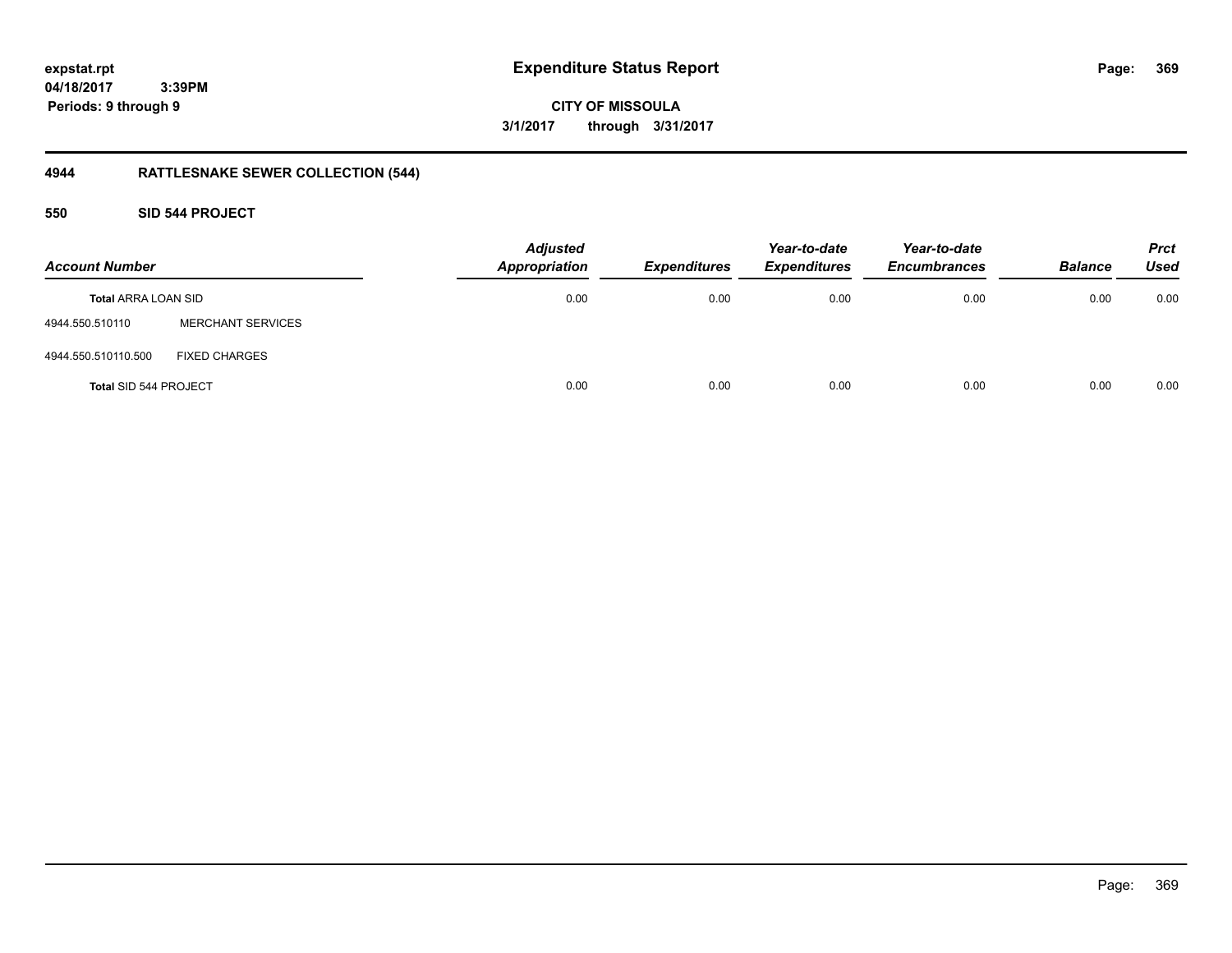# Expenditure Status Report

expstat.rpt
04/18/2017 3:39PM
Periods: 9 through 9

**CITY OF MISSOULA**
**3/1/2017 through 3/31/2017**

## 4944 RATTLESNAKE SEWER COLLECTION (544)

### 550 SID 544 PROJECT

| Account Number | | Adjusted Appropriation | Expenditures | Year-to-date Expenditures | Year-to-date Encumbrances | Balance | Prct Used |
|---|---|---|---|---|---|---|---|
| **Total** ARRA LOAN SID | | 0.00 | 0.00 | 0.00 | 0.00 | 0.00 | 0.00 |
| 4944.550.510110 | MERCHANT SERVICES | | | | | | |
| 4944.550.510110.500 | FIXED CHARGES | | | | | | |
| **Total** SID 544 PROJECT | | 0.00 | 0.00 | 0.00 | 0.00 | 0.00 | 0.00 |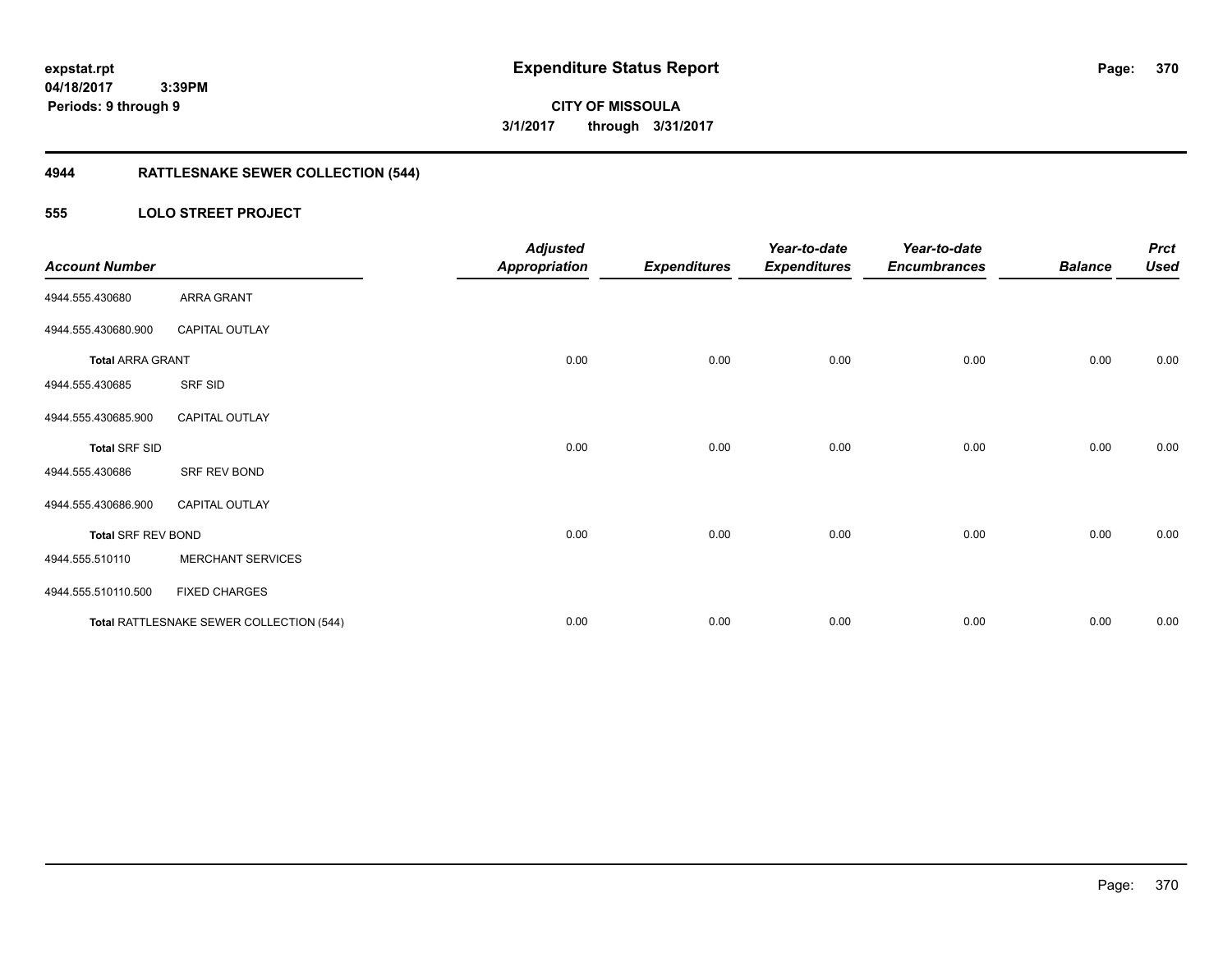# Expenditure Status Report

**CITY OF MISSOULA**

**3/1/2017 through 3/31/2017**

expstat.rpt
04/18/2017 3:39PM
Periods: 9 through 9

## 4944 RATTLESNAKE SEWER COLLECTION (544)

### 555 LOLO STREET PROJECT

| Account Number | | Adjusted Appropriation | Expenditures | Year-to-date Expenditures | Year-to-date Encumbrances | Balance | Prct Used |
|---|---|---|---|---|---|---|---|
| 4944.555.430680 | ARRA GRANT | | | | | | |
| 4944.555.430680.900 | CAPITAL OUTLAY | | | | | | |
| **Total ARRA GRANT** | | 0.00 | 0.00 | 0.00 | 0.00 | 0.00 | 0.00 |
| 4944.555.430685 | SRF SID | | | | | | |
| 4944.555.430685.900 | CAPITAL OUTLAY | | | | | | |
| **Total SRF SID** | | 0.00 | 0.00 | 0.00 | 0.00 | 0.00 | 0.00 |
| 4944.555.430686 | SRF REV BOND | | | | | | |
| 4944.555.430686.900 | CAPITAL OUTLAY | | | | | | |
| **Total SRF REV BOND** | | 0.00 | 0.00 | 0.00 | 0.00 | 0.00 | 0.00 |
| 4944.555.510110 | MERCHANT SERVICES | | | | | | |
| 4944.555.510110.500 | FIXED CHARGES | | | | | | |
| **Total RATTLESNAKE SEWER COLLECTION (544)** | | 0.00 | 0.00 | 0.00 | 0.00 | 0.00 | 0.00 |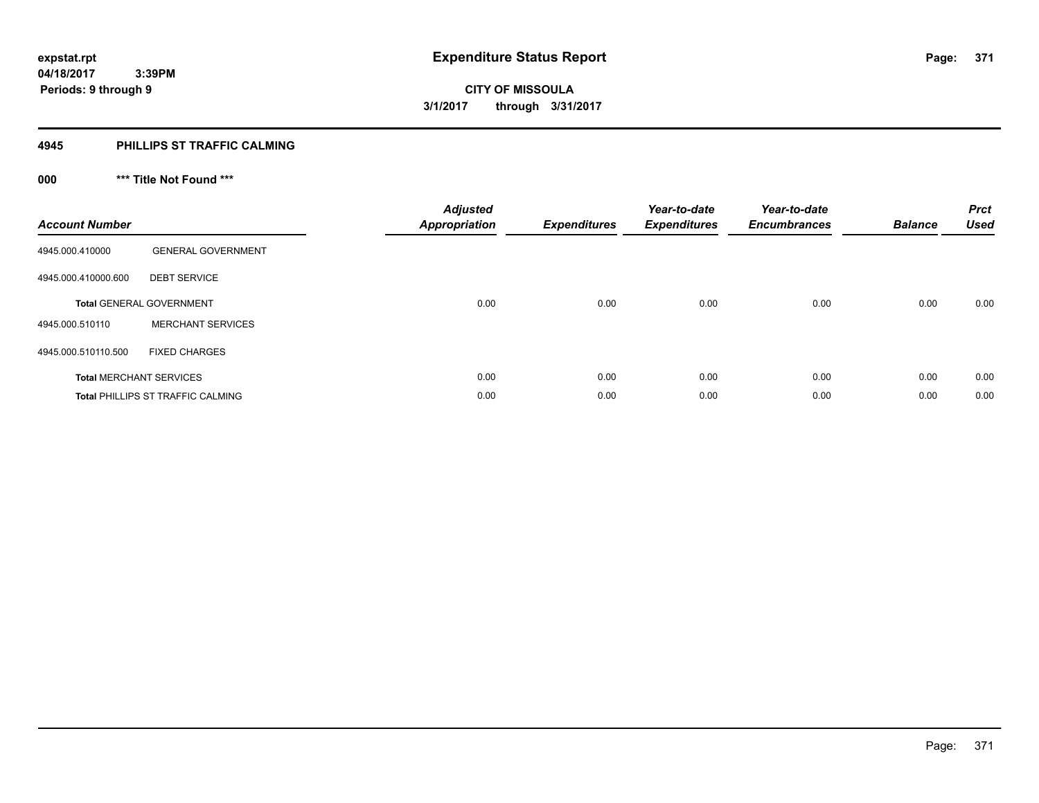**expstat.rpt**
**04/18/2017 3:39PM**
**Periods: 9 through 9**

# Expenditure Status Report

**CITY OF MISSOULA**
**3/1/2017 through 3/31/2017**

## 4945 PHILLIPS ST TRAFFIC CALMING

### 000 *** Title Not Found ***

| Account Number | | Adjusted Appropriation | Expenditures | Year-to-date Expenditures | Year-to-date Encumbrances | Balance | Prct Used |
|---|---|---|---|---|---|---|---|
| 4945.000.410000 | GENERAL GOVERNMENT | | | | | | |
| 4945.000.410000.600 | DEBT SERVICE | | | | | | |
| **Total** GENERAL GOVERNMENT | | 0.00 | 0.00 | 0.00 | 0.00 | 0.00 | 0.00 |
| 4945.000.510110 | MERCHANT SERVICES | | | | | | |
| 4945.000.510110.500 | FIXED CHARGES | | | | | | |
| **Total** MERCHANT SERVICES | | 0.00 | 0.00 | 0.00 | 0.00 | 0.00 | 0.00 |
| **Total** PHILLIPS ST TRAFFIC CALMING | | 0.00 | 0.00 | 0.00 | 0.00 | 0.00 | 0.00 |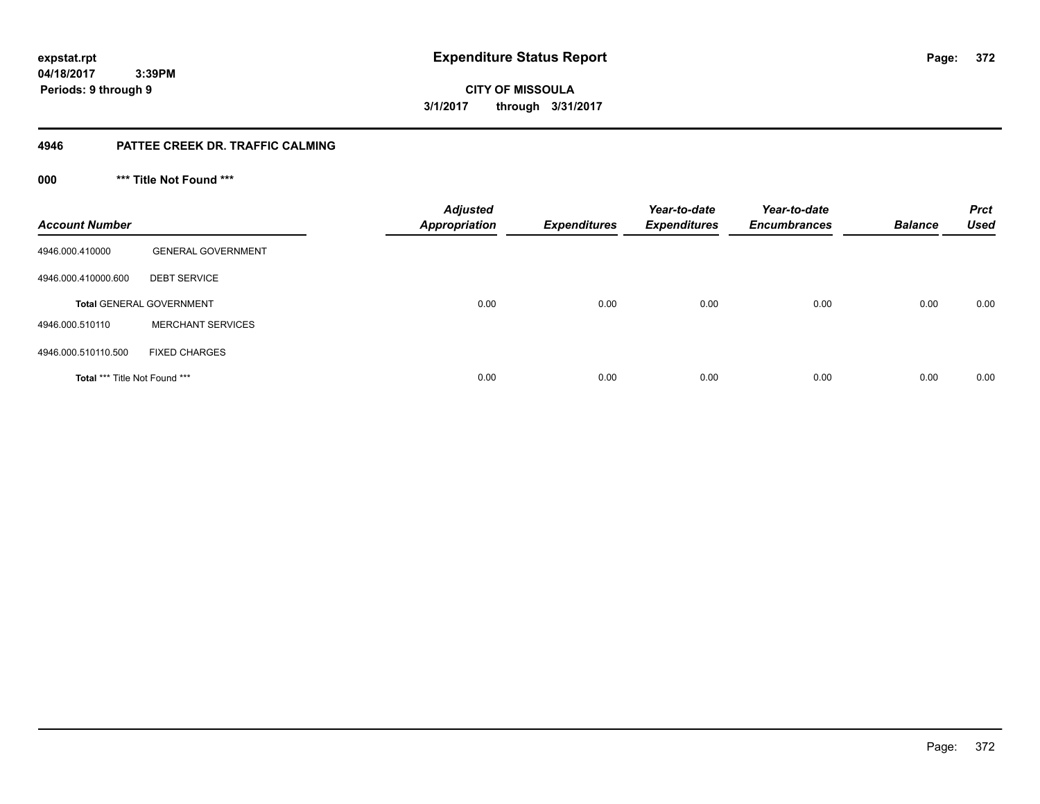# Expenditure Status Report

**expstat.rpt**
**04/18/2017 3:39PM**
**Periods: 9 through 9**

**CITY OF MISSOULA**
**3/1/2017 through 3/31/2017**

## 4946 PATTEE CREEK DR. TRAFFIC CALMING

### 000 *** Title Not Found ***

| Account Number | | Adjusted Appropriation | Expenditures | Year-to-date Expenditures | Year-to-date Encumbrances | Balance | Prct Used |
|---|---|---|---|---|---|---|---|
| 4946.000.410000 | GENERAL GOVERNMENT | | | | | | |
| 4946.000.410000.600 | DEBT SERVICE | | | | | | |
| **Total** GENERAL GOVERNMENT | | 0.00 | 0.00 | 0.00 | 0.00 | 0.00 | 0.00 |
| 4946.000.510110 | MERCHANT SERVICES | | | | | | |
| 4946.000.510110.500 | FIXED CHARGES | | | | | | |
| **Total** *** Title Not Found *** | | 0.00 | 0.00 | 0.00 | 0.00 | 0.00 | 0.00 |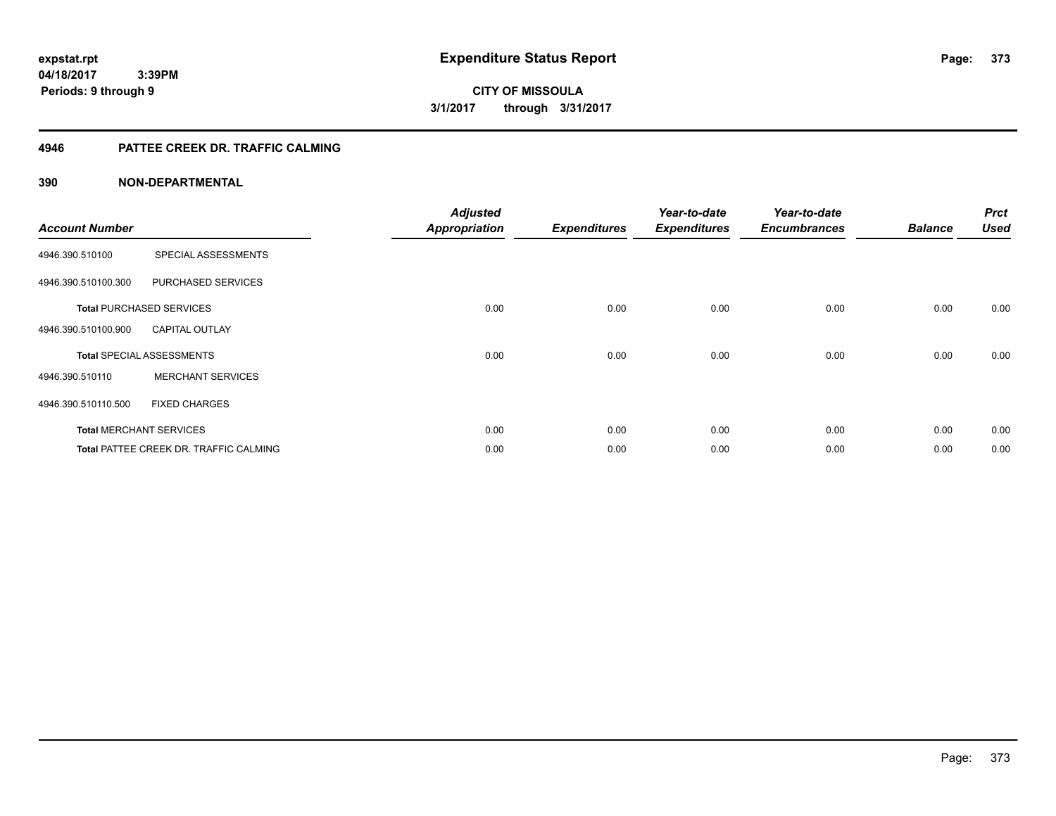# Expenditure Status Report

expstat.rpt
04/18/2017 3:39PM
Periods: 9 through 9

**CITY OF MISSOULA**
**3/1/2017 through 3/31/2017**

## 4946 PATTEE CREEK DR. TRAFFIC CALMING

### 390 NON-DEPARTMENTAL

| Account Number | | Adjusted Appropriation | Expenditures | Year-to-date Expenditures | Year-to-date Encumbrances | Balance | Prct Used |
|---|---|---|---|---|---|---|---|
| 4946.390.510100 | SPECIAL ASSESSMENTS | | | | | | |
| 4946.390.510100.300 | PURCHASED SERVICES | | | | | | |
| **Total** PURCHASED SERVICES | | 0.00 | 0.00 | 0.00 | 0.00 | 0.00 | 0.00 |
| 4946.390.510100.900 | CAPITAL OUTLAY | | | | | | |
| **Total** SPECIAL ASSESSMENTS | | 0.00 | 0.00 | 0.00 | 0.00 | 0.00 | 0.00 |
| 4946.390.510110 | MERCHANT SERVICES | | | | | | |
| 4946.390.510110.500 | FIXED CHARGES | | | | | | |
| **Total** MERCHANT SERVICES | | 0.00 | 0.00 | 0.00 | 0.00 | 0.00 | 0.00 |
| **Total** PATTEE CREEK DR. TRAFFIC CALMING | | 0.00 | 0.00 | 0.00 | 0.00 | 0.00 | 0.00 |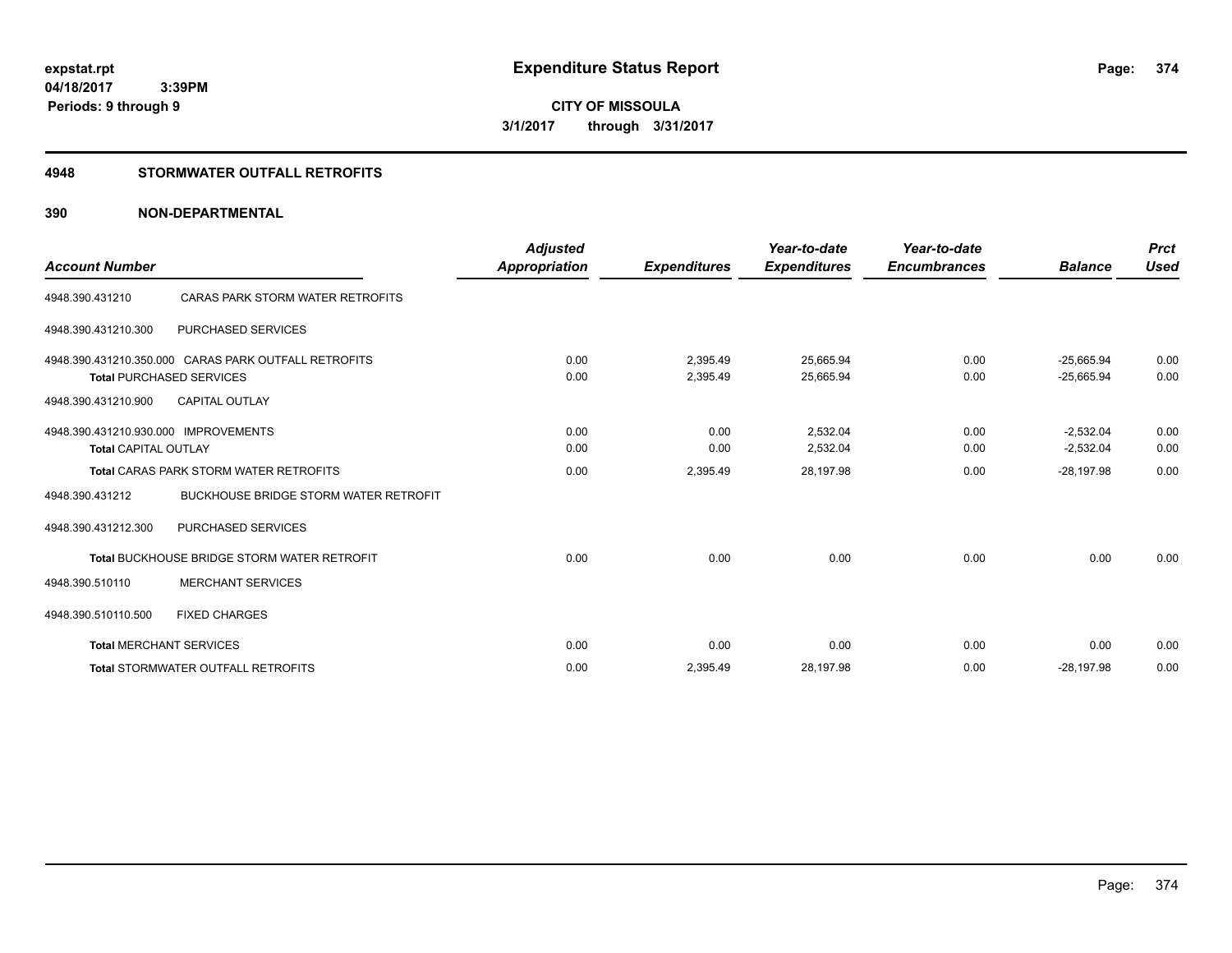**expstat.rpt**
**04/18/2017 3:39PM**
**Periods: 9 through 9**

# Expenditure Status Report

**CITY OF MISSOULA**
**3/1/2017 through 3/31/2017**

## 4948 STORMWATER OUTFALL RETROFITS

## 390 NON-DEPARTMENTAL

| Account Number | | Adjusted Appropriation | Expenditures | Year-to-date Expenditures | Year-to-date Encumbrances | Balance | Prct Used |
|---|---|---|---|---|---|---|---|
| 4948.390.431210 | CARAS PARK STORM WATER RETROFITS | | | | | | |
| 4948.390.431210.300 | PURCHASED SERVICES | | | | | | |
| 4948.390.431210.350.000 | CARAS PARK OUTFALL RETROFITS | 0.00 | 2,395.49 | 25,665.94 | 0.00 | -25,665.94 | 0.00 |
| **Total** PURCHASED SERVICES | | 0.00 | 2,395.49 | 25,665.94 | 0.00 | -25,665.94 | 0.00 |
| 4948.390.431210.900 | CAPITAL OUTLAY | | | | | | |
| 4948.390.431210.930.000 | IMPROVEMENTS | 0.00 | 0.00 | 2,532.04 | 0.00 | -2,532.04 | 0.00 |
| **Total** CAPITAL OUTLAY | | 0.00 | 0.00 | 2,532.04 | 0.00 | -2,532.04 | 0.00 |
| **Total** CARAS PARK STORM WATER RETROFITS | | 0.00 | 2,395.49 | 28,197.98 | 0.00 | -28,197.98 | 0.00 |
| 4948.390.431212 | BUCKHOUSE BRIDGE STORM WATER RETROFIT | | | | | | |
| 4948.390.431212.300 | PURCHASED SERVICES | | | | | | |
| **Total** BUCKHOUSE BRIDGE STORM WATER RETROFIT | | 0.00 | 0.00 | 0.00 | 0.00 | 0.00 | 0.00 |
| 4948.390.510110 | MERCHANT SERVICES | | | | | | |
| 4948.390.510110.500 | FIXED CHARGES | | | | | | |
| **Total** MERCHANT SERVICES | | 0.00 | 0.00 | 0.00 | 0.00 | 0.00 | 0.00 |
| **Total** STORMWATER OUTFALL RETROFITS | | 0.00 | 2,395.49 | 28,197.98 | 0.00 | -28,197.98 | 0.00 |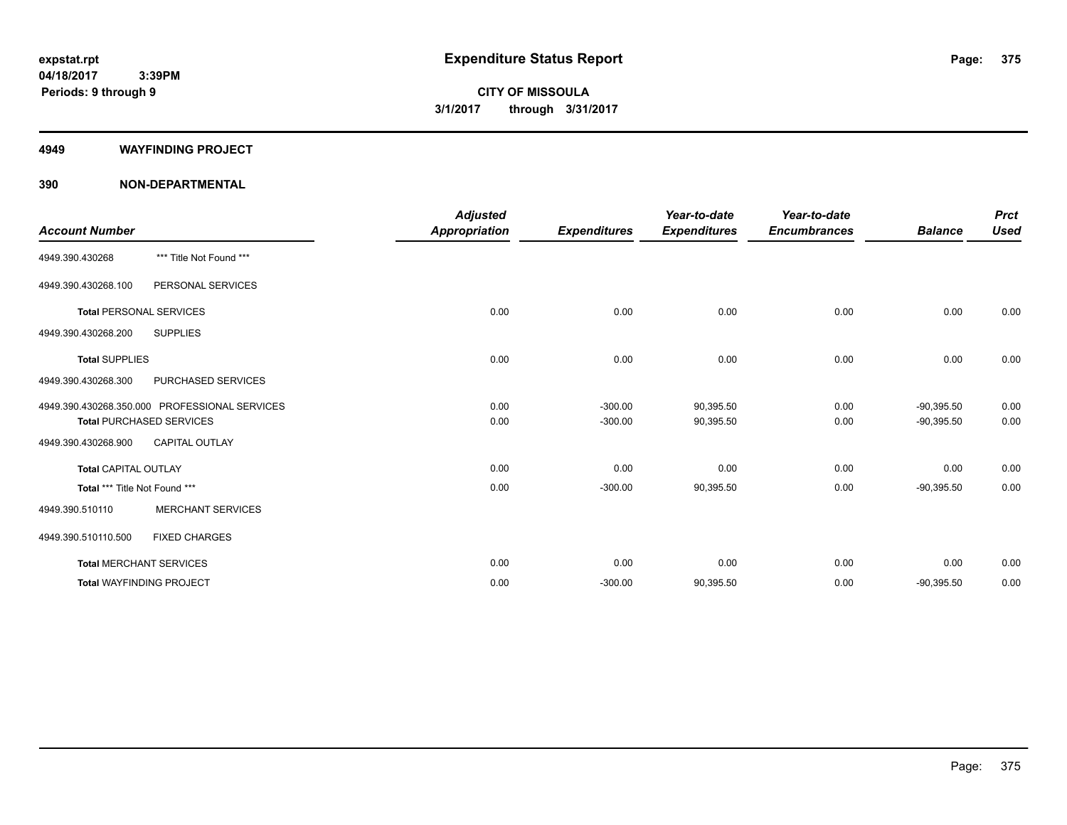expstat.rpt
04/18/2017 3:39PM
Periods: 9 through 9

# Expenditure Status Report

**CITY OF MISSOULA**
**3/1/2017 through 3/31/2017**

## 4949 WAYFINDING PROJECT

## 390 NON-DEPARTMENTAL

| Account Number | | Adjusted Appropriation | Expenditures | Year-to-date Expenditures | Year-to-date Encumbrances | Balance | Prct Used |
|---|---|---|---|---|---|---|---|
| 4949.390.430268 | *** Title Not Found *** | | | | | | |
| 4949.390.430268.100 | PERSONAL SERVICES | | | | | | |
| **Total** PERSONAL SERVICES | | 0.00 | 0.00 | 0.00 | 0.00 | 0.00 | 0.00 |
| 4949.390.430268.200 | SUPPLIES | | | | | | |
| **Total** SUPPLIES | | 0.00 | 0.00 | 0.00 | 0.00 | 0.00 | 0.00 |
| 4949.390.430268.300 | PURCHASED SERVICES | | | | | | |
| 4949.390.430268.350.000 | PROFESSIONAL SERVICES | 0.00 | -300.00 | 90,395.50 | 0.00 | -90,395.50 | 0.00 |
| **Total** PURCHASED SERVICES | | 0.00 | -300.00 | 90,395.50 | 0.00 | -90,395.50 | 0.00 |
| 4949.390.430268.900 | CAPITAL OUTLAY | | | | | | |
| **Total** CAPITAL OUTLAY | | 0.00 | 0.00 | 0.00 | 0.00 | 0.00 | 0.00 |
| **Total** *** Title Not Found *** | | 0.00 | -300.00 | 90,395.50 | 0.00 | -90,395.50 | 0.00 |
| 4949.390.510110 | MERCHANT SERVICES | | | | | | |
| 4949.390.510110.500 | FIXED CHARGES | | | | | | |
| **Total** MERCHANT SERVICES | | 0.00 | 0.00 | 0.00 | 0.00 | 0.00 | 0.00 |
| **Total** WAYFINDING PROJECT | | 0.00 | -300.00 | 90,395.50 | 0.00 | -90,395.50 | 0.00 |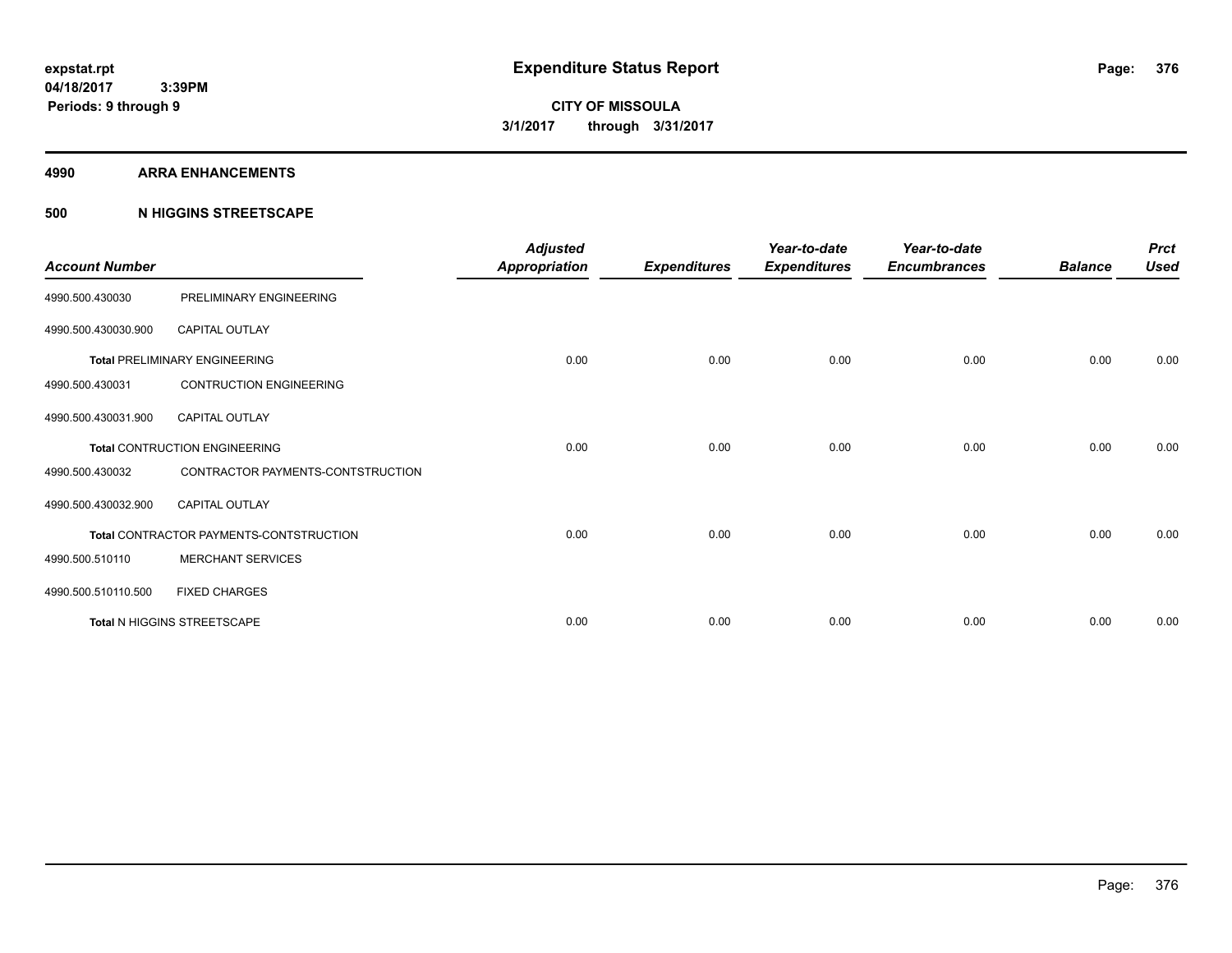expstat.rpt
04/18/2017 3:39PM
Periods: 9 through 9

# Expenditure Status Report

CITY OF MISSOULA
3/1/2017 through 3/31/2017

## 4990 ARRA ENHANCEMENTS

### 500 N HIGGINS STREETSCAPE

| Account Number | | Adjusted Appropriation | Expenditures | Year-to-date Expenditures | Year-to-date Encumbrances | Balance | Prct Used |
|---|---|---|---|---|---|---|---|
| 4990.500.430030 | PRELIMINARY ENGINEERING | | | | | | |
| 4990.500.430030.900 | CAPITAL OUTLAY | | | | | | |
| **Total** PRELIMINARY ENGINEERING | | 0.00 | 0.00 | 0.00 | 0.00 | 0.00 | 0.00 |
| 4990.500.430031 | CONTRUCTION ENGINEERING | | | | | | |
| 4990.500.430031.900 | CAPITAL OUTLAY | | | | | | |
| **Total** CONTRUCTION ENGINEERING | | 0.00 | 0.00 | 0.00 | 0.00 | 0.00 | 0.00 |
| 4990.500.430032 | CONTRACTOR PAYMENTS-CONTSTRUCTION | | | | | | |
| 4990.500.430032.900 | CAPITAL OUTLAY | | | | | | |
| **Total** CONTRACTOR PAYMENTS-CONTSTRUCTION | | 0.00 | 0.00 | 0.00 | 0.00 | 0.00 | 0.00 |
| 4990.500.510110 | MERCHANT SERVICES | | | | | | |
| 4990.500.510110.500 | FIXED CHARGES | | | | | | |
| **Total** N HIGGINS STREETSCAPE | | 0.00 | 0.00 | 0.00 | 0.00 | 0.00 | 0.00 |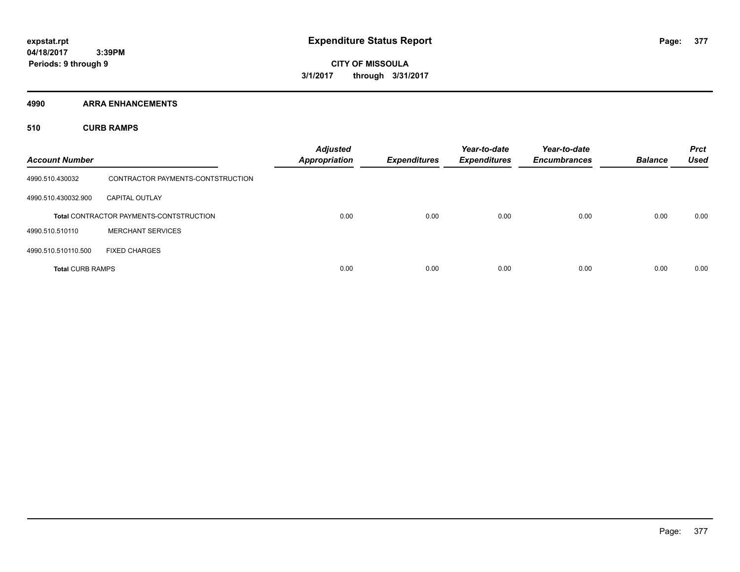**expstat.rpt**
**04/18/2017 3:39PM**
**Periods: 9 through 9**

# Expenditure Status Report

**CITY OF MISSOULA**
**3/1/2017 through 3/31/2017**

## 4990 ARRA ENHANCEMENTS

### 510 CURB RAMPS

| Account Number | | Adjusted Appropriation | Expenditures | Year-to-date Expenditures | Year-to-date Encumbrances | Balance | Prct Used |
|---|---|---|---|---|---|---|---|
| 4990.510.430032 | CONTRACTOR PAYMENTS-CONTSTRUCTION | | | | | | |
| 4990.510.430032.900 | CAPITAL OUTLAY | | | | | | |
| | **Total** CONTRACTOR PAYMENTS-CONTSTRUCTION | 0.00 | 0.00 | 0.00 | 0.00 | 0.00 | 0.00 |
| 4990.510.510110 | MERCHANT SERVICES | | | | | | |
| 4990.510.510110.500 | FIXED CHARGES | | | | | | |
| **Total** CURB RAMPS | | 0.00 | 0.00 | 0.00 | 0.00 | 0.00 | 0.00 |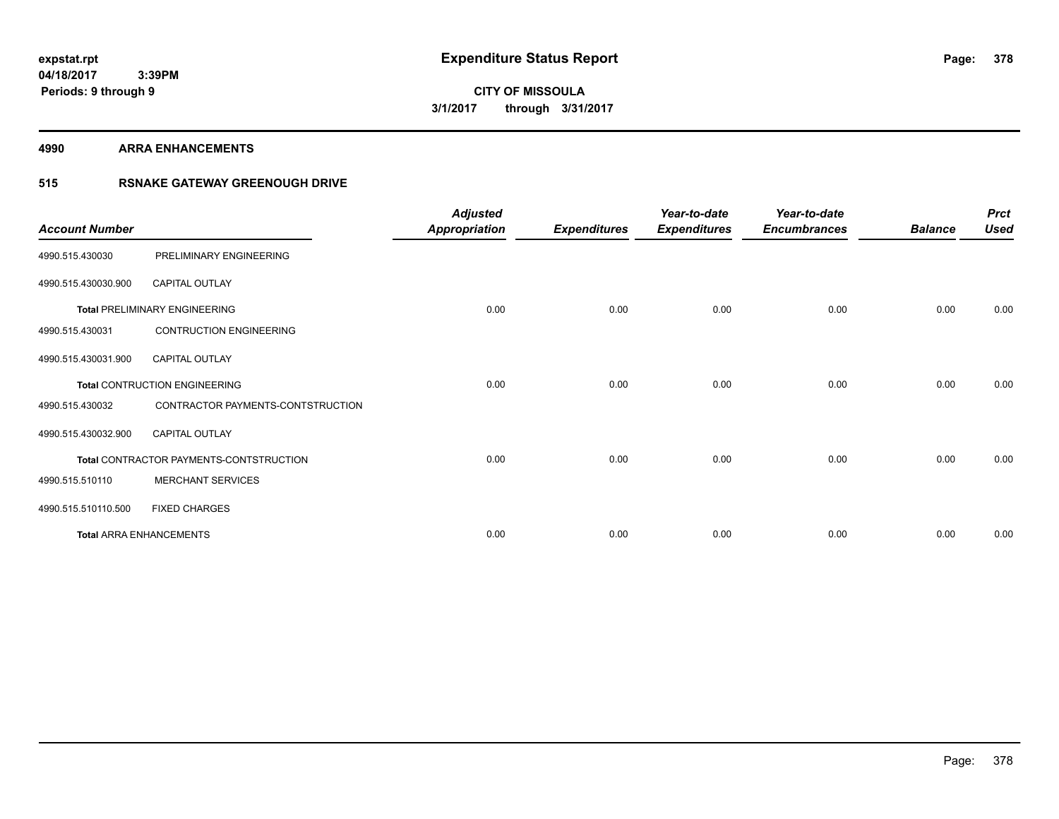**expstat.rpt**
**04/18/2017 3:39PM**
**Periods: 9 through 9**

# Expenditure Status Report

**CITY OF MISSOULA**
**3/1/2017 through 3/31/2017**

## 4990 ARRA ENHANCEMENTS

## 515 RSNAKE GATEWAY GREENOUGH DRIVE

| Account Number | | Adjusted Appropriation | Expenditures | Year-to-date Expenditures | Year-to-date Encumbrances | Balance | Prct Used |
|---|---|---|---|---|---|---|---|
| 4990.515.430030 | PRELIMINARY ENGINEERING | | | | | | |
| 4990.515.430030.900 | CAPITAL OUTLAY | | | | | | |
| **Total** PRELIMINARY ENGINEERING | | 0.00 | 0.00 | 0.00 | 0.00 | 0.00 | 0.00 |
| 4990.515.430031 | CONTRUCTION ENGINEERING | | | | | | |
| 4990.515.430031.900 | CAPITAL OUTLAY | | | | | | |
| **Total** CONTRUCTION ENGINEERING | | 0.00 | 0.00 | 0.00 | 0.00 | 0.00 | 0.00 |
| 4990.515.430032 | CONTRACTOR PAYMENTS-CONTSTRUCTION | | | | | | |
| 4990.515.430032.900 | CAPITAL OUTLAY | | | | | | |
| **Total** CONTRACTOR PAYMENTS-CONTSTRUCTION | | 0.00 | 0.00 | 0.00 | 0.00 | 0.00 | 0.00 |
| 4990.515.510110 | MERCHANT SERVICES | | | | | | |
| 4990.515.510110.500 | FIXED CHARGES | | | | | | |
| **Total** ARRA ENHANCEMENTS | | 0.00 | 0.00 | 0.00 | 0.00 | 0.00 | 0.00 |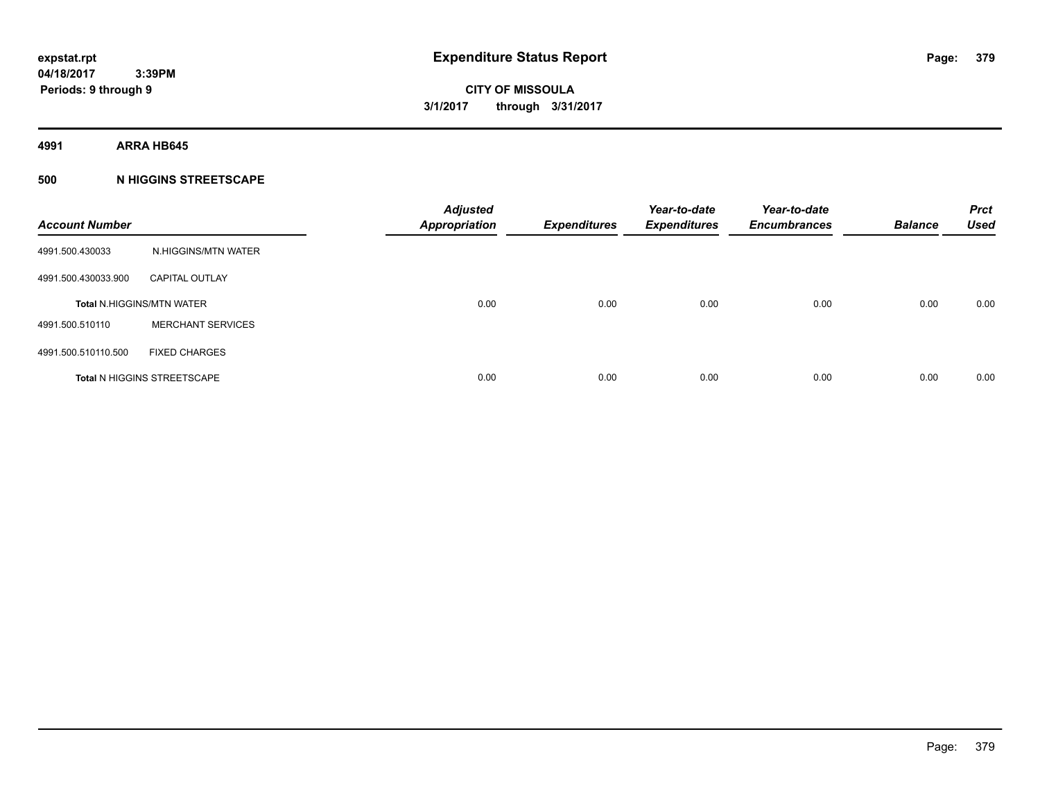**expstat.rpt**
**04/18/2017 3:39PM**
**Periods: 9 through 9**

# Expenditure Status Report

**CITY OF MISSOULA**
**3/1/2017 through 3/31/2017**

## 4991 ARRA HB645

### 500 N HIGGINS STREETSCAPE

| Account Number | | Adjusted Appropriation | Expenditures | Year-to-date Expenditures | Year-to-date Encumbrances | Balance | Prct Used |
|---|---|---|---|---|---|---|---|
| 4991.500.430033 | N.HIGGINS/MTN WATER | | | | | | |
| 4991.500.430033.900 | CAPITAL OUTLAY | | | | | | |
| **Total** N.HIGGINS/MTN WATER | | 0.00 | 0.00 | 0.00 | 0.00 | 0.00 | 0.00 |
| 4991.500.510110 | MERCHANT SERVICES | | | | | | |
| 4991.500.510110.500 | FIXED CHARGES | | | | | | |
| **Total** N HIGGINS STREETSCAPE | | 0.00 | 0.00 | 0.00 | 0.00 | 0.00 | 0.00 |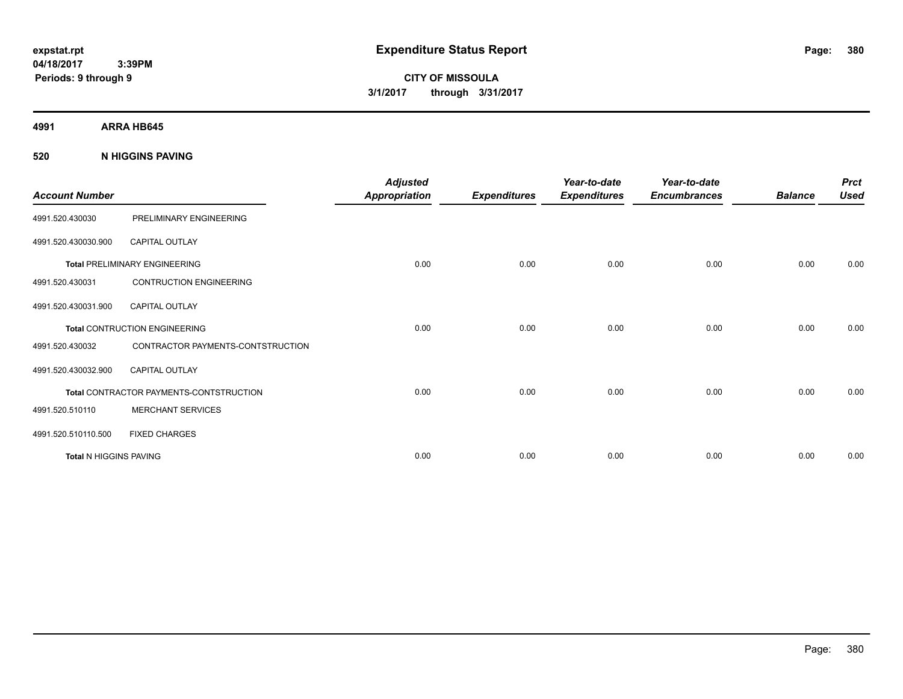# Expenditure Status Report

**expstat.rpt**
**04/18/2017 3:39PM**
**Periods: 9 through 9**

**CITY OF MISSOULA**
**3/1/2017 through 3/31/2017**

## 4991 ARRA HB645

### 520 N HIGGINS PAVING

| Account Number | | Adjusted Appropriation | Expenditures | Year-to-date Expenditures | Year-to-date Encumbrances | Balance | Prct Used |
|---|---|---|---|---|---|---|---|
| 4991.520.430030 | PRELIMINARY ENGINEERING | | | | | | |
| 4991.520.430030.900 | CAPITAL OUTLAY | | | | | | |
| **Total** PRELIMINARY ENGINEERING | | 0.00 | 0.00 | 0.00 | 0.00 | 0.00 | 0.00 |
| 4991.520.430031 | CONTRUCTION ENGINEERING | | | | | | |
| 4991.520.430031.900 | CAPITAL OUTLAY | | | | | | |
| **Total** CONTRUCTION ENGINEERING | | 0.00 | 0.00 | 0.00 | 0.00 | 0.00 | 0.00 |
| 4991.520.430032 | CONTRACTOR PAYMENTS-CONTSTRUCTION | | | | | | |
| 4991.520.430032.900 | CAPITAL OUTLAY | | | | | | |
| **Total** CONTRACTOR PAYMENTS-CONTSTRUCTION | | 0.00 | 0.00 | 0.00 | 0.00 | 0.00 | 0.00 |
| 4991.520.510110 | MERCHANT SERVICES | | | | | | |
| 4991.520.510110.500 | FIXED CHARGES | | | | | | |
| **Total** N HIGGINS PAVING | | 0.00 | 0.00 | 0.00 | 0.00 | 0.00 | 0.00 |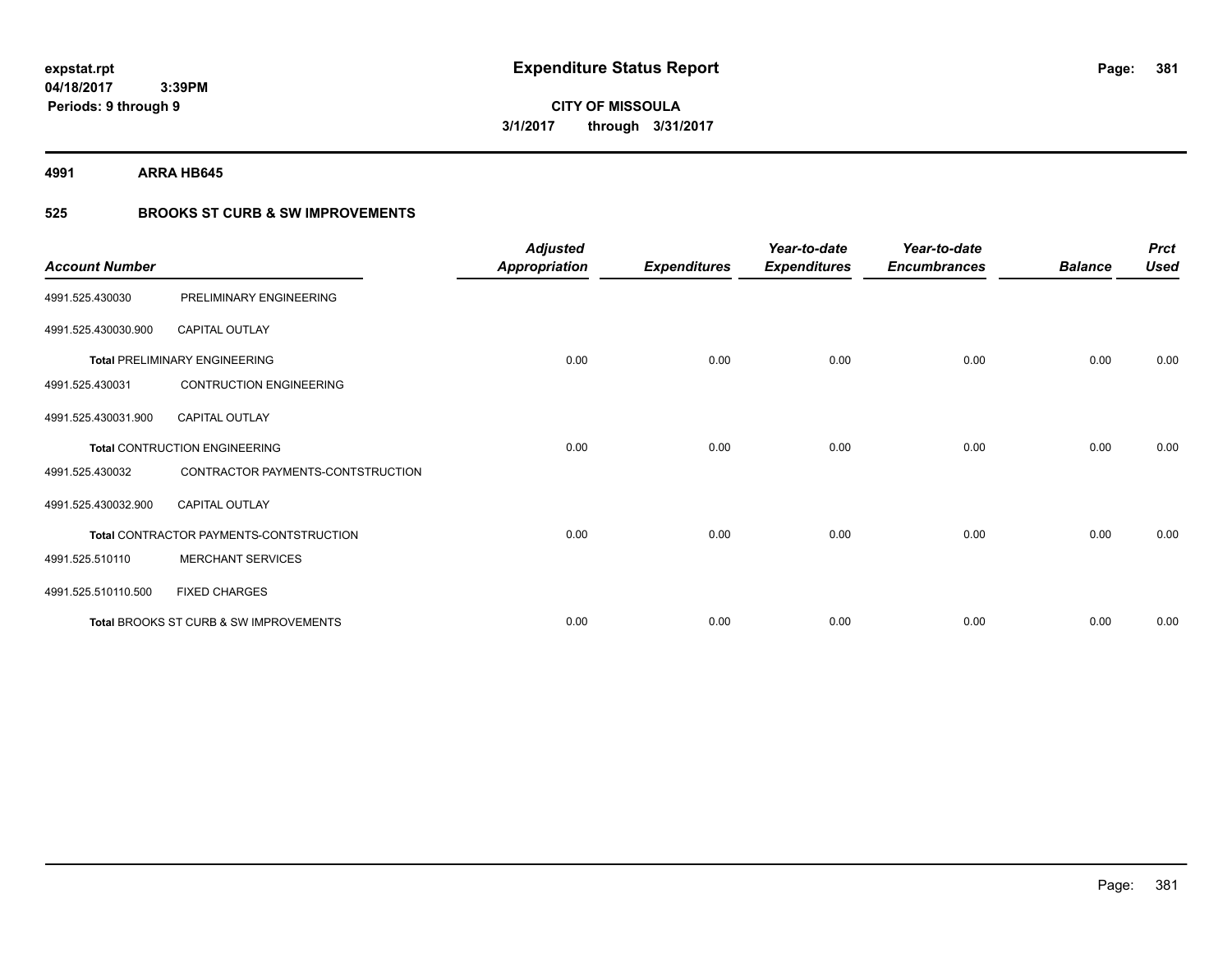**expstat.rpt**
**04/18/2017 3:39PM**
**Periods: 9 through 9**

# Expenditure Status Report

**CITY OF MISSOULA**
**3/1/2017 through 3/31/2017**

## 4991 ARRA HB645

### 525 BROOKS ST CURB & SW IMPROVEMENTS

| Account Number | | Adjusted Appropriation | Expenditures | Year-to-date Expenditures | Year-to-date Encumbrances | Balance | Prct Used |
|---|---|---|---|---|---|---|---|
| 4991.525.430030 | PRELIMINARY ENGINEERING | | | | | | |
| 4991.525.430030.900 | CAPITAL OUTLAY | | | | | | |
| **Total** PRELIMINARY ENGINEERING | | 0.00 | 0.00 | 0.00 | 0.00 | 0.00 | 0.00 |
| 4991.525.430031 | CONTRUCTION ENGINEERING | | | | | | |
| 4991.525.430031.900 | CAPITAL OUTLAY | | | | | | |
| **Total** CONTRUCTION ENGINEERING | | 0.00 | 0.00 | 0.00 | 0.00 | 0.00 | 0.00 |
| 4991.525.430032 | CONTRACTOR PAYMENTS-CONTSTRUCTION | | | | | | |
| 4991.525.430032.900 | CAPITAL OUTLAY | | | | | | |
| **Total** CONTRACTOR PAYMENTS-CONTSTRUCTION | | 0.00 | 0.00 | 0.00 | 0.00 | 0.00 | 0.00 |
| 4991.525.510110 | MERCHANT SERVICES | | | | | | |
| 4991.525.510110.500 | FIXED CHARGES | | | | | | |
| **Total** BROOKS ST CURB & SW IMPROVEMENTS | | 0.00 | 0.00 | 0.00 | 0.00 | 0.00 | 0.00 |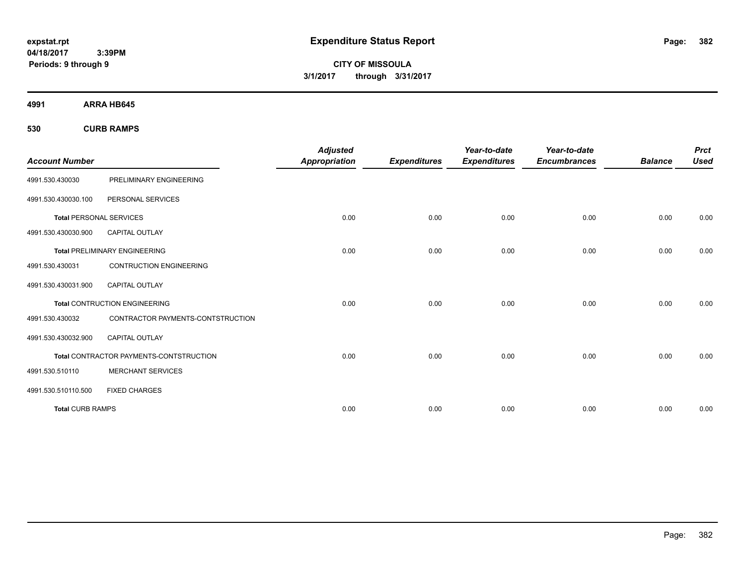# Expenditure Status Report

expstat.rpt
04/18/2017 3:39PM
Periods: 9 through 9

**CITY OF MISSOULA**
**3/1/2017 through 3/31/2017**

**4991 ARRA HB645**

**530 CURB RAMPS**

| Account Number | | Adjusted Appropriation | Expenditures | Year-to-date Expenditures | Year-to-date Encumbrances | Balance | Prct Used |
|---|---|---|---|---|---|---|---|
| 4991.530.430030 | PRELIMINARY ENGINEERING | | | | | | |
| 4991.530.430030.100 | PERSONAL SERVICES | | | | | | |
| **Total** PERSONAL SERVICES | | 0.00 | 0.00 | 0.00 | 0.00 | 0.00 | 0.00 |
| 4991.530.430030.900 | CAPITAL OUTLAY | | | | | | |
| **Total** PRELIMINARY ENGINEERING | | 0.00 | 0.00 | 0.00 | 0.00 | 0.00 | 0.00 |
| 4991.530.430031 | CONTRUCTION ENGINEERING | | | | | | |
| 4991.530.430031.900 | CAPITAL OUTLAY | | | | | | |
| **Total** CONTRUCTION ENGINEERING | | 0.00 | 0.00 | 0.00 | 0.00 | 0.00 | 0.00 |
| 4991.530.430032 | CONTRACTOR PAYMENTS-CONTSTRUCTION | | | | | | |
| 4991.530.430032.900 | CAPITAL OUTLAY | | | | | | |
| **Total** CONTRACTOR PAYMENTS-CONTSTRUCTION | | 0.00 | 0.00 | 0.00 | 0.00 | 0.00 | 0.00 |
| 4991.530.510110 | MERCHANT SERVICES | | | | | | |
| 4991.530.510110.500 | FIXED CHARGES | | | | | | |
| **Total** CURB RAMPS | | 0.00 | 0.00 | 0.00 | 0.00 | 0.00 | 0.00 |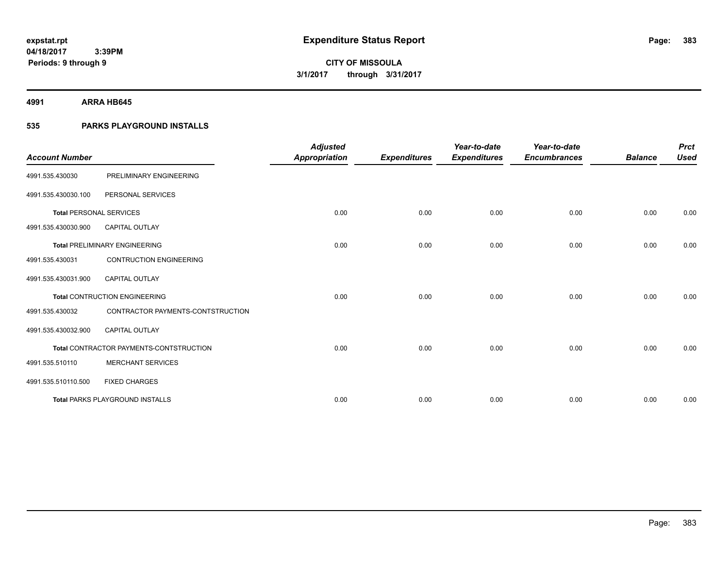**expstat.rpt**
**04/18/2017 3:39PM**
**Periods: 9 through 9**

# Expenditure Status Report

**CITY OF MISSOULA**
**3/1/2017 through 3/31/2017**

## 4991 ARRA HB645

## 535 PARKS PLAYGROUND INSTALLS

| Account Number | | Adjusted Appropriation | Expenditures | Year-to-date Expenditures | Year-to-date Encumbrances | Balance | Prct Used |
|---|---|---|---|---|---|---|---|
| 4991.535.430030 | PRELIMINARY ENGINEERING | | | | | | |
| 4991.535.430030.100 | PERSONAL SERVICES | | | | | | |
| **Total** PERSONAL SERVICES | | 0.00 | 0.00 | 0.00 | 0.00 | 0.00 | 0.00 |
| 4991.535.430030.900 | CAPITAL OUTLAY | | | | | | |
| **Total** PRELIMINARY ENGINEERING | | 0.00 | 0.00 | 0.00 | 0.00 | 0.00 | 0.00 |
| 4991.535.430031 | CONTRUCTION ENGINEERING | | | | | | |
| 4991.535.430031.900 | CAPITAL OUTLAY | | | | | | |
| **Total** CONTRUCTION ENGINEERING | | 0.00 | 0.00 | 0.00 | 0.00 | 0.00 | 0.00 |
| 4991.535.430032 | CONTRACTOR PAYMENTS-CONTSTRUCTION | | | | | | |
| 4991.535.430032.900 | CAPITAL OUTLAY | | | | | | |
| **Total** CONTRACTOR PAYMENTS-CONTSTRUCTION | | 0.00 | 0.00 | 0.00 | 0.00 | 0.00 | 0.00 |
| 4991.535.510110 | MERCHANT SERVICES | | | | | | |
| 4991.535.510110.500 | FIXED CHARGES | | | | | | |
| **Total** PARKS PLAYGROUND INSTALLS | | 0.00 | 0.00 | 0.00 | 0.00 | 0.00 | 0.00 |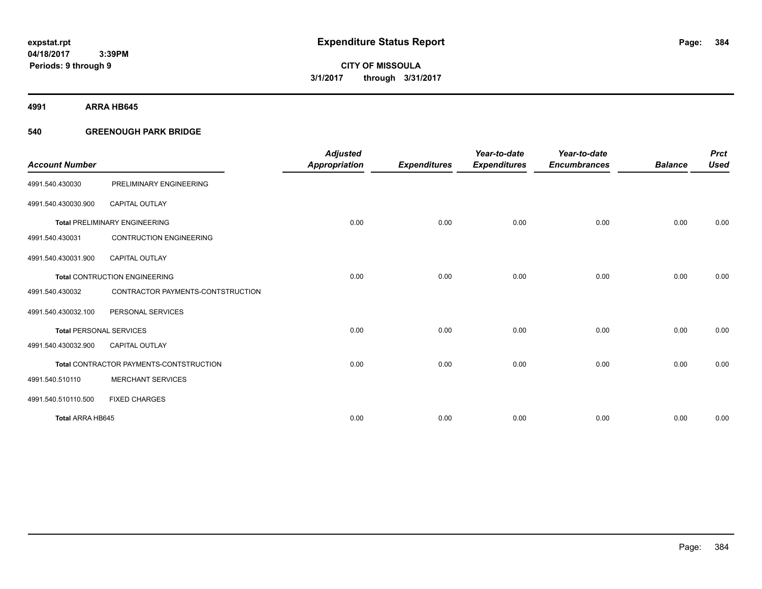# Expenditure Status Report

expstat.rpt
04/18/2017 3:39PM
Periods: 9 through 9

**CITY OF MISSOULA**
**3/1/2017 through 3/31/2017**

**4991 ARRA HB645**

**540 GREENOUGH PARK BRIDGE**

| Account Number | | Adjusted Appropriation | Expenditures | Year-to-date Expenditures | Year-to-date Encumbrances | Balance | Prct Used |
|---|---|---|---|---|---|---|---|
| 4991.540.430030 | PRELIMINARY ENGINEERING | | | | | | |
| 4991.540.430030.900 | CAPITAL OUTLAY | | | | | | |
| **Total** PRELIMINARY ENGINEERING | | 0.00 | 0.00 | 0.00 | 0.00 | 0.00 | 0.00 |
| 4991.540.430031 | CONTRUCTION ENGINEERING | | | | | | |
| 4991.540.430031.900 | CAPITAL OUTLAY | | | | | | |
| **Total** CONTRUCTION ENGINEERING | | 0.00 | 0.00 | 0.00 | 0.00 | 0.00 | 0.00 |
| 4991.540.430032 | CONTRACTOR PAYMENTS-CONTSTRUCTION | | | | | | |
| 4991.540.430032.100 | PERSONAL SERVICES | | | | | | |
| **Total** PERSONAL SERVICES | | 0.00 | 0.00 | 0.00 | 0.00 | 0.00 | 0.00 |
| 4991.540.430032.900 | CAPITAL OUTLAY | | | | | | |
| **Total** CONTRACTOR PAYMENTS-CONTSTRUCTION | | 0.00 | 0.00 | 0.00 | 0.00 | 0.00 | 0.00 |
| 4991.540.510110 | MERCHANT SERVICES | | | | | | |
| 4991.540.510110.500 | FIXED CHARGES | | | | | | |
| **Total ARRA HB645** | | 0.00 | 0.00 | 0.00 | 0.00 | 0.00 | 0.00 |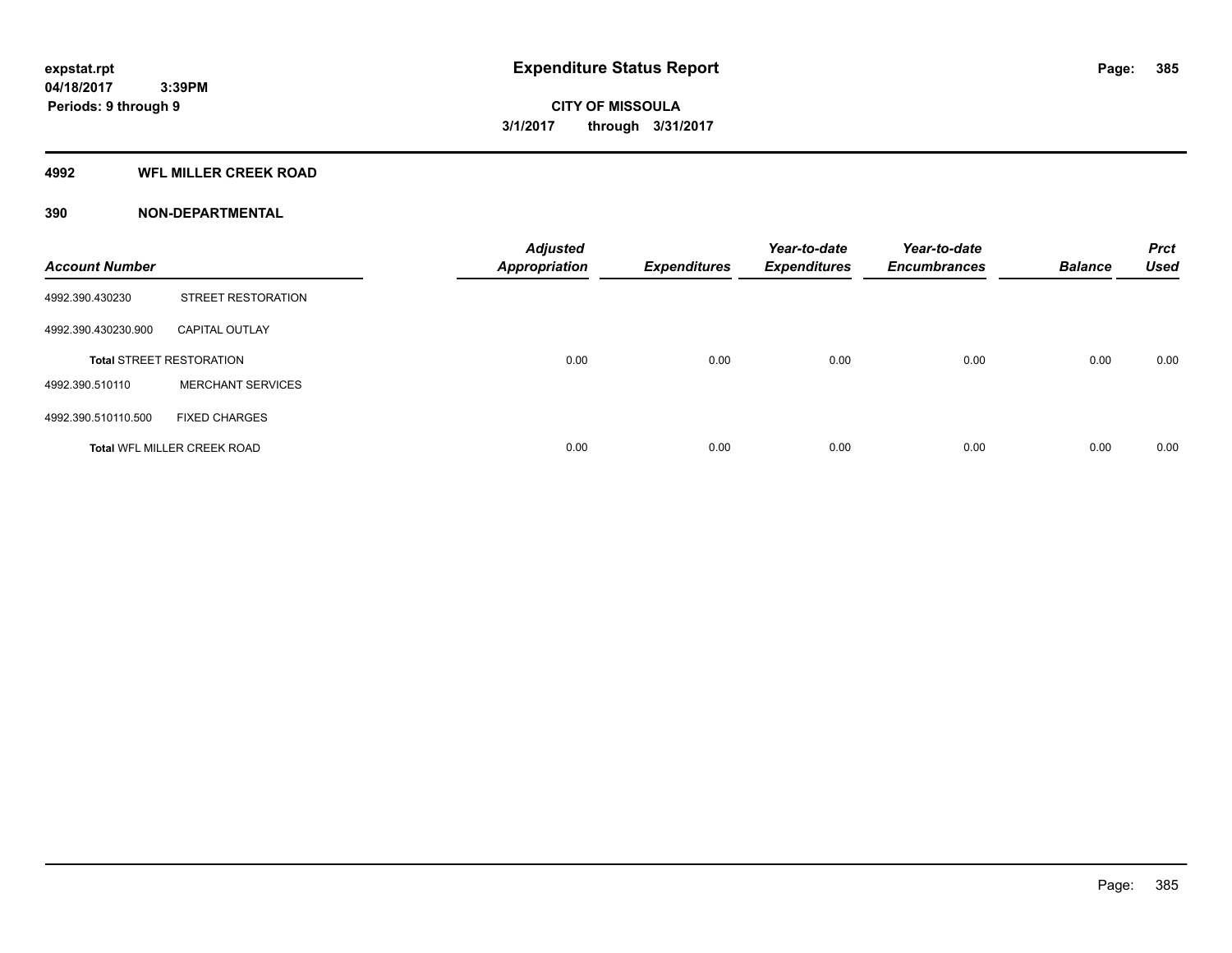**expstat.rpt**
**04/18/2017 3:39PM**
**Periods: 9 through 9**

# Expenditure Status Report

**CITY OF MISSOULA**
**3/1/2017 through 3/31/2017**

## 4992 WFL MILLER CREEK ROAD

## 390 NON-DEPARTMENTAL

| Account Number | | Adjusted Appropriation | Expenditures | Year-to-date Expenditures | Year-to-date Encumbrances | Balance | Prct Used |
|---|---|---|---|---|---|---|---|
| 4992.390.430230 | STREET RESTORATION | | | | | | |
| 4992.390.430230.900 | CAPITAL OUTLAY | | | | | | |
| **Total** STREET RESTORATION | | 0.00 | 0.00 | 0.00 | 0.00 | 0.00 | 0.00 |
| 4992.390.510110 | MERCHANT SERVICES | | | | | | |
| 4992.390.510110.500 | FIXED CHARGES | | | | | | |
| **Total** WFL MILLER CREEK ROAD | | 0.00 | 0.00 | 0.00 | 0.00 | 0.00 | 0.00 |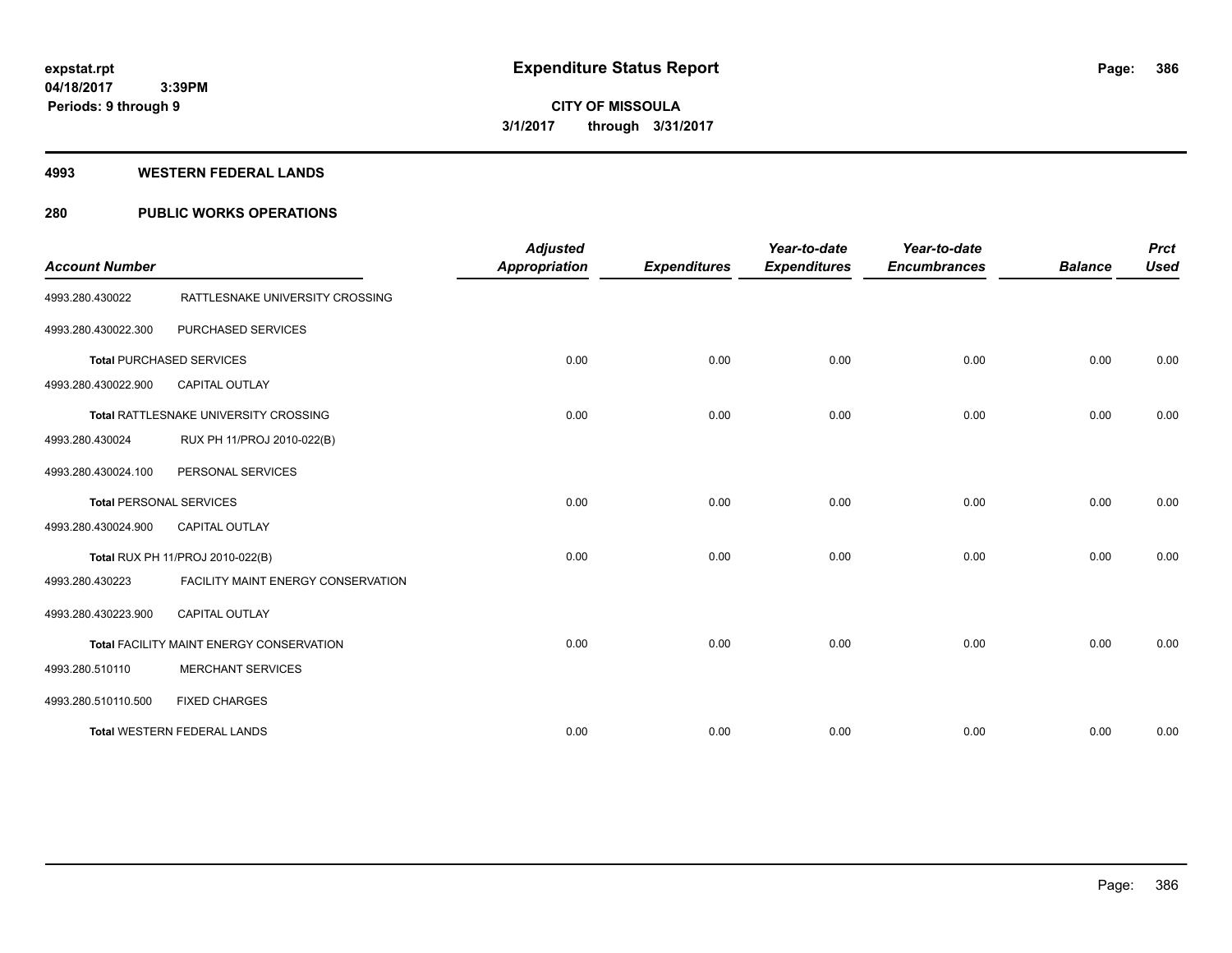# Expenditure Status Report

expstat.rpt
04/18/2017 3:39PM
Periods: 9 through 9

**CITY OF MISSOULA**
**3/1/2017 through 3/31/2017**

## 4993 WESTERN FEDERAL LANDS

## 280 PUBLIC WORKS OPERATIONS

| Account Number | | Adjusted Appropriation | Expenditures | Year-to-date Expenditures | Year-to-date Encumbrances | Balance | Prct Used |
|---|---|---|---|---|---|---|---|
| 4993.280.430022 | RATTLESNAKE UNIVERSITY CROSSING | | | | | | |
| 4993.280.430022.300 | PURCHASED SERVICES | | | | | | |
| **Total** PURCHASED SERVICES | | 0.00 | 0.00 | 0.00 | 0.00 | 0.00 | 0.00 |
| 4993.280.430022.900 | CAPITAL OUTLAY | | | | | | |
| **Total** RATTLESNAKE UNIVERSITY CROSSING | | 0.00 | 0.00 | 0.00 | 0.00 | 0.00 | 0.00 |
| 4993.280.430024 | RUX PH 11/PROJ 2010-022(B) | | | | | | |
| 4993.280.430024.100 | PERSONAL SERVICES | | | | | | |
| **Total** PERSONAL SERVICES | | 0.00 | 0.00 | 0.00 | 0.00 | 0.00 | 0.00 |
| 4993.280.430024.900 | CAPITAL OUTLAY | | | | | | |
| **Total** RUX PH 11/PROJ 2010-022(B) | | 0.00 | 0.00 | 0.00 | 0.00 | 0.00 | 0.00 |
| 4993.280.430223 | FACILITY MAINT ENERGY CONSERVATION | | | | | | |
| 4993.280.430223.900 | CAPITAL OUTLAY | | | | | | |
| **Total** FACILITY MAINT ENERGY CONSERVATION | | 0.00 | 0.00 | 0.00 | 0.00 | 0.00 | 0.00 |
| 4993.280.510110 | MERCHANT SERVICES | | | | | | |
| 4993.280.510110.500 | FIXED CHARGES | | | | | | |
| **Total** WESTERN FEDERAL LANDS | | 0.00 | 0.00 | 0.00 | 0.00 | 0.00 | 0.00 |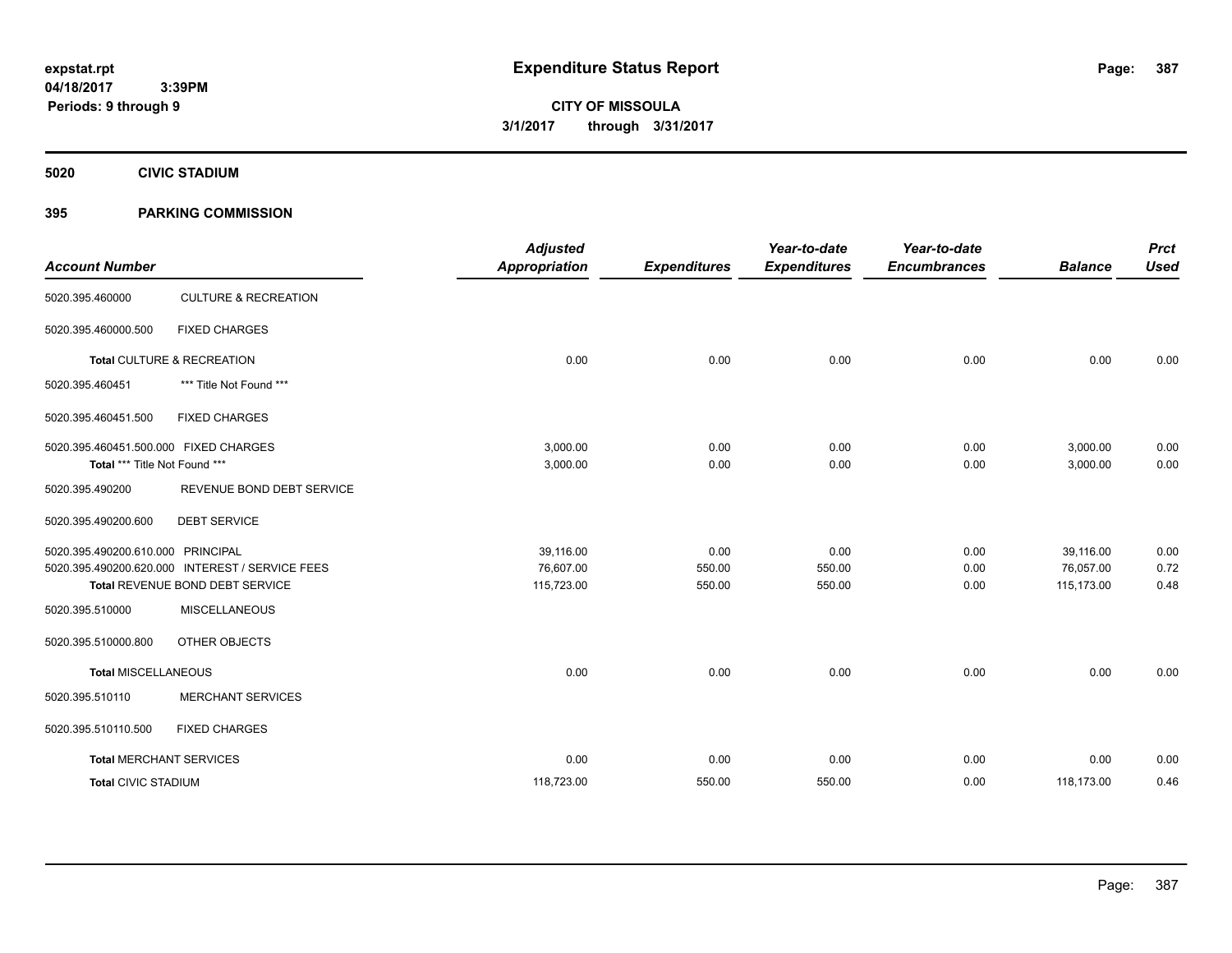expstat.rpt
04/18/2017 3:39PM
Periods: 9 through 9

# Expenditure Status Report

**CITY OF MISSOULA**
**3/1/2017 through 3/31/2017**

## 5020 CIVIC STADIUM

## 395 PARKING COMMISSION

| Account Number | | Adjusted Appropriation | Expenditures | Year-to-date Expenditures | Year-to-date Encumbrances | Balance | Prct Used |
|---|---|---|---|---|---|---|---|
| 5020.395.460000 | CULTURE & RECREATION | | | | | | |
| 5020.395.460000.500 | FIXED CHARGES | | | | | | |
| **Total** CULTURE & RECREATION | | 0.00 | 0.00 | 0.00 | 0.00 | 0.00 | 0.00 |
| 5020.395.460451 | *** Title Not Found *** | | | | | | |
| 5020.395.460451.500 | FIXED CHARGES | | | | | | |
| 5020.395.460451.500.000 FIXED CHARGES | | 3,000.00 | 0.00 | 0.00 | 0.00 | 3,000.00 | 0.00 |
| **Total** *** Title Not Found *** | | 3,000.00 | 0.00 | 0.00 | 0.00 | 3,000.00 | 0.00 |
| 5020.395.490200 | REVENUE BOND DEBT SERVICE | | | | | | |
| 5020.395.490200.600 | DEBT SERVICE | | | | | | |
| 5020.395.490200.610.000 PRINCIPAL | | 39,116.00 | 0.00 | 0.00 | 0.00 | 39,116.00 | 0.00 |
| 5020.395.490200.620.000 INTEREST / SERVICE FEES | | 76,607.00 | 550.00 | 550.00 | 0.00 | 76,057.00 | 0.72 |
| **Total** REVENUE BOND DEBT SERVICE | | 115,723.00 | 550.00 | 550.00 | 0.00 | 115,173.00 | 0.48 |
| 5020.395.510000 | MISCELLANEOUS | | | | | | |
| 5020.395.510000.800 | OTHER OBJECTS | | | | | | |
| **Total** MISCELLANEOUS | | 0.00 | 0.00 | 0.00 | 0.00 | 0.00 | 0.00 |
| 5020.395.510110 | MERCHANT SERVICES | | | | | | |
| 5020.395.510110.500 | FIXED CHARGES | | | | | | |
| **Total** MERCHANT SERVICES | | 0.00 | 0.00 | 0.00 | 0.00 | 0.00 | 0.00 |
| **Total** CIVIC STADIUM | | 118,723.00 | 550.00 | 550.00 | 0.00 | 118,173.00 | 0.46 |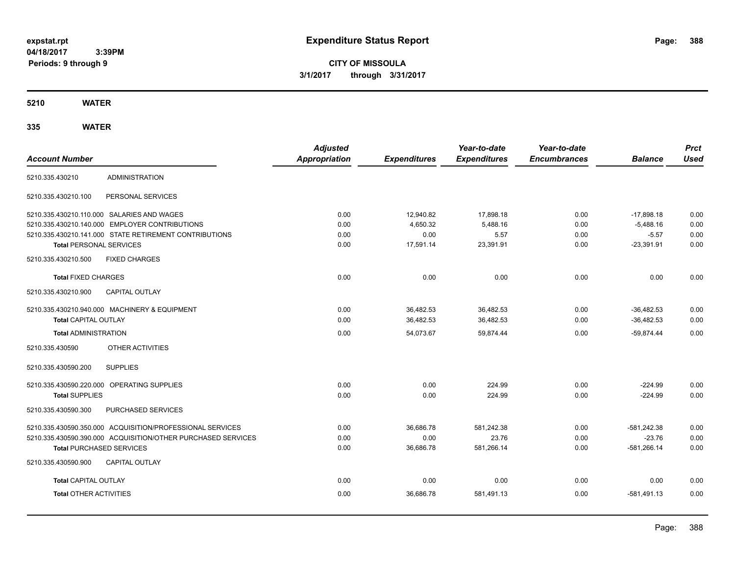**expstat.rpt**
**04/18/2017 3:39PM**
**Periods: 9 through 9**

# Expenditure Status Report

**CITY OF MISSOULA**
**3/1/2017 through 3/31/2017**

## 5210 WATER

### 335 WATER

| Account Number | | Adjusted Appropriation | Expenditures | Year-to-date Expenditures | Year-to-date Encumbrances | Balance | Prct Used |
|---|---|---|---|---|---|---|---|
| 5210.335.430210 | ADMINISTRATION | | | | | | |
| 5210.335.430210.100 | PERSONAL SERVICES | | | | | | |
| 5210.335.430210.110.000 | SALARIES AND WAGES | 0.00 | 12,940.82 | 17,898.18 | 0.00 | -17,898.18 | 0.00 |
| 5210.335.430210.140.000 | EMPLOYER CONTRIBUTIONS | 0.00 | 4,650.32 | 5,488.16 | 0.00 | -5,488.16 | 0.00 |
| 5210.335.430210.141.000 | STATE RETIREMENT CONTRIBUTIONS | 0.00 | 0.00 | 5.57 | 0.00 | -5.57 | 0.00 |
| **Total** PERSONAL SERVICES | | 0.00 | 17,591.14 | 23,391.91 | 0.00 | -23,391.91 | 0.00 |
| 5210.335.430210.500 | FIXED CHARGES | | | | | | |
| **Total** FIXED CHARGES | | 0.00 | 0.00 | 0.00 | 0.00 | 0.00 | 0.00 |
| 5210.335.430210.900 | CAPITAL OUTLAY | | | | | | |
| 5210.335.430210.940.000 | MACHINERY & EQUIPMENT | 0.00 | 36,482.53 | 36,482.53 | 0.00 | -36,482.53 | 0.00 |
| **Total** CAPITAL OUTLAY | | 0.00 | 36,482.53 | 36,482.53 | 0.00 | -36,482.53 | 0.00 |
| **Total** ADMINISTRATION | | 0.00 | 54,073.67 | 59,874.44 | 0.00 | -59,874.44 | 0.00 |
| 5210.335.430590 | OTHER ACTIVITIES | | | | | | |
| 5210.335.430590.200 | SUPPLIES | | | | | | |
| 5210.335.430590.220.000 | OPERATING SUPPLIES | 0.00 | 0.00 | 224.99 | 0.00 | -224.99 | 0.00 |
| **Total** SUPPLIES | | 0.00 | 0.00 | 224.99 | 0.00 | -224.99 | 0.00 |
| 5210.335.430590.300 | PURCHASED SERVICES | | | | | | |
| 5210.335.430590.350.000 | ACQUISITION/PROFESSIONAL SERVICES | 0.00 | 36,686.78 | 581,242.38 | 0.00 | -581,242.38 | 0.00 |
| 5210.335.430590.390.000 | ACQUISITION/OTHER PURCHASED SERVICES | 0.00 | 0.00 | 23.76 | 0.00 | -23.76 | 0.00 |
| **Total** PURCHASED SERVICES | | 0.00 | 36,686.78 | 581,266.14 | 0.00 | -581,266.14 | 0.00 |
| 5210.335.430590.900 | CAPITAL OUTLAY | | | | | | |
| **Total** CAPITAL OUTLAY | | 0.00 | 0.00 | 0.00 | 0.00 | 0.00 | 0.00 |
| **Total** OTHER ACTIVITIES | | 0.00 | 36,686.78 | 581,491.13 | 0.00 | -581,491.13 | 0.00 |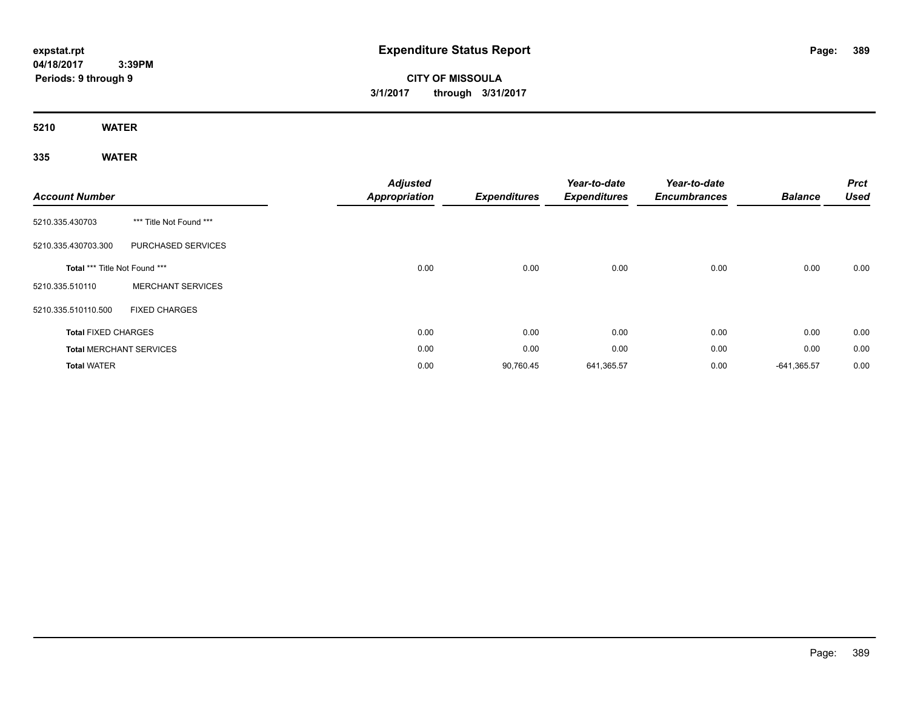expstat.rpt
04/18/2017 3:39PM
Periods: 9 through 9

# Expenditure Status Report

**CITY OF MISSOULA**
**3/1/2017 through 3/31/2017**

## 5210 WATER

## 335 WATER

| Account Number | | Adjusted Appropriation | Expenditures | Year-to-date Expenditures | Year-to-date Encumbrances | Balance | Prct Used |
|---|---|---|---|---|---|---|---|
| 5210.335.430703 | *** Title Not Found *** | | | | | | |
| 5210.335.430703.300 | PURCHASED SERVICES | | | | | | |
| **Total** *** Title Not Found *** | | 0.00 | 0.00 | 0.00 | 0.00 | 0.00 | 0.00 |
| 5210.335.510110 | MERCHANT SERVICES | | | | | | |
| 5210.335.510110.500 | FIXED CHARGES | | | | | | |
| **Total** FIXED CHARGES | | 0.00 | 0.00 | 0.00 | 0.00 | 0.00 | 0.00 |
| **Total** MERCHANT SERVICES | | 0.00 | 0.00 | 0.00 | 0.00 | 0.00 | 0.00 |
| **Total** WATER | | 0.00 | 90,760.45 | 641,365.57 | 0.00 | -641,365.57 | 0.00 |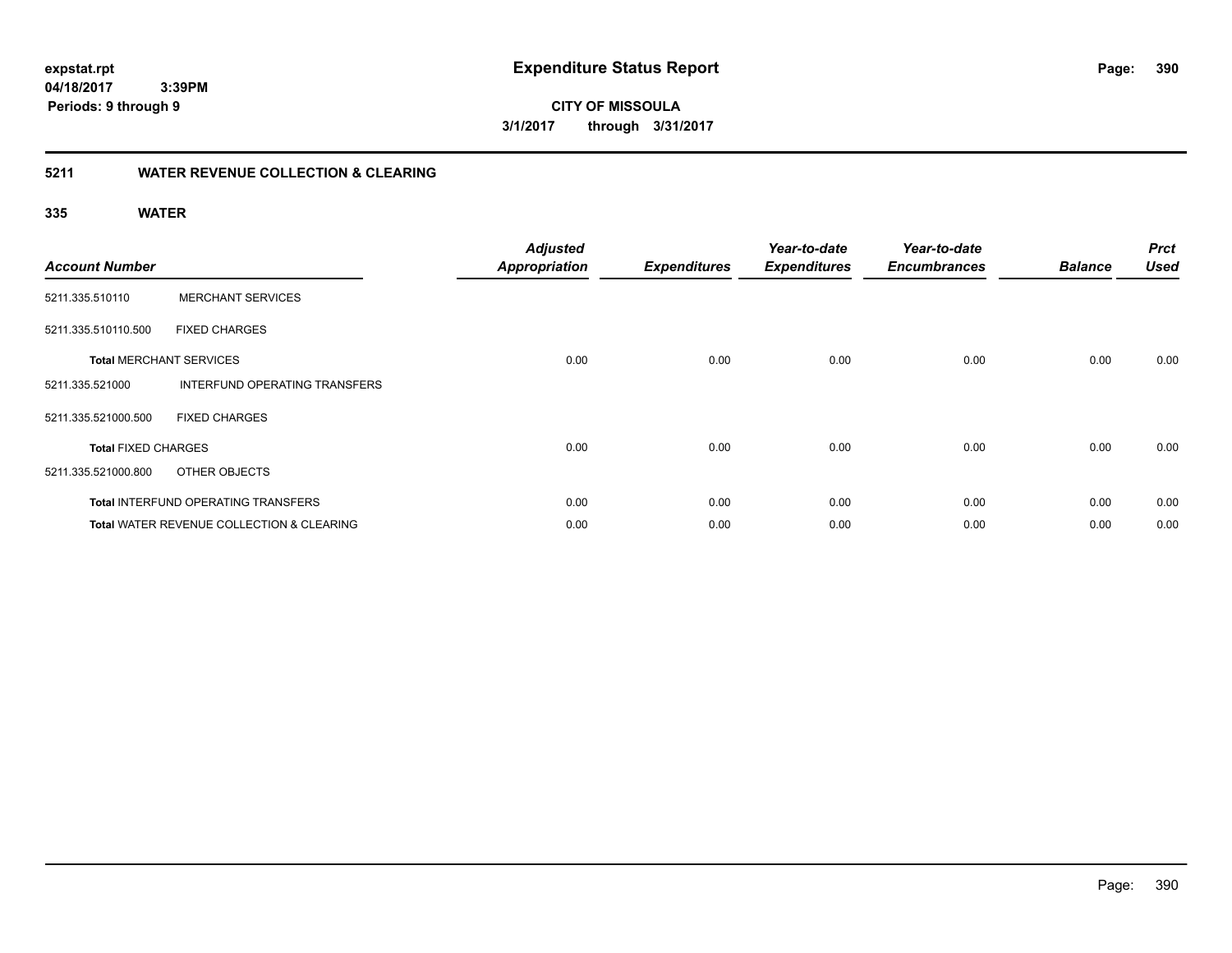**expstat.rpt**
**04/18/2017 3:39PM**
**Periods: 9 through 9**

# Expenditure Status Report

**CITY OF MISSOULA**
**3/1/2017 through 3/31/2017**

## 5211 WATER REVENUE COLLECTION & CLEARING

### 335 WATER

| Account Number | | Adjusted Appropriation | Expenditures | Year-to-date Expenditures | Year-to-date Encumbrances | Balance | Prct Used |
|---|---|---|---|---|---|---|---|
| 5211.335.510110 | MERCHANT SERVICES | | | | | | |
| 5211.335.510110.500 | FIXED CHARGES | | | | | | |
| **Total** MERCHANT SERVICES | | 0.00 | 0.00 | 0.00 | 0.00 | 0.00 | 0.00 |
| 5211.335.521000 | INTERFUND OPERATING TRANSFERS | | | | | | |
| 5211.335.521000.500 | FIXED CHARGES | | | | | | |
| **Total** FIXED CHARGES | | 0.00 | 0.00 | 0.00 | 0.00 | 0.00 | 0.00 |
| 5211.335.521000.800 | OTHER OBJECTS | | | | | | |
| **Total** INTERFUND OPERATING TRANSFERS | | 0.00 | 0.00 | 0.00 | 0.00 | 0.00 | 0.00 |
| **Total** WATER REVENUE COLLECTION & CLEARING | | 0.00 | 0.00 | 0.00 | 0.00 | 0.00 | 0.00 |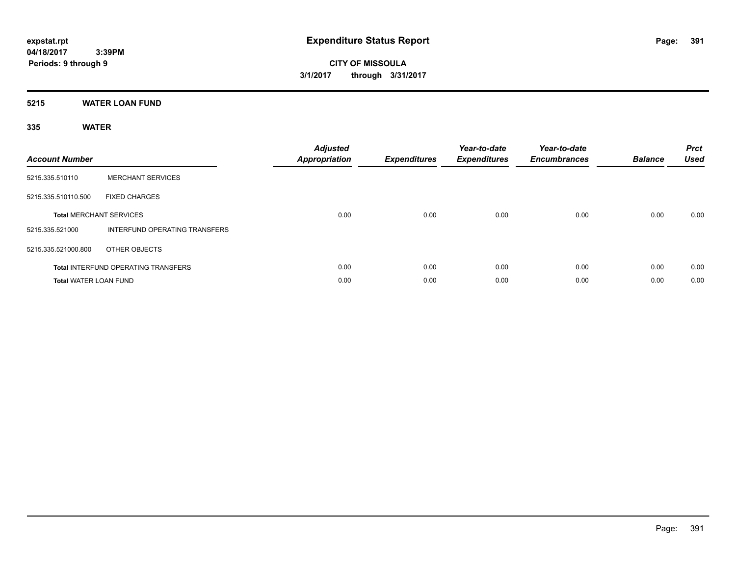# Expenditure Status Report

**expstat.rpt**
**04/18/2017 3:39PM**
**Periods: 9 through 9**

**CITY OF MISSOULA**
**3/1/2017 through 3/31/2017**

## 5215 WATER LOAN FUND

### 335 WATER

| Account Number | | Adjusted Appropriation | Expenditures | Year-to-date Expenditures | Year-to-date Encumbrances | Balance | Prct Used |
|---|---|---|---|---|---|---|---|
| 5215.335.510110 | MERCHANT SERVICES | | | | | | |
| 5215.335.510110.500 | FIXED CHARGES | | | | | | |
| **Total** MERCHANT SERVICES | | 0.00 | 0.00 | 0.00 | 0.00 | 0.00 | 0.00 |
| 5215.335.521000 | INTERFUND OPERATING TRANSFERS | | | | | | |
| 5215.335.521000.800 | OTHER OBJECTS | | | | | | |
| **Total** INTERFUND OPERATING TRANSFERS | | 0.00 | 0.00 | 0.00 | 0.00 | 0.00 | 0.00 |
| **Total** WATER LOAN FUND | | 0.00 | 0.00 | 0.00 | 0.00 | 0.00 | 0.00 |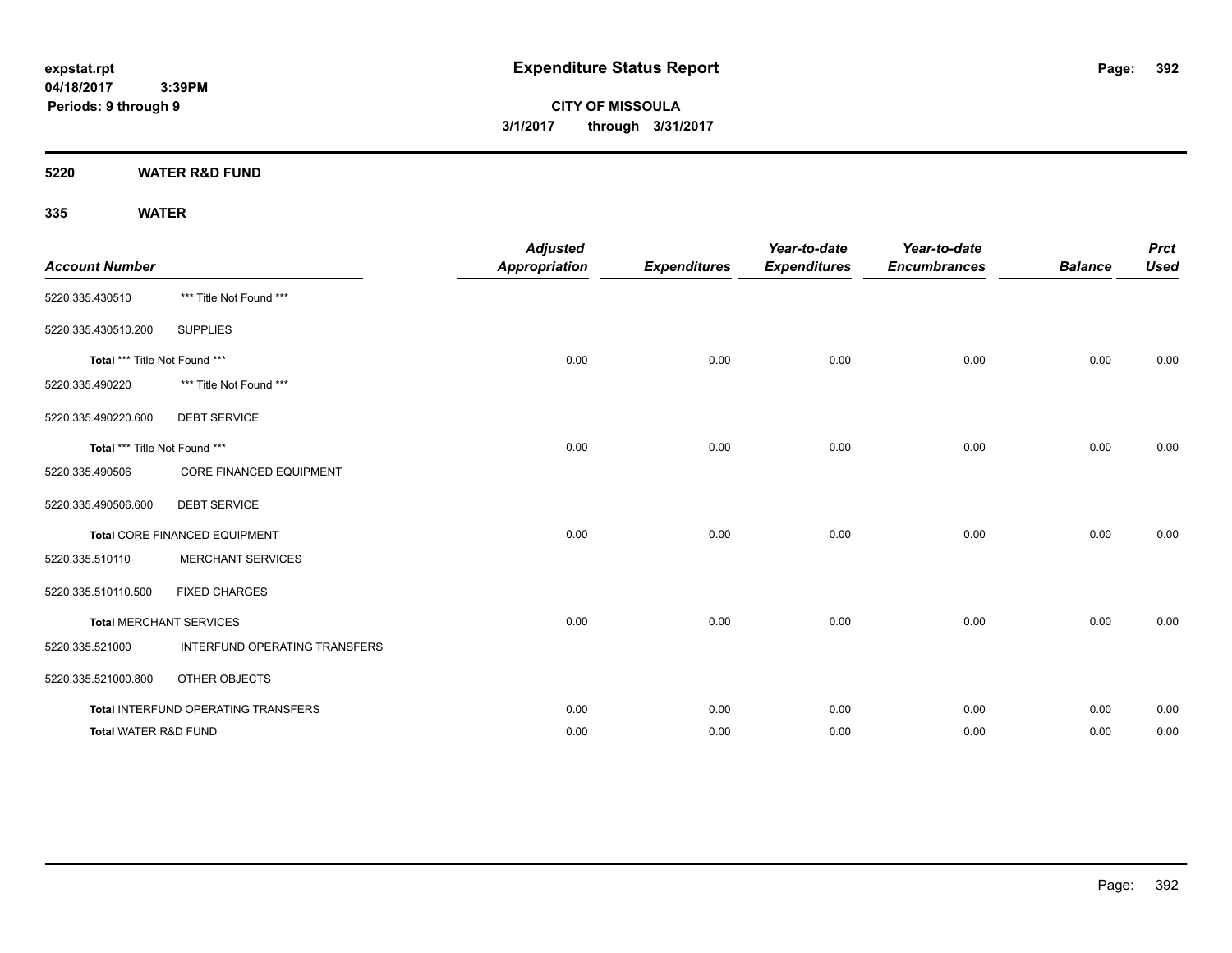expstat.rpt
04/18/2017 3:39PM
Periods: 9 through 9

# Expenditure Status Report

**CITY OF MISSOULA**
**3/1/2017 through 3/31/2017**

## 5220 WATER R&D FUND

### 335 WATER

| Account Number | | Adjusted Appropriation | Expenditures | Year-to-date Expenditures | Year-to-date Encumbrances | Balance | Prct Used |
|---|---|---|---|---|---|---|---|
| 5220.335.430510 | *** Title Not Found *** | | | | | | |
| 5220.335.430510.200 | SUPPLIES | | | | | | |
| **Total** *** Title Not Found *** | | 0.00 | 0.00 | 0.00 | 0.00 | 0.00 | 0.00 |
| 5220.335.490220 | *** Title Not Found *** | | | | | | |
| 5220.335.490220.600 | DEBT SERVICE | | | | | | |
| **Total** *** Title Not Found *** | | 0.00 | 0.00 | 0.00 | 0.00 | 0.00 | 0.00 |
| 5220.335.490506 | CORE FINANCED EQUIPMENT | | | | | | |
| 5220.335.490506.600 | DEBT SERVICE | | | | | | |
| **Total** CORE FINANCED EQUIPMENT | | 0.00 | 0.00 | 0.00 | 0.00 | 0.00 | 0.00 |
| 5220.335.510110 | MERCHANT SERVICES | | | | | | |
| 5220.335.510110.500 | FIXED CHARGES | | | | | | |
| **Total** MERCHANT SERVICES | | 0.00 | 0.00 | 0.00 | 0.00 | 0.00 | 0.00 |
| 5220.335.521000 | INTERFUND OPERATING TRANSFERS | | | | | | |
| 5220.335.521000.800 | OTHER OBJECTS | | | | | | |
| **Total** INTERFUND OPERATING TRANSFERS | | 0.00 | 0.00 | 0.00 | 0.00 | 0.00 | 0.00 |
| **Total** WATER R&D FUND | | 0.00 | 0.00 | 0.00 | 0.00 | 0.00 | 0.00 |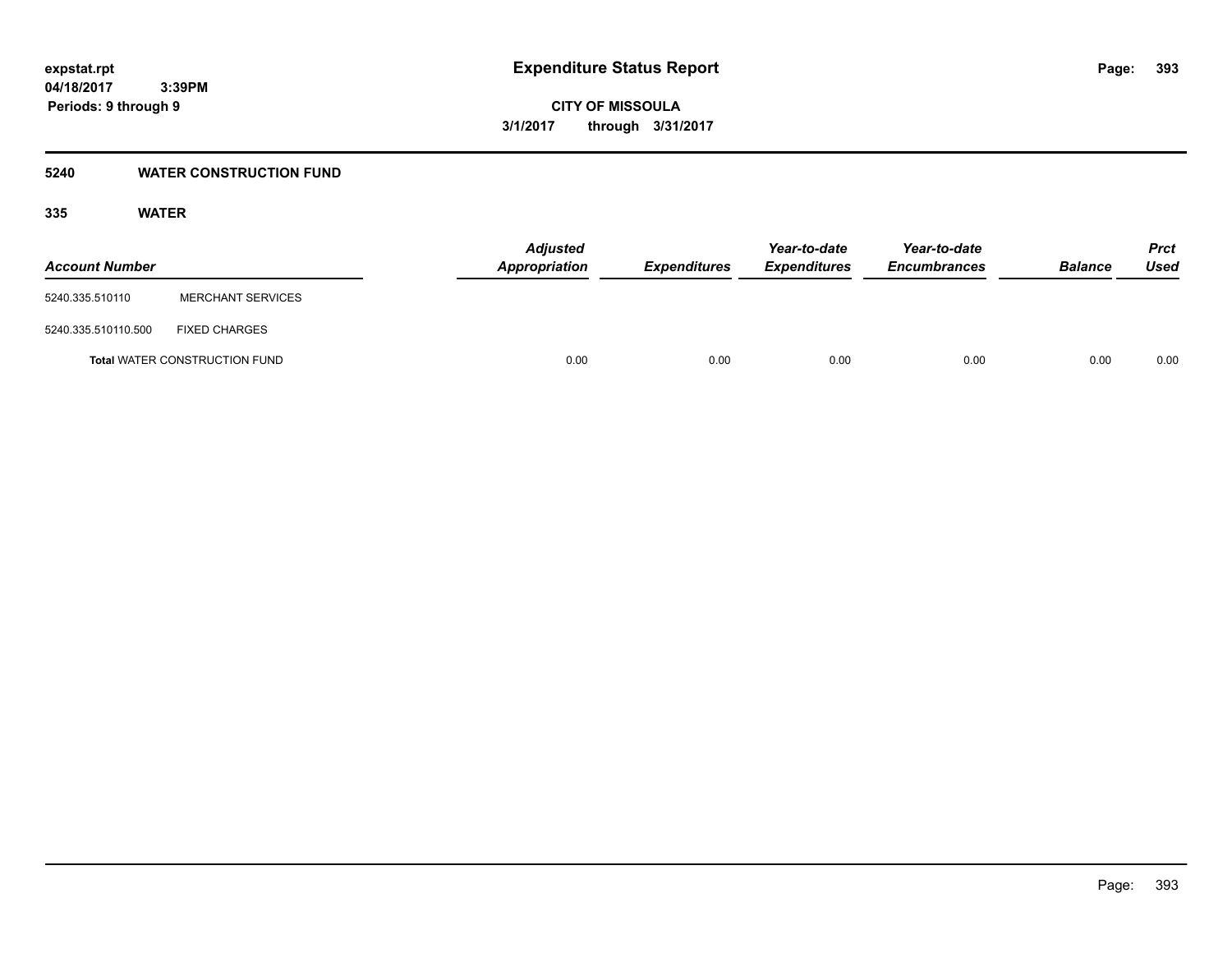# Expenditure Status Report

**expstat.rpt**
**04/18/2017 3:39PM**
**Periods: 9 through 9**

**CITY OF MISSOULA**
**3/1/2017 through 3/31/2017**

## 5240 WATER CONSTRUCTION FUND

### 335 WATER

| Account Number | | Adjusted Appropriation | Expenditures | Year-to-date Expenditures | Year-to-date Encumbrances | Balance | Prct Used |
|---|---|---|---|---|---|---|---|
| 5240.335.510110 | MERCHANT SERVICES | | | | | | |
| 5240.335.510110.500 | FIXED CHARGES | | | | | | |
| **Total** WATER CONSTRUCTION FUND | | 0.00 | 0.00 | 0.00 | 0.00 | 0.00 | 0.00 |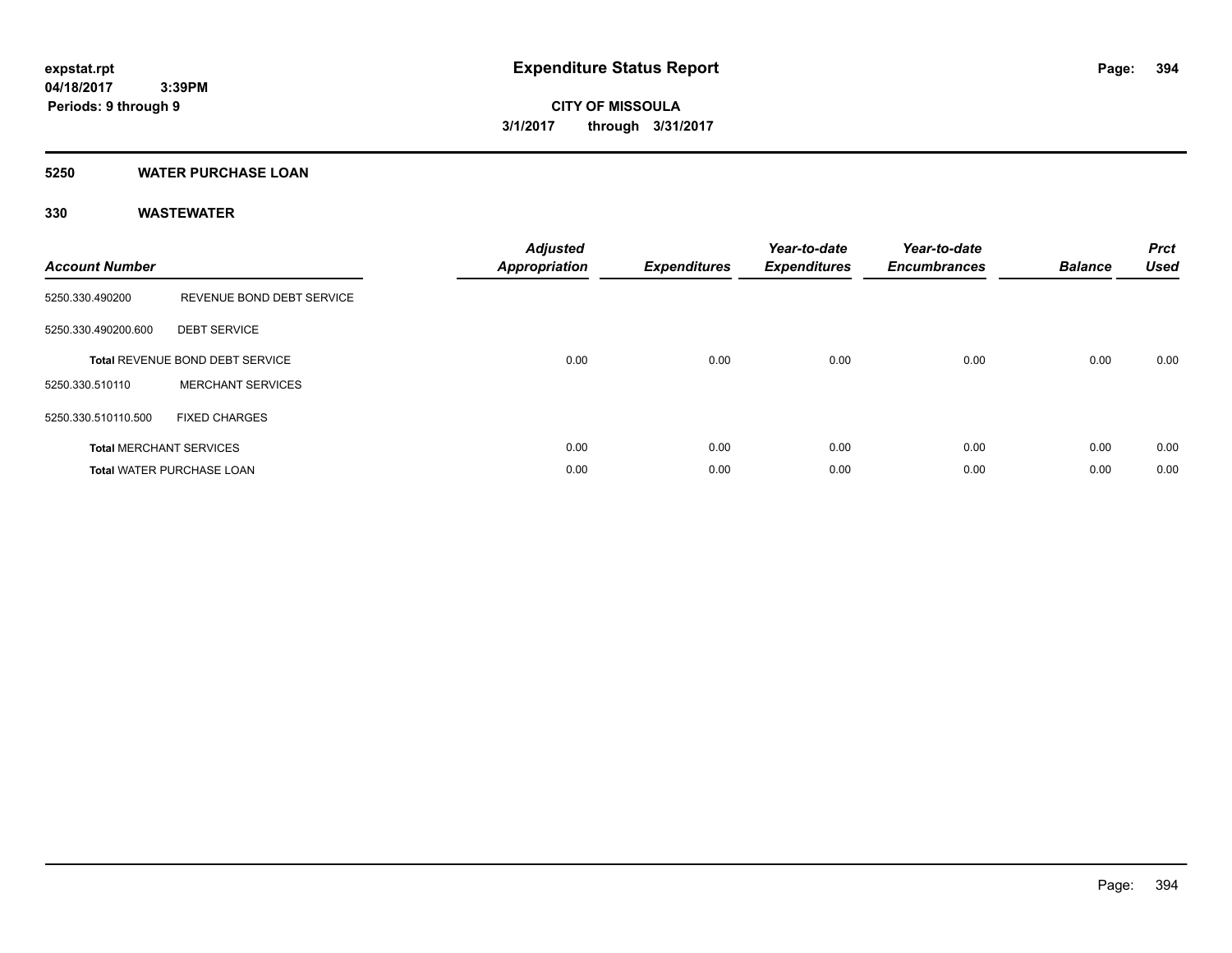# Expenditure Status Report

**expstat.rpt**
**04/18/2017 3:39PM**
**Periods: 9 through 9**

**CITY OF MISSOULA**
**3/1/2017 through 3/31/2017**

## 5250 WATER PURCHASE LOAN

## 330 WASTEWATER

| Account Number | | Adjusted Appropriation | Expenditures | Year-to-date Expenditures | Year-to-date Encumbrances | Balance | Prct Used |
|---|---|---|---|---|---|---|---|
| 5250.330.490200 | REVENUE BOND DEBT SERVICE | | | | | | |
| 5250.330.490200.600 | DEBT SERVICE | | | | | | |
| **Total** REVENUE BOND DEBT SERVICE | | 0.00 | 0.00 | 0.00 | 0.00 | 0.00 | 0.00 |
| 5250.330.510110 | MERCHANT SERVICES | | | | | | |
| 5250.330.510110.500 | FIXED CHARGES | | | | | | |
| **Total** MERCHANT SERVICES | | 0.00 | 0.00 | 0.00 | 0.00 | 0.00 | 0.00 |
| **Total** WATER PURCHASE LOAN | | 0.00 | 0.00 | 0.00 | 0.00 | 0.00 | 0.00 |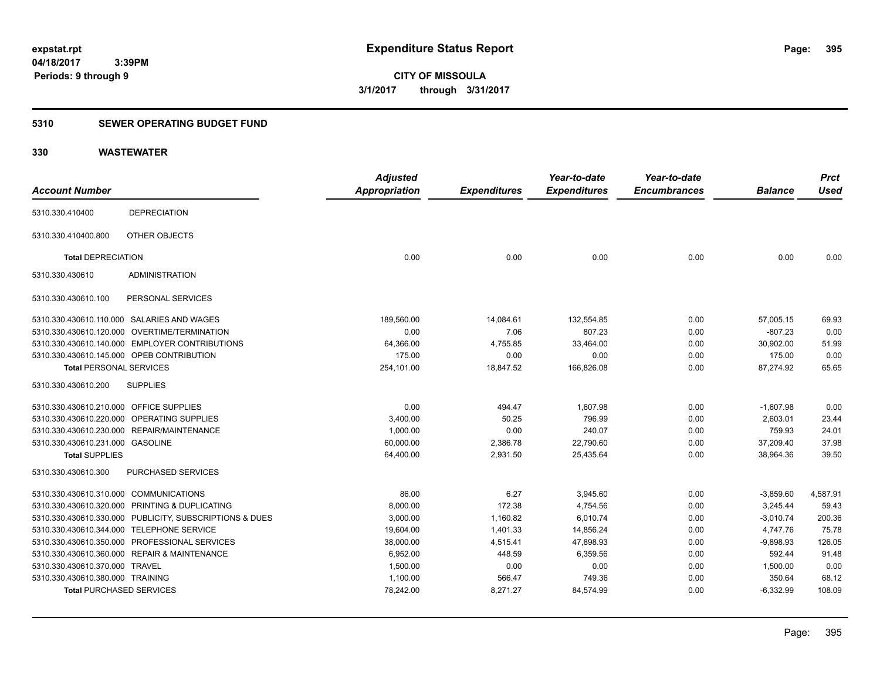**expstat.rpt**
**04/18/2017 3:39PM**
**Periods: 9 through 9**

# Expenditure Status Report

**CITY OF MISSOULA**
**3/1/2017 through 3/31/2017**

## 5310 SEWER OPERATING BUDGET FUND

## 330 WASTEWATER

| Account Number | | Adjusted Appropriation | Expenditures | Year-to-date Expenditures | Year-to-date Encumbrances | Balance | Prct Used |
|---|---|---|---|---|---|---|---|
| 5310.330.410400 | DEPRECIATION | | | | | | |
| 5310.330.410400.800 | OTHER OBJECTS | | | | | | |
| **Total** DEPRECIATION | | 0.00 | 0.00 | 0.00 | 0.00 | 0.00 | 0.00 |
| 5310.330.430610 | ADMINISTRATION | | | | | | |
| 5310.330.430610.100 | PERSONAL SERVICES | | | | | | |
| 5310.330.430610.110.000 | SALARIES AND WAGES | 189,560.00 | 14,084.61 | 132,554.85 | 0.00 | 57,005.15 | 69.93 |
| 5310.330.430610.120.000 | OVERTIME/TERMINATION | 0.00 | 7.06 | 807.23 | 0.00 | -807.23 | 0.00 |
| 5310.330.430610.140.000 | EMPLOYER CONTRIBUTIONS | 64,366.00 | 4,755.85 | 33,464.00 | 0.00 | 30,902.00 | 51.99 |
| 5310.330.430610.145.000 | OPEB CONTRIBUTION | 175.00 | 0.00 | 0.00 | 0.00 | 175.00 | 0.00 |
| **Total** PERSONAL SERVICES | | 254,101.00 | 18,847.52 | 166,826.08 | 0.00 | 87,274.92 | 65.65 |
| 5310.330.430610.200 | SUPPLIES | | | | | | |
| 5310.330.430610.210.000 | OFFICE SUPPLIES | 0.00 | 494.47 | 1,607.98 | 0.00 | -1,607.98 | 0.00 |
| 5310.330.430610.220.000 | OPERATING SUPPLIES | 3,400.00 | 50.25 | 796.99 | 0.00 | 2,603.01 | 23.44 |
| 5310.330.430610.230.000 | REPAIR/MAINTENANCE | 1,000.00 | 0.00 | 240.07 | 0.00 | 759.93 | 24.01 |
| 5310.330.430610.231.000 | GASOLINE | 60,000.00 | 2,386.78 | 22,790.60 | 0.00 | 37,209.40 | 37.98 |
| **Total** SUPPLIES | | 64,400.00 | 2,931.50 | 25,435.64 | 0.00 | 38,964.36 | 39.50 |
| 5310.330.430610.300 | PURCHASED SERVICES | | | | | | |
| 5310.330.430610.310.000 | COMMUNICATIONS | 86.00 | 6.27 | 3,945.60 | 0.00 | -3,859.60 | 4,587.91 |
| 5310.330.430610.320.000 | PRINTING & DUPLICATING | 8,000.00 | 172.38 | 4,754.56 | 0.00 | 3,245.44 | 59.43 |
| 5310.330.430610.330.000 | PUBLICITY, SUBSCRIPTIONS & DUES | 3,000.00 | 1,160.82 | 6,010.74 | 0.00 | -3,010.74 | 200.36 |
| 5310.330.430610.344.000 | TELEPHONE SERVICE | 19,604.00 | 1,401.33 | 14,856.24 | 0.00 | 4,747.76 | 75.78 |
| 5310.330.430610.350.000 | PROFESSIONAL SERVICES | 38,000.00 | 4,515.41 | 47,898.93 | 0.00 | -9,898.93 | 126.05 |
| 5310.330.430610.360.000 | REPAIR & MAINTENANCE | 6,952.00 | 448.59 | 6,359.56 | 0.00 | 592.44 | 91.48 |
| 5310.330.430610.370.000 | TRAVEL | 1,500.00 | 0.00 | 0.00 | 0.00 | 1,500.00 | 0.00 |
| 5310.330.430610.380.000 | TRAINING | 1,100.00 | 566.47 | 749.36 | 0.00 | 350.64 | 68.12 |
| **Total** PURCHASED SERVICES | | 78,242.00 | 8,271.27 | 84,574.99 | 0.00 | -6,332.99 | 108.09 |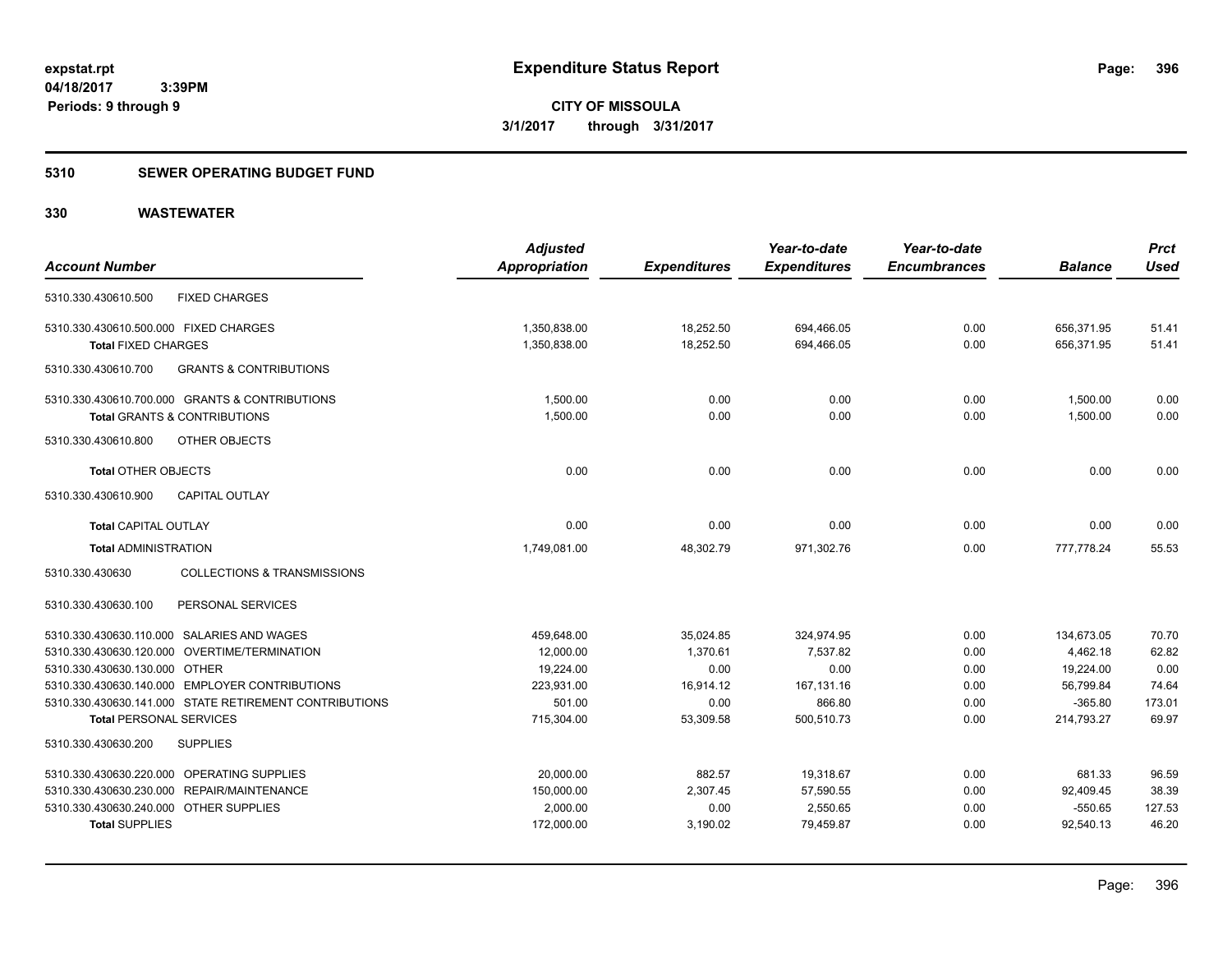# Expenditure Status Report

**CITY OF MISSOULA**
**3/1/2017 through 3/31/2017**

expstat.rpt
04/18/2017 3:39PM
Periods: 9 through 9

## 5310 SEWER OPERATING BUDGET FUND

## 330 WASTEWATER

| Account Number | Adjusted Appropriation | Expenditures | Year-to-date Expenditures | Year-to-date Encumbrances | Balance | Prct Used |
|---|---|---|---|---|---|---|
| 5310.330.430610.500 FIXED CHARGES | | | | | | |
| 5310.330.430610.500.000 FIXED CHARGES | 1,350,838.00 | 18,252.50 | 694,466.05 | 0.00 | 656,371.95 | 51.41 |
| **Total** FIXED CHARGES | 1,350,838.00 | 18,252.50 | 694,466.05 | 0.00 | 656,371.95 | 51.41 |
| 5310.330.430610.700 GRANTS & CONTRIBUTIONS | | | | | | |
| 5310.330.430610.700.000 GRANTS & CONTRIBUTIONS | 1,500.00 | 0.00 | 0.00 | 0.00 | 1,500.00 | 0.00 |
| **Total** GRANTS & CONTRIBUTIONS | 1,500.00 | 0.00 | 0.00 | 0.00 | 1,500.00 | 0.00 |
| 5310.330.430610.800 OTHER OBJECTS | | | | | | |
| **Total** OTHER OBJECTS | 0.00 | 0.00 | 0.00 | 0.00 | 0.00 | 0.00 |
| 5310.330.430610.900 CAPITAL OUTLAY | | | | | | |
| **Total** CAPITAL OUTLAY | 0.00 | 0.00 | 0.00 | 0.00 | 0.00 | 0.00 |
| **Total** ADMINISTRATION | 1,749,081.00 | 48,302.79 | 971,302.76 | 0.00 | 777,778.24 | 55.53 |
| 5310.330.430630 COLLECTIONS & TRANSMISSIONS | | | | | | |
| 5310.330.430630.100 PERSONAL SERVICES | | | | | | |
| 5310.330.430630.110.000 SALARIES AND WAGES | 459,648.00 | 35,024.85 | 324,974.95 | 0.00 | 134,673.05 | 70.70 |
| 5310.330.430630.120.000 OVERTIME/TERMINATION | 12,000.00 | 1,370.61 | 7,537.82 | 0.00 | 4,462.18 | 62.82 |
| 5310.330.430630.130.000 OTHER | 19,224.00 | 0.00 | 0.00 | 0.00 | 19,224.00 | 0.00 |
| 5310.330.430630.140.000 EMPLOYER CONTRIBUTIONS | 223,931.00 | 16,914.12 | 167,131.16 | 0.00 | 56,799.84 | 74.64 |
| 5310.330.430630.141.000 STATE RETIREMENT CONTRIBUTIONS | 501.00 | 0.00 | 866.80 | 0.00 | -365.80 | 173.01 |
| **Total** PERSONAL SERVICES | 715,304.00 | 53,309.58 | 500,510.73 | 0.00 | 214,793.27 | 69.97 |
| 5310.330.430630.200 SUPPLIES | | | | | | |
| 5310.330.430630.220.000 OPERATING SUPPLIES | 20,000.00 | 882.57 | 19,318.67 | 0.00 | 681.33 | 96.59 |
| 5310.330.430630.230.000 REPAIR/MAINTENANCE | 150,000.00 | 2,307.45 | 57,590.55 | 0.00 | 92,409.45 | 38.39 |
| 5310.330.430630.240.000 OTHER SUPPLIES | 2,000.00 | 0.00 | 2,550.65 | 0.00 | -550.65 | 127.53 |
| **Total** SUPPLIES | 172,000.00 | 3,190.02 | 79,459.87 | 0.00 | 92,540.13 | 46.20 |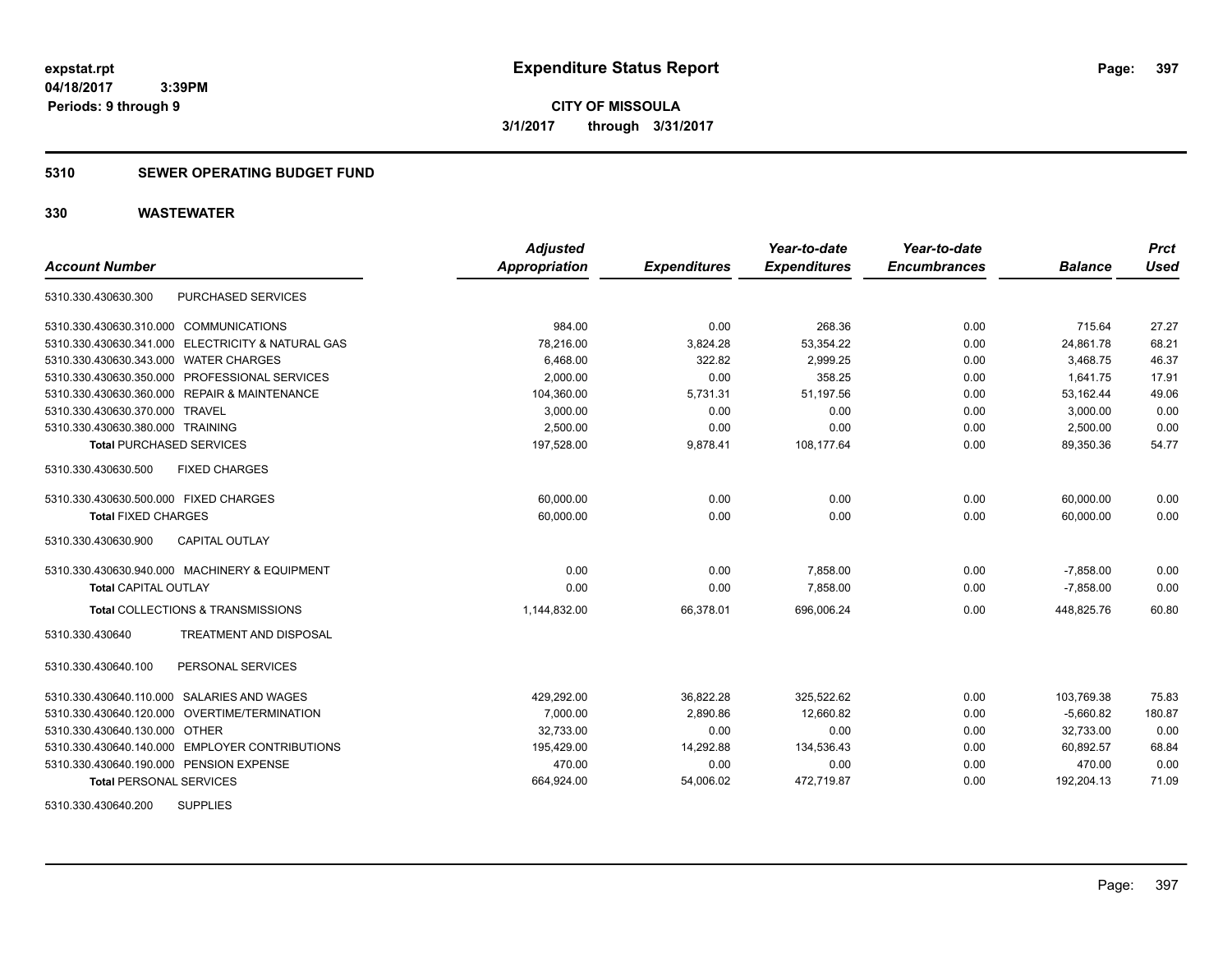**expstat.rpt**
**04/18/2017 3:39PM**
**Periods: 9 through 9**

# Expenditure Status Report

**CITY OF MISSOULA**
**3/1/2017 through 3/31/2017**

## 5310 SEWER OPERATING BUDGET FUND

## 330 WASTEWATER

| Account Number | Adjusted Appropriation | Expenditures | Year-to-date Expenditures | Year-to-date Encumbrances | Balance | Prct Used |
|---|---|---|---|---|---|---|
| 5310.330.430630.300 PURCHASED SERVICES | | | | | | |
| 5310.330.430630.310.000 COMMUNICATIONS | 984.00 | 0.00 | 268.36 | 0.00 | 715.64 | 27.27 |
| 5310.330.430630.341.000 ELECTRICITY & NATURAL GAS | 78,216.00 | 3,824.28 | 53,354.22 | 0.00 | 24,861.78 | 68.21 |
| 5310.330.430630.343.000 WATER CHARGES | 6,468.00 | 322.82 | 2,999.25 | 0.00 | 3,468.75 | 46.37 |
| 5310.330.430630.350.000 PROFESSIONAL SERVICES | 2,000.00 | 0.00 | 358.25 | 0.00 | 1,641.75 | 17.91 |
| 5310.330.430630.360.000 REPAIR & MAINTENANCE | 104,360.00 | 5,731.31 | 51,197.56 | 0.00 | 53,162.44 | 49.06 |
| 5310.330.430630.370.000 TRAVEL | 3,000.00 | 0.00 | 0.00 | 0.00 | 3,000.00 | 0.00 |
| 5310.330.430630.380.000 TRAINING | 2,500.00 | 0.00 | 0.00 | 0.00 | 2,500.00 | 0.00 |
| **Total** PURCHASED SERVICES | 197,528.00 | 9,878.41 | 108,177.64 | 0.00 | 89,350.36 | 54.77 |
| 5310.330.430630.500 FIXED CHARGES | | | | | | |
| 5310.330.430630.500.000 FIXED CHARGES | 60,000.00 | 0.00 | 0.00 | 0.00 | 60,000.00 | 0.00 |
| **Total** FIXED CHARGES | 60,000.00 | 0.00 | 0.00 | 0.00 | 60,000.00 | 0.00 |
| 5310.330.430630.900 CAPITAL OUTLAY | | | | | | |
| 5310.330.430630.940.000 MACHINERY & EQUIPMENT | 0.00 | 0.00 | 7,858.00 | 0.00 | -7,858.00 | 0.00 |
| **Total** CAPITAL OUTLAY | 0.00 | 0.00 | 7,858.00 | 0.00 | -7,858.00 | 0.00 |
| **Total** COLLECTIONS & TRANSMISSIONS | 1,144,832.00 | 66,378.01 | 696,006.24 | 0.00 | 448,825.76 | 60.80 |
| 5310.330.430640 TREATMENT AND DISPOSAL | | | | | | |
| 5310.330.430640.100 PERSONAL SERVICES | | | | | | |
| 5310.330.430640.110.000 SALARIES AND WAGES | 429,292.00 | 36,822.28 | 325,522.62 | 0.00 | 103,769.38 | 75.83 |
| 5310.330.430640.120.000 OVERTIME/TERMINATION | 7,000.00 | 2,890.86 | 12,660.82 | 0.00 | -5,660.82 | 180.87 |
| 5310.330.430640.130.000 OTHER | 32,733.00 | 0.00 | 0.00 | 0.00 | 32,733.00 | 0.00 |
| 5310.330.430640.140.000 EMPLOYER CONTRIBUTIONS | 195,429.00 | 14,292.88 | 134,536.43 | 0.00 | 60,892.57 | 68.84 |
| 5310.330.430640.190.000 PENSION EXPENSE | 470.00 | 0.00 | 0.00 | 0.00 | 470.00 | 0.00 |
| **Total** PERSONAL SERVICES | 664,924.00 | 54,006.02 | 472,719.87 | 0.00 | 192,204.13 | 71.09 |
| 5310.330.430640.200 SUPPLIES | | | | | | |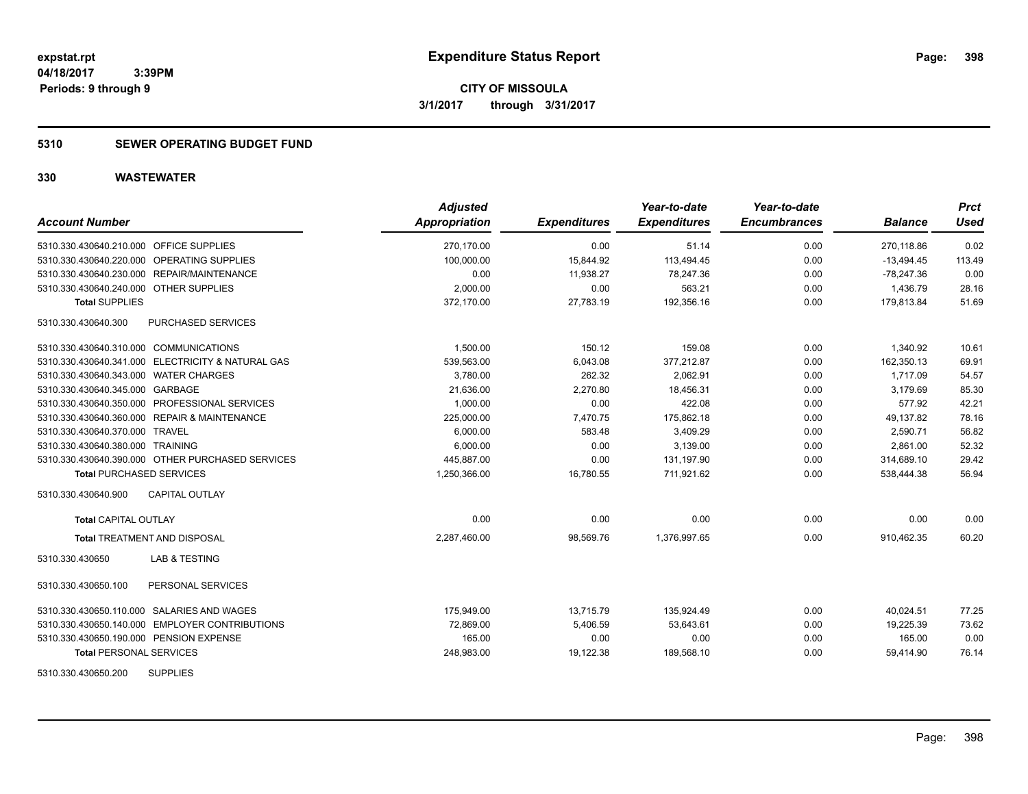expstat.rpt
04/18/2017 3:39PM
Periods: 9 through 9

# Expenditure Status Report

**CITY OF MISSOULA**
**3/1/2017 through 3/31/2017**

## 5310 SEWER OPERATING BUDGET FUND

## 330 WASTEWATER

| Account Number | Adjusted Appropriation | Expenditures | Year-to-date Expenditures | Year-to-date Encumbrances | Balance | Prct Used |
|---|---|---|---|---|---|---|
| 5310.330.430640.210.000 OFFICE SUPPLIES | 270,170.00 | 0.00 | 51.14 | 0.00 | 270,118.86 | 0.02 |
| 5310.330.430640.220.000 OPERATING SUPPLIES | 100,000.00 | 15,844.92 | 113,494.45 | 0.00 | -13,494.45 | 113.49 |
| 5310.330.430640.230.000 REPAIR/MAINTENANCE | 0.00 | 11,938.27 | 78,247.36 | 0.00 | -78,247.36 | 0.00 |
| 5310.330.430640.240.000 OTHER SUPPLIES | 2,000.00 | 0.00 | 563.21 | 0.00 | 1,436.79 | 28.16 |
| **Total SUPPLIES** | 372,170.00 | 27,783.19 | 192,356.16 | 0.00 | 179,813.84 | 51.69 |
| 5310.330.430640.300 PURCHASED SERVICES | | | | | | |
| 5310.330.430640.310.000 COMMUNICATIONS | 1,500.00 | 150.12 | 159.08 | 0.00 | 1,340.92 | 10.61 |
| 5310.330.430640.341.000 ELECTRICITY & NATURAL GAS | 539,563.00 | 6,043.08 | 377,212.87 | 0.00 | 162,350.13 | 69.91 |
| 5310.330.430640.343.000 WATER CHARGES | 3,780.00 | 262.32 | 2,062.91 | 0.00 | 1,717.09 | 54.57 |
| 5310.330.430640.345.000 GARBAGE | 21,636.00 | 2,270.80 | 18,456.31 | 0.00 | 3,179.69 | 85.30 |
| 5310.330.430640.350.000 PROFESSIONAL SERVICES | 1,000.00 | 0.00 | 422.08 | 0.00 | 577.92 | 42.21 |
| 5310.330.430640.360.000 REPAIR & MAINTENANCE | 225,000.00 | 7,470.75 | 175,862.18 | 0.00 | 49,137.82 | 78.16 |
| 5310.330.430640.370.000 TRAVEL | 6,000.00 | 583.48 | 3,409.29 | 0.00 | 2,590.71 | 56.82 |
| 5310.330.430640.380.000 TRAINING | 6,000.00 | 0.00 | 3,139.00 | 0.00 | 2,861.00 | 52.32 |
| 5310.330.430640.390.000 OTHER PURCHASED SERVICES | 445,887.00 | 0.00 | 131,197.90 | 0.00 | 314,689.10 | 29.42 |
| **Total PURCHASED SERVICES** | 1,250,366.00 | 16,780.55 | 711,921.62 | 0.00 | 538,444.38 | 56.94 |
| 5310.330.430640.900 CAPITAL OUTLAY | | | | | | |
| **Total CAPITAL OUTLAY** | 0.00 | 0.00 | 0.00 | 0.00 | 0.00 | 0.00 |
| **Total TREATMENT AND DISPOSAL** | 2,287,460.00 | 98,569.76 | 1,376,997.65 | 0.00 | 910,462.35 | 60.20 |
| 5310.330.430650 LAB & TESTING | | | | | | |
| 5310.330.430650.100 PERSONAL SERVICES | | | | | | |
| 5310.330.430650.110.000 SALARIES AND WAGES | 175,949.00 | 13,715.79 | 135,924.49 | 0.00 | 40,024.51 | 77.25 |
| 5310.330.430650.140.000 EMPLOYER CONTRIBUTIONS | 72,869.00 | 5,406.59 | 53,643.61 | 0.00 | 19,225.39 | 73.62 |
| 5310.330.430650.190.000 PENSION EXPENSE | 165.00 | 0.00 | 0.00 | 0.00 | 165.00 | 0.00 |
| **Total PERSONAL SERVICES** | 248,983.00 | 19,122.38 | 189,568.10 | 0.00 | 59,414.90 | 76.14 |
| 5310.330.430650.200 SUPPLIES | | | | | | |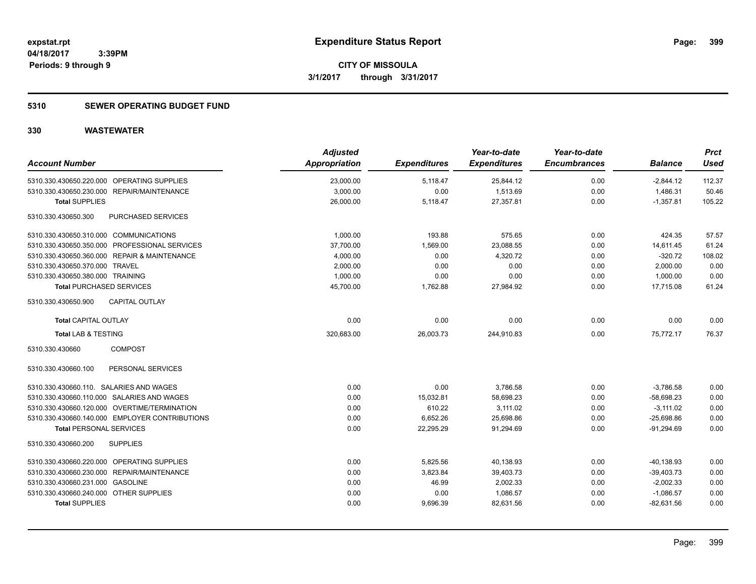**expstat.rpt**
**04/18/2017 3:39PM**
**Periods: 9 through 9**

# Expenditure Status Report

**CITY OF MISSOULA**
**3/1/2017 through 3/31/2017**

## 5310 SEWER OPERATING BUDGET FUND

## 330 WASTEWATER

| Account Number | Adjusted Appropriation | Expenditures | Year-to-date Expenditures | Year-to-date Encumbrances | Balance | Prct Used |
|---|---|---|---|---|---|---|
| 5310.330.430650.220.000 OPERATING SUPPLIES | 23,000.00 | 5,118.47 | 25,844.12 | 0.00 | -2,844.12 | 112.37 |
| 5310.330.430650.230.000 REPAIR/MAINTENANCE | 3,000.00 | 0.00 | 1,513.69 | 0.00 | 1,486.31 | 50.46 |
| **Total SUPPLIES** | 26,000.00 | 5,118.47 | 27,357.81 | 0.00 | -1,357.81 | 105.22 |
| 5310.330.430650.300 PURCHASED SERVICES | | | | | | |
| 5310.330.430650.310.000 COMMUNICATIONS | 1,000.00 | 193.88 | 575.65 | 0.00 | 424.35 | 57.57 |
| 5310.330.430650.350.000 PROFESSIONAL SERVICES | 37,700.00 | 1,569.00 | 23,088.55 | 0.00 | 14,611.45 | 61.24 |
| 5310.330.430650.360.000 REPAIR & MAINTENANCE | 4,000.00 | 0.00 | 4,320.72 | 0.00 | -320.72 | 108.02 |
| 5310.330.430650.370.000 TRAVEL | 2,000.00 | 0.00 | 0.00 | 0.00 | 2,000.00 | 0.00 |
| 5310.330.430650.380.000 TRAINING | 1,000.00 | 0.00 | 0.00 | 0.00 | 1,000.00 | 0.00 |
| **Total PURCHASED SERVICES** | 45,700.00 | 1,762.88 | 27,984.92 | 0.00 | 17,715.08 | 61.24 |
| 5310.330.430650.900 CAPITAL OUTLAY | | | | | | |
| **Total CAPITAL OUTLAY** | 0.00 | 0.00 | 0.00 | 0.00 | 0.00 | 0.00 |
| **Total LAB & TESTING** | 320,683.00 | 26,003.73 | 244,910.83 | 0.00 | 75,772.17 | 76.37 |
| 5310.330.430660 COMPOST | | | | | | |
| 5310.330.430660.100 PERSONAL SERVICES | | | | | | |
| 5310.330.430660.110. SALARIES AND WAGES | 0.00 | 0.00 | 3,786.58 | 0.00 | -3,786.58 | 0.00 |
| 5310.330.430660.110.000 SALARIES AND WAGES | 0.00 | 15,032.81 | 58,698.23 | 0.00 | -58,698.23 | 0.00 |
| 5310.330.430660.120.000 OVERTIME/TERMINATION | 0.00 | 610.22 | 3,111.02 | 0.00 | -3,111.02 | 0.00 |
| 5310.330.430660.140.000 EMPLOYER CONTRIBUTIONS | 0.00 | 6,652.26 | 25,698.86 | 0.00 | -25,698.86 | 0.00 |
| **Total PERSONAL SERVICES** | 0.00 | 22,295.29 | 91,294.69 | 0.00 | -91,294.69 | 0.00 |
| 5310.330.430660.200 SUPPLIES | | | | | | |
| 5310.330.430660.220.000 OPERATING SUPPLIES | 0.00 | 5,825.56 | 40,138.93 | 0.00 | -40,138.93 | 0.00 |
| 5310.330.430660.230.000 REPAIR/MAINTENANCE | 0.00 | 3,823.84 | 39,403.73 | 0.00 | -39,403.73 | 0.00 |
| 5310.330.430660.231.000 GASOLINE | 0.00 | 46.99 | 2,002.33 | 0.00 | -2,002.33 | 0.00 |
| 5310.330.430660.240.000 OTHER SUPPLIES | 0.00 | 0.00 | 1,086.57 | 0.00 | -1,086.57 | 0.00 |
| **Total SUPPLIES** | 0.00 | 9,696.39 | 82,631.56 | 0.00 | -82,631.56 | 0.00 |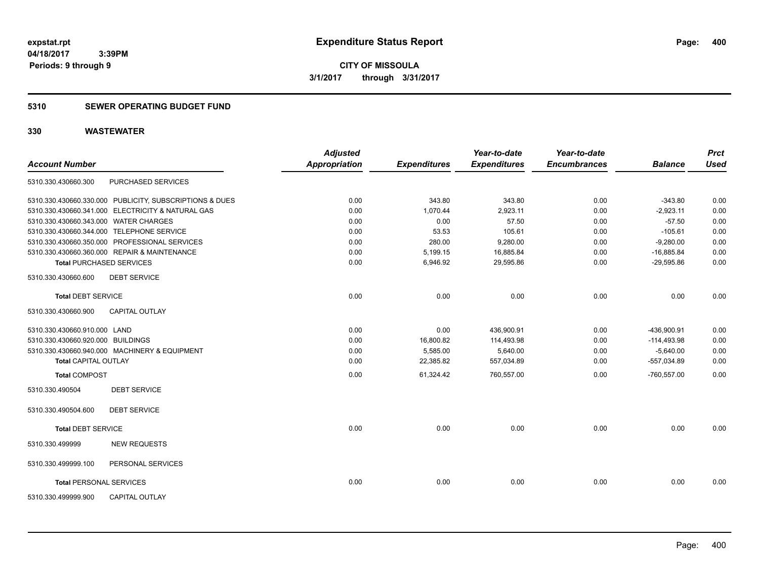**expstat.rpt**
**04/18/2017 3:39PM**
**Periods: 9 through 9**

# Expenditure Status Report

**CITY OF MISSOULA**
**3/1/2017 through 3/31/2017**

## 5310 SEWER OPERATING BUDGET FUND

## 330 WASTEWATER

| Account Number | Adjusted Appropriation | Expenditures | Year-to-date Expenditures | Year-to-date Encumbrances | Balance | Prct Used |
|---|---|---|---|---|---|---|
| 5310.330.430660.300 PURCHASED SERVICES | | | | | | |
| 5310.330.430660.330.000 PUBLICITY, SUBSCRIPTIONS & DUES | 0.00 | 343.80 | 343.80 | 0.00 | -343.80 | 0.00 |
| 5310.330.430660.341.000 ELECTRICITY & NATURAL GAS | 0.00 | 1,070.44 | 2,923.11 | 0.00 | -2,923.11 | 0.00 |
| 5310.330.430660.343.000 WATER CHARGES | 0.00 | 0.00 | 57.50 | 0.00 | -57.50 | 0.00 |
| 5310.330.430660.344.000 TELEPHONE SERVICE | 0.00 | 53.53 | 105.61 | 0.00 | -105.61 | 0.00 |
| 5310.330.430660.350.000 PROFESSIONAL SERVICES | 0.00 | 280.00 | 9,280.00 | 0.00 | -9,280.00 | 0.00 |
| 5310.330.430660.360.000 REPAIR & MAINTENANCE | 0.00 | 5,199.15 | 16,885.84 | 0.00 | -16,885.84 | 0.00 |
| **Total** PURCHASED SERVICES | 0.00 | 6,946.92 | 29,595.86 | 0.00 | -29,595.86 | 0.00 |
| 5310.330.430660.600 DEBT SERVICE | | | | | | |
| **Total** DEBT SERVICE | 0.00 | 0.00 | 0.00 | 0.00 | 0.00 | 0.00 |
| 5310.330.430660.900 CAPITAL OUTLAY | | | | | | |
| 5310.330.430660.910.000 LAND | 0.00 | 0.00 | 436,900.91 | 0.00 | -436,900.91 | 0.00 |
| 5310.330.430660.920.000 BUILDINGS | 0.00 | 16,800.82 | 114,493.98 | 0.00 | -114,493.98 | 0.00 |
| 5310.330.430660.940.000 MACHINERY & EQUIPMENT | 0.00 | 5,585.00 | 5,640.00 | 0.00 | -5,640.00 | 0.00 |
| **Total** CAPITAL OUTLAY | 0.00 | 22,385.82 | 557,034.89 | 0.00 | -557,034.89 | 0.00 |
| **Total** COMPOST | 0.00 | 61,324.42 | 760,557.00 | 0.00 | -760,557.00 | 0.00 |
| 5310.330.490504 DEBT SERVICE | | | | | | |
| 5310.330.490504.600 DEBT SERVICE | | | | | | |
| **Total** DEBT SERVICE | 0.00 | 0.00 | 0.00 | 0.00 | 0.00 | 0.00 |
| 5310.330.499999 NEW REQUESTS | | | | | | |
| 5310.330.499999.100 PERSONAL SERVICES | | | | | | |
| **Total** PERSONAL SERVICES | 0.00 | 0.00 | 0.00 | 0.00 | 0.00 | 0.00 |
| 5310.330.499999.900 CAPITAL OUTLAY | | | | | | |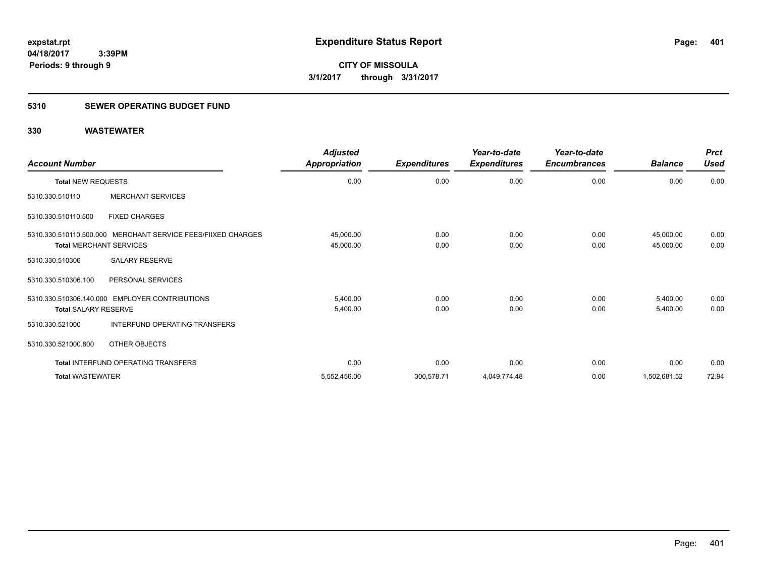**expstat.rpt**
**04/18/2017 3:39PM**
**Periods: 9 through 9**

# Expenditure Status Report

**CITY OF MISSOULA**
**3/1/2017 through 3/31/2017**

## 5310 SEWER OPERATING BUDGET FUND

## 330 WASTEWATER

| Account Number | | Adjusted Appropriation | Expenditures | Year-to-date Expenditures | Year-to-date Encumbrances | Balance | Prct Used |
|---|---|---|---|---|---|---|---|
| **Total NEW REQUESTS** | | 0.00 | 0.00 | 0.00 | 0.00 | 0.00 | 0.00 |
| 5310.330.510110 | MERCHANT SERVICES | | | | | | |
| 5310.330.510110.500 | FIXED CHARGES | | | | | | |
| 5310.330.510110.500.000 | MERCHANT SERVICE FEES/FIIXED CHARGES | 45,000.00 | 0.00 | 0.00 | 0.00 | 45,000.00 | 0.00 |
| **Total MERCHANT SERVICES** | | 45,000.00 | 0.00 | 0.00 | 0.00 | 45,000.00 | 0.00 |
| 5310.330.510306 | SALARY RESERVE | | | | | | |
| 5310.330.510306.100 | PERSONAL SERVICES | | | | | | |
| 5310.330.510306.140.000 | EMPLOYER CONTRIBUTIONS | 5,400.00 | 0.00 | 0.00 | 0.00 | 5,400.00 | 0.00 |
| **Total SALARY RESERVE** | | 5,400.00 | 0.00 | 0.00 | 0.00 | 5,400.00 | 0.00 |
| 5310.330.521000 | INTERFUND OPERATING TRANSFERS | | | | | | |
| 5310.330.521000.800 | OTHER OBJECTS | | | | | | |
| **Total INTERFUND OPERATING TRANSFERS** | | 0.00 | 0.00 | 0.00 | 0.00 | 0.00 | 0.00 |
| **Total WASTEWATER** | | 5,552,456.00 | 300,578.71 | 4,049,774.48 | 0.00 | 1,502,681.52 | 72.94 |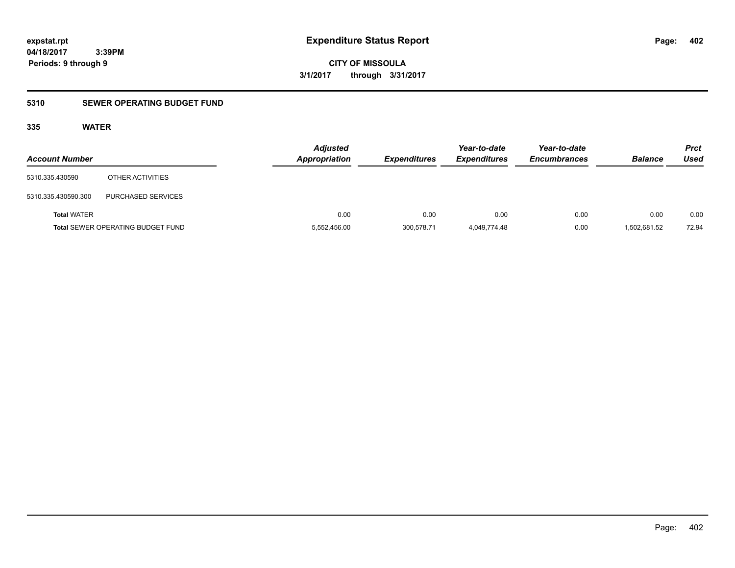# Expenditure Status Report

expstat.rpt
04/18/2017 3:39PM
Periods: 9 through 9

**CITY OF MISSOULA**
**3/1/2017 through 3/31/2017**

## 5310 SEWER OPERATING BUDGET FUND

### 335 WATER

| Account Number | | Adjusted Appropriation | Expenditures | Year-to-date Expenditures | Year-to-date Encumbrances | Balance | Prct Used |
|---|---|---|---|---|---|---|---|
| 5310.335.430590 | OTHER ACTIVITIES | | | | | | |
| 5310.335.430590.300 | PURCHASED SERVICES | | | | | | |
| **Total** WATER | | 0.00 | 0.00 | 0.00 | 0.00 | 0.00 | 0.00 |
| **Total** SEWER OPERATING BUDGET FUND | | 5,552,456.00 | 300,578.71 | 4,049,774.48 | 0.00 | 1,502,681.52 | 72.94 |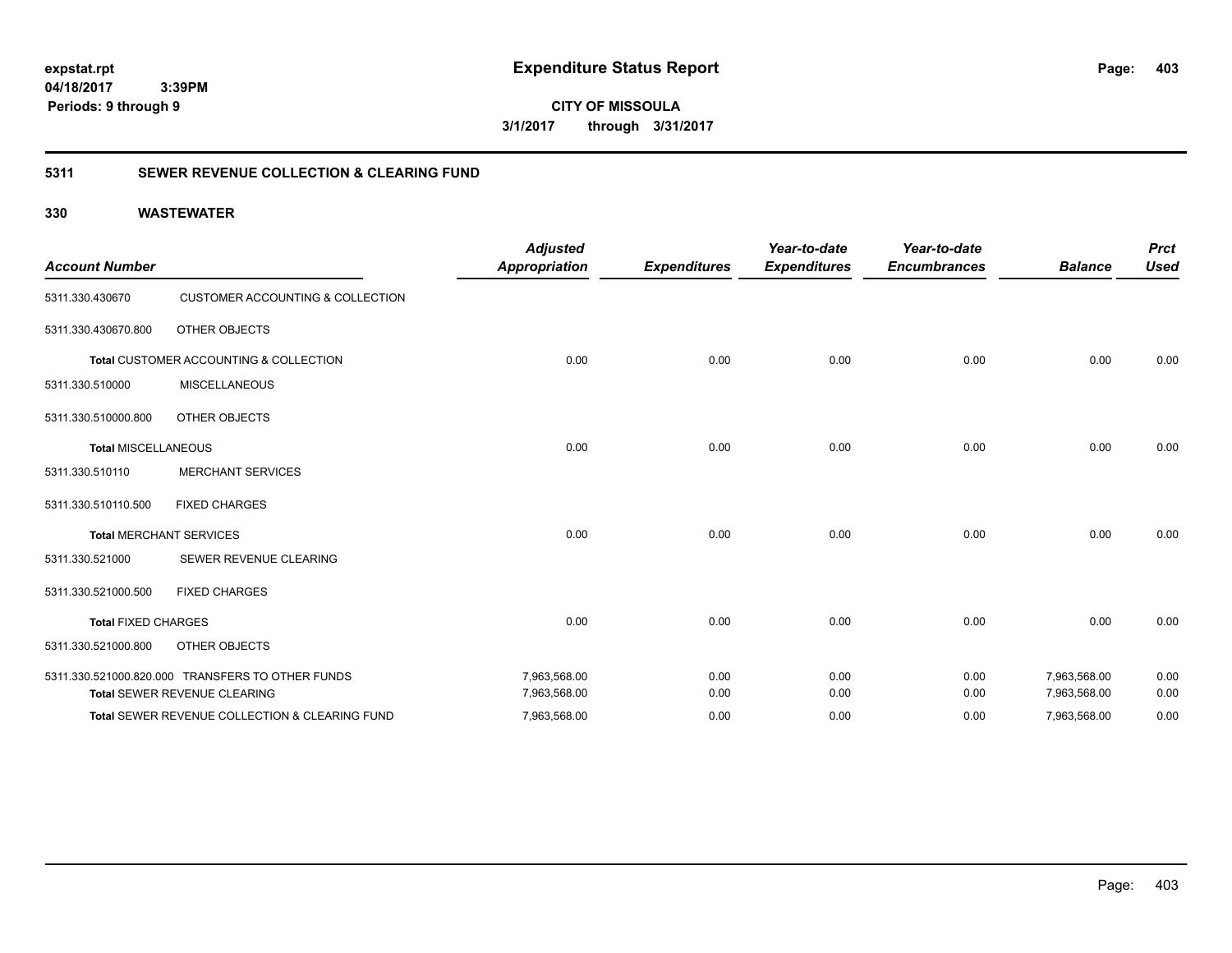**expstat.rpt**
**04/18/2017 3:39PM**
**Periods: 9 through 9**

# Expenditure Status Report

**CITY OF MISSOULA**
**3/1/2017 through 3/31/2017**

## 5311 SEWER REVENUE COLLECTION & CLEARING FUND

### 330 WASTEWATER

| Account Number | | Adjusted Appropriation | Expenditures | Year-to-date Expenditures | Year-to-date Encumbrances | Balance | Prct Used |
|---|---|---|---|---|---|---|---|
| 5311.330.430670 | CUSTOMER ACCOUNTING & COLLECTION | | | | | | |
| 5311.330.430670.800 | OTHER OBJECTS | | | | | | |
| **Total** CUSTOMER ACCOUNTING & COLLECTION | | 0.00 | 0.00 | 0.00 | 0.00 | 0.00 | 0.00 |
| 5311.330.510000 | MISCELLANEOUS | | | | | | |
| 5311.330.510000.800 | OTHER OBJECTS | | | | | | |
| **Total MISCELLANEOUS** | | 0.00 | 0.00 | 0.00 | 0.00 | 0.00 | 0.00 |
| 5311.330.510110 | MERCHANT SERVICES | | | | | | |
| 5311.330.510110.500 | FIXED CHARGES | | | | | | |
| **Total** MERCHANT SERVICES | | 0.00 | 0.00 | 0.00 | 0.00 | 0.00 | 0.00 |
| 5311.330.521000 | SEWER REVENUE CLEARING | | | | | | |
| 5311.330.521000.500 | FIXED CHARGES | | | | | | |
| **Total FIXED CHARGES** | | 0.00 | 0.00 | 0.00 | 0.00 | 0.00 | 0.00 |
| 5311.330.521000.800 | OTHER OBJECTS | | | | | | |
| 5311.330.521000.820.000 | TRANSFERS TO OTHER FUNDS | 7,963,568.00 | 0.00 | 0.00 | 0.00 | 7,963,568.00 | 0.00 |
| **Total** SEWER REVENUE CLEARING | | 7,963,568.00 | 0.00 | 0.00 | 0.00 | 7,963,568.00 | 0.00 |
| **Total** SEWER REVENUE COLLECTION & CLEARING FUND | | 7,963,568.00 | 0.00 | 0.00 | 0.00 | 7,963,568.00 | 0.00 |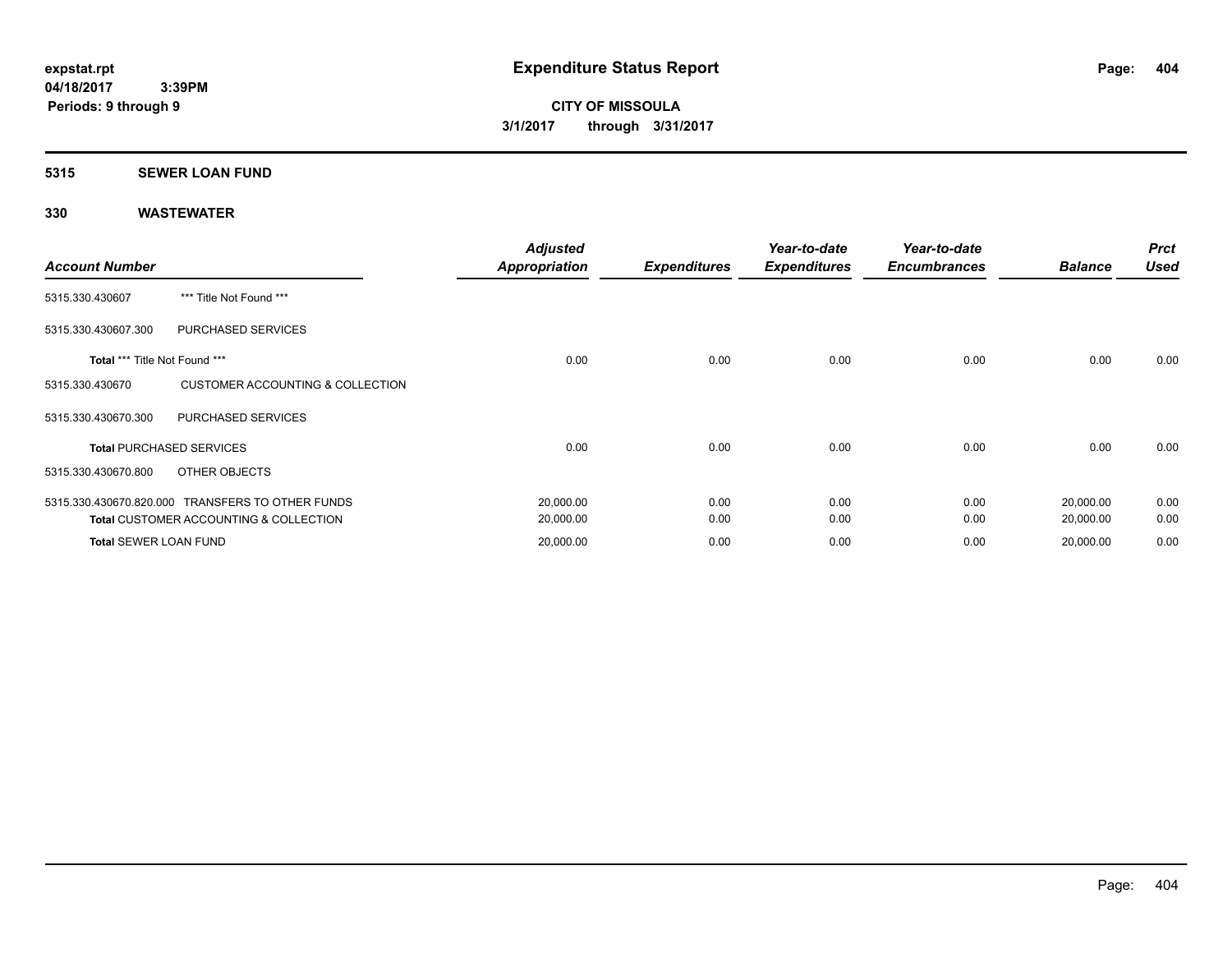# Expenditure Status Report

**expstat.rpt**
**04/18/2017 3:39PM**
**Periods: 9 through 9**

**CITY OF MISSOULA**
**3/1/2017 through 3/31/2017**

## 5315 SEWER LOAN FUND

### 330 WASTEWATER

| Account Number | | Adjusted Appropriation | Expenditures | Year-to-date Expenditures | Year-to-date Encumbrances | Balance | Prct Used |
|---|---|---|---|---|---|---|---|
| 5315.330.430607 | *** Title Not Found *** | | | | | | |
| 5315.330.430607.300 | PURCHASED SERVICES | | | | | | |
| **Total** *** Title Not Found *** | | 0.00 | 0.00 | 0.00 | 0.00 | 0.00 | 0.00 |
| 5315.330.430670 | CUSTOMER ACCOUNTING & COLLECTION | | | | | | |
| 5315.330.430670.300 | PURCHASED SERVICES | | | | | | |
| **Total** PURCHASED SERVICES | | 0.00 | 0.00 | 0.00 | 0.00 | 0.00 | 0.00 |
| 5315.330.430670.800 | OTHER OBJECTS | | | | | | |
| 5315.330.430670.820.000 | TRANSFERS TO OTHER FUNDS | 20,000.00 | 0.00 | 0.00 | 0.00 | 20,000.00 | 0.00 |
| **Total** CUSTOMER ACCOUNTING & COLLECTION | | 20,000.00 | 0.00 | 0.00 | 0.00 | 20,000.00 | 0.00 |
| **Total** SEWER LOAN FUND | | 20,000.00 | 0.00 | 0.00 | 0.00 | 20,000.00 | 0.00 |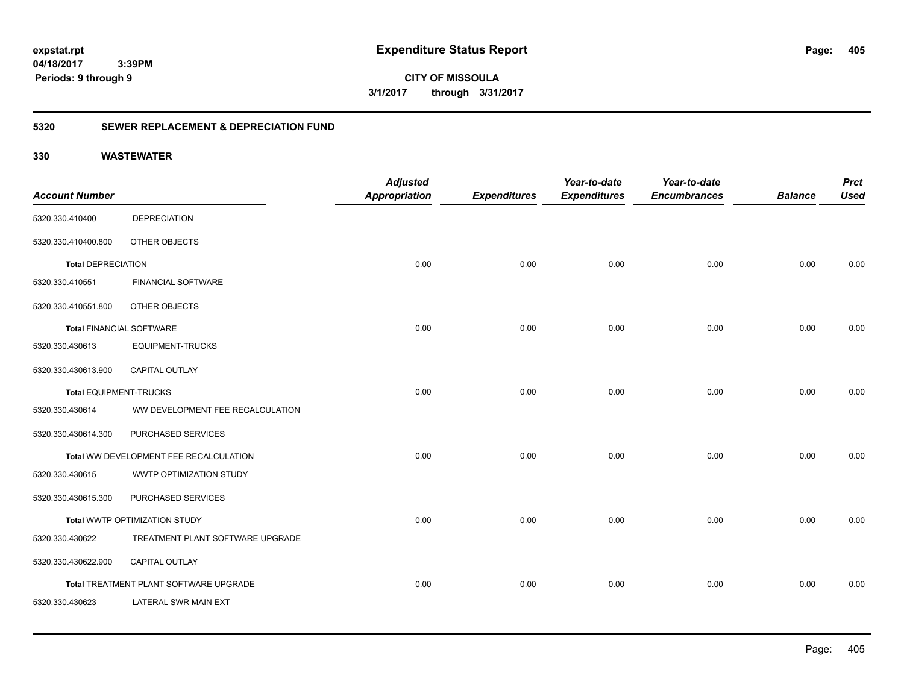# Expenditure Status Report

expstat.rpt
04/18/2017 3:39PM
Periods: 9 through 9

**CITY OF MISSOULA**
**3/1/2017 through 3/31/2017**

## 5320 SEWER REPLACEMENT & DEPRECIATION FUND

### 330 WASTEWATER

| Account Number | | Adjusted Appropriation | Expenditures | Year-to-date Expenditures | Year-to-date Encumbrances | Balance | Prct Used |
|---|---|---|---|---|---|---|---|
| 5320.330.410400 | DEPRECIATION | | | | | | |
| 5320.330.410400.800 | OTHER OBJECTS | | | | | | |
| **Total** DEPRECIATION | | 0.00 | 0.00 | 0.00 | 0.00 | 0.00 | 0.00 |
| 5320.330.410551 | FINANCIAL SOFTWARE | | | | | | |
| 5320.330.410551.800 | OTHER OBJECTS | | | | | | |
| **Total** FINANCIAL SOFTWARE | | 0.00 | 0.00 | 0.00 | 0.00 | 0.00 | 0.00 |
| 5320.330.430613 | EQUIPMENT-TRUCKS | | | | | | |
| 5320.330.430613.900 | CAPITAL OUTLAY | | | | | | |
| **Total** EQUIPMENT-TRUCKS | | 0.00 | 0.00 | 0.00 | 0.00 | 0.00 | 0.00 |
| 5320.330.430614 | WW DEVELOPMENT FEE RECALCULATION | | | | | | |
| 5320.330.430614.300 | PURCHASED SERVICES | | | | | | |
| **Total** WW DEVELOPMENT FEE RECALCULATION | | 0.00 | 0.00 | 0.00 | 0.00 | 0.00 | 0.00 |
| 5320.330.430615 | WWTP OPTIMIZATION STUDY | | | | | | |
| 5320.330.430615.300 | PURCHASED SERVICES | | | | | | |
| **Total** WWTP OPTIMIZATION STUDY | | 0.00 | 0.00 | 0.00 | 0.00 | 0.00 | 0.00 |
| 5320.330.430622 | TREATMENT PLANT SOFTWARE UPGRADE | | | | | | |
| 5320.330.430622.900 | CAPITAL OUTLAY | | | | | | |
| **Total** TREATMENT PLANT SOFTWARE UPGRADE | | 0.00 | 0.00 | 0.00 | 0.00 | 0.00 | 0.00 |
| 5320.330.430623 | LATERAL SWR MAIN EXT | | | | | | |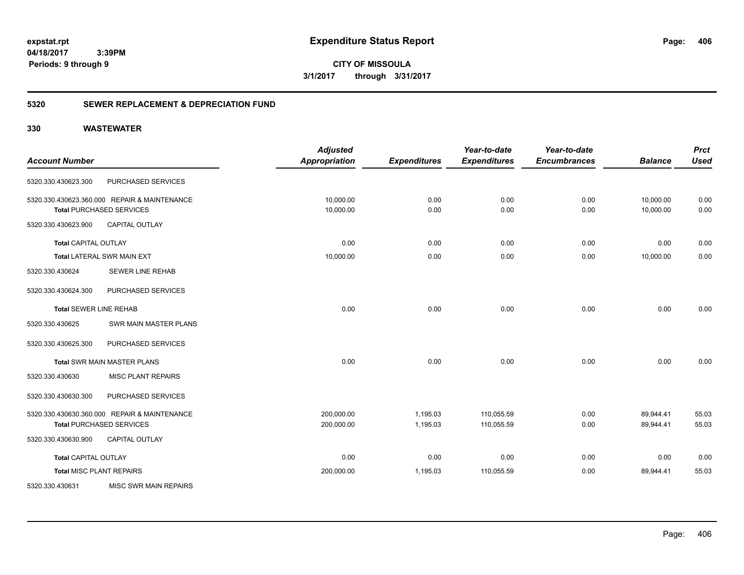**expstat.rpt**
**04/18/2017 3:39PM**
**Periods: 9 through 9**

# Expenditure Status Report

**CITY OF MISSOULA**
**3/1/2017 through 3/31/2017**

## 5320 SEWER REPLACEMENT & DEPRECIATION FUND

## 330 WASTEWATER

| Account Number | | Adjusted Appropriation | Expenditures | Year-to-date Expenditures | Year-to-date Encumbrances | Balance | Prct Used |
|---|---|---|---|---|---|---|---|
| 5320.330.430623.300 | PURCHASED SERVICES | | | | | | |
| 5320.330.430623.360.000 | REPAIR & MAINTENANCE | 10,000.00 | 0.00 | 0.00 | 0.00 | 10,000.00 | 0.00 |
| Total PURCHASED SERVICES | | 10,000.00 | 0.00 | 0.00 | 0.00 | 10,000.00 | 0.00 |
| 5320.330.430623.900 | CAPITAL OUTLAY | | | | | | |
| Total CAPITAL OUTLAY | | 0.00 | 0.00 | 0.00 | 0.00 | 0.00 | 0.00 |
| Total LATERAL SWR MAIN EXT | | 10,000.00 | 0.00 | 0.00 | 0.00 | 10,000.00 | 0.00 |
| 5320.330.430624 | SEWER LINE REHAB | | | | | | |
| 5320.330.430624.300 | PURCHASED SERVICES | | | | | | |
| Total SEWER LINE REHAB | | 0.00 | 0.00 | 0.00 | 0.00 | 0.00 | 0.00 |
| 5320.330.430625 | SWR MAIN MASTER PLANS | | | | | | |
| 5320.330.430625.300 | PURCHASED SERVICES | | | | | | |
| Total SWR MAIN MASTER PLANS | | 0.00 | 0.00 | 0.00 | 0.00 | 0.00 | 0.00 |
| 5320.330.430630 | MISC PLANT REPAIRS | | | | | | |
| 5320.330.430630.300 | PURCHASED SERVICES | | | | | | |
| 5320.330.430630.360.000 | REPAIR & MAINTENANCE | 200,000.00 | 1,195.03 | 110,055.59 | 0.00 | 89,944.41 | 55.03 |
| Total PURCHASED SERVICES | | 200,000.00 | 1,195.03 | 110,055.59 | 0.00 | 89,944.41 | 55.03 |
| 5320.330.430630.900 | CAPITAL OUTLAY | | | | | | |
| Total CAPITAL OUTLAY | | 0.00 | 0.00 | 0.00 | 0.00 | 0.00 | 0.00 |
| Total MISC PLANT REPAIRS | | 200,000.00 | 1,195.03 | 110,055.59 | 0.00 | 89,944.41 | 55.03 |
| 5320.330.430631 | MISC SWR MAIN REPAIRS | | | | | | |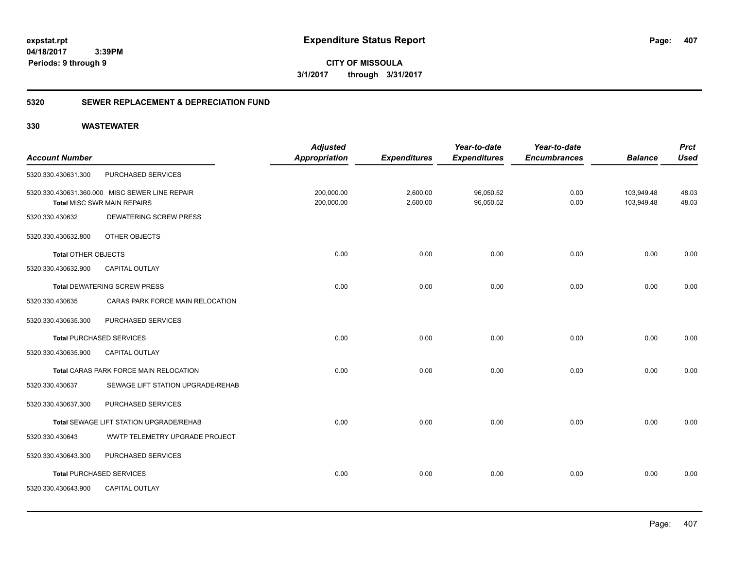**expstat.rpt**
**04/18/2017 3:39PM**
**Periods: 9 through 9**

# Expenditure Status Report

**CITY OF MISSOULA**
**3/1/2017 through 3/31/2017**

## 5320 SEWER REPLACEMENT & DEPRECIATION FUND

## 330 WASTEWATER

| Account Number | | Adjusted Appropriation | Expenditures | Year-to-date Expenditures | Year-to-date Encumbrances | Balance | Prct Used |
|---|---|---|---|---|---|---|---|
| 5320.330.430631.300 | PURCHASED SERVICES | | | | | | |
| 5320.330.430631.360.000 | MISC SEWER LINE REPAIR | 200,000.00 | 2,600.00 | 96,050.52 | 0.00 | 103,949.48 | 48.03 |
| **Total** MISC SWR MAIN REPAIRS | | 200,000.00 | 2,600.00 | 96,050.52 | 0.00 | 103,949.48 | 48.03 |
| 5320.330.430632 | DEWATERING SCREW PRESS | | | | | | |
| 5320.330.430632.800 | OTHER OBJECTS | | | | | | |
| **Total** OTHER OBJECTS | | 0.00 | 0.00 | 0.00 | 0.00 | 0.00 | 0.00 |
| 5320.330.430632.900 | CAPITAL OUTLAY | | | | | | |
| **Total** DEWATERING SCREW PRESS | | 0.00 | 0.00 | 0.00 | 0.00 | 0.00 | 0.00 |
| 5320.330.430635 | CARAS PARK FORCE MAIN RELOCATION | | | | | | |
| 5320.330.430635.300 | PURCHASED SERVICES | | | | | | |
| **Total** PURCHASED SERVICES | | 0.00 | 0.00 | 0.00 | 0.00 | 0.00 | 0.00 |
| 5320.330.430635.900 | CAPITAL OUTLAY | | | | | | |
| **Total** CARAS PARK FORCE MAIN RELOCATION | | 0.00 | 0.00 | 0.00 | 0.00 | 0.00 | 0.00 |
| 5320.330.430637 | SEWAGE LIFT STATION UPGRADE/REHAB | | | | | | |
| 5320.330.430637.300 | PURCHASED SERVICES | | | | | | |
| **Total** SEWAGE LIFT STATION UPGRADE/REHAB | | 0.00 | 0.00 | 0.00 | 0.00 | 0.00 | 0.00 |
| 5320.330.430643 | WWTP TELEMETRY UPGRADE PROJECT | | | | | | |
| 5320.330.430643.300 | PURCHASED SERVICES | | | | | | |
| **Total** PURCHASED SERVICES | | 0.00 | 0.00 | 0.00 | 0.00 | 0.00 | 0.00 |
| 5320.330.430643.900 | CAPITAL OUTLAY | | | | | | |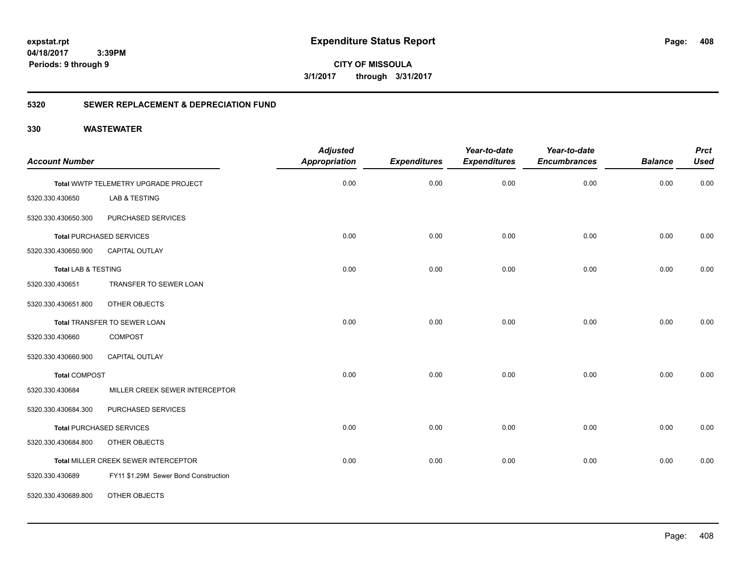**expstat.rpt**
**04/18/2017 3:39PM**
**Periods: 9 through 9**

# Expenditure Status Report

**CITY OF MISSOULA**
**3/1/2017 through 3/31/2017**

## 5320 SEWER REPLACEMENT & DEPRECIATION FUND

## 330 WASTEWATER

| Account Number | | Adjusted Appropriation | Expenditures | Year-to-date Expenditures | Year-to-date Encumbrances | Balance | Prct Used |
|---|---|---|---|---|---|---|---|
| **Total** WWTP TELEMETRY UPGRADE PROJECT | | 0.00 | 0.00 | 0.00 | 0.00 | 0.00 | 0.00 |
| 5320.330.430650 | LAB & TESTING | | | | | | |
| 5320.330.430650.300 | PURCHASED SERVICES | | | | | | |
| **Total** PURCHASED SERVICES | | 0.00 | 0.00 | 0.00 | 0.00 | 0.00 | 0.00 |
| 5320.330.430650.900 | CAPITAL OUTLAY | | | | | | |
| **Total** LAB & TESTING | | 0.00 | 0.00 | 0.00 | 0.00 | 0.00 | 0.00 |
| 5320.330.430651 | TRANSFER TO SEWER LOAN | | | | | | |
| 5320.330.430651.800 | OTHER OBJECTS | | | | | | |
| **Total** TRANSFER TO SEWER LOAN | | 0.00 | 0.00 | 0.00 | 0.00 | 0.00 | 0.00 |
| 5320.330.430660 | COMPOST | | | | | | |
| 5320.330.430660.900 | CAPITAL OUTLAY | | | | | | |
| **Total** COMPOST | | 0.00 | 0.00 | 0.00 | 0.00 | 0.00 | 0.00 |
| 5320.330.430684 | MILLER CREEK SEWER INTERCEPTOR | | | | | | |
| 5320.330.430684.300 | PURCHASED SERVICES | | | | | | |
| **Total** PURCHASED SERVICES | | 0.00 | 0.00 | 0.00 | 0.00 | 0.00 | 0.00 |
| 5320.330.430684.800 | OTHER OBJECTS | | | | | | |
| **Total** MILLER CREEK SEWER INTERCEPTOR | | 0.00 | 0.00 | 0.00 | 0.00 | 0.00 | 0.00 |
| 5320.330.430689 | FY11 $1.29M Sewer Bond Construction | | | | | | |
| 5320.330.430689.800 | OTHER OBJECTS | | | | | | |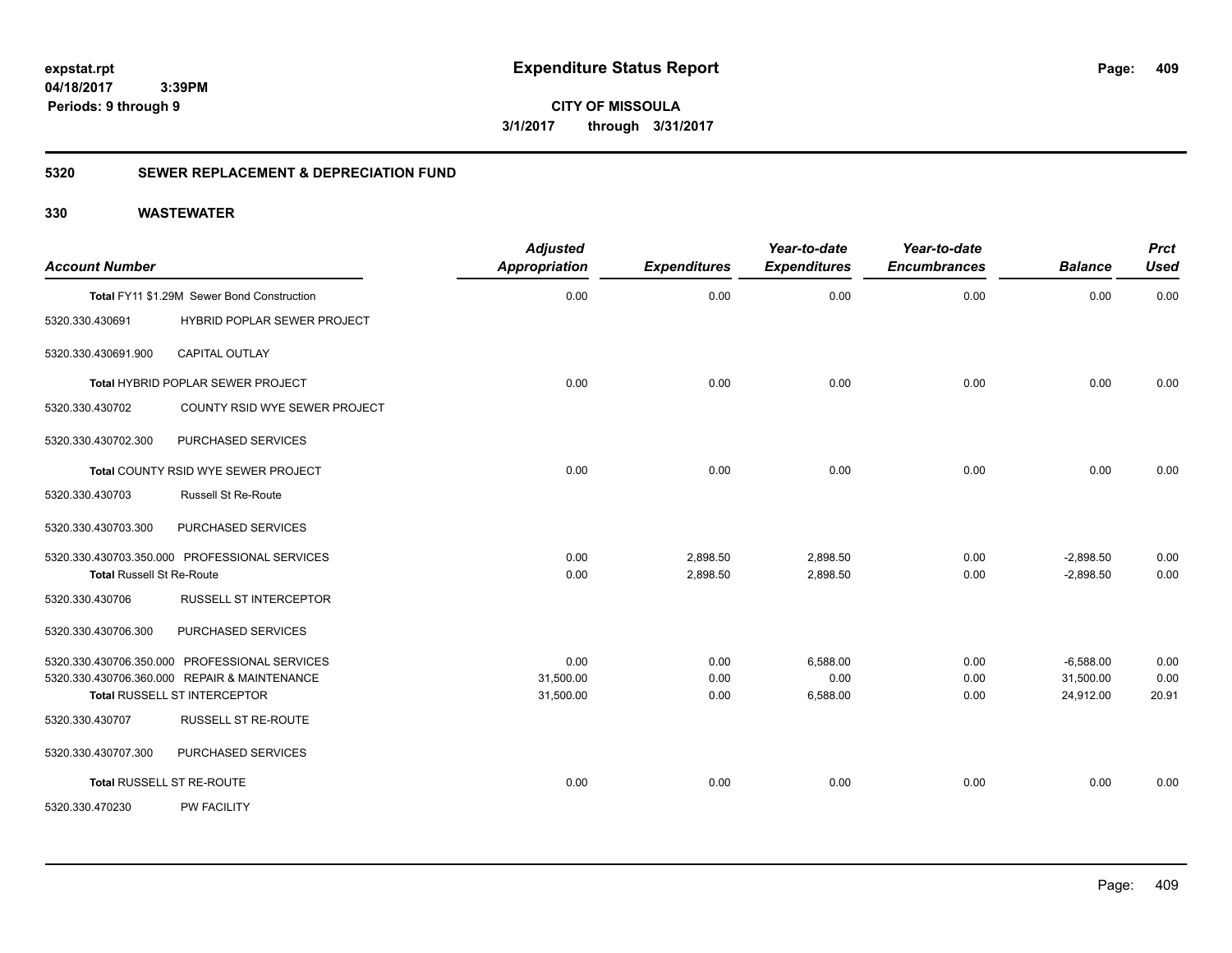# Expenditure Status Report

expstat.rpt
04/18/2017 3:39PM
Periods: 9 through 9

**CITY OF MISSOULA**
**3/1/2017 through 3/31/2017**

## 5320 SEWER REPLACEMENT & DEPRECIATION FUND

## 330 WASTEWATER

| Account Number | | Adjusted Appropriation | Expenditures | Year-to-date Expenditures | Year-to-date Encumbrances | Balance | Prct Used |
|---|---|---|---|---|---|---|---|
| Total FY11 $1.29M Sewer Bond Construction | | 0.00 | 0.00 | 0.00 | 0.00 | 0.00 | 0.00 |
| 5320.330.430691 | HYBRID POPLAR SEWER PROJECT | | | | | | |
| 5320.330.430691.900 | CAPITAL OUTLAY | | | | | | |
| Total HYBRID POPLAR SEWER PROJECT | | 0.00 | 0.00 | 0.00 | 0.00 | 0.00 | 0.00 |
| 5320.330.430702 | COUNTY RSID WYE SEWER PROJECT | | | | | | |
| 5320.330.430702.300 | PURCHASED SERVICES | | | | | | |
| Total COUNTY RSID WYE SEWER PROJECT | | 0.00 | 0.00 | 0.00 | 0.00 | 0.00 | 0.00 |
| 5320.330.430703 | Russell St Re-Route | | | | | | |
| 5320.330.430703.300 | PURCHASED SERVICES | | | | | | |
| 5320.330.430703.350.000 | PROFESSIONAL SERVICES | 0.00 | 2,898.50 | 2,898.50 | 0.00 | -2,898.50 | 0.00 |
| Total Russell St Re-Route | | 0.00 | 2,898.50 | 2,898.50 | 0.00 | -2,898.50 | 0.00 |
| 5320.330.430706 | RUSSELL ST INTERCEPTOR | | | | | | |
| 5320.330.430706.300 | PURCHASED SERVICES | | | | | | |
| 5320.330.430706.350.000 | PROFESSIONAL SERVICES | 0.00 | 0.00 | 6,588.00 | 0.00 | -6,588.00 | 0.00 |
| 5320.330.430706.360.000 | REPAIR & MAINTENANCE | 31,500.00 | 0.00 | 0.00 | 0.00 | 31,500.00 | 0.00 |
| Total RUSSELL ST INTERCEPTOR | | 31,500.00 | 0.00 | 6,588.00 | 0.00 | 24,912.00 | 20.91 |
| 5320.330.430707 | RUSSELL ST RE-ROUTE | | | | | | |
| 5320.330.430707.300 | PURCHASED SERVICES | | | | | | |
| Total RUSSELL ST RE-ROUTE | | 0.00 | 0.00 | 0.00 | 0.00 | 0.00 | 0.00 |
| 5320.330.470230 | PW FACILITY | | | | | | |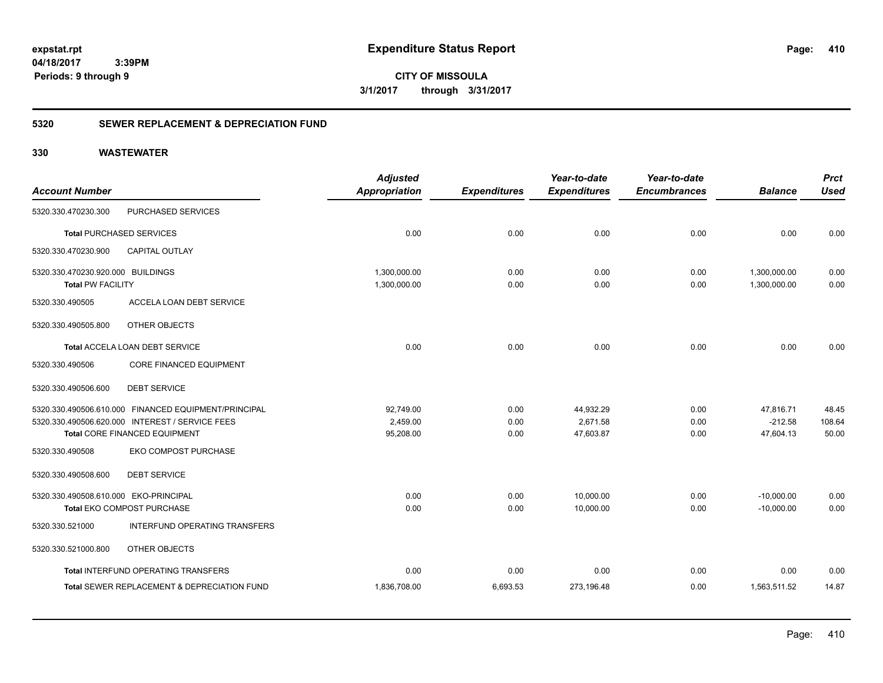**expstat.rpt**
**04/18/2017 3:39PM**
**Periods: 9 through 9**

# Expenditure Status Report

**CITY OF MISSOULA**
**3/1/2017 through 3/31/2017**

## 5320 SEWER REPLACEMENT & DEPRECIATION FUND

## 330 WASTEWATER

| Account Number | | Adjusted Appropriation | Expenditures | Year-to-date Expenditures | Year-to-date Encumbrances | Balance | Prct Used |
|---|---|---|---|---|---|---|---|
| 5320.330.470230.300 | PURCHASED SERVICES | | | | | | |
| **Total** PURCHASED SERVICES | | 0.00 | 0.00 | 0.00 | 0.00 | 0.00 | 0.00 |
| 5320.330.470230.900 | CAPITAL OUTLAY | | | | | | |
| 5320.330.470230.920.000 | BUILDINGS | 1,300,000.00 | 0.00 | 0.00 | 0.00 | 1,300,000.00 | 0.00 |
| **Total** PW FACILITY | | 1,300,000.00 | 0.00 | 0.00 | 0.00 | 1,300,000.00 | 0.00 |
| 5320.330.490505 | ACCELA LOAN DEBT SERVICE | | | | | | |
| 5320.330.490505.800 | OTHER OBJECTS | | | | | | |
| **Total** ACCELA LOAN DEBT SERVICE | | 0.00 | 0.00 | 0.00 | 0.00 | 0.00 | 0.00 |
| 5320.330.490506 | CORE FINANCED EQUIPMENT | | | | | | |
| 5320.330.490506.600 | DEBT SERVICE | | | | | | |
| 5320.330.490506.610.000 | FINANCED EQUIPMENT/PRINCIPAL | 92,749.00 | 0.00 | 44,932.29 | 0.00 | 47,816.71 | 48.45 |
| 5320.330.490506.620.000 | INTEREST / SERVICE FEES | 2,459.00 | 0.00 | 2,671.58 | 0.00 | -212.58 | 108.64 |
| **Total** CORE FINANCED EQUIPMENT | | 95,208.00 | 0.00 | 47,603.87 | 0.00 | 47,604.13 | 50.00 |
| 5320.330.490508 | EKO COMPOST PURCHASE | | | | | | |
| 5320.330.490508.600 | DEBT SERVICE | | | | | | |
| 5320.330.490508.610.000 | EKO-PRINCIPAL | 0.00 | 0.00 | 10,000.00 | 0.00 | -10,000.00 | 0.00 |
| **Total** EKO COMPOST PURCHASE | | 0.00 | 0.00 | 10,000.00 | 0.00 | -10,000.00 | 0.00 |
| 5320.330.521000 | INTERFUND OPERATING TRANSFERS | | | | | | |
| 5320.330.521000.800 | OTHER OBJECTS | | | | | | |
| **Total** INTERFUND OPERATING TRANSFERS | | 0.00 | 0.00 | 0.00 | 0.00 | 0.00 | 0.00 |
| **Total** SEWER REPLACEMENT & DEPRECIATION FUND | | 1,836,708.00 | 6,693.53 | 273,196.48 | 0.00 | 1,563,511.52 | 14.87 |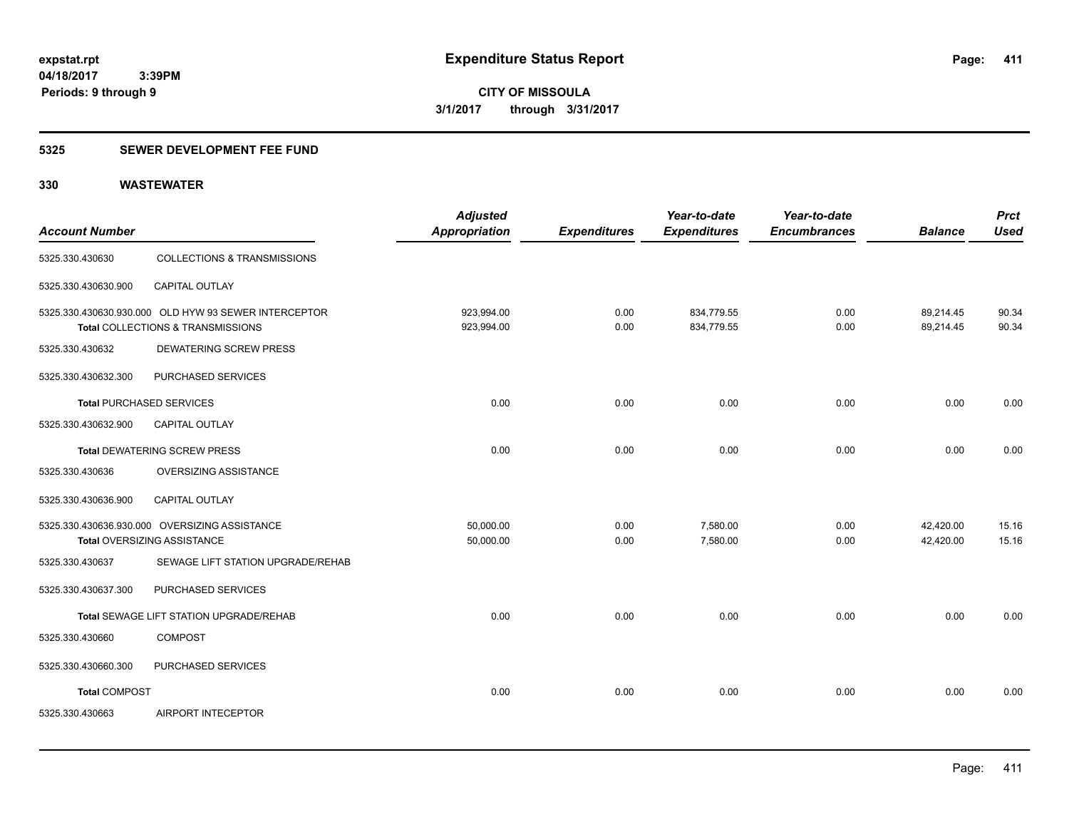# Expenditure Status Report

expstat.rpt
04/18/2017 3:39PM
Periods: 9 through 9

**CITY OF MISSOULA**
**3/1/2017 through 3/31/2017**

## 5325 SEWER DEVELOPMENT FEE FUND

## 330 WASTEWATER

| Account Number | | Adjusted Appropriation | Expenditures | Year-to-date Expenditures | Year-to-date Encumbrances | Balance | Prct Used |
|---|---|---|---|---|---|---|---|
| 5325.330.430630 | COLLECTIONS & TRANSMISSIONS | | | | | | |
| 5325.330.430630.900 | CAPITAL OUTLAY | | | | | | |
| 5325.330.430630.930.000 | OLD HYW 93 SEWER INTERCEPTOR | 923,994.00 | 0.00 | 834,779.55 | 0.00 | 89,214.45 | 90.34 |
| | **Total** COLLECTIONS & TRANSMISSIONS | 923,994.00 | 0.00 | 834,779.55 | 0.00 | 89,214.45 | 90.34 |
| 5325.330.430632 | DEWATERING SCREW PRESS | | | | | | |
| 5325.330.430632.300 | PURCHASED SERVICES | | | | | | |
| | **Total** PURCHASED SERVICES | 0.00 | 0.00 | 0.00 | 0.00 | 0.00 | 0.00 |
| 5325.330.430632.900 | CAPITAL OUTLAY | | | | | | |
| | **Total** DEWATERING SCREW PRESS | 0.00 | 0.00 | 0.00 | 0.00 | 0.00 | 0.00 |
| 5325.330.430636 | OVERSIZING ASSISTANCE | | | | | | |
| 5325.330.430636.900 | CAPITAL OUTLAY | | | | | | |
| 5325.330.430636.930.000 | OVERSIZING ASSISTANCE | 50,000.00 | 0.00 | 7,580.00 | 0.00 | 42,420.00 | 15.16 |
| | **Total** OVERSIZING ASSISTANCE | 50,000.00 | 0.00 | 7,580.00 | 0.00 | 42,420.00 | 15.16 |
| 5325.330.430637 | SEWAGE LIFT STATION UPGRADE/REHAB | | | | | | |
| 5325.330.430637.300 | PURCHASED SERVICES | | | | | | |
| | **Total** SEWAGE LIFT STATION UPGRADE/REHAB | 0.00 | 0.00 | 0.00 | 0.00 | 0.00 | 0.00 |
| 5325.330.430660 | COMPOST | | | | | | |
| 5325.330.430660.300 | PURCHASED SERVICES | | | | | | |
| | **Total** COMPOST | 0.00 | 0.00 | 0.00 | 0.00 | 0.00 | 0.00 |
| 5325.330.430663 | AIRPORT INTECEPTOR | | | | | | |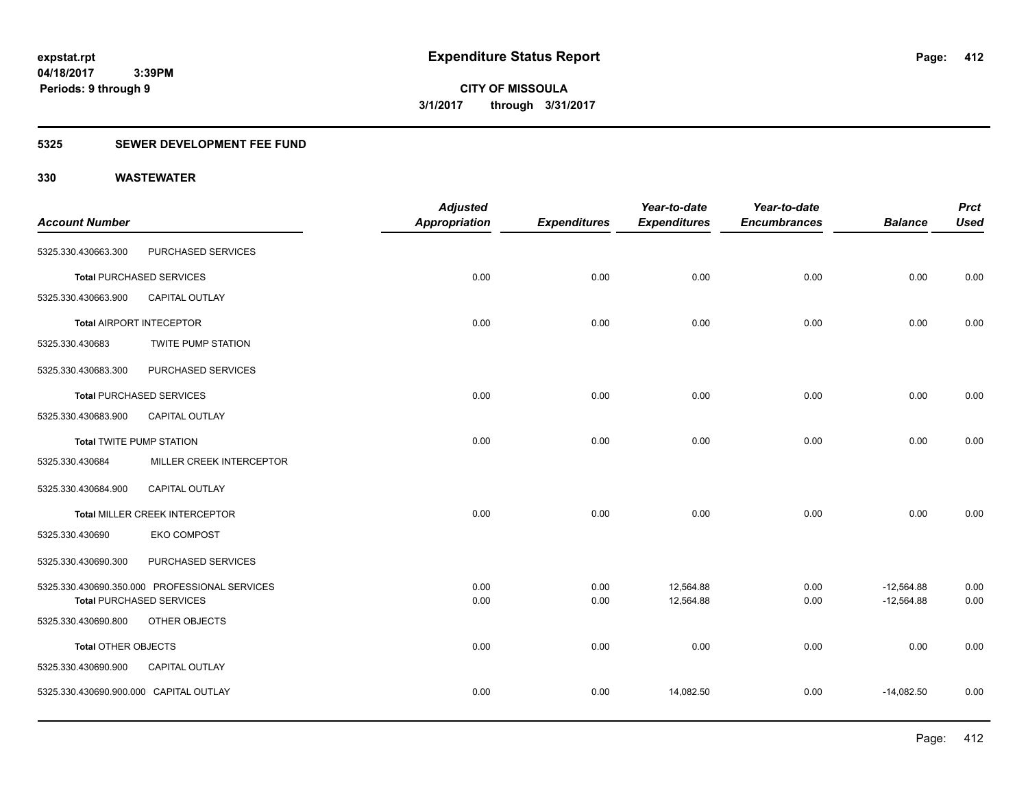**expstat.rpt**
**04/18/2017 3:39PM**
**Periods: 9 through 9**

# Expenditure Status Report

**CITY OF MISSOULA**
**3/1/2017 through 3/31/2017**

## 5325 SEWER DEVELOPMENT FEE FUND

## 330 WASTEWATER

| Account Number | | Adjusted Appropriation | Expenditures | Year-to-date Expenditures | Year-to-date Encumbrances | Balance | Prct Used |
|---|---|---|---|---|---|---|---|
| 5325.330.430663.300 | PURCHASED SERVICES | | | | | | |
| **Total** PURCHASED SERVICES | | 0.00 | 0.00 | 0.00 | 0.00 | 0.00 | 0.00 |
| 5325.330.430663.900 | CAPITAL OUTLAY | | | | | | |
| **Total** AIRPORT INTECEPTOR | | 0.00 | 0.00 | 0.00 | 0.00 | 0.00 | 0.00 |
| 5325.330.430683 | TWITE PUMP STATION | | | | | | |
| 5325.330.430683.300 | PURCHASED SERVICES | | | | | | |
| **Total** PURCHASED SERVICES | | 0.00 | 0.00 | 0.00 | 0.00 | 0.00 | 0.00 |
| 5325.330.430683.900 | CAPITAL OUTLAY | | | | | | |
| **Total** TWITE PUMP STATION | | 0.00 | 0.00 | 0.00 | 0.00 | 0.00 | 0.00 |
| 5325.330.430684 | MILLER CREEK INTERCEPTOR | | | | | | |
| 5325.330.430684.900 | CAPITAL OUTLAY | | | | | | |
| **Total** MILLER CREEK INTERCEPTOR | | 0.00 | 0.00 | 0.00 | 0.00 | 0.00 | 0.00 |
| 5325.330.430690 | EKO COMPOST | | | | | | |
| 5325.330.430690.300 | PURCHASED SERVICES | | | | | | |
| 5325.330.430690.350.000 | PROFESSIONAL SERVICES | 0.00 | 0.00 | 12,564.88 | 0.00 | -12,564.88 | 0.00 |
| **Total** PURCHASED SERVICES | | 0.00 | 0.00 | 12,564.88 | 0.00 | -12,564.88 | 0.00 |
| 5325.330.430690.800 | OTHER OBJECTS | | | | | | |
| **Total** OTHER OBJECTS | | 0.00 | 0.00 | 0.00 | 0.00 | 0.00 | 0.00 |
| 5325.330.430690.900 | CAPITAL OUTLAY | | | | | | |
| 5325.330.430690.900.000 | CAPITAL OUTLAY | 0.00 | 0.00 | 14,082.50 | 0.00 | -14,082.50 | 0.00 |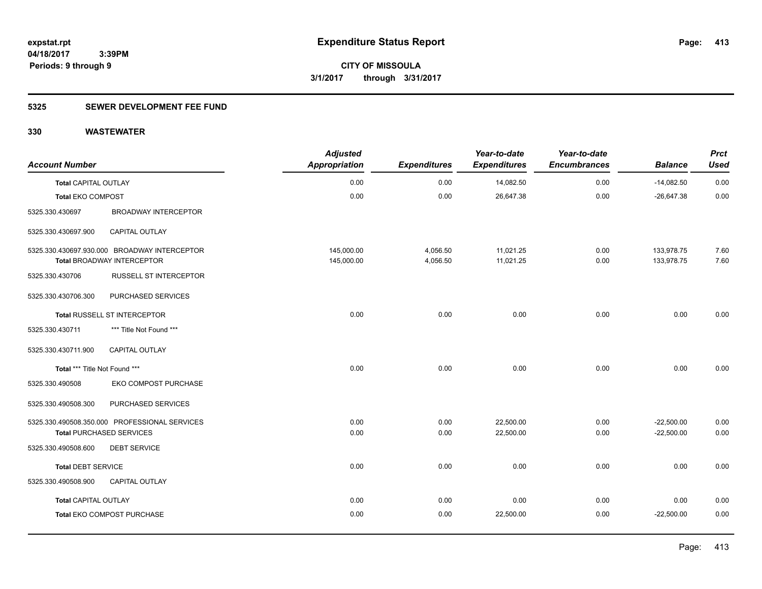**expstat.rpt**
**04/18/2017 3:39PM**
**Periods: 9 through 9**

# Expenditure Status Report

**CITY OF MISSOULA**
**3/1/2017 through 3/31/2017**

## 5325 SEWER DEVELOPMENT FEE FUND

## 330 WASTEWATER

| Account Number | | Adjusted Appropriation | Expenditures | Year-to-date Expenditures | Year-to-date Encumbrances | Balance | Prct Used |
|---|---|---|---|---|---|---|---|
| **Total** CAPITAL OUTLAY | | 0.00 | 0.00 | 14,082.50 | 0.00 | -14,082.50 | 0.00 |
| **Total** EKO COMPOST | | 0.00 | 0.00 | 26,647.38 | 0.00 | -26,647.38 | 0.00 |
| 5325.330.430697 | BROADWAY INTERCEPTOR | | | | | | |
| 5325.330.430697.900 | CAPITAL OUTLAY | | | | | | |
| 5325.330.430697.930.000 | BROADWAY INTERCEPTOR | 145,000.00 | 4,056.50 | 11,021.25 | 0.00 | 133,978.75 | 7.60 |
| **Total** BROADWAY INTERCEPTOR | | 145,000.00 | 4,056.50 | 11,021.25 | 0.00 | 133,978.75 | 7.60 |
| 5325.330.430706 | RUSSELL ST INTERCEPTOR | | | | | | |
| 5325.330.430706.300 | PURCHASED SERVICES | | | | | | |
| **Total** RUSSELL ST INTERCEPTOR | | 0.00 | 0.00 | 0.00 | 0.00 | 0.00 | 0.00 |
| 5325.330.430711 | *** Title Not Found *** | | | | | | |
| 5325.330.430711.900 | CAPITAL OUTLAY | | | | | | |
| **Total** *** Title Not Found *** | | 0.00 | 0.00 | 0.00 | 0.00 | 0.00 | 0.00 |
| 5325.330.490508 | EKO COMPOST PURCHASE | | | | | | |
| 5325.330.490508.300 | PURCHASED SERVICES | | | | | | |
| 5325.330.490508.350.000 | PROFESSIONAL SERVICES | 0.00 | 0.00 | 22,500.00 | 0.00 | -22,500.00 | 0.00 |
| **Total** PURCHASED SERVICES | | 0.00 | 0.00 | 22,500.00 | 0.00 | -22,500.00 | 0.00 |
| 5325.330.490508.600 | DEBT SERVICE | | | | | | |
| **Total** DEBT SERVICE | | 0.00 | 0.00 | 0.00 | 0.00 | 0.00 | 0.00 |
| 5325.330.490508.900 | CAPITAL OUTLAY | | | | | | |
| **Total** CAPITAL OUTLAY | | 0.00 | 0.00 | 0.00 | 0.00 | 0.00 | 0.00 |
| **Total** EKO COMPOST PURCHASE | | 0.00 | 0.00 | 22,500.00 | 0.00 | -22,500.00 | 0.00 |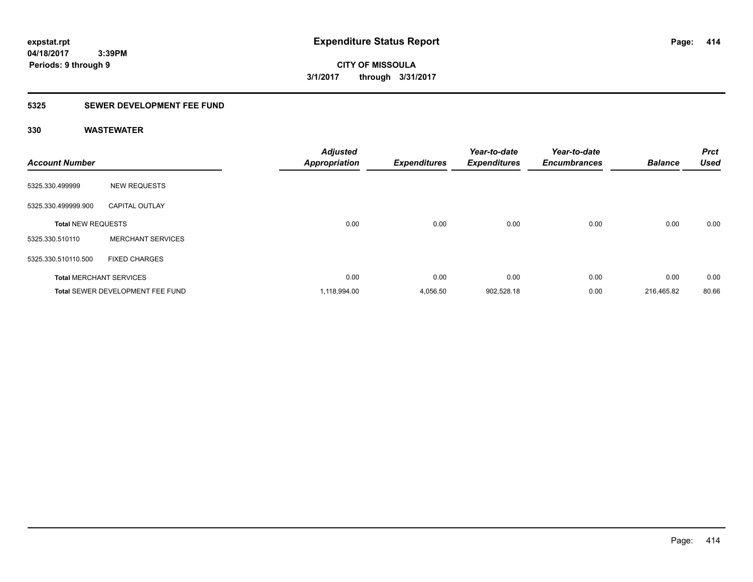**expstat.rpt**
**04/18/2017 3:39PM**
**Periods: 9 through 9**

# Expenditure Status Report

**CITY OF MISSOULA**
**3/1/2017 through 3/31/2017**

## 5325 SEWER DEVELOPMENT FEE FUND

### 330 WASTEWATER

| Account Number | | Adjusted Appropriation | Expenditures | Year-to-date Expenditures | Year-to-date Encumbrances | Balance | Prct Used |
|---|---|---|---|---|---|---|---|
| 5325.330.499999 | NEW REQUESTS | | | | | | |
| 5325.330.499999.900 | CAPITAL OUTLAY | | | | | | |
| **Total** NEW REQUESTS | | 0.00 | 0.00 | 0.00 | 0.00 | 0.00 | 0.00 |
| 5325.330.510110 | MERCHANT SERVICES | | | | | | |
| 5325.330.510110.500 | FIXED CHARGES | | | | | | |
| **Total** MERCHANT SERVICES | | 0.00 | 0.00 | 0.00 | 0.00 | 0.00 | 0.00 |
| **Total** SEWER DEVELOPMENT FEE FUND | | 1,118,994.00 | 4,056.50 | 902,528.18 | 0.00 | 216,465.82 | 80.66 |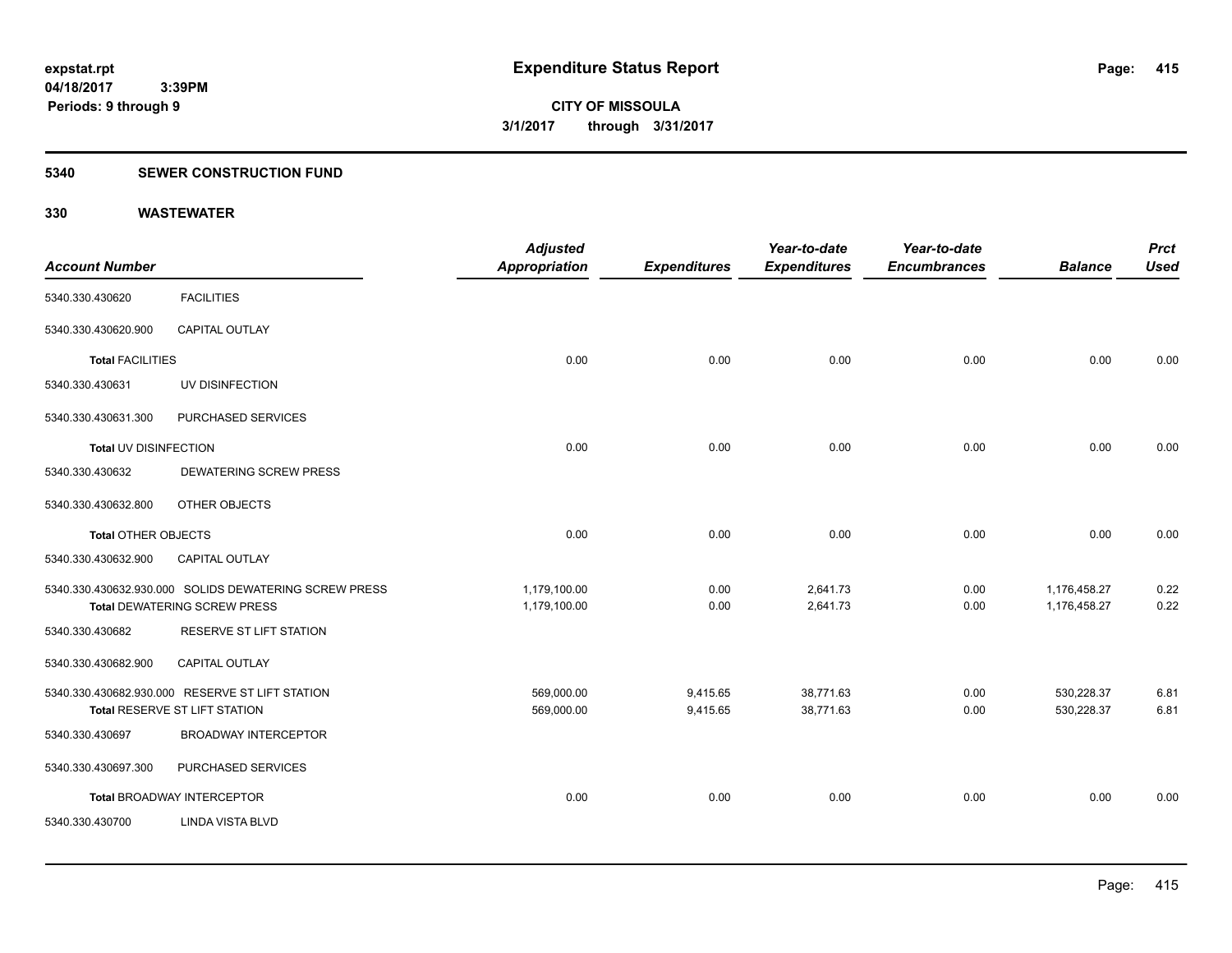# Expenditure Status Report

**CITY OF MISSOULA**
**3/1/2017 through 3/31/2017**

expstat.rpt
04/18/2017 3:39PM
Periods: 9 through 9

## 5340 SEWER CONSTRUCTION FUND

### 330 WASTEWATER

| Account Number | | Adjusted Appropriation | Expenditures | Year-to-date Expenditures | Year-to-date Encumbrances | Balance | Prct Used |
|---|---|---|---|---|---|---|---|
| 5340.330.430620 | FACILITIES | | | | | | |
| 5340.330.430620.900 | CAPITAL OUTLAY | | | | | | |
| **Total** FACILITIES | | 0.00 | 0.00 | 0.00 | 0.00 | 0.00 | 0.00 |
| 5340.330.430631 | UV DISINFECTION | | | | | | |
| 5340.330.430631.300 | PURCHASED SERVICES | | | | | | |
| **Total** UV DISINFECTION | | 0.00 | 0.00 | 0.00 | 0.00 | 0.00 | 0.00 |
| 5340.330.430632 | DEWATERING SCREW PRESS | | | | | | |
| 5340.330.430632.800 | OTHER OBJECTS | | | | | | |
| **Total** OTHER OBJECTS | | 0.00 | 0.00 | 0.00 | 0.00 | 0.00 | 0.00 |
| 5340.330.430632.900 | CAPITAL OUTLAY | | | | | | |
| 5340.330.430632.930.000 | SOLIDS DEWATERING SCREW PRESS | 1,179,100.00 | 0.00 | 2,641.73 | 0.00 | 1,176,458.27 | 0.22 |
| **Total** DEWATERING SCREW PRESS | | 1,179,100.00 | 0.00 | 2,641.73 | 0.00 | 1,176,458.27 | 0.22 |
| 5340.330.430682 | RESERVE ST LIFT STATION | | | | | | |
| 5340.330.430682.900 | CAPITAL OUTLAY | | | | | | |
| 5340.330.430682.930.000 | RESERVE ST LIFT STATION | 569,000.00 | 9,415.65 | 38,771.63 | 0.00 | 530,228.37 | 6.81 |
| **Total** RESERVE ST LIFT STATION | | 569,000.00 | 9,415.65 | 38,771.63 | 0.00 | 530,228.37 | 6.81 |
| 5340.330.430697 | BROADWAY INTERCEPTOR | | | | | | |
| 5340.330.430697.300 | PURCHASED SERVICES | | | | | | |
| **Total** BROADWAY INTERCEPTOR | | 0.00 | 0.00 | 0.00 | 0.00 | 0.00 | 0.00 |
| 5340.330.430700 | LINDA VISTA BLVD | | | | | | |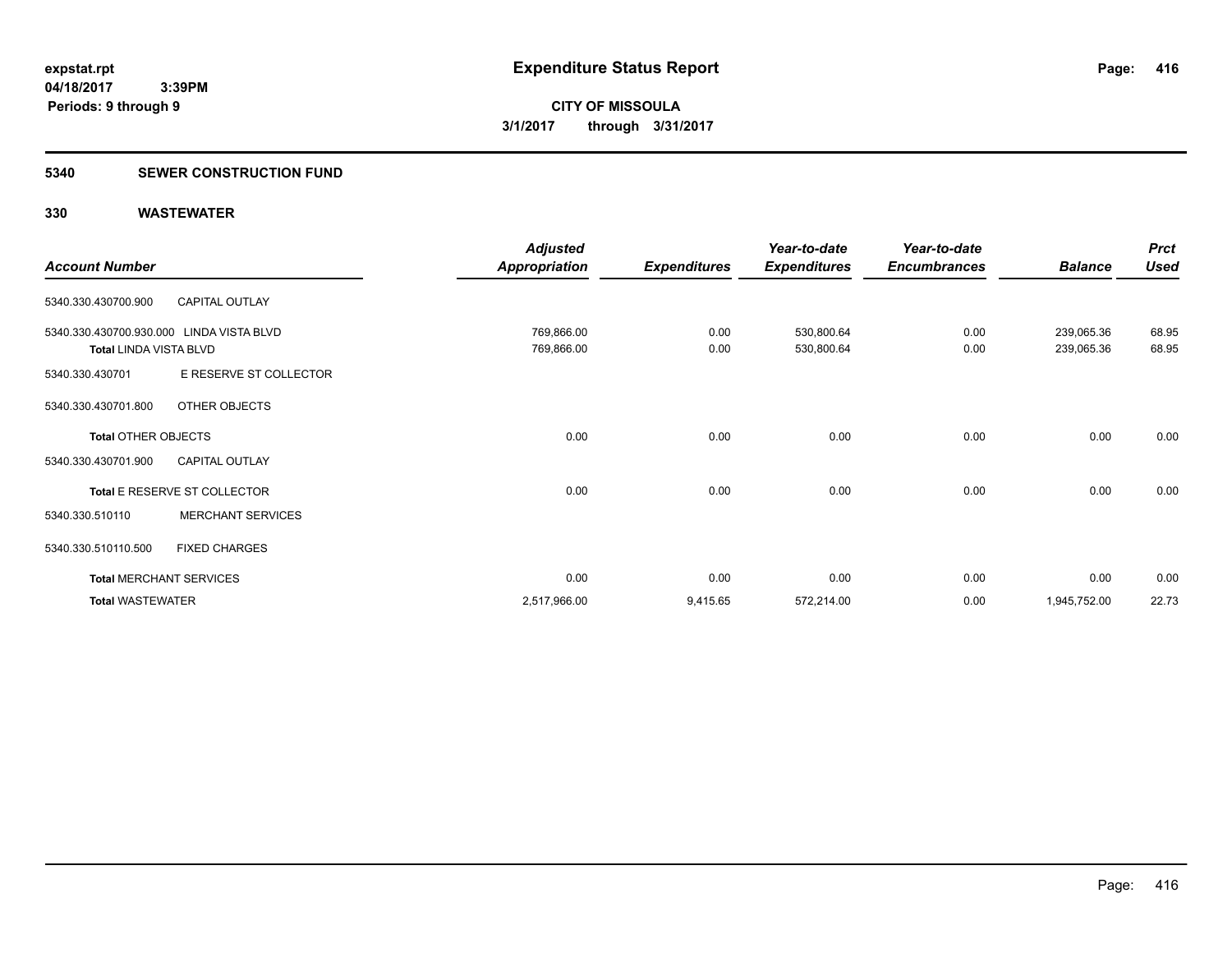# Expenditure Status Report

expstat.rpt
04/18/2017 3:39PM
Periods: 9 through 9

**CITY OF MISSOULA**
**3/1/2017 through 3/31/2017**

## 5340 SEWER CONSTRUCTION FUND

### 330 WASTEWATER

| Account Number | | Adjusted Appropriation | Expenditures | Year-to-date Expenditures | Year-to-date Encumbrances | Balance | Prct Used |
|---|---|---|---|---|---|---|---|
| 5340.330.430700.900 | CAPITAL OUTLAY | | | | | | |
| 5340.330.430700.930.000 | LINDA VISTA BLVD | 769,866.00 | 0.00 | 530,800.64 | 0.00 | 239,065.36 | 68.95 |
| Total LINDA VISTA BLVD | | 769,866.00 | 0.00 | 530,800.64 | 0.00 | 239,065.36 | 68.95 |
| 5340.330.430701 | E RESERVE ST COLLECTOR | | | | | | |
| 5340.330.430701.800 | OTHER OBJECTS | | | | | | |
| Total OTHER OBJECTS | | 0.00 | 0.00 | 0.00 | 0.00 | 0.00 | 0.00 |
| 5340.330.430701.900 | CAPITAL OUTLAY | | | | | | |
| Total E RESERVE ST COLLECTOR | | 0.00 | 0.00 | 0.00 | 0.00 | 0.00 | 0.00 |
| 5340.330.510110 | MERCHANT SERVICES | | | | | | |
| 5340.330.510110.500 | FIXED CHARGES | | | | | | |
| Total MERCHANT SERVICES | | 0.00 | 0.00 | 0.00 | 0.00 | 0.00 | 0.00 |
| Total WASTEWATER | | 2,517,966.00 | 9,415.65 | 572,214.00 | 0.00 | 1,945,752.00 | 22.73 |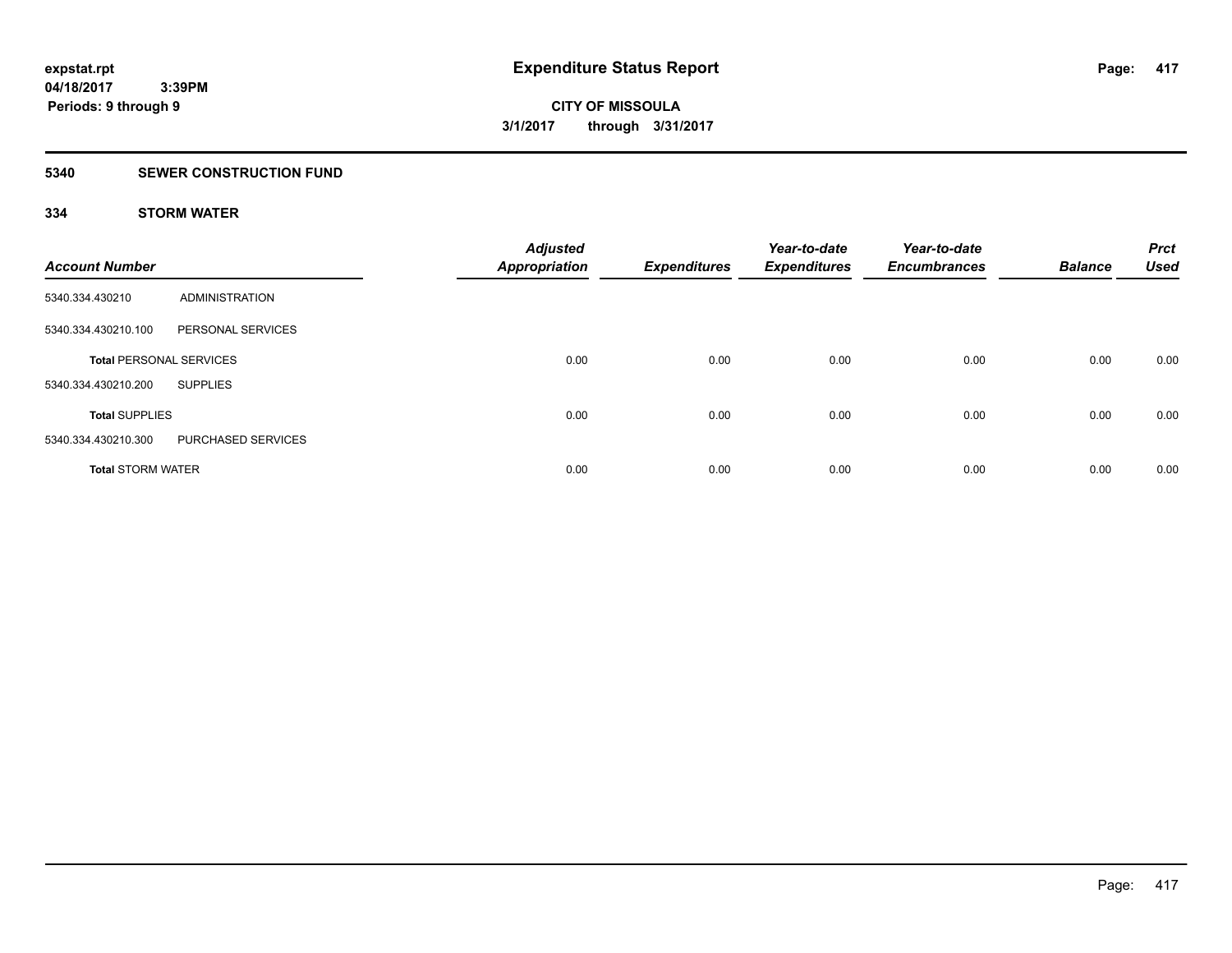# Expenditure Status Report

**CITY OF MISSOULA**

**3/1/2017 through 3/31/2017**

expstat.rpt
04/18/2017 3:39PM
Periods: 9 through 9

## 5340 SEWER CONSTRUCTION FUND

### 334 STORM WATER

| Account Number | | Adjusted Appropriation | Expenditures | Year-to-date Expenditures | Year-to-date Encumbrances | Balance | Prct Used |
|---|---|---|---|---|---|---|---|
| 5340.334.430210 | ADMINISTRATION | | | | | | |
| 5340.334.430210.100 | PERSONAL SERVICES | | | | | | |
| **Total** PERSONAL SERVICES | | 0.00 | 0.00 | 0.00 | 0.00 | 0.00 | 0.00 |
| 5340.334.430210.200 | SUPPLIES | | | | | | |
| **Total** SUPPLIES | | 0.00 | 0.00 | 0.00 | 0.00 | 0.00 | 0.00 |
| 5340.334.430210.300 | PURCHASED SERVICES | | | | | | |
| **Total** STORM WATER | | 0.00 | 0.00 | 0.00 | 0.00 | 0.00 | 0.00 |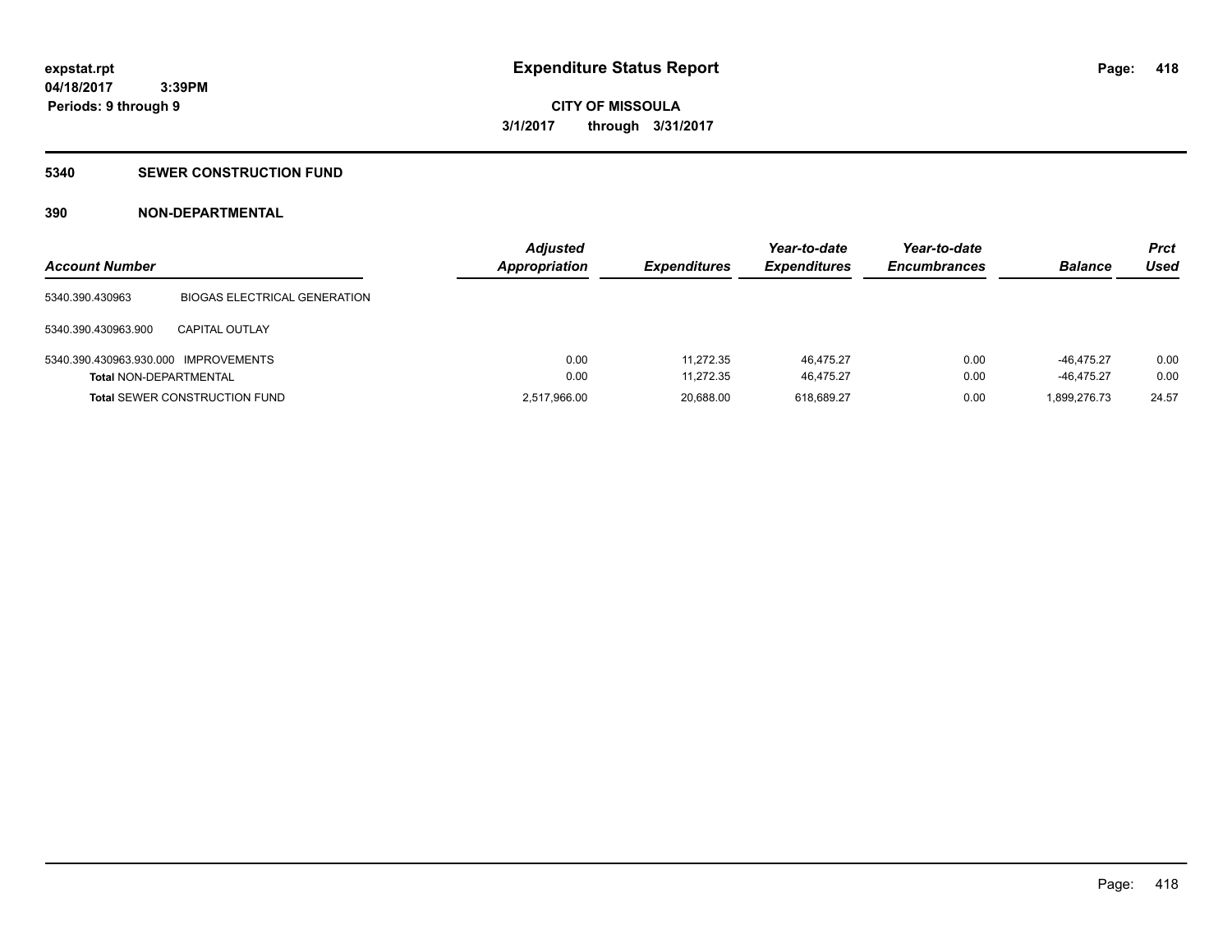**expstat.rpt**
**04/18/2017 3:39PM**
**Periods: 9 through 9**

# Expenditure Status Report

**CITY OF MISSOULA**
**3/1/2017 through 3/31/2017**

## 5340 SEWER CONSTRUCTION FUND

## 390 NON-DEPARTMENTAL

| Account Number | | Adjusted Appropriation | Expenditures | Year-to-date Expenditures | Year-to-date Encumbrances | Balance | Prct Used |
|---|---|---|---|---|---|---|---|
| 5340.390.430963 | BIOGAS ELECTRICAL GENERATION | | | | | | |
| 5340.390.430963.900 | CAPITAL OUTLAY | | | | | | |
| 5340.390.430963.930.000 | IMPROVEMENTS | 0.00 | 11,272.35 | 46,475.27 | 0.00 | -46,475.27 | 0.00 |
| **Total** NON-DEPARTMENTAL | | 0.00 | 11,272.35 | 46,475.27 | 0.00 | -46,475.27 | 0.00 |
| **Total** SEWER CONSTRUCTION FUND | | 2,517,966.00 | 20,688.00 | 618,689.27 | 0.00 | 1,899,276.73 | 24.57 |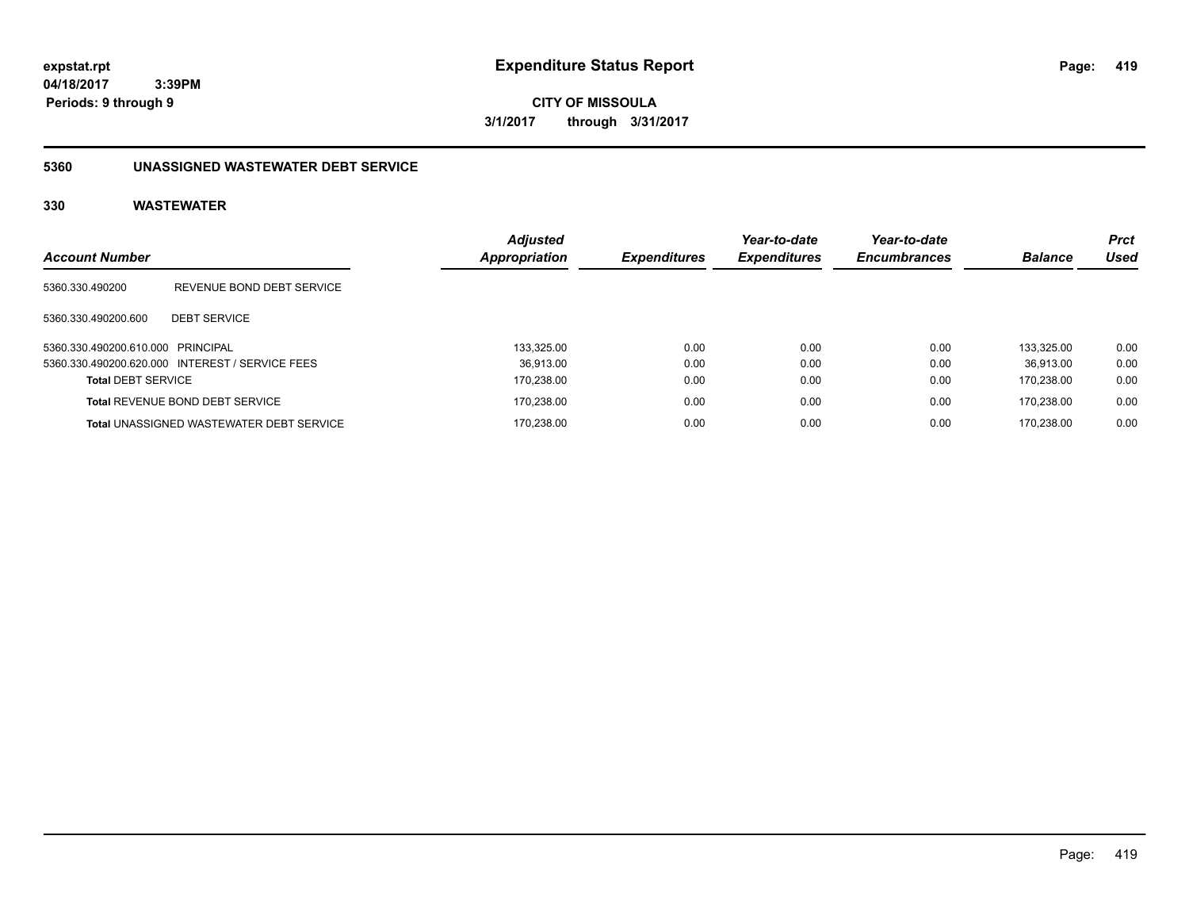**expstat.rpt**
**04/18/2017 3:39PM**
**Periods: 9 through 9**

# Expenditure Status Report

**CITY OF MISSOULA**
**3/1/2017 through 3/31/2017**

## 5360 UNASSIGNED WASTEWATER DEBT SERVICE

### 330 WASTEWATER

| Account Number | | Adjusted Appropriation | Expenditures | Year-to-date Expenditures | Year-to-date Encumbrances | Balance | Prct Used |
|---|---|---|---|---|---|---|---|
| 5360.330.490200 | REVENUE BOND DEBT SERVICE | | | | | | |
| 5360.330.490200.600 | DEBT SERVICE | | | | | | |
| 5360.330.490200.610.000 | PRINCIPAL | 133,325.00 | 0.00 | 0.00 | 0.00 | 133,325.00 | 0.00 |
| 5360.330.490200.620.000 | INTEREST / SERVICE FEES | 36,913.00 | 0.00 | 0.00 | 0.00 | 36,913.00 | 0.00 |
| **Total** DEBT SERVICE | | 170,238.00 | 0.00 | 0.00 | 0.00 | 170,238.00 | 0.00 |
| **Total** REVENUE BOND DEBT SERVICE | | 170,238.00 | 0.00 | 0.00 | 0.00 | 170,238.00 | 0.00 |
| **Total** UNASSIGNED WASTEWATER DEBT SERVICE | | 170,238.00 | 0.00 | 0.00 | 0.00 | 170,238.00 | 0.00 |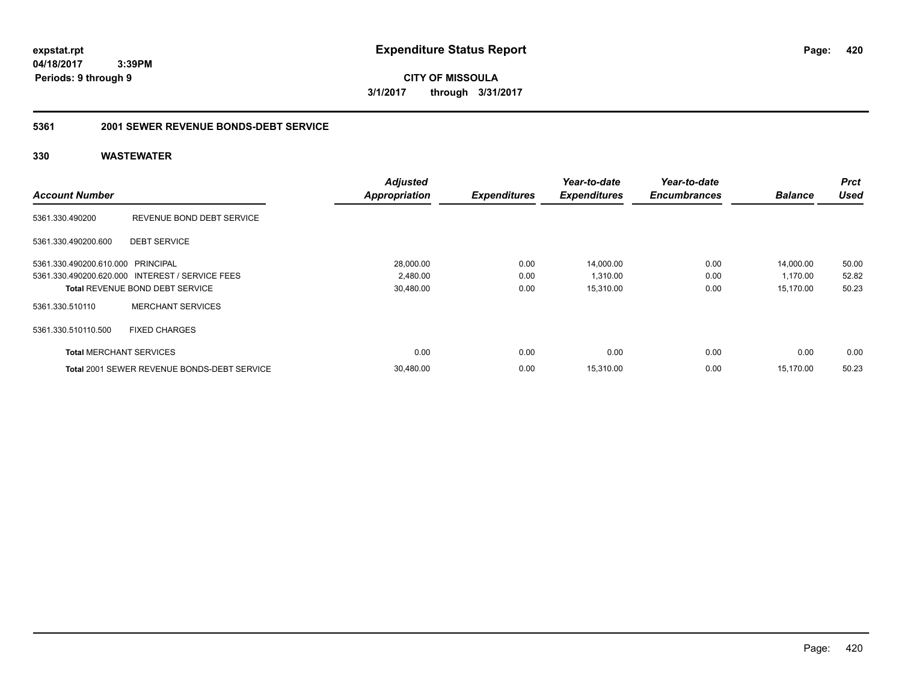**expstat.rpt**
**04/18/2017 3:39PM**
**Periods: 9 through 9**

# Expenditure Status Report

**CITY OF MISSOULA**
**3/1/2017 through 3/31/2017**

## 5361 2001 SEWER REVENUE BONDS-DEBT SERVICE

### 330 WASTEWATER

| Account Number | | Adjusted Appropriation | Expenditures | Year-to-date Expenditures | Year-to-date Encumbrances | Balance | Prct Used |
|---|---|---|---|---|---|---|---|
| 5361.330.490200 | REVENUE BOND DEBT SERVICE | | | | | | |
| 5361.330.490200.600 | DEBT SERVICE | | | | | | |
| 5361.330.490200.610.000 | PRINCIPAL | 28,000.00 | 0.00 | 14,000.00 | 0.00 | 14,000.00 | 50.00 |
| 5361.330.490200.620.000 | INTEREST / SERVICE FEES | 2,480.00 | 0.00 | 1,310.00 | 0.00 | 1,170.00 | 52.82 |
| **Total** REVENUE BOND DEBT SERVICE | | 30,480.00 | 0.00 | 15,310.00 | 0.00 | 15,170.00 | 50.23 |
| 5361.330.510110 | MERCHANT SERVICES | | | | | | |
| 5361.330.510110.500 | FIXED CHARGES | | | | | | |
| **Total** MERCHANT SERVICES | | 0.00 | 0.00 | 0.00 | 0.00 | 0.00 | 0.00 |
| **Total** 2001 SEWER REVENUE BONDS-DEBT SERVICE | | 30,480.00 | 0.00 | 15,310.00 | 0.00 | 15,170.00 | 50.23 |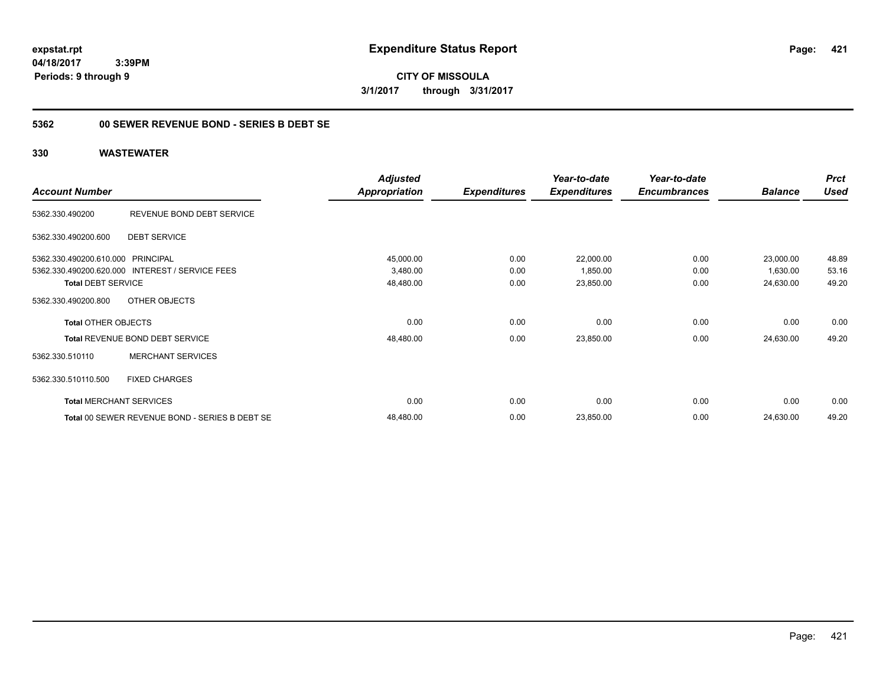**expstat.rpt**
**04/18/2017 3:39PM**
**Periods: 9 through 9**

# Expenditure Status Report

**CITY OF MISSOULA**
**3/1/2017 through 3/31/2017**

## 5362 00 SEWER REVENUE BOND - SERIES B DEBT SE

### 330 WASTEWATER

| Account Number | | Adjusted Appropriation | Expenditures | Year-to-date Expenditures | Year-to-date Encumbrances | Balance | Prct Used |
|---|---|---|---|---|---|---|---|
| 5362.330.490200 | REVENUE BOND DEBT SERVICE | | | | | | |
| 5362.330.490200.600 | DEBT SERVICE | | | | | | |
| 5362.330.490200.610.000 | PRINCIPAL | 45,000.00 | 0.00 | 22,000.00 | 0.00 | 23,000.00 | 48.89 |
| 5362.330.490200.620.000 | INTEREST / SERVICE FEES | 3,480.00 | 0.00 | 1,850.00 | 0.00 | 1,630.00 | 53.16 |
| **Total** DEBT SERVICE | | 48,480.00 | 0.00 | 23,850.00 | 0.00 | 24,630.00 | 49.20 |
| 5362.330.490200.800 | OTHER OBJECTS | | | | | | |
| **Total** OTHER OBJECTS | | 0.00 | 0.00 | 0.00 | 0.00 | 0.00 | 0.00 |
| **Total** REVENUE BOND DEBT SERVICE | | 48,480.00 | 0.00 | 23,850.00 | 0.00 | 24,630.00 | 49.20 |
| 5362.330.510110 | MERCHANT SERVICES | | | | | | |
| 5362.330.510110.500 | FIXED CHARGES | | | | | | |
| **Total** MERCHANT SERVICES | | 0.00 | 0.00 | 0.00 | 0.00 | 0.00 | 0.00 |
| **Total** 00 SEWER REVENUE BOND - SERIES B DEBT SE | | 48,480.00 | 0.00 | 23,850.00 | 0.00 | 24,630.00 | 49.20 |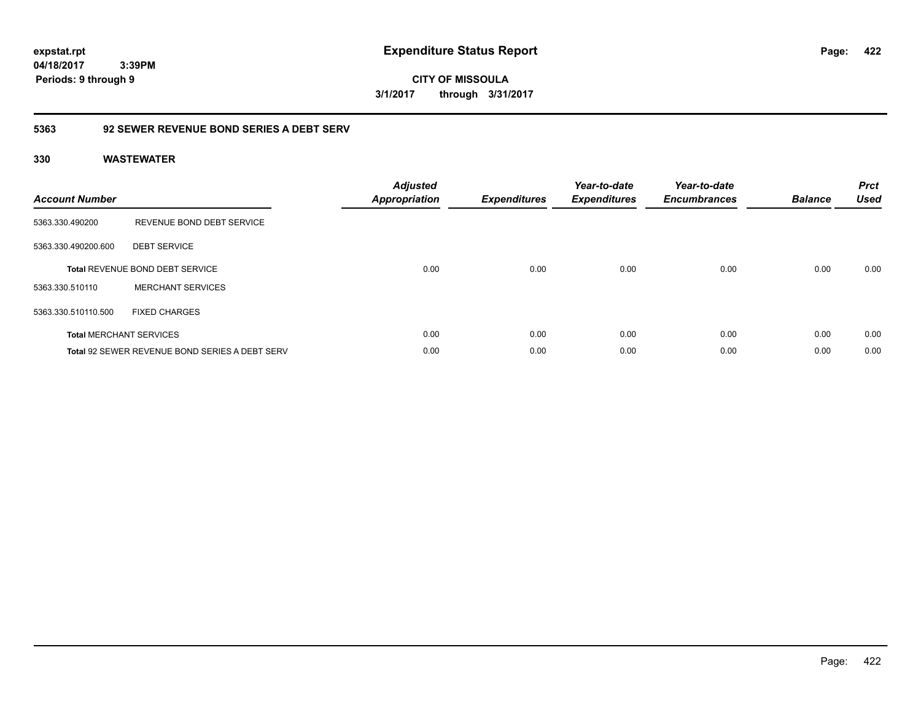**expstat.rpt**
**04/18/2017 3:39PM**
**Periods: 9 through 9**

# Expenditure Status Report

**CITY OF MISSOULA**
**3/1/2017 through 3/31/2017**

## 5363 92 SEWER REVENUE BOND SERIES A DEBT SERV

### 330 WASTEWATER

| Account Number | | Adjusted Appropriation | Expenditures | Year-to-date Expenditures | Year-to-date Encumbrances | Balance | Prct Used |
|---|---|---|---|---|---|---|---|
| 5363.330.490200 | REVENUE BOND DEBT SERVICE | | | | | | |
| 5363.330.490200.600 | DEBT SERVICE | | | | | | |
| **Total** REVENUE BOND DEBT SERVICE | | 0.00 | 0.00 | 0.00 | 0.00 | 0.00 | 0.00 |
| 5363.330.510110 | MERCHANT SERVICES | | | | | | |
| 5363.330.510110.500 | FIXED CHARGES | | | | | | |
| **Total** MERCHANT SERVICES | | 0.00 | 0.00 | 0.00 | 0.00 | 0.00 | 0.00 |
| **Total** 92 SEWER REVENUE BOND SERIES A DEBT SERV | | 0.00 | 0.00 | 0.00 | 0.00 | 0.00 | 0.00 |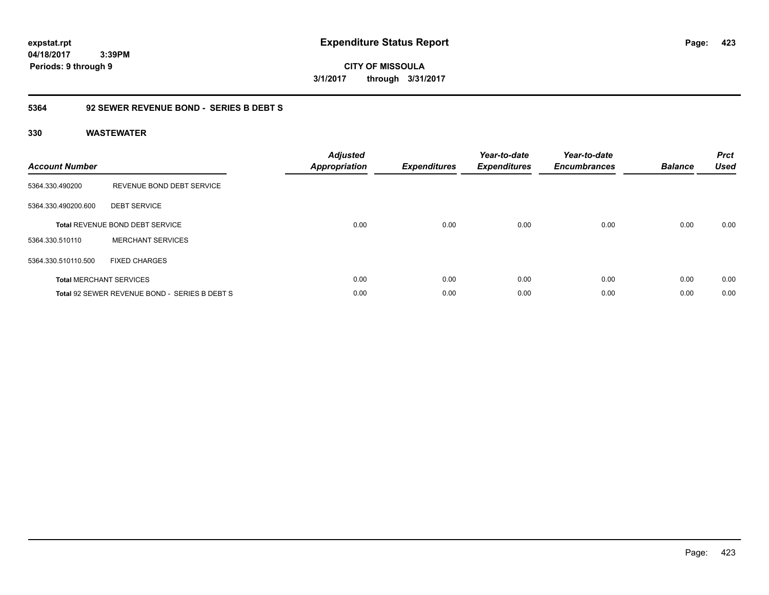# Expenditure Status Report

expstat.rpt
04/18/2017 3:39PM
Periods: 9 through 9

**CITY OF MISSOULA**

**3/1/2017 through 3/31/2017**

## 5364 92 SEWER REVENUE BOND - SERIES B DEBT S

### 330 WASTEWATER

| Account Number | | Adjusted Appropriation | Expenditures | Year-to-date Expenditures | Year-to-date Encumbrances | Balance | Prct Used |
|---|---|---|---|---|---|---|---|
| 5364.330.490200 | REVENUE BOND DEBT SERVICE | | | | | | |
| 5364.330.490200.600 | DEBT SERVICE | | | | | | |
| **Total** REVENUE BOND DEBT SERVICE | | 0.00 | 0.00 | 0.00 | 0.00 | 0.00 | 0.00 |
| 5364.330.510110 | MERCHANT SERVICES | | | | | | |
| 5364.330.510110.500 | FIXED CHARGES | | | | | | |
| **Total** MERCHANT SERVICES | | 0.00 | 0.00 | 0.00 | 0.00 | 0.00 | 0.00 |
| **Total** 92 SEWER REVENUE BOND - SERIES B DEBT S | | 0.00 | 0.00 | 0.00 | 0.00 | 0.00 | 0.00 |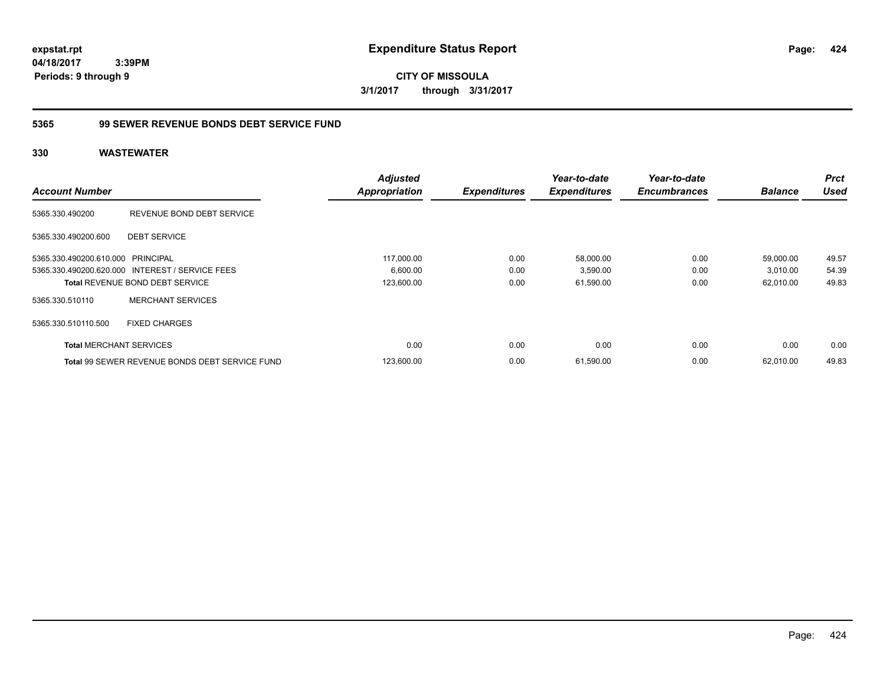**expstat.rpt**
**04/18/2017 3:39PM**
**Periods: 9 through 9**

# Expenditure Status Report

**CITY OF MISSOULA**
**3/1/2017 through 3/31/2017**

## 5365 99 SEWER REVENUE BONDS DEBT SERVICE FUND

### 330 WASTEWATER

| Account Number | | Adjusted Appropriation | Expenditures | Year-to-date Expenditures | Year-to-date Encumbrances | Balance | Prct Used |
|---|---|---|---|---|---|---|---|
| 5365.330.490200 | REVENUE BOND DEBT SERVICE | | | | | | |
| 5365.330.490200.600 | DEBT SERVICE | | | | | | |
| 5365.330.490200.610.000 | PRINCIPAL | 117,000.00 | 0.00 | 58,000.00 | 0.00 | 59,000.00 | 49.57 |
| 5365.330.490200.620.000 | INTEREST / SERVICE FEES | 6,600.00 | 0.00 | 3,590.00 | 0.00 | 3,010.00 | 54.39 |
| **Total** REVENUE BOND DEBT SERVICE | | 123,600.00 | 0.00 | 61,590.00 | 0.00 | 62,010.00 | 49.83 |
| 5365.330.510110 | MERCHANT SERVICES | | | | | | |
| 5365.330.510110.500 | FIXED CHARGES | | | | | | |
| **Total** MERCHANT SERVICES | | 0.00 | 0.00 | 0.00 | 0.00 | 0.00 | 0.00 |
| **Total** 99 SEWER REVENUE BONDS DEBT SERVICE FUND | | 123,600.00 | 0.00 | 61,590.00 | 0.00 | 62,010.00 | 49.83 |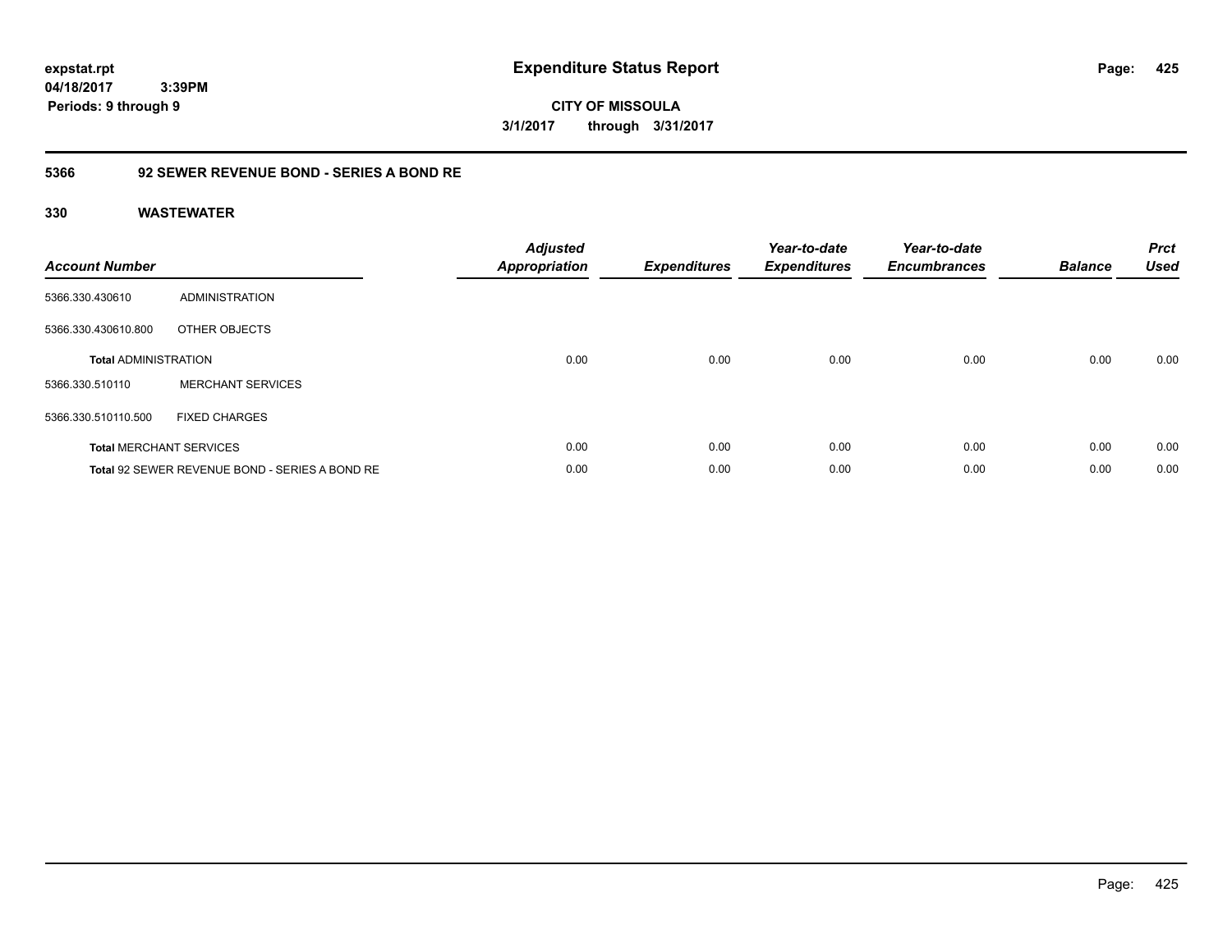**Expenditure Status Report**

**CITY OF MISSOULA**

**3/1/2017 through 3/31/2017**

expstat.rpt
04/18/2017 3:39PM
Periods: 9 through 9

## 5366 92 SEWER REVENUE BOND - SERIES A BOND RE

### 330 WASTEWATER

| Account Number | | Adjusted Appropriation | Expenditures | Year-to-date Expenditures | Year-to-date Encumbrances | Balance | Prct Used |
|---|---|---|---|---|---|---|---|
| 5366.330.430610 | ADMINISTRATION | | | | | | |
| 5366.330.430610.800 | OTHER OBJECTS | | | | | | |
| **Total** ADMINISTRATION | | 0.00 | 0.00 | 0.00 | 0.00 | 0.00 | 0.00 |
| 5366.330.510110 | MERCHANT SERVICES | | | | | | |
| 5366.330.510110.500 | FIXED CHARGES | | | | | | |
| **Total** MERCHANT SERVICES | | 0.00 | 0.00 | 0.00 | 0.00 | 0.00 | 0.00 |
| **Total** 92 SEWER REVENUE BOND - SERIES A BOND RE | | 0.00 | 0.00 | 0.00 | 0.00 | 0.00 | 0.00 |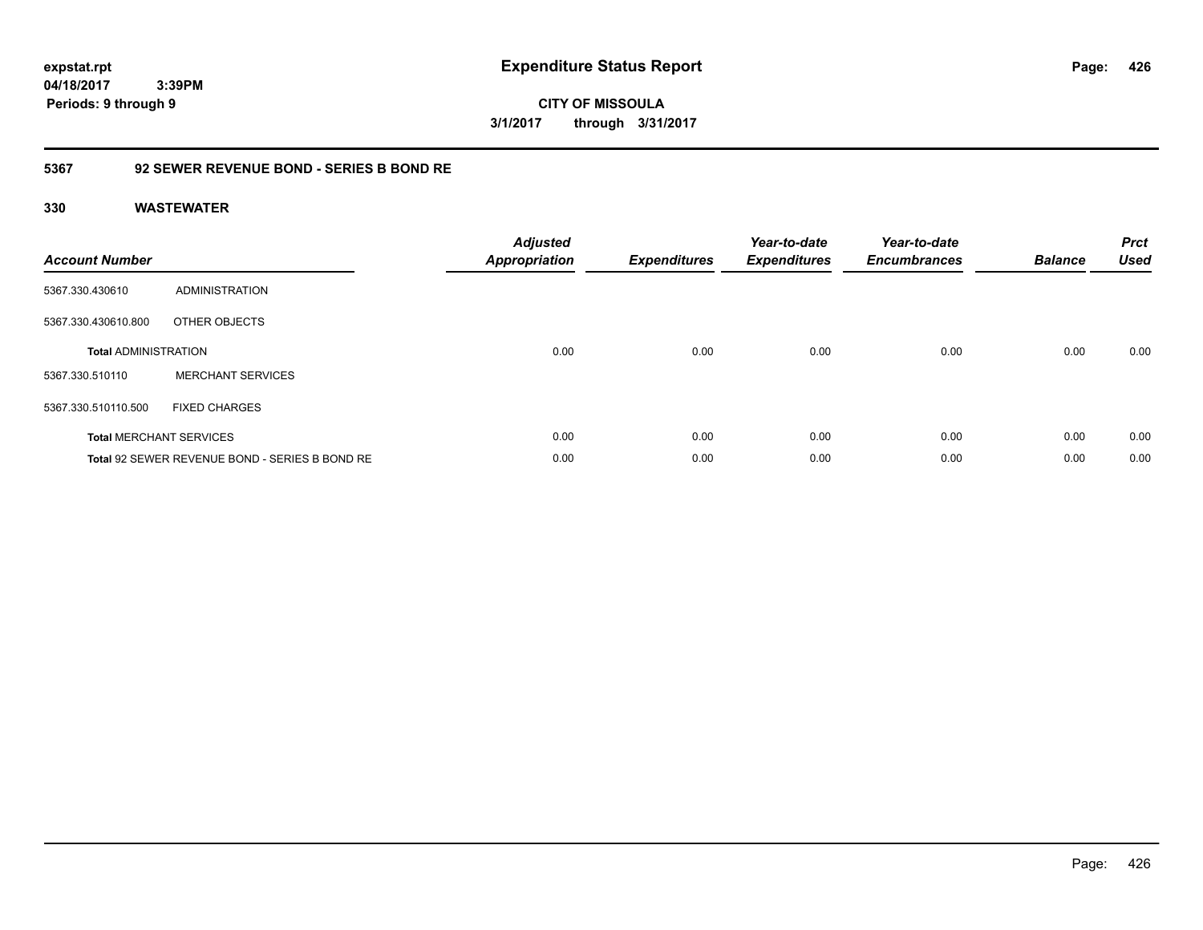**expstat.rpt**
**04/18/2017 3:39PM**
**Periods: 9 through 9**

# Expenditure Status Report

**CITY OF MISSOULA**
**3/1/2017 through 3/31/2017**

## 5367 92 SEWER REVENUE BOND - SERIES B BOND RE

### 330 WASTEWATER

| Account Number | | Adjusted Appropriation | Expenditures | Year-to-date Expenditures | Year-to-date Encumbrances | Balance | Prct Used |
|---|---|---|---|---|---|---|---|
| 5367.330.430610 | ADMINISTRATION | | | | | | |
| 5367.330.430610.800 | OTHER OBJECTS | | | | | | |
| **Total** ADMINISTRATION | | 0.00 | 0.00 | 0.00 | 0.00 | 0.00 | 0.00 |
| 5367.330.510110 | MERCHANT SERVICES | | | | | | |
| 5367.330.510110.500 | FIXED CHARGES | | | | | | |
| **Total** MERCHANT SERVICES | | 0.00 | 0.00 | 0.00 | 0.00 | 0.00 | 0.00 |
| **Total** 92 SEWER REVENUE BOND - SERIES B BOND RE | | 0.00 | 0.00 | 0.00 | 0.00 | 0.00 | 0.00 |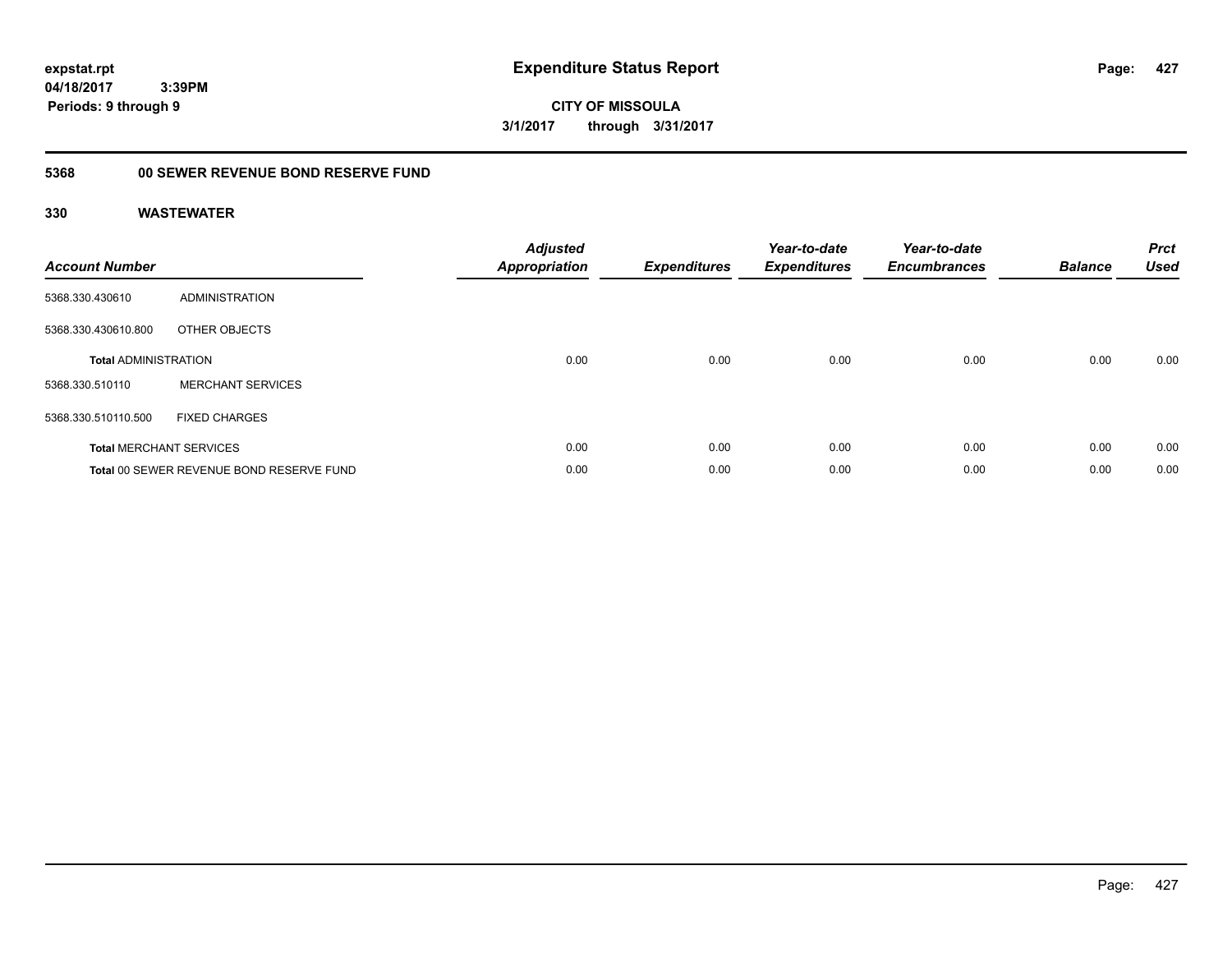**expstat.rpt**
**04/18/2017 3:39PM**
**Periods: 9 through 9**

# Expenditure Status Report

**CITY OF MISSOULA**
**3/1/2017 through 3/31/2017**

## 5368 00 SEWER REVENUE BOND RESERVE FUND

### 330 WASTEWATER

| Account Number | | Adjusted Appropriation | Expenditures | Year-to-date Expenditures | Year-to-date Encumbrances | Balance | Prct Used |
|---|---|---|---|---|---|---|---|
| 5368.330.430610 | ADMINISTRATION | | | | | | |
| 5368.330.430610.800 | OTHER OBJECTS | | | | | | |
| **Total** ADMINISTRATION | | 0.00 | 0.00 | 0.00 | 0.00 | 0.00 | 0.00 |
| 5368.330.510110 | MERCHANT SERVICES | | | | | | |
| 5368.330.510110.500 | FIXED CHARGES | | | | | | |
| **Total** MERCHANT SERVICES | | 0.00 | 0.00 | 0.00 | 0.00 | 0.00 | 0.00 |
| **Total** 00 SEWER REVENUE BOND RESERVE FUND | | 0.00 | 0.00 | 0.00 | 0.00 | 0.00 | 0.00 |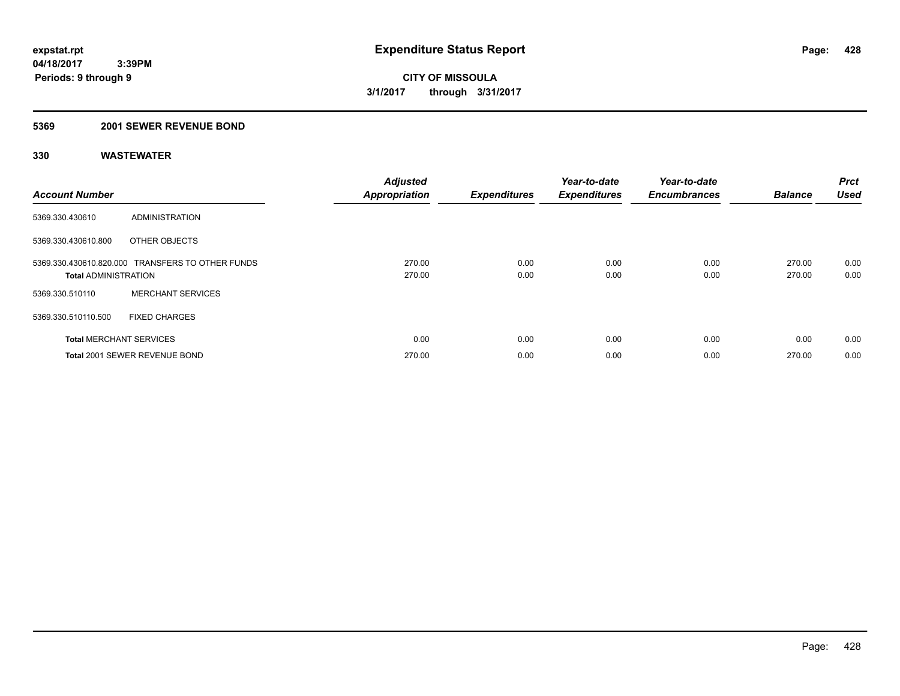**expstat.rpt**
**04/18/2017 3:39PM**
**Periods: 9 through 9**

# Expenditure Status Report

**CITY OF MISSOULA**
**3/1/2017 through 3/31/2017**

## 5369 2001 SEWER REVENUE BOND

### 330 WASTEWATER

| Account Number | | Adjusted Appropriation | Expenditures | Year-to-date Expenditures | Year-to-date Encumbrances | Balance | Prct Used |
|---|---|---|---|---|---|---|---|
| 5369.330.430610 | ADMINISTRATION | | | | | | |
| 5369.330.430610.800 | OTHER OBJECTS | | | | | | |
| 5369.330.430610.820.000 | TRANSFERS TO OTHER FUNDS | 270.00 | 0.00 | 0.00 | 0.00 | 270.00 | 0.00 |
| **Total** ADMINISTRATION | | 270.00 | 0.00 | 0.00 | 0.00 | 270.00 | 0.00 |
| 5369.330.510110 | MERCHANT SERVICES | | | | | | |
| 5369.330.510110.500 | FIXED CHARGES | | | | | | |
| **Total** MERCHANT SERVICES | | 0.00 | 0.00 | 0.00 | 0.00 | 0.00 | 0.00 |
| **Total** 2001 SEWER REVENUE BOND | | 270.00 | 0.00 | 0.00 | 0.00 | 270.00 | 0.00 |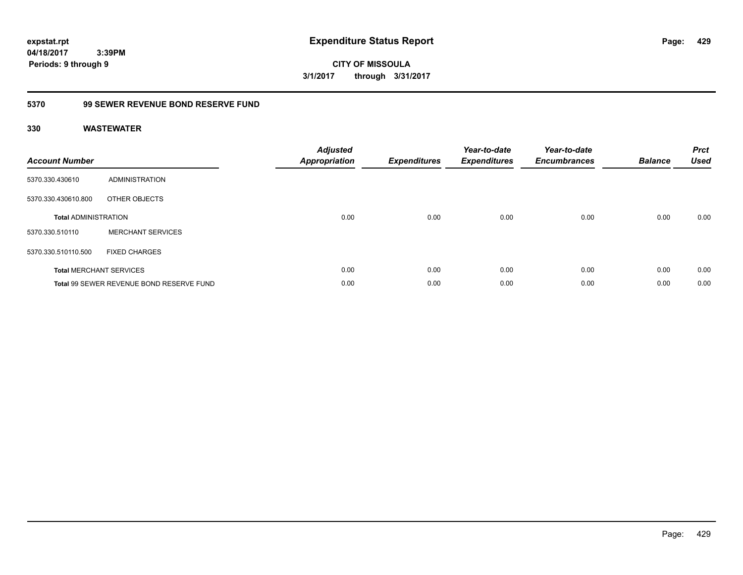**expstat.rpt**
**04/18/2017 3:39PM**
**Periods: 9 through 9**

# Expenditure Status Report

**CITY OF MISSOULA**
**3/1/2017 through 3/31/2017**

## 5370 99 SEWER REVENUE BOND RESERVE FUND

### 330 WASTEWATER

| Account Number | | Adjusted Appropriation | Expenditures | Year-to-date Expenditures | Year-to-date Encumbrances | Balance | Prct Used |
|---|---|---|---|---|---|---|---|
| 5370.330.430610 | ADMINISTRATION | | | | | | |
| 5370.330.430610.800 | OTHER OBJECTS | | | | | | |
| **Total** ADMINISTRATION | | 0.00 | 0.00 | 0.00 | 0.00 | 0.00 | 0.00 |
| 5370.330.510110 | MERCHANT SERVICES | | | | | | |
| 5370.330.510110.500 | FIXED CHARGES | | | | | | |
| **Total** MERCHANT SERVICES | | 0.00 | 0.00 | 0.00 | 0.00 | 0.00 | 0.00 |
| **Total** 99 SEWER REVENUE BOND RESERVE FUND | | 0.00 | 0.00 | 0.00 | 0.00 | 0.00 | 0.00 |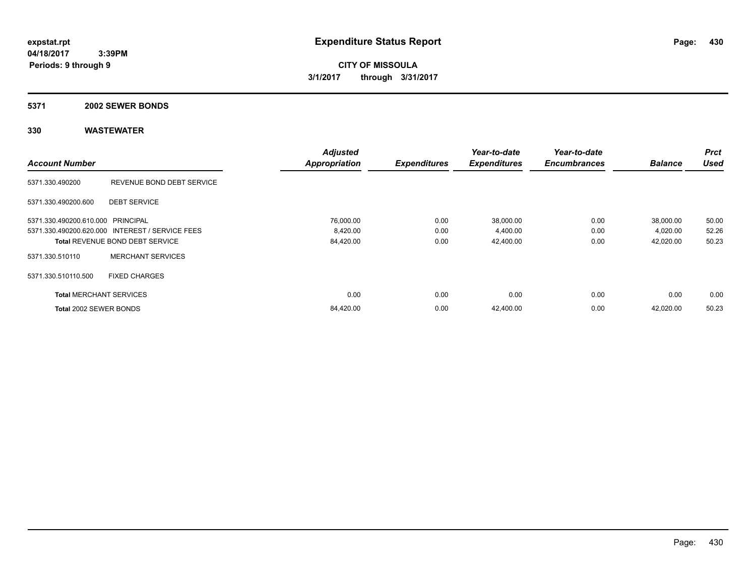# Expenditure Status Report

**expstat.rpt**
**04/18/2017 3:39PM**
**Periods: 9 through 9**

**CITY OF MISSOULA**
**3/1/2017 through 3/31/2017**

## 5371 2002 SEWER BONDS

## 330 WASTEWATER

| Account Number | | Adjusted Appropriation | Expenditures | Year-to-date Expenditures | Year-to-date Encumbrances | Balance | Prct Used |
|---|---|---|---|---|---|---|---|
| 5371.330.490200 | REVENUE BOND DEBT SERVICE | | | | | | |
| 5371.330.490200.600 | DEBT SERVICE | | | | | | |
| 5371.330.490200.610.000 | PRINCIPAL | 76,000.00 | 0.00 | 38,000.00 | 0.00 | 38,000.00 | 50.00 |
| 5371.330.490200.620.000 | INTEREST / SERVICE FEES | 8,420.00 | 0.00 | 4,400.00 | 0.00 | 4,020.00 | 52.26 |
| **Total** REVENUE BOND DEBT SERVICE | | 84,420.00 | 0.00 | 42,400.00 | 0.00 | 42,020.00 | 50.23 |
| 5371.330.510110 | MERCHANT SERVICES | | | | | | |
| 5371.330.510110.500 | FIXED CHARGES | | | | | | |
| **Total** MERCHANT SERVICES | | 0.00 | 0.00 | 0.00 | 0.00 | 0.00 | 0.00 |
| **Total** 2002 SEWER BONDS | | 84,420.00 | 0.00 | 42,400.00 | 0.00 | 42,020.00 | 50.23 |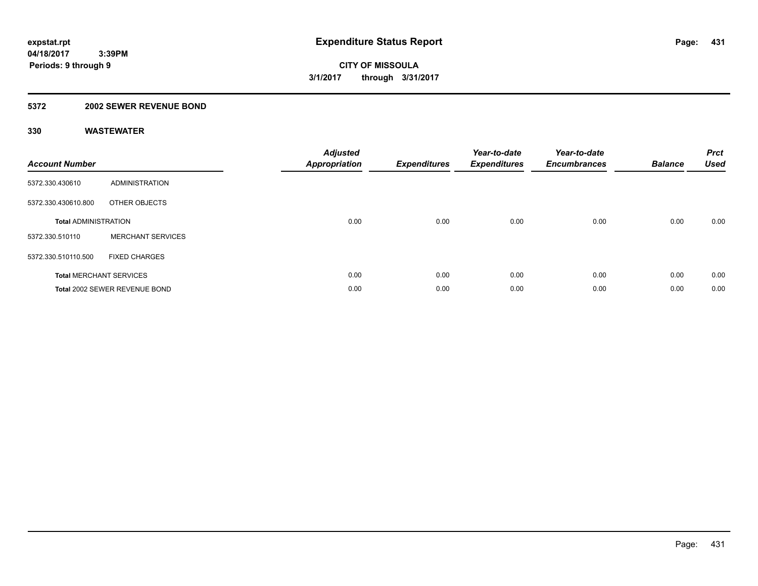# Expenditure Status Report

expstat.rpt
04/18/2017 3:39PM
Periods: 9 through 9

**CITY OF MISSOULA**
**3/1/2017 through 3/31/2017**

## 5372 2002 SEWER REVENUE BOND

### 330 WASTEWATER

| Account Number | | Adjusted Appropriation | Expenditures | Year-to-date Expenditures | Year-to-date Encumbrances | Balance | Prct Used |
|---|---|---|---|---|---|---|---|
| 5372.330.430610 | ADMINISTRATION | | | | | | |
| 5372.330.430610.800 | OTHER OBJECTS | | | | | | |
| **Total** ADMINISTRATION | | 0.00 | 0.00 | 0.00 | 0.00 | 0.00 | 0.00 |
| 5372.330.510110 | MERCHANT SERVICES | | | | | | |
| 5372.330.510110.500 | FIXED CHARGES | | | | | | |
| **Total** MERCHANT SERVICES | | 0.00 | 0.00 | 0.00 | 0.00 | 0.00 | 0.00 |
| **Total** 2002 SEWER REVENUE BOND | | 0.00 | 0.00 | 0.00 | 0.00 | 0.00 | 0.00 |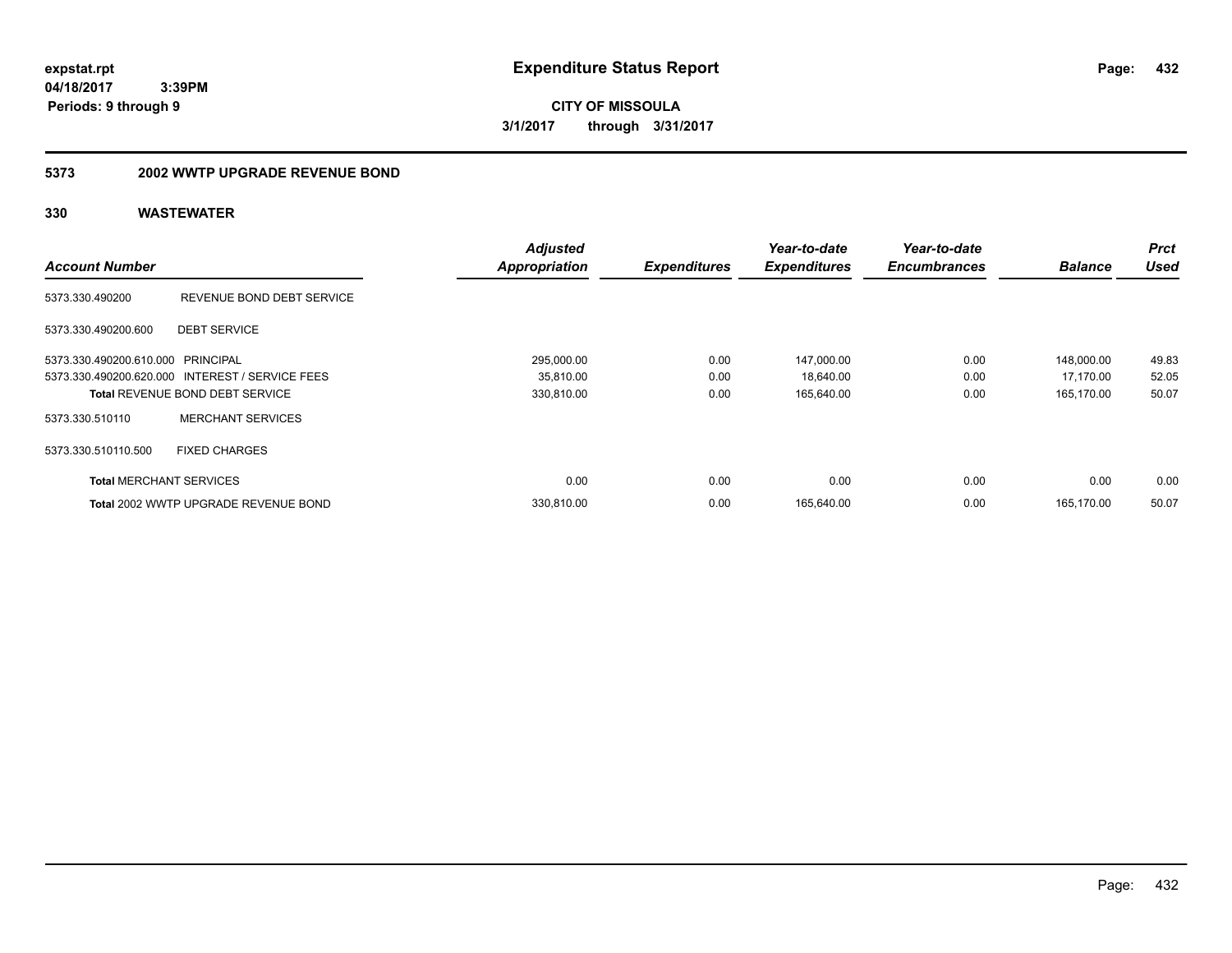expstat.rpt
04/18/2017 3:39PM
Periods: 9 through 9

# Expenditure Status Report

CITY OF MISSOULA
3/1/2017 through 3/31/2017

## 5373 2002 WWTP UPGRADE REVENUE BOND

### 330 WASTEWATER

| Account Number | | Adjusted Appropriation | Expenditures | Year-to-date Expenditures | Year-to-date Encumbrances | Balance | Prct Used |
|---|---|---|---|---|---|---|---|
| 5373.330.490200 | REVENUE BOND DEBT SERVICE | | | | | | |
| 5373.330.490200.600 | DEBT SERVICE | | | | | | |
| 5373.330.490200.610.000 | PRINCIPAL | 295,000.00 | 0.00 | 147,000.00 | 0.00 | 148,000.00 | 49.83 |
| 5373.330.490200.620.000 | INTEREST / SERVICE FEES | 35,810.00 | 0.00 | 18,640.00 | 0.00 | 17,170.00 | 52.05 |
| **Total** REVENUE BOND DEBT SERVICE | | 330,810.00 | 0.00 | 165,640.00 | 0.00 | 165,170.00 | 50.07 |
| 5373.330.510110 | MERCHANT SERVICES | | | | | | |
| 5373.330.510110.500 | FIXED CHARGES | | | | | | |
| **Total** MERCHANT SERVICES | | 0.00 | 0.00 | 0.00 | 0.00 | 0.00 | 0.00 |
| **Total** 2002 WWTP UPGRADE REVENUE BOND | | 330,810.00 | 0.00 | 165,640.00 | 0.00 | 165,170.00 | 50.07 |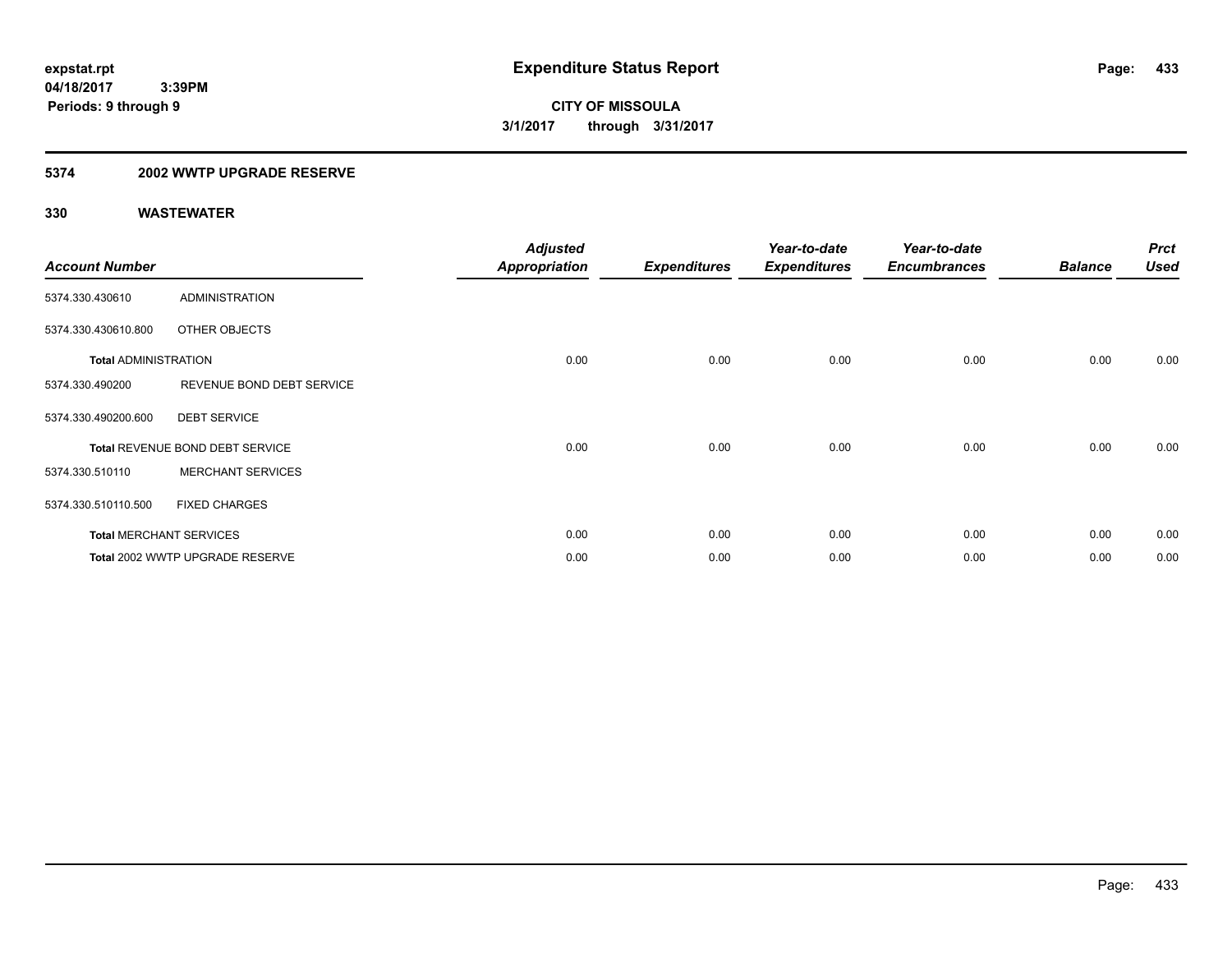**expstat.rpt**
**04/18/2017 3:39PM**
**Periods: 9 through 9**

# Expenditure Status Report

**CITY OF MISSOULA**
**3/1/2017 through 3/31/2017**

## 5374 2002 WWTP UPGRADE RESERVE

### 330 WASTEWATER

| Account Number | | Adjusted Appropriation | Expenditures | Year-to-date Expenditures | Year-to-date Encumbrances | Balance | Prct Used |
|---|---|---|---|---|---|---|---|
| 5374.330.430610 | ADMINISTRATION | | | | | | |
| 5374.330.430610.800 | OTHER OBJECTS | | | | | | |
| Total ADMINISTRATION | | 0.00 | 0.00 | 0.00 | 0.00 | 0.00 | 0.00 |
| 5374.330.490200 | REVENUE BOND DEBT SERVICE | | | | | | |
| 5374.330.490200.600 | DEBT SERVICE | | | | | | |
| Total REVENUE BOND DEBT SERVICE | | 0.00 | 0.00 | 0.00 | 0.00 | 0.00 | 0.00 |
| 5374.330.510110 | MERCHANT SERVICES | | | | | | |
| 5374.330.510110.500 | FIXED CHARGES | | | | | | |
| Total MERCHANT SERVICES | | 0.00 | 0.00 | 0.00 | 0.00 | 0.00 | 0.00 |
| Total 2002 WWTP UPGRADE RESERVE | | 0.00 | 0.00 | 0.00 | 0.00 | 0.00 | 0.00 |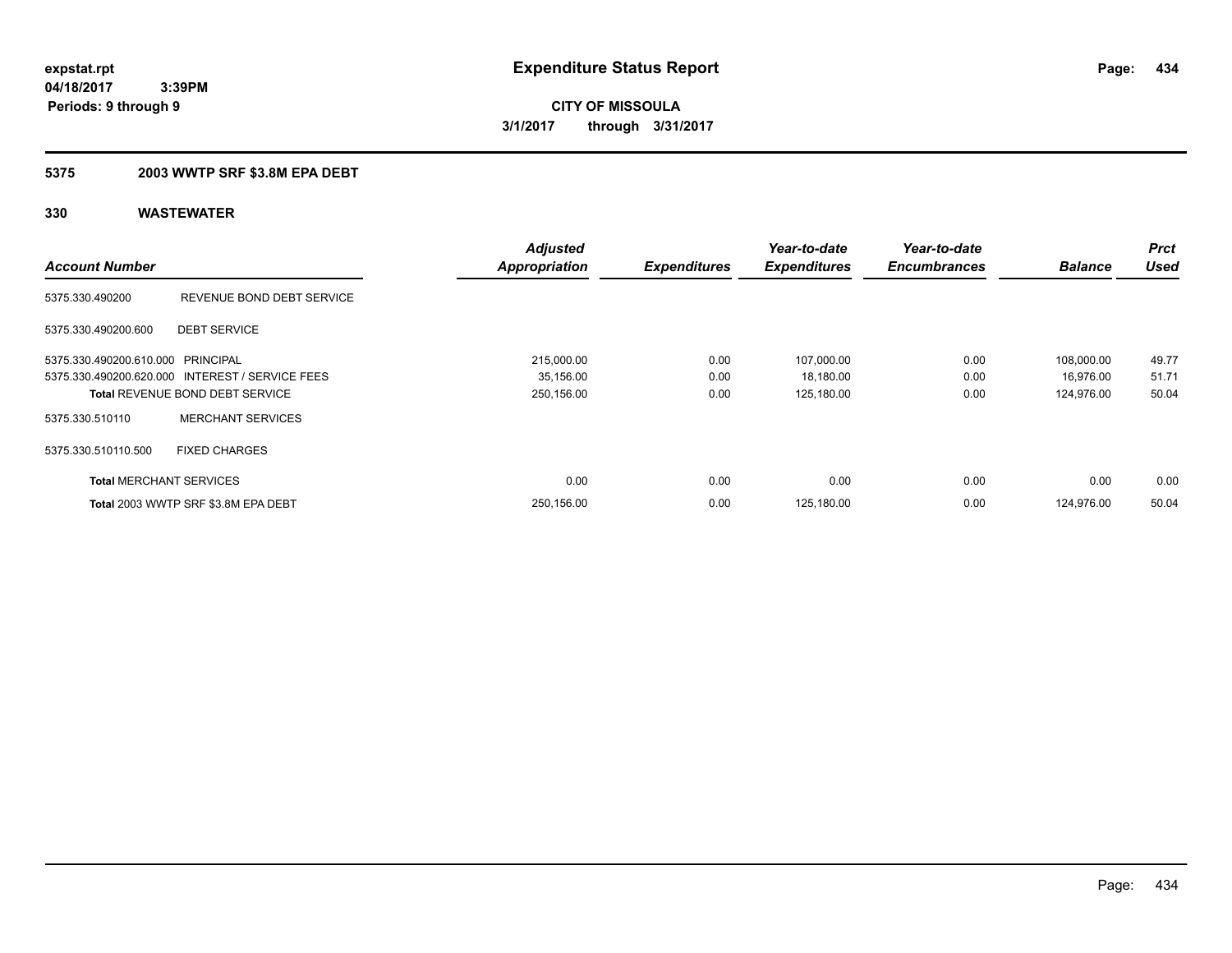# Expenditure Status Report

expstat.rpt
04/18/2017 3:39PM
Periods: 9 through 9

**CITY OF MISSOULA**
**3/1/2017 through 3/31/2017**

## 5375 2003 WWTP SRF $3.8M EPA DEBT

### 330 WASTEWATER

| Account Number | | Adjusted Appropriation | Expenditures | Year-to-date Expenditures | Year-to-date Encumbrances | Balance | Prct Used |
|---|---|---|---|---|---|---|---|
| 5375.330.490200 | REVENUE BOND DEBT SERVICE | | | | | | |
| 5375.330.490200.600 | DEBT SERVICE | | | | | | |
| 5375.330.490200.610.000 | PRINCIPAL | 215,000.00 | 0.00 | 107,000.00 | 0.00 | 108,000.00 | 49.77 |
| 5375.330.490200.620.000 | INTEREST / SERVICE FEES | 35,156.00 | 0.00 | 18,180.00 | 0.00 | 16,976.00 | 51.71 |
| **Total** REVENUE BOND DEBT SERVICE | | 250,156.00 | 0.00 | 125,180.00 | 0.00 | 124,976.00 | 50.04 |
| 5375.330.510110 | MERCHANT SERVICES | | | | | | |
| 5375.330.510110.500 | FIXED CHARGES | | | | | | |
| **Total** MERCHANT SERVICES | | 0.00 | 0.00 | 0.00 | 0.00 | 0.00 | 0.00 |
| **Total** 2003 WWTP SRF $3.8M EPA DEBT | | 250,156.00 | 0.00 | 125,180.00 | 0.00 | 124,976.00 | 50.04 |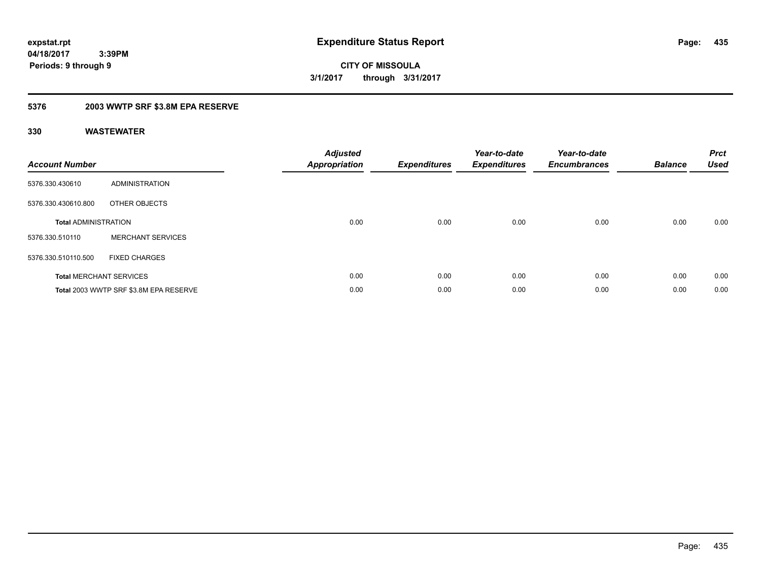**expstat.rpt**
**04/18/2017 3:39PM**
**Periods: 9 through 9**

# Expenditure Status Report

**CITY OF MISSOULA**
**3/1/2017 through 3/31/2017**

## 5376 2003 WWTP SRF $3.8M EPA RESERVE

### 330 WASTEWATER

| Account Number | | Adjusted Appropriation | Expenditures | Year-to-date Expenditures | Year-to-date Encumbrances | Balance | Prct Used |
|---|---|---|---|---|---|---|---|
| 5376.330.430610 | ADMINISTRATION | | | | | | |
| 5376.330.430610.800 | OTHER OBJECTS | | | | | | |
| **Total** ADMINISTRATION | | 0.00 | 0.00 | 0.00 | 0.00 | 0.00 | 0.00 |
| 5376.330.510110 | MERCHANT SERVICES | | | | | | |
| 5376.330.510110.500 | FIXED CHARGES | | | | | | |
| **Total** MERCHANT SERVICES | | 0.00 | 0.00 | 0.00 | 0.00 | 0.00 | 0.00 |
| **Total** 2003 WWTP SRF $3.8M EPA RESERVE | | 0.00 | 0.00 | 0.00 | 0.00 | 0.00 | 0.00 |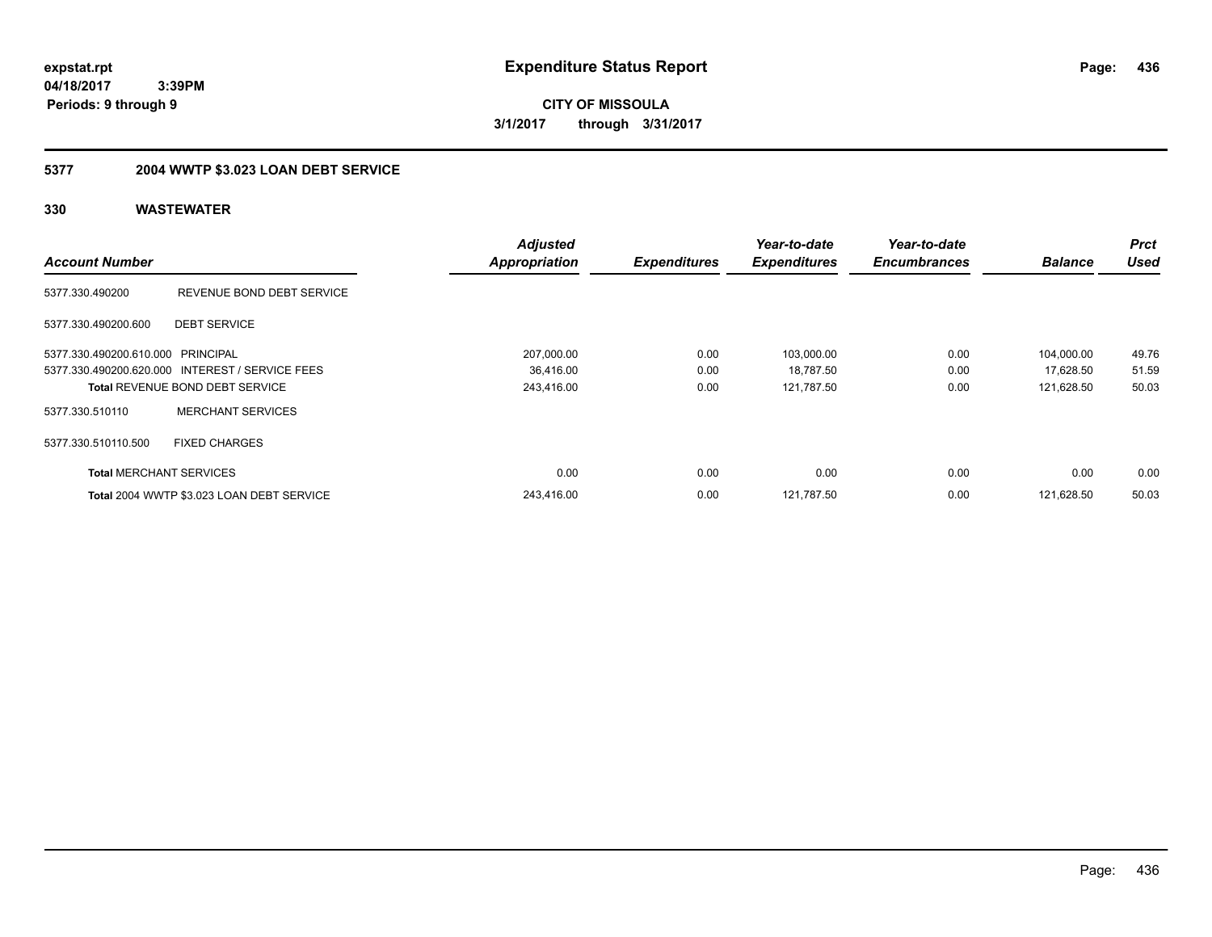**expstat.rpt**
**04/18/2017 3:39PM**
**Periods: 9 through 9**

# Expenditure Status Report

**CITY OF MISSOULA**
**3/1/2017 through 3/31/2017**

## 5377 2004 WWTP $3.023 LOAN DEBT SERVICE

### 330 WASTEWATER

| Account Number | | Adjusted Appropriation | Expenditures | Year-to-date Expenditures | Year-to-date Encumbrances | Balance | Prct Used |
|---|---|---|---|---|---|---|---|
| 5377.330.490200 | REVENUE BOND DEBT SERVICE | | | | | | |
| 5377.330.490200.600 | DEBT SERVICE | | | | | | |
| 5377.330.490200.610.000 | PRINCIPAL | 207,000.00 | 0.00 | 103,000.00 | 0.00 | 104,000.00 | 49.76 |
| 5377.330.490200.620.000 | INTEREST / SERVICE FEES | 36,416.00 | 0.00 | 18,787.50 | 0.00 | 17,628.50 | 51.59 |
| **Total** REVENUE BOND DEBT SERVICE | | 243,416.00 | 0.00 | 121,787.50 | 0.00 | 121,628.50 | 50.03 |
| 5377.330.510110 | MERCHANT SERVICES | | | | | | |
| 5377.330.510110.500 | FIXED CHARGES | | | | | | |
| **Total** MERCHANT SERVICES | | 0.00 | 0.00 | 0.00 | 0.00 | 0.00 | 0.00 |
| **Total** 2004 WWTP $3.023 LOAN DEBT SERVICE | | 243,416.00 | 0.00 | 121,787.50 | 0.00 | 121,628.50 | 50.03 |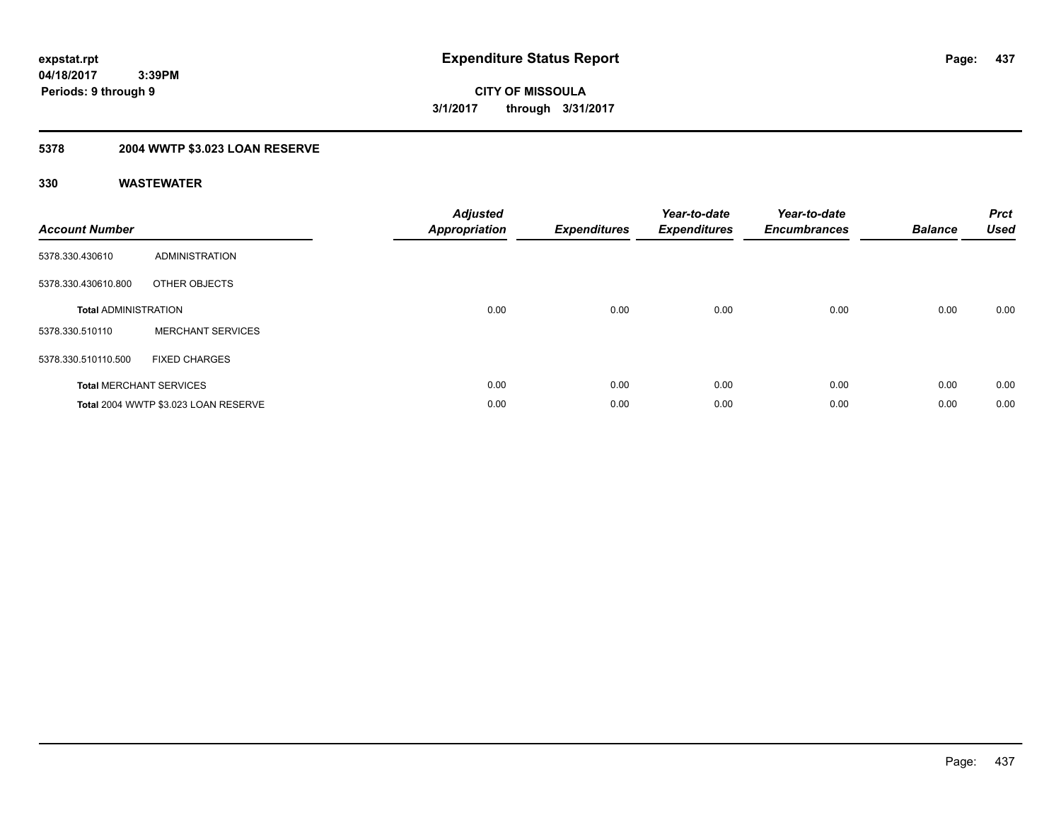**expstat.rpt**
**04/18/2017 3:39PM**
**Periods: 9 through 9**

# Expenditure Status Report

**CITY OF MISSOULA**
**3/1/2017 through 3/31/2017**

## 5378 2004 WWTP $3.023 LOAN RESERVE

### 330 WASTEWATER

| Account Number | | Adjusted Appropriation | Expenditures | Year-to-date Expenditures | Year-to-date Encumbrances | Balance | Prct Used |
|---|---|---|---|---|---|---|---|
| 5378.330.430610 | ADMINISTRATION | | | | | | |
| 5378.330.430610.800 | OTHER OBJECTS | | | | | | |
| **Total** ADMINISTRATION | | 0.00 | 0.00 | 0.00 | 0.00 | 0.00 | 0.00 |
| 5378.330.510110 | MERCHANT SERVICES | | | | | | |
| 5378.330.510110.500 | FIXED CHARGES | | | | | | |
| **Total** MERCHANT SERVICES | | 0.00 | 0.00 | 0.00 | 0.00 | 0.00 | 0.00 |
| **Total** 2004 WWTP $3.023 LOAN RESERVE | | 0.00 | 0.00 | 0.00 | 0.00 | 0.00 | 0.00 |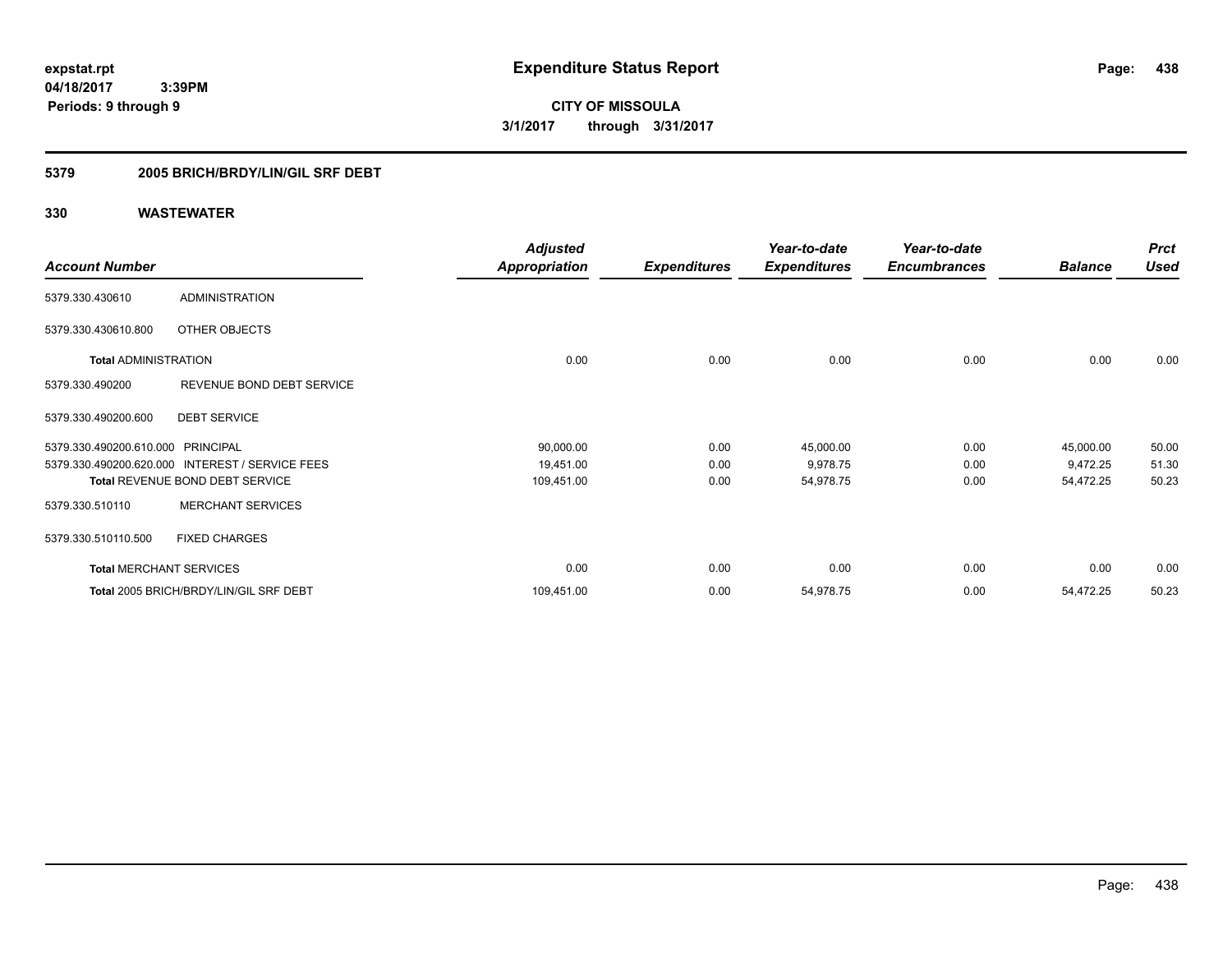**expstat.rpt**
**04/18/2017 3:39PM**
**Periods: 9 through 9**

# Expenditure Status Report

**CITY OF MISSOULA**
**3/1/2017 through 3/31/2017**

## 5379 2005 BRICH/BRDY/LIN/GIL SRF DEBT

## 330 WASTEWATER

| Account Number | | Adjusted Appropriation | Expenditures | Year-to-date Expenditures | Year-to-date Encumbrances | Balance | Prct Used |
|---|---|---|---|---|---|---|---|
| 5379.330.430610 | ADMINISTRATION | | | | | | |
| 5379.330.430610.800 | OTHER OBJECTS | | | | | | |
| **Total** ADMINISTRATION | | 0.00 | 0.00 | 0.00 | 0.00 | 0.00 | 0.00 |
| 5379.330.490200 | REVENUE BOND DEBT SERVICE | | | | | | |
| 5379.330.490200.600 | DEBT SERVICE | | | | | | |
| 5379.330.490200.610.000 | PRINCIPAL | 90,000.00 | 0.00 | 45,000.00 | 0.00 | 45,000.00 | 50.00 |
| 5379.330.490200.620.000 | INTEREST / SERVICE FEES | 19,451.00 | 0.00 | 9,978.75 | 0.00 | 9,472.25 | 51.30 |
| **Total** REVENUE BOND DEBT SERVICE | | 109,451.00 | 0.00 | 54,978.75 | 0.00 | 54,472.25 | 50.23 |
| 5379.330.510110 | MERCHANT SERVICES | | | | | | |
| 5379.330.510110.500 | FIXED CHARGES | | | | | | |
| **Total** MERCHANT SERVICES | | 0.00 | 0.00 | 0.00 | 0.00 | 0.00 | 0.00 |
| **Total** 2005 BRICH/BRDY/LIN/GIL SRF DEBT | | 109,451.00 | 0.00 | 54,978.75 | 0.00 | 54,472.25 | 50.23 |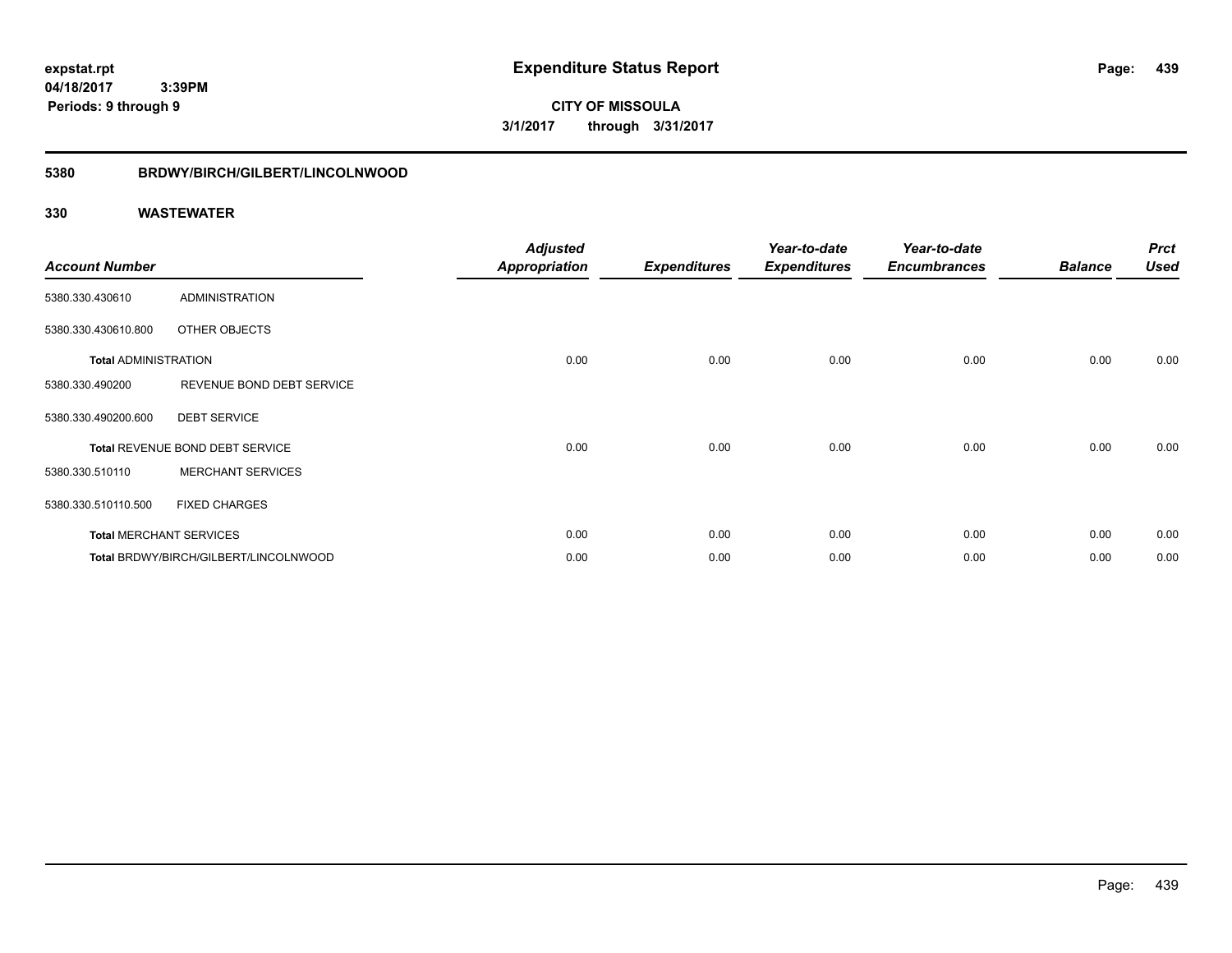expstat.rpt
04/18/2017 3:39PM
Periods: 9 through 9

# Expenditure Status Report

CITY OF MISSOULA
3/1/2017 through 3/31/2017

## 5380 BRDWY/BIRCH/GILBERT/LINCOLNWOOD

## 330 WASTEWATER

| Account Number | | Adjusted Appropriation | Expenditures | Year-to-date Expenditures | Year-to-date Encumbrances | Balance | Prct Used |
|---|---|---|---|---|---|---|---|
| 5380.330.430610 | ADMINISTRATION | | | | | | |
| 5380.330.430610.800 | OTHER OBJECTS | | | | | | |
| Total ADMINISTRATION | | 0.00 | 0.00 | 0.00 | 0.00 | 0.00 | 0.00 |
| 5380.330.490200 | REVENUE BOND DEBT SERVICE | | | | | | |
| 5380.330.490200.600 | DEBT SERVICE | | | | | | |
| Total REVENUE BOND DEBT SERVICE | | 0.00 | 0.00 | 0.00 | 0.00 | 0.00 | 0.00 |
| 5380.330.510110 | MERCHANT SERVICES | | | | | | |
| 5380.330.510110.500 | FIXED CHARGES | | | | | | |
| Total MERCHANT SERVICES | | 0.00 | 0.00 | 0.00 | 0.00 | 0.00 | 0.00 |
| Total BRDWY/BIRCH/GILBERT/LINCOLNWOOD | | 0.00 | 0.00 | 0.00 | 0.00 | 0.00 | 0.00 |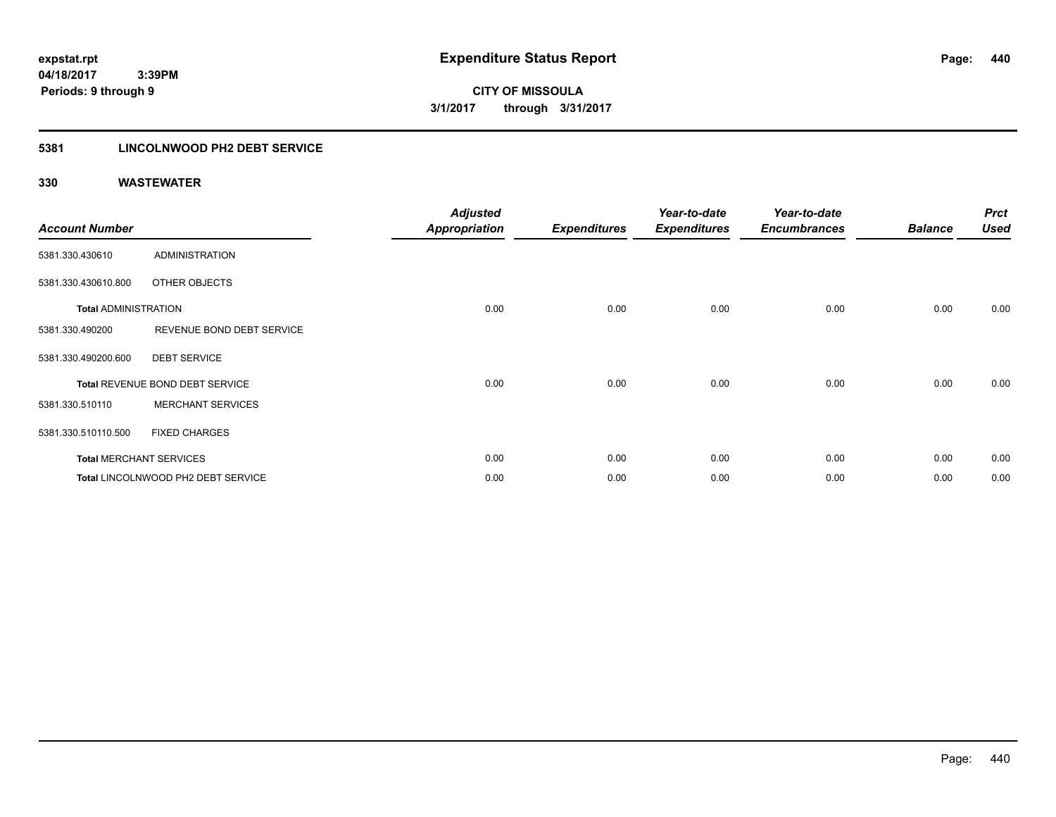**expstat.rpt**
**04/18/2017 3:39PM**
**Periods: 9 through 9**

# Expenditure Status Report

**CITY OF MISSOULA**
**3/1/2017 through 3/31/2017**

## 5381 LINCOLNWOOD PH2 DEBT SERVICE

### 330 WASTEWATER

| Account Number | | Adjusted Appropriation | Expenditures | Year-to-date Expenditures | Year-to-date Encumbrances | Balance | Prct Used |
|---|---|---|---|---|---|---|---|
| 5381.330.430610 | ADMINISTRATION | | | | | | |
| 5381.330.430610.800 | OTHER OBJECTS | | | | | | |
| **Total** ADMINISTRATION | | 0.00 | 0.00 | 0.00 | 0.00 | 0.00 | 0.00 |
| 5381.330.490200 | REVENUE BOND DEBT SERVICE | | | | | | |
| 5381.330.490200.600 | DEBT SERVICE | | | | | | |
| **Total** REVENUE BOND DEBT SERVICE | | 0.00 | 0.00 | 0.00 | 0.00 | 0.00 | 0.00 |
| 5381.330.510110 | MERCHANT SERVICES | | | | | | |
| 5381.330.510110.500 | FIXED CHARGES | | | | | | |
| **Total** MERCHANT SERVICES | | 0.00 | 0.00 | 0.00 | 0.00 | 0.00 | 0.00 |
| **Total** LINCOLNWOOD PH2 DEBT SERVICE | | 0.00 | 0.00 | 0.00 | 0.00 | 0.00 | 0.00 |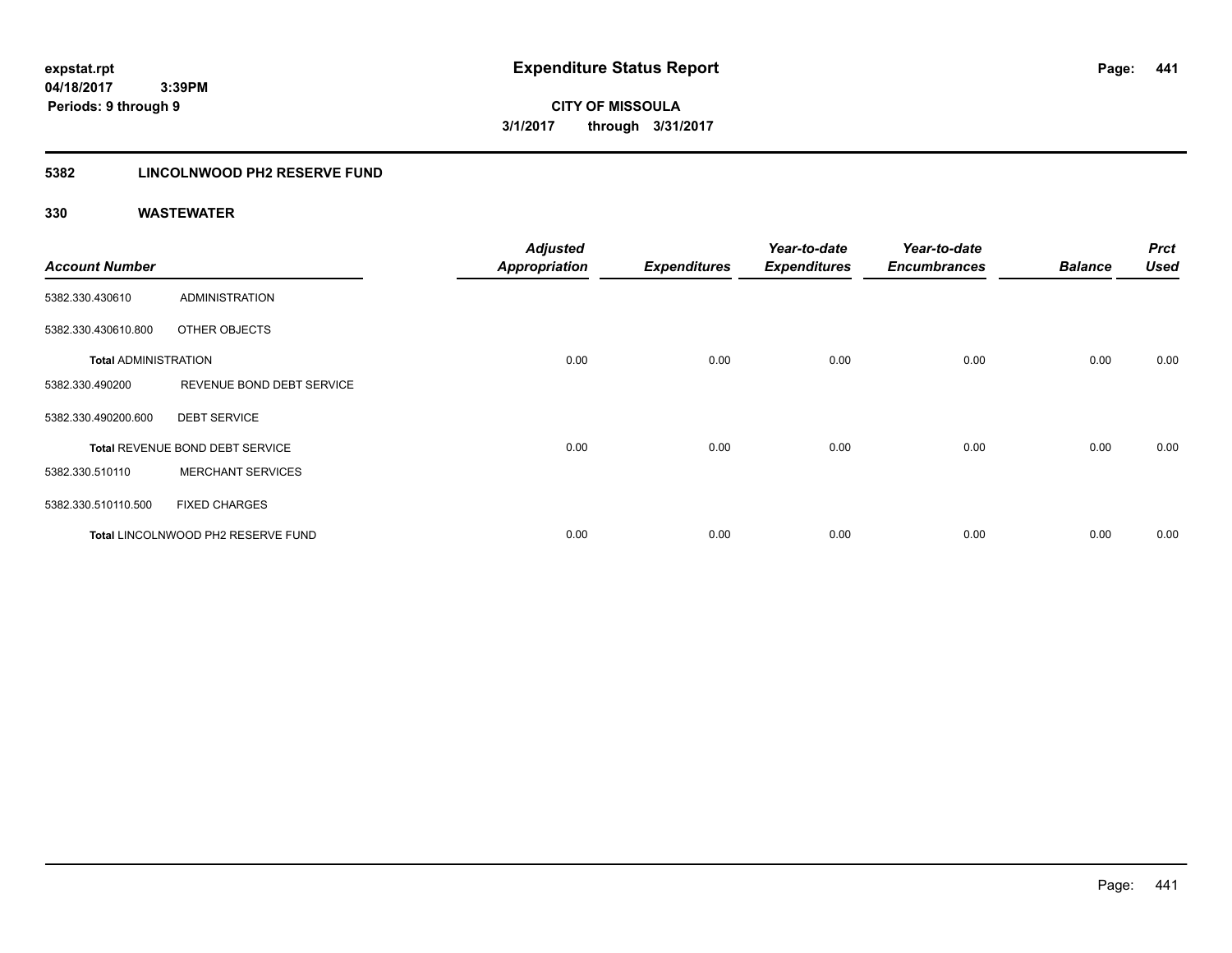**expstat.rpt**
**04/18/2017 3:39PM**
**Periods: 9 through 9**

# Expenditure Status Report

**CITY OF MISSOULA**
**3/1/2017 through 3/31/2017**

## 5382 LINCOLNWOOD PH2 RESERVE FUND

### 330 WASTEWATER

| Account Number | | Adjusted Appropriation | Expenditures | Year-to-date Expenditures | Year-to-date Encumbrances | Balance | Prct Used |
|---|---|---|---|---|---|---|---|
| 5382.330.430610 | ADMINISTRATION | | | | | | |
| 5382.330.430610.800 | OTHER OBJECTS | | | | | | |
| **Total ADMINISTRATION** | | 0.00 | 0.00 | 0.00 | 0.00 | 0.00 | 0.00 |
| 5382.330.490200 | REVENUE BOND DEBT SERVICE | | | | | | |
| 5382.330.490200.600 | DEBT SERVICE | | | | | | |
| **Total** REVENUE BOND DEBT SERVICE | | 0.00 | 0.00 | 0.00 | 0.00 | 0.00 | 0.00 |
| 5382.330.510110 | MERCHANT SERVICES | | | | | | |
| 5382.330.510110.500 | FIXED CHARGES | | | | | | |
| **Total** LINCOLNWOOD PH2 RESERVE FUND | | 0.00 | 0.00 | 0.00 | 0.00 | 0.00 | 0.00 |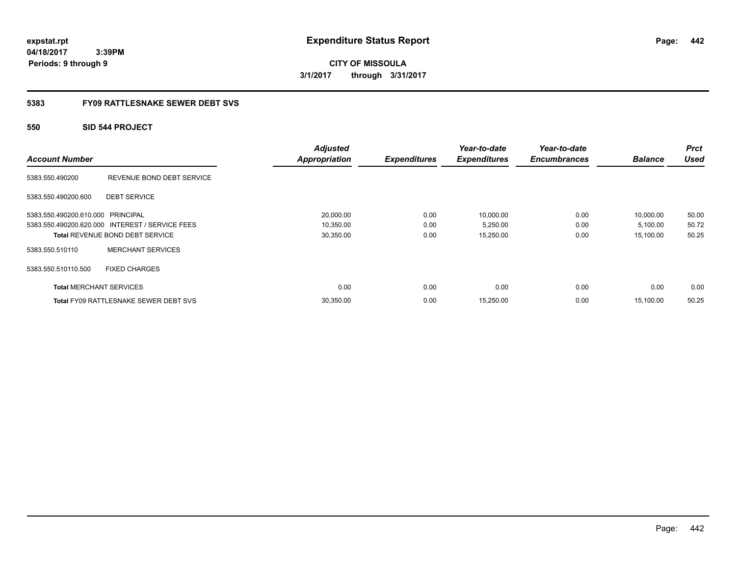expstat.rpt
04/18/2017 3:39PM
Periods: 9 through 9

# Expenditure Status Report

**CITY OF MISSOULA**
**3/1/2017 through 3/31/2017**

## 5383 FY09 RATTLESNAKE SEWER DEBT SVS

### 550 SID 544 PROJECT

| Account Number | | Adjusted Appropriation | Expenditures | Year-to-date Expenditures | Year-to-date Encumbrances | Balance | Prct Used |
|---|---|---|---|---|---|---|---|
| 5383.550.490200 | REVENUE BOND DEBT SERVICE | | | | | | |
| 5383.550.490200.600 | DEBT SERVICE | | | | | | |
| 5383.550.490200.610.000 | PRINCIPAL | 20,000.00 | 0.00 | 10,000.00 | 0.00 | 10,000.00 | 50.00 |
| 5383.550.490200.620.000 | INTEREST / SERVICE FEES | 10,350.00 | 0.00 | 5,250.00 | 0.00 | 5,100.00 | 50.72 |
| **Total** REVENUE BOND DEBT SERVICE | | 30,350.00 | 0.00 | 15,250.00 | 0.00 | 15,100.00 | 50.25 |
| 5383.550.510110 | MERCHANT SERVICES | | | | | | |
| 5383.550.510110.500 | FIXED CHARGES | | | | | | |
| **Total** MERCHANT SERVICES | | 0.00 | 0.00 | 0.00 | 0.00 | 0.00 | 0.00 |
| **Total** FY09 RATTLESNAKE SEWER DEBT SVS | | 30,350.00 | 0.00 | 15,250.00 | 0.00 | 15,100.00 | 50.25 |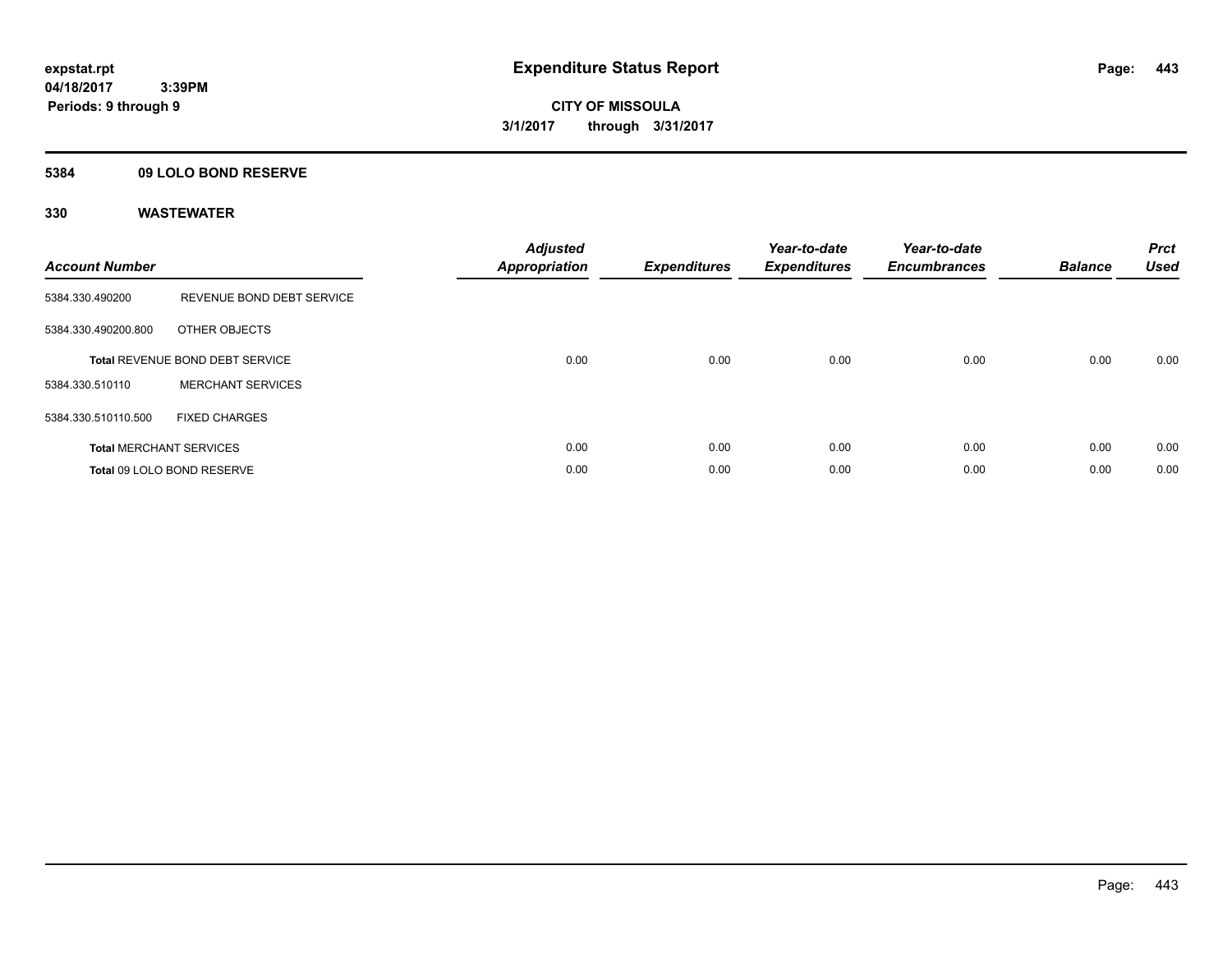# Expenditure Status Report

**expstat.rpt**
**04/18/2017 3:39PM**
**Periods: 9 through 9**

**CITY OF MISSOULA**
**3/1/2017 through 3/31/2017**

## 5384 09 LOLO BOND RESERVE

## 330 WASTEWATER

| Account Number | | Adjusted Appropriation | Expenditures | Year-to-date Expenditures | Year-to-date Encumbrances | Balance | Prct Used |
|---|---|---|---|---|---|---|---|
| 5384.330.490200 | REVENUE BOND DEBT SERVICE | | | | | | |
| 5384.330.490200.800 | OTHER OBJECTS | | | | | | |
| **Total** REVENUE BOND DEBT SERVICE | | 0.00 | 0.00 | 0.00 | 0.00 | 0.00 | 0.00 |
| 5384.330.510110 | MERCHANT SERVICES | | | | | | |
| 5384.330.510110.500 | FIXED CHARGES | | | | | | |
| **Total** MERCHANT SERVICES | | 0.00 | 0.00 | 0.00 | 0.00 | 0.00 | 0.00 |
| **Total** 09 LOLO BOND RESERVE | | 0.00 | 0.00 | 0.00 | 0.00 | 0.00 | 0.00 |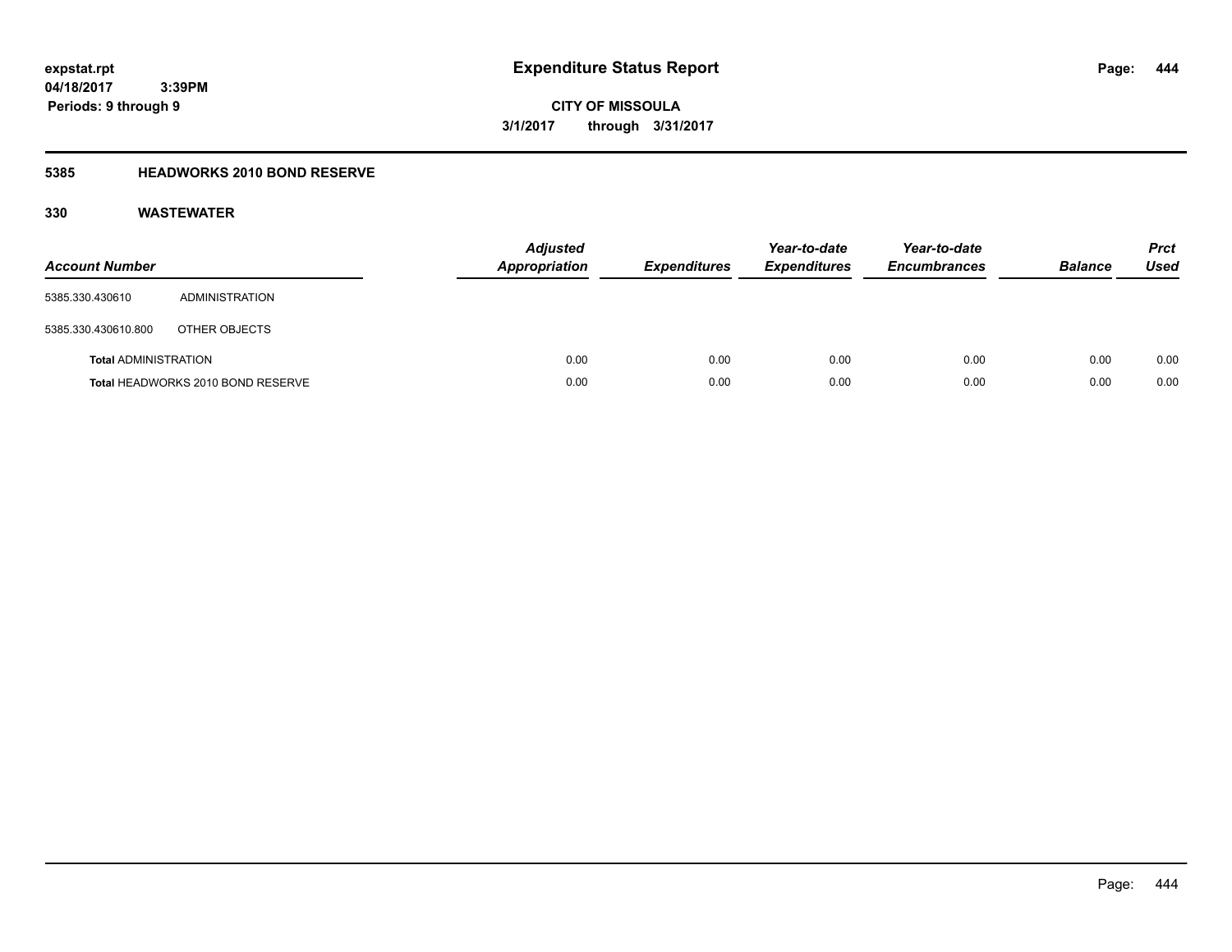# Expenditure Status Report

expstat.rpt
04/18/2017 3:39PM
Periods: 9 through 9

**CITY OF MISSOULA**
**3/1/2017 through 3/31/2017**

## 5385 HEADWORKS 2010 BOND RESERVE

### 330 WASTEWATER

| Account Number | | Adjusted Appropriation | Expenditures | Year-to-date Expenditures | Year-to-date Encumbrances | Balance | Prct Used |
|---|---|---|---|---|---|---|---|
| 5385.330.430610 | ADMINISTRATION | | | | | | |
| 5385.330.430610.800 | OTHER OBJECTS | | | | | | |
| **Total** ADMINISTRATION | | 0.00 | 0.00 | 0.00 | 0.00 | 0.00 | 0.00 |
| **Total** HEADWORKS 2010 BOND RESERVE | | 0.00 | 0.00 | 0.00 | 0.00 | 0.00 | 0.00 |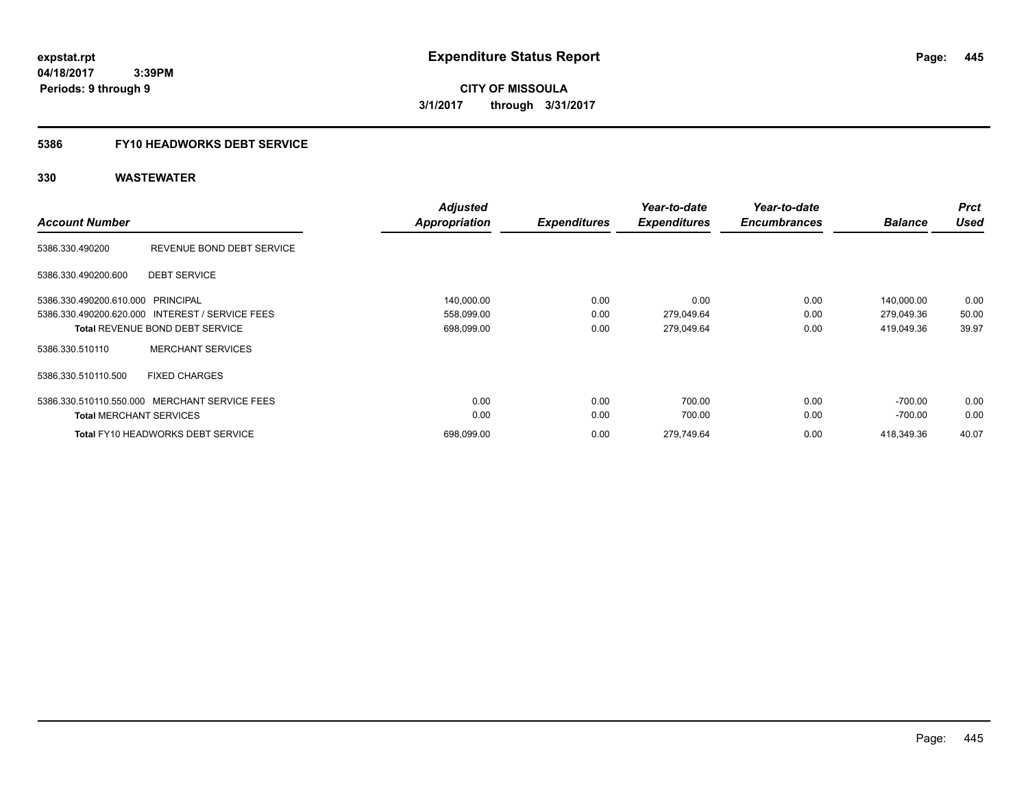**expstat.rpt**
**04/18/2017 3:39PM**
**Periods: 9 through 9**

# Expenditure Status Report

**CITY OF MISSOULA**
**3/1/2017 through 3/31/2017**

## 5386 FY10 HEADWORKS DEBT SERVICE

### 330 WASTEWATER

| Account Number | | Adjusted Appropriation | Expenditures | Year-to-date Expenditures | Year-to-date Encumbrances | Balance | Prct Used |
|---|---|---|---|---|---|---|---|
| 5386.330.490200 | REVENUE BOND DEBT SERVICE | | | | | | |
| 5386.330.490200.600 | DEBT SERVICE | | | | | | |
| 5386.330.490200.610.000 | PRINCIPAL | 140,000.00 | 0.00 | 0.00 | 0.00 | 140,000.00 | 0.00 |
| 5386.330.490200.620.000 | INTEREST / SERVICE FEES | 558,099.00 | 0.00 | 279,049.64 | 0.00 | 279,049.36 | 50.00 |
| Total REVENUE BOND DEBT SERVICE | | 698,099.00 | 0.00 | 279,049.64 | 0.00 | 419,049.36 | 39.97 |
| 5386.330.510110 | MERCHANT SERVICES | | | | | | |
| 5386.330.510110.500 | FIXED CHARGES | | | | | | |
| 5386.330.510110.550.000 | MERCHANT SERVICE FEES | 0.00 | 0.00 | 700.00 | 0.00 | -700.00 | 0.00 |
| Total MERCHANT SERVICES | | 0.00 | 0.00 | 700.00 | 0.00 | -700.00 | 0.00 |
| Total FY10 HEADWORKS DEBT SERVICE | | 698,099.00 | 0.00 | 279,749.64 | 0.00 | 418,349.36 | 40.07 |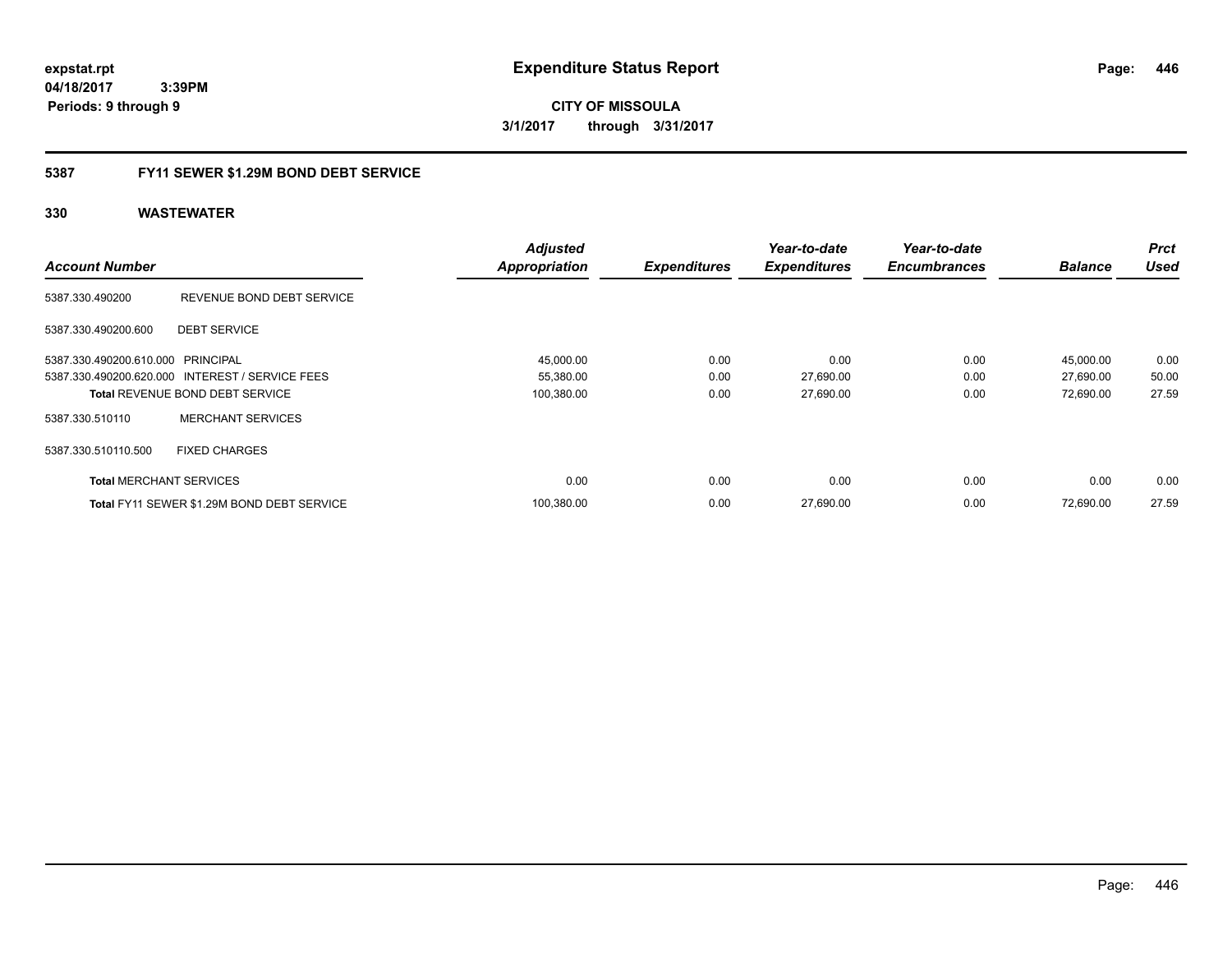**expstat.rpt**
**04/18/2017 3:39PM**
**Periods: 9 through 9**

# Expenditure Status Report

**CITY OF MISSOULA**
**3/1/2017 through 3/31/2017**

## 5387 FY11 SEWER $1.29M BOND DEBT SERVICE

### 330 WASTEWATER

| Account Number | | Adjusted Appropriation | Expenditures | Year-to-date Expenditures | Year-to-date Encumbrances | Balance | Prct Used |
|---|---|---|---|---|---|---|---|
| 5387.330.490200 | REVENUE BOND DEBT SERVICE | | | | | | |
| 5387.330.490200.600 | DEBT SERVICE | | | | | | |
| 5387.330.490200.610.000 | PRINCIPAL | 45,000.00 | 0.00 | 0.00 | 0.00 | 45,000.00 | 0.00 |
| 5387.330.490200.620.000 | INTEREST / SERVICE FEES | 55,380.00 | 0.00 | 27,690.00 | 0.00 | 27,690.00 | 50.00 |
| **Total** REVENUE BOND DEBT SERVICE | | 100,380.00 | 0.00 | 27,690.00 | 0.00 | 72,690.00 | 27.59 |
| 5387.330.510110 | MERCHANT SERVICES | | | | | | |
| 5387.330.510110.500 | FIXED CHARGES | | | | | | |
| **Total** MERCHANT SERVICES | | 0.00 | 0.00 | 0.00 | 0.00 | 0.00 | 0.00 |
| **Total** FY11 SEWER $1.29M BOND DEBT SERVICE | | 100,380.00 | 0.00 | 27,690.00 | 0.00 | 72,690.00 | 27.59 |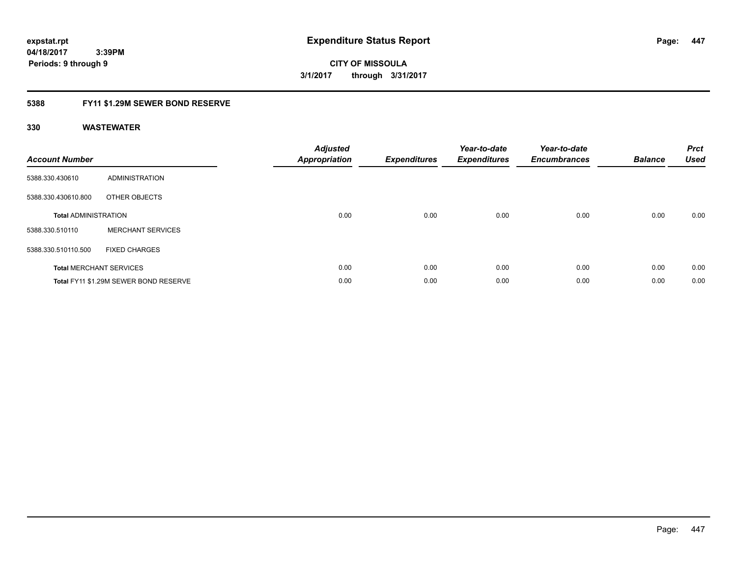**expstat.rpt**
**04/18/2017 3:39PM**
**Periods: 9 through 9**

# Expenditure Status Report

**CITY OF MISSOULA**
**3/1/2017 through 3/31/2017**

## 5388 FY11 $1.29M SEWER BOND RESERVE

### 330 WASTEWATER

| Account Number | | Adjusted Appropriation | Expenditures | Year-to-date Expenditures | Year-to-date Encumbrances | Balance | Prct Used |
|---|---|---|---|---|---|---|---|
| 5388.330.430610 | ADMINISTRATION | | | | | | |
| 5388.330.430610.800 | OTHER OBJECTS | | | | | | |
| **Total ADMINISTRATION** | | 0.00 | 0.00 | 0.00 | 0.00 | 0.00 | 0.00 |
| 5388.330.510110 | MERCHANT SERVICES | | | | | | |
| 5388.330.510110.500 | FIXED CHARGES | | | | | | |
| **Total MERCHANT SERVICES** | | 0.00 | 0.00 | 0.00 | 0.00 | 0.00 | 0.00 |
| **Total FY11 $1.29M SEWER BOND RESERVE** | | 0.00 | 0.00 | 0.00 | 0.00 | 0.00 | 0.00 |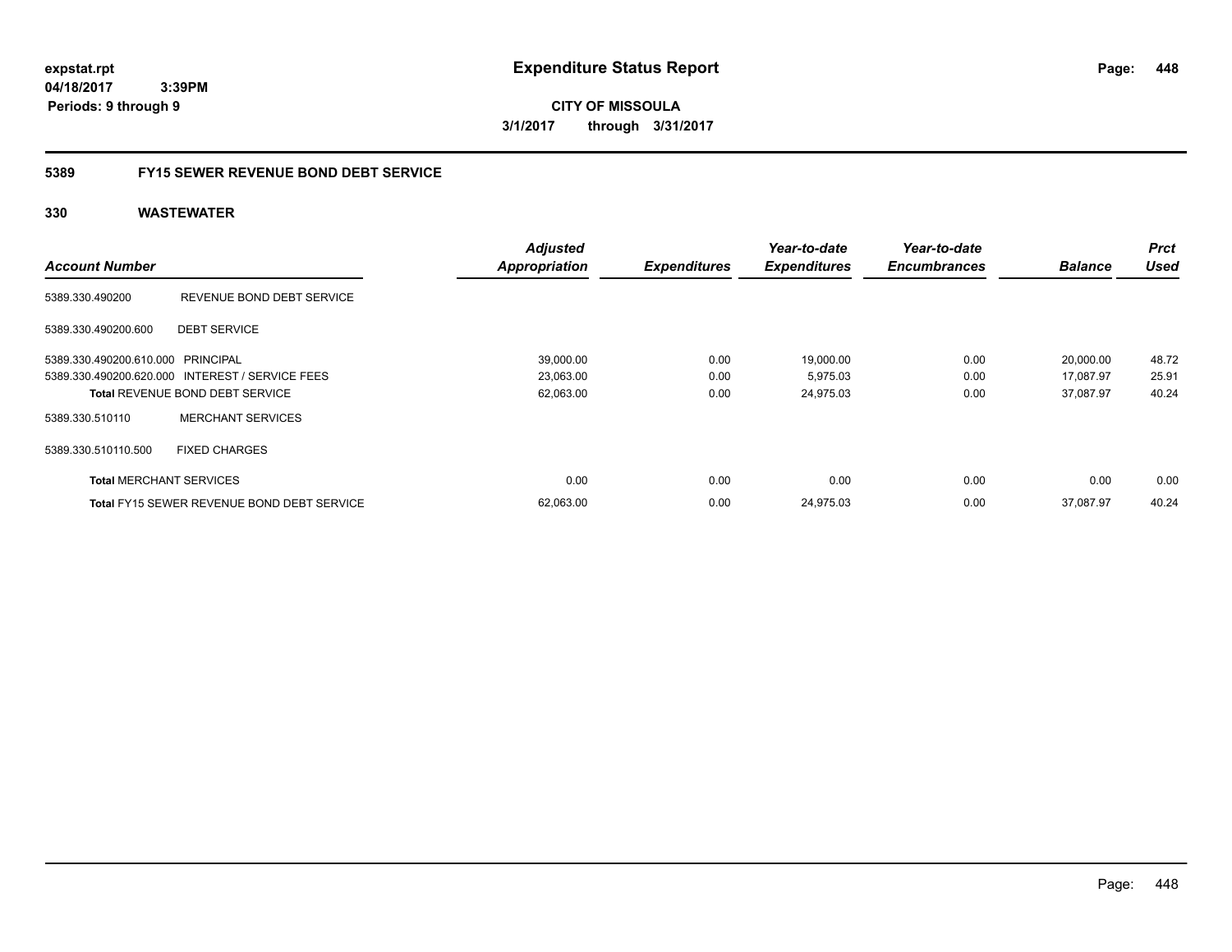expstat.rpt
04/18/2017 3:39PM
Periods: 9 through 9

# Expenditure Status Report

CITY OF MISSOULA
3/1/2017 through 3/31/2017

## 5389 FY15 SEWER REVENUE BOND DEBT SERVICE

### 330 WASTEWATER

| Account Number | | Adjusted Appropriation | Expenditures | Year-to-date Expenditures | Year-to-date Encumbrances | Balance | Prct Used |
|---|---|---|---|---|---|---|---|
| 5389.330.490200 | REVENUE BOND DEBT SERVICE | | | | | | |
| 5389.330.490200.600 | DEBT SERVICE | | | | | | |
| 5389.330.490200.610.000 | PRINCIPAL | 39,000.00 | 0.00 | 19,000.00 | 0.00 | 20,000.00 | 48.72 |
| 5389.330.490200.620.000 | INTEREST / SERVICE FEES | 23,063.00 | 0.00 | 5,975.03 | 0.00 | 17,087.97 | 25.91 |
| **Total** REVENUE BOND DEBT SERVICE | | 62,063.00 | 0.00 | 24,975.03 | 0.00 | 37,087.97 | 40.24 |
| 5389.330.510110 | MERCHANT SERVICES | | | | | | |
| 5389.330.510110.500 | FIXED CHARGES | | | | | | |
| **Total** MERCHANT SERVICES | | 0.00 | 0.00 | 0.00 | 0.00 | 0.00 | 0.00 |
| **Total** FY15 SEWER REVENUE BOND DEBT SERVICE | | 62,063.00 | 0.00 | 24,975.03 | 0.00 | 37,087.97 | 40.24 |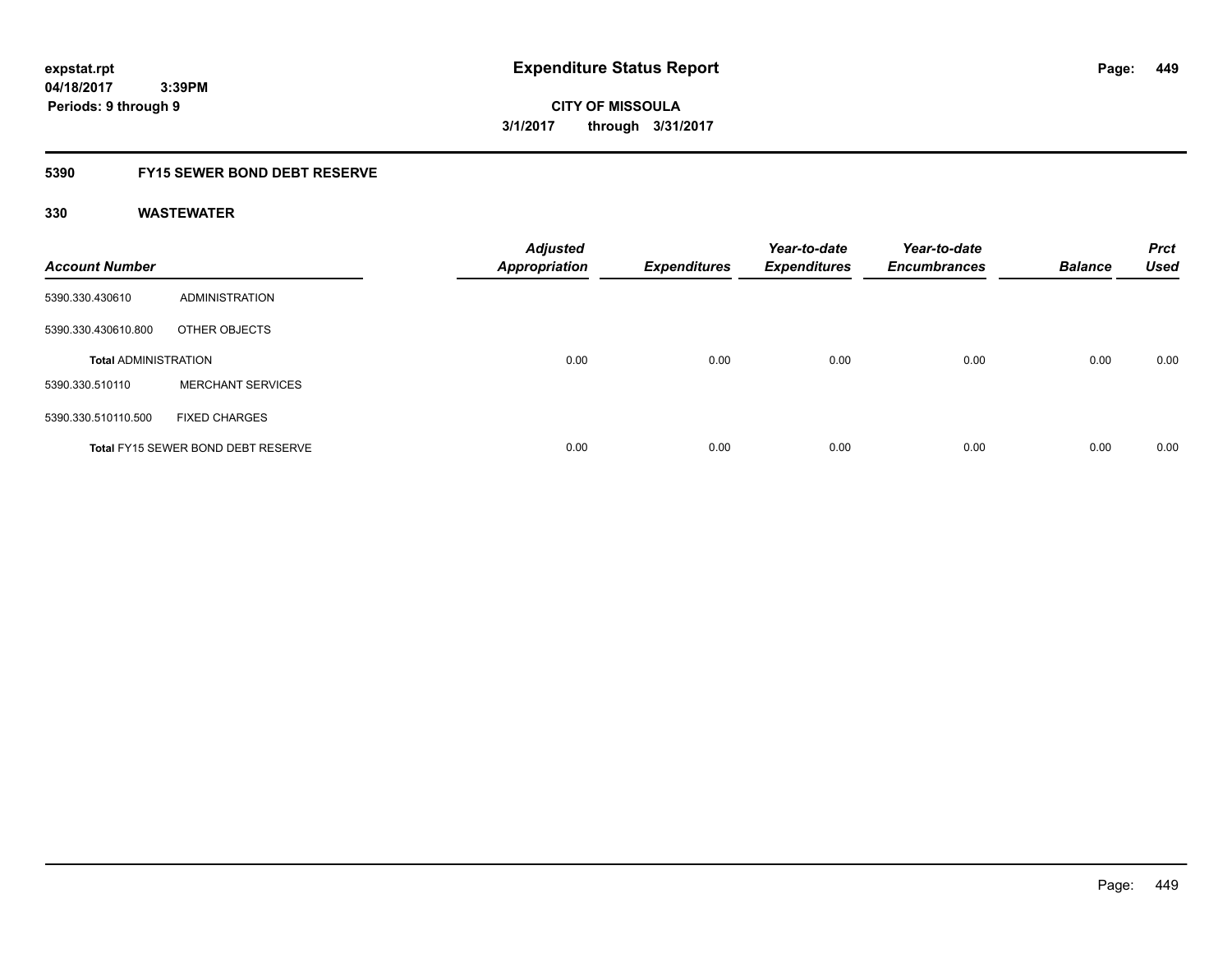**expstat.rpt**
**04/18/2017 3:39PM**
**Periods: 9 through 9**

# Expenditure Status Report

**CITY OF MISSOULA**
**3/1/2017 through 3/31/2017**

## 5390 FY15 SEWER BOND DEBT RESERVE

### 330 WASTEWATER

| Account Number | | Adjusted Appropriation | Expenditures | Year-to-date Expenditures | Year-to-date Encumbrances | Balance | Prct Used |
|---|---|---|---|---|---|---|---|
| 5390.330.430610 | ADMINISTRATION | | | | | | |
| 5390.330.430610.800 | OTHER OBJECTS | | | | | | |
| **Total** ADMINISTRATION | | 0.00 | 0.00 | 0.00 | 0.00 | 0.00 | 0.00 |
| 5390.330.510110 | MERCHANT SERVICES | | | | | | |
| 5390.330.510110.500 | FIXED CHARGES | | | | | | |
| **Total** FY15 SEWER BOND DEBT RESERVE | | 0.00 | 0.00 | 0.00 | 0.00 | 0.00 | 0.00 |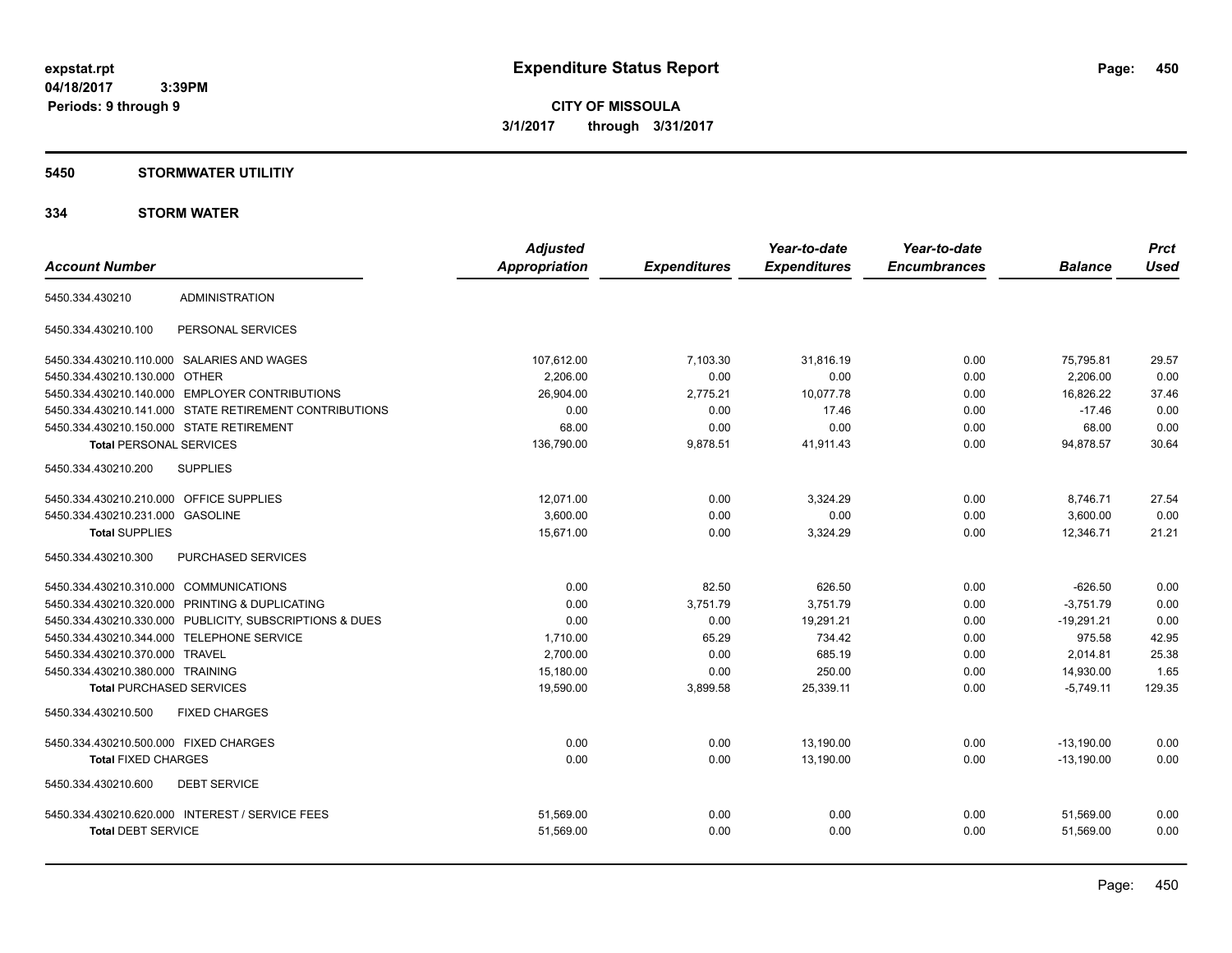# Expenditure Status Report

expstat.rpt
04/18/2017 3:39PM
Periods: 9 through 9

**CITY OF MISSOULA**
**3/1/2017 through 3/31/2017**

## 5450 STORMWATER UTILITIY

### 334 STORM WATER

| Account Number | | Adjusted Appropriation | Expenditures | Year-to-date Expenditures | Year-to-date Encumbrances | Balance | Prct Used |
|---|---|---|---|---|---|---|---|
| 5450.334.430210 | ADMINISTRATION | | | | | | |
| 5450.334.430210.100 | PERSONAL SERVICES | | | | | | |
| 5450.334.430210.110.000 | SALARIES AND WAGES | 107,612.00 | 7,103.30 | 31,816.19 | 0.00 | 75,795.81 | 29.57 |
| 5450.334.430210.130.000 | OTHER | 2,206.00 | 0.00 | 0.00 | 0.00 | 2,206.00 | 0.00 |
| 5450.334.430210.140.000 | EMPLOYER CONTRIBUTIONS | 26,904.00 | 2,775.21 | 10,077.78 | 0.00 | 16,826.22 | 37.46 |
| 5450.334.430210.141.000 | STATE RETIREMENT CONTRIBUTIONS | 0.00 | 0.00 | 17.46 | 0.00 | -17.46 | 0.00 |
| 5450.334.430210.150.000 | STATE RETIREMENT | 68.00 | 0.00 | 0.00 | 0.00 | 68.00 | 0.00 |
| **Total** PERSONAL SERVICES | | 136,790.00 | 9,878.51 | 41,911.43 | 0.00 | 94,878.57 | 30.64 |
| 5450.334.430210.200 | SUPPLIES | | | | | | |
| 5450.334.430210.210.000 | OFFICE SUPPLIES | 12,071.00 | 0.00 | 3,324.29 | 0.00 | 8,746.71 | 27.54 |
| 5450.334.430210.231.000 | GASOLINE | 3,600.00 | 0.00 | 0.00 | 0.00 | 3,600.00 | 0.00 |
| **Total** SUPPLIES | | 15,671.00 | 0.00 | 3,324.29 | 0.00 | 12,346.71 | 21.21 |
| 5450.334.430210.300 | PURCHASED SERVICES | | | | | | |
| 5450.334.430210.310.000 | COMMUNICATIONS | 0.00 | 82.50 | 626.50 | 0.00 | -626.50 | 0.00 |
| 5450.334.430210.320.000 | PRINTING & DUPLICATING | 0.00 | 3,751.79 | 3,751.79 | 0.00 | -3,751.79 | 0.00 |
| 5450.334.430210.330.000 | PUBLICITY, SUBSCRIPTIONS & DUES | 0.00 | 0.00 | 19,291.21 | 0.00 | -19,291.21 | 0.00 |
| 5450.334.430210.344.000 | TELEPHONE SERVICE | 1,710.00 | 65.29 | 734.42 | 0.00 | 975.58 | 42.95 |
| 5450.334.430210.370.000 | TRAVEL | 2,700.00 | 0.00 | 685.19 | 0.00 | 2,014.81 | 25.38 |
| 5450.334.430210.380.000 | TRAINING | 15,180.00 | 0.00 | 250.00 | 0.00 | 14,930.00 | 1.65 |
| **Total** PURCHASED SERVICES | | 19,590.00 | 3,899.58 | 25,339.11 | 0.00 | -5,749.11 | 129.35 |
| 5450.334.430210.500 | FIXED CHARGES | | | | | | |
| 5450.334.430210.500.000 | FIXED CHARGES | 0.00 | 0.00 | 13,190.00 | 0.00 | -13,190.00 | 0.00 |
| **Total** FIXED CHARGES | | 0.00 | 0.00 | 13,190.00 | 0.00 | -13,190.00 | 0.00 |
| 5450.334.430210.600 | DEBT SERVICE | | | | | | |
| 5450.334.430210.620.000 | INTEREST / SERVICE FEES | 51,569.00 | 0.00 | 0.00 | 0.00 | 51,569.00 | 0.00 |
| **Total** DEBT SERVICE | | 51,569.00 | 0.00 | 0.00 | 0.00 | 51,569.00 | 0.00 |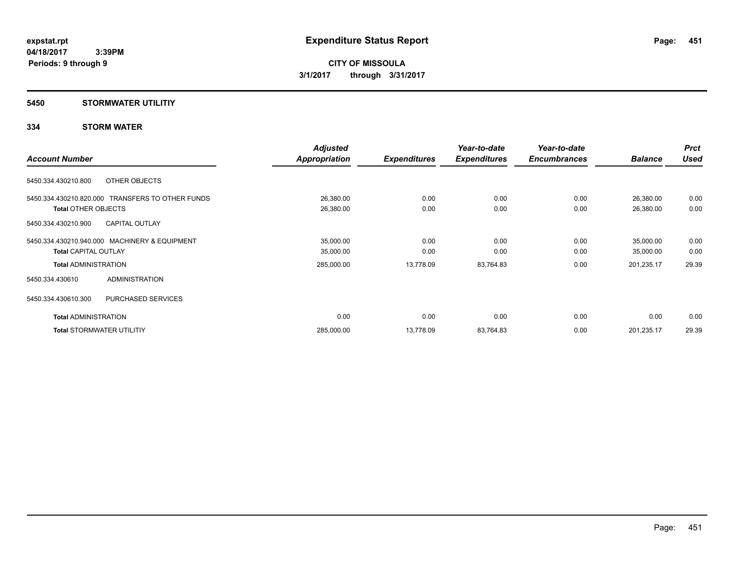# Expenditure Status Report

**CITY OF MISSOULA**

**3/1/2017 through 3/31/2017**

expstat.rpt
04/18/2017 3:39PM
Periods: 9 through 9

## 5450 STORMWATER UTILITIY

### 334 STORM WATER

| Account Number | Adjusted Appropriation | Expenditures | Year-to-date Expenditures | Year-to-date Encumbrances | Balance | Prct Used |
|---|---|---|---|---|---|---|
| 5450.334.430210.800 OTHER OBJECTS | | | | | | |
| 5450.334.430210.820.000 TRANSFERS TO OTHER FUNDS | 26,380.00 | 0.00 | 0.00 | 0.00 | 26,380.00 | 0.00 |
| **Total** OTHER OBJECTS | 26,380.00 | 0.00 | 0.00 | 0.00 | 26,380.00 | 0.00 |
| 5450.334.430210.900 CAPITAL OUTLAY | | | | | | |
| 5450.334.430210.940.000 MACHINERY & EQUIPMENT | 35,000.00 | 0.00 | 0.00 | 0.00 | 35,000.00 | 0.00 |
| **Total** CAPITAL OUTLAY | 35,000.00 | 0.00 | 0.00 | 0.00 | 35,000.00 | 0.00 |
| **Total** ADMINISTRATION | 285,000.00 | 13,778.09 | 83,764.83 | 0.00 | 201,235.17 | 29.39 |
| 5450.334.430610 ADMINISTRATION | | | | | | |
| 5450.334.430610.300 PURCHASED SERVICES | | | | | | |
| **Total** ADMINISTRATION | 0.00 | 0.00 | 0.00 | 0.00 | 0.00 | 0.00 |
| **Total** STORMWATER UTILITIY | 285,000.00 | 13,778.09 | 83,764.83 | 0.00 | 201,235.17 | 29.39 |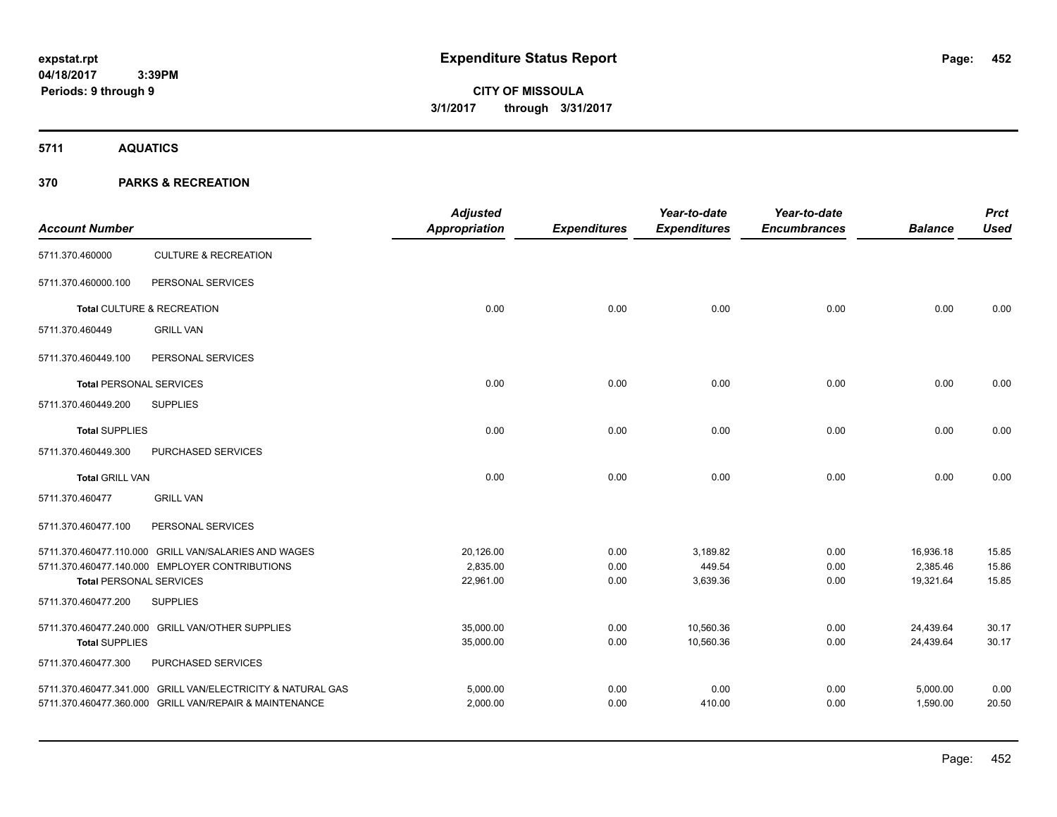**expstat.rpt**
**04/18/2017 3:39PM**
**Periods: 9 through 9**

# Expenditure Status Report

**CITY OF MISSOULA**
**3/1/2017 through 3/31/2017**

## 5711 AQUATICS

## 370 PARKS & RECREATION

| Account Number | | Adjusted Appropriation | Expenditures | Year-to-date Expenditures | Year-to-date Encumbrances | Balance | Prct Used |
|---|---|---|---|---|---|---|---|
| 5711.370.460000 | CULTURE & RECREATION | | | | | | |
| 5711.370.460000.100 | PERSONAL SERVICES | | | | | | |
| **Total** CULTURE & RECREATION | | 0.00 | 0.00 | 0.00 | 0.00 | 0.00 | 0.00 |
| 5711.370.460449 | GRILL VAN | | | | | | |
| 5711.370.460449.100 | PERSONAL SERVICES | | | | | | |
| **Total** PERSONAL SERVICES | | 0.00 | 0.00 | 0.00 | 0.00 | 0.00 | 0.00 |
| 5711.370.460449.200 | SUPPLIES | | | | | | |
| **Total** SUPPLIES | | 0.00 | 0.00 | 0.00 | 0.00 | 0.00 | 0.00 |
| 5711.370.460449.300 | PURCHASED SERVICES | | | | | | |
| **Total** GRILL VAN | | 0.00 | 0.00 | 0.00 | 0.00 | 0.00 | 0.00 |
| 5711.370.460477 | GRILL VAN | | | | | | |
| 5711.370.460477.100 | PERSONAL SERVICES | | | | | | |
| 5711.370.460477.110.000 | GRILL VAN/SALARIES AND WAGES | 20,126.00 | 0.00 | 3,189.82 | 0.00 | 16,936.18 | 15.85 |
| 5711.370.460477.140.000 | EMPLOYER CONTRIBUTIONS | 2,835.00 | 0.00 | 449.54 | 0.00 | 2,385.46 | 15.86 |
| **Total** PERSONAL SERVICES | | 22,961.00 | 0.00 | 3,639.36 | 0.00 | 19,321.64 | 15.85 |
| 5711.370.460477.200 | SUPPLIES | | | | | | |
| 5711.370.460477.240.000 | GRILL VAN/OTHER SUPPLIES | 35,000.00 | 0.00 | 10,560.36 | 0.00 | 24,439.64 | 30.17 |
| **Total** SUPPLIES | | 35,000.00 | 0.00 | 10,560.36 | 0.00 | 24,439.64 | 30.17 |
| 5711.370.460477.300 | PURCHASED SERVICES | | | | | | |
| 5711.370.460477.341.000 | GRILL VAN/ELECTRICITY & NATURAL GAS | 5,000.00 | 0.00 | 0.00 | 0.00 | 5,000.00 | 0.00 |
| 5711.370.460477.360.000 | GRILL VAN/REPAIR & MAINTENANCE | 2,000.00 | 0.00 | 410.00 | 0.00 | 1,590.00 | 20.50 |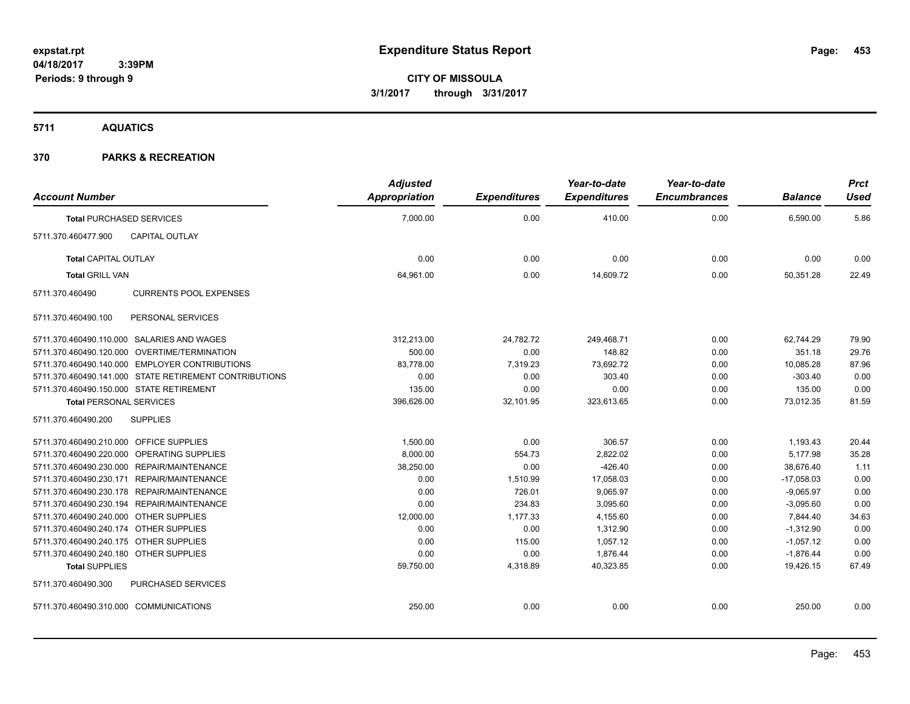**expstat.rpt**
**04/18/2017 3:39PM**
**Periods: 9 through 9**

# Expenditure Status Report

**CITY OF MISSOULA**
**3/1/2017 through 3/31/2017**

## 5711 AQUATICS

## 370 PARKS & RECREATION

| Account Number | | Adjusted Appropriation | Expenditures | Year-to-date Expenditures | Year-to-date Encumbrances | Balance | Prct Used |
|---|---|---|---|---|---|---|---|
| **Total** PURCHASED SERVICES | | 7,000.00 | 0.00 | 410.00 | 0.00 | 6,590.00 | 5.86 |
| 5711.370.460477.900 | CAPITAL OUTLAY | | | | | | |
| **Total** CAPITAL OUTLAY | | 0.00 | 0.00 | 0.00 | 0.00 | 0.00 | 0.00 |
| **Total** GRILL VAN | | 64,961.00 | 0.00 | 14,609.72 | 0.00 | 50,351.28 | 22.49 |
| 5711.370.460490 | CURRENTS POOL EXPENSES | | | | | | |
| 5711.370.460490.100 | PERSONAL SERVICES | | | | | | |
| 5711.370.460490.110.000 | SALARIES AND WAGES | 312,213.00 | 24,782.72 | 249,468.71 | 0.00 | 62,744.29 | 79.90 |
| 5711.370.460490.120.000 | OVERTIME/TERMINATION | 500.00 | 0.00 | 148.82 | 0.00 | 351.18 | 29.76 |
| 5711.370.460490.140.000 | EMPLOYER CONTRIBUTIONS | 83,778.00 | 7,319.23 | 73,692.72 | 0.00 | 10,085.28 | 87.96 |
| 5711.370.460490.141.000 | STATE RETIREMENT CONTRIBUTIONS | 0.00 | 0.00 | 303.40 | 0.00 | -303.40 | 0.00 |
| 5711.370.460490.150.000 | STATE RETIREMENT | 135.00 | 0.00 | 0.00 | 0.00 | 135.00 | 0.00 |
| **Total** PERSONAL SERVICES | | 396,626.00 | 32,101.95 | 323,613.65 | 0.00 | 73,012.35 | 81.59 |
| 5711.370.460490.200 | SUPPLIES | | | | | | |
| 5711.370.460490.210.000 | OFFICE SUPPLIES | 1,500.00 | 0.00 | 306.57 | 0.00 | 1,193.43 | 20.44 |
| 5711.370.460490.220.000 | OPERATING SUPPLIES | 8,000.00 | 554.73 | 2,822.02 | 0.00 | 5,177.98 | 35.28 |
| 5711.370.460490.230.000 | REPAIR/MAINTENANCE | 38,250.00 | 0.00 | -426.40 | 0.00 | 38,676.40 | 1.11 |
| 5711.370.460490.230.171 | REPAIR/MAINTENANCE | 0.00 | 1,510.99 | 17,058.03 | 0.00 | -17,058.03 | 0.00 |
| 5711.370.460490.230.178 | REPAIR/MAINTENANCE | 0.00 | 726.01 | 9,065.97 | 0.00 | -9,065.97 | 0.00 |
| 5711.370.460490.230.194 | REPAIR/MAINTENANCE | 0.00 | 234.83 | 3,095.60 | 0.00 | -3,095.60 | 0.00 |
| 5711.370.460490.240.000 | OTHER SUPPLIES | 12,000.00 | 1,177.33 | 4,155.60 | 0.00 | 7,844.40 | 34.63 |
| 5711.370.460490.240.174 | OTHER SUPPLIES | 0.00 | 0.00 | 1,312.90 | 0.00 | -1,312.90 | 0.00 |
| 5711.370.460490.240.175 | OTHER SUPPLIES | 0.00 | 115.00 | 1,057.12 | 0.00 | -1,057.12 | 0.00 |
| 5711.370.460490.240.180 | OTHER SUPPLIES | 0.00 | 0.00 | 1,876.44 | 0.00 | -1,876.44 | 0.00 |
| **Total** SUPPLIES | | 59,750.00 | 4,318.89 | 40,323.85 | 0.00 | 19,426.15 | 67.49 |
| 5711.370.460490.300 | PURCHASED SERVICES | | | | | | |
| 5711.370.460490.310.000 | COMMUNICATIONS | 250.00 | 0.00 | 0.00 | 0.00 | 250.00 | 0.00 |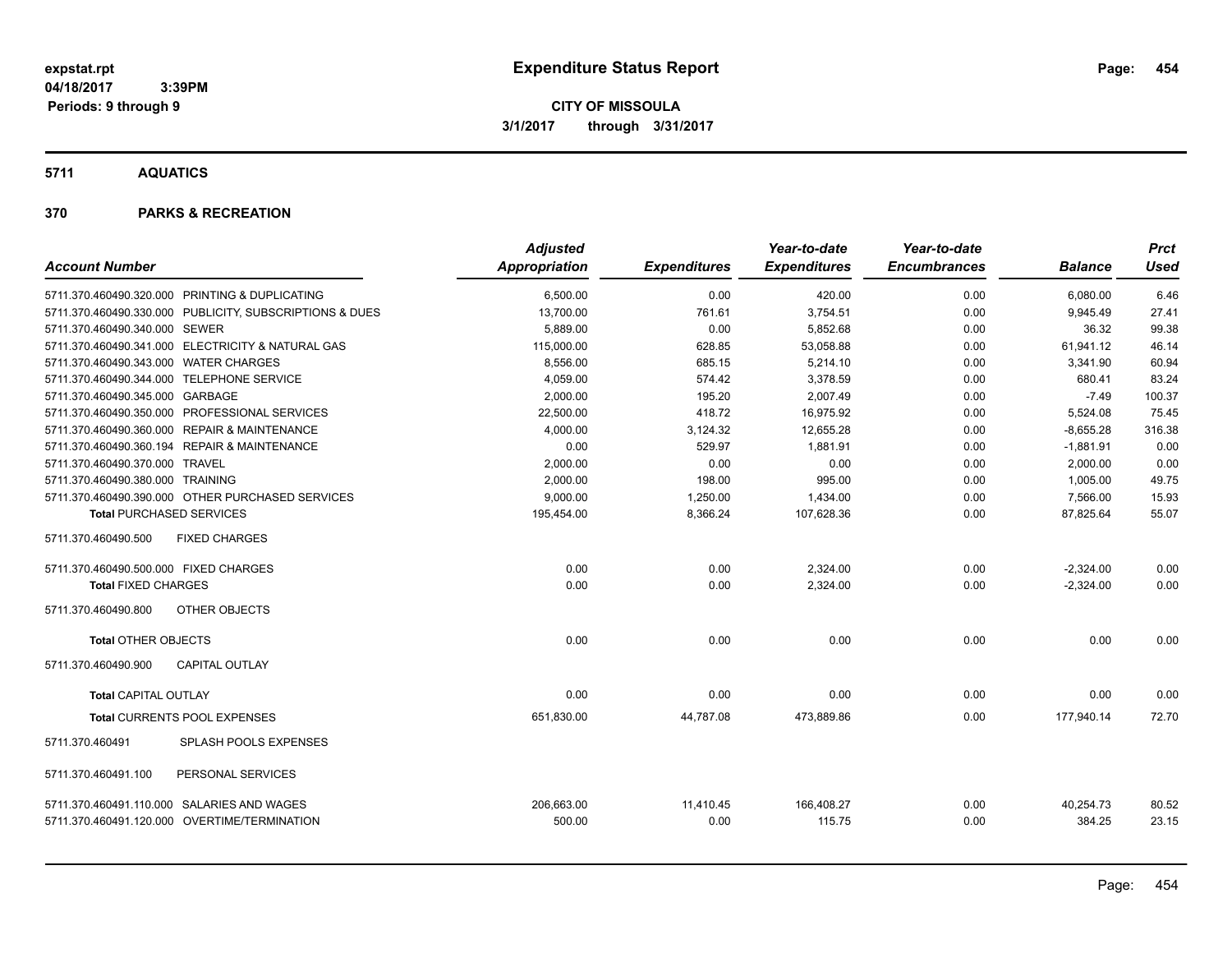# Expenditure Status Report

**CITY OF MISSOULA**

**3/1/2017 through 3/31/2017**

expstat.rpt
04/18/2017 3:39PM
Periods: 9 through 9

## 5711 AQUATICS

## 370 PARKS & RECREATION

| Account Number | | Adjusted Appropriation | Expenditures | Year-to-date Expenditures | Year-to-date Encumbrances | Balance | Prct Used |
|---|---|---|---|---|---|---|---|
| 5711.370.460490.320.000 | PRINTING & DUPLICATING | 6,500.00 | 0.00 | 420.00 | 0.00 | 6,080.00 | 6.46 |
| 5711.370.460490.330.000 | PUBLICITY, SUBSCRIPTIONS & DUES | 13,700.00 | 761.61 | 3,754.51 | 0.00 | 9,945.49 | 27.41 |
| 5711.370.460490.340.000 | SEWER | 5,889.00 | 0.00 | 5,852.68 | 0.00 | 36.32 | 99.38 |
| 5711.370.460490.341.000 | ELECTRICITY & NATURAL GAS | 115,000.00 | 628.85 | 53,058.88 | 0.00 | 61,941.12 | 46.14 |
| 5711.370.460490.343.000 | WATER CHARGES | 8,556.00 | 685.15 | 5,214.10 | 0.00 | 3,341.90 | 60.94 |
| 5711.370.460490.344.000 | TELEPHONE SERVICE | 4,059.00 | 574.42 | 3,378.59 | 0.00 | 680.41 | 83.24 |
| 5711.370.460490.345.000 | GARBAGE | 2,000.00 | 195.20 | 2,007.49 | 0.00 | -7.49 | 100.37 |
| 5711.370.460490.350.000 | PROFESSIONAL SERVICES | 22,500.00 | 418.72 | 16,975.92 | 0.00 | 5,524.08 | 75.45 |
| 5711.370.460490.360.000 | REPAIR & MAINTENANCE | 4,000.00 | 3,124.32 | 12,655.28 | 0.00 | -8,655.28 | 316.38 |
| 5711.370.460490.360.194 | REPAIR & MAINTENANCE | 0.00 | 529.97 | 1,881.91 | 0.00 | -1,881.91 | 0.00 |
| 5711.370.460490.370.000 | TRAVEL | 2,000.00 | 0.00 | 0.00 | 0.00 | 2,000.00 | 0.00 |
| 5711.370.460490.380.000 | TRAINING | 2,000.00 | 198.00 | 995.00 | 0.00 | 1,005.00 | 49.75 |
| 5711.370.460490.390.000 | OTHER PURCHASED SERVICES | 9,000.00 | 1,250.00 | 1,434.00 | 0.00 | 7,566.00 | 15.93 |
| **Total PURCHASED SERVICES** | | 195,454.00 | 8,366.24 | 107,628.36 | 0.00 | 87,825.64 | 55.07 |
| 5711.370.460490.500 | FIXED CHARGES | | | | | | |
| 5711.370.460490.500.000 | FIXED CHARGES | 0.00 | 0.00 | 2,324.00 | 0.00 | -2,324.00 | 0.00 |
| **Total FIXED CHARGES** | | 0.00 | 0.00 | 2,324.00 | 0.00 | -2,324.00 | 0.00 |
| 5711.370.460490.800 | OTHER OBJECTS | | | | | | |
| **Total OTHER OBJECTS** | | 0.00 | 0.00 | 0.00 | 0.00 | 0.00 | 0.00 |
| 5711.370.460490.900 | CAPITAL OUTLAY | | | | | | |
| **Total CAPITAL OUTLAY** | | 0.00 | 0.00 | 0.00 | 0.00 | 0.00 | 0.00 |
| **Total CURRENTS POOL EXPENSES** | | 651,830.00 | 44,787.08 | 473,889.86 | 0.00 | 177,940.14 | 72.70 |
| 5711.370.460491 | SPLASH POOLS EXPENSES | | | | | | |
| 5711.370.460491.100 | PERSONAL SERVICES | | | | | | |
| 5711.370.460491.110.000 | SALARIES AND WAGES | 206,663.00 | 11,410.45 | 166,408.27 | 0.00 | 40,254.73 | 80.52 |
| 5711.370.460491.120.000 | OVERTIME/TERMINATION | 500.00 | 0.00 | 115.75 | 0.00 | 384.25 | 23.15 |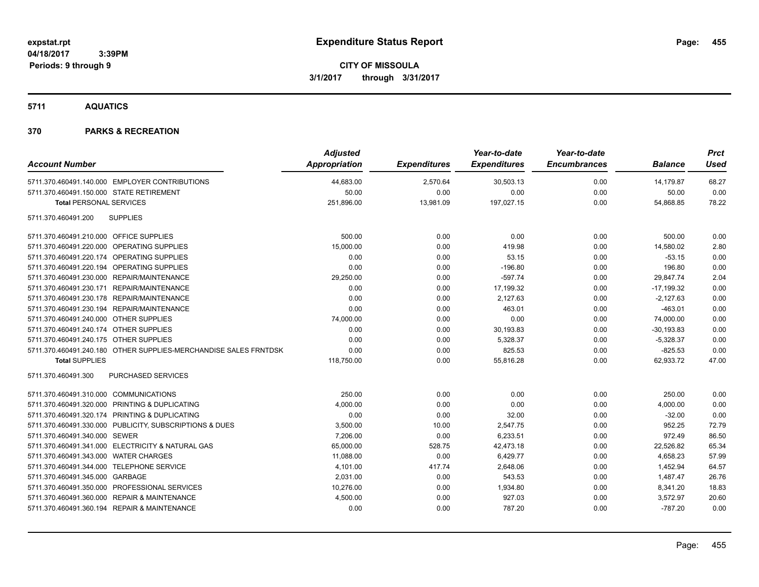**expstat.rpt**
**04/18/2017 3:39PM**
**Periods: 9 through 9**

# Expenditure Status Report

**CITY OF MISSOULA**
**3/1/2017 through 3/31/2017**

## 5711 AQUATICS

## 370 PARKS & RECREATION

| Account Number | | Adjusted Appropriation | Expenditures | Year-to-date Expenditures | Year-to-date Encumbrances | Balance | Prct Used |
|---|---|---|---|---|---|---|---|
| 5711.370.460491.140.000 | EMPLOYER CONTRIBUTIONS | 44,683.00 | 2,570.64 | 30,503.13 | 0.00 | 14,179.87 | 68.27 |
| 5711.370.460491.150.000 | STATE RETIREMENT | 50.00 | 0.00 | 0.00 | 0.00 | 50.00 | 0.00 |
| **Total** PERSONAL SERVICES | | 251,896.00 | 13,981.09 | 197,027.15 | 0.00 | 54,868.85 | 78.22 |
| 5711.370.460491.200 | SUPPLIES | | | | | | |
| 5711.370.460491.210.000 | OFFICE SUPPLIES | 500.00 | 0.00 | 0.00 | 0.00 | 500.00 | 0.00 |
| 5711.370.460491.220.000 | OPERATING SUPPLIES | 15,000.00 | 0.00 | 419.98 | 0.00 | 14,580.02 | 2.80 |
| 5711.370.460491.220.174 | OPERATING SUPPLIES | 0.00 | 0.00 | 53.15 | 0.00 | -53.15 | 0.00 |
| 5711.370.460491.220.194 | OPERATING SUPPLIES | 0.00 | 0.00 | -196.80 | 0.00 | 196.80 | 0.00 |
| 5711.370.460491.230.000 | REPAIR/MAINTENANCE | 29,250.00 | 0.00 | -597.74 | 0.00 | 29,847.74 | 2.04 |
| 5711.370.460491.230.171 | REPAIR/MAINTENANCE | 0.00 | 0.00 | 17,199.32 | 0.00 | -17,199.32 | 0.00 |
| 5711.370.460491.230.178 | REPAIR/MAINTENANCE | 0.00 | 0.00 | 2,127.63 | 0.00 | -2,127.63 | 0.00 |
| 5711.370.460491.230.194 | REPAIR/MAINTENANCE | 0.00 | 0.00 | 463.01 | 0.00 | -463.01 | 0.00 |
| 5711.370.460491.240.000 | OTHER SUPPLIES | 74,000.00 | 0.00 | 0.00 | 0.00 | 74,000.00 | 0.00 |
| 5711.370.460491.240.174 | OTHER SUPPLIES | 0.00 | 0.00 | 30,193.83 | 0.00 | -30,193.83 | 0.00 |
| 5711.370.460491.240.175 | OTHER SUPPLIES | 0.00 | 0.00 | 5,328.37 | 0.00 | -5,328.37 | 0.00 |
| 5711.370.460491.240.180 | OTHER SUPPLIES-MERCHANDISE SALES FRNTDSK | 0.00 | 0.00 | 825.53 | 0.00 | -825.53 | 0.00 |
| **Total** SUPPLIES | | 118,750.00 | 0.00 | 55,816.28 | 0.00 | 62,933.72 | 47.00 |
| 5711.370.460491.300 | PURCHASED SERVICES | | | | | | |
| 5711.370.460491.310.000 | COMMUNICATIONS | 250.00 | 0.00 | 0.00 | 0.00 | 250.00 | 0.00 |
| 5711.370.460491.320.000 | PRINTING & DUPLICATING | 4,000.00 | 0.00 | 0.00 | 0.00 | 4,000.00 | 0.00 |
| 5711.370.460491.320.174 | PRINTING & DUPLICATING | 0.00 | 0.00 | 32.00 | 0.00 | -32.00 | 0.00 |
| 5711.370.460491.330.000 | PUBLICITY, SUBSCRIPTIONS & DUES | 3,500.00 | 10.00 | 2,547.75 | 0.00 | 952.25 | 72.79 |
| 5711.370.460491.340.000 | SEWER | 7,206.00 | 0.00 | 6,233.51 | 0.00 | 972.49 | 86.50 |
| 5711.370.460491.341.000 | ELECTRICITY & NATURAL GAS | 65,000.00 | 528.75 | 42,473.18 | 0.00 | 22,526.82 | 65.34 |
| 5711.370.460491.343.000 | WATER CHARGES | 11,088.00 | 0.00 | 6,429.77 | 0.00 | 4,658.23 | 57.99 |
| 5711.370.460491.344.000 | TELEPHONE SERVICE | 4,101.00 | 417.74 | 2,648.06 | 0.00 | 1,452.94 | 64.57 |
| 5711.370.460491.345.000 | GARBAGE | 2,031.00 | 0.00 | 543.53 | 0.00 | 1,487.47 | 26.76 |
| 5711.370.460491.350.000 | PROFESSIONAL SERVICES | 10,276.00 | 0.00 | 1,934.80 | 0.00 | 8,341.20 | 18.83 |
| 5711.370.460491.360.000 | REPAIR & MAINTENANCE | 4,500.00 | 0.00 | 927.03 | 0.00 | 3,572.97 | 20.60 |
| 5711.370.460491.360.194 | REPAIR & MAINTENANCE | 0.00 | 0.00 | 787.20 | 0.00 | -787.20 | 0.00 |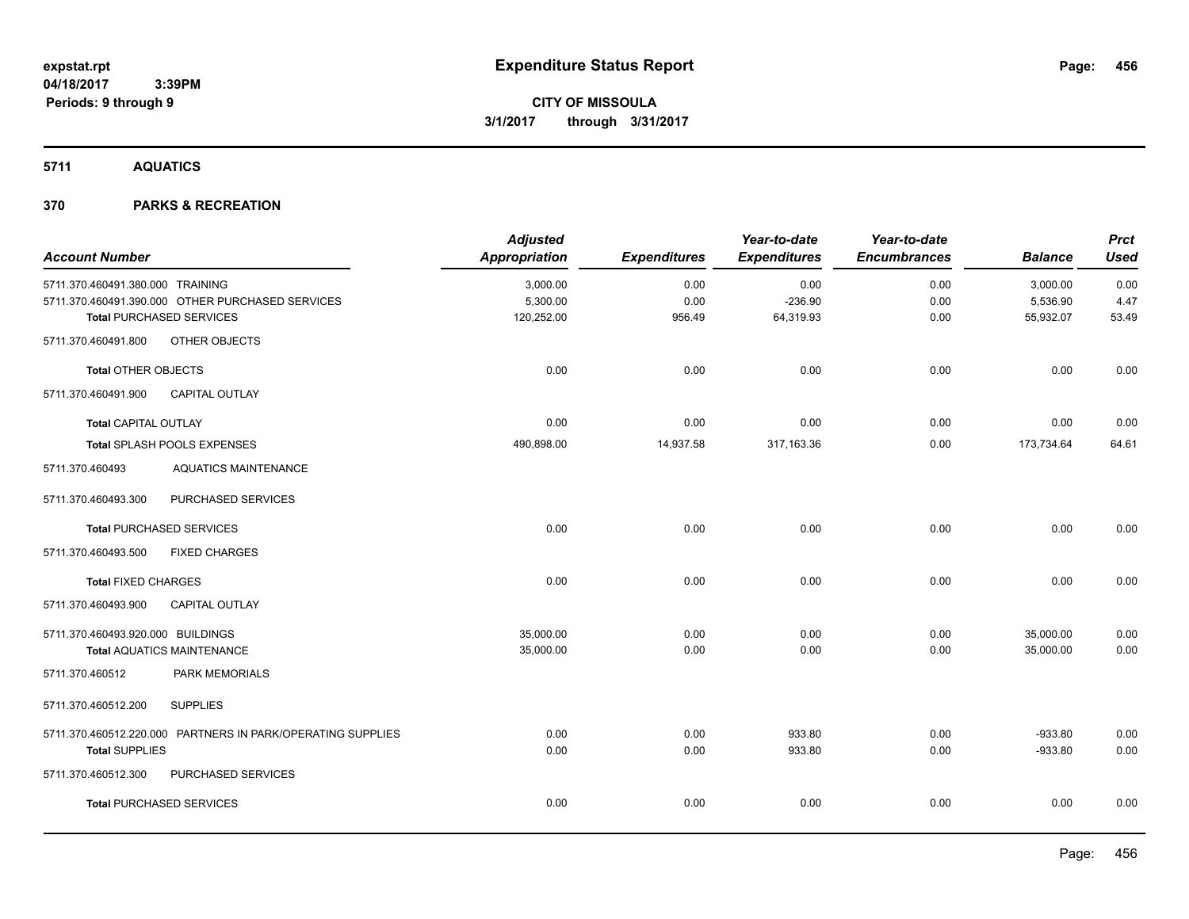# Expenditure Status Report

expstat.rpt
04/18/2017 3:39PM
Periods: 9 through 9

**CITY OF MISSOULA**
**3/1/2017 through 3/31/2017**

## 5711 AQUATICS

## 370 PARKS & RECREATION

| Account Number | Adjusted Appropriation | Expenditures | Year-to-date Expenditures | Year-to-date Encumbrances | Balance | Prct Used |
|---|---|---|---|---|---|---|
| 5711.370.460491.380.000 TRAINING | 3,000.00 | 0.00 | 0.00 | 0.00 | 3,000.00 | 0.00 |
| 5711.370.460491.390.000 OTHER PURCHASED SERVICES | 5,300.00 | 0.00 | -236.90 | 0.00 | 5,536.90 | 4.47 |
| **Total** PURCHASED SERVICES | 120,252.00 | 956.49 | 64,319.93 | 0.00 | 55,932.07 | 53.49 |
| 5711.370.460491.800 OTHER OBJECTS | | | | | | |
| **Total** OTHER OBJECTS | 0.00 | 0.00 | 0.00 | 0.00 | 0.00 | 0.00 |
| 5711.370.460491.900 CAPITAL OUTLAY | | | | | | |
| **Total** CAPITAL OUTLAY | 0.00 | 0.00 | 0.00 | 0.00 | 0.00 | 0.00 |
| **Total** SPLASH POOLS EXPENSES | 490,898.00 | 14,937.58 | 317,163.36 | 0.00 | 173,734.64 | 64.61 |
| 5711.370.460493 AQUATICS MAINTENANCE | | | | | | |
| 5711.370.460493.300 PURCHASED SERVICES | | | | | | |
| **Total** PURCHASED SERVICES | 0.00 | 0.00 | 0.00 | 0.00 | 0.00 | 0.00 |
| 5711.370.460493.500 FIXED CHARGES | | | | | | |
| **Total** FIXED CHARGES | 0.00 | 0.00 | 0.00 | 0.00 | 0.00 | 0.00 |
| 5711.370.460493.900 CAPITAL OUTLAY | | | | | | |
| 5711.370.460493.920.000 BUILDINGS | 35,000.00 | 0.00 | 0.00 | 0.00 | 35,000.00 | 0.00 |
| **Total** AQUATICS MAINTENANCE | 35,000.00 | 0.00 | 0.00 | 0.00 | 35,000.00 | 0.00 |
| 5711.370.460512 PARK MEMORIALS | | | | | | |
| 5711.370.460512.200 SUPPLIES | | | | | | |
| 5711.370.460512.220.000 PARTNERS IN PARK/OPERATING SUPPLIES | 0.00 | 0.00 | 933.80 | 0.00 | -933.80 | 0.00 |
| **Total** SUPPLIES | 0.00 | 0.00 | 933.80 | 0.00 | -933.80 | 0.00 |
| 5711.370.460512.300 PURCHASED SERVICES | | | | | | |
| **Total** PURCHASED SERVICES | 0.00 | 0.00 | 0.00 | 0.00 | 0.00 | 0.00 |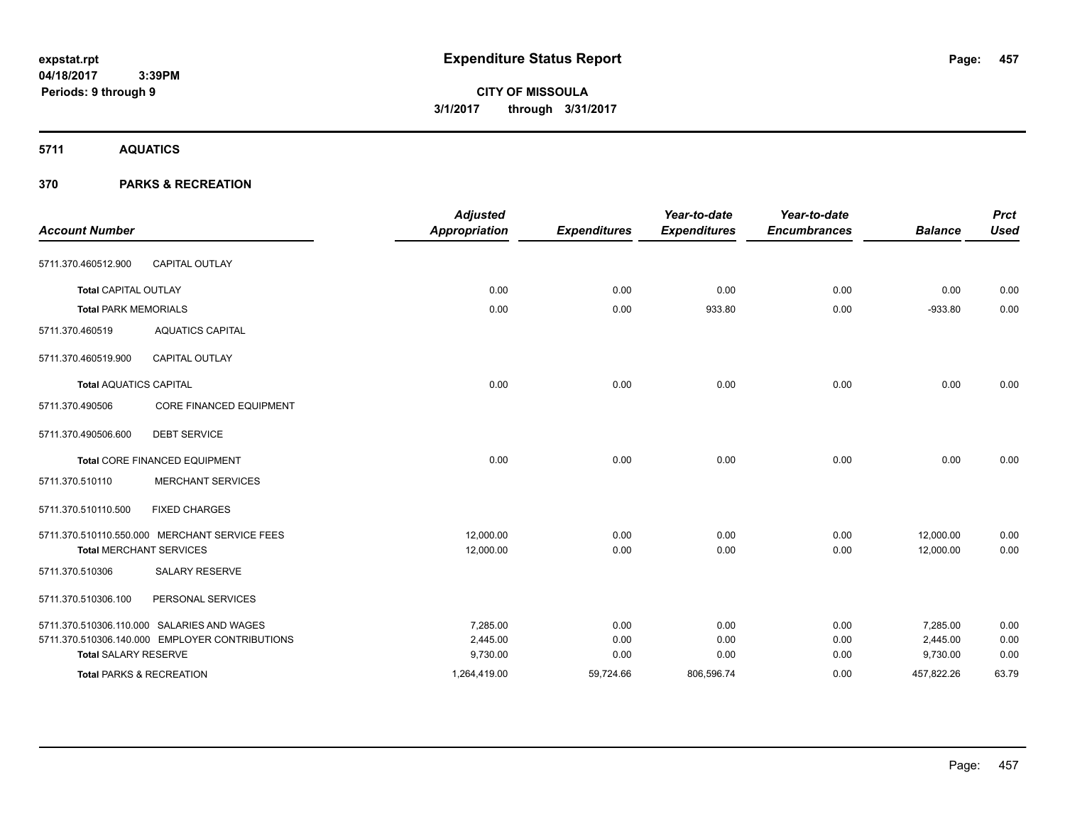# Expenditure Status Report

**CITY OF MISSOULA**

**3/1/2017 through 3/31/2017**

expstat.rpt
04/18/2017 3:39PM
Periods: 9 through 9

## 5711 AQUATICS

## 370 PARKS & RECREATION

| Account Number | | Adjusted Appropriation | Expenditures | Year-to-date Expenditures | Year-to-date Encumbrances | Balance | Prct Used |
|---|---|---|---|---|---|---|---|
| 5711.370.460512.900 | CAPITAL OUTLAY | | | | | | |
| **Total** CAPITAL OUTLAY | | 0.00 | 0.00 | 0.00 | 0.00 | 0.00 | 0.00 |
| **Total** PARK MEMORIALS | | 0.00 | 0.00 | 933.80 | 0.00 | -933.80 | 0.00 |
| 5711.370.460519 | AQUATICS CAPITAL | | | | | | |
| 5711.370.460519.900 | CAPITAL OUTLAY | | | | | | |
| **Total** AQUATICS CAPITAL | | 0.00 | 0.00 | 0.00 | 0.00 | 0.00 | 0.00 |
| 5711.370.490506 | CORE FINANCED EQUIPMENT | | | | | | |
| 5711.370.490506.600 | DEBT SERVICE | | | | | | |
| **Total** CORE FINANCED EQUIPMENT | | 0.00 | 0.00 | 0.00 | 0.00 | 0.00 | 0.00 |
| 5711.370.510110 | MERCHANT SERVICES | | | | | | |
| 5711.370.510110.500 | FIXED CHARGES | | | | | | |
| 5711.370.510110.550.000 | MERCHANT SERVICE FEES | 12,000.00 | 0.00 | 0.00 | 0.00 | 12,000.00 | 0.00 |
| **Total** MERCHANT SERVICES | | 12,000.00 | 0.00 | 0.00 | 0.00 | 12,000.00 | 0.00 |
| 5711.370.510306 | SALARY RESERVE | | | | | | |
| 5711.370.510306.100 | PERSONAL SERVICES | | | | | | |
| 5711.370.510306.110.000 | SALARIES AND WAGES | 7,285.00 | 0.00 | 0.00 | 0.00 | 7,285.00 | 0.00 |
| 5711.370.510306.140.000 | EMPLOYER CONTRIBUTIONS | 2,445.00 | 0.00 | 0.00 | 0.00 | 2,445.00 | 0.00 |
| **Total** SALARY RESERVE | | 9,730.00 | 0.00 | 0.00 | 0.00 | 9,730.00 | 0.00 |
| **Total** PARKS & RECREATION | | 1,264,419.00 | 59,724.66 | 806,596.74 | 0.00 | 457,822.26 | 63.79 |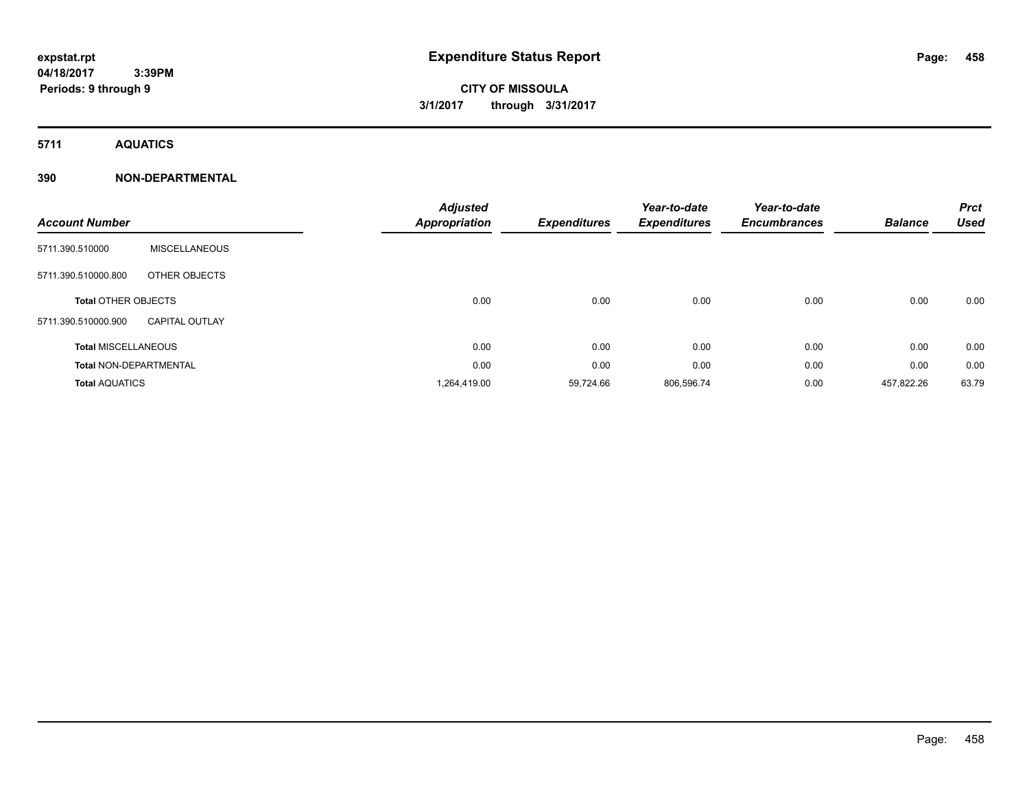**expstat.rpt**
**04/18/2017 3:39PM**
**Periods: 9 through 9**

# Expenditure Status Report

**CITY OF MISSOULA**
**3/1/2017 through 3/31/2017**

## 5711 AQUATICS

## 390 NON-DEPARTMENTAL

| Account Number | | Adjusted Appropriation | Expenditures | Year-to-date Expenditures | Year-to-date Encumbrances | Balance | Prct Used |
|---|---|---|---|---|---|---|---|
| 5711.390.510000 | MISCELLANEOUS | | | | | | |
| 5711.390.510000.800 | OTHER OBJECTS | | | | | | |
| Total OTHER OBJECTS | | 0.00 | 0.00 | 0.00 | 0.00 | 0.00 | 0.00 |
| 5711.390.510000.900 | CAPITAL OUTLAY | | | | | | |
| Total MISCELLANEOUS | | 0.00 | 0.00 | 0.00 | 0.00 | 0.00 | 0.00 |
| Total NON-DEPARTMENTAL | | 0.00 | 0.00 | 0.00 | 0.00 | 0.00 | 0.00 |
| Total AQUATICS | | 1,264,419.00 | 59,724.66 | 806,596.74 | 0.00 | 457,822.26 | 63.79 |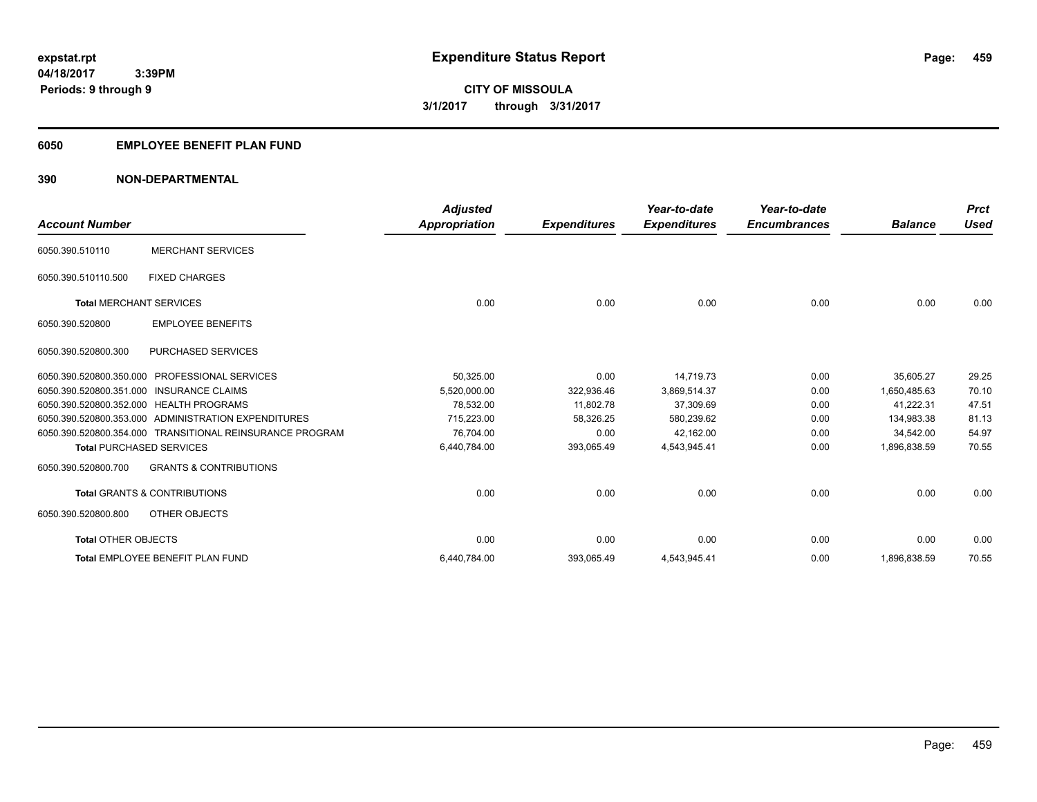expstat.rpt
04/18/2017 3:39PM
Periods: 9 through 9

# Expenditure Status Report

**CITY OF MISSOULA**
**3/1/2017 through 3/31/2017**

## 6050 EMPLOYEE BENEFIT PLAN FUND

## 390 NON-DEPARTMENTAL

| Account Number | | Adjusted Appropriation | Expenditures | Year-to-date Expenditures | Year-to-date Encumbrances | Balance | Prct Used |
|---|---|---|---|---|---|---|---|
| 6050.390.510110 | MERCHANT SERVICES | | | | | | |
| 6050.390.510110.500 | FIXED CHARGES | | | | | | |
| **Total** MERCHANT SERVICES | | 0.00 | 0.00 | 0.00 | 0.00 | 0.00 | 0.00 |
| 6050.390.520800 | EMPLOYEE BENEFITS | | | | | | |
| 6050.390.520800.300 | PURCHASED SERVICES | | | | | | |
| 6050.390.520800.350.000 | PROFESSIONAL SERVICES | 50,325.00 | 0.00 | 14,719.73 | 0.00 | 35,605.27 | 29.25 |
| 6050.390.520800.351.000 | INSURANCE CLAIMS | 5,520,000.00 | 322,936.46 | 3,869,514.37 | 0.00 | 1,650,485.63 | 70.10 |
| 6050.390.520800.352.000 | HEALTH PROGRAMS | 78,532.00 | 11,802.78 | 37,309.69 | 0.00 | 41,222.31 | 47.51 |
| 6050.390.520800.353.000 | ADMINISTRATION EXPENDITURES | 715,223.00 | 58,326.25 | 580,239.62 | 0.00 | 134,983.38 | 81.13 |
| 6050.390.520800.354.000 | TRANSITIONAL REINSURANCE PROGRAM | 76,704.00 | 0.00 | 42,162.00 | 0.00 | 34,542.00 | 54.97 |
| **Total** PURCHASED SERVICES | | 6,440,784.00 | 393,065.49 | 4,543,945.41 | 0.00 | 1,896,838.59 | 70.55 |
| 6050.390.520800.700 | GRANTS & CONTRIBUTIONS | | | | | | |
| **Total** GRANTS & CONTRIBUTIONS | | 0.00 | 0.00 | 0.00 | 0.00 | 0.00 | 0.00 |
| 6050.390.520800.800 | OTHER OBJECTS | | | | | | |
| **Total** OTHER OBJECTS | | 0.00 | 0.00 | 0.00 | 0.00 | 0.00 | 0.00 |
| **Total** EMPLOYEE BENEFIT PLAN FUND | | 6,440,784.00 | 393,065.49 | 4,543,945.41 | 0.00 | 1,896,838.59 | 70.55 |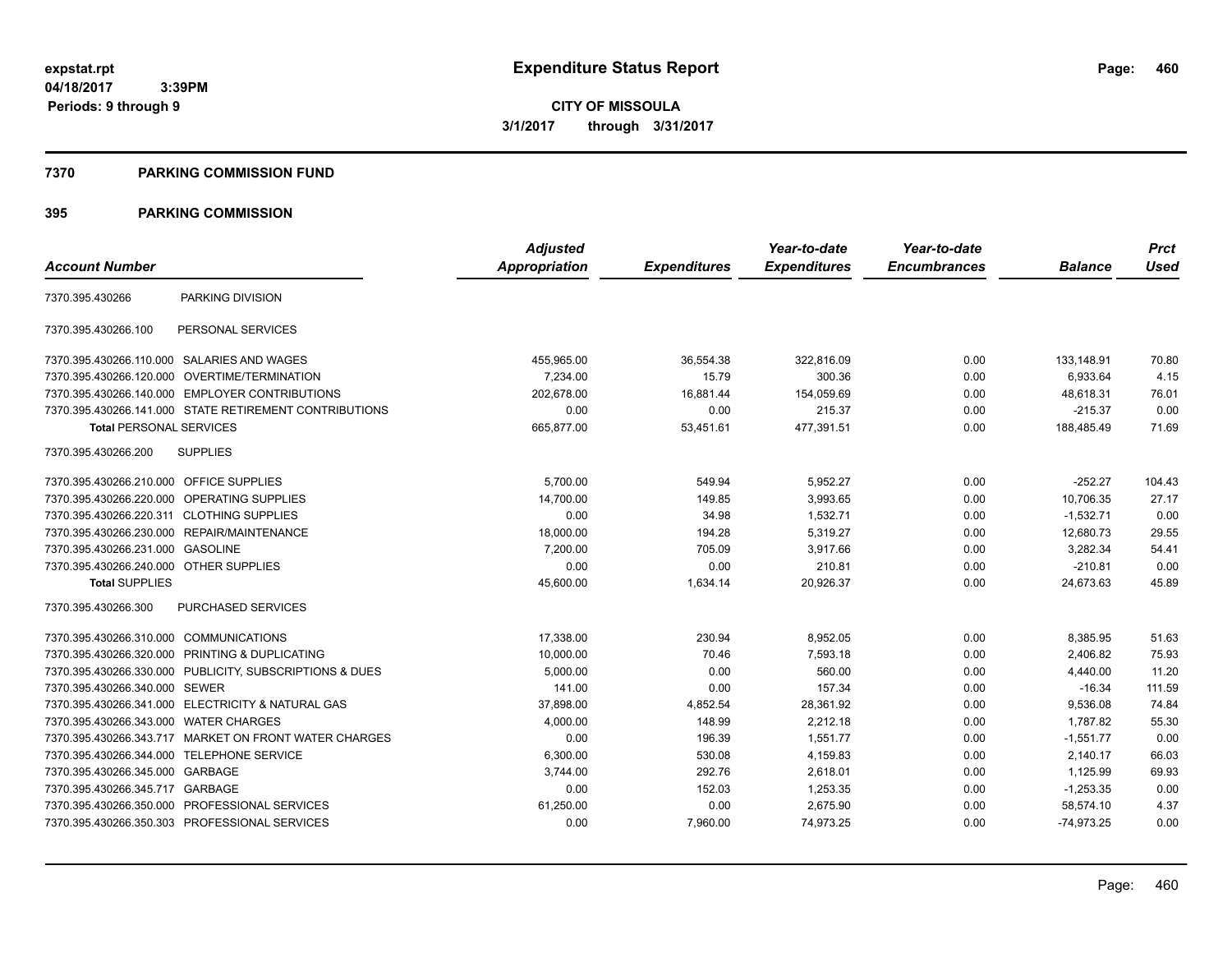**expstat.rpt**
**04/18/2017 3:39PM**
**Periods: 9 through 9**

# Expenditure Status Report

**CITY OF MISSOULA**
**3/1/2017 through 3/31/2017**

## 7370 PARKING COMMISSION FUND

## 395 PARKING COMMISSION

| Account Number | | Adjusted Appropriation | Expenditures | Year-to-date Expenditures | Year-to-date Encumbrances | Balance | Prct Used |
|---|---|---|---|---|---|---|---|
| 7370.395.430266 | PARKING DIVISION | | | | | | |
| 7370.395.430266.100 | PERSONAL SERVICES | | | | | | |
| 7370.395.430266.110.000 | SALARIES AND WAGES | 455,965.00 | 36,554.38 | 322,816.09 | 0.00 | 133,148.91 | 70.80 |
| 7370.395.430266.120.000 | OVERTIME/TERMINATION | 7,234.00 | 15.79 | 300.36 | 0.00 | 6,933.64 | 4.15 |
| 7370.395.430266.140.000 | EMPLOYER CONTRIBUTIONS | 202,678.00 | 16,881.44 | 154,059.69 | 0.00 | 48,618.31 | 76.01 |
| 7370.395.430266.141.000 | STATE RETIREMENT CONTRIBUTIONS | 0.00 | 0.00 | 215.37 | 0.00 | -215.37 | 0.00 |
| **Total** PERSONAL SERVICES | | 665,877.00 | 53,451.61 | 477,391.51 | 0.00 | 188,485.49 | 71.69 |
| 7370.395.430266.200 | SUPPLIES | | | | | | |
| 7370.395.430266.210.000 | OFFICE SUPPLIES | 5,700.00 | 549.94 | 5,952.27 | 0.00 | -252.27 | 104.43 |
| 7370.395.430266.220.000 | OPERATING SUPPLIES | 14,700.00 | 149.85 | 3,993.65 | 0.00 | 10,706.35 | 27.17 |
| 7370.395.430266.220.311 | CLOTHING SUPPLIES | 0.00 | 34.98 | 1,532.71 | 0.00 | -1,532.71 | 0.00 |
| 7370.395.430266.230.000 | REPAIR/MAINTENANCE | 18,000.00 | 194.28 | 5,319.27 | 0.00 | 12,680.73 | 29.55 |
| 7370.395.430266.231.000 | GASOLINE | 7,200.00 | 705.09 | 3,917.66 | 0.00 | 3,282.34 | 54.41 |
| 7370.395.430266.240.000 | OTHER SUPPLIES | 0.00 | 0.00 | 210.81 | 0.00 | -210.81 | 0.00 |
| **Total** SUPPLIES | | 45,600.00 | 1,634.14 | 20,926.37 | 0.00 | 24,673.63 | 45.89 |
| 7370.395.430266.300 | PURCHASED SERVICES | | | | | | |
| 7370.395.430266.310.000 | COMMUNICATIONS | 17,338.00 | 230.94 | 8,952.05 | 0.00 | 8,385.95 | 51.63 |
| 7370.395.430266.320.000 | PRINTING & DUPLICATING | 10,000.00 | 70.46 | 7,593.18 | 0.00 | 2,406.82 | 75.93 |
| 7370.395.430266.330.000 | PUBLICITY, SUBSCRIPTIONS & DUES | 5,000.00 | 0.00 | 560.00 | 0.00 | 4,440.00 | 11.20 |
| 7370.395.430266.340.000 | SEWER | 141.00 | 0.00 | 157.34 | 0.00 | -16.34 | 111.59 |
| 7370.395.430266.341.000 | ELECTRICITY & NATURAL GAS | 37,898.00 | 4,852.54 | 28,361.92 | 0.00 | 9,536.08 | 74.84 |
| 7370.395.430266.343.000 | WATER CHARGES | 4,000.00 | 148.99 | 2,212.18 | 0.00 | 1,787.82 | 55.30 |
| 7370.395.430266.343.717 | MARKET ON FRONT WATER CHARGES | 0.00 | 196.39 | 1,551.77 | 0.00 | -1,551.77 | 0.00 |
| 7370.395.430266.344.000 | TELEPHONE SERVICE | 6,300.00 | 530.08 | 4,159.83 | 0.00 | 2,140.17 | 66.03 |
| 7370.395.430266.345.000 | GARBAGE | 3,744.00 | 292.76 | 2,618.01 | 0.00 | 1,125.99 | 69.93 |
| 7370.395.430266.345.717 | GARBAGE | 0.00 | 152.03 | 1,253.35 | 0.00 | -1,253.35 | 0.00 |
| 7370.395.430266.350.000 | PROFESSIONAL SERVICES | 61,250.00 | 0.00 | 2,675.90 | 0.00 | 58,574.10 | 4.37 |
| 7370.395.430266.350.303 | PROFESSIONAL SERVICES | 0.00 | 7,960.00 | 74,973.25 | 0.00 | -74,973.25 | 0.00 |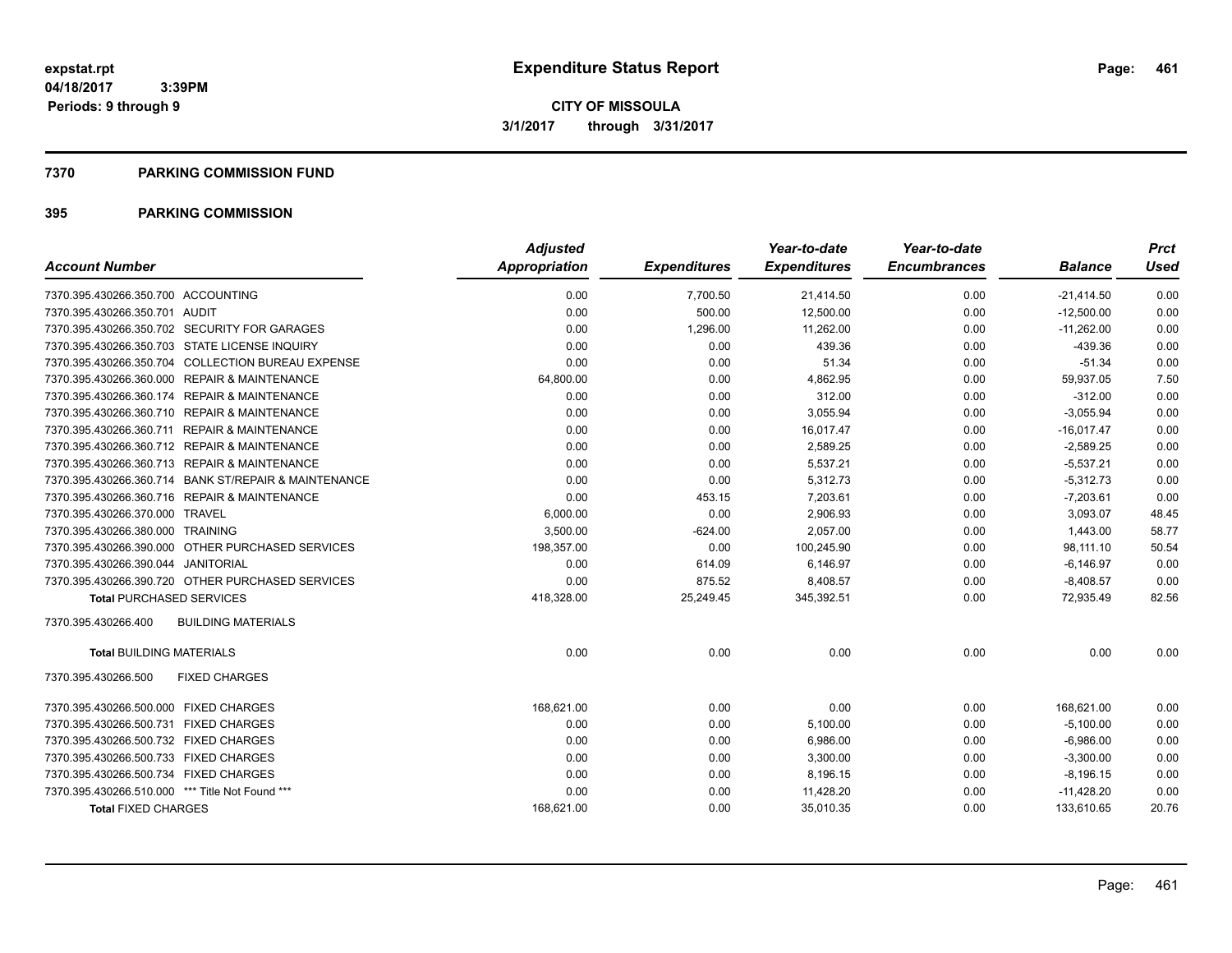**expstat.rpt**
**04/18/2017 3:39PM**
**Periods: 9 through 9**

# Expenditure Status Report

**CITY OF MISSOULA**
**3/1/2017 through 3/31/2017**

## 7370 PARKING COMMISSION FUND

## 395 PARKING COMMISSION

| Account Number | Adjusted Appropriation | Expenditures | Year-to-date Expenditures | Year-to-date Encumbrances | Balance | Prct Used |
|---|---|---|---|---|---|---|
| 7370.395.430266.350.700 ACCOUNTING | 0.00 | 7,700.50 | 21,414.50 | 0.00 | -21,414.50 | 0.00 |
| 7370.395.430266.350.701 AUDIT | 0.00 | 500.00 | 12,500.00 | 0.00 | -12,500.00 | 0.00 |
| 7370.395.430266.350.702 SECURITY FOR GARAGES | 0.00 | 1,296.00 | 11,262.00 | 0.00 | -11,262.00 | 0.00 |
| 7370.395.430266.350.703 STATE LICENSE INQUIRY | 0.00 | 0.00 | 439.36 | 0.00 | -439.36 | 0.00 |
| 7370.395.430266.350.704 COLLECTION BUREAU EXPENSE | 0.00 | 0.00 | 51.34 | 0.00 | -51.34 | 0.00 |
| 7370.395.430266.360.000 REPAIR & MAINTENANCE | 64,800.00 | 0.00 | 4,862.95 | 0.00 | 59,937.05 | 7.50 |
| 7370.395.430266.360.174 REPAIR & MAINTENANCE | 0.00 | 0.00 | 312.00 | 0.00 | -312.00 | 0.00 |
| 7370.395.430266.360.710 REPAIR & MAINTENANCE | 0.00 | 0.00 | 3,055.94 | 0.00 | -3,055.94 | 0.00 |
| 7370.395.430266.360.711 REPAIR & MAINTENANCE | 0.00 | 0.00 | 16,017.47 | 0.00 | -16,017.47 | 0.00 |
| 7370.395.430266.360.712 REPAIR & MAINTENANCE | 0.00 | 0.00 | 2,589.25 | 0.00 | -2,589.25 | 0.00 |
| 7370.395.430266.360.713 REPAIR & MAINTENANCE | 0.00 | 0.00 | 5,537.21 | 0.00 | -5,537.21 | 0.00 |
| 7370.395.430266.360.714 BANK ST/REPAIR & MAINTENANCE | 0.00 | 0.00 | 5,312.73 | 0.00 | -5,312.73 | 0.00 |
| 7370.395.430266.360.716 REPAIR & MAINTENANCE | 0.00 | 453.15 | 7,203.61 | 0.00 | -7,203.61 | 0.00 |
| 7370.395.430266.370.000 TRAVEL | 6,000.00 | 0.00 | 2,906.93 | 0.00 | 3,093.07 | 48.45 |
| 7370.395.430266.380.000 TRAINING | 3,500.00 | -624.00 | 2,057.00 | 0.00 | 1,443.00 | 58.77 |
| 7370.395.430266.390.000 OTHER PURCHASED SERVICES | 198,357.00 | 0.00 | 100,245.90 | 0.00 | 98,111.10 | 50.54 |
| 7370.395.430266.390.044 JANITORIAL | 0.00 | 614.09 | 6,146.97 | 0.00 | -6,146.97 | 0.00 |
| 7370.395.430266.390.720 OTHER PURCHASED SERVICES | 0.00 | 875.52 | 8,408.57 | 0.00 | -8,408.57 | 0.00 |
| **Total** PURCHASED SERVICES | 418,328.00 | 25,249.45 | 345,392.51 | 0.00 | 72,935.49 | 82.56 |
| 7370.395.430266.400 BUILDING MATERIALS | | | | | | |
| **Total** BUILDING MATERIALS | 0.00 | 0.00 | 0.00 | 0.00 | 0.00 | 0.00 |
| 7370.395.430266.500 FIXED CHARGES | | | | | | |
| 7370.395.430266.500.000 FIXED CHARGES | 168,621.00 | 0.00 | 0.00 | 0.00 | 168,621.00 | 0.00 |
| 7370.395.430266.500.731 FIXED CHARGES | 0.00 | 0.00 | 5,100.00 | 0.00 | -5,100.00 | 0.00 |
| 7370.395.430266.500.732 FIXED CHARGES | 0.00 | 0.00 | 6,986.00 | 0.00 | -6,986.00 | 0.00 |
| 7370.395.430266.500.733 FIXED CHARGES | 0.00 | 0.00 | 3,300.00 | 0.00 | -3,300.00 | 0.00 |
| 7370.395.430266.500.734 FIXED CHARGES | 0.00 | 0.00 | 8,196.15 | 0.00 | -8,196.15 | 0.00 |
| 7370.395.430266.510.000 *** Title Not Found *** | 0.00 | 0.00 | 11,428.20 | 0.00 | -11,428.20 | 0.00 |
| **Total** FIXED CHARGES | 168,621.00 | 0.00 | 35,010.35 | 0.00 | 133,610.65 | 20.76 |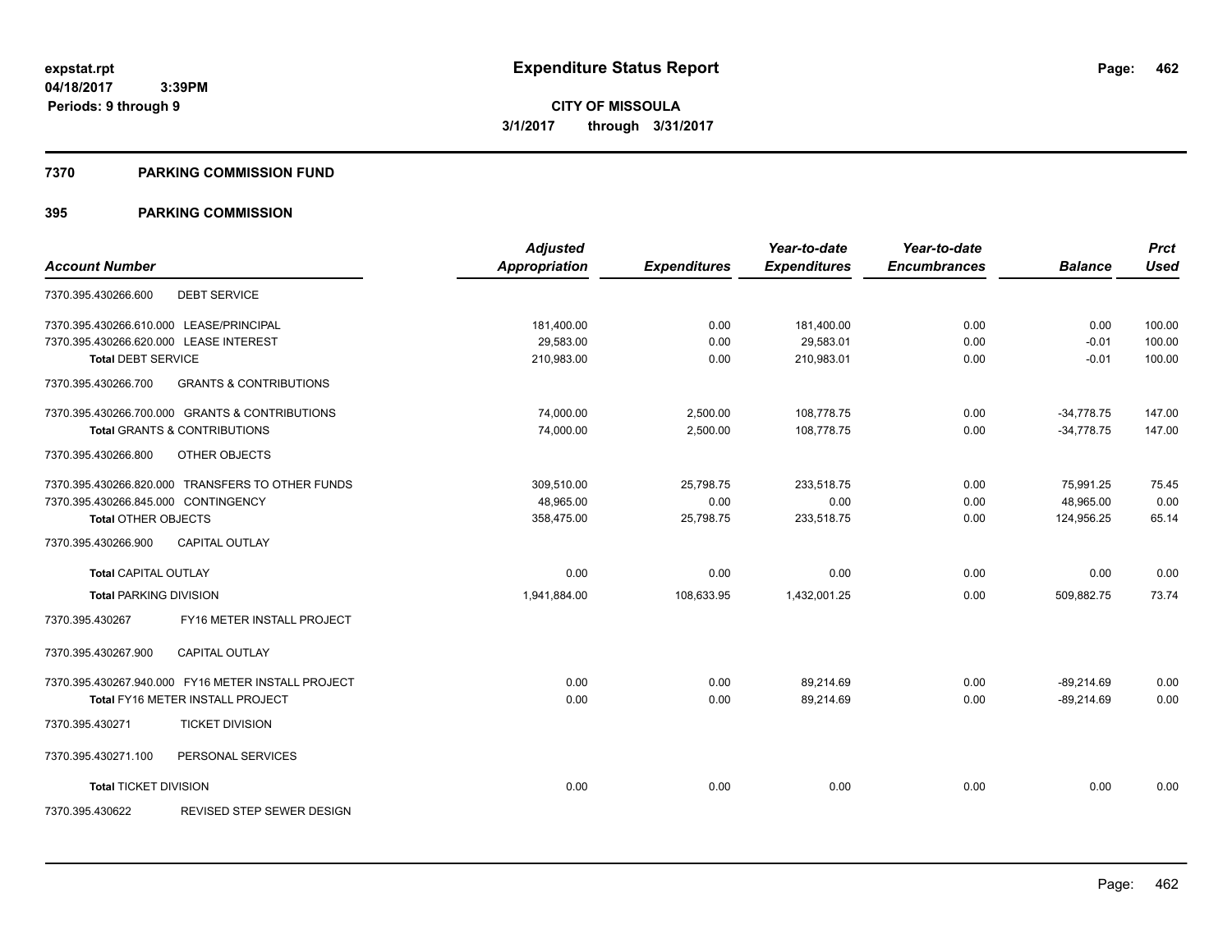**expstat.rpt**
**04/18/2017 3:39PM**
**Periods: 9 through 9**

# Expenditure Status Report

**CITY OF MISSOULA**
**3/1/2017 through 3/31/2017**

## 7370 PARKING COMMISSION FUND

## 395 PARKING COMMISSION

| Account Number | | Adjusted Appropriation | Expenditures | Year-to-date Expenditures | Year-to-date Encumbrances | Balance | Prct Used |
|---|---|---|---|---|---|---|---|
| 7370.395.430266.600 | DEBT SERVICE | | | | | | |
| 7370.395.430266.610.000 | LEASE/PRINCIPAL | 181,400.00 | 0.00 | 181,400.00 | 0.00 | 0.00 | 100.00 |
| 7370.395.430266.620.000 | LEASE INTEREST | 29,583.00 | 0.00 | 29,583.01 | 0.00 | -0.01 | 100.00 |
| **Total** DEBT SERVICE | | 210,983.00 | 0.00 | 210,983.01 | 0.00 | -0.01 | 100.00 |
| 7370.395.430266.700 | GRANTS & CONTRIBUTIONS | | | | | | |
| 7370.395.430266.700.000 | GRANTS & CONTRIBUTIONS | 74,000.00 | 2,500.00 | 108,778.75 | 0.00 | -34,778.75 | 147.00 |
| **Total** GRANTS & CONTRIBUTIONS | | 74,000.00 | 2,500.00 | 108,778.75 | 0.00 | -34,778.75 | 147.00 |
| 7370.395.430266.800 | OTHER OBJECTS | | | | | | |
| 7370.395.430266.820.000 | TRANSFERS TO OTHER FUNDS | 309,510.00 | 25,798.75 | 233,518.75 | 0.00 | 75,991.25 | 75.45 |
| 7370.395.430266.845.000 | CONTINGENCY | 48,965.00 | 0.00 | 0.00 | 0.00 | 48,965.00 | 0.00 |
| **Total** OTHER OBJECTS | | 358,475.00 | 25,798.75 | 233,518.75 | 0.00 | 124,956.25 | 65.14 |
| 7370.395.430266.900 | CAPITAL OUTLAY | | | | | | |
| **Total** CAPITAL OUTLAY | | 0.00 | 0.00 | 0.00 | 0.00 | 0.00 | 0.00 |
| **Total** PARKING DIVISION | | 1,941,884.00 | 108,633.95 | 1,432,001.25 | 0.00 | 509,882.75 | 73.74 |
| 7370.395.430267 | FY16 METER INSTALL PROJECT | | | | | | |
| 7370.395.430267.900 | CAPITAL OUTLAY | | | | | | |
| 7370.395.430267.940.000 | FY16 METER INSTALL PROJECT | 0.00 | 0.00 | 89,214.69 | 0.00 | -89,214.69 | 0.00 |
| **Total** FY16 METER INSTALL PROJECT | | 0.00 | 0.00 | 89,214.69 | 0.00 | -89,214.69 | 0.00 |
| 7370.395.430271 | TICKET DIVISION | | | | | | |
| 7370.395.430271.100 | PERSONAL SERVICES | | | | | | |
| **Total** TICKET DIVISION | | 0.00 | 0.00 | 0.00 | 0.00 | 0.00 | 0.00 |
| 7370.395.430622 | REVISED STEP SEWER DESIGN | | | | | | |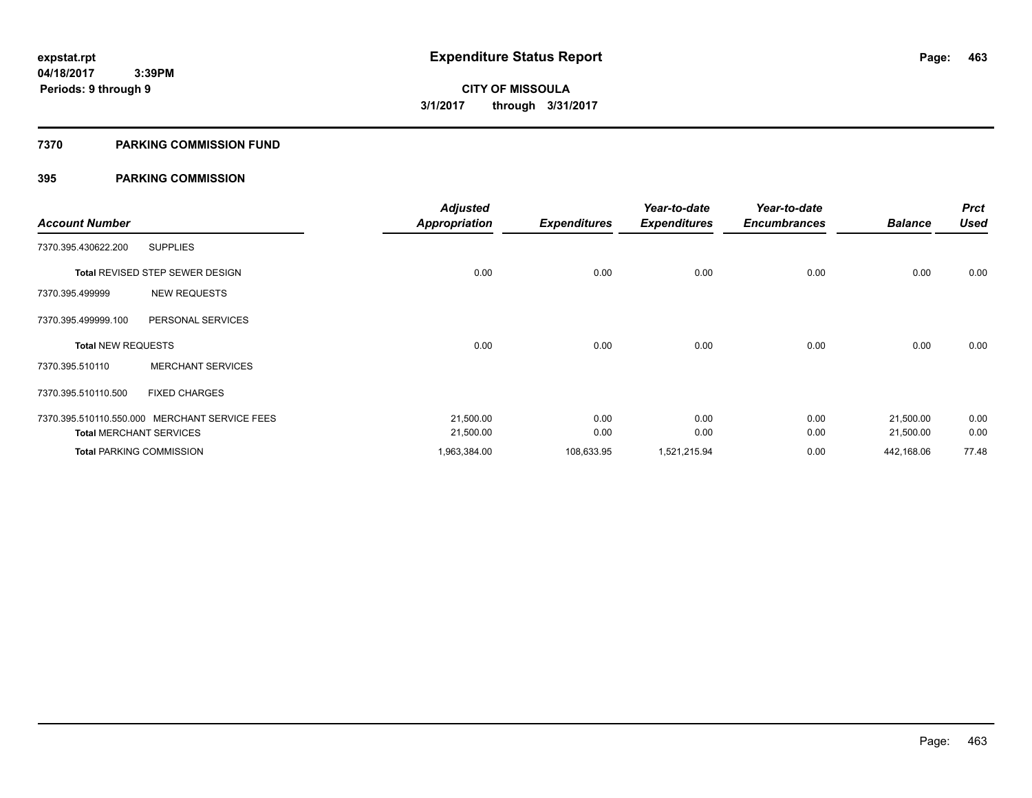**expstat.rpt**
**04/18/2017 3:39PM**
**Periods: 9 through 9**

# Expenditure Status Report

**CITY OF MISSOULA**
**3/1/2017 through 3/31/2017**

## 7370 PARKING COMMISSION FUND

## 395 PARKING COMMISSION

| Account Number | | Adjusted Appropriation | Expenditures | Year-to-date Expenditures | Year-to-date Encumbrances | Balance | Prct Used |
|---|---|---|---|---|---|---|---|
| 7370.395.430622.200 | SUPPLIES | | | | | | |
| **Total** REVISED STEP SEWER DESIGN | | 0.00 | 0.00 | 0.00 | 0.00 | 0.00 | 0.00 |
| 7370.395.499999 | NEW REQUESTS | | | | | | |
| 7370.395.499999.100 | PERSONAL SERVICES | | | | | | |
| **Total** NEW REQUESTS | | 0.00 | 0.00 | 0.00 | 0.00 | 0.00 | 0.00 |
| 7370.395.510110 | MERCHANT SERVICES | | | | | | |
| 7370.395.510110.500 | FIXED CHARGES | | | | | | |
| 7370.395.510110.550.000 | MERCHANT SERVICE FEES | 21,500.00 | 0.00 | 0.00 | 0.00 | 21,500.00 | 0.00 |
| **Total** MERCHANT SERVICES | | 21,500.00 | 0.00 | 0.00 | 0.00 | 21,500.00 | 0.00 |
| **Total** PARKING COMMISSION | | 1,963,384.00 | 108,633.95 | 1,521,215.94 | 0.00 | 442,168.06 | 77.48 |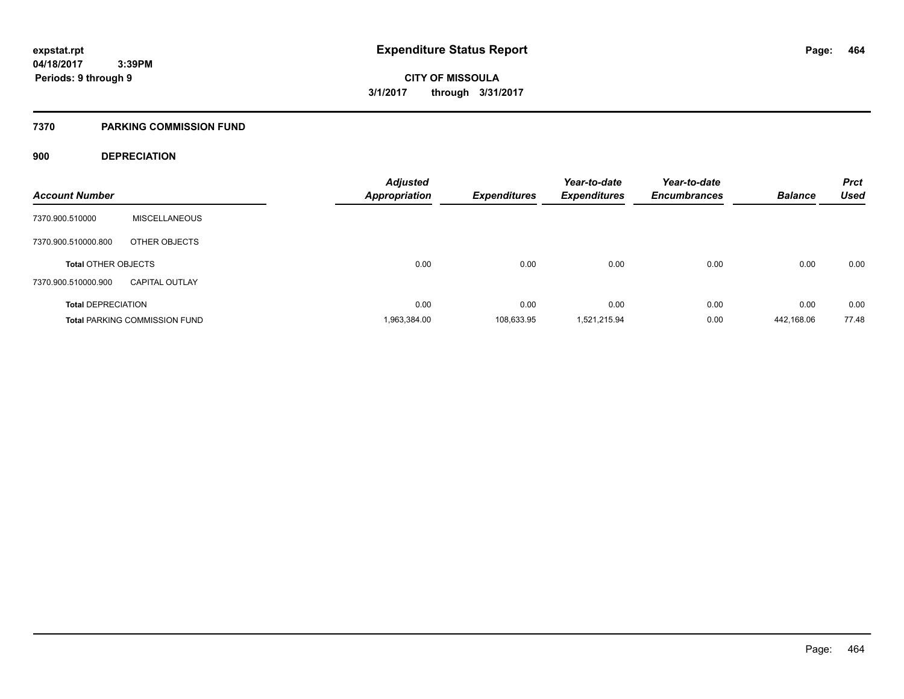**expstat.rpt**
**04/18/2017 3:39PM**
**Periods: 9 through 9**

# Expenditure Status Report

**CITY OF MISSOULA**
**3/1/2017 through 3/31/2017**

## 7370 PARKING COMMISSION FUND

### 900 DEPRECIATION

| Account Number | | Adjusted Appropriation | Expenditures | Year-to-date Expenditures | Year-to-date Encumbrances | Balance | Prct Used |
|---|---|---|---|---|---|---|---|
| 7370.900.510000 | MISCELLANEOUS | | | | | | |
| 7370.900.510000.800 | OTHER OBJECTS | | | | | | |
| Total OTHER OBJECTS | | 0.00 | 0.00 | 0.00 | 0.00 | 0.00 | 0.00 |
| 7370.900.510000.900 | CAPITAL OUTLAY | | | | | | |
| Total DEPRECIATION | | 0.00 | 0.00 | 0.00 | 0.00 | 0.00 | 0.00 |
| Total PARKING COMMISSION FUND | | 1,963,384.00 | 108,633.95 | 1,521,215.94 | 0.00 | 442,168.06 | 77.48 |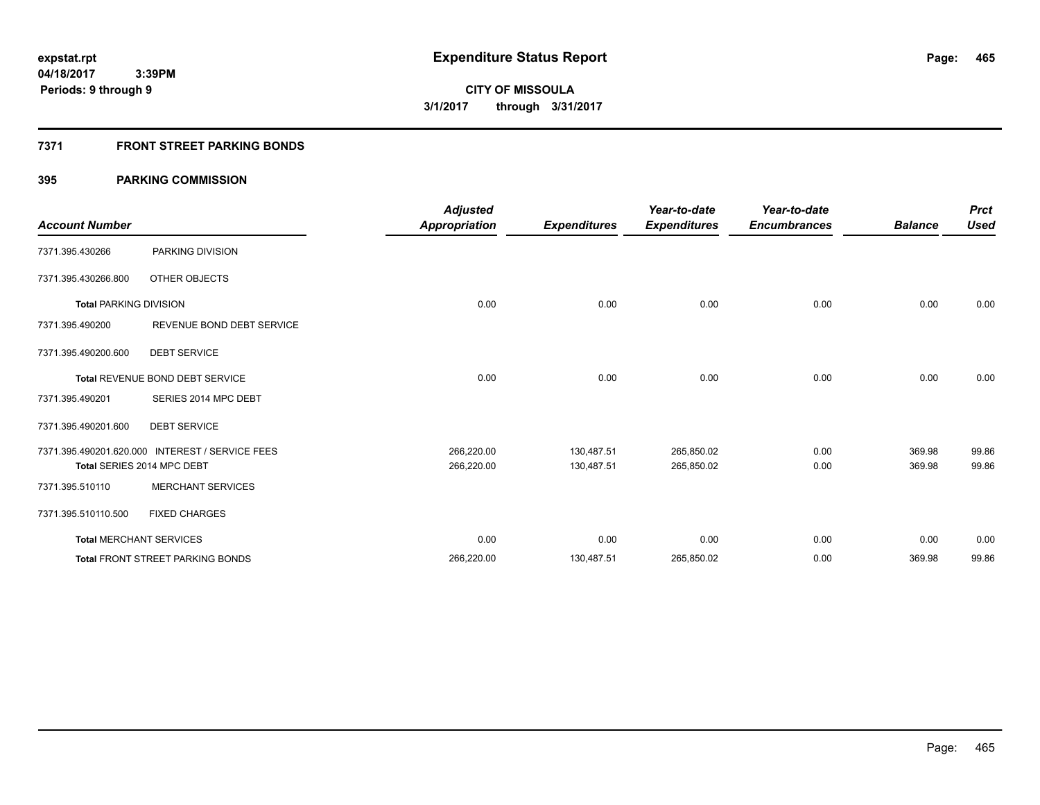# Expenditure Status Report

expstat.rpt
04/18/2017 3:39PM
Periods: 9 through 9

**CITY OF MISSOULA**
**3/1/2017 through 3/31/2017**

## 7371 FRONT STREET PARKING BONDS

## 395 PARKING COMMISSION

| Account Number | | Adjusted Appropriation | Expenditures | Year-to-date Expenditures | Year-to-date Encumbrances | Balance | Prct Used |
|---|---|---|---|---|---|---|---|
| 7371.395.430266 | PARKING DIVISION | | | | | | |
| 7371.395.430266.800 | OTHER OBJECTS | | | | | | |
| **Total** PARKING DIVISION | | 0.00 | 0.00 | 0.00 | 0.00 | 0.00 | 0.00 |
| 7371.395.490200 | REVENUE BOND DEBT SERVICE | | | | | | |
| 7371.395.490200.600 | DEBT SERVICE | | | | | | |
| **Total** REVENUE BOND DEBT SERVICE | | 0.00 | 0.00 | 0.00 | 0.00 | 0.00 | 0.00 |
| 7371.395.490201 | SERIES 2014 MPC DEBT | | | | | | |
| 7371.395.490201.600 | DEBT SERVICE | | | | | | |
| 7371.395.490201.620.000 | INTEREST / SERVICE FEES | 266,220.00 | 130,487.51 | 265,850.02 | 0.00 | 369.98 | 99.86 |
| **Total** SERIES 2014 MPC DEBT | | 266,220.00 | 130,487.51 | 265,850.02 | 0.00 | 369.98 | 99.86 |
| 7371.395.510110 | MERCHANT SERVICES | | | | | | |
| 7371.395.510110.500 | FIXED CHARGES | | | | | | |
| **Total** MERCHANT SERVICES | | 0.00 | 0.00 | 0.00 | 0.00 | 0.00 | 0.00 |
| **Total** FRONT STREET PARKING BONDS | | 266,220.00 | 130,487.51 | 265,850.02 | 0.00 | 369.98 | 99.86 |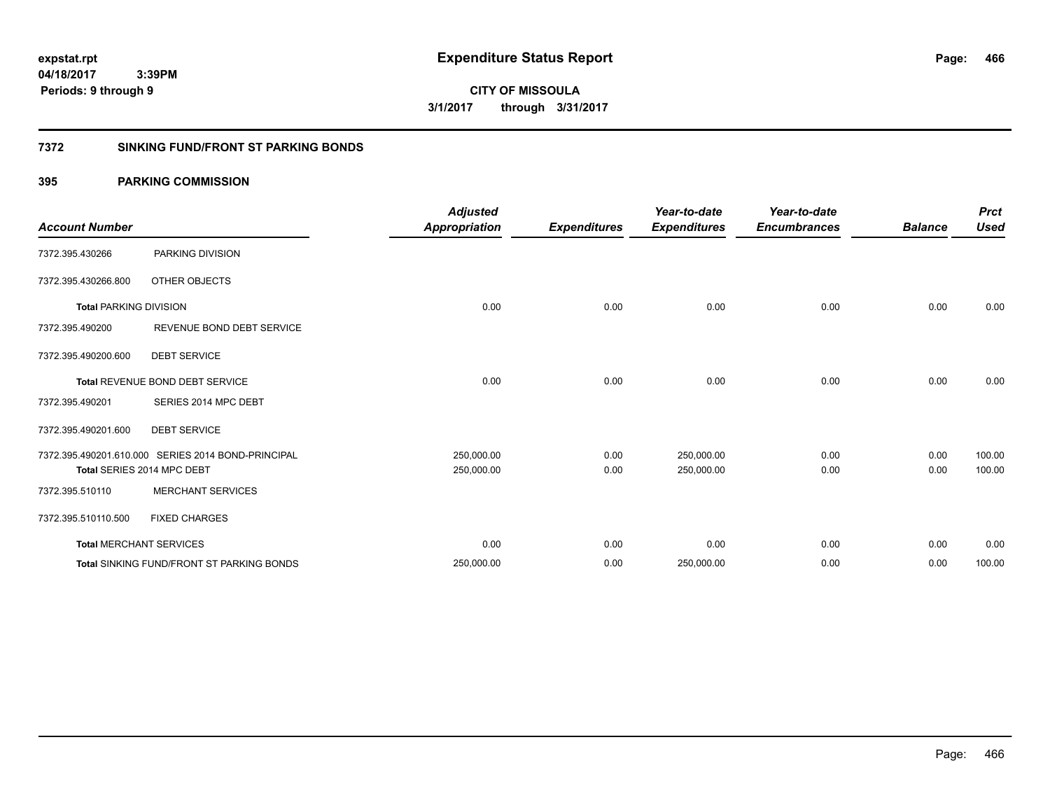**expstat.rpt**
**04/18/2017 3:39PM**
**Periods: 9 through 9**

# Expenditure Status Report

**CITY OF MISSOULA**
**3/1/2017 through 3/31/2017**

## 7372 SINKING FUND/FRONT ST PARKING BONDS

## 395 PARKING COMMISSION

| Account Number | | Adjusted Appropriation | Expenditures | Year-to-date Expenditures | Year-to-date Encumbrances | Balance | Prct Used |
|---|---|---|---|---|---|---|---|
| 7372.395.430266 | PARKING DIVISION | | | | | | |
| 7372.395.430266.800 | OTHER OBJECTS | | | | | | |
| **Total** PARKING DIVISION | | 0.00 | 0.00 | 0.00 | 0.00 | 0.00 | 0.00 |
| 7372.395.490200 | REVENUE BOND DEBT SERVICE | | | | | | |
| 7372.395.490200.600 | DEBT SERVICE | | | | | | |
| **Total** REVENUE BOND DEBT SERVICE | | 0.00 | 0.00 | 0.00 | 0.00 | 0.00 | 0.00 |
| 7372.395.490201 | SERIES 2014 MPC DEBT | | | | | | |
| 7372.395.490201.600 | DEBT SERVICE | | | | | | |
| 7372.395.490201.610.000 | SERIES 2014 BOND-PRINCIPAL | 250,000.00 | 0.00 | 250,000.00 | 0.00 | 0.00 | 100.00 |
| **Total** SERIES 2014 MPC DEBT | | 250,000.00 | 0.00 | 250,000.00 | 0.00 | 0.00 | 100.00 |
| 7372.395.510110 | MERCHANT SERVICES | | | | | | |
| 7372.395.510110.500 | FIXED CHARGES | | | | | | |
| **Total** MERCHANT SERVICES | | 0.00 | 0.00 | 0.00 | 0.00 | 0.00 | 0.00 |
| **Total** SINKING FUND/FRONT ST PARKING BONDS | | 250,000.00 | 0.00 | 250,000.00 | 0.00 | 0.00 | 100.00 |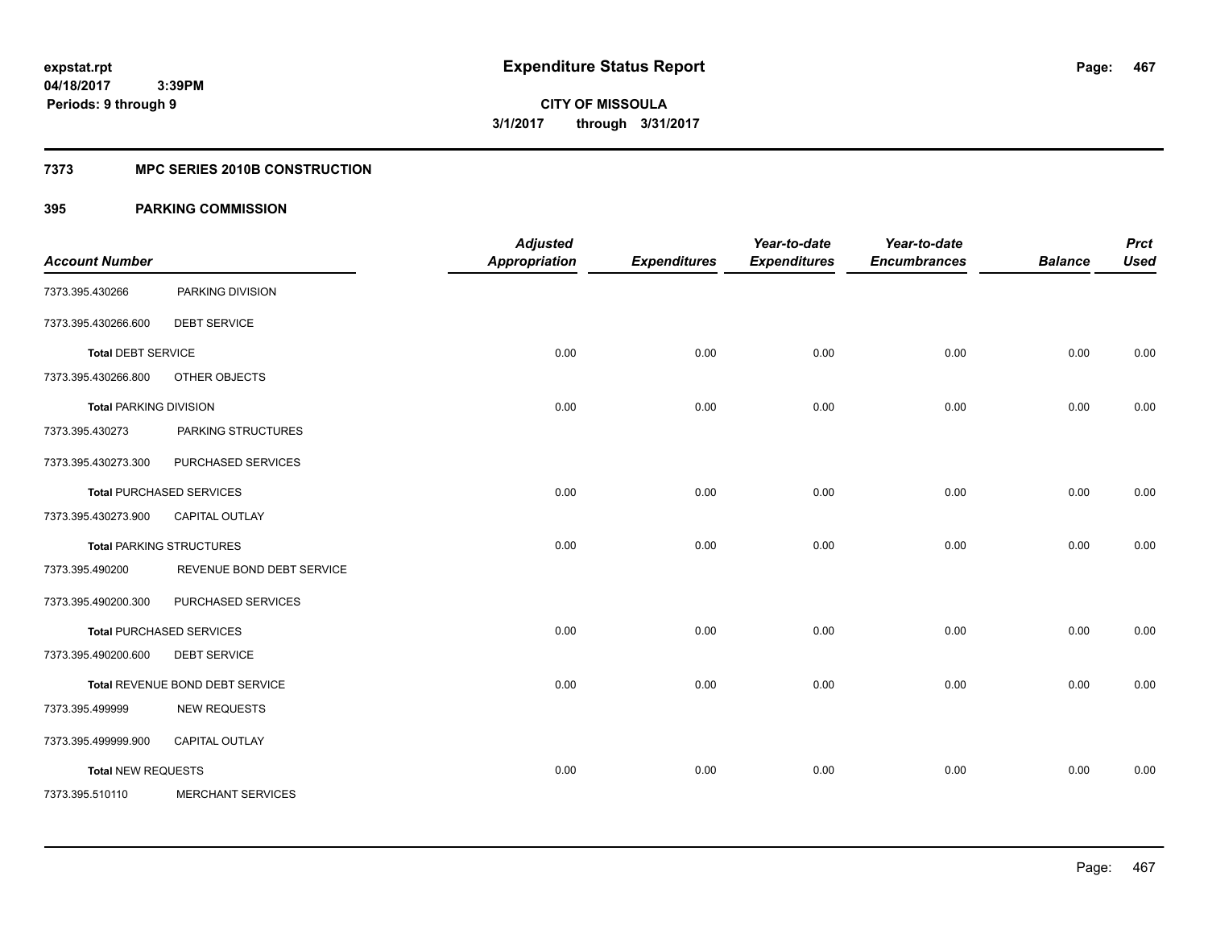expstat.rpt
04/18/2017 3:39PM
Periods: 9 through 9

# Expenditure Status Report

**CITY OF MISSOULA**
**3/1/2017 through 3/31/2017**

## 7373 MPC SERIES 2010B CONSTRUCTION

## 395 PARKING COMMISSION

| Account Number | | Adjusted Appropriation | Expenditures | Year-to-date Expenditures | Year-to-date Encumbrances | Balance | Prct Used |
|---|---|---|---|---|---|---|---|
| 7373.395.430266 | PARKING DIVISION | | | | | | |
| 7373.395.430266.600 | DEBT SERVICE | | | | | | |
| **Total** DEBT SERVICE | | 0.00 | 0.00 | 0.00 | 0.00 | 0.00 | 0.00 |
| 7373.395.430266.800 | OTHER OBJECTS | | | | | | |
| **Total** PARKING DIVISION | | 0.00 | 0.00 | 0.00 | 0.00 | 0.00 | 0.00 |
| 7373.395.430273 | PARKING STRUCTURES | | | | | | |
| 7373.395.430273.300 | PURCHASED SERVICES | | | | | | |
| **Total** PURCHASED SERVICES | | 0.00 | 0.00 | 0.00 | 0.00 | 0.00 | 0.00 |
| 7373.395.430273.900 | CAPITAL OUTLAY | | | | | | |
| **Total** PARKING STRUCTURES | | 0.00 | 0.00 | 0.00 | 0.00 | 0.00 | 0.00 |
| 7373.395.490200 | REVENUE BOND DEBT SERVICE | | | | | | |
| 7373.395.490200.300 | PURCHASED SERVICES | | | | | | |
| **Total** PURCHASED SERVICES | | 0.00 | 0.00 | 0.00 | 0.00 | 0.00 | 0.00 |
| 7373.395.490200.600 | DEBT SERVICE | | | | | | |
| **Total** REVENUE BOND DEBT SERVICE | | 0.00 | 0.00 | 0.00 | 0.00 | 0.00 | 0.00 |
| 7373.395.499999 | NEW REQUESTS | | | | | | |
| 7373.395.499999.900 | CAPITAL OUTLAY | | | | | | |
| **Total** NEW REQUESTS | | 0.00 | 0.00 | 0.00 | 0.00 | 0.00 | 0.00 |
| 7373.395.510110 | MERCHANT SERVICES | | | | | | |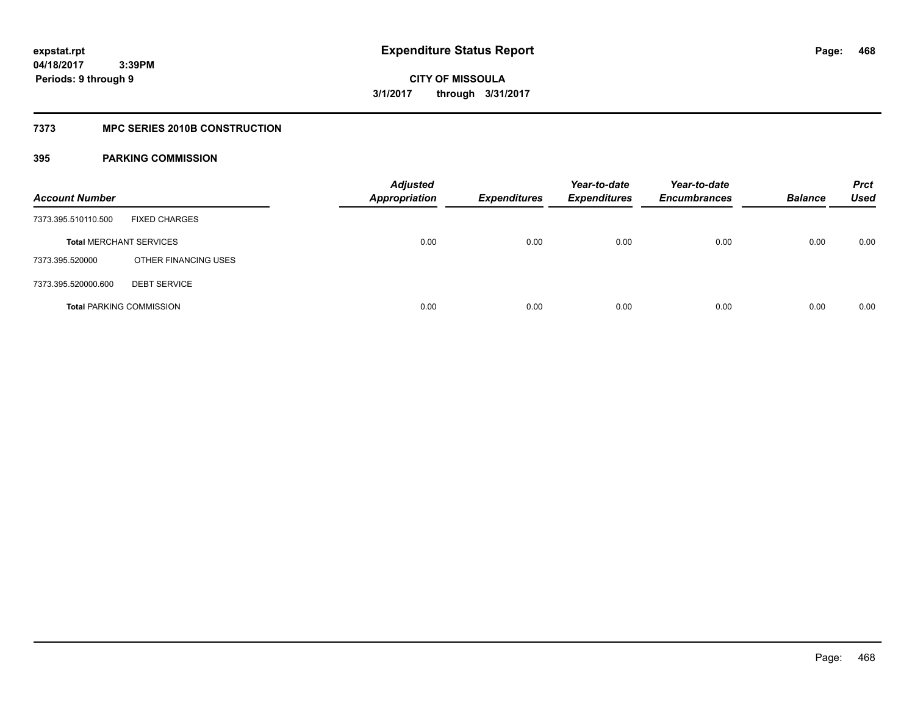**expstat.rpt**
**04/18/2017 3:39PM**
**Periods: 9 through 9**

# Expenditure Status Report

**CITY OF MISSOULA**
**3/1/2017 through 3/31/2017**

## 7373 MPC SERIES 2010B CONSTRUCTION

## 395 PARKING COMMISSION

| Account Number | | Adjusted Appropriation | Expenditures | Year-to-date Expenditures | Year-to-date Encumbrances | Balance | Prct Used |
|---|---|---|---|---|---|---|---|
| 7373.395.510110.500 | FIXED CHARGES | | | | | | |
| **Total** MERCHANT SERVICES | | 0.00 | 0.00 | 0.00 | 0.00 | 0.00 | 0.00 |
| 7373.395.520000 | OTHER FINANCING USES | | | | | | |
| 7373.395.520000.600 | DEBT SERVICE | | | | | | |
| **Total** PARKING COMMISSION | | 0.00 | 0.00 | 0.00 | 0.00 | 0.00 | 0.00 |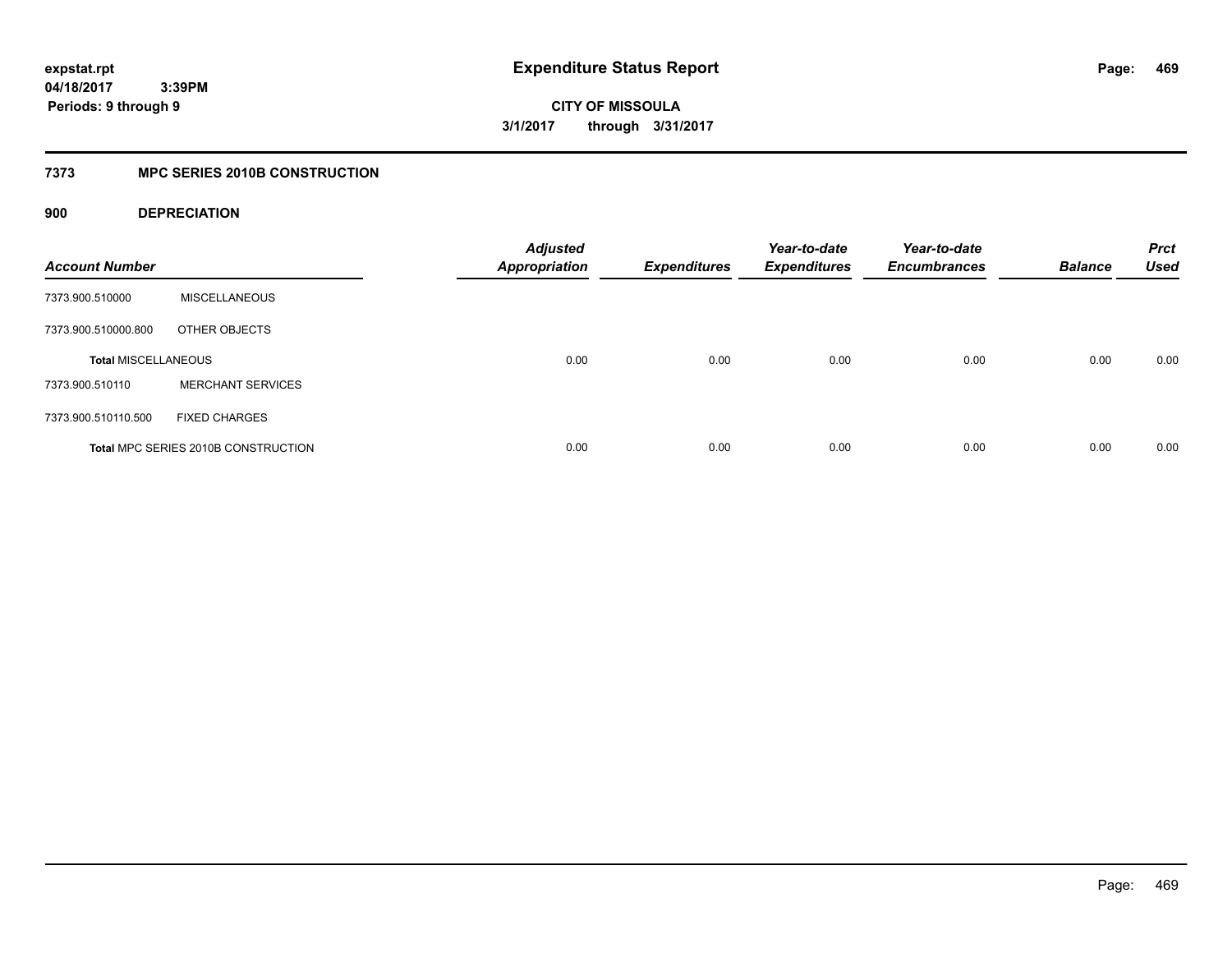expstat.rpt
04/18/2017 3:39PM
Periods: 9 through 9

# Expenditure Status Report

CITY OF MISSOULA
3/1/2017 through 3/31/2017

## 7373 MPC SERIES 2010B CONSTRUCTION

### 900 DEPRECIATION

| Account Number | | Adjusted Appropriation | Expenditures | Year-to-date Expenditures | Year-to-date Encumbrances | Balance | Prct Used |
|---|---|---|---|---|---|---|---|
| 7373.900.510000 | MISCELLANEOUS | | | | | | |
| 7373.900.510000.800 | OTHER OBJECTS | | | | | | |
| Total MISCELLANEOUS | | 0.00 | 0.00 | 0.00 | 0.00 | 0.00 | 0.00 |
| 7373.900.510110 | MERCHANT SERVICES | | | | | | |
| 7373.900.510110.500 | FIXED CHARGES | | | | | | |
| Total MPC SERIES 2010B CONSTRUCTION | | 0.00 | 0.00 | 0.00 | 0.00 | 0.00 | 0.00 |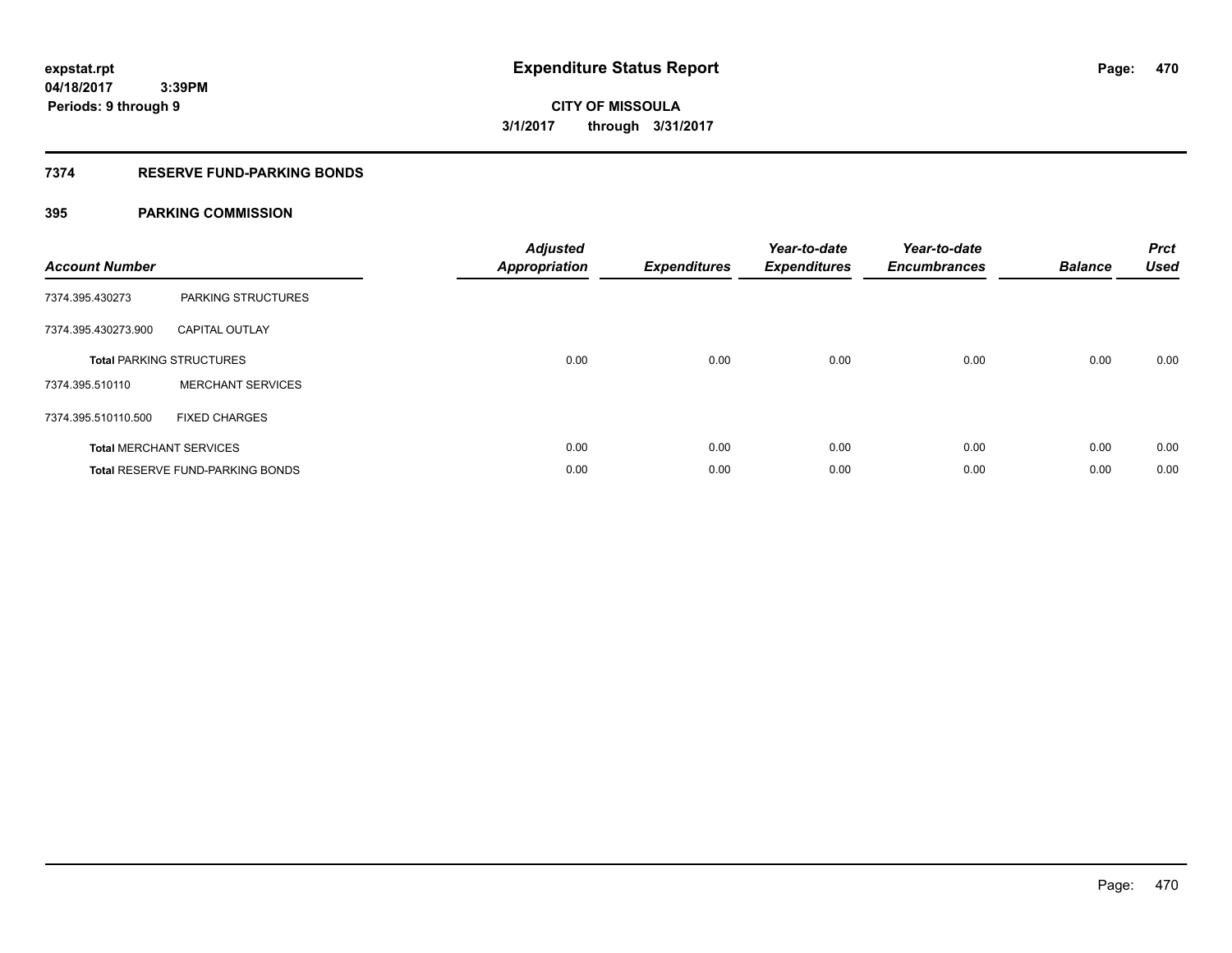**expstat.rpt**
**04/18/2017 3:39PM**
**Periods: 9 through 9**

# Expenditure Status Report

**CITY OF MISSOULA**
**3/1/2017 through 3/31/2017**

## 7374 RESERVE FUND-PARKING BONDS

### 395 PARKING COMMISSION

| Account Number | | Adjusted Appropriation | Expenditures | Year-to-date Expenditures | Year-to-date Encumbrances | Balance | Prct Used |
|---|---|---|---|---|---|---|---|
| 7374.395.430273 | PARKING STRUCTURES | | | | | | |
| 7374.395.430273.900 | CAPITAL OUTLAY | | | | | | |
| **Total** PARKING STRUCTURES | | 0.00 | 0.00 | 0.00 | 0.00 | 0.00 | 0.00 |
| 7374.395.510110 | MERCHANT SERVICES | | | | | | |
| 7374.395.510110.500 | FIXED CHARGES | | | | | | |
| **Total** MERCHANT SERVICES | | 0.00 | 0.00 | 0.00 | 0.00 | 0.00 | 0.00 |
| **Total** RESERVE FUND-PARKING BONDS | | 0.00 | 0.00 | 0.00 | 0.00 | 0.00 | 0.00 |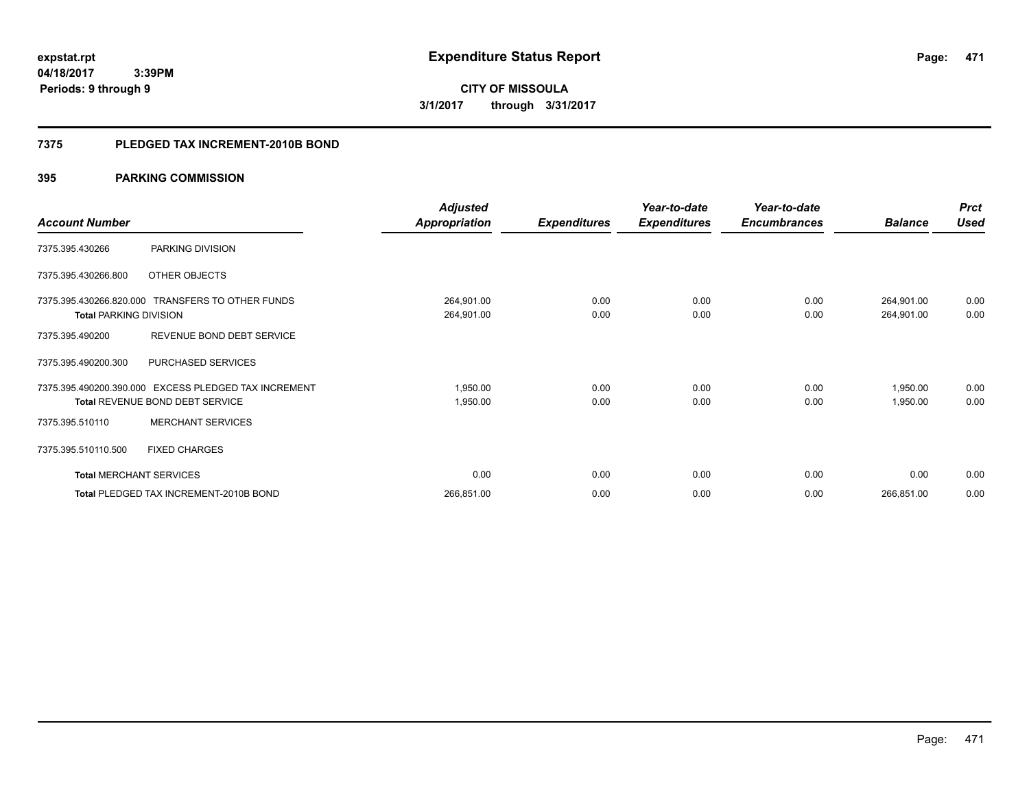**expstat.rpt**
**04/18/2017 3:39PM**
**Periods: 9 through 9**

# Expenditure Status Report

**CITY OF MISSOULA**
**3/1/2017 through 3/31/2017**

## 7375 PLEDGED TAX INCREMENT-2010B BOND

### 395 PARKING COMMISSION

| Account Number | | Adjusted Appropriation | Expenditures | Year-to-date Expenditures | Year-to-date Encumbrances | Balance | Prct Used |
|---|---|---|---|---|---|---|---|
| 7375.395.430266 | PARKING DIVISION | | | | | | |
| 7375.395.430266.800 | OTHER OBJECTS | | | | | | |
| 7375.395.430266.820.000 | TRANSFERS TO OTHER FUNDS | 264,901.00 | 0.00 | 0.00 | 0.00 | 264,901.00 | 0.00 |
| **Total** PARKING DIVISION | | 264,901.00 | 0.00 | 0.00 | 0.00 | 264,901.00 | 0.00 |
| 7375.395.490200 | REVENUE BOND DEBT SERVICE | | | | | | |
| 7375.395.490200.300 | PURCHASED SERVICES | | | | | | |
| 7375.395.490200.390.000 | EXCESS PLEDGED TAX INCREMENT | 1,950.00 | 0.00 | 0.00 | 0.00 | 1,950.00 | 0.00 |
| **Total** REVENUE BOND DEBT SERVICE | | 1,950.00 | 0.00 | 0.00 | 0.00 | 1,950.00 | 0.00 |
| 7375.395.510110 | MERCHANT SERVICES | | | | | | |
| 7375.395.510110.500 | FIXED CHARGES | | | | | | |
| **Total** MERCHANT SERVICES | | 0.00 | 0.00 | 0.00 | 0.00 | 0.00 | 0.00 |
| **Total** PLEDGED TAX INCREMENT-2010B BOND | | 266,851.00 | 0.00 | 0.00 | 0.00 | 266,851.00 | 0.00 |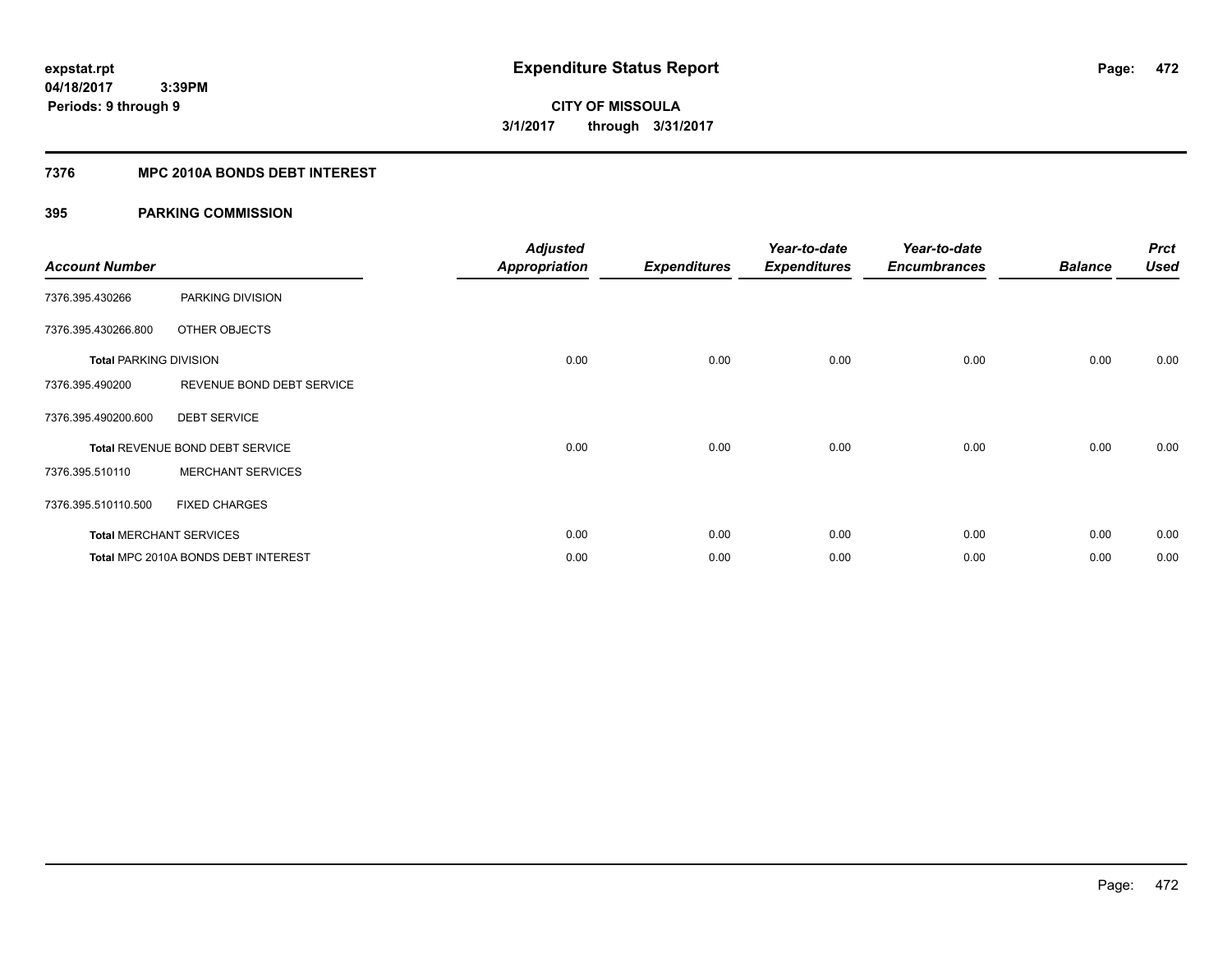expstat.rpt
04/18/2017 3:39PM
Periods: 9 through 9

# Expenditure Status Report

CITY OF MISSOULA
3/1/2017 through 3/31/2017

## 7376 MPC 2010A BONDS DEBT INTEREST

### 395 PARKING COMMISSION

| Account Number | | Adjusted Appropriation | Expenditures | Year-to-date Expenditures | Year-to-date Encumbrances | Balance | Prct Used |
|---|---|---|---|---|---|---|---|
| 7376.395.430266 | PARKING DIVISION | | | | | | |
| 7376.395.430266.800 | OTHER OBJECTS | | | | | | |
| Total PARKING DIVISION | | 0.00 | 0.00 | 0.00 | 0.00 | 0.00 | 0.00 |
| 7376.395.490200 | REVENUE BOND DEBT SERVICE | | | | | | |
| 7376.395.490200.600 | DEBT SERVICE | | | | | | |
| Total REVENUE BOND DEBT SERVICE | | 0.00 | 0.00 | 0.00 | 0.00 | 0.00 | 0.00 |
| 7376.395.510110 | MERCHANT SERVICES | | | | | | |
| 7376.395.510110.500 | FIXED CHARGES | | | | | | |
| Total MERCHANT SERVICES | | 0.00 | 0.00 | 0.00 | 0.00 | 0.00 | 0.00 |
| Total MPC 2010A BONDS DEBT INTEREST | | 0.00 | 0.00 | 0.00 | 0.00 | 0.00 | 0.00 |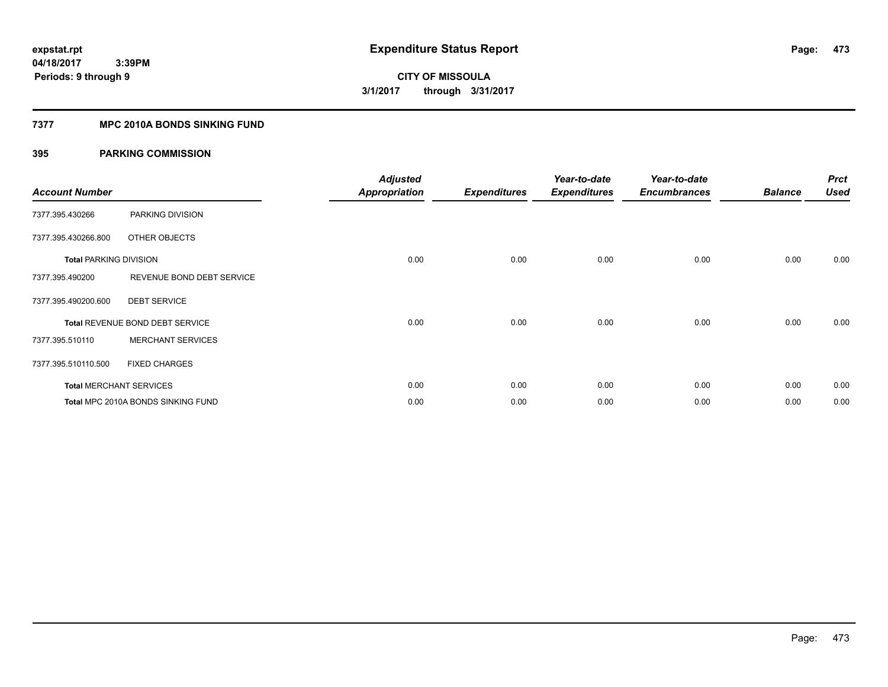# Expenditure Status Report

expstat.rpt
04/18/2017 3:39PM
Periods: 9 through 9

**CITY OF MISSOULA**
**3/1/2017 through 3/31/2017**

## 7377 MPC 2010A BONDS SINKING FUND

### 395 PARKING COMMISSION

| Account Number | | Adjusted Appropriation | Expenditures | Year-to-date Expenditures | Year-to-date Encumbrances | Balance | Prct Used |
|---|---|---|---|---|---|---|---|
| 7377.395.430266 | PARKING DIVISION | | | | | | |
| 7377.395.430266.800 | OTHER OBJECTS | | | | | | |
| Total PARKING DIVISION | | 0.00 | 0.00 | 0.00 | 0.00 | 0.00 | 0.00 |
| 7377.395.490200 | REVENUE BOND DEBT SERVICE | | | | | | |
| 7377.395.490200.600 | DEBT SERVICE | | | | | | |
| Total REVENUE BOND DEBT SERVICE | | 0.00 | 0.00 | 0.00 | 0.00 | 0.00 | 0.00 |
| 7377.395.510110 | MERCHANT SERVICES | | | | | | |
| 7377.395.510110.500 | FIXED CHARGES | | | | | | |
| Total MERCHANT SERVICES | | 0.00 | 0.00 | 0.00 | 0.00 | 0.00 | 0.00 |
| Total MPC 2010A BONDS SINKING FUND | | 0.00 | 0.00 | 0.00 | 0.00 | 0.00 | 0.00 |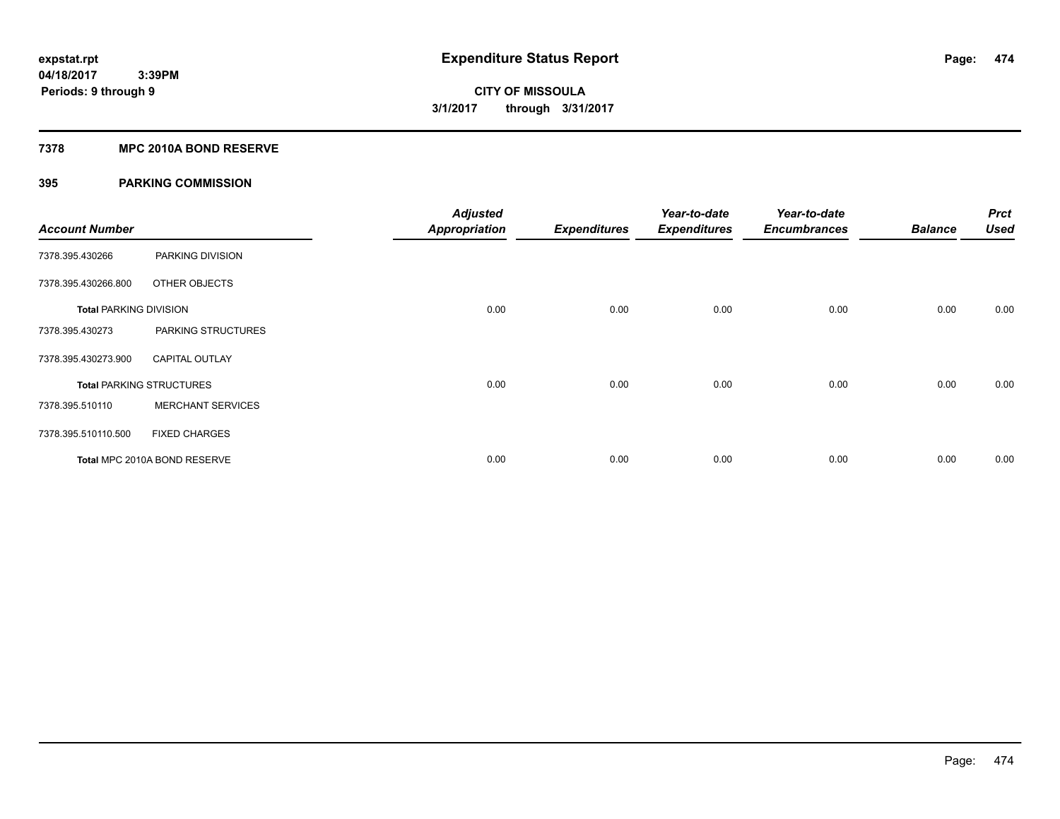# Expenditure Status Report

expstat.rpt
04/18/2017 3:39PM
Periods: 9 through 9

**CITY OF MISSOULA**
**3/1/2017 through 3/31/2017**

## 7378 MPC 2010A BOND RESERVE

## 395 PARKING COMMISSION

| Account Number | | Adjusted Appropriation | Expenditures | Year-to-date Expenditures | Year-to-date Encumbrances | Balance | Prct Used |
|---|---|---|---|---|---|---|---|
| 7378.395.430266 | PARKING DIVISION | | | | | | |
| 7378.395.430266.800 | OTHER OBJECTS | | | | | | |
| **Total** PARKING DIVISION | | 0.00 | 0.00 | 0.00 | 0.00 | 0.00 | 0.00 |
| 7378.395.430273 | PARKING STRUCTURES | | | | | | |
| 7378.395.430273.900 | CAPITAL OUTLAY | | | | | | |
| **Total** PARKING STRUCTURES | | 0.00 | 0.00 | 0.00 | 0.00 | 0.00 | 0.00 |
| 7378.395.510110 | MERCHANT SERVICES | | | | | | |
| 7378.395.510110.500 | FIXED CHARGES | | | | | | |
| **Total** MPC 2010A BOND RESERVE | | 0.00 | 0.00 | 0.00 | 0.00 | 0.00 | 0.00 |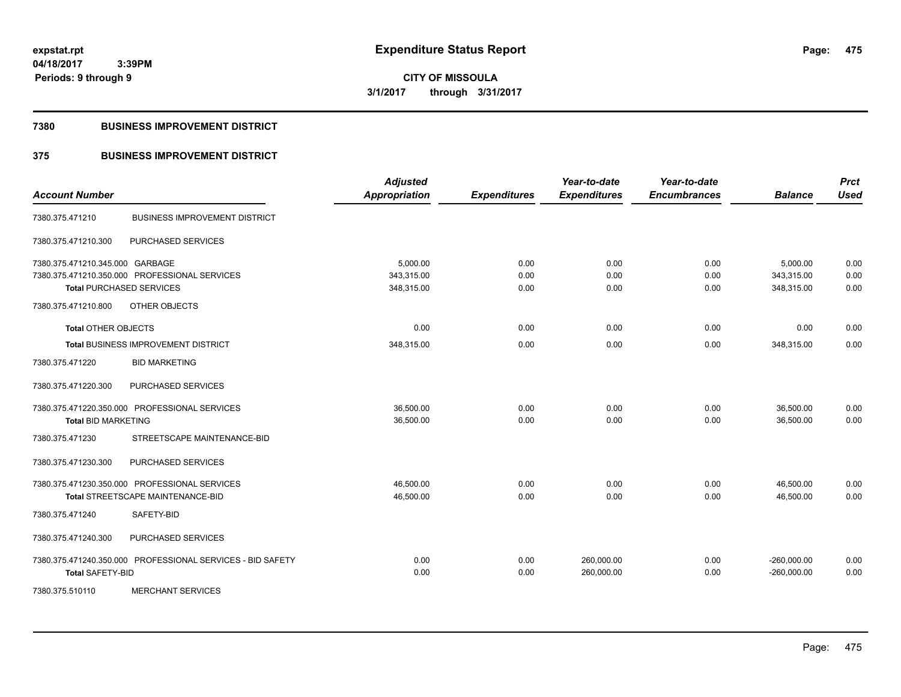**expstat.rpt**
**04/18/2017 3:39PM**
**Periods: 9 through 9**

# Expenditure Status Report

**CITY OF MISSOULA**
**3/1/2017 through 3/31/2017**

## 7380 BUSINESS IMPROVEMENT DISTRICT

## 375 BUSINESS IMPROVEMENT DISTRICT

| Account Number | | Adjusted Appropriation | Expenditures | Year-to-date Expenditures | Year-to-date Encumbrances | Balance | Prct Used |
|---|---|---|---|---|---|---|---|
| 7380.375.471210 | BUSINESS IMPROVEMENT DISTRICT | | | | | | |
| 7380.375.471210.300 | PURCHASED SERVICES | | | | | | |
| 7380.375.471210.345.000 | GARBAGE | 5,000.00 | 0.00 | 0.00 | 0.00 | 5,000.00 | 0.00 |
| 7380.375.471210.350.000 | PROFESSIONAL SERVICES | 343,315.00 | 0.00 | 0.00 | 0.00 | 343,315.00 | 0.00 |
| Total PURCHASED SERVICES | | 348,315.00 | 0.00 | 0.00 | 0.00 | 348,315.00 | 0.00 |
| 7380.375.471210.800 | OTHER OBJECTS | | | | | | |
| Total OTHER OBJECTS | | 0.00 | 0.00 | 0.00 | 0.00 | 0.00 | 0.00 |
| Total BUSINESS IMPROVEMENT DISTRICT | | 348,315.00 | 0.00 | 0.00 | 0.00 | 348,315.00 | 0.00 |
| 7380.375.471220 | BID MARKETING | | | | | | |
| 7380.375.471220.300 | PURCHASED SERVICES | | | | | | |
| 7380.375.471220.350.000 | PROFESSIONAL SERVICES | 36,500.00 | 0.00 | 0.00 | 0.00 | 36,500.00 | 0.00 |
| Total BID MARKETING | | 36,500.00 | 0.00 | 0.00 | 0.00 | 36,500.00 | 0.00 |
| 7380.375.471230 | STREETSCAPE MAINTENANCE-BID | | | | | | |
| 7380.375.471230.300 | PURCHASED SERVICES | | | | | | |
| 7380.375.471230.350.000 | PROFESSIONAL SERVICES | 46,500.00 | 0.00 | 0.00 | 0.00 | 46,500.00 | 0.00 |
| Total STREETSCAPE MAINTENANCE-BID | | 46,500.00 | 0.00 | 0.00 | 0.00 | 46,500.00 | 0.00 |
| 7380.375.471240 | SAFETY-BID | | | | | | |
| 7380.375.471240.300 | PURCHASED SERVICES | | | | | | |
| 7380.375.471240.350.000 | PROFESSIONAL SERVICES - BID SAFETY | 0.00 | 0.00 | 260,000.00 | 0.00 | -260,000.00 | 0.00 |
| Total SAFETY-BID | | 0.00 | 0.00 | 260,000.00 | 0.00 | -260,000.00 | 0.00 |
| 7380.375.510110 | MERCHANT SERVICES | | | | | | |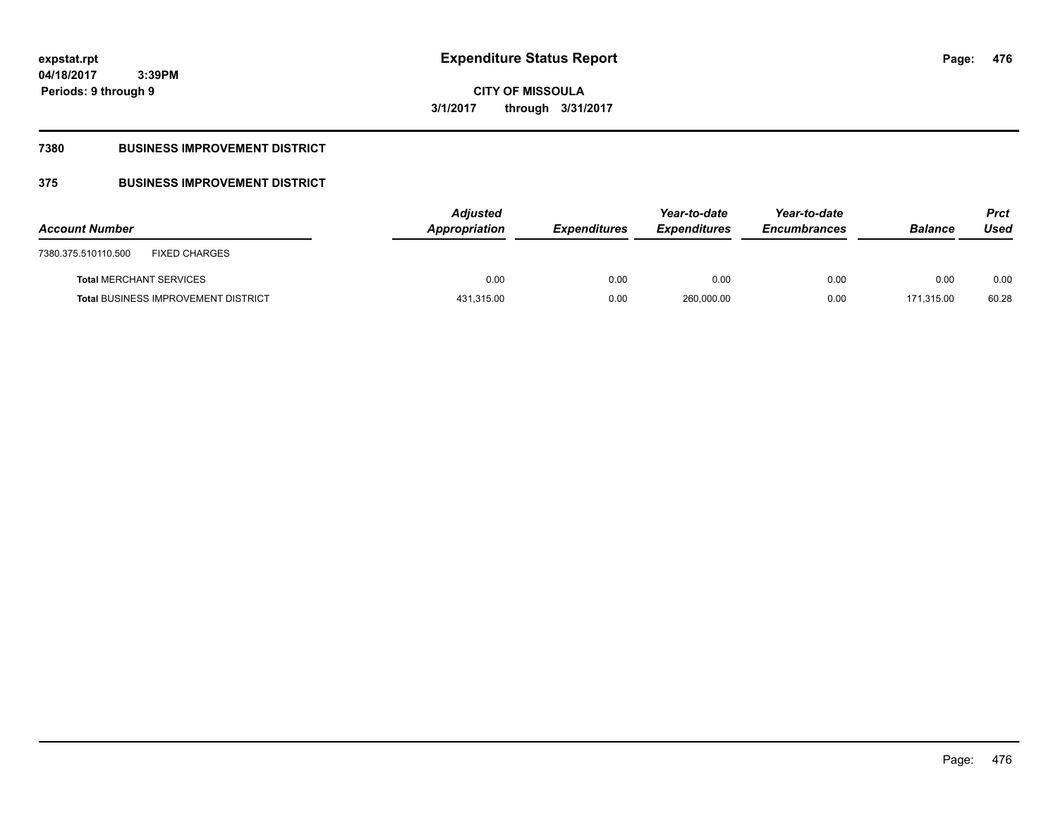expstat.rpt
04/18/2017 3:39PM
Periods: 9 through 9

# Expenditure Status Report

CITY OF MISSOULA
3/1/2017 through 3/31/2017

**7380 BUSINESS IMPROVEMENT DISTRICT**

**375 BUSINESS IMPROVEMENT DISTRICT**

| Account Number | | Adjusted Appropriation | Expenditures | Year-to-date Expenditures | Year-to-date Encumbrances | Balance | Prct Used |
|---|---|---|---|---|---|---|---|
| 7380.375.510110.500 | FIXED CHARGES | | | | | | |
| **Total** MERCHANT SERVICES | | 0.00 | 0.00 | 0.00 | 0.00 | 0.00 | 0.00 |
| **Total** BUSINESS IMPROVEMENT DISTRICT | | 431,315.00 | 0.00 | 260,000.00 | 0.00 | 171,315.00 | 60.28 |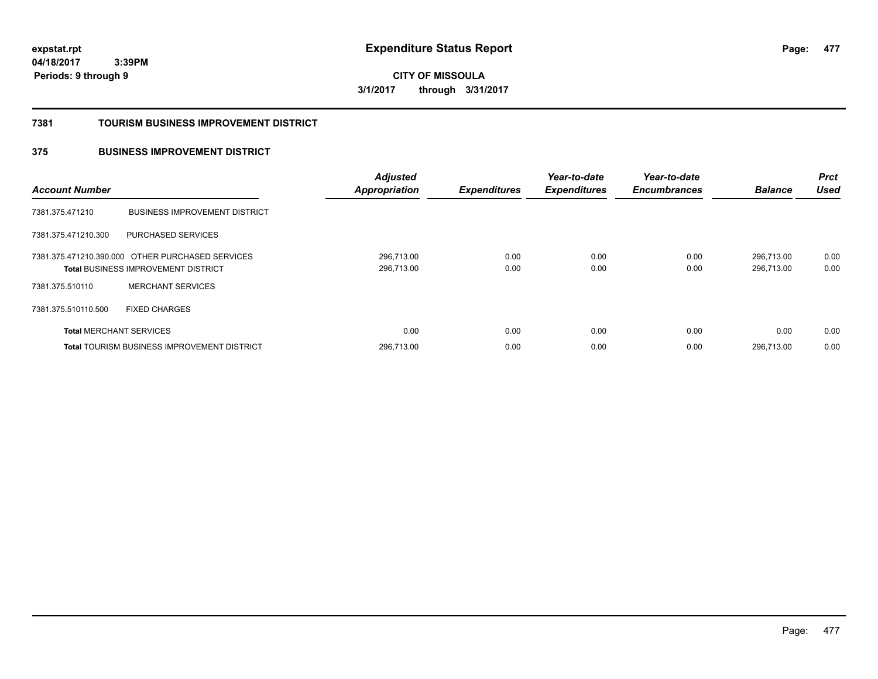**expstat.rpt**
**04/18/2017 3:39PM**
**Periods: 9 through 9**

# Expenditure Status Report

**CITY OF MISSOULA**
**3/1/2017 through 3/31/2017**

## 7381 TOURISM BUSINESS IMPROVEMENT DISTRICT

## 375 BUSINESS IMPROVEMENT DISTRICT

| Account Number | | Adjusted Appropriation | Expenditures | Year-to-date Expenditures | Year-to-date Encumbrances | Balance | Prct Used |
|---|---|---|---|---|---|---|---|
| 7381.375.471210 | BUSINESS IMPROVEMENT DISTRICT | | | | | | |
| 7381.375.471210.300 | PURCHASED SERVICES | | | | | | |
| 7381.375.471210.390.000 | OTHER PURCHASED SERVICES | 296,713.00 | 0.00 | 0.00 | 0.00 | 296,713.00 | 0.00 |
| **Total** BUSINESS IMPROVEMENT DISTRICT | | 296,713.00 | 0.00 | 0.00 | 0.00 | 296,713.00 | 0.00 |
| 7381.375.510110 | MERCHANT SERVICES | | | | | | |
| 7381.375.510110.500 | FIXED CHARGES | | | | | | |
| **Total** MERCHANT SERVICES | | 0.00 | 0.00 | 0.00 | 0.00 | 0.00 | 0.00 |
| **Total** TOURISM BUSINESS IMPROVEMENT DISTRICT | | 296,713.00 | 0.00 | 0.00 | 0.00 | 296,713.00 | 0.00 |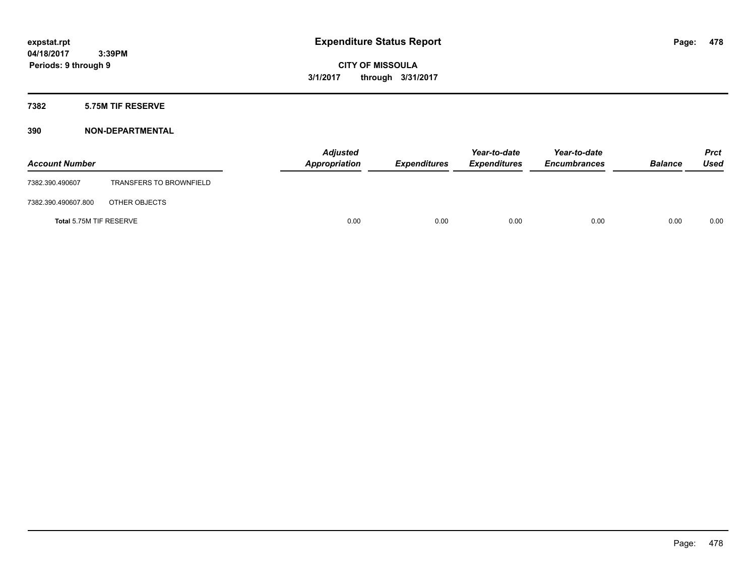# Expenditure Status Report

**CITY OF MISSOULA**

**3/1/2017 through 3/31/2017**

expstat.rpt
04/18/2017 3:39PM
Periods: 9 through 9

## 7382 5.75M TIF RESERVE

## 390 NON-DEPARTMENTAL

| Account Number | | Adjusted Appropriation | Expenditures | Year-to-date Expenditures | Year-to-date Encumbrances | Balance | Prct Used |
|---|---|---|---|---|---|---|---|
| 7382.390.490607 | TRANSFERS TO BROWNFIELD | | | | | | |
| 7382.390.490607.800 | OTHER OBJECTS | | | | | | |
| Total 5.75M TIF RESERVE | | 0.00 | 0.00 | 0.00 | 0.00 | 0.00 | 0.00 |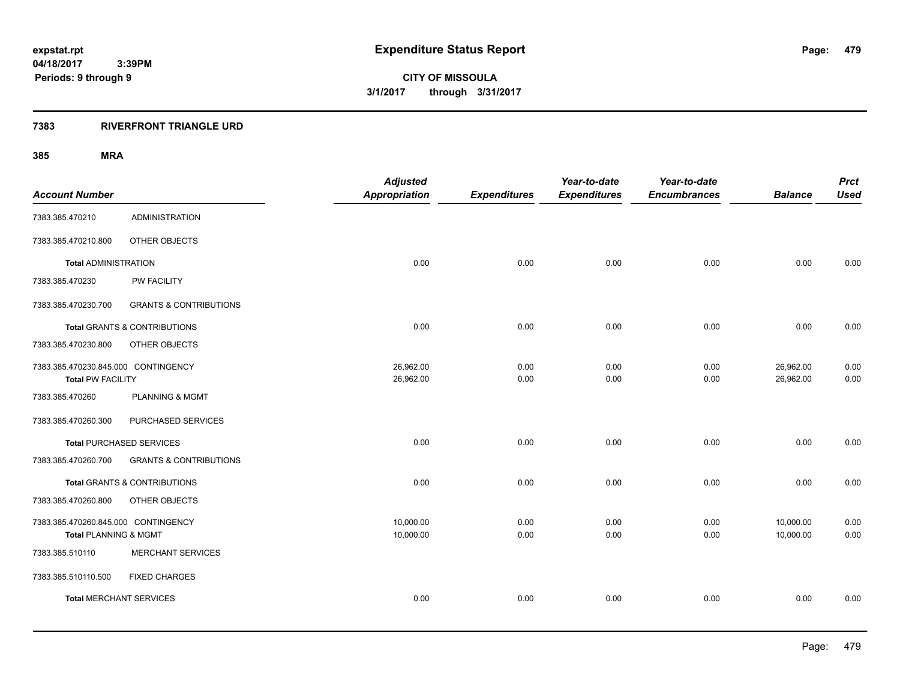**expstat.rpt**
**04/18/2017 3:39PM**
**Periods: 9 through 9**

# Expenditure Status Report

**CITY OF MISSOULA**
**3/1/2017 through 3/31/2017**

## 7383 RIVERFRONT TRIANGLE URD

### 385 MRA

| Account Number | | Adjusted Appropriation | Expenditures | Year-to-date Expenditures | Year-to-date Encumbrances | Balance | Prct Used |
|---|---|---|---|---|---|---|---|
| 7383.385.470210 | ADMINISTRATION | | | | | | |
| 7383.385.470210.800 | OTHER OBJECTS | | | | | | |
| **Total** ADMINISTRATION | | 0.00 | 0.00 | 0.00 | 0.00 | 0.00 | 0.00 |
| 7383.385.470230 | PW FACILITY | | | | | | |
| 7383.385.470230.700 | GRANTS & CONTRIBUTIONS | | | | | | |
| **Total** GRANTS & CONTRIBUTIONS | | 0.00 | 0.00 | 0.00 | 0.00 | 0.00 | 0.00 |
| 7383.385.470230.800 | OTHER OBJECTS | | | | | | |
| 7383.385.470230.845.000 CONTINGENCY | | 26,962.00 | 0.00 | 0.00 | 0.00 | 26,962.00 | 0.00 |
| **Total** PW FACILITY | | 26,962.00 | 0.00 | 0.00 | 0.00 | 26,962.00 | 0.00 |
| 7383.385.470260 | PLANNING & MGMT | | | | | | |
| 7383.385.470260.300 | PURCHASED SERVICES | | | | | | |
| **Total** PURCHASED SERVICES | | 0.00 | 0.00 | 0.00 | 0.00 | 0.00 | 0.00 |
| 7383.385.470260.700 | GRANTS & CONTRIBUTIONS | | | | | | |
| **Total** GRANTS & CONTRIBUTIONS | | 0.00 | 0.00 | 0.00 | 0.00 | 0.00 | 0.00 |
| 7383.385.470260.800 | OTHER OBJECTS | | | | | | |
| 7383.385.470260.845.000 CONTINGENCY | | 10,000.00 | 0.00 | 0.00 | 0.00 | 10,000.00 | 0.00 |
| **Total** PLANNING & MGMT | | 10,000.00 | 0.00 | 0.00 | 0.00 | 10,000.00 | 0.00 |
| 7383.385.510110 | MERCHANT SERVICES | | | | | | |
| 7383.385.510110.500 | FIXED CHARGES | | | | | | |
| **Total** MERCHANT SERVICES | | 0.00 | 0.00 | 0.00 | 0.00 | 0.00 | 0.00 |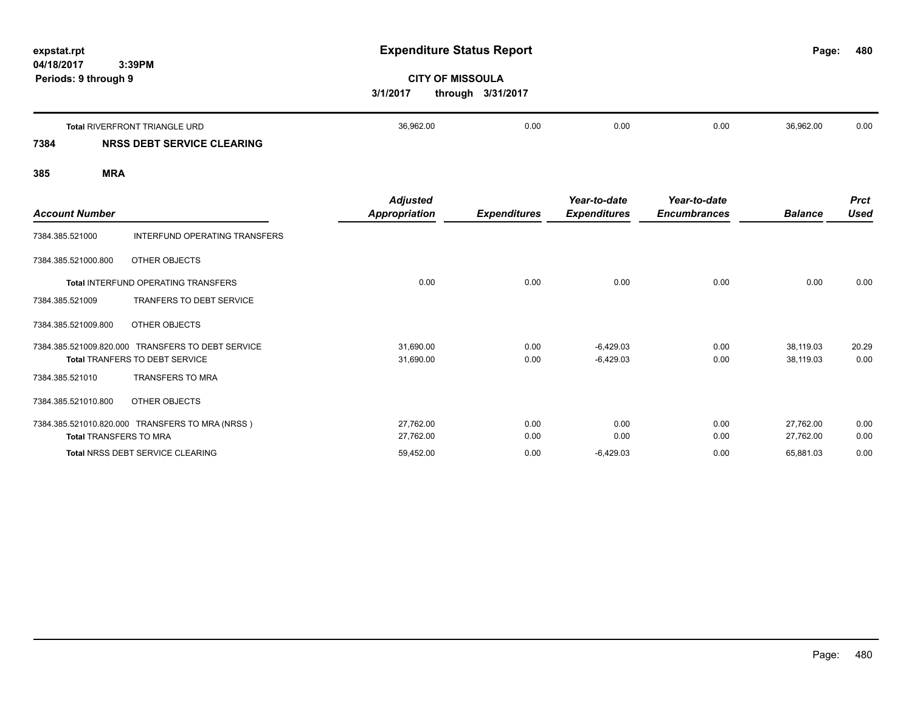# Expenditure Status Report

**expstat.rpt**
**04/18/2017 3:39PM**
**Periods: 9 through 9**

**CITY OF MISSOULA**
**3/1/2017 through 3/31/2017**

| Account Number | | Adjusted Appropriation | Expenditures | Year-to-date Expenditures | Year-to-date Encumbrances | Balance | Prct Used |
|---|---|---|---|---|---|---|---|
| **Total** RIVERFRONT TRIANGLE URD | | 36,962.00 | 0.00 | 0.00 | 0.00 | 36,962.00 | 0.00 |

## 7384 NRSS DEBT SERVICE CLEARING

### 385 MRA

| Account Number | | Adjusted Appropriation | Expenditures | Year-to-date Expenditures | Year-to-date Encumbrances | Balance | Prct Used |
|---|---|---|---|---|---|---|---|
| 7384.385.521000 | INTERFUND OPERATING TRANSFERS | | | | | | |
| 7384.385.521000.800 | OTHER OBJECTS | | | | | | |
| **Total** INTERFUND OPERATING TRANSFERS | | 0.00 | 0.00 | 0.00 | 0.00 | 0.00 | 0.00 |
| 7384.385.521009 | TRANFERS TO DEBT SERVICE | | | | | | |
| 7384.385.521009.800 | OTHER OBJECTS | | | | | | |
| 7384.385.521009.820.000 | TRANSFERS TO DEBT SERVICE | 31,690.00 | 0.00 | -6,429.03 | 0.00 | 38,119.03 | 20.29 |
| **Total** TRANFERS TO DEBT SERVICE | | 31,690.00 | 0.00 | -6,429.03 | 0.00 | 38,119.03 | 0.00 |
| 7384.385.521010 | TRANSFERS TO MRA | | | | | | |
| 7384.385.521010.800 | OTHER OBJECTS | | | | | | |
| 7384.385.521010.820.000 | TRANSFERS TO MRA (NRSS ) | 27,762.00 | 0.00 | 0.00 | 0.00 | 27,762.00 | 0.00 |
| **Total** TRANSFERS TO MRA | | 27,762.00 | 0.00 | 0.00 | 0.00 | 27,762.00 | 0.00 |
| **Total** NRSS DEBT SERVICE CLEARING | | 59,452.00 | 0.00 | -6,429.03 | 0.00 | 65,881.03 | 0.00 |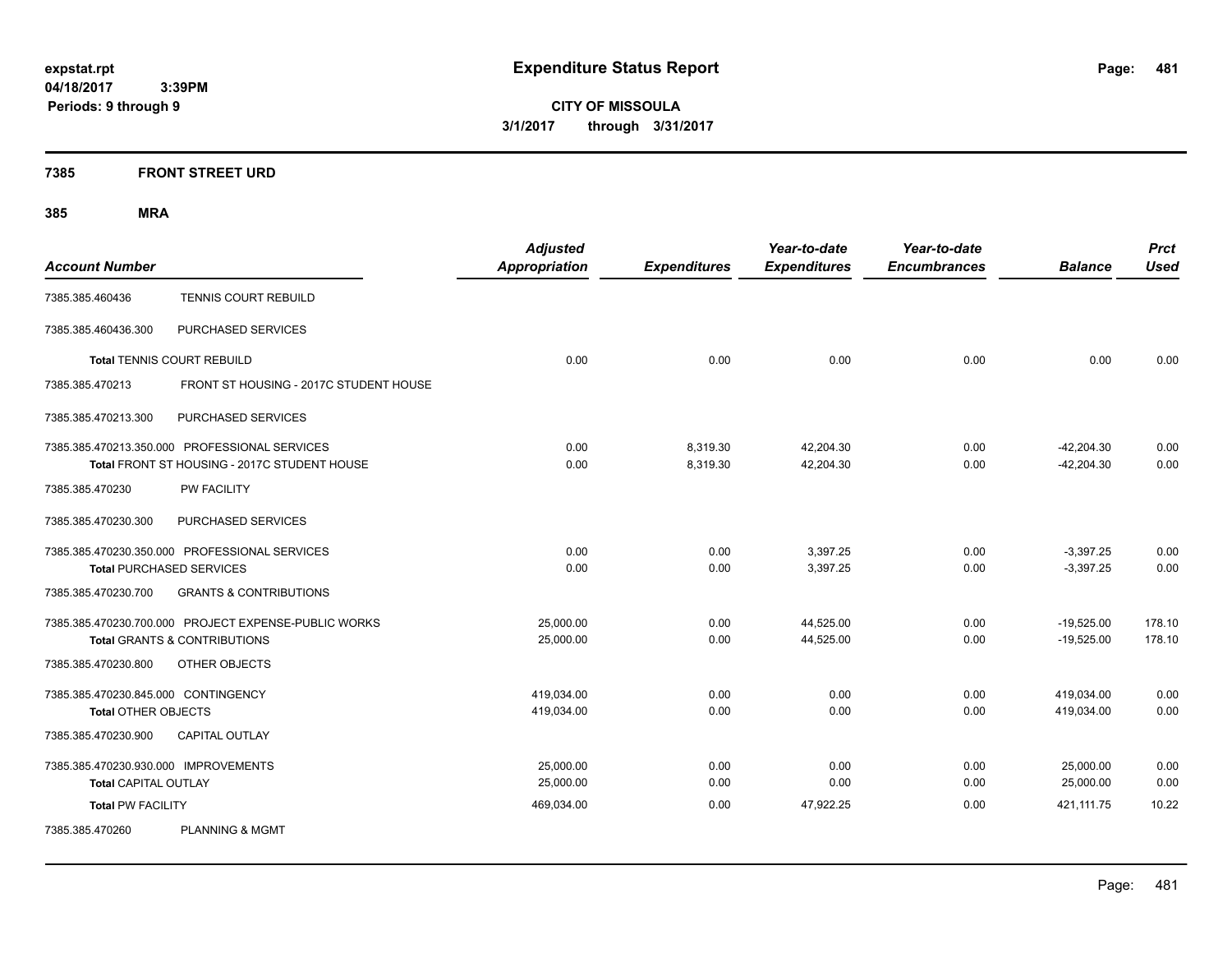**expstat.rpt**
**04/18/2017 3:39PM**
**Periods: 9 through 9**

# Expenditure Status Report

**CITY OF MISSOULA**
**3/1/2017 through 3/31/2017**

## 7385 FRONT STREET URD

## 385 MRA

| Account Number | | Adjusted Appropriation | Expenditures | Year-to-date Expenditures | Year-to-date Encumbrances | Balance | Prct Used |
|---|---|---|---|---|---|---|---|
| 7385.385.460436 | TENNIS COURT REBUILD | | | | | | |
| 7385.385.460436.300 | PURCHASED SERVICES | | | | | | |
| **Total** TENNIS COURT REBUILD | | 0.00 | 0.00 | 0.00 | 0.00 | 0.00 | 0.00 |
| 7385.385.470213 | FRONT ST HOUSING - 2017C STUDENT HOUSE | | | | | | |
| 7385.385.470213.300 | PURCHASED SERVICES | | | | | | |
| 7385.385.470213.350.000 | PROFESSIONAL SERVICES | 0.00 | 8,319.30 | 42,204.30 | 0.00 | -42,204.30 | 0.00 |
| **Total** FRONT ST HOUSING - 2017C STUDENT HOUSE | | 0.00 | 8,319.30 | 42,204.30 | 0.00 | -42,204.30 | 0.00 |
| 7385.385.470230 | PW FACILITY | | | | | | |
| 7385.385.470230.300 | PURCHASED SERVICES | | | | | | |
| 7385.385.470230.350.000 | PROFESSIONAL SERVICES | 0.00 | 0.00 | 3,397.25 | 0.00 | -3,397.25 | 0.00 |
| **Total** PURCHASED SERVICES | | 0.00 | 0.00 | 3,397.25 | 0.00 | -3,397.25 | 0.00 |
| 7385.385.470230.700 | GRANTS & CONTRIBUTIONS | | | | | | |
| 7385.385.470230.700.000 | PROJECT EXPENSE-PUBLIC WORKS | 25,000.00 | 0.00 | 44,525.00 | 0.00 | -19,525.00 | 178.10 |
| **Total** GRANTS & CONTRIBUTIONS | | 25,000.00 | 0.00 | 44,525.00 | 0.00 | -19,525.00 | 178.10 |
| 7385.385.470230.800 | OTHER OBJECTS | | | | | | |
| 7385.385.470230.845.000 | CONTINGENCY | 419,034.00 | 0.00 | 0.00 | 0.00 | 419,034.00 | 0.00 |
| **Total** OTHER OBJECTS | | 419,034.00 | 0.00 | 0.00 | 0.00 | 419,034.00 | 0.00 |
| 7385.385.470230.900 | CAPITAL OUTLAY | | | | | | |
| 7385.385.470230.930.000 | IMPROVEMENTS | 25,000.00 | 0.00 | 0.00 | 0.00 | 25,000.00 | 0.00 |
| **Total** CAPITAL OUTLAY | | 25,000.00 | 0.00 | 0.00 | 0.00 | 25,000.00 | 0.00 |
| **Total** PW FACILITY | | 469,034.00 | 0.00 | 47,922.25 | 0.00 | 421,111.75 | 10.22 |
| 7385.385.470260 | PLANNING & MGMT | | | | | | |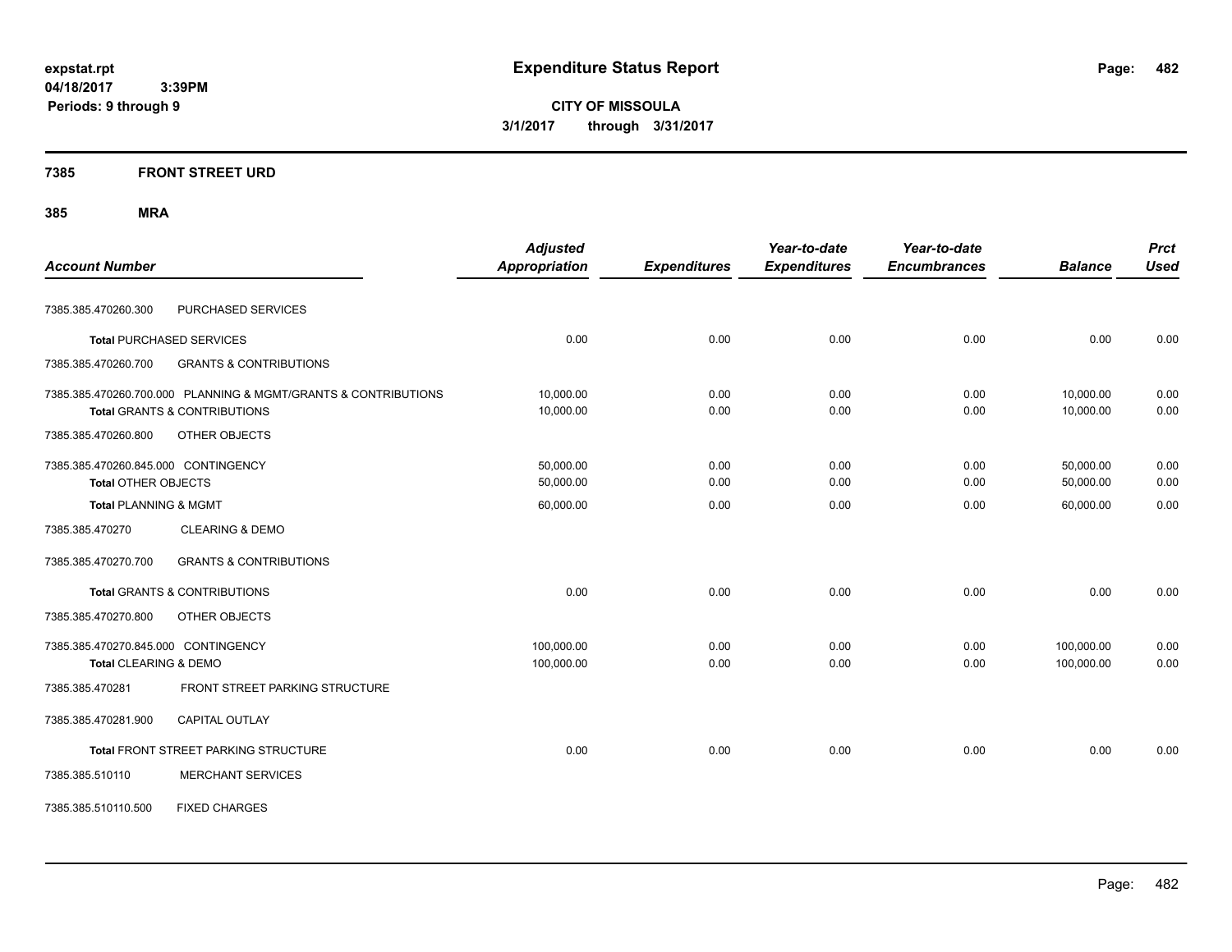# Expenditure Status Report

expstat.rpt
04/18/2017 3:39PM
Periods: 9 through 9

**CITY OF MISSOULA**
**3/1/2017 through 3/31/2017**

## 7385 FRONT STREET URD

### 385 MRA

| Account Number | | Adjusted Appropriation | Expenditures | Year-to-date Expenditures | Year-to-date Encumbrances | Balance | Prct Used |
|---|---|---|---|---|---|---|---|
| 7385.385.470260.300 | PURCHASED SERVICES | | | | | | |
| **Total** PURCHASED SERVICES | | 0.00 | 0.00 | 0.00 | 0.00 | 0.00 | 0.00 |
| 7385.385.470260.700 | GRANTS & CONTRIBUTIONS | | | | | | |
| 7385.385.470260.700.000 | PLANNING & MGMT/GRANTS & CONTRIBUTIONS | 10,000.00 | 0.00 | 0.00 | 0.00 | 10,000.00 | 0.00 |
| **Total** GRANTS & CONTRIBUTIONS | | 10,000.00 | 0.00 | 0.00 | 0.00 | 10,000.00 | 0.00 |
| 7385.385.470260.800 | OTHER OBJECTS | | | | | | |
| 7385.385.470260.845.000 | CONTINGENCY | 50,000.00 | 0.00 | 0.00 | 0.00 | 50,000.00 | 0.00 |
| **Total** OTHER OBJECTS | | 50,000.00 | 0.00 | 0.00 | 0.00 | 50,000.00 | 0.00 |
| **Total** PLANNING & MGMT | | 60,000.00 | 0.00 | 0.00 | 0.00 | 60,000.00 | 0.00 |
| 7385.385.470270 | CLEARING & DEMO | | | | | | |
| 7385.385.470270.700 | GRANTS & CONTRIBUTIONS | | | | | | |
| **Total** GRANTS & CONTRIBUTIONS | | 0.00 | 0.00 | 0.00 | 0.00 | 0.00 | 0.00 |
| 7385.385.470270.800 | OTHER OBJECTS | | | | | | |
| 7385.385.470270.845.000 | CONTINGENCY | 100,000.00 | 0.00 | 0.00 | 0.00 | 100,000.00 | 0.00 |
| **Total** CLEARING & DEMO | | 100,000.00 | 0.00 | 0.00 | 0.00 | 100,000.00 | 0.00 |
| 7385.385.470281 | FRONT STREET PARKING STRUCTURE | | | | | | |
| 7385.385.470281.900 | CAPITAL OUTLAY | | | | | | |
| **Total** FRONT STREET PARKING STRUCTURE | | 0.00 | 0.00 | 0.00 | 0.00 | 0.00 | 0.00 |
| 7385.385.510110 | MERCHANT SERVICES | | | | | | |
| 7385.385.510110.500 | FIXED CHARGES | | | | | | |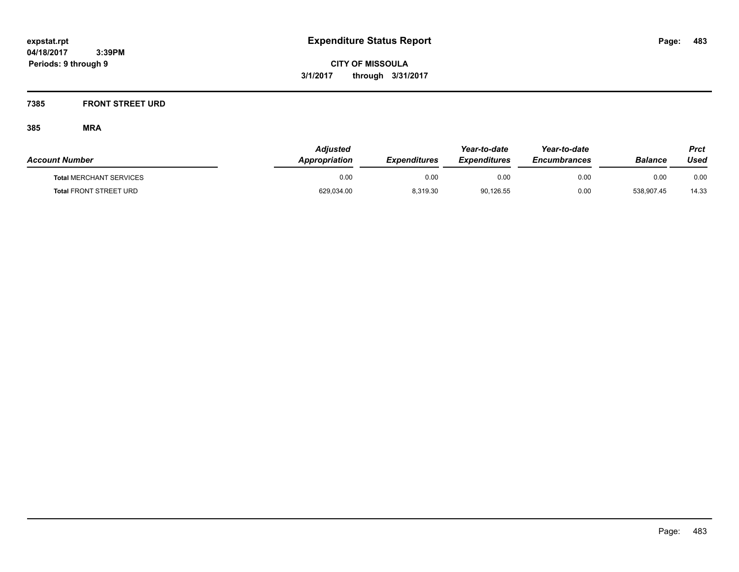# Expenditure Status Report

**expstat.rpt**
**04/18/2017 3:39PM**
**Periods: 9 through 9**

**CITY OF MISSOULA**
**3/1/2017 through 3/31/2017**

## 7385 FRONT STREET URD

### 385 MRA

| Account Number | Adjusted Appropriation | Expenditures | Year-to-date Expenditures | Year-to-date Encumbrances | Balance | Prct Used |
|---|---|---|---|---|---|---|
| **Total** MERCHANT SERVICES | 0.00 | 0.00 | 0.00 | 0.00 | 0.00 | 0.00 |
| **Total** FRONT STREET URD | 629,034.00 | 8,319.30 | 90,126.55 | 0.00 | 538,907.45 | 14.33 |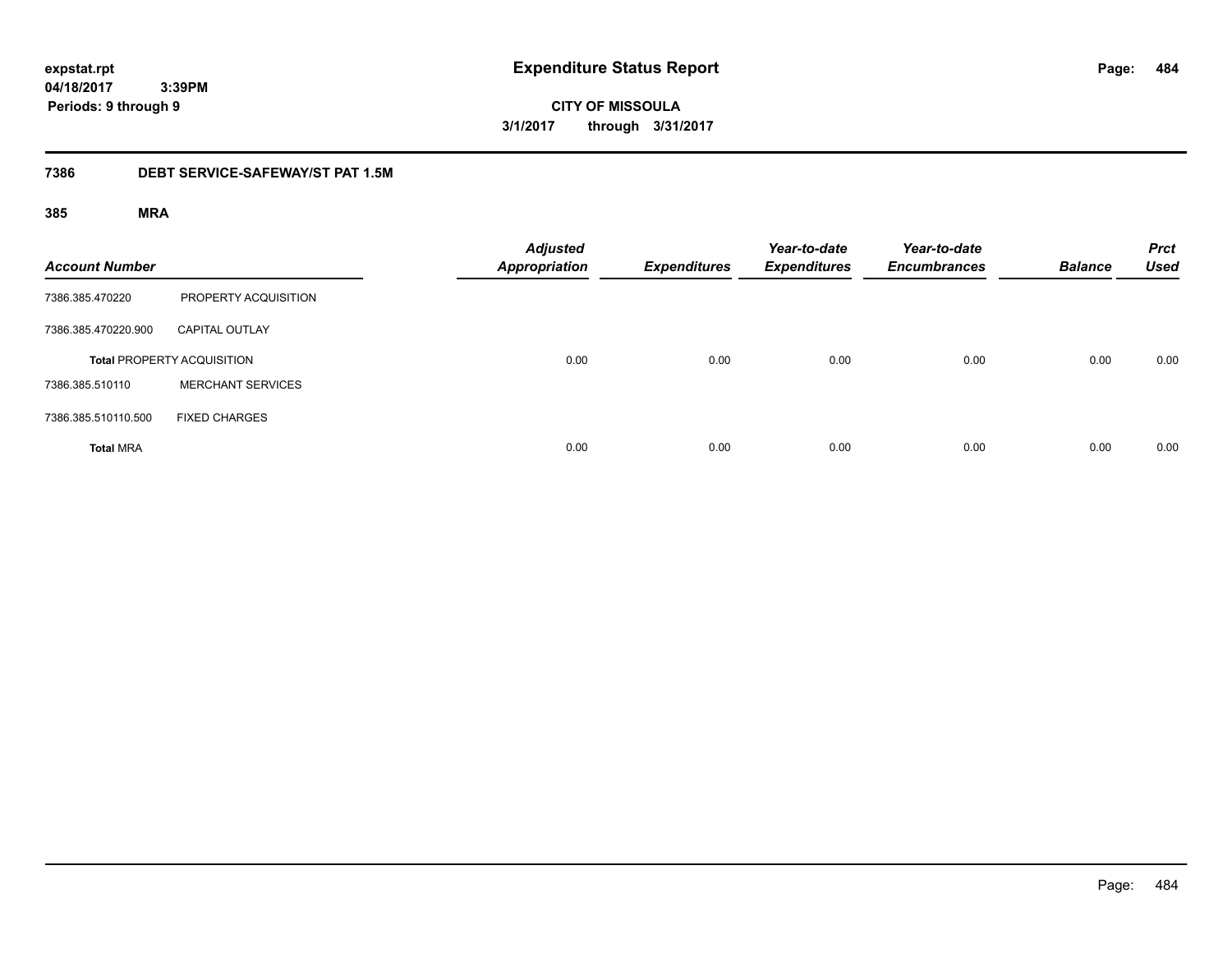**expstat.rpt**
**04/18/2017 3:39PM**
**Periods: 9 through 9**

# Expenditure Status Report

**CITY OF MISSOULA**
**3/1/2017 through 3/31/2017**

## 7386 DEBT SERVICE-SAFEWAY/ST PAT 1.5M

### 385 MRA

| Account Number | | Adjusted Appropriation | Expenditures | Year-to-date Expenditures | Year-to-date Encumbrances | Balance | Prct Used |
|---|---|---|---|---|---|---|---|
| 7386.385.470220 | PROPERTY ACQUISITION | | | | | | |
| 7386.385.470220.900 | CAPITAL OUTLAY | | | | | | |
| **Total** PROPERTY ACQUISITION | | 0.00 | 0.00 | 0.00 | 0.00 | 0.00 | 0.00 |
| 7386.385.510110 | MERCHANT SERVICES | | | | | | |
| 7386.385.510110.500 | FIXED CHARGES | | | | | | |
| **Total** MRA | | 0.00 | 0.00 | 0.00 | 0.00 | 0.00 | 0.00 |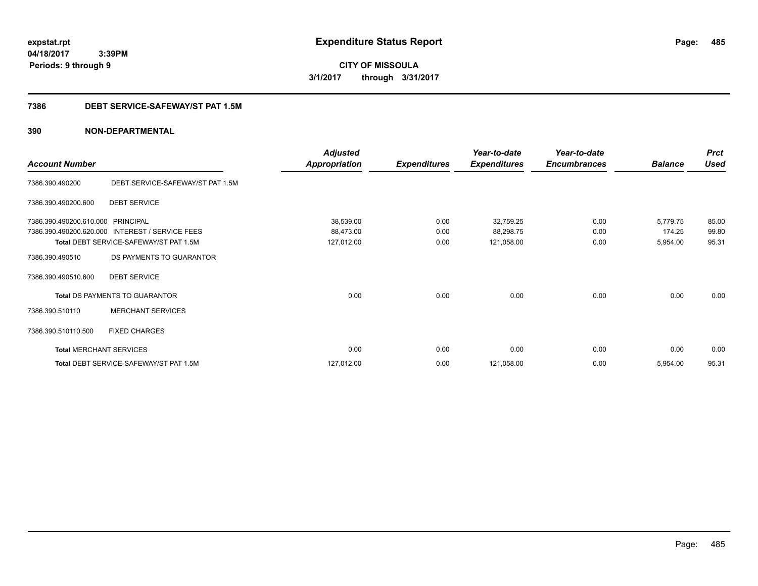**expstat.rpt**
**04/18/2017 3:39PM**
**Periods: 9 through 9**

# Expenditure Status Report

**CITY OF MISSOULA**
**3/1/2017 through 3/31/2017**

## 7386 DEBT SERVICE-SAFEWAY/ST PAT 1.5M

## 390 NON-DEPARTMENTAL

| Account Number | | Adjusted Appropriation | Expenditures | Year-to-date Expenditures | Year-to-date Encumbrances | Balance | Prct Used |
|---|---|---|---|---|---|---|---|
| 7386.390.490200 | DEBT SERVICE-SAFEWAY/ST PAT 1.5M | | | | | | |
| 7386.390.490200.600 | DEBT SERVICE | | | | | | |
| 7386.390.490200.610.000 | PRINCIPAL | 38,539.00 | 0.00 | 32,759.25 | 0.00 | 5,779.75 | 85.00 |
| 7386.390.490200.620.000 | INTEREST / SERVICE FEES | 88,473.00 | 0.00 | 88,298.75 | 0.00 | 174.25 | 99.80 |
| Total DEBT SERVICE-SAFEWAY/ST PAT 1.5M | | 127,012.00 | 0.00 | 121,058.00 | 0.00 | 5,954.00 | 95.31 |
| 7386.390.490510 | DS PAYMENTS TO GUARANTOR | | | | | | |
| 7386.390.490510.600 | DEBT SERVICE | | | | | | |
| **Total** DS PAYMENTS TO GUARANTOR | | 0.00 | 0.00 | 0.00 | 0.00 | 0.00 | 0.00 |
| 7386.390.510110 | MERCHANT SERVICES | | | | | | |
| 7386.390.510110.500 | FIXED CHARGES | | | | | | |
| **Total** MERCHANT SERVICES | | 0.00 | 0.00 | 0.00 | 0.00 | 0.00 | 0.00 |
| **Total** DEBT SERVICE-SAFEWAY/ST PAT 1.5M | | 127,012.00 | 0.00 | 121,058.00 | 0.00 | 5,954.00 | 95.31 |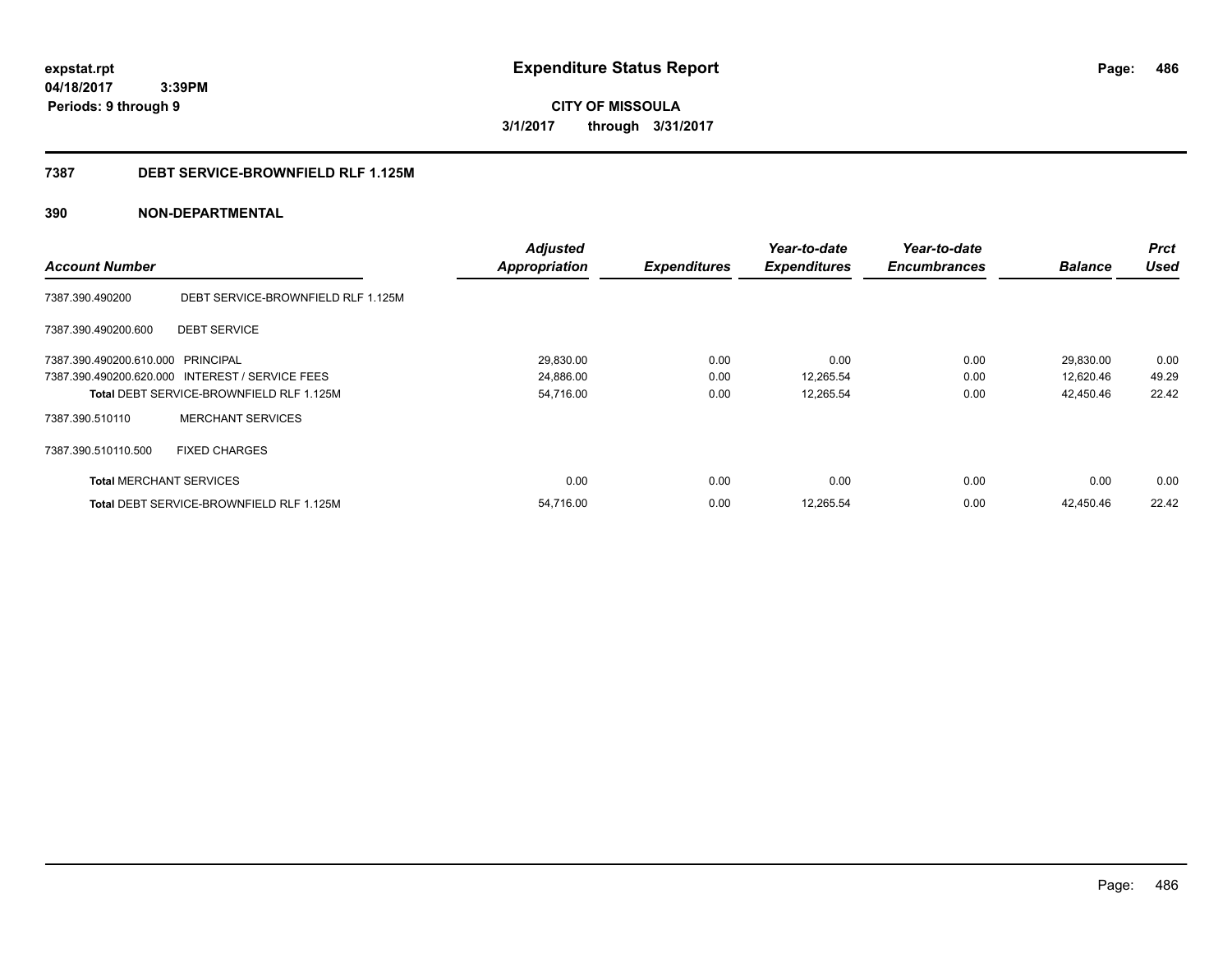# Expenditure Status Report

expstat.rpt
04/18/2017 3:39PM
Periods: 9 through 9

**CITY OF MISSOULA**
**3/1/2017 through 3/31/2017**

## 7387 DEBT SERVICE-BROWNFIELD RLF 1.125M

## 390 NON-DEPARTMENTAL

| Account Number | | Adjusted Appropriation | Expenditures | Year-to-date Expenditures | Year-to-date Encumbrances | Balance | Prct Used |
|---|---|---|---|---|---|---|---|
| 7387.390.490200 | DEBT SERVICE-BROWNFIELD RLF 1.125M | | | | | | |
| 7387.390.490200.600 | DEBT SERVICE | | | | | | |
| 7387.390.490200.610.000 | PRINCIPAL | 29,830.00 | 0.00 | 0.00 | 0.00 | 29,830.00 | 0.00 |
| 7387.390.490200.620.000 | INTEREST / SERVICE FEES | 24,886.00 | 0.00 | 12,265.54 | 0.00 | 12,620.46 | 49.29 |
| **Total** DEBT SERVICE-BROWNFIELD RLF 1.125M | | 54,716.00 | 0.00 | 12,265.54 | 0.00 | 42,450.46 | 22.42 |
| 7387.390.510110 | MERCHANT SERVICES | | | | | | |
| 7387.390.510110.500 | FIXED CHARGES | | | | | | |
| **Total** MERCHANT SERVICES | | 0.00 | 0.00 | 0.00 | 0.00 | 0.00 | 0.00 |
| **Total** DEBT SERVICE-BROWNFIELD RLF 1.125M | | 54,716.00 | 0.00 | 12,265.54 | 0.00 | 42,450.46 | 22.42 |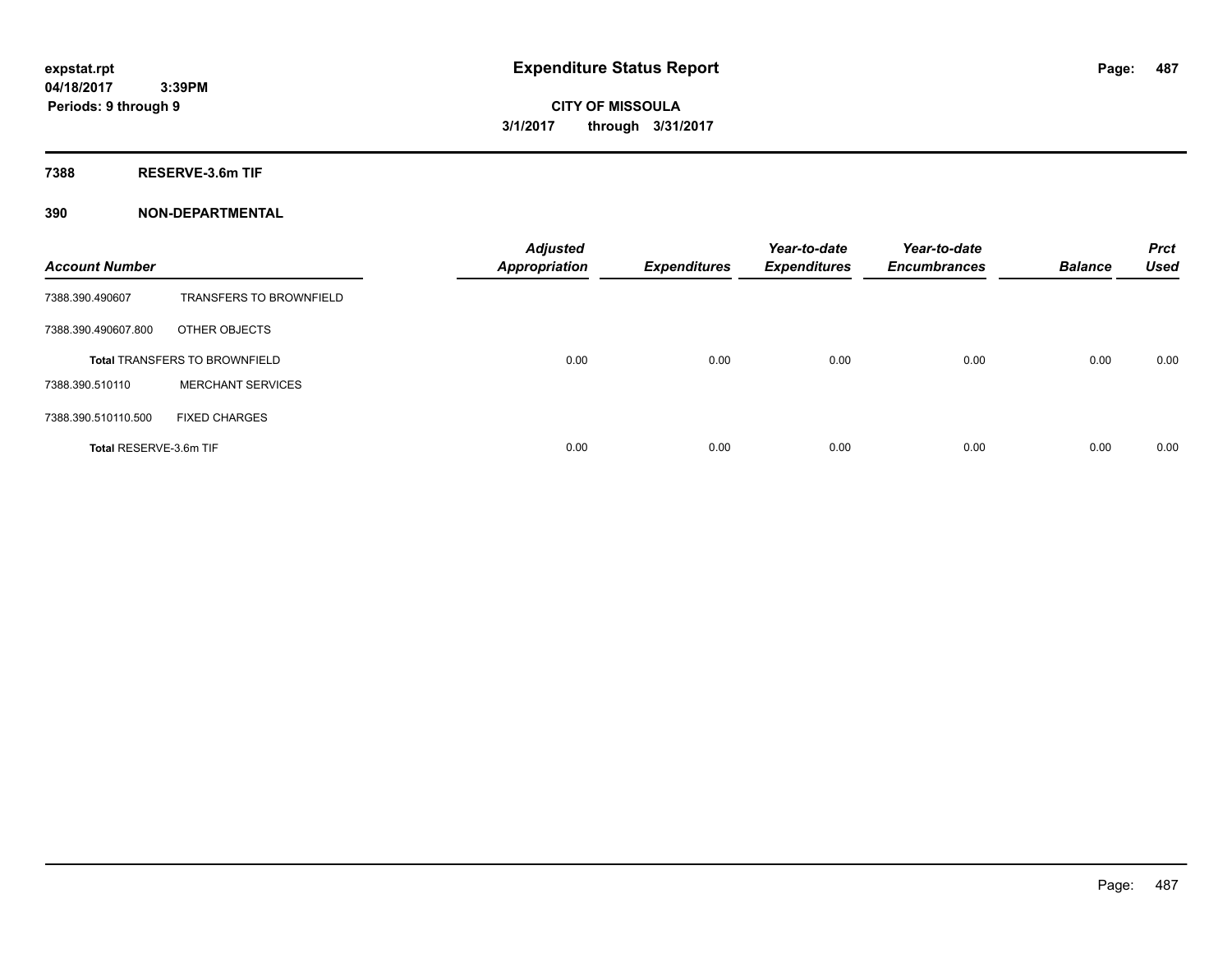# Expenditure Status Report

expstat.rpt
04/18/2017 3:39PM
Periods: 9 through 9

**CITY OF MISSOULA**
**3/1/2017 through 3/31/2017**

## 7388 RESERVE-3.6m TIF

## 390 NON-DEPARTMENTAL

| Account Number | | Adjusted Appropriation | Expenditures | Year-to-date Expenditures | Year-to-date Encumbrances | Balance | Prct Used |
|---|---|---|---|---|---|---|---|
| 7388.390.490607 | TRANSFERS TO BROWNFIELD | | | | | | |
| 7388.390.490607.800 | OTHER OBJECTS | | | | | | |
| **Total** TRANSFERS TO BROWNFIELD | | 0.00 | 0.00 | 0.00 | 0.00 | 0.00 | 0.00 |
| 7388.390.510110 | MERCHANT SERVICES | | | | | | |
| 7388.390.510110.500 | FIXED CHARGES | | | | | | |
| **Total** RESERVE-3.6m TIF | | 0.00 | 0.00 | 0.00 | 0.00 | 0.00 | 0.00 |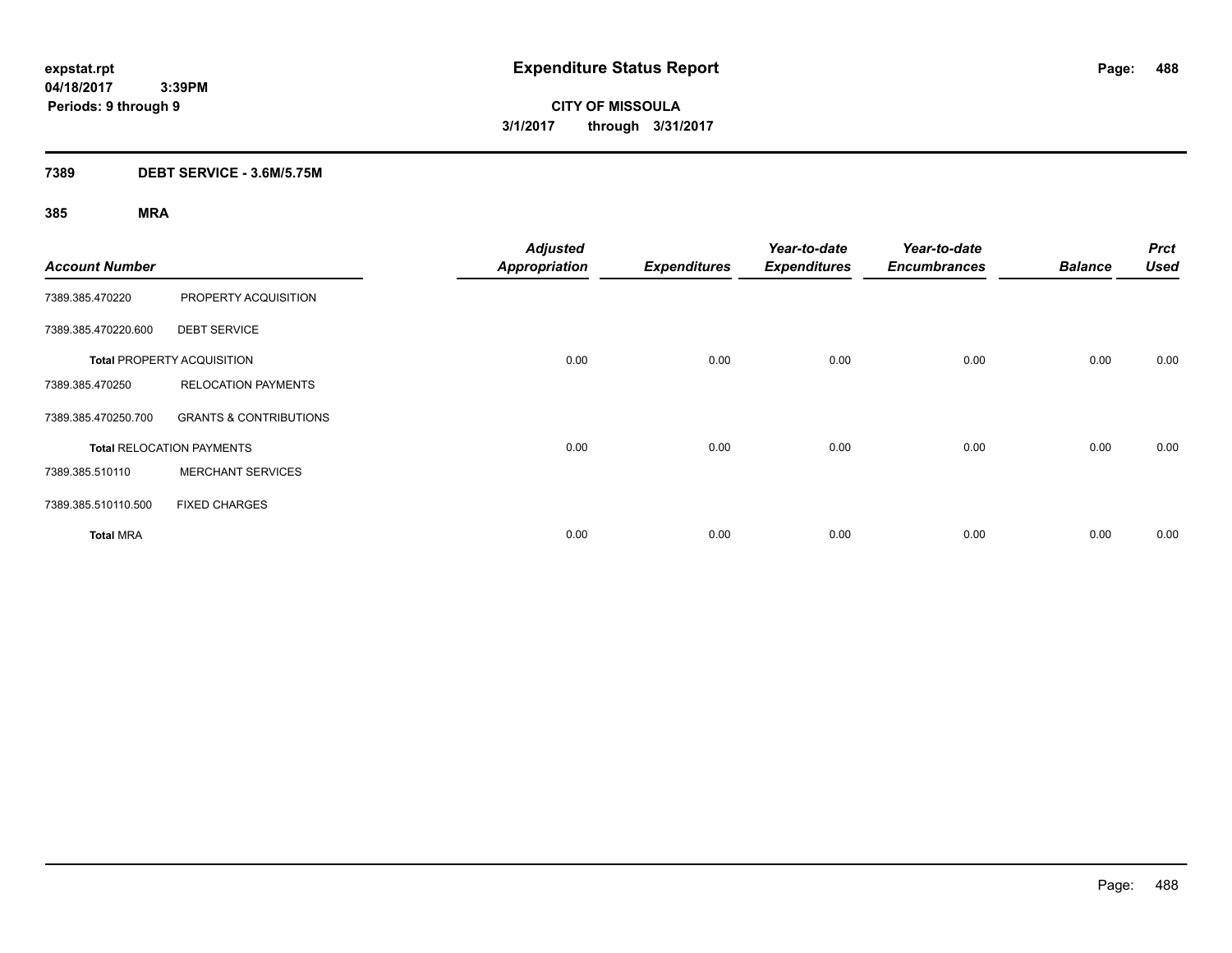# Expenditure Status Report

expstat.rpt
04/18/2017 3:39PM
Periods: 9 through 9

**CITY OF MISSOULA**
**3/1/2017 through 3/31/2017**

## 7389 DEBT SERVICE - 3.6M/5.75M

### 385 MRA

| Account Number | | Adjusted Appropriation | Expenditures | Year-to-date Expenditures | Year-to-date Encumbrances | Balance | Prct Used |
|---|---|---|---|---|---|---|---|
| 7389.385.470220 | PROPERTY ACQUISITION | | | | | | |
| 7389.385.470220.600 | DEBT SERVICE | | | | | | |
| **Total** PROPERTY ACQUISITION | | 0.00 | 0.00 | 0.00 | 0.00 | 0.00 | 0.00 |
| 7389.385.470250 | RELOCATION PAYMENTS | | | | | | |
| 7389.385.470250.700 | GRANTS & CONTRIBUTIONS | | | | | | |
| **Total** RELOCATION PAYMENTS | | 0.00 | 0.00 | 0.00 | 0.00 | 0.00 | 0.00 |
| 7389.385.510110 | MERCHANT SERVICES | | | | | | |
| 7389.385.510110.500 | FIXED CHARGES | | | | | | |
| **Total** MRA | | 0.00 | 0.00 | 0.00 | 0.00 | 0.00 | 0.00 |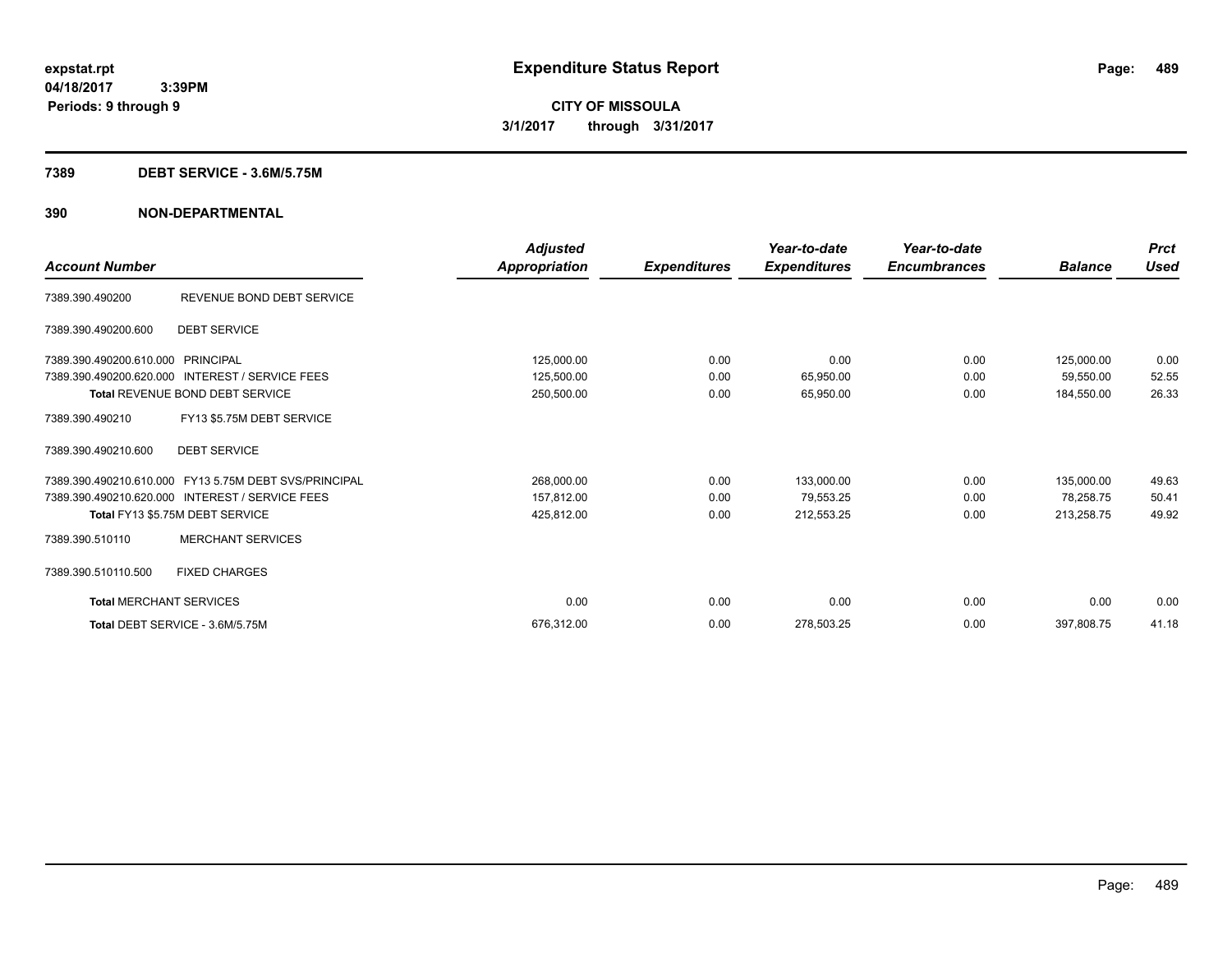**Expenditure Status Report**

**CITY OF MISSOULA**

**3/1/2017 through 3/31/2017**

expstat.rpt
04/18/2017 3:39PM
Periods: 9 through 9

## 7389 DEBT SERVICE - 3.6M/5.75M

## 390 NON-DEPARTMENTAL

| Account Number | | Adjusted Appropriation | Expenditures | Year-to-date Expenditures | Year-to-date Encumbrances | Balance | Prct Used |
|---|---|---|---|---|---|---|---|
| 7389.390.490200 | REVENUE BOND DEBT SERVICE | | | | | | |
| 7389.390.490200.600 | DEBT SERVICE | | | | | | |
| 7389.390.490200.610.000 | PRINCIPAL | 125,000.00 | 0.00 | 0.00 | 0.00 | 125,000.00 | 0.00 |
| 7389.390.490200.620.000 | INTEREST / SERVICE FEES | 125,500.00 | 0.00 | 65,950.00 | 0.00 | 59,550.00 | 52.55 |
| **Total** REVENUE BOND DEBT SERVICE | | 250,500.00 | 0.00 | 65,950.00 | 0.00 | 184,550.00 | 26.33 |
| 7389.390.490210 | FY13 $5.75M DEBT SERVICE | | | | | | |
| 7389.390.490210.600 | DEBT SERVICE | | | | | | |
| 7389.390.490210.610.000 | FY13 5.75M DEBT SVS/PRINCIPAL | 268,000.00 | 0.00 | 133,000.00 | 0.00 | 135,000.00 | 49.63 |
| 7389.390.490210.620.000 | INTEREST / SERVICE FEES | 157,812.00 | 0.00 | 79,553.25 | 0.00 | 78,258.75 | 50.41 |
| **Total** FY13 $5.75M DEBT SERVICE | | 425,812.00 | 0.00 | 212,553.25 | 0.00 | 213,258.75 | 49.92 |
| 7389.390.510110 | MERCHANT SERVICES | | | | | | |
| 7389.390.510110.500 | FIXED CHARGES | | | | | | |
| **Total** MERCHANT SERVICES | | 0.00 | 0.00 | 0.00 | 0.00 | 0.00 | 0.00 |
| **Total** DEBT SERVICE - 3.6M/5.75M | | 676,312.00 | 0.00 | 278,503.25 | 0.00 | 397,808.75 | 41.18 |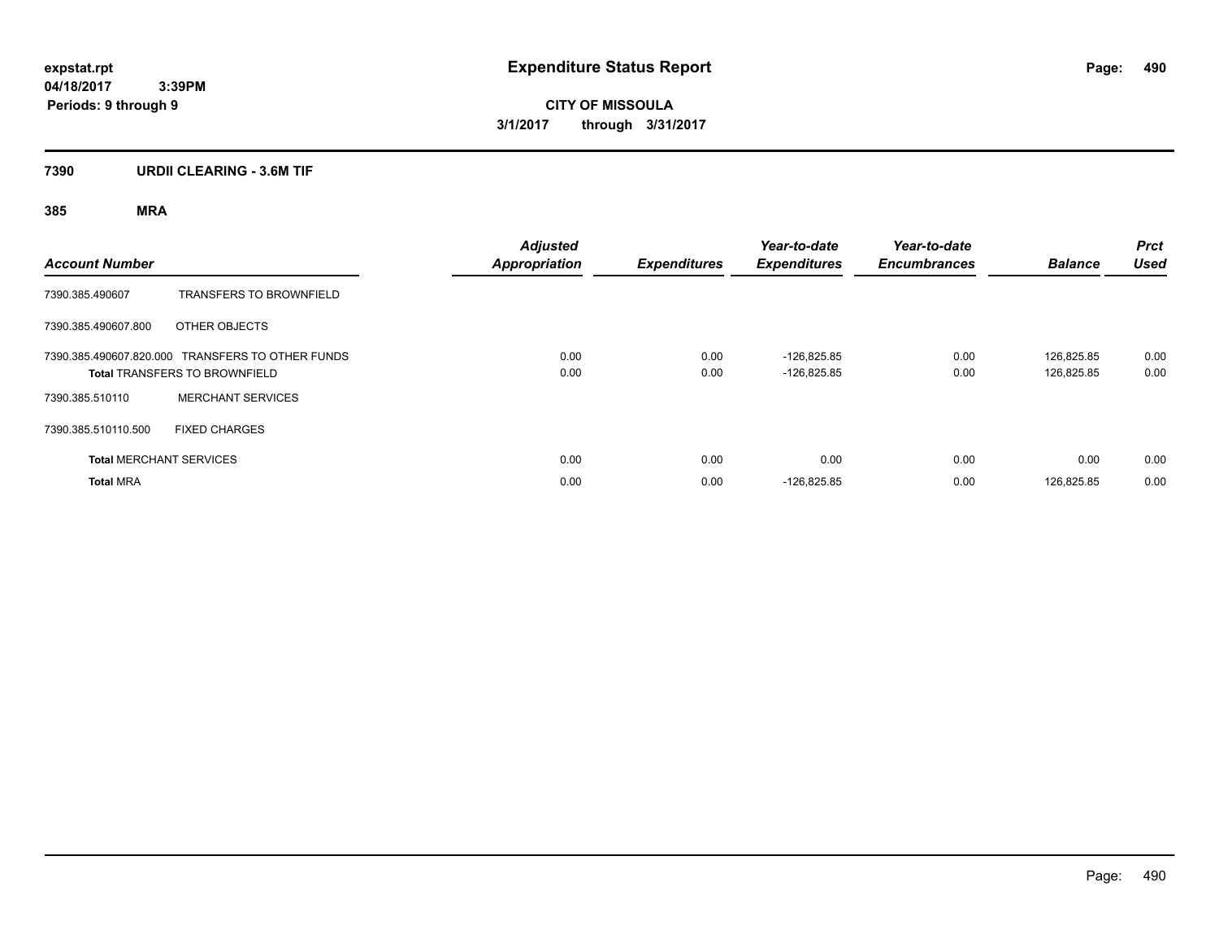# Expenditure Status Report

expstat.rpt
04/18/2017 3:39PM
Periods: 9 through 9

**CITY OF MISSOULA**
**3/1/2017 through 3/31/2017**

## 7390 URDII CLEARING - 3.6M TIF

### 385 MRA

| Account Number | | Adjusted Appropriation | Expenditures | Year-to-date Expenditures | Year-to-date Encumbrances | Balance | Prct Used |
|---|---|---|---|---|---|---|---|
| 7390.385.490607 | TRANSFERS TO BROWNFIELD | | | | | | |
| 7390.385.490607.800 | OTHER OBJECTS | | | | | | |
| 7390.385.490607.820.000 | TRANSFERS TO OTHER FUNDS | 0.00 | 0.00 | -126,825.85 | 0.00 | 126,825.85 | 0.00 |
| **Total** TRANSFERS TO BROWNFIELD | | 0.00 | 0.00 | -126,825.85 | 0.00 | 126,825.85 | 0.00 |
| 7390.385.510110 | MERCHANT SERVICES | | | | | | |
| 7390.385.510110.500 | FIXED CHARGES | | | | | | |
| **Total** MERCHANT SERVICES | | 0.00 | 0.00 | 0.00 | 0.00 | 0.00 | 0.00 |
| **Total** MRA | | 0.00 | 0.00 | -126,825.85 | 0.00 | 126,825.85 | 0.00 |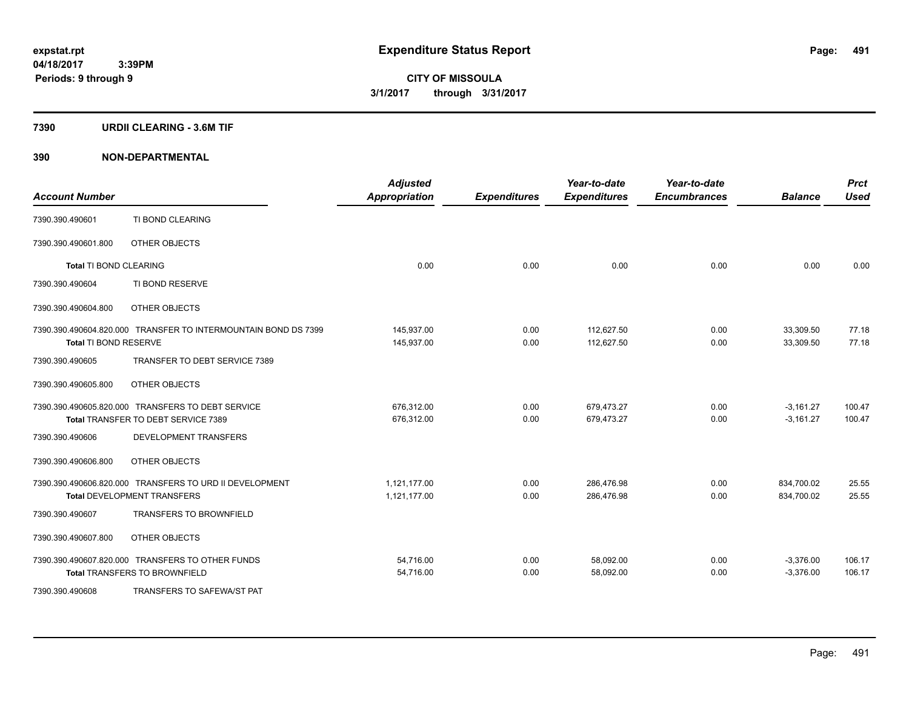**expstat.rpt**
**04/18/2017 3:39PM**
**Periods: 9 through 9**

# Expenditure Status Report

**CITY OF MISSOULA**
**3/1/2017 through 3/31/2017**

## 7390 URDII CLEARING - 3.6M TIF

## 390 NON-DEPARTMENTAL

| Account Number | | Adjusted Appropriation | Expenditures | Year-to-date Expenditures | Year-to-date Encumbrances | Balance | Prct Used |
|---|---|---|---|---|---|---|---|
| 7390.390.490601 | TI BOND CLEARING | | | | | | |
| 7390.390.490601.800 | OTHER OBJECTS | | | | | | |
| **Total** TI BOND CLEARING | | 0.00 | 0.00 | 0.00 | 0.00 | 0.00 | 0.00 |
| 7390.390.490604 | TI BOND RESERVE | | | | | | |
| 7390.390.490604.800 | OTHER OBJECTS | | | | | | |
| 7390.390.490604.820.000 | TRANSFER TO INTERMOUNTAIN BOND DS 7399 | 145,937.00 | 0.00 | 112,627.50 | 0.00 | 33,309.50 | 77.18 |
| **Total** TI BOND RESERVE | | 145,937.00 | 0.00 | 112,627.50 | 0.00 | 33,309.50 | 77.18 |
| 7390.390.490605 | TRANSFER TO DEBT SERVICE 7389 | | | | | | |
| 7390.390.490605.800 | OTHER OBJECTS | | | | | | |
| 7390.390.490605.820.000 | TRANSFERS TO DEBT SERVICE | 676,312.00 | 0.00 | 679,473.27 | 0.00 | -3,161.27 | 100.47 |
| **Total** TRANSFER TO DEBT SERVICE 7389 | | 676,312.00 | 0.00 | 679,473.27 | 0.00 | -3,161.27 | 100.47 |
| 7390.390.490606 | DEVELOPMENT TRANSFERS | | | | | | |
| 7390.390.490606.800 | OTHER OBJECTS | | | | | | |
| 7390.390.490606.820.000 | TRANSFERS TO URD II DEVELOPMENT | 1,121,177.00 | 0.00 | 286,476.98 | 0.00 | 834,700.02 | 25.55 |
| **Total** DEVELOPMENT TRANSFERS | | 1,121,177.00 | 0.00 | 286,476.98 | 0.00 | 834,700.02 | 25.55 |
| 7390.390.490607 | TRANSFERS TO BROWNFIELD | | | | | | |
| 7390.390.490607.800 | OTHER OBJECTS | | | | | | |
| 7390.390.490607.820.000 | TRANSFERS TO OTHER FUNDS | 54,716.00 | 0.00 | 58,092.00 | 0.00 | -3,376.00 | 106.17 |
| **Total** TRANSFERS TO BROWNFIELD | | 54,716.00 | 0.00 | 58,092.00 | 0.00 | -3,376.00 | 106.17 |
| 7390.390.490608 | TRANSFERS TO SAFEWA/ST PAT | | | | | | |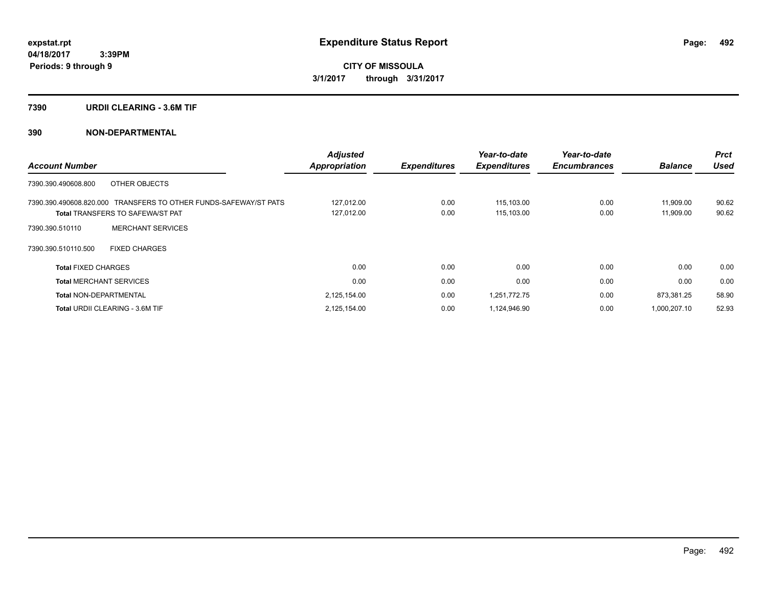**expstat.rpt**
**04/18/2017 3:39PM**
**Periods: 9 through 9**

# Expenditure Status Report

**CITY OF MISSOULA**
**3/1/2017 through 3/31/2017**

## 7390 URDII CLEARING - 3.6M TIF

## 390 NON-DEPARTMENTAL

| Account Number | Adjusted Appropriation | Expenditures | Year-to-date Expenditures | Year-to-date Encumbrances | Balance | Prct Used |
|---|---|---|---|---|---|---|
| 7390.390.490608.800 OTHER OBJECTS | | | | | | |
| 7390.390.490608.820.000 TRANSFERS TO OTHER FUNDS-SAFEWAY/ST PATS | 127,012.00 | 0.00 | 115,103.00 | 0.00 | 11,909.00 | 90.62 |
| **Total** TRANSFERS TO SAFEWA/ST PAT | 127,012.00 | 0.00 | 115,103.00 | 0.00 | 11,909.00 | 90.62 |
| 7390.390.510110 MERCHANT SERVICES | | | | | | |
| 7390.390.510110.500 FIXED CHARGES | | | | | | |
| **Total** FIXED CHARGES | 0.00 | 0.00 | 0.00 | 0.00 | 0.00 | 0.00 |
| **Total** MERCHANT SERVICES | 0.00 | 0.00 | 0.00 | 0.00 | 0.00 | 0.00 |
| **Total** NON-DEPARTMENTAL | 2,125,154.00 | 0.00 | 1,251,772.75 | 0.00 | 873,381.25 | 58.90 |
| **Total** URDII CLEARING - 3.6M TIF | 2,125,154.00 | 0.00 | 1,124,946.90 | 0.00 | 1,000,207.10 | 52.93 |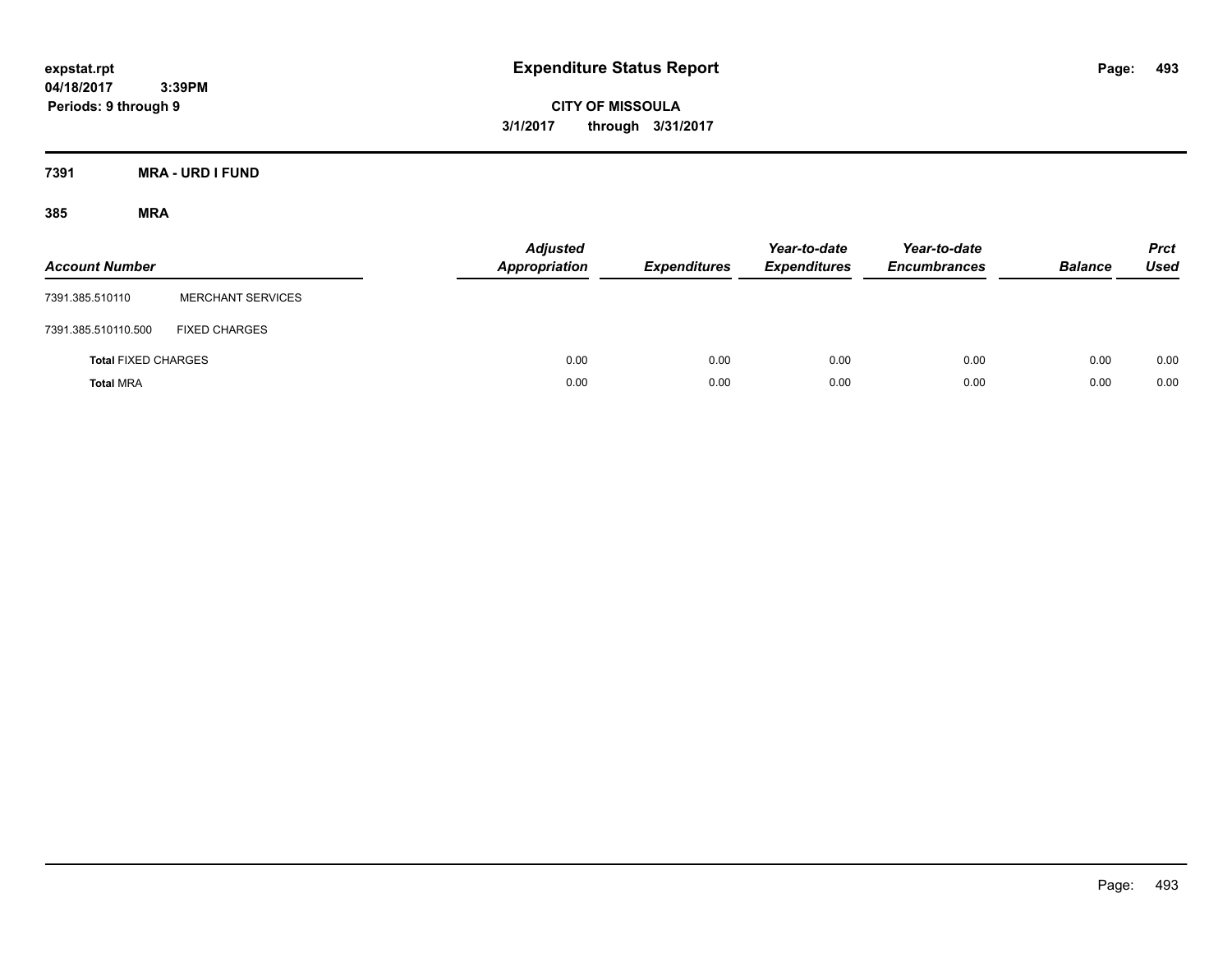expstat.rpt
04/18/2017 3:39PM
Periods: 9 through 9

# Expenditure Status Report

**CITY OF MISSOULA**
**3/1/2017 through 3/31/2017**

**7391 MRA - URD I FUND**

**385 MRA**

| Account Number | | Adjusted Appropriation | Expenditures | Year-to-date Expenditures | Year-to-date Encumbrances | Balance | Prct Used |
|---|---|---|---|---|---|---|---|
| 7391.385.510110 | MERCHANT SERVICES | | | | | | |
| 7391.385.510110.500 | FIXED CHARGES | | | | | | |
| **Total** FIXED CHARGES | | 0.00 | 0.00 | 0.00 | 0.00 | 0.00 | 0.00 |
| **Total** MRA | | 0.00 | 0.00 | 0.00 | 0.00 | 0.00 | 0.00 |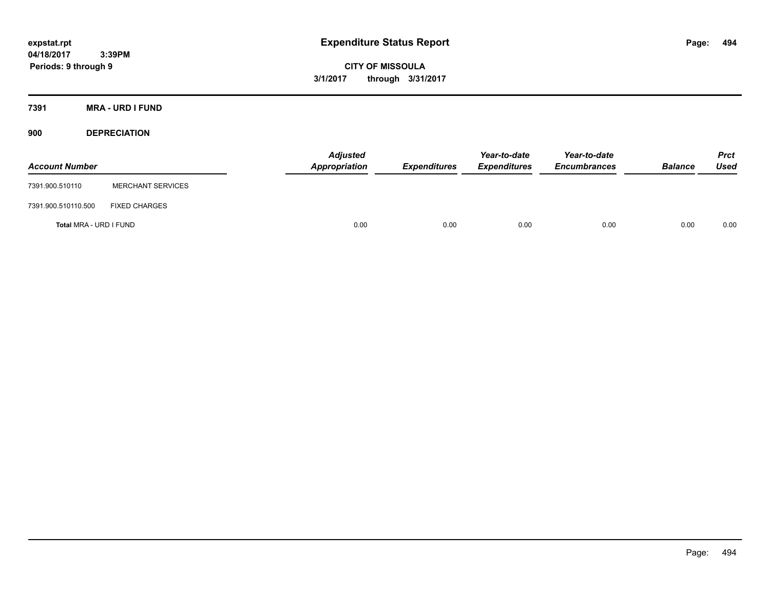# Expenditure Status Report

expstat.rpt
04/18/2017 3:39PM
Periods: 9 through 9

CITY OF MISSOULA
3/1/2017 through 3/31/2017

## 7391 MRA - URD I FUND

### 900 DEPRECIATION

| Account Number | | Adjusted Appropriation | Expenditures | Year-to-date Expenditures | Year-to-date Encumbrances | Balance | Prct Used |
|---|---|---|---|---|---|---|---|
| 7391.900.510110 | MERCHANT SERVICES | | | | | | |
| 7391.900.510110.500 | FIXED CHARGES | | | | | | |
| **Total** MRA - URD I FUND | | 0.00 | 0.00 | 0.00 | 0.00 | 0.00 | 0.00 |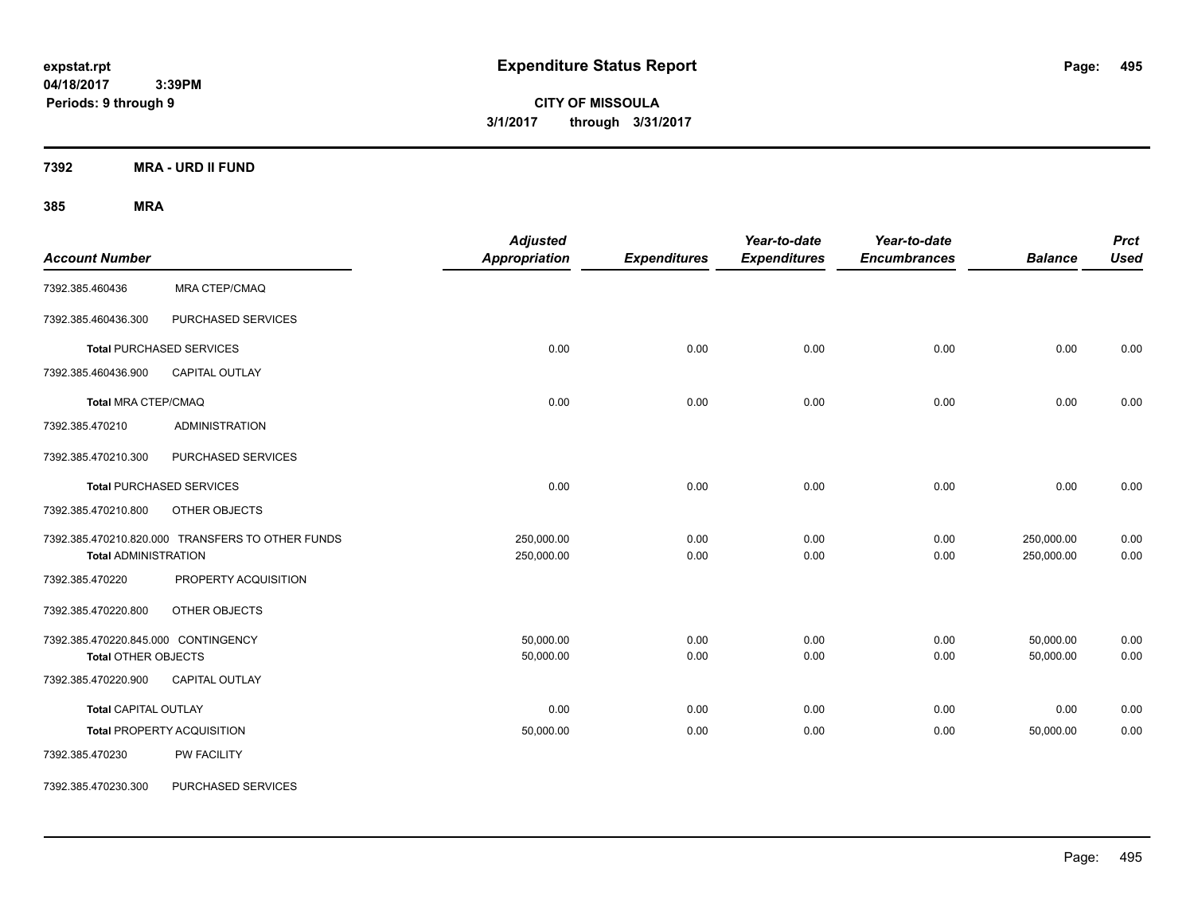expstat.rpt
04/18/2017 3:39PM
Periods: 9 through 9

# Expenditure Status Report

**CITY OF MISSOULA**
**3/1/2017 through 3/31/2017**

## 7392 MRA - URD II FUND

### 385 MRA

| Account Number | | Adjusted Appropriation | Expenditures | Year-to-date Expenditures | Year-to-date Encumbrances | Balance | Prct Used |
|---|---|---|---|---|---|---|---|
| 7392.385.460436 | MRA CTEP/CMAQ | | | | | | |
| 7392.385.460436.300 | PURCHASED SERVICES | | | | | | |
| **Total** PURCHASED SERVICES | | 0.00 | 0.00 | 0.00 | 0.00 | 0.00 | 0.00 |
| 7392.385.460436.900 | CAPITAL OUTLAY | | | | | | |
| **Total** MRA CTEP/CMAQ | | 0.00 | 0.00 | 0.00 | 0.00 | 0.00 | 0.00 |
| 7392.385.470210 | ADMINISTRATION | | | | | | |
| 7392.385.470210.300 | PURCHASED SERVICES | | | | | | |
| **Total** PURCHASED SERVICES | | 0.00 | 0.00 | 0.00 | 0.00 | 0.00 | 0.00 |
| 7392.385.470210.800 | OTHER OBJECTS | | | | | | |
| 7392.385.470210.820.000 | TRANSFERS TO OTHER FUNDS | 250,000.00 | 0.00 | 0.00 | 0.00 | 250,000.00 | 0.00 |
| **Total** ADMINISTRATION | | 250,000.00 | 0.00 | 0.00 | 0.00 | 250,000.00 | 0.00 |
| 7392.385.470220 | PROPERTY ACQUISITION | | | | | | |
| 7392.385.470220.800 | OTHER OBJECTS | | | | | | |
| 7392.385.470220.845.000 | CONTINGENCY | 50,000.00 | 0.00 | 0.00 | 0.00 | 50,000.00 | 0.00 |
| **Total** OTHER OBJECTS | | 50,000.00 | 0.00 | 0.00 | 0.00 | 50,000.00 | 0.00 |
| 7392.385.470220.900 | CAPITAL OUTLAY | | | | | | |
| **Total** CAPITAL OUTLAY | | 0.00 | 0.00 | 0.00 | 0.00 | 0.00 | 0.00 |
| **Total** PROPERTY ACQUISITION | | 50,000.00 | 0.00 | 0.00 | 0.00 | 50,000.00 | 0.00 |
| 7392.385.470230 | PW FACILITY | | | | | | |
| 7392.385.470230.300 | PURCHASED SERVICES | | | | | | |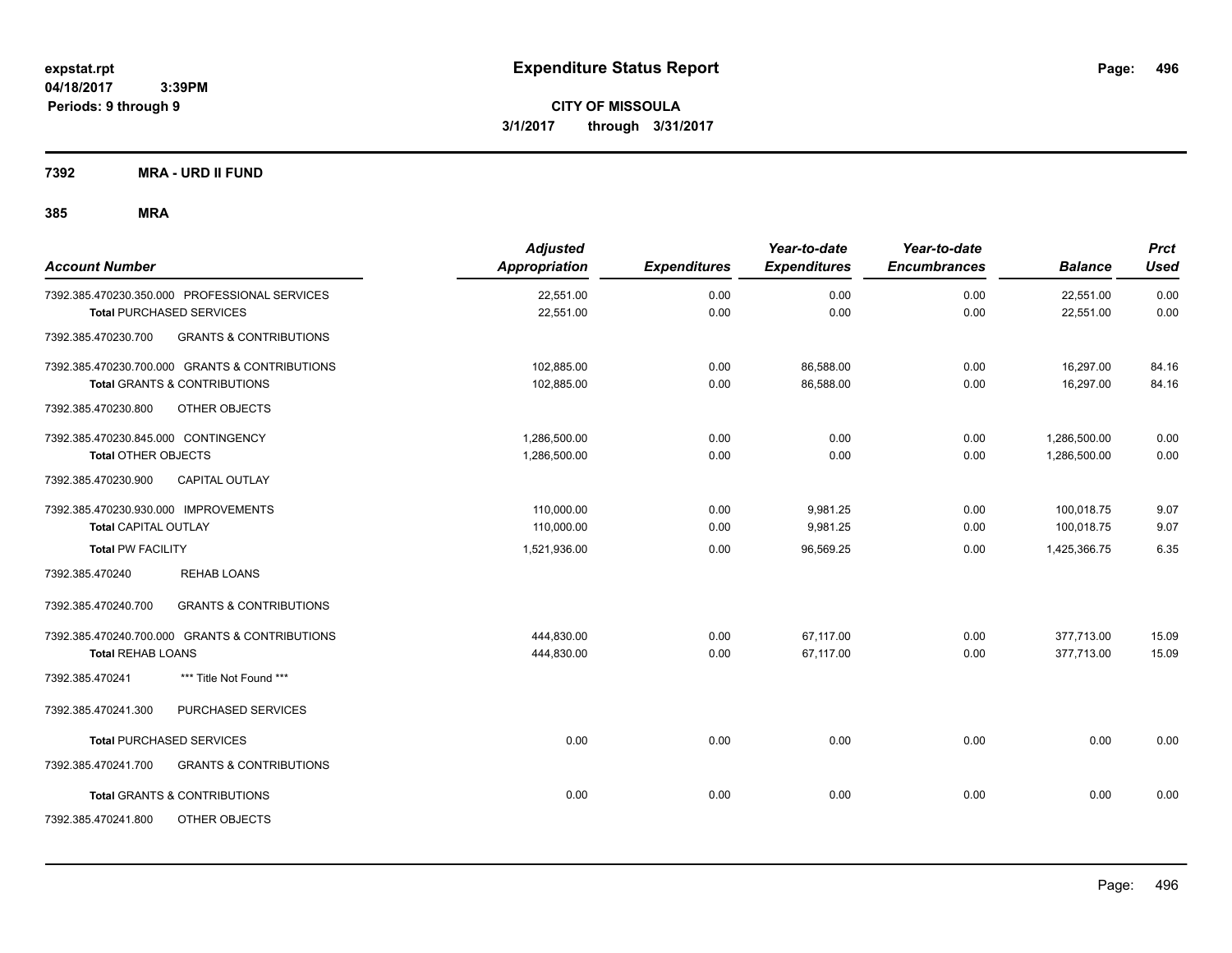# Expenditure Status Report

expstat.rpt
04/18/2017 3:39PM
Periods: 9 through 9

**CITY OF MISSOULA**
**3/1/2017 through 3/31/2017**

**7392 MRA - URD II FUND**

**385 MRA**

| Account Number | Adjusted Appropriation | Expenditures | Year-to-date Expenditures | Year-to-date Encumbrances | Balance | Prct Used |
|---|---|---|---|---|---|---|
| 7392.385.470230.350.000 PROFESSIONAL SERVICES | 22,551.00 | 0.00 | 0.00 | 0.00 | 22,551.00 | 0.00 |
| **Total** PURCHASED SERVICES | 22,551.00 | 0.00 | 0.00 | 0.00 | 22,551.00 | 0.00 |
| 7392.385.470230.700 GRANTS & CONTRIBUTIONS | | | | | | |
| 7392.385.470230.700.000 GRANTS & CONTRIBUTIONS | 102,885.00 | 0.00 | 86,588.00 | 0.00 | 16,297.00 | 84.16 |
| **Total** GRANTS & CONTRIBUTIONS | 102,885.00 | 0.00 | 86,588.00 | 0.00 | 16,297.00 | 84.16 |
| 7392.385.470230.800 OTHER OBJECTS | | | | | | |
| 7392.385.470230.845.000 CONTINGENCY | 1,286,500.00 | 0.00 | 0.00 | 0.00 | 1,286,500.00 | 0.00 |
| **Total** OTHER OBJECTS | 1,286,500.00 | 0.00 | 0.00 | 0.00 | 1,286,500.00 | 0.00 |
| 7392.385.470230.900 CAPITAL OUTLAY | | | | | | |
| 7392.385.470230.930.000 IMPROVEMENTS | 110,000.00 | 0.00 | 9,981.25 | 0.00 | 100,018.75 | 9.07 |
| **Total** CAPITAL OUTLAY | 110,000.00 | 0.00 | 9,981.25 | 0.00 | 100,018.75 | 9.07 |
| **Total** PW FACILITY | 1,521,936.00 | 0.00 | 96,569.25 | 0.00 | 1,425,366.75 | 6.35 |
| 7392.385.470240 REHAB LOANS | | | | | | |
| 7392.385.470240.700 GRANTS & CONTRIBUTIONS | | | | | | |
| 7392.385.470240.700.000 GRANTS & CONTRIBUTIONS | 444,830.00 | 0.00 | 67,117.00 | 0.00 | 377,713.00 | 15.09 |
| **Total** REHAB LOANS | 444,830.00 | 0.00 | 67,117.00 | 0.00 | 377,713.00 | 15.09 |
| 7392.385.470241 *** Title Not Found *** | | | | | | |
| 7392.385.470241.300 PURCHASED SERVICES | | | | | | |
| **Total** PURCHASED SERVICES | 0.00 | 0.00 | 0.00 | 0.00 | 0.00 | 0.00 |
| 7392.385.470241.700 GRANTS & CONTRIBUTIONS | | | | | | |
| **Total** GRANTS & CONTRIBUTIONS | 0.00 | 0.00 | 0.00 | 0.00 | 0.00 | 0.00 |
| 7392.385.470241.800 OTHER OBJECTS | | | | | | |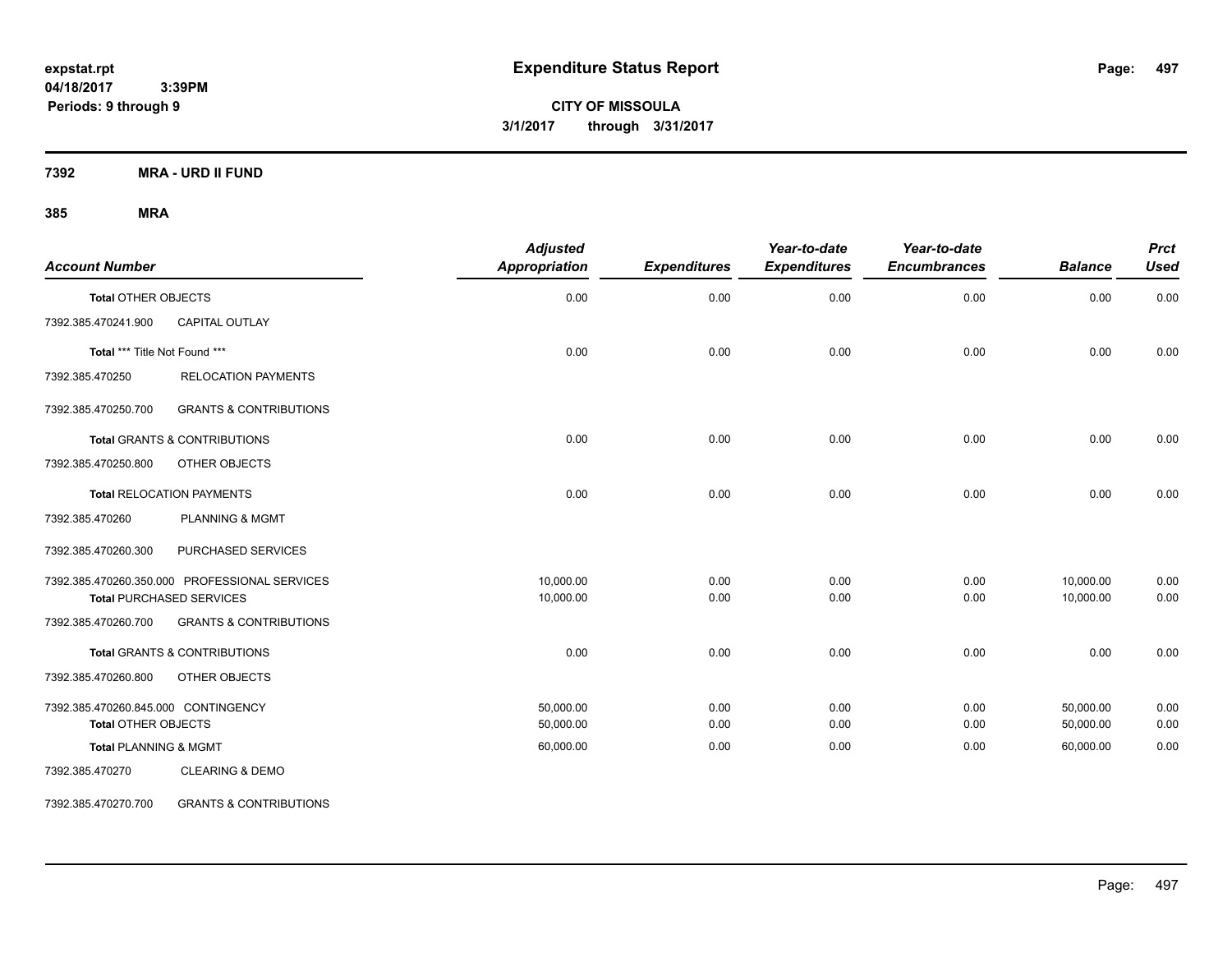expstat.rpt
04/18/2017 3:39PM
Periods: 9 through 9

# Expenditure Status Report

**CITY OF MISSOULA**
**3/1/2017 through 3/31/2017**

## 7392 MRA - URD II FUND

### 385 MRA

| Account Number | | Adjusted Appropriation | Expenditures | Year-to-date Expenditures | Year-to-date Encumbrances | Balance | Prct Used |
|---|---|---|---|---|---|---|---|
| **Total** OTHER OBJECTS | | 0.00 | 0.00 | 0.00 | 0.00 | 0.00 | 0.00 |
| 7392.385.470241.900 | CAPITAL OUTLAY | | | | | | |
| **Total** *** Title Not Found *** | | 0.00 | 0.00 | 0.00 | 0.00 | 0.00 | 0.00 |
| 7392.385.470250 | RELOCATION PAYMENTS | | | | | | |
| 7392.385.470250.700 | GRANTS & CONTRIBUTIONS | | | | | | |
| **Total** GRANTS & CONTRIBUTIONS | | 0.00 | 0.00 | 0.00 | 0.00 | 0.00 | 0.00 |
| 7392.385.470250.800 | OTHER OBJECTS | | | | | | |
| **Total** RELOCATION PAYMENTS | | 0.00 | 0.00 | 0.00 | 0.00 | 0.00 | 0.00 |
| 7392.385.470260 | PLANNING & MGMT | | | | | | |
| 7392.385.470260.300 | PURCHASED SERVICES | | | | | | |
| 7392.385.470260.350.000 | PROFESSIONAL SERVICES | 10,000.00 | 0.00 | 0.00 | 0.00 | 10,000.00 | 0.00 |
| **Total** PURCHASED SERVICES | | 10,000.00 | 0.00 | 0.00 | 0.00 | 10,000.00 | 0.00 |
| 7392.385.470260.700 | GRANTS & CONTRIBUTIONS | | | | | | |
| **Total** GRANTS & CONTRIBUTIONS | | 0.00 | 0.00 | 0.00 | 0.00 | 0.00 | 0.00 |
| 7392.385.470260.800 | OTHER OBJECTS | | | | | | |
| 7392.385.470260.845.000 | CONTINGENCY | 50,000.00 | 0.00 | 0.00 | 0.00 | 50,000.00 | 0.00 |
| **Total** OTHER OBJECTS | | 50,000.00 | 0.00 | 0.00 | 0.00 | 50,000.00 | 0.00 |
| **Total** PLANNING & MGMT | | 60,000.00 | 0.00 | 0.00 | 0.00 | 60,000.00 | 0.00 |
| 7392.385.470270 | CLEARING & DEMO | | | | | | |
| 7392.385.470270.700 | GRANTS & CONTRIBUTIONS | | | | | | |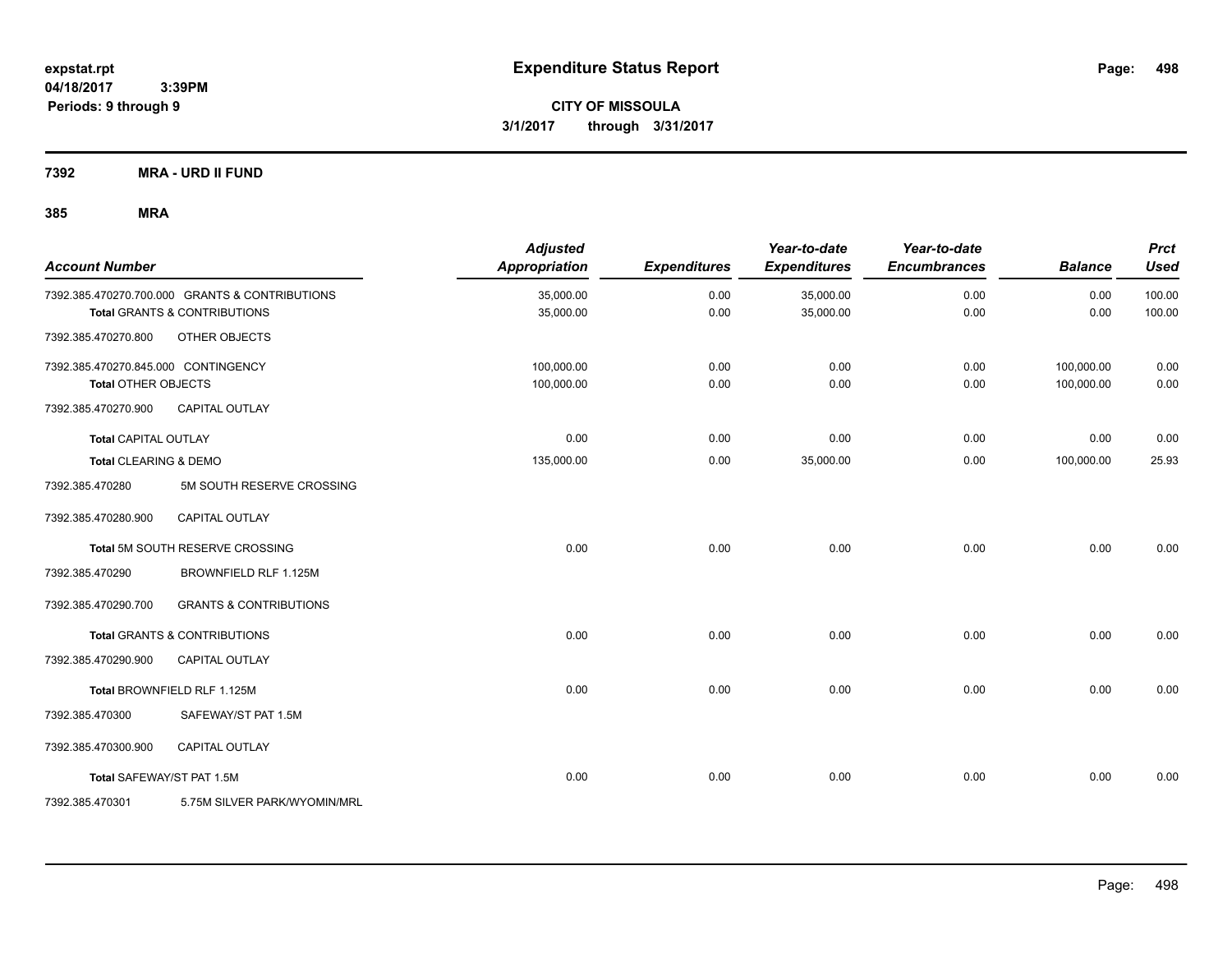**expstat.rpt**
**04/18/2017 3:39PM**
**Periods: 9 through 9**

# Expenditure Status Report

**CITY OF MISSOULA**
**3/1/2017 through 3/31/2017**

## 7392 MRA - URD II FUND

### 385 MRA

| Account Number | | Adjusted Appropriation | Expenditures | Year-to-date Expenditures | Year-to-date Encumbrances | Balance | Prct Used |
|---|---|---|---|---|---|---|---|
| 7392.385.470270.700.000 | GRANTS & CONTRIBUTIONS | 35,000.00 | 0.00 | 35,000.00 | 0.00 | 0.00 | 100.00 |
| **Total** GRANTS & CONTRIBUTIONS | | 35,000.00 | 0.00 | 35,000.00 | 0.00 | 0.00 | 100.00 |
| 7392.385.470270.800 | OTHER OBJECTS | | | | | | |
| 7392.385.470270.845.000 | CONTINGENCY | 100,000.00 | 0.00 | 0.00 | 0.00 | 100,000.00 | 0.00 |
| **Total** OTHER OBJECTS | | 100,000.00 | 0.00 | 0.00 | 0.00 | 100,000.00 | 0.00 |
| 7392.385.470270.900 | CAPITAL OUTLAY | | | | | | |
| **Total** CAPITAL OUTLAY | | 0.00 | 0.00 | 0.00 | 0.00 | 0.00 | 0.00 |
| **Total** CLEARING & DEMO | | 135,000.00 | 0.00 | 35,000.00 | 0.00 | 100,000.00 | 25.93 |
| 7392.385.470280 | 5M SOUTH RESERVE CROSSING | | | | | | |
| 7392.385.470280.900 | CAPITAL OUTLAY | | | | | | |
| **Total** 5M SOUTH RESERVE CROSSING | | 0.00 | 0.00 | 0.00 | 0.00 | 0.00 | 0.00 |
| 7392.385.470290 | BROWNFIELD RLF 1.125M | | | | | | |
| 7392.385.470290.700 | GRANTS & CONTRIBUTIONS | | | | | | |
| **Total** GRANTS & CONTRIBUTIONS | | 0.00 | 0.00 | 0.00 | 0.00 | 0.00 | 0.00 |
| 7392.385.470290.900 | CAPITAL OUTLAY | | | | | | |
| **Total** BROWNFIELD RLF 1.125M | | 0.00 | 0.00 | 0.00 | 0.00 | 0.00 | 0.00 |
| 7392.385.470300 | SAFEWAY/ST PAT 1.5M | | | | | | |
| 7392.385.470300.900 | CAPITAL OUTLAY | | | | | | |
| **Total** SAFEWAY/ST PAT 1.5M | | 0.00 | 0.00 | 0.00 | 0.00 | 0.00 | 0.00 |
| 7392.385.470301 | 5.75M SILVER PARK/WYOMIN/MRL | | | | | | |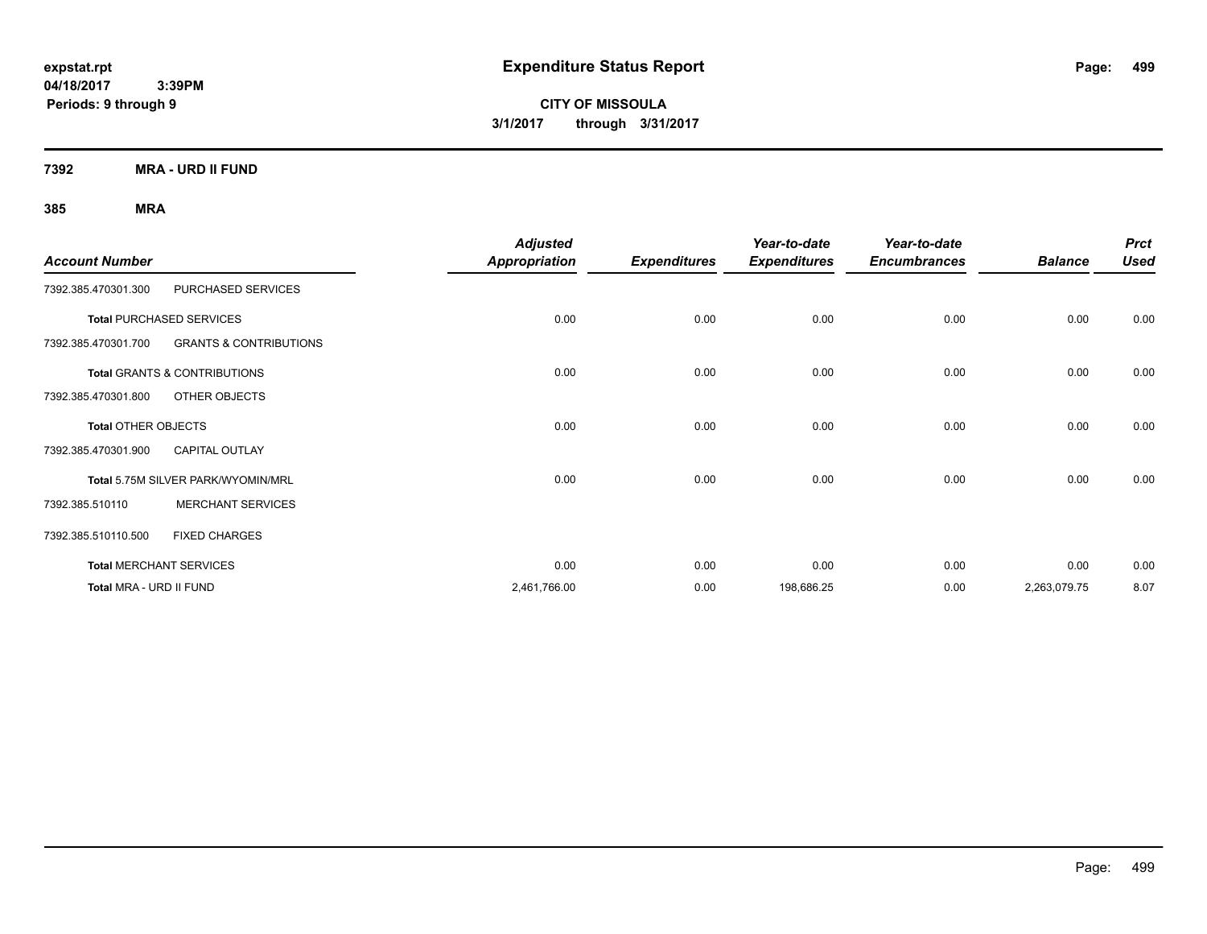expstat.rpt
04/18/2017 3:39PM
Periods: 9 through 9

# Expenditure Status Report

**CITY OF MISSOULA**
**3/1/2017 through 3/31/2017**

## 7392 MRA - URD II FUND

### 385 MRA

| Account Number | | Adjusted Appropriation | Expenditures | Year-to-date Expenditures | Year-to-date Encumbrances | Balance | Prct Used |
|---|---|---|---|---|---|---|---|
| 7392.385.470301.300 | PURCHASED SERVICES | | | | | | |
| **Total** PURCHASED SERVICES | | 0.00 | 0.00 | 0.00 | 0.00 | 0.00 | 0.00 |
| 7392.385.470301.700 | GRANTS & CONTRIBUTIONS | | | | | | |
| **Total** GRANTS & CONTRIBUTIONS | | 0.00 | 0.00 | 0.00 | 0.00 | 0.00 | 0.00 |
| 7392.385.470301.800 | OTHER OBJECTS | | | | | | |
| **Total** OTHER OBJECTS | | 0.00 | 0.00 | 0.00 | 0.00 | 0.00 | 0.00 |
| 7392.385.470301.900 | CAPITAL OUTLAY | | | | | | |
| **Total** 5.75M SILVER PARK/WYOMIN/MRL | | 0.00 | 0.00 | 0.00 | 0.00 | 0.00 | 0.00 |
| 7392.385.510110 | MERCHANT SERVICES | | | | | | |
| 7392.385.510110.500 | FIXED CHARGES | | | | | | |
| **Total** MERCHANT SERVICES | | 0.00 | 0.00 | 0.00 | 0.00 | 0.00 | 0.00 |
| **Total** MRA - URD II FUND | | 2,461,766.00 | 0.00 | 198,686.25 | 0.00 | 2,263,079.75 | 8.07 |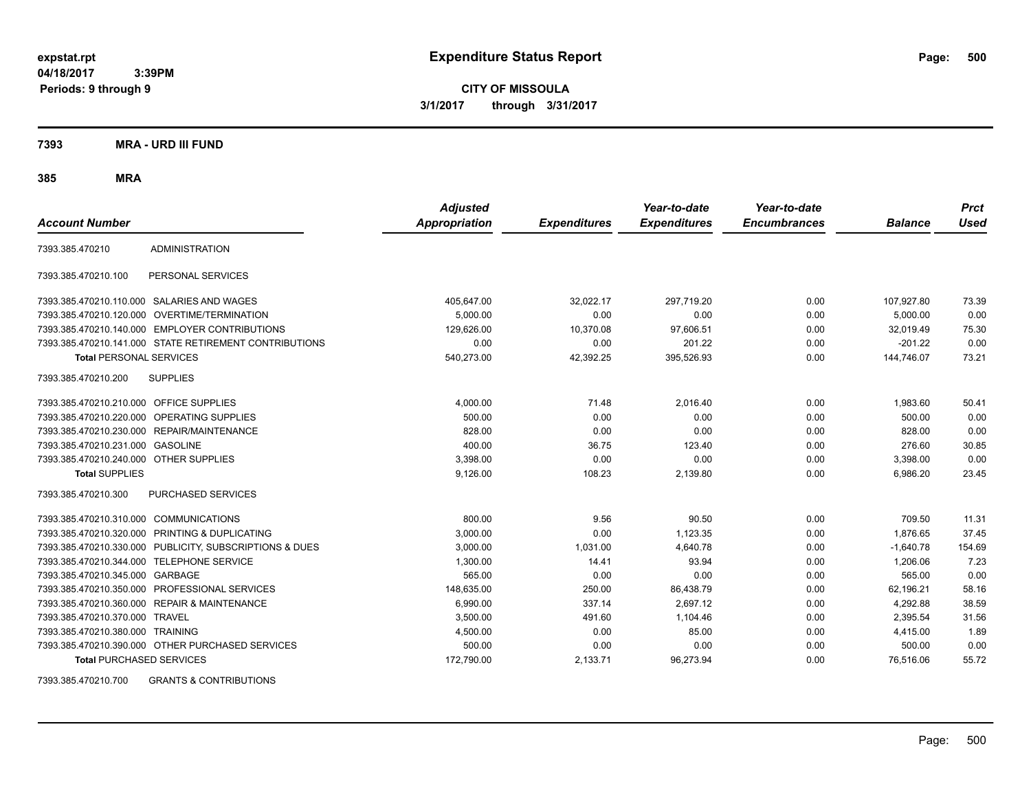expstat.rpt
04/18/2017 3:39PM
Periods: 9 through 9

# Expenditure Status Report

**CITY OF MISSOULA**
**3/1/2017 through 3/31/2017**

## 7393 MRA - URD III FUND

### 385 MRA

| Account Number | | Adjusted Appropriation | Expenditures | Year-to-date Expenditures | Year-to-date Encumbrances | Balance | Prct Used |
|---|---|---|---|---|---|---|---|
| 7393.385.470210 | ADMINISTRATION | | | | | | |
| 7393.385.470210.100 | PERSONAL SERVICES | | | | | | |
| 7393.385.470210.110.000 | SALARIES AND WAGES | 405,647.00 | 32,022.17 | 297,719.20 | 0.00 | 107,927.80 | 73.39 |
| 7393.385.470210.120.000 | OVERTIME/TERMINATION | 5,000.00 | 0.00 | 0.00 | 0.00 | 5,000.00 | 0.00 |
| 7393.385.470210.140.000 | EMPLOYER CONTRIBUTIONS | 129,626.00 | 10,370.08 | 97,606.51 | 0.00 | 32,019.49 | 75.30 |
| 7393.385.470210.141.000 | STATE RETIREMENT CONTRIBUTIONS | 0.00 | 0.00 | 201.22 | 0.00 | -201.22 | 0.00 |
| **Total** PERSONAL SERVICES | | 540,273.00 | 42,392.25 | 395,526.93 | 0.00 | 144,746.07 | 73.21 |
| 7393.385.470210.200 | SUPPLIES | | | | | | |
| 7393.385.470210.210.000 | OFFICE SUPPLIES | 4,000.00 | 71.48 | 2,016.40 | 0.00 | 1,983.60 | 50.41 |
| 7393.385.470210.220.000 | OPERATING SUPPLIES | 500.00 | 0.00 | 0.00 | 0.00 | 500.00 | 0.00 |
| 7393.385.470210.230.000 | REPAIR/MAINTENANCE | 828.00 | 0.00 | 0.00 | 0.00 | 828.00 | 0.00 |
| 7393.385.470210.231.000 | GASOLINE | 400.00 | 36.75 | 123.40 | 0.00 | 276.60 | 30.85 |
| 7393.385.470210.240.000 | OTHER SUPPLIES | 3,398.00 | 0.00 | 0.00 | 0.00 | 3,398.00 | 0.00 |
| **Total** SUPPLIES | | 9,126.00 | 108.23 | 2,139.80 | 0.00 | 6,986.20 | 23.45 |
| 7393.385.470210.300 | PURCHASED SERVICES | | | | | | |
| 7393.385.470210.310.000 | COMMUNICATIONS | 800.00 | 9.56 | 90.50 | 0.00 | 709.50 | 11.31 |
| 7393.385.470210.320.000 | PRINTING & DUPLICATING | 3,000.00 | 0.00 | 1,123.35 | 0.00 | 1,876.65 | 37.45 |
| 7393.385.470210.330.000 | PUBLICITY, SUBSCRIPTIONS & DUES | 3,000.00 | 1,031.00 | 4,640.78 | 0.00 | -1,640.78 | 154.69 |
| 7393.385.470210.344.000 | TELEPHONE SERVICE | 1,300.00 | 14.41 | 93.94 | 0.00 | 1,206.06 | 7.23 |
| 7393.385.470210.345.000 | GARBAGE | 565.00 | 0.00 | 0.00 | 0.00 | 565.00 | 0.00 |
| 7393.385.470210.350.000 | PROFESSIONAL SERVICES | 148,635.00 | 250.00 | 86,438.79 | 0.00 | 62,196.21 | 58.16 |
| 7393.385.470210.360.000 | REPAIR & MAINTENANCE | 6,990.00 | 337.14 | 2,697.12 | 0.00 | 4,292.88 | 38.59 |
| 7393.385.470210.370.000 | TRAVEL | 3,500.00 | 491.60 | 1,104.46 | 0.00 | 2,395.54 | 31.56 |
| 7393.385.470210.380.000 | TRAINING | 4,500.00 | 0.00 | 85.00 | 0.00 | 4,415.00 | 1.89 |
| 7393.385.470210.390.000 | OTHER PURCHASED SERVICES | 500.00 | 0.00 | 0.00 | 0.00 | 500.00 | 0.00 |
| **Total** PURCHASED SERVICES | | 172,790.00 | 2,133.71 | 96,273.94 | 0.00 | 76,516.06 | 55.72 |
| 7393.385.470210.700 | GRANTS & CONTRIBUTIONS | | | | | | |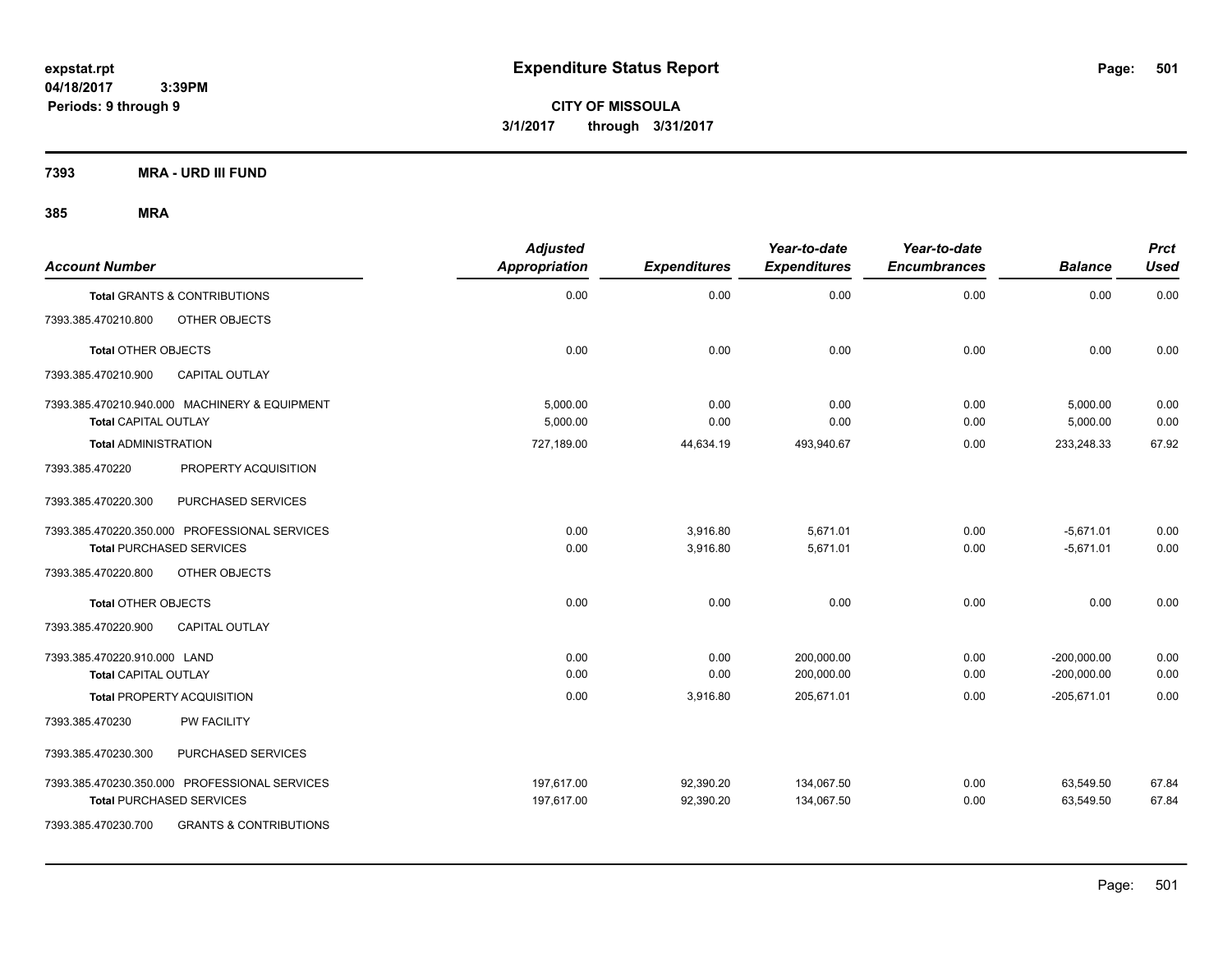**expstat.rpt**
**04/18/2017 3:39PM**
**Periods: 9 through 9**

# Expenditure Status Report

**CITY OF MISSOULA**
**3/1/2017 through 3/31/2017**

## 7393 MRA - URD III FUND

## 385 MRA

| Account Number | | Adjusted Appropriation | Expenditures | Year-to-date Expenditures | Year-to-date Encumbrances | Balance | Prct Used |
|---|---|---|---|---|---|---|---|
| **Total** GRANTS & CONTRIBUTIONS | | 0.00 | 0.00 | 0.00 | 0.00 | 0.00 | 0.00 |
| 7393.385.470210.800 | OTHER OBJECTS | | | | | | |
| **Total** OTHER OBJECTS | | 0.00 | 0.00 | 0.00 | 0.00 | 0.00 | 0.00 |
| 7393.385.470210.900 | CAPITAL OUTLAY | | | | | | |
| 7393.385.470210.940.000 | MACHINERY & EQUIPMENT | 5,000.00 | 0.00 | 0.00 | 0.00 | 5,000.00 | 0.00 |
| **Total** CAPITAL OUTLAY | | 5,000.00 | 0.00 | 0.00 | 0.00 | 5,000.00 | 0.00 |
| **Total** ADMINISTRATION | | 727,189.00 | 44,634.19 | 493,940.67 | 0.00 | 233,248.33 | 67.92 |
| 7393.385.470220 | PROPERTY ACQUISITION | | | | | | |
| 7393.385.470220.300 | PURCHASED SERVICES | | | | | | |
| 7393.385.470220.350.000 | PROFESSIONAL SERVICES | 0.00 | 3,916.80 | 5,671.01 | 0.00 | -5,671.01 | 0.00 |
| **Total** PURCHASED SERVICES | | 0.00 | 3,916.80 | 5,671.01 | 0.00 | -5,671.01 | 0.00 |
| 7393.385.470220.800 | OTHER OBJECTS | | | | | | |
| **Total** OTHER OBJECTS | | 0.00 | 0.00 | 0.00 | 0.00 | 0.00 | 0.00 |
| 7393.385.470220.900 | CAPITAL OUTLAY | | | | | | |
| 7393.385.470220.910.000 | LAND | 0.00 | 0.00 | 200,000.00 | 0.00 | -200,000.00 | 0.00 |
| **Total** CAPITAL OUTLAY | | 0.00 | 0.00 | 200,000.00 | 0.00 | -200,000.00 | 0.00 |
| **Total** PROPERTY ACQUISITION | | 0.00 | 3,916.80 | 205,671.01 | 0.00 | -205,671.01 | 0.00 |
| 7393.385.470230 | PW FACILITY | | | | | | |
| 7393.385.470230.300 | PURCHASED SERVICES | | | | | | |
| 7393.385.470230.350.000 | PROFESSIONAL SERVICES | 197,617.00 | 92,390.20 | 134,067.50 | 0.00 | 63,549.50 | 67.84 |
| **Total** PURCHASED SERVICES | | 197,617.00 | 92,390.20 | 134,067.50 | 0.00 | 63,549.50 | 67.84 |
| 7393.385.470230.700 | GRANTS & CONTRIBUTIONS | | | | | | |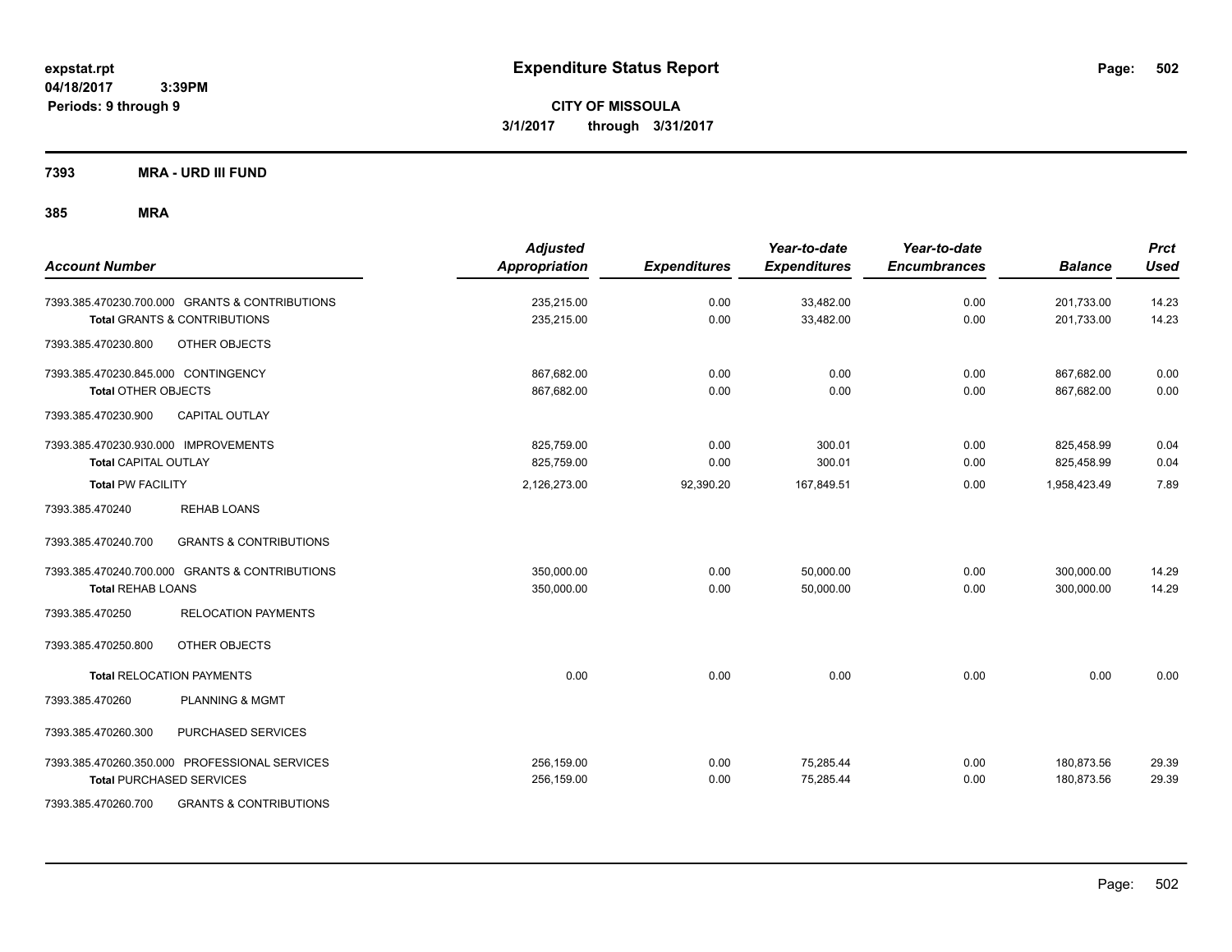# Expenditure Status Report

expstat.rpt
04/18/2017 3:39PM
Periods: 9 through 9

**CITY OF MISSOULA**
**3/1/2017 through 3/31/2017**

**7393 MRA - URD III FUND**

**385 MRA**

| Account Number | Adjusted Appropriation | Expenditures | Year-to-date Expenditures | Year-to-date Encumbrances | Balance | Prct Used |
|---|---|---|---|---|---|---|
| 7393.385.470230.700.000 GRANTS & CONTRIBUTIONS | 235,215.00 | 0.00 | 33,482.00 | 0.00 | 201,733.00 | 14.23 |
| **Total** GRANTS & CONTRIBUTIONS | 235,215.00 | 0.00 | 33,482.00 | 0.00 | 201,733.00 | 14.23 |
| 7393.385.470230.800 OTHER OBJECTS | | | | | | |
| 7393.385.470230.845.000 CONTINGENCY | 867,682.00 | 0.00 | 0.00 | 0.00 | 867,682.00 | 0.00 |
| **Total** OTHER OBJECTS | 867,682.00 | 0.00 | 0.00 | 0.00 | 867,682.00 | 0.00 |
| 7393.385.470230.900 CAPITAL OUTLAY | | | | | | |
| 7393.385.470230.930.000 IMPROVEMENTS | 825,759.00 | 0.00 | 300.01 | 0.00 | 825,458.99 | 0.04 |
| **Total** CAPITAL OUTLAY | 825,759.00 | 0.00 | 300.01 | 0.00 | 825,458.99 | 0.04 |
| **Total** PW FACILITY | 2,126,273.00 | 92,390.20 | 167,849.51 | 0.00 | 1,958,423.49 | 7.89 |
| 7393.385.470240 REHAB LOANS | | | | | | |
| 7393.385.470240.700 GRANTS & CONTRIBUTIONS | | | | | | |
| 7393.385.470240.700.000 GRANTS & CONTRIBUTIONS | 350,000.00 | 0.00 | 50,000.00 | 0.00 | 300,000.00 | 14.29 |
| **Total** REHAB LOANS | 350,000.00 | 0.00 | 50,000.00 | 0.00 | 300,000.00 | 14.29 |
| 7393.385.470250 RELOCATION PAYMENTS | | | | | | |
| 7393.385.470250.800 OTHER OBJECTS | | | | | | |
| **Total** RELOCATION PAYMENTS | 0.00 | 0.00 | 0.00 | 0.00 | 0.00 | 0.00 |
| 7393.385.470260 PLANNING & MGMT | | | | | | |
| 7393.385.470260.300 PURCHASED SERVICES | | | | | | |
| 7393.385.470260.350.000 PROFESSIONAL SERVICES | 256,159.00 | 0.00 | 75,285.44 | 0.00 | 180,873.56 | 29.39 |
| **Total** PURCHASED SERVICES | 256,159.00 | 0.00 | 75,285.44 | 0.00 | 180,873.56 | 29.39 |
| 7393.385.470260.700 GRANTS & CONTRIBUTIONS | | | | | | |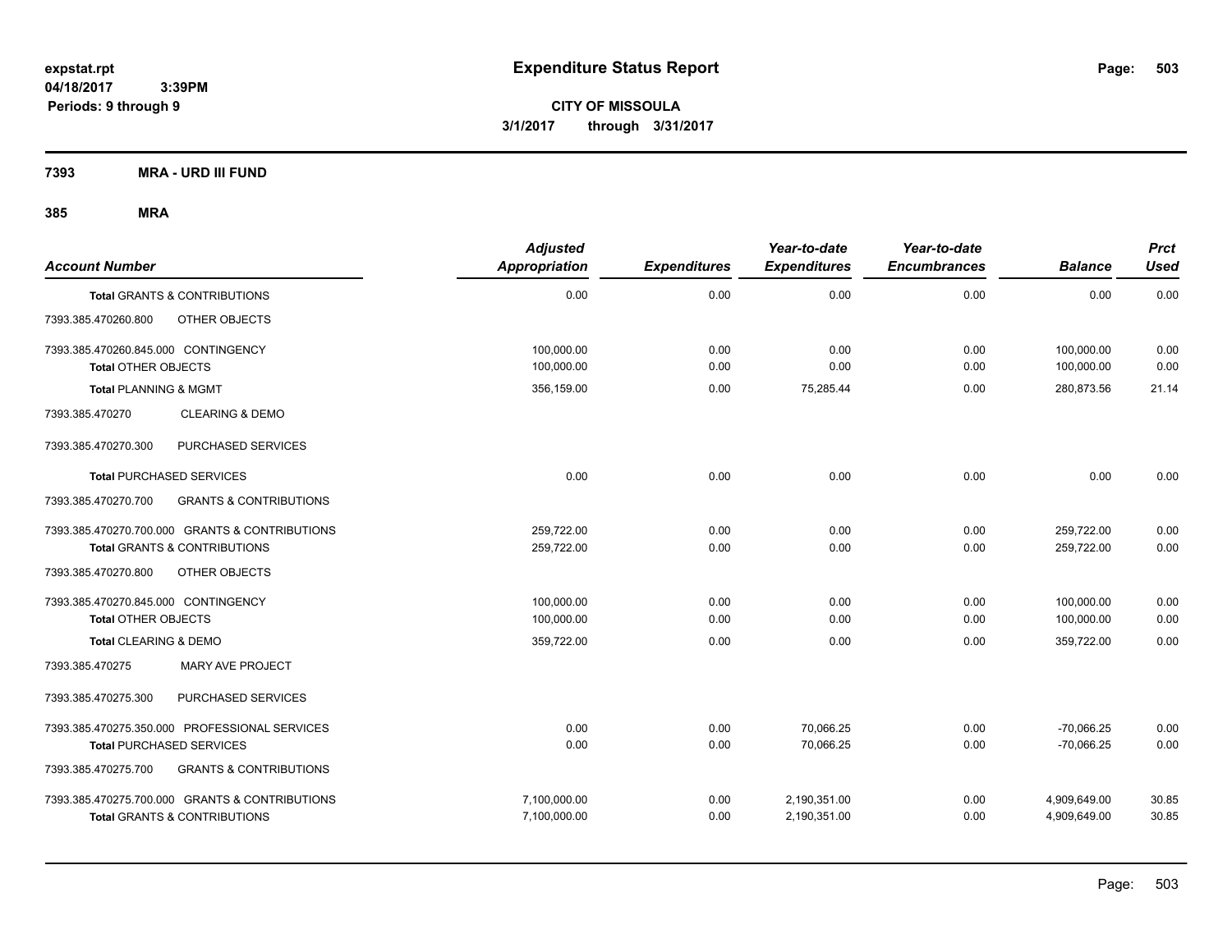**expstat.rpt**
**04/18/2017 3:39PM**
**Periods: 9 through 9**

# Expenditure Status Report

**CITY OF MISSOULA**
**3/1/2017 through 3/31/2017**

**7393 MRA - URD III FUND**

**385 MRA**

| Account Number | Adjusted Appropriation | Expenditures | Year-to-date Expenditures | Year-to-date Encumbrances | Balance | Prct Used |
|---|---|---|---|---|---|---|
| **Total** GRANTS & CONTRIBUTIONS | 0.00 | 0.00 | 0.00 | 0.00 | 0.00 | 0.00 |
| 7393.385.470260.800 OTHER OBJECTS | | | | | | |
| 7393.385.470260.845.000 CONTINGENCY | 100,000.00 | 0.00 | 0.00 | 0.00 | 100,000.00 | 0.00 |
| **Total** OTHER OBJECTS | 100,000.00 | 0.00 | 0.00 | 0.00 | 100,000.00 | 0.00 |
| **Total** PLANNING & MGMT | 356,159.00 | 0.00 | 75,285.44 | 0.00 | 280,873.56 | 21.14 |
| 7393.385.470270 CLEARING & DEMO | | | | | | |
| 7393.385.470270.300 PURCHASED SERVICES | | | | | | |
| **Total** PURCHASED SERVICES | 0.00 | 0.00 | 0.00 | 0.00 | 0.00 | 0.00 |
| 7393.385.470270.700 GRANTS & CONTRIBUTIONS | | | | | | |
| 7393.385.470270.700.000 GRANTS & CONTRIBUTIONS | 259,722.00 | 0.00 | 0.00 | 0.00 | 259,722.00 | 0.00 |
| **Total** GRANTS & CONTRIBUTIONS | 259,722.00 | 0.00 | 0.00 | 0.00 | 259,722.00 | 0.00 |
| 7393.385.470270.800 OTHER OBJECTS | | | | | | |
| 7393.385.470270.845.000 CONTINGENCY | 100,000.00 | 0.00 | 0.00 | 0.00 | 100,000.00 | 0.00 |
| **Total** OTHER OBJECTS | 100,000.00 | 0.00 | 0.00 | 0.00 | 100,000.00 | 0.00 |
| **Total** CLEARING & DEMO | 359,722.00 | 0.00 | 0.00 | 0.00 | 359,722.00 | 0.00 |
| 7393.385.470275 MARY AVE PROJECT | | | | | | |
| 7393.385.470275.300 PURCHASED SERVICES | | | | | | |
| 7393.385.470275.350.000 PROFESSIONAL SERVICES | 0.00 | 0.00 | 70,066.25 | 0.00 | -70,066.25 | 0.00 |
| **Total** PURCHASED SERVICES | 0.00 | 0.00 | 70,066.25 | 0.00 | -70,066.25 | 0.00 |
| 7393.385.470275.700 GRANTS & CONTRIBUTIONS | | | | | | |
| 7393.385.470275.700.000 GRANTS & CONTRIBUTIONS | 7,100,000.00 | 0.00 | 2,190,351.00 | 0.00 | 4,909,649.00 | 30.85 |
| **Total** GRANTS & CONTRIBUTIONS | 7,100,000.00 | 0.00 | 2,190,351.00 | 0.00 | 4,909,649.00 | 30.85 |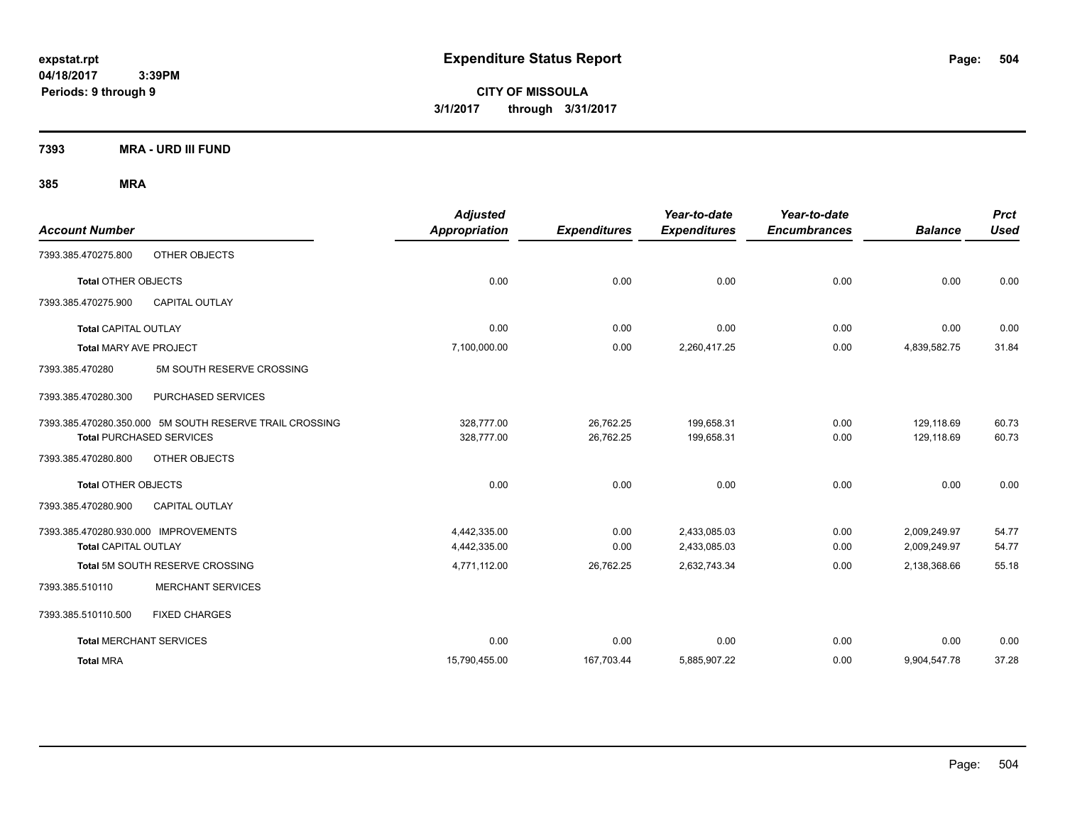# Expenditure Status Report

**CITY OF MISSOULA**
**3/1/2017 through 3/31/2017**

expstat.rpt
04/18/2017 3:39PM
Periods: 9 through 9

## 7393 MRA - URD III FUND

### 385 MRA

| Account Number | | Adjusted Appropriation | Expenditures | Year-to-date Expenditures | Year-to-date Encumbrances | Balance | Prct Used |
|---|---|---|---|---|---|---|---|
| 7393.385.470275.800 | OTHER OBJECTS | | | | | | |
| **Total** OTHER OBJECTS | | 0.00 | 0.00 | 0.00 | 0.00 | 0.00 | 0.00 |
| 7393.385.470275.900 | CAPITAL OUTLAY | | | | | | |
| **Total** CAPITAL OUTLAY | | 0.00 | 0.00 | 0.00 | 0.00 | 0.00 | 0.00 |
| **Total** MARY AVE PROJECT | | 7,100,000.00 | 0.00 | 2,260,417.25 | 0.00 | 4,839,582.75 | 31.84 |
| 7393.385.470280 | 5M SOUTH RESERVE CROSSING | | | | | | |
| 7393.385.470280.300 | PURCHASED SERVICES | | | | | | |
| 7393.385.470280.350.000 | 5M SOUTH RESERVE TRAIL CROSSING | 328,777.00 | 26,762.25 | 199,658.31 | 0.00 | 129,118.69 | 60.73 |
| **Total** PURCHASED SERVICES | | 328,777.00 | 26,762.25 | 199,658.31 | 0.00 | 129,118.69 | 60.73 |
| 7393.385.470280.800 | OTHER OBJECTS | | | | | | |
| **Total** OTHER OBJECTS | | 0.00 | 0.00 | 0.00 | 0.00 | 0.00 | 0.00 |
| 7393.385.470280.900 | CAPITAL OUTLAY | | | | | | |
| 7393.385.470280.930.000 | IMPROVEMENTS | 4,442,335.00 | 0.00 | 2,433,085.03 | 0.00 | 2,009,249.97 | 54.77 |
| **Total** CAPITAL OUTLAY | | 4,442,335.00 | 0.00 | 2,433,085.03 | 0.00 | 2,009,249.97 | 54.77 |
| **Total** 5M SOUTH RESERVE CROSSING | | 4,771,112.00 | 26,762.25 | 2,632,743.34 | 0.00 | 2,138,368.66 | 55.18 |
| 7393.385.510110 | MERCHANT SERVICES | | | | | | |
| 7393.385.510110.500 | FIXED CHARGES | | | | | | |
| **Total** MERCHANT SERVICES | | 0.00 | 0.00 | 0.00 | 0.00 | 0.00 | 0.00 |
| **Total** MRA | | 15,790,455.00 | 167,703.44 | 5,885,907.22 | 0.00 | 9,904,547.78 | 37.28 |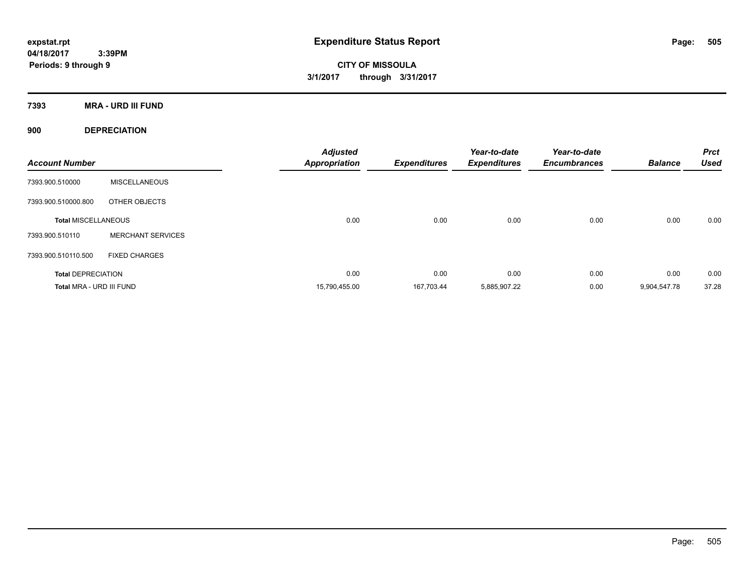expstat.rpt
04/18/2017 3:39PM
Periods: 9 through 9

# Expenditure Status Report

**CITY OF MISSOULA**
**3/1/2017 through 3/31/2017**

## 7393 MRA - URD III FUND

### 900 DEPRECIATION

| Account Number | | Adjusted Appropriation | Expenditures | Year-to-date Expenditures | Year-to-date Encumbrances | Balance | Prct Used |
|---|---|---|---|---|---|---|---|
| 7393.900.510000 | MISCELLANEOUS | | | | | | |
| 7393.900.510000.800 | OTHER OBJECTS | | | | | | |
| **Total MISCELLANEOUS** | | 0.00 | 0.00 | 0.00 | 0.00 | 0.00 | 0.00 |
| 7393.900.510110 | MERCHANT SERVICES | | | | | | |
| 7393.900.510110.500 | FIXED CHARGES | | | | | | |
| **Total DEPRECIATION** | | 0.00 | 0.00 | 0.00 | 0.00 | 0.00 | 0.00 |
| **Total MRA - URD III FUND** | | 15,790,455.00 | 167,703.44 | 5,885,907.22 | 0.00 | 9,904,547.78 | 37.28 |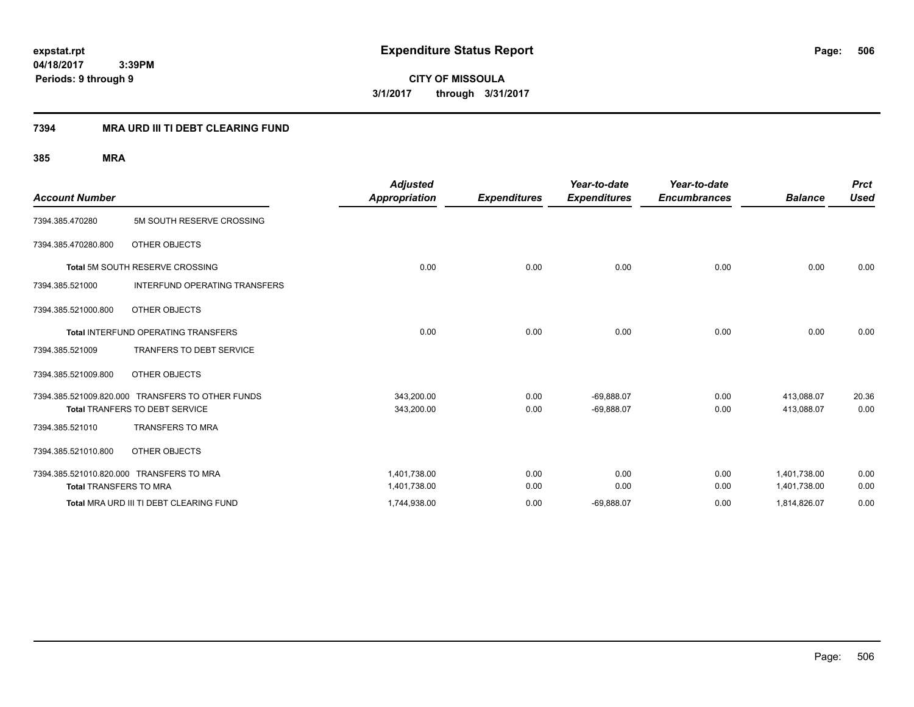expstat.rpt
04/18/2017 3:39PM
Periods: 9 through 9

# Expenditure Status Report

**CITY OF MISSOULA**
**3/1/2017 through 3/31/2017**

## 7394 MRA URD III TI DEBT CLEARING FUND

### 385 MRA

| Account Number | | Adjusted Appropriation | Expenditures | Year-to-date Expenditures | Year-to-date Encumbrances | Balance | Prct Used |
|---|---|---|---|---|---|---|---|
| 7394.385.470280 | 5M SOUTH RESERVE CROSSING | | | | | | |
| 7394.385.470280.800 | OTHER OBJECTS | | | | | | |
| **Total** 5M SOUTH RESERVE CROSSING | | 0.00 | 0.00 | 0.00 | 0.00 | 0.00 | 0.00 |
| 7394.385.521000 | INTERFUND OPERATING TRANSFERS | | | | | | |
| 7394.385.521000.800 | OTHER OBJECTS | | | | | | |
| **Total** INTERFUND OPERATING TRANSFERS | | 0.00 | 0.00 | 0.00 | 0.00 | 0.00 | 0.00 |
| 7394.385.521009 | TRANFERS TO DEBT SERVICE | | | | | | |
| 7394.385.521009.800 | OTHER OBJECTS | | | | | | |
| 7394.385.521009.820.000 | TRANSFERS TO OTHER FUNDS | 343,200.00 | 0.00 | -69,888.07 | 0.00 | 413,088.07 | 20.36 |
| **Total** TRANFERS TO DEBT SERVICE | | 343,200.00 | 0.00 | -69,888.07 | 0.00 | 413,088.07 | 0.00 |
| 7394.385.521010 | TRANSFERS TO MRA | | | | | | |
| 7394.385.521010.800 | OTHER OBJECTS | | | | | | |
| 7394.385.521010.820.000 | TRANSFERS TO MRA | 1,401,738.00 | 0.00 | 0.00 | 0.00 | 1,401,738.00 | 0.00 |
| **Total** TRANSFERS TO MRA | | 1,401,738.00 | 0.00 | 0.00 | 0.00 | 1,401,738.00 | 0.00 |
| **Total** MRA URD III TI DEBT CLEARING FUND | | 1,744,938.00 | 0.00 | -69,888.07 | 0.00 | 1,814,826.07 | 0.00 |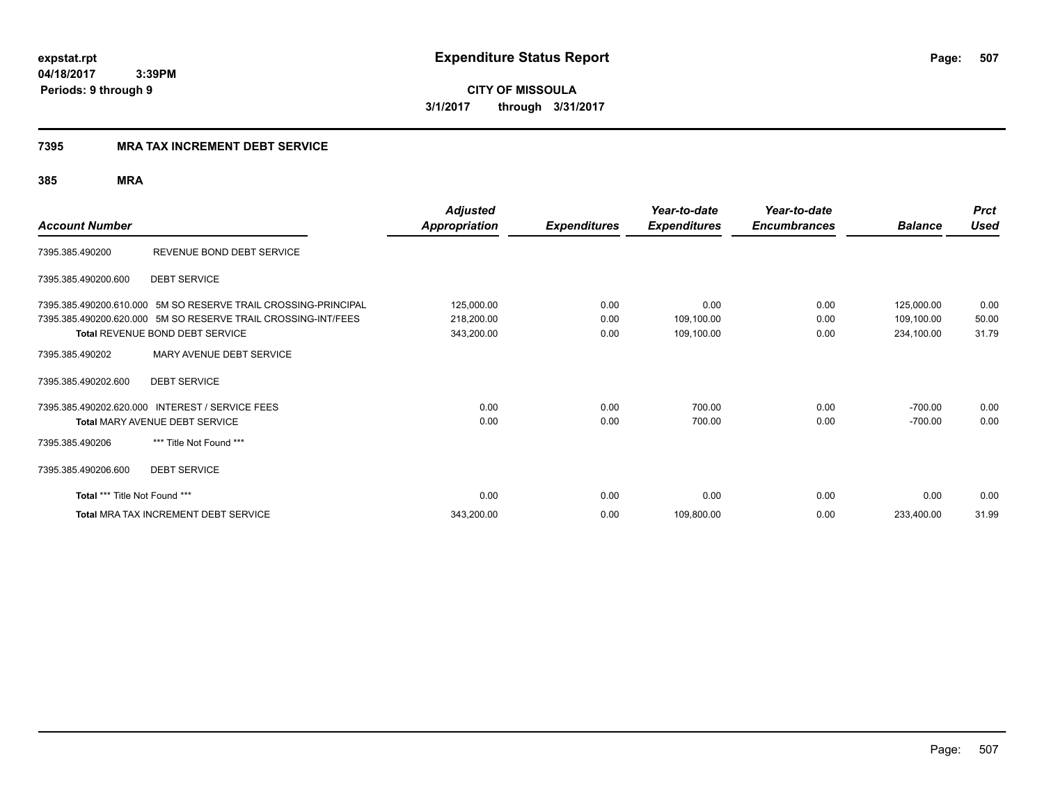# Expenditure Status Report

**CITY OF MISSOULA**

**3/1/2017 through 3/31/2017**

expstat.rpt
04/18/2017 3:39PM
Periods: 9 through 9

## 7395 MRA TAX INCREMENT DEBT SERVICE

### 385 MRA

| Account Number | | Adjusted Appropriation | Expenditures | Year-to-date Expenditures | Year-to-date Encumbrances | Balance | Prct Used |
|---|---|---|---|---|---|---|---|
| 7395.385.490200 | REVENUE BOND DEBT SERVICE | | | | | | |
| 7395.385.490200.600 | DEBT SERVICE | | | | | | |
| 7395.385.490200.610.000 | 5M SO RESERVE TRAIL CROSSING-PRINCIPAL | 125,000.00 | 0.00 | 0.00 | 0.00 | 125,000.00 | 0.00 |
| 7395.385.490200.620.000 | 5M SO RESERVE TRAIL CROSSING-INT/FEES | 218,200.00 | 0.00 | 109,100.00 | 0.00 | 109,100.00 | 50.00 |
| **Total** REVENUE BOND DEBT SERVICE | | 343,200.00 | 0.00 | 109,100.00 | 0.00 | 234,100.00 | 31.79 |
| 7395.385.490202 | MARY AVENUE DEBT SERVICE | | | | | | |
| 7395.385.490202.600 | DEBT SERVICE | | | | | | |
| 7395.385.490202.620.000 | INTEREST / SERVICE FEES | 0.00 | 0.00 | 700.00 | 0.00 | -700.00 | 0.00 |
| **Total** MARY AVENUE DEBT SERVICE | | 0.00 | 0.00 | 700.00 | 0.00 | -700.00 | 0.00 |
| 7395.385.490206 | *** Title Not Found *** | | | | | | |
| 7395.385.490206.600 | DEBT SERVICE | | | | | | |
| **Total** *** Title Not Found *** | | 0.00 | 0.00 | 0.00 | 0.00 | 0.00 | 0.00 |
| **Total** MRA TAX INCREMENT DEBT SERVICE | | 343,200.00 | 0.00 | 109,800.00 | 0.00 | 233,400.00 | 31.99 |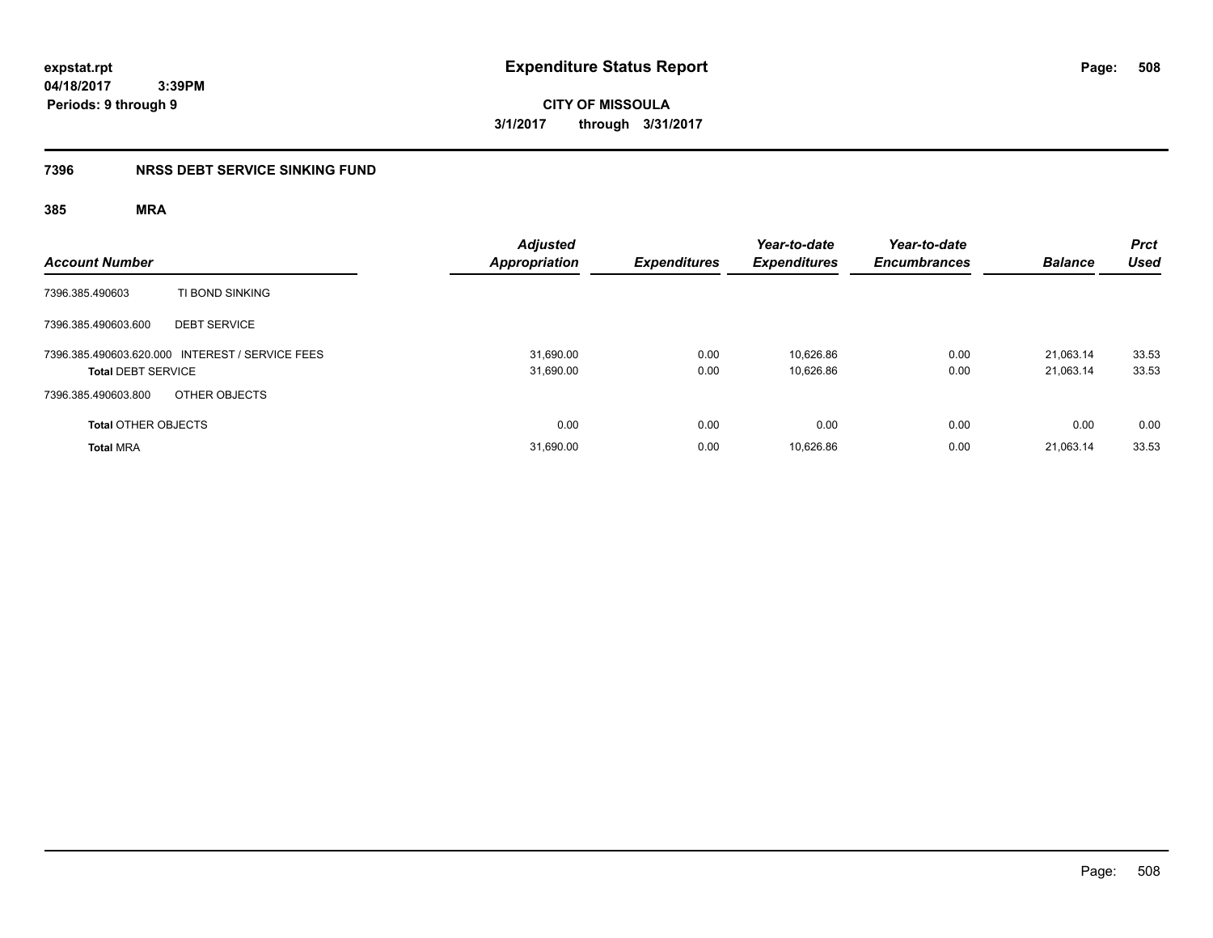**expstat.rpt**
**04/18/2017 3:39PM**
**Periods: 9 through 9**

# Expenditure Status Report

**CITY OF MISSOULA**
**3/1/2017 through 3/31/2017**

## 7396 NRSS DEBT SERVICE SINKING FUND

### 385 MRA

| Account Number | | Adjusted Appropriation | Expenditures | Year-to-date Expenditures | Year-to-date Encumbrances | Balance | Prct Used |
|---|---|---|---|---|---|---|---|
| 7396.385.490603 | TI BOND SINKING | | | | | | |
| 7396.385.490603.600 | DEBT SERVICE | | | | | | |
| 7396.385.490603.620.000 | INTEREST / SERVICE FEES | 31,690.00 | 0.00 | 10,626.86 | 0.00 | 21,063.14 | 33.53 |
| **Total** DEBT SERVICE | | 31,690.00 | 0.00 | 10,626.86 | 0.00 | 21,063.14 | 33.53 |
| 7396.385.490603.800 | OTHER OBJECTS | | | | | | |
| **Total** OTHER OBJECTS | | 0.00 | 0.00 | 0.00 | 0.00 | 0.00 | 0.00 |
| **Total** MRA | | 31,690.00 | 0.00 | 10,626.86 | 0.00 | 21,063.14 | 33.53 |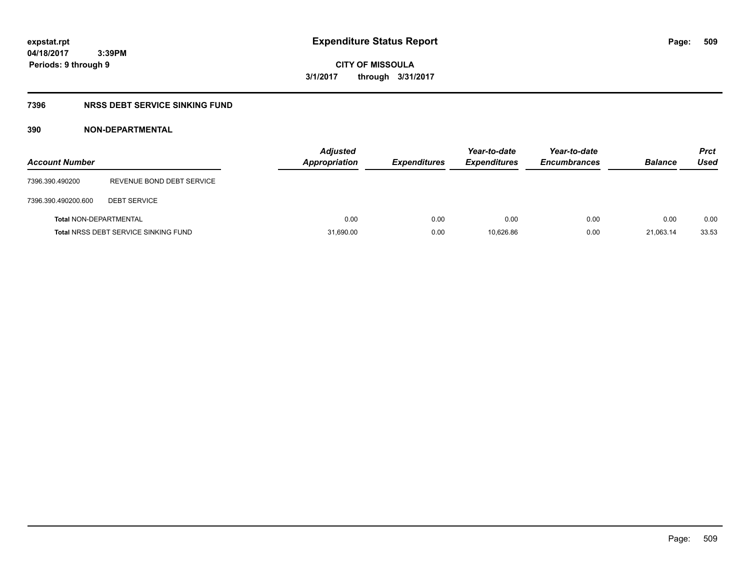**expstat.rpt**
**04/18/2017 3:39PM**
**Periods: 9 through 9**

# Expenditure Status Report

**CITY OF MISSOULA**
**3/1/2017 through 3/31/2017**

## 7396 NRSS DEBT SERVICE SINKING FUND

### 390 NON-DEPARTMENTAL

| Account Number | | Adjusted Appropriation | Expenditures | Year-to-date Expenditures | Year-to-date Encumbrances | Balance | Prct Used |
|---|---|---|---|---|---|---|---|
| 7396.390.490200 | REVENUE BOND DEBT SERVICE | | | | | | |
| 7396.390.490200.600 | DEBT SERVICE | | | | | | |
| **Total** NON-DEPARTMENTAL | | 0.00 | 0.00 | 0.00 | 0.00 | 0.00 | 0.00 |
| **Total** NRSS DEBT SERVICE SINKING FUND | | 31,690.00 | 0.00 | 10,626.86 | 0.00 | 21,063.14 | 33.53 |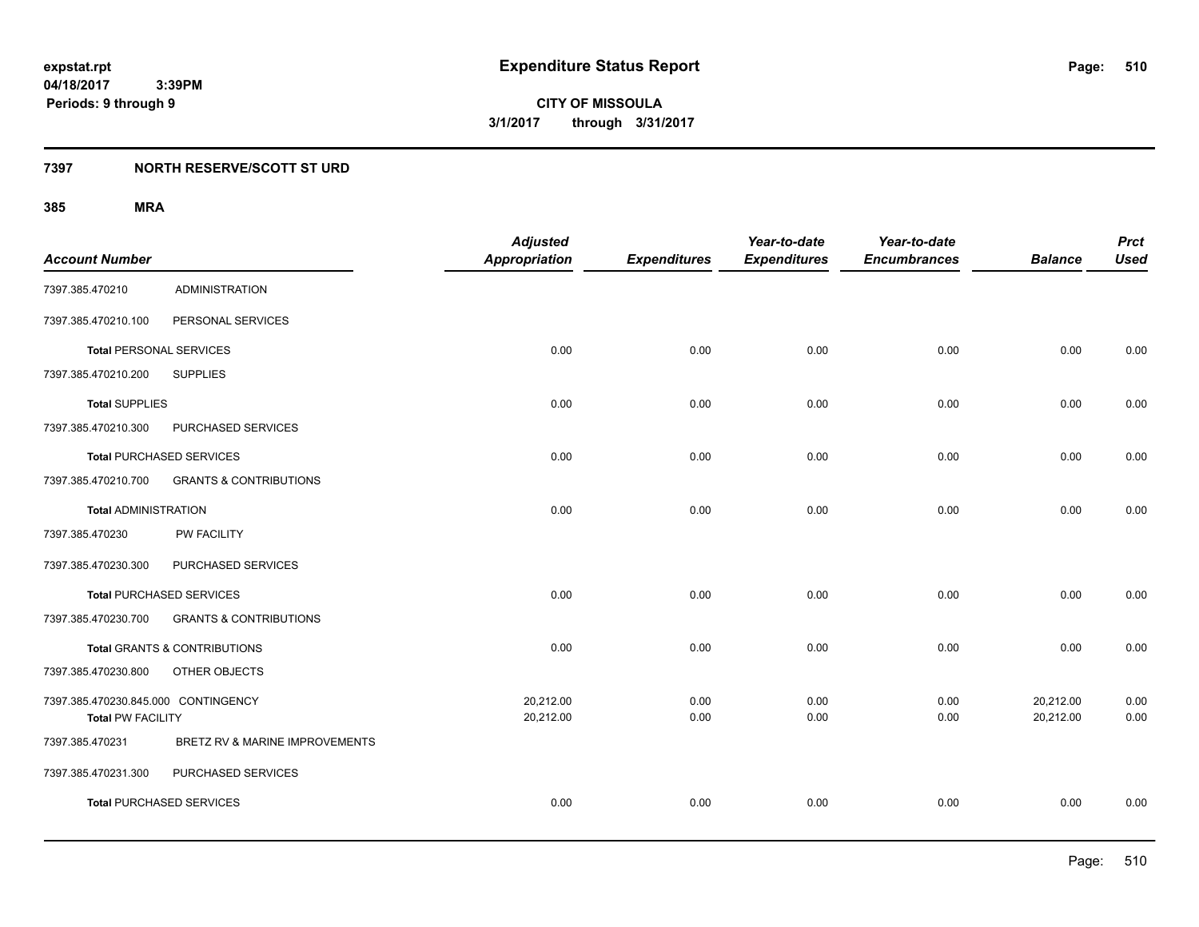**expstat.rpt**
**04/18/2017 3:39PM**
**Periods: 9 through 9**

# Expenditure Status Report

**CITY OF MISSOULA**
**3/1/2017 through 3/31/2017**

## 7397 NORTH RESERVE/SCOTT ST URD

### 385 MRA

| Account Number | | Adjusted Appropriation | Expenditures | Year-to-date Expenditures | Year-to-date Encumbrances | Balance | Prct Used |
|---|---|---|---|---|---|---|---|
| 7397.385.470210 | ADMINISTRATION | | | | | | |
| 7397.385.470210.100 | PERSONAL SERVICES | | | | | | |
| **Total** PERSONAL SERVICES | | 0.00 | 0.00 | 0.00 | 0.00 | 0.00 | 0.00 |
| 7397.385.470210.200 | SUPPLIES | | | | | | |
| **Total** SUPPLIES | | 0.00 | 0.00 | 0.00 | 0.00 | 0.00 | 0.00 |
| 7397.385.470210.300 | PURCHASED SERVICES | | | | | | |
| **Total** PURCHASED SERVICES | | 0.00 | 0.00 | 0.00 | 0.00 | 0.00 | 0.00 |
| 7397.385.470210.700 | GRANTS & CONTRIBUTIONS | | | | | | |
| **Total** ADMINISTRATION | | 0.00 | 0.00 | 0.00 | 0.00 | 0.00 | 0.00 |
| 7397.385.470230 | PW FACILITY | | | | | | |
| 7397.385.470230.300 | PURCHASED SERVICES | | | | | | |
| **Total** PURCHASED SERVICES | | 0.00 | 0.00 | 0.00 | 0.00 | 0.00 | 0.00 |
| 7397.385.470230.700 | GRANTS & CONTRIBUTIONS | | | | | | |
| **Total** GRANTS & CONTRIBUTIONS | | 0.00 | 0.00 | 0.00 | 0.00 | 0.00 | 0.00 |
| 7397.385.470230.800 | OTHER OBJECTS | | | | | | |
| 7397.385.470230.845.000 | CONTINGENCY | 20,212.00 | 0.00 | 0.00 | 0.00 | 20,212.00 | 0.00 |
| **Total** PW FACILITY | | 20,212.00 | 0.00 | 0.00 | 0.00 | 20,212.00 | 0.00 |
| 7397.385.470231 | BRETZ RV & MARINE IMPROVEMENTS | | | | | | |
| 7397.385.470231.300 | PURCHASED SERVICES | | | | | | |
| **Total** PURCHASED SERVICES | | 0.00 | 0.00 | 0.00 | 0.00 | 0.00 | 0.00 |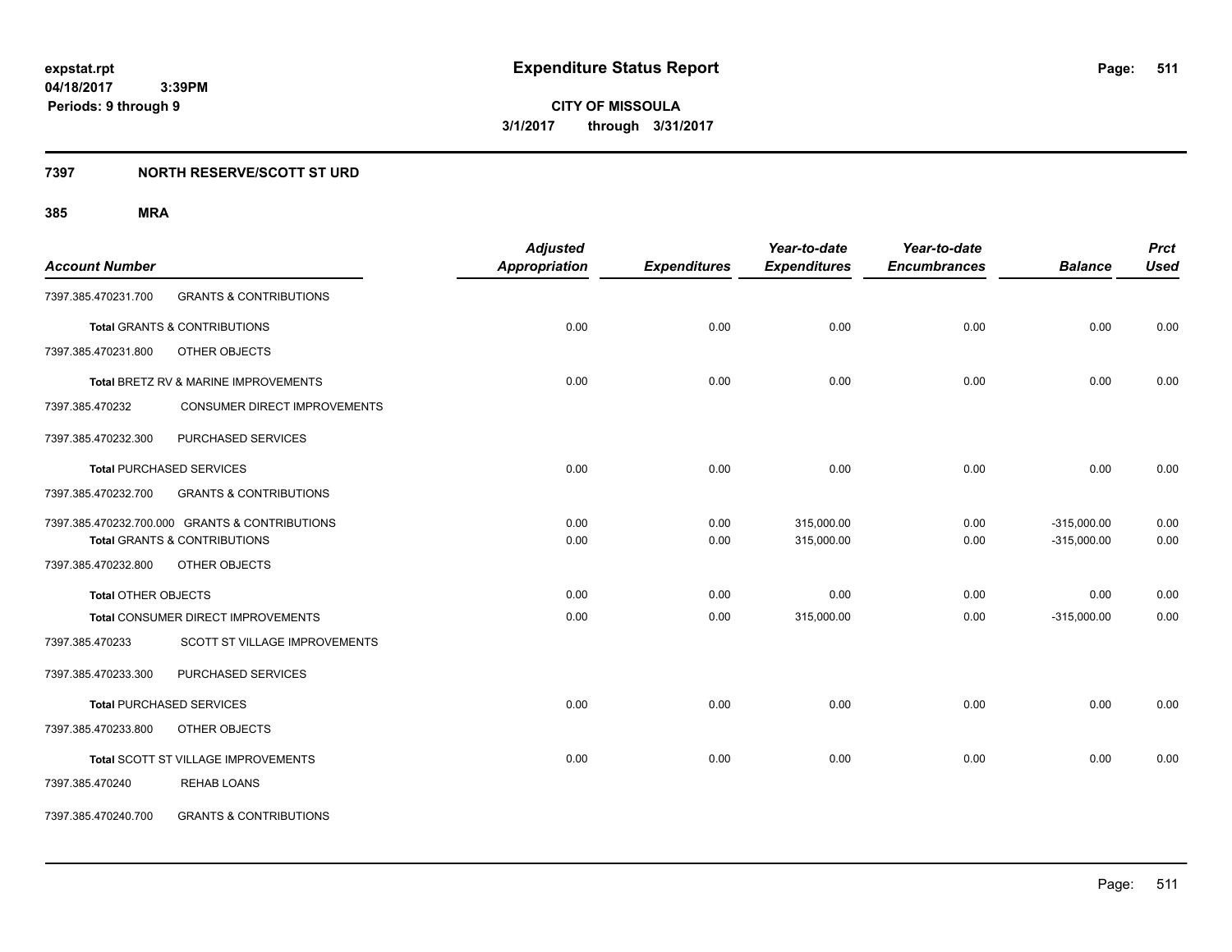**expstat.rpt**
**04/18/2017 3:39PM**
**Periods: 9 through 9**

# Expenditure Status Report

**CITY OF MISSOULA**
**3/1/2017 through 3/31/2017**

## 7397 NORTH RESERVE/SCOTT ST URD

### 385 MRA

| Account Number | | Adjusted Appropriation | Expenditures | Year-to-date Expenditures | Year-to-date Encumbrances | Balance | Prct Used |
|---|---|---|---|---|---|---|---|
| 7397.385.470231.700 | GRANTS & CONTRIBUTIONS | | | | | | |
| **Total** GRANTS & CONTRIBUTIONS | | 0.00 | 0.00 | 0.00 | 0.00 | 0.00 | 0.00 |
| 7397.385.470231.800 | OTHER OBJECTS | | | | | | |
| **Total** BRETZ RV & MARINE IMPROVEMENTS | | 0.00 | 0.00 | 0.00 | 0.00 | 0.00 | 0.00 |
| 7397.385.470232 | CONSUMER DIRECT IMPROVEMENTS | | | | | | |
| 7397.385.470232.300 | PURCHASED SERVICES | | | | | | |
| **Total** PURCHASED SERVICES | | 0.00 | 0.00 | 0.00 | 0.00 | 0.00 | 0.00 |
| 7397.385.470232.700 | GRANTS & CONTRIBUTIONS | | | | | | |
| 7397.385.470232.700.000 | GRANTS & CONTRIBUTIONS | 0.00 | 0.00 | 315,000.00 | 0.00 | -315,000.00 | 0.00 |
| **Total** GRANTS & CONTRIBUTIONS | | 0.00 | 0.00 | 315,000.00 | 0.00 | -315,000.00 | 0.00 |
| 7397.385.470232.800 | OTHER OBJECTS | | | | | | |
| **Total** OTHER OBJECTS | | 0.00 | 0.00 | 0.00 | 0.00 | 0.00 | 0.00 |
| **Total** CONSUMER DIRECT IMPROVEMENTS | | 0.00 | 0.00 | 315,000.00 | 0.00 | -315,000.00 | 0.00 |
| 7397.385.470233 | SCOTT ST VILLAGE IMPROVEMENTS | | | | | | |
| 7397.385.470233.300 | PURCHASED SERVICES | | | | | | |
| **Total** PURCHASED SERVICES | | 0.00 | 0.00 | 0.00 | 0.00 | 0.00 | 0.00 |
| 7397.385.470233.800 | OTHER OBJECTS | | | | | | |
| **Total** SCOTT ST VILLAGE IMPROVEMENTS | | 0.00 | 0.00 | 0.00 | 0.00 | 0.00 | 0.00 |
| 7397.385.470240 | REHAB LOANS | | | | | | |
| 7397.385.470240.700 | GRANTS & CONTRIBUTIONS | | | | | | |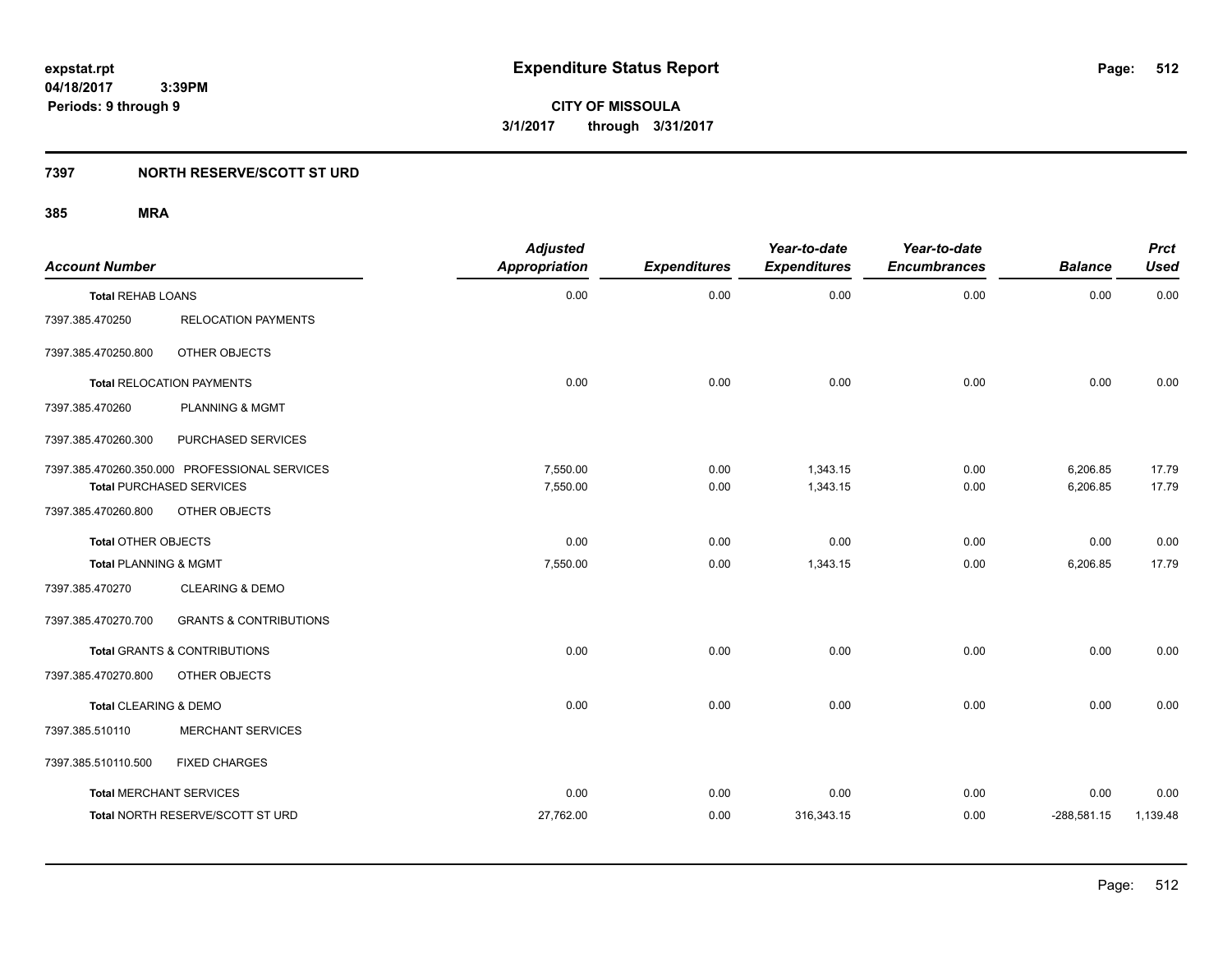# Expenditure Status Report

expstat.rpt
04/18/2017 3:39PM
Periods: 9 through 9

**CITY OF MISSOULA**
**3/1/2017 through 3/31/2017**

## 7397 NORTH RESERVE/SCOTT ST URD

### 385 MRA

| Account Number | | Adjusted Appropriation | Expenditures | Year-to-date Expenditures | Year-to-date Encumbrances | Balance | Prct Used |
|---|---|---|---|---|---|---|---|
| **Total** REHAB LOANS | | 0.00 | 0.00 | 0.00 | 0.00 | 0.00 | 0.00 |
| 7397.385.470250 | RELOCATION PAYMENTS | | | | | | |
| 7397.385.470250.800 | OTHER OBJECTS | | | | | | |
| **Total** RELOCATION PAYMENTS | | 0.00 | 0.00 | 0.00 | 0.00 | 0.00 | 0.00 |
| 7397.385.470260 | PLANNING & MGMT | | | | | | |
| 7397.385.470260.300 | PURCHASED SERVICES | | | | | | |
| 7397.385.470260.350.000 | PROFESSIONAL SERVICES | 7,550.00 | 0.00 | 1,343.15 | 0.00 | 6,206.85 | 17.79 |
| **Total** PURCHASED SERVICES | | 7,550.00 | 0.00 | 1,343.15 | 0.00 | 6,206.85 | 17.79 |
| 7397.385.470260.800 | OTHER OBJECTS | | | | | | |
| **Total** OTHER OBJECTS | | 0.00 | 0.00 | 0.00 | 0.00 | 0.00 | 0.00 |
| **Total** PLANNING & MGMT | | 7,550.00 | 0.00 | 1,343.15 | 0.00 | 6,206.85 | 17.79 |
| 7397.385.470270 | CLEARING & DEMO | | | | | | |
| 7397.385.470270.700 | GRANTS & CONTRIBUTIONS | | | | | | |
| **Total** GRANTS & CONTRIBUTIONS | | 0.00 | 0.00 | 0.00 | 0.00 | 0.00 | 0.00 |
| 7397.385.470270.800 | OTHER OBJECTS | | | | | | |
| **Total** CLEARING & DEMO | | 0.00 | 0.00 | 0.00 | 0.00 | 0.00 | 0.00 |
| 7397.385.510110 | MERCHANT SERVICES | | | | | | |
| 7397.385.510110.500 | FIXED CHARGES | | | | | | |
| **Total** MERCHANT SERVICES | | 0.00 | 0.00 | 0.00 | 0.00 | 0.00 | 0.00 |
| **Total** NORTH RESERVE/SCOTT ST URD | | 27,762.00 | 0.00 | 316,343.15 | 0.00 | -288,581.15 | 1,139.48 |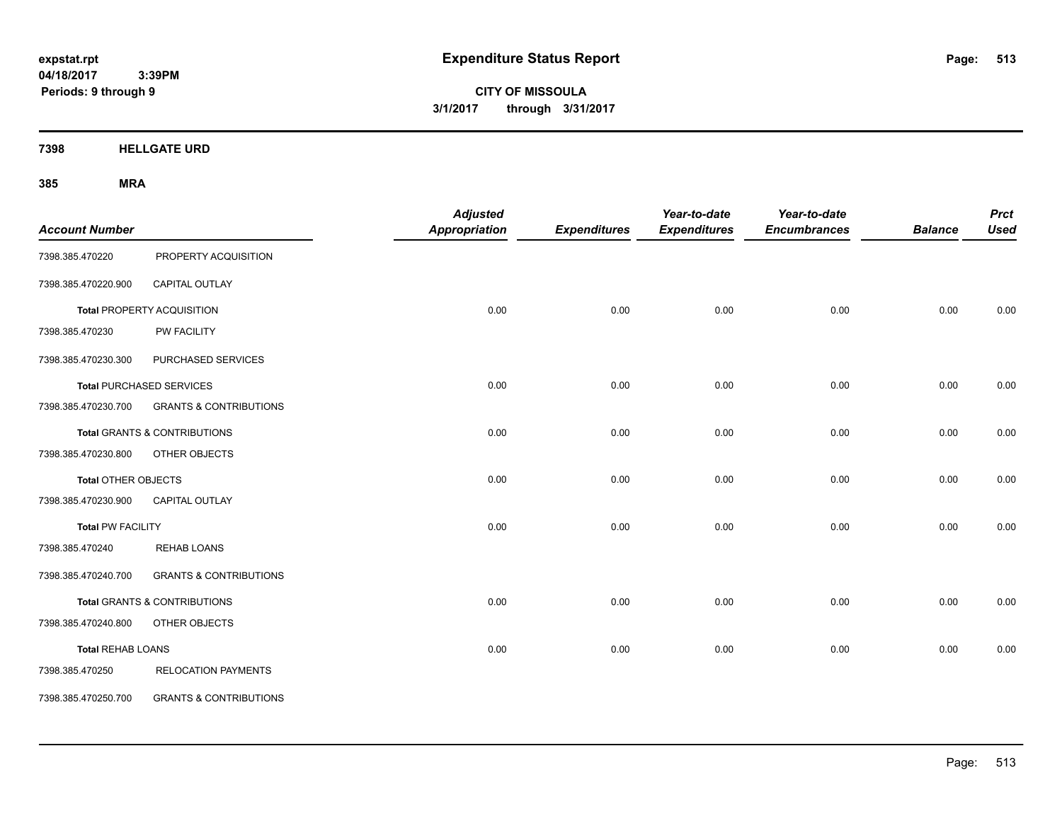# Expenditure Status Report

expstat.rpt
04/18/2017 3:39PM
Periods: 9 through 9

**CITY OF MISSOULA**
**3/1/2017 through 3/31/2017**

## 7398 HELLGATE URD

### 385 MRA

| Account Number | | Adjusted Appropriation | Expenditures | Year-to-date Expenditures | Year-to-date Encumbrances | Balance | Prct Used |
|---|---|---|---|---|---|---|---|
| 7398.385.470220 | PROPERTY ACQUISITION | | | | | | |
| 7398.385.470220.900 | CAPITAL OUTLAY | | | | | | |
| **Total** PROPERTY ACQUISITION | | 0.00 | 0.00 | 0.00 | 0.00 | 0.00 | 0.00 |
| 7398.385.470230 | PW FACILITY | | | | | | |
| 7398.385.470230.300 | PURCHASED SERVICES | | | | | | |
| **Total** PURCHASED SERVICES | | 0.00 | 0.00 | 0.00 | 0.00 | 0.00 | 0.00 |
| 7398.385.470230.700 | GRANTS & CONTRIBUTIONS | | | | | | |
| **Total** GRANTS & CONTRIBUTIONS | | 0.00 | 0.00 | 0.00 | 0.00 | 0.00 | 0.00 |
| 7398.385.470230.800 | OTHER OBJECTS | | | | | | |
| **Total** OTHER OBJECTS | | 0.00 | 0.00 | 0.00 | 0.00 | 0.00 | 0.00 |
| 7398.385.470230.900 | CAPITAL OUTLAY | | | | | | |
| **Total** PW FACILITY | | 0.00 | 0.00 | 0.00 | 0.00 | 0.00 | 0.00 |
| 7398.385.470240 | REHAB LOANS | | | | | | |
| 7398.385.470240.700 | GRANTS & CONTRIBUTIONS | | | | | | |
| **Total** GRANTS & CONTRIBUTIONS | | 0.00 | 0.00 | 0.00 | 0.00 | 0.00 | 0.00 |
| 7398.385.470240.800 | OTHER OBJECTS | | | | | | |
| **Total** REHAB LOANS | | 0.00 | 0.00 | 0.00 | 0.00 | 0.00 | 0.00 |
| 7398.385.470250 | RELOCATION PAYMENTS | | | | | | |
| 7398.385.470250.700 | GRANTS & CONTRIBUTIONS | | | | | | |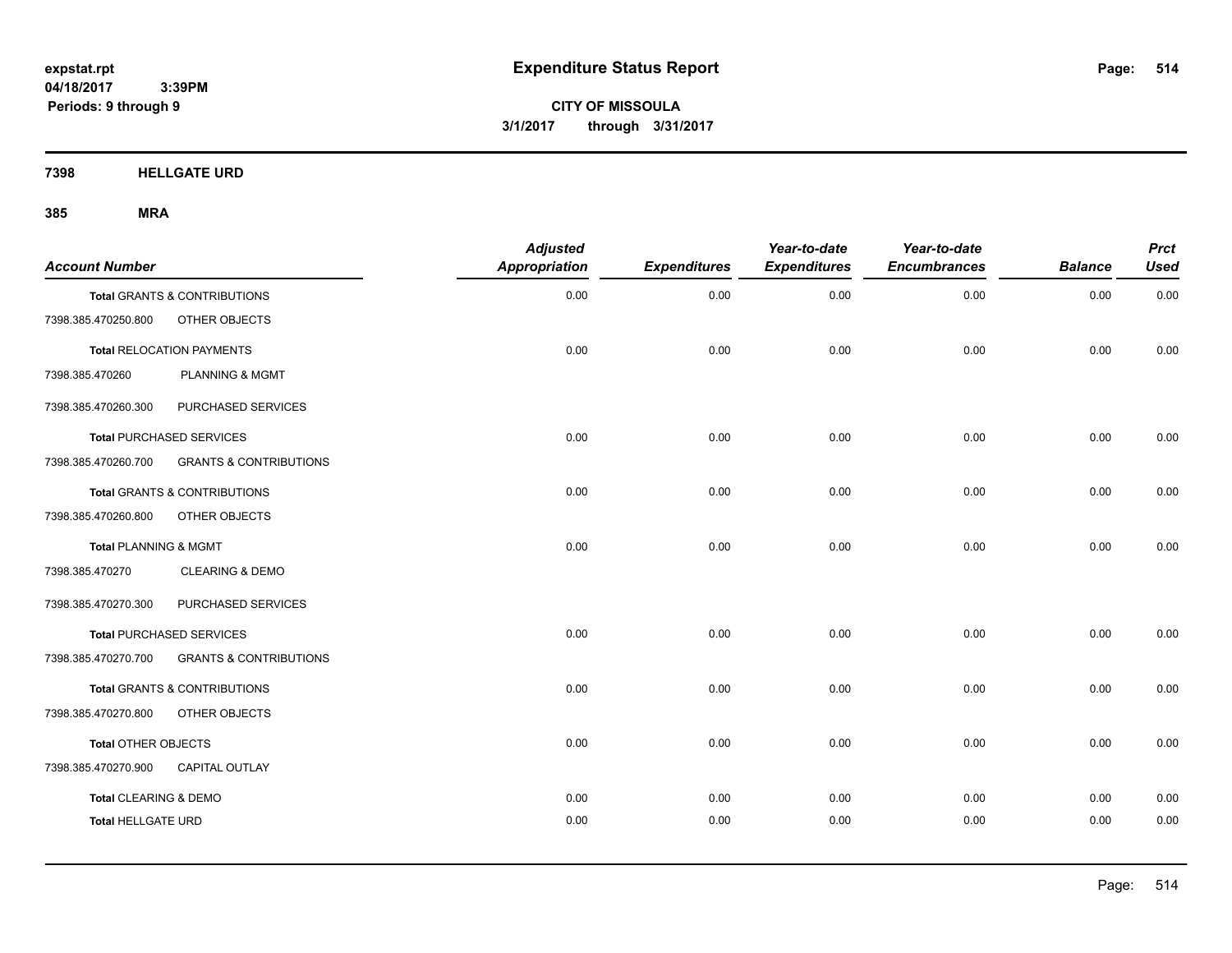**expstat.rpt**
**04/18/2017 3:39PM**
**Periods: 9 through 9**

# Expenditure Status Report

**CITY OF MISSOULA**
**3/1/2017 through 3/31/2017**

## 7398 HELLGATE URD

### 385 MRA

| Account Number | | Adjusted Appropriation | Expenditures | Year-to-date Expenditures | Year-to-date Encumbrances | Balance | Prct Used |
|---|---|---|---|---|---|---|---|
| **Total** GRANTS & CONTRIBUTIONS | | 0.00 | 0.00 | 0.00 | 0.00 | 0.00 | 0.00 |
| 7398.385.470250.800 | OTHER OBJECTS | | | | | | |
| **Total** RELOCATION PAYMENTS | | 0.00 | 0.00 | 0.00 | 0.00 | 0.00 | 0.00 |
| 7398.385.470260 | PLANNING & MGMT | | | | | | |
| 7398.385.470260.300 | PURCHASED SERVICES | | | | | | |
| **Total** PURCHASED SERVICES | | 0.00 | 0.00 | 0.00 | 0.00 | 0.00 | 0.00 |
| 7398.385.470260.700 | GRANTS & CONTRIBUTIONS | | | | | | |
| **Total** GRANTS & CONTRIBUTIONS | | 0.00 | 0.00 | 0.00 | 0.00 | 0.00 | 0.00 |
| 7398.385.470260.800 | OTHER OBJECTS | | | | | | |
| **Total** PLANNING & MGMT | | 0.00 | 0.00 | 0.00 | 0.00 | 0.00 | 0.00 |
| 7398.385.470270 | CLEARING & DEMO | | | | | | |
| 7398.385.470270.300 | PURCHASED SERVICES | | | | | | |
| **Total** PURCHASED SERVICES | | 0.00 | 0.00 | 0.00 | 0.00 | 0.00 | 0.00 |
| 7398.385.470270.700 | GRANTS & CONTRIBUTIONS | | | | | | |
| **Total** GRANTS & CONTRIBUTIONS | | 0.00 | 0.00 | 0.00 | 0.00 | 0.00 | 0.00 |
| 7398.385.470270.800 | OTHER OBJECTS | | | | | | |
| **Total** OTHER OBJECTS | | 0.00 | 0.00 | 0.00 | 0.00 | 0.00 | 0.00 |
| 7398.385.470270.900 | CAPITAL OUTLAY | | | | | | |
| **Total** CLEARING & DEMO | | 0.00 | 0.00 | 0.00 | 0.00 | 0.00 | 0.00 |
| **Total** HELLGATE URD | | 0.00 | 0.00 | 0.00 | 0.00 | 0.00 | 0.00 |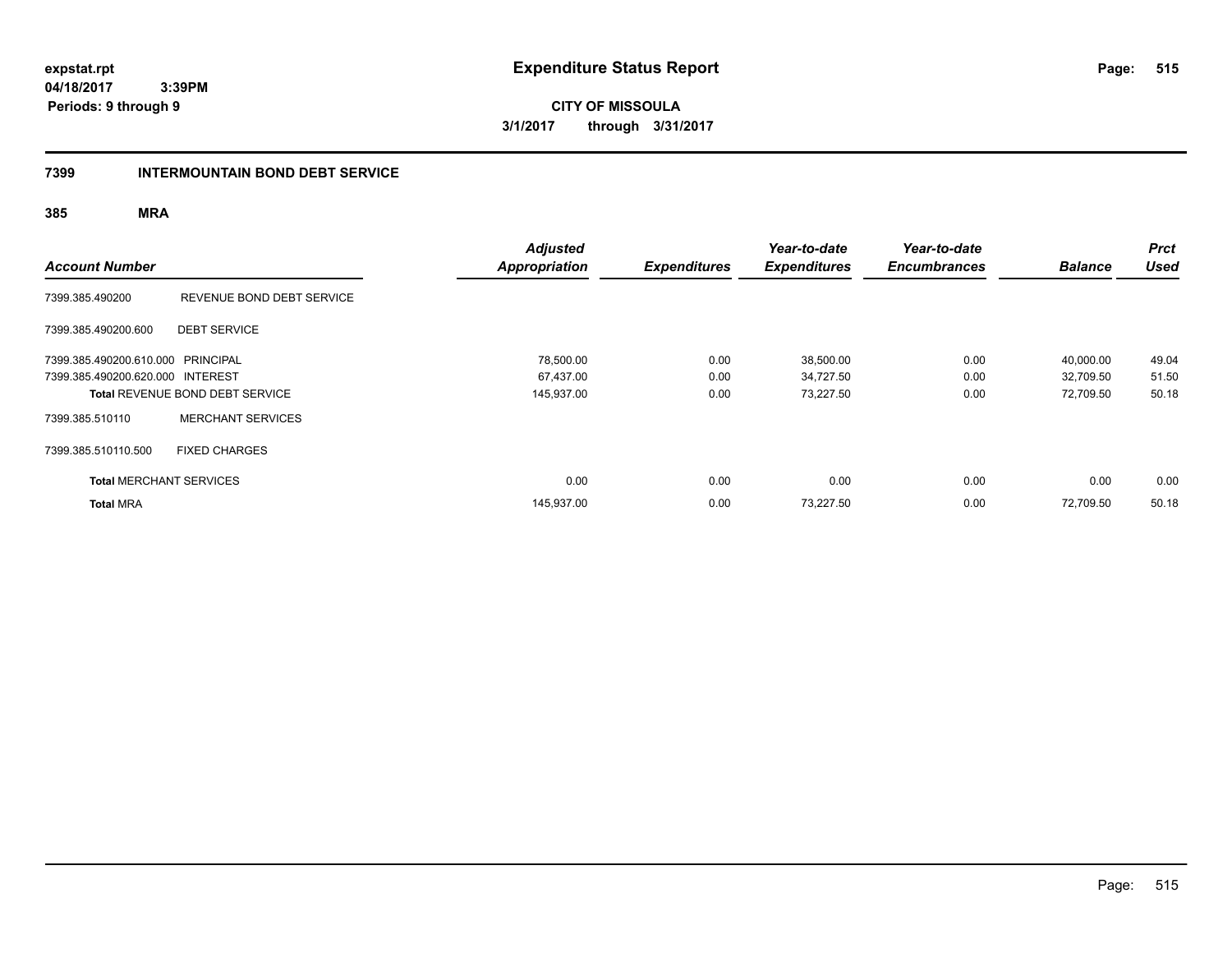# Expenditure Status Report

**expstat.rpt**
**04/18/2017 3:39PM**
**Periods: 9 through 9**

**CITY OF MISSOULA**
**3/1/2017 through 3/31/2017**

## 7399 INTERMOUNTAIN BOND DEBT SERVICE

### 385 MRA

| Account Number | | Adjusted Appropriation | Expenditures | Year-to-date Expenditures | Year-to-date Encumbrances | Balance | Prct Used |
|---|---|---|---|---|---|---|---|
| 7399.385.490200 | REVENUE BOND DEBT SERVICE | | | | | | |
| 7399.385.490200.600 | DEBT SERVICE | | | | | | |
| 7399.385.490200.610.000 | PRINCIPAL | 78,500.00 | 0.00 | 38,500.00 | 0.00 | 40,000.00 | 49.04 |
| 7399.385.490200.620.000 | INTEREST | 67,437.00 | 0.00 | 34,727.50 | 0.00 | 32,709.50 | 51.50 |
| **Total** REVENUE BOND DEBT SERVICE | | 145,937.00 | 0.00 | 73,227.50 | 0.00 | 72,709.50 | 50.18 |
| 7399.385.510110 | MERCHANT SERVICES | | | | | | |
| 7399.385.510110.500 | FIXED CHARGES | | | | | | |
| **Total** MERCHANT SERVICES | | 0.00 | 0.00 | 0.00 | 0.00 | 0.00 | 0.00 |
| **Total** MRA | | 145,937.00 | 0.00 | 73,227.50 | 0.00 | 72,709.50 | 50.18 |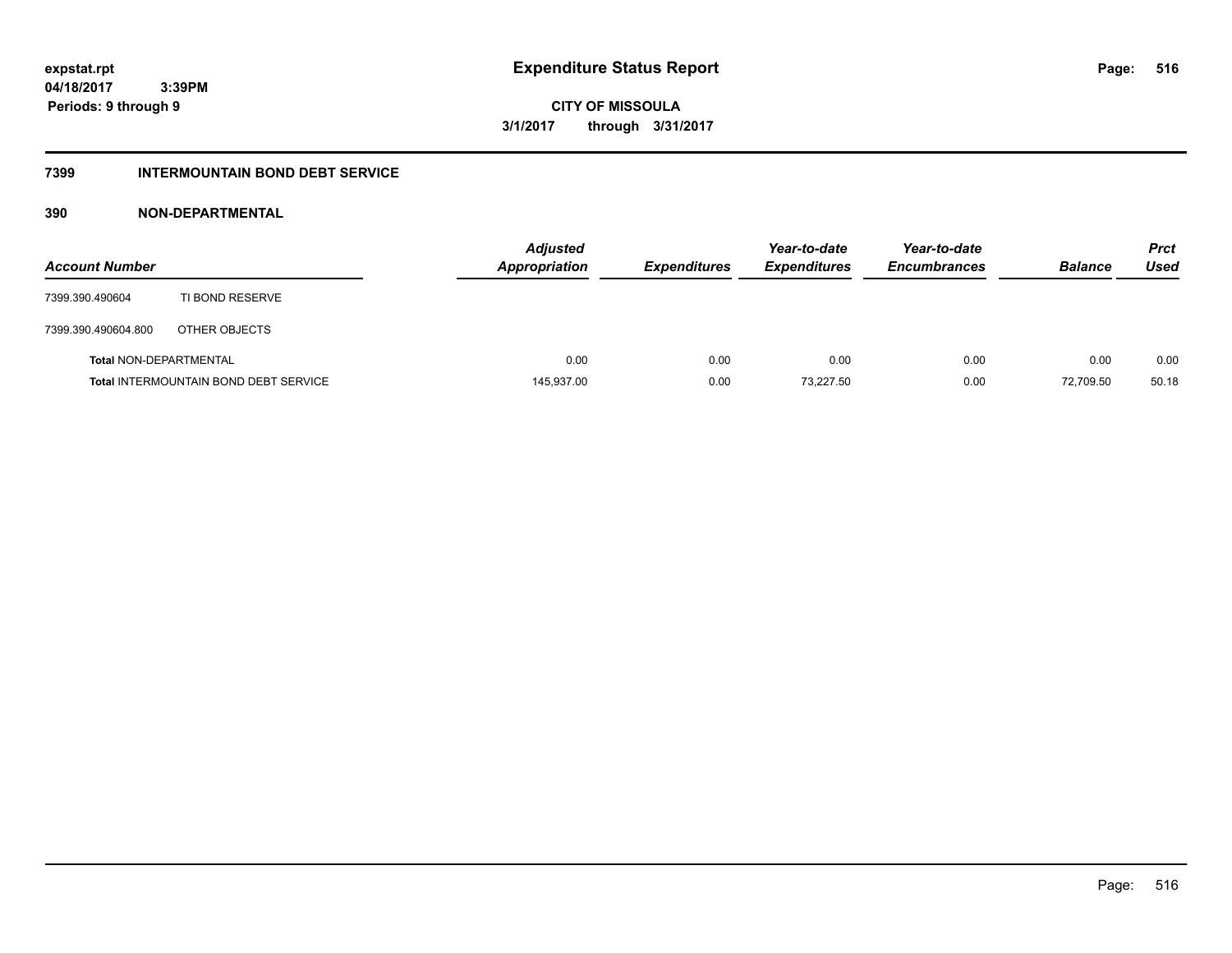# Expenditure Status Report

expstat.rpt
04/18/2017 3:39PM
Periods: 9 through 9

**CITY OF MISSOULA**
**3/1/2017 through 3/31/2017**

## 7399 INTERMOUNTAIN BOND DEBT SERVICE

### 390 NON-DEPARTMENTAL

| Account Number | | Adjusted Appropriation | Expenditures | Year-to-date Expenditures | Year-to-date Encumbrances | Balance | Prct Used |
|---|---|---|---|---|---|---|---|
| 7399.390.490604 | TI BOND RESERVE | | | | | | |
| 7399.390.490604.800 | OTHER OBJECTS | | | | | | |
| **Total** NON-DEPARTMENTAL | | 0.00 | 0.00 | 0.00 | 0.00 | 0.00 | 0.00 |
| **Total** INTERMOUNTAIN BOND DEBT SERVICE | | 145,937.00 | 0.00 | 73,227.50 | 0.00 | 72,709.50 | 50.18 |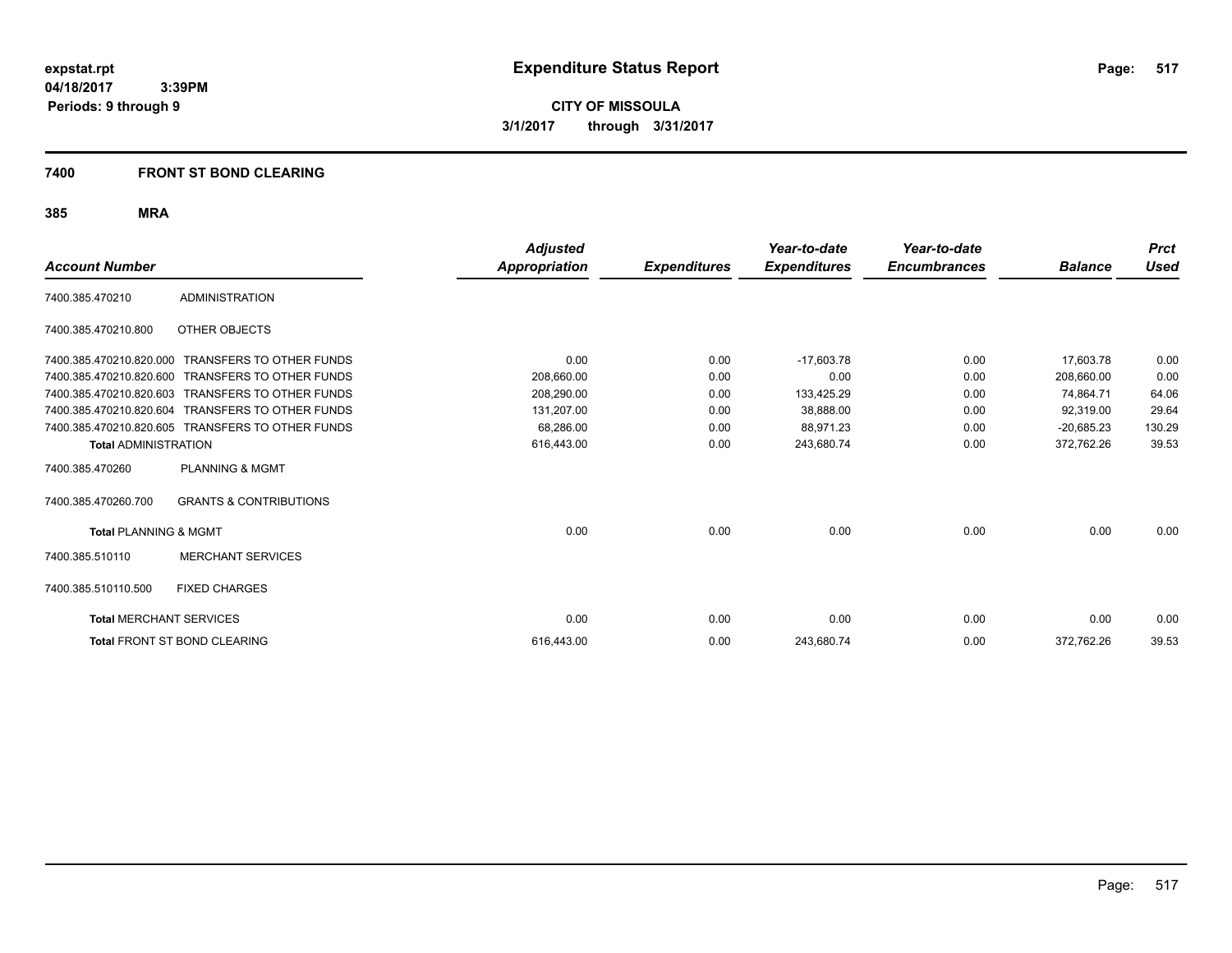expstat.rpt
04/18/2017 3:39PM
Periods: 9 through 9

# Expenditure Status Report

CITY OF MISSOULA
3/1/2017 through 3/31/2017

## 7400 FRONT ST BOND CLEARING

### 385 MRA

| Account Number | | Adjusted Appropriation | Expenditures | Year-to-date Expenditures | Year-to-date Encumbrances | Balance | Prct Used |
|---|---|---|---|---|---|---|---|
| 7400.385.470210 | ADMINISTRATION | | | | | | |
| 7400.385.470210.800 | OTHER OBJECTS | | | | | | |
| 7400.385.470210.820.000 | TRANSFERS TO OTHER FUNDS | 0.00 | 0.00 | -17,603.78 | 0.00 | 17,603.78 | 0.00 |
| 7400.385.470210.820.600 | TRANSFERS TO OTHER FUNDS | 208,660.00 | 0.00 | 0.00 | 0.00 | 208,660.00 | 0.00 |
| 7400.385.470210.820.603 | TRANSFERS TO OTHER FUNDS | 208,290.00 | 0.00 | 133,425.29 | 0.00 | 74,864.71 | 64.06 |
| 7400.385.470210.820.604 | TRANSFERS TO OTHER FUNDS | 131,207.00 | 0.00 | 38,888.00 | 0.00 | 92,319.00 | 29.64 |
| 7400.385.470210.820.605 | TRANSFERS TO OTHER FUNDS | 68,286.00 | 0.00 | 88,971.23 | 0.00 | -20,685.23 | 130.29 |
| **Total** ADMINISTRATION | | 616,443.00 | 0.00 | 243,680.74 | 0.00 | 372,762.26 | 39.53 |
| 7400.385.470260 | PLANNING & MGMT | | | | | | |
| 7400.385.470260.700 | GRANTS & CONTRIBUTIONS | | | | | | |
| **Total** PLANNING & MGMT | | 0.00 | 0.00 | 0.00 | 0.00 | 0.00 | 0.00 |
| 7400.385.510110 | MERCHANT SERVICES | | | | | | |
| 7400.385.510110.500 | FIXED CHARGES | | | | | | |
| **Total** MERCHANT SERVICES | | 0.00 | 0.00 | 0.00 | 0.00 | 0.00 | 0.00 |
| **Total** FRONT ST BOND CLEARING | | 616,443.00 | 0.00 | 243,680.74 | 0.00 | 372,762.26 | 39.53 |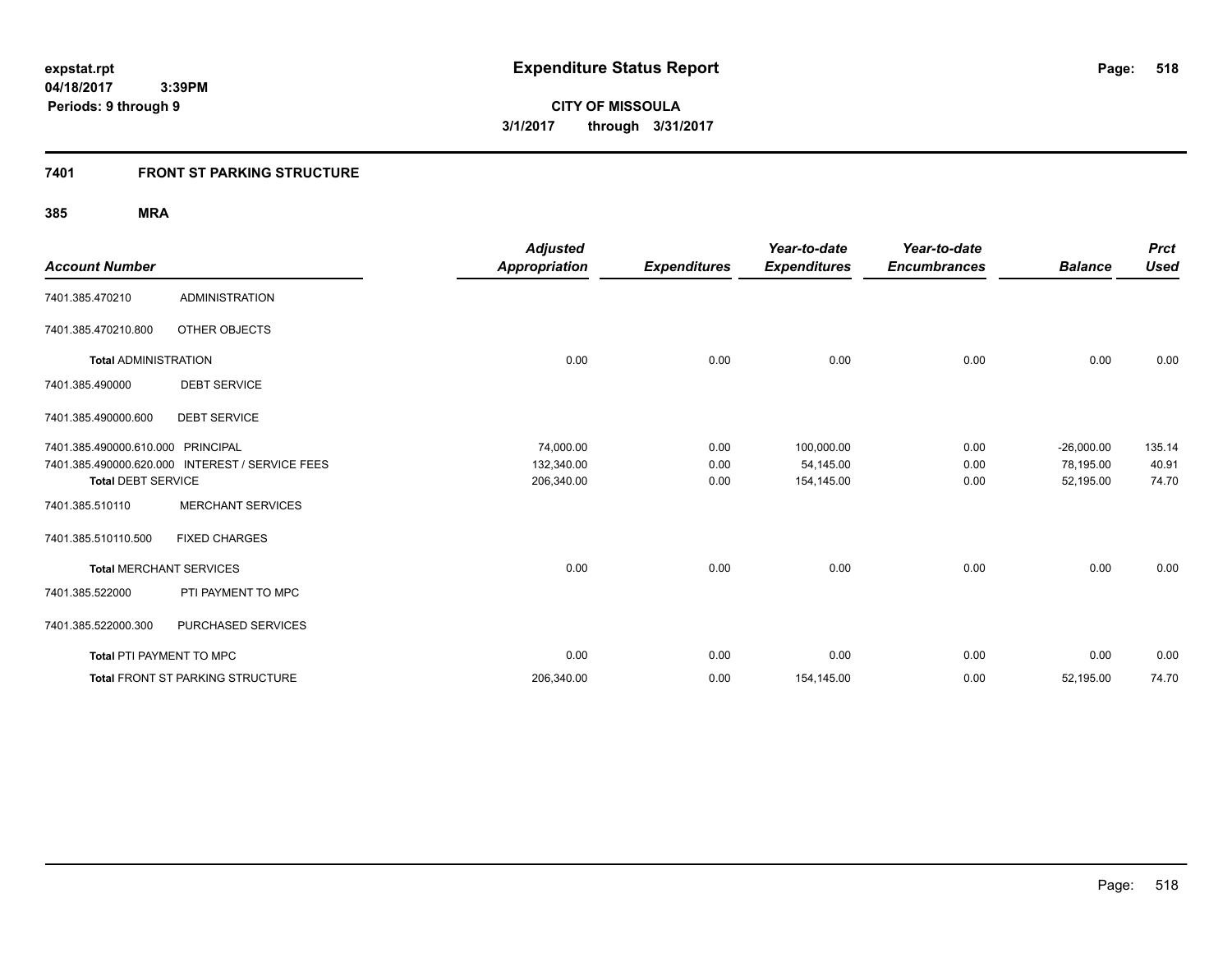# Expenditure Status Report

expstat.rpt
04/18/2017 3:39PM
Periods: 9 through 9

**CITY OF MISSOULA**
**3/1/2017 through 3/31/2017**

## 7401 FRONT ST PARKING STRUCTURE

### 385 MRA

| Account Number | | Adjusted Appropriation | Expenditures | Year-to-date Expenditures | Year-to-date Encumbrances | Balance | Prct Used |
|---|---|---|---|---|---|---|---|
| 7401.385.470210 | ADMINISTRATION | | | | | | |
| 7401.385.470210.800 | OTHER OBJECTS | | | | | | |
| **Total** ADMINISTRATION | | 0.00 | 0.00 | 0.00 | 0.00 | 0.00 | 0.00 |
| 7401.385.490000 | DEBT SERVICE | | | | | | |
| 7401.385.490000.600 | DEBT SERVICE | | | | | | |
| 7401.385.490000.610.000 | PRINCIPAL | 74,000.00 | 0.00 | 100,000.00 | 0.00 | -26,000.00 | 135.14 |
| 7401.385.490000.620.000 | INTEREST / SERVICE FEES | 132,340.00 | 0.00 | 54,145.00 | 0.00 | 78,195.00 | 40.91 |
| **Total** DEBT SERVICE | | 206,340.00 | 0.00 | 154,145.00 | 0.00 | 52,195.00 | 74.70 |
| 7401.385.510110 | MERCHANT SERVICES | | | | | | |
| 7401.385.510110.500 | FIXED CHARGES | | | | | | |
| **Total** MERCHANT SERVICES | | 0.00 | 0.00 | 0.00 | 0.00 | 0.00 | 0.00 |
| 7401.385.522000 | PTI PAYMENT TO MPC | | | | | | |
| 7401.385.522000.300 | PURCHASED SERVICES | | | | | | |
| **Total** PTI PAYMENT TO MPC | | 0.00 | 0.00 | 0.00 | 0.00 | 0.00 | 0.00 |
| **Total** FRONT ST PARKING STRUCTURE | | 206,340.00 | 0.00 | 154,145.00 | 0.00 | 52,195.00 | 74.70 |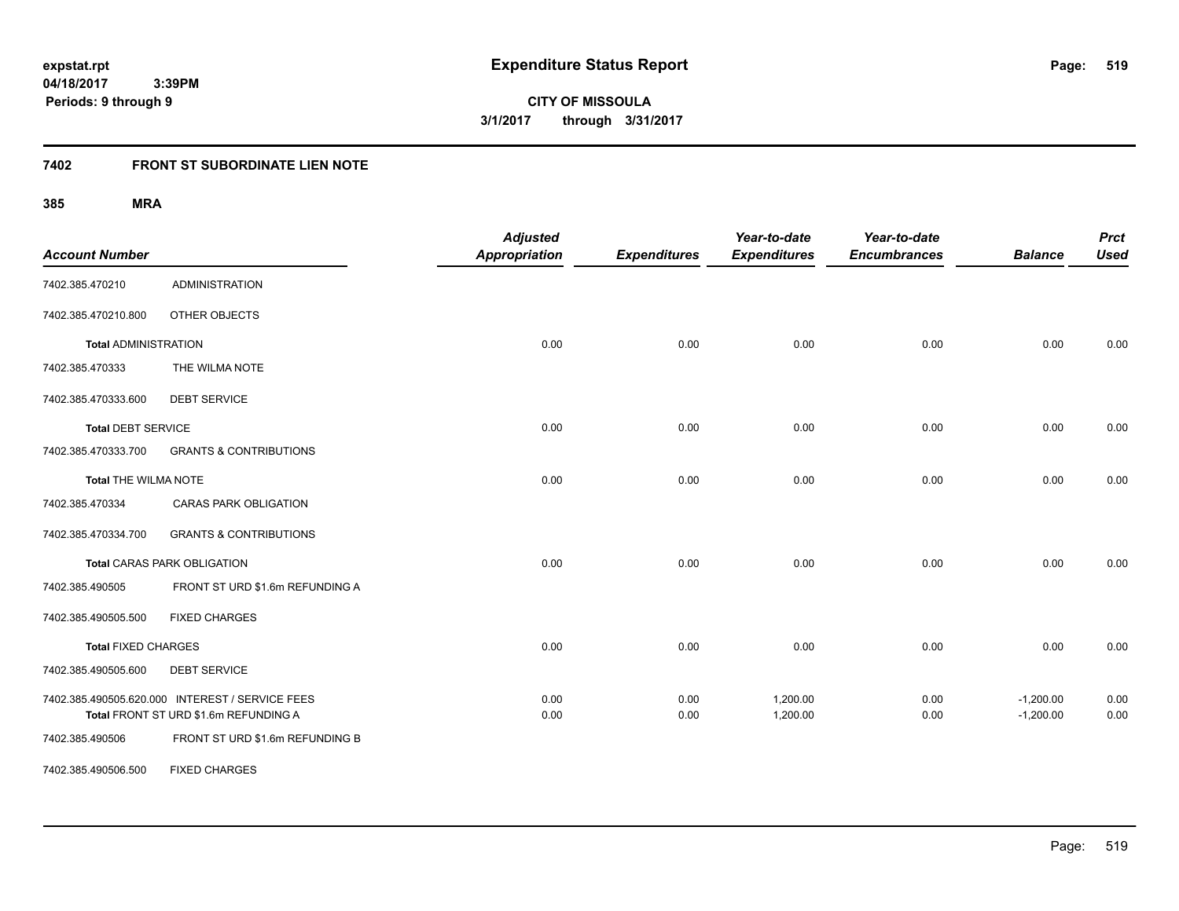# Expenditure Status Report

**CITY OF MISSOULA**

**3/1/2017 through 3/31/2017**

expstat.rpt
04/18/2017 3:39PM
Periods: 9 through 9

## 7402 FRONT ST SUBORDINATE LIEN NOTE

### 385 MRA

| Account Number | | Adjusted Appropriation | Expenditures | Year-to-date Expenditures | Year-to-date Encumbrances | Balance | Prct Used |
|---|---|---|---|---|---|---|---|
| 7402.385.470210 | ADMINISTRATION | | | | | | |
| 7402.385.470210.800 | OTHER OBJECTS | | | | | | |
| **Total** ADMINISTRATION | | 0.00 | 0.00 | 0.00 | 0.00 | 0.00 | 0.00 |
| 7402.385.470333 | THE WILMA NOTE | | | | | | |
| 7402.385.470333.600 | DEBT SERVICE | | | | | | |
| **Total** DEBT SERVICE | | 0.00 | 0.00 | 0.00 | 0.00 | 0.00 | 0.00 |
| 7402.385.470333.700 | GRANTS & CONTRIBUTIONS | | | | | | |
| **Total** THE WILMA NOTE | | 0.00 | 0.00 | 0.00 | 0.00 | 0.00 | 0.00 |
| 7402.385.470334 | CARAS PARK OBLIGATION | | | | | | |
| 7402.385.470334.700 | GRANTS & CONTRIBUTIONS | | | | | | |
| **Total** CARAS PARK OBLIGATION | | 0.00 | 0.00 | 0.00 | 0.00 | 0.00 | 0.00 |
| 7402.385.490505 | FRONT ST URD $1.6m REFUNDING A | | | | | | |
| 7402.385.490505.500 | FIXED CHARGES | | | | | | |
| **Total** FIXED CHARGES | | 0.00 | 0.00 | 0.00 | 0.00 | 0.00 | 0.00 |
| 7402.385.490505.600 | DEBT SERVICE | | | | | | |
| 7402.385.490505.620.000 | INTEREST / SERVICE FEES | 0.00 | 0.00 | 1,200.00 | 0.00 | -1,200.00 | 0.00 |
| **Total** FRONT ST URD $1.6m REFUNDING A | | 0.00 | 0.00 | 1,200.00 | 0.00 | -1,200.00 | 0.00 |
| 7402.385.490506 | FRONT ST URD $1.6m REFUNDING B | | | | | | |
| 7402.385.490506.500 | FIXED CHARGES | | | | | | |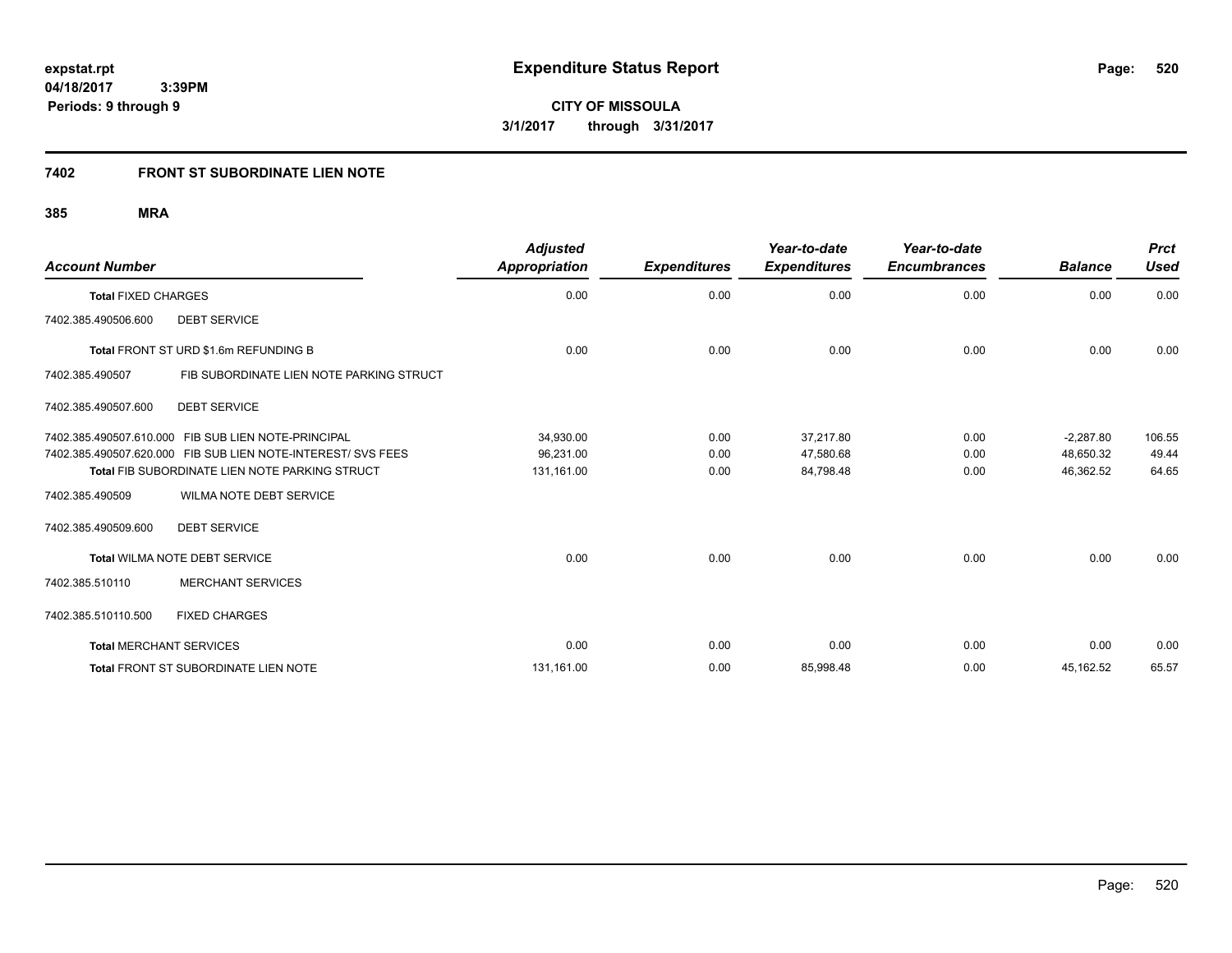**expstat.rpt**
**04/18/2017 3:39PM**
**Periods: 9 through 9**

# Expenditure Status Report

**CITY OF MISSOULA**
**3/1/2017 through 3/31/2017**

## 7402 FRONT ST SUBORDINATE LIEN NOTE

### 385 MRA

| Account Number | | Adjusted Appropriation | Expenditures | Year-to-date Expenditures | Year-to-date Encumbrances | Balance | Prct Used |
|---|---|---|---|---|---|---|---|
| **Total** FIXED CHARGES | | 0.00 | 0.00 | 0.00 | 0.00 | 0.00 | 0.00 |
| 7402.385.490506.600 | DEBT SERVICE | | | | | | |
| **Total** FRONT ST URD $1.6m REFUNDING B | | 0.00 | 0.00 | 0.00 | 0.00 | 0.00 | 0.00 |
| 7402.385.490507 | FIB SUBORDINATE LIEN NOTE PARKING STRUCT | | | | | | |
| 7402.385.490507.600 | DEBT SERVICE | | | | | | |
| 7402.385.490507.610.000 | FIB SUB LIEN NOTE-PRINCIPAL | 34,930.00 | 0.00 | 37,217.80 | 0.00 | -2,287.80 | 106.55 |
| 7402.385.490507.620.000 | FIB SUB LIEN NOTE-INTEREST/ SVS FEES | 96,231.00 | 0.00 | 47,580.68 | 0.00 | 48,650.32 | 49.44 |
| **Total** FIB SUBORDINATE LIEN NOTE PARKING STRUCT | | 131,161.00 | 0.00 | 84,798.48 | 0.00 | 46,362.52 | 64.65 |
| 7402.385.490509 | WILMA NOTE DEBT SERVICE | | | | | | |
| 7402.385.490509.600 | DEBT SERVICE | | | | | | |
| **Total** WILMA NOTE DEBT SERVICE | | 0.00 | 0.00 | 0.00 | 0.00 | 0.00 | 0.00 |
| 7402.385.510110 | MERCHANT SERVICES | | | | | | |
| 7402.385.510110.500 | FIXED CHARGES | | | | | | |
| **Total** MERCHANT SERVICES | | 0.00 | 0.00 | 0.00 | 0.00 | 0.00 | 0.00 |
| **Total** FRONT ST SUBORDINATE LIEN NOTE | | 131,161.00 | 0.00 | 85,998.48 | 0.00 | 45,162.52 | 65.57 |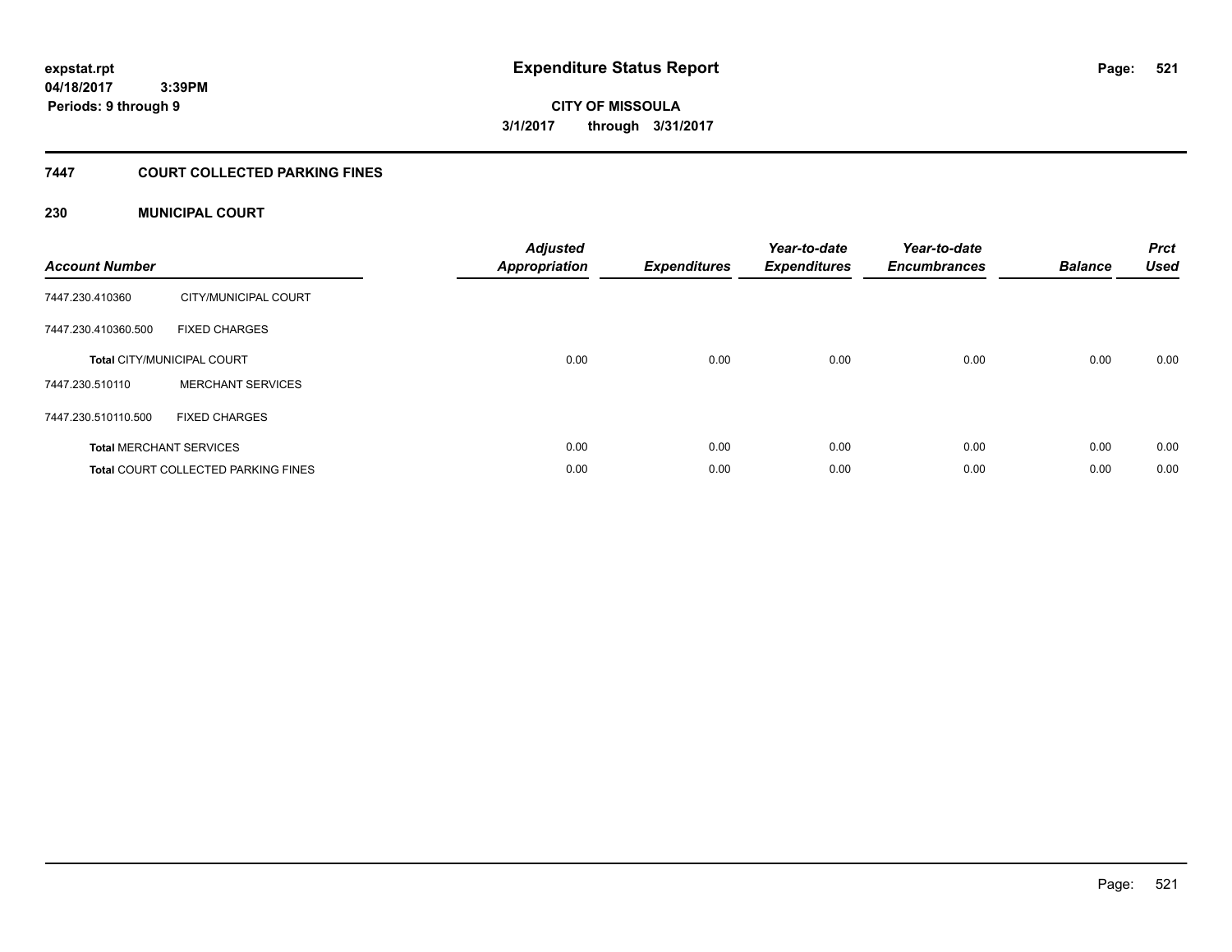expstat.rpt
04/18/2017 3:39PM
Periods: 9 through 9

# Expenditure Status Report

CITY OF MISSOULA
3/1/2017 through 3/31/2017

## 7447 COURT COLLECTED PARKING FINES

### 230 MUNICIPAL COURT

| Account Number | | Adjusted Appropriation | Expenditures | Year-to-date Expenditures | Year-to-date Encumbrances | Balance | Prct Used |
|---|---|---|---|---|---|---|---|
| 7447.230.410360 | CITY/MUNICIPAL COURT | | | | | | |
| 7447.230.410360.500 | FIXED CHARGES | | | | | | |
| **Total** CITY/MUNICIPAL COURT | | 0.00 | 0.00 | 0.00 | 0.00 | 0.00 | 0.00 |
| 7447.230.510110 | MERCHANT SERVICES | | | | | | |
| 7447.230.510110.500 | FIXED CHARGES | | | | | | |
| **Total** MERCHANT SERVICES | | 0.00 | 0.00 | 0.00 | 0.00 | 0.00 | 0.00 |
| **Total** COURT COLLECTED PARKING FINES | | 0.00 | 0.00 | 0.00 | 0.00 | 0.00 | 0.00 |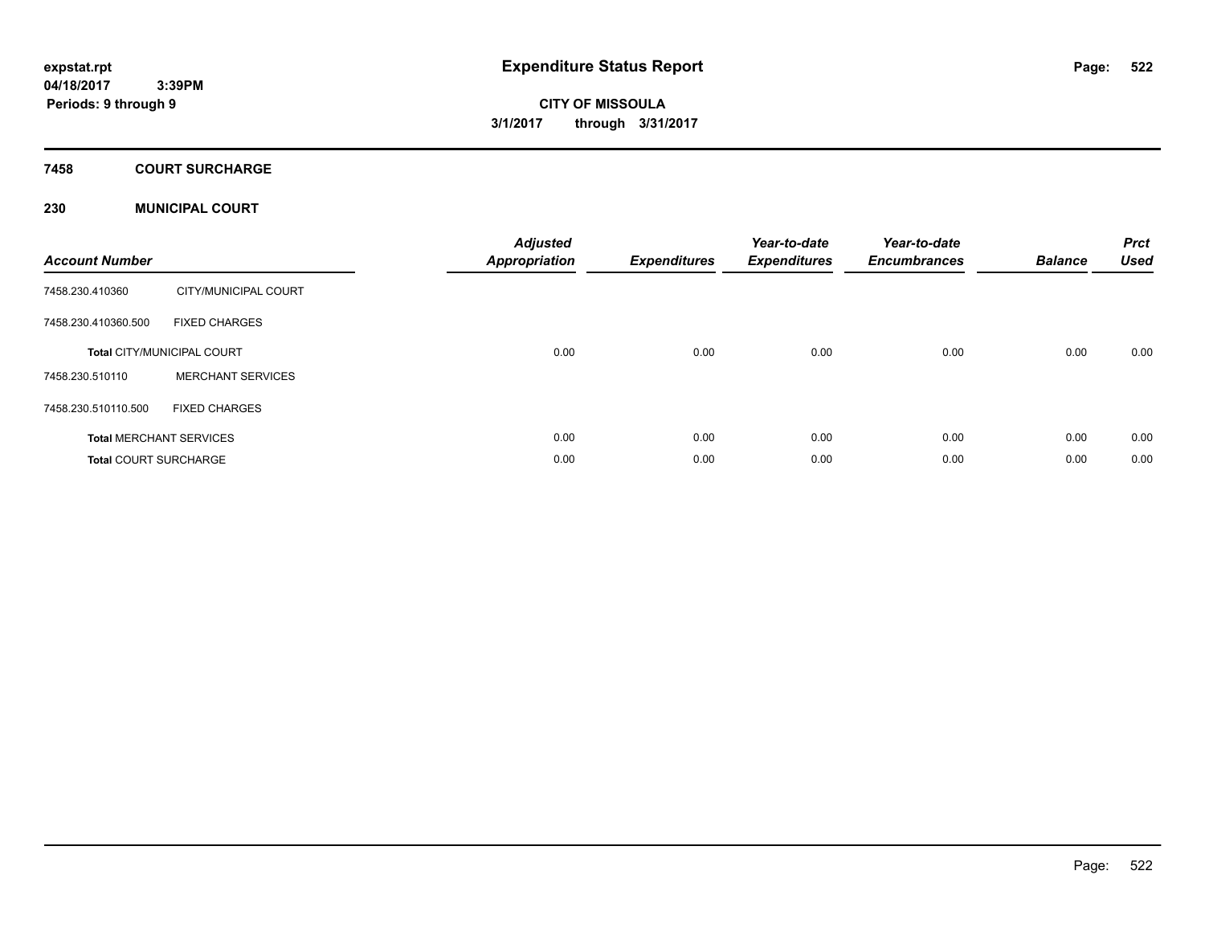expstat.rpt
04/18/2017 3:39PM
Periods: 9 through 9

# Expenditure Status Report

**CITY OF MISSOULA**
**3/1/2017 through 3/31/2017**

## 7458 COURT SURCHARGE

### 230 MUNICIPAL COURT

| Account Number | | Adjusted Appropriation | Expenditures | Year-to-date Expenditures | Year-to-date Encumbrances | Balance | Prct Used |
|---|---|---|---|---|---|---|---|
| 7458.230.410360 | CITY/MUNICIPAL COURT | | | | | | |
| 7458.230.410360.500 | FIXED CHARGES | | | | | | |
| **Total** CITY/MUNICIPAL COURT | | 0.00 | 0.00 | 0.00 | 0.00 | 0.00 | 0.00 |
| 7458.230.510110 | MERCHANT SERVICES | | | | | | |
| 7458.230.510110.500 | FIXED CHARGES | | | | | | |
| **Total** MERCHANT SERVICES | | 0.00 | 0.00 | 0.00 | 0.00 | 0.00 | 0.00 |
| **Total** COURT SURCHARGE | | 0.00 | 0.00 | 0.00 | 0.00 | 0.00 | 0.00 |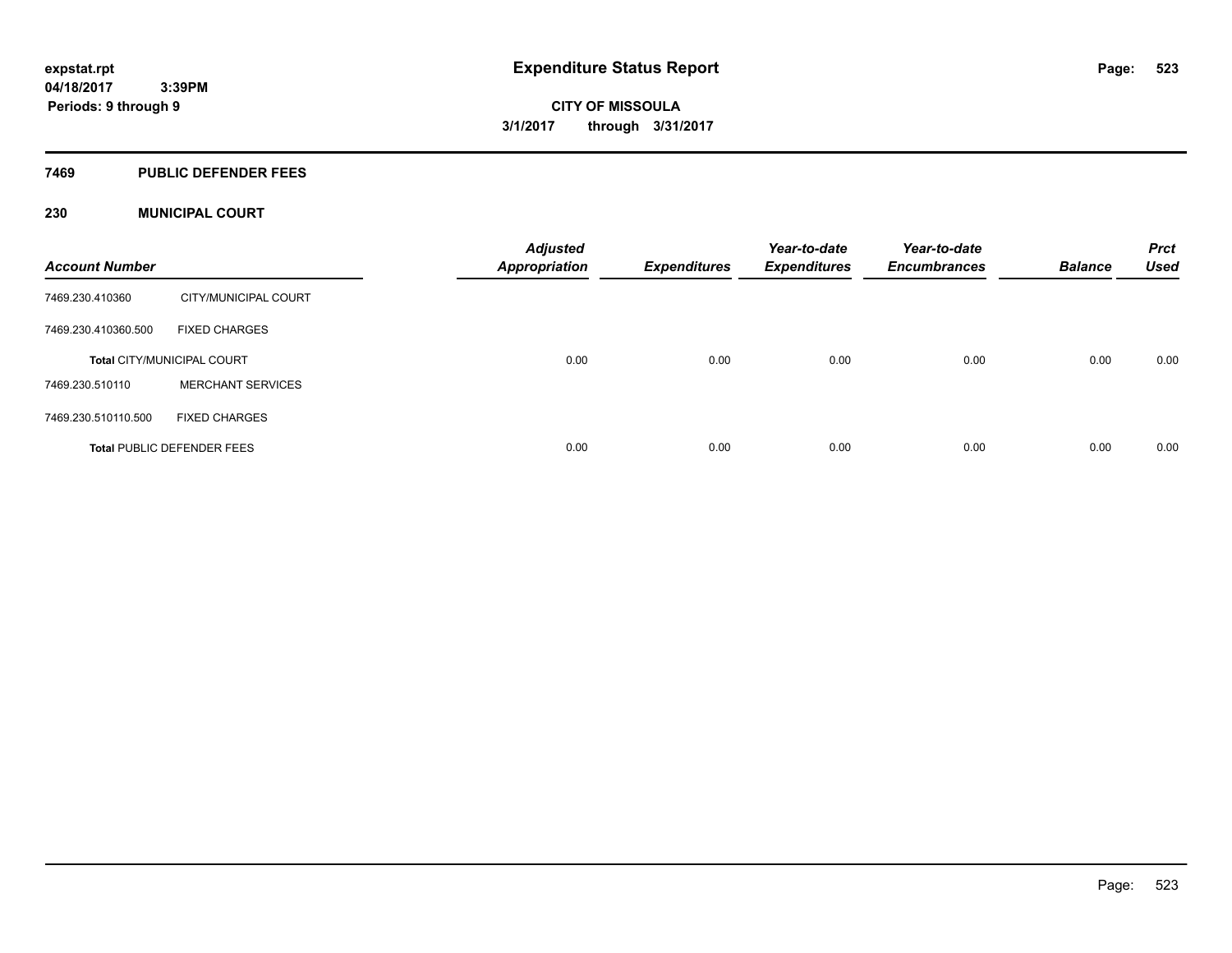expstat.rpt
04/18/2017 3:39PM
Periods: 9 through 9

# Expenditure Status Report

**CITY OF MISSOULA**
**3/1/2017 through 3/31/2017**

## 7469 PUBLIC DEFENDER FEES

### 230 MUNICIPAL COURT

| Account Number | | Adjusted Appropriation | Expenditures | Year-to-date Expenditures | Year-to-date Encumbrances | Balance | Prct Used |
|---|---|---|---|---|---|---|---|
| 7469.230.410360 | CITY/MUNICIPAL COURT | | | | | | |
| 7469.230.410360.500 | FIXED CHARGES | | | | | | |
| **Total** CITY/MUNICIPAL COURT | | 0.00 | 0.00 | 0.00 | 0.00 | 0.00 | 0.00 |
| 7469.230.510110 | MERCHANT SERVICES | | | | | | |
| 7469.230.510110.500 | FIXED CHARGES | | | | | | |
| **Total** PUBLIC DEFENDER FEES | | 0.00 | 0.00 | 0.00 | 0.00 | 0.00 | 0.00 |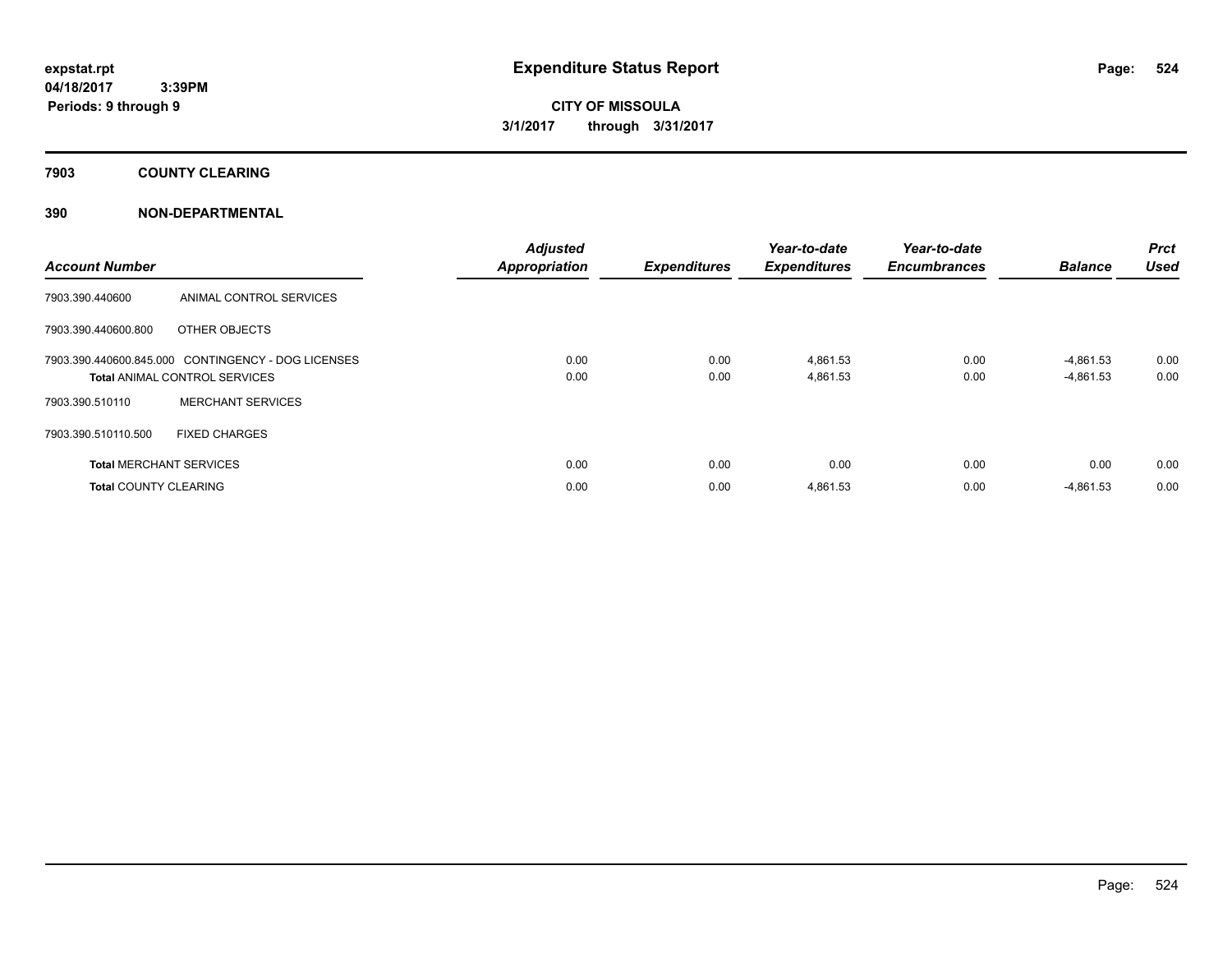# Expenditure Status Report

**expstat.rpt**
**04/18/2017 3:39PM**
**Periods: 9 through 9**

**CITY OF MISSOULA**
**3/1/2017 through 3/31/2017**

## 7903 COUNTY CLEARING

### 390 NON-DEPARTMENTAL

| Account Number | | Adjusted Appropriation | Expenditures | Year-to-date Expenditures | Year-to-date Encumbrances | Balance | Prct Used |
|---|---|---|---|---|---|---|---|
| 7903.390.440600 | ANIMAL CONTROL SERVICES | | | | | | |
| 7903.390.440600.800 | OTHER OBJECTS | | | | | | |
| 7903.390.440600.845.000 | CONTINGENCY - DOG LICENSES | 0.00 | 0.00 | 4,861.53 | 0.00 | -4,861.53 | 0.00 |
| **Total** ANIMAL CONTROL SERVICES | | 0.00 | 0.00 | 4,861.53 | 0.00 | -4,861.53 | 0.00 |
| 7903.390.510110 | MERCHANT SERVICES | | | | | | |
| 7903.390.510110.500 | FIXED CHARGES | | | | | | |
| **Total** MERCHANT SERVICES | | 0.00 | 0.00 | 0.00 | 0.00 | 0.00 | 0.00 |
| **Total** COUNTY CLEARING | | 0.00 | 0.00 | 4,861.53 | 0.00 | -4,861.53 | 0.00 |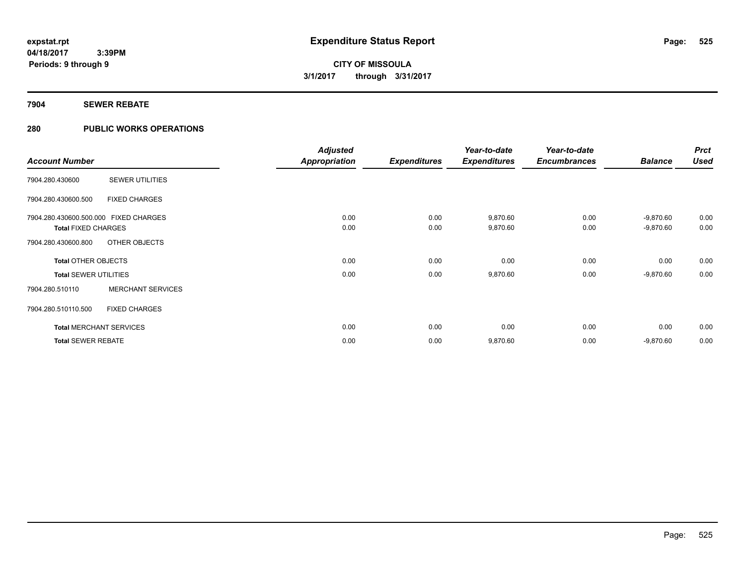# Expenditure Status Report

**CITY OF MISSOULA**

**3/1/2017 through 3/31/2017**

expstat.rpt
04/18/2017 3:39PM
Periods: 9 through 9

## 7904 SEWER REBATE

## 280 PUBLIC WORKS OPERATIONS

| Account Number | | Adjusted Appropriation | Expenditures | Year-to-date Expenditures | Year-to-date Encumbrances | Balance | Prct Used |
|---|---|---|---|---|---|---|---|
| 7904.280.430600 | SEWER UTILITIES | | | | | | |
| 7904.280.430600.500 | FIXED CHARGES | | | | | | |
| 7904.280.430600.500.000 | FIXED CHARGES | 0.00 | 0.00 | 9,870.60 | 0.00 | -9,870.60 | 0.00 |
| **Total** FIXED CHARGES | | 0.00 | 0.00 | 9,870.60 | 0.00 | -9,870.60 | 0.00 |
| 7904.280.430600.800 | OTHER OBJECTS | | | | | | |
| **Total** OTHER OBJECTS | | 0.00 | 0.00 | 0.00 | 0.00 | 0.00 | 0.00 |
| **Total** SEWER UTILITIES | | 0.00 | 0.00 | 9,870.60 | 0.00 | -9,870.60 | 0.00 |
| 7904.280.510110 | MERCHANT SERVICES | | | | | | |
| 7904.280.510110.500 | FIXED CHARGES | | | | | | |
| **Total** MERCHANT SERVICES | | 0.00 | 0.00 | 0.00 | 0.00 | 0.00 | 0.00 |
| **Total** SEWER REBATE | | 0.00 | 0.00 | 9,870.60 | 0.00 | -9,870.60 | 0.00 |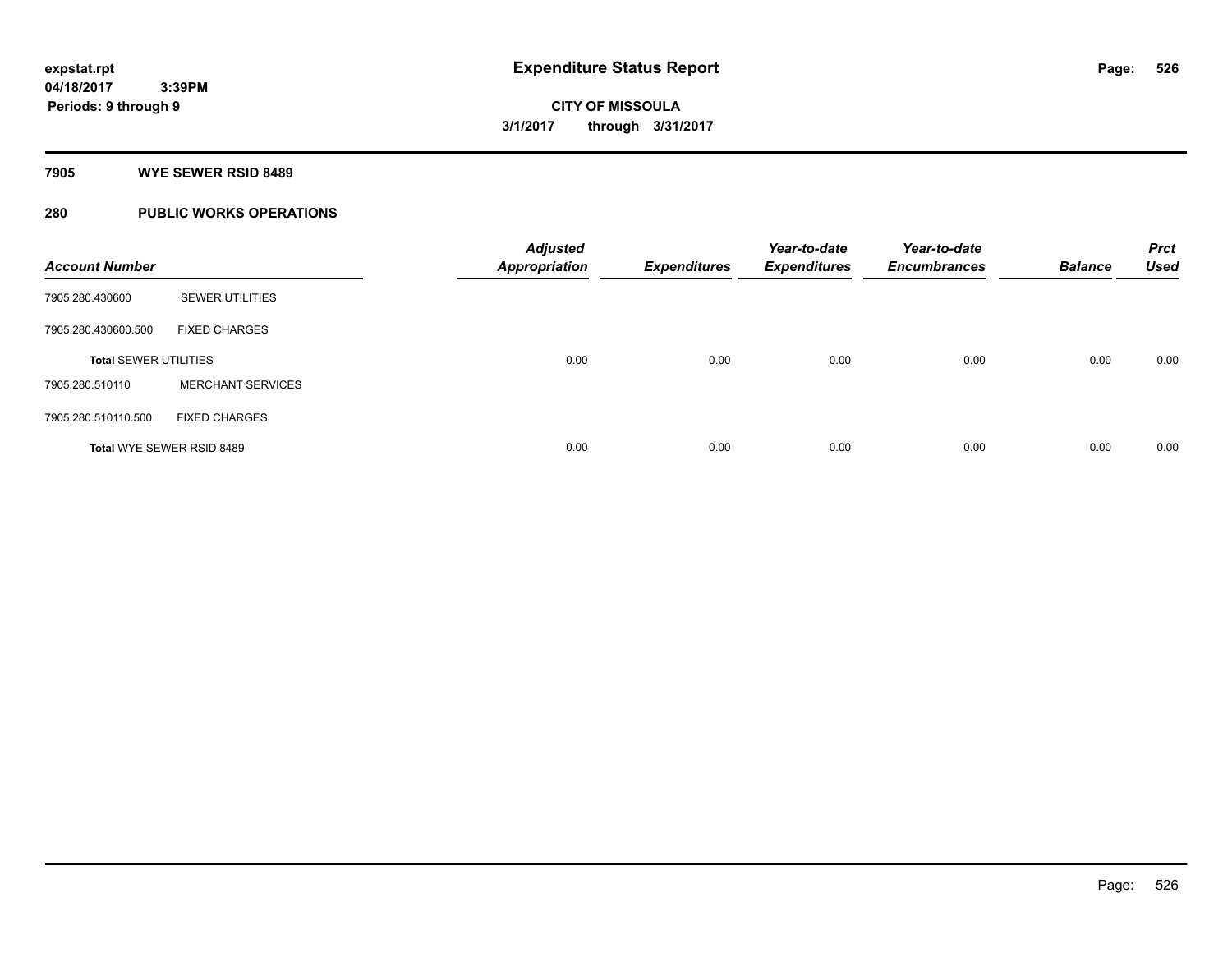**expstat.rpt**
**04/18/2017 3:39PM**
**Periods: 9 through 9**

# Expenditure Status Report

**CITY OF MISSOULA**
**3/1/2017 through 3/31/2017**

## 7905 WYE SEWER RSID 8489

## 280 PUBLIC WORKS OPERATIONS

| Account Number | | Adjusted Appropriation | Expenditures | Year-to-date Expenditures | Year-to-date Encumbrances | Balance | Prct Used |
|---|---|---|---|---|---|---|---|
| 7905.280.430600 | SEWER UTILITIES | | | | | | |
| 7905.280.430600.500 | FIXED CHARGES | | | | | | |
| **Total SEWER UTILITIES** | | 0.00 | 0.00 | 0.00 | 0.00 | 0.00 | 0.00 |
| 7905.280.510110 | MERCHANT SERVICES | | | | | | |
| 7905.280.510110.500 | FIXED CHARGES | | | | | | |
| **Total WYE SEWER RSID 8489** | | 0.00 | 0.00 | 0.00 | 0.00 | 0.00 | 0.00 |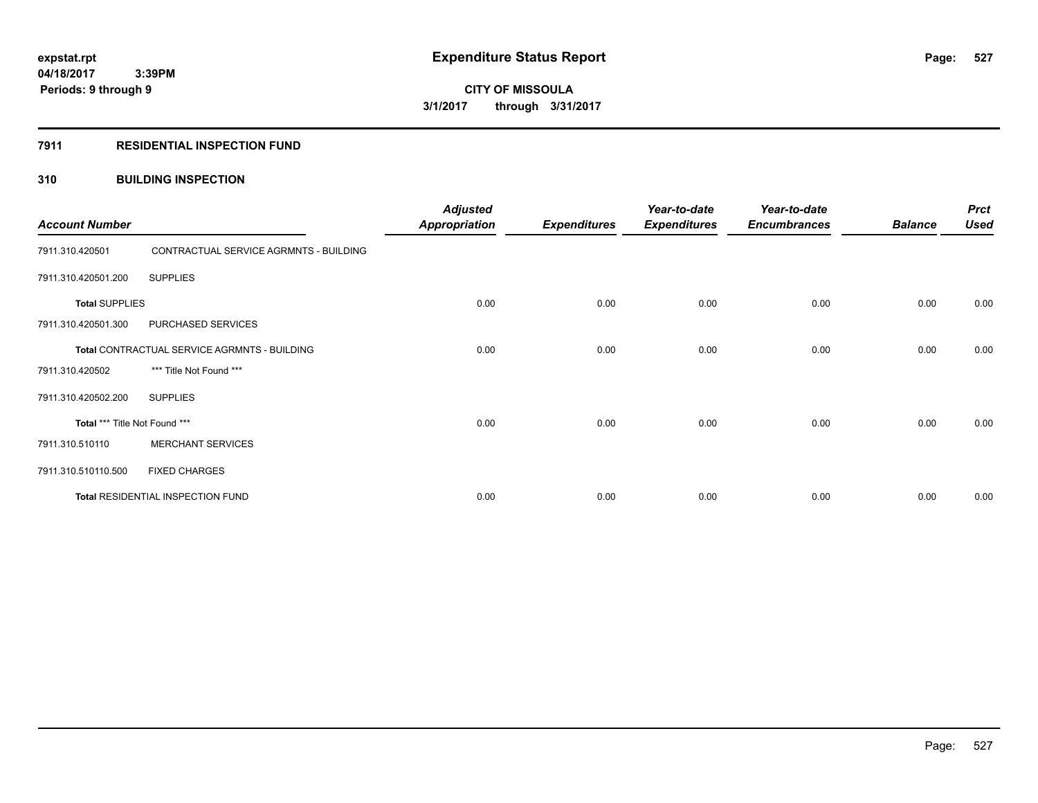# Expenditure Status Report

expstat.rpt
04/18/2017 3:39PM
Periods: 9 through 9

**CITY OF MISSOULA**
**3/1/2017 through 3/31/2017**

## 7911 RESIDENTIAL INSPECTION FUND

### 310 BUILDING INSPECTION

| Account Number | | Adjusted Appropriation | Expenditures | Year-to-date Expenditures | Year-to-date Encumbrances | Balance | Prct Used |
|---|---|---|---|---|---|---|---|
| 7911.310.420501 | CONTRACTUAL SERVICE AGRMNTS - BUILDING | | | | | | |
| 7911.310.420501.200 | SUPPLIES | | | | | | |
| **Total** SUPPLIES | | 0.00 | 0.00 | 0.00 | 0.00 | 0.00 | 0.00 |
| 7911.310.420501.300 | PURCHASED SERVICES | | | | | | |
| **Total** CONTRACTUAL SERVICE AGRMNTS - BUILDING | | 0.00 | 0.00 | 0.00 | 0.00 | 0.00 | 0.00 |
| 7911.310.420502 | *** Title Not Found *** | | | | | | |
| 7911.310.420502.200 | SUPPLIES | | | | | | |
| **Total** *** Title Not Found *** | | 0.00 | 0.00 | 0.00 | 0.00 | 0.00 | 0.00 |
| 7911.310.510110 | MERCHANT SERVICES | | | | | | |
| 7911.310.510110.500 | FIXED CHARGES | | | | | | |
| **Total** RESIDENTIAL INSPECTION FUND | | 0.00 | 0.00 | 0.00 | 0.00 | 0.00 | 0.00 |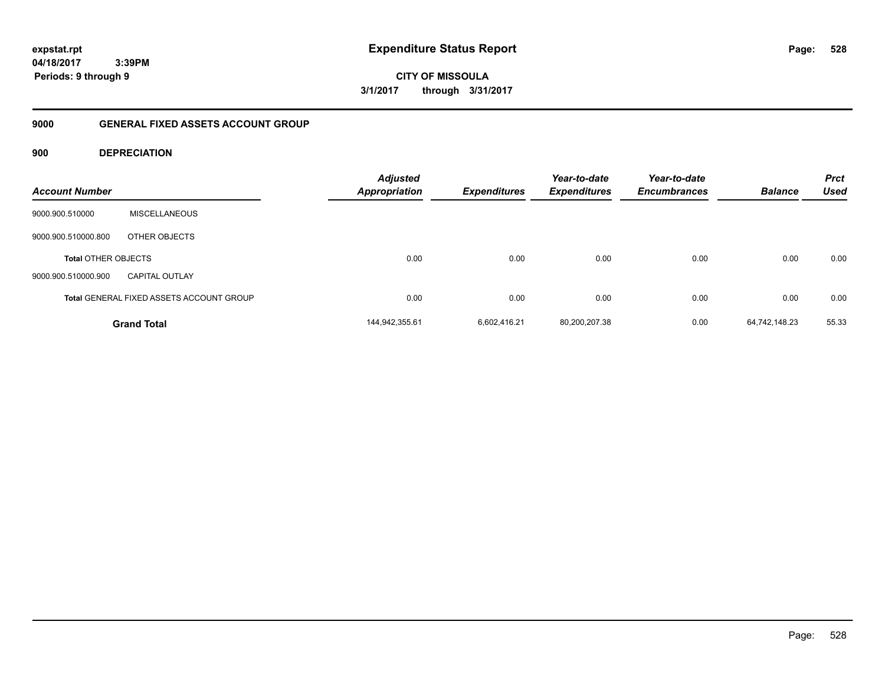# Expenditure Status Report

expstat.rpt
04/18/2017 3:39PM
Periods: 9 through 9

CITY OF MISSOULA
3/1/2017 through 3/31/2017

## 9000 GENERAL FIXED ASSETS ACCOUNT GROUP

### 900 DEPRECIATION

| Account Number | | Adjusted Appropriation | Expenditures | Year-to-date Expenditures | Year-to-date Encumbrances | Balance | Prct Used |
|---|---|---|---|---|---|---|---|
| 9000.900.510000 | MISCELLANEOUS | | | | | | |
| 9000.900.510000.800 | OTHER OBJECTS | | | | | | |
| Total OTHER OBJECTS | | 0.00 | 0.00 | 0.00 | 0.00 | 0.00 | 0.00 |
| 9000.900.510000.900 | CAPITAL OUTLAY | | | | | | |
| Total GENERAL FIXED ASSETS ACCOUNT GROUP | | 0.00 | 0.00 | 0.00 | 0.00 | 0.00 | 0.00 |
| **Grand Total** | | 144,942,355.61 | 6,602,416.21 | 80,200,207.38 | 0.00 | 64,742,148.23 | 55.33 |